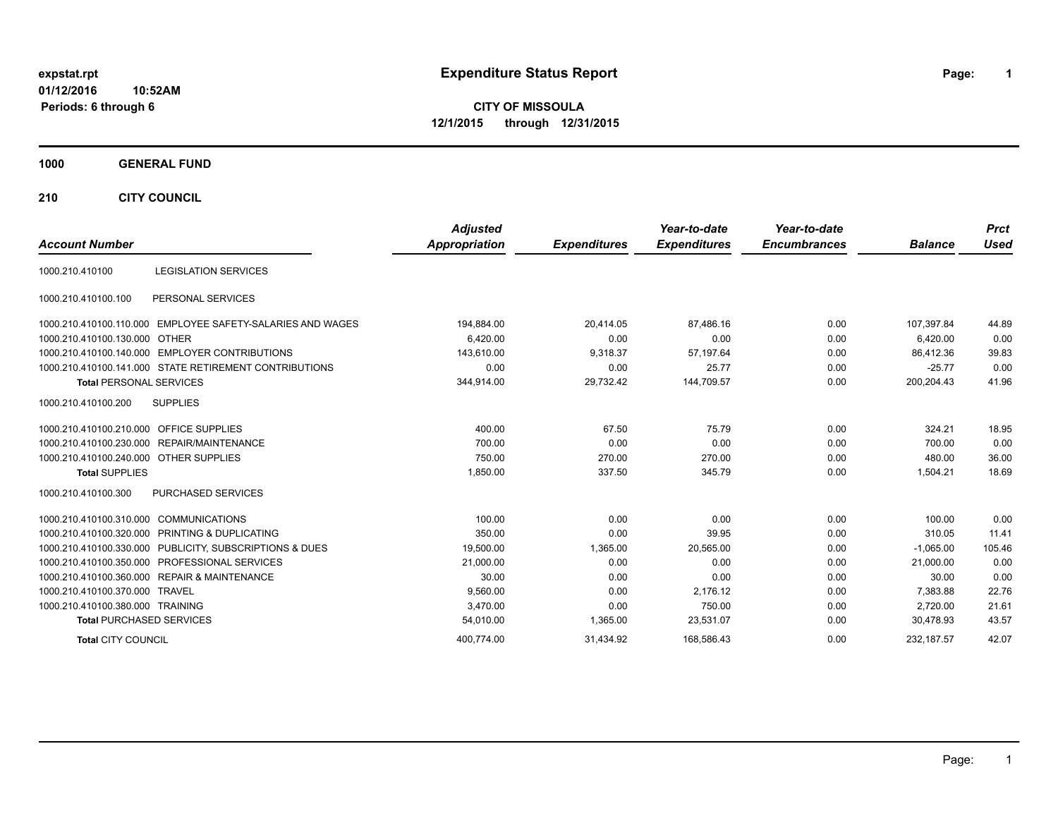**expstat.rpt**
**01/12/2016 10:52AM**
**Periods: 6 through 6**

# Expenditure Status Report

**CITY OF MISSOULA**
**12/1/2015 through 12/31/2015**

## 1000 GENERAL FUND

### 210 CITY COUNCIL

| Account Number | | Adjusted Appropriation | Expenditures | Year-to-date Expenditures | Year-to-date Encumbrances | Balance | Prct Used |
|---|---|---|---|---|---|---|---|
| 1000.210.410100 | LEGISLATION SERVICES | | | | | | |
| 1000.210.410100.100 | PERSONAL SERVICES | | | | | | |
| 1000.210.410100.110.000 | EMPLOYEE SAFETY-SALARIES AND WAGES | 194,884.00 | 20,414.05 | 87,486.16 | 0.00 | 107,397.84 | 44.89 |
| 1000.210.410100.130.000 | OTHER | 6,420.00 | 0.00 | 0.00 | 0.00 | 6,420.00 | 0.00 |
| 1000.210.410100.140.000 | EMPLOYER CONTRIBUTIONS | 143,610.00 | 9,318.37 | 57,197.64 | 0.00 | 86,412.36 | 39.83 |
| 1000.210.410100.141.000 | STATE RETIREMENT CONTRIBUTIONS | 0.00 | 0.00 | 25.77 | 0.00 | -25.77 | 0.00 |
| **Total** PERSONAL SERVICES | | 344,914.00 | 29,732.42 | 144,709.57 | 0.00 | 200,204.43 | 41.96 |
| 1000.210.410100.200 | SUPPLIES | | | | | | |
| 1000.210.410100.210.000 | OFFICE SUPPLIES | 400.00 | 67.50 | 75.79 | 0.00 | 324.21 | 18.95 |
| 1000.210.410100.230.000 | REPAIR/MAINTENANCE | 700.00 | 0.00 | 0.00 | 0.00 | 700.00 | 0.00 |
| 1000.210.410100.240.000 | OTHER SUPPLIES | 750.00 | 270.00 | 270.00 | 0.00 | 480.00 | 36.00 |
| **Total** SUPPLIES | | 1,850.00 | 337.50 | 345.79 | 0.00 | 1,504.21 | 18.69 |
| 1000.210.410100.300 | PURCHASED SERVICES | | | | | | |
| 1000.210.410100.310.000 | COMMUNICATIONS | 100.00 | 0.00 | 0.00 | 0.00 | 100.00 | 0.00 |
| 1000.210.410100.320.000 | PRINTING & DUPLICATING | 350.00 | 0.00 | 39.95 | 0.00 | 310.05 | 11.41 |
| 1000.210.410100.330.000 | PUBLICITY, SUBSCRIPTIONS & DUES | 19,500.00 | 1,365.00 | 20,565.00 | 0.00 | -1,065.00 | 105.46 |
| 1000.210.410100.350.000 | PROFESSIONAL SERVICES | 21,000.00 | 0.00 | 0.00 | 0.00 | 21,000.00 | 0.00 |
| 1000.210.410100.360.000 | REPAIR & MAINTENANCE | 30.00 | 0.00 | 0.00 | 0.00 | 30.00 | 0.00 |
| 1000.210.410100.370.000 | TRAVEL | 9,560.00 | 0.00 | 2,176.12 | 0.00 | 7,383.88 | 22.76 |
| 1000.210.410100.380.000 | TRAINING | 3,470.00 | 0.00 | 750.00 | 0.00 | 2,720.00 | 21.61 |
| **Total** PURCHASED SERVICES | | 54,010.00 | 1,365.00 | 23,531.07 | 0.00 | 30,478.93 | 43.57 |
| **Total** CITY COUNCIL | | 400,774.00 | 31,434.92 | 168,586.43 | 0.00 | 232,187.57 | 42.07 |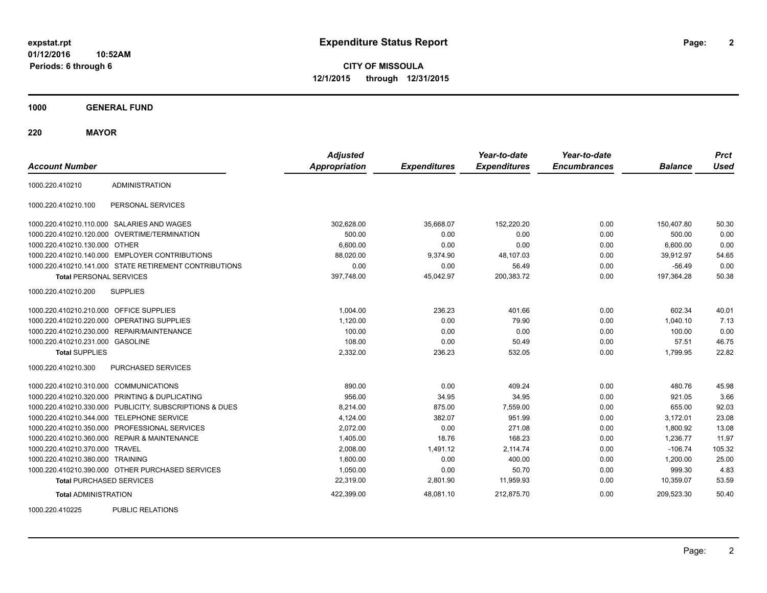expstat.rpt
01/12/2016 10:52AM
Periods: 6 through 6

# Expenditure Status Report

**CITY OF MISSOULA**
**12/1/2015 through 12/31/2015**

## 1000 GENERAL FUND

### 220 MAYOR

| Account Number | | Adjusted Appropriation | Expenditures | Year-to-date Expenditures | Year-to-date Encumbrances | Balance | Prct Used |
|---|---|---|---|---|---|---|---|
| 1000.220.410210 | ADMINISTRATION | | | | | | |
| 1000.220.410210.100 | PERSONAL SERVICES | | | | | | |
| 1000.220.410210.110.000 | SALARIES AND WAGES | 302,628.00 | 35,668.07 | 152,220.20 | 0.00 | 150,407.80 | 50.30 |
| 1000.220.410210.120.000 | OVERTIME/TERMINATION | 500.00 | 0.00 | 0.00 | 0.00 | 500.00 | 0.00 |
| 1000.220.410210.130.000 | OTHER | 6,600.00 | 0.00 | 0.00 | 0.00 | 6,600.00 | 0.00 |
| 1000.220.410210.140.000 | EMPLOYER CONTRIBUTIONS | 88,020.00 | 9,374.90 | 48,107.03 | 0.00 | 39,912.97 | 54.65 |
| 1000.220.410210.141.000 | STATE RETIREMENT CONTRIBUTIONS | 0.00 | 0.00 | 56.49 | 0.00 | -56.49 | 0.00 |
| **Total** PERSONAL SERVICES | | 397,748.00 | 45,042.97 | 200,383.72 | 0.00 | 197,364.28 | 50.38 |
| 1000.220.410210.200 | SUPPLIES | | | | | | |
| 1000.220.410210.210.000 | OFFICE SUPPLIES | 1,004.00 | 236.23 | 401.66 | 0.00 | 602.34 | 40.01 |
| 1000.220.410210.220.000 | OPERATING SUPPLIES | 1,120.00 | 0.00 | 79.90 | 0.00 | 1,040.10 | 7.13 |
| 1000.220.410210.230.000 | REPAIR/MAINTENANCE | 100.00 | 0.00 | 0.00 | 0.00 | 100.00 | 0.00 |
| 1000.220.410210.231.000 | GASOLINE | 108.00 | 0.00 | 50.49 | 0.00 | 57.51 | 46.75 |
| **Total** SUPPLIES | | 2,332.00 | 236.23 | 532.05 | 0.00 | 1,799.95 | 22.82 |
| 1000.220.410210.300 | PURCHASED SERVICES | | | | | | |
| 1000.220.410210.310.000 | COMMUNICATIONS | 890.00 | 0.00 | 409.24 | 0.00 | 480.76 | 45.98 |
| 1000.220.410210.320.000 | PRINTING & DUPLICATING | 956.00 | 34.95 | 34.95 | 0.00 | 921.05 | 3.66 |
| 1000.220.410210.330.000 | PUBLICITY, SUBSCRIPTIONS & DUES | 8,214.00 | 875.00 | 7,559.00 | 0.00 | 655.00 | 92.03 |
| 1000.220.410210.344.000 | TELEPHONE SERVICE | 4,124.00 | 382.07 | 951.99 | 0.00 | 3,172.01 | 23.08 |
| 1000.220.410210.350.000 | PROFESSIONAL SERVICES | 2,072.00 | 0.00 | 271.08 | 0.00 | 1,800.92 | 13.08 |
| 1000.220.410210.360.000 | REPAIR & MAINTENANCE | 1,405.00 | 18.76 | 168.23 | 0.00 | 1,236.77 | 11.97 |
| 1000.220.410210.370.000 | TRAVEL | 2,008.00 | 1,491.12 | 2,114.74 | 0.00 | -106.74 | 105.32 |
| 1000.220.410210.380.000 | TRAINING | 1,600.00 | 0.00 | 400.00 | 0.00 | 1,200.00 | 25.00 |
| 1000.220.410210.390.000 | OTHER PURCHASED SERVICES | 1,050.00 | 0.00 | 50.70 | 0.00 | 999.30 | 4.83 |
| **Total** PURCHASED SERVICES | | 22,319.00 | 2,801.90 | 11,959.93 | 0.00 | 10,359.07 | 53.59 |
| **Total** ADMINISTRATION | | 422,399.00 | 48,081.10 | 212,875.70 | 0.00 | 209,523.30 | 50.40 |
| 1000.220.410225 | PUBLIC RELATIONS | | | | | | |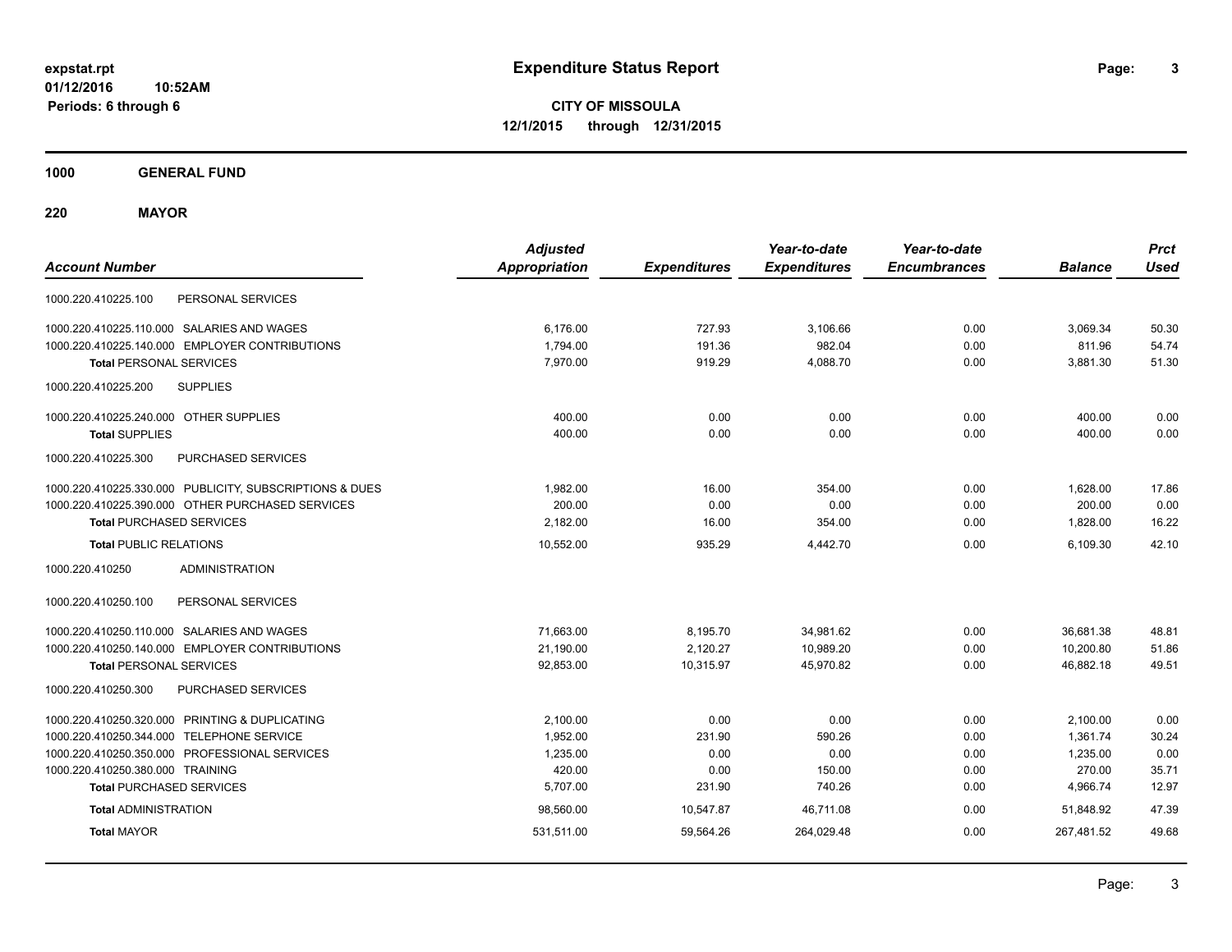**expstat.rpt**
**01/12/2016 10:52AM**
**Periods: 6 through 6**

# Expenditure Status Report

**CITY OF MISSOULA**
**12/1/2015 through 12/31/2015**

**1000 GENERAL FUND**

**220 MAYOR**

| Account Number | Adjusted Appropriation | Expenditures | Year-to-date Expenditures | Year-to-date Encumbrances | Balance | Prct Used |
|---|---|---|---|---|---|---|
| 1000.220.410225.100 PERSONAL SERVICES | | | | | | |
| 1000.220.410225.110.000 SALARIES AND WAGES | 6,176.00 | 727.93 | 3,106.66 | 0.00 | 3,069.34 | 50.30 |
| 1000.220.410225.140.000 EMPLOYER CONTRIBUTIONS | 1,794.00 | 191.36 | 982.04 | 0.00 | 811.96 | 54.74 |
| **Total** PERSONAL SERVICES | 7,970.00 | 919.29 | 4,088.70 | 0.00 | 3,881.30 | 51.30 |
| 1000.220.410225.200 SUPPLIES | | | | | | |
| 1000.220.410225.240.000 OTHER SUPPLIES | 400.00 | 0.00 | 0.00 | 0.00 | 400.00 | 0.00 |
| **Total** SUPPLIES | 400.00 | 0.00 | 0.00 | 0.00 | 400.00 | 0.00 |
| 1000.220.410225.300 PURCHASED SERVICES | | | | | | |
| 1000.220.410225.330.000 PUBLICITY, SUBSCRIPTIONS & DUES | 1,982.00 | 16.00 | 354.00 | 0.00 | 1,628.00 | 17.86 |
| 1000.220.410225.390.000 OTHER PURCHASED SERVICES | 200.00 | 0.00 | 0.00 | 0.00 | 200.00 | 0.00 |
| **Total** PURCHASED SERVICES | 2,182.00 | 16.00 | 354.00 | 0.00 | 1,828.00 | 16.22 |
| **Total** PUBLIC RELATIONS | 10,552.00 | 935.29 | 4,442.70 | 0.00 | 6,109.30 | 42.10 |
| 1000.220.410250 ADMINISTRATION | | | | | | |
| 1000.220.410250.100 PERSONAL SERVICES | | | | | | |
| 1000.220.410250.110.000 SALARIES AND WAGES | 71,663.00 | 8,195.70 | 34,981.62 | 0.00 | 36,681.38 | 48.81 |
| 1000.220.410250.140.000 EMPLOYER CONTRIBUTIONS | 21,190.00 | 2,120.27 | 10,989.20 | 0.00 | 10,200.80 | 51.86 |
| **Total** PERSONAL SERVICES | 92,853.00 | 10,315.97 | 45,970.82 | 0.00 | 46,882.18 | 49.51 |
| 1000.220.410250.300 PURCHASED SERVICES | | | | | | |
| 1000.220.410250.320.000 PRINTING & DUPLICATING | 2,100.00 | 0.00 | 0.00 | 0.00 | 2,100.00 | 0.00 |
| 1000.220.410250.344.000 TELEPHONE SERVICE | 1,952.00 | 231.90 | 590.26 | 0.00 | 1,361.74 | 30.24 |
| 1000.220.410250.350.000 PROFESSIONAL SERVICES | 1,235.00 | 0.00 | 0.00 | 0.00 | 1,235.00 | 0.00 |
| 1000.220.410250.380.000 TRAINING | 420.00 | 0.00 | 150.00 | 0.00 | 270.00 | 35.71 |
| **Total** PURCHASED SERVICES | 5,707.00 | 231.90 | 740.26 | 0.00 | 4,966.74 | 12.97 |
| **Total** ADMINISTRATION | 98,560.00 | 10,547.87 | 46,711.08 | 0.00 | 51,848.92 | 47.39 |
| **Total** MAYOR | 531,511.00 | 59,564.26 | 264,029.48 | 0.00 | 267,481.52 | 49.68 |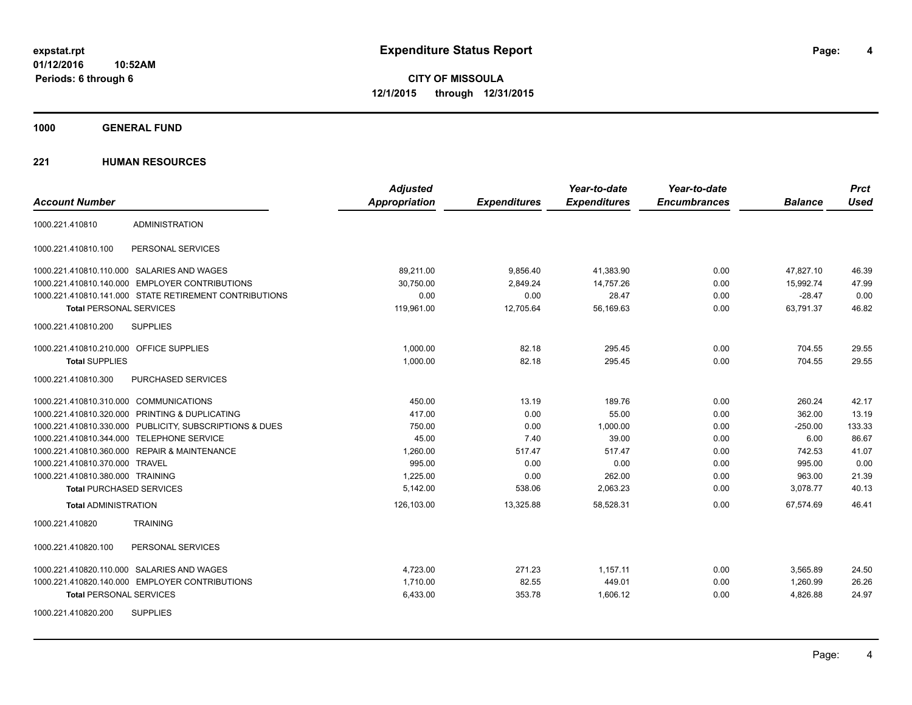**expstat.rpt**
**01/12/2016 10:52AM**
**Periods: 6 through 6**

# Expenditure Status Report

**CITY OF MISSOULA**
**12/1/2015 through 12/31/2015**

## 1000 GENERAL FUND

### 221 HUMAN RESOURCES

| Account Number | | Adjusted Appropriation | Expenditures | Year-to-date Expenditures | Year-to-date Encumbrances | Balance | Prct Used |
|---|---|---|---|---|---|---|---|
| 1000.221.410810 | ADMINISTRATION | | | | | | |
| 1000.221.410810.100 | PERSONAL SERVICES | | | | | | |
| 1000.221.410810.110.000 | SALARIES AND WAGES | 89,211.00 | 9,856.40 | 41,383.90 | 0.00 | 47,827.10 | 46.39 |
| 1000.221.410810.140.000 | EMPLOYER CONTRIBUTIONS | 30,750.00 | 2,849.24 | 14,757.26 | 0.00 | 15,992.74 | 47.99 |
| 1000.221.410810.141.000 | STATE RETIREMENT CONTRIBUTIONS | 0.00 | 0.00 | 28.47 | 0.00 | -28.47 | 0.00 |
| **Total** PERSONAL SERVICES | | 119,961.00 | 12,705.64 | 56,169.63 | 0.00 | 63,791.37 | 46.82 |
| 1000.221.410810.200 | SUPPLIES | | | | | | |
| 1000.221.410810.210.000 | OFFICE SUPPLIES | 1,000.00 | 82.18 | 295.45 | 0.00 | 704.55 | 29.55 |
| **Total** SUPPLIES | | 1,000.00 | 82.18 | 295.45 | 0.00 | 704.55 | 29.55 |
| 1000.221.410810.300 | PURCHASED SERVICES | | | | | | |
| 1000.221.410810.310.000 | COMMUNICATIONS | 450.00 | 13.19 | 189.76 | 0.00 | 260.24 | 42.17 |
| 1000.221.410810.320.000 | PRINTING & DUPLICATING | 417.00 | 0.00 | 55.00 | 0.00 | 362.00 | 13.19 |
| 1000.221.410810.330.000 | PUBLICITY, SUBSCRIPTIONS & DUES | 750.00 | 0.00 | 1,000.00 | 0.00 | -250.00 | 133.33 |
| 1000.221.410810.344.000 | TELEPHONE SERVICE | 45.00 | 7.40 | 39.00 | 0.00 | 6.00 | 86.67 |
| 1000.221.410810.360.000 | REPAIR & MAINTENANCE | 1,260.00 | 517.47 | 517.47 | 0.00 | 742.53 | 41.07 |
| 1000.221.410810.370.000 | TRAVEL | 995.00 | 0.00 | 0.00 | 0.00 | 995.00 | 0.00 |
| 1000.221.410810.380.000 | TRAINING | 1,225.00 | 0.00 | 262.00 | 0.00 | 963.00 | 21.39 |
| **Total** PURCHASED SERVICES | | 5,142.00 | 538.06 | 2,063.23 | 0.00 | 3,078.77 | 40.13 |
| **Total** ADMINISTRATION | | 126,103.00 | 13,325.88 | 58,528.31 | 0.00 | 67,574.69 | 46.41 |
| 1000.221.410820 | TRAINING | | | | | | |
| 1000.221.410820.100 | PERSONAL SERVICES | | | | | | |
| 1000.221.410820.110.000 | SALARIES AND WAGES | 4,723.00 | 271.23 | 1,157.11 | 0.00 | 3,565.89 | 24.50 |
| 1000.221.410820.140.000 | EMPLOYER CONTRIBUTIONS | 1,710.00 | 82.55 | 449.01 | 0.00 | 1,260.99 | 26.26 |
| **Total** PERSONAL SERVICES | | 6,433.00 | 353.78 | 1,606.12 | 0.00 | 4,826.88 | 24.97 |
| 1000.221.410820.200 | SUPPLIES | | | | | | |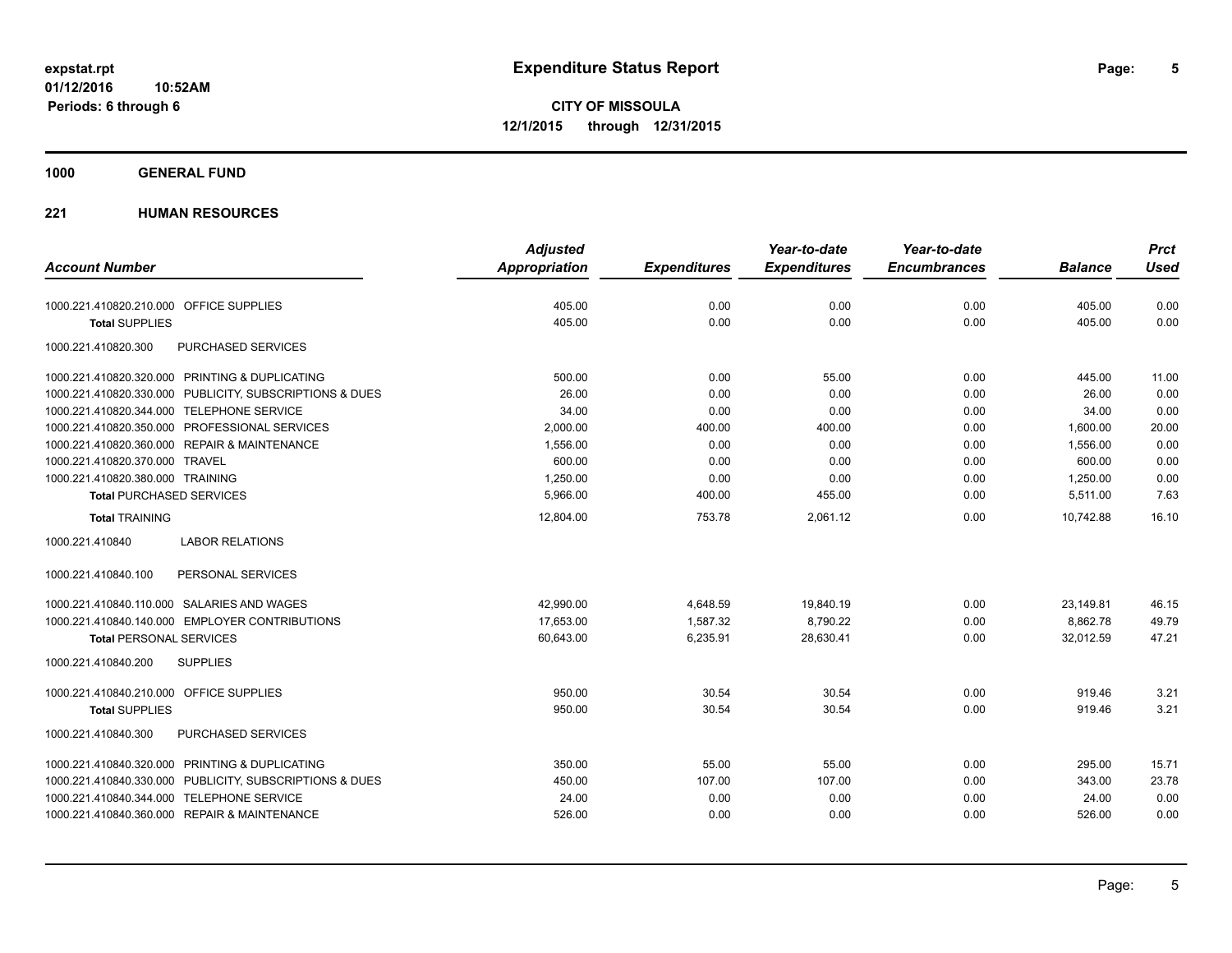**expstat.rpt**
**01/12/2016 10:52AM**
**Periods: 6 through 6**

# Expenditure Status Report

**CITY OF MISSOULA**
**12/1/2015 through 12/31/2015**

## 1000 GENERAL FUND

## 221 HUMAN RESOURCES

| Account Number | Adjusted Appropriation | Expenditures | Year-to-date Expenditures | Year-to-date Encumbrances | Balance | Prct Used |
|---|---|---|---|---|---|---|
| 1000.221.410820.210.000 OFFICE SUPPLIES | 405.00 | 0.00 | 0.00 | 0.00 | 405.00 | 0.00 |
| **Total** SUPPLIES | 405.00 | 0.00 | 0.00 | 0.00 | 405.00 | 0.00 |
| 1000.221.410820.300 PURCHASED SERVICES | | | | | | |
| 1000.221.410820.320.000 PRINTING & DUPLICATING | 500.00 | 0.00 | 55.00 | 0.00 | 445.00 | 11.00 |
| 1000.221.410820.330.000 PUBLICITY, SUBSCRIPTIONS & DUES | 26.00 | 0.00 | 0.00 | 0.00 | 26.00 | 0.00 |
| 1000.221.410820.344.000 TELEPHONE SERVICE | 34.00 | 0.00 | 0.00 | 0.00 | 34.00 | 0.00 |
| 1000.221.410820.350.000 PROFESSIONAL SERVICES | 2,000.00 | 400.00 | 400.00 | 0.00 | 1,600.00 | 20.00 |
| 1000.221.410820.360.000 REPAIR & MAINTENANCE | 1,556.00 | 0.00 | 0.00 | 0.00 | 1,556.00 | 0.00 |
| 1000.221.410820.370.000 TRAVEL | 600.00 | 0.00 | 0.00 | 0.00 | 600.00 | 0.00 |
| 1000.221.410820.380.000 TRAINING | 1,250.00 | 0.00 | 0.00 | 0.00 | 1,250.00 | 0.00 |
| **Total** PURCHASED SERVICES | 5,966.00 | 400.00 | 455.00 | 0.00 | 5,511.00 | 7.63 |
| **Total** TRAINING | 12,804.00 | 753.78 | 2,061.12 | 0.00 | 10,742.88 | 16.10 |
| 1000.221.410840 LABOR RELATIONS | | | | | | |
| 1000.221.410840.100 PERSONAL SERVICES | | | | | | |
| 1000.221.410840.110.000 SALARIES AND WAGES | 42,990.00 | 4,648.59 | 19,840.19 | 0.00 | 23,149.81 | 46.15 |
| 1000.221.410840.140.000 EMPLOYER CONTRIBUTIONS | 17,653.00 | 1,587.32 | 8,790.22 | 0.00 | 8,862.78 | 49.79 |
| **Total** PERSONAL SERVICES | 60,643.00 | 6,235.91 | 28,630.41 | 0.00 | 32,012.59 | 47.21 |
| 1000.221.410840.200 SUPPLIES | | | | | | |
| 1000.221.410840.210.000 OFFICE SUPPLIES | 950.00 | 30.54 | 30.54 | 0.00 | 919.46 | 3.21 |
| **Total** SUPPLIES | 950.00 | 30.54 | 30.54 | 0.00 | 919.46 | 3.21 |
| 1000.221.410840.300 PURCHASED SERVICES | | | | | | |
| 1000.221.410840.320.000 PRINTING & DUPLICATING | 350.00 | 55.00 | 55.00 | 0.00 | 295.00 | 15.71 |
| 1000.221.410840.330.000 PUBLICITY, SUBSCRIPTIONS & DUES | 450.00 | 107.00 | 107.00 | 0.00 | 343.00 | 23.78 |
| 1000.221.410840.344.000 TELEPHONE SERVICE | 24.00 | 0.00 | 0.00 | 0.00 | 24.00 | 0.00 |
| 1000.221.410840.360.000 REPAIR & MAINTENANCE | 526.00 | 0.00 | 0.00 | 0.00 | 526.00 | 0.00 |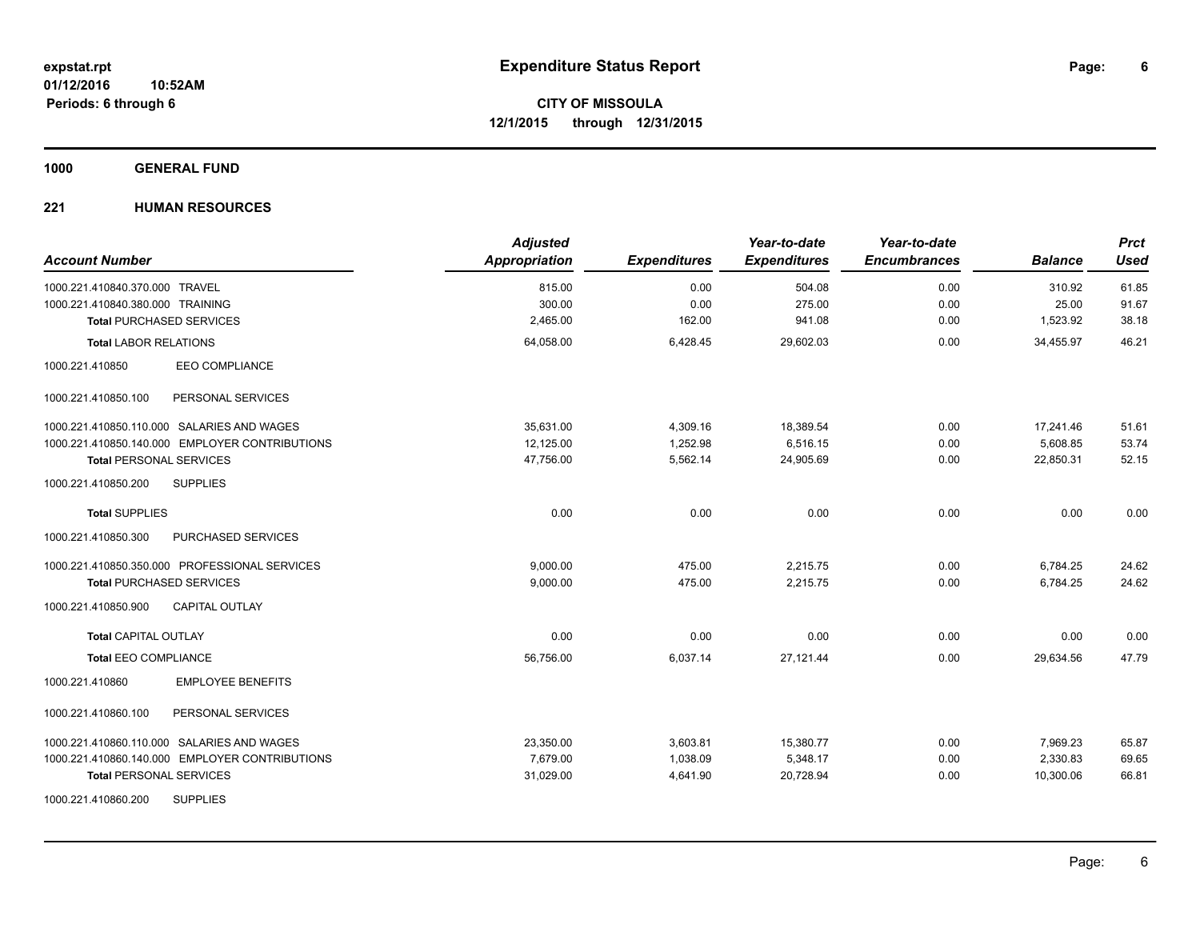# Expenditure Status Report

expstat.rpt
01/12/2016 10:52AM
Periods: 6 through 6

**CITY OF MISSOULA**
**12/1/2015 through 12/31/2015**

## 1000 GENERAL FUND

### 221 HUMAN RESOURCES

| Account Number | Adjusted Appropriation | Expenditures | Year-to-date Expenditures | Year-to-date Encumbrances | Balance | Prct Used |
|---|---|---|---|---|---|---|
| 1000.221.410840.370.000 TRAVEL | 815.00 | 0.00 | 504.08 | 0.00 | 310.92 | 61.85 |
| 1000.221.410840.380.000 TRAINING | 300.00 | 0.00 | 275.00 | 0.00 | 25.00 | 91.67 |
| **Total** PURCHASED SERVICES | 2,465.00 | 162.00 | 941.08 | 0.00 | 1,523.92 | 38.18 |
| **Total** LABOR RELATIONS | 64,058.00 | 6,428.45 | 29,602.03 | 0.00 | 34,455.97 | 46.21 |
| 1000.221.410850 EEO COMPLIANCE | | | | | | |
| 1000.221.410850.100 PERSONAL SERVICES | | | | | | |
| 1000.221.410850.110.000 SALARIES AND WAGES | 35,631.00 | 4,309.16 | 18,389.54 | 0.00 | 17,241.46 | 51.61 |
| 1000.221.410850.140.000 EMPLOYER CONTRIBUTIONS | 12,125.00 | 1,252.98 | 6,516.15 | 0.00 | 5,608.85 | 53.74 |
| **Total** PERSONAL SERVICES | 47,756.00 | 5,562.14 | 24,905.69 | 0.00 | 22,850.31 | 52.15 |
| 1000.221.410850.200 SUPPLIES | | | | | | |
| **Total** SUPPLIES | 0.00 | 0.00 | 0.00 | 0.00 | 0.00 | 0.00 |
| 1000.221.410850.300 PURCHASED SERVICES | | | | | | |
| 1000.221.410850.350.000 PROFESSIONAL SERVICES | 9,000.00 | 475.00 | 2,215.75 | 0.00 | 6,784.25 | 24.62 |
| **Total** PURCHASED SERVICES | 9,000.00 | 475.00 | 2,215.75 | 0.00 | 6,784.25 | 24.62 |
| 1000.221.410850.900 CAPITAL OUTLAY | | | | | | |
| **Total** CAPITAL OUTLAY | 0.00 | 0.00 | 0.00 | 0.00 | 0.00 | 0.00 |
| **Total** EEO COMPLIANCE | 56,756.00 | 6,037.14 | 27,121.44 | 0.00 | 29,634.56 | 47.79 |
| 1000.221.410860 EMPLOYEE BENEFITS | | | | | | |
| 1000.221.410860.100 PERSONAL SERVICES | | | | | | |
| 1000.221.410860.110.000 SALARIES AND WAGES | 23,350.00 | 3,603.81 | 15,380.77 | 0.00 | 7,969.23 | 65.87 |
| 1000.221.410860.140.000 EMPLOYER CONTRIBUTIONS | 7,679.00 | 1,038.09 | 5,348.17 | 0.00 | 2,330.83 | 69.65 |
| **Total** PERSONAL SERVICES | 31,029.00 | 4,641.90 | 20,728.94 | 0.00 | 10,300.06 | 66.81 |
| 1000.221.410860.200 SUPPLIES | | | | | | |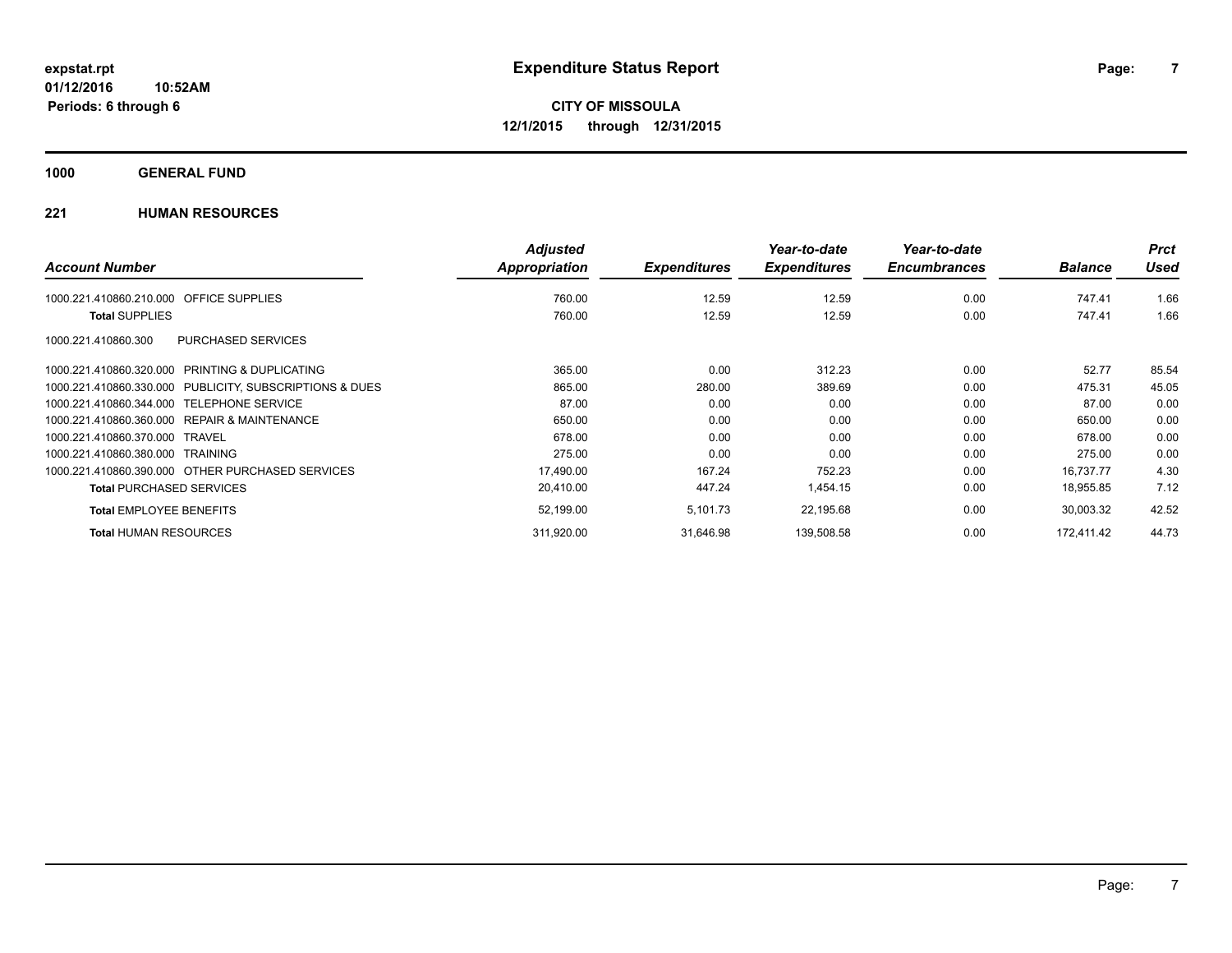**expstat.rpt**
**01/12/2016 10:52AM**
**Periods: 6 through 6**

# Expenditure Status Report

**CITY OF MISSOULA**
**12/1/2015 through 12/31/2015**

## 1000 GENERAL FUND

### 221 HUMAN RESOURCES

| Account Number | Adjusted Appropriation | Expenditures | Year-to-date Expenditures | Year-to-date Encumbrances | Balance | Prct Used |
|---|---|---|---|---|---|---|
| 1000.221.410860.210.000 OFFICE SUPPLIES | 760.00 | 12.59 | 12.59 | 0.00 | 747.41 | 1.66 |
| **Total** SUPPLIES | 760.00 | 12.59 | 12.59 | 0.00 | 747.41 | 1.66 |
| 1000.221.410860.300 PURCHASED SERVICES | | | | | | |
| 1000.221.410860.320.000 PRINTING & DUPLICATING | 365.00 | 0.00 | 312.23 | 0.00 | 52.77 | 85.54 |
| 1000.221.410860.330.000 PUBLICITY, SUBSCRIPTIONS & DUES | 865.00 | 280.00 | 389.69 | 0.00 | 475.31 | 45.05 |
| 1000.221.410860.344.000 TELEPHONE SERVICE | 87.00 | 0.00 | 0.00 | 0.00 | 87.00 | 0.00 |
| 1000.221.410860.360.000 REPAIR & MAINTENANCE | 650.00 | 0.00 | 0.00 | 0.00 | 650.00 | 0.00 |
| 1000.221.410860.370.000 TRAVEL | 678.00 | 0.00 | 0.00 | 0.00 | 678.00 | 0.00 |
| 1000.221.410860.380.000 TRAINING | 275.00 | 0.00 | 0.00 | 0.00 | 275.00 | 0.00 |
| 1000.221.410860.390.000 OTHER PURCHASED SERVICES | 17,490.00 | 167.24 | 752.23 | 0.00 | 16,737.77 | 4.30 |
| **Total** PURCHASED SERVICES | 20,410.00 | 447.24 | 1,454.15 | 0.00 | 18,955.85 | 7.12 |
| **Total** EMPLOYEE BENEFITS | 52,199.00 | 5,101.73 | 22,195.68 | 0.00 | 30,003.32 | 42.52 |
| **Total** HUMAN RESOURCES | 311,920.00 | 31,646.98 | 139,508.58 | 0.00 | 172,411.42 | 44.73 |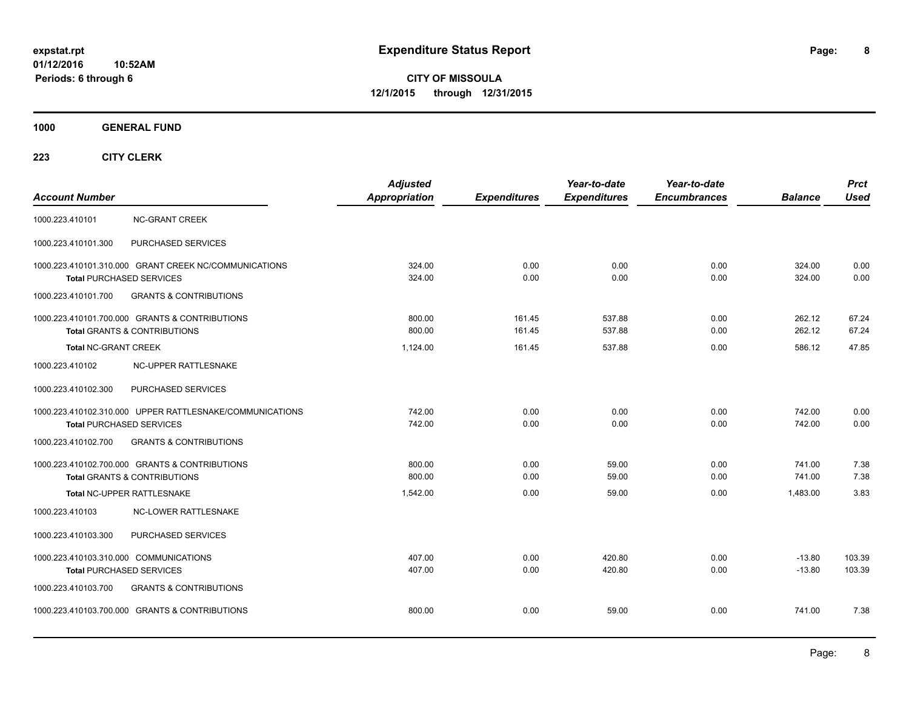**expstat.rpt**
**01/12/2016 10:52AM**
**Periods: 6 through 6**

# Expenditure Status Report

**CITY OF MISSOULA**
**12/1/2015 through 12/31/2015**

## 1000 GENERAL FUND

## 223 CITY CLERK

| Account Number | | Adjusted Appropriation | Expenditures | Year-to-date Expenditures | Year-to-date Encumbrances | Balance | Prct Used |
|---|---|---|---|---|---|---|---|
| 1000.223.410101 | NC-GRANT CREEK | | | | | | |
| 1000.223.410101.300 | PURCHASED SERVICES | | | | | | |
| 1000.223.410101.310.000 | GRANT CREEK NC/COMMUNICATIONS | 324.00 | 0.00 | 0.00 | 0.00 | 324.00 | 0.00 |
| Total PURCHASED SERVICES | | 324.00 | 0.00 | 0.00 | 0.00 | 324.00 | 0.00 |
| 1000.223.410101.700 | GRANTS & CONTRIBUTIONS | | | | | | |
| 1000.223.410101.700.000 | GRANTS & CONTRIBUTIONS | 800.00 | 161.45 | 537.88 | 0.00 | 262.12 | 67.24 |
| Total GRANTS & CONTRIBUTIONS | | 800.00 | 161.45 | 537.88 | 0.00 | 262.12 | 67.24 |
| Total NC-GRANT CREEK | | 1,124.00 | 161.45 | 537.88 | 0.00 | 586.12 | 47.85 |
| 1000.223.410102 | NC-UPPER RATTLESNAKE | | | | | | |
| 1000.223.410102.300 | PURCHASED SERVICES | | | | | | |
| 1000.223.410102.310.000 | UPPER RATTLESNAKE/COMMUNICATIONS | 742.00 | 0.00 | 0.00 | 0.00 | 742.00 | 0.00 |
| Total PURCHASED SERVICES | | 742.00 | 0.00 | 0.00 | 0.00 | 742.00 | 0.00 |
| 1000.223.410102.700 | GRANTS & CONTRIBUTIONS | | | | | | |
| 1000.223.410102.700.000 | GRANTS & CONTRIBUTIONS | 800.00 | 0.00 | 59.00 | 0.00 | 741.00 | 7.38 |
| Total GRANTS & CONTRIBUTIONS | | 800.00 | 0.00 | 59.00 | 0.00 | 741.00 | 7.38 |
| Total NC-UPPER RATTLESNAKE | | 1,542.00 | 0.00 | 59.00 | 0.00 | 1,483.00 | 3.83 |
| 1000.223.410103 | NC-LOWER RATTLESNAKE | | | | | | |
| 1000.223.410103.300 | PURCHASED SERVICES | | | | | | |
| 1000.223.410103.310.000 | COMMUNICATIONS | 407.00 | 0.00 | 420.80 | 0.00 | -13.80 | 103.39 |
| Total PURCHASED SERVICES | | 407.00 | 0.00 | 420.80 | 0.00 | -13.80 | 103.39 |
| 1000.223.410103.700 | GRANTS & CONTRIBUTIONS | | | | | | |
| 1000.223.410103.700.000 | GRANTS & CONTRIBUTIONS | 800.00 | 0.00 | 59.00 | 0.00 | 741.00 | 7.38 |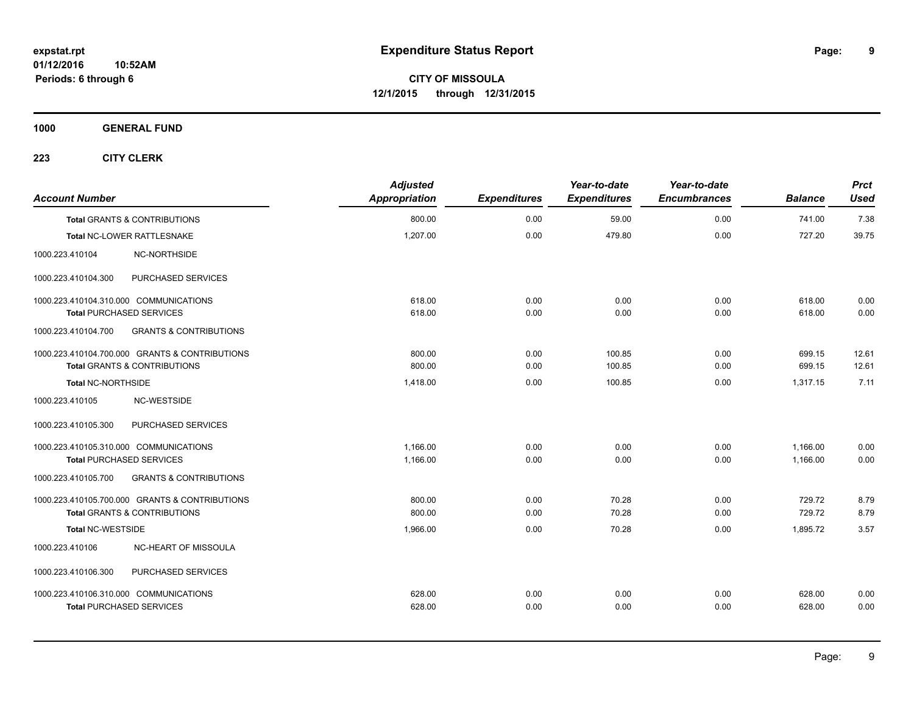# Expenditure Status Report

expstat.rpt
01/12/2016 10:52AM
Periods: 6 through 6

**CITY OF MISSOULA**
**12/1/2015 through 12/31/2015**

**1000 GENERAL FUND**

**223 CITY CLERK**

| Account Number | | Adjusted Appropriation | Expenditures | Year-to-date Expenditures | Year-to-date Encumbrances | Balance | Prct Used |
|---|---|---|---|---|---|---|---|
| **Total** GRANTS & CONTRIBUTIONS | | 800.00 | 0.00 | 59.00 | 0.00 | 741.00 | 7.38 |
| **Total** NC-LOWER RATTLESNAKE | | 1,207.00 | 0.00 | 479.80 | 0.00 | 727.20 | 39.75 |
| 1000.223.410104 | NC-NORTHSIDE | | | | | | |
| 1000.223.410104.300 | PURCHASED SERVICES | | | | | | |
| 1000.223.410104.310.000 | COMMUNICATIONS | 618.00 | 0.00 | 0.00 | 0.00 | 618.00 | 0.00 |
| **Total** PURCHASED SERVICES | | 618.00 | 0.00 | 0.00 | 0.00 | 618.00 | 0.00 |
| 1000.223.410104.700 | GRANTS & CONTRIBUTIONS | | | | | | |
| 1000.223.410104.700.000 | GRANTS & CONTRIBUTIONS | 800.00 | 0.00 | 100.85 | 0.00 | 699.15 | 12.61 |
| **Total** GRANTS & CONTRIBUTIONS | | 800.00 | 0.00 | 100.85 | 0.00 | 699.15 | 12.61 |
| **Total** NC-NORTHSIDE | | 1,418.00 | 0.00 | 100.85 | 0.00 | 1,317.15 | 7.11 |
| 1000.223.410105 | NC-WESTSIDE | | | | | | |
| 1000.223.410105.300 | PURCHASED SERVICES | | | | | | |
| 1000.223.410105.310.000 | COMMUNICATIONS | 1,166.00 | 0.00 | 0.00 | 0.00 | 1,166.00 | 0.00 |
| **Total** PURCHASED SERVICES | | 1,166.00 | 0.00 | 0.00 | 0.00 | 1,166.00 | 0.00 |
| 1000.223.410105.700 | GRANTS & CONTRIBUTIONS | | | | | | |
| 1000.223.410105.700.000 | GRANTS & CONTRIBUTIONS | 800.00 | 0.00 | 70.28 | 0.00 | 729.72 | 8.79 |
| **Total** GRANTS & CONTRIBUTIONS | | 800.00 | 0.00 | 70.28 | 0.00 | 729.72 | 8.79 |
| **Total** NC-WESTSIDE | | 1,966.00 | 0.00 | 70.28 | 0.00 | 1,895.72 | 3.57 |
| 1000.223.410106 | NC-HEART OF MISSOULA | | | | | | |
| 1000.223.410106.300 | PURCHASED SERVICES | | | | | | |
| 1000.223.410106.310.000 | COMMUNICATIONS | 628.00 | 0.00 | 0.00 | 0.00 | 628.00 | 0.00 |
| **Total** PURCHASED SERVICES | | 628.00 | 0.00 | 0.00 | 0.00 | 628.00 | 0.00 |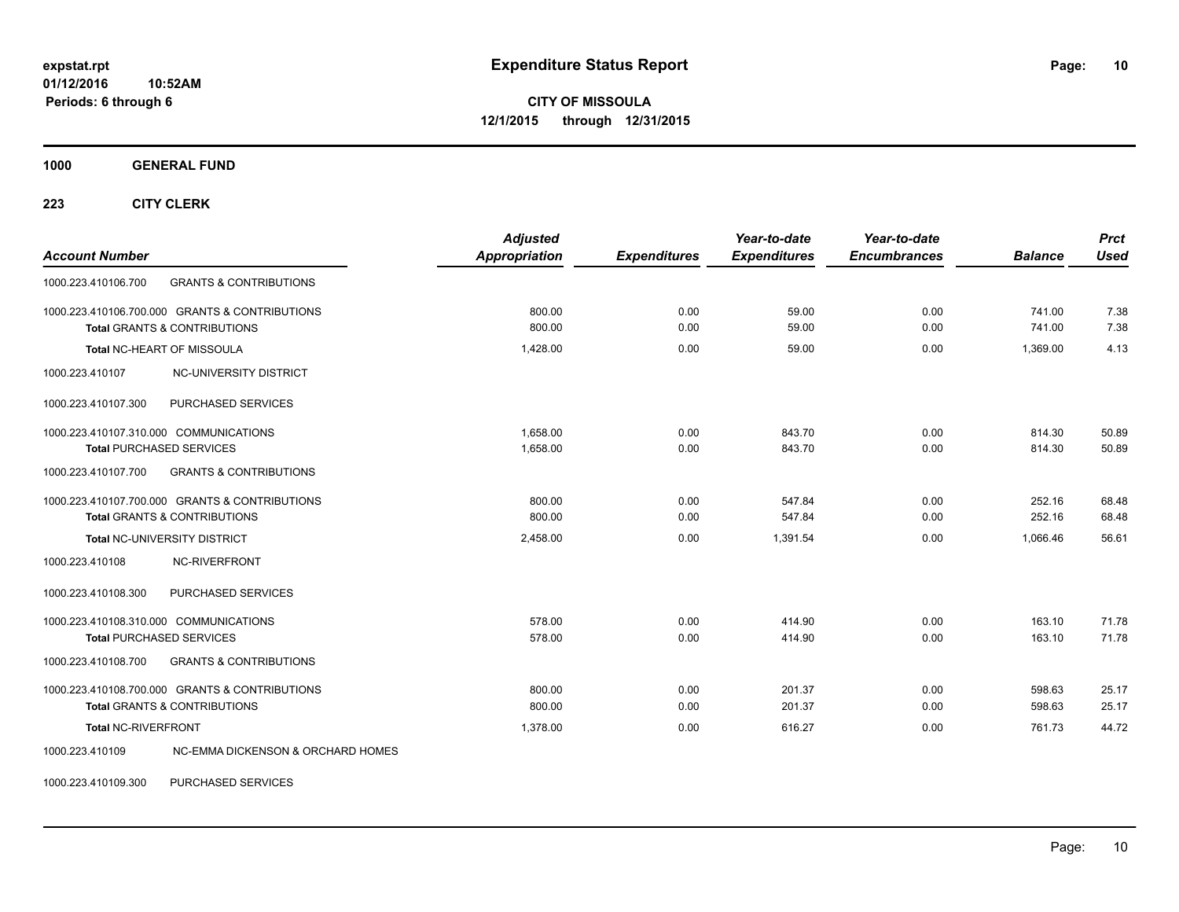**Expenditure Status Report**

**CITY OF MISSOULA**
**12/1/2015 through 12/31/2015**

expstat.rpt
01/12/2016 10:52AM
Periods: 6 through 6

**1000 GENERAL FUND**

**223 CITY CLERK**

| Account Number | | Adjusted Appropriation | Expenditures | Year-to-date Expenditures | Year-to-date Encumbrances | Balance | Prct Used |
|---|---|---|---|---|---|---|---|
| 1000.223.410106.700 | GRANTS & CONTRIBUTIONS | | | | | | |
| 1000.223.410106.700.000 | GRANTS & CONTRIBUTIONS | 800.00 | 0.00 | 59.00 | 0.00 | 741.00 | 7.38 |
| **Total** GRANTS & CONTRIBUTIONS | | 800.00 | 0.00 | 59.00 | 0.00 | 741.00 | 7.38 |
| **Total** NC-HEART OF MISSOULA | | 1,428.00 | 0.00 | 59.00 | 0.00 | 1,369.00 | 4.13 |
| 1000.223.410107 | NC-UNIVERSITY DISTRICT | | | | | | |
| 1000.223.410107.300 | PURCHASED SERVICES | | | | | | |
| 1000.223.410107.310.000 | COMMUNICATIONS | 1,658.00 | 0.00 | 843.70 | 0.00 | 814.30 | 50.89 |
| **Total** PURCHASED SERVICES | | 1,658.00 | 0.00 | 843.70 | 0.00 | 814.30 | 50.89 |
| 1000.223.410107.700 | GRANTS & CONTRIBUTIONS | | | | | | |
| 1000.223.410107.700.000 | GRANTS & CONTRIBUTIONS | 800.00 | 0.00 | 547.84 | 0.00 | 252.16 | 68.48 |
| **Total** GRANTS & CONTRIBUTIONS | | 800.00 | 0.00 | 547.84 | 0.00 | 252.16 | 68.48 |
| **Total** NC-UNIVERSITY DISTRICT | | 2,458.00 | 0.00 | 1,391.54 | 0.00 | 1,066.46 | 56.61 |
| 1000.223.410108 | NC-RIVERFRONT | | | | | | |
| 1000.223.410108.300 | PURCHASED SERVICES | | | | | | |
| 1000.223.410108.310.000 | COMMUNICATIONS | 578.00 | 0.00 | 414.90 | 0.00 | 163.10 | 71.78 |
| **Total** PURCHASED SERVICES | | 578.00 | 0.00 | 414.90 | 0.00 | 163.10 | 71.78 |
| 1000.223.410108.700 | GRANTS & CONTRIBUTIONS | | | | | | |
| 1000.223.410108.700.000 | GRANTS & CONTRIBUTIONS | 800.00 | 0.00 | 201.37 | 0.00 | 598.63 | 25.17 |
| **Total** GRANTS & CONTRIBUTIONS | | 800.00 | 0.00 | 201.37 | 0.00 | 598.63 | 25.17 |
| **Total** NC-RIVERFRONT | | 1,378.00 | 0.00 | 616.27 | 0.00 | 761.73 | 44.72 |
| 1000.223.410109 | NC-EMMA DICKENSON & ORCHARD HOMES | | | | | | |
| 1000.223.410109.300 | PURCHASED SERVICES | | | | | | |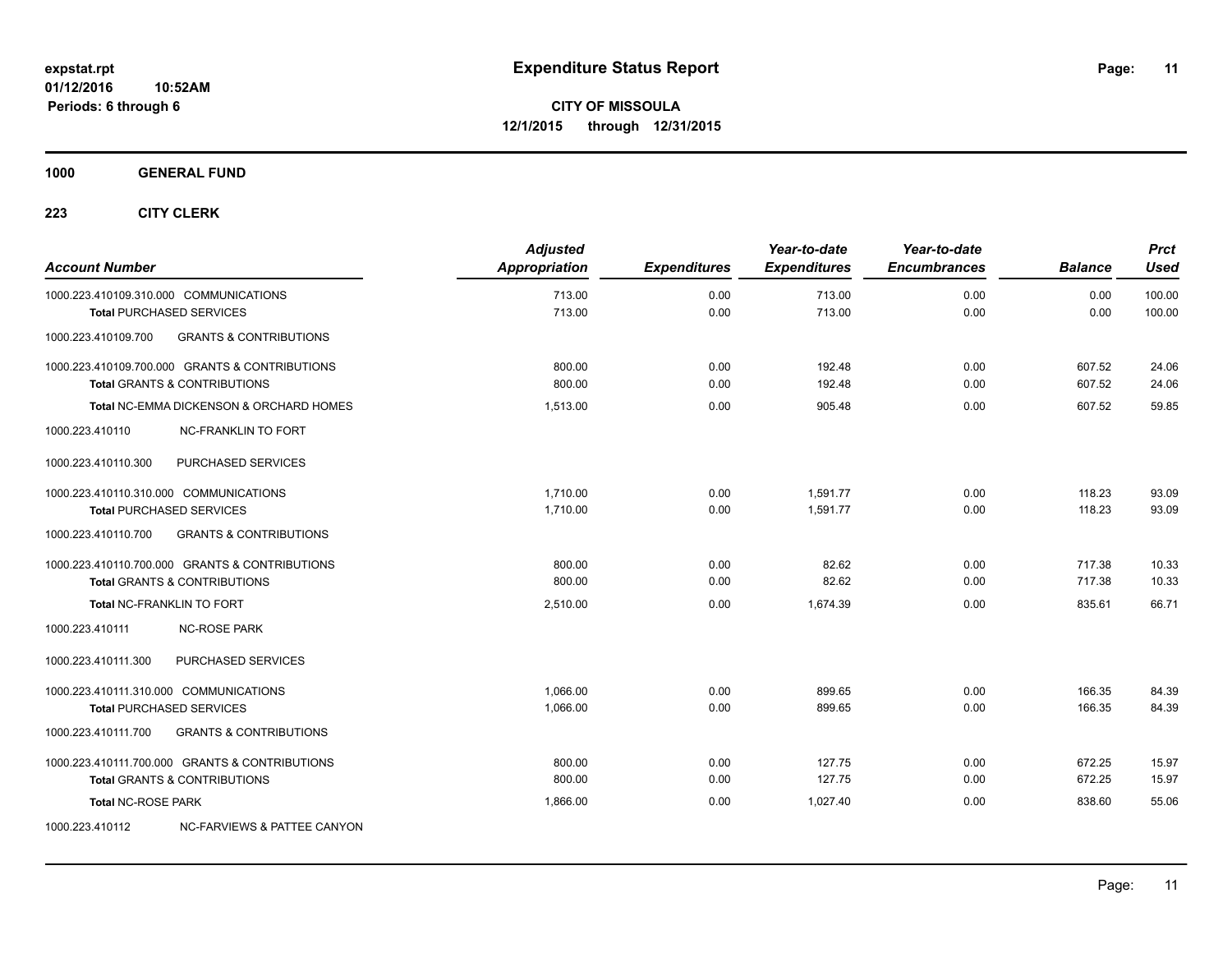expstat.rpt
01/12/2016 10:52AM
Periods: 6 through 6

# Expenditure Status Report

**CITY OF MISSOULA**
**12/1/2015 through 12/31/2015**

**1000 GENERAL FUND**

**223 CITY CLERK**

| Account Number | Adjusted Appropriation | Expenditures | Year-to-date Expenditures | Year-to-date Encumbrances | Balance | Prct Used |
|---|---|---|---|---|---|---|
| 1000.223.410109.310.000 COMMUNICATIONS | 713.00 | 0.00 | 713.00 | 0.00 | 0.00 | 100.00 |
| **Total** PURCHASED SERVICES | 713.00 | 0.00 | 713.00 | 0.00 | 0.00 | 100.00 |
| 1000.223.410109.700 GRANTS & CONTRIBUTIONS | | | | | | |
| 1000.223.410109.700.000 GRANTS & CONTRIBUTIONS | 800.00 | 0.00 | 192.48 | 0.00 | 607.52 | 24.06 |
| **Total** GRANTS & CONTRIBUTIONS | 800.00 | 0.00 | 192.48 | 0.00 | 607.52 | 24.06 |
| **Total** NC-EMMA DICKENSON & ORCHARD HOMES | 1,513.00 | 0.00 | 905.48 | 0.00 | 607.52 | 59.85 |
| 1000.223.410110 NC-FRANKLIN TO FORT | | | | | | |
| 1000.223.410110.300 PURCHASED SERVICES | | | | | | |
| 1000.223.410110.310.000 COMMUNICATIONS | 1,710.00 | 0.00 | 1,591.77 | 0.00 | 118.23 | 93.09 |
| **Total** PURCHASED SERVICES | 1,710.00 | 0.00 | 1,591.77 | 0.00 | 118.23 | 93.09 |
| 1000.223.410110.700 GRANTS & CONTRIBUTIONS | | | | | | |
| 1000.223.410110.700.000 GRANTS & CONTRIBUTIONS | 800.00 | 0.00 | 82.62 | 0.00 | 717.38 | 10.33 |
| **Total** GRANTS & CONTRIBUTIONS | 800.00 | 0.00 | 82.62 | 0.00 | 717.38 | 10.33 |
| **Total** NC-FRANKLIN TO FORT | 2,510.00 | 0.00 | 1,674.39 | 0.00 | 835.61 | 66.71 |
| 1000.223.410111 NC-ROSE PARK | | | | | | |
| 1000.223.410111.300 PURCHASED SERVICES | | | | | | |
| 1000.223.410111.310.000 COMMUNICATIONS | 1,066.00 | 0.00 | 899.65 | 0.00 | 166.35 | 84.39 |
| **Total** PURCHASED SERVICES | 1,066.00 | 0.00 | 899.65 | 0.00 | 166.35 | 84.39 |
| 1000.223.410111.700 GRANTS & CONTRIBUTIONS | | | | | | |
| 1000.223.410111.700.000 GRANTS & CONTRIBUTIONS | 800.00 | 0.00 | 127.75 | 0.00 | 672.25 | 15.97 |
| **Total** GRANTS & CONTRIBUTIONS | 800.00 | 0.00 | 127.75 | 0.00 | 672.25 | 15.97 |
| **Total** NC-ROSE PARK | 1,866.00 | 0.00 | 1,027.40 | 0.00 | 838.60 | 55.06 |
| 1000.223.410112 NC-FARVIEWS & PATTEE CANYON | | | | | | |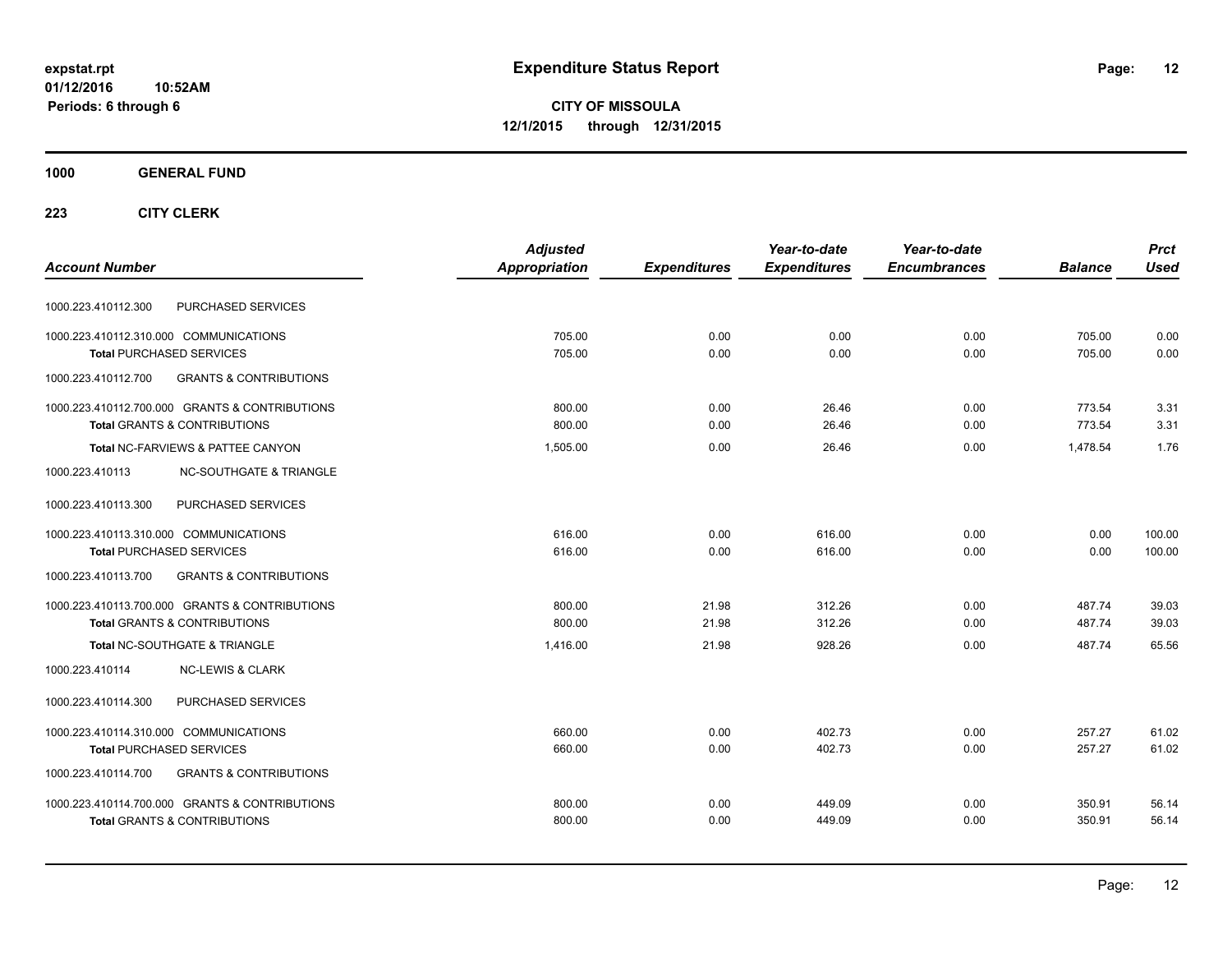# Expenditure Status Report

expstat.rpt
01/12/2016 10:52AM
Periods: 6 through 6

**CITY OF MISSOULA**
**12/1/2015 through 12/31/2015**

**1000 GENERAL FUND**

**223 CITY CLERK**

| Account Number | | Adjusted Appropriation | Expenditures | Year-to-date Expenditures | Year-to-date Encumbrances | Balance | Prct Used |
|---|---|---|---|---|---|---|---|
| 1000.223.410112.300 | PURCHASED SERVICES | | | | | | |
| 1000.223.410112.310.000 COMMUNICATIONS | | 705.00 | 0.00 | 0.00 | 0.00 | 705.00 | 0.00 |
| **Total** PURCHASED SERVICES | | 705.00 | 0.00 | 0.00 | 0.00 | 705.00 | 0.00 |
| 1000.223.410112.700 | GRANTS & CONTRIBUTIONS | | | | | | |
| 1000.223.410112.700.000 GRANTS & CONTRIBUTIONS | | 800.00 | 0.00 | 26.46 | 0.00 | 773.54 | 3.31 |
| **Total** GRANTS & CONTRIBUTIONS | | 800.00 | 0.00 | 26.46 | 0.00 | 773.54 | 3.31 |
| **Total** NC-FARVIEWS & PATTEE CANYON | | 1,505.00 | 0.00 | 26.46 | 0.00 | 1,478.54 | 1.76 |
| 1000.223.410113 | NC-SOUTHGATE & TRIANGLE | | | | | | |
| 1000.223.410113.300 | PURCHASED SERVICES | | | | | | |
| 1000.223.410113.310.000 COMMUNICATIONS | | 616.00 | 0.00 | 616.00 | 0.00 | 0.00 | 100.00 |
| **Total** PURCHASED SERVICES | | 616.00 | 0.00 | 616.00 | 0.00 | 0.00 | 100.00 |
| 1000.223.410113.700 | GRANTS & CONTRIBUTIONS | | | | | | |
| 1000.223.410113.700.000 GRANTS & CONTRIBUTIONS | | 800.00 | 21.98 | 312.26 | 0.00 | 487.74 | 39.03 |
| **Total** GRANTS & CONTRIBUTIONS | | 800.00 | 21.98 | 312.26 | 0.00 | 487.74 | 39.03 |
| **Total** NC-SOUTHGATE & TRIANGLE | | 1,416.00 | 21.98 | 928.26 | 0.00 | 487.74 | 65.56 |
| 1000.223.410114 | NC-LEWIS & CLARK | | | | | | |
| 1000.223.410114.300 | PURCHASED SERVICES | | | | | | |
| 1000.223.410114.310.000 COMMUNICATIONS | | 660.00 | 0.00 | 402.73 | 0.00 | 257.27 | 61.02 |
| **Total** PURCHASED SERVICES | | 660.00 | 0.00 | 402.73 | 0.00 | 257.27 | 61.02 |
| 1000.223.410114.700 | GRANTS & CONTRIBUTIONS | | | | | | |
| 1000.223.410114.700.000 GRANTS & CONTRIBUTIONS | | 800.00 | 0.00 | 449.09 | 0.00 | 350.91 | 56.14 |
| **Total** GRANTS & CONTRIBUTIONS | | 800.00 | 0.00 | 449.09 | 0.00 | 350.91 | 56.14 |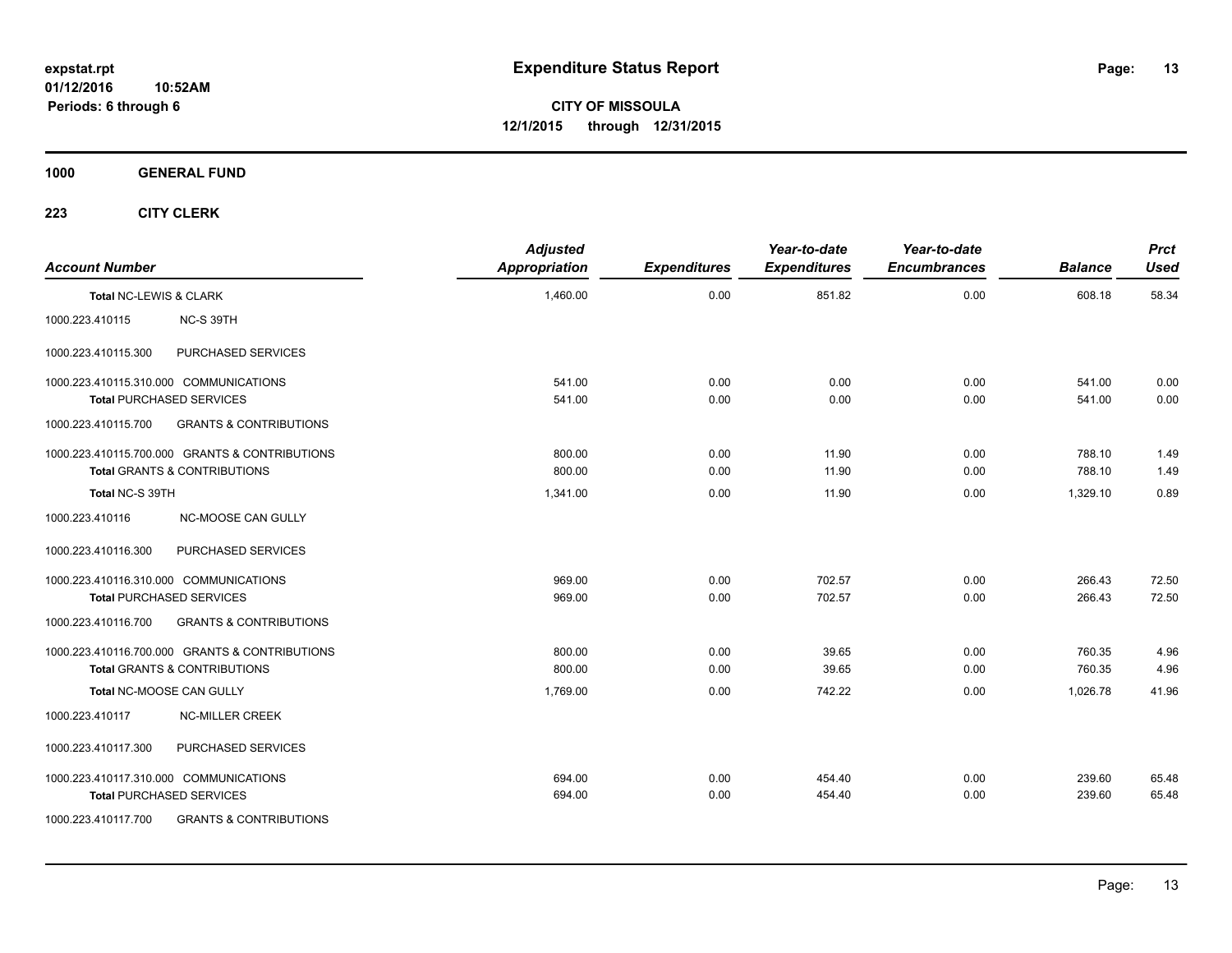**expstat.rpt**
**01/12/2016 10:52AM**
**Periods: 6 through 6**

# Expenditure Status Report

**CITY OF MISSOULA**
**12/1/2015 through 12/31/2015**

## 1000 GENERAL FUND

## 223 CITY CLERK

| Account Number | | Adjusted Appropriation | Expenditures | Year-to-date Expenditures | Year-to-date Encumbrances | Balance | Prct Used |
|---|---|---|---|---|---|---|---|
| **Total NC-LEWIS & CLARK** | | 1,460.00 | 0.00 | 851.82 | 0.00 | 608.18 | 58.34 |
| 1000.223.410115 | NC-S 39TH | | | | | | |
| 1000.223.410115.300 | PURCHASED SERVICES | | | | | | |
| 1000.223.410115.310.000 COMMUNICATIONS | | 541.00 | 0.00 | 0.00 | 0.00 | 541.00 | 0.00 |
| **Total PURCHASED SERVICES** | | 541.00 | 0.00 | 0.00 | 0.00 | 541.00 | 0.00 |
| 1000.223.410115.700 | GRANTS & CONTRIBUTIONS | | | | | | |
| 1000.223.410115.700.000 GRANTS & CONTRIBUTIONS | | 800.00 | 0.00 | 11.90 | 0.00 | 788.10 | 1.49 |
| **Total GRANTS & CONTRIBUTIONS** | | 800.00 | 0.00 | 11.90 | 0.00 | 788.10 | 1.49 |
| **Total NC-S 39TH** | | 1,341.00 | 0.00 | 11.90 | 0.00 | 1,329.10 | 0.89 |
| 1000.223.410116 | NC-MOOSE CAN GULLY | | | | | | |
| 1000.223.410116.300 | PURCHASED SERVICES | | | | | | |
| 1000.223.410116.310.000 COMMUNICATIONS | | 969.00 | 0.00 | 702.57 | 0.00 | 266.43 | 72.50 |
| **Total PURCHASED SERVICES** | | 969.00 | 0.00 | 702.57 | 0.00 | 266.43 | 72.50 |
| 1000.223.410116.700 | GRANTS & CONTRIBUTIONS | | | | | | |
| 1000.223.410116.700.000 GRANTS & CONTRIBUTIONS | | 800.00 | 0.00 | 39.65 | 0.00 | 760.35 | 4.96 |
| **Total GRANTS & CONTRIBUTIONS** | | 800.00 | 0.00 | 39.65 | 0.00 | 760.35 | 4.96 |
| **Total NC-MOOSE CAN GULLY** | | 1,769.00 | 0.00 | 742.22 | 0.00 | 1,026.78 | 41.96 |
| 1000.223.410117 | NC-MILLER CREEK | | | | | | |
| 1000.223.410117.300 | PURCHASED SERVICES | | | | | | |
| 1000.223.410117.310.000 COMMUNICATIONS | | 694.00 | 0.00 | 454.40 | 0.00 | 239.60 | 65.48 |
| **Total PURCHASED SERVICES** | | 694.00 | 0.00 | 454.40 | 0.00 | 239.60 | 65.48 |
| 1000.223.410117.700 | GRANTS & CONTRIBUTIONS | | | | | | |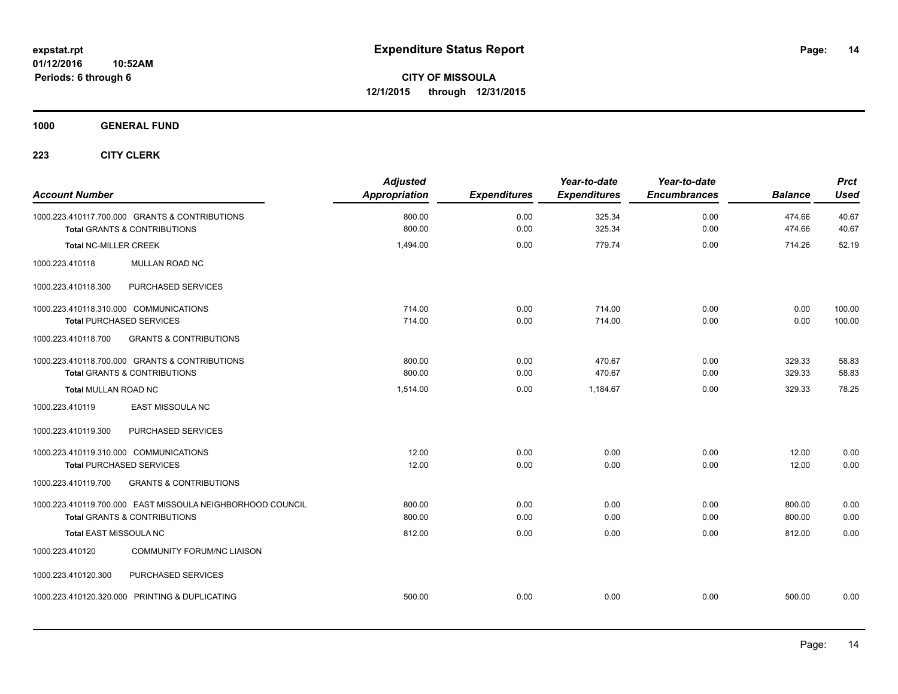**expstat.rpt**
**01/12/2016 10:52AM**
**Periods: 6 through 6**

# Expenditure Status Report

**CITY OF MISSOULA**
**12/1/2015 through 12/31/2015**

**1000 GENERAL FUND**

**223 CITY CLERK**

| Account Number | Adjusted Appropriation | Expenditures | Year-to-date Expenditures | Year-to-date Encumbrances | Balance | Prct Used |
|---|---|---|---|---|---|---|
| 1000.223.410117.700.000 GRANTS & CONTRIBUTIONS | 800.00 | 0.00 | 325.34 | 0.00 | 474.66 | 40.67 |
| **Total** GRANTS & CONTRIBUTIONS | 800.00 | 0.00 | 325.34 | 0.00 | 474.66 | 40.67 |
| **Total** NC-MILLER CREEK | 1,494.00 | 0.00 | 779.74 | 0.00 | 714.26 | 52.19 |
| 1000.223.410118 MULLAN ROAD NC | | | | | | |
| 1000.223.410118.300 PURCHASED SERVICES | | | | | | |
| 1000.223.410118.310.000 COMMUNICATIONS | 714.00 | 0.00 | 714.00 | 0.00 | 0.00 | 100.00 |
| **Total** PURCHASED SERVICES | 714.00 | 0.00 | 714.00 | 0.00 | 0.00 | 100.00 |
| 1000.223.410118.700 GRANTS & CONTRIBUTIONS | | | | | | |
| 1000.223.410118.700.000 GRANTS & CONTRIBUTIONS | 800.00 | 0.00 | 470.67 | 0.00 | 329.33 | 58.83 |
| **Total** GRANTS & CONTRIBUTIONS | 800.00 | 0.00 | 470.67 | 0.00 | 329.33 | 58.83 |
| **Total** MULLAN ROAD NC | 1,514.00 | 0.00 | 1,184.67 | 0.00 | 329.33 | 78.25 |
| 1000.223.410119 EAST MISSOULA NC | | | | | | |
| 1000.223.410119.300 PURCHASED SERVICES | | | | | | |
| 1000.223.410119.310.000 COMMUNICATIONS | 12.00 | 0.00 | 0.00 | 0.00 | 12.00 | 0.00 |
| **Total** PURCHASED SERVICES | 12.00 | 0.00 | 0.00 | 0.00 | 12.00 | 0.00 |
| 1000.223.410119.700 GRANTS & CONTRIBUTIONS | | | | | | |
| 1000.223.410119.700.000 EAST MISSOULA NEIGHBORHOOD COUNCIL | 800.00 | 0.00 | 0.00 | 0.00 | 800.00 | 0.00 |
| **Total** GRANTS & CONTRIBUTIONS | 800.00 | 0.00 | 0.00 | 0.00 | 800.00 | 0.00 |
| **Total** EAST MISSOULA NC | 812.00 | 0.00 | 0.00 | 0.00 | 812.00 | 0.00 |
| 1000.223.410120 COMMUNITY FORUM/NC LIAISON | | | | | | |
| 1000.223.410120.300 PURCHASED SERVICES | | | | | | |
| 1000.223.410120.320.000 PRINTING & DUPLICATING | 500.00 | 0.00 | 0.00 | 0.00 | 500.00 | 0.00 |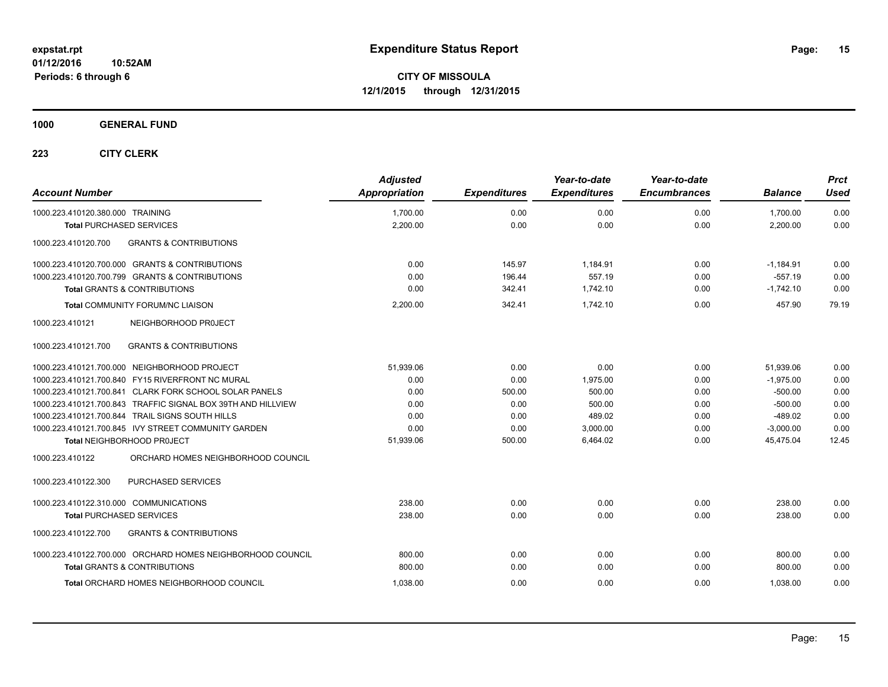**expstat.rpt**
**01/12/2016 10:52AM**
**Periods: 6 through 6**

# Expenditure Status Report

**CITY OF MISSOULA**
**12/1/2015 through 12/31/2015**

## 1000 GENERAL FUND

## 223 CITY CLERK

| Account Number | Adjusted Appropriation | Expenditures | Year-to-date Expenditures | Year-to-date Encumbrances | Balance | Prct Used |
|---|---|---|---|---|---|---|
| 1000.223.410120.380.000 TRAINING | 1,700.00 | 0.00 | 0.00 | 0.00 | 1,700.00 | 0.00 |
| **Total** PURCHASED SERVICES | 2,200.00 | 0.00 | 0.00 | 0.00 | 2,200.00 | 0.00 |
| 1000.223.410120.700 GRANTS & CONTRIBUTIONS | | | | | | |
| 1000.223.410120.700.000 GRANTS & CONTRIBUTIONS | 0.00 | 145.97 | 1,184.91 | 0.00 | -1,184.91 | 0.00 |
| 1000.223.410120.700.799 GRANTS & CONTRIBUTIONS | 0.00 | 196.44 | 557.19 | 0.00 | -557.19 | 0.00 |
| **Total** GRANTS & CONTRIBUTIONS | 0.00 | 342.41 | 1,742.10 | 0.00 | -1,742.10 | 0.00 |
| **Total** COMMUNITY FORUM/NC LIAISON | 2,200.00 | 342.41 | 1,742.10 | 0.00 | 457.90 | 79.19 |
| 1000.223.410121 NEIGHBORHOOD PR0JECT | | | | | | |
| 1000.223.410121.700 GRANTS & CONTRIBUTIONS | | | | | | |
| 1000.223.410121.700.000 NEIGHBORHOOD PROJECT | 51,939.06 | 0.00 | 0.00 | 0.00 | 51,939.06 | 0.00 |
| 1000.223.410121.700.840 FY15 RIVERFRONT NC MURAL | 0.00 | 0.00 | 1,975.00 | 0.00 | -1,975.00 | 0.00 |
| 1000.223.410121.700.841 CLARK FORK SCHOOL SOLAR PANELS | 0.00 | 500.00 | 500.00 | 0.00 | -500.00 | 0.00 |
| 1000.223.410121.700.843 TRAFFIC SIGNAL BOX 39TH AND HILLVIEW | 0.00 | 0.00 | 500.00 | 0.00 | -500.00 | 0.00 |
| 1000.223.410121.700.844 TRAIL SIGNS SOUTH HILLS | 0.00 | 0.00 | 489.02 | 0.00 | -489.02 | 0.00 |
| 1000.223.410121.700.845 IVY STREET COMMUNITY GARDEN | 0.00 | 0.00 | 3,000.00 | 0.00 | -3,000.00 | 0.00 |
| **Total** NEIGHBORHOOD PR0JECT | 51,939.06 | 500.00 | 6,464.02 | 0.00 | 45,475.04 | 12.45 |
| 1000.223.410122 ORCHARD HOMES NEIGHBORHOOD COUNCIL | | | | | | |
| 1000.223.410122.300 PURCHASED SERVICES | | | | | | |
| 1000.223.410122.310.000 COMMUNICATIONS | 238.00 | 0.00 | 0.00 | 0.00 | 238.00 | 0.00 |
| **Total** PURCHASED SERVICES | 238.00 | 0.00 | 0.00 | 0.00 | 238.00 | 0.00 |
| 1000.223.410122.700 GRANTS & CONTRIBUTIONS | | | | | | |
| 1000.223.410122.700.000 ORCHARD HOMES NEIGHBORHOOD COUNCIL | 800.00 | 0.00 | 0.00 | 0.00 | 800.00 | 0.00 |
| **Total** GRANTS & CONTRIBUTIONS | 800.00 | 0.00 | 0.00 | 0.00 | 800.00 | 0.00 |
| **Total** ORCHARD HOMES NEIGHBORHOOD COUNCIL | 1,038.00 | 0.00 | 0.00 | 0.00 | 1,038.00 | 0.00 |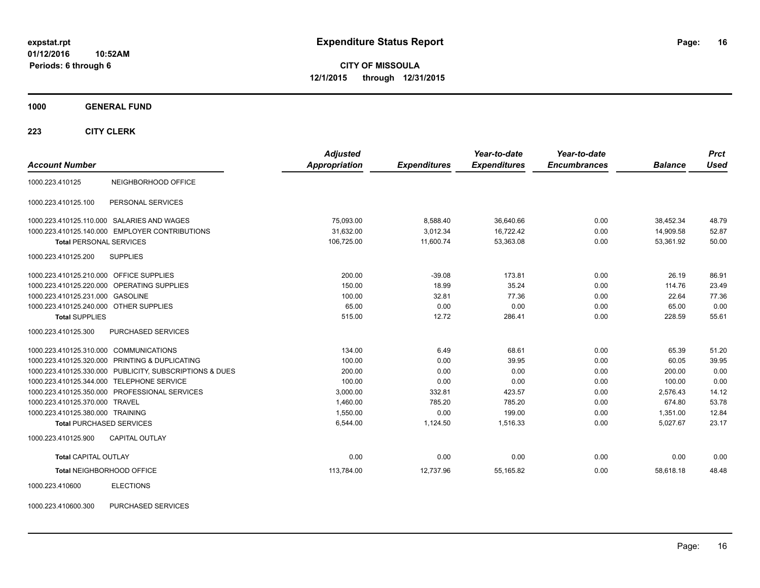**expstat.rpt**
**01/12/2016 10:52AM**
**Periods: 6 through 6**

# Expenditure Status Report

**CITY OF MISSOULA**
**12/1/2015 through 12/31/2015**

**1000 GENERAL FUND**

**223 CITY CLERK**

| Account Number | | Adjusted Appropriation | Expenditures | Year-to-date Expenditures | Year-to-date Encumbrances | Balance | Prct Used |
|---|---|---|---|---|---|---|---|
| 1000.223.410125 | NEIGHBORHOOD OFFICE | | | | | | |
| 1000.223.410125.100 | PERSONAL SERVICES | | | | | | |
| 1000.223.410125.110.000 | SALARIES AND WAGES | 75,093.00 | 8,588.40 | 36,640.66 | 0.00 | 38,452.34 | 48.79 |
| 1000.223.410125.140.000 | EMPLOYER CONTRIBUTIONS | 31,632.00 | 3,012.34 | 16,722.42 | 0.00 | 14,909.58 | 52.87 |
| **Total** PERSONAL SERVICES | | 106,725.00 | 11,600.74 | 53,363.08 | 0.00 | 53,361.92 | 50.00 |
| 1000.223.410125.200 | SUPPLIES | | | | | | |
| 1000.223.410125.210.000 | OFFICE SUPPLIES | 200.00 | -39.08 | 173.81 | 0.00 | 26.19 | 86.91 |
| 1000.223.410125.220.000 | OPERATING SUPPLIES | 150.00 | 18.99 | 35.24 | 0.00 | 114.76 | 23.49 |
| 1000.223.410125.231.000 | GASOLINE | 100.00 | 32.81 | 77.36 | 0.00 | 22.64 | 77.36 |
| 1000.223.410125.240.000 | OTHER SUPPLIES | 65.00 | 0.00 | 0.00 | 0.00 | 65.00 | 0.00 |
| **Total** SUPPLIES | | 515.00 | 12.72 | 286.41 | 0.00 | 228.59 | 55.61 |
| 1000.223.410125.300 | PURCHASED SERVICES | | | | | | |
| 1000.223.410125.310.000 | COMMUNICATIONS | 134.00 | 6.49 | 68.61 | 0.00 | 65.39 | 51.20 |
| 1000.223.410125.320.000 | PRINTING & DUPLICATING | 100.00 | 0.00 | 39.95 | 0.00 | 60.05 | 39.95 |
| 1000.223.410125.330.000 | PUBLICITY, SUBSCRIPTIONS & DUES | 200.00 | 0.00 | 0.00 | 0.00 | 200.00 | 0.00 |
| 1000.223.410125.344.000 | TELEPHONE SERVICE | 100.00 | 0.00 | 0.00 | 0.00 | 100.00 | 0.00 |
| 1000.223.410125.350.000 | PROFESSIONAL SERVICES | 3,000.00 | 332.81 | 423.57 | 0.00 | 2,576.43 | 14.12 |
| 1000.223.410125.370.000 | TRAVEL | 1,460.00 | 785.20 | 785.20 | 0.00 | 674.80 | 53.78 |
| 1000.223.410125.380.000 | TRAINING | 1,550.00 | 0.00 | 199.00 | 0.00 | 1,351.00 | 12.84 |
| **Total** PURCHASED SERVICES | | 6,544.00 | 1,124.50 | 1,516.33 | 0.00 | 5,027.67 | 23.17 |
| 1000.223.410125.900 | CAPITAL OUTLAY | | | | | | |
| **Total** CAPITAL OUTLAY | | 0.00 | 0.00 | 0.00 | 0.00 | 0.00 | 0.00 |
| **Total** NEIGHBORHOOD OFFICE | | 113,784.00 | 12,737.96 | 55,165.82 | 0.00 | 58,618.18 | 48.48 |
| 1000.223.410600 | ELECTIONS | | | | | | |
| 1000.223.410600.300 | PURCHASED SERVICES | | | | | | |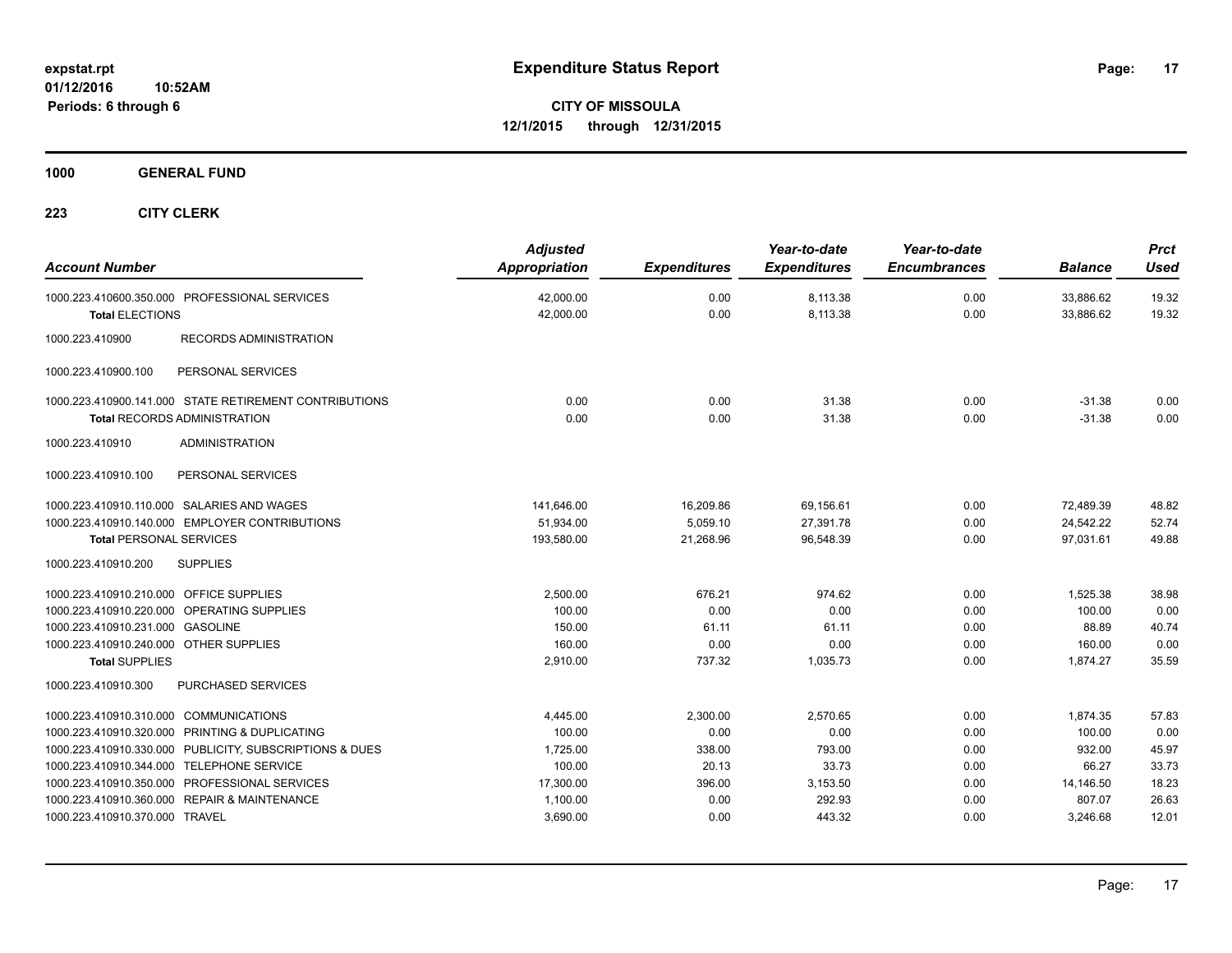# Expenditure Status Report

expstat.rpt
01/12/2016 10:52AM
Periods: 6 through 6

**CITY OF MISSOULA**
**12/1/2015 through 12/31/2015**

**1000 GENERAL FUND**

**223 CITY CLERK**

| Account Number | Adjusted Appropriation | Expenditures | Year-to-date Expenditures | Year-to-date Encumbrances | Balance | Prct Used |
|---|---|---|---|---|---|---|
| 1000.223.410600.350.000 PROFESSIONAL SERVICES | 42,000.00 | 0.00 | 8,113.38 | 0.00 | 33,886.62 | 19.32 |
| **Total ELECTIONS** | 42,000.00 | 0.00 | 8,113.38 | 0.00 | 33,886.62 | 19.32 |
| 1000.223.410900 RECORDS ADMINISTRATION | | | | | | |
| 1000.223.410900.100 PERSONAL SERVICES | | | | | | |
| 1000.223.410900.141.000 STATE RETIREMENT CONTRIBUTIONS | 0.00 | 0.00 | 31.38 | 0.00 | -31.38 | 0.00 |
| **Total RECORDS ADMINISTRATION** | 0.00 | 0.00 | 31.38 | 0.00 | -31.38 | 0.00 |
| 1000.223.410910 ADMINISTRATION | | | | | | |
| 1000.223.410910.100 PERSONAL SERVICES | | | | | | |
| 1000.223.410910.110.000 SALARIES AND WAGES | 141,646.00 | 16,209.86 | 69,156.61 | 0.00 | 72,489.39 | 48.82 |
| 1000.223.410910.140.000 EMPLOYER CONTRIBUTIONS | 51,934.00 | 5,059.10 | 27,391.78 | 0.00 | 24,542.22 | 52.74 |
| **Total PERSONAL SERVICES** | 193,580.00 | 21,268.96 | 96,548.39 | 0.00 | 97,031.61 | 49.88 |
| 1000.223.410910.200 SUPPLIES | | | | | | |
| 1000.223.410910.210.000 OFFICE SUPPLIES | 2,500.00 | 676.21 | 974.62 | 0.00 | 1,525.38 | 38.98 |
| 1000.223.410910.220.000 OPERATING SUPPLIES | 100.00 | 0.00 | 0.00 | 0.00 | 100.00 | 0.00 |
| 1000.223.410910.231.000 GASOLINE | 150.00 | 61.11 | 61.11 | 0.00 | 88.89 | 40.74 |
| 1000.223.410910.240.000 OTHER SUPPLIES | 160.00 | 0.00 | 0.00 | 0.00 | 160.00 | 0.00 |
| **Total SUPPLIES** | 2,910.00 | 737.32 | 1,035.73 | 0.00 | 1,874.27 | 35.59 |
| 1000.223.410910.300 PURCHASED SERVICES | | | | | | |
| 1000.223.410910.310.000 COMMUNICATIONS | 4,445.00 | 2,300.00 | 2,570.65 | 0.00 | 1,874.35 | 57.83 |
| 1000.223.410910.320.000 PRINTING & DUPLICATING | 100.00 | 0.00 | 0.00 | 0.00 | 100.00 | 0.00 |
| 1000.223.410910.330.000 PUBLICITY, SUBSCRIPTIONS & DUES | 1,725.00 | 338.00 | 793.00 | 0.00 | 932.00 | 45.97 |
| 1000.223.410910.344.000 TELEPHONE SERVICE | 100.00 | 20.13 | 33.73 | 0.00 | 66.27 | 33.73 |
| 1000.223.410910.350.000 PROFESSIONAL SERVICES | 17,300.00 | 396.00 | 3,153.50 | 0.00 | 14,146.50 | 18.23 |
| 1000.223.410910.360.000 REPAIR & MAINTENANCE | 1,100.00 | 0.00 | 292.93 | 0.00 | 807.07 | 26.63 |
| 1000.223.410910.370.000 TRAVEL | 3,690.00 | 0.00 | 443.32 | 0.00 | 3,246.68 | 12.01 |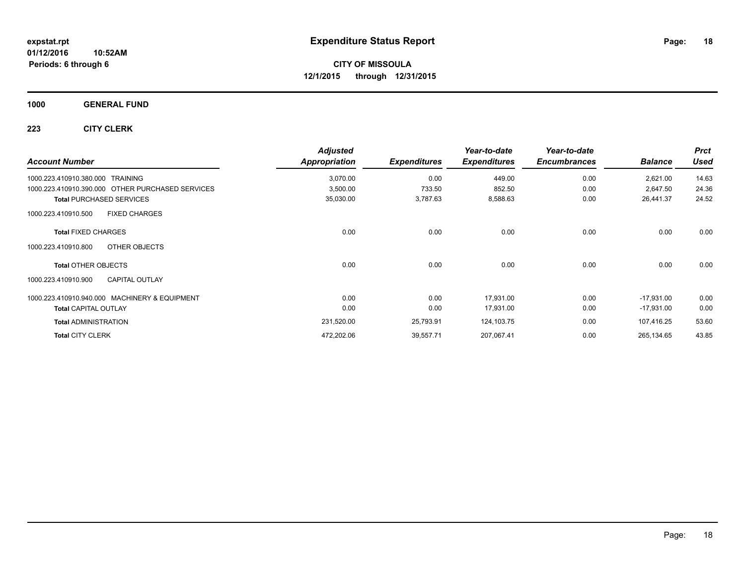# Expenditure Status Report

expstat.rpt
01/12/2016 10:52AM
Periods: 6 through 6

**CITY OF MISSOULA**
**12/1/2015 through 12/31/2015**

**1000 GENERAL FUND**

**223 CITY CLERK**

| Account Number | Adjusted Appropriation | Expenditures | Year-to-date Expenditures | Year-to-date Encumbrances | Balance | Prct Used |
|---|---|---|---|---|---|---|
| 1000.223.410910.380.000 TRAINING | 3,070.00 | 0.00 | 449.00 | 0.00 | 2,621.00 | 14.63 |
| 1000.223.410910.390.000 OTHER PURCHASED SERVICES | 3,500.00 | 733.50 | 852.50 | 0.00 | 2,647.50 | 24.36 |
| **Total** PURCHASED SERVICES | 35,030.00 | 3,787.63 | 8,588.63 | 0.00 | 26,441.37 | 24.52 |
| 1000.223.410910.500 FIXED CHARGES | | | | | | |
| **Total** FIXED CHARGES | 0.00 | 0.00 | 0.00 | 0.00 | 0.00 | 0.00 |
| 1000.223.410910.800 OTHER OBJECTS | | | | | | |
| **Total** OTHER OBJECTS | 0.00 | 0.00 | 0.00 | 0.00 | 0.00 | 0.00 |
| 1000.223.410910.900 CAPITAL OUTLAY | | | | | | |
| 1000.223.410910.940.000 MACHINERY & EQUIPMENT | 0.00 | 0.00 | 17,931.00 | 0.00 | -17,931.00 | 0.00 |
| **Total** CAPITAL OUTLAY | 0.00 | 0.00 | 17,931.00 | 0.00 | -17,931.00 | 0.00 |
| **Total** ADMINISTRATION | 231,520.00 | 25,793.91 | 124,103.75 | 0.00 | 107,416.25 | 53.60 |
| **Total** CITY CLERK | 472,202.06 | 39,557.71 | 207,067.41 | 0.00 | 265,134.65 | 43.85 |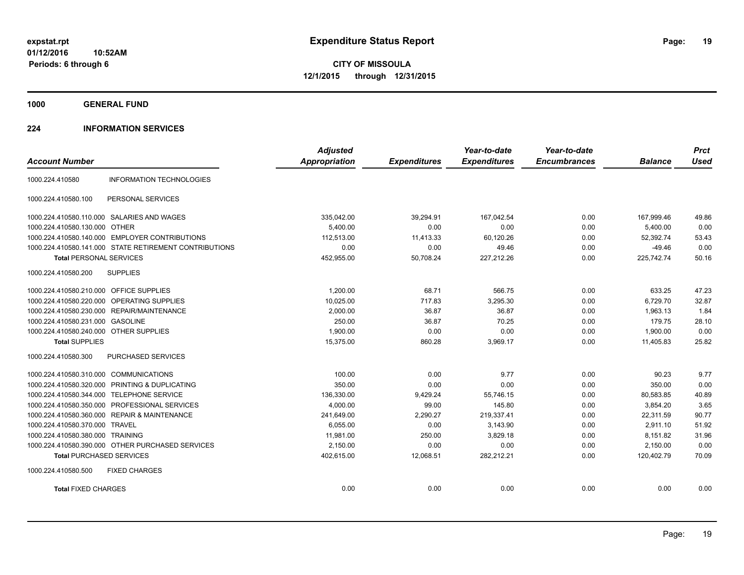**expstat.rpt**
**01/12/2016 10:52AM**
**Periods: 6 through 6**

# Expenditure Status Report

**CITY OF MISSOULA**
**12/1/2015 through 12/31/2015**

## 1000 GENERAL FUND

### 224 INFORMATION SERVICES

| Account Number | | Adjusted Appropriation | Expenditures | Year-to-date Expenditures | Year-to-date Encumbrances | Balance | Prct Used |
|---|---|---|---|---|---|---|---|
| 1000.224.410580 | INFORMATION TECHNOLOGIES | | | | | | |
| 1000.224.410580.100 | PERSONAL SERVICES | | | | | | |
| 1000.224.410580.110.000 | SALARIES AND WAGES | 335,042.00 | 39,294.91 | 167,042.54 | 0.00 | 167,999.46 | 49.86 |
| 1000.224.410580.130.000 | OTHER | 5,400.00 | 0.00 | 0.00 | 0.00 | 5,400.00 | 0.00 |
| 1000.224.410580.140.000 | EMPLOYER CONTRIBUTIONS | 112,513.00 | 11,413.33 | 60,120.26 | 0.00 | 52,392.74 | 53.43 |
| 1000.224.410580.141.000 | STATE RETIREMENT CONTRIBUTIONS | 0.00 | 0.00 | 49.46 | 0.00 | -49.46 | 0.00 |
| **Total** PERSONAL SERVICES | | 452,955.00 | 50,708.24 | 227,212.26 | 0.00 | 225,742.74 | 50.16 |
| 1000.224.410580.200 | SUPPLIES | | | | | | |
| 1000.224.410580.210.000 | OFFICE SUPPLIES | 1,200.00 | 68.71 | 566.75 | 0.00 | 633.25 | 47.23 |
| 1000.224.410580.220.000 | OPERATING SUPPLIES | 10,025.00 | 717.83 | 3,295.30 | 0.00 | 6,729.70 | 32.87 |
| 1000.224.410580.230.000 | REPAIR/MAINTENANCE | 2,000.00 | 36.87 | 36.87 | 0.00 | 1,963.13 | 1.84 |
| 1000.224.410580.231.000 | GASOLINE | 250.00 | 36.87 | 70.25 | 0.00 | 179.75 | 28.10 |
| 1000.224.410580.240.000 | OTHER SUPPLIES | 1,900.00 | 0.00 | 0.00 | 0.00 | 1,900.00 | 0.00 |
| **Total** SUPPLIES | | 15,375.00 | 860.28 | 3,969.17 | 0.00 | 11,405.83 | 25.82 |
| 1000.224.410580.300 | PURCHASED SERVICES | | | | | | |
| 1000.224.410580.310.000 | COMMUNICATIONS | 100.00 | 0.00 | 9.77 | 0.00 | 90.23 | 9.77 |
| 1000.224.410580.320.000 | PRINTING & DUPLICATING | 350.00 | 0.00 | 0.00 | 0.00 | 350.00 | 0.00 |
| 1000.224.410580.344.000 | TELEPHONE SERVICE | 136,330.00 | 9,429.24 | 55,746.15 | 0.00 | 80,583.85 | 40.89 |
| 1000.224.410580.350.000 | PROFESSIONAL SERVICES | 4,000.00 | 99.00 | 145.80 | 0.00 | 3,854.20 | 3.65 |
| 1000.224.410580.360.000 | REPAIR & MAINTENANCE | 241,649.00 | 2,290.27 | 219,337.41 | 0.00 | 22,311.59 | 90.77 |
| 1000.224.410580.370.000 | TRAVEL | 6,055.00 | 0.00 | 3,143.90 | 0.00 | 2,911.10 | 51.92 |
| 1000.224.410580.380.000 | TRAINING | 11,981.00 | 250.00 | 3,829.18 | 0.00 | 8,151.82 | 31.96 |
| 1000.224.410580.390.000 | OTHER PURCHASED SERVICES | 2,150.00 | 0.00 | 0.00 | 0.00 | 2,150.00 | 0.00 |
| **Total** PURCHASED SERVICES | | 402,615.00 | 12,068.51 | 282,212.21 | 0.00 | 120,402.79 | 70.09 |
| 1000.224.410580.500 | FIXED CHARGES | | | | | | |
| **Total** FIXED CHARGES | | 0.00 | 0.00 | 0.00 | 0.00 | 0.00 | 0.00 |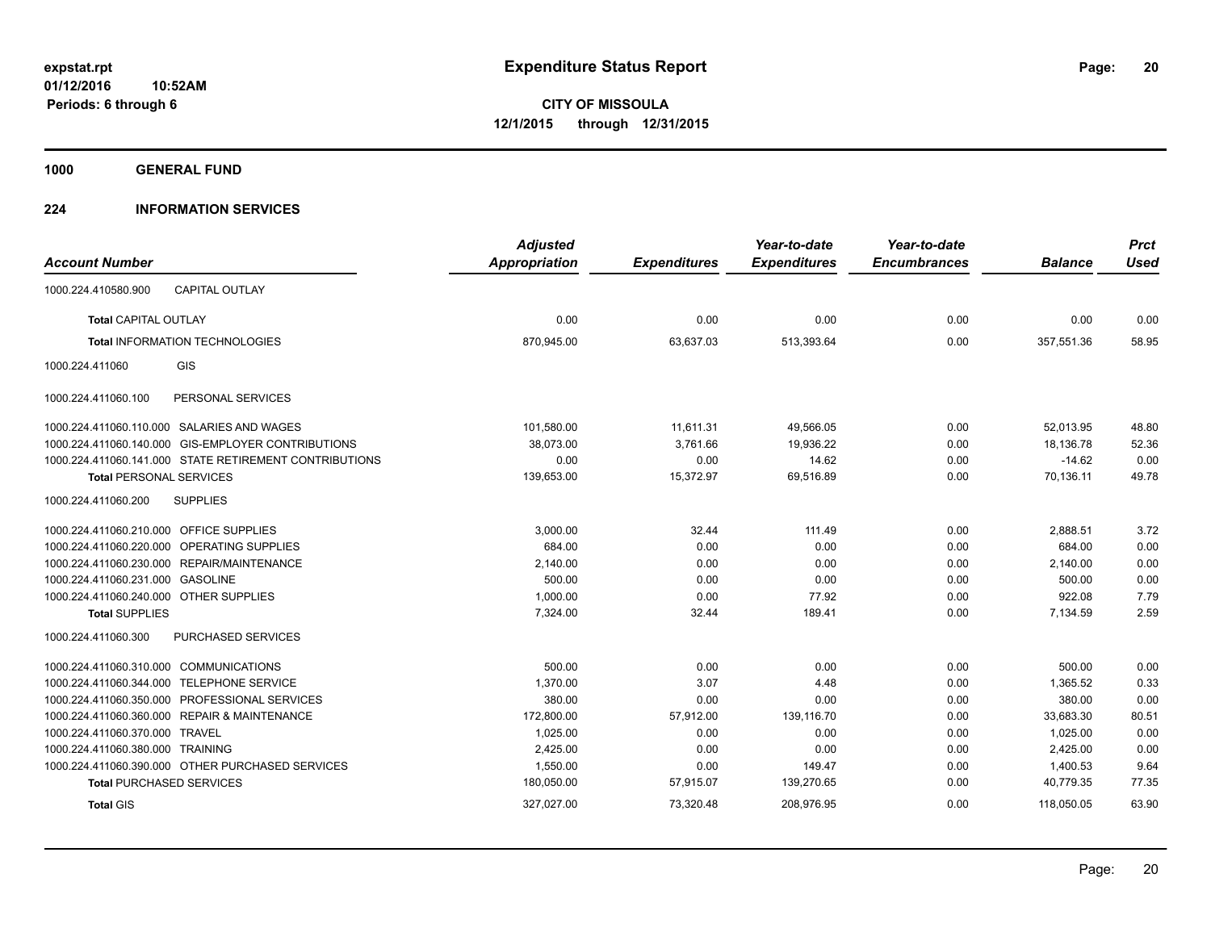**expstat.rpt**
**01/12/2016 10:52AM**
**Periods: 6 through 6**

# Expenditure Status Report

**CITY OF MISSOULA**
**12/1/2015 through 12/31/2015**

## 1000 GENERAL FUND

## 224 INFORMATION SERVICES

| Account Number | Adjusted Appropriation | Expenditures | Year-to-date Expenditures | Year-to-date Encumbrances | Balance | Prct Used |
|---|---|---|---|---|---|---|
| 1000.224.410580.900 CAPITAL OUTLAY | | | | | | |
| **Total** CAPITAL OUTLAY | 0.00 | 0.00 | 0.00 | 0.00 | 0.00 | 0.00 |
| **Total** INFORMATION TECHNOLOGIES | 870,945.00 | 63,637.03 | 513,393.64 | 0.00 | 357,551.36 | 58.95 |
| 1000.224.411060 GIS | | | | | | |
| 1000.224.411060.100 PERSONAL SERVICES | | | | | | |
| 1000.224.411060.110.000 SALARIES AND WAGES | 101,580.00 | 11,611.31 | 49,566.05 | 0.00 | 52,013.95 | 48.80 |
| 1000.224.411060.140.000 GIS-EMPLOYER CONTRIBUTIONS | 38,073.00 | 3,761.66 | 19,936.22 | 0.00 | 18,136.78 | 52.36 |
| 1000.224.411060.141.000 STATE RETIREMENT CONTRIBUTIONS | 0.00 | 0.00 | 14.62 | 0.00 | -14.62 | 0.00 |
| **Total** PERSONAL SERVICES | 139,653.00 | 15,372.97 | 69,516.89 | 0.00 | 70,136.11 | 49.78 |
| 1000.224.411060.200 SUPPLIES | | | | | | |
| 1000.224.411060.210.000 OFFICE SUPPLIES | 3,000.00 | 32.44 | 111.49 | 0.00 | 2,888.51 | 3.72 |
| 1000.224.411060.220.000 OPERATING SUPPLIES | 684.00 | 0.00 | 0.00 | 0.00 | 684.00 | 0.00 |
| 1000.224.411060.230.000 REPAIR/MAINTENANCE | 2,140.00 | 0.00 | 0.00 | 0.00 | 2,140.00 | 0.00 |
| 1000.224.411060.231.000 GASOLINE | 500.00 | 0.00 | 0.00 | 0.00 | 500.00 | 0.00 |
| 1000.224.411060.240.000 OTHER SUPPLIES | 1,000.00 | 0.00 | 77.92 | 0.00 | 922.08 | 7.79 |
| **Total** SUPPLIES | 7,324.00 | 32.44 | 189.41 | 0.00 | 7,134.59 | 2.59 |
| 1000.224.411060.300 PURCHASED SERVICES | | | | | | |
| 1000.224.411060.310.000 COMMUNICATIONS | 500.00 | 0.00 | 0.00 | 0.00 | 500.00 | 0.00 |
| 1000.224.411060.344.000 TELEPHONE SERVICE | 1,370.00 | 3.07 | 4.48 | 0.00 | 1,365.52 | 0.33 |
| 1000.224.411060.350.000 PROFESSIONAL SERVICES | 380.00 | 0.00 | 0.00 | 0.00 | 380.00 | 0.00 |
| 1000.224.411060.360.000 REPAIR & MAINTENANCE | 172,800.00 | 57,912.00 | 139,116.70 | 0.00 | 33,683.30 | 80.51 |
| 1000.224.411060.370.000 TRAVEL | 1,025.00 | 0.00 | 0.00 | 0.00 | 1,025.00 | 0.00 |
| 1000.224.411060.380.000 TRAINING | 2,425.00 | 0.00 | 0.00 | 0.00 | 2,425.00 | 0.00 |
| 1000.224.411060.390.000 OTHER PURCHASED SERVICES | 1,550.00 | 0.00 | 149.47 | 0.00 | 1,400.53 | 9.64 |
| **Total** PURCHASED SERVICES | 180,050.00 | 57,915.07 | 139,270.65 | 0.00 | 40,779.35 | 77.35 |
| **Total** GIS | 327,027.00 | 73,320.48 | 208,976.95 | 0.00 | 118,050.05 | 63.90 |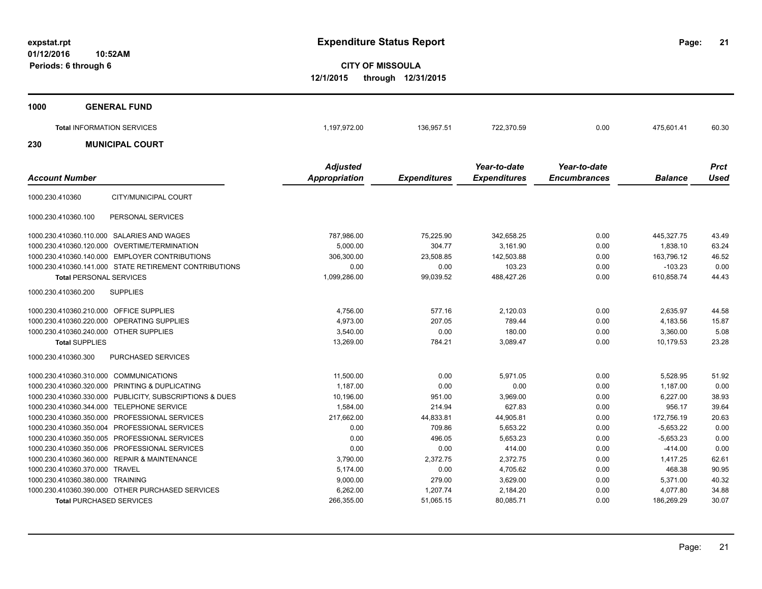# Expenditure Status Report

expstat.rpt
01/12/2016 10:52AM
Periods: 6 through 6

**CITY OF MISSOULA**
**12/1/2015 through 12/31/2015**

## 1000 GENERAL FUND

| | | | | | | |
|---|---|---|---|---|---|---|
| **Total** INFORMATION SERVICES | 1,197,972.00 | 136,957.51 | 722,370.59 | 0.00 | 475,601.41 | 60.30 |

## 230 MUNICIPAL COURT

| Account Number | Adjusted Appropriation | Expenditures | Year-to-date Expenditures | Year-to-date Encumbrances | Balance | Prct Used |
|---|---|---|---|---|---|---|
| 1000.230.410360 CITY/MUNICIPAL COURT | | | | | | |
| 1000.230.410360.100 PERSONAL SERVICES | | | | | | |
| 1000.230.410360.110.000 SALARIES AND WAGES | 787,986.00 | 75,225.90 | 342,658.25 | 0.00 | 445,327.75 | 43.49 |
| 1000.230.410360.120.000 OVERTIME/TERMINATION | 5,000.00 | 304.77 | 3,161.90 | 0.00 | 1,838.10 | 63.24 |
| 1000.230.410360.140.000 EMPLOYER CONTRIBUTIONS | 306,300.00 | 23,508.85 | 142,503.88 | 0.00 | 163,796.12 | 46.52 |
| 1000.230.410360.141.000 STATE RETIREMENT CONTRIBUTIONS | 0.00 | 0.00 | 103.23 | 0.00 | -103.23 | 0.00 |
| **Total** PERSONAL SERVICES | 1,099,286.00 | 99,039.52 | 488,427.26 | 0.00 | 610,858.74 | 44.43 |
| 1000.230.410360.200 SUPPLIES | | | | | | |
| 1000.230.410360.210.000 OFFICE SUPPLIES | 4,756.00 | 577.16 | 2,120.03 | 0.00 | 2,635.97 | 44.58 |
| 1000.230.410360.220.000 OPERATING SUPPLIES | 4,973.00 | 207.05 | 789.44 | 0.00 | 4,183.56 | 15.87 |
| 1000.230.410360.240.000 OTHER SUPPLIES | 3,540.00 | 0.00 | 180.00 | 0.00 | 3,360.00 | 5.08 |
| **Total** SUPPLIES | 13,269.00 | 784.21 | 3,089.47 | 0.00 | 10,179.53 | 23.28 |
| 1000.230.410360.300 PURCHASED SERVICES | | | | | | |
| 1000.230.410360.310.000 COMMUNICATIONS | 11,500.00 | 0.00 | 5,971.05 | 0.00 | 5,528.95 | 51.92 |
| 1000.230.410360.320.000 PRINTING & DUPLICATING | 1,187.00 | 0.00 | 0.00 | 0.00 | 1,187.00 | 0.00 |
| 1000.230.410360.330.000 PUBLICITY, SUBSCRIPTIONS & DUES | 10,196.00 | 951.00 | 3,969.00 | 0.00 | 6,227.00 | 38.93 |
| 1000.230.410360.344.000 TELEPHONE SERVICE | 1,584.00 | 214.94 | 627.83 | 0.00 | 956.17 | 39.64 |
| 1000.230.410360.350.000 PROFESSIONAL SERVICES | 217,662.00 | 44,833.81 | 44,905.81 | 0.00 | 172,756.19 | 20.63 |
| 1000.230.410360.350.004 PROFESSIONAL SERVICES | 0.00 | 709.86 | 5,653.22 | 0.00 | -5,653.22 | 0.00 |
| 1000.230.410360.350.005 PROFESSIONAL SERVICES | 0.00 | 496.05 | 5,653.23 | 0.00 | -5,653.23 | 0.00 |
| 1000.230.410360.350.006 PROFESSIONAL SERVICES | 0.00 | 0.00 | 414.00 | 0.00 | -414.00 | 0.00 |
| 1000.230.410360.360.000 REPAIR & MAINTENANCE | 3,790.00 | 2,372.75 | 2,372.75 | 0.00 | 1,417.25 | 62.61 |
| 1000.230.410360.370.000 TRAVEL | 5,174.00 | 0.00 | 4,705.62 | 0.00 | 468.38 | 90.95 |
| 1000.230.410360.380.000 TRAINING | 9,000.00 | 279.00 | 3,629.00 | 0.00 | 5,371.00 | 40.32 |
| 1000.230.410360.390.000 OTHER PURCHASED SERVICES | 6,262.00 | 1,207.74 | 2,184.20 | 0.00 | 4,077.80 | 34.88 |
| **Total** PURCHASED SERVICES | 266,355.00 | 51,065.15 | 80,085.71 | 0.00 | 186,269.29 | 30.07 |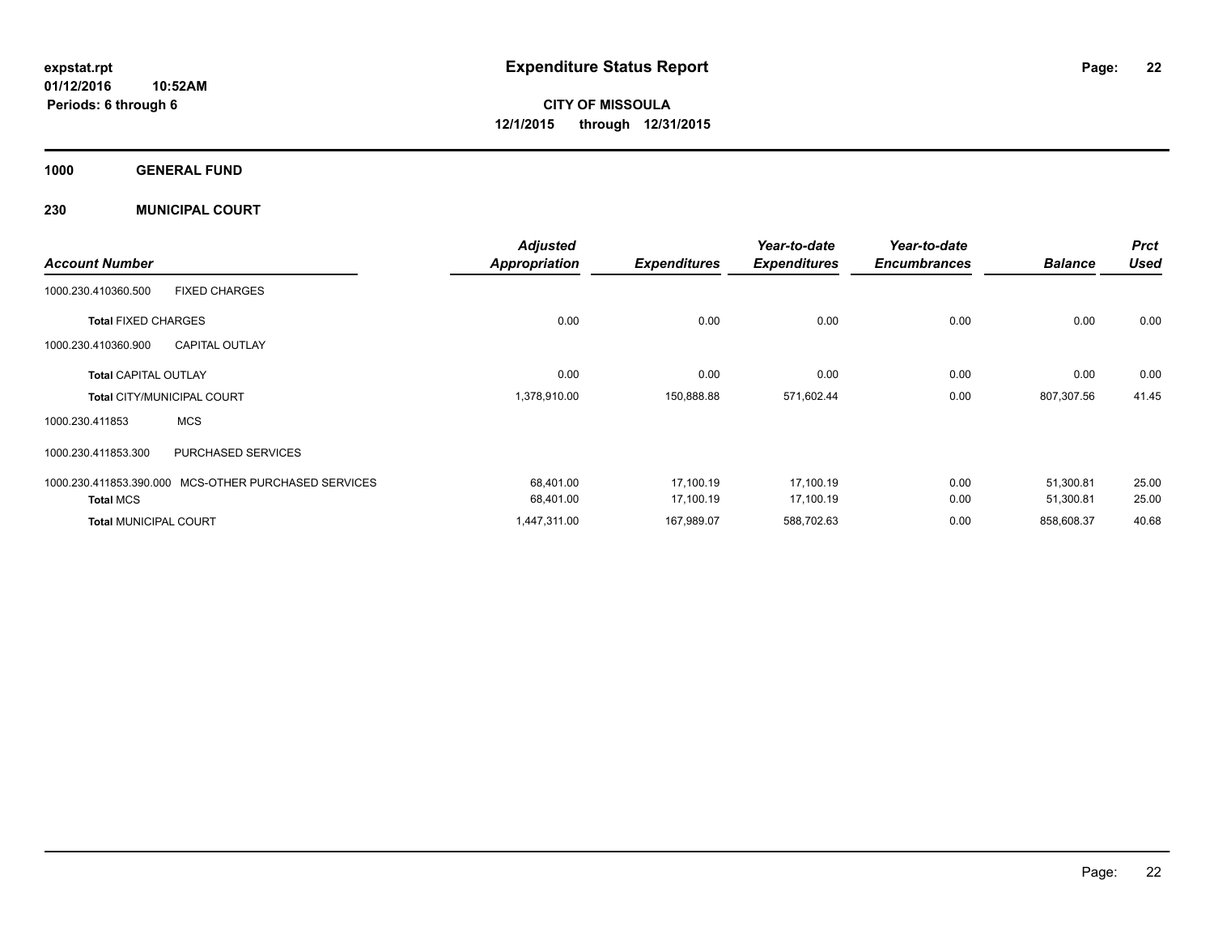**expstat.rpt**
**01/12/2016 10:52AM**
**Periods: 6 through 6**

# Expenditure Status Report

**CITY OF MISSOULA**
**12/1/2015 through 12/31/2015**

**1000 GENERAL FUND**

**230 MUNICIPAL COURT**

| Account Number | | Adjusted Appropriation | Expenditures | Year-to-date Expenditures | Year-to-date Encumbrances | Balance | Prct Used |
|---|---|---|---|---|---|---|---|
| 1000.230.410360.500 | FIXED CHARGES | | | | | | |
| **Total** FIXED CHARGES | | 0.00 | 0.00 | 0.00 | 0.00 | 0.00 | 0.00 |
| 1000.230.410360.900 | CAPITAL OUTLAY | | | | | | |
| **Total** CAPITAL OUTLAY | | 0.00 | 0.00 | 0.00 | 0.00 | 0.00 | 0.00 |
| **Total** CITY/MUNICIPAL COURT | | 1,378,910.00 | 150,888.88 | 571,602.44 | 0.00 | 807,307.56 | 41.45 |
| 1000.230.411853 | MCS | | | | | | |
| 1000.230.411853.300 | PURCHASED SERVICES | | | | | | |
| 1000.230.411853.390.000 | MCS-OTHER PURCHASED SERVICES | 68,401.00 | 17,100.19 | 17,100.19 | 0.00 | 51,300.81 | 25.00 |
| **Total** MCS | | 68,401.00 | 17,100.19 | 17,100.19 | 0.00 | 51,300.81 | 25.00 |
| **Total** MUNICIPAL COURT | | 1,447,311.00 | 167,989.07 | 588,702.63 | 0.00 | 858,608.37 | 40.68 |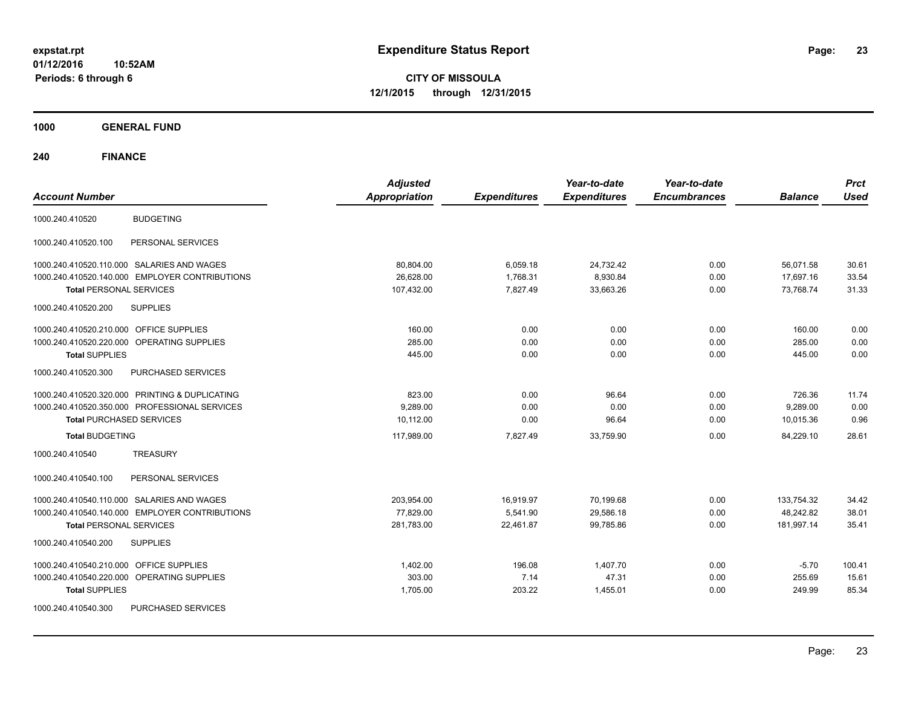**expstat.rpt**
**01/12/2016 10:52AM**
**Periods: 6 through 6**

# Expenditure Status Report

**CITY OF MISSOULA**
**12/1/2015 through 12/31/2015**

## 1000 GENERAL FUND

## 240 FINANCE

| Account Number | | Adjusted Appropriation | Expenditures | Year-to-date Expenditures | Year-to-date Encumbrances | Balance | Prct Used |
|---|---|---|---|---|---|---|---|
| 1000.240.410520 | BUDGETING | | | | | | |
| 1000.240.410520.100 | PERSONAL SERVICES | | | | | | |
| 1000.240.410520.110.000 | SALARIES AND WAGES | 80,804.00 | 6,059.18 | 24,732.42 | 0.00 | 56,071.58 | 30.61 |
| 1000.240.410520.140.000 | EMPLOYER CONTRIBUTIONS | 26,628.00 | 1,768.31 | 8,930.84 | 0.00 | 17,697.16 | 33.54 |
| **Total** PERSONAL SERVICES | | 107,432.00 | 7,827.49 | 33,663.26 | 0.00 | 73,768.74 | 31.33 |
| 1000.240.410520.200 | SUPPLIES | | | | | | |
| 1000.240.410520.210.000 | OFFICE SUPPLIES | 160.00 | 0.00 | 0.00 | 0.00 | 160.00 | 0.00 |
| 1000.240.410520.220.000 | OPERATING SUPPLIES | 285.00 | 0.00 | 0.00 | 0.00 | 285.00 | 0.00 |
| **Total** SUPPLIES | | 445.00 | 0.00 | 0.00 | 0.00 | 445.00 | 0.00 |
| 1000.240.410520.300 | PURCHASED SERVICES | | | | | | |
| 1000.240.410520.320.000 | PRINTING & DUPLICATING | 823.00 | 0.00 | 96.64 | 0.00 | 726.36 | 11.74 |
| 1000.240.410520.350.000 | PROFESSIONAL SERVICES | 9,289.00 | 0.00 | 0.00 | 0.00 | 9,289.00 | 0.00 |
| **Total** PURCHASED SERVICES | | 10,112.00 | 0.00 | 96.64 | 0.00 | 10,015.36 | 0.96 |
| **Total** BUDGETING | | 117,989.00 | 7,827.49 | 33,759.90 | 0.00 | 84,229.10 | 28.61 |
| 1000.240.410540 | TREASURY | | | | | | |
| 1000.240.410540.100 | PERSONAL SERVICES | | | | | | |
| 1000.240.410540.110.000 | SALARIES AND WAGES | 203,954.00 | 16,919.97 | 70,199.68 | 0.00 | 133,754.32 | 34.42 |
| 1000.240.410540.140.000 | EMPLOYER CONTRIBUTIONS | 77,829.00 | 5,541.90 | 29,586.18 | 0.00 | 48,242.82 | 38.01 |
| **Total** PERSONAL SERVICES | | 281,783.00 | 22,461.87 | 99,785.86 | 0.00 | 181,997.14 | 35.41 |
| 1000.240.410540.200 | SUPPLIES | | | | | | |
| 1000.240.410540.210.000 | OFFICE SUPPLIES | 1,402.00 | 196.08 | 1,407.70 | 0.00 | -5.70 | 100.41 |
| 1000.240.410540.220.000 | OPERATING SUPPLIES | 303.00 | 7.14 | 47.31 | 0.00 | 255.69 | 15.61 |
| **Total** SUPPLIES | | 1,705.00 | 203.22 | 1,455.01 | 0.00 | 249.99 | 85.34 |
| 1000.240.410540.300 | PURCHASED SERVICES | | | | | | |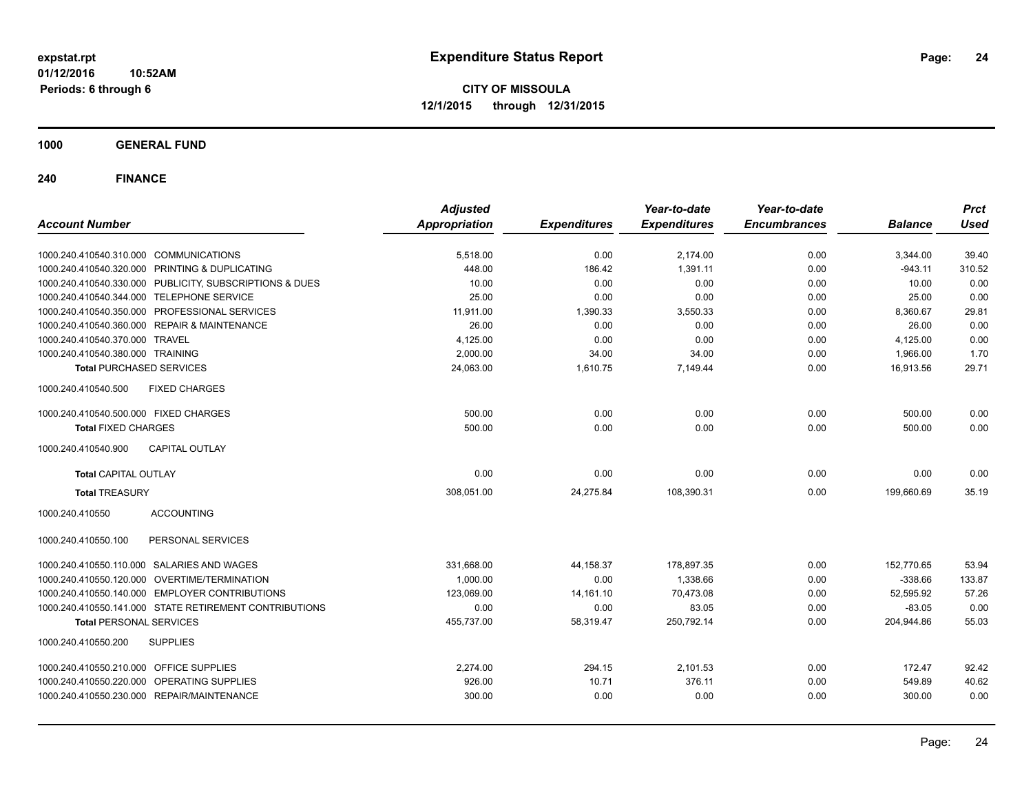**expstat.rpt**
**01/12/2016 10:52AM**
**Periods: 6 through 6**

# Expenditure Status Report

**CITY OF MISSOULA**
**12/1/2015 through 12/31/2015**

## 1000 GENERAL FUND

## 240 FINANCE

| Account Number | Adjusted Appropriation | Expenditures | Year-to-date Expenditures | Year-to-date Encumbrances | Balance | Prct Used |
|---|---|---|---|---|---|---|
| 1000.240.410540.310.000 COMMUNICATIONS | 5,518.00 | 0.00 | 2,174.00 | 0.00 | 3,344.00 | 39.40 |
| 1000.240.410540.320.000 PRINTING & DUPLICATING | 448.00 | 186.42 | 1,391.11 | 0.00 | -943.11 | 310.52 |
| 1000.240.410540.330.000 PUBLICITY, SUBSCRIPTIONS & DUES | 10.00 | 0.00 | 0.00 | 0.00 | 10.00 | 0.00 |
| 1000.240.410540.344.000 TELEPHONE SERVICE | 25.00 | 0.00 | 0.00 | 0.00 | 25.00 | 0.00 |
| 1000.240.410540.350.000 PROFESSIONAL SERVICES | 11,911.00 | 1,390.33 | 3,550.33 | 0.00 | 8,360.67 | 29.81 |
| 1000.240.410540.360.000 REPAIR & MAINTENANCE | 26.00 | 0.00 | 0.00 | 0.00 | 26.00 | 0.00 |
| 1000.240.410540.370.000 TRAVEL | 4,125.00 | 0.00 | 0.00 | 0.00 | 4,125.00 | 0.00 |
| 1000.240.410540.380.000 TRAINING | 2,000.00 | 34.00 | 34.00 | 0.00 | 1,966.00 | 1.70 |
| **Total** PURCHASED SERVICES | 24,063.00 | 1,610.75 | 7,149.44 | 0.00 | 16,913.56 | 29.71 |
| 1000.240.410540.500 FIXED CHARGES | | | | | | |
| 1000.240.410540.500.000 FIXED CHARGES | 500.00 | 0.00 | 0.00 | 0.00 | 500.00 | 0.00 |
| **Total** FIXED CHARGES | 500.00 | 0.00 | 0.00 | 0.00 | 500.00 | 0.00 |
| 1000.240.410540.900 CAPITAL OUTLAY | | | | | | |
| **Total** CAPITAL OUTLAY | 0.00 | 0.00 | 0.00 | 0.00 | 0.00 | 0.00 |
| **Total** TREASURY | 308,051.00 | 24,275.84 | 108,390.31 | 0.00 | 199,660.69 | 35.19 |
| 1000.240.410550 ACCOUNTING | | | | | | |
| 1000.240.410550.100 PERSONAL SERVICES | | | | | | |
| 1000.240.410550.110.000 SALARIES AND WAGES | 331,668.00 | 44,158.37 | 178,897.35 | 0.00 | 152,770.65 | 53.94 |
| 1000.240.410550.120.000 OVERTIME/TERMINATION | 1,000.00 | 0.00 | 1,338.66 | 0.00 | -338.66 | 133.87 |
| 1000.240.410550.140.000 EMPLOYER CONTRIBUTIONS | 123,069.00 | 14,161.10 | 70,473.08 | 0.00 | 52,595.92 | 57.26 |
| 1000.240.410550.141.000 STATE RETIREMENT CONTRIBUTIONS | 0.00 | 0.00 | 83.05 | 0.00 | -83.05 | 0.00 |
| **Total** PERSONAL SERVICES | 455,737.00 | 58,319.47 | 250,792.14 | 0.00 | 204,944.86 | 55.03 |
| 1000.240.410550.200 SUPPLIES | | | | | | |
| 1000.240.410550.210.000 OFFICE SUPPLIES | 2,274.00 | 294.15 | 2,101.53 | 0.00 | 172.47 | 92.42 |
| 1000.240.410550.220.000 OPERATING SUPPLIES | 926.00 | 10.71 | 376.11 | 0.00 | 549.89 | 40.62 |
| 1000.240.410550.230.000 REPAIR/MAINTENANCE | 300.00 | 0.00 | 0.00 | 0.00 | 300.00 | 0.00 |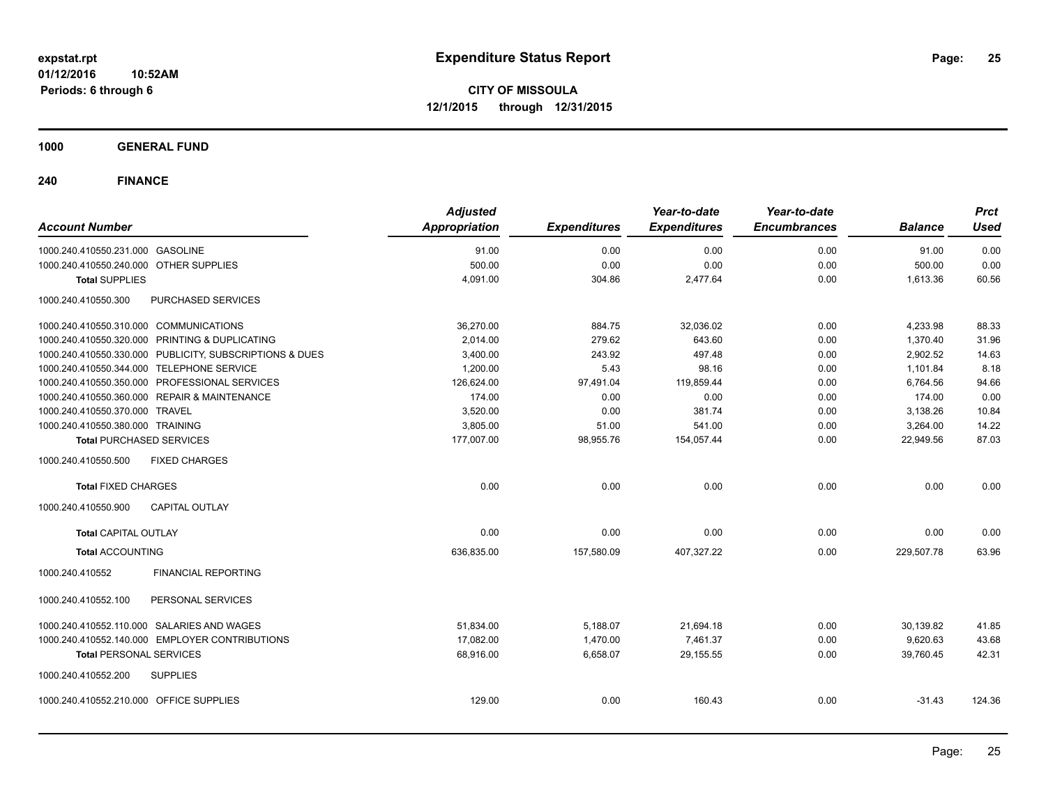**Expenditure Status Report**

**CITY OF MISSOULA**

**12/1/2015 through 12/31/2015**

expstat.rpt
01/12/2016 10:52AM
Periods: 6 through 6

**1000 GENERAL FUND**

**240 FINANCE**

| Account Number | | Adjusted Appropriation | Expenditures | Year-to-date Expenditures | Year-to-date Encumbrances | Balance | Prct Used |
|---|---|---|---|---|---|---|---|
| 1000.240.410550.231.000 | GASOLINE | 91.00 | 0.00 | 0.00 | 0.00 | 91.00 | 0.00 |
| 1000.240.410550.240.000 | OTHER SUPPLIES | 500.00 | 0.00 | 0.00 | 0.00 | 500.00 | 0.00 |
| **Total** SUPPLIES | | 4,091.00 | 304.86 | 2,477.64 | 0.00 | 1,613.36 | 60.56 |
| 1000.240.410550.300 | PURCHASED SERVICES | | | | | | |
| 1000.240.410550.310.000 | COMMUNICATIONS | 36,270.00 | 884.75 | 32,036.02 | 0.00 | 4,233.98 | 88.33 |
| 1000.240.410550.320.000 | PRINTING & DUPLICATING | 2,014.00 | 279.62 | 643.60 | 0.00 | 1,370.40 | 31.96 |
| 1000.240.410550.330.000 | PUBLICITY, SUBSCRIPTIONS & DUES | 3,400.00 | 243.92 | 497.48 | 0.00 | 2,902.52 | 14.63 |
| 1000.240.410550.344.000 | TELEPHONE SERVICE | 1,200.00 | 5.43 | 98.16 | 0.00 | 1,101.84 | 8.18 |
| 1000.240.410550.350.000 | PROFESSIONAL SERVICES | 126,624.00 | 97,491.04 | 119,859.44 | 0.00 | 6,764.56 | 94.66 |
| 1000.240.410550.360.000 | REPAIR & MAINTENANCE | 174.00 | 0.00 | 0.00 | 0.00 | 174.00 | 0.00 |
| 1000.240.410550.370.000 | TRAVEL | 3,520.00 | 0.00 | 381.74 | 0.00 | 3,138.26 | 10.84 |
| 1000.240.410550.380.000 | TRAINING | 3,805.00 | 51.00 | 541.00 | 0.00 | 3,264.00 | 14.22 |
| **Total** PURCHASED SERVICES | | 177,007.00 | 98,955.76 | 154,057.44 | 0.00 | 22,949.56 | 87.03 |
| 1000.240.410550.500 | FIXED CHARGES | | | | | | |
| **Total** FIXED CHARGES | | 0.00 | 0.00 | 0.00 | 0.00 | 0.00 | 0.00 |
| 1000.240.410550.900 | CAPITAL OUTLAY | | | | | | |
| **Total** CAPITAL OUTLAY | | 0.00 | 0.00 | 0.00 | 0.00 | 0.00 | 0.00 |
| **Total** ACCOUNTING | | 636,835.00 | 157,580.09 | 407,327.22 | 0.00 | 229,507.78 | 63.96 |
| 1000.240.410552 | FINANCIAL REPORTING | | | | | | |
| 1000.240.410552.100 | PERSONAL SERVICES | | | | | | |
| 1000.240.410552.110.000 | SALARIES AND WAGES | 51,834.00 | 5,188.07 | 21,694.18 | 0.00 | 30,139.82 | 41.85 |
| 1000.240.410552.140.000 | EMPLOYER CONTRIBUTIONS | 17,082.00 | 1,470.00 | 7,461.37 | 0.00 | 9,620.63 | 43.68 |
| **Total** PERSONAL SERVICES | | 68,916.00 | 6,658.07 | 29,155.55 | 0.00 | 39,760.45 | 42.31 |
| 1000.240.410552.200 | SUPPLIES | | | | | | |
| 1000.240.410552.210.000 | OFFICE SUPPLIES | 129.00 | 0.00 | 160.43 | 0.00 | -31.43 | 124.36 |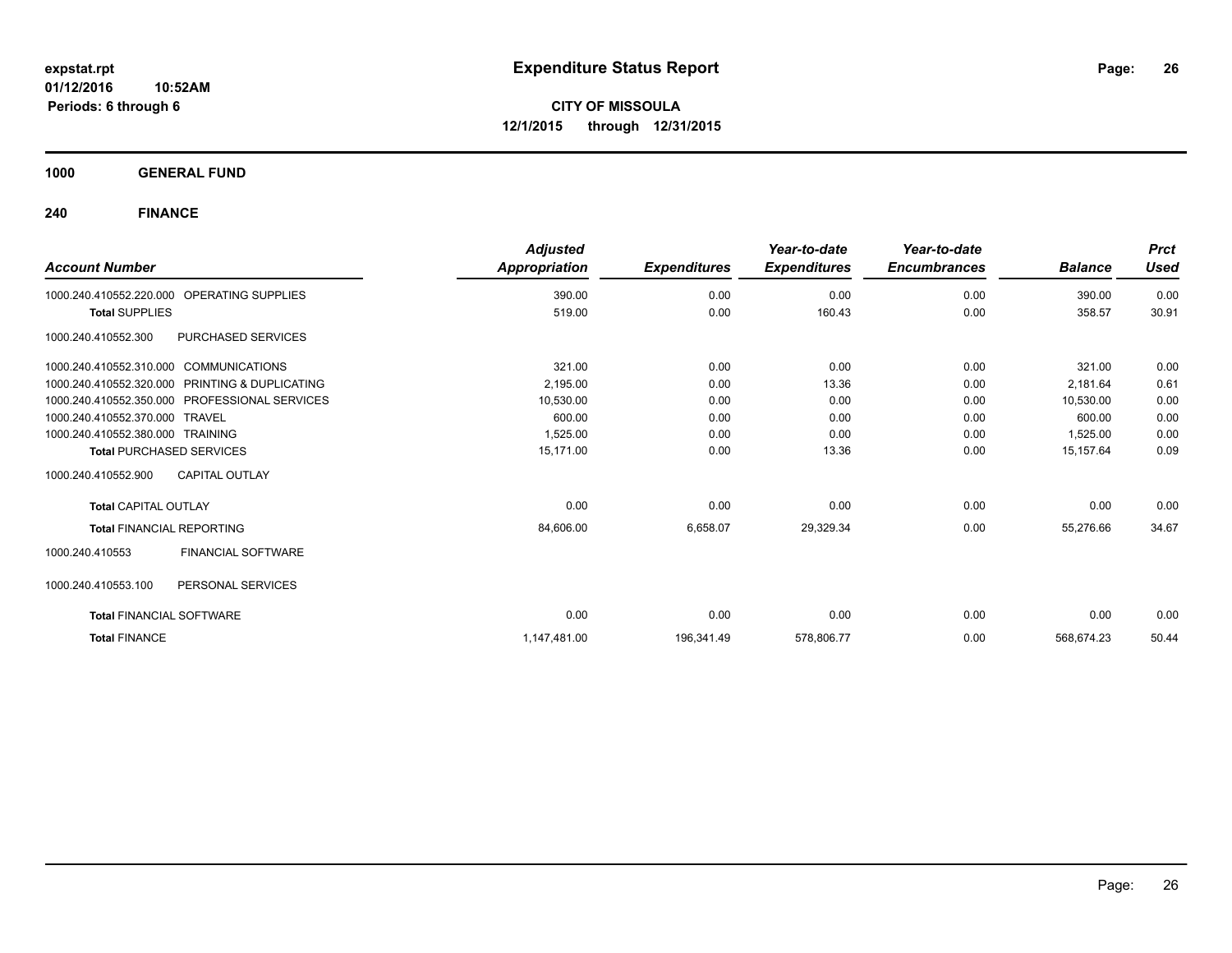expstat.rpt
01/12/2016 10:52AM
Periods: 6 through 6

# Expenditure Status Report

**CITY OF MISSOULA**
**12/1/2015 through 12/31/2015**

## 1000 GENERAL FUND

## 240 FINANCE

| Account Number | | Adjusted Appropriation | Expenditures | Year-to-date Expenditures | Year-to-date Encumbrances | Balance | Prct Used |
|---|---|---|---|---|---|---|---|
| 1000.240.410552.220.000 | OPERATING SUPPLIES | 390.00 | 0.00 | 0.00 | 0.00 | 390.00 | 0.00 |
| **Total** SUPPLIES | | 519.00 | 0.00 | 160.43 | 0.00 | 358.57 | 30.91 |
| 1000.240.410552.300 | PURCHASED SERVICES | | | | | | |
| 1000.240.410552.310.000 | COMMUNICATIONS | 321.00 | 0.00 | 0.00 | 0.00 | 321.00 | 0.00 |
| 1000.240.410552.320.000 | PRINTING & DUPLICATING | 2,195.00 | 0.00 | 13.36 | 0.00 | 2,181.64 | 0.61 |
| 1000.240.410552.350.000 | PROFESSIONAL SERVICES | 10,530.00 | 0.00 | 0.00 | 0.00 | 10,530.00 | 0.00 |
| 1000.240.410552.370.000 | TRAVEL | 600.00 | 0.00 | 0.00 | 0.00 | 600.00 | 0.00 |
| 1000.240.410552.380.000 | TRAINING | 1,525.00 | 0.00 | 0.00 | 0.00 | 1,525.00 | 0.00 |
| **Total** PURCHASED SERVICES | | 15,171.00 | 0.00 | 13.36 | 0.00 | 15,157.64 | 0.09 |
| 1000.240.410552.900 | CAPITAL OUTLAY | | | | | | |
| **Total** CAPITAL OUTLAY | | 0.00 | 0.00 | 0.00 | 0.00 | 0.00 | 0.00 |
| **Total** FINANCIAL REPORTING | | 84,606.00 | 6,658.07 | 29,329.34 | 0.00 | 55,276.66 | 34.67 |
| 1000.240.410553 | FINANCIAL SOFTWARE | | | | | | |
| 1000.240.410553.100 | PERSONAL SERVICES | | | | | | |
| **Total** FINANCIAL SOFTWARE | | 0.00 | 0.00 | 0.00 | 0.00 | 0.00 | 0.00 |
| **Total** FINANCE | | 1,147,481.00 | 196,341.49 | 578,806.77 | 0.00 | 568,674.23 | 50.44 |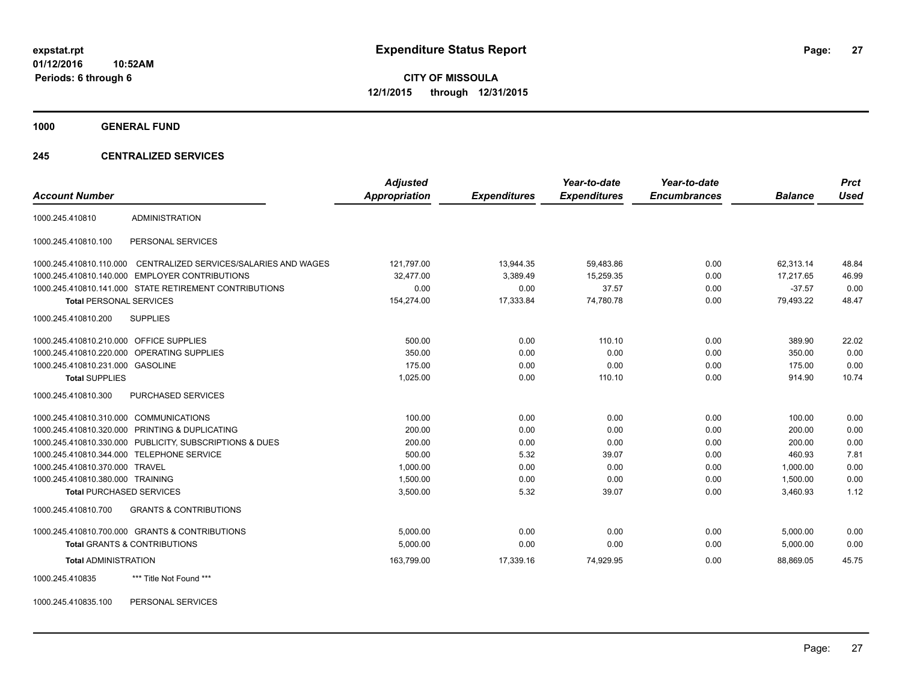**expstat.rpt**
**01/12/2016 10:52AM**
**Periods: 6 through 6**

# Expenditure Status Report

**CITY OF MISSOULA**
**12/1/2015 through 12/31/2015**

## 1000 GENERAL FUND

### 245 CENTRALIZED SERVICES

| Account Number | | Adjusted Appropriation | Expenditures | Year-to-date Expenditures | Year-to-date Encumbrances | Balance | Prct Used |
|---|---|---|---|---|---|---|---|
| 1000.245.410810 | ADMINISTRATION | | | | | | |
| 1000.245.410810.100 | PERSONAL SERVICES | | | | | | |
| 1000.245.410810.110.000 | CENTRALIZED SERVICES/SALARIES AND WAGES | 121,797.00 | 13,944.35 | 59,483.86 | 0.00 | 62,313.14 | 48.84 |
| 1000.245.410810.140.000 | EMPLOYER CONTRIBUTIONS | 32,477.00 | 3,389.49 | 15,259.35 | 0.00 | 17,217.65 | 46.99 |
| 1000.245.410810.141.000 | STATE RETIREMENT CONTRIBUTIONS | 0.00 | 0.00 | 37.57 | 0.00 | -37.57 | 0.00 |
| **Total** PERSONAL SERVICES | | 154,274.00 | 17,333.84 | 74,780.78 | 0.00 | 79,493.22 | 48.47 |
| 1000.245.410810.200 | SUPPLIES | | | | | | |
| 1000.245.410810.210.000 | OFFICE SUPPLIES | 500.00 | 0.00 | 110.10 | 0.00 | 389.90 | 22.02 |
| 1000.245.410810.220.000 | OPERATING SUPPLIES | 350.00 | 0.00 | 0.00 | 0.00 | 350.00 | 0.00 |
| 1000.245.410810.231.000 | GASOLINE | 175.00 | 0.00 | 0.00 | 0.00 | 175.00 | 0.00 |
| **Total** SUPPLIES | | 1,025.00 | 0.00 | 110.10 | 0.00 | 914.90 | 10.74 |
| 1000.245.410810.300 | PURCHASED SERVICES | | | | | | |
| 1000.245.410810.310.000 | COMMUNICATIONS | 100.00 | 0.00 | 0.00 | 0.00 | 100.00 | 0.00 |
| 1000.245.410810.320.000 | PRINTING & DUPLICATING | 200.00 | 0.00 | 0.00 | 0.00 | 200.00 | 0.00 |
| 1000.245.410810.330.000 | PUBLICITY, SUBSCRIPTIONS & DUES | 200.00 | 0.00 | 0.00 | 0.00 | 200.00 | 0.00 |
| 1000.245.410810.344.000 | TELEPHONE SERVICE | 500.00 | 5.32 | 39.07 | 0.00 | 460.93 | 7.81 |
| 1000.245.410810.370.000 | TRAVEL | 1,000.00 | 0.00 | 0.00 | 0.00 | 1,000.00 | 0.00 |
| 1000.245.410810.380.000 | TRAINING | 1,500.00 | 0.00 | 0.00 | 0.00 | 1,500.00 | 0.00 |
| **Total** PURCHASED SERVICES | | 3,500.00 | 5.32 | 39.07 | 0.00 | 3,460.93 | 1.12 |
| 1000.245.410810.700 | GRANTS & CONTRIBUTIONS | | | | | | |
| 1000.245.410810.700.000 | GRANTS & CONTRIBUTIONS | 5,000.00 | 0.00 | 0.00 | 0.00 | 5,000.00 | 0.00 |
| **Total** GRANTS & CONTRIBUTIONS | | 5,000.00 | 0.00 | 0.00 | 0.00 | 5,000.00 | 0.00 |
| **Total** ADMINISTRATION | | 163,799.00 | 17,339.16 | 74,929.95 | 0.00 | 88,869.05 | 45.75 |
| 1000.245.410835 | *** Title Not Found *** | | | | | | |
| 1000.245.410835.100 | PERSONAL SERVICES | | | | | | |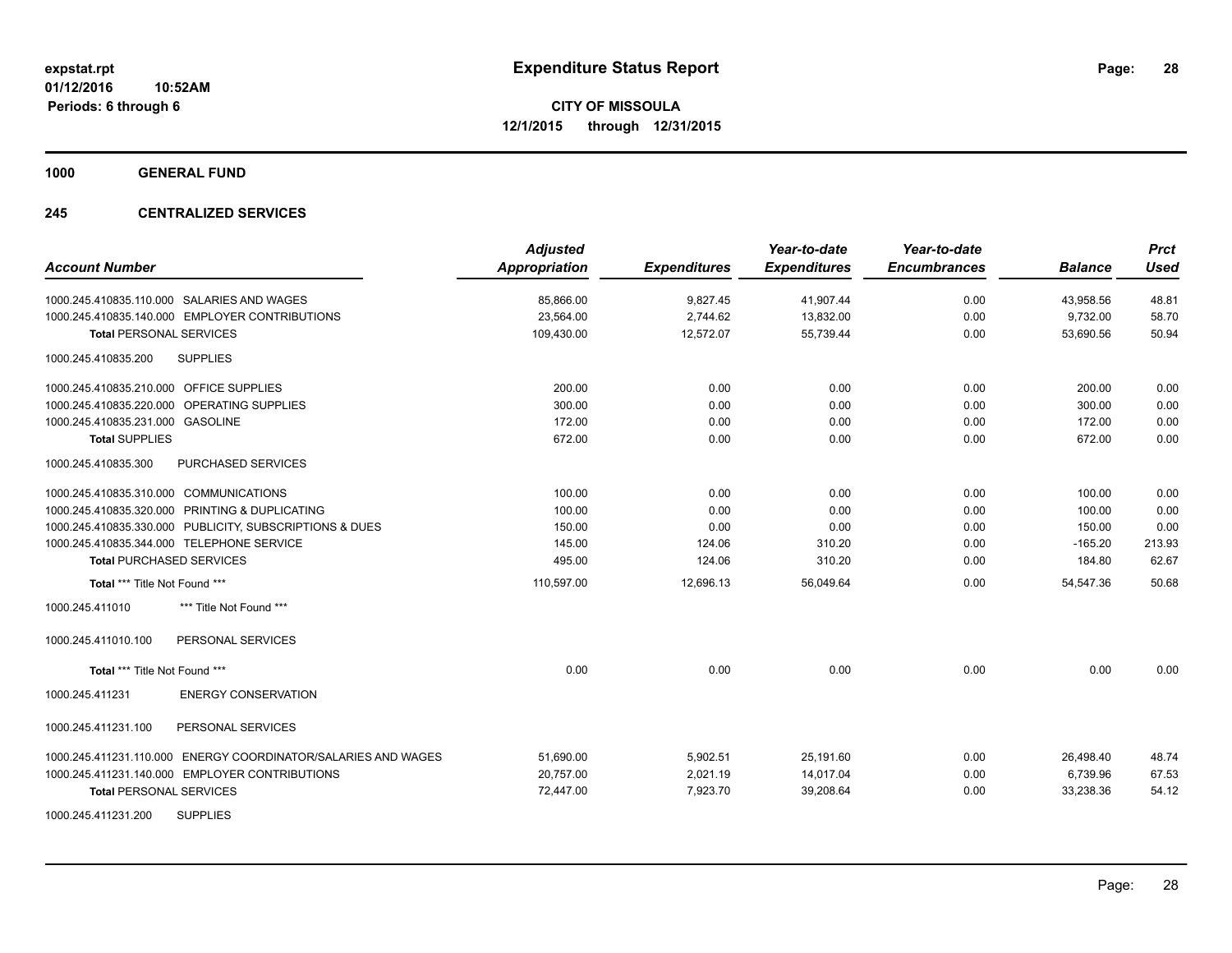**Expenditure Status Report**

**CITY OF MISSOULA**
**12/1/2015 through 12/31/2015**

expstat.rpt
01/12/2016 10:52AM
Periods: 6 through 6

**1000 GENERAL FUND**

**245 CENTRALIZED SERVICES**

| Account Number | Adjusted Appropriation | Expenditures | Year-to-date Expenditures | Year-to-date Encumbrances | Balance | Prct Used |
|---|---|---|---|---|---|---|
| 1000.245.410835.110.000 SALARIES AND WAGES | 85,866.00 | 9,827.45 | 41,907.44 | 0.00 | 43,958.56 | 48.81 |
| 1000.245.410835.140.000 EMPLOYER CONTRIBUTIONS | 23,564.00 | 2,744.62 | 13,832.00 | 0.00 | 9,732.00 | 58.70 |
| **Total** PERSONAL SERVICES | 109,430.00 | 12,572.07 | 55,739.44 | 0.00 | 53,690.56 | 50.94 |
| 1000.245.410835.200 SUPPLIES | | | | | | |
| 1000.245.410835.210.000 OFFICE SUPPLIES | 200.00 | 0.00 | 0.00 | 0.00 | 200.00 | 0.00 |
| 1000.245.410835.220.000 OPERATING SUPPLIES | 300.00 | 0.00 | 0.00 | 0.00 | 300.00 | 0.00 |
| 1000.245.410835.231.000 GASOLINE | 172.00 | 0.00 | 0.00 | 0.00 | 172.00 | 0.00 |
| **Total** SUPPLIES | 672.00 | 0.00 | 0.00 | 0.00 | 672.00 | 0.00 |
| 1000.245.410835.300 PURCHASED SERVICES | | | | | | |
| 1000.245.410835.310.000 COMMUNICATIONS | 100.00 | 0.00 | 0.00 | 0.00 | 100.00 | 0.00 |
| 1000.245.410835.320.000 PRINTING & DUPLICATING | 100.00 | 0.00 | 0.00 | 0.00 | 100.00 | 0.00 |
| 1000.245.410835.330.000 PUBLICITY, SUBSCRIPTIONS & DUES | 150.00 | 0.00 | 0.00 | 0.00 | 150.00 | 0.00 |
| 1000.245.410835.344.000 TELEPHONE SERVICE | 145.00 | 124.06 | 310.20 | 0.00 | -165.20 | 213.93 |
| **Total** PURCHASED SERVICES | 495.00 | 124.06 | 310.20 | 0.00 | 184.80 | 62.67 |
| **Total** *** Title Not Found *** | 110,597.00 | 12,696.13 | 56,049.64 | 0.00 | 54,547.36 | 50.68 |
| 1000.245.411010 *** Title Not Found *** | | | | | | |
| 1000.245.411010.100 PERSONAL SERVICES | | | | | | |
| **Total** *** Title Not Found *** | 0.00 | 0.00 | 0.00 | 0.00 | 0.00 | 0.00 |
| 1000.245.411231 ENERGY CONSERVATION | | | | | | |
| 1000.245.411231.100 PERSONAL SERVICES | | | | | | |
| 1000.245.411231.110.000 ENERGY COORDINATOR/SALARIES AND WAGES | 51,690.00 | 5,902.51 | 25,191.60 | 0.00 | 26,498.40 | 48.74 |
| 1000.245.411231.140.000 EMPLOYER CONTRIBUTIONS | 20,757.00 | 2,021.19 | 14,017.04 | 0.00 | 6,739.96 | 67.53 |
| **Total** PERSONAL SERVICES | 72,447.00 | 7,923.70 | 39,208.64 | 0.00 | 33,238.36 | 54.12 |
| 1000.245.411231.200 SUPPLIES | | | | | | |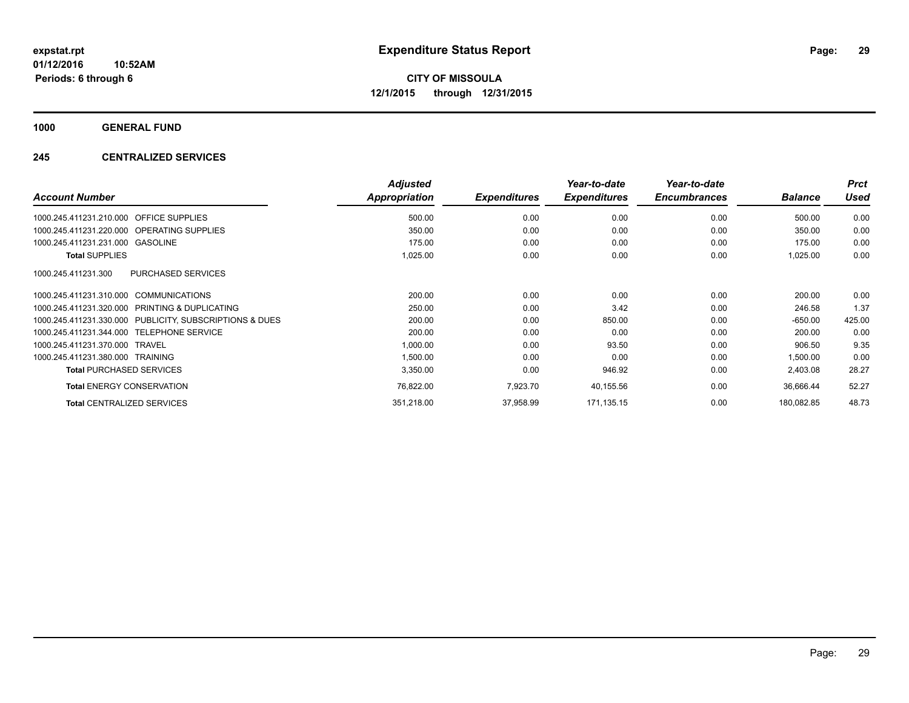# Expenditure Status Report

**CITY OF MISSOULA**
**12/1/2015 through 12/31/2015**

expstat.rpt
01/12/2016 10:52AM
Periods: 6 through 6

## 1000 GENERAL FUND

## 245 CENTRALIZED SERVICES

| Account Number | Adjusted Appropriation | Expenditures | Year-to-date Expenditures | Year-to-date Encumbrances | Balance | Prct Used |
|---|---|---|---|---|---|---|
| 1000.245.411231.210.000 OFFICE SUPPLIES | 500.00 | 0.00 | 0.00 | 0.00 | 500.00 | 0.00 |
| 1000.245.411231.220.000 OPERATING SUPPLIES | 350.00 | 0.00 | 0.00 | 0.00 | 350.00 | 0.00 |
| 1000.245.411231.231.000 GASOLINE | 175.00 | 0.00 | 0.00 | 0.00 | 175.00 | 0.00 |
| **Total** SUPPLIES | 1,025.00 | 0.00 | 0.00 | 0.00 | 1,025.00 | 0.00 |
| 1000.245.411231.300 PURCHASED SERVICES | | | | | | |
| 1000.245.411231.310.000 COMMUNICATIONS | 200.00 | 0.00 | 0.00 | 0.00 | 200.00 | 0.00 |
| 1000.245.411231.320.000 PRINTING & DUPLICATING | 250.00 | 0.00 | 3.42 | 0.00 | 246.58 | 1.37 |
| 1000.245.411231.330.000 PUBLICITY, SUBSCRIPTIONS & DUES | 200.00 | 0.00 | 850.00 | 0.00 | -650.00 | 425.00 |
| 1000.245.411231.344.000 TELEPHONE SERVICE | 200.00 | 0.00 | 0.00 | 0.00 | 200.00 | 0.00 |
| 1000.245.411231.370.000 TRAVEL | 1,000.00 | 0.00 | 93.50 | 0.00 | 906.50 | 9.35 |
| 1000.245.411231.380.000 TRAINING | 1,500.00 | 0.00 | 0.00 | 0.00 | 1,500.00 | 0.00 |
| **Total** PURCHASED SERVICES | 3,350.00 | 0.00 | 946.92 | 0.00 | 2,403.08 | 28.27 |
| **Total** ENERGY CONSERVATION | 76,822.00 | 7,923.70 | 40,155.56 | 0.00 | 36,666.44 | 52.27 |
| **Total** CENTRALIZED SERVICES | 351,218.00 | 37,958.99 | 171,135.15 | 0.00 | 180,082.85 | 48.73 |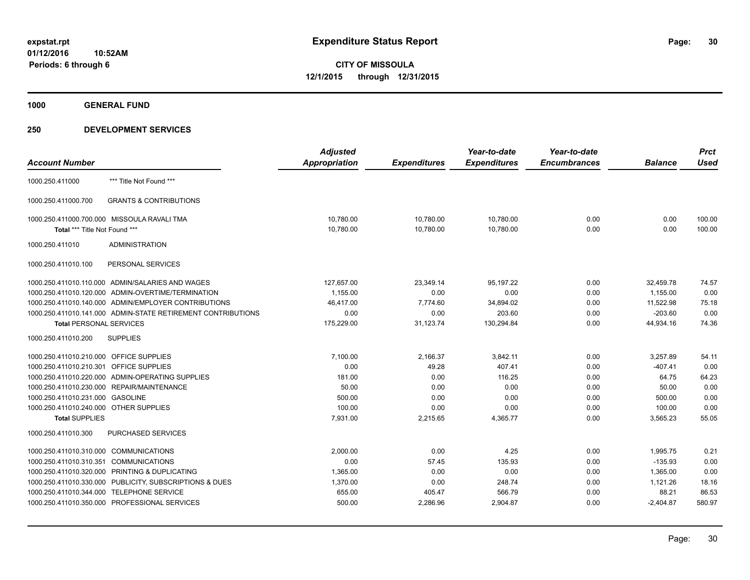**expstat.rpt**
**01/12/2016 10:52AM**
**Periods: 6 through 6**

# Expenditure Status Report

**CITY OF MISSOULA**
**12/1/2015 through 12/31/2015**

**1000 GENERAL FUND**

**250 DEVELOPMENT SERVICES**

| Account Number | | Adjusted Appropriation | Expenditures | Year-to-date Expenditures | Year-to-date Encumbrances | Balance | Prct Used |
|---|---|---|---|---|---|---|---|
| 1000.250.411000 | *** Title Not Found *** | | | | | | |
| 1000.250.411000.700 | GRANTS & CONTRIBUTIONS | | | | | | |
| 1000.250.411000.700.000 | MISSOULA RAVALI TMA | 10,780.00 | 10,780.00 | 10,780.00 | 0.00 | 0.00 | 100.00 |
| **Total** *** Title Not Found *** | | 10,780.00 | 10,780.00 | 10,780.00 | 0.00 | 0.00 | 100.00 |
| 1000.250.411010 | ADMINISTRATION | | | | | | |
| 1000.250.411010.100 | PERSONAL SERVICES | | | | | | |
| 1000.250.411010.110.000 | ADMIN/SALARIES AND WAGES | 127,657.00 | 23,349.14 | 95,197.22 | 0.00 | 32,459.78 | 74.57 |
| 1000.250.411010.120.000 | ADMIN-OVERTIME/TERMINATION | 1,155.00 | 0.00 | 0.00 | 0.00 | 1,155.00 | 0.00 |
| 1000.250.411010.140.000 | ADMIN/EMPLOYER CONTRIBUTIONS | 46,417.00 | 7,774.60 | 34,894.02 | 0.00 | 11,522.98 | 75.18 |
| 1000.250.411010.141.000 | ADMIN-STATE RETIREMENT CONTRIBUTIONS | 0.00 | 0.00 | 203.60 | 0.00 | -203.60 | 0.00 |
| **Total PERSONAL SERVICES** | | 175,229.00 | 31,123.74 | 130,294.84 | 0.00 | 44,934.16 | 74.36 |
| 1000.250.411010.200 | SUPPLIES | | | | | | |
| 1000.250.411010.210.000 | OFFICE SUPPLIES | 7,100.00 | 2,166.37 | 3,842.11 | 0.00 | 3,257.89 | 54.11 |
| 1000.250.411010.210.301 | OFFICE SUPPLIES | 0.00 | 49.28 | 407.41 | 0.00 | -407.41 | 0.00 |
| 1000.250.411010.220.000 | ADMIN-OPERATING SUPPLIES | 181.00 | 0.00 | 116.25 | 0.00 | 64.75 | 64.23 |
| 1000.250.411010.230.000 | REPAIR/MAINTENANCE | 50.00 | 0.00 | 0.00 | 0.00 | 50.00 | 0.00 |
| 1000.250.411010.231.000 | GASOLINE | 500.00 | 0.00 | 0.00 | 0.00 | 500.00 | 0.00 |
| 1000.250.411010.240.000 | OTHER SUPPLIES | 100.00 | 0.00 | 0.00 | 0.00 | 100.00 | 0.00 |
| **Total SUPPLIES** | | 7,931.00 | 2,215.65 | 4,365.77 | 0.00 | 3,565.23 | 55.05 |
| 1000.250.411010.300 | PURCHASED SERVICES | | | | | | |
| 1000.250.411010.310.000 | COMMUNICATIONS | 2,000.00 | 0.00 | 4.25 | 0.00 | 1,995.75 | 0.21 |
| 1000.250.411010.310.351 | COMMUNICATIONS | 0.00 | 57.45 | 135.93 | 0.00 | -135.93 | 0.00 |
| 1000.250.411010.320.000 | PRINTING & DUPLICATING | 1,365.00 | 0.00 | 0.00 | 0.00 | 1,365.00 | 0.00 |
| 1000.250.411010.330.000 | PUBLICITY, SUBSCRIPTIONS & DUES | 1,370.00 | 0.00 | 248.74 | 0.00 | 1,121.26 | 18.16 |
| 1000.250.411010.344.000 | TELEPHONE SERVICE | 655.00 | 405.47 | 566.79 | 0.00 | 88.21 | 86.53 |
| 1000.250.411010.350.000 | PROFESSIONAL SERVICES | 500.00 | 2,286.96 | 2,904.87 | 0.00 | -2,404.87 | 580.97 |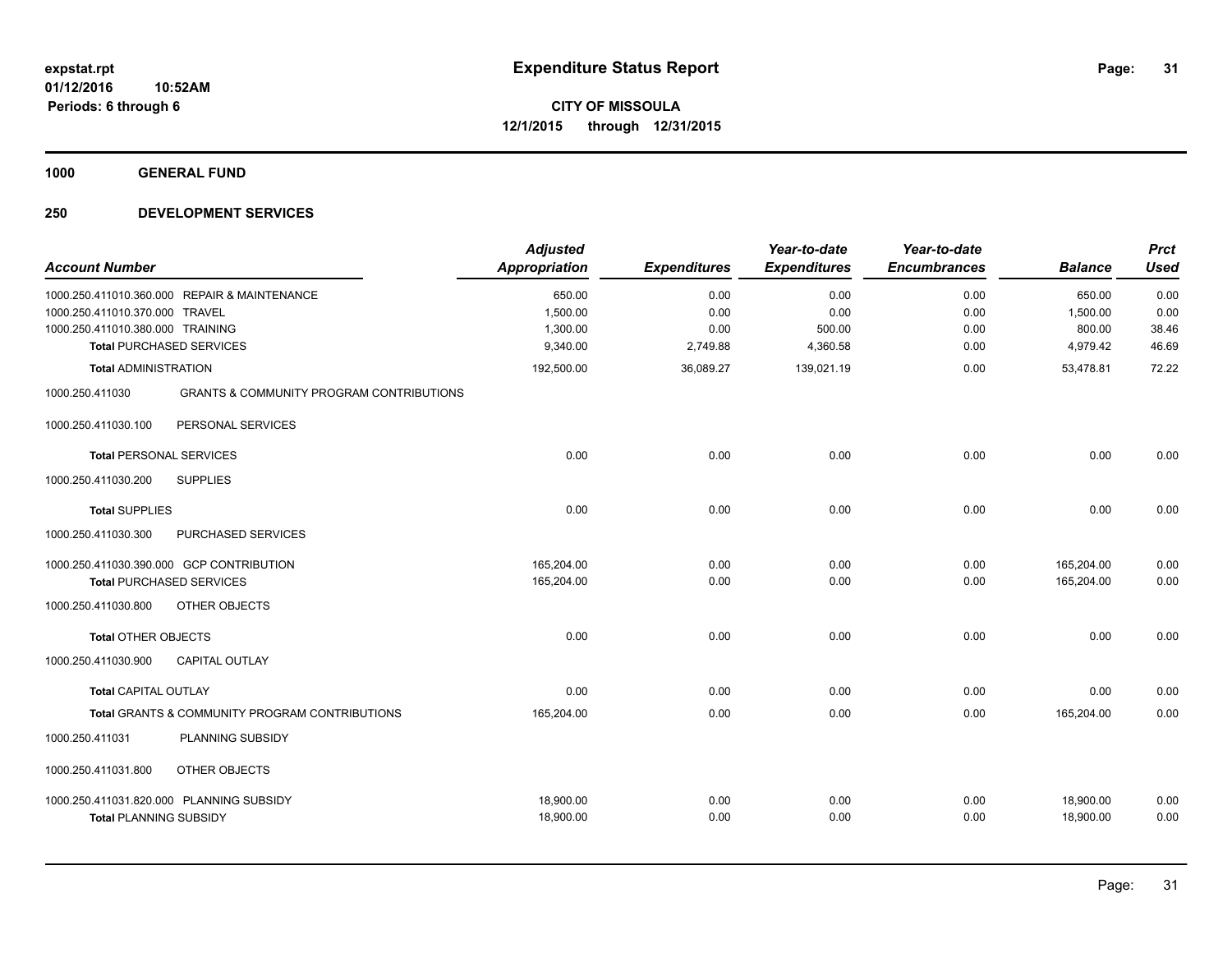**expstat.rpt**
**01/12/2016 10:52AM**
**Periods: 6 through 6**

# Expenditure Status Report

**CITY OF MISSOULA**
**12/1/2015 through 12/31/2015**

## 1000 GENERAL FUND

## 250 DEVELOPMENT SERVICES

| Account Number | | Adjusted Appropriation | Expenditures | Year-to-date Expenditures | Year-to-date Encumbrances | Balance | Prct Used |
|---|---|---|---|---|---|---|---|
| 1000.250.411010.360.000 | REPAIR & MAINTENANCE | 650.00 | 0.00 | 0.00 | 0.00 | 650.00 | 0.00 |
| 1000.250.411010.370.000 | TRAVEL | 1,500.00 | 0.00 | 0.00 | 0.00 | 1,500.00 | 0.00 |
| 1000.250.411010.380.000 | TRAINING | 1,300.00 | 0.00 | 500.00 | 0.00 | 800.00 | 38.46 |
| **Total** PURCHASED SERVICES | | 9,340.00 | 2,749.88 | 4,360.58 | 0.00 | 4,979.42 | 46.69 |
| **Total** ADMINISTRATION | | 192,500.00 | 36,089.27 | 139,021.19 | 0.00 | 53,478.81 | 72.22 |
| 1000.250.411030 | GRANTS & COMMUNITY PROGRAM CONTRIBUTIONS | | | | | | |
| 1000.250.411030.100 | PERSONAL SERVICES | | | | | | |
| **Total** PERSONAL SERVICES | | 0.00 | 0.00 | 0.00 | 0.00 | 0.00 | 0.00 |
| 1000.250.411030.200 | SUPPLIES | | | | | | |
| **Total** SUPPLIES | | 0.00 | 0.00 | 0.00 | 0.00 | 0.00 | 0.00 |
| 1000.250.411030.300 | PURCHASED SERVICES | | | | | | |
| 1000.250.411030.390.000 | GCP CONTRIBUTION | 165,204.00 | 0.00 | 0.00 | 0.00 | 165,204.00 | 0.00 |
| **Total** PURCHASED SERVICES | | 165,204.00 | 0.00 | 0.00 | 0.00 | 165,204.00 | 0.00 |
| 1000.250.411030.800 | OTHER OBJECTS | | | | | | |
| **Total** OTHER OBJECTS | | 0.00 | 0.00 | 0.00 | 0.00 | 0.00 | 0.00 |
| 1000.250.411030.900 | CAPITAL OUTLAY | | | | | | |
| **Total** CAPITAL OUTLAY | | 0.00 | 0.00 | 0.00 | 0.00 | 0.00 | 0.00 |
| **Total** GRANTS & COMMUNITY PROGRAM CONTRIBUTIONS | | 165,204.00 | 0.00 | 0.00 | 0.00 | 165,204.00 | 0.00 |
| 1000.250.411031 | PLANNING SUBSIDY | | | | | | |
| 1000.250.411031.800 | OTHER OBJECTS | | | | | | |
| 1000.250.411031.820.000 | PLANNING SUBSIDY | 18,900.00 | 0.00 | 0.00 | 0.00 | 18,900.00 | 0.00 |
| **Total** PLANNING SUBSIDY | | 18,900.00 | 0.00 | 0.00 | 0.00 | 18,900.00 | 0.00 |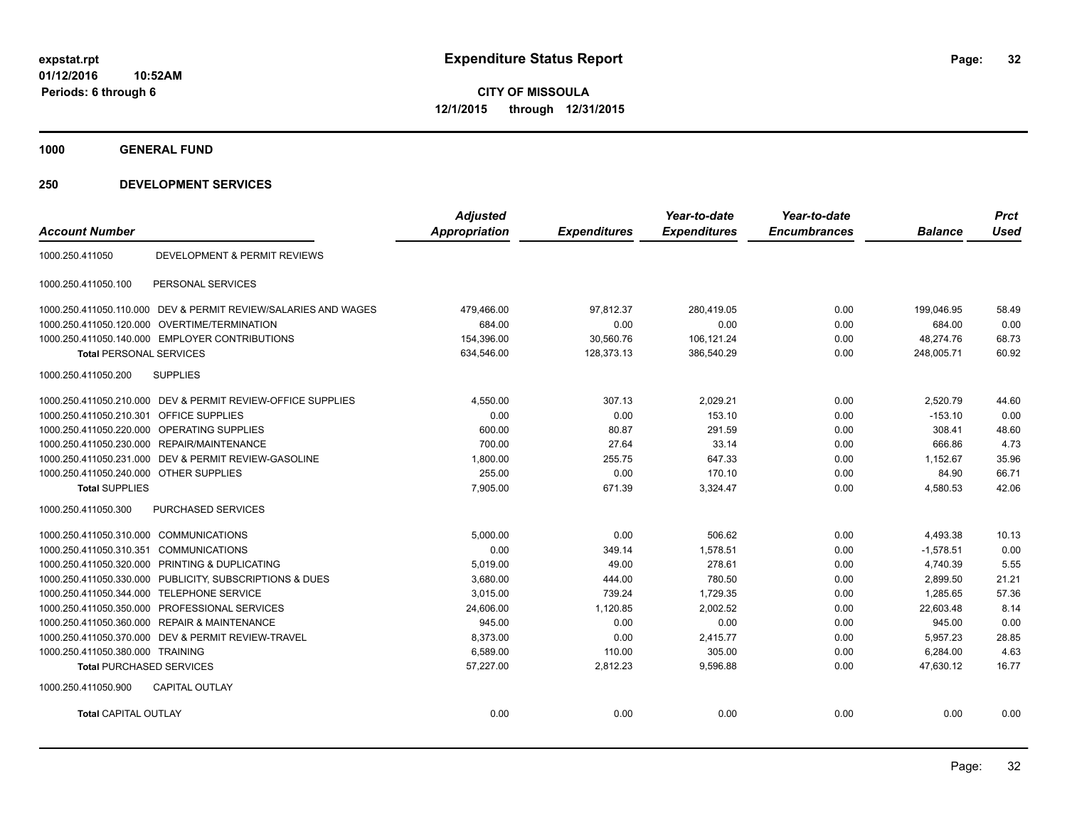expstat.rpt
01/12/2016 10:52AM
Periods: 6 through 6

# Expenditure Status Report

**CITY OF MISSOULA**
**12/1/2015 through 12/31/2015**

## 1000 GENERAL FUND

## 250 DEVELOPMENT SERVICES

| Account Number | | Adjusted Appropriation | Expenditures | Year-to-date Expenditures | Year-to-date Encumbrances | Balance | Prct Used |
|---|---|---|---|---|---|---|---|
| 1000.250.411050 | DEVELOPMENT & PERMIT REVIEWS | | | | | | |
| 1000.250.411050.100 | PERSONAL SERVICES | | | | | | |
| 1000.250.411050.110.000 | DEV & PERMIT REVIEW/SALARIES AND WAGES | 479,466.00 | 97,812.37 | 280,419.05 | 0.00 | 199,046.95 | 58.49 |
| 1000.250.411050.120.000 | OVERTIME/TERMINATION | 684.00 | 0.00 | 0.00 | 0.00 | 684.00 | 0.00 |
| 1000.250.411050.140.000 | EMPLOYER CONTRIBUTIONS | 154,396.00 | 30,560.76 | 106,121.24 | 0.00 | 48,274.76 | 68.73 |
| **Total** PERSONAL SERVICES | | 634,546.00 | 128,373.13 | 386,540.29 | 0.00 | 248,005.71 | 60.92 |
| 1000.250.411050.200 | SUPPLIES | | | | | | |
| 1000.250.411050.210.000 | DEV & PERMIT REVIEW-OFFICE SUPPLIES | 4,550.00 | 307.13 | 2,029.21 | 0.00 | 2,520.79 | 44.60 |
| 1000.250.411050.210.301 | OFFICE SUPPLIES | 0.00 | 0.00 | 153.10 | 0.00 | -153.10 | 0.00 |
| 1000.250.411050.220.000 | OPERATING SUPPLIES | 600.00 | 80.87 | 291.59 | 0.00 | 308.41 | 48.60 |
| 1000.250.411050.230.000 | REPAIR/MAINTENANCE | 700.00 | 27.64 | 33.14 | 0.00 | 666.86 | 4.73 |
| 1000.250.411050.231.000 | DEV & PERMIT REVIEW-GASOLINE | 1,800.00 | 255.75 | 647.33 | 0.00 | 1,152.67 | 35.96 |
| 1000.250.411050.240.000 | OTHER SUPPLIES | 255.00 | 0.00 | 170.10 | 0.00 | 84.90 | 66.71 |
| **Total** SUPPLIES | | 7,905.00 | 671.39 | 3,324.47 | 0.00 | 4,580.53 | 42.06 |
| 1000.250.411050.300 | PURCHASED SERVICES | | | | | | |
| 1000.250.411050.310.000 | COMMUNICATIONS | 5,000.00 | 0.00 | 506.62 | 0.00 | 4,493.38 | 10.13 |
| 1000.250.411050.310.351 | COMMUNICATIONS | 0.00 | 349.14 | 1,578.51 | 0.00 | -1,578.51 | 0.00 |
| 1000.250.411050.320.000 | PRINTING & DUPLICATING | 5,019.00 | 49.00 | 278.61 | 0.00 | 4,740.39 | 5.55 |
| 1000.250.411050.330.000 | PUBLICITY, SUBSCRIPTIONS & DUES | 3,680.00 | 444.00 | 780.50 | 0.00 | 2,899.50 | 21.21 |
| 1000.250.411050.344.000 | TELEPHONE SERVICE | 3,015.00 | 739.24 | 1,729.35 | 0.00 | 1,285.65 | 57.36 |
| 1000.250.411050.350.000 | PROFESSIONAL SERVICES | 24,606.00 | 1,120.85 | 2,002.52 | 0.00 | 22,603.48 | 8.14 |
| 1000.250.411050.360.000 | REPAIR & MAINTENANCE | 945.00 | 0.00 | 0.00 | 0.00 | 945.00 | 0.00 |
| 1000.250.411050.370.000 | DEV & PERMIT REVIEW-TRAVEL | 8,373.00 | 0.00 | 2,415.77 | 0.00 | 5,957.23 | 28.85 |
| 1000.250.411050.380.000 | TRAINING | 6,589.00 | 110.00 | 305.00 | 0.00 | 6,284.00 | 4.63 |
| **Total** PURCHASED SERVICES | | 57,227.00 | 2,812.23 | 9,596.88 | 0.00 | 47,630.12 | 16.77 |
| 1000.250.411050.900 | CAPITAL OUTLAY | | | | | | |
| **Total** CAPITAL OUTLAY | | 0.00 | 0.00 | 0.00 | 0.00 | 0.00 | 0.00 |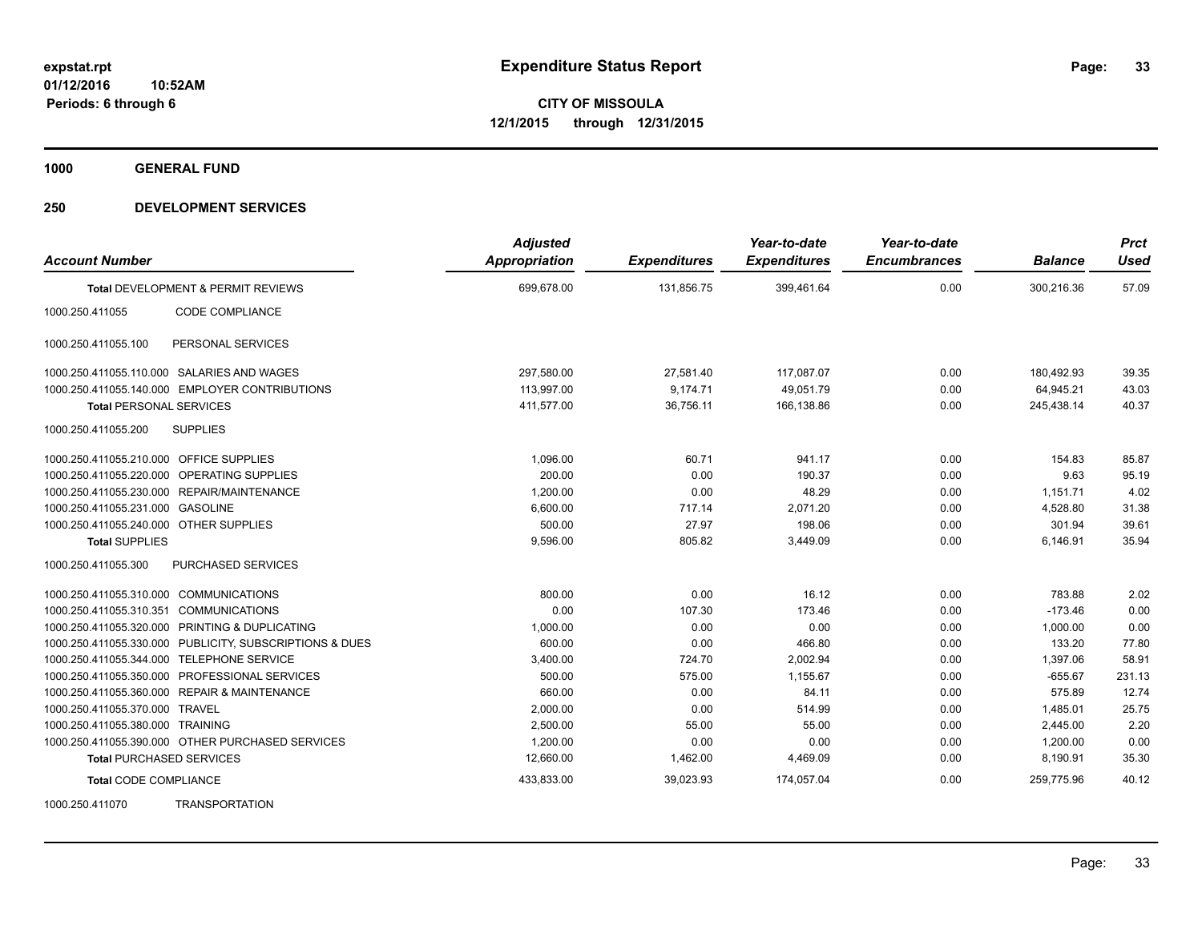**expstat.rpt**
**01/12/2016 10:52AM**
**Periods: 6 through 6**

# Expenditure Status Report

**CITY OF MISSOULA**
**12/1/2015 through 12/31/2015**

## 1000 GENERAL FUND

## 250 DEVELOPMENT SERVICES

| Account Number | | Adjusted Appropriation | Expenditures | Year-to-date Expenditures | Year-to-date Encumbrances | Balance | Prct Used |
|---|---|---|---|---|---|---|---|
| **Total** DEVELOPMENT & PERMIT REVIEWS | | 699,678.00 | 131,856.75 | 399,461.64 | 0.00 | 300,216.36 | 57.09 |
| 1000.250.411055 | CODE COMPLIANCE | | | | | | |
| 1000.250.411055.100 | PERSONAL SERVICES | | | | | | |
| 1000.250.411055.110.000 | SALARIES AND WAGES | 297,580.00 | 27,581.40 | 117,087.07 | 0.00 | 180,492.93 | 39.35 |
| 1000.250.411055.140.000 | EMPLOYER CONTRIBUTIONS | 113,997.00 | 9,174.71 | 49,051.79 | 0.00 | 64,945.21 | 43.03 |
| **Total** PERSONAL SERVICES | | 411,577.00 | 36,756.11 | 166,138.86 | 0.00 | 245,438.14 | 40.37 |
| 1000.250.411055.200 | SUPPLIES | | | | | | |
| 1000.250.411055.210.000 | OFFICE SUPPLIES | 1,096.00 | 60.71 | 941.17 | 0.00 | 154.83 | 85.87 |
| 1000.250.411055.220.000 | OPERATING SUPPLIES | 200.00 | 0.00 | 190.37 | 0.00 | 9.63 | 95.19 |
| 1000.250.411055.230.000 | REPAIR/MAINTENANCE | 1,200.00 | 0.00 | 48.29 | 0.00 | 1,151.71 | 4.02 |
| 1000.250.411055.231.000 | GASOLINE | 6,600.00 | 717.14 | 2,071.20 | 0.00 | 4,528.80 | 31.38 |
| 1000.250.411055.240.000 | OTHER SUPPLIES | 500.00 | 27.97 | 198.06 | 0.00 | 301.94 | 39.61 |
| **Total** SUPPLIES | | 9,596.00 | 805.82 | 3,449.09 | 0.00 | 6,146.91 | 35.94 |
| 1000.250.411055.300 | PURCHASED SERVICES | | | | | | |
| 1000.250.411055.310.000 | COMMUNICATIONS | 800.00 | 0.00 | 16.12 | 0.00 | 783.88 | 2.02 |
| 1000.250.411055.310.351 | COMMUNICATIONS | 0.00 | 107.30 | 173.46 | 0.00 | -173.46 | 0.00 |
| 1000.250.411055.320.000 | PRINTING & DUPLICATING | 1,000.00 | 0.00 | 0.00 | 0.00 | 1,000.00 | 0.00 |
| 1000.250.411055.330.000 | PUBLICITY, SUBSCRIPTIONS & DUES | 600.00 | 0.00 | 466.80 | 0.00 | 133.20 | 77.80 |
| 1000.250.411055.344.000 | TELEPHONE SERVICE | 3,400.00 | 724.70 | 2,002.94 | 0.00 | 1,397.06 | 58.91 |
| 1000.250.411055.350.000 | PROFESSIONAL SERVICES | 500.00 | 575.00 | 1,155.67 | 0.00 | -655.67 | 231.13 |
| 1000.250.411055.360.000 | REPAIR & MAINTENANCE | 660.00 | 0.00 | 84.11 | 0.00 | 575.89 | 12.74 |
| 1000.250.411055.370.000 | TRAVEL | 2,000.00 | 0.00 | 514.99 | 0.00 | 1,485.01 | 25.75 |
| 1000.250.411055.380.000 | TRAINING | 2,500.00 | 55.00 | 55.00 | 0.00 | 2,445.00 | 2.20 |
| 1000.250.411055.390.000 | OTHER PURCHASED SERVICES | 1,200.00 | 0.00 | 0.00 | 0.00 | 1,200.00 | 0.00 |
| **Total** PURCHASED SERVICES | | 12,660.00 | 1,462.00 | 4,469.09 | 0.00 | 8,190.91 | 35.30 |
| **Total** CODE COMPLIANCE | | 433,833.00 | 39,023.93 | 174,057.04 | 0.00 | 259,775.96 | 40.12 |
| 1000.250.411070 | TRANSPORTATION | | | | | | |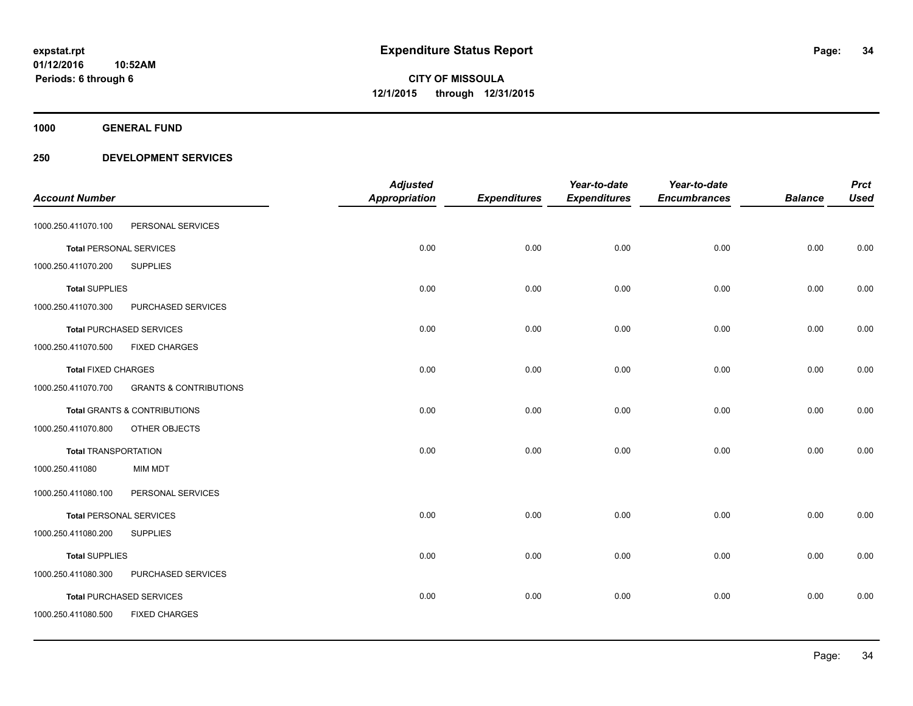**expstat.rpt**
**01/12/2016 10:52AM**
**Periods: 6 through 6**

# Expenditure Status Report

**CITY OF MISSOULA**
**12/1/2015 through 12/31/2015**

**1000 GENERAL FUND**

**250 DEVELOPMENT SERVICES**

| Account Number | | Adjusted Appropriation | Expenditures | Year-to-date Expenditures | Year-to-date Encumbrances | Balance | Prct Used |
|---|---|---|---|---|---|---|---|
| 1000.250.411070.100 | PERSONAL SERVICES | | | | | | |
| **Total** PERSONAL SERVICES | | 0.00 | 0.00 | 0.00 | 0.00 | 0.00 | 0.00 |
| 1000.250.411070.200 | SUPPLIES | | | | | | |
| **Total** SUPPLIES | | 0.00 | 0.00 | 0.00 | 0.00 | 0.00 | 0.00 |
| 1000.250.411070.300 | PURCHASED SERVICES | | | | | | |
| **Total** PURCHASED SERVICES | | 0.00 | 0.00 | 0.00 | 0.00 | 0.00 | 0.00 |
| 1000.250.411070.500 | FIXED CHARGES | | | | | | |
| **Total** FIXED CHARGES | | 0.00 | 0.00 | 0.00 | 0.00 | 0.00 | 0.00 |
| 1000.250.411070.700 | GRANTS & CONTRIBUTIONS | | | | | | |
| **Total** GRANTS & CONTRIBUTIONS | | 0.00 | 0.00 | 0.00 | 0.00 | 0.00 | 0.00 |
| 1000.250.411070.800 | OTHER OBJECTS | | | | | | |
| **Total** TRANSPORTATION | | 0.00 | 0.00 | 0.00 | 0.00 | 0.00 | 0.00 |
| 1000.250.411080 | MIM MDT | | | | | | |
| 1000.250.411080.100 | PERSONAL SERVICES | | | | | | |
| **Total** PERSONAL SERVICES | | 0.00 | 0.00 | 0.00 | 0.00 | 0.00 | 0.00 |
| 1000.250.411080.200 | SUPPLIES | | | | | | |
| **Total** SUPPLIES | | 0.00 | 0.00 | 0.00 | 0.00 | 0.00 | 0.00 |
| 1000.250.411080.300 | PURCHASED SERVICES | | | | | | |
| **Total** PURCHASED SERVICES | | 0.00 | 0.00 | 0.00 | 0.00 | 0.00 | 0.00 |
| 1000.250.411080.500 | FIXED CHARGES | | | | | | |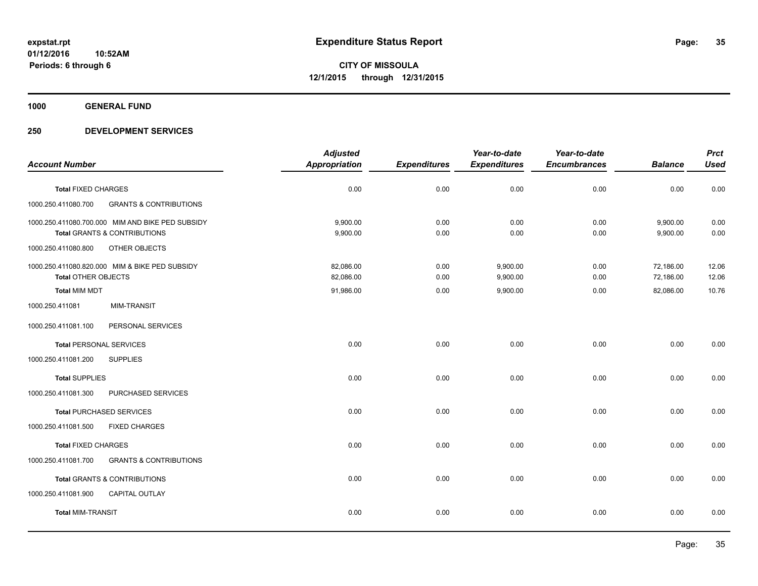**expstat.rpt**
**01/12/2016 10:52AM**
**Periods: 6 through 6**

# Expenditure Status Report

**CITY OF MISSOULA**
**12/1/2015 through 12/31/2015**

**1000 GENERAL FUND**

**250 DEVELOPMENT SERVICES**

| Account Number | Adjusted Appropriation | Expenditures | Year-to-date Expenditures | Year-to-date Encumbrances | Balance | Prct Used |
|---|---|---|---|---|---|---|
| **Total** FIXED CHARGES | 0.00 | 0.00 | 0.00 | 0.00 | 0.00 | 0.00 |
| 1000.250.411080.700 GRANTS & CONTRIBUTIONS | | | | | | |
| 1000.250.411080.700.000 MIM AND BIKE PED SUBSIDY | 9,900.00 | 0.00 | 0.00 | 0.00 | 9,900.00 | 0.00 |
| **Total** GRANTS & CONTRIBUTIONS | 9,900.00 | 0.00 | 0.00 | 0.00 | 9,900.00 | 0.00 |
| 1000.250.411080.800 OTHER OBJECTS | | | | | | |
| 1000.250.411080.820.000 MIM & BIKE PED SUBSIDY | 82,086.00 | 0.00 | 9,900.00 | 0.00 | 72,186.00 | 12.06 |
| **Total** OTHER OBJECTS | 82,086.00 | 0.00 | 9,900.00 | 0.00 | 72,186.00 | 12.06 |
| **Total** MIM MDT | 91,986.00 | 0.00 | 9,900.00 | 0.00 | 82,086.00 | 10.76 |
| 1000.250.411081 MIM-TRANSIT | | | | | | |
| 1000.250.411081.100 PERSONAL SERVICES | | | | | | |
| **Total** PERSONAL SERVICES | 0.00 | 0.00 | 0.00 | 0.00 | 0.00 | 0.00 |
| 1000.250.411081.200 SUPPLIES | | | | | | |
| **Total** SUPPLIES | 0.00 | 0.00 | 0.00 | 0.00 | 0.00 | 0.00 |
| 1000.250.411081.300 PURCHASED SERVICES | | | | | | |
| **Total** PURCHASED SERVICES | 0.00 | 0.00 | 0.00 | 0.00 | 0.00 | 0.00 |
| 1000.250.411081.500 FIXED CHARGES | | | | | | |
| **Total** FIXED CHARGES | 0.00 | 0.00 | 0.00 | 0.00 | 0.00 | 0.00 |
| 1000.250.411081.700 GRANTS & CONTRIBUTIONS | | | | | | |
| **Total** GRANTS & CONTRIBUTIONS | 0.00 | 0.00 | 0.00 | 0.00 | 0.00 | 0.00 |
| 1000.250.411081.900 CAPITAL OUTLAY | | | | | | |
| **Total** MIM-TRANSIT | 0.00 | 0.00 | 0.00 | 0.00 | 0.00 | 0.00 |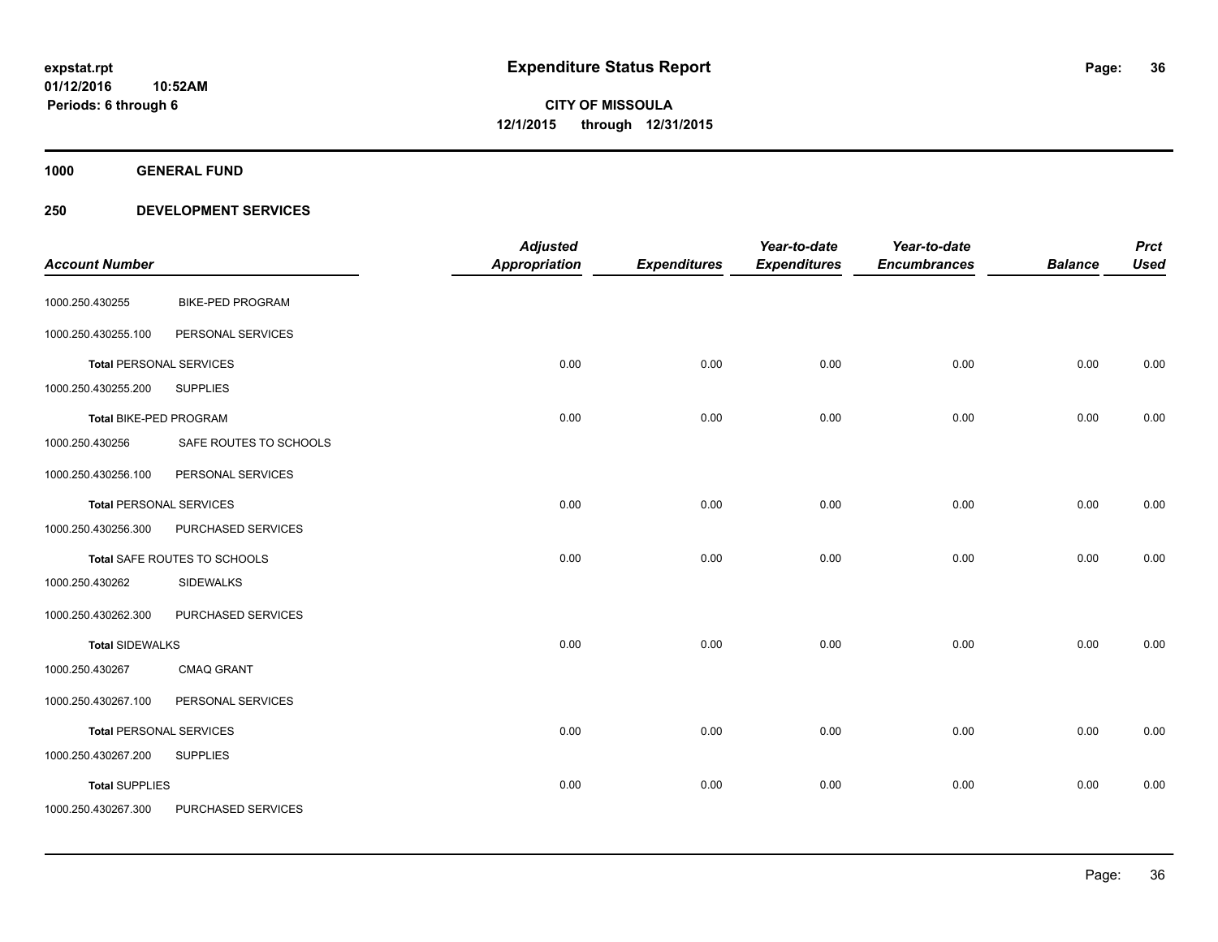**Expenditure Status Report**

**CITY OF MISSOULA**
**12/1/2015 through 12/31/2015**

expstat.rpt
01/12/2016 10:52AM
Periods: 6 through 6

**1000 GENERAL FUND**

**250 DEVELOPMENT SERVICES**

| Account Number | | Adjusted Appropriation | Expenditures | Year-to-date Expenditures | Year-to-date Encumbrances | Balance | Prct Used |
|---|---|---|---|---|---|---|---|
| 1000.250.430255 | BIKE-PED PROGRAM | | | | | | |
| 1000.250.430255.100 | PERSONAL SERVICES | | | | | | |
| **Total** PERSONAL SERVICES | | 0.00 | 0.00 | 0.00 | 0.00 | 0.00 | 0.00 |
| 1000.250.430255.200 | SUPPLIES | | | | | | |
| **Total** BIKE-PED PROGRAM | | 0.00 | 0.00 | 0.00 | 0.00 | 0.00 | 0.00 |
| 1000.250.430256 | SAFE ROUTES TO SCHOOLS | | | | | | |
| 1000.250.430256.100 | PERSONAL SERVICES | | | | | | |
| **Total** PERSONAL SERVICES | | 0.00 | 0.00 | 0.00 | 0.00 | 0.00 | 0.00 |
| 1000.250.430256.300 | PURCHASED SERVICES | | | | | | |
| **Total** SAFE ROUTES TO SCHOOLS | | 0.00 | 0.00 | 0.00 | 0.00 | 0.00 | 0.00 |
| 1000.250.430262 | SIDEWALKS | | | | | | |
| 1000.250.430262.300 | PURCHASED SERVICES | | | | | | |
| **Total** SIDEWALKS | | 0.00 | 0.00 | 0.00 | 0.00 | 0.00 | 0.00 |
| 1000.250.430267 | CMAQ GRANT | | | | | | |
| 1000.250.430267.100 | PERSONAL SERVICES | | | | | | |
| **Total** PERSONAL SERVICES | | 0.00 | 0.00 | 0.00 | 0.00 | 0.00 | 0.00 |
| 1000.250.430267.200 | SUPPLIES | | | | | | |
| **Total** SUPPLIES | | 0.00 | 0.00 | 0.00 | 0.00 | 0.00 | 0.00 |
| 1000.250.430267.300 | PURCHASED SERVICES | | | | | | |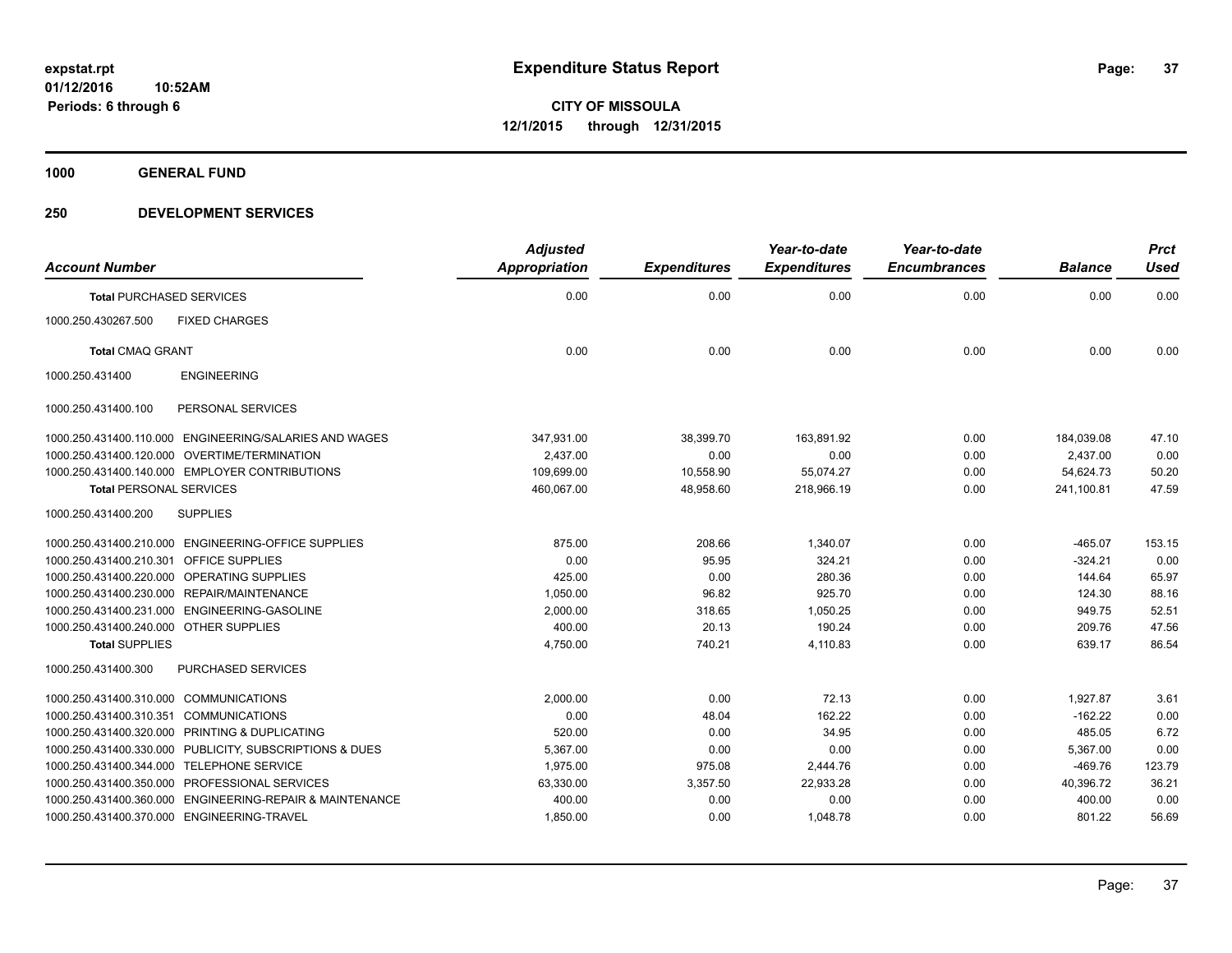**Expenditure Status Report**

**CITY OF MISSOULA**
**12/1/2015 through 12/31/2015**

expstat.rpt
01/12/2016 10:52AM
Periods: 6 through 6

## 1000 GENERAL FUND

## 250 DEVELOPMENT SERVICES

| Account Number | | Adjusted Appropriation | Expenditures | Year-to-date Expenditures | Year-to-date Encumbrances | Balance | Prct Used |
|---|---|---|---|---|---|---|---|
| **Total** PURCHASED SERVICES | | 0.00 | 0.00 | 0.00 | 0.00 | 0.00 | 0.00 |
| 1000.250.430267.500 | FIXED CHARGES | | | | | | |
| **Total** CMAQ GRANT | | 0.00 | 0.00 | 0.00 | 0.00 | 0.00 | 0.00 |
| 1000.250.431400 | ENGINEERING | | | | | | |
| 1000.250.431400.100 | PERSONAL SERVICES | | | | | | |
| 1000.250.431400.110.000 | ENGINEERING/SALARIES AND WAGES | 347,931.00 | 38,399.70 | 163,891.92 | 0.00 | 184,039.08 | 47.10 |
| 1000.250.431400.120.000 | OVERTIME/TERMINATION | 2,437.00 | 0.00 | 0.00 | 0.00 | 2,437.00 | 0.00 |
| 1000.250.431400.140.000 | EMPLOYER CONTRIBUTIONS | 109,699.00 | 10,558.90 | 55,074.27 | 0.00 | 54,624.73 | 50.20 |
| **Total** PERSONAL SERVICES | | 460,067.00 | 48,958.60 | 218,966.19 | 0.00 | 241,100.81 | 47.59 |
| 1000.250.431400.200 | SUPPLIES | | | | | | |
| 1000.250.431400.210.000 | ENGINEERING-OFFICE SUPPLIES | 875.00 | 208.66 | 1,340.07 | 0.00 | -465.07 | 153.15 |
| 1000.250.431400.210.301 | OFFICE SUPPLIES | 0.00 | 95.95 | 324.21 | 0.00 | -324.21 | 0.00 |
| 1000.250.431400.220.000 | OPERATING SUPPLIES | 425.00 | 0.00 | 280.36 | 0.00 | 144.64 | 65.97 |
| 1000.250.431400.230.000 | REPAIR/MAINTENANCE | 1,050.00 | 96.82 | 925.70 | 0.00 | 124.30 | 88.16 |
| 1000.250.431400.231.000 | ENGINEERING-GASOLINE | 2,000.00 | 318.65 | 1,050.25 | 0.00 | 949.75 | 52.51 |
| 1000.250.431400.240.000 | OTHER SUPPLIES | 400.00 | 20.13 | 190.24 | 0.00 | 209.76 | 47.56 |
| **Total** SUPPLIES | | 4,750.00 | 740.21 | 4,110.83 | 0.00 | 639.17 | 86.54 |
| 1000.250.431400.300 | PURCHASED SERVICES | | | | | | |
| 1000.250.431400.310.000 | COMMUNICATIONS | 2,000.00 | 0.00 | 72.13 | 0.00 | 1,927.87 | 3.61 |
| 1000.250.431400.310.351 | COMMUNICATIONS | 0.00 | 48.04 | 162.22 | 0.00 | -162.22 | 0.00 |
| 1000.250.431400.320.000 | PRINTING & DUPLICATING | 520.00 | 0.00 | 34.95 | 0.00 | 485.05 | 6.72 |
| 1000.250.431400.330.000 | PUBLICITY, SUBSCRIPTIONS & DUES | 5,367.00 | 0.00 | 0.00 | 0.00 | 5,367.00 | 0.00 |
| 1000.250.431400.344.000 | TELEPHONE SERVICE | 1,975.00 | 975.08 | 2,444.76 | 0.00 | -469.76 | 123.79 |
| 1000.250.431400.350.000 | PROFESSIONAL SERVICES | 63,330.00 | 3,357.50 | 22,933.28 | 0.00 | 40,396.72 | 36.21 |
| 1000.250.431400.360.000 | ENGINEERING-REPAIR & MAINTENANCE | 400.00 | 0.00 | 0.00 | 0.00 | 400.00 | 0.00 |
| 1000.250.431400.370.000 | ENGINEERING-TRAVEL | 1,850.00 | 0.00 | 1,048.78 | 0.00 | 801.22 | 56.69 |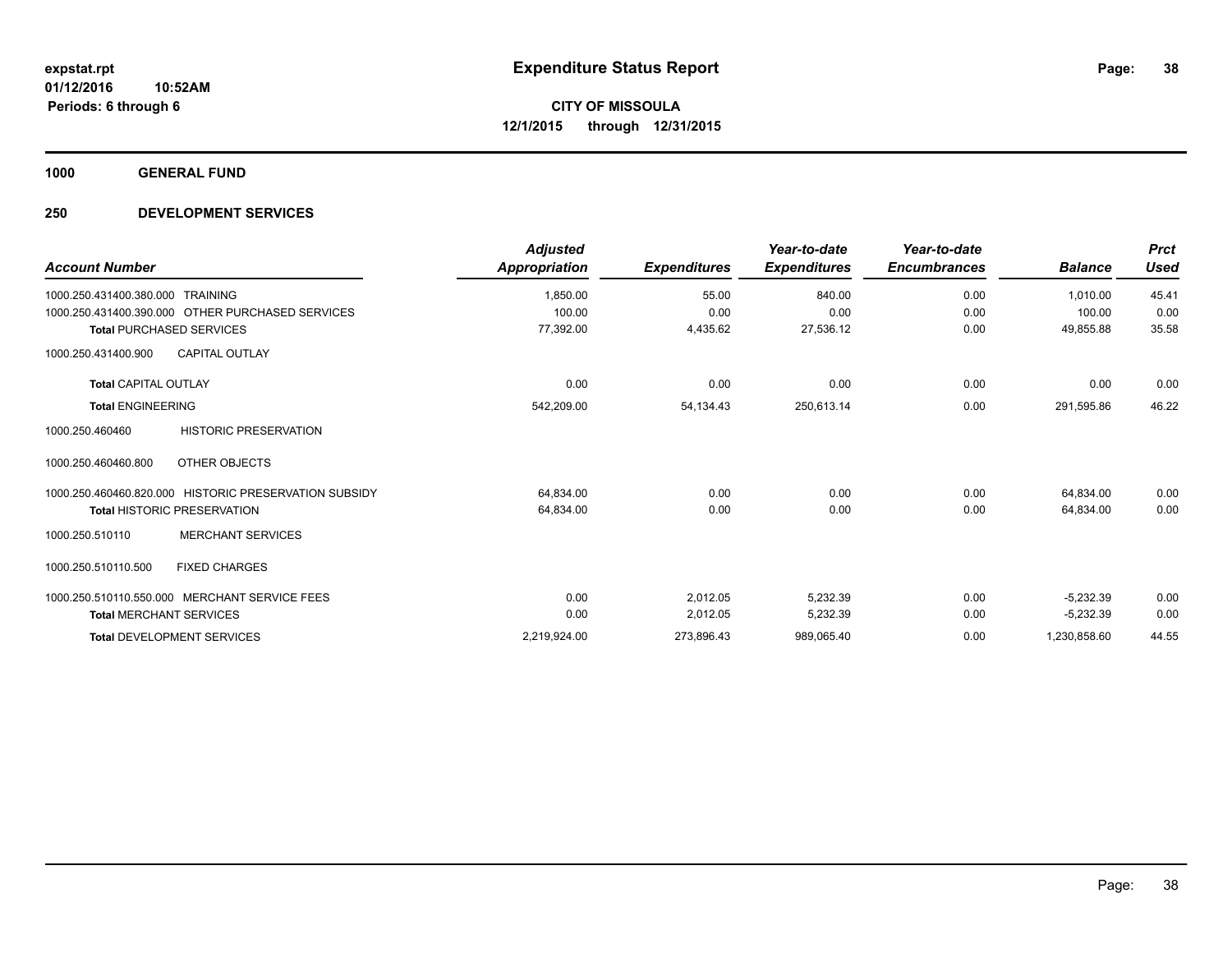**expstat.rpt**
**01/12/2016 10:52AM**
**Periods: 6 through 6**

# Expenditure Status Report

**CITY OF MISSOULA**
**12/1/2015 through 12/31/2015**

## 1000 GENERAL FUND

## 250 DEVELOPMENT SERVICES

| Account Number | Adjusted Appropriation | Expenditures | Year-to-date Expenditures | Year-to-date Encumbrances | Balance | Prct Used |
|---|---|---|---|---|---|---|
| 1000.250.431400.380.000 TRAINING | 1,850.00 | 55.00 | 840.00 | 0.00 | 1,010.00 | 45.41 |
| 1000.250.431400.390.000 OTHER PURCHASED SERVICES | 100.00 | 0.00 | 0.00 | 0.00 | 100.00 | 0.00 |
| **Total** PURCHASED SERVICES | 77,392.00 | 4,435.62 | 27,536.12 | 0.00 | 49,855.88 | 35.58 |
| 1000.250.431400.900 CAPITAL OUTLAY | | | | | | |
| **Total** CAPITAL OUTLAY | 0.00 | 0.00 | 0.00 | 0.00 | 0.00 | 0.00 |
| **Total** ENGINEERING | 542,209.00 | 54,134.43 | 250,613.14 | 0.00 | 291,595.86 | 46.22 |
| 1000.250.460460 HISTORIC PRESERVATION | | | | | | |
| 1000.250.460460.800 OTHER OBJECTS | | | | | | |
| 1000.250.460460.820.000 HISTORIC PRESERVATION SUBSIDY | 64,834.00 | 0.00 | 0.00 | 0.00 | 64,834.00 | 0.00 |
| **Total** HISTORIC PRESERVATION | 64,834.00 | 0.00 | 0.00 | 0.00 | 64,834.00 | 0.00 |
| 1000.250.510110 MERCHANT SERVICES | | | | | | |
| 1000.250.510110.500 FIXED CHARGES | | | | | | |
| 1000.250.510110.550.000 MERCHANT SERVICE FEES | 0.00 | 2,012.05 | 5,232.39 | 0.00 | -5,232.39 | 0.00 |
| **Total** MERCHANT SERVICES | 0.00 | 2,012.05 | 5,232.39 | 0.00 | -5,232.39 | 0.00 |
| **Total** DEVELOPMENT SERVICES | 2,219,924.00 | 273,896.43 | 989,065.40 | 0.00 | 1,230,858.60 | 44.55 |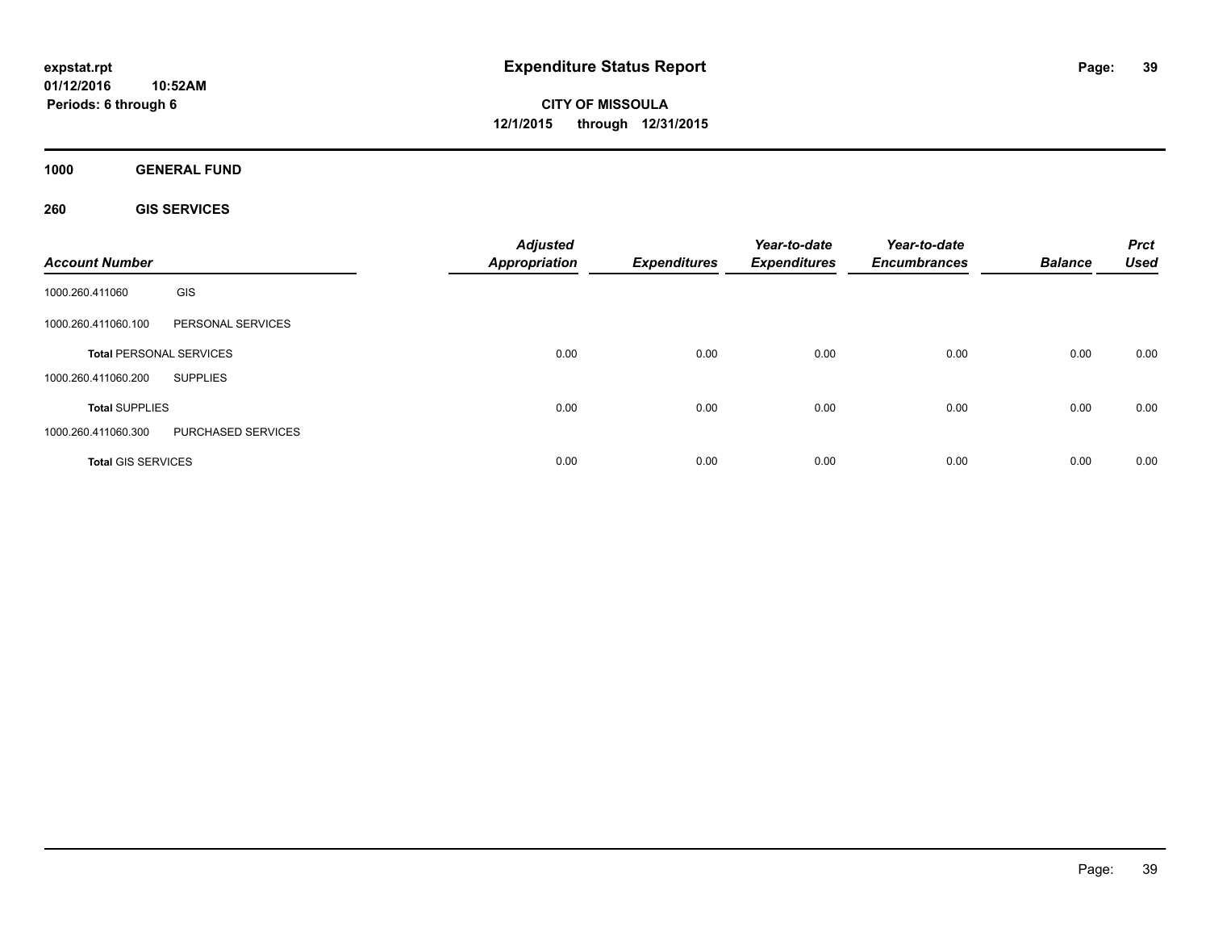**expstat.rpt**
**01/12/2016 10:52AM**
**Periods: 6 through 6**

# Expenditure Status Report

**CITY OF MISSOULA**
**12/1/2015 through 12/31/2015**

**1000 GENERAL FUND**

**260 GIS SERVICES**

| Account Number | | Adjusted Appropriation | Expenditures | Year-to-date Expenditures | Year-to-date Encumbrances | Balance | Prct Used |
|---|---|---|---|---|---|---|---|
| 1000.260.411060 | GIS | | | | | | |
| 1000.260.411060.100 | PERSONAL SERVICES | | | | | | |
| **Total** PERSONAL SERVICES | | 0.00 | 0.00 | 0.00 | 0.00 | 0.00 | 0.00 |
| 1000.260.411060.200 | SUPPLIES | | | | | | |
| **Total** SUPPLIES | | 0.00 | 0.00 | 0.00 | 0.00 | 0.00 | 0.00 |
| 1000.260.411060.300 | PURCHASED SERVICES | | | | | | |
| **Total** GIS SERVICES | | 0.00 | 0.00 | 0.00 | 0.00 | 0.00 | 0.00 |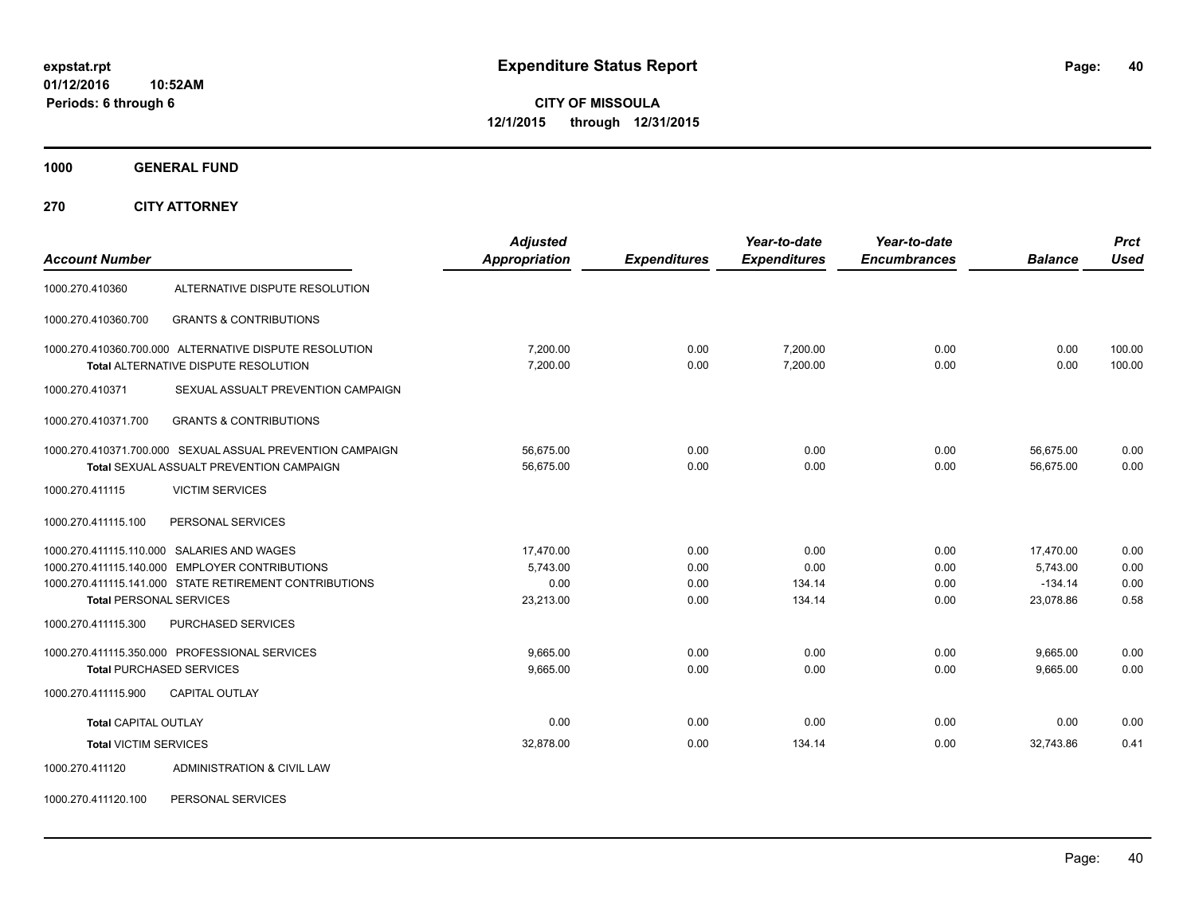**expstat.rpt**
**01/12/2016 10:52AM**
**Periods: 6 through 6**

# Expenditure Status Report

**CITY OF MISSOULA**
**12/1/2015 through 12/31/2015**

## 1000 GENERAL FUND

## 270 CITY ATTORNEY

| Account Number | | Adjusted Appropriation | Expenditures | Year-to-date Expenditures | Year-to-date Encumbrances | Balance | Prct Used |
|---|---|---|---|---|---|---|---|
| 1000.270.410360 | ALTERNATIVE DISPUTE RESOLUTION | | | | | | |
| 1000.270.410360.700 | GRANTS & CONTRIBUTIONS | | | | | | |
| 1000.270.410360.700.000 | ALTERNATIVE DISPUTE RESOLUTION | 7,200.00 | 0.00 | 7,200.00 | 0.00 | 0.00 | 100.00 |
| | Total ALTERNATIVE DISPUTE RESOLUTION | 7,200.00 | 0.00 | 7,200.00 | 0.00 | 0.00 | 100.00 |
| 1000.270.410371 | SEXUAL ASSAULT PREVENTION CAMPAIGN | | | | | | |
| 1000.270.410371.700 | GRANTS & CONTRIBUTIONS | | | | | | |
| 1000.270.410371.700.000 | SEXUAL ASSUAL PREVENTION CAMPAIGN | 56,675.00 | 0.00 | 0.00 | 0.00 | 56,675.00 | 0.00 |
| | Total SEXUAL ASSUALT PREVENTION CAMPAIGN | 56,675.00 | 0.00 | 0.00 | 0.00 | 56,675.00 | 0.00 |
| 1000.270.411115 | VICTIM SERVICES | | | | | | |
| 1000.270.411115.100 | PERSONAL SERVICES | | | | | | |
| 1000.270.411115.110.000 | SALARIES AND WAGES | 17,470.00 | 0.00 | 0.00 | 0.00 | 17,470.00 | 0.00 |
| 1000.270.411115.140.000 | EMPLOYER CONTRIBUTIONS | 5,743.00 | 0.00 | 0.00 | 0.00 | 5,743.00 | 0.00 |
| 1000.270.411115.141.000 | STATE RETIREMENT CONTRIBUTIONS | 0.00 | 0.00 | 134.14 | 0.00 | -134.14 | 0.00 |
| | Total PERSONAL SERVICES | 23,213.00 | 0.00 | 134.14 | 0.00 | 23,078.86 | 0.58 |
| 1000.270.411115.300 | PURCHASED SERVICES | | | | | | |
| 1000.270.411115.350.000 | PROFESSIONAL SERVICES | 9,665.00 | 0.00 | 0.00 | 0.00 | 9,665.00 | 0.00 |
| | Total PURCHASED SERVICES | 9,665.00 | 0.00 | 0.00 | 0.00 | 9,665.00 | 0.00 |
| 1000.270.411115.900 | CAPITAL OUTLAY | | | | | | |
| | Total CAPITAL OUTLAY | 0.00 | 0.00 | 0.00 | 0.00 | 0.00 | 0.00 |
| | Total VICTIM SERVICES | 32,878.00 | 0.00 | 134.14 | 0.00 | 32,743.86 | 0.41 |
| 1000.270.411120 | ADMINISTRATION & CIVIL LAW | | | | | | |
| 1000.270.411120.100 | PERSONAL SERVICES | | | | | | |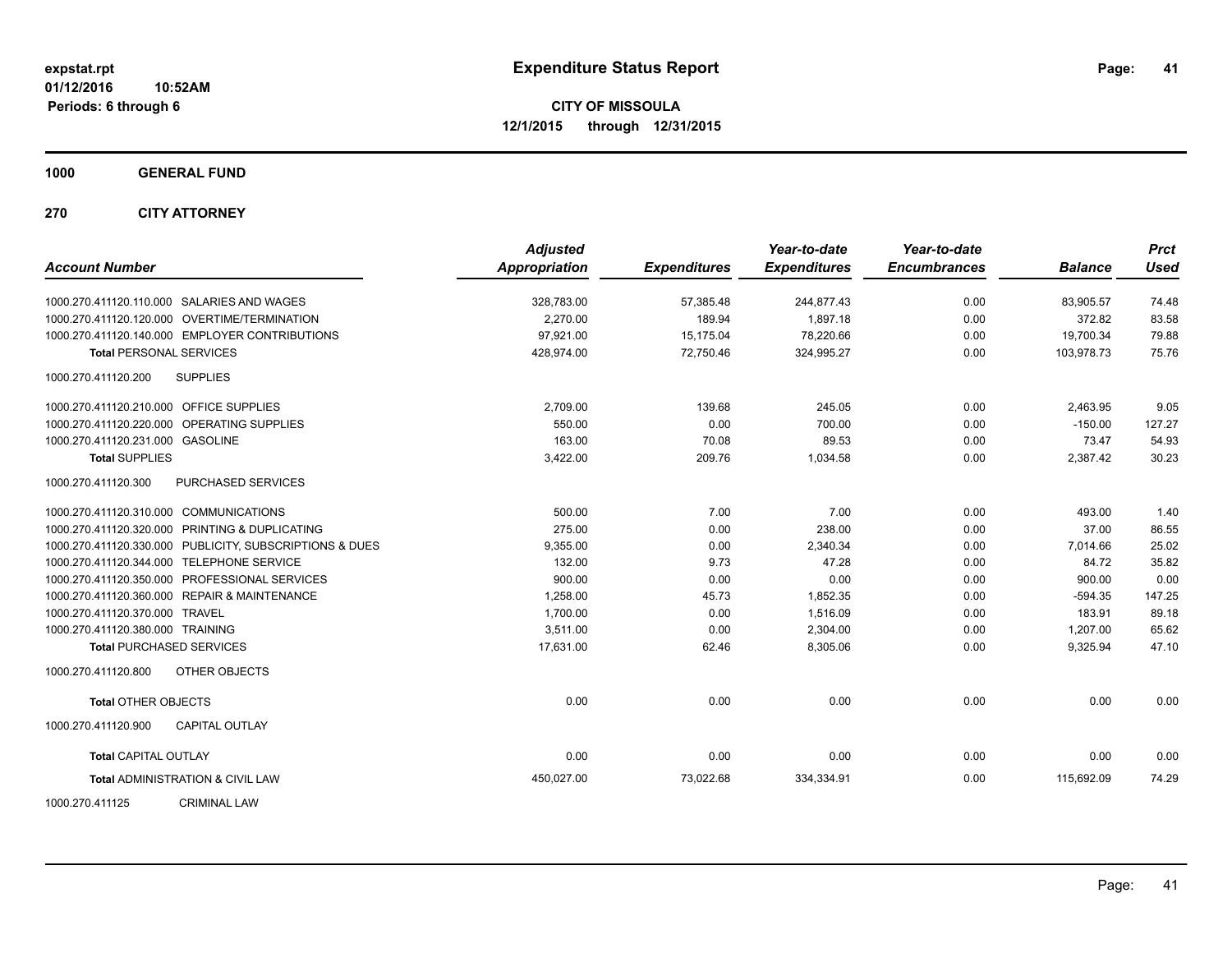**expstat.rpt**
**01/12/2016 10:52AM**
**Periods: 6 through 6**

# Expenditure Status Report

**CITY OF MISSOULA**
**12/1/2015 through 12/31/2015**

**1000 GENERAL FUND**

**270 CITY ATTORNEY**

| Account Number | Adjusted Appropriation | Expenditures | Year-to-date Expenditures | Year-to-date Encumbrances | Balance | Prct Used |
|---|---|---|---|---|---|---|
| 1000.270.411120.110.000 SALARIES AND WAGES | 328,783.00 | 57,385.48 | 244,877.43 | 0.00 | 83,905.57 | 74.48 |
| 1000.270.411120.120.000 OVERTIME/TERMINATION | 2,270.00 | 189.94 | 1,897.18 | 0.00 | 372.82 | 83.58 |
| 1000.270.411120.140.000 EMPLOYER CONTRIBUTIONS | 97,921.00 | 15,175.04 | 78,220.66 | 0.00 | 19,700.34 | 79.88 |
| **Total** PERSONAL SERVICES | 428,974.00 | 72,750.46 | 324,995.27 | 0.00 | 103,978.73 | 75.76 |
| 1000.270.411120.200 SUPPLIES | | | | | | |
| 1000.270.411120.210.000 OFFICE SUPPLIES | 2,709.00 | 139.68 | 245.05 | 0.00 | 2,463.95 | 9.05 |
| 1000.270.411120.220.000 OPERATING SUPPLIES | 550.00 | 0.00 | 700.00 | 0.00 | -150.00 | 127.27 |
| 1000.270.411120.231.000 GASOLINE | 163.00 | 70.08 | 89.53 | 0.00 | 73.47 | 54.93 |
| **Total** SUPPLIES | 3,422.00 | 209.76 | 1,034.58 | 0.00 | 2,387.42 | 30.23 |
| 1000.270.411120.300 PURCHASED SERVICES | | | | | | |
| 1000.270.411120.310.000 COMMUNICATIONS | 500.00 | 7.00 | 7.00 | 0.00 | 493.00 | 1.40 |
| 1000.270.411120.320.000 PRINTING & DUPLICATING | 275.00 | 0.00 | 238.00 | 0.00 | 37.00 | 86.55 |
| 1000.270.411120.330.000 PUBLICITY, SUBSCRIPTIONS & DUES | 9,355.00 | 0.00 | 2,340.34 | 0.00 | 7,014.66 | 25.02 |
| 1000.270.411120.344.000 TELEPHONE SERVICE | 132.00 | 9.73 | 47.28 | 0.00 | 84.72 | 35.82 |
| 1000.270.411120.350.000 PROFESSIONAL SERVICES | 900.00 | 0.00 | 0.00 | 0.00 | 900.00 | 0.00 |
| 1000.270.411120.360.000 REPAIR & MAINTENANCE | 1,258.00 | 45.73 | 1,852.35 | 0.00 | -594.35 | 147.25 |
| 1000.270.411120.370.000 TRAVEL | 1,700.00 | 0.00 | 1,516.09 | 0.00 | 183.91 | 89.18 |
| 1000.270.411120.380.000 TRAINING | 3,511.00 | 0.00 | 2,304.00 | 0.00 | 1,207.00 | 65.62 |
| **Total** PURCHASED SERVICES | 17,631.00 | 62.46 | 8,305.06 | 0.00 | 9,325.94 | 47.10 |
| 1000.270.411120.800 OTHER OBJECTS | | | | | | |
| **Total** OTHER OBJECTS | 0.00 | 0.00 | 0.00 | 0.00 | 0.00 | 0.00 |
| 1000.270.411120.900 CAPITAL OUTLAY | | | | | | |
| **Total** CAPITAL OUTLAY | 0.00 | 0.00 | 0.00 | 0.00 | 0.00 | 0.00 |
| **Total** ADMINISTRATION & CIVIL LAW | 450,027.00 | 73,022.68 | 334,334.91 | 0.00 | 115,692.09 | 74.29 |

1000.270.411125 CRIMINAL LAW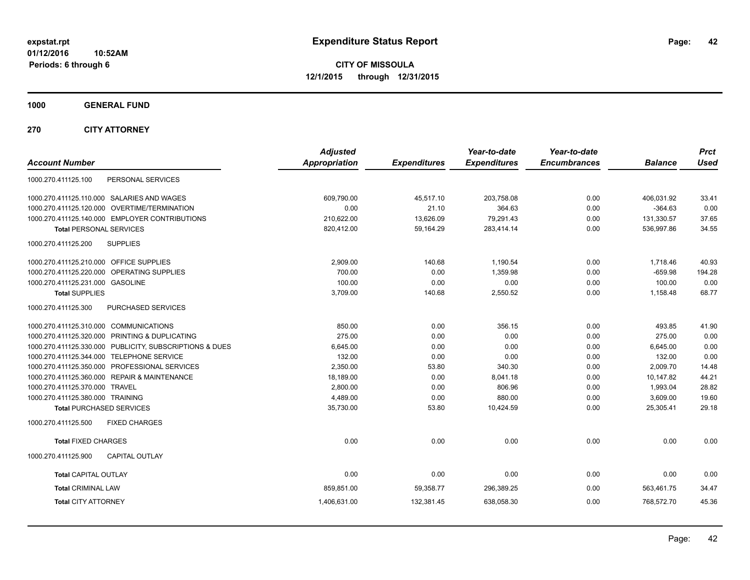expstat.rpt
01/12/2016 10:52AM
Periods: 6 through 6

# Expenditure Status Report

**CITY OF MISSOULA**
**12/1/2015 through 12/31/2015**

## 1000 GENERAL FUND

## 270 CITY ATTORNEY

| Account Number | Adjusted Appropriation | Expenditures | Year-to-date Expenditures | Year-to-date Encumbrances | Balance | Prct Used |
|---|---|---|---|---|---|---|
| 1000.270.411125.100 PERSONAL SERVICES | | | | | | |
| 1000.270.411125.110.000 SALARIES AND WAGES | 609,790.00 | 45,517.10 | 203,758.08 | 0.00 | 406,031.92 | 33.41 |
| 1000.270.411125.120.000 OVERTIME/TERMINATION | 0.00 | 21.10 | 364.63 | 0.00 | -364.63 | 0.00 |
| 1000.270.411125.140.000 EMPLOYER CONTRIBUTIONS | 210,622.00 | 13,626.09 | 79,291.43 | 0.00 | 131,330.57 | 37.65 |
| **Total** PERSONAL SERVICES | 820,412.00 | 59,164.29 | 283,414.14 | 0.00 | 536,997.86 | 34.55 |
| 1000.270.411125.200 SUPPLIES | | | | | | |
| 1000.270.411125.210.000 OFFICE SUPPLIES | 2,909.00 | 140.68 | 1,190.54 | 0.00 | 1,718.46 | 40.93 |
| 1000.270.411125.220.000 OPERATING SUPPLIES | 700.00 | 0.00 | 1,359.98 | 0.00 | -659.98 | 194.28 |
| 1000.270.411125.231.000 GASOLINE | 100.00 | 0.00 | 0.00 | 0.00 | 100.00 | 0.00 |
| **Total** SUPPLIES | 3,709.00 | 140.68 | 2,550.52 | 0.00 | 1,158.48 | 68.77 |
| 1000.270.411125.300 PURCHASED SERVICES | | | | | | |
| 1000.270.411125.310.000 COMMUNICATIONS | 850.00 | 0.00 | 356.15 | 0.00 | 493.85 | 41.90 |
| 1000.270.411125.320.000 PRINTING & DUPLICATING | 275.00 | 0.00 | 0.00 | 0.00 | 275.00 | 0.00 |
| 1000.270.411125.330.000 PUBLICITY, SUBSCRIPTIONS & DUES | 6,645.00 | 0.00 | 0.00 | 0.00 | 6,645.00 | 0.00 |
| 1000.270.411125.344.000 TELEPHONE SERVICE | 132.00 | 0.00 | 0.00 | 0.00 | 132.00 | 0.00 |
| 1000.270.411125.350.000 PROFESSIONAL SERVICES | 2,350.00 | 53.80 | 340.30 | 0.00 | 2,009.70 | 14.48 |
| 1000.270.411125.360.000 REPAIR & MAINTENANCE | 18,189.00 | 0.00 | 8,041.18 | 0.00 | 10,147.82 | 44.21 |
| 1000.270.411125.370.000 TRAVEL | 2,800.00 | 0.00 | 806.96 | 0.00 | 1,993.04 | 28.82 |
| 1000.270.411125.380.000 TRAINING | 4,489.00 | 0.00 | 880.00 | 0.00 | 3,609.00 | 19.60 |
| **Total** PURCHASED SERVICES | 35,730.00 | 53.80 | 10,424.59 | 0.00 | 25,305.41 | 29.18 |
| 1000.270.411125.500 FIXED CHARGES | | | | | | |
| **Total** FIXED CHARGES | 0.00 | 0.00 | 0.00 | 0.00 | 0.00 | 0.00 |
| 1000.270.411125.900 CAPITAL OUTLAY | | | | | | |
| **Total** CAPITAL OUTLAY | 0.00 | 0.00 | 0.00 | 0.00 | 0.00 | 0.00 |
| **Total** CRIMINAL LAW | 859,851.00 | 59,358.77 | 296,389.25 | 0.00 | 563,461.75 | 34.47 |
| **Total** CITY ATTORNEY | 1,406,631.00 | 132,381.45 | 638,058.30 | 0.00 | 768,572.70 | 45.36 |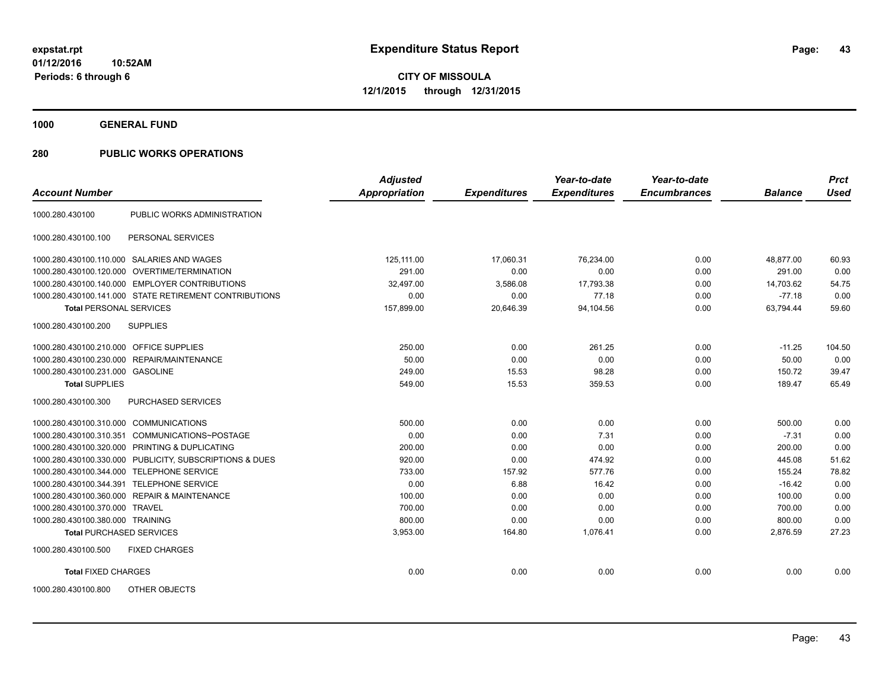# Expenditure Status Report

**CITY OF MISSOULA**
**12/1/2015 through 12/31/2015**

expstat.rpt
01/12/2016 10:52AM
Periods: 6 through 6

**1000 GENERAL FUND**

**280 PUBLIC WORKS OPERATIONS**

| Account Number | | Adjusted Appropriation | Expenditures | Year-to-date Expenditures | Year-to-date Encumbrances | Balance | Prct Used |
|---|---|---|---|---|---|---|---|
| 1000.280.430100 | PUBLIC WORKS ADMINISTRATION | | | | | | |
| 1000.280.430100.100 | PERSONAL SERVICES | | | | | | |
| 1000.280.430100.110.000 | SALARIES AND WAGES | 125,111.00 | 17,060.31 | 76,234.00 | 0.00 | 48,877.00 | 60.93 |
| 1000.280.430100.120.000 | OVERTIME/TERMINATION | 291.00 | 0.00 | 0.00 | 0.00 | 291.00 | 0.00 |
| 1000.280.430100.140.000 | EMPLOYER CONTRIBUTIONS | 32,497.00 | 3,586.08 | 17,793.38 | 0.00 | 14,703.62 | 54.75 |
| 1000.280.430100.141.000 | STATE RETIREMENT CONTRIBUTIONS | 0.00 | 0.00 | 77.18 | 0.00 | -77.18 | 0.00 |
| **Total** PERSONAL SERVICES | | 157,899.00 | 20,646.39 | 94,104.56 | 0.00 | 63,794.44 | 59.60 |
| 1000.280.430100.200 | SUPPLIES | | | | | | |
| 1000.280.430100.210.000 | OFFICE SUPPLIES | 250.00 | 0.00 | 261.25 | 0.00 | -11.25 | 104.50 |
| 1000.280.430100.230.000 | REPAIR/MAINTENANCE | 50.00 | 0.00 | 0.00 | 0.00 | 50.00 | 0.00 |
| 1000.280.430100.231.000 | GASOLINE | 249.00 | 15.53 | 98.28 | 0.00 | 150.72 | 39.47 |
| **Total** SUPPLIES | | 549.00 | 15.53 | 359.53 | 0.00 | 189.47 | 65.49 |
| 1000.280.430100.300 | PURCHASED SERVICES | | | | | | |
| 1000.280.430100.310.000 | COMMUNICATIONS | 500.00 | 0.00 | 0.00 | 0.00 | 500.00 | 0.00 |
| 1000.280.430100.310.351 | COMMUNICATIONS~POSTAGE | 0.00 | 0.00 | 7.31 | 0.00 | -7.31 | 0.00 |
| 1000.280.430100.320.000 | PRINTING & DUPLICATING | 200.00 | 0.00 | 0.00 | 0.00 | 200.00 | 0.00 |
| 1000.280.430100.330.000 | PUBLICITY, SUBSCRIPTIONS & DUES | 920.00 | 0.00 | 474.92 | 0.00 | 445.08 | 51.62 |
| 1000.280.430100.344.000 | TELEPHONE SERVICE | 733.00 | 157.92 | 577.76 | 0.00 | 155.24 | 78.82 |
| 1000.280.430100.344.391 | TELEPHONE SERVICE | 0.00 | 6.88 | 16.42 | 0.00 | -16.42 | 0.00 |
| 1000.280.430100.360.000 | REPAIR & MAINTENANCE | 100.00 | 0.00 | 0.00 | 0.00 | 100.00 | 0.00 |
| 1000.280.430100.370.000 | TRAVEL | 700.00 | 0.00 | 0.00 | 0.00 | 700.00 | 0.00 |
| 1000.280.430100.380.000 | TRAINING | 800.00 | 0.00 | 0.00 | 0.00 | 800.00 | 0.00 |
| **Total** PURCHASED SERVICES | | 3,953.00 | 164.80 | 1,076.41 | 0.00 | 2,876.59 | 27.23 |
| 1000.280.430100.500 | FIXED CHARGES | | | | | | |
| **Total** FIXED CHARGES | | 0.00 | 0.00 | 0.00 | 0.00 | 0.00 | 0.00 |
| 1000.280.430100.800 | OTHER OBJECTS | | | | | | |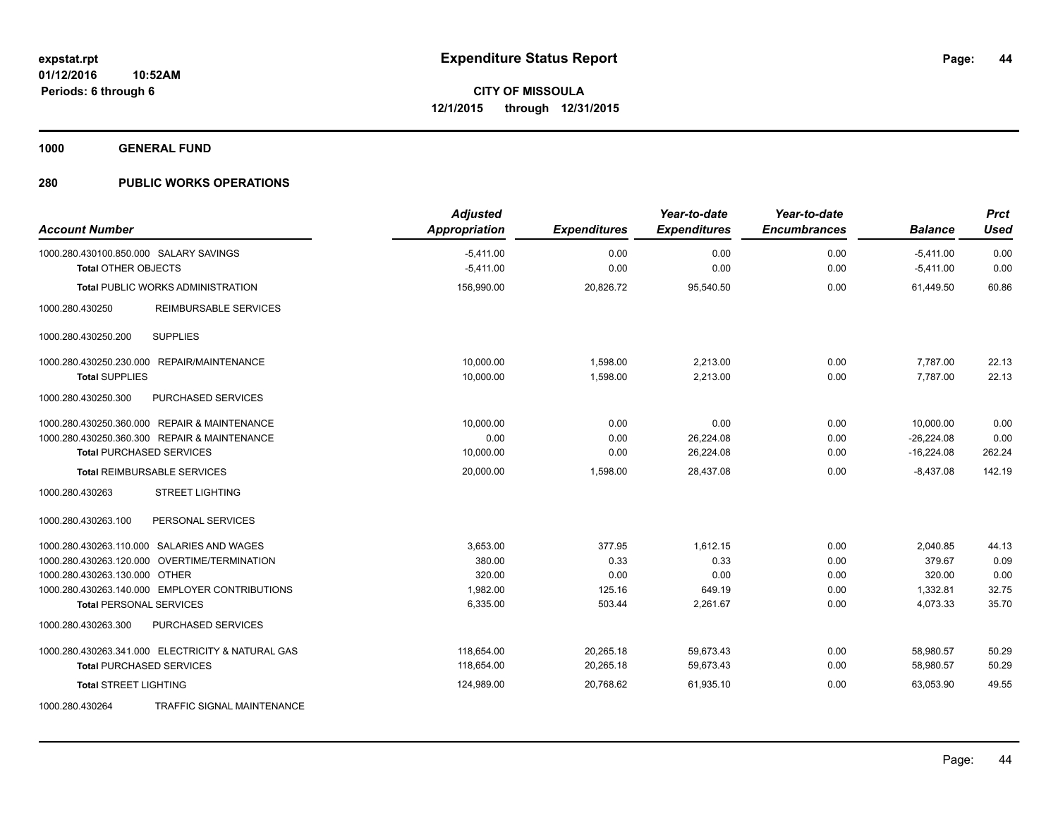**expstat.rpt**
**01/12/2016 10:52AM**
**Periods: 6 through 6**

# Expenditure Status Report

**CITY OF MISSOULA**
**12/1/2015 through 12/31/2015**

## 1000 GENERAL FUND

## 280 PUBLIC WORKS OPERATIONS

| Account Number | Adjusted Appropriation | Expenditures | Year-to-date Expenditures | Year-to-date Encumbrances | Balance | Prct Used |
|---|---|---|---|---|---|---|
| 1000.280.430100.850.000 SALARY SAVINGS | -5,411.00 | 0.00 | 0.00 | 0.00 | -5,411.00 | 0.00 |
| **Total** OTHER OBJECTS | -5,411.00 | 0.00 | 0.00 | 0.00 | -5,411.00 | 0.00 |
| **Total** PUBLIC WORKS ADMINISTRATION | 156,990.00 | 20,826.72 | 95,540.50 | 0.00 | 61,449.50 | 60.86 |
| 1000.280.430250 REIMBURSABLE SERVICES | | | | | | |
| 1000.280.430250.200 SUPPLIES | | | | | | |
| 1000.280.430250.230.000 REPAIR/MAINTENANCE | 10,000.00 | 1,598.00 | 2,213.00 | 0.00 | 7,787.00 | 22.13 |
| **Total** SUPPLIES | 10,000.00 | 1,598.00 | 2,213.00 | 0.00 | 7,787.00 | 22.13 |
| 1000.280.430250.300 PURCHASED SERVICES | | | | | | |
| 1000.280.430250.360.000 REPAIR & MAINTENANCE | 10,000.00 | 0.00 | 0.00 | 0.00 | 10,000.00 | 0.00 |
| 1000.280.430250.360.300 REPAIR & MAINTENANCE | 0.00 | 0.00 | 26,224.08 | 0.00 | -26,224.08 | 0.00 |
| **Total** PURCHASED SERVICES | 10,000.00 | 0.00 | 26,224.08 | 0.00 | -16,224.08 | 262.24 |
| **Total** REIMBURSABLE SERVICES | 20,000.00 | 1,598.00 | 28,437.08 | 0.00 | -8,437.08 | 142.19 |
| 1000.280.430263 STREET LIGHTING | | | | | | |
| 1000.280.430263.100 PERSONAL SERVICES | | | | | | |
| 1000.280.430263.110.000 SALARIES AND WAGES | 3,653.00 | 377.95 | 1,612.15 | 0.00 | 2,040.85 | 44.13 |
| 1000.280.430263.120.000 OVERTIME/TERMINATION | 380.00 | 0.33 | 0.33 | 0.00 | 379.67 | 0.09 |
| 1000.280.430263.130.000 OTHER | 320.00 | 0.00 | 0.00 | 0.00 | 320.00 | 0.00 |
| 1000.280.430263.140.000 EMPLOYER CONTRIBUTIONS | 1,982.00 | 125.16 | 649.19 | 0.00 | 1,332.81 | 32.75 |
| **Total** PERSONAL SERVICES | 6,335.00 | 503.44 | 2,261.67 | 0.00 | 4,073.33 | 35.70 |
| 1000.280.430263.300 PURCHASED SERVICES | | | | | | |
| 1000.280.430263.341.000 ELECTRICITY & NATURAL GAS | 118,654.00 | 20,265.18 | 59,673.43 | 0.00 | 58,980.57 | 50.29 |
| **Total** PURCHASED SERVICES | 118,654.00 | 20,265.18 | 59,673.43 | 0.00 | 58,980.57 | 50.29 |
| **Total** STREET LIGHTING | 124,989.00 | 20,768.62 | 61,935.10 | 0.00 | 63,053.90 | 49.55 |
| 1000.280.430264 TRAFFIC SIGNAL MAINTENANCE | | | | | | |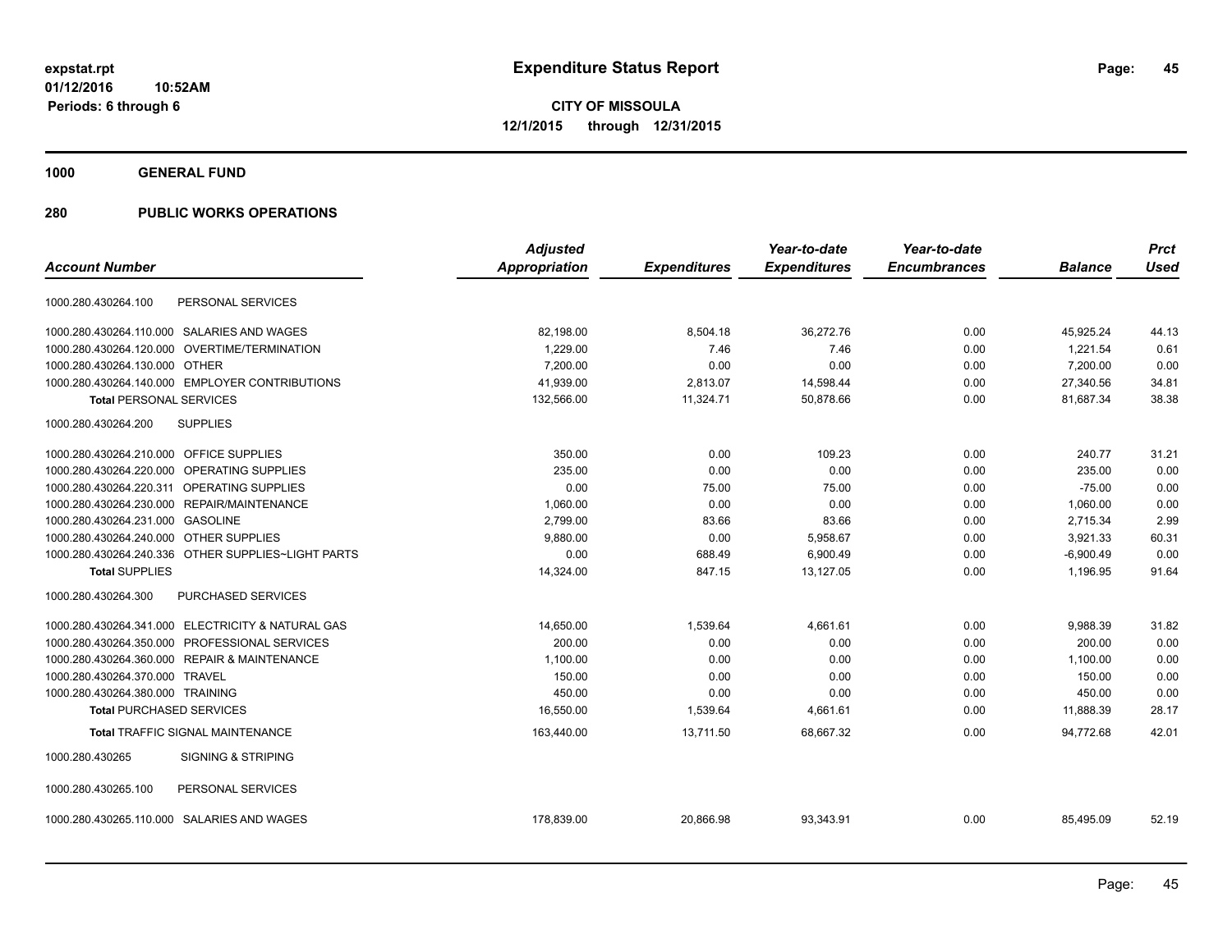**expstat.rpt**
**01/12/2016 10:52AM**
**Periods: 6 through 6**

# Expenditure Status Report

**CITY OF MISSOULA**
**12/1/2015 through 12/31/2015**

## 1000 GENERAL FUND

## 280 PUBLIC WORKS OPERATIONS

| Account Number | | Adjusted Appropriation | Expenditures | Year-to-date Expenditures | Year-to-date Encumbrances | Balance | Prct Used |
|---|---|---|---|---|---|---|---|
| 1000.280.430264.100 | PERSONAL SERVICES | | | | | | |
| 1000.280.430264.110.000 | SALARIES AND WAGES | 82,198.00 | 8,504.18 | 36,272.76 | 0.00 | 45,925.24 | 44.13 |
| 1000.280.430264.120.000 | OVERTIME/TERMINATION | 1,229.00 | 7.46 | 7.46 | 0.00 | 1,221.54 | 0.61 |
| 1000.280.430264.130.000 | OTHER | 7,200.00 | 0.00 | 0.00 | 0.00 | 7,200.00 | 0.00 |
| 1000.280.430264.140.000 | EMPLOYER CONTRIBUTIONS | 41,939.00 | 2,813.07 | 14,598.44 | 0.00 | 27,340.56 | 34.81 |
| **Total** PERSONAL SERVICES | | 132,566.00 | 11,324.71 | 50,878.66 | 0.00 | 81,687.34 | 38.38 |
| 1000.280.430264.200 | SUPPLIES | | | | | | |
| 1000.280.430264.210.000 | OFFICE SUPPLIES | 350.00 | 0.00 | 109.23 | 0.00 | 240.77 | 31.21 |
| 1000.280.430264.220.000 | OPERATING SUPPLIES | 235.00 | 0.00 | 0.00 | 0.00 | 235.00 | 0.00 |
| 1000.280.430264.220.311 | OPERATING SUPPLIES | 0.00 | 75.00 | 75.00 | 0.00 | -75.00 | 0.00 |
| 1000.280.430264.230.000 | REPAIR/MAINTENANCE | 1,060.00 | 0.00 | 0.00 | 0.00 | 1,060.00 | 0.00 |
| 1000.280.430264.231.000 | GASOLINE | 2,799.00 | 83.66 | 83.66 | 0.00 | 2,715.34 | 2.99 |
| 1000.280.430264.240.000 | OTHER SUPPLIES | 9,880.00 | 0.00 | 5,958.67 | 0.00 | 3,921.33 | 60.31 |
| 1000.280.430264.240.336 | OTHER SUPPLIES~LIGHT PARTS | 0.00 | 688.49 | 6,900.49 | 0.00 | -6,900.49 | 0.00 |
| **Total** SUPPLIES | | 14,324.00 | 847.15 | 13,127.05 | 0.00 | 1,196.95 | 91.64 |
| 1000.280.430264.300 | PURCHASED SERVICES | | | | | | |
| 1000.280.430264.341.000 | ELECTRICITY & NATURAL GAS | 14,650.00 | 1,539.64 | 4,661.61 | 0.00 | 9,988.39 | 31.82 |
| 1000.280.430264.350.000 | PROFESSIONAL SERVICES | 200.00 | 0.00 | 0.00 | 0.00 | 200.00 | 0.00 |
| 1000.280.430264.360.000 | REPAIR & MAINTENANCE | 1,100.00 | 0.00 | 0.00 | 0.00 | 1,100.00 | 0.00 |
| 1000.280.430264.370.000 | TRAVEL | 150.00 | 0.00 | 0.00 | 0.00 | 150.00 | 0.00 |
| 1000.280.430264.380.000 | TRAINING | 450.00 | 0.00 | 0.00 | 0.00 | 450.00 | 0.00 |
| **Total** PURCHASED SERVICES | | 16,550.00 | 1,539.64 | 4,661.61 | 0.00 | 11,888.39 | 28.17 |
| **Total** TRAFFIC SIGNAL MAINTENANCE | | 163,440.00 | 13,711.50 | 68,667.32 | 0.00 | 94,772.68 | 42.01 |
| 1000.280.430265 | SIGNING & STRIPING | | | | | | |
| 1000.280.430265.100 | PERSONAL SERVICES | | | | | | |
| 1000.280.430265.110.000 | SALARIES AND WAGES | 178,839.00 | 20,866.98 | 93,343.91 | 0.00 | 85,495.09 | 52.19 |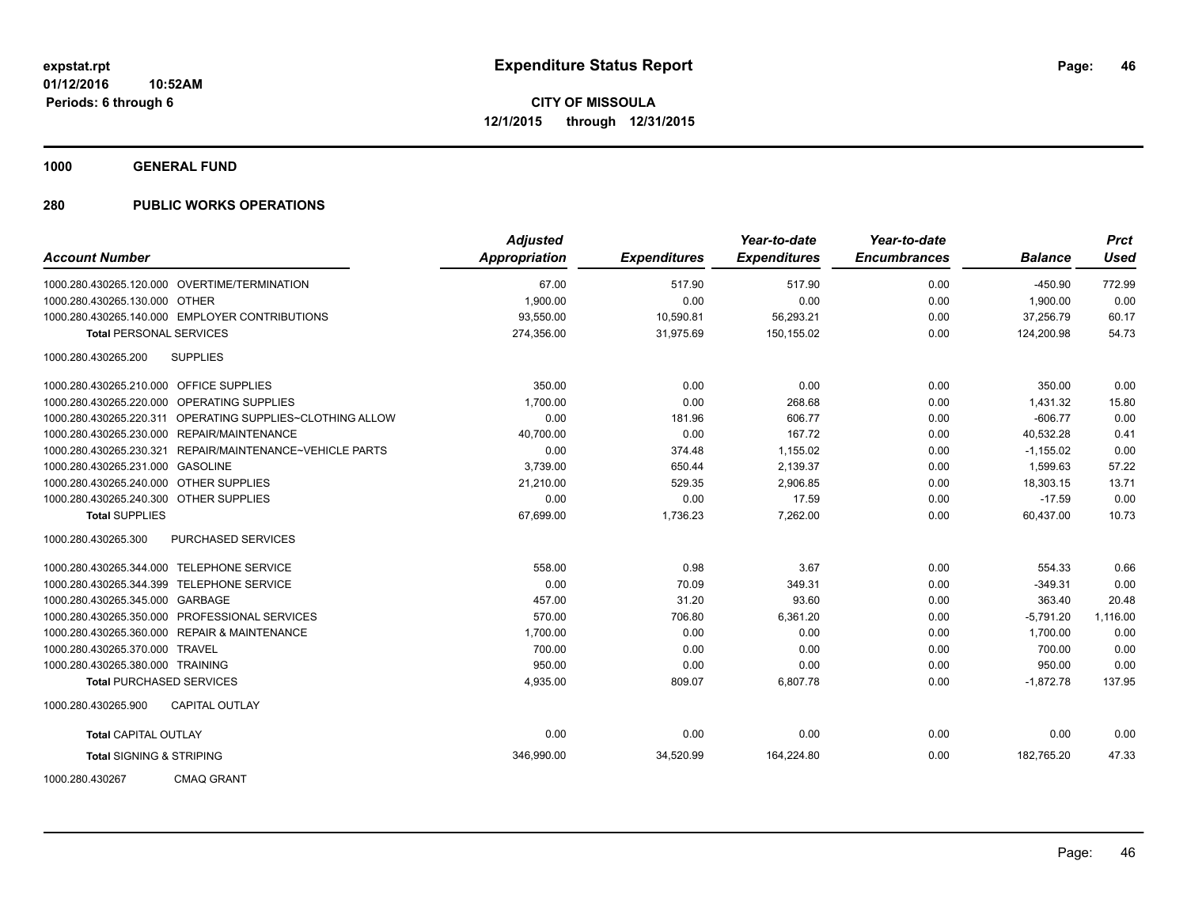# Expenditure Status Report

**CITY OF MISSOULA**
**12/1/2015 through 12/31/2015**

expstat.rpt
01/12/2016 10:52AM
Periods: 6 through 6

## 1000 GENERAL FUND

## 280 PUBLIC WORKS OPERATIONS

| Account Number | | Adjusted Appropriation | Expenditures | Year-to-date Expenditures | Year-to-date Encumbrances | Balance | Prct Used |
|---|---|---|---|---|---|---|---|
| 1000.280.430265.120.000 | OVERTIME/TERMINATION | 67.00 | 517.90 | 517.90 | 0.00 | -450.90 | 772.99 |
| 1000.280.430265.130.000 | OTHER | 1,900.00 | 0.00 | 0.00 | 0.00 | 1,900.00 | 0.00 |
| 1000.280.430265.140.000 | EMPLOYER CONTRIBUTIONS | 93,550.00 | 10,590.81 | 56,293.21 | 0.00 | 37,256.79 | 60.17 |
| **Total** PERSONAL SERVICES | | 274,356.00 | 31,975.69 | 150,155.02 | 0.00 | 124,200.98 | 54.73 |
| 1000.280.430265.200 | SUPPLIES | | | | | | |
| 1000.280.430265.210.000 | OFFICE SUPPLIES | 350.00 | 0.00 | 0.00 | 0.00 | 350.00 | 0.00 |
| 1000.280.430265.220.000 | OPERATING SUPPLIES | 1,700.00 | 0.00 | 268.68 | 0.00 | 1,431.32 | 15.80 |
| 1000.280.430265.220.311 | OPERATING SUPPLIES~CLOTHING ALLOW | 0.00 | 181.96 | 606.77 | 0.00 | -606.77 | 0.00 |
| 1000.280.430265.230.000 | REPAIR/MAINTENANCE | 40,700.00 | 0.00 | 167.72 | 0.00 | 40,532.28 | 0.41 |
| 1000.280.430265.230.321 | REPAIR/MAINTENANCE~VEHICLE PARTS | 0.00 | 374.48 | 1,155.02 | 0.00 | -1,155.02 | 0.00 |
| 1000.280.430265.231.000 | GASOLINE | 3,739.00 | 650.44 | 2,139.37 | 0.00 | 1,599.63 | 57.22 |
| 1000.280.430265.240.000 | OTHER SUPPLIES | 21,210.00 | 529.35 | 2,906.85 | 0.00 | 18,303.15 | 13.71 |
| 1000.280.430265.240.300 | OTHER SUPPLIES | 0.00 | 0.00 | 17.59 | 0.00 | -17.59 | 0.00 |
| **Total** SUPPLIES | | 67,699.00 | 1,736.23 | 7,262.00 | 0.00 | 60,437.00 | 10.73 |
| 1000.280.430265.300 | PURCHASED SERVICES | | | | | | |
| 1000.280.430265.344.000 | TELEPHONE SERVICE | 558.00 | 0.98 | 3.67 | 0.00 | 554.33 | 0.66 |
| 1000.280.430265.344.399 | TELEPHONE SERVICE | 0.00 | 70.09 | 349.31 | 0.00 | -349.31 | 0.00 |
| 1000.280.430265.345.000 | GARBAGE | 457.00 | 31.20 | 93.60 | 0.00 | 363.40 | 20.48 |
| 1000.280.430265.350.000 | PROFESSIONAL SERVICES | 570.00 | 706.80 | 6,361.20 | 0.00 | -5,791.20 | 1,116.00 |
| 1000.280.430265.360.000 | REPAIR & MAINTENANCE | 1,700.00 | 0.00 | 0.00 | 0.00 | 1,700.00 | 0.00 |
| 1000.280.430265.370.000 | TRAVEL | 700.00 | 0.00 | 0.00 | 0.00 | 700.00 | 0.00 |
| 1000.280.430265.380.000 | TRAINING | 950.00 | 0.00 | 0.00 | 0.00 | 950.00 | 0.00 |
| **Total** PURCHASED SERVICES | | 4,935.00 | 809.07 | 6,807.78 | 0.00 | -1,872.78 | 137.95 |
| 1000.280.430265.900 | CAPITAL OUTLAY | | | | | | |
| **Total** CAPITAL OUTLAY | | 0.00 | 0.00 | 0.00 | 0.00 | 0.00 | 0.00 |
| **Total** SIGNING & STRIPING | | 346,990.00 | 34,520.99 | 164,224.80 | 0.00 | 182,765.20 | 47.33 |
| 1000.280.430267 | CMAQ GRANT | | | | | | |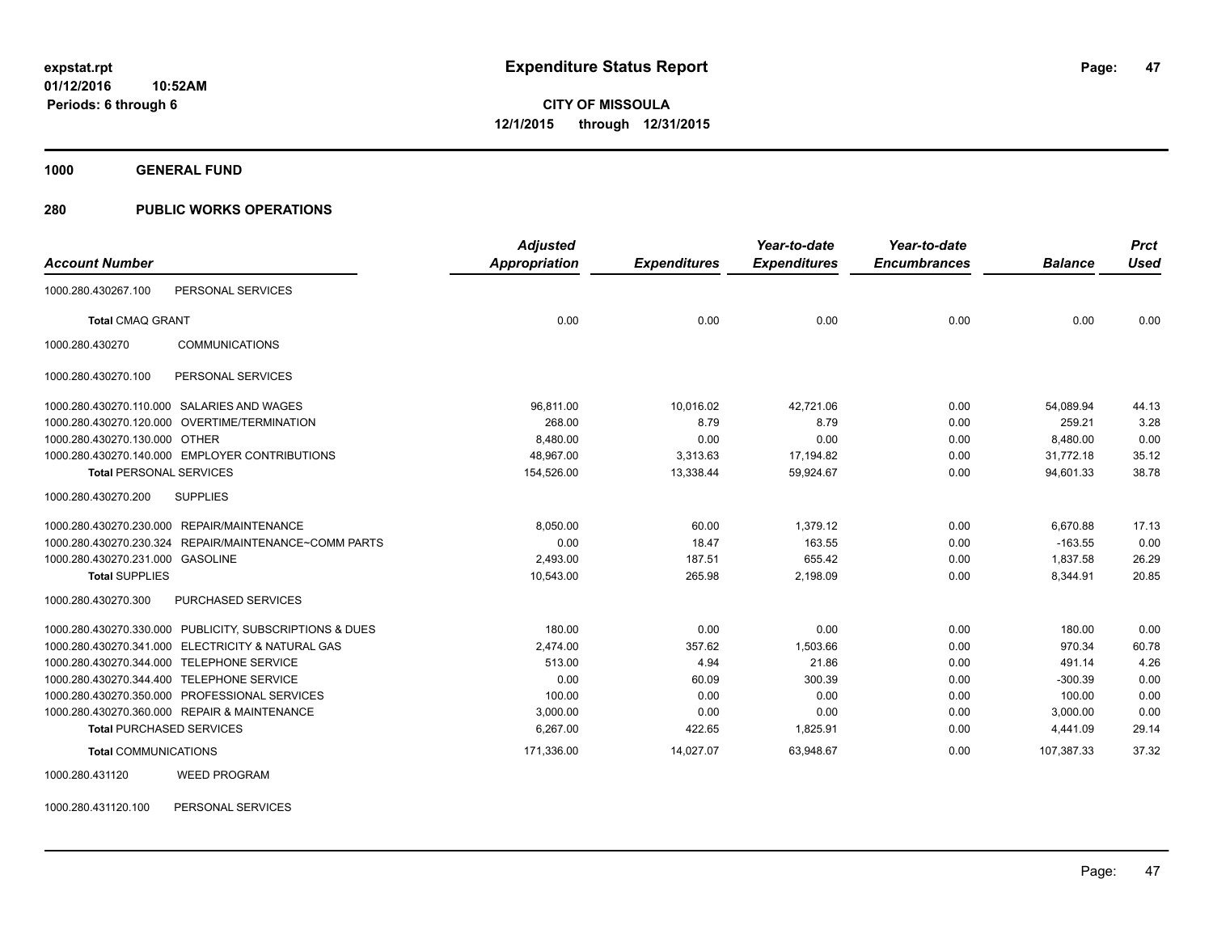**expstat.rpt**
**01/12/2016 10:52AM**
**Periods: 6 through 6**

# Expenditure Status Report

**CITY OF MISSOULA**
**12/1/2015 through 12/31/2015**

## 1000 GENERAL FUND

## 280 PUBLIC WORKS OPERATIONS

| Account Number | | Adjusted Appropriation | Expenditures | Year-to-date Expenditures | Year-to-date Encumbrances | Balance | Prct Used |
|---|---|---|---|---|---|---|---|
| 1000.280.430267.100 | PERSONAL SERVICES | | | | | | |
| **Total** CMAQ GRANT | | 0.00 | 0.00 | 0.00 | 0.00 | 0.00 | 0.00 |
| 1000.280.430270 | COMMUNICATIONS | | | | | | |
| 1000.280.430270.100 | PERSONAL SERVICES | | | | | | |
| 1000.280.430270.110.000 | SALARIES AND WAGES | 96,811.00 | 10,016.02 | 42,721.06 | 0.00 | 54,089.94 | 44.13 |
| 1000.280.430270.120.000 | OVERTIME/TERMINATION | 268.00 | 8.79 | 8.79 | 0.00 | 259.21 | 3.28 |
| 1000.280.430270.130.000 | OTHER | 8,480.00 | 0.00 | 0.00 | 0.00 | 8,480.00 | 0.00 |
| 1000.280.430270.140.000 | EMPLOYER CONTRIBUTIONS | 48,967.00 | 3,313.63 | 17,194.82 | 0.00 | 31,772.18 | 35.12 |
| **Total** PERSONAL SERVICES | | 154,526.00 | 13,338.44 | 59,924.67 | 0.00 | 94,601.33 | 38.78 |
| 1000.280.430270.200 | SUPPLIES | | | | | | |
| 1000.280.430270.230.000 | REPAIR/MAINTENANCE | 8,050.00 | 60.00 | 1,379.12 | 0.00 | 6,670.88 | 17.13 |
| 1000.280.430270.230.324 | REPAIR/MAINTENANCE~COMM PARTS | 0.00 | 18.47 | 163.55 | 0.00 | -163.55 | 0.00 |
| 1000.280.430270.231.000 | GASOLINE | 2,493.00 | 187.51 | 655.42 | 0.00 | 1,837.58 | 26.29 |
| **Total** SUPPLIES | | 10,543.00 | 265.98 | 2,198.09 | 0.00 | 8,344.91 | 20.85 |
| 1000.280.430270.300 | PURCHASED SERVICES | | | | | | |
| 1000.280.430270.330.000 | PUBLICITY, SUBSCRIPTIONS & DUES | 180.00 | 0.00 | 0.00 | 0.00 | 180.00 | 0.00 |
| 1000.280.430270.341.000 | ELECTRICITY & NATURAL GAS | 2,474.00 | 357.62 | 1,503.66 | 0.00 | 970.34 | 60.78 |
| 1000.280.430270.344.000 | TELEPHONE SERVICE | 513.00 | 4.94 | 21.86 | 0.00 | 491.14 | 4.26 |
| 1000.280.430270.344.400 | TELEPHONE SERVICE | 0.00 | 60.09 | 300.39 | 0.00 | -300.39 | 0.00 |
| 1000.280.430270.350.000 | PROFESSIONAL SERVICES | 100.00 | 0.00 | 0.00 | 0.00 | 100.00 | 0.00 |
| 1000.280.430270.360.000 | REPAIR & MAINTENANCE | 3,000.00 | 0.00 | 0.00 | 0.00 | 3,000.00 | 0.00 |
| **Total** PURCHASED SERVICES | | 6,267.00 | 422.65 | 1,825.91 | 0.00 | 4,441.09 | 29.14 |
| **Total** COMMUNICATIONS | | 171,336.00 | 14,027.07 | 63,948.67 | 0.00 | 107,387.33 | 37.32 |
| 1000.280.431120 | WEED PROGRAM | | | | | | |
| 1000.280.431120.100 | PERSONAL SERVICES | | | | | | |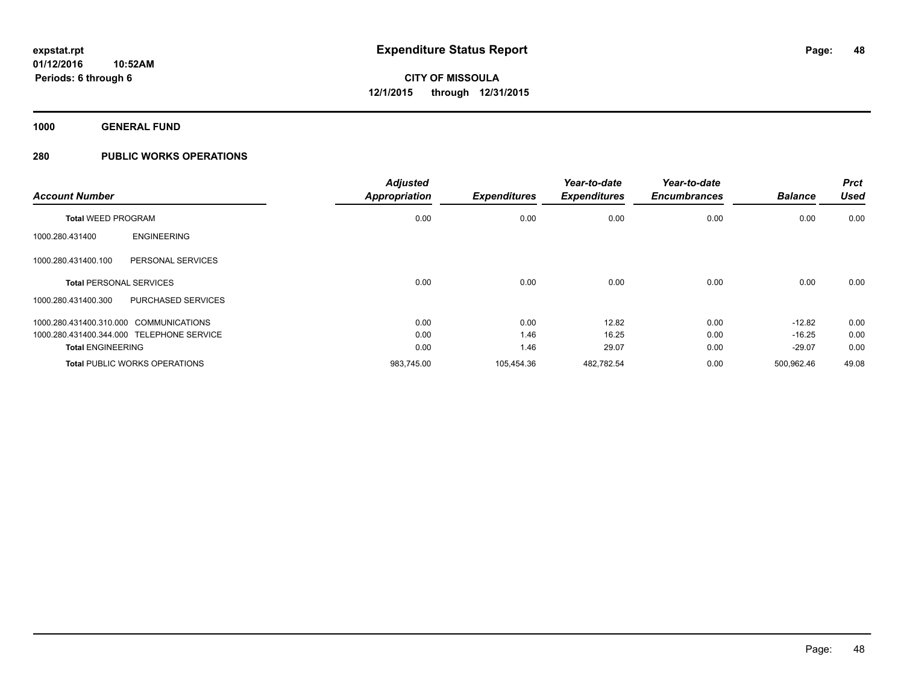**expstat.rpt**
**01/12/2016 10:52AM**
**Periods: 6 through 6**

# Expenditure Status Report

**CITY OF MISSOULA**
**12/1/2015 through 12/31/2015**

**1000 GENERAL FUND**

**280 PUBLIC WORKS OPERATIONS**

| Account Number | | Adjusted Appropriation | Expenditures | Year-to-date Expenditures | Year-to-date Encumbrances | Balance | Prct Used |
|---|---|---|---|---|---|---|---|
| **Total** WEED PROGRAM | | 0.00 | 0.00 | 0.00 | 0.00 | 0.00 | 0.00 |
| 1000.280.431400 | ENGINEERING | | | | | | |
| 1000.280.431400.100 | PERSONAL SERVICES | | | | | | |
| **Total** PERSONAL SERVICES | | 0.00 | 0.00 | 0.00 | 0.00 | 0.00 | 0.00 |
| 1000.280.431400.300 | PURCHASED SERVICES | | | | | | |
| 1000.280.431400.310.000 | COMMUNICATIONS | 0.00 | 0.00 | 12.82 | 0.00 | -12.82 | 0.00 |
| 1000.280.431400.344.000 | TELEPHONE SERVICE | 0.00 | 1.46 | 16.25 | 0.00 | -16.25 | 0.00 |
| **Total** ENGINEERING | | 0.00 | 1.46 | 29.07 | 0.00 | -29.07 | 0.00 |
| **Total** PUBLIC WORKS OPERATIONS | | 983,745.00 | 105,454.36 | 482,782.54 | 0.00 | 500,962.46 | 49.08 |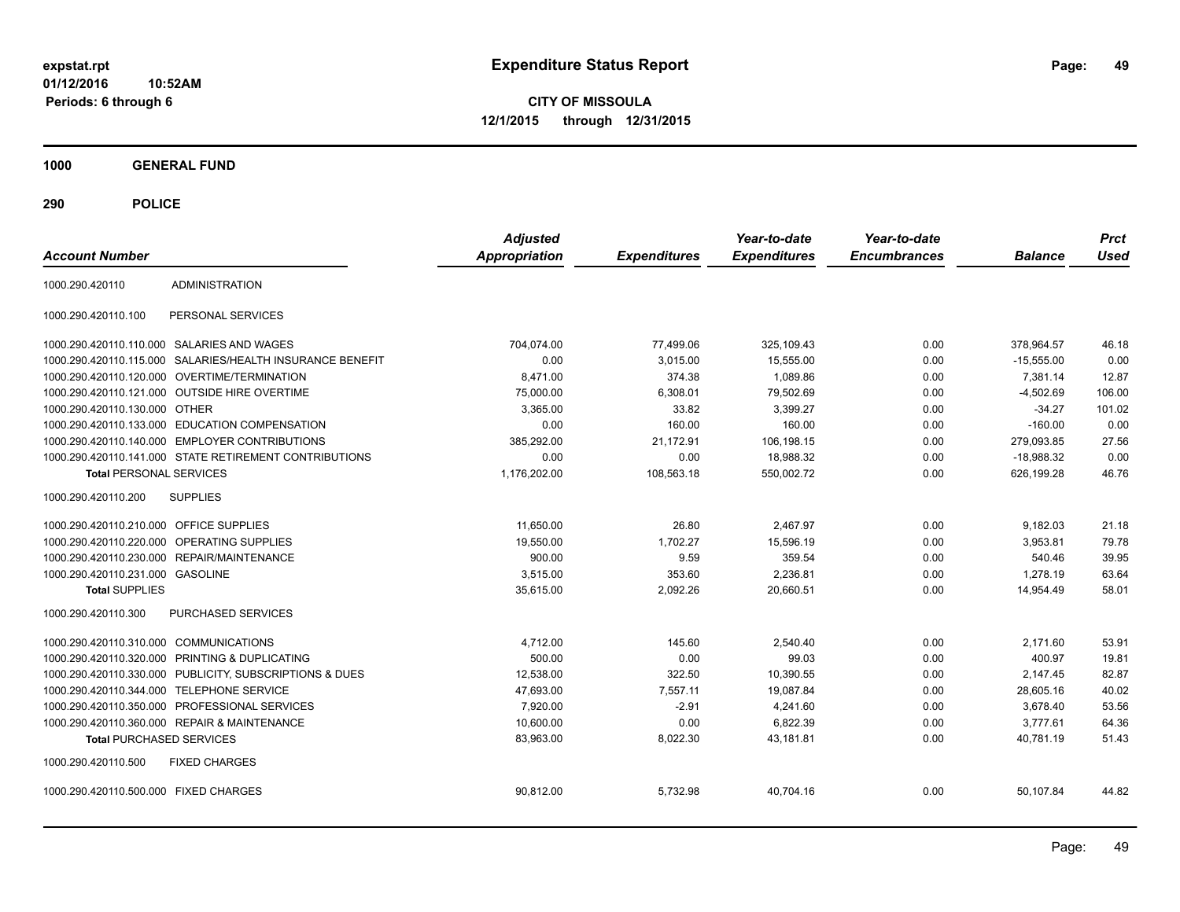expstat.rpt
01/12/2016 10:52AM
Periods: 6 through 6

# Expenditure Status Report

**CITY OF MISSOULA**
**12/1/2015 through 12/31/2015**

## 1000 GENERAL FUND

## 290 POLICE

| Account Number | | Adjusted Appropriation | Expenditures | Year-to-date Expenditures | Year-to-date Encumbrances | Balance | Prct Used |
|---|---|---|---|---|---|---|---|
| 1000.290.420110 | ADMINISTRATION | | | | | | |
| 1000.290.420110.100 | PERSONAL SERVICES | | | | | | |
| 1000.290.420110.110.000 | SALARIES AND WAGES | 704,074.00 | 77,499.06 | 325,109.43 | 0.00 | 378,964.57 | 46.18 |
| 1000.290.420110.115.000 | SALARIES/HEALTH INSURANCE BENEFIT | 0.00 | 3,015.00 | 15,555.00 | 0.00 | -15,555.00 | 0.00 |
| 1000.290.420110.120.000 | OVERTIME/TERMINATION | 8,471.00 | 374.38 | 1,089.86 | 0.00 | 7,381.14 | 12.87 |
| 1000.290.420110.121.000 | OUTSIDE HIRE OVERTIME | 75,000.00 | 6,308.01 | 79,502.69 | 0.00 | -4,502.69 | 106.00 |
| 1000.290.420110.130.000 | OTHER | 3,365.00 | 33.82 | 3,399.27 | 0.00 | -34.27 | 101.02 |
| 1000.290.420110.133.000 | EDUCATION COMPENSATION | 0.00 | 160.00 | 160.00 | 0.00 | -160.00 | 0.00 |
| 1000.290.420110.140.000 | EMPLOYER CONTRIBUTIONS | 385,292.00 | 21,172.91 | 106,198.15 | 0.00 | 279,093.85 | 27.56 |
| 1000.290.420110.141.000 | STATE RETIREMENT CONTRIBUTIONS | 0.00 | 0.00 | 18,988.32 | 0.00 | -18,988.32 | 0.00 |
| **Total** PERSONAL SERVICES | | 1,176,202.00 | 108,563.18 | 550,002.72 | 0.00 | 626,199.28 | 46.76 |
| 1000.290.420110.200 | SUPPLIES | | | | | | |
| 1000.290.420110.210.000 | OFFICE SUPPLIES | 11,650.00 | 26.80 | 2,467.97 | 0.00 | 9,182.03 | 21.18 |
| 1000.290.420110.220.000 | OPERATING SUPPLIES | 19,550.00 | 1,702.27 | 15,596.19 | 0.00 | 3,953.81 | 79.78 |
| 1000.290.420110.230.000 | REPAIR/MAINTENANCE | 900.00 | 9.59 | 359.54 | 0.00 | 540.46 | 39.95 |
| 1000.290.420110.231.000 | GASOLINE | 3,515.00 | 353.60 | 2,236.81 | 0.00 | 1,278.19 | 63.64 |
| **Total** SUPPLIES | | 35,615.00 | 2,092.26 | 20,660.51 | 0.00 | 14,954.49 | 58.01 |
| 1000.290.420110.300 | PURCHASED SERVICES | | | | | | |
| 1000.290.420110.310.000 | COMMUNICATIONS | 4,712.00 | 145.60 | 2,540.40 | 0.00 | 2,171.60 | 53.91 |
| 1000.290.420110.320.000 | PRINTING & DUPLICATING | 500.00 | 0.00 | 99.03 | 0.00 | 400.97 | 19.81 |
| 1000.290.420110.330.000 | PUBLICITY, SUBSCRIPTIONS & DUES | 12,538.00 | 322.50 | 10,390.55 | 0.00 | 2,147.45 | 82.87 |
| 1000.290.420110.344.000 | TELEPHONE SERVICE | 47,693.00 | 7,557.11 | 19,087.84 | 0.00 | 28,605.16 | 40.02 |
| 1000.290.420110.350.000 | PROFESSIONAL SERVICES | 7,920.00 | -2.91 | 4,241.60 | 0.00 | 3,678.40 | 53.56 |
| 1000.290.420110.360.000 | REPAIR & MAINTENANCE | 10,600.00 | 0.00 | 6,822.39 | 0.00 | 3,777.61 | 64.36 |
| **Total** PURCHASED SERVICES | | 83,963.00 | 8,022.30 | 43,181.81 | 0.00 | 40,781.19 | 51.43 |
| 1000.290.420110.500 | FIXED CHARGES | | | | | | |
| 1000.290.420110.500.000 | FIXED CHARGES | 90,812.00 | 5,732.98 | 40,704.16 | 0.00 | 50,107.84 | 44.82 |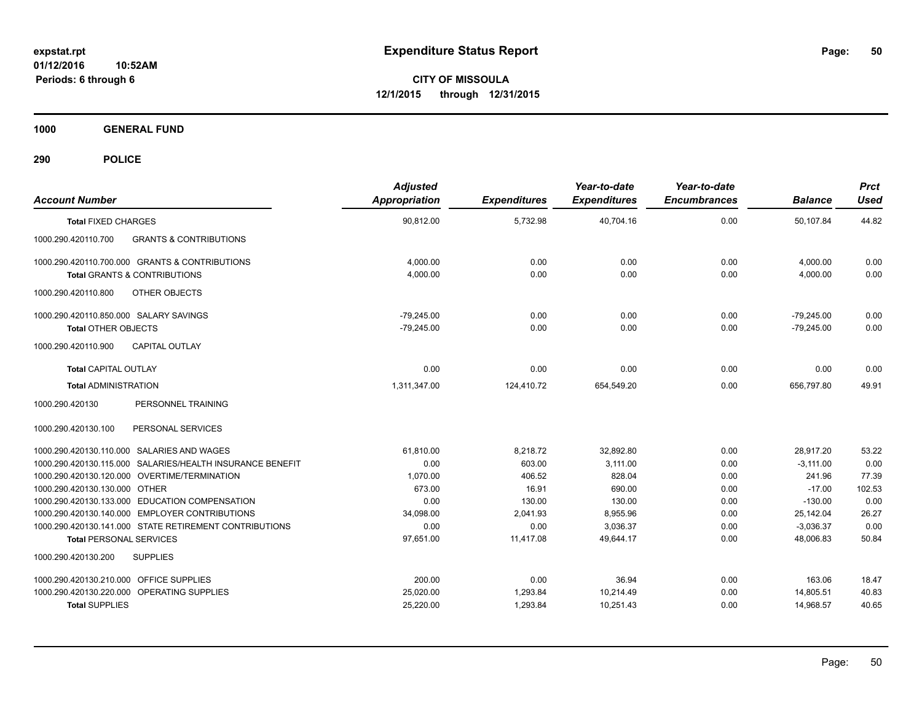**expstat.rpt**
**01/12/2016 10:52AM**
**Periods: 6 through 6**

# Expenditure Status Report

**CITY OF MISSOULA**
**12/1/2015 through 12/31/2015**

## 1000 GENERAL FUND

## 290 POLICE

| Account Number | Adjusted Appropriation | Expenditures | Year-to-date Expenditures | Year-to-date Encumbrances | Balance | Prct Used |
|---|---|---|---|---|---|---|
| **Total** FIXED CHARGES | 90,812.00 | 5,732.98 | 40,704.16 | 0.00 | 50,107.84 | 44.82 |
| 1000.290.420110.700 GRANTS & CONTRIBUTIONS | | | | | | |
| 1000.290.420110.700.000 GRANTS & CONTRIBUTIONS | 4,000.00 | 0.00 | 0.00 | 0.00 | 4,000.00 | 0.00 |
| **Total** GRANTS & CONTRIBUTIONS | 4,000.00 | 0.00 | 0.00 | 0.00 | 4,000.00 | 0.00 |
| 1000.290.420110.800 OTHER OBJECTS | | | | | | |
| 1000.290.420110.850.000 SALARY SAVINGS | -79,245.00 | 0.00 | 0.00 | 0.00 | -79,245.00 | 0.00 |
| **Total** OTHER OBJECTS | -79,245.00 | 0.00 | 0.00 | 0.00 | -79,245.00 | 0.00 |
| 1000.290.420110.900 CAPITAL OUTLAY | | | | | | |
| **Total** CAPITAL OUTLAY | 0.00 | 0.00 | 0.00 | 0.00 | 0.00 | 0.00 |
| **Total** ADMINISTRATION | 1,311,347.00 | 124,410.72 | 654,549.20 | 0.00 | 656,797.80 | 49.91 |
| 1000.290.420130 PERSONNEL TRAINING | | | | | | |
| 1000.290.420130.100 PERSONAL SERVICES | | | | | | |
| 1000.290.420130.110.000 SALARIES AND WAGES | 61,810.00 | 8,218.72 | 32,892.80 | 0.00 | 28,917.20 | 53.22 |
| 1000.290.420130.115.000 SALARIES/HEALTH INSURANCE BENEFIT | 0.00 | 603.00 | 3,111.00 | 0.00 | -3,111.00 | 0.00 |
| 1000.290.420130.120.000 OVERTIME/TERMINATION | 1,070.00 | 406.52 | 828.04 | 0.00 | 241.96 | 77.39 |
| 1000.290.420130.130.000 OTHER | 673.00 | 16.91 | 690.00 | 0.00 | -17.00 | 102.53 |
| 1000.290.420130.133.000 EDUCATION COMPENSATION | 0.00 | 130.00 | 130.00 | 0.00 | -130.00 | 0.00 |
| 1000.290.420130.140.000 EMPLOYER CONTRIBUTIONS | 34,098.00 | 2,041.93 | 8,955.96 | 0.00 | 25,142.04 | 26.27 |
| 1000.290.420130.141.000 STATE RETIREMENT CONTRIBUTIONS | 0.00 | 0.00 | 3,036.37 | 0.00 | -3,036.37 | 0.00 |
| **Total** PERSONAL SERVICES | 97,651.00 | 11,417.08 | 49,644.17 | 0.00 | 48,006.83 | 50.84 |
| 1000.290.420130.200 SUPPLIES | | | | | | |
| 1000.290.420130.210.000 OFFICE SUPPLIES | 200.00 | 0.00 | 36.94 | 0.00 | 163.06 | 18.47 |
| 1000.290.420130.220.000 OPERATING SUPPLIES | 25,020.00 | 1,293.84 | 10,214.49 | 0.00 | 14,805.51 | 40.83 |
| **Total** SUPPLIES | 25,220.00 | 1,293.84 | 10,251.43 | 0.00 | 14,968.57 | 40.65 |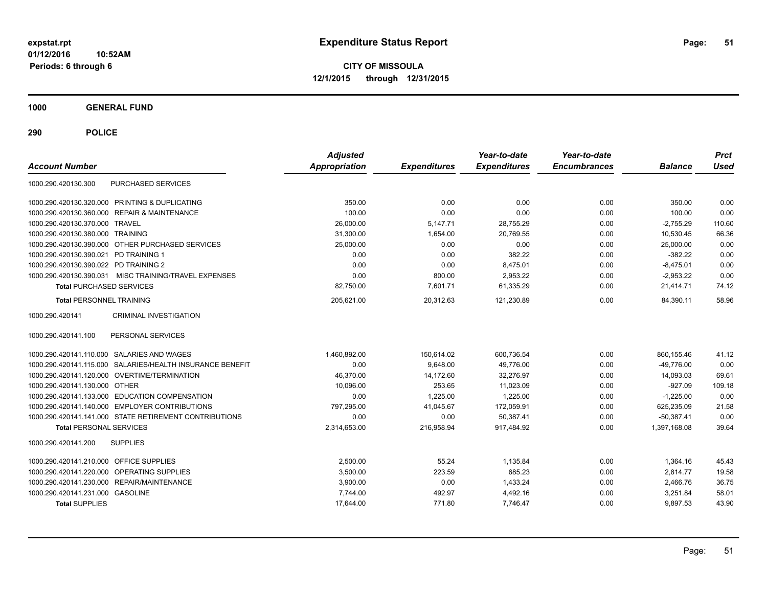**expstat.rpt**
**01/12/2016 10:52AM**
**Periods: 6 through 6**

# Expenditure Status Report

**CITY OF MISSOULA**
**12/1/2015 through 12/31/2015**

## 1000 GENERAL FUND

### 290 POLICE

| Account Number | | Adjusted Appropriation | Expenditures | Year-to-date Expenditures | Year-to-date Encumbrances | Balance | Prct Used |
|---|---|---|---|---|---|---|---|
| 1000.290.420130.300 | PURCHASED SERVICES | | | | | | |
| 1000.290.420130.320.000 | PRINTING & DUPLICATING | 350.00 | 0.00 | 0.00 | 0.00 | 350.00 | 0.00 |
| 1000.290.420130.360.000 | REPAIR & MAINTENANCE | 100.00 | 0.00 | 0.00 | 0.00 | 100.00 | 0.00 |
| 1000.290.420130.370.000 | TRAVEL | 26,000.00 | 5,147.71 | 28,755.29 | 0.00 | -2,755.29 | 110.60 |
| 1000.290.420130.380.000 | TRAINING | 31,300.00 | 1,654.00 | 20,769.55 | 0.00 | 10,530.45 | 66.36 |
| 1000.290.420130.390.000 | OTHER PURCHASED SERVICES | 25,000.00 | 0.00 | 0.00 | 0.00 | 25,000.00 | 0.00 |
| 1000.290.420130.390.021 | PD TRAINING 1 | 0.00 | 0.00 | 382.22 | 0.00 | -382.22 | 0.00 |
| 1000.290.420130.390.022 | PD TRAINING 2 | 0.00 | 0.00 | 8,475.01 | 0.00 | -8,475.01 | 0.00 |
| 1000.290.420130.390.031 | MISC TRAINING/TRAVEL EXPENSES | 0.00 | 800.00 | 2,953.22 | 0.00 | -2,953.22 | 0.00 |
| **Total** PURCHASED SERVICES | | 82,750.00 | 7,601.71 | 61,335.29 | 0.00 | 21,414.71 | 74.12 |
| **Total** PERSONNEL TRAINING | | 205,621.00 | 20,312.63 | 121,230.89 | 0.00 | 84,390.11 | 58.96 |
| 1000.290.420141 | CRIMINAL INVESTIGATION | | | | | | |
| 1000.290.420141.100 | PERSONAL SERVICES | | | | | | |
| 1000.290.420141.110.000 | SALARIES AND WAGES | 1,460,892.00 | 150,614.02 | 600,736.54 | 0.00 | 860,155.46 | 41.12 |
| 1000.290.420141.115.000 | SALARIES/HEALTH INSURANCE BENEFIT | 0.00 | 9,648.00 | 49,776.00 | 0.00 | -49,776.00 | 0.00 |
| 1000.290.420141.120.000 | OVERTIME/TERMINATION | 46,370.00 | 14,172.60 | 32,276.97 | 0.00 | 14,093.03 | 69.61 |
| 1000.290.420141.130.000 | OTHER | 10,096.00 | 253.65 | 11,023.09 | 0.00 | -927.09 | 109.18 |
| 1000.290.420141.133.000 | EDUCATION COMPENSATION | 0.00 | 1,225.00 | 1,225.00 | 0.00 | -1,225.00 | 0.00 |
| 1000.290.420141.140.000 | EMPLOYER CONTRIBUTIONS | 797,295.00 | 41,045.67 | 172,059.91 | 0.00 | 625,235.09 | 21.58 |
| 1000.290.420141.141.000 | STATE RETIREMENT CONTRIBUTIONS | 0.00 | 0.00 | 50,387.41 | 0.00 | -50,387.41 | 0.00 |
| **Total** PERSONAL SERVICES | | 2,314,653.00 | 216,958.94 | 917,484.92 | 0.00 | 1,397,168.08 | 39.64 |
| 1000.290.420141.200 | SUPPLIES | | | | | | |
| 1000.290.420141.210.000 | OFFICE SUPPLIES | 2,500.00 | 55.24 | 1,135.84 | 0.00 | 1,364.16 | 45.43 |
| 1000.290.420141.220.000 | OPERATING SUPPLIES | 3,500.00 | 223.59 | 685.23 | 0.00 | 2,814.77 | 19.58 |
| 1000.290.420141.230.000 | REPAIR/MAINTENANCE | 3,900.00 | 0.00 | 1,433.24 | 0.00 | 2,466.76 | 36.75 |
| 1000.290.420141.231.000 | GASOLINE | 7,744.00 | 492.97 | 4,492.16 | 0.00 | 3,251.84 | 58.01 |
| **Total** SUPPLIES | | 17,644.00 | 771.80 | 7,746.47 | 0.00 | 9,897.53 | 43.90 |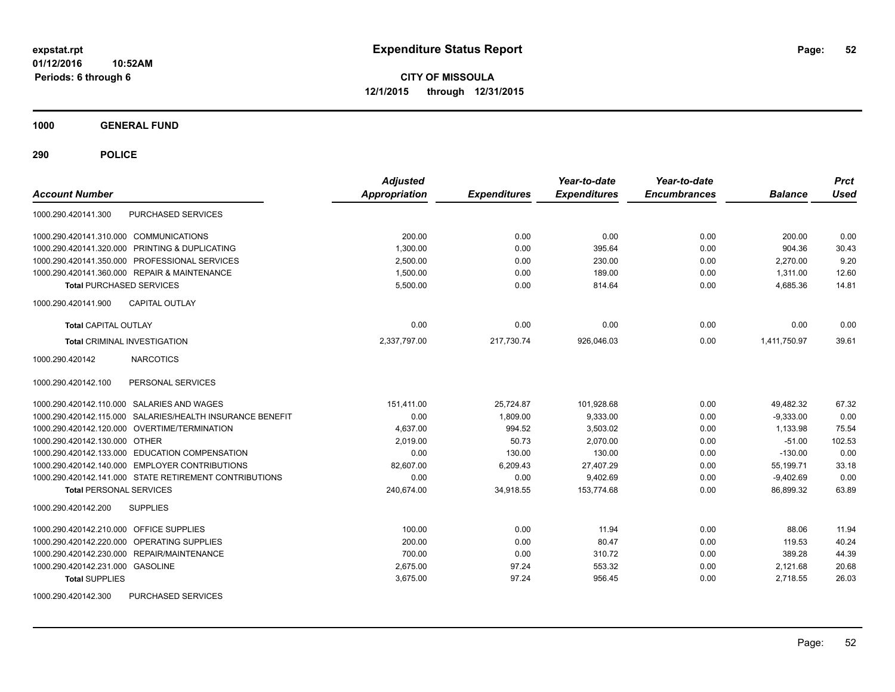**expstat.rpt**
**01/12/2016 10:52AM**
**Periods: 6 through 6**

# Expenditure Status Report

**CITY OF MISSOULA**
**12/1/2015 through 12/31/2015**

## 1000 GENERAL FUND

## 290 POLICE

| Account Number | | Adjusted Appropriation | Expenditures | Year-to-date Expenditures | Year-to-date Encumbrances | Balance | Prct Used |
|---|---|---|---|---|---|---|---|
| 1000.290.420141.300 | PURCHASED SERVICES | | | | | | |
| 1000.290.420141.310.000 | COMMUNICATIONS | 200.00 | 0.00 | 0.00 | 0.00 | 200.00 | 0.00 |
| 1000.290.420141.320.000 | PRINTING & DUPLICATING | 1,300.00 | 0.00 | 395.64 | 0.00 | 904.36 | 30.43 |
| 1000.290.420141.350.000 | PROFESSIONAL SERVICES | 2,500.00 | 0.00 | 230.00 | 0.00 | 2,270.00 | 9.20 |
| 1000.290.420141.360.000 | REPAIR & MAINTENANCE | 1,500.00 | 0.00 | 189.00 | 0.00 | 1,311.00 | 12.60 |
| **Total** PURCHASED SERVICES | | 5,500.00 | 0.00 | 814.64 | 0.00 | 4,685.36 | 14.81 |
| 1000.290.420141.900 | CAPITAL OUTLAY | | | | | | |
| **Total** CAPITAL OUTLAY | | 0.00 | 0.00 | 0.00 | 0.00 | 0.00 | 0.00 |
| **Total** CRIMINAL INVESTIGATION | | 2,337,797.00 | 217,730.74 | 926,046.03 | 0.00 | 1,411,750.97 | 39.61 |
| 1000.290.420142 | NARCOTICS | | | | | | |
| 1000.290.420142.100 | PERSONAL SERVICES | | | | | | |
| 1000.290.420142.110.000 | SALARIES AND WAGES | 151,411.00 | 25,724.87 | 101,928.68 | 0.00 | 49,482.32 | 67.32 |
| 1000.290.420142.115.000 | SALARIES/HEALTH INSURANCE BENEFIT | 0.00 | 1,809.00 | 9,333.00 | 0.00 | -9,333.00 | 0.00 |
| 1000.290.420142.120.000 | OVERTIME/TERMINATION | 4,637.00 | 994.52 | 3,503.02 | 0.00 | 1,133.98 | 75.54 |
| 1000.290.420142.130.000 | OTHER | 2,019.00 | 50.73 | 2,070.00 | 0.00 | -51.00 | 102.53 |
| 1000.290.420142.133.000 | EDUCATION COMPENSATION | 0.00 | 130.00 | 130.00 | 0.00 | -130.00 | 0.00 |
| 1000.290.420142.140.000 | EMPLOYER CONTRIBUTIONS | 82,607.00 | 6,209.43 | 27,407.29 | 0.00 | 55,199.71 | 33.18 |
| 1000.290.420142.141.000 | STATE RETIREMENT CONTRIBUTIONS | 0.00 | 0.00 | 9,402.69 | 0.00 | -9,402.69 | 0.00 |
| **Total** PERSONAL SERVICES | | 240,674.00 | 34,918.55 | 153,774.68 | 0.00 | 86,899.32 | 63.89 |
| 1000.290.420142.200 | SUPPLIES | | | | | | |
| 1000.290.420142.210.000 | OFFICE SUPPLIES | 100.00 | 0.00 | 11.94 | 0.00 | 88.06 | 11.94 |
| 1000.290.420142.220.000 | OPERATING SUPPLIES | 200.00 | 0.00 | 80.47 | 0.00 | 119.53 | 40.24 |
| 1000.290.420142.230.000 | REPAIR/MAINTENANCE | 700.00 | 0.00 | 310.72 | 0.00 | 389.28 | 44.39 |
| 1000.290.420142.231.000 | GASOLINE | 2,675.00 | 97.24 | 553.32 | 0.00 | 2,121.68 | 20.68 |
| **Total** SUPPLIES | | 3,675.00 | 97.24 | 956.45 | 0.00 | 2,718.55 | 26.03 |
| 1000.290.420142.300 | PURCHASED SERVICES | | | | | | |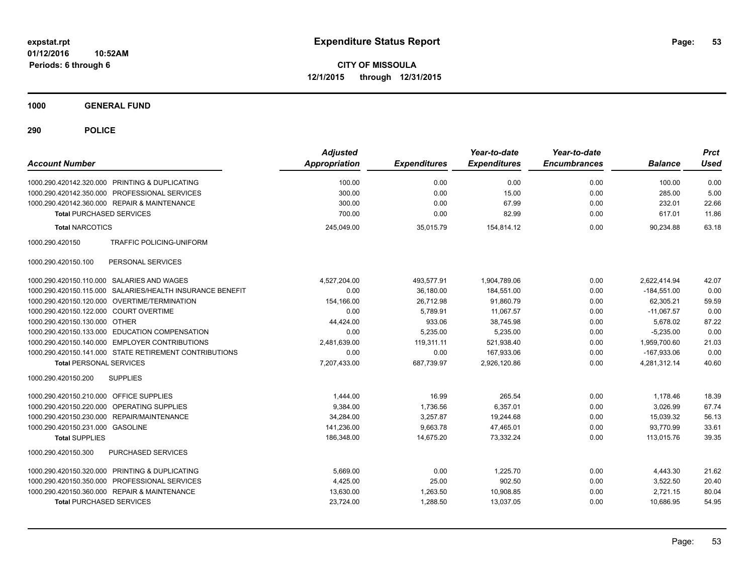**Expenditure Status Report**

**CITY OF MISSOULA**
**12/1/2015 through 12/31/2015**

expstat.rpt
01/12/2016 10:52AM
Periods: 6 through 6

**1000 GENERAL FUND**

**290 POLICE**

| Account Number | Adjusted Appropriation | Expenditures | Year-to-date Expenditures | Year-to-date Encumbrances | Balance | Prct Used |
|---|---|---|---|---|---|---|
| 1000.290.420142.320.000 PRINTING & DUPLICATING | 100.00 | 0.00 | 0.00 | 0.00 | 100.00 | 0.00 |
| 1000.290.420142.350.000 PROFESSIONAL SERVICES | 300.00 | 0.00 | 15.00 | 0.00 | 285.00 | 5.00 |
| 1000.290.420142.360.000 REPAIR & MAINTENANCE | 300.00 | 0.00 | 67.99 | 0.00 | 232.01 | 22.66 |
| **Total** PURCHASED SERVICES | 700.00 | 0.00 | 82.99 | 0.00 | 617.01 | 11.86 |
| **Total** NARCOTICS | 245,049.00 | 35,015.79 | 154,814.12 | 0.00 | 90,234.88 | 63.18 |
| 1000.290.420150 TRAFFIC POLICING-UNIFORM | | | | | | |
| 1000.290.420150.100 PERSONAL SERVICES | | | | | | |
| 1000.290.420150.110.000 SALARIES AND WAGES | 4,527,204.00 | 493,577.91 | 1,904,789.06 | 0.00 | 2,622,414.94 | 42.07 |
| 1000.290.420150.115.000 SALARIES/HEALTH INSURANCE BENEFIT | 0.00 | 36,180.00 | 184,551.00 | 0.00 | -184,551.00 | 0.00 |
| 1000.290.420150.120.000 OVERTIME/TERMINATION | 154,166.00 | 26,712.98 | 91,860.79 | 0.00 | 62,305.21 | 59.59 |
| 1000.290.420150.122.000 COURT OVERTIME | 0.00 | 5,789.91 | 11,067.57 | 0.00 | -11,067.57 | 0.00 |
| 1000.290.420150.130.000 OTHER | 44,424.00 | 933.06 | 38,745.98 | 0.00 | 5,678.02 | 87.22 |
| 1000.290.420150.133.000 EDUCATION COMPENSATION | 0.00 | 5,235.00 | 5,235.00 | 0.00 | -5,235.00 | 0.00 |
| 1000.290.420150.140.000 EMPLOYER CONTRIBUTIONS | 2,481,639.00 | 119,311.11 | 521,938.40 | 0.00 | 1,959,700.60 | 21.03 |
| 1000.290.420150.141.000 STATE RETIREMENT CONTRIBUTIONS | 0.00 | 0.00 | 167,933.06 | 0.00 | -167,933.06 | 0.00 |
| **Total** PERSONAL SERVICES | 7,207,433.00 | 687,739.97 | 2,926,120.86 | 0.00 | 4,281,312.14 | 40.60 |
| 1000.290.420150.200 SUPPLIES | | | | | | |
| 1000.290.420150.210.000 OFFICE SUPPLIES | 1,444.00 | 16.99 | 265.54 | 0.00 | 1,178.46 | 18.39 |
| 1000.290.420150.220.000 OPERATING SUPPLIES | 9,384.00 | 1,736.56 | 6,357.01 | 0.00 | 3,026.99 | 67.74 |
| 1000.290.420150.230.000 REPAIR/MAINTENANCE | 34,284.00 | 3,257.87 | 19,244.68 | 0.00 | 15,039.32 | 56.13 |
| 1000.290.420150.231.000 GASOLINE | 141,236.00 | 9,663.78 | 47,465.01 | 0.00 | 93,770.99 | 33.61 |
| **Total** SUPPLIES | 186,348.00 | 14,675.20 | 73,332.24 | 0.00 | 113,015.76 | 39.35 |
| 1000.290.420150.300 PURCHASED SERVICES | | | | | | |
| 1000.290.420150.320.000 PRINTING & DUPLICATING | 5,669.00 | 0.00 | 1,225.70 | 0.00 | 4,443.30 | 21.62 |
| 1000.290.420150.350.000 PROFESSIONAL SERVICES | 4,425.00 | 25.00 | 902.50 | 0.00 | 3,522.50 | 20.40 |
| 1000.290.420150.360.000 REPAIR & MAINTENANCE | 13,630.00 | 1,263.50 | 10,908.85 | 0.00 | 2,721.15 | 80.04 |
| **Total** PURCHASED SERVICES | 23,724.00 | 1,288.50 | 13,037.05 | 0.00 | 10,686.95 | 54.95 |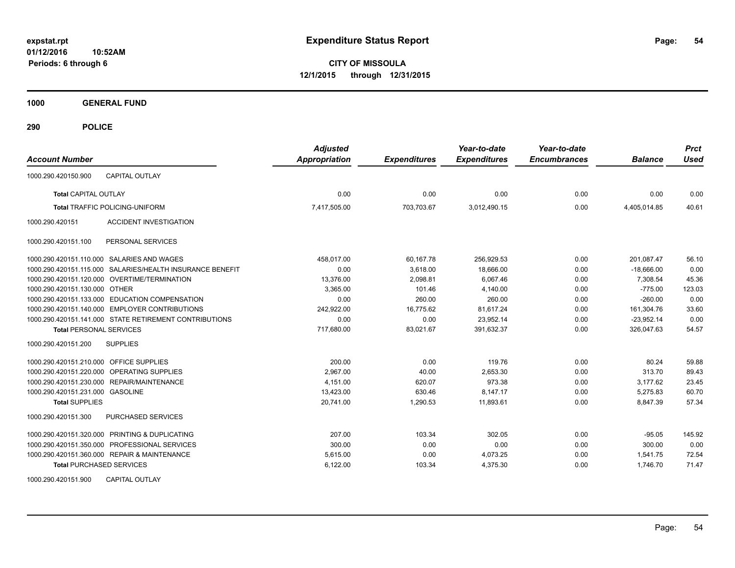# Expenditure Status Report

**CITY OF MISSOULA**

**12/1/2015 through 12/31/2015**

expstat.rpt
01/12/2016 10:52AM
Periods: 6 through 6

**1000 GENERAL FUND**

**290 POLICE**

| Account Number | | Adjusted Appropriation | Expenditures | Year-to-date Expenditures | Year-to-date Encumbrances | Balance | Prct Used |
|---|---|---|---|---|---|---|---|
| 1000.290.420150.900 | CAPITAL OUTLAY | | | | | | |
| **Total** CAPITAL OUTLAY | | 0.00 | 0.00 | 0.00 | 0.00 | 0.00 | 0.00 |
| **Total** TRAFFIC POLICING-UNIFORM | | 7,417,505.00 | 703,703.67 | 3,012,490.15 | 0.00 | 4,405,014.85 | 40.61 |
| 1000.290.420151 | ACCIDENT INVESTIGATION | | | | | | |
| 1000.290.420151.100 | PERSONAL SERVICES | | | | | | |
| 1000.290.420151.110.000 | SALARIES AND WAGES | 458,017.00 | 60,167.78 | 256,929.53 | 0.00 | 201,087.47 | 56.10 |
| 1000.290.420151.115.000 | SALARIES/HEALTH INSURANCE BENEFIT | 0.00 | 3,618.00 | 18,666.00 | 0.00 | -18,666.00 | 0.00 |
| 1000.290.420151.120.000 | OVERTIME/TERMINATION | 13,376.00 | 2,098.81 | 6,067.46 | 0.00 | 7,308.54 | 45.36 |
| 1000.290.420151.130.000 | OTHER | 3,365.00 | 101.46 | 4,140.00 | 0.00 | -775.00 | 123.03 |
| 1000.290.420151.133.000 | EDUCATION COMPENSATION | 0.00 | 260.00 | 260.00 | 0.00 | -260.00 | 0.00 |
| 1000.290.420151.140.000 | EMPLOYER CONTRIBUTIONS | 242,922.00 | 16,775.62 | 81,617.24 | 0.00 | 161,304.76 | 33.60 |
| 1000.290.420151.141.000 | STATE RETIREMENT CONTRIBUTIONS | 0.00 | 0.00 | 23,952.14 | 0.00 | -23,952.14 | 0.00 |
| **Total** PERSONAL SERVICES | | 717,680.00 | 83,021.67 | 391,632.37 | 0.00 | 326,047.63 | 54.57 |
| 1000.290.420151.200 | SUPPLIES | | | | | | |
| 1000.290.420151.210.000 | OFFICE SUPPLIES | 200.00 | 0.00 | 119.76 | 0.00 | 80.24 | 59.88 |
| 1000.290.420151.220.000 | OPERATING SUPPLIES | 2,967.00 | 40.00 | 2,653.30 | 0.00 | 313.70 | 89.43 |
| 1000.290.420151.230.000 | REPAIR/MAINTENANCE | 4,151.00 | 620.07 | 973.38 | 0.00 | 3,177.62 | 23.45 |
| 1000.290.420151.231.000 | GASOLINE | 13,423.00 | 630.46 | 8,147.17 | 0.00 | 5,275.83 | 60.70 |
| **Total** SUPPLIES | | 20,741.00 | 1,290.53 | 11,893.61 | 0.00 | 8,847.39 | 57.34 |
| 1000.290.420151.300 | PURCHASED SERVICES | | | | | | |
| 1000.290.420151.320.000 | PRINTING & DUPLICATING | 207.00 | 103.34 | 302.05 | 0.00 | -95.05 | 145.92 |
| 1000.290.420151.350.000 | PROFESSIONAL SERVICES | 300.00 | 0.00 | 0.00 | 0.00 | 300.00 | 0.00 |
| 1000.290.420151.360.000 | REPAIR & MAINTENANCE | 5,615.00 | 0.00 | 4,073.25 | 0.00 | 1,541.75 | 72.54 |
| **Total** PURCHASED SERVICES | | 6,122.00 | 103.34 | 4,375.30 | 0.00 | 1,746.70 | 71.47 |
| 1000.290.420151.900 | CAPITAL OUTLAY | | | | | | |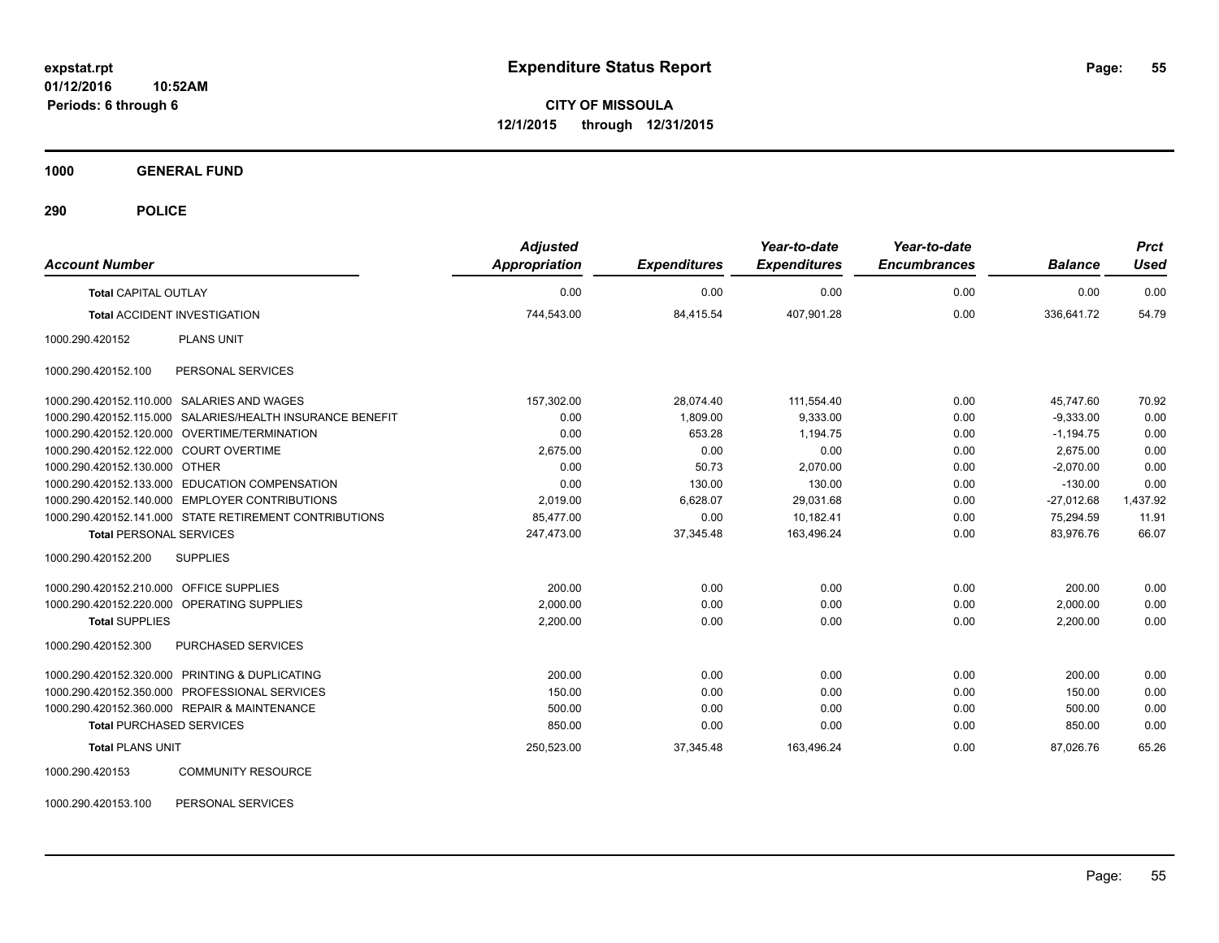# Expenditure Status Report

**CITY OF MISSOULA**
**12/1/2015 through 12/31/2015**

expstat.rpt
01/12/2016 10:52AM
Periods: 6 through 6

## 1000 GENERAL FUND

## 290 POLICE

| Account Number | | Adjusted Appropriation | Expenditures | Year-to-date Expenditures | Year-to-date Encumbrances | Balance | Prct Used |
|---|---|---|---|---|---|---|---|
| **Total** CAPITAL OUTLAY | | 0.00 | 0.00 | 0.00 | 0.00 | 0.00 | 0.00 |
| **Total** ACCIDENT INVESTIGATION | | 744,543.00 | 84,415.54 | 407,901.28 | 0.00 | 336,641.72 | 54.79 |
| 1000.290.420152 | PLANS UNIT | | | | | | |
| 1000.290.420152.100 | PERSONAL SERVICES | | | | | | |
| 1000.290.420152.110.000 | SALARIES AND WAGES | 157,302.00 | 28,074.40 | 111,554.40 | 0.00 | 45,747.60 | 70.92 |
| 1000.290.420152.115.000 | SALARIES/HEALTH INSURANCE BENEFIT | 0.00 | 1,809.00 | 9,333.00 | 0.00 | -9,333.00 | 0.00 |
| 1000.290.420152.120.000 | OVERTIME/TERMINATION | 0.00 | 653.28 | 1,194.75 | 0.00 | -1,194.75 | 0.00 |
| 1000.290.420152.122.000 | COURT OVERTIME | 2,675.00 | 0.00 | 0.00 | 0.00 | 2,675.00 | 0.00 |
| 1000.290.420152.130.000 | OTHER | 0.00 | 50.73 | 2,070.00 | 0.00 | -2,070.00 | 0.00 |
| 1000.290.420152.133.000 | EDUCATION COMPENSATION | 0.00 | 130.00 | 130.00 | 0.00 | -130.00 | 0.00 |
| 1000.290.420152.140.000 | EMPLOYER CONTRIBUTIONS | 2,019.00 | 6,628.07 | 29,031.68 | 0.00 | -27,012.68 | 1,437.92 |
| 1000.290.420152.141.000 | STATE RETIREMENT CONTRIBUTIONS | 85,477.00 | 0.00 | 10,182.41 | 0.00 | 75,294.59 | 11.91 |
| **Total** PERSONAL SERVICES | | 247,473.00 | 37,345.48 | 163,496.24 | 0.00 | 83,976.76 | 66.07 |
| 1000.290.420152.200 | SUPPLIES | | | | | | |
| 1000.290.420152.210.000 | OFFICE SUPPLIES | 200.00 | 0.00 | 0.00 | 0.00 | 200.00 | 0.00 |
| 1000.290.420152.220.000 | OPERATING SUPPLIES | 2,000.00 | 0.00 | 0.00 | 0.00 | 2,000.00 | 0.00 |
| **Total** SUPPLIES | | 2,200.00 | 0.00 | 0.00 | 0.00 | 2,200.00 | 0.00 |
| 1000.290.420152.300 | PURCHASED SERVICES | | | | | | |
| 1000.290.420152.320.000 | PRINTING & DUPLICATING | 200.00 | 0.00 | 0.00 | 0.00 | 200.00 | 0.00 |
| 1000.290.420152.350.000 | PROFESSIONAL SERVICES | 150.00 | 0.00 | 0.00 | 0.00 | 150.00 | 0.00 |
| 1000.290.420152.360.000 | REPAIR & MAINTENANCE | 500.00 | 0.00 | 0.00 | 0.00 | 500.00 | 0.00 |
| **Total** PURCHASED SERVICES | | 850.00 | 0.00 | 0.00 | 0.00 | 850.00 | 0.00 |
| **Total** PLANS UNIT | | 250,523.00 | 37,345.48 | 163,496.24 | 0.00 | 87,026.76 | 65.26 |
| 1000.290.420153 | COMMUNITY RESOURCE | | | | | | |
| 1000.290.420153.100 | PERSONAL SERVICES | | | | | | |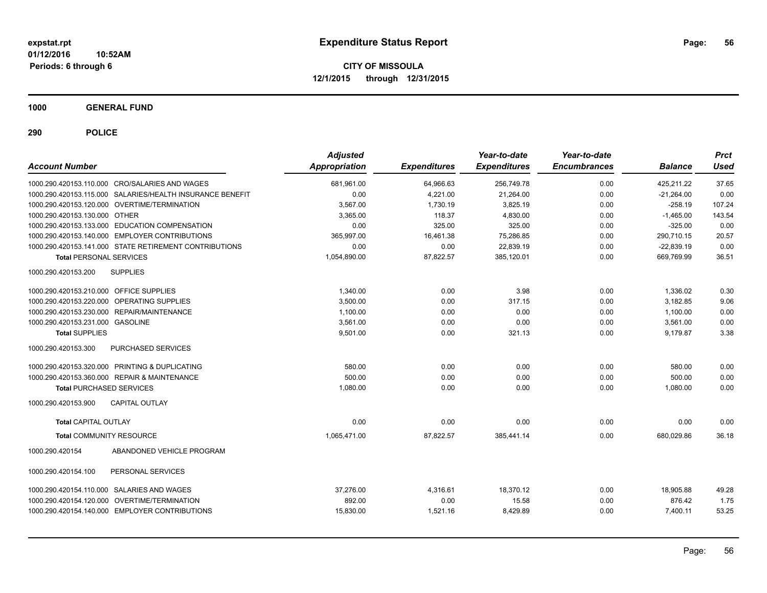**expstat.rpt**
**01/12/2016 10:52AM**
**Periods: 6 through 6**

# Expenditure Status Report

**CITY OF MISSOULA**
**12/1/2015 through 12/31/2015**

## 1000 GENERAL FUND

## 290 POLICE

| Account Number | Adjusted Appropriation | Expenditures | Year-to-date Expenditures | Year-to-date Encumbrances | Balance | Prct Used |
|---|---|---|---|---|---|---|
| 1000.290.420153.110.000 CRO/SALARIES AND WAGES | 681,961.00 | 64,966.63 | 256,749.78 | 0.00 | 425,211.22 | 37.65 |
| 1000.290.420153.115.000 SALARIES/HEALTH INSURANCE BENEFIT | 0.00 | 4,221.00 | 21,264.00 | 0.00 | -21,264.00 | 0.00 |
| 1000.290.420153.120.000 OVERTIME/TERMINATION | 3,567.00 | 1,730.19 | 3,825.19 | 0.00 | -258.19 | 107.24 |
| 1000.290.420153.130.000 OTHER | 3,365.00 | 118.37 | 4,830.00 | 0.00 | -1,465.00 | 143.54 |
| 1000.290.420153.133.000 EDUCATION COMPENSATION | 0.00 | 325.00 | 325.00 | 0.00 | -325.00 | 0.00 |
| 1000.290.420153.140.000 EMPLOYER CONTRIBUTIONS | 365,997.00 | 16,461.38 | 75,286.85 | 0.00 | 290,710.15 | 20.57 |
| 1000.290.420153.141.000 STATE RETIREMENT CONTRIBUTIONS | 0.00 | 0.00 | 22,839.19 | 0.00 | -22,839.19 | 0.00 |
| **Total** PERSONAL SERVICES | 1,054,890.00 | 87,822.57 | 385,120.01 | 0.00 | 669,769.99 | 36.51 |
| 1000.290.420153.200 SUPPLIES | | | | | | |
| 1000.290.420153.210.000 OFFICE SUPPLIES | 1,340.00 | 0.00 | 3.98 | 0.00 | 1,336.02 | 0.30 |
| 1000.290.420153.220.000 OPERATING SUPPLIES | 3,500.00 | 0.00 | 317.15 | 0.00 | 3,182.85 | 9.06 |
| 1000.290.420153.230.000 REPAIR/MAINTENANCE | 1,100.00 | 0.00 | 0.00 | 0.00 | 1,100.00 | 0.00 |
| 1000.290.420153.231.000 GASOLINE | 3,561.00 | 0.00 | 0.00 | 0.00 | 3,561.00 | 0.00 |
| **Total** SUPPLIES | 9,501.00 | 0.00 | 321.13 | 0.00 | 9,179.87 | 3.38 |
| 1000.290.420153.300 PURCHASED SERVICES | | | | | | |
| 1000.290.420153.320.000 PRINTING & DUPLICATING | 580.00 | 0.00 | 0.00 | 0.00 | 580.00 | 0.00 |
| 1000.290.420153.360.000 REPAIR & MAINTENANCE | 500.00 | 0.00 | 0.00 | 0.00 | 500.00 | 0.00 |
| **Total** PURCHASED SERVICES | 1,080.00 | 0.00 | 0.00 | 0.00 | 1,080.00 | 0.00 |
| 1000.290.420153.900 CAPITAL OUTLAY | | | | | | |
| **Total** CAPITAL OUTLAY | 0.00 | 0.00 | 0.00 | 0.00 | 0.00 | 0.00 |
| **Total** COMMUNITY RESOURCE | 1,065,471.00 | 87,822.57 | 385,441.14 | 0.00 | 680,029.86 | 36.18 |
| 1000.290.420154 ABANDONED VEHICLE PROGRAM | | | | | | |
| 1000.290.420154.100 PERSONAL SERVICES | | | | | | |
| 1000.290.420154.110.000 SALARIES AND WAGES | 37,276.00 | 4,316.61 | 18,370.12 | 0.00 | 18,905.88 | 49.28 |
| 1000.290.420154.120.000 OVERTIME/TERMINATION | 892.00 | 0.00 | 15.58 | 0.00 | 876.42 | 1.75 |
| 1000.290.420154.140.000 EMPLOYER CONTRIBUTIONS | 15,830.00 | 1,521.16 | 8,429.89 | 0.00 | 7,400.11 | 53.25 |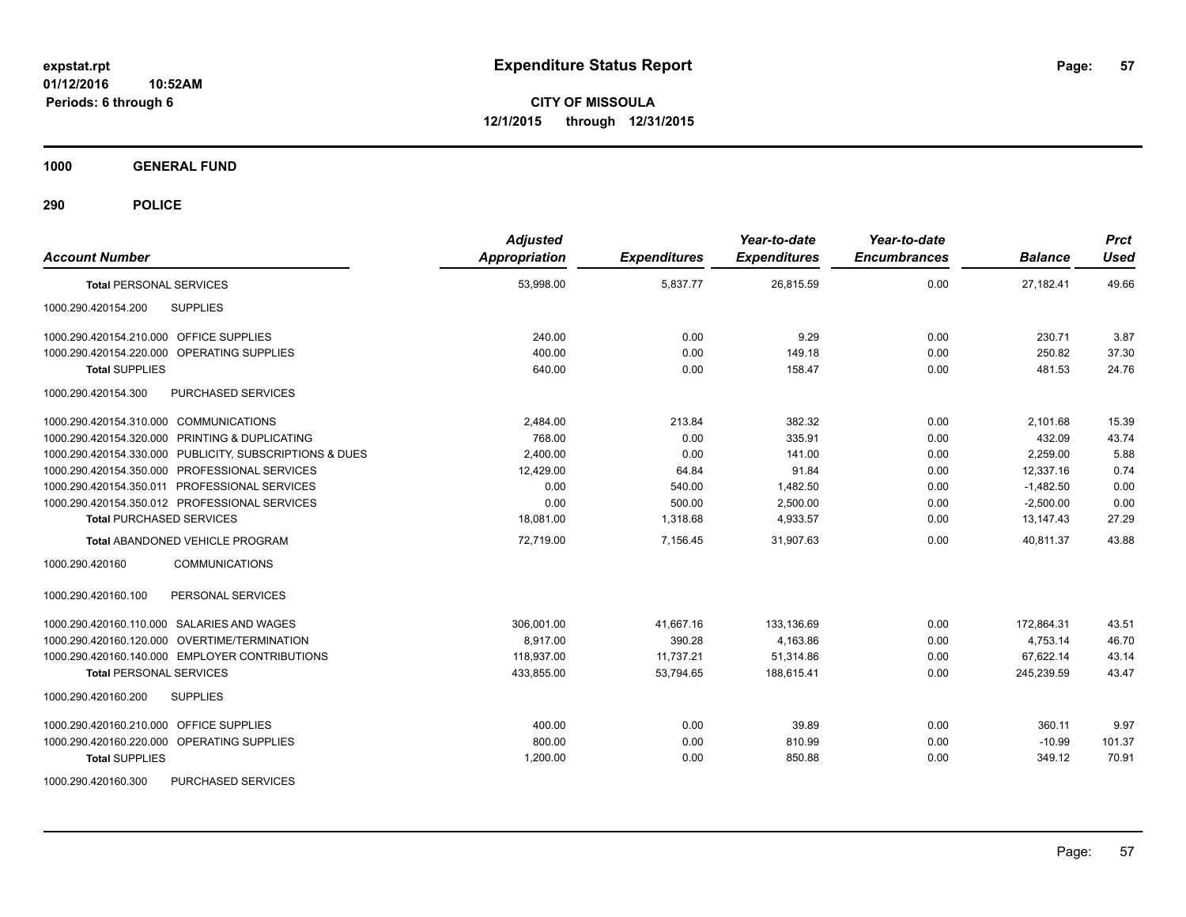**expstat.rpt**
**01/12/2016 10:52AM**
**Periods: 6 through 6**

# Expenditure Status Report

**CITY OF MISSOULA**
**12/1/2015 through 12/31/2015**

## 1000 GENERAL FUND

## 290 POLICE

| Account Number | | Adjusted Appropriation | Expenditures | Year-to-date Expenditures | Year-to-date Encumbrances | Balance | Prct Used |
|---|---|---|---|---|---|---|---|
| **Total** PERSONAL SERVICES | | 53,998.00 | 5,837.77 | 26,815.59 | 0.00 | 27,182.41 | 49.66 |
| 1000.290.420154.200 | SUPPLIES | | | | | | |
| 1000.290.420154.210.000 | OFFICE SUPPLIES | 240.00 | 0.00 | 9.29 | 0.00 | 230.71 | 3.87 |
| 1000.290.420154.220.000 | OPERATING SUPPLIES | 400.00 | 0.00 | 149.18 | 0.00 | 250.82 | 37.30 |
| **Total** SUPPLIES | | 640.00 | 0.00 | 158.47 | 0.00 | 481.53 | 24.76 |
| 1000.290.420154.300 | PURCHASED SERVICES | | | | | | |
| 1000.290.420154.310.000 | COMMUNICATIONS | 2,484.00 | 213.84 | 382.32 | 0.00 | 2,101.68 | 15.39 |
| 1000.290.420154.320.000 | PRINTING & DUPLICATING | 768.00 | 0.00 | 335.91 | 0.00 | 432.09 | 43.74 |
| 1000.290.420154.330.000 | PUBLICITY, SUBSCRIPTIONS & DUES | 2,400.00 | 0.00 | 141.00 | 0.00 | 2,259.00 | 5.88 |
| 1000.290.420154.350.000 | PROFESSIONAL SERVICES | 12,429.00 | 64.84 | 91.84 | 0.00 | 12,337.16 | 0.74 |
| 1000.290.420154.350.011 | PROFESSIONAL SERVICES | 0.00 | 540.00 | 1,482.50 | 0.00 | -1,482.50 | 0.00 |
| 1000.290.420154.350.012 | PROFESSIONAL SERVICES | 0.00 | 500.00 | 2,500.00 | 0.00 | -2,500.00 | 0.00 |
| **Total** PURCHASED SERVICES | | 18,081.00 | 1,318.68 | 4,933.57 | 0.00 | 13,147.43 | 27.29 |
| **Total** ABANDONED VEHICLE PROGRAM | | 72,719.00 | 7,156.45 | 31,907.63 | 0.00 | 40,811.37 | 43.88 |
| 1000.290.420160 | COMMUNICATIONS | | | | | | |
| 1000.290.420160.100 | PERSONAL SERVICES | | | | | | |
| 1000.290.420160.110.000 | SALARIES AND WAGES | 306,001.00 | 41,667.16 | 133,136.69 | 0.00 | 172,864.31 | 43.51 |
| 1000.290.420160.120.000 | OVERTIME/TERMINATION | 8,917.00 | 390.28 | 4,163.86 | 0.00 | 4,753.14 | 46.70 |
| 1000.290.420160.140.000 | EMPLOYER CONTRIBUTIONS | 118,937.00 | 11,737.21 | 51,314.86 | 0.00 | 67,622.14 | 43.14 |
| **Total** PERSONAL SERVICES | | 433,855.00 | 53,794.65 | 188,615.41 | 0.00 | 245,239.59 | 43.47 |
| 1000.290.420160.200 | SUPPLIES | | | | | | |
| 1000.290.420160.210.000 | OFFICE SUPPLIES | 400.00 | 0.00 | 39.89 | 0.00 | 360.11 | 9.97 |
| 1000.290.420160.220.000 | OPERATING SUPPLIES | 800.00 | 0.00 | 810.99 | 0.00 | -10.99 | 101.37 |
| **Total** SUPPLIES | | 1,200.00 | 0.00 | 850.88 | 0.00 | 349.12 | 70.91 |
| 1000.290.420160.300 | PURCHASED SERVICES | | | | | | |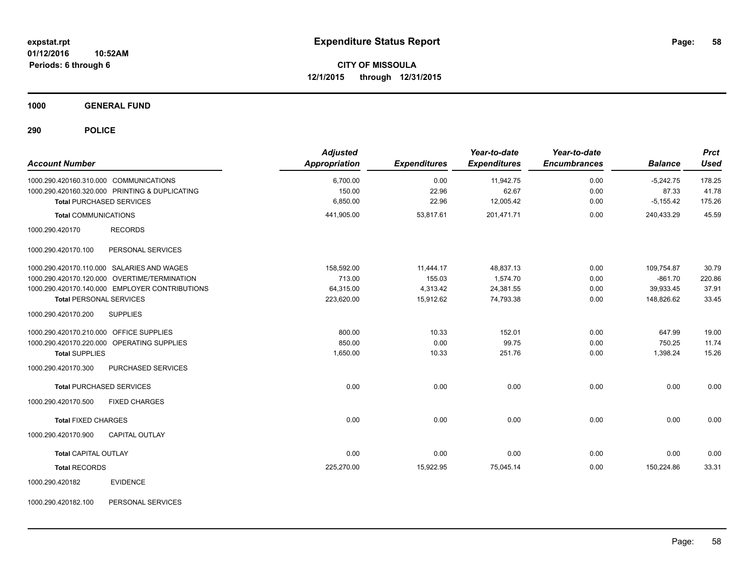# Expenditure Status Report

**CITY OF MISSOULA**
**12/1/2015 through 12/31/2015**

expstat.rpt
01/12/2016 10:52AM
Periods: 6 through 6

**1000 GENERAL FUND**

**290 POLICE**

| Account Number | | Adjusted Appropriation | Expenditures | Year-to-date Expenditures | Year-to-date Encumbrances | Balance | Prct Used |
|---|---|---|---|---|---|---|---|
| 1000.290.420160.310.000 | COMMUNICATIONS | 6,700.00 | 0.00 | 11,942.75 | 0.00 | -5,242.75 | 178.25 |
| 1000.290.420160.320.000 | PRINTING & DUPLICATING | 150.00 | 22.96 | 62.67 | 0.00 | 87.33 | 41.78 |
| **Total** PURCHASED SERVICES | | 6,850.00 | 22.96 | 12,005.42 | 0.00 | -5,155.42 | 175.26 |
| **Total** COMMUNICATIONS | | 441,905.00 | 53,817.61 | 201,471.71 | 0.00 | 240,433.29 | 45.59 |
| 1000.290.420170 | RECORDS | | | | | | |
| 1000.290.420170.100 | PERSONAL SERVICES | | | | | | |
| 1000.290.420170.110.000 | SALARIES AND WAGES | 158,592.00 | 11,444.17 | 48,837.13 | 0.00 | 109,754.87 | 30.79 |
| 1000.290.420170.120.000 | OVERTIME/TERMINATION | 713.00 | 155.03 | 1,574.70 | 0.00 | -861.70 | 220.86 |
| 1000.290.420170.140.000 | EMPLOYER CONTRIBUTIONS | 64,315.00 | 4,313.42 | 24,381.55 | 0.00 | 39,933.45 | 37.91 |
| **Total** PERSONAL SERVICES | | 223,620.00 | 15,912.62 | 74,793.38 | 0.00 | 148,826.62 | 33.45 |
| 1000.290.420170.200 | SUPPLIES | | | | | | |
| 1000.290.420170.210.000 | OFFICE SUPPLIES | 800.00 | 10.33 | 152.01 | 0.00 | 647.99 | 19.00 |
| 1000.290.420170.220.000 | OPERATING SUPPLIES | 850.00 | 0.00 | 99.75 | 0.00 | 750.25 | 11.74 |
| **Total** SUPPLIES | | 1,650.00 | 10.33 | 251.76 | 0.00 | 1,398.24 | 15.26 |
| 1000.290.420170.300 | PURCHASED SERVICES | | | | | | |
| **Total** PURCHASED SERVICES | | 0.00 | 0.00 | 0.00 | 0.00 | 0.00 | 0.00 |
| 1000.290.420170.500 | FIXED CHARGES | | | | | | |
| **Total** FIXED CHARGES | | 0.00 | 0.00 | 0.00 | 0.00 | 0.00 | 0.00 |
| 1000.290.420170.900 | CAPITAL OUTLAY | | | | | | |
| **Total** CAPITAL OUTLAY | | 0.00 | 0.00 | 0.00 | 0.00 | 0.00 | 0.00 |
| **Total** RECORDS | | 225,270.00 | 15,922.95 | 75,045.14 | 0.00 | 150,224.86 | 33.31 |
| 1000.290.420182 | EVIDENCE | | | | | | |
| 1000.290.420182.100 | PERSONAL SERVICES | | | | | | |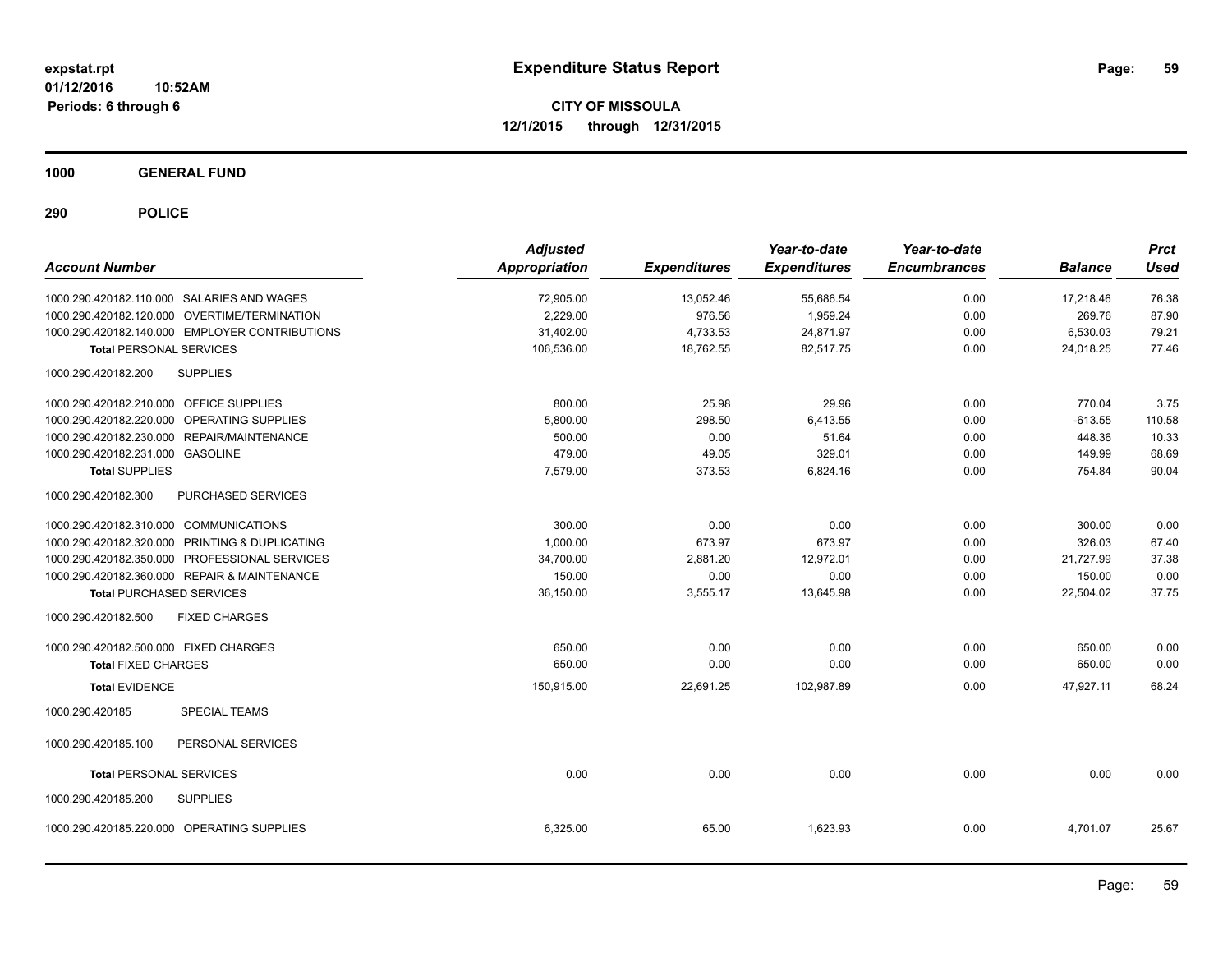**Expenditure Status Report**

**CITY OF MISSOULA**

**12/1/2015 through 12/31/2015**

expstat.rpt
01/12/2016 10:52AM
Periods: 6 through 6

**1000 GENERAL FUND**

**290 POLICE**

| Account Number | Adjusted Appropriation | Expenditures | Year-to-date Expenditures | Year-to-date Encumbrances | Balance | Prct Used |
|---|---|---|---|---|---|---|
| 1000.290.420182.110.000 SALARIES AND WAGES | 72,905.00 | 13,052.46 | 55,686.54 | 0.00 | 17,218.46 | 76.38 |
| 1000.290.420182.120.000 OVERTIME/TERMINATION | 2,229.00 | 976.56 | 1,959.24 | 0.00 | 269.76 | 87.90 |
| 1000.290.420182.140.000 EMPLOYER CONTRIBUTIONS | 31,402.00 | 4,733.53 | 24,871.97 | 0.00 | 6,530.03 | 79.21 |
| **Total** PERSONAL SERVICES | 106,536.00 | 18,762.55 | 82,517.75 | 0.00 | 24,018.25 | 77.46 |
| 1000.290.420182.200 SUPPLIES | | | | | | |
| 1000.290.420182.210.000 OFFICE SUPPLIES | 800.00 | 25.98 | 29.96 | 0.00 | 770.04 | 3.75 |
| 1000.290.420182.220.000 OPERATING SUPPLIES | 5,800.00 | 298.50 | 6,413.55 | 0.00 | -613.55 | 110.58 |
| 1000.290.420182.230.000 REPAIR/MAINTENANCE | 500.00 | 0.00 | 51.64 | 0.00 | 448.36 | 10.33 |
| 1000.290.420182.231.000 GASOLINE | 479.00 | 49.05 | 329.01 | 0.00 | 149.99 | 68.69 |
| **Total** SUPPLIES | 7,579.00 | 373.53 | 6,824.16 | 0.00 | 754.84 | 90.04 |
| 1000.290.420182.300 PURCHASED SERVICES | | | | | | |
| 1000.290.420182.310.000 COMMUNICATIONS | 300.00 | 0.00 | 0.00 | 0.00 | 300.00 | 0.00 |
| 1000.290.420182.320.000 PRINTING & DUPLICATING | 1,000.00 | 673.97 | 673.97 | 0.00 | 326.03 | 67.40 |
| 1000.290.420182.350.000 PROFESSIONAL SERVICES | 34,700.00 | 2,881.20 | 12,972.01 | 0.00 | 21,727.99 | 37.38 |
| 1000.290.420182.360.000 REPAIR & MAINTENANCE | 150.00 | 0.00 | 0.00 | 0.00 | 150.00 | 0.00 |
| **Total** PURCHASED SERVICES | 36,150.00 | 3,555.17 | 13,645.98 | 0.00 | 22,504.02 | 37.75 |
| 1000.290.420182.500 FIXED CHARGES | | | | | | |
| 1000.290.420182.500.000 FIXED CHARGES | 650.00 | 0.00 | 0.00 | 0.00 | 650.00 | 0.00 |
| **Total** FIXED CHARGES | 650.00 | 0.00 | 0.00 | 0.00 | 650.00 | 0.00 |
| **Total** EVIDENCE | 150,915.00 | 22,691.25 | 102,987.89 | 0.00 | 47,927.11 | 68.24 |
| 1000.290.420185 SPECIAL TEAMS | | | | | | |
| 1000.290.420185.100 PERSONAL SERVICES | | | | | | |
| **Total** PERSONAL SERVICES | 0.00 | 0.00 | 0.00 | 0.00 | 0.00 | 0.00 |
| 1000.290.420185.200 SUPPLIES | | | | | | |
| 1000.290.420185.220.000 OPERATING SUPPLIES | 6,325.00 | 65.00 | 1,623.93 | 0.00 | 4,701.07 | 25.67 |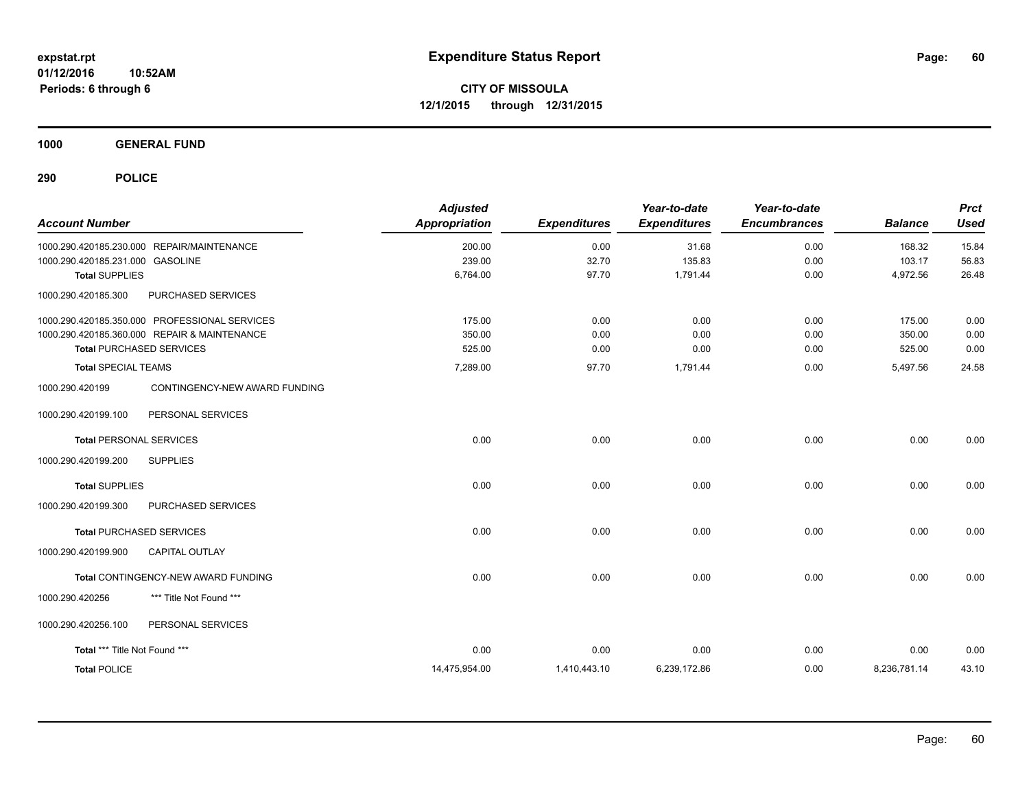**expstat.rpt**
**01/12/2016 10:52AM**
**Periods: 6 through 6**

# Expenditure Status Report

**CITY OF MISSOULA**
**12/1/2015 through 12/31/2015**

**1000 GENERAL FUND**

**290 POLICE**

| Account Number | | Adjusted Appropriation | Expenditures | Year-to-date Expenditures | Year-to-date Encumbrances | Balance | Prct Used |
|---|---|---|---|---|---|---|---|
| 1000.290.420185.230.000 | REPAIR/MAINTENANCE | 200.00 | 0.00 | 31.68 | 0.00 | 168.32 | 15.84 |
| 1000.290.420185.231.000 | GASOLINE | 239.00 | 32.70 | 135.83 | 0.00 | 103.17 | 56.83 |
| **Total** SUPPLIES | | 6,764.00 | 97.70 | 1,791.44 | 0.00 | 4,972.56 | 26.48 |
| 1000.290.420185.300 | PURCHASED SERVICES | | | | | | |
| 1000.290.420185.350.000 | PROFESSIONAL SERVICES | 175.00 | 0.00 | 0.00 | 0.00 | 175.00 | 0.00 |
| 1000.290.420185.360.000 | REPAIR & MAINTENANCE | 350.00 | 0.00 | 0.00 | 0.00 | 350.00 | 0.00 |
| **Total** PURCHASED SERVICES | | 525.00 | 0.00 | 0.00 | 0.00 | 525.00 | 0.00 |
| **Total** SPECIAL TEAMS | | 7,289.00 | 97.70 | 1,791.44 | 0.00 | 5,497.56 | 24.58 |
| 1000.290.420199 | CONTINGENCY-NEW AWARD FUNDING | | | | | | |
| 1000.290.420199.100 | PERSONAL SERVICES | | | | | | |
| **Total** PERSONAL SERVICES | | 0.00 | 0.00 | 0.00 | 0.00 | 0.00 | 0.00 |
| 1000.290.420199.200 | SUPPLIES | | | | | | |
| **Total** SUPPLIES | | 0.00 | 0.00 | 0.00 | 0.00 | 0.00 | 0.00 |
| 1000.290.420199.300 | PURCHASED SERVICES | | | | | | |
| **Total** PURCHASED SERVICES | | 0.00 | 0.00 | 0.00 | 0.00 | 0.00 | 0.00 |
| 1000.290.420199.900 | CAPITAL OUTLAY | | | | | | |
| **Total** CONTINGENCY-NEW AWARD FUNDING | | 0.00 | 0.00 | 0.00 | 0.00 | 0.00 | 0.00 |
| 1000.290.420256 | *** Title Not Found *** | | | | | | |
| 1000.290.420256.100 | PERSONAL SERVICES | | | | | | |
| **Total** *** Title Not Found *** | | 0.00 | 0.00 | 0.00 | 0.00 | 0.00 | 0.00 |
| **Total** POLICE | | 14,475,954.00 | 1,410,443.10 | 6,239,172.86 | 0.00 | 8,236,781.14 | 43.10 |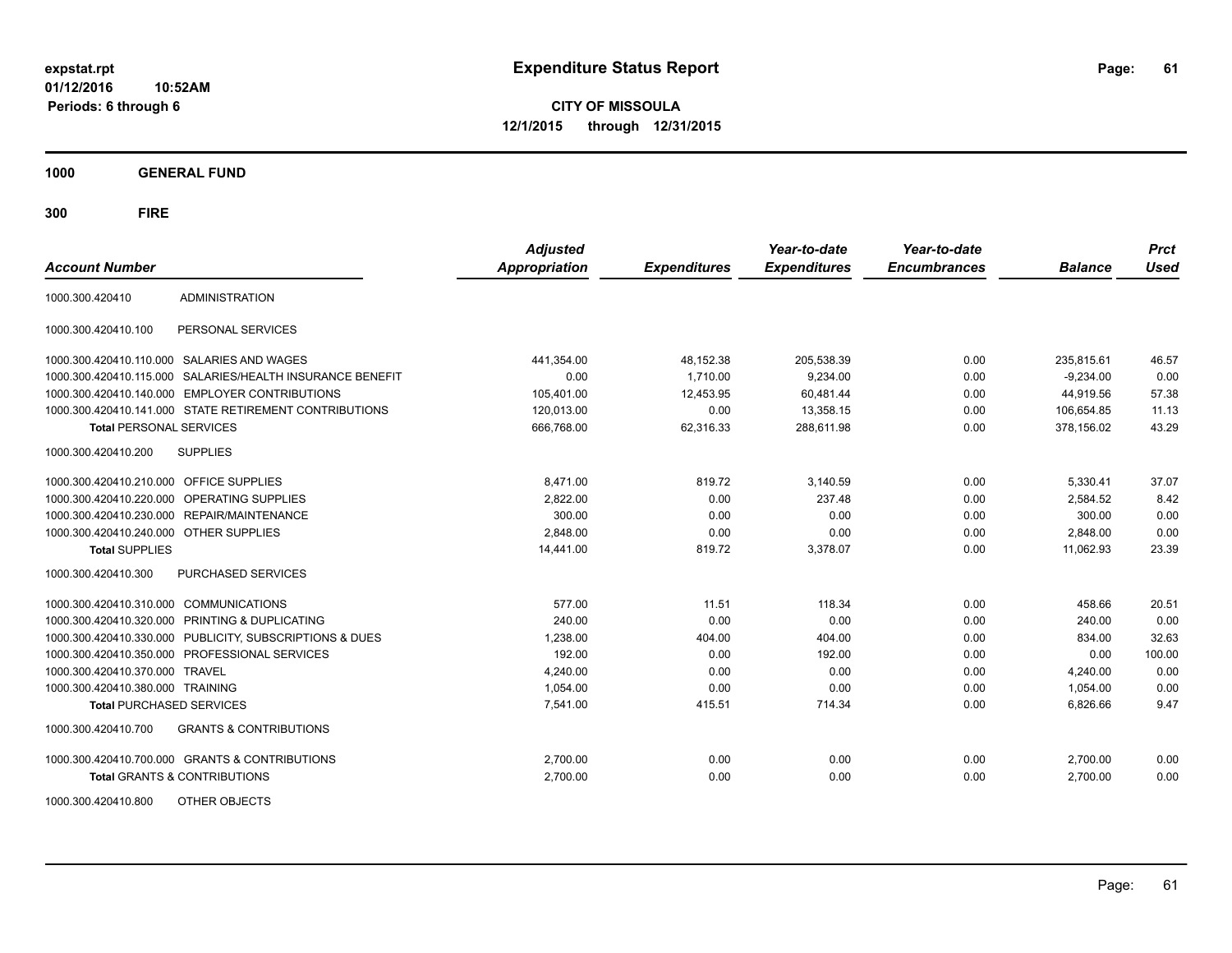# Expenditure Status Report

expstat.rpt
01/12/2016 10:52AM
Periods: 6 through 6

**CITY OF MISSOULA**
**12/1/2015 through 12/31/2015**

## 1000 GENERAL FUND

## 300 FIRE

| Account Number | | Adjusted Appropriation | Expenditures | Year-to-date Expenditures | Year-to-date Encumbrances | Balance | Prct Used |
|---|---|---|---|---|---|---|---|
| 1000.300.420410 | ADMINISTRATION | | | | | | |
| 1000.300.420410.100 | PERSONAL SERVICES | | | | | | |
| 1000.300.420410.110.000 | SALARIES AND WAGES | 441,354.00 | 48,152.38 | 205,538.39 | 0.00 | 235,815.61 | 46.57 |
| 1000.300.420410.115.000 | SALARIES/HEALTH INSURANCE BENEFIT | 0.00 | 1,710.00 | 9,234.00 | 0.00 | -9,234.00 | 0.00 |
| 1000.300.420410.140.000 | EMPLOYER CONTRIBUTIONS | 105,401.00 | 12,453.95 | 60,481.44 | 0.00 | 44,919.56 | 57.38 |
| 1000.300.420410.141.000 | STATE RETIREMENT CONTRIBUTIONS | 120,013.00 | 0.00 | 13,358.15 | 0.00 | 106,654.85 | 11.13 |
| **Total** PERSONAL SERVICES | | 666,768.00 | 62,316.33 | 288,611.98 | 0.00 | 378,156.02 | 43.29 |
| 1000.300.420410.200 | SUPPLIES | | | | | | |
| 1000.300.420410.210.000 | OFFICE SUPPLIES | 8,471.00 | 819.72 | 3,140.59 | 0.00 | 5,330.41 | 37.07 |
| 1000.300.420410.220.000 | OPERATING SUPPLIES | 2,822.00 | 0.00 | 237.48 | 0.00 | 2,584.52 | 8.42 |
| 1000.300.420410.230.000 | REPAIR/MAINTENANCE | 300.00 | 0.00 | 0.00 | 0.00 | 300.00 | 0.00 |
| 1000.300.420410.240.000 | OTHER SUPPLIES | 2,848.00 | 0.00 | 0.00 | 0.00 | 2,848.00 | 0.00 |
| **Total** SUPPLIES | | 14,441.00 | 819.72 | 3,378.07 | 0.00 | 11,062.93 | 23.39 |
| 1000.300.420410.300 | PURCHASED SERVICES | | | | | | |
| 1000.300.420410.310.000 | COMMUNICATIONS | 577.00 | 11.51 | 118.34 | 0.00 | 458.66 | 20.51 |
| 1000.300.420410.320.000 | PRINTING & DUPLICATING | 240.00 | 0.00 | 0.00 | 0.00 | 240.00 | 0.00 |
| 1000.300.420410.330.000 | PUBLICITY, SUBSCRIPTIONS & DUES | 1,238.00 | 404.00 | 404.00 | 0.00 | 834.00 | 32.63 |
| 1000.300.420410.350.000 | PROFESSIONAL SERVICES | 192.00 | 0.00 | 192.00 | 0.00 | 0.00 | 100.00 |
| 1000.300.420410.370.000 | TRAVEL | 4,240.00 | 0.00 | 0.00 | 0.00 | 4,240.00 | 0.00 |
| 1000.300.420410.380.000 | TRAINING | 1,054.00 | 0.00 | 0.00 | 0.00 | 1,054.00 | 0.00 |
| **Total** PURCHASED SERVICES | | 7,541.00 | 415.51 | 714.34 | 0.00 | 6,826.66 | 9.47 |
| 1000.300.420410.700 | GRANTS & CONTRIBUTIONS | | | | | | |
| 1000.300.420410.700.000 | GRANTS & CONTRIBUTIONS | 2,700.00 | 0.00 | 0.00 | 0.00 | 2,700.00 | 0.00 |
| **Total** GRANTS & CONTRIBUTIONS | | 2,700.00 | 0.00 | 0.00 | 0.00 | 2,700.00 | 0.00 |
| 1000.300.420410.800 | OTHER OBJECTS | | | | | | |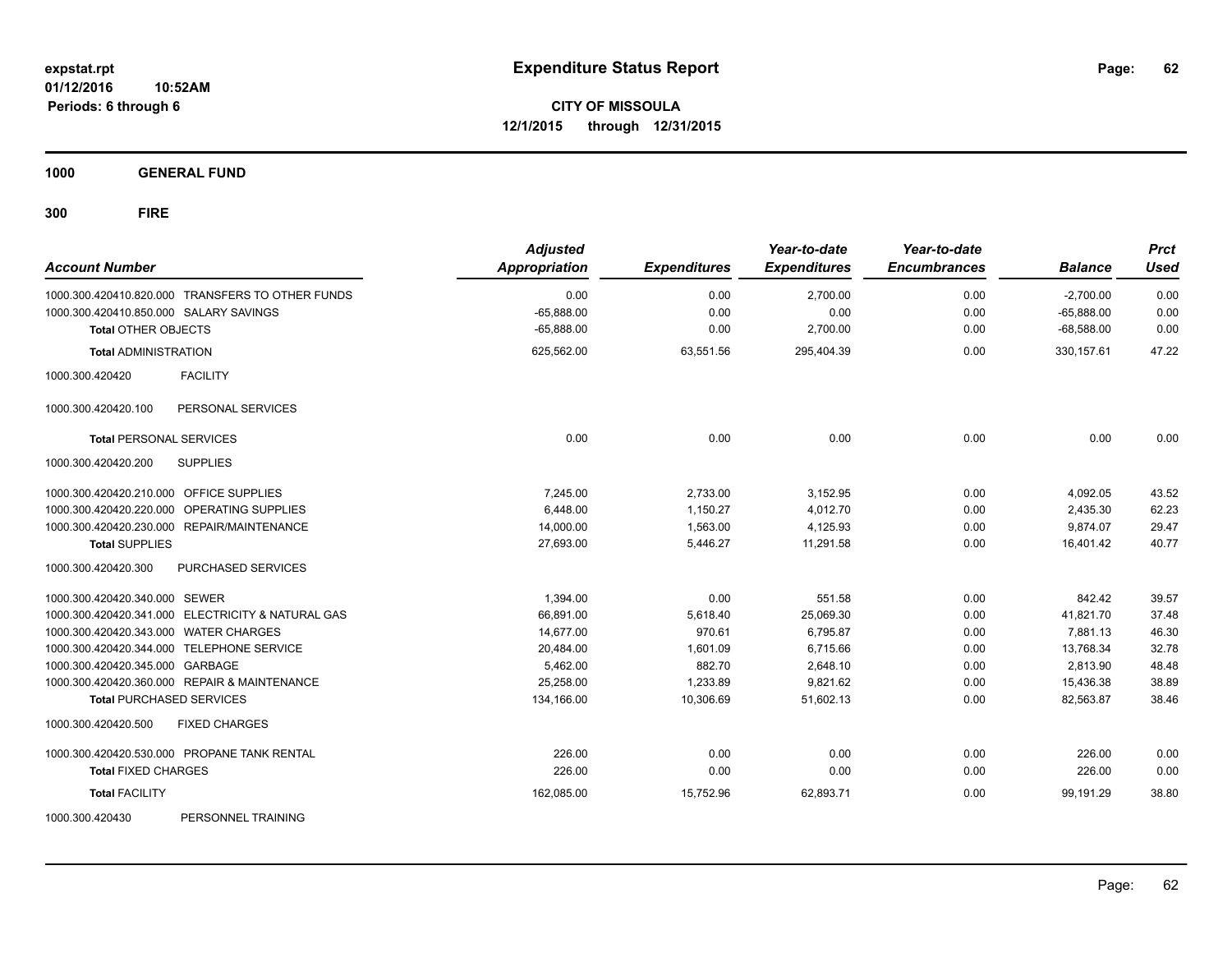**expstat.rpt**
**01/12/2016 10:52AM**
**Periods: 6 through 6**

# Expenditure Status Report

**CITY OF MISSOULA**
**12/1/2015 through 12/31/2015**

**1000 GENERAL FUND**

**300 FIRE**

| Account Number | Adjusted Appropriation | Expenditures | Year-to-date Expenditures | Year-to-date Encumbrances | Balance | Prct Used |
|---|---|---|---|---|---|---|
| 1000.300.420410.820.000 TRANSFERS TO OTHER FUNDS | 0.00 | 0.00 | 2,700.00 | 0.00 | -2,700.00 | 0.00 |
| 1000.300.420410.850.000 SALARY SAVINGS | -65,888.00 | 0.00 | 0.00 | 0.00 | -65,888.00 | 0.00 |
| **Total** OTHER OBJECTS | -65,888.00 | 0.00 | 2,700.00 | 0.00 | -68,588.00 | 0.00 |
| **Total** ADMINISTRATION | 625,562.00 | 63,551.56 | 295,404.39 | 0.00 | 330,157.61 | 47.22 |
| 1000.300.420420 FACILITY | | | | | | |
| 1000.300.420420.100 PERSONAL SERVICES | | | | | | |
| **Total** PERSONAL SERVICES | 0.00 | 0.00 | 0.00 | 0.00 | 0.00 | 0.00 |
| 1000.300.420420.200 SUPPLIES | | | | | | |
| 1000.300.420420.210.000 OFFICE SUPPLIES | 7,245.00 | 2,733.00 | 3,152.95 | 0.00 | 4,092.05 | 43.52 |
| 1000.300.420420.220.000 OPERATING SUPPLIES | 6,448.00 | 1,150.27 | 4,012.70 | 0.00 | 2,435.30 | 62.23 |
| 1000.300.420420.230.000 REPAIR/MAINTENANCE | 14,000.00 | 1,563.00 | 4,125.93 | 0.00 | 9,874.07 | 29.47 |
| **Total** SUPPLIES | 27,693.00 | 5,446.27 | 11,291.58 | 0.00 | 16,401.42 | 40.77 |
| 1000.300.420420.300 PURCHASED SERVICES | | | | | | |
| 1000.300.420420.340.000 SEWER | 1,394.00 | 0.00 | 551.58 | 0.00 | 842.42 | 39.57 |
| 1000.300.420420.341.000 ELECTRICITY & NATURAL GAS | 66,891.00 | 5,618.40 | 25,069.30 | 0.00 | 41,821.70 | 37.48 |
| 1000.300.420420.343.000 WATER CHARGES | 14,677.00 | 970.61 | 6,795.87 | 0.00 | 7,881.13 | 46.30 |
| 1000.300.420420.344.000 TELEPHONE SERVICE | 20,484.00 | 1,601.09 | 6,715.66 | 0.00 | 13,768.34 | 32.78 |
| 1000.300.420420.345.000 GARBAGE | 5,462.00 | 882.70 | 2,648.10 | 0.00 | 2,813.90 | 48.48 |
| 1000.300.420420.360.000 REPAIR & MAINTENANCE | 25,258.00 | 1,233.89 | 9,821.62 | 0.00 | 15,436.38 | 38.89 |
| **Total** PURCHASED SERVICES | 134,166.00 | 10,306.69 | 51,602.13 | 0.00 | 82,563.87 | 38.46 |
| 1000.300.420420.500 FIXED CHARGES | | | | | | |
| 1000.300.420420.530.000 PROPANE TANK RENTAL | 226.00 | 0.00 | 0.00 | 0.00 | 226.00 | 0.00 |
| **Total** FIXED CHARGES | 226.00 | 0.00 | 0.00 | 0.00 | 226.00 | 0.00 |
| **Total** FACILITY | 162,085.00 | 15,752.96 | 62,893.71 | 0.00 | 99,191.29 | 38.80 |
| 1000.300.420430 PERSONNEL TRAINING | | | | | | |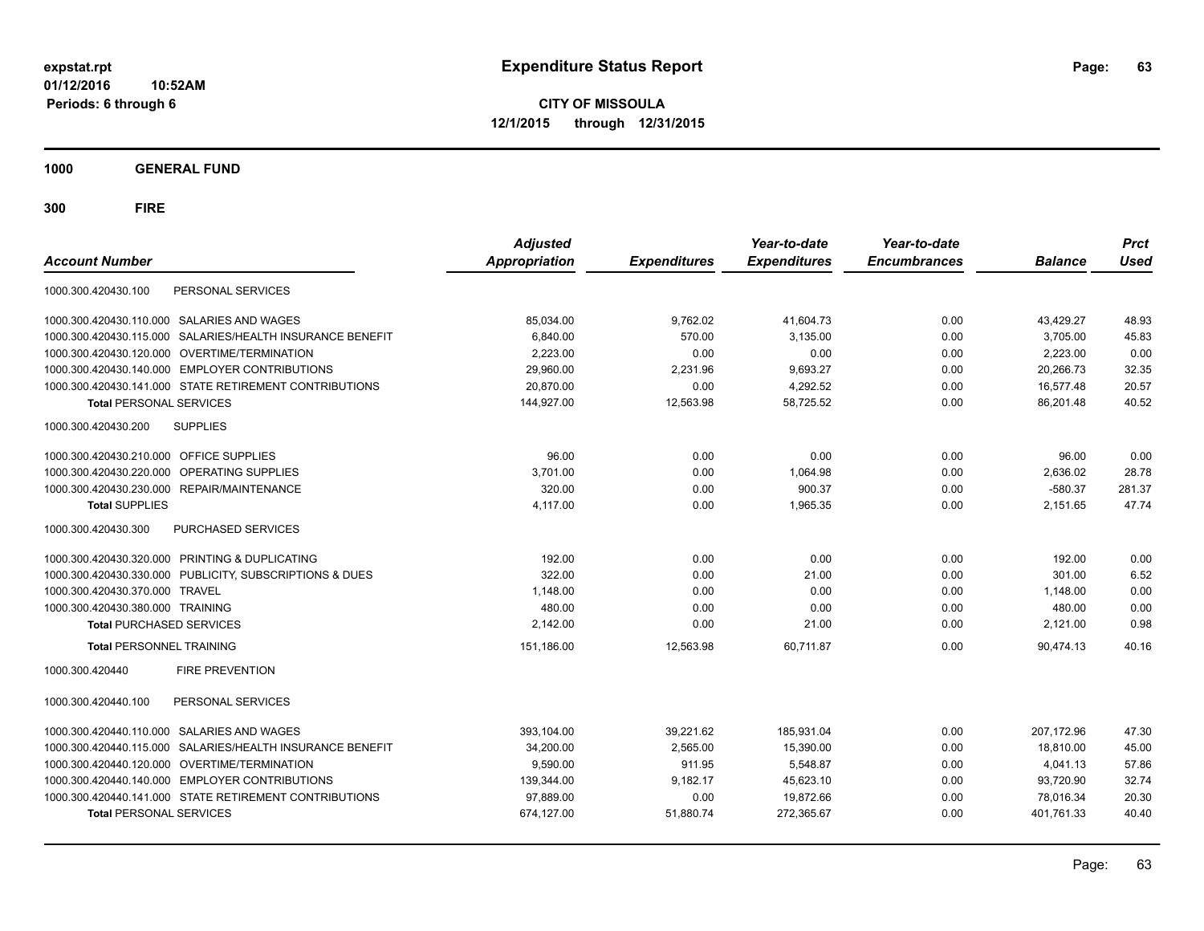expstat.rpt
01/12/2016 10:52AM
Periods: 6 through 6

# Expenditure Status Report

**CITY OF MISSOULA**
**12/1/2015 through 12/31/2015**

## 1000 GENERAL FUND

## 300 FIRE

| Account Number | | Adjusted Appropriation | Expenditures | Year-to-date Expenditures | Year-to-date Encumbrances | Balance | Prct Used |
|---|---|---|---|---|---|---|---|
| 1000.300.420430.100 | PERSONAL SERVICES | | | | | | |
| 1000.300.420430.110.000 | SALARIES AND WAGES | 85,034.00 | 9,762.02 | 41,604.73 | 0.00 | 43,429.27 | 48.93 |
| 1000.300.420430.115.000 | SALARIES/HEALTH INSURANCE BENEFIT | 6,840.00 | 570.00 | 3,135.00 | 0.00 | 3,705.00 | 45.83 |
| 1000.300.420430.120.000 | OVERTIME/TERMINATION | 2,223.00 | 0.00 | 0.00 | 0.00 | 2,223.00 | 0.00 |
| 1000.300.420430.140.000 | EMPLOYER CONTRIBUTIONS | 29,960.00 | 2,231.96 | 9,693.27 | 0.00 | 20,266.73 | 32.35 |
| 1000.300.420430.141.000 | STATE RETIREMENT CONTRIBUTIONS | 20,870.00 | 0.00 | 4,292.52 | 0.00 | 16,577.48 | 20.57 |
| **Total** PERSONAL SERVICES | | 144,927.00 | 12,563.98 | 58,725.52 | 0.00 | 86,201.48 | 40.52 |
| 1000.300.420430.200 | SUPPLIES | | | | | | |
| 1000.300.420430.210.000 | OFFICE SUPPLIES | 96.00 | 0.00 | 0.00 | 0.00 | 96.00 | 0.00 |
| 1000.300.420430.220.000 | OPERATING SUPPLIES | 3,701.00 | 0.00 | 1,064.98 | 0.00 | 2,636.02 | 28.78 |
| 1000.300.420430.230.000 | REPAIR/MAINTENANCE | 320.00 | 0.00 | 900.37 | 0.00 | -580.37 | 281.37 |
| **Total** SUPPLIES | | 4,117.00 | 0.00 | 1,965.35 | 0.00 | 2,151.65 | 47.74 |
| 1000.300.420430.300 | PURCHASED SERVICES | | | | | | |
| 1000.300.420430.320.000 | PRINTING & DUPLICATING | 192.00 | 0.00 | 0.00 | 0.00 | 192.00 | 0.00 |
| 1000.300.420430.330.000 | PUBLICITY, SUBSCRIPTIONS & DUES | 322.00 | 0.00 | 21.00 | 0.00 | 301.00 | 6.52 |
| 1000.300.420430.370.000 | TRAVEL | 1,148.00 | 0.00 | 0.00 | 0.00 | 1,148.00 | 0.00 |
| 1000.300.420430.380.000 | TRAINING | 480.00 | 0.00 | 0.00 | 0.00 | 480.00 | 0.00 |
| **Total** PURCHASED SERVICES | | 2,142.00 | 0.00 | 21.00 | 0.00 | 2,121.00 | 0.98 |
| **Total** PERSONNEL TRAINING | | 151,186.00 | 12,563.98 | 60,711.87 | 0.00 | 90,474.13 | 40.16 |
| 1000.300.420440 | FIRE PREVENTION | | | | | | |
| 1000.300.420440.100 | PERSONAL SERVICES | | | | | | |
| 1000.300.420440.110.000 | SALARIES AND WAGES | 393,104.00 | 39,221.62 | 185,931.04 | 0.00 | 207,172.96 | 47.30 |
| 1000.300.420440.115.000 | SALARIES/HEALTH INSURANCE BENEFIT | 34,200.00 | 2,565.00 | 15,390.00 | 0.00 | 18,810.00 | 45.00 |
| 1000.300.420440.120.000 | OVERTIME/TERMINATION | 9,590.00 | 911.95 | 5,548.87 | 0.00 | 4,041.13 | 57.86 |
| 1000.300.420440.140.000 | EMPLOYER CONTRIBUTIONS | 139,344.00 | 9,182.17 | 45,623.10 | 0.00 | 93,720.90 | 32.74 |
| 1000.300.420440.141.000 | STATE RETIREMENT CONTRIBUTIONS | 97,889.00 | 0.00 | 19,872.66 | 0.00 | 78,016.34 | 20.30 |
| **Total** PERSONAL SERVICES | | 674,127.00 | 51,880.74 | 272,365.67 | 0.00 | 401,761.33 | 40.40 |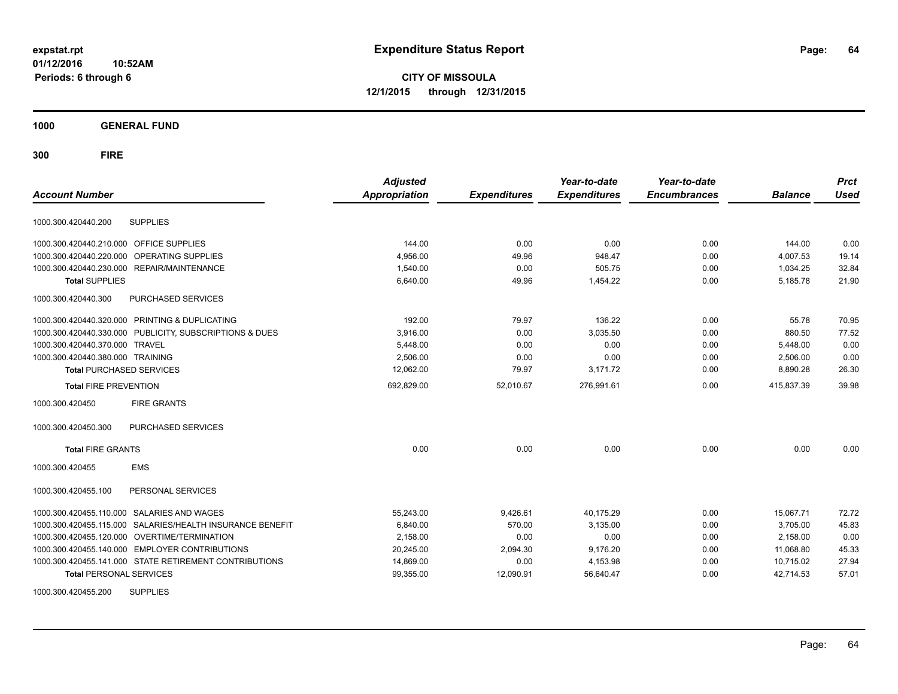# Expenditure Status Report

expstat.rpt
01/12/2016 10:52AM
Periods: 6 through 6

**CITY OF MISSOULA**
**12/1/2015 through 12/31/2015**

## 1000 GENERAL FUND

## 300 FIRE

| Account Number | | Adjusted Appropriation | Expenditures | Year-to-date Expenditures | Year-to-date Encumbrances | Balance | Prct Used |
|---|---|---|---|---|---|---|---|
| 1000.300.420440.200 | SUPPLIES | | | | | | |
| 1000.300.420440.210.000 | OFFICE SUPPLIES | 144.00 | 0.00 | 0.00 | 0.00 | 144.00 | 0.00 |
| 1000.300.420440.220.000 | OPERATING SUPPLIES | 4,956.00 | 49.96 | 948.47 | 0.00 | 4,007.53 | 19.14 |
| 1000.300.420440.230.000 | REPAIR/MAINTENANCE | 1,540.00 | 0.00 | 505.75 | 0.00 | 1,034.25 | 32.84 |
| **Total SUPPLIES** | | 6,640.00 | 49.96 | 1,454.22 | 0.00 | 5,185.78 | 21.90 |
| 1000.300.420440.300 | PURCHASED SERVICES | | | | | | |
| 1000.300.420440.320.000 | PRINTING & DUPLICATING | 192.00 | 79.97 | 136.22 | 0.00 | 55.78 | 70.95 |
| 1000.300.420440.330.000 | PUBLICITY, SUBSCRIPTIONS & DUES | 3,916.00 | 0.00 | 3,035.50 | 0.00 | 880.50 | 77.52 |
| 1000.300.420440.370.000 | TRAVEL | 5,448.00 | 0.00 | 0.00 | 0.00 | 5,448.00 | 0.00 |
| 1000.300.420440.380.000 | TRAINING | 2,506.00 | 0.00 | 0.00 | 0.00 | 2,506.00 | 0.00 |
| **Total PURCHASED SERVICES** | | 12,062.00 | 79.97 | 3,171.72 | 0.00 | 8,890.28 | 26.30 |
| **Total FIRE PREVENTION** | | 692,829.00 | 52,010.67 | 276,991.61 | 0.00 | 415,837.39 | 39.98 |
| 1000.300.420450 | FIRE GRANTS | | | | | | |
| 1000.300.420450.300 | PURCHASED SERVICES | | | | | | |
| **Total FIRE GRANTS** | | 0.00 | 0.00 | 0.00 | 0.00 | 0.00 | 0.00 |
| 1000.300.420455 | EMS | | | | | | |
| 1000.300.420455.100 | PERSONAL SERVICES | | | | | | |
| 1000.300.420455.110.000 | SALARIES AND WAGES | 55,243.00 | 9,426.61 | 40,175.29 | 0.00 | 15,067.71 | 72.72 |
| 1000.300.420455.115.000 | SALARIES/HEALTH INSURANCE BENEFIT | 6,840.00 | 570.00 | 3,135.00 | 0.00 | 3,705.00 | 45.83 |
| 1000.300.420455.120.000 | OVERTIME/TERMINATION | 2,158.00 | 0.00 | 0.00 | 0.00 | 2,158.00 | 0.00 |
| 1000.300.420455.140.000 | EMPLOYER CONTRIBUTIONS | 20,245.00 | 2,094.30 | 9,176.20 | 0.00 | 11,068.80 | 45.33 |
| 1000.300.420455.141.000 | STATE RETIREMENT CONTRIBUTIONS | 14,869.00 | 0.00 | 4,153.98 | 0.00 | 10,715.02 | 27.94 |
| **Total PERSONAL SERVICES** | | 99,355.00 | 12,090.91 | 56,640.47 | 0.00 | 42,714.53 | 57.01 |
| 1000.300.420455.200 | SUPPLIES | | | | | | |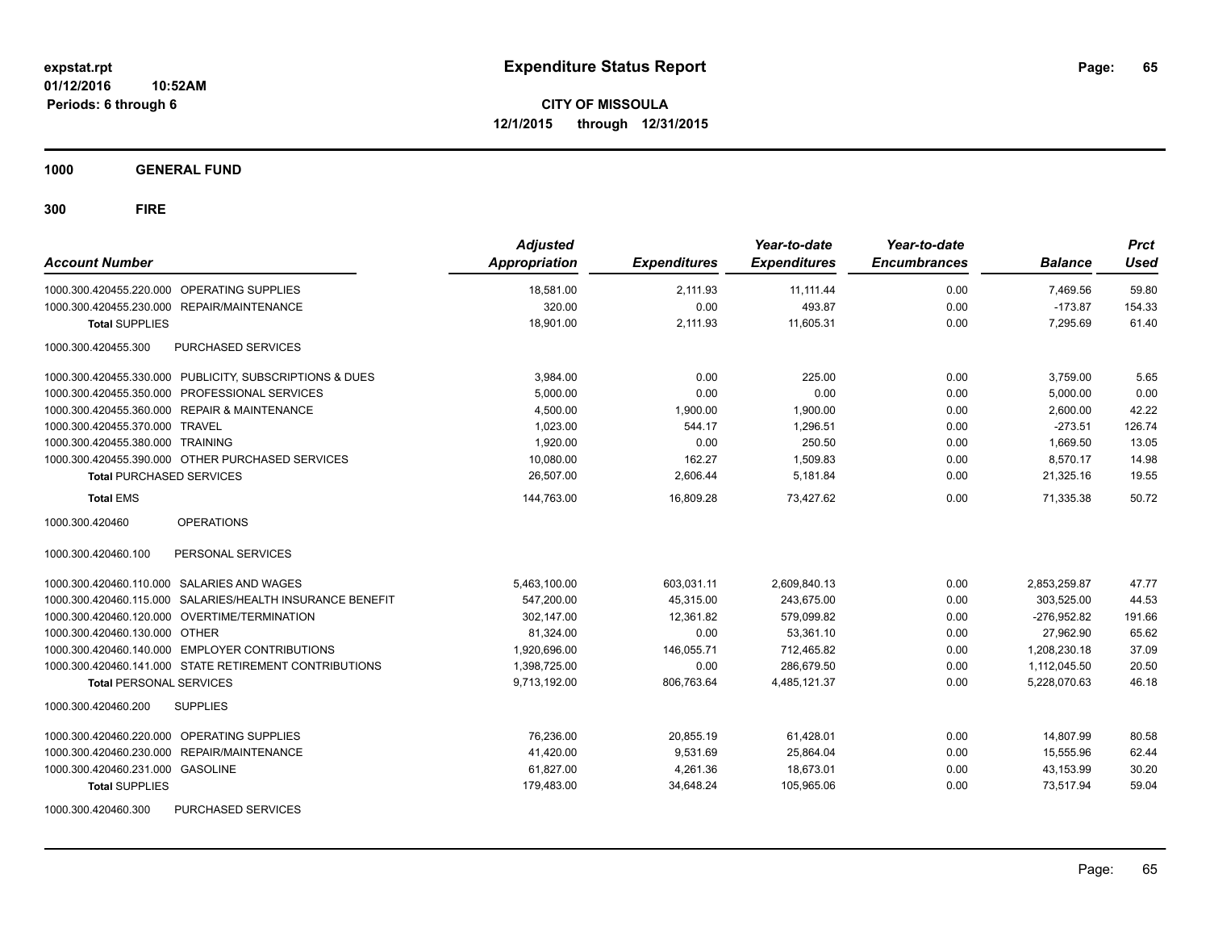# Expenditure Status Report

**CITY OF MISSOULA**

**12/1/2015 through 12/31/2015**

expstat.rpt
01/12/2016 10:52AM
Periods: 6 through 6

**1000 GENERAL FUND**

**300 FIRE**

| Account Number | | Adjusted Appropriation | Expenditures | Year-to-date Expenditures | Year-to-date Encumbrances | Balance | Prct Used |
|---|---|---|---|---|---|---|---|
| 1000.300.420455.220.000 | OPERATING SUPPLIES | 18,581.00 | 2,111.93 | 11,111.44 | 0.00 | 7,469.56 | 59.80 |
| 1000.300.420455.230.000 | REPAIR/MAINTENANCE | 320.00 | 0.00 | 493.87 | 0.00 | -173.87 | 154.33 |
| **Total** SUPPLIES | | 18,901.00 | 2,111.93 | 11,605.31 | 0.00 | 7,295.69 | 61.40 |
| 1000.300.420455.300 | PURCHASED SERVICES | | | | | | |
| 1000.300.420455.330.000 | PUBLICITY, SUBSCRIPTIONS & DUES | 3,984.00 | 0.00 | 225.00 | 0.00 | 3,759.00 | 5.65 |
| 1000.300.420455.350.000 | PROFESSIONAL SERVICES | 5,000.00 | 0.00 | 0.00 | 0.00 | 5,000.00 | 0.00 |
| 1000.300.420455.360.000 | REPAIR & MAINTENANCE | 4,500.00 | 1,900.00 | 1,900.00 | 0.00 | 2,600.00 | 42.22 |
| 1000.300.420455.370.000 | TRAVEL | 1,023.00 | 544.17 | 1,296.51 | 0.00 | -273.51 | 126.74 |
| 1000.300.420455.380.000 | TRAINING | 1,920.00 | 0.00 | 250.50 | 0.00 | 1,669.50 | 13.05 |
| 1000.300.420455.390.000 | OTHER PURCHASED SERVICES | 10,080.00 | 162.27 | 1,509.83 | 0.00 | 8,570.17 | 14.98 |
| **Total** PURCHASED SERVICES | | 26,507.00 | 2,606.44 | 5,181.84 | 0.00 | 21,325.16 | 19.55 |
| **Total** EMS | | 144,763.00 | 16,809.28 | 73,427.62 | 0.00 | 71,335.38 | 50.72 |
| 1000.300.420460 | OPERATIONS | | | | | | |
| 1000.300.420460.100 | PERSONAL SERVICES | | | | | | |
| 1000.300.420460.110.000 | SALARIES AND WAGES | 5,463,100.00 | 603,031.11 | 2,609,840.13 | 0.00 | 2,853,259.87 | 47.77 |
| 1000.300.420460.115.000 | SALARIES/HEALTH INSURANCE BENEFIT | 547,200.00 | 45,315.00 | 243,675.00 | 0.00 | 303,525.00 | 44.53 |
| 1000.300.420460.120.000 | OVERTIME/TERMINATION | 302,147.00 | 12,361.82 | 579,099.82 | 0.00 | -276,952.82 | 191.66 |
| 1000.300.420460.130.000 | OTHER | 81,324.00 | 0.00 | 53,361.10 | 0.00 | 27,962.90 | 65.62 |
| 1000.300.420460.140.000 | EMPLOYER CONTRIBUTIONS | 1,920,696.00 | 146,055.71 | 712,465.82 | 0.00 | 1,208,230.18 | 37.09 |
| 1000.300.420460.141.000 | STATE RETIREMENT CONTRIBUTIONS | 1,398,725.00 | 0.00 | 286,679.50 | 0.00 | 1,112,045.50 | 20.50 |
| **Total** PERSONAL SERVICES | | 9,713,192.00 | 806,763.64 | 4,485,121.37 | 0.00 | 5,228,070.63 | 46.18 |
| 1000.300.420460.200 | SUPPLIES | | | | | | |
| 1000.300.420460.220.000 | OPERATING SUPPLIES | 76,236.00 | 20,855.19 | 61,428.01 | 0.00 | 14,807.99 | 80.58 |
| 1000.300.420460.230.000 | REPAIR/MAINTENANCE | 41,420.00 | 9,531.69 | 25,864.04 | 0.00 | 15,555.96 | 62.44 |
| 1000.300.420460.231.000 | GASOLINE | 61,827.00 | 4,261.36 | 18,673.01 | 0.00 | 43,153.99 | 30.20 |
| **Total** SUPPLIES | | 179,483.00 | 34,648.24 | 105,965.06 | 0.00 | 73,517.94 | 59.04 |
| 1000.300.420460.300 | PURCHASED SERVICES | | | | | | |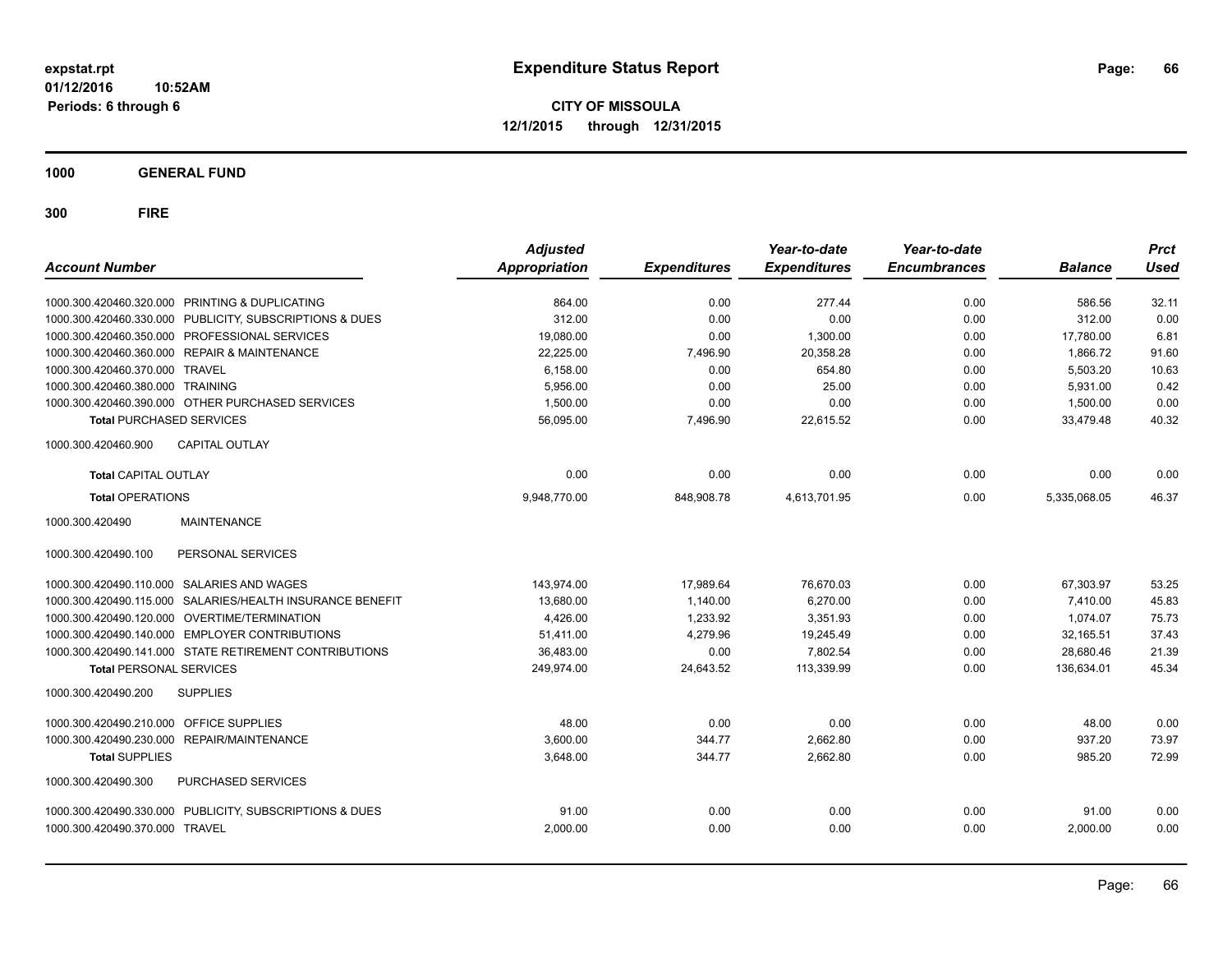**expstat.rpt**
**01/12/2016 10:52AM**
**Periods: 6 through 6**

# Expenditure Status Report

**CITY OF MISSOULA**
**12/1/2015 through 12/31/2015**

**1000 GENERAL FUND**

**300 FIRE**

| Account Number | Adjusted Appropriation | Expenditures | Year-to-date Expenditures | Year-to-date Encumbrances | Balance | Prct Used |
|---|---|---|---|---|---|---|
| 1000.300.420460.320.000 PRINTING & DUPLICATING | 864.00 | 0.00 | 277.44 | 0.00 | 586.56 | 32.11 |
| 1000.300.420460.330.000 PUBLICITY, SUBSCRIPTIONS & DUES | 312.00 | 0.00 | 0.00 | 0.00 | 312.00 | 0.00 |
| 1000.300.420460.350.000 PROFESSIONAL SERVICES | 19,080.00 | 0.00 | 1,300.00 | 0.00 | 17,780.00 | 6.81 |
| 1000.300.420460.360.000 REPAIR & MAINTENANCE | 22,225.00 | 7,496.90 | 20,358.28 | 0.00 | 1,866.72 | 91.60 |
| 1000.300.420460.370.000 TRAVEL | 6,158.00 | 0.00 | 654.80 | 0.00 | 5,503.20 | 10.63 |
| 1000.300.420460.380.000 TRAINING | 5,956.00 | 0.00 | 25.00 | 0.00 | 5,931.00 | 0.42 |
| 1000.300.420460.390.000 OTHER PURCHASED SERVICES | 1,500.00 | 0.00 | 0.00 | 0.00 | 1,500.00 | 0.00 |
| **Total** PURCHASED SERVICES | 56,095.00 | 7,496.90 | 22,615.52 | 0.00 | 33,479.48 | 40.32 |
| 1000.300.420460.900 CAPITAL OUTLAY | | | | | | |
| **Total** CAPITAL OUTLAY | 0.00 | 0.00 | 0.00 | 0.00 | 0.00 | 0.00 |
| **Total** OPERATIONS | 9,948,770.00 | 848,908.78 | 4,613,701.95 | 0.00 | 5,335,068.05 | 46.37 |
| 1000.300.420490 MAINTENANCE | | | | | | |
| 1000.300.420490.100 PERSONAL SERVICES | | | | | | |
| 1000.300.420490.110.000 SALARIES AND WAGES | 143,974.00 | 17,989.64 | 76,670.03 | 0.00 | 67,303.97 | 53.25 |
| 1000.300.420490.115.000 SALARIES/HEALTH INSURANCE BENEFIT | 13,680.00 | 1,140.00 | 6,270.00 | 0.00 | 7,410.00 | 45.83 |
| 1000.300.420490.120.000 OVERTIME/TERMINATION | 4,426.00 | 1,233.92 | 3,351.93 | 0.00 | 1,074.07 | 75.73 |
| 1000.300.420490.140.000 EMPLOYER CONTRIBUTIONS | 51,411.00 | 4,279.96 | 19,245.49 | 0.00 | 32,165.51 | 37.43 |
| 1000.300.420490.141.000 STATE RETIREMENT CONTRIBUTIONS | 36,483.00 | 0.00 | 7,802.54 | 0.00 | 28,680.46 | 21.39 |
| **Total** PERSONAL SERVICES | 249,974.00 | 24,643.52 | 113,339.99 | 0.00 | 136,634.01 | 45.34 |
| 1000.300.420490.200 SUPPLIES | | | | | | |
| 1000.300.420490.210.000 OFFICE SUPPLIES | 48.00 | 0.00 | 0.00 | 0.00 | 48.00 | 0.00 |
| 1000.300.420490.230.000 REPAIR/MAINTENANCE | 3,600.00 | 344.77 | 2,662.80 | 0.00 | 937.20 | 73.97 |
| **Total** SUPPLIES | 3,648.00 | 344.77 | 2,662.80 | 0.00 | 985.20 | 72.99 |
| 1000.300.420490.300 PURCHASED SERVICES | | | | | | |
| 1000.300.420490.330.000 PUBLICITY, SUBSCRIPTIONS & DUES | 91.00 | 0.00 | 0.00 | 0.00 | 91.00 | 0.00 |
| 1000.300.420490.370.000 TRAVEL | 2,000.00 | 0.00 | 0.00 | 0.00 | 2,000.00 | 0.00 |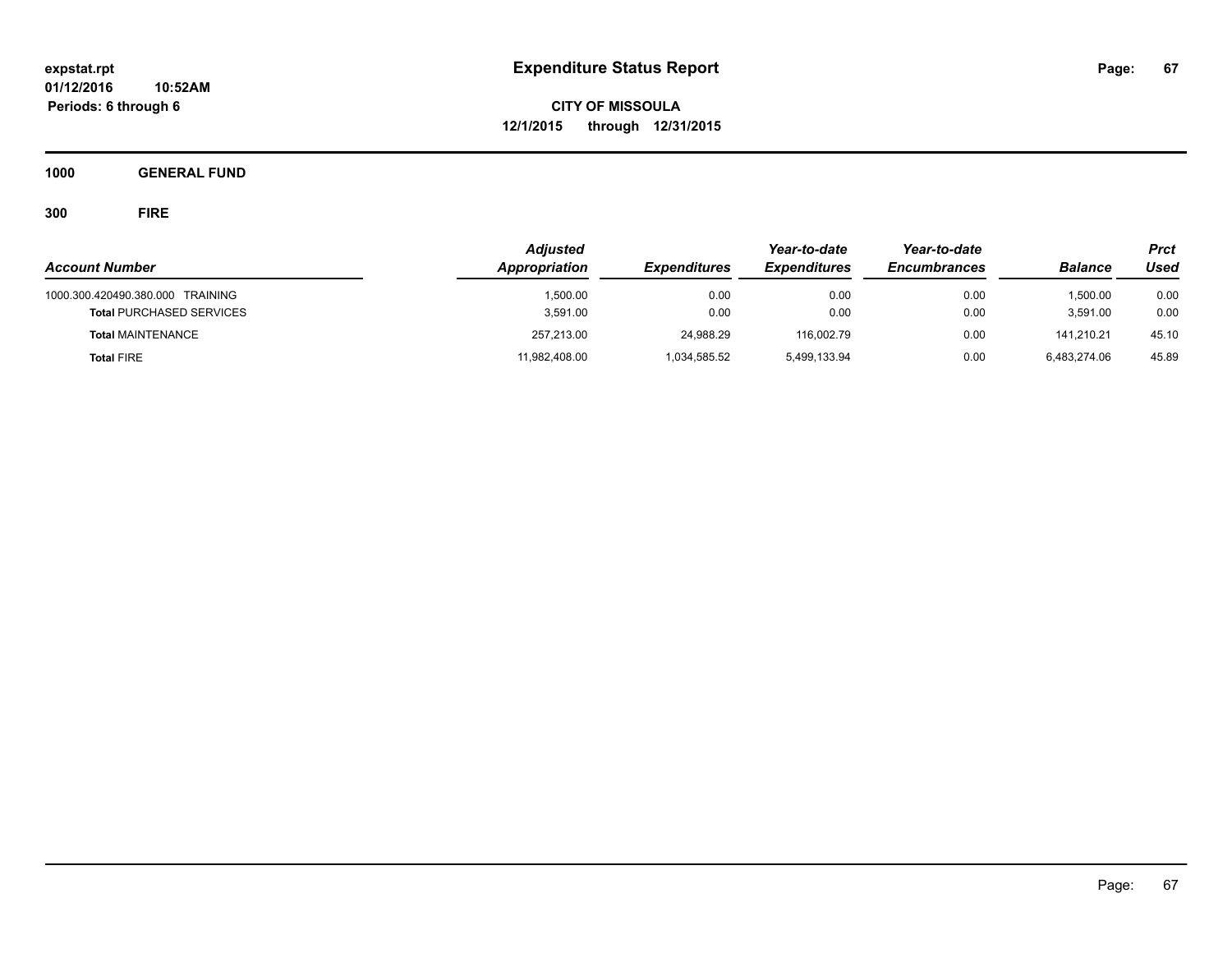**Expenditure Status Report**

**CITY OF MISSOULA**
**12/1/2015 through 12/31/2015**

expstat.rpt
01/12/2016 10:52AM
Periods: 6 through 6

**1000 GENERAL FUND**

**300 FIRE**

| Account Number | Adjusted Appropriation | Expenditures | Year-to-date Expenditures | Year-to-date Encumbrances | Balance | Prct Used |
|---|---|---|---|---|---|---|
| 1000.300.420490.380.000 TRAINING | 1,500.00 | 0.00 | 0.00 | 0.00 | 1,500.00 | 0.00 |
| **Total** PURCHASED SERVICES | 3,591.00 | 0.00 | 0.00 | 0.00 | 3,591.00 | 0.00 |
| **Total** MAINTENANCE | 257,213.00 | 24,988.29 | 116,002.79 | 0.00 | 141,210.21 | 45.10 |
| **Total** FIRE | 11,982,408.00 | 1,034,585.52 | 5,499,133.94 | 0.00 | 6,483,274.06 | 45.89 |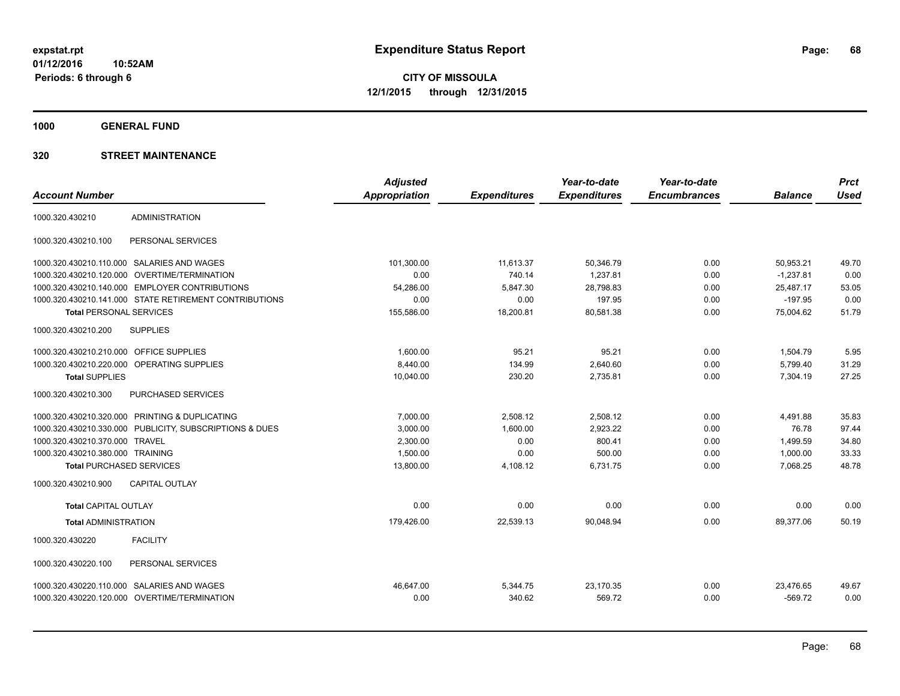expstat.rpt
01/12/2016 10:52AM
Periods: 6 through 6

# Expenditure Status Report

**CITY OF MISSOULA**
**12/1/2015 through 12/31/2015**

**1000 GENERAL FUND**

**320 STREET MAINTENANCE**

| Account Number | | Adjusted Appropriation | Expenditures | Year-to-date Expenditures | Year-to-date Encumbrances | Balance | Prct Used |
|---|---|---|---|---|---|---|---|
| 1000.320.430210 | ADMINISTRATION | | | | | | |
| 1000.320.430210.100 | PERSONAL SERVICES | | | | | | |
| 1000.320.430210.110.000 | SALARIES AND WAGES | 101,300.00 | 11,613.37 | 50,346.79 | 0.00 | 50,953.21 | 49.70 |
| 1000.320.430210.120.000 | OVERTIME/TERMINATION | 0.00 | 740.14 | 1,237.81 | 0.00 | -1,237.81 | 0.00 |
| 1000.320.430210.140.000 | EMPLOYER CONTRIBUTIONS | 54,286.00 | 5,847.30 | 28,798.83 | 0.00 | 25,487.17 | 53.05 |
| 1000.320.430210.141.000 | STATE RETIREMENT CONTRIBUTIONS | 0.00 | 0.00 | 197.95 | 0.00 | -197.95 | 0.00 |
| **Total** PERSONAL SERVICES | | 155,586.00 | 18,200.81 | 80,581.38 | 0.00 | 75,004.62 | 51.79 |
| 1000.320.430210.200 | SUPPLIES | | | | | | |
| 1000.320.430210.210.000 | OFFICE SUPPLIES | 1,600.00 | 95.21 | 95.21 | 0.00 | 1,504.79 | 5.95 |
| 1000.320.430210.220.000 | OPERATING SUPPLIES | 8,440.00 | 134.99 | 2,640.60 | 0.00 | 5,799.40 | 31.29 |
| **Total** SUPPLIES | | 10,040.00 | 230.20 | 2,735.81 | 0.00 | 7,304.19 | 27.25 |
| 1000.320.430210.300 | PURCHASED SERVICES | | | | | | |
| 1000.320.430210.320.000 | PRINTING & DUPLICATING | 7,000.00 | 2,508.12 | 2,508.12 | 0.00 | 4,491.88 | 35.83 |
| 1000.320.430210.330.000 | PUBLICITY, SUBSCRIPTIONS & DUES | 3,000.00 | 1,600.00 | 2,923.22 | 0.00 | 76.78 | 97.44 |
| 1000.320.430210.370.000 | TRAVEL | 2,300.00 | 0.00 | 800.41 | 0.00 | 1,499.59 | 34.80 |
| 1000.320.430210.380.000 | TRAINING | 1,500.00 | 0.00 | 500.00 | 0.00 | 1,000.00 | 33.33 |
| **Total** PURCHASED SERVICES | | 13,800.00 | 4,108.12 | 6,731.75 | 0.00 | 7,068.25 | 48.78 |
| 1000.320.430210.900 | CAPITAL OUTLAY | | | | | | |
| **Total** CAPITAL OUTLAY | | 0.00 | 0.00 | 0.00 | 0.00 | 0.00 | 0.00 |
| **Total** ADMINISTRATION | | 179,426.00 | 22,539.13 | 90,048.94 | 0.00 | 89,377.06 | 50.19 |
| 1000.320.430220 | FACILITY | | | | | | |
| 1000.320.430220.100 | PERSONAL SERVICES | | | | | | |
| 1000.320.430220.110.000 | SALARIES AND WAGES | 46,647.00 | 5,344.75 | 23,170.35 | 0.00 | 23,476.65 | 49.67 |
| 1000.320.430220.120.000 | OVERTIME/TERMINATION | 0.00 | 340.62 | 569.72 | 0.00 | -569.72 | 0.00 |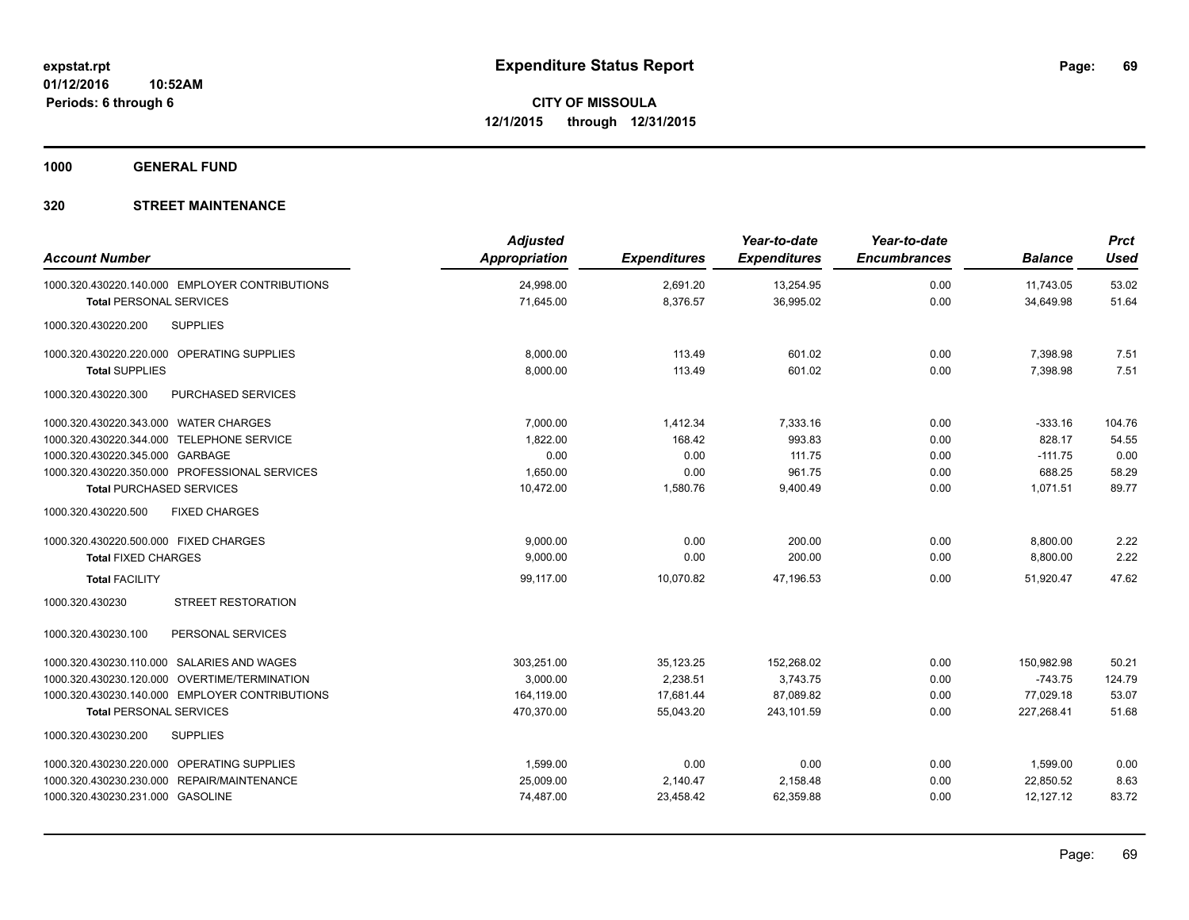expstat.rpt
01/12/2016 10:52AM
Periods: 6 through 6

# Expenditure Status Report

**CITY OF MISSOULA**
**12/1/2015 through 12/31/2015**

**1000 GENERAL FUND**

**320 STREET MAINTENANCE**

| Account Number | Adjusted Appropriation | Expenditures | Year-to-date Expenditures | Year-to-date Encumbrances | Balance | Prct Used |
|---|---|---|---|---|---|---|
| 1000.320.430220.140.000 EMPLOYER CONTRIBUTIONS | 24,998.00 | 2,691.20 | 13,254.95 | 0.00 | 11,743.05 | 53.02 |
| Total PERSONAL SERVICES | 71,645.00 | 8,376.57 | 36,995.02 | 0.00 | 34,649.98 | 51.64 |
| 1000.320.430220.200 SUPPLIES | | | | | | |
| 1000.320.430220.220.000 OPERATING SUPPLIES | 8,000.00 | 113.49 | 601.02 | 0.00 | 7,398.98 | 7.51 |
| Total SUPPLIES | 8,000.00 | 113.49 | 601.02 | 0.00 | 7,398.98 | 7.51 |
| 1000.320.430220.300 PURCHASED SERVICES | | | | | | |
| 1000.320.430220.343.000 WATER CHARGES | 7,000.00 | 1,412.34 | 7,333.16 | 0.00 | -333.16 | 104.76 |
| 1000.320.430220.344.000 TELEPHONE SERVICE | 1,822.00 | 168.42 | 993.83 | 0.00 | 828.17 | 54.55 |
| 1000.320.430220.345.000 GARBAGE | 0.00 | 0.00 | 111.75 | 0.00 | -111.75 | 0.00 |
| 1000.320.430220.350.000 PROFESSIONAL SERVICES | 1,650.00 | 0.00 | 961.75 | 0.00 | 688.25 | 58.29 |
| Total PURCHASED SERVICES | 10,472.00 | 1,580.76 | 9,400.49 | 0.00 | 1,071.51 | 89.77 |
| 1000.320.430220.500 FIXED CHARGES | | | | | | |
| 1000.320.430220.500.000 FIXED CHARGES | 9,000.00 | 0.00 | 200.00 | 0.00 | 8,800.00 | 2.22 |
| Total FIXED CHARGES | 9,000.00 | 0.00 | 200.00 | 0.00 | 8,800.00 | 2.22 |
| Total FACILITY | 99,117.00 | 10,070.82 | 47,196.53 | 0.00 | 51,920.47 | 47.62 |
| 1000.320.430230 STREET RESTORATION | | | | | | |
| 1000.320.430230.100 PERSONAL SERVICES | | | | | | |
| 1000.320.430230.110.000 SALARIES AND WAGES | 303,251.00 | 35,123.25 | 152,268.02 | 0.00 | 150,982.98 | 50.21 |
| 1000.320.430230.120.000 OVERTIME/TERMINATION | 3,000.00 | 2,238.51 | 3,743.75 | 0.00 | -743.75 | 124.79 |
| 1000.320.430230.140.000 EMPLOYER CONTRIBUTIONS | 164,119.00 | 17,681.44 | 87,089.82 | 0.00 | 77,029.18 | 53.07 |
| Total PERSONAL SERVICES | 470,370.00 | 55,043.20 | 243,101.59 | 0.00 | 227,268.41 | 51.68 |
| 1000.320.430230.200 SUPPLIES | | | | | | |
| 1000.320.430230.220.000 OPERATING SUPPLIES | 1,599.00 | 0.00 | 0.00 | 0.00 | 1,599.00 | 0.00 |
| 1000.320.430230.230.000 REPAIR/MAINTENANCE | 25,009.00 | 2,140.47 | 2,158.48 | 0.00 | 22,850.52 | 8.63 |
| 1000.320.430230.231.000 GASOLINE | 74,487.00 | 23,458.42 | 62,359.88 | 0.00 | 12,127.12 | 83.72 |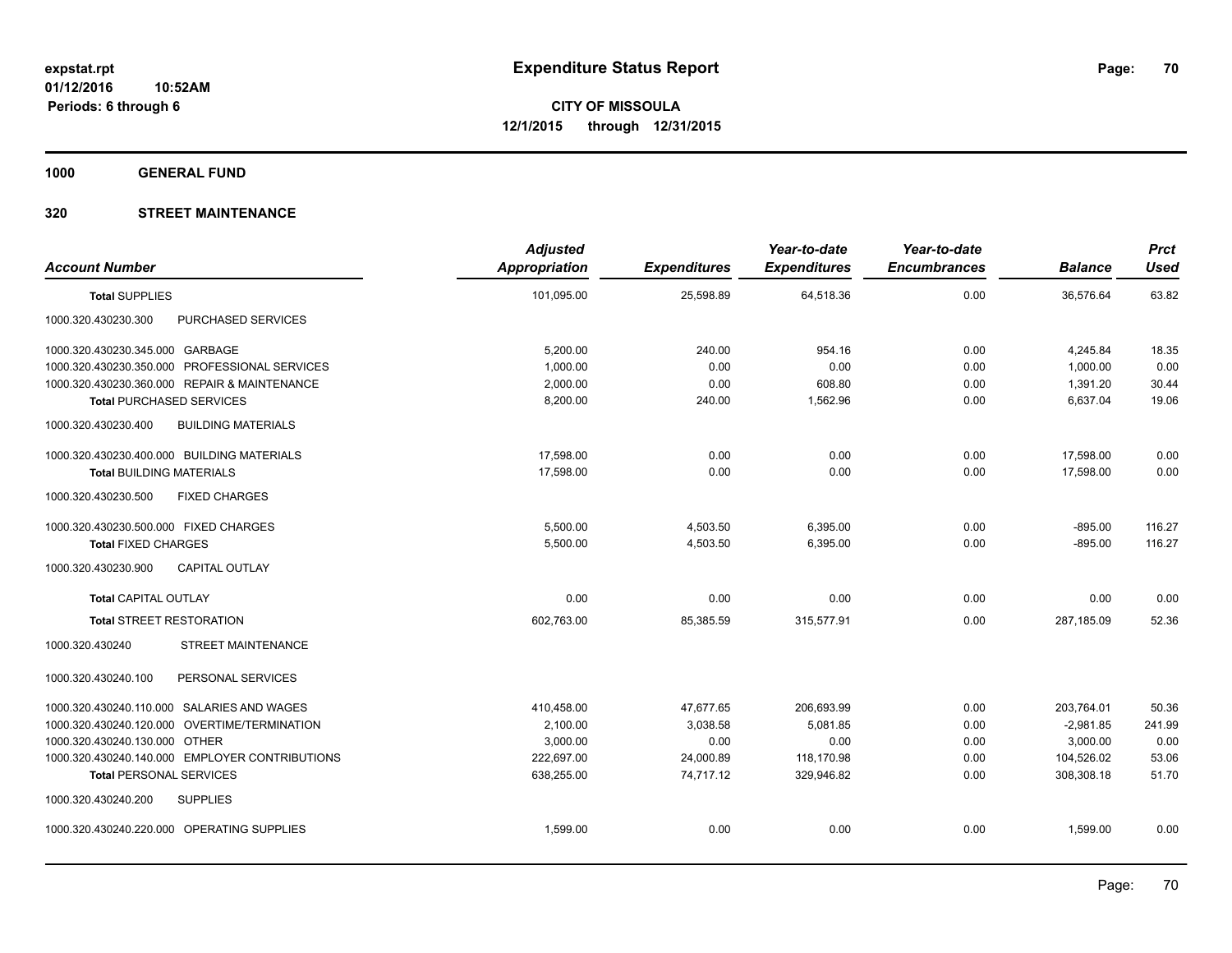expstat.rpt
01/12/2016 10:52AM
Periods: 6 through 6

# Expenditure Status Report

**CITY OF MISSOULA**
**12/1/2015 through 12/31/2015**

**1000 GENERAL FUND**

**320 STREET MAINTENANCE**

| Account Number | Adjusted Appropriation | Expenditures | Year-to-date Expenditures | Year-to-date Encumbrances | Balance | Prct Used |
|---|---|---|---|---|---|---|
| **Total SUPPLIES** | 101,095.00 | 25,598.89 | 64,518.36 | 0.00 | 36,576.64 | 63.82 |
| 1000.320.430230.300 PURCHASED SERVICES | | | | | | |
| 1000.320.430230.345.000 GARBAGE | 5,200.00 | 240.00 | 954.16 | 0.00 | 4,245.84 | 18.35 |
| 1000.320.430230.350.000 PROFESSIONAL SERVICES | 1,000.00 | 0.00 | 0.00 | 0.00 | 1,000.00 | 0.00 |
| 1000.320.430230.360.000 REPAIR & MAINTENANCE | 2,000.00 | 0.00 | 608.80 | 0.00 | 1,391.20 | 30.44 |
| **Total PURCHASED SERVICES** | 8,200.00 | 240.00 | 1,562.96 | 0.00 | 6,637.04 | 19.06 |
| 1000.320.430230.400 BUILDING MATERIALS | | | | | | |
| 1000.320.430230.400.000 BUILDING MATERIALS | 17,598.00 | 0.00 | 0.00 | 0.00 | 17,598.00 | 0.00 |
| **Total BUILDING MATERIALS** | 17,598.00 | 0.00 | 0.00 | 0.00 | 17,598.00 | 0.00 |
| 1000.320.430230.500 FIXED CHARGES | | | | | | |
| 1000.320.430230.500.000 FIXED CHARGES | 5,500.00 | 4,503.50 | 6,395.00 | 0.00 | -895.00 | 116.27 |
| **Total FIXED CHARGES** | 5,500.00 | 4,503.50 | 6,395.00 | 0.00 | -895.00 | 116.27 |
| 1000.320.430230.900 CAPITAL OUTLAY | | | | | | |
| **Total CAPITAL OUTLAY** | 0.00 | 0.00 | 0.00 | 0.00 | 0.00 | 0.00 |
| **Total STREET RESTORATION** | 602,763.00 | 85,385.59 | 315,577.91 | 0.00 | 287,185.09 | 52.36 |
| 1000.320.430240 STREET MAINTENANCE | | | | | | |
| 1000.320.430240.100 PERSONAL SERVICES | | | | | | |
| 1000.320.430240.110.000 SALARIES AND WAGES | 410,458.00 | 47,677.65 | 206,693.99 | 0.00 | 203,764.01 | 50.36 |
| 1000.320.430240.120.000 OVERTIME/TERMINATION | 2,100.00 | 3,038.58 | 5,081.85 | 0.00 | -2,981.85 | 241.99 |
| 1000.320.430240.130.000 OTHER | 3,000.00 | 0.00 | 0.00 | 0.00 | 3,000.00 | 0.00 |
| 1000.320.430240.140.000 EMPLOYER CONTRIBUTIONS | 222,697.00 | 24,000.89 | 118,170.98 | 0.00 | 104,526.02 | 53.06 |
| **Total PERSONAL SERVICES** | 638,255.00 | 74,717.12 | 329,946.82 | 0.00 | 308,308.18 | 51.70 |
| 1000.320.430240.200 SUPPLIES | | | | | | |
| 1000.320.430240.220.000 OPERATING SUPPLIES | 1,599.00 | 0.00 | 0.00 | 0.00 | 1,599.00 | 0.00 |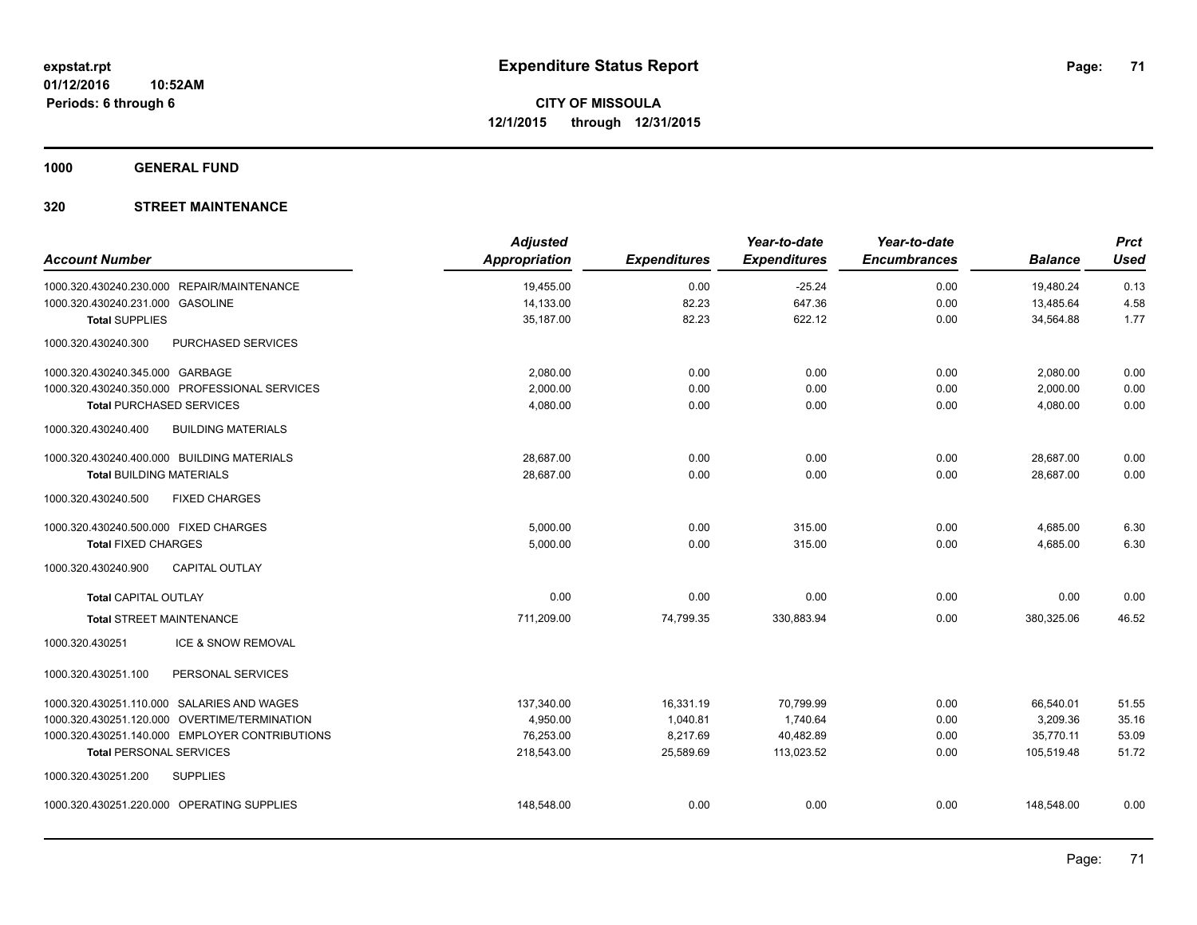expstat.rpt
01/12/2016 10:52AM
Periods: 6 through 6

# Expenditure Status Report

CITY OF MISSOULA
12/1/2015 through 12/31/2015

**1000 GENERAL FUND**

**320 STREET MAINTENANCE**

| *Account Number* | *Adjusted Appropriation* | *Expenditures* | *Year-to-date Expenditures* | *Year-to-date Encumbrances* | *Balance* | *Prct Used* |
|---|---|---|---|---|---|---|
| 1000.320.430240.230.000 REPAIR/MAINTENANCE | 19,455.00 | 0.00 | -25.24 | 0.00 | 19,480.24 | 0.13 |
| 1000.320.430240.231.000 GASOLINE | 14,133.00 | 82.23 | 647.36 | 0.00 | 13,485.64 | 4.58 |
| **Total** SUPPLIES | 35,187.00 | 82.23 | 622.12 | 0.00 | 34,564.88 | 1.77 |
| 1000.320.430240.300 PURCHASED SERVICES | | | | | | |
| 1000.320.430240.345.000 GARBAGE | 2,080.00 | 0.00 | 0.00 | 0.00 | 2,080.00 | 0.00 |
| 1000.320.430240.350.000 PROFESSIONAL SERVICES | 2,000.00 | 0.00 | 0.00 | 0.00 | 2,000.00 | 0.00 |
| **Total** PURCHASED SERVICES | 4,080.00 | 0.00 | 0.00 | 0.00 | 4,080.00 | 0.00 |
| 1000.320.430240.400 BUILDING MATERIALS | | | | | | |
| 1000.320.430240.400.000 BUILDING MATERIALS | 28,687.00 | 0.00 | 0.00 | 0.00 | 28,687.00 | 0.00 |
| **Total** BUILDING MATERIALS | 28,687.00 | 0.00 | 0.00 | 0.00 | 28,687.00 | 0.00 |
| 1000.320.430240.500 FIXED CHARGES | | | | | | |
| 1000.320.430240.500.000 FIXED CHARGES | 5,000.00 | 0.00 | 315.00 | 0.00 | 4,685.00 | 6.30 |
| **Total** FIXED CHARGES | 5,000.00 | 0.00 | 315.00 | 0.00 | 4,685.00 | 6.30 |
| 1000.320.430240.900 CAPITAL OUTLAY | | | | | | |
| **Total** CAPITAL OUTLAY | 0.00 | 0.00 | 0.00 | 0.00 | 0.00 | 0.00 |
| **Total** STREET MAINTENANCE | 711,209.00 | 74,799.35 | 330,883.94 | 0.00 | 380,325.06 | 46.52 |
| 1000.320.430251 ICE & SNOW REMOVAL | | | | | | |
| 1000.320.430251.100 PERSONAL SERVICES | | | | | | |
| 1000.320.430251.110.000 SALARIES AND WAGES | 137,340.00 | 16,331.19 | 70,799.99 | 0.00 | 66,540.01 | 51.55 |
| 1000.320.430251.120.000 OVERTIME/TERMINATION | 4,950.00 | 1,040.81 | 1,740.64 | 0.00 | 3,209.36 | 35.16 |
| 1000.320.430251.140.000 EMPLOYER CONTRIBUTIONS | 76,253.00 | 8,217.69 | 40,482.89 | 0.00 | 35,770.11 | 53.09 |
| **Total** PERSONAL SERVICES | 218,543.00 | 25,589.69 | 113,023.52 | 0.00 | 105,519.48 | 51.72 |
| 1000.320.430251.200 SUPPLIES | | | | | | |
| 1000.320.430251.220.000 OPERATING SUPPLIES | 148,548.00 | 0.00 | 0.00 | 0.00 | 148,548.00 | 0.00 |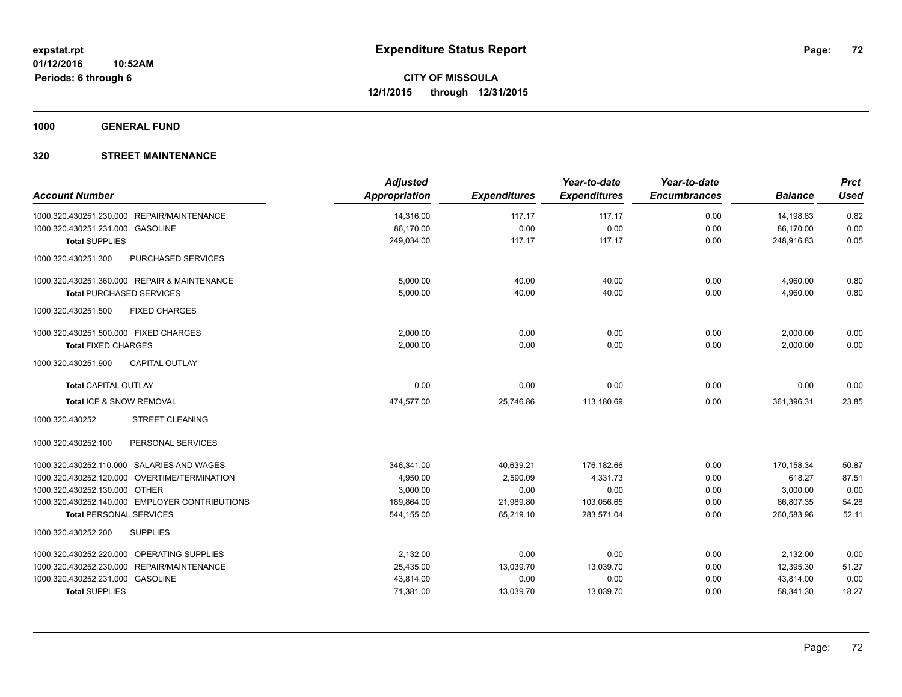**Expenditure Status Report**

**CITY OF MISSOULA**
**12/1/2015 through 12/31/2015**

expstat.rpt
01/12/2016 10:52AM
Periods: 6 through 6

**1000 GENERAL FUND**

**320 STREET MAINTENANCE**

| Account Number | Adjusted Appropriation | Expenditures | Year-to-date Expenditures | Year-to-date Encumbrances | Balance | Prct Used |
|---|---|---|---|---|---|---|
| 1000.320.430251.230.000 REPAIR/MAINTENANCE | 14,316.00 | 117.17 | 117.17 | 0.00 | 14,198.83 | 0.82 |
| 1000.320.430251.231.000 GASOLINE | 86,170.00 | 0.00 | 0.00 | 0.00 | 86,170.00 | 0.00 |
| **Total** SUPPLIES | 249,034.00 | 117.17 | 117.17 | 0.00 | 248,916.83 | 0.05 |
| 1000.320.430251.300 PURCHASED SERVICES | | | | | | |
| 1000.320.430251.360.000 REPAIR & MAINTENANCE | 5,000.00 | 40.00 | 40.00 | 0.00 | 4,960.00 | 0.80 |
| **Total** PURCHASED SERVICES | 5,000.00 | 40.00 | 40.00 | 0.00 | 4,960.00 | 0.80 |
| 1000.320.430251.500 FIXED CHARGES | | | | | | |
| 1000.320.430251.500.000 FIXED CHARGES | 2,000.00 | 0.00 | 0.00 | 0.00 | 2,000.00 | 0.00 |
| **Total** FIXED CHARGES | 2,000.00 | 0.00 | 0.00 | 0.00 | 2,000.00 | 0.00 |
| 1000.320.430251.900 CAPITAL OUTLAY | | | | | | |
| **Total** CAPITAL OUTLAY | 0.00 | 0.00 | 0.00 | 0.00 | 0.00 | 0.00 |
| **Total** ICE & SNOW REMOVAL | 474,577.00 | 25,746.86 | 113,180.69 | 0.00 | 361,396.31 | 23.85 |
| 1000.320.430252 STREET CLEANING | | | | | | |
| 1000.320.430252.100 PERSONAL SERVICES | | | | | | |
| 1000.320.430252.110.000 SALARIES AND WAGES | 346,341.00 | 40,639.21 | 176,182.66 | 0.00 | 170,158.34 | 50.87 |
| 1000.320.430252.120.000 OVERTIME/TERMINATION | 4,950.00 | 2,590.09 | 4,331.73 | 0.00 | 618.27 | 87.51 |
| 1000.320.430252.130.000 OTHER | 3,000.00 | 0.00 | 0.00 | 0.00 | 3,000.00 | 0.00 |
| 1000.320.430252.140.000 EMPLOYER CONTRIBUTIONS | 189,864.00 | 21,989.80 | 103,056.65 | 0.00 | 86,807.35 | 54.28 |
| **Total** PERSONAL SERVICES | 544,155.00 | 65,219.10 | 283,571.04 | 0.00 | 260,583.96 | 52.11 |
| 1000.320.430252.200 SUPPLIES | | | | | | |
| 1000.320.430252.220.000 OPERATING SUPPLIES | 2,132.00 | 0.00 | 0.00 | 0.00 | 2,132.00 | 0.00 |
| 1000.320.430252.230.000 REPAIR/MAINTENANCE | 25,435.00 | 13,039.70 | 13,039.70 | 0.00 | 12,395.30 | 51.27 |
| 1000.320.430252.231.000 GASOLINE | 43,814.00 | 0.00 | 0.00 | 0.00 | 43,814.00 | 0.00 |
| **Total** SUPPLIES | 71,381.00 | 13,039.70 | 13,039.70 | 0.00 | 58,341.30 | 18.27 |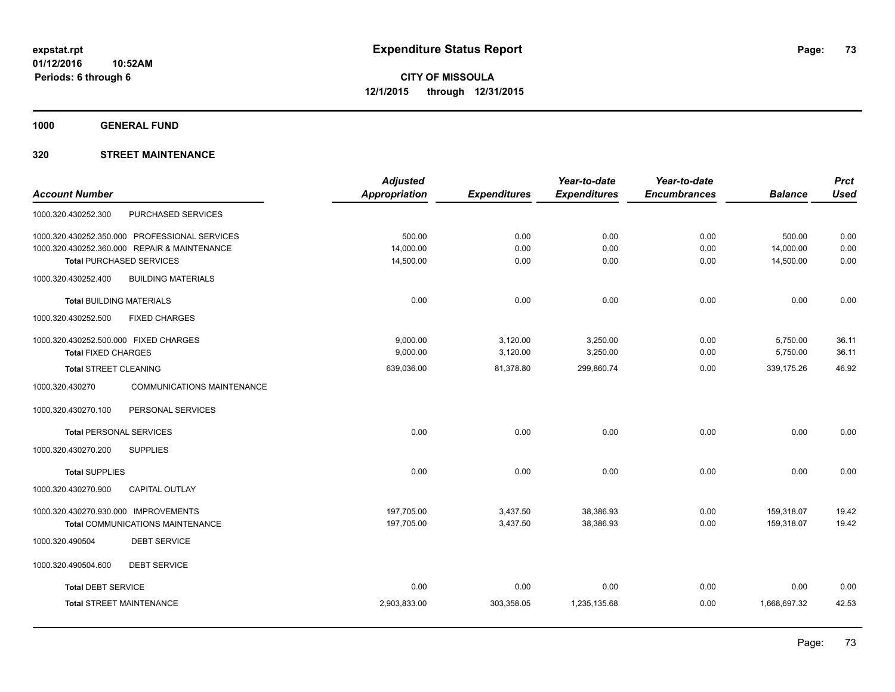# Expenditure Status Report

expstat.rpt
01/12/2016 10:52AM
Periods: 6 through 6

**CITY OF MISSOULA**
**12/1/2015 through 12/31/2015**

**1000 GENERAL FUND**

**320 STREET MAINTENANCE**

| Account Number | | Adjusted Appropriation | Expenditures | Year-to-date Expenditures | Year-to-date Encumbrances | Balance | Prct Used |
|---|---|---|---|---|---|---|---|
| 1000.320.430252.300 | PURCHASED SERVICES | | | | | | |
| 1000.320.430252.350.000 | PROFESSIONAL SERVICES | 500.00 | 0.00 | 0.00 | 0.00 | 500.00 | 0.00 |
| 1000.320.430252.360.000 | REPAIR & MAINTENANCE | 14,000.00 | 0.00 | 0.00 | 0.00 | 14,000.00 | 0.00 |
| **Total** PURCHASED SERVICES | | 14,500.00 | 0.00 | 0.00 | 0.00 | 14,500.00 | 0.00 |
| 1000.320.430252.400 | BUILDING MATERIALS | | | | | | |
| **Total** BUILDING MATERIALS | | 0.00 | 0.00 | 0.00 | 0.00 | 0.00 | 0.00 |
| 1000.320.430252.500 | FIXED CHARGES | | | | | | |
| 1000.320.430252.500.000 | FIXED CHARGES | 9,000.00 | 3,120.00 | 3,250.00 | 0.00 | 5,750.00 | 36.11 |
| **Total** FIXED CHARGES | | 9,000.00 | 3,120.00 | 3,250.00 | 0.00 | 5,750.00 | 36.11 |
| **Total** STREET CLEANING | | 639,036.00 | 81,378.80 | 299,860.74 | 0.00 | 339,175.26 | 46.92 |
| 1000.320.430270 | COMMUNICATIONS MAINTENANCE | | | | | | |
| 1000.320.430270.100 | PERSONAL SERVICES | | | | | | |
| **Total** PERSONAL SERVICES | | 0.00 | 0.00 | 0.00 | 0.00 | 0.00 | 0.00 |
| 1000.320.430270.200 | SUPPLIES | | | | | | |
| **Total** SUPPLIES | | 0.00 | 0.00 | 0.00 | 0.00 | 0.00 | 0.00 |
| 1000.320.430270.900 | CAPITAL OUTLAY | | | | | | |
| 1000.320.430270.930.000 | IMPROVEMENTS | 197,705.00 | 3,437.50 | 38,386.93 | 0.00 | 159,318.07 | 19.42 |
| **Total** COMMUNICATIONS MAINTENANCE | | 197,705.00 | 3,437.50 | 38,386.93 | 0.00 | 159,318.07 | 19.42 |
| 1000.320.490504 | DEBT SERVICE | | | | | | |
| 1000.320.490504.600 | DEBT SERVICE | | | | | | |
| **Total** DEBT SERVICE | | 0.00 | 0.00 | 0.00 | 0.00 | 0.00 | 0.00 |
| **Total** STREET MAINTENANCE | | 2,903,833.00 | 303,358.05 | 1,235,135.68 | 0.00 | 1,668,697.32 | 42.53 |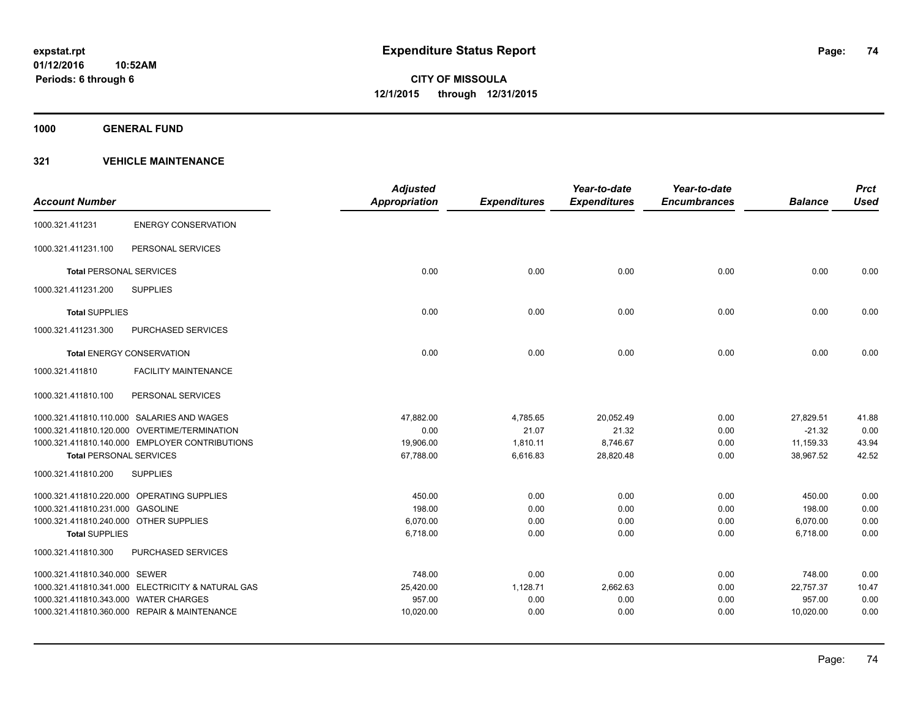**expstat.rpt**
**01/12/2016 10:52AM**
**Periods: 6 through 6**

# Expenditure Status Report

**CITY OF MISSOULA**
**12/1/2015 through 12/31/2015**

## 1000 GENERAL FUND

### 321 VEHICLE MAINTENANCE

| Account Number | | Adjusted Appropriation | Expenditures | Year-to-date Expenditures | Year-to-date Encumbrances | Balance | Prct Used |
|---|---|---|---|---|---|---|---|
| 1000.321.411231 | ENERGY CONSERVATION | | | | | | |
| 1000.321.411231.100 | PERSONAL SERVICES | | | | | | |
| **Total** PERSONAL SERVICES | | 0.00 | 0.00 | 0.00 | 0.00 | 0.00 | 0.00 |
| 1000.321.411231.200 | SUPPLIES | | | | | | |
| **Total** SUPPLIES | | 0.00 | 0.00 | 0.00 | 0.00 | 0.00 | 0.00 |
| 1000.321.411231.300 | PURCHASED SERVICES | | | | | | |
| **Total** ENERGY CONSERVATION | | 0.00 | 0.00 | 0.00 | 0.00 | 0.00 | 0.00 |
| 1000.321.411810 | FACILITY MAINTENANCE | | | | | | |
| 1000.321.411810.100 | PERSONAL SERVICES | | | | | | |
| 1000.321.411810.110.000 | SALARIES AND WAGES | 47,882.00 | 4,785.65 | 20,052.49 | 0.00 | 27,829.51 | 41.88 |
| 1000.321.411810.120.000 | OVERTIME/TERMINATION | 0.00 | 21.07 | 21.32 | 0.00 | -21.32 | 0.00 |
| 1000.321.411810.140.000 | EMPLOYER CONTRIBUTIONS | 19,906.00 | 1,810.11 | 8,746.67 | 0.00 | 11,159.33 | 43.94 |
| **Total** PERSONAL SERVICES | | 67,788.00 | 6,616.83 | 28,820.48 | 0.00 | 38,967.52 | 42.52 |
| 1000.321.411810.200 | SUPPLIES | | | | | | |
| 1000.321.411810.220.000 | OPERATING SUPPLIES | 450.00 | 0.00 | 0.00 | 0.00 | 450.00 | 0.00 |
| 1000.321.411810.231.000 | GASOLINE | 198.00 | 0.00 | 0.00 | 0.00 | 198.00 | 0.00 |
| 1000.321.411810.240.000 | OTHER SUPPLIES | 6,070.00 | 0.00 | 0.00 | 0.00 | 6,070.00 | 0.00 |
| **Total** SUPPLIES | | 6,718.00 | 0.00 | 0.00 | 0.00 | 6,718.00 | 0.00 |
| 1000.321.411810.300 | PURCHASED SERVICES | | | | | | |
| 1000.321.411810.340.000 | SEWER | 748.00 | 0.00 | 0.00 | 0.00 | 748.00 | 0.00 |
| 1000.321.411810.341.000 | ELECTRICITY & NATURAL GAS | 25,420.00 | 1,128.71 | 2,662.63 | 0.00 | 22,757.37 | 10.47 |
| 1000.321.411810.343.000 | WATER CHARGES | 957.00 | 0.00 | 0.00 | 0.00 | 957.00 | 0.00 |
| 1000.321.411810.360.000 | REPAIR & MAINTENANCE | 10,020.00 | 0.00 | 0.00 | 0.00 | 10,020.00 | 0.00 |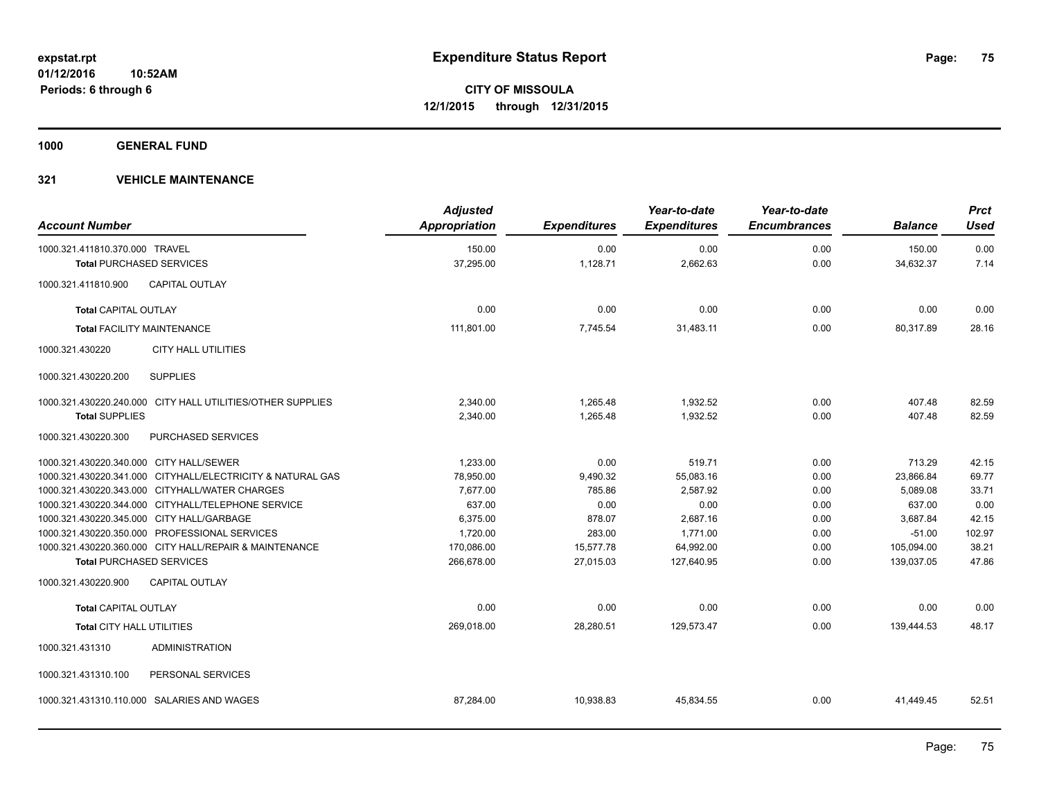# Expenditure Status Report

**CITY OF MISSOULA**
**12/1/2015 through 12/31/2015**

expstat.rpt
01/12/2016 10:52AM
Periods: 6 through 6

**1000 GENERAL FUND**

**321 VEHICLE MAINTENANCE**

| Account Number | Adjusted Appropriation | Expenditures | Year-to-date Expenditures | Year-to-date Encumbrances | Balance | Prct Used |
|---|---|---|---|---|---|---|
| 1000.321.411810.370.000 TRAVEL | 150.00 | 0.00 | 0.00 | 0.00 | 150.00 | 0.00 |
| Total PURCHASED SERVICES | 37,295.00 | 1,128.71 | 2,662.63 | 0.00 | 34,632.37 | 7.14 |
| 1000.321.411810.900 CAPITAL OUTLAY | | | | | | |
| Total CAPITAL OUTLAY | 0.00 | 0.00 | 0.00 | 0.00 | 0.00 | 0.00 |
| Total FACILITY MAINTENANCE | 111,801.00 | 7,745.54 | 31,483.11 | 0.00 | 80,317.89 | 28.16 |
| 1000.321.430220 CITY HALL UTILITIES | | | | | | |
| 1000.321.430220.200 SUPPLIES | | | | | | |
| 1000.321.430220.240.000 CITY HALL UTILITIES/OTHER SUPPLIES | 2,340.00 | 1,265.48 | 1,932.52 | 0.00 | 407.48 | 82.59 |
| Total SUPPLIES | 2,340.00 | 1,265.48 | 1,932.52 | 0.00 | 407.48 | 82.59 |
| 1000.321.430220.300 PURCHASED SERVICES | | | | | | |
| 1000.321.430220.340.000 CITY HALL/SEWER | 1,233.00 | 0.00 | 519.71 | 0.00 | 713.29 | 42.15 |
| 1000.321.430220.341.000 CITYHALL/ELECTRICITY & NATURAL GAS | 78,950.00 | 9,490.32 | 55,083.16 | 0.00 | 23,866.84 | 69.77 |
| 1000.321.430220.343.000 CITYHALL/WATER CHARGES | 7,677.00 | 785.86 | 2,587.92 | 0.00 | 5,089.08 | 33.71 |
| 1000.321.430220.344.000 CITYHALL/TELEPHONE SERVICE | 637.00 | 0.00 | 0.00 | 0.00 | 637.00 | 0.00 |
| 1000.321.430220.345.000 CITY HALL/GARBAGE | 6,375.00 | 878.07 | 2,687.16 | 0.00 | 3,687.84 | 42.15 |
| 1000.321.430220.350.000 PROFESSIONAL SERVICES | 1,720.00 | 283.00 | 1,771.00 | 0.00 | -51.00 | 102.97 |
| 1000.321.430220.360.000 CITY HALL/REPAIR & MAINTENANCE | 170,086.00 | 15,577.78 | 64,992.00 | 0.00 | 105,094.00 | 38.21 |
| Total PURCHASED SERVICES | 266,678.00 | 27,015.03 | 127,640.95 | 0.00 | 139,037.05 | 47.86 |
| 1000.321.430220.900 CAPITAL OUTLAY | | | | | | |
| Total CAPITAL OUTLAY | 0.00 | 0.00 | 0.00 | 0.00 | 0.00 | 0.00 |
| Total CITY HALL UTILITIES | 269,018.00 | 28,280.51 | 129,573.47 | 0.00 | 139,444.53 | 48.17 |
| 1000.321.431310 ADMINISTRATION | | | | | | |
| 1000.321.431310.100 PERSONAL SERVICES | | | | | | |
| 1000.321.431310.110.000 SALARIES AND WAGES | 87,284.00 | 10,938.83 | 45,834.55 | 0.00 | 41,449.45 | 52.51 |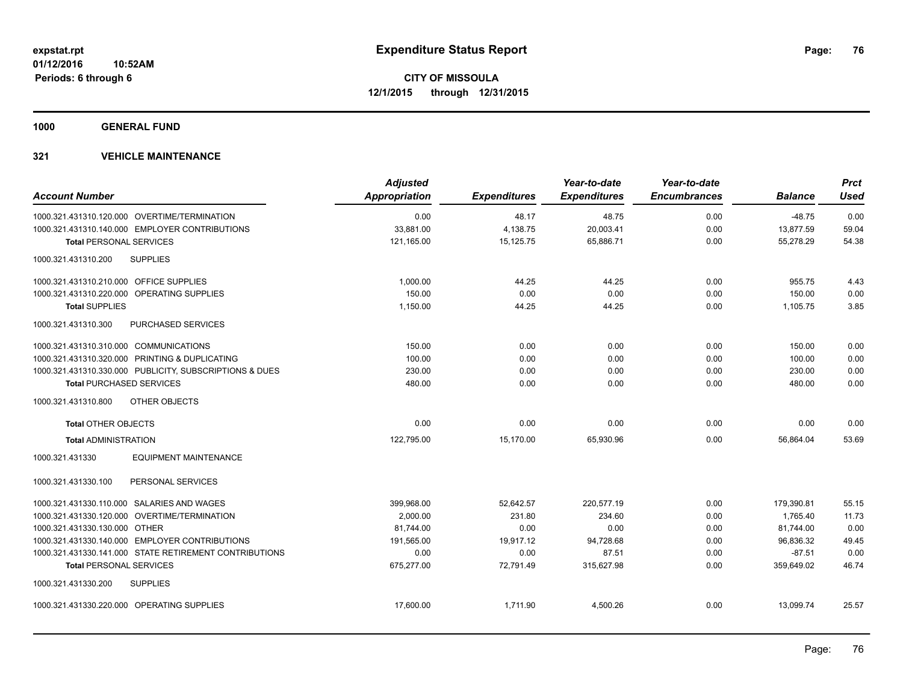**expstat.rpt**
**01/12/2016 10:52AM**
**Periods: 6 through 6**

# Expenditure Status Report

**CITY OF MISSOULA**
**12/1/2015 through 12/31/2015**

## 1000 GENERAL FUND

## 321 VEHICLE MAINTENANCE

| Account Number | Adjusted Appropriation | Expenditures | Year-to-date Expenditures | Year-to-date Encumbrances | Balance | Prct Used |
|---|---|---|---|---|---|---|
| 1000.321.431310.120.000 OVERTIME/TERMINATION | 0.00 | 48.17 | 48.75 | 0.00 | -48.75 | 0.00 |
| 1000.321.431310.140.000 EMPLOYER CONTRIBUTIONS | 33,881.00 | 4,138.75 | 20,003.41 | 0.00 | 13,877.59 | 59.04 |
| **Total** PERSONAL SERVICES | 121,165.00 | 15,125.75 | 65,886.71 | 0.00 | 55,278.29 | 54.38 |
| 1000.321.431310.200 SUPPLIES | | | | | | |
| 1000.321.431310.210.000 OFFICE SUPPLIES | 1,000.00 | 44.25 | 44.25 | 0.00 | 955.75 | 4.43 |
| 1000.321.431310.220.000 OPERATING SUPPLIES | 150.00 | 0.00 | 0.00 | 0.00 | 150.00 | 0.00 |
| **Total** SUPPLIES | 1,150.00 | 44.25 | 44.25 | 0.00 | 1,105.75 | 3.85 |
| 1000.321.431310.300 PURCHASED SERVICES | | | | | | |
| 1000.321.431310.310.000 COMMUNICATIONS | 150.00 | 0.00 | 0.00 | 0.00 | 150.00 | 0.00 |
| 1000.321.431310.320.000 PRINTING & DUPLICATING | 100.00 | 0.00 | 0.00 | 0.00 | 100.00 | 0.00 |
| 1000.321.431310.330.000 PUBLICITY, SUBSCRIPTIONS & DUES | 230.00 | 0.00 | 0.00 | 0.00 | 230.00 | 0.00 |
| **Total** PURCHASED SERVICES | 480.00 | 0.00 | 0.00 | 0.00 | 480.00 | 0.00 |
| 1000.321.431310.800 OTHER OBJECTS | | | | | | |
| **Total** OTHER OBJECTS | 0.00 | 0.00 | 0.00 | 0.00 | 0.00 | 0.00 |
| **Total** ADMINISTRATION | 122,795.00 | 15,170.00 | 65,930.96 | 0.00 | 56,864.04 | 53.69 |
| 1000.321.431330 EQUIPMENT MAINTENANCE | | | | | | |
| 1000.321.431330.100 PERSONAL SERVICES | | | | | | |
| 1000.321.431330.110.000 SALARIES AND WAGES | 399,968.00 | 52,642.57 | 220,577.19 | 0.00 | 179,390.81 | 55.15 |
| 1000.321.431330.120.000 OVERTIME/TERMINATION | 2,000.00 | 231.80 | 234.60 | 0.00 | 1,765.40 | 11.73 |
| 1000.321.431330.130.000 OTHER | 81,744.00 | 0.00 | 0.00 | 0.00 | 81,744.00 | 0.00 |
| 1000.321.431330.140.000 EMPLOYER CONTRIBUTIONS | 191,565.00 | 19,917.12 | 94,728.68 | 0.00 | 96,836.32 | 49.45 |
| 1000.321.431330.141.000 STATE RETIREMENT CONTRIBUTIONS | 0.00 | 0.00 | 87.51 | 0.00 | -87.51 | 0.00 |
| **Total** PERSONAL SERVICES | 675,277.00 | 72,791.49 | 315,627.98 | 0.00 | 359,649.02 | 46.74 |
| 1000.321.431330.200 SUPPLIES | | | | | | |
| 1000.321.431330.220.000 OPERATING SUPPLIES | 17,600.00 | 1,711.90 | 4,500.26 | 0.00 | 13,099.74 | 25.57 |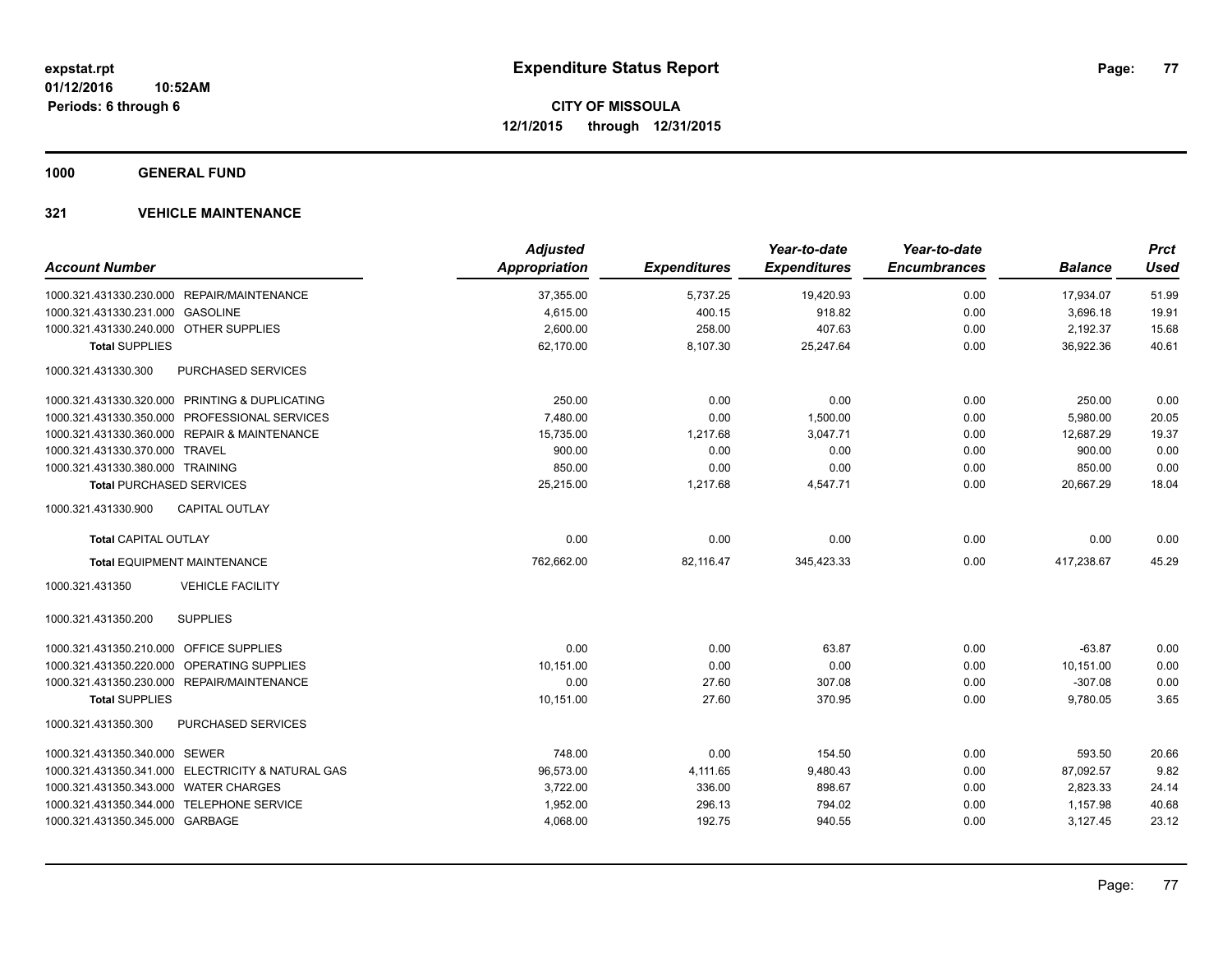**expstat.rpt**
**01/12/2016 10:52AM**
**Periods: 6 through 6**

# Expenditure Status Report

**CITY OF MISSOULA**
**12/1/2015 through 12/31/2015**

## 1000 GENERAL FUND

### 321 VEHICLE MAINTENANCE

| Account Number | | Adjusted Appropriation | Expenditures | Year-to-date Expenditures | Year-to-date Encumbrances | Balance | Prct Used |
|---|---|---|---|---|---|---|---|
| 1000.321.431330.230.000 | REPAIR/MAINTENANCE | 37,355.00 | 5,737.25 | 19,420.93 | 0.00 | 17,934.07 | 51.99 |
| 1000.321.431330.231.000 | GASOLINE | 4,615.00 | 400.15 | 918.82 | 0.00 | 3,696.18 | 19.91 |
| 1000.321.431330.240.000 | OTHER SUPPLIES | 2,600.00 | 258.00 | 407.63 | 0.00 | 2,192.37 | 15.68 |
| **Total** SUPPLIES | | 62,170.00 | 8,107.30 | 25,247.64 | 0.00 | 36,922.36 | 40.61 |
| 1000.321.431330.300 | PURCHASED SERVICES | | | | | | |
| 1000.321.431330.320.000 | PRINTING & DUPLICATING | 250.00 | 0.00 | 0.00 | 0.00 | 250.00 | 0.00 |
| 1000.321.431330.350.000 | PROFESSIONAL SERVICES | 7,480.00 | 0.00 | 1,500.00 | 0.00 | 5,980.00 | 20.05 |
| 1000.321.431330.360.000 | REPAIR & MAINTENANCE | 15,735.00 | 1,217.68 | 3,047.71 | 0.00 | 12,687.29 | 19.37 |
| 1000.321.431330.370.000 | TRAVEL | 900.00 | 0.00 | 0.00 | 0.00 | 900.00 | 0.00 |
| 1000.321.431330.380.000 | TRAINING | 850.00 | 0.00 | 0.00 | 0.00 | 850.00 | 0.00 |
| **Total** PURCHASED SERVICES | | 25,215.00 | 1,217.68 | 4,547.71 | 0.00 | 20,667.29 | 18.04 |
| 1000.321.431330.900 | CAPITAL OUTLAY | | | | | | |
| **Total** CAPITAL OUTLAY | | 0.00 | 0.00 | 0.00 | 0.00 | 0.00 | 0.00 |
| **Total** EQUIPMENT MAINTENANCE | | 762,662.00 | 82,116.47 | 345,423.33 | 0.00 | 417,238.67 | 45.29 |
| 1000.321.431350 | VEHICLE FACILITY | | | | | | |
| 1000.321.431350.200 | SUPPLIES | | | | | | |
| 1000.321.431350.210.000 | OFFICE SUPPLIES | 0.00 | 0.00 | 63.87 | 0.00 | -63.87 | 0.00 |
| 1000.321.431350.220.000 | OPERATING SUPPLIES | 10,151.00 | 0.00 | 0.00 | 0.00 | 10,151.00 | 0.00 |
| 1000.321.431350.230.000 | REPAIR/MAINTENANCE | 0.00 | 27.60 | 307.08 | 0.00 | -307.08 | 0.00 |
| **Total** SUPPLIES | | 10,151.00 | 27.60 | 370.95 | 0.00 | 9,780.05 | 3.65 |
| 1000.321.431350.300 | PURCHASED SERVICES | | | | | | |
| 1000.321.431350.340.000 | SEWER | 748.00 | 0.00 | 154.50 | 0.00 | 593.50 | 20.66 |
| 1000.321.431350.341.000 | ELECTRICITY & NATURAL GAS | 96,573.00 | 4,111.65 | 9,480.43 | 0.00 | 87,092.57 | 9.82 |
| 1000.321.431350.343.000 | WATER CHARGES | 3,722.00 | 336.00 | 898.67 | 0.00 | 2,823.33 | 24.14 |
| 1000.321.431350.344.000 | TELEPHONE SERVICE | 1,952.00 | 296.13 | 794.02 | 0.00 | 1,157.98 | 40.68 |
| 1000.321.431350.345.000 | GARBAGE | 4,068.00 | 192.75 | 940.55 | 0.00 | 3,127.45 | 23.12 |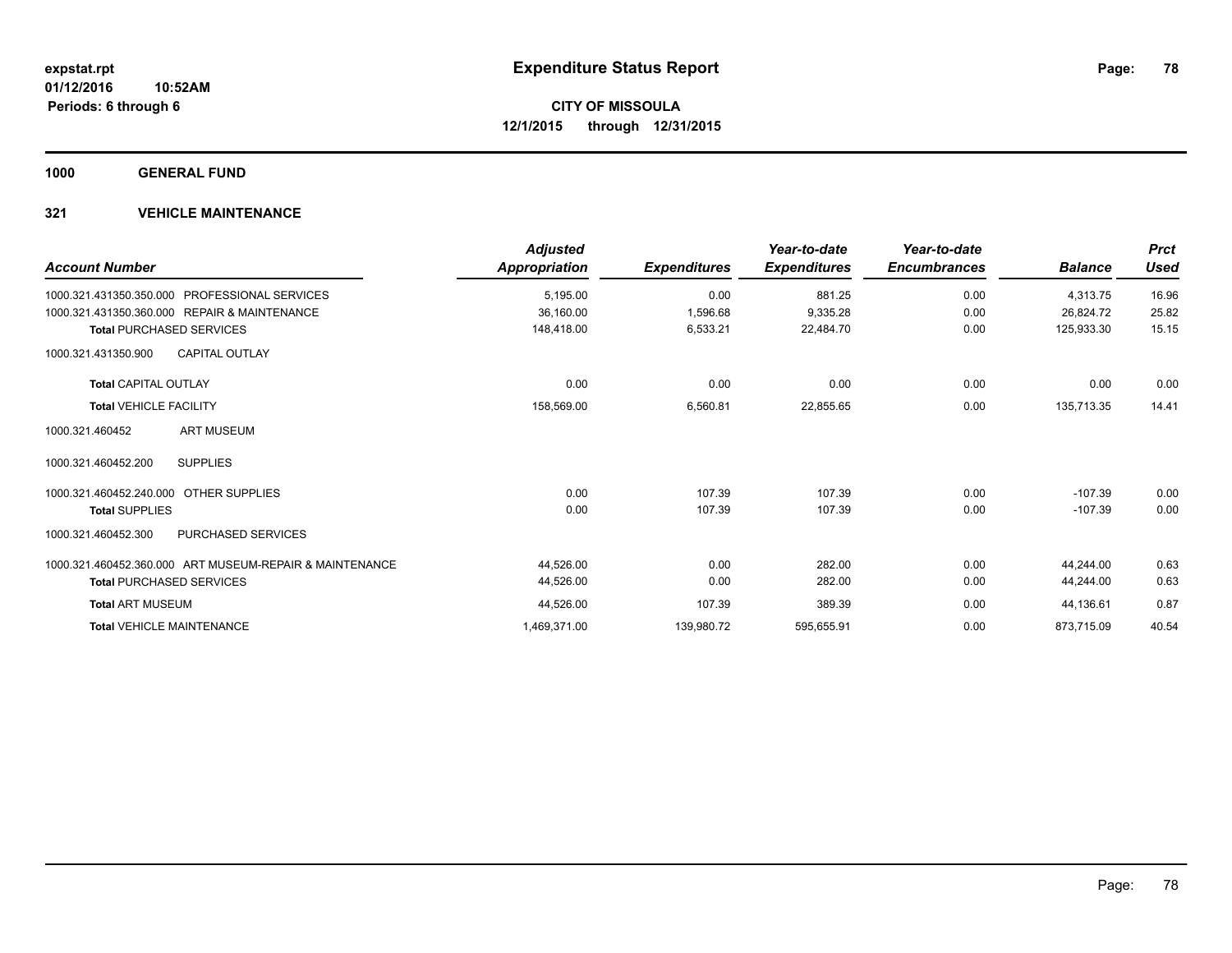expstat.rpt
01/12/2016 10:52AM
Periods: 6 through 6

# Expenditure Status Report

**CITY OF MISSOULA**
**12/1/2015 through 12/31/2015**

## 1000 GENERAL FUND

### 321 VEHICLE MAINTENANCE

| Account Number | Adjusted Appropriation | Expenditures | Year-to-date Expenditures | Year-to-date Encumbrances | Balance | Prct Used |
|---|---|---|---|---|---|---|
| 1000.321.431350.350.000 PROFESSIONAL SERVICES | 5,195.00 | 0.00 | 881.25 | 0.00 | 4,313.75 | 16.96 |
| 1000.321.431350.360.000 REPAIR & MAINTENANCE | 36,160.00 | 1,596.68 | 9,335.28 | 0.00 | 26,824.72 | 25.82 |
| **Total** PURCHASED SERVICES | 148,418.00 | 6,533.21 | 22,484.70 | 0.00 | 125,933.30 | 15.15 |
| 1000.321.431350.900 CAPITAL OUTLAY | | | | | | |
| **Total** CAPITAL OUTLAY | 0.00 | 0.00 | 0.00 | 0.00 | 0.00 | 0.00 |
| **Total** VEHICLE FACILITY | 158,569.00 | 6,560.81 | 22,855.65 | 0.00 | 135,713.35 | 14.41 |
| 1000.321.460452 ART MUSEUM | | | | | | |
| 1000.321.460452.200 SUPPLIES | | | | | | |
| 1000.321.460452.240.000 OTHER SUPPLIES | 0.00 | 107.39 | 107.39 | 0.00 | -107.39 | 0.00 |
| **Total** SUPPLIES | 0.00 | 107.39 | 107.39 | 0.00 | -107.39 | 0.00 |
| 1000.321.460452.300 PURCHASED SERVICES | | | | | | |
| 1000.321.460452.360.000 ART MUSEUM-REPAIR & MAINTENANCE | 44,526.00 | 0.00 | 282.00 | 0.00 | 44,244.00 | 0.63 |
| **Total** PURCHASED SERVICES | 44,526.00 | 0.00 | 282.00 | 0.00 | 44,244.00 | 0.63 |
| **Total** ART MUSEUM | 44,526.00 | 107.39 | 389.39 | 0.00 | 44,136.61 | 0.87 |
| **Total** VEHICLE MAINTENANCE | 1,469,371.00 | 139,980.72 | 595,655.91 | 0.00 | 873,715.09 | 40.54 |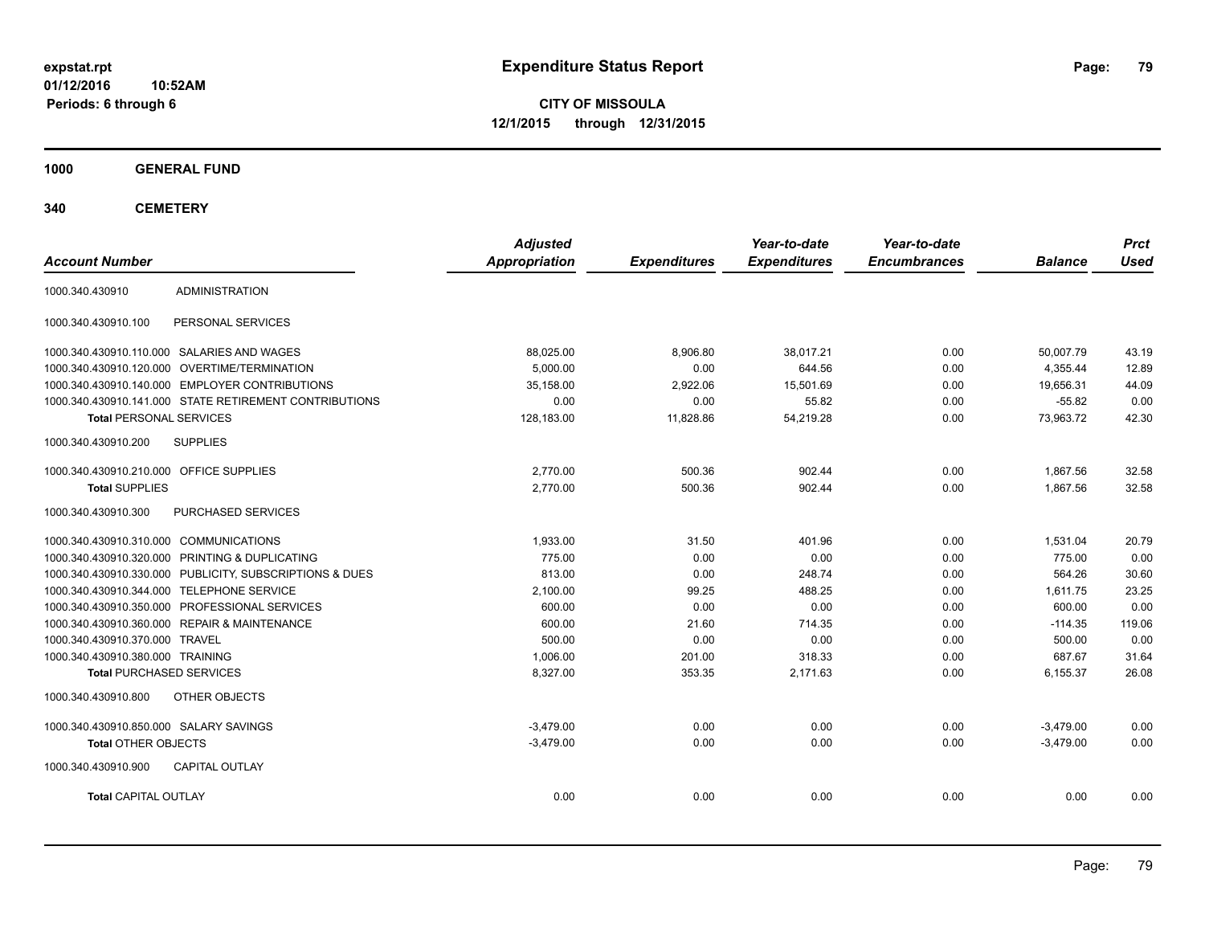# Expenditure Status Report

**CITY OF MISSOULA**
**12/1/2015 through 12/31/2015**

expstat.rpt
01/12/2016 10:52AM
Periods: 6 through 6

## 1000 GENERAL FUND

## 340 CEMETERY

| Account Number | | Adjusted Appropriation | Expenditures | Year-to-date Expenditures | Year-to-date Encumbrances | Balance | Prct Used |
|---|---|---|---|---|---|---|---|
| 1000.340.430910 | ADMINISTRATION | | | | | | |
| 1000.340.430910.100 | PERSONAL SERVICES | | | | | | |
| 1000.340.430910.110.000 | SALARIES AND WAGES | 88,025.00 | 8,906.80 | 38,017.21 | 0.00 | 50,007.79 | 43.19 |
| 1000.340.430910.120.000 | OVERTIME/TERMINATION | 5,000.00 | 0.00 | 644.56 | 0.00 | 4,355.44 | 12.89 |
| 1000.340.430910.140.000 | EMPLOYER CONTRIBUTIONS | 35,158.00 | 2,922.06 | 15,501.69 | 0.00 | 19,656.31 | 44.09 |
| 1000.340.430910.141.000 | STATE RETIREMENT CONTRIBUTIONS | 0.00 | 0.00 | 55.82 | 0.00 | -55.82 | 0.00 |
| **Total** PERSONAL SERVICES | | 128,183.00 | 11,828.86 | 54,219.28 | 0.00 | 73,963.72 | 42.30 |
| 1000.340.430910.200 | SUPPLIES | | | | | | |
| 1000.340.430910.210.000 | OFFICE SUPPLIES | 2,770.00 | 500.36 | 902.44 | 0.00 | 1,867.56 | 32.58 |
| **Total** SUPPLIES | | 2,770.00 | 500.36 | 902.44 | 0.00 | 1,867.56 | 32.58 |
| 1000.340.430910.300 | PURCHASED SERVICES | | | | | | |
| 1000.340.430910.310.000 | COMMUNICATIONS | 1,933.00 | 31.50 | 401.96 | 0.00 | 1,531.04 | 20.79 |
| 1000.340.430910.320.000 | PRINTING & DUPLICATING | 775.00 | 0.00 | 0.00 | 0.00 | 775.00 | 0.00 |
| 1000.340.430910.330.000 | PUBLICITY, SUBSCRIPTIONS & DUES | 813.00 | 0.00 | 248.74 | 0.00 | 564.26 | 30.60 |
| 1000.340.430910.344.000 | TELEPHONE SERVICE | 2,100.00 | 99.25 | 488.25 | 0.00 | 1,611.75 | 23.25 |
| 1000.340.430910.350.000 | PROFESSIONAL SERVICES | 600.00 | 0.00 | 0.00 | 0.00 | 600.00 | 0.00 |
| 1000.340.430910.360.000 | REPAIR & MAINTENANCE | 600.00 | 21.60 | 714.35 | 0.00 | -114.35 | 119.06 |
| 1000.340.430910.370.000 | TRAVEL | 500.00 | 0.00 | 0.00 | 0.00 | 500.00 | 0.00 |
| 1000.340.430910.380.000 | TRAINING | 1,006.00 | 201.00 | 318.33 | 0.00 | 687.67 | 31.64 |
| **Total** PURCHASED SERVICES | | 8,327.00 | 353.35 | 2,171.63 | 0.00 | 6,155.37 | 26.08 |
| 1000.340.430910.800 | OTHER OBJECTS | | | | | | |
| 1000.340.430910.850.000 | SALARY SAVINGS | -3,479.00 | 0.00 | 0.00 | 0.00 | -3,479.00 | 0.00 |
| **Total** OTHER OBJECTS | | -3,479.00 | 0.00 | 0.00 | 0.00 | -3,479.00 | 0.00 |
| 1000.340.430910.900 | CAPITAL OUTLAY | | | | | | |
| **Total** CAPITAL OUTLAY | | 0.00 | 0.00 | 0.00 | 0.00 | 0.00 | 0.00 |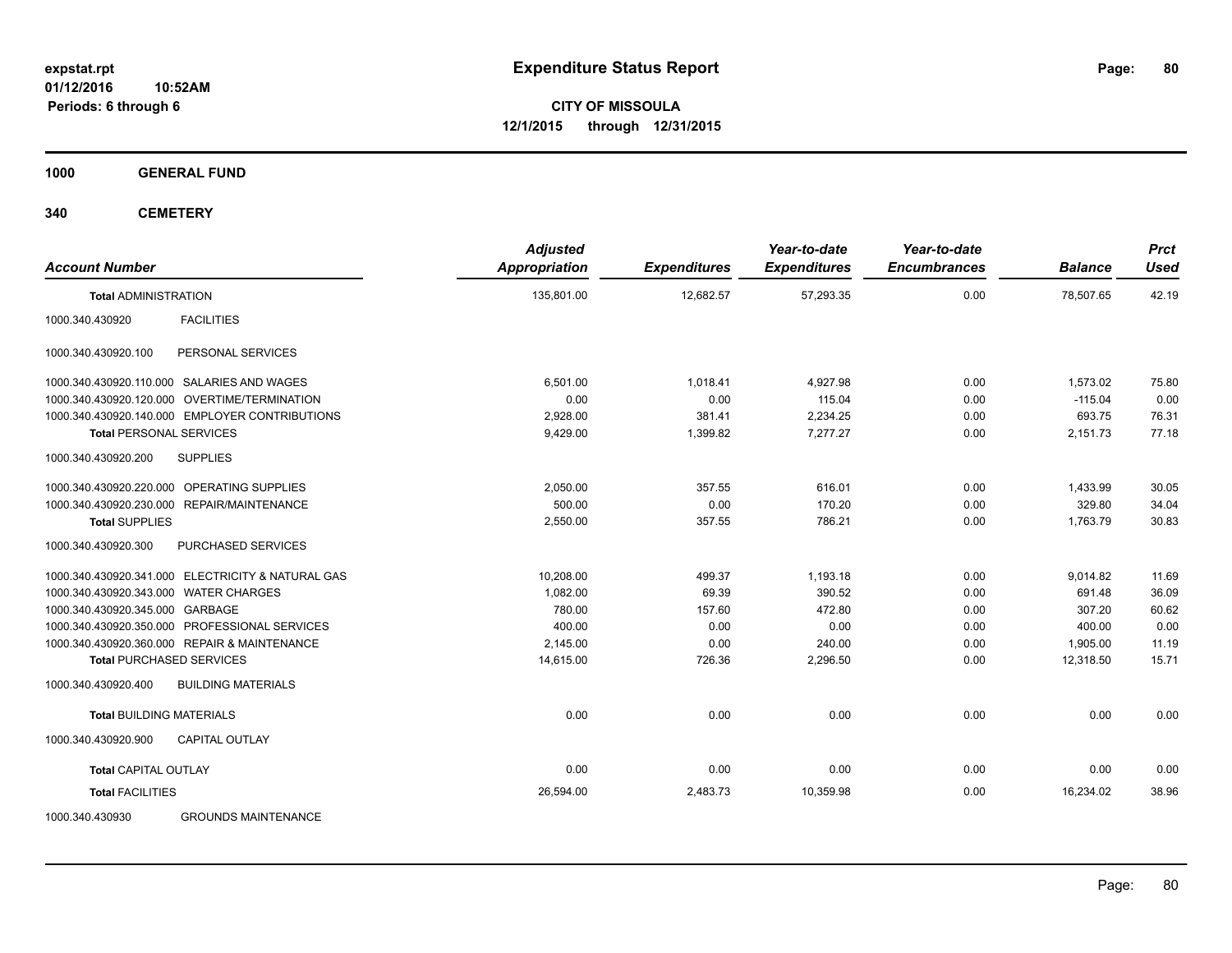**expstat.rpt**
**01/12/2016 10:52AM**
**Periods: 6 through 6**

# Expenditure Status Report

**CITY OF MISSOULA**
**12/1/2015 through 12/31/2015**

**1000 GENERAL FUND**

**340 CEMETERY**

| Account Number | | Adjusted Appropriation | Expenditures | Year-to-date Expenditures | Year-to-date Encumbrances | Balance | Prct Used |
|---|---|---|---|---|---|---|---|
| **Total** ADMINISTRATION | | 135,801.00 | 12,682.57 | 57,293.35 | 0.00 | 78,507.65 | 42.19 |
| 1000.340.430920 | FACILITIES | | | | | | |
| 1000.340.430920.100 | PERSONAL SERVICES | | | | | | |
| 1000.340.430920.110.000 | SALARIES AND WAGES | 6,501.00 | 1,018.41 | 4,927.98 | 0.00 | 1,573.02 | 75.80 |
| 1000.340.430920.120.000 | OVERTIME/TERMINATION | 0.00 | 0.00 | 115.04 | 0.00 | -115.04 | 0.00 |
| 1000.340.430920.140.000 | EMPLOYER CONTRIBUTIONS | 2,928.00 | 381.41 | 2,234.25 | 0.00 | 693.75 | 76.31 |
| **Total** PERSONAL SERVICES | | 9,429.00 | 1,399.82 | 7,277.27 | 0.00 | 2,151.73 | 77.18 |
| 1000.340.430920.200 | SUPPLIES | | | | | | |
| 1000.340.430920.220.000 | OPERATING SUPPLIES | 2,050.00 | 357.55 | 616.01 | 0.00 | 1,433.99 | 30.05 |
| 1000.340.430920.230.000 | REPAIR/MAINTENANCE | 500.00 | 0.00 | 170.20 | 0.00 | 329.80 | 34.04 |
| **Total** SUPPLIES | | 2,550.00 | 357.55 | 786.21 | 0.00 | 1,763.79 | 30.83 |
| 1000.340.430920.300 | PURCHASED SERVICES | | | | | | |
| 1000.340.430920.341.000 | ELECTRICITY & NATURAL GAS | 10,208.00 | 499.37 | 1,193.18 | 0.00 | 9,014.82 | 11.69 |
| 1000.340.430920.343.000 | WATER CHARGES | 1,082.00 | 69.39 | 390.52 | 0.00 | 691.48 | 36.09 |
| 1000.340.430920.345.000 | GARBAGE | 780.00 | 157.60 | 472.80 | 0.00 | 307.20 | 60.62 |
| 1000.340.430920.350.000 | PROFESSIONAL SERVICES | 400.00 | 0.00 | 0.00 | 0.00 | 400.00 | 0.00 |
| 1000.340.430920.360.000 | REPAIR & MAINTENANCE | 2,145.00 | 0.00 | 240.00 | 0.00 | 1,905.00 | 11.19 |
| **Total** PURCHASED SERVICES | | 14,615.00 | 726.36 | 2,296.50 | 0.00 | 12,318.50 | 15.71 |
| 1000.340.430920.400 | BUILDING MATERIALS | | | | | | |
| **Total** BUILDING MATERIALS | | 0.00 | 0.00 | 0.00 | 0.00 | 0.00 | 0.00 |
| 1000.340.430920.900 | CAPITAL OUTLAY | | | | | | |
| **Total** CAPITAL OUTLAY | | 0.00 | 0.00 | 0.00 | 0.00 | 0.00 | 0.00 |
| **Total** FACILITIES | | 26,594.00 | 2,483.73 | 10,359.98 | 0.00 | 16,234.02 | 38.96 |
| 1000.340.430930 | GROUNDS MAINTENANCE | | | | | | |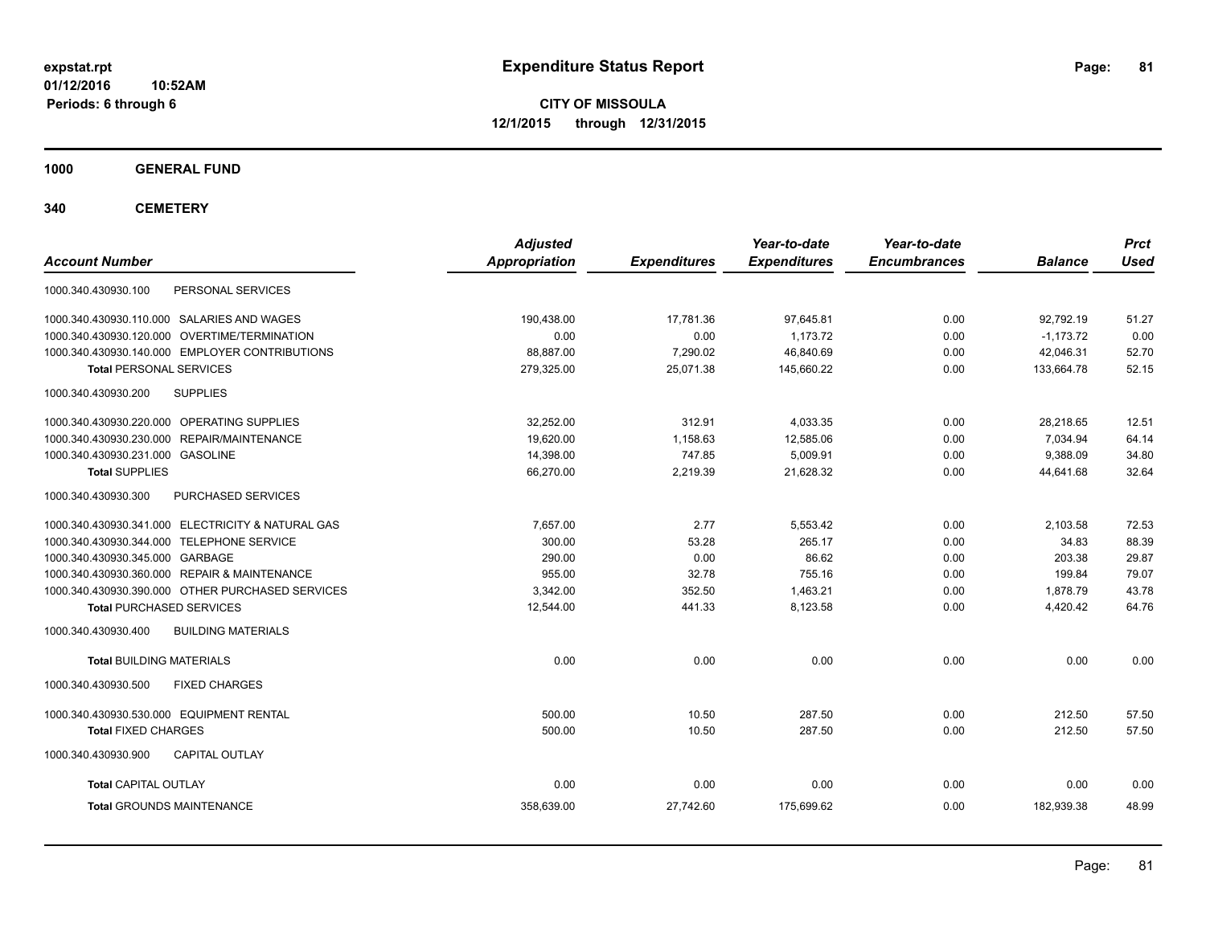# Expenditure Status Report

**CITY OF MISSOULA**

**12/1/2015 through 12/31/2015**

expstat.rpt
01/12/2016 10:52AM
Periods: 6 through 6

**1000 GENERAL FUND**

**340 CEMETERY**

| Account Number | Adjusted Appropriation | Expenditures | Year-to-date Expenditures | Year-to-date Encumbrances | Balance | Prct Used |
|---|---|---|---|---|---|---|
| 1000.340.430930.100 PERSONAL SERVICES | | | | | | |
| 1000.340.430930.110.000 SALARIES AND WAGES | 190,438.00 | 17,781.36 | 97,645.81 | 0.00 | 92,792.19 | 51.27 |
| 1000.340.430930.120.000 OVERTIME/TERMINATION | 0.00 | 0.00 | 1,173.72 | 0.00 | -1,173.72 | 0.00 |
| 1000.340.430930.140.000 EMPLOYER CONTRIBUTIONS | 88,887.00 | 7,290.02 | 46,840.69 | 0.00 | 42,046.31 | 52.70 |
| **Total** PERSONAL SERVICES | 279,325.00 | 25,071.38 | 145,660.22 | 0.00 | 133,664.78 | 52.15 |
| 1000.340.430930.200 SUPPLIES | | | | | | |
| 1000.340.430930.220.000 OPERATING SUPPLIES | 32,252.00 | 312.91 | 4,033.35 | 0.00 | 28,218.65 | 12.51 |
| 1000.340.430930.230.000 REPAIR/MAINTENANCE | 19,620.00 | 1,158.63 | 12,585.06 | 0.00 | 7,034.94 | 64.14 |
| 1000.340.430930.231.000 GASOLINE | 14,398.00 | 747.85 | 5,009.91 | 0.00 | 9,388.09 | 34.80 |
| **Total** SUPPLIES | 66,270.00 | 2,219.39 | 21,628.32 | 0.00 | 44,641.68 | 32.64 |
| 1000.340.430930.300 PURCHASED SERVICES | | | | | | |
| 1000.340.430930.341.000 ELECTRICITY & NATURAL GAS | 7,657.00 | 2.77 | 5,553.42 | 0.00 | 2,103.58 | 72.53 |
| 1000.340.430930.344.000 TELEPHONE SERVICE | 300.00 | 53.28 | 265.17 | 0.00 | 34.83 | 88.39 |
| 1000.340.430930.345.000 GARBAGE | 290.00 | 0.00 | 86.62 | 0.00 | 203.38 | 29.87 |
| 1000.340.430930.360.000 REPAIR & MAINTENANCE | 955.00 | 32.78 | 755.16 | 0.00 | 199.84 | 79.07 |
| 1000.340.430930.390.000 OTHER PURCHASED SERVICES | 3,342.00 | 352.50 | 1,463.21 | 0.00 | 1,878.79 | 43.78 |
| **Total** PURCHASED SERVICES | 12,544.00 | 441.33 | 8,123.58 | 0.00 | 4,420.42 | 64.76 |
| 1000.340.430930.400 BUILDING MATERIALS | | | | | | |
| **Total** BUILDING MATERIALS | 0.00 | 0.00 | 0.00 | 0.00 | 0.00 | 0.00 |
| 1000.340.430930.500 FIXED CHARGES | | | | | | |
| 1000.340.430930.530.000 EQUIPMENT RENTAL | 500.00 | 10.50 | 287.50 | 0.00 | 212.50 | 57.50 |
| **Total** FIXED CHARGES | 500.00 | 10.50 | 287.50 | 0.00 | 212.50 | 57.50 |
| 1000.340.430930.900 CAPITAL OUTLAY | | | | | | |
| **Total** CAPITAL OUTLAY | 0.00 | 0.00 | 0.00 | 0.00 | 0.00 | 0.00 |
| **Total** GROUNDS MAINTENANCE | 358,639.00 | 27,742.60 | 175,699.62 | 0.00 | 182,939.38 | 48.99 |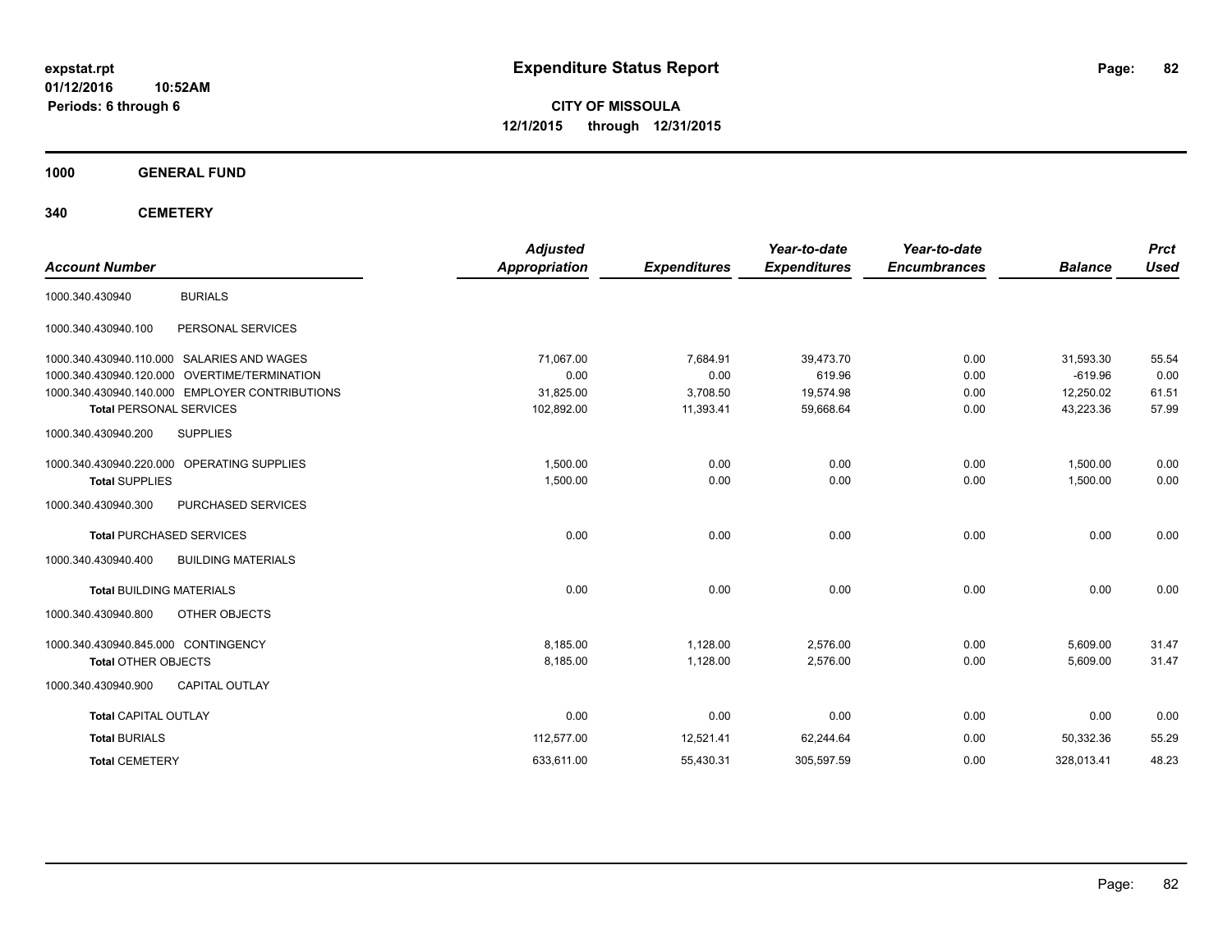expstat.rpt
01/12/2016 10:52AM
Periods: 6 through 6

# Expenditure Status Report

**CITY OF MISSOULA**
**12/1/2015 through 12/31/2015**

**1000 GENERAL FUND**

**340 CEMETERY**

| Account Number | | Adjusted Appropriation | Expenditures | Year-to-date Expenditures | Year-to-date Encumbrances | Balance | Prct Used |
|---|---|---|---|---|---|---|---|
| 1000.340.430940 | BURIALS | | | | | | |
| 1000.340.430940.100 | PERSONAL SERVICES | | | | | | |
| 1000.340.430940.110.000 | SALARIES AND WAGES | 71,067.00 | 7,684.91 | 39,473.70 | 0.00 | 31,593.30 | 55.54 |
| 1000.340.430940.120.000 | OVERTIME/TERMINATION | 0.00 | 0.00 | 619.96 | 0.00 | -619.96 | 0.00 |
| 1000.340.430940.140.000 | EMPLOYER CONTRIBUTIONS | 31,825.00 | 3,708.50 | 19,574.98 | 0.00 | 12,250.02 | 61.51 |
| **Total** PERSONAL SERVICES | | 102,892.00 | 11,393.41 | 59,668.64 | 0.00 | 43,223.36 | 57.99 |
| 1000.340.430940.200 | SUPPLIES | | | | | | |
| 1000.340.430940.220.000 | OPERATING SUPPLIES | 1,500.00 | 0.00 | 0.00 | 0.00 | 1,500.00 | 0.00 |
| **Total** SUPPLIES | | 1,500.00 | 0.00 | 0.00 | 0.00 | 1,500.00 | 0.00 |
| 1000.340.430940.300 | PURCHASED SERVICES | | | | | | |
| **Total** PURCHASED SERVICES | | 0.00 | 0.00 | 0.00 | 0.00 | 0.00 | 0.00 |
| 1000.340.430940.400 | BUILDING MATERIALS | | | | | | |
| **Total** BUILDING MATERIALS | | 0.00 | 0.00 | 0.00 | 0.00 | 0.00 | 0.00 |
| 1000.340.430940.800 | OTHER OBJECTS | | | | | | |
| 1000.340.430940.845.000 | CONTINGENCY | 8,185.00 | 1,128.00 | 2,576.00 | 0.00 | 5,609.00 | 31.47 |
| **Total** OTHER OBJECTS | | 8,185.00 | 1,128.00 | 2,576.00 | 0.00 | 5,609.00 | 31.47 |
| 1000.340.430940.900 | CAPITAL OUTLAY | | | | | | |
| **Total** CAPITAL OUTLAY | | 0.00 | 0.00 | 0.00 | 0.00 | 0.00 | 0.00 |
| **Total** BURIALS | | 112,577.00 | 12,521.41 | 62,244.64 | 0.00 | 50,332.36 | 55.29 |
| **Total** CEMETERY | | 633,611.00 | 55,430.31 | 305,597.59 | 0.00 | 328,013.41 | 48.23 |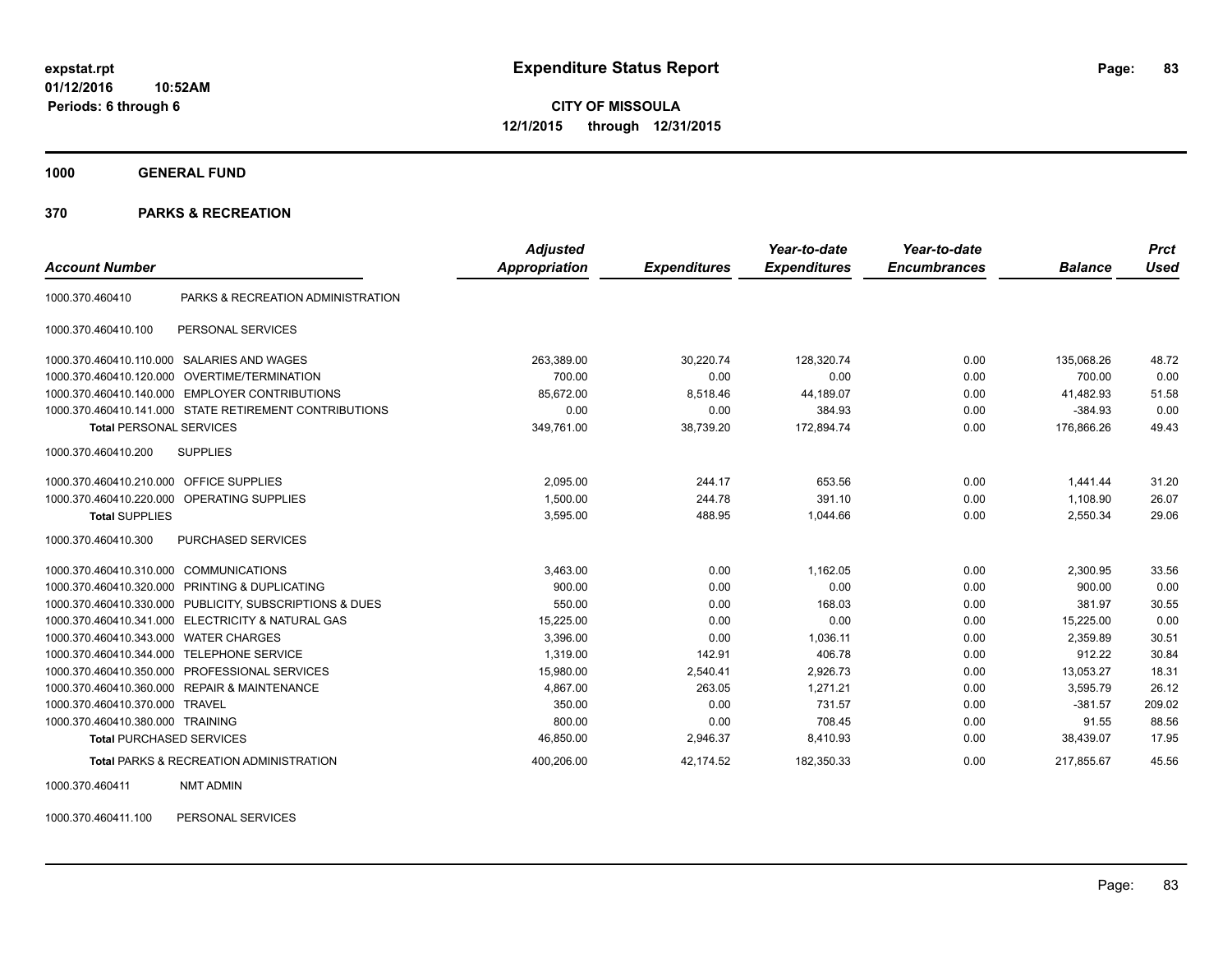# Expenditure Status Report

expstat.rpt
01/12/2016 10:52AM
Periods: 6 through 6

**CITY OF MISSOULA**
**12/1/2015 through 12/31/2015**

**1000 GENERAL FUND**

**370 PARKS & RECREATION**

| Account Number | | Adjusted Appropriation | Expenditures | Year-to-date Expenditures | Year-to-date Encumbrances | Balance | Prct Used |
|---|---|---|---|---|---|---|---|
| 1000.370.460410 | PARKS & RECREATION ADMINISTRATION | | | | | | |
| 1000.370.460410.100 | PERSONAL SERVICES | | | | | | |
| 1000.370.460410.110.000 | SALARIES AND WAGES | 263,389.00 | 30,220.74 | 128,320.74 | 0.00 | 135,068.26 | 48.72 |
| 1000.370.460410.120.000 | OVERTIME/TERMINATION | 700.00 | 0.00 | 0.00 | 0.00 | 700.00 | 0.00 |
| 1000.370.460410.140.000 | EMPLOYER CONTRIBUTIONS | 85,672.00 | 8,518.46 | 44,189.07 | 0.00 | 41,482.93 | 51.58 |
| 1000.370.460410.141.000 | STATE RETIREMENT CONTRIBUTIONS | 0.00 | 0.00 | 384.93 | 0.00 | -384.93 | 0.00 |
| **Total** PERSONAL SERVICES | | 349,761.00 | 38,739.20 | 172,894.74 | 0.00 | 176,866.26 | 49.43 |
| 1000.370.460410.200 | SUPPLIES | | | | | | |
| 1000.370.460410.210.000 | OFFICE SUPPLIES | 2,095.00 | 244.17 | 653.56 | 0.00 | 1,441.44 | 31.20 |
| 1000.370.460410.220.000 | OPERATING SUPPLIES | 1,500.00 | 244.78 | 391.10 | 0.00 | 1,108.90 | 26.07 |
| **Total** SUPPLIES | | 3,595.00 | 488.95 | 1,044.66 | 0.00 | 2,550.34 | 29.06 |
| 1000.370.460410.300 | PURCHASED SERVICES | | | | | | |
| 1000.370.460410.310.000 | COMMUNICATIONS | 3,463.00 | 0.00 | 1,162.05 | 0.00 | 2,300.95 | 33.56 |
| 1000.370.460410.320.000 | PRINTING & DUPLICATING | 900.00 | 0.00 | 0.00 | 0.00 | 900.00 | 0.00 |
| 1000.370.460410.330.000 | PUBLICITY, SUBSCRIPTIONS & DUES | 550.00 | 0.00 | 168.03 | 0.00 | 381.97 | 30.55 |
| 1000.370.460410.341.000 | ELECTRICITY & NATURAL GAS | 15,225.00 | 0.00 | 0.00 | 0.00 | 15,225.00 | 0.00 |
| 1000.370.460410.343.000 | WATER CHARGES | 3,396.00 | 0.00 | 1,036.11 | 0.00 | 2,359.89 | 30.51 |
| 1000.370.460410.344.000 | TELEPHONE SERVICE | 1,319.00 | 142.91 | 406.78 | 0.00 | 912.22 | 30.84 |
| 1000.370.460410.350.000 | PROFESSIONAL SERVICES | 15,980.00 | 2,540.41 | 2,926.73 | 0.00 | 13,053.27 | 18.31 |
| 1000.370.460410.360.000 | REPAIR & MAINTENANCE | 4,867.00 | 263.05 | 1,271.21 | 0.00 | 3,595.79 | 26.12 |
| 1000.370.460410.370.000 | TRAVEL | 350.00 | 0.00 | 731.57 | 0.00 | -381.57 | 209.02 |
| 1000.370.460410.380.000 | TRAINING | 800.00 | 0.00 | 708.45 | 0.00 | 91.55 | 88.56 |
| **Total** PURCHASED SERVICES | | 46,850.00 | 2,946.37 | 8,410.93 | 0.00 | 38,439.07 | 17.95 |
| **Total** PARKS & RECREATION ADMINISTRATION | | 400,206.00 | 42,174.52 | 182,350.33 | 0.00 | 217,855.67 | 45.56 |
| 1000.370.460411 | NMT ADMIN | | | | | | |
| 1000.370.460411.100 | PERSONAL SERVICES | | | | | | |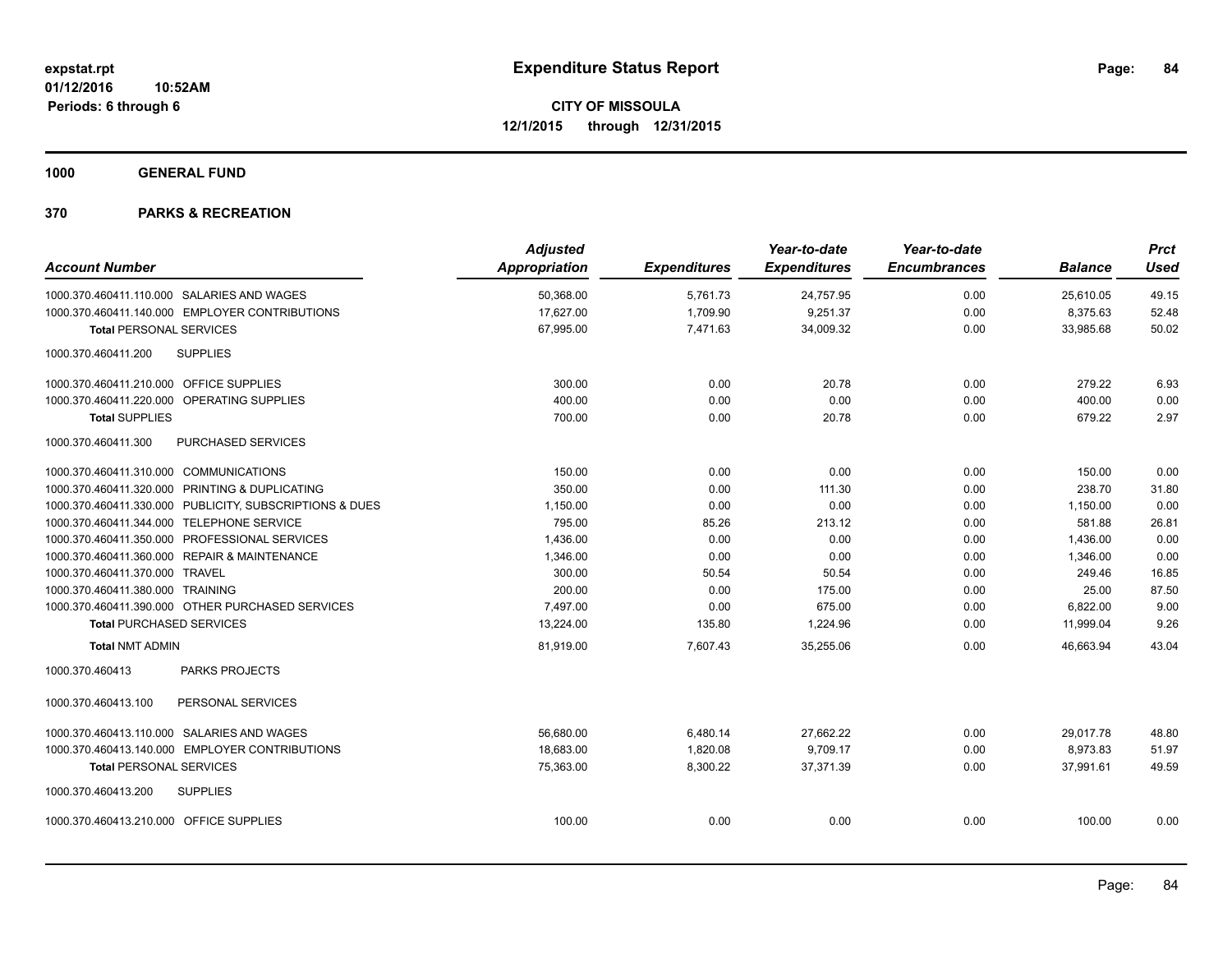**expstat.rpt**
**01/12/2016 10:52AM**
**Periods: 6 through 6**

# Expenditure Status Report

**CITY OF MISSOULA**
**12/1/2015 through 12/31/2015**

## 1000 GENERAL FUND

## 370 PARKS & RECREATION

| Account Number | Adjusted Appropriation | Expenditures | Year-to-date Expenditures | Year-to-date Encumbrances | Balance | Prct Used |
|---|---|---|---|---|---|---|
| 1000.370.460411.110.000 SALARIES AND WAGES | 50,368.00 | 5,761.73 | 24,757.95 | 0.00 | 25,610.05 | 49.15 |
| 1000.370.460411.140.000 EMPLOYER CONTRIBUTIONS | 17,627.00 | 1,709.90 | 9,251.37 | 0.00 | 8,375.63 | 52.48 |
| **Total** PERSONAL SERVICES | 67,995.00 | 7,471.63 | 34,009.32 | 0.00 | 33,985.68 | 50.02 |
| 1000.370.460411.200 SUPPLIES | | | | | | |
| 1000.370.460411.210.000 OFFICE SUPPLIES | 300.00 | 0.00 | 20.78 | 0.00 | 279.22 | 6.93 |
| 1000.370.460411.220.000 OPERATING SUPPLIES | 400.00 | 0.00 | 0.00 | 0.00 | 400.00 | 0.00 |
| **Total** SUPPLIES | 700.00 | 0.00 | 20.78 | 0.00 | 679.22 | 2.97 |
| 1000.370.460411.300 PURCHASED SERVICES | | | | | | |
| 1000.370.460411.310.000 COMMUNICATIONS | 150.00 | 0.00 | 0.00 | 0.00 | 150.00 | 0.00 |
| 1000.370.460411.320.000 PRINTING & DUPLICATING | 350.00 | 0.00 | 111.30 | 0.00 | 238.70 | 31.80 |
| 1000.370.460411.330.000 PUBLICITY, SUBSCRIPTIONS & DUES | 1,150.00 | 0.00 | 0.00 | 0.00 | 1,150.00 | 0.00 |
| 1000.370.460411.344.000 TELEPHONE SERVICE | 795.00 | 85.26 | 213.12 | 0.00 | 581.88 | 26.81 |
| 1000.370.460411.350.000 PROFESSIONAL SERVICES | 1,436.00 | 0.00 | 0.00 | 0.00 | 1,436.00 | 0.00 |
| 1000.370.460411.360.000 REPAIR & MAINTENANCE | 1,346.00 | 0.00 | 0.00 | 0.00 | 1,346.00 | 0.00 |
| 1000.370.460411.370.000 TRAVEL | 300.00 | 50.54 | 50.54 | 0.00 | 249.46 | 16.85 |
| 1000.370.460411.380.000 TRAINING | 200.00 | 0.00 | 175.00 | 0.00 | 25.00 | 87.50 |
| 1000.370.460411.390.000 OTHER PURCHASED SERVICES | 7,497.00 | 0.00 | 675.00 | 0.00 | 6,822.00 | 9.00 |
| **Total** PURCHASED SERVICES | 13,224.00 | 135.80 | 1,224.96 | 0.00 | 11,999.04 | 9.26 |
| **Total** NMT ADMIN | 81,919.00 | 7,607.43 | 35,255.06 | 0.00 | 46,663.94 | 43.04 |
| 1000.370.460413 PARKS PROJECTS | | | | | | |
| 1000.370.460413.100 PERSONAL SERVICES | | | | | | |
| 1000.370.460413.110.000 SALARIES AND WAGES | 56,680.00 | 6,480.14 | 27,662.22 | 0.00 | 29,017.78 | 48.80 |
| 1000.370.460413.140.000 EMPLOYER CONTRIBUTIONS | 18,683.00 | 1,820.08 | 9,709.17 | 0.00 | 8,973.83 | 51.97 |
| **Total** PERSONAL SERVICES | 75,363.00 | 8,300.22 | 37,371.39 | 0.00 | 37,991.61 | 49.59 |
| 1000.370.460413.200 SUPPLIES | | | | | | |
| 1000.370.460413.210.000 OFFICE SUPPLIES | 100.00 | 0.00 | 0.00 | 0.00 | 100.00 | 0.00 |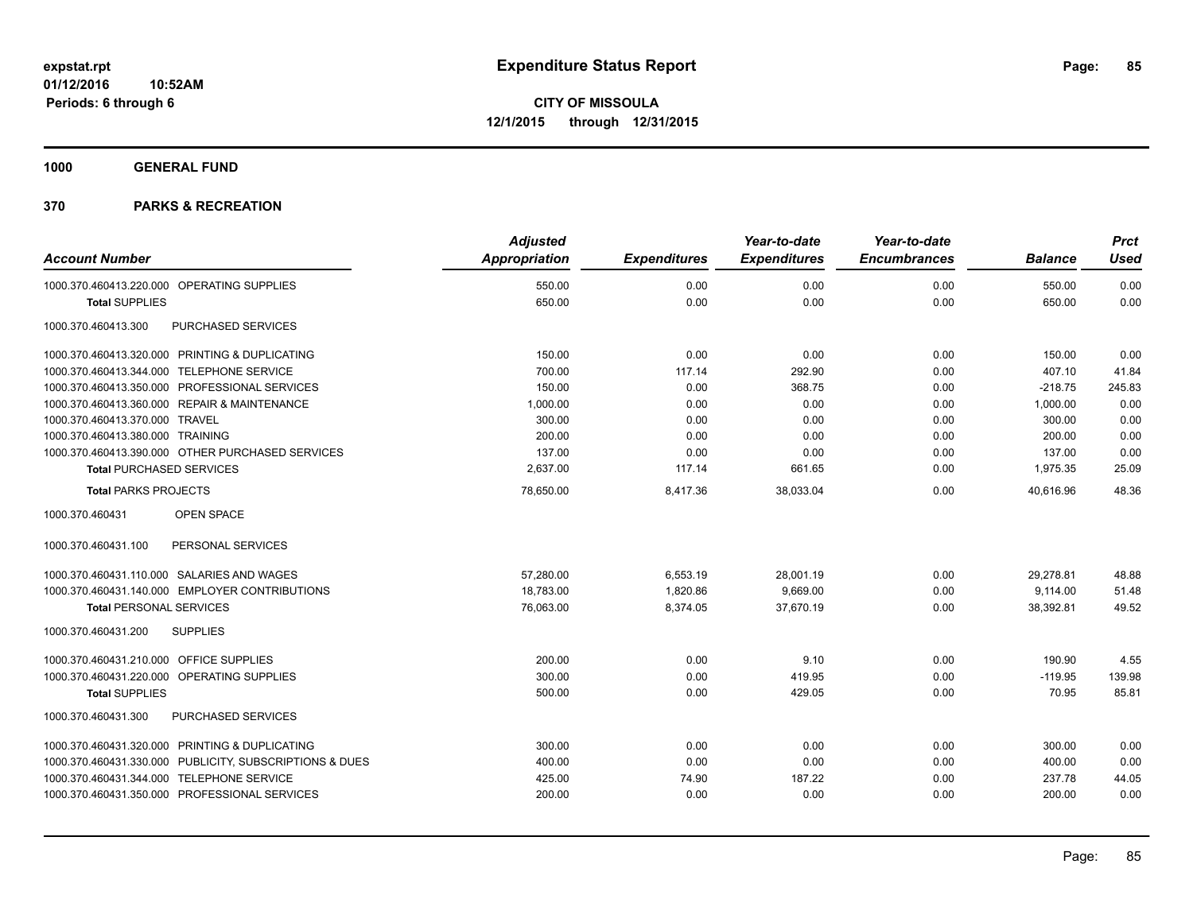**expstat.rpt**
**01/12/2016 10:52AM**
**Periods: 6 through 6**

# Expenditure Status Report

**CITY OF MISSOULA**
**12/1/2015 through 12/31/2015**

## 1000 GENERAL FUND

## 370 PARKS & RECREATION

| Account Number | Adjusted Appropriation | Expenditures | Year-to-date Expenditures | Year-to-date Encumbrances | Balance | Prct Used |
|---|---|---|---|---|---|---|
| 1000.370.460413.220.000 OPERATING SUPPLIES | 550.00 | 0.00 | 0.00 | 0.00 | 550.00 | 0.00 |
| **Total** SUPPLIES | 650.00 | 0.00 | 0.00 | 0.00 | 650.00 | 0.00 |
| 1000.370.460413.300 PURCHASED SERVICES | | | | | | |
| 1000.370.460413.320.000 PRINTING & DUPLICATING | 150.00 | 0.00 | 0.00 | 0.00 | 150.00 | 0.00 |
| 1000.370.460413.344.000 TELEPHONE SERVICE | 700.00 | 117.14 | 292.90 | 0.00 | 407.10 | 41.84 |
| 1000.370.460413.350.000 PROFESSIONAL SERVICES | 150.00 | 0.00 | 368.75 | 0.00 | -218.75 | 245.83 |
| 1000.370.460413.360.000 REPAIR & MAINTENANCE | 1,000.00 | 0.00 | 0.00 | 0.00 | 1,000.00 | 0.00 |
| 1000.370.460413.370.000 TRAVEL | 300.00 | 0.00 | 0.00 | 0.00 | 300.00 | 0.00 |
| 1000.370.460413.380.000 TRAINING | 200.00 | 0.00 | 0.00 | 0.00 | 200.00 | 0.00 |
| 1000.370.460413.390.000 OTHER PURCHASED SERVICES | 137.00 | 0.00 | 0.00 | 0.00 | 137.00 | 0.00 |
| **Total** PURCHASED SERVICES | 2,637.00 | 117.14 | 661.65 | 0.00 | 1,975.35 | 25.09 |
| **Total** PARKS PROJECTS | 78,650.00 | 8,417.36 | 38,033.04 | 0.00 | 40,616.96 | 48.36 |
| 1000.370.460431 OPEN SPACE | | | | | | |
| 1000.370.460431.100 PERSONAL SERVICES | | | | | | |
| 1000.370.460431.110.000 SALARIES AND WAGES | 57,280.00 | 6,553.19 | 28,001.19 | 0.00 | 29,278.81 | 48.88 |
| 1000.370.460431.140.000 EMPLOYER CONTRIBUTIONS | 18,783.00 | 1,820.86 | 9,669.00 | 0.00 | 9,114.00 | 51.48 |
| **Total** PERSONAL SERVICES | 76,063.00 | 8,374.05 | 37,670.19 | 0.00 | 38,392.81 | 49.52 |
| 1000.370.460431.200 SUPPLIES | | | | | | |
| 1000.370.460431.210.000 OFFICE SUPPLIES | 200.00 | 0.00 | 9.10 | 0.00 | 190.90 | 4.55 |
| 1000.370.460431.220.000 OPERATING SUPPLIES | 300.00 | 0.00 | 419.95 | 0.00 | -119.95 | 139.98 |
| **Total** SUPPLIES | 500.00 | 0.00 | 429.05 | 0.00 | 70.95 | 85.81 |
| 1000.370.460431.300 PURCHASED SERVICES | | | | | | |
| 1000.370.460431.320.000 PRINTING & DUPLICATING | 300.00 | 0.00 | 0.00 | 0.00 | 300.00 | 0.00 |
| 1000.370.460431.330.000 PUBLICITY, SUBSCRIPTIONS & DUES | 400.00 | 0.00 | 0.00 | 0.00 | 400.00 | 0.00 |
| 1000.370.460431.344.000 TELEPHONE SERVICE | 425.00 | 74.90 | 187.22 | 0.00 | 237.78 | 44.05 |
| 1000.370.460431.350.000 PROFESSIONAL SERVICES | 200.00 | 0.00 | 0.00 | 0.00 | 200.00 | 0.00 |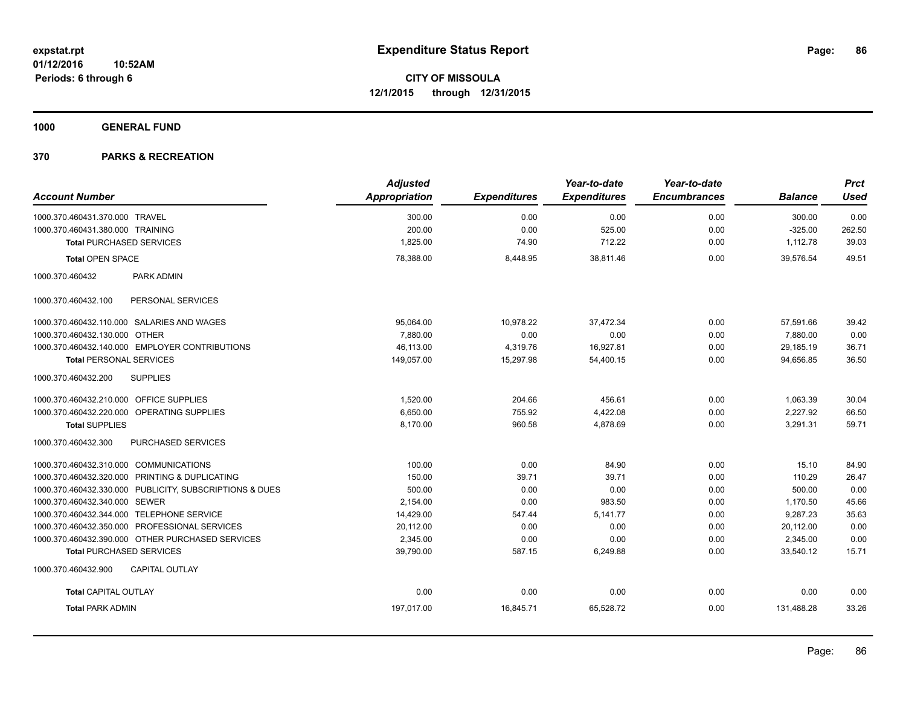expstat.rpt
01/12/2016 10:52AM
Periods: 6 through 6

# Expenditure Status Report

**CITY OF MISSOULA**
**12/1/2015 through 12/31/2015**

**1000 GENERAL FUND**

**370 PARKS & RECREATION**

| Account Number | Adjusted Appropriation | Expenditures | Year-to-date Expenditures | Year-to-date Encumbrances | Balance | Prct Used |
|---|---|---|---|---|---|---|
| 1000.370.460431.370.000 TRAVEL | 300.00 | 0.00 | 0.00 | 0.00 | 300.00 | 0.00 |
| 1000.370.460431.380.000 TRAINING | 200.00 | 0.00 | 525.00 | 0.00 | -325.00 | 262.50 |
| **Total** PURCHASED SERVICES | 1,825.00 | 74.90 | 712.22 | 0.00 | 1,112.78 | 39.03 |
| **Total** OPEN SPACE | 78,388.00 | 8,448.95 | 38,811.46 | 0.00 | 39,576.54 | 49.51 |
| 1000.370.460432 PARK ADMIN | | | | | | |
| 1000.370.460432.100 PERSONAL SERVICES | | | | | | |
| 1000.370.460432.110.000 SALARIES AND WAGES | 95,064.00 | 10,978.22 | 37,472.34 | 0.00 | 57,591.66 | 39.42 |
| 1000.370.460432.130.000 OTHER | 7,880.00 | 0.00 | 0.00 | 0.00 | 7,880.00 | 0.00 |
| 1000.370.460432.140.000 EMPLOYER CONTRIBUTIONS | 46,113.00 | 4,319.76 | 16,927.81 | 0.00 | 29,185.19 | 36.71 |
| **Total** PERSONAL SERVICES | 149,057.00 | 15,297.98 | 54,400.15 | 0.00 | 94,656.85 | 36.50 |
| 1000.370.460432.200 SUPPLIES | | | | | | |
| 1000.370.460432.210.000 OFFICE SUPPLIES | 1,520.00 | 204.66 | 456.61 | 0.00 | 1,063.39 | 30.04 |
| 1000.370.460432.220.000 OPERATING SUPPLIES | 6,650.00 | 755.92 | 4,422.08 | 0.00 | 2,227.92 | 66.50 |
| **Total** SUPPLIES | 8,170.00 | 960.58 | 4,878.69 | 0.00 | 3,291.31 | 59.71 |
| 1000.370.460432.300 PURCHASED SERVICES | | | | | | |
| 1000.370.460432.310.000 COMMUNICATIONS | 100.00 | 0.00 | 84.90 | 0.00 | 15.10 | 84.90 |
| 1000.370.460432.320.000 PRINTING & DUPLICATING | 150.00 | 39.71 | 39.71 | 0.00 | 110.29 | 26.47 |
| 1000.370.460432.330.000 PUBLICITY, SUBSCRIPTIONS & DUES | 500.00 | 0.00 | 0.00 | 0.00 | 500.00 | 0.00 |
| 1000.370.460432.340.000 SEWER | 2,154.00 | 0.00 | 983.50 | 0.00 | 1,170.50 | 45.66 |
| 1000.370.460432.344.000 TELEPHONE SERVICE | 14,429.00 | 547.44 | 5,141.77 | 0.00 | 9,287.23 | 35.63 |
| 1000.370.460432.350.000 PROFESSIONAL SERVICES | 20,112.00 | 0.00 | 0.00 | 0.00 | 20,112.00 | 0.00 |
| 1000.370.460432.390.000 OTHER PURCHASED SERVICES | 2,345.00 | 0.00 | 0.00 | 0.00 | 2,345.00 | 0.00 |
| **Total** PURCHASED SERVICES | 39,790.00 | 587.15 | 6,249.88 | 0.00 | 33,540.12 | 15.71 |
| 1000.370.460432.900 CAPITAL OUTLAY | | | | | | |
| **Total** CAPITAL OUTLAY | 0.00 | 0.00 | 0.00 | 0.00 | 0.00 | 0.00 |
| **Total** PARK ADMIN | 197,017.00 | 16,845.71 | 65,528.72 | 0.00 | 131,488.28 | 33.26 |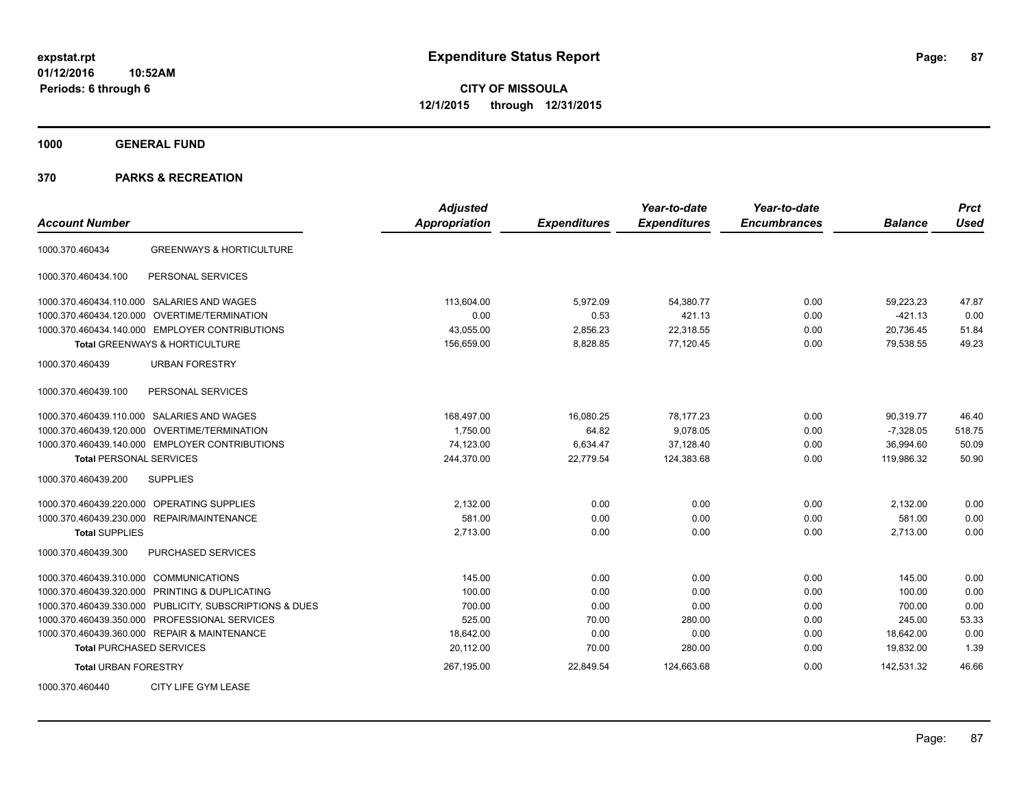**expstat.rpt**
**01/12/2016 10:52AM**
**Periods: 6 through 6**

# Expenditure Status Report

**CITY OF MISSOULA**
**12/1/2015 through 12/31/2015**

## 1000 GENERAL FUND

## 370 PARKS & RECREATION

| Account Number | | Adjusted Appropriation | Expenditures | Year-to-date Expenditures | Year-to-date Encumbrances | Balance | Prct Used |
|---|---|---|---|---|---|---|---|
| 1000.370.460434 | GREENWAYS & HORTICULTURE | | | | | | |
| 1000.370.460434.100 | PERSONAL SERVICES | | | | | | |
| 1000.370.460434.110.000 | SALARIES AND WAGES | 113,604.00 | 5,972.09 | 54,380.77 | 0.00 | 59,223.23 | 47.87 |
| 1000.370.460434.120.000 | OVERTIME/TERMINATION | 0.00 | 0.53 | 421.13 | 0.00 | -421.13 | 0.00 |
| 1000.370.460434.140.000 | EMPLOYER CONTRIBUTIONS | 43,055.00 | 2,856.23 | 22,318.55 | 0.00 | 20,736.45 | 51.84 |
| **Total** GREENWAYS & HORTICULTURE | | 156,659.00 | 8,828.85 | 77,120.45 | 0.00 | 79,538.55 | 49.23 |
| 1000.370.460439 | URBAN FORESTRY | | | | | | |
| 1000.370.460439.100 | PERSONAL SERVICES | | | | | | |
| 1000.370.460439.110.000 | SALARIES AND WAGES | 168,497.00 | 16,080.25 | 78,177.23 | 0.00 | 90,319.77 | 46.40 |
| 1000.370.460439.120.000 | OVERTIME/TERMINATION | 1,750.00 | 64.82 | 9,078.05 | 0.00 | -7,328.05 | 518.75 |
| 1000.370.460439.140.000 | EMPLOYER CONTRIBUTIONS | 74,123.00 | 6,634.47 | 37,128.40 | 0.00 | 36,994.60 | 50.09 |
| **Total** PERSONAL SERVICES | | 244,370.00 | 22,779.54 | 124,383.68 | 0.00 | 119,986.32 | 50.90 |
| 1000.370.460439.200 | SUPPLIES | | | | | | |
| 1000.370.460439.220.000 | OPERATING SUPPLIES | 2,132.00 | 0.00 | 0.00 | 0.00 | 2,132.00 | 0.00 |
| 1000.370.460439.230.000 | REPAIR/MAINTENANCE | 581.00 | 0.00 | 0.00 | 0.00 | 581.00 | 0.00 |
| **Total** SUPPLIES | | 2,713.00 | 0.00 | 0.00 | 0.00 | 2,713.00 | 0.00 |
| 1000.370.460439.300 | PURCHASED SERVICES | | | | | | |
| 1000.370.460439.310.000 | COMMUNICATIONS | 145.00 | 0.00 | 0.00 | 0.00 | 145.00 | 0.00 |
| 1000.370.460439.320.000 | PRINTING & DUPLICATING | 100.00 | 0.00 | 0.00 | 0.00 | 100.00 | 0.00 |
| 1000.370.460439.330.000 | PUBLICITY, SUBSCRIPTIONS & DUES | 700.00 | 0.00 | 0.00 | 0.00 | 700.00 | 0.00 |
| 1000.370.460439.350.000 | PROFESSIONAL SERVICES | 525.00 | 70.00 | 280.00 | 0.00 | 245.00 | 53.33 |
| 1000.370.460439.360.000 | REPAIR & MAINTENANCE | 18,642.00 | 0.00 | 0.00 | 0.00 | 18,642.00 | 0.00 |
| **Total** PURCHASED SERVICES | | 20,112.00 | 70.00 | 280.00 | 0.00 | 19,832.00 | 1.39 |
| **Total** URBAN FORESTRY | | 267,195.00 | 22,849.54 | 124,663.68 | 0.00 | 142,531.32 | 46.66 |
| 1000.370.460440 | CITY LIFE GYM LEASE | | | | | | |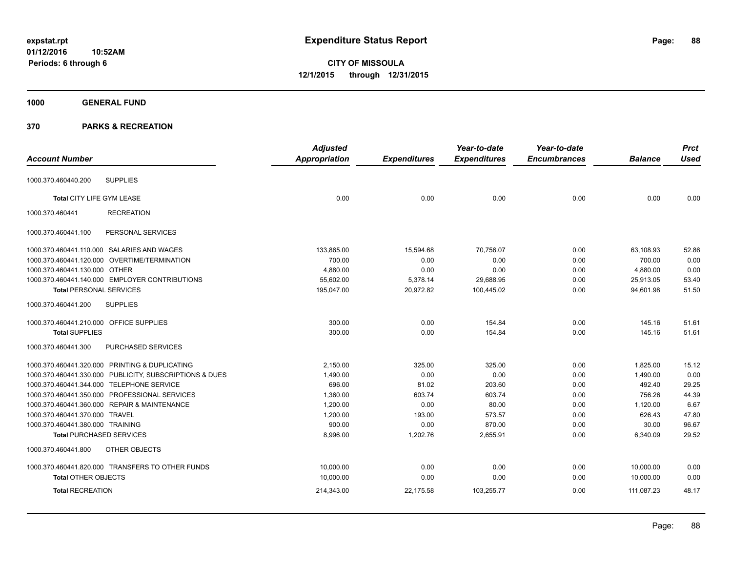**expstat.rpt**
**01/12/2016 10:52AM**
**Periods: 6 through 6**

# Expenditure Status Report

**CITY OF MISSOULA**
**12/1/2015 through 12/31/2015**

## 1000 GENERAL FUND

## 370 PARKS & RECREATION

| Account Number | | Adjusted Appropriation | Expenditures | Year-to-date Expenditures | Year-to-date Encumbrances | Balance | Prct Used |
|---|---|---|---|---|---|---|---|
| 1000.370.460440.200 | SUPPLIES | | | | | | |
| Total CITY LIFE GYM LEASE | | 0.00 | 0.00 | 0.00 | 0.00 | 0.00 | 0.00 |
| 1000.370.460441 | RECREATION | | | | | | |
| 1000.370.460441.100 | PERSONAL SERVICES | | | | | | |
| 1000.370.460441.110.000 | SALARIES AND WAGES | 133,865.00 | 15,594.68 | 70,756.07 | 0.00 | 63,108.93 | 52.86 |
| 1000.370.460441.120.000 | OVERTIME/TERMINATION | 700.00 | 0.00 | 0.00 | 0.00 | 700.00 | 0.00 |
| 1000.370.460441.130.000 | OTHER | 4,880.00 | 0.00 | 0.00 | 0.00 | 4,880.00 | 0.00 |
| 1000.370.460441.140.000 | EMPLOYER CONTRIBUTIONS | 55,602.00 | 5,378.14 | 29,688.95 | 0.00 | 25,913.05 | 53.40 |
| Total PERSONAL SERVICES | | 195,047.00 | 20,972.82 | 100,445.02 | 0.00 | 94,601.98 | 51.50 |
| 1000.370.460441.200 | SUPPLIES | | | | | | |
| 1000.370.460441.210.000 | OFFICE SUPPLIES | 300.00 | 0.00 | 154.84 | 0.00 | 145.16 | 51.61 |
| Total SUPPLIES | | 300.00 | 0.00 | 154.84 | 0.00 | 145.16 | 51.61 |
| 1000.370.460441.300 | PURCHASED SERVICES | | | | | | |
| 1000.370.460441.320.000 | PRINTING & DUPLICATING | 2,150.00 | 325.00 | 325.00 | 0.00 | 1,825.00 | 15.12 |
| 1000.370.460441.330.000 | PUBLICITY, SUBSCRIPTIONS & DUES | 1,490.00 | 0.00 | 0.00 | 0.00 | 1,490.00 | 0.00 |
| 1000.370.460441.344.000 | TELEPHONE SERVICE | 696.00 | 81.02 | 203.60 | 0.00 | 492.40 | 29.25 |
| 1000.370.460441.350.000 | PROFESSIONAL SERVICES | 1,360.00 | 603.74 | 603.74 | 0.00 | 756.26 | 44.39 |
| 1000.370.460441.360.000 | REPAIR & MAINTENANCE | 1,200.00 | 0.00 | 80.00 | 0.00 | 1,120.00 | 6.67 |
| 1000.370.460441.370.000 | TRAVEL | 1,200.00 | 193.00 | 573.57 | 0.00 | 626.43 | 47.80 |
| 1000.370.460441.380.000 | TRAINING | 900.00 | 0.00 | 870.00 | 0.00 | 30.00 | 96.67 |
| Total PURCHASED SERVICES | | 8,996.00 | 1,202.76 | 2,655.91 | 0.00 | 6,340.09 | 29.52 |
| 1000.370.460441.800 | OTHER OBJECTS | | | | | | |
| 1000.370.460441.820.000 | TRANSFERS TO OTHER FUNDS | 10,000.00 | 0.00 | 0.00 | 0.00 | 10,000.00 | 0.00 |
| Total OTHER OBJECTS | | 10,000.00 | 0.00 | 0.00 | 0.00 | 10,000.00 | 0.00 |
| Total RECREATION | | 214,343.00 | 22,175.58 | 103,255.77 | 0.00 | 111,087.23 | 48.17 |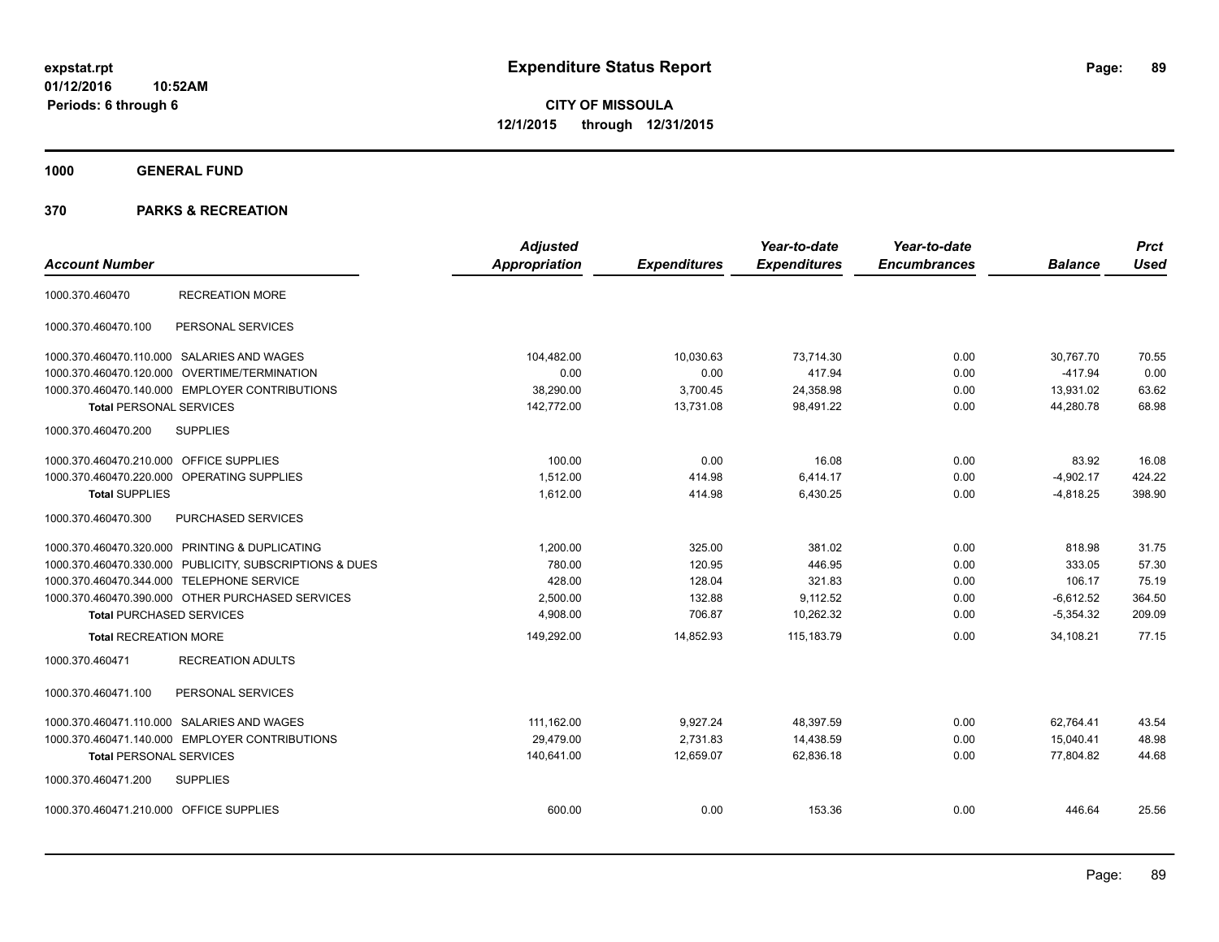**expstat.rpt**
**01/12/2016 10:52AM**
**Periods: 6 through 6**

# Expenditure Status Report

**CITY OF MISSOULA**
**12/1/2015 through 12/31/2015**

## 1000 GENERAL FUND

## 370 PARKS & RECREATION

| Account Number | | Adjusted Appropriation | Expenditures | Year-to-date Expenditures | Year-to-date Encumbrances | Balance | Prct Used |
|---|---|---|---|---|---|---|---|
| 1000.370.460470 | RECREATION MORE | | | | | | |
| 1000.370.460470.100 | PERSONAL SERVICES | | | | | | |
| 1000.370.460470.110.000 | SALARIES AND WAGES | 104,482.00 | 10,030.63 | 73,714.30 | 0.00 | 30,767.70 | 70.55 |
| 1000.370.460470.120.000 | OVERTIME/TERMINATION | 0.00 | 0.00 | 417.94 | 0.00 | -417.94 | 0.00 |
| 1000.370.460470.140.000 | EMPLOYER CONTRIBUTIONS | 38,290.00 | 3,700.45 | 24,358.98 | 0.00 | 13,931.02 | 63.62 |
| **Total** PERSONAL SERVICES | | 142,772.00 | 13,731.08 | 98,491.22 | 0.00 | 44,280.78 | 68.98 |
| 1000.370.460470.200 | SUPPLIES | | | | | | |
| 1000.370.460470.210.000 | OFFICE SUPPLIES | 100.00 | 0.00 | 16.08 | 0.00 | 83.92 | 16.08 |
| 1000.370.460470.220.000 | OPERATING SUPPLIES | 1,512.00 | 414.98 | 6,414.17 | 0.00 | -4,902.17 | 424.22 |
| **Total SUPPLIES** | | 1,612.00 | 414.98 | 6,430.25 | 0.00 | -4,818.25 | 398.90 |
| 1000.370.460470.300 | PURCHASED SERVICES | | | | | | |
| 1000.370.460470.320.000 | PRINTING & DUPLICATING | 1,200.00 | 325.00 | 381.02 | 0.00 | 818.98 | 31.75 |
| 1000.370.460470.330.000 | PUBLICITY, SUBSCRIPTIONS & DUES | 780.00 | 120.95 | 446.95 | 0.00 | 333.05 | 57.30 |
| 1000.370.460470.344.000 | TELEPHONE SERVICE | 428.00 | 128.04 | 321.83 | 0.00 | 106.17 | 75.19 |
| 1000.370.460470.390.000 | OTHER PURCHASED SERVICES | 2,500.00 | 132.88 | 9,112.52 | 0.00 | -6,612.52 | 364.50 |
| **Total** PURCHASED SERVICES | | 4,908.00 | 706.87 | 10,262.32 | 0.00 | -5,354.32 | 209.09 |
| **Total** RECREATION MORE | | 149,292.00 | 14,852.93 | 115,183.79 | 0.00 | 34,108.21 | 77.15 |
| 1000.370.460471 | RECREATION ADULTS | | | | | | |
| 1000.370.460471.100 | PERSONAL SERVICES | | | | | | |
| 1000.370.460471.110.000 | SALARIES AND WAGES | 111,162.00 | 9,927.24 | 48,397.59 | 0.00 | 62,764.41 | 43.54 |
| 1000.370.460471.140.000 | EMPLOYER CONTRIBUTIONS | 29,479.00 | 2,731.83 | 14,438.59 | 0.00 | 15,040.41 | 48.98 |
| **Total** PERSONAL SERVICES | | 140,641.00 | 12,659.07 | 62,836.18 | 0.00 | 77,804.82 | 44.68 |
| 1000.370.460471.200 | SUPPLIES | | | | | | |
| 1000.370.460471.210.000 | OFFICE SUPPLIES | 600.00 | 0.00 | 153.36 | 0.00 | 446.64 | 25.56 |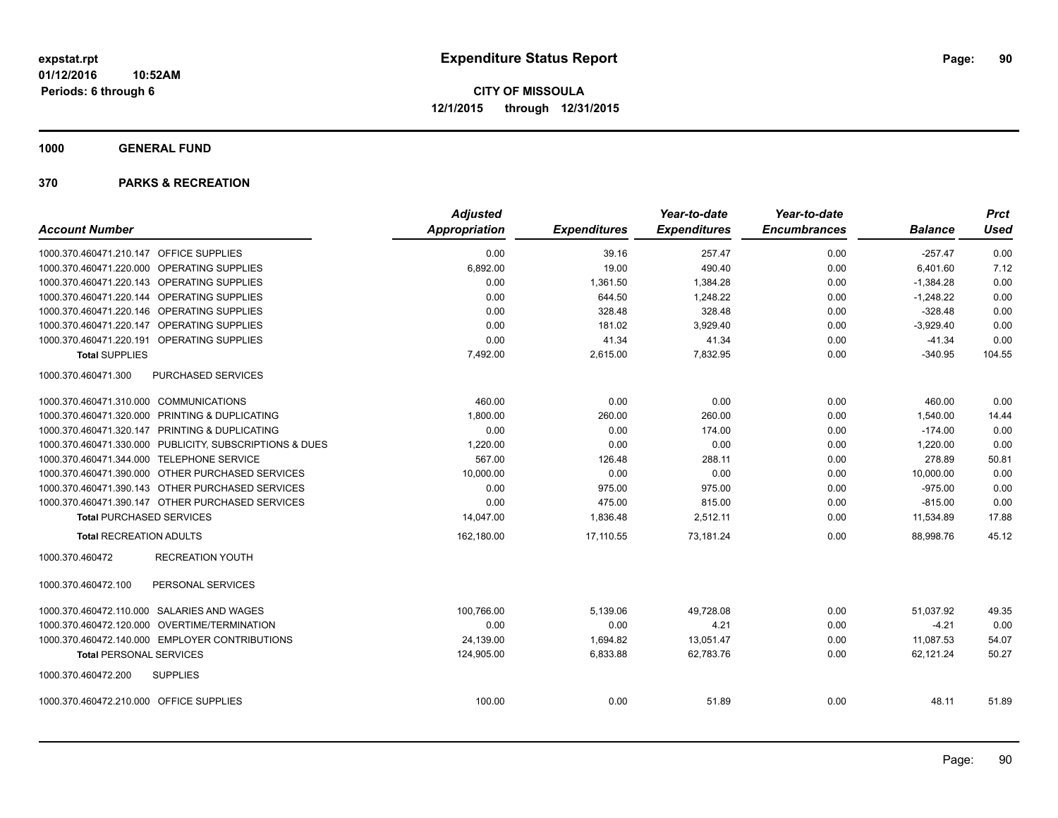**expstat.rpt**
**01/12/2016 10:52AM**
**Periods: 6 through 6**

# Expenditure Status Report

**CITY OF MISSOULA**
**12/1/2015 through 12/31/2015**

## 1000 GENERAL FUND

### 370 PARKS & RECREATION

| Account Number | | Adjusted Appropriation | Expenditures | Year-to-date Expenditures | Year-to-date Encumbrances | Balance | Prct Used |
|---|---|---|---|---|---|---|---|
| 1000.370.460471.210.147 | OFFICE SUPPLIES | 0.00 | 39.16 | 257.47 | 0.00 | -257.47 | 0.00 |
| 1000.370.460471.220.000 | OPERATING SUPPLIES | 6,892.00 | 19.00 | 490.40 | 0.00 | 6,401.60 | 7.12 |
| 1000.370.460471.220.143 | OPERATING SUPPLIES | 0.00 | 1,361.50 | 1,384.28 | 0.00 | -1,384.28 | 0.00 |
| 1000.370.460471.220.144 | OPERATING SUPPLIES | 0.00 | 644.50 | 1,248.22 | 0.00 | -1,248.22 | 0.00 |
| 1000.370.460471.220.146 | OPERATING SUPPLIES | 0.00 | 328.48 | 328.48 | 0.00 | -328.48 | 0.00 |
| 1000.370.460471.220.147 | OPERATING SUPPLIES | 0.00 | 181.02 | 3,929.40 | 0.00 | -3,929.40 | 0.00 |
| 1000.370.460471.220.191 | OPERATING SUPPLIES | 0.00 | 41.34 | 41.34 | 0.00 | -41.34 | 0.00 |
| **Total SUPPLIES** | | 7,492.00 | 2,615.00 | 7,832.95 | 0.00 | -340.95 | 104.55 |
| 1000.370.460471.300 | PURCHASED SERVICES | | | | | | |
| 1000.370.460471.310.000 | COMMUNICATIONS | 460.00 | 0.00 | 0.00 | 0.00 | 460.00 | 0.00 |
| 1000.370.460471.320.000 | PRINTING & DUPLICATING | 1,800.00 | 260.00 | 260.00 | 0.00 | 1,540.00 | 14.44 |
| 1000.370.460471.320.147 | PRINTING & DUPLICATING | 0.00 | 0.00 | 174.00 | 0.00 | -174.00 | 0.00 |
| 1000.370.460471.330.000 | PUBLICITY, SUBSCRIPTIONS & DUES | 1,220.00 | 0.00 | 0.00 | 0.00 | 1,220.00 | 0.00 |
| 1000.370.460471.344.000 | TELEPHONE SERVICE | 567.00 | 126.48 | 288.11 | 0.00 | 278.89 | 50.81 |
| 1000.370.460471.390.000 | OTHER PURCHASED SERVICES | 10,000.00 | 0.00 | 0.00 | 0.00 | 10,000.00 | 0.00 |
| 1000.370.460471.390.143 | OTHER PURCHASED SERVICES | 0.00 | 975.00 | 975.00 | 0.00 | -975.00 | 0.00 |
| 1000.370.460471.390.147 | OTHER PURCHASED SERVICES | 0.00 | 475.00 | 815.00 | 0.00 | -815.00 | 0.00 |
| **Total PURCHASED SERVICES** | | 14,047.00 | 1,836.48 | 2,512.11 | 0.00 | 11,534.89 | 17.88 |
| **Total RECREATION ADULTS** | | 162,180.00 | 17,110.55 | 73,181.24 | 0.00 | 88,998.76 | 45.12 |
| 1000.370.460472 | RECREATION YOUTH | | | | | | |
| 1000.370.460472.100 | PERSONAL SERVICES | | | | | | |
| 1000.370.460472.110.000 | SALARIES AND WAGES | 100,766.00 | 5,139.06 | 49,728.08 | 0.00 | 51,037.92 | 49.35 |
| 1000.370.460472.120.000 | OVERTIME/TERMINATION | 0.00 | 0.00 | 4.21 | 0.00 | -4.21 | 0.00 |
| 1000.370.460472.140.000 | EMPLOYER CONTRIBUTIONS | 24,139.00 | 1,694.82 | 13,051.47 | 0.00 | 11,087.53 | 54.07 |
| **Total PERSONAL SERVICES** | | 124,905.00 | 6,833.88 | 62,783.76 | 0.00 | 62,121.24 | 50.27 |
| 1000.370.460472.200 | SUPPLIES | | | | | | |
| 1000.370.460472.210.000 | OFFICE SUPPLIES | 100.00 | 0.00 | 51.89 | 0.00 | 48.11 | 51.89 |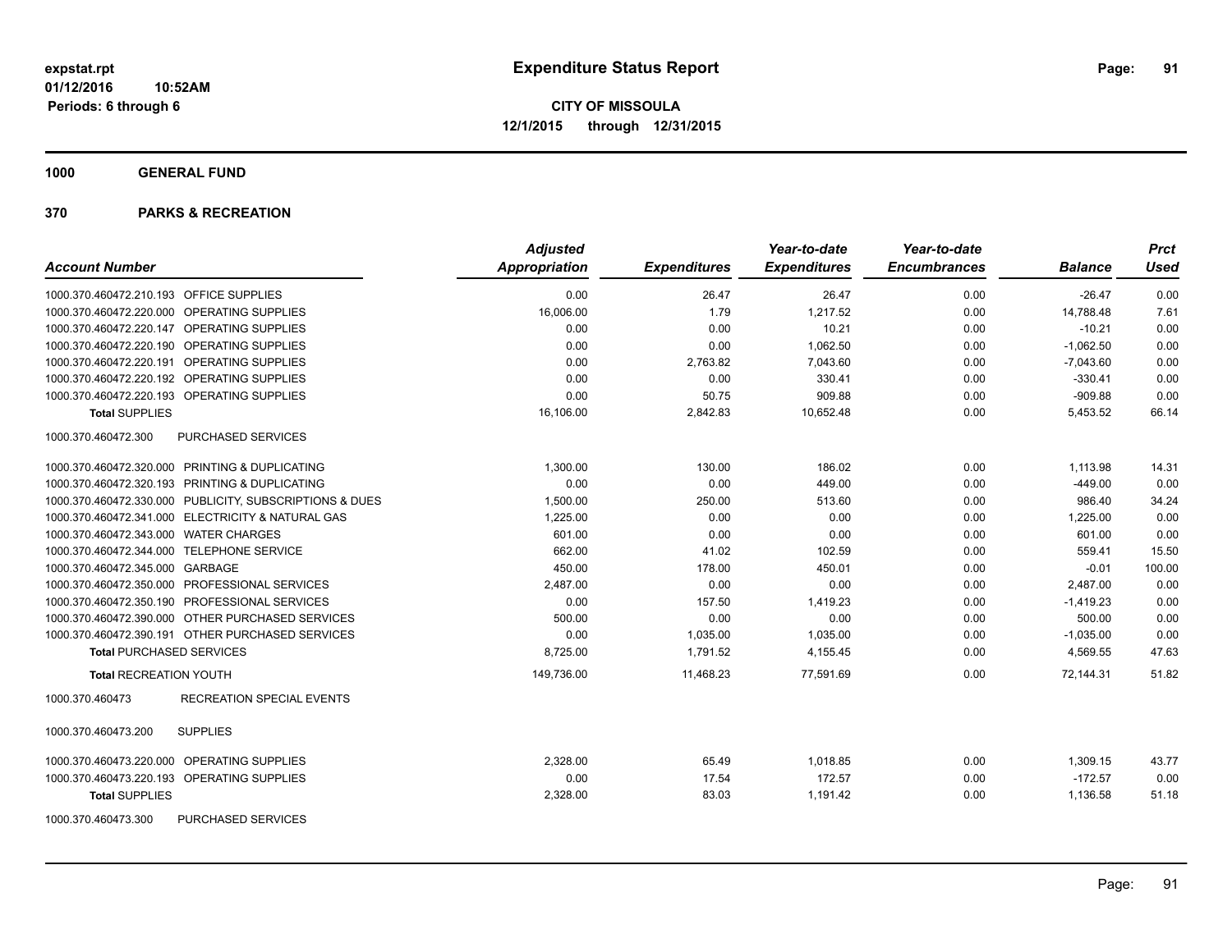# Expenditure Status Report

expstat.rpt
01/12/2016 10:52AM
Periods: 6 through 6

**CITY OF MISSOULA**
**12/1/2015 through 12/31/2015**

**1000 GENERAL FUND**

**370 PARKS & RECREATION**

| Account Number | | Adjusted Appropriation | Expenditures | Year-to-date Expenditures | Year-to-date Encumbrances | Balance | Prct Used |
|---|---|---|---|---|---|---|---|
| 1000.370.460472.210.193 | OFFICE SUPPLIES | 0.00 | 26.47 | 26.47 | 0.00 | -26.47 | 0.00 |
| 1000.370.460472.220.000 | OPERATING SUPPLIES | 16,006.00 | 1.79 | 1,217.52 | 0.00 | 14,788.48 | 7.61 |
| 1000.370.460472.220.147 | OPERATING SUPPLIES | 0.00 | 0.00 | 10.21 | 0.00 | -10.21 | 0.00 |
| 1000.370.460472.220.190 | OPERATING SUPPLIES | 0.00 | 0.00 | 1,062.50 | 0.00 | -1,062.50 | 0.00 |
| 1000.370.460472.220.191 | OPERATING SUPPLIES | 0.00 | 2,763.82 | 7,043.60 | 0.00 | -7,043.60 | 0.00 |
| 1000.370.460472.220.192 | OPERATING SUPPLIES | 0.00 | 0.00 | 330.41 | 0.00 | -330.41 | 0.00 |
| 1000.370.460472.220.193 | OPERATING SUPPLIES | 0.00 | 50.75 | 909.88 | 0.00 | -909.88 | 0.00 |
| **Total** SUPPLIES | | 16,106.00 | 2,842.83 | 10,652.48 | 0.00 | 5,453.52 | 66.14 |
| 1000.370.460472.300 | PURCHASED SERVICES | | | | | | |
| 1000.370.460472.320.000 | PRINTING & DUPLICATING | 1,300.00 | 130.00 | 186.02 | 0.00 | 1,113.98 | 14.31 |
| 1000.370.460472.320.193 | PRINTING & DUPLICATING | 0.00 | 0.00 | 449.00 | 0.00 | -449.00 | 0.00 |
| 1000.370.460472.330.000 | PUBLICITY, SUBSCRIPTIONS & DUES | 1,500.00 | 250.00 | 513.60 | 0.00 | 986.40 | 34.24 |
| 1000.370.460472.341.000 | ELECTRICITY & NATURAL GAS | 1,225.00 | 0.00 | 0.00 | 0.00 | 1,225.00 | 0.00 |
| 1000.370.460472.343.000 | WATER CHARGES | 601.00 | 0.00 | 0.00 | 0.00 | 601.00 | 0.00 |
| 1000.370.460472.344.000 | TELEPHONE SERVICE | 662.00 | 41.02 | 102.59 | 0.00 | 559.41 | 15.50 |
| 1000.370.460472.345.000 | GARBAGE | 450.00 | 178.00 | 450.01 | 0.00 | -0.01 | 100.00 |
| 1000.370.460472.350.000 | PROFESSIONAL SERVICES | 2,487.00 | 0.00 | 0.00 | 0.00 | 2,487.00 | 0.00 |
| 1000.370.460472.350.190 | PROFESSIONAL SERVICES | 0.00 | 157.50 | 1,419.23 | 0.00 | -1,419.23 | 0.00 |
| 1000.370.460472.390.000 | OTHER PURCHASED SERVICES | 500.00 | 0.00 | 0.00 | 0.00 | 500.00 | 0.00 |
| 1000.370.460472.390.191 | OTHER PURCHASED SERVICES | 0.00 | 1,035.00 | 1,035.00 | 0.00 | -1,035.00 | 0.00 |
| **Total** PURCHASED SERVICES | | 8,725.00 | 1,791.52 | 4,155.45 | 0.00 | 4,569.55 | 47.63 |
| **Total** RECREATION YOUTH | | 149,736.00 | 11,468.23 | 77,591.69 | 0.00 | 72,144.31 | 51.82 |
| 1000.370.460473 | RECREATION SPECIAL EVENTS | | | | | | |
| 1000.370.460473.200 | SUPPLIES | | | | | | |
| 1000.370.460473.220.000 | OPERATING SUPPLIES | 2,328.00 | 65.49 | 1,018.85 | 0.00 | 1,309.15 | 43.77 |
| 1000.370.460473.220.193 | OPERATING SUPPLIES | 0.00 | 17.54 | 172.57 | 0.00 | -172.57 | 0.00 |
| **Total** SUPPLIES | | 2,328.00 | 83.03 | 1,191.42 | 0.00 | 1,136.58 | 51.18 |
| 1000.370.460473.300 | PURCHASED SERVICES | | | | | | |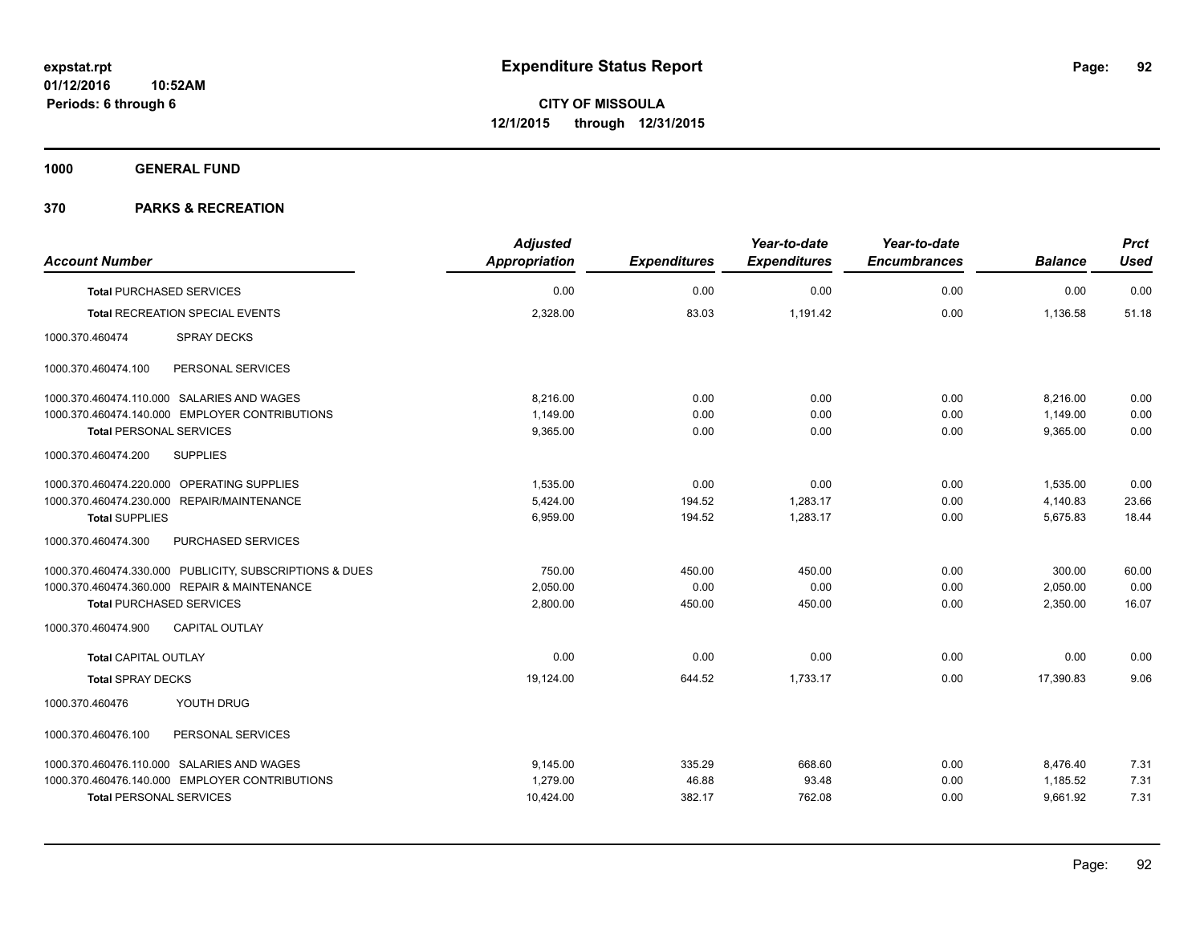# Expenditure Status Report

expstat.rpt
01/12/2016 10:52AM
Periods: 6 through 6

**CITY OF MISSOULA**
**12/1/2015 through 12/31/2015**

**1000 GENERAL FUND**

**370 PARKS & RECREATION**

| Account Number | | Adjusted Appropriation | Expenditures | Year-to-date Expenditures | Year-to-date Encumbrances | Balance | Prct Used |
|---|---|---|---|---|---|---|---|
| **Total** PURCHASED SERVICES | | 0.00 | 0.00 | 0.00 | 0.00 | 0.00 | 0.00 |
| **Total** RECREATION SPECIAL EVENTS | | 2,328.00 | 83.03 | 1,191.42 | 0.00 | 1,136.58 | 51.18 |
| 1000.370.460474 | SPRAY DECKS | | | | | | |
| 1000.370.460474.100 | PERSONAL SERVICES | | | | | | |
| 1000.370.460474.110.000 | SALARIES AND WAGES | 8,216.00 | 0.00 | 0.00 | 0.00 | 8,216.00 | 0.00 |
| 1000.370.460474.140.000 | EMPLOYER CONTRIBUTIONS | 1,149.00 | 0.00 | 0.00 | 0.00 | 1,149.00 | 0.00 |
| **Total** PERSONAL SERVICES | | 9,365.00 | 0.00 | 0.00 | 0.00 | 9,365.00 | 0.00 |
| 1000.370.460474.200 | SUPPLIES | | | | | | |
| 1000.370.460474.220.000 | OPERATING SUPPLIES | 1,535.00 | 0.00 | 0.00 | 0.00 | 1,535.00 | 0.00 |
| 1000.370.460474.230.000 | REPAIR/MAINTENANCE | 5,424.00 | 194.52 | 1,283.17 | 0.00 | 4,140.83 | 23.66 |
| **Total** SUPPLIES | | 6,959.00 | 194.52 | 1,283.17 | 0.00 | 5,675.83 | 18.44 |
| 1000.370.460474.300 | PURCHASED SERVICES | | | | | | |
| 1000.370.460474.330.000 | PUBLICITY, SUBSCRIPTIONS & DUES | 750.00 | 450.00 | 450.00 | 0.00 | 300.00 | 60.00 |
| 1000.370.460474.360.000 | REPAIR & MAINTENANCE | 2,050.00 | 0.00 | 0.00 | 0.00 | 2,050.00 | 0.00 |
| **Total** PURCHASED SERVICES | | 2,800.00 | 450.00 | 450.00 | 0.00 | 2,350.00 | 16.07 |
| 1000.370.460474.900 | CAPITAL OUTLAY | | | | | | |
| **Total** CAPITAL OUTLAY | | 0.00 | 0.00 | 0.00 | 0.00 | 0.00 | 0.00 |
| **Total** SPRAY DECKS | | 19,124.00 | 644.52 | 1,733.17 | 0.00 | 17,390.83 | 9.06 |
| 1000.370.460476 | YOUTH DRUG | | | | | | |
| 1000.370.460476.100 | PERSONAL SERVICES | | | | | | |
| 1000.370.460476.110.000 | SALARIES AND WAGES | 9,145.00 | 335.29 | 668.60 | 0.00 | 8,476.40 | 7.31 |
| 1000.370.460476.140.000 | EMPLOYER CONTRIBUTIONS | 1,279.00 | 46.88 | 93.48 | 0.00 | 1,185.52 | 7.31 |
| **Total** PERSONAL SERVICES | | 10,424.00 | 382.17 | 762.08 | 0.00 | 9,661.92 | 7.31 |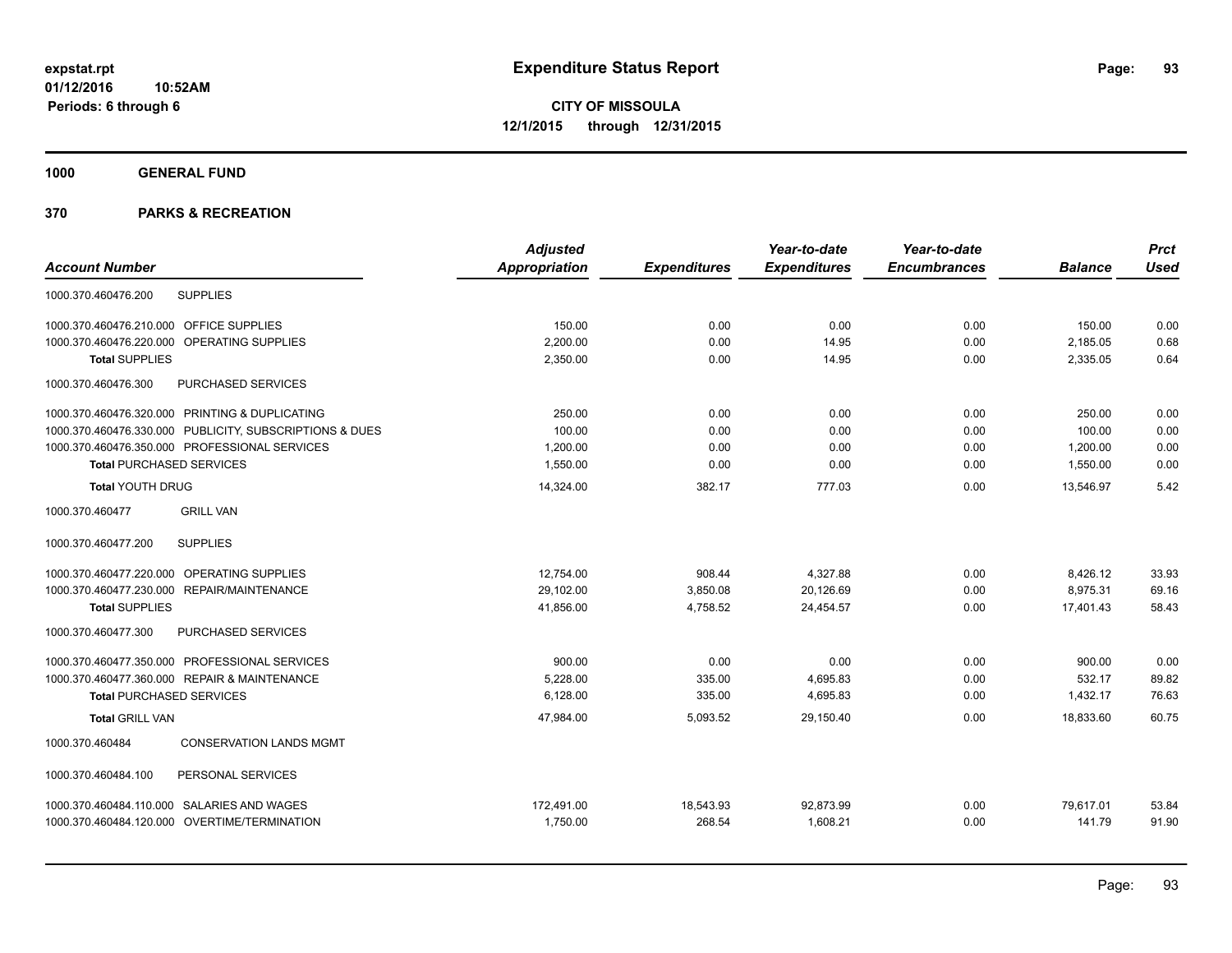expstat.rpt
01/12/2016 10:52AM
Periods: 6 through 6

# Expenditure Status Report

**CITY OF MISSOULA**
**12/1/2015 through 12/31/2015**

**1000 GENERAL FUND**

**370 PARKS & RECREATION**

| Account Number | Adjusted Appropriation | Expenditures | Year-to-date Expenditures | Year-to-date Encumbrances | Balance | Prct Used |
|---|---|---|---|---|---|---|
| 1000.370.460476.200 SUPPLIES | | | | | | |
| 1000.370.460476.210.000 OFFICE SUPPLIES | 150.00 | 0.00 | 0.00 | 0.00 | 150.00 | 0.00 |
| 1000.370.460476.220.000 OPERATING SUPPLIES | 2,200.00 | 0.00 | 14.95 | 0.00 | 2,185.05 | 0.68 |
| **Total** SUPPLIES | 2,350.00 | 0.00 | 14.95 | 0.00 | 2,335.05 | 0.64 |
| 1000.370.460476.300 PURCHASED SERVICES | | | | | | |
| 1000.370.460476.320.000 PRINTING & DUPLICATING | 250.00 | 0.00 | 0.00 | 0.00 | 250.00 | 0.00 |
| 1000.370.460476.330.000 PUBLICITY, SUBSCRIPTIONS & DUES | 100.00 | 0.00 | 0.00 | 0.00 | 100.00 | 0.00 |
| 1000.370.460476.350.000 PROFESSIONAL SERVICES | 1,200.00 | 0.00 | 0.00 | 0.00 | 1,200.00 | 0.00 |
| **Total** PURCHASED SERVICES | 1,550.00 | 0.00 | 0.00 | 0.00 | 1,550.00 | 0.00 |
| **Total** YOUTH DRUG | 14,324.00 | 382.17 | 777.03 | 0.00 | 13,546.97 | 5.42 |
| 1000.370.460477 GRILL VAN | | | | | | |
| 1000.370.460477.200 SUPPLIES | | | | | | |
| 1000.370.460477.220.000 OPERATING SUPPLIES | 12,754.00 | 908.44 | 4,327.88 | 0.00 | 8,426.12 | 33.93 |
| 1000.370.460477.230.000 REPAIR/MAINTENANCE | 29,102.00 | 3,850.08 | 20,126.69 | 0.00 | 8,975.31 | 69.16 |
| **Total** SUPPLIES | 41,856.00 | 4,758.52 | 24,454.57 | 0.00 | 17,401.43 | 58.43 |
| 1000.370.460477.300 PURCHASED SERVICES | | | | | | |
| 1000.370.460477.350.000 PROFESSIONAL SERVICES | 900.00 | 0.00 | 0.00 | 0.00 | 900.00 | 0.00 |
| 1000.370.460477.360.000 REPAIR & MAINTENANCE | 5,228.00 | 335.00 | 4,695.83 | 0.00 | 532.17 | 89.82 |
| **Total** PURCHASED SERVICES | 6,128.00 | 335.00 | 4,695.83 | 0.00 | 1,432.17 | 76.63 |
| **Total** GRILL VAN | 47,984.00 | 5,093.52 | 29,150.40 | 0.00 | 18,833.60 | 60.75 |
| 1000.370.460484 CONSERVATION LANDS MGMT | | | | | | |
| 1000.370.460484.100 PERSONAL SERVICES | | | | | | |
| 1000.370.460484.110.000 SALARIES AND WAGES | 172,491.00 | 18,543.93 | 92,873.99 | 0.00 | 79,617.01 | 53.84 |
| 1000.370.460484.120.000 OVERTIME/TERMINATION | 1,750.00 | 268.54 | 1,608.21 | 0.00 | 141.79 | 91.90 |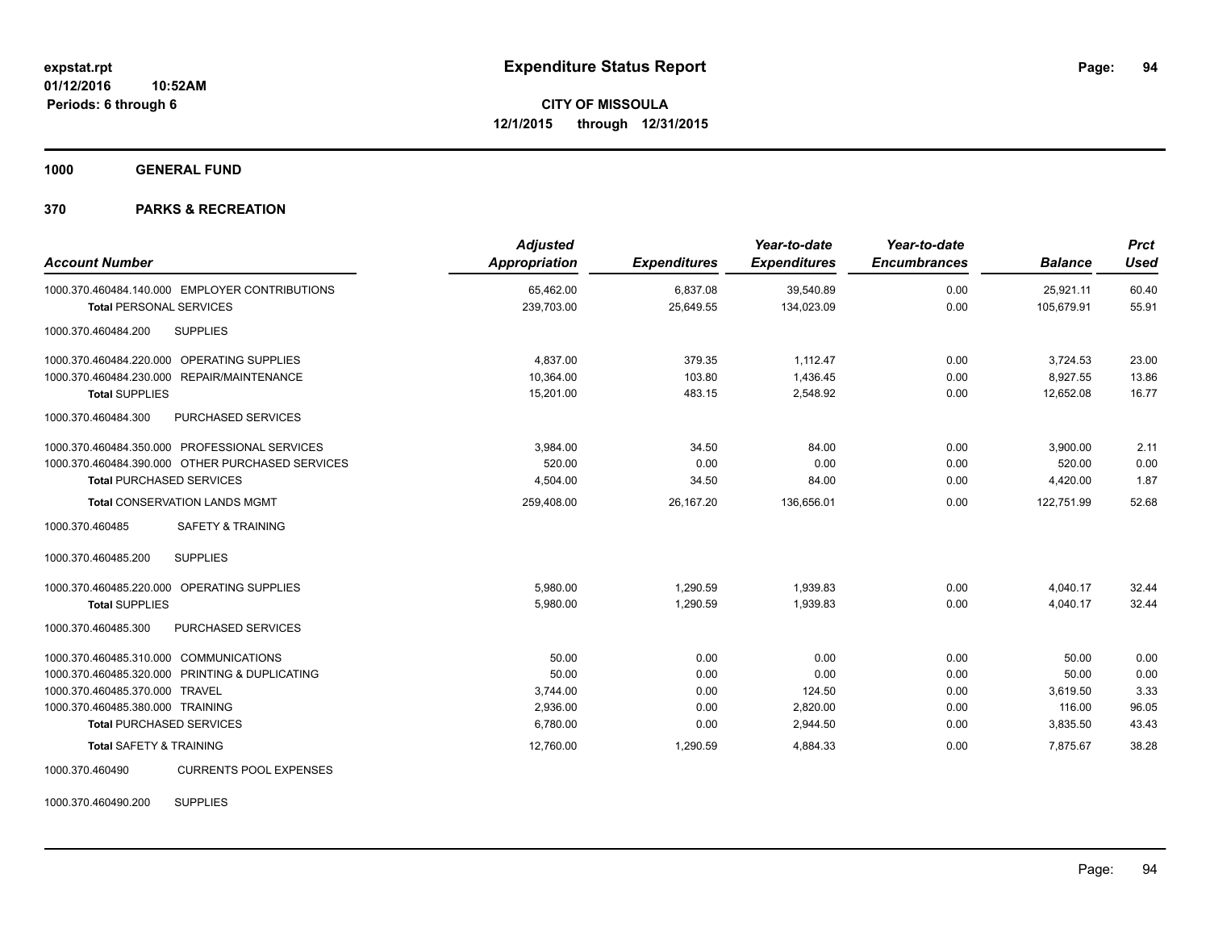**Expenditure Status Report**

**CITY OF MISSOULA**
**12/1/2015 through 12/31/2015**

expstat.rpt
01/12/2016 10:52AM
Periods: 6 through 6

## 1000 GENERAL FUND

## 370 PARKS & RECREATION

| Account Number | Adjusted Appropriation | Expenditures | Year-to-date Expenditures | Year-to-date Encumbrances | Balance | Prct Used |
|---|---|---|---|---|---|---|
| 1000.370.460484.140.000 EMPLOYER CONTRIBUTIONS | 65,462.00 | 6,837.08 | 39,540.89 | 0.00 | 25,921.11 | 60.40 |
| **Total** PERSONAL SERVICES | 239,703.00 | 25,649.55 | 134,023.09 | 0.00 | 105,679.91 | 55.91 |
| 1000.370.460484.200 SUPPLIES | | | | | | |
| 1000.370.460484.220.000 OPERATING SUPPLIES | 4,837.00 | 379.35 | 1,112.47 | 0.00 | 3,724.53 | 23.00 |
| 1000.370.460484.230.000 REPAIR/MAINTENANCE | 10,364.00 | 103.80 | 1,436.45 | 0.00 | 8,927.55 | 13.86 |
| **Total** SUPPLIES | 15,201.00 | 483.15 | 2,548.92 | 0.00 | 12,652.08 | 16.77 |
| 1000.370.460484.300 PURCHASED SERVICES | | | | | | |
| 1000.370.460484.350.000 PROFESSIONAL SERVICES | 3,984.00 | 34.50 | 84.00 | 0.00 | 3,900.00 | 2.11 |
| 1000.370.460484.390.000 OTHER PURCHASED SERVICES | 520.00 | 0.00 | 0.00 | 0.00 | 520.00 | 0.00 |
| **Total** PURCHASED SERVICES | 4,504.00 | 34.50 | 84.00 | 0.00 | 4,420.00 | 1.87 |
| **Total** CONSERVATION LANDS MGMT | 259,408.00 | 26,167.20 | 136,656.01 | 0.00 | 122,751.99 | 52.68 |
| 1000.370.460485 SAFETY & TRAINING | | | | | | |
| 1000.370.460485.200 SUPPLIES | | | | | | |
| 1000.370.460485.220.000 OPERATING SUPPLIES | 5,980.00 | 1,290.59 | 1,939.83 | 0.00 | 4,040.17 | 32.44 |
| **Total** SUPPLIES | 5,980.00 | 1,290.59 | 1,939.83 | 0.00 | 4,040.17 | 32.44 |
| 1000.370.460485.300 PURCHASED SERVICES | | | | | | |
| 1000.370.460485.310.000 COMMUNICATIONS | 50.00 | 0.00 | 0.00 | 0.00 | 50.00 | 0.00 |
| 1000.370.460485.320.000 PRINTING & DUPLICATING | 50.00 | 0.00 | 0.00 | 0.00 | 50.00 | 0.00 |
| 1000.370.460485.370.000 TRAVEL | 3,744.00 | 0.00 | 124.50 | 0.00 | 3,619.50 | 3.33 |
| 1000.370.460485.380.000 TRAINING | 2,936.00 | 0.00 | 2,820.00 | 0.00 | 116.00 | 96.05 |
| **Total** PURCHASED SERVICES | 6,780.00 | 0.00 | 2,944.50 | 0.00 | 3,835.50 | 43.43 |
| **Total** SAFETY & TRAINING | 12,760.00 | 1,290.59 | 4,884.33 | 0.00 | 7,875.67 | 38.28 |
| 1000.370.460490 CURRENTS POOL EXPENSES | | | | | | |
| 1000.370.460490.200 SUPPLIES | | | | | | |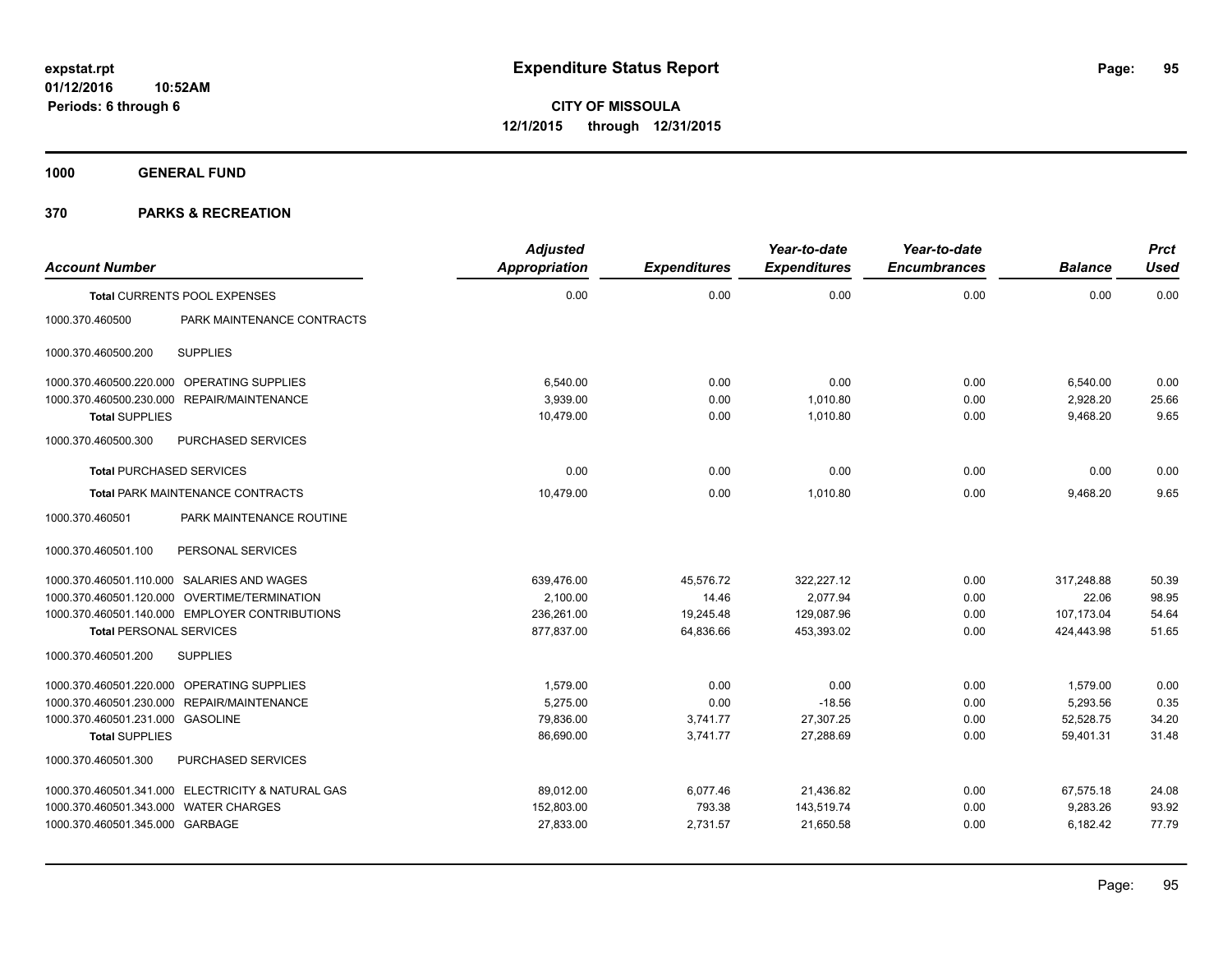**Expenditure Status Report**

**CITY OF MISSOULA**
**12/1/2015 through 12/31/2015**

expstat.rpt
01/12/2016 10:52AM
Periods: 6 through 6

**1000 GENERAL FUND**

**370 PARKS & RECREATION**

| Account Number | | Adjusted Appropriation | Expenditures | Year-to-date Expenditures | Year-to-date Encumbrances | Balance | Prct Used |
|---|---|---|---|---|---|---|---|
| **Total** CURRENTS POOL EXPENSES | | 0.00 | 0.00 | 0.00 | 0.00 | 0.00 | 0.00 |
| 1000.370.460500 | PARK MAINTENANCE CONTRACTS | | | | | | |
| 1000.370.460500.200 | SUPPLIES | | | | | | |
| 1000.370.460500.220.000 | OPERATING SUPPLIES | 6,540.00 | 0.00 | 0.00 | 0.00 | 6,540.00 | 0.00 |
| 1000.370.460500.230.000 | REPAIR/MAINTENANCE | 3,939.00 | 0.00 | 1,010.80 | 0.00 | 2,928.20 | 25.66 |
| **Total** SUPPLIES | | 10,479.00 | 0.00 | 1,010.80 | 0.00 | 9,468.20 | 9.65 |
| 1000.370.460500.300 | PURCHASED SERVICES | | | | | | |
| **Total** PURCHASED SERVICES | | 0.00 | 0.00 | 0.00 | 0.00 | 0.00 | 0.00 |
| **Total** PARK MAINTENANCE CONTRACTS | | 10,479.00 | 0.00 | 1,010.80 | 0.00 | 9,468.20 | 9.65 |
| 1000.370.460501 | PARK MAINTENANCE ROUTINE | | | | | | |
| 1000.370.460501.100 | PERSONAL SERVICES | | | | | | |
| 1000.370.460501.110.000 | SALARIES AND WAGES | 639,476.00 | 45,576.72 | 322,227.12 | 0.00 | 317,248.88 | 50.39 |
| 1000.370.460501.120.000 | OVERTIME/TERMINATION | 2,100.00 | 14.46 | 2,077.94 | 0.00 | 22.06 | 98.95 |
| 1000.370.460501.140.000 | EMPLOYER CONTRIBUTIONS | 236,261.00 | 19,245.48 | 129,087.96 | 0.00 | 107,173.04 | 54.64 |
| **Total** PERSONAL SERVICES | | 877,837.00 | 64,836.66 | 453,393.02 | 0.00 | 424,443.98 | 51.65 |
| 1000.370.460501.200 | SUPPLIES | | | | | | |
| 1000.370.460501.220.000 | OPERATING SUPPLIES | 1,579.00 | 0.00 | 0.00 | 0.00 | 1,579.00 | 0.00 |
| 1000.370.460501.230.000 | REPAIR/MAINTENANCE | 5,275.00 | 0.00 | -18.56 | 0.00 | 5,293.56 | 0.35 |
| 1000.370.460501.231.000 | GASOLINE | 79,836.00 | 3,741.77 | 27,307.25 | 0.00 | 52,528.75 | 34.20 |
| **Total** SUPPLIES | | 86,690.00 | 3,741.77 | 27,288.69 | 0.00 | 59,401.31 | 31.48 |
| 1000.370.460501.300 | PURCHASED SERVICES | | | | | | |
| 1000.370.460501.341.000 | ELECTRICITY & NATURAL GAS | 89,012.00 | 6,077.46 | 21,436.82 | 0.00 | 67,575.18 | 24.08 |
| 1000.370.460501.343.000 | WATER CHARGES | 152,803.00 | 793.38 | 143,519.74 | 0.00 | 9,283.26 | 93.92 |
| 1000.370.460501.345.000 | GARBAGE | 27,833.00 | 2,731.57 | 21,650.58 | 0.00 | 6,182.42 | 77.79 |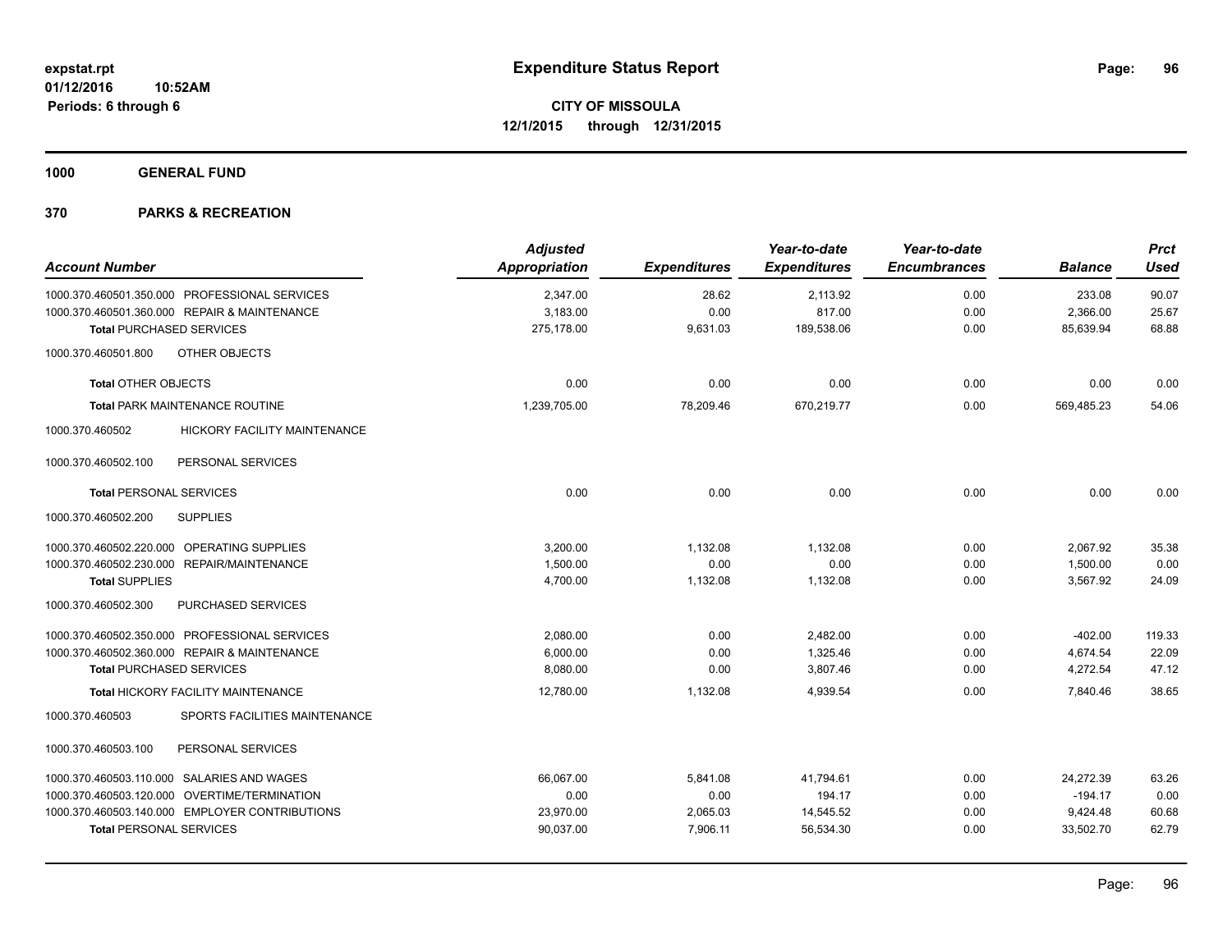# Expenditure Status Report

expstat.rpt
01/12/2016 10:52AM
Periods: 6 through 6

**CITY OF MISSOULA**
**12/1/2015 through 12/31/2015**

**1000 GENERAL FUND**

**370 PARKS & RECREATION**

| Account Number | Adjusted Appropriation | Expenditures | Year-to-date Expenditures | Year-to-date Encumbrances | Balance | Prct Used |
|---|---|---|---|---|---|---|
| 1000.370.460501.350.000 PROFESSIONAL SERVICES | 2,347.00 | 28.62 | 2,113.92 | 0.00 | 233.08 | 90.07 |
| 1000.370.460501.360.000 REPAIR & MAINTENANCE | 3,183.00 | 0.00 | 817.00 | 0.00 | 2,366.00 | 25.67 |
| **Total** PURCHASED SERVICES | 275,178.00 | 9,631.03 | 189,538.06 | 0.00 | 85,639.94 | 68.88 |
| 1000.370.460501.800 OTHER OBJECTS | | | | | | |
| **Total** OTHER OBJECTS | 0.00 | 0.00 | 0.00 | 0.00 | 0.00 | 0.00 |
| **Total** PARK MAINTENANCE ROUTINE | 1,239,705.00 | 78,209.46 | 670,219.77 | 0.00 | 569,485.23 | 54.06 |
| 1000.370.460502 HICKORY FACILITY MAINTENANCE | | | | | | |
| 1000.370.460502.100 PERSONAL SERVICES | | | | | | |
| **Total** PERSONAL SERVICES | 0.00 | 0.00 | 0.00 | 0.00 | 0.00 | 0.00 |
| 1000.370.460502.200 SUPPLIES | | | | | | |
| 1000.370.460502.220.000 OPERATING SUPPLIES | 3,200.00 | 1,132.08 | 1,132.08 | 0.00 | 2,067.92 | 35.38 |
| 1000.370.460502.230.000 REPAIR/MAINTENANCE | 1,500.00 | 0.00 | 0.00 | 0.00 | 1,500.00 | 0.00 |
| **Total** SUPPLIES | 4,700.00 | 1,132.08 | 1,132.08 | 0.00 | 3,567.92 | 24.09 |
| 1000.370.460502.300 PURCHASED SERVICES | | | | | | |
| 1000.370.460502.350.000 PROFESSIONAL SERVICES | 2,080.00 | 0.00 | 2,482.00 | 0.00 | -402.00 | 119.33 |
| 1000.370.460502.360.000 REPAIR & MAINTENANCE | 6,000.00 | 0.00 | 1,325.46 | 0.00 | 4,674.54 | 22.09 |
| **Total** PURCHASED SERVICES | 8,080.00 | 0.00 | 3,807.46 | 0.00 | 4,272.54 | 47.12 |
| **Total** HICKORY FACILITY MAINTENANCE | 12,780.00 | 1,132.08 | 4,939.54 | 0.00 | 7,840.46 | 38.65 |
| 1000.370.460503 SPORTS FACILITIES MAINTENANCE | | | | | | |
| 1000.370.460503.100 PERSONAL SERVICES | | | | | | |
| 1000.370.460503.110.000 SALARIES AND WAGES | 66,067.00 | 5,841.08 | 41,794.61 | 0.00 | 24,272.39 | 63.26 |
| 1000.370.460503.120.000 OVERTIME/TERMINATION | 0.00 | 0.00 | 194.17 | 0.00 | -194.17 | 0.00 |
| 1000.370.460503.140.000 EMPLOYER CONTRIBUTIONS | 23,970.00 | 2,065.03 | 14,545.52 | 0.00 | 9,424.48 | 60.68 |
| **Total** PERSONAL SERVICES | 90,037.00 | 7,906.11 | 56,534.30 | 0.00 | 33,502.70 | 62.79 |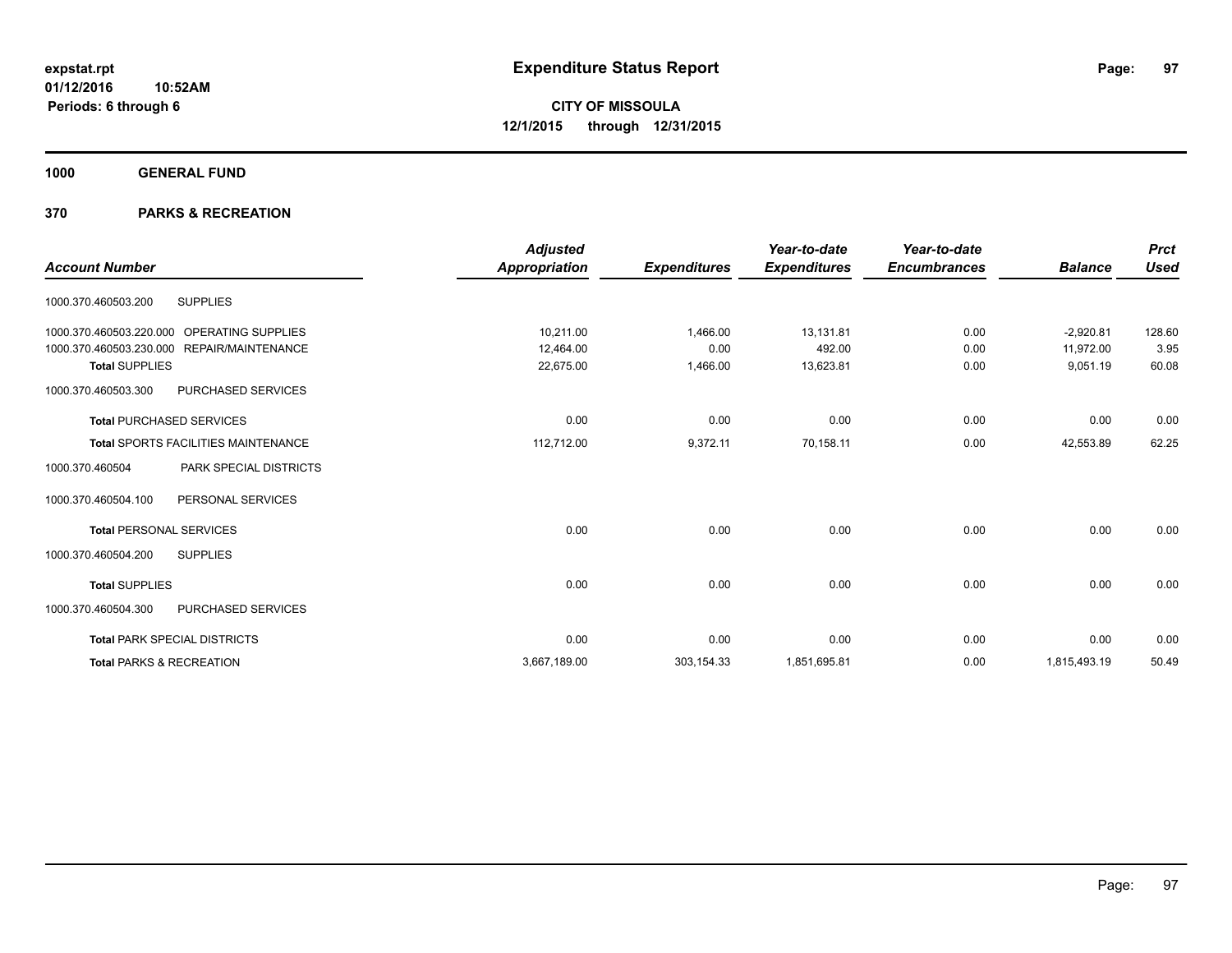# Expenditure Status Report

**CITY OF MISSOULA**
**12/1/2015 through 12/31/2015**

expstat.rpt
01/12/2016 10:52AM
Periods: 6 through 6

**1000 GENERAL FUND**

**370 PARKS & RECREATION**

| Account Number | | Adjusted Appropriation | Expenditures | Year-to-date Expenditures | Year-to-date Encumbrances | Balance | Prct Used |
|---|---|---|---|---|---|---|---|
| 1000.370.460503.200 | SUPPLIES | | | | | | |
| 1000.370.460503.220.000 | OPERATING SUPPLIES | 10,211.00 | 1,466.00 | 13,131.81 | 0.00 | -2,920.81 | 128.60 |
| 1000.370.460503.230.000 | REPAIR/MAINTENANCE | 12,464.00 | 0.00 | 492.00 | 0.00 | 11,972.00 | 3.95 |
| **Total** SUPPLIES | | 22,675.00 | 1,466.00 | 13,623.81 | 0.00 | 9,051.19 | 60.08 |
| 1000.370.460503.300 | PURCHASED SERVICES | | | | | | |
| **Total** PURCHASED SERVICES | | 0.00 | 0.00 | 0.00 | 0.00 | 0.00 | 0.00 |
| **Total** SPORTS FACILITIES MAINTENANCE | | 112,712.00 | 9,372.11 | 70,158.11 | 0.00 | 42,553.89 | 62.25 |
| 1000.370.460504 | PARK SPECIAL DISTRICTS | | | | | | |
| 1000.370.460504.100 | PERSONAL SERVICES | | | | | | |
| **Total** PERSONAL SERVICES | | 0.00 | 0.00 | 0.00 | 0.00 | 0.00 | 0.00 |
| 1000.370.460504.200 | SUPPLIES | | | | | | |
| **Total** SUPPLIES | | 0.00 | 0.00 | 0.00 | 0.00 | 0.00 | 0.00 |
| 1000.370.460504.300 | PURCHASED SERVICES | | | | | | |
| **Total** PARK SPECIAL DISTRICTS | | 0.00 | 0.00 | 0.00 | 0.00 | 0.00 | 0.00 |
| **Total** PARKS & RECREATION | | 3,667,189.00 | 303,154.33 | 1,851,695.81 | 0.00 | 1,815,493.19 | 50.49 |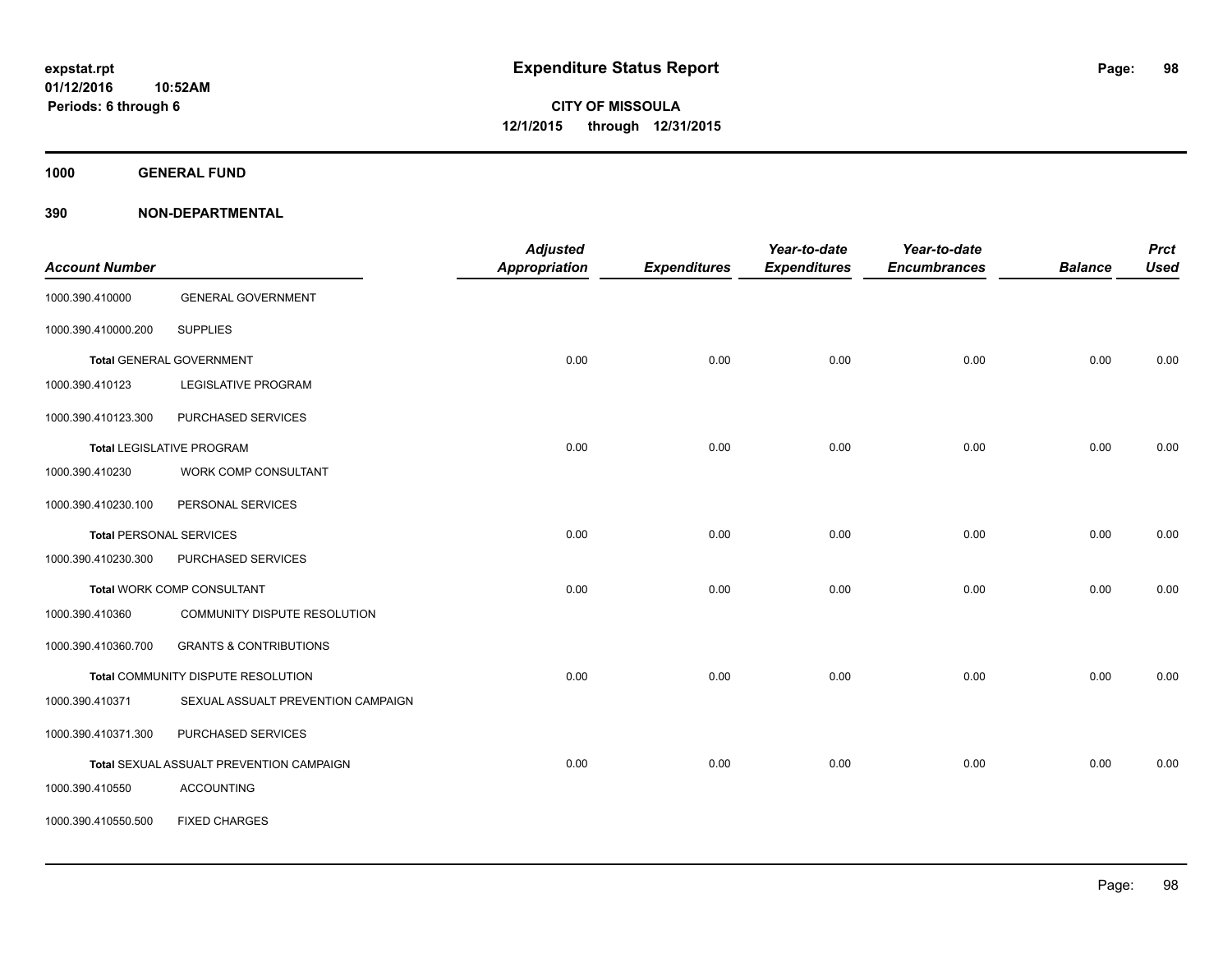**expstat.rpt**
**01/12/2016 10:52AM**
**Periods: 6 through 6**

# Expenditure Status Report

**CITY OF MISSOULA**
**12/1/2015 through 12/31/2015**

## 1000 GENERAL FUND

## 390 NON-DEPARTMENTAL

| Account Number | | Adjusted Appropriation | Expenditures | Year-to-date Expenditures | Year-to-date Encumbrances | Balance | Prct Used |
|---|---|---|---|---|---|---|---|
| 1000.390.410000 | GENERAL GOVERNMENT | | | | | | |
| 1000.390.410000.200 | SUPPLIES | | | | | | |
| **Total** GENERAL GOVERNMENT | | 0.00 | 0.00 | 0.00 | 0.00 | 0.00 | 0.00 |
| 1000.390.410123 | LEGISLATIVE PROGRAM | | | | | | |
| 1000.390.410123.300 | PURCHASED SERVICES | | | | | | |
| **Total** LEGISLATIVE PROGRAM | | 0.00 | 0.00 | 0.00 | 0.00 | 0.00 | 0.00 |
| 1000.390.410230 | WORK COMP CONSULTANT | | | | | | |
| 1000.390.410230.100 | PERSONAL SERVICES | | | | | | |
| **Total** PERSONAL SERVICES | | 0.00 | 0.00 | 0.00 | 0.00 | 0.00 | 0.00 |
| 1000.390.410230.300 | PURCHASED SERVICES | | | | | | |
| **Total** WORK COMP CONSULTANT | | 0.00 | 0.00 | 0.00 | 0.00 | 0.00 | 0.00 |
| 1000.390.410360 | COMMUNITY DISPUTE RESOLUTION | | | | | | |
| 1000.390.410360.700 | GRANTS & CONTRIBUTIONS | | | | | | |
| **Total** COMMUNITY DISPUTE RESOLUTION | | 0.00 | 0.00 | 0.00 | 0.00 | 0.00 | 0.00 |
| 1000.390.410371 | SEXUAL ASSUALT PREVENTION CAMPAIGN | | | | | | |
| 1000.390.410371.300 | PURCHASED SERVICES | | | | | | |
| **Total** SEXUAL ASSUALT PREVENTION CAMPAIGN | | 0.00 | 0.00 | 0.00 | 0.00 | 0.00 | 0.00 |
| 1000.390.410550 | ACCOUNTING | | | | | | |
| 1000.390.410550.500 | FIXED CHARGES | | | | | | |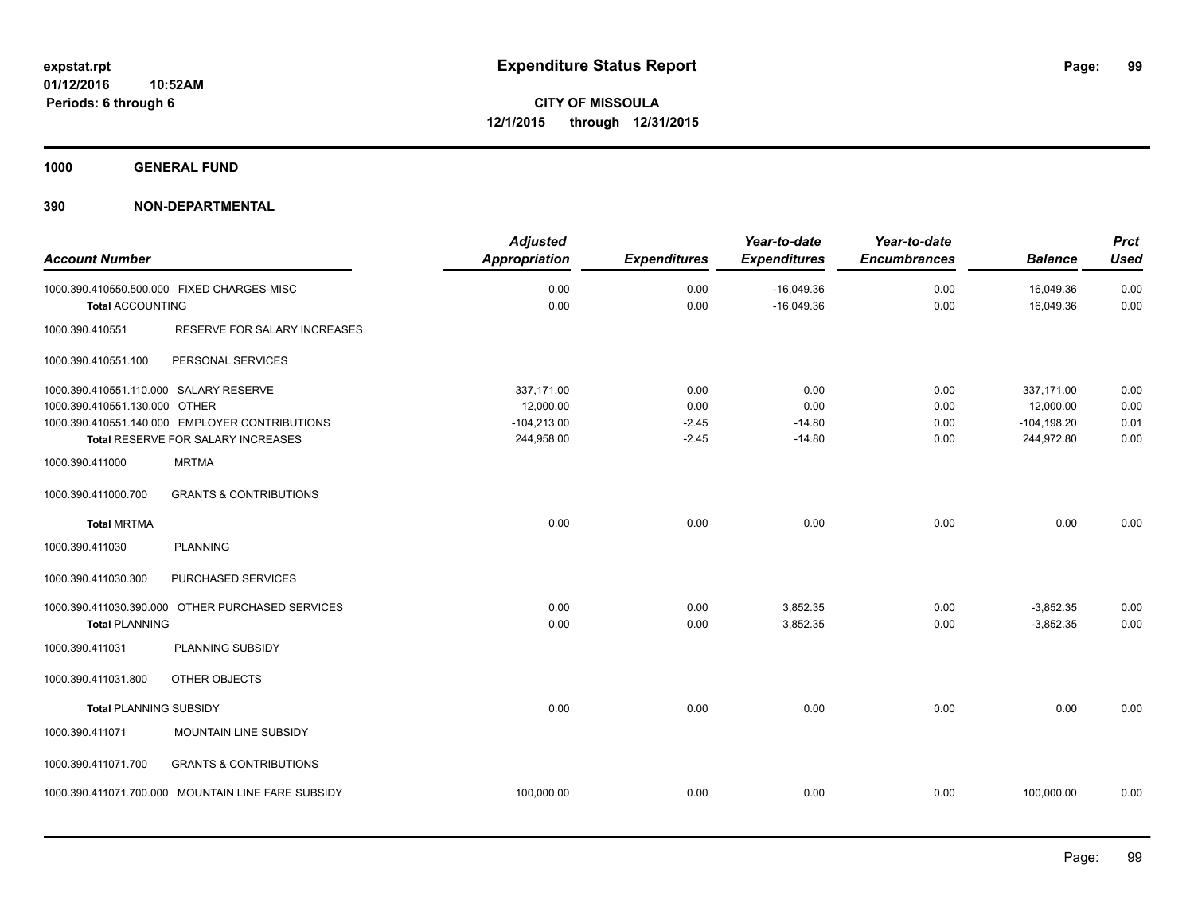**expstat.rpt**
**01/12/2016 10:52AM**
**Periods: 6 through 6**

# Expenditure Status Report

**CITY OF MISSOULA**
**12/1/2015 through 12/31/2015**

**1000 GENERAL FUND**

**390 NON-DEPARTMENTAL**

| Account Number | | Adjusted Appropriation | Expenditures | Year-to-date Expenditures | Year-to-date Encumbrances | Balance | Prct Used |
|---|---|---|---|---|---|---|---|
| 1000.390.410550.500.000 | FIXED CHARGES-MISC | 0.00 | 0.00 | -16,049.36 | 0.00 | 16,049.36 | 0.00 |
| **Total** ACCOUNTING | | 0.00 | 0.00 | -16,049.36 | 0.00 | 16,049.36 | 0.00 |
| 1000.390.410551 | RESERVE FOR SALARY INCREASES | | | | | | |
| 1000.390.410551.100 | PERSONAL SERVICES | | | | | | |
| 1000.390.410551.110.000 | SALARY RESERVE | 337,171.00 | 0.00 | 0.00 | 0.00 | 337,171.00 | 0.00 |
| 1000.390.410551.130.000 | OTHER | 12,000.00 | 0.00 | 0.00 | 0.00 | 12,000.00 | 0.00 |
| 1000.390.410551.140.000 | EMPLOYER CONTRIBUTIONS | -104,213.00 | -2.45 | -14.80 | 0.00 | -104,198.20 | 0.01 |
| **Total** RESERVE FOR SALARY INCREASES | | 244,958.00 | -2.45 | -14.80 | 0.00 | 244,972.80 | 0.00 |
| 1000.390.411000 | MRTMA | | | | | | |
| 1000.390.411000.700 | GRANTS & CONTRIBUTIONS | | | | | | |
| **Total** MRTMA | | 0.00 | 0.00 | 0.00 | 0.00 | 0.00 | 0.00 |
| 1000.390.411030 | PLANNING | | | | | | |
| 1000.390.411030.300 | PURCHASED SERVICES | | | | | | |
| 1000.390.411030.390.000 | OTHER PURCHASED SERVICES | 0.00 | 0.00 | 3,852.35 | 0.00 | -3,852.35 | 0.00 |
| **Total** PLANNING | | 0.00 | 0.00 | 3,852.35 | 0.00 | -3,852.35 | 0.00 |
| 1000.390.411031 | PLANNING SUBSIDY | | | | | | |
| 1000.390.411031.800 | OTHER OBJECTS | | | | | | |
| **Total** PLANNING SUBSIDY | | 0.00 | 0.00 | 0.00 | 0.00 | 0.00 | 0.00 |
| 1000.390.411071 | MOUNTAIN LINE SUBSIDY | | | | | | |
| 1000.390.411071.700 | GRANTS & CONTRIBUTIONS | | | | | | |
| 1000.390.411071.700.000 | MOUNTAIN LINE FARE SUBSIDY | 100,000.00 | 0.00 | 0.00 | 0.00 | 100,000.00 | 0.00 |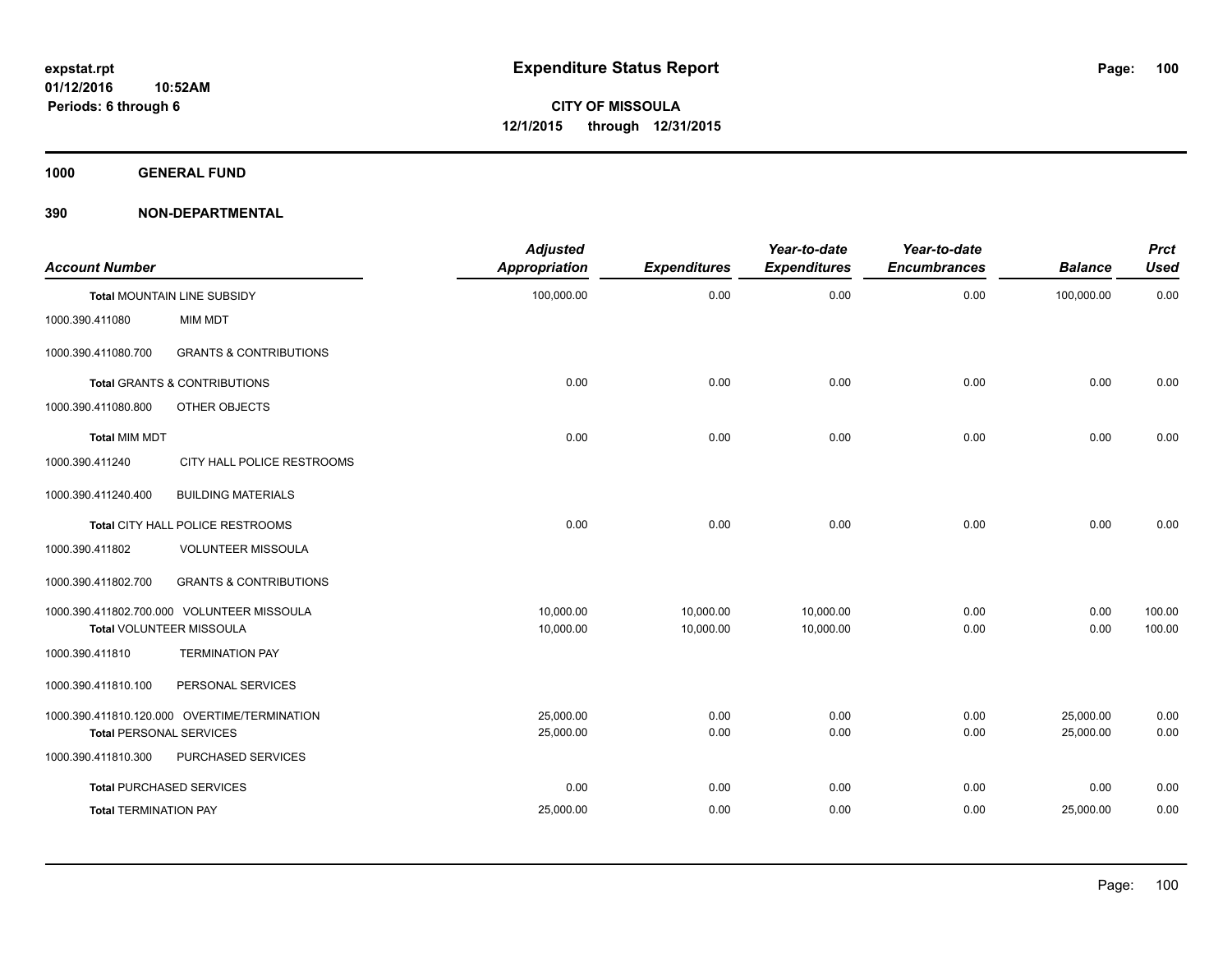# Expenditure Status Report

expstat.rpt
01/12/2016 10:52AM
Periods: 6 through 6

**CITY OF MISSOULA**
**12/1/2015 through 12/31/2015**

**1000 GENERAL FUND**

**390 NON-DEPARTMENTAL**

| Account Number | | Adjusted Appropriation | Expenditures | Year-to-date Expenditures | Year-to-date Encumbrances | Balance | Prct Used |
|---|---|---|---|---|---|---|---|
| **Total** MOUNTAIN LINE SUBSIDY | | 100,000.00 | 0.00 | 0.00 | 0.00 | 100,000.00 | 0.00 |
| 1000.390.411080 | MIM MDT | | | | | | |
| 1000.390.411080.700 | GRANTS & CONTRIBUTIONS | | | | | | |
| **Total** GRANTS & CONTRIBUTIONS | | 0.00 | 0.00 | 0.00 | 0.00 | 0.00 | 0.00 |
| 1000.390.411080.800 | OTHER OBJECTS | | | | | | |
| **Total** MIM MDT | | 0.00 | 0.00 | 0.00 | 0.00 | 0.00 | 0.00 |
| 1000.390.411240 | CITY HALL POLICE RESTROOMS | | | | | | |
| 1000.390.411240.400 | BUILDING MATERIALS | | | | | | |
| **Total** CITY HALL POLICE RESTROOMS | | 0.00 | 0.00 | 0.00 | 0.00 | 0.00 | 0.00 |
| 1000.390.411802 | VOLUNTEER MISSOULA | | | | | | |
| 1000.390.411802.700 | GRANTS & CONTRIBUTIONS | | | | | | |
| 1000.390.411802.700.000 | VOLUNTEER MISSOULA | 10,000.00 | 10,000.00 | 10,000.00 | 0.00 | 0.00 | 100.00 |
| **Total** VOLUNTEER MISSOULA | | 10,000.00 | 10,000.00 | 10,000.00 | 0.00 | 0.00 | 100.00 |
| 1000.390.411810 | TERMINATION PAY | | | | | | |
| 1000.390.411810.100 | PERSONAL SERVICES | | | | | | |
| 1000.390.411810.120.000 | OVERTIME/TERMINATION | 25,000.00 | 0.00 | 0.00 | 0.00 | 25,000.00 | 0.00 |
| **Total** PERSONAL SERVICES | | 25,000.00 | 0.00 | 0.00 | 0.00 | 25,000.00 | 0.00 |
| 1000.390.411810.300 | PURCHASED SERVICES | | | | | | |
| **Total** PURCHASED SERVICES | | 0.00 | 0.00 | 0.00 | 0.00 | 0.00 | 0.00 |
| **Total** TERMINATION PAY | | 25,000.00 | 0.00 | 0.00 | 0.00 | 25,000.00 | 0.00 |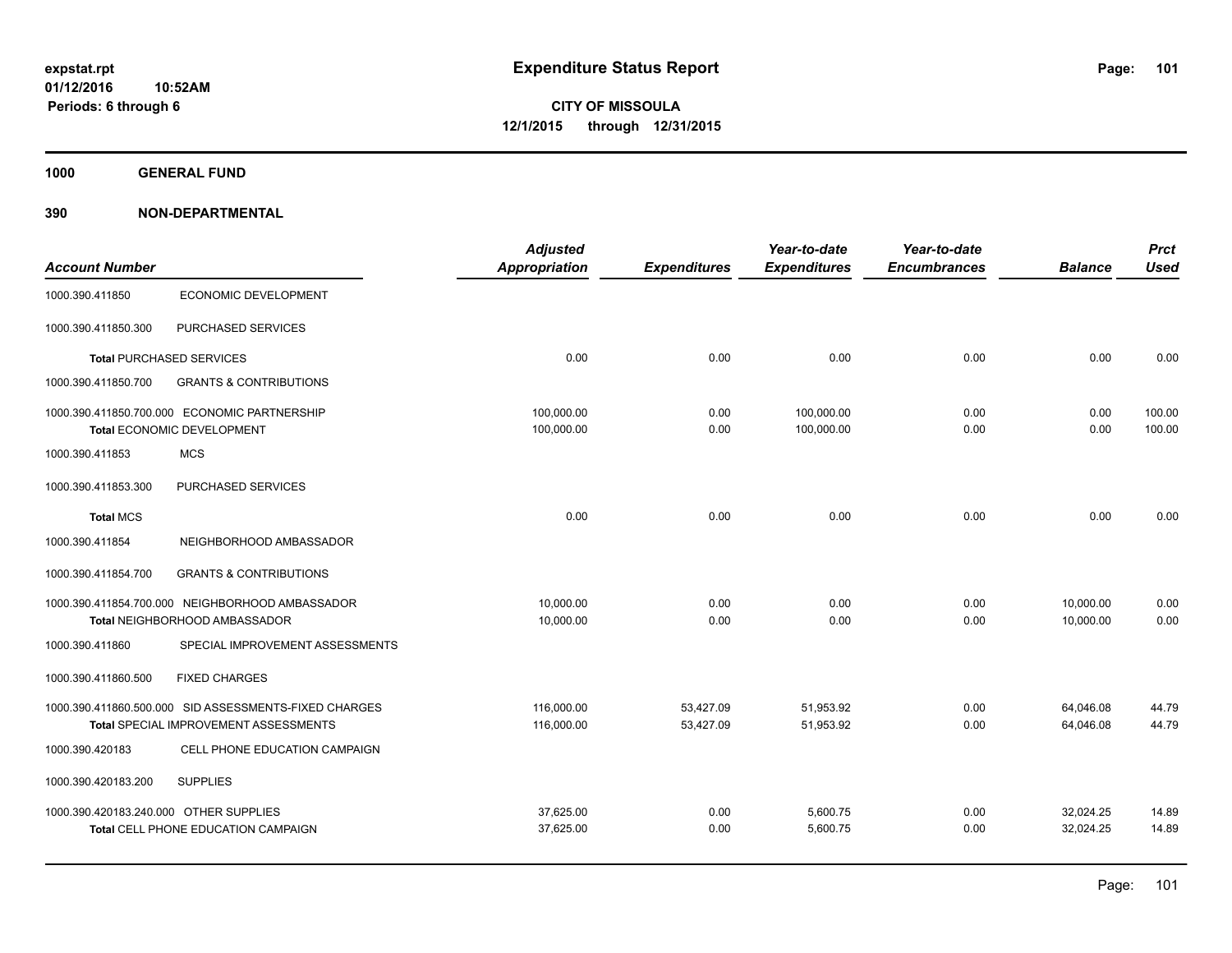**expstat.rpt**
**01/12/2016 10:52AM**
**Periods: 6 through 6**

# Expenditure Status Report

**CITY OF MISSOULA**
**12/1/2015 through 12/31/2015**

## 1000 GENERAL FUND

### 390 NON-DEPARTMENTAL

| Account Number | | Adjusted Appropriation | Expenditures | Year-to-date Expenditures | Year-to-date Encumbrances | Balance | Prct Used |
|---|---|---|---|---|---|---|---|
| 1000.390.411850 | ECONOMIC DEVELOPMENT | | | | | | |
| 1000.390.411850.300 | PURCHASED SERVICES | | | | | | |
| **Total** PURCHASED SERVICES | | 0.00 | 0.00 | 0.00 | 0.00 | 0.00 | 0.00 |
| 1000.390.411850.700 | GRANTS & CONTRIBUTIONS | | | | | | |
| 1000.390.411850.700.000 | ECONOMIC PARTNERSHIP | 100,000.00 | 0.00 | 100,000.00 | 0.00 | 0.00 | 100.00 |
| **Total** ECONOMIC DEVELOPMENT | | 100,000.00 | 0.00 | 100,000.00 | 0.00 | 0.00 | 100.00 |
| 1000.390.411853 | MCS | | | | | | |
| 1000.390.411853.300 | PURCHASED SERVICES | | | | | | |
| **Total** MCS | | 0.00 | 0.00 | 0.00 | 0.00 | 0.00 | 0.00 |
| 1000.390.411854 | NEIGHBORHOOD AMBASSADOR | | | | | | |
| 1000.390.411854.700 | GRANTS & CONTRIBUTIONS | | | | | | |
| 1000.390.411854.700.000 | NEIGHBORHOOD AMBASSADOR | 10,000.00 | 0.00 | 0.00 | 0.00 | 10,000.00 | 0.00 |
| **Total** NEIGHBORHOOD AMBASSADOR | | 10,000.00 | 0.00 | 0.00 | 0.00 | 10,000.00 | 0.00 |
| 1000.390.411860 | SPECIAL IMPROVEMENT ASSESSMENTS | | | | | | |
| 1000.390.411860.500 | FIXED CHARGES | | | | | | |
| 1000.390.411860.500.000 | SID ASSESSMENTS-FIXED CHARGES | 116,000.00 | 53,427.09 | 51,953.92 | 0.00 | 64,046.08 | 44.79 |
| **Total** SPECIAL IMPROVEMENT ASSESSMENTS | | 116,000.00 | 53,427.09 | 51,953.92 | 0.00 | 64,046.08 | 44.79 |
| 1000.390.420183 | CELL PHONE EDUCATION CAMPAIGN | | | | | | |
| 1000.390.420183.200 | SUPPLIES | | | | | | |
| 1000.390.420183.240.000 | OTHER SUPPLIES | 37,625.00 | 0.00 | 5,600.75 | 0.00 | 32,024.25 | 14.89 |
| **Total** CELL PHONE EDUCATION CAMPAIGN | | 37,625.00 | 0.00 | 5,600.75 | 0.00 | 32,024.25 | 14.89 |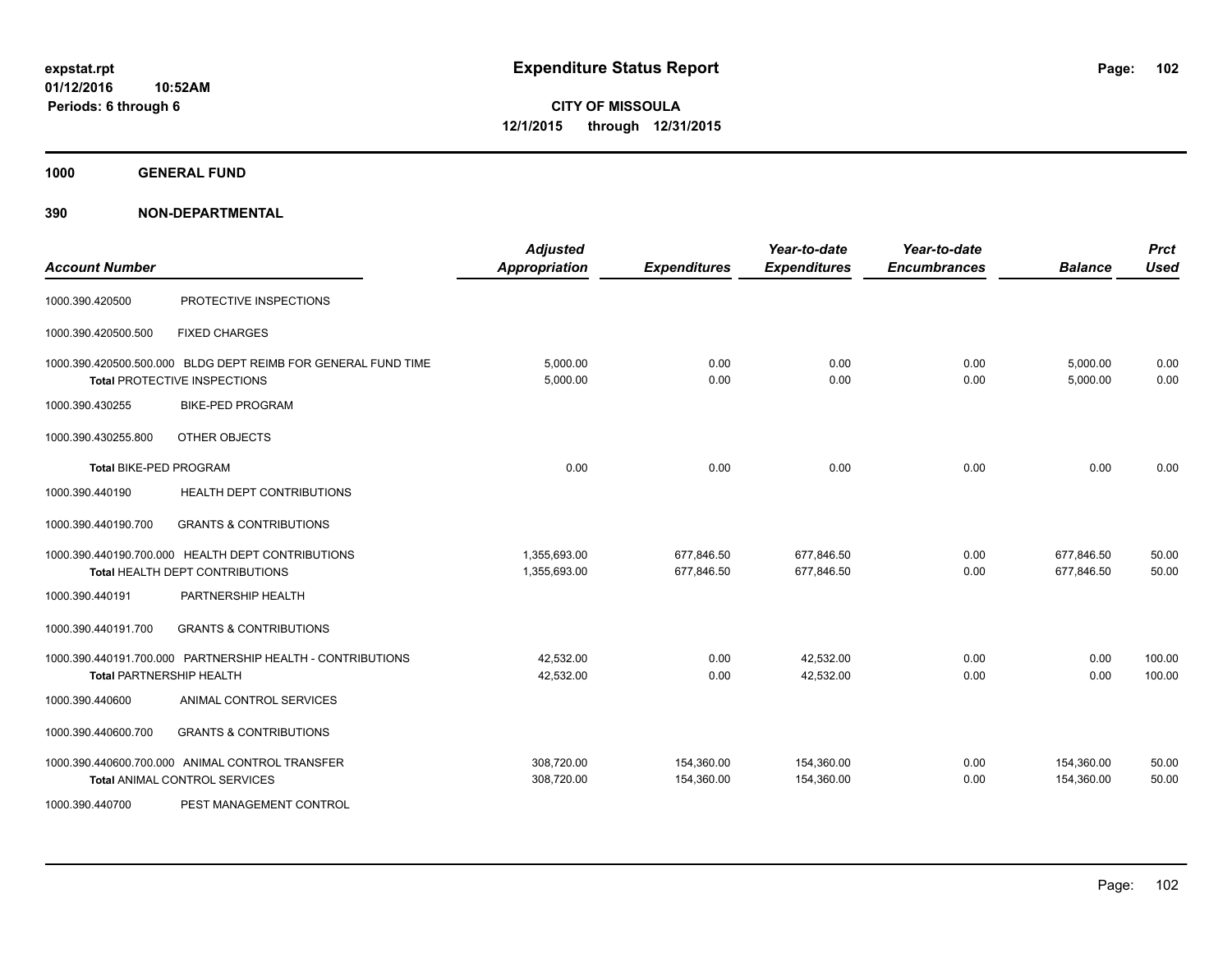# Expenditure Status Report

expstat.rpt
01/12/2016 10:52AM
Periods: 6 through 6

**CITY OF MISSOULA**
**12/1/2015 through 12/31/2015**

**1000 GENERAL FUND**

**390 NON-DEPARTMENTAL**

| Account Number | | Adjusted Appropriation | Expenditures | Year-to-date Expenditures | Year-to-date Encumbrances | Balance | Prct Used |
|---|---|---|---|---|---|---|---|
| 1000.390.420500 | PROTECTIVE INSPECTIONS | | | | | | |
| 1000.390.420500.500 | FIXED CHARGES | | | | | | |
| 1000.390.420500.500.000 | BLDG DEPT REIMB FOR GENERAL FUND TIME | 5,000.00 | 0.00 | 0.00 | 0.00 | 5,000.00 | 0.00 |
| | Total PROTECTIVE INSPECTIONS | 5,000.00 | 0.00 | 0.00 | 0.00 | 5,000.00 | 0.00 |
| 1000.390.430255 | BIKE-PED PROGRAM | | | | | | |
| 1000.390.430255.800 | OTHER OBJECTS | | | | | | |
| | Total BIKE-PED PROGRAM | 0.00 | 0.00 | 0.00 | 0.00 | 0.00 | 0.00 |
| 1000.390.440190 | HEALTH DEPT CONTRIBUTIONS | | | | | | |
| 1000.390.440190.700 | GRANTS & CONTRIBUTIONS | | | | | | |
| 1000.390.440190.700.000 | HEALTH DEPT CONTRIBUTIONS | 1,355,693.00 | 677,846.50 | 677,846.50 | 0.00 | 677,846.50 | 50.00 |
| | Total HEALTH DEPT CONTRIBUTIONS | 1,355,693.00 | 677,846.50 | 677,846.50 | 0.00 | 677,846.50 | 50.00 |
| 1000.390.440191 | PARTNERSHIP HEALTH | | | | | | |
| 1000.390.440191.700 | GRANTS & CONTRIBUTIONS | | | | | | |
| 1000.390.440191.700.000 | PARTNERSHIP HEALTH - CONTRIBUTIONS | 42,532.00 | 0.00 | 42,532.00 | 0.00 | 0.00 | 100.00 |
| | Total PARTNERSHIP HEALTH | 42,532.00 | 0.00 | 42,532.00 | 0.00 | 0.00 | 100.00 |
| 1000.390.440600 | ANIMAL CONTROL SERVICES | | | | | | |
| 1000.390.440600.700 | GRANTS & CONTRIBUTIONS | | | | | | |
| 1000.390.440600.700.000 | ANIMAL CONTROL TRANSFER | 308,720.00 | 154,360.00 | 154,360.00 | 0.00 | 154,360.00 | 50.00 |
| | Total ANIMAL CONTROL SERVICES | 308,720.00 | 154,360.00 | 154,360.00 | 0.00 | 154,360.00 | 50.00 |
| 1000.390.440700 | PEST MANAGEMENT CONTROL | | | | | | |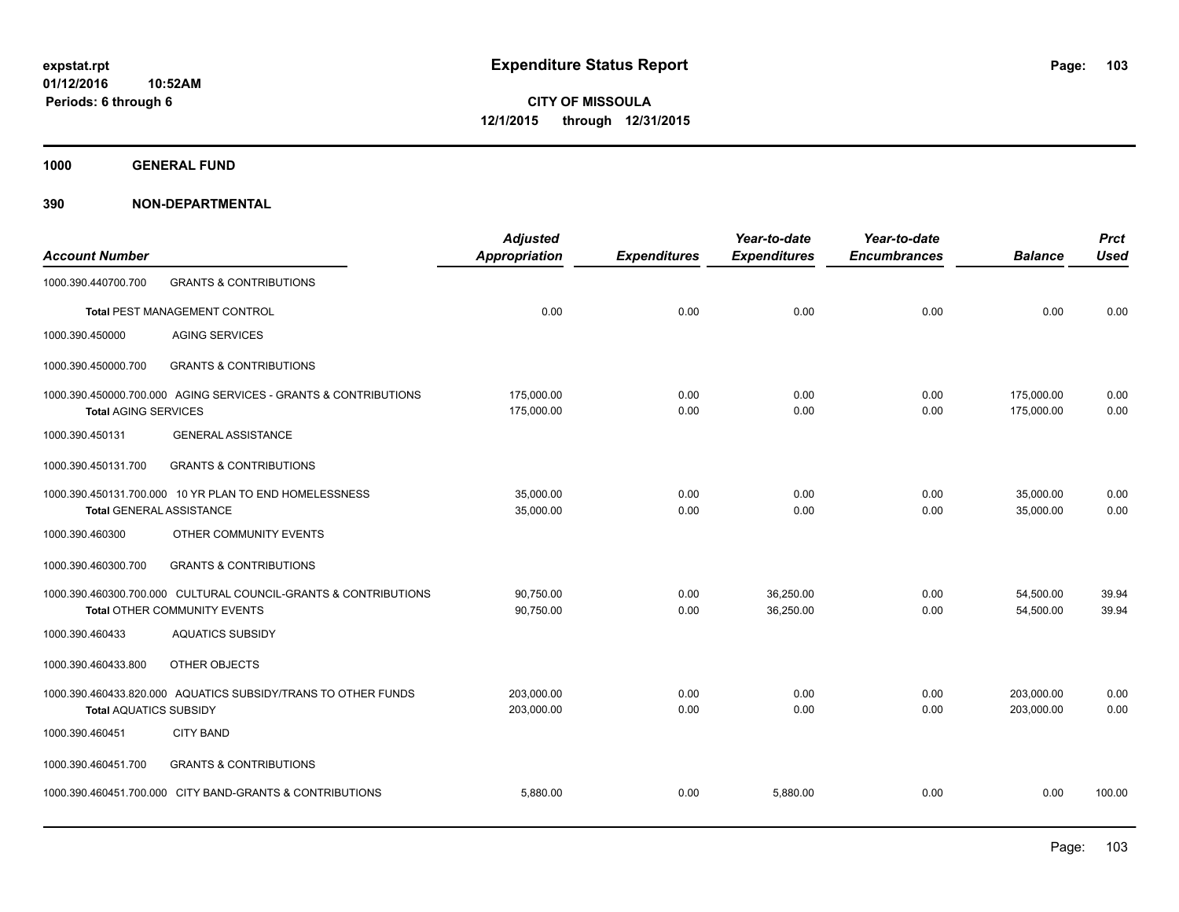**Expenditure Status Report**

**CITY OF MISSOULA**
**12/1/2015 through 12/31/2015**

**1000 GENERAL FUND**

**390 NON-DEPARTMENTAL**

| Account Number | | Adjusted Appropriation | Expenditures | Year-to-date Expenditures | Year-to-date Encumbrances | Balance | Prct Used |
|---|---|---|---|---|---|---|---|
| 1000.390.440700.700 | GRANTS & CONTRIBUTIONS | | | | | | |
| **Total** PEST MANAGEMENT CONTROL | | 0.00 | 0.00 | 0.00 | 0.00 | 0.00 | 0.00 |
| 1000.390.450000 | AGING SERVICES | | | | | | |
| 1000.390.450000.700 | GRANTS & CONTRIBUTIONS | | | | | | |
| 1000.390.450000.700.000 | AGING SERVICES - GRANTS & CONTRIBUTIONS | 175,000.00 | 0.00 | 0.00 | 0.00 | 175,000.00 | 0.00 |
| **Total** AGING SERVICES | | 175,000.00 | 0.00 | 0.00 | 0.00 | 175,000.00 | 0.00 |
| 1000.390.450131 | GENERAL ASSISTANCE | | | | | | |
| 1000.390.450131.700 | GRANTS & CONTRIBUTIONS | | | | | | |
| 1000.390.450131.700.000 | 10 YR PLAN TO END HOMELESSNESS | 35,000.00 | 0.00 | 0.00 | 0.00 | 35,000.00 | 0.00 |
| **Total** GENERAL ASSISTANCE | | 35,000.00 | 0.00 | 0.00 | 0.00 | 35,000.00 | 0.00 |
| 1000.390.460300 | OTHER COMMUNITY EVENTS | | | | | | |
| 1000.390.460300.700 | GRANTS & CONTRIBUTIONS | | | | | | |
| 1000.390.460300.700.000 | CULTURAL COUNCIL-GRANTS & CONTRIBUTIONS | 90,750.00 | 0.00 | 36,250.00 | 0.00 | 54,500.00 | 39.94 |
| **Total** OTHER COMMUNITY EVENTS | | 90,750.00 | 0.00 | 36,250.00 | 0.00 | 54,500.00 | 39.94 |
| 1000.390.460433 | AQUATICS SUBSIDY | | | | | | |
| 1000.390.460433.800 | OTHER OBJECTS | | | | | | |
| 1000.390.460433.820.000 | AQUATICS SUBSIDY/TRANS TO OTHER FUNDS | 203,000.00 | 0.00 | 0.00 | 0.00 | 203,000.00 | 0.00 |
| **Total** AQUATICS SUBSIDY | | 203,000.00 | 0.00 | 0.00 | 0.00 | 203,000.00 | 0.00 |
| 1000.390.460451 | CITY BAND | | | | | | |
| 1000.390.460451.700 | GRANTS & CONTRIBUTIONS | | | | | | |
| 1000.390.460451.700.000 | CITY BAND-GRANTS & CONTRIBUTIONS | 5,880.00 | 0.00 | 5,880.00 | 0.00 | 0.00 | 100.00 |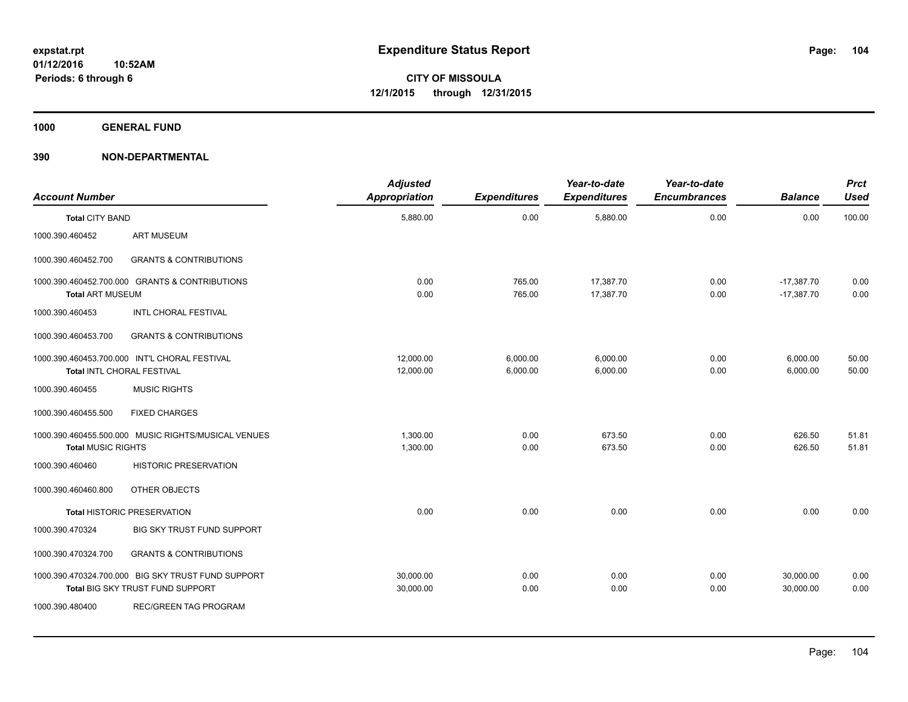**expstat.rpt**
**01/12/2016 10:52AM**
**Periods: 6 through 6**

# Expenditure Status Report

**CITY OF MISSOULA**
**12/1/2015 through 12/31/2015**

## 1000 GENERAL FUND

### 390 NON-DEPARTMENTAL

| Account Number | | Adjusted Appropriation | Expenditures | Year-to-date Expenditures | Year-to-date Encumbrances | Balance | Prct Used |
|---|---|---|---|---|---|---|---|
| **Total** CITY BAND | | 5,880.00 | 0.00 | 5,880.00 | 0.00 | 0.00 | 100.00 |
| 1000.390.460452 | ART MUSEUM | | | | | | |
| 1000.390.460452.700 | GRANTS & CONTRIBUTIONS | | | | | | |
| 1000.390.460452.700.000 | GRANTS & CONTRIBUTIONS | 0.00 | 765.00 | 17,387.70 | 0.00 | -17,387.70 | 0.00 |
| **Total** ART MUSEUM | | 0.00 | 765.00 | 17,387.70 | 0.00 | -17,387.70 | 0.00 |
| 1000.390.460453 | INTL CHORAL FESTIVAL | | | | | | |
| 1000.390.460453.700 | GRANTS & CONTRIBUTIONS | | | | | | |
| 1000.390.460453.700.000 | INT'L CHORAL FESTIVAL | 12,000.00 | 6,000.00 | 6,000.00 | 0.00 | 6,000.00 | 50.00 |
| **Total** INTL CHORAL FESTIVAL | | 12,000.00 | 6,000.00 | 6,000.00 | 0.00 | 6,000.00 | 50.00 |
| 1000.390.460455 | MUSIC RIGHTS | | | | | | |
| 1000.390.460455.500 | FIXED CHARGES | | | | | | |
| 1000.390.460455.500.000 | MUSIC RIGHTS/MUSICAL VENUES | 1,300.00 | 0.00 | 673.50 | 0.00 | 626.50 | 51.81 |
| **Total** MUSIC RIGHTS | | 1,300.00 | 0.00 | 673.50 | 0.00 | 626.50 | 51.81 |
| 1000.390.460460 | HISTORIC PRESERVATION | | | | | | |
| 1000.390.460460.800 | OTHER OBJECTS | | | | | | |
| **Total** HISTORIC PRESERVATION | | 0.00 | 0.00 | 0.00 | 0.00 | 0.00 | 0.00 |
| 1000.390.470324 | BIG SKY TRUST FUND SUPPORT | | | | | | |
| 1000.390.470324.700 | GRANTS & CONTRIBUTIONS | | | | | | |
| 1000.390.470324.700.000 | BIG SKY TRUST FUND SUPPORT | 30,000.00 | 0.00 | 0.00 | 0.00 | 30,000.00 | 0.00 |
| **Total** BIG SKY TRUST FUND SUPPORT | | 30,000.00 | 0.00 | 0.00 | 0.00 | 30,000.00 | 0.00 |
| 1000.390.480400 | REC/GREEN TAG PROGRAM | | | | | | |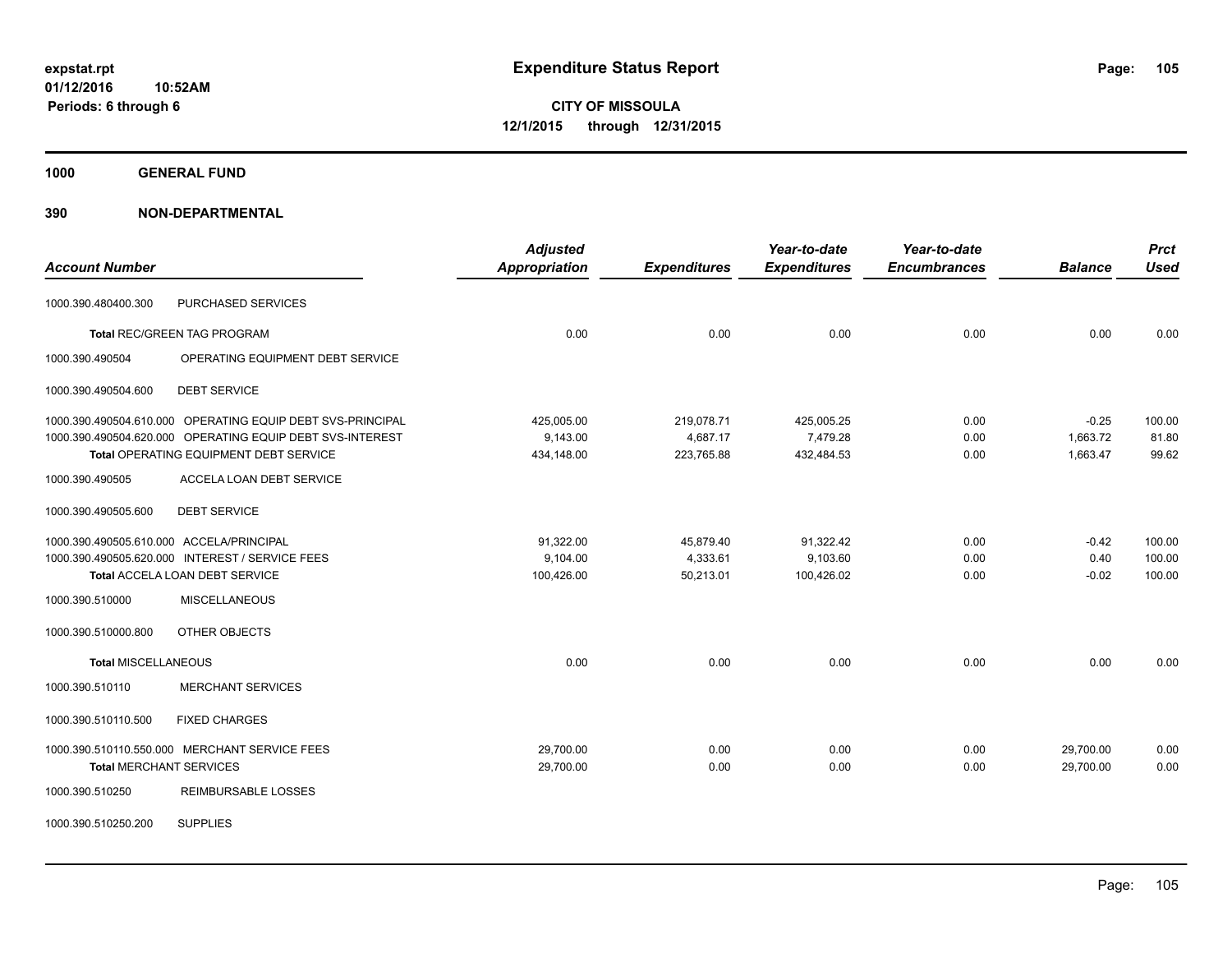# Expenditure Status Report

expstat.rpt
01/12/2016 10:52AM
Periods: 6 through 6

**CITY OF MISSOULA**
**12/1/2015 through 12/31/2015**

**1000 GENERAL FUND**

**390 NON-DEPARTMENTAL**

| Account Number | | Adjusted Appropriation | Expenditures | Year-to-date Expenditures | Year-to-date Encumbrances | Balance | Prct Used |
|---|---|---|---|---|---|---|---|
| 1000.390.480400.300 | PURCHASED SERVICES | | | | | | |
| **Total** REC/GREEN TAG PROGRAM | | 0.00 | 0.00 | 0.00 | 0.00 | 0.00 | 0.00 |
| 1000.390.490504 | OPERATING EQUIPMENT DEBT SERVICE | | | | | | |
| 1000.390.490504.600 | DEBT SERVICE | | | | | | |
| 1000.390.490504.610.000 | OPERATING EQUIP DEBT SVS-PRINCIPAL | 425,005.00 | 219,078.71 | 425,005.25 | 0.00 | -0.25 | 100.00 |
| 1000.390.490504.620.000 | OPERATING EQUIP DEBT SVS-INTEREST | 9,143.00 | 4,687.17 | 7,479.28 | 0.00 | 1,663.72 | 81.80 |
| **Total** OPERATING EQUIPMENT DEBT SERVICE | | 434,148.00 | 223,765.88 | 432,484.53 | 0.00 | 1,663.47 | 99.62 |
| 1000.390.490505 | ACCELA LOAN DEBT SERVICE | | | | | | |
| 1000.390.490505.600 | DEBT SERVICE | | | | | | |
| 1000.390.490505.610.000 | ACCELA/PRINCIPAL | 91,322.00 | 45,879.40 | 91,322.42 | 0.00 | -0.42 | 100.00 |
| 1000.390.490505.620.000 | INTEREST / SERVICE FEES | 9,104.00 | 4,333.61 | 9,103.60 | 0.00 | 0.40 | 100.00 |
| **Total** ACCELA LOAN DEBT SERVICE | | 100,426.00 | 50,213.01 | 100,426.02 | 0.00 | -0.02 | 100.00 |
| 1000.390.510000 | MISCELLANEOUS | | | | | | |
| 1000.390.510000.800 | OTHER OBJECTS | | | | | | |
| **Total MISCELLANEOUS** | | 0.00 | 0.00 | 0.00 | 0.00 | 0.00 | 0.00 |
| 1000.390.510110 | MERCHANT SERVICES | | | | | | |
| 1000.390.510110.500 | FIXED CHARGES | | | | | | |
| 1000.390.510110.550.000 | MERCHANT SERVICE FEES | 29,700.00 | 0.00 | 0.00 | 0.00 | 29,700.00 | 0.00 |
| **Total** MERCHANT SERVICES | | 29,700.00 | 0.00 | 0.00 | 0.00 | 29,700.00 | 0.00 |
| 1000.390.510250 | REIMBURSABLE LOSSES | | | | | | |
| 1000.390.510250.200 | SUPPLIES | | | | | | |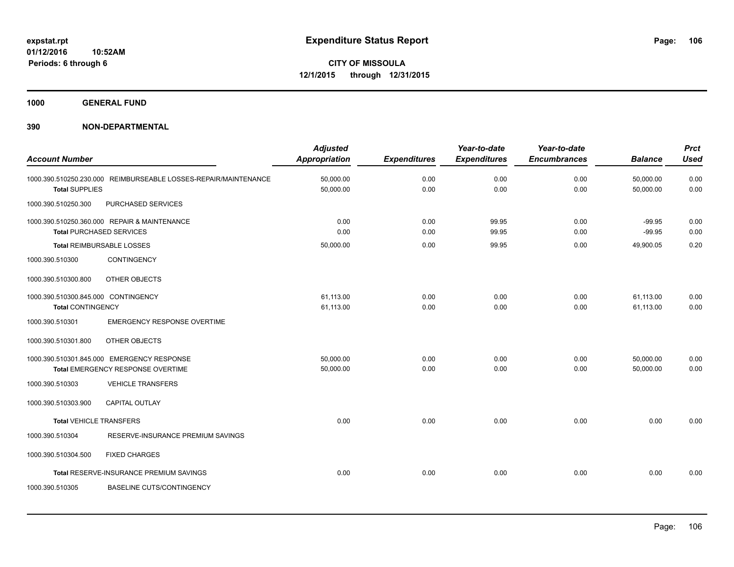**expstat.rpt**
**01/12/2016 10:52AM**
**Periods: 6 through 6**

# Expenditure Status Report

**CITY OF MISSOULA**
**12/1/2015 through 12/31/2015**

**1000 GENERAL FUND**

**390 NON-DEPARTMENTAL**

| Account Number | | Adjusted Appropriation | Expenditures | Year-to-date Expenditures | Year-to-date Encumbrances | Balance | Prct Used |
|---|---|---|---|---|---|---|---|
| 1000.390.510250.230.000 | REIMBURSEABLE LOSSES-REPAIR/MAINTENANCE | 50,000.00 | 0.00 | 0.00 | 0.00 | 50,000.00 | 0.00 |
| **Total** SUPPLIES | | 50,000.00 | 0.00 | 0.00 | 0.00 | 50,000.00 | 0.00 |
| 1000.390.510250.300 | PURCHASED SERVICES | | | | | | |
| 1000.390.510250.360.000 | REPAIR & MAINTENANCE | 0.00 | 0.00 | 99.95 | 0.00 | -99.95 | 0.00 |
| **Total** PURCHASED SERVICES | | 0.00 | 0.00 | 99.95 | 0.00 | -99.95 | 0.00 |
| **Total** REIMBURSABLE LOSSES | | 50,000.00 | 0.00 | 99.95 | 0.00 | 49,900.05 | 0.20 |
| 1000.390.510300 | CONTINGENCY | | | | | | |
| 1000.390.510300.800 | OTHER OBJECTS | | | | | | |
| 1000.390.510300.845.000 | CONTINGENCY | 61,113.00 | 0.00 | 0.00 | 0.00 | 61,113.00 | 0.00 |
| **Total** CONTINGENCY | | 61,113.00 | 0.00 | 0.00 | 0.00 | 61,113.00 | 0.00 |
| 1000.390.510301 | EMERGENCY RESPONSE OVERTIME | | | | | | |
| 1000.390.510301.800 | OTHER OBJECTS | | | | | | |
| 1000.390.510301.845.000 | EMERGENCY RESPONSE | 50,000.00 | 0.00 | 0.00 | 0.00 | 50,000.00 | 0.00 |
| **Total** EMERGENCY RESPONSE OVERTIME | | 50,000.00 | 0.00 | 0.00 | 0.00 | 50,000.00 | 0.00 |
| 1000.390.510303 | VEHICLE TRANSFERS | | | | | | |
| 1000.390.510303.900 | CAPITAL OUTLAY | | | | | | |
| **Total** VEHICLE TRANSFERS | | 0.00 | 0.00 | 0.00 | 0.00 | 0.00 | 0.00 |
| 1000.390.510304 | RESERVE-INSURANCE PREMIUM SAVINGS | | | | | | |
| 1000.390.510304.500 | FIXED CHARGES | | | | | | |
| **Total** RESERVE-INSURANCE PREMIUM SAVINGS | | 0.00 | 0.00 | 0.00 | 0.00 | 0.00 | 0.00 |
| 1000.390.510305 | BASELINE CUTS/CONTINGENCY | | | | | | |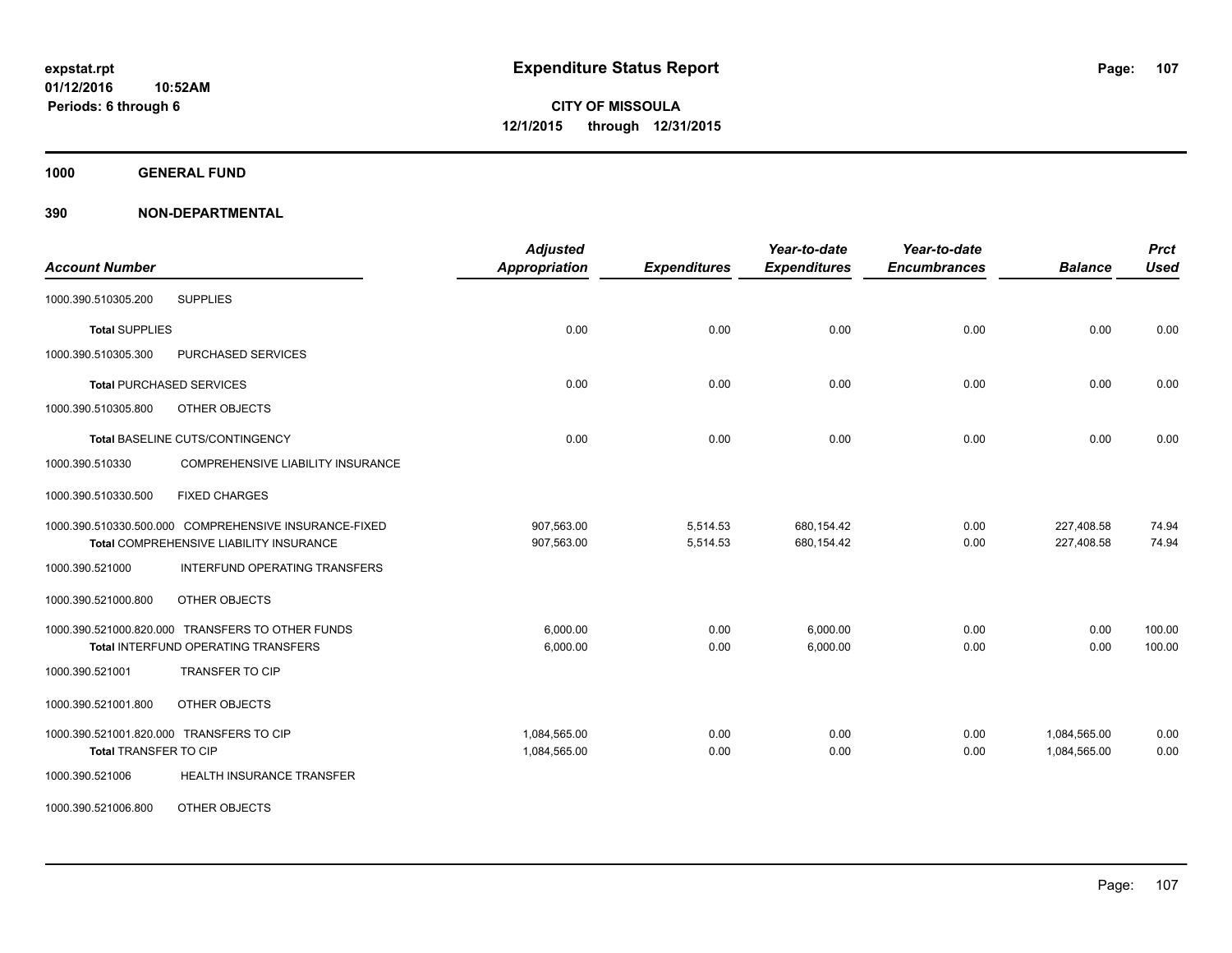# Expenditure Status Report

**CITY OF MISSOULA**
**12/1/2015 through 12/31/2015**

expstat.rpt
01/12/2016 10:52AM
Periods: 6 through 6

## 1000 GENERAL FUND

## 390 NON-DEPARTMENTAL

| Account Number | | Adjusted Appropriation | Expenditures | Year-to-date Expenditures | Year-to-date Encumbrances | Balance | Prct Used |
|---|---|---|---|---|---|---|---|
| 1000.390.510305.200 | SUPPLIES | | | | | | |
| **Total** SUPPLIES | | 0.00 | 0.00 | 0.00 | 0.00 | 0.00 | 0.00 |
| 1000.390.510305.300 | PURCHASED SERVICES | | | | | | |
| **Total** PURCHASED SERVICES | | 0.00 | 0.00 | 0.00 | 0.00 | 0.00 | 0.00 |
| 1000.390.510305.800 | OTHER OBJECTS | | | | | | |
| **Total** BASELINE CUTS/CONTINGENCY | | 0.00 | 0.00 | 0.00 | 0.00 | 0.00 | 0.00 |
| 1000.390.510330 | COMPREHENSIVE LIABILITY INSURANCE | | | | | | |
| 1000.390.510330.500 | FIXED CHARGES | | | | | | |
| 1000.390.510330.500.000 | COMPREHENSIVE INSURANCE-FIXED | 907,563.00 | 5,514.53 | 680,154.42 | 0.00 | 227,408.58 | 74.94 |
| **Total** COMPREHENSIVE LIABILITY INSURANCE | | 907,563.00 | 5,514.53 | 680,154.42 | 0.00 | 227,408.58 | 74.94 |
| 1000.390.521000 | INTERFUND OPERATING TRANSFERS | | | | | | |
| 1000.390.521000.800 | OTHER OBJECTS | | | | | | |
| 1000.390.521000.820.000 | TRANSFERS TO OTHER FUNDS | 6,000.00 | 0.00 | 6,000.00 | 0.00 | 0.00 | 100.00 |
| **Total** INTERFUND OPERATING TRANSFERS | | 6,000.00 | 0.00 | 6,000.00 | 0.00 | 0.00 | 100.00 |
| 1000.390.521001 | TRANSFER TO CIP | | | | | | |
| 1000.390.521001.800 | OTHER OBJECTS | | | | | | |
| 1000.390.521001.820.000 | TRANSFERS TO CIP | 1,084,565.00 | 0.00 | 0.00 | 0.00 | 1,084,565.00 | 0.00 |
| **Total** TRANSFER TO CIP | | 1,084,565.00 | 0.00 | 0.00 | 0.00 | 1,084,565.00 | 0.00 |
| 1000.390.521006 | HEALTH INSURANCE TRANSFER | | | | | | |
| 1000.390.521006.800 | OTHER OBJECTS | | | | | | |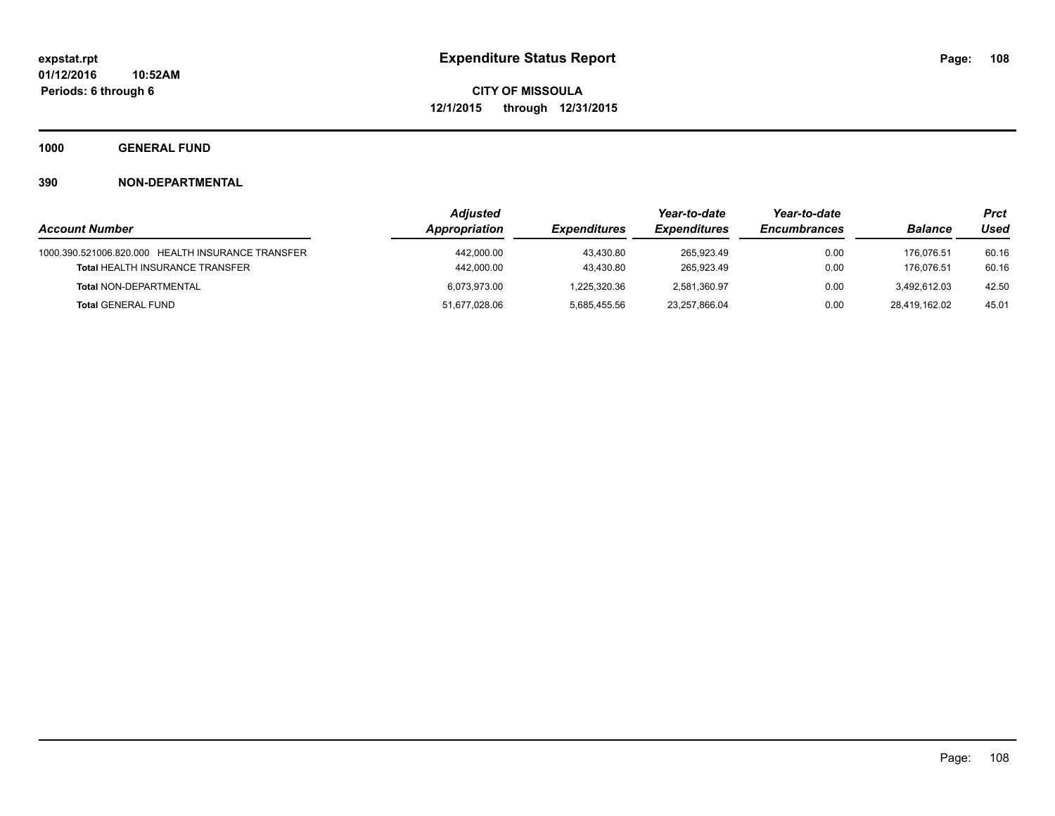# Expenditure Status Report

expstat.rpt
01/12/2016 10:52AM
Periods: 6 through 6

**CITY OF MISSOULA**
**12/1/2015 through 12/31/2015**

**1000 GENERAL FUND**

**390 NON-DEPARTMENTAL**

| Account Number | Adjusted Appropriation | Expenditures | Year-to-date Expenditures | Year-to-date Encumbrances | Balance | Prct Used |
|---|---|---|---|---|---|---|
| 1000.390.521006.820.000 HEALTH INSURANCE TRANSFER | 442,000.00 | 43,430.80 | 265,923.49 | 0.00 | 176,076.51 | 60.16 |
| **Total** HEALTH INSURANCE TRANSFER | 442,000.00 | 43,430.80 | 265,923.49 | 0.00 | 176,076.51 | 60.16 |
| **Total** NON-DEPARTMENTAL | 6,073,973.00 | 1,225,320.36 | 2,581,360.97 | 0.00 | 3,492,612.03 | 42.50 |
| **Total** GENERAL FUND | 51,677,028.06 | 5,685,455.56 | 23,257,866.04 | 0.00 | 28,419,162.02 | 45.01 |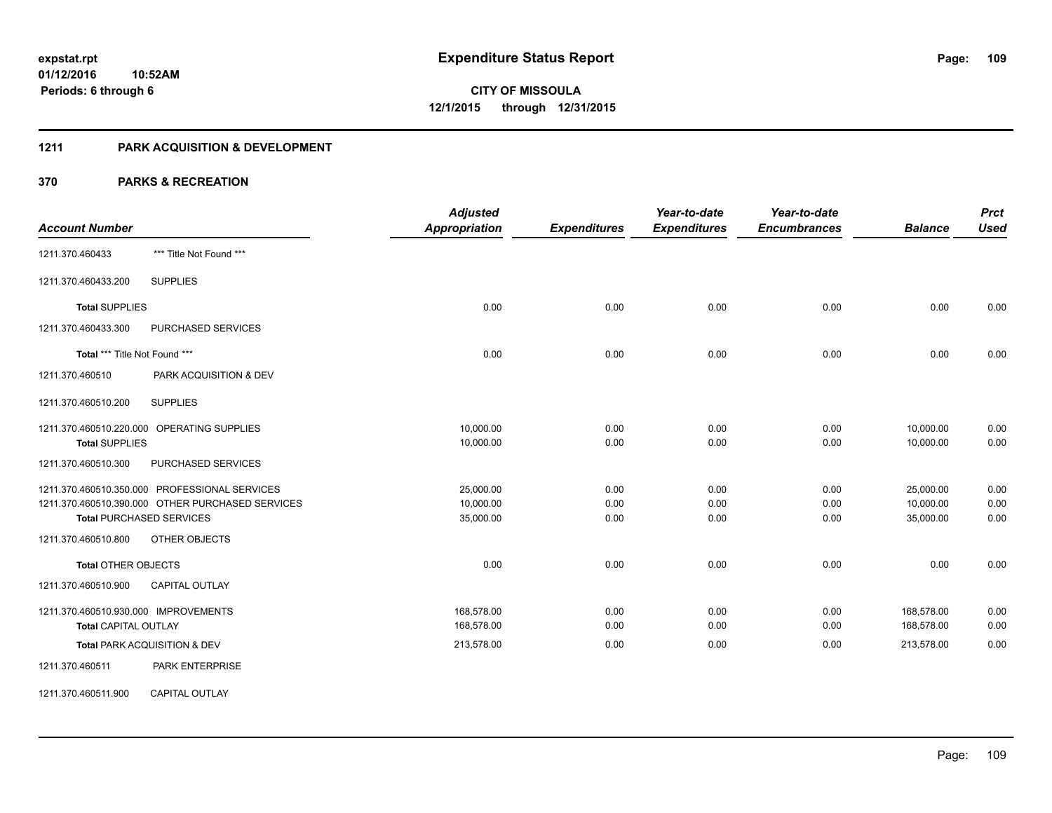**expstat.rpt**
**01/12/2016 10:52AM**
**Periods: 6 through 6**

# Expenditure Status Report

**CITY OF MISSOULA**
**12/1/2015 through 12/31/2015**

## 1211 PARK ACQUISITION & DEVELOPMENT

## 370 PARKS & RECREATION

| Account Number | | Adjusted Appropriation | Expenditures | Year-to-date Expenditures | Year-to-date Encumbrances | Balance | Prct Used |
|---|---|---|---|---|---|---|---|
| 1211.370.460433 | *** Title Not Found *** | | | | | | |
| 1211.370.460433.200 | SUPPLIES | | | | | | |
| **Total** SUPPLIES | | 0.00 | 0.00 | 0.00 | 0.00 | 0.00 | 0.00 |
| 1211.370.460433.300 | PURCHASED SERVICES | | | | | | |
| **Total** *** Title Not Found *** | | 0.00 | 0.00 | 0.00 | 0.00 | 0.00 | 0.00 |
| 1211.370.460510 | PARK ACQUISITION & DEV | | | | | | |
| 1211.370.460510.200 | SUPPLIES | | | | | | |
| 1211.370.460510.220.000 | OPERATING SUPPLIES | 10,000.00 | 0.00 | 0.00 | 0.00 | 10,000.00 | 0.00 |
| **Total** SUPPLIES | | 10,000.00 | 0.00 | 0.00 | 0.00 | 10,000.00 | 0.00 |
| 1211.370.460510.300 | PURCHASED SERVICES | | | | | | |
| 1211.370.460510.350.000 | PROFESSIONAL SERVICES | 25,000.00 | 0.00 | 0.00 | 0.00 | 25,000.00 | 0.00 |
| 1211.370.460510.390.000 | OTHER PURCHASED SERVICES | 10,000.00 | 0.00 | 0.00 | 0.00 | 10,000.00 | 0.00 |
| **Total** PURCHASED SERVICES | | 35,000.00 | 0.00 | 0.00 | 0.00 | 35,000.00 | 0.00 |
| 1211.370.460510.800 | OTHER OBJECTS | | | | | | |
| **Total** OTHER OBJECTS | | 0.00 | 0.00 | 0.00 | 0.00 | 0.00 | 0.00 |
| 1211.370.460510.900 | CAPITAL OUTLAY | | | | | | |
| 1211.370.460510.930.000 | IMPROVEMENTS | 168,578.00 | 0.00 | 0.00 | 0.00 | 168,578.00 | 0.00 |
| **Total** CAPITAL OUTLAY | | 168,578.00 | 0.00 | 0.00 | 0.00 | 168,578.00 | 0.00 |
| **Total** PARK ACQUISITION & DEV | | 213,578.00 | 0.00 | 0.00 | 0.00 | 213,578.00 | 0.00 |
| 1211.370.460511 | PARK ENTERPRISE | | | | | | |
| 1211.370.460511.900 | CAPITAL OUTLAY | | | | | | |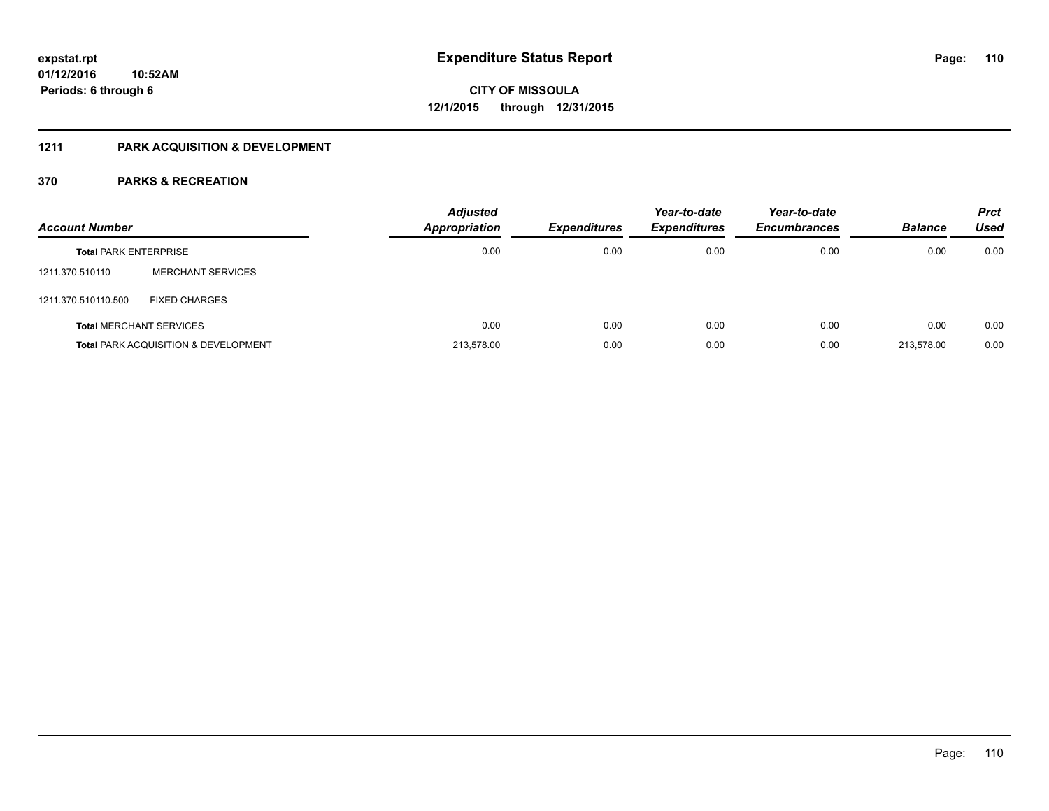**expstat.rpt**
**01/12/2016 10:52AM**
**Periods: 6 through 6**

# Expenditure Status Report

**CITY OF MISSOULA**
**12/1/2015 through 12/31/2015**

## 1211 PARK ACQUISITION & DEVELOPMENT

## 370 PARKS & RECREATION

| Account Number | | Adjusted Appropriation | Expenditures | Year-to-date Expenditures | Year-to-date Encumbrances | Balance | Prct Used |
|---|---|---|---|---|---|---|---|
| **Total** PARK ENTERPRISE | | 0.00 | 0.00 | 0.00 | 0.00 | 0.00 | 0.00 |
| 1211.370.510110 | MERCHANT SERVICES | | | | | | |
| 1211.370.510110.500 | FIXED CHARGES | | | | | | |
| **Total** MERCHANT SERVICES | | 0.00 | 0.00 | 0.00 | 0.00 | 0.00 | 0.00 |
| **Total** PARK ACQUISITION & DEVELOPMENT | | 213,578.00 | 0.00 | 0.00 | 0.00 | 213,578.00 | 0.00 |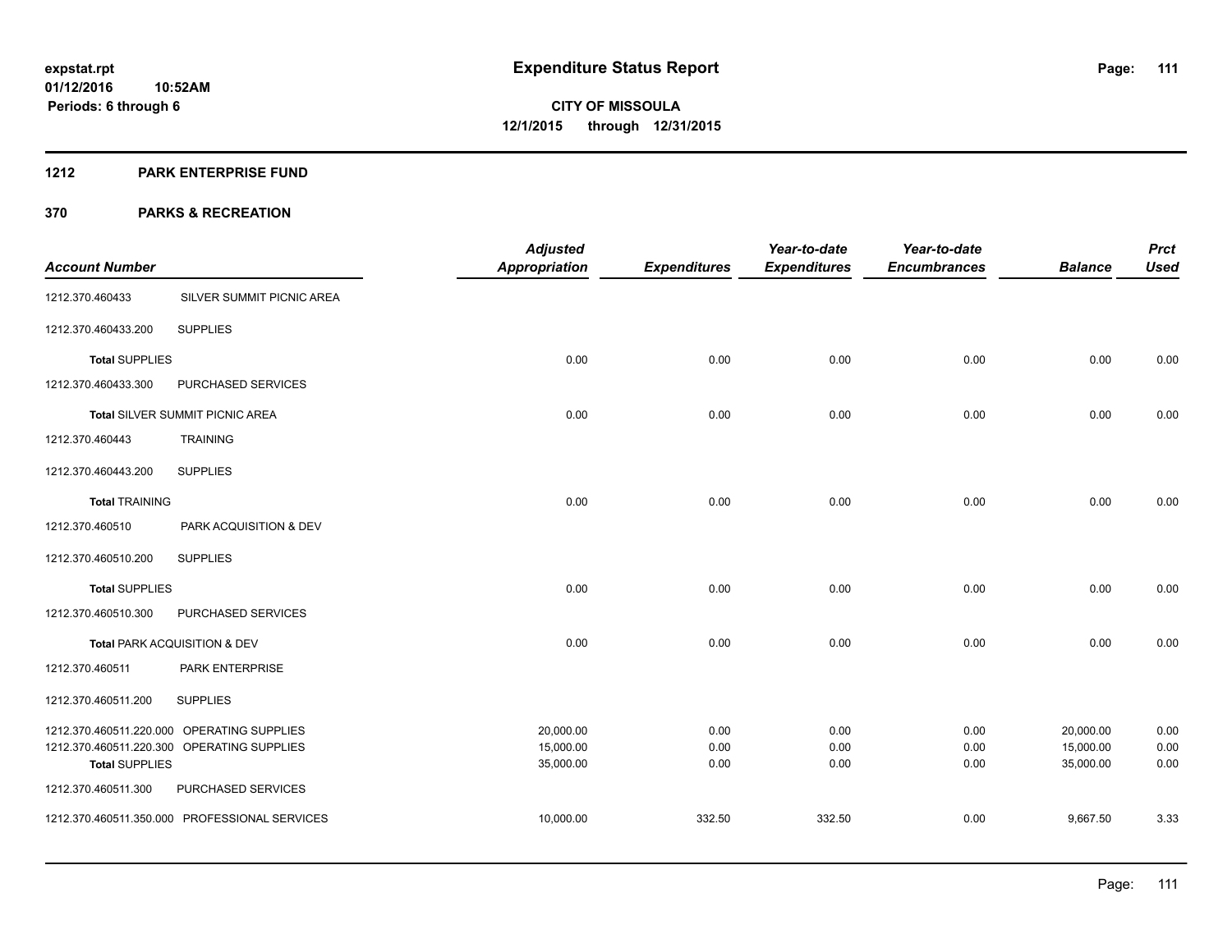**expstat.rpt**
**01/12/2016 10:52AM**
**Periods: 6 through 6**

# Expenditure Status Report

**CITY OF MISSOULA**
**12/1/2015 through 12/31/2015**

## 1212 PARK ENTERPRISE FUND

## 370 PARKS & RECREATION

| Account Number | | Adjusted Appropriation | Expenditures | Year-to-date Expenditures | Year-to-date Encumbrances | Balance | Prct Used |
|---|---|---|---|---|---|---|---|
| 1212.370.460433 | SILVER SUMMIT PICNIC AREA | | | | | | |
| 1212.370.460433.200 | SUPPLIES | | | | | | |
| **Total** SUPPLIES | | 0.00 | 0.00 | 0.00 | 0.00 | 0.00 | 0.00 |
| 1212.370.460433.300 | PURCHASED SERVICES | | | | | | |
| **Total** SILVER SUMMIT PICNIC AREA | | 0.00 | 0.00 | 0.00 | 0.00 | 0.00 | 0.00 |
| 1212.370.460443 | TRAINING | | | | | | |
| 1212.370.460443.200 | SUPPLIES | | | | | | |
| **Total** TRAINING | | 0.00 | 0.00 | 0.00 | 0.00 | 0.00 | 0.00 |
| 1212.370.460510 | PARK ACQUISITION & DEV | | | | | | |
| 1212.370.460510.200 | SUPPLIES | | | | | | |
| **Total** SUPPLIES | | 0.00 | 0.00 | 0.00 | 0.00 | 0.00 | 0.00 |
| 1212.370.460510.300 | PURCHASED SERVICES | | | | | | |
| **Total** PARK ACQUISITION & DEV | | 0.00 | 0.00 | 0.00 | 0.00 | 0.00 | 0.00 |
| 1212.370.460511 | PARK ENTERPRISE | | | | | | |
| 1212.370.460511.200 | SUPPLIES | | | | | | |
| 1212.370.460511.220.000 | OPERATING SUPPLIES | 20,000.00 | 0.00 | 0.00 | 0.00 | 20,000.00 | 0.00 |
| 1212.370.460511.220.300 | OPERATING SUPPLIES | 15,000.00 | 0.00 | 0.00 | 0.00 | 15,000.00 | 0.00 |
| **Total** SUPPLIES | | 35,000.00 | 0.00 | 0.00 | 0.00 | 35,000.00 | 0.00 |
| 1212.370.460511.300 | PURCHASED SERVICES | | | | | | |
| 1212.370.460511.350.000 | PROFESSIONAL SERVICES | 10,000.00 | 332.50 | 332.50 | 0.00 | 9,667.50 | 3.33 |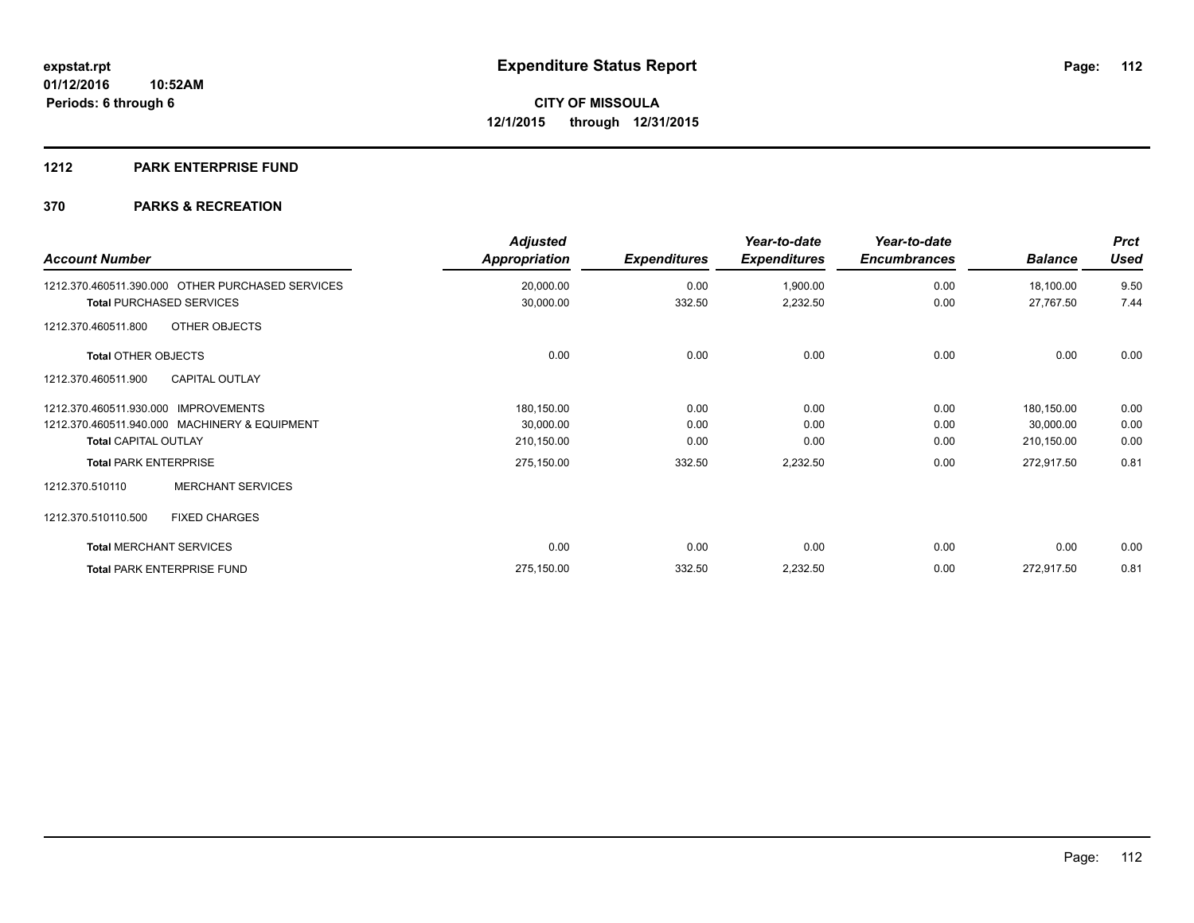**expstat.rpt**
**01/12/2016 10:52AM**
**Periods: 6 through 6**

# Expenditure Status Report

**CITY OF MISSOULA**
**12/1/2015 through 12/31/2015**

## 1212 PARK ENTERPRISE FUND

## 370 PARKS & RECREATION

| Account Number | Adjusted Appropriation | Expenditures | Year-to-date Expenditures | Year-to-date Encumbrances | Balance | Prct Used |
|---|---|---|---|---|---|---|
| 1212.370.460511.390.000 OTHER PURCHASED SERVICES | 20,000.00 | 0.00 | 1,900.00 | 0.00 | 18,100.00 | 9.50 |
| **Total** PURCHASED SERVICES | 30,000.00 | 332.50 | 2,232.50 | 0.00 | 27,767.50 | 7.44 |
| 1212.370.460511.800 OTHER OBJECTS | | | | | | |
| **Total** OTHER OBJECTS | 0.00 | 0.00 | 0.00 | 0.00 | 0.00 | 0.00 |
| 1212.370.460511.900 CAPITAL OUTLAY | | | | | | |
| 1212.370.460511.930.000 IMPROVEMENTS | 180,150.00 | 0.00 | 0.00 | 0.00 | 180,150.00 | 0.00 |
| 1212.370.460511.940.000 MACHINERY & EQUIPMENT | 30,000.00 | 0.00 | 0.00 | 0.00 | 30,000.00 | 0.00 |
| **Total** CAPITAL OUTLAY | 210,150.00 | 0.00 | 0.00 | 0.00 | 210,150.00 | 0.00 |
| **Total** PARK ENTERPRISE | 275,150.00 | 332.50 | 2,232.50 | 0.00 | 272,917.50 | 0.81 |
| 1212.370.510110 MERCHANT SERVICES | | | | | | |
| 1212.370.510110.500 FIXED CHARGES | | | | | | |
| **Total** MERCHANT SERVICES | 0.00 | 0.00 | 0.00 | 0.00 | 0.00 | 0.00 |
| **Total** PARK ENTERPRISE FUND | 275,150.00 | 332.50 | 2,232.50 | 0.00 | 272,917.50 | 0.81 |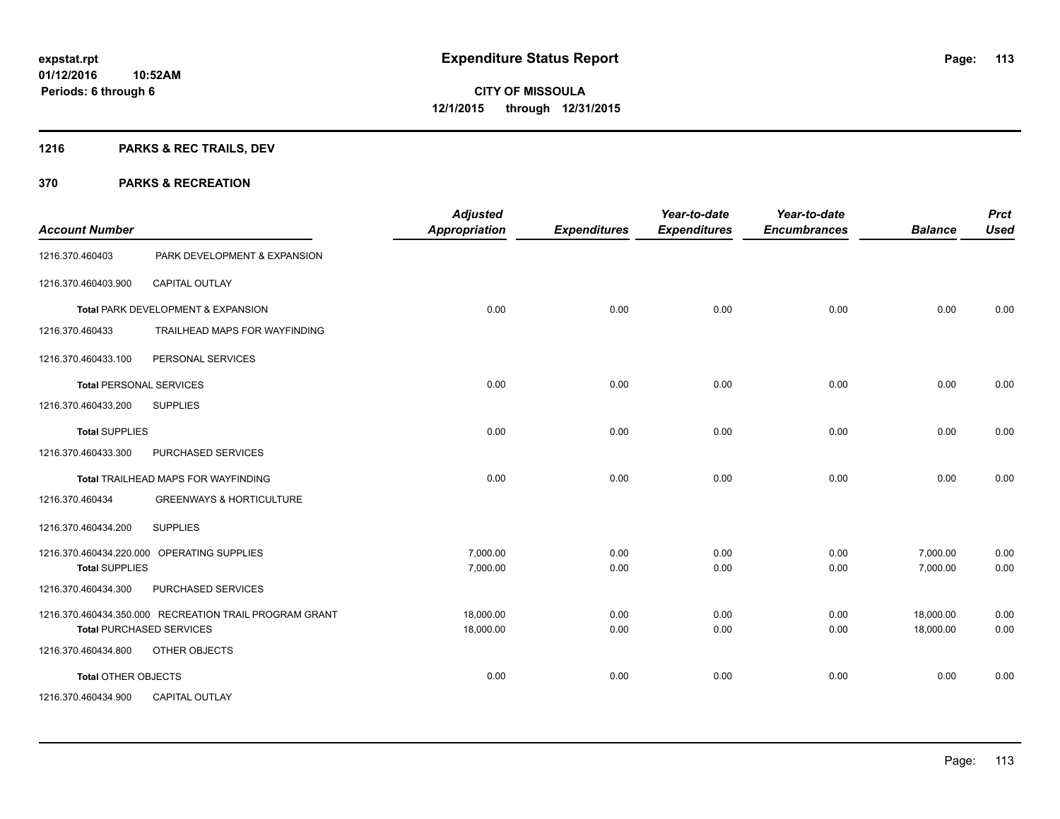# Expenditure Status Report

**CITY OF MISSOULA**

**12/1/2015 through 12/31/2015**

expstat.rpt
01/12/2016 10:52AM
Periods: 6 through 6

## 1216 PARKS & REC TRAILS, DEV

## 370 PARKS & RECREATION

| Account Number | | Adjusted Appropriation | Expenditures | Year-to-date Expenditures | Year-to-date Encumbrances | Balance | Prct Used |
|---|---|---|---|---|---|---|---|
| 1216.370.460403 | PARK DEVELOPMENT & EXPANSION | | | | | | |
| 1216.370.460403.900 | CAPITAL OUTLAY | | | | | | |
| **Total** PARK DEVELOPMENT & EXPANSION | | 0.00 | 0.00 | 0.00 | 0.00 | 0.00 | 0.00 |
| 1216.370.460433 | TRAILHEAD MAPS FOR WAYFINDING | | | | | | |
| 1216.370.460433.100 | PERSONAL SERVICES | | | | | | |
| **Total** PERSONAL SERVICES | | 0.00 | 0.00 | 0.00 | 0.00 | 0.00 | 0.00 |
| 1216.370.460433.200 | SUPPLIES | | | | | | |
| **Total** SUPPLIES | | 0.00 | 0.00 | 0.00 | 0.00 | 0.00 | 0.00 |
| 1216.370.460433.300 | PURCHASED SERVICES | | | | | | |
| **Total** TRAILHEAD MAPS FOR WAYFINDING | | 0.00 | 0.00 | 0.00 | 0.00 | 0.00 | 0.00 |
| 1216.370.460434 | GREENWAYS & HORTICULTURE | | | | | | |
| 1216.370.460434.200 | SUPPLIES | | | | | | |
| 1216.370.460434.220.000 | OPERATING SUPPLIES | 7,000.00 | 0.00 | 0.00 | 0.00 | 7,000.00 | 0.00 |
| **Total** SUPPLIES | | 7,000.00 | 0.00 | 0.00 | 0.00 | 7,000.00 | 0.00 |
| 1216.370.460434.300 | PURCHASED SERVICES | | | | | | |
| 1216.370.460434.350.000 | RECREATION TRAIL PROGRAM GRANT | 18,000.00 | 0.00 | 0.00 | 0.00 | 18,000.00 | 0.00 |
| **Total** PURCHASED SERVICES | | 18,000.00 | 0.00 | 0.00 | 0.00 | 18,000.00 | 0.00 |
| 1216.370.460434.800 | OTHER OBJECTS | | | | | | |
| **Total** OTHER OBJECTS | | 0.00 | 0.00 | 0.00 | 0.00 | 0.00 | 0.00 |
| 1216.370.460434.900 | CAPITAL OUTLAY | | | | | | |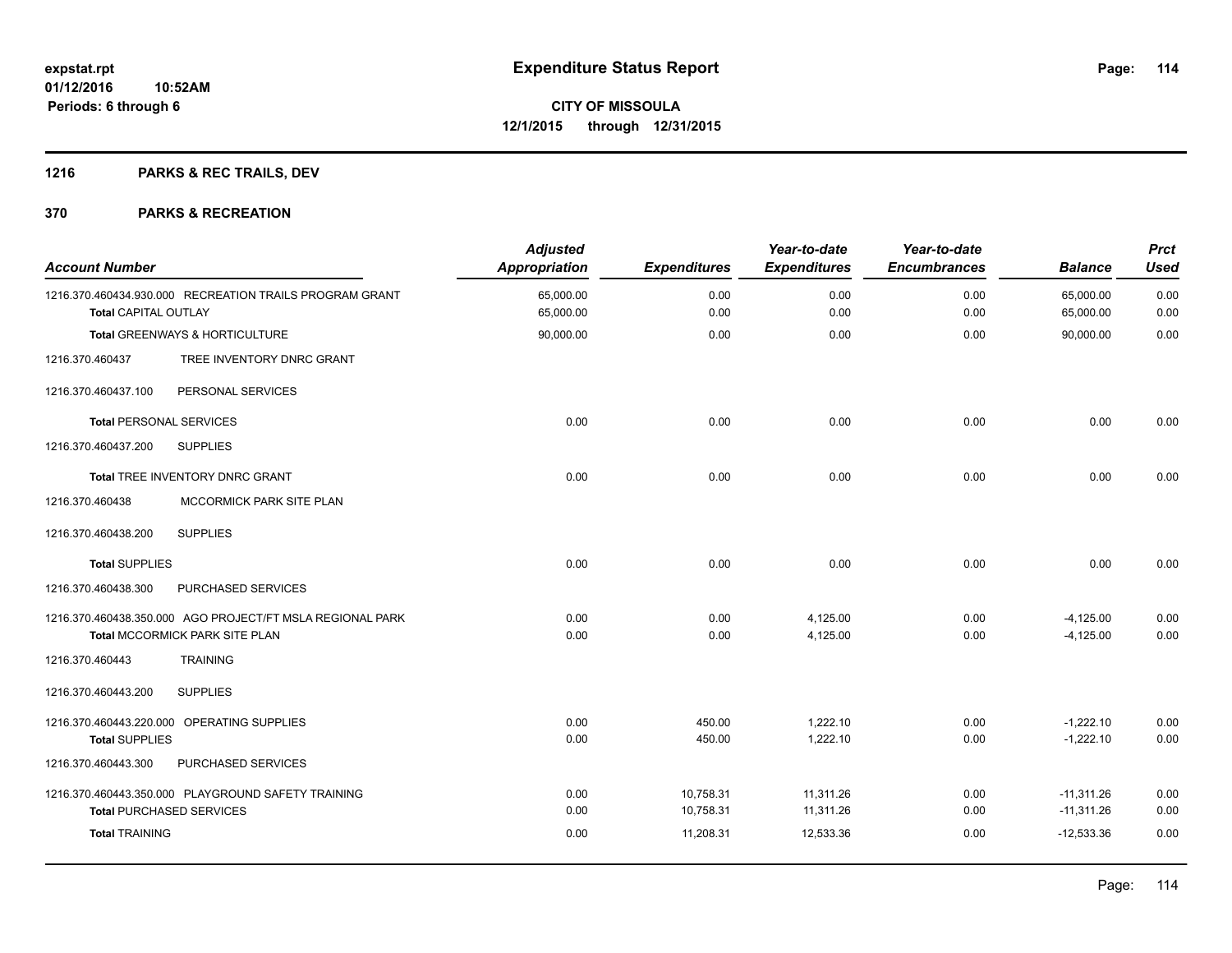# Expenditure Status Report

expstat.rpt
01/12/2016 10:52AM
Periods: 6 through 6

**CITY OF MISSOULA**
**12/1/2015 through 12/31/2015**

## 1216 PARKS & REC TRAILS, DEV

## 370 PARKS & RECREATION

| Account Number | Adjusted Appropriation | Expenditures | Year-to-date Expenditures | Year-to-date Encumbrances | Balance | Prct Used |
|---|---|---|---|---|---|---|
| 1216.370.460434.930.000 RECREATION TRAILS PROGRAM GRANT | 65,000.00 | 0.00 | 0.00 | 0.00 | 65,000.00 | 0.00 |
| **Total** CAPITAL OUTLAY | 65,000.00 | 0.00 | 0.00 | 0.00 | 65,000.00 | 0.00 |
| **Total** GREENWAYS & HORTICULTURE | 90,000.00 | 0.00 | 0.00 | 0.00 | 90,000.00 | 0.00 |
| 1216.370.460437 TREE INVENTORY DNRC GRANT | | | | | | |
| 1216.370.460437.100 PERSONAL SERVICES | | | | | | |
| **Total** PERSONAL SERVICES | 0.00 | 0.00 | 0.00 | 0.00 | 0.00 | 0.00 |
| 1216.370.460437.200 SUPPLIES | | | | | | |
| **Total** TREE INVENTORY DNRC GRANT | 0.00 | 0.00 | 0.00 | 0.00 | 0.00 | 0.00 |
| 1216.370.460438 MCCORMICK PARK SITE PLAN | | | | | | |
| 1216.370.460438.200 SUPPLIES | | | | | | |
| **Total** SUPPLIES | 0.00 | 0.00 | 0.00 | 0.00 | 0.00 | 0.00 |
| 1216.370.460438.300 PURCHASED SERVICES | | | | | | |
| 1216.370.460438.350.000 AGO PROJECT/FT MSLA REGIONAL PARK | 0.00 | 0.00 | 4,125.00 | 0.00 | -4,125.00 | 0.00 |
| **Total** MCCORMICK PARK SITE PLAN | 0.00 | 0.00 | 4,125.00 | 0.00 | -4,125.00 | 0.00 |
| 1216.370.460443 TRAINING | | | | | | |
| 1216.370.460443.200 SUPPLIES | | | | | | |
| 1216.370.460443.220.000 OPERATING SUPPLIES | 0.00 | 450.00 | 1,222.10 | 0.00 | -1,222.10 | 0.00 |
| **Total** SUPPLIES | 0.00 | 450.00 | 1,222.10 | 0.00 | -1,222.10 | 0.00 |
| 1216.370.460443.300 PURCHASED SERVICES | | | | | | |
| 1216.370.460443.350.000 PLAYGROUND SAFETY TRAINING | 0.00 | 10,758.31 | 11,311.26 | 0.00 | -11,311.26 | 0.00 |
| **Total** PURCHASED SERVICES | 0.00 | 10,758.31 | 11,311.26 | 0.00 | -11,311.26 | 0.00 |
| **Total** TRAINING | 0.00 | 11,208.31 | 12,533.36 | 0.00 | -12,533.36 | 0.00 |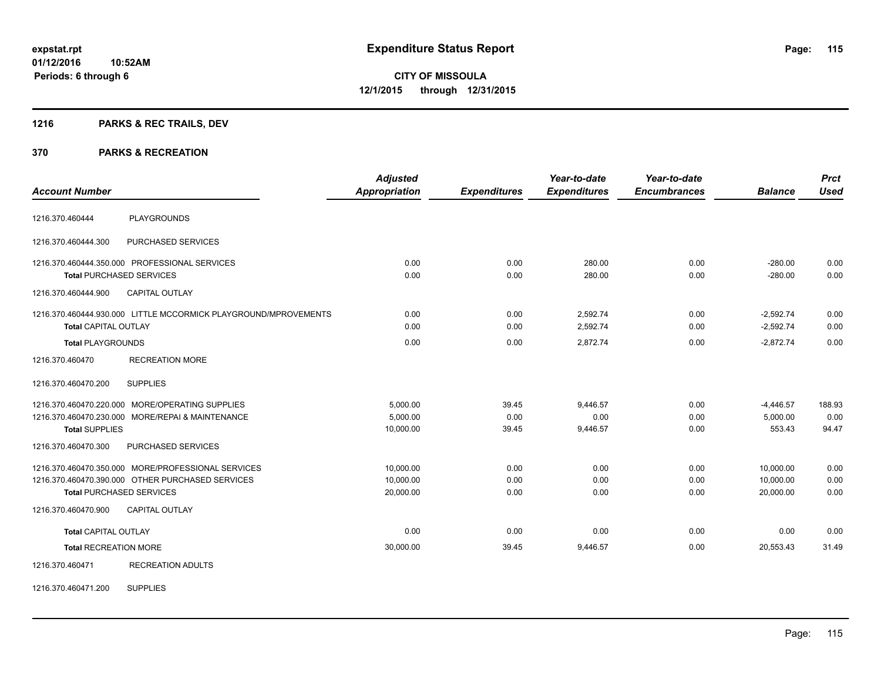# Expenditure Status Report

**CITY OF MISSOULA**

**12/1/2015 through 12/31/2015**

expstat.rpt
01/12/2016 10:52AM
Periods: 6 through 6

## 1216 PARKS & REC TRAILS, DEV

## 370 PARKS & RECREATION

| Account Number | | Adjusted Appropriation | Expenditures | Year-to-date Expenditures | Year-to-date Encumbrances | Balance | Prct Used |
|---|---|---|---|---|---|---|---|
| 1216.370.460444 | PLAYGROUNDS | | | | | | |
| 1216.370.460444.300 | PURCHASED SERVICES | | | | | | |
| 1216.370.460444.350.000 | PROFESSIONAL SERVICES | 0.00 | 0.00 | 280.00 | 0.00 | -280.00 | 0.00 |
| **Total** PURCHASED SERVICES | | 0.00 | 0.00 | 280.00 | 0.00 | -280.00 | 0.00 |
| 1216.370.460444.900 | CAPITAL OUTLAY | | | | | | |
| 1216.370.460444.930.000 | LITTLE MCCORMICK PLAYGROUND/MPROVEMENTS | 0.00 | 0.00 | 2,592.74 | 0.00 | -2,592.74 | 0.00 |
| **Total** CAPITAL OUTLAY | | 0.00 | 0.00 | 2,592.74 | 0.00 | -2,592.74 | 0.00 |
| **Total** PLAYGROUNDS | | 0.00 | 0.00 | 2,872.74 | 0.00 | -2,872.74 | 0.00 |
| 1216.370.460470 | RECREATION MORE | | | | | | |
| 1216.370.460470.200 | SUPPLIES | | | | | | |
| 1216.370.460470.220.000 | MORE/OPERATING SUPPLIES | 5,000.00 | 39.45 | 9,446.57 | 0.00 | -4,446.57 | 188.93 |
| 1216.370.460470.230.000 | MORE/REPAI & MAINTENANCE | 5,000.00 | 0.00 | 0.00 | 0.00 | 5,000.00 | 0.00 |
| **Total** SUPPLIES | | 10,000.00 | 39.45 | 9,446.57 | 0.00 | 553.43 | 94.47 |
| 1216.370.460470.300 | PURCHASED SERVICES | | | | | | |
| 1216.370.460470.350.000 | MORE/PROFESSIONAL SERVICES | 10,000.00 | 0.00 | 0.00 | 0.00 | 10,000.00 | 0.00 |
| 1216.370.460470.390.000 | OTHER PURCHASED SERVICES | 10,000.00 | 0.00 | 0.00 | 0.00 | 10,000.00 | 0.00 |
| **Total** PURCHASED SERVICES | | 20,000.00 | 0.00 | 0.00 | 0.00 | 20,000.00 | 0.00 |
| 1216.370.460470.900 | CAPITAL OUTLAY | | | | | | |
| **Total** CAPITAL OUTLAY | | 0.00 | 0.00 | 0.00 | 0.00 | 0.00 | 0.00 |
| **Total** RECREATION MORE | | 30,000.00 | 39.45 | 9,446.57 | 0.00 | 20,553.43 | 31.49 |
| 1216.370.460471 | RECREATION ADULTS | | | | | | |
| 1216.370.460471.200 | SUPPLIES | | | | | | |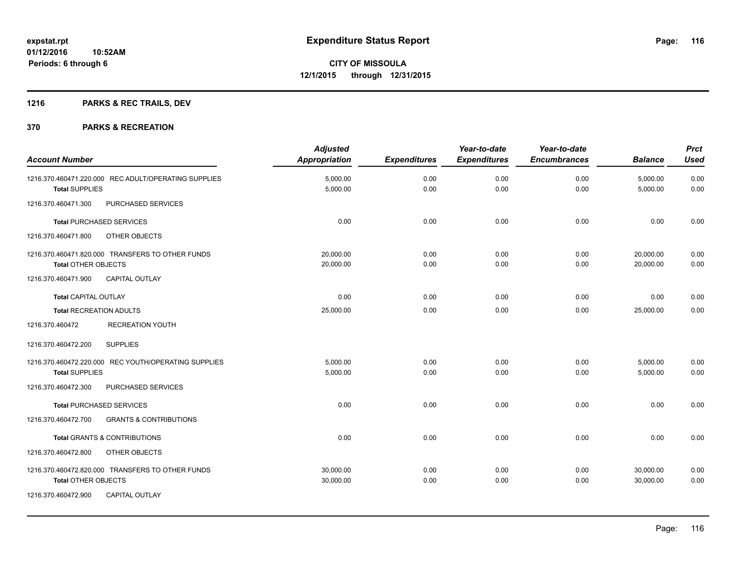**expstat.rpt**
**01/12/2016 10:52AM**
**Periods: 6 through 6**

# Expenditure Status Report

**CITY OF MISSOULA**
**12/1/2015 through 12/31/2015**

## 1216 PARKS & REC TRAILS, DEV

## 370 PARKS & RECREATION

| Account Number | Adjusted Appropriation | Expenditures | Year-to-date Expenditures | Year-to-date Encumbrances | Balance | Prct Used |
|---|---|---|---|---|---|---|
| 1216.370.460471.220.000 REC ADULT/OPERATING SUPPLIES | 5,000.00 | 0.00 | 0.00 | 0.00 | 5,000.00 | 0.00 |
| **Total** SUPPLIES | 5,000.00 | 0.00 | 0.00 | 0.00 | 5,000.00 | 0.00 |
| 1216.370.460471.300 PURCHASED SERVICES | | | | | | |
| **Total** PURCHASED SERVICES | 0.00 | 0.00 | 0.00 | 0.00 | 0.00 | 0.00 |
| 1216.370.460471.800 OTHER OBJECTS | | | | | | |
| 1216.370.460471.820.000 TRANSFERS TO OTHER FUNDS | 20,000.00 | 0.00 | 0.00 | 0.00 | 20,000.00 | 0.00 |
| **Total** OTHER OBJECTS | 20,000.00 | 0.00 | 0.00 | 0.00 | 20,000.00 | 0.00 |
| 1216.370.460471.900 CAPITAL OUTLAY | | | | | | |
| **Total** CAPITAL OUTLAY | 0.00 | 0.00 | 0.00 | 0.00 | 0.00 | 0.00 |
| **Total** RECREATION ADULTS | 25,000.00 | 0.00 | 0.00 | 0.00 | 25,000.00 | 0.00 |
| 1216.370.460472 RECREATION YOUTH | | | | | | |
| 1216.370.460472.200 SUPPLIES | | | | | | |
| 1216.370.460472.220.000 REC YOUTH/OPERATING SUPPLIES | 5,000.00 | 0.00 | 0.00 | 0.00 | 5,000.00 | 0.00 |
| **Total** SUPPLIES | 5,000.00 | 0.00 | 0.00 | 0.00 | 5,000.00 | 0.00 |
| 1216.370.460472.300 PURCHASED SERVICES | | | | | | |
| **Total** PURCHASED SERVICES | 0.00 | 0.00 | 0.00 | 0.00 | 0.00 | 0.00 |
| 1216.370.460472.700 GRANTS & CONTRIBUTIONS | | | | | | |
| **Total** GRANTS & CONTRIBUTIONS | 0.00 | 0.00 | 0.00 | 0.00 | 0.00 | 0.00 |
| 1216.370.460472.800 OTHER OBJECTS | | | | | | |
| 1216.370.460472.820.000 TRANSFERS TO OTHER FUNDS | 30,000.00 | 0.00 | 0.00 | 0.00 | 30,000.00 | 0.00 |
| **Total** OTHER OBJECTS | 30,000.00 | 0.00 | 0.00 | 0.00 | 30,000.00 | 0.00 |
| 1216.370.460472.900 CAPITAL OUTLAY | | | | | | |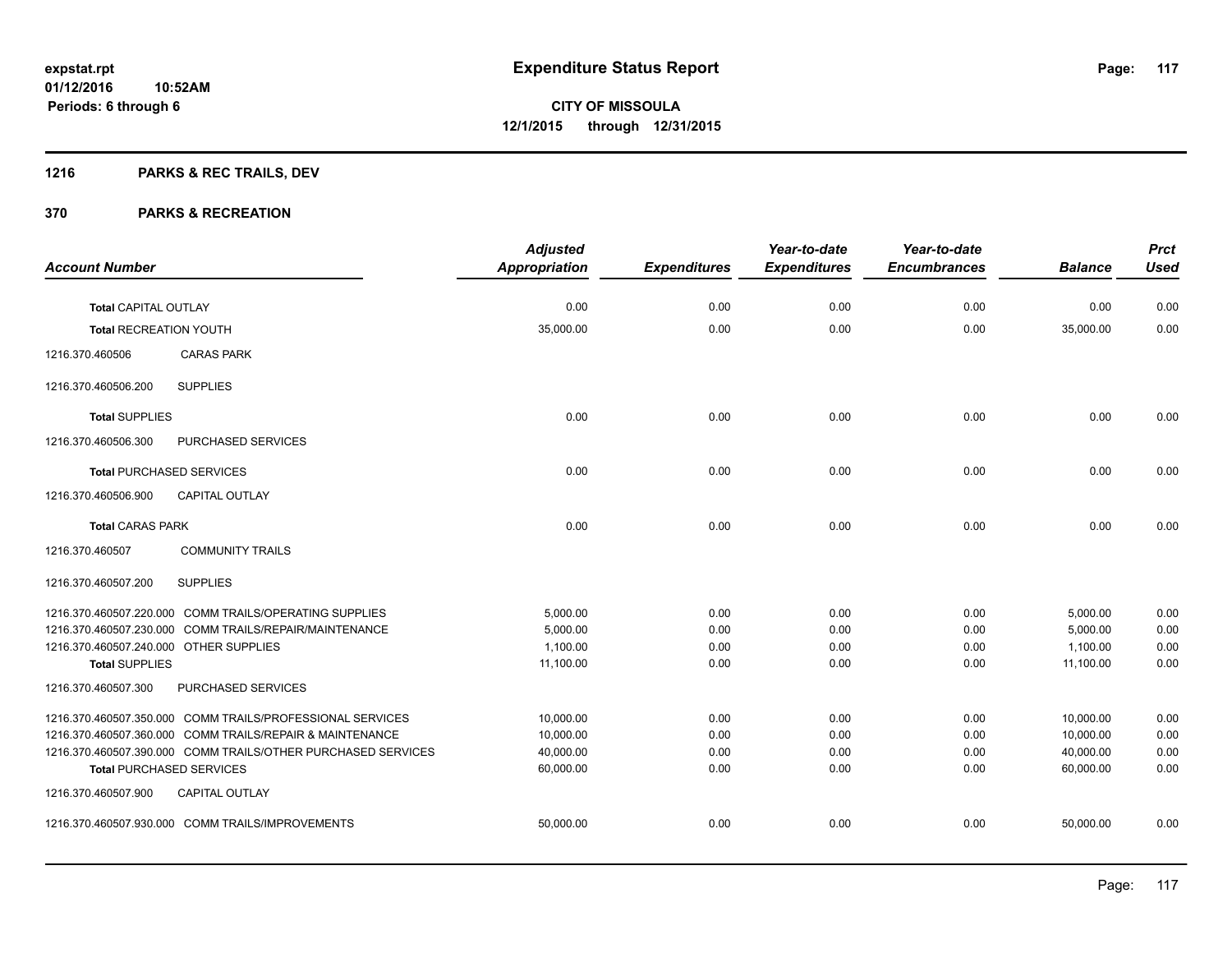# Expenditure Status Report

**CITY OF MISSOULA**
**12/1/2015 through 12/31/2015**

expstat.rpt
01/12/2016 10:52AM
Periods: 6 through 6

## 1216 PARKS & REC TRAILS, DEV

## 370 PARKS & RECREATION

| Account Number | | Adjusted Appropriation | Expenditures | Year-to-date Expenditures | Year-to-date Encumbrances | Balance | Prct Used |
|---|---|---|---|---|---|---|---|
| **Total** CAPITAL OUTLAY | | 0.00 | 0.00 | 0.00 | 0.00 | 0.00 | 0.00 |
| **Total** RECREATION YOUTH | | 35,000.00 | 0.00 | 0.00 | 0.00 | 35,000.00 | 0.00 |
| 1216.370.460506 | CARAS PARK | | | | | | |
| 1216.370.460506.200 | SUPPLIES | | | | | | |
| **Total** SUPPLIES | | 0.00 | 0.00 | 0.00 | 0.00 | 0.00 | 0.00 |
| 1216.370.460506.300 | PURCHASED SERVICES | | | | | | |
| **Total** PURCHASED SERVICES | | 0.00 | 0.00 | 0.00 | 0.00 | 0.00 | 0.00 |
| 1216.370.460506.900 | CAPITAL OUTLAY | | | | | | |
| **Total** CARAS PARK | | 0.00 | 0.00 | 0.00 | 0.00 | 0.00 | 0.00 |
| 1216.370.460507 | COMMUNITY TRAILS | | | | | | |
| 1216.370.460507.200 | SUPPLIES | | | | | | |
| 1216.370.460507.220.000 | COMM TRAILS/OPERATING SUPPLIES | 5,000.00 | 0.00 | 0.00 | 0.00 | 5,000.00 | 0.00 |
| 1216.370.460507.230.000 | COMM TRAILS/REPAIR/MAINTENANCE | 5,000.00 | 0.00 | 0.00 | 0.00 | 5,000.00 | 0.00 |
| 1216.370.460507.240.000 | OTHER SUPPLIES | 1,100.00 | 0.00 | 0.00 | 0.00 | 1,100.00 | 0.00 |
| **Total** SUPPLIES | | 11,100.00 | 0.00 | 0.00 | 0.00 | 11,100.00 | 0.00 |
| 1216.370.460507.300 | PURCHASED SERVICES | | | | | | |
| 1216.370.460507.350.000 | COMM TRAILS/PROFESSIONAL SERVICES | 10,000.00 | 0.00 | 0.00 | 0.00 | 10,000.00 | 0.00 |
| 1216.370.460507.360.000 | COMM TRAILS/REPAIR & MAINTENANCE | 10,000.00 | 0.00 | 0.00 | 0.00 | 10,000.00 | 0.00 |
| 1216.370.460507.390.000 | COMM TRAILS/OTHER PURCHASED SERVICES | 40,000.00 | 0.00 | 0.00 | 0.00 | 40,000.00 | 0.00 |
| **Total** PURCHASED SERVICES | | 60,000.00 | 0.00 | 0.00 | 0.00 | 60,000.00 | 0.00 |
| 1216.370.460507.900 | CAPITAL OUTLAY | | | | | | |
| 1216.370.460507.930.000 | COMM TRAILS/IMPROVEMENTS | 50,000.00 | 0.00 | 0.00 | 0.00 | 50,000.00 | 0.00 |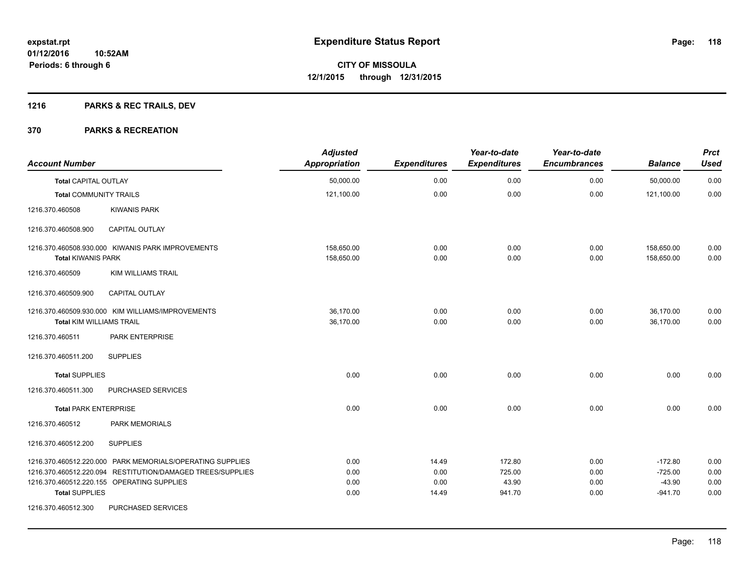# Expenditure Status Report

**CITY OF MISSOULA**
**12/1/2015 through 12/31/2015**

expstat.rpt
01/12/2016 10:52AM
Periods: 6 through 6

## 1216 PARKS & REC TRAILS, DEV

## 370 PARKS & RECREATION

| Account Number | | Adjusted Appropriation | Expenditures | Year-to-date Expenditures | Year-to-date Encumbrances | Balance | Prct Used |
|---|---|---|---|---|---|---|---|
| **Total** CAPITAL OUTLAY | | 50,000.00 | 0.00 | 0.00 | 0.00 | 50,000.00 | 0.00 |
| **Total** COMMUNITY TRAILS | | 121,100.00 | 0.00 | 0.00 | 0.00 | 121,100.00 | 0.00 |
| 1216.370.460508 | KIWANIS PARK | | | | | | |
| 1216.370.460508.900 | CAPITAL OUTLAY | | | | | | |
| 1216.370.460508.930.000 | KIWANIS PARK IMPROVEMENTS | 158,650.00 | 0.00 | 0.00 | 0.00 | 158,650.00 | 0.00 |
| **Total** KIWANIS PARK | | 158,650.00 | 0.00 | 0.00 | 0.00 | 158,650.00 | 0.00 |
| 1216.370.460509 | KIM WILLIAMS TRAIL | | | | | | |
| 1216.370.460509.900 | CAPITAL OUTLAY | | | | | | |
| 1216.370.460509.930.000 | KIM WILLIAMS/IMPROVEMENTS | 36,170.00 | 0.00 | 0.00 | 0.00 | 36,170.00 | 0.00 |
| **Total** KIM WILLIAMS TRAIL | | 36,170.00 | 0.00 | 0.00 | 0.00 | 36,170.00 | 0.00 |
| 1216.370.460511 | PARK ENTERPRISE | | | | | | |
| 1216.370.460511.200 | SUPPLIES | | | | | | |
| **Total** SUPPLIES | | 0.00 | 0.00 | 0.00 | 0.00 | 0.00 | 0.00 |
| 1216.370.460511.300 | PURCHASED SERVICES | | | | | | |
| **Total** PARK ENTERPRISE | | 0.00 | 0.00 | 0.00 | 0.00 | 0.00 | 0.00 |
| 1216.370.460512 | PARK MEMORIALS | | | | | | |
| 1216.370.460512.200 | SUPPLIES | | | | | | |
| 1216.370.460512.220.000 | PARK MEMORIALS/OPERATING SUPPLIES | 0.00 | 14.49 | 172.80 | 0.00 | -172.80 | 0.00 |
| 1216.370.460512.220.094 | RESTITUTION/DAMAGED TREES/SUPPLIES | 0.00 | 0.00 | 725.00 | 0.00 | -725.00 | 0.00 |
| 1216.370.460512.220.155 | OPERATING SUPPLIES | 0.00 | 0.00 | 43.90 | 0.00 | -43.90 | 0.00 |
| **Total** SUPPLIES | | 0.00 | 14.49 | 941.70 | 0.00 | -941.70 | 0.00 |
| 1216.370.460512.300 | PURCHASED SERVICES | | | | | | |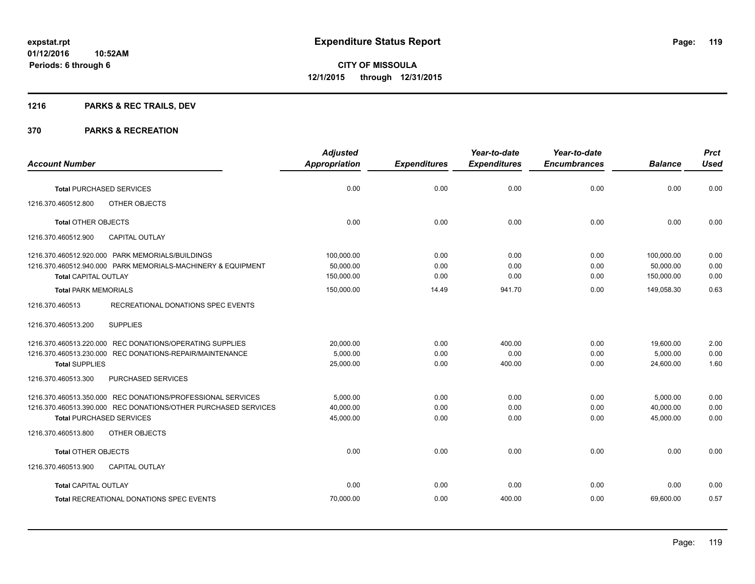# Expenditure Status Report

**CITY OF MISSOULA**
**12/1/2015 through 12/31/2015**

expstat.rpt
01/12/2016 10:52AM
Periods: 6 through 6

## 1216 PARKS & REC TRAILS, DEV

## 370 PARKS & RECREATION

| Account Number | Adjusted Appropriation | Expenditures | Year-to-date Expenditures | Year-to-date Encumbrances | Balance | Prct Used |
|---|---|---|---|---|---|---|
| **Total** PURCHASED SERVICES | 0.00 | 0.00 | 0.00 | 0.00 | 0.00 | 0.00 |
| 1216.370.460512.800 OTHER OBJECTS | | | | | | |
| **Total** OTHER OBJECTS | 0.00 | 0.00 | 0.00 | 0.00 | 0.00 | 0.00 |
| 1216.370.460512.900 CAPITAL OUTLAY | | | | | | |
| 1216.370.460512.920.000 PARK MEMORIALS/BUILDINGS | 100,000.00 | 0.00 | 0.00 | 0.00 | 100,000.00 | 0.00 |
| 1216.370.460512.940.000 PARK MEMORIALS-MACHINERY & EQUIPMENT | 50,000.00 | 0.00 | 0.00 | 0.00 | 50,000.00 | 0.00 |
| **Total** CAPITAL OUTLAY | 150,000.00 | 0.00 | 0.00 | 0.00 | 150,000.00 | 0.00 |
| **Total** PARK MEMORIALS | 150,000.00 | 14.49 | 941.70 | 0.00 | 149,058.30 | 0.63 |
| 1216.370.460513 RECREATIONAL DONATIONS SPEC EVENTS | | | | | | |
| 1216.370.460513.200 SUPPLIES | | | | | | |
| 1216.370.460513.220.000 REC DONATIONS/OPERATING SUPPLIES | 20,000.00 | 0.00 | 400.00 | 0.00 | 19,600.00 | 2.00 |
| 1216.370.460513.230.000 REC DONATIONS-REPAIR/MAINTENANCE | 5,000.00 | 0.00 | 0.00 | 0.00 | 5,000.00 | 0.00 |
| **Total** SUPPLIES | 25,000.00 | 0.00 | 400.00 | 0.00 | 24,600.00 | 1.60 |
| 1216.370.460513.300 PURCHASED SERVICES | | | | | | |
| 1216.370.460513.350.000 REC DONATIONS/PROFESSIONAL SERVICES | 5,000.00 | 0.00 | 0.00 | 0.00 | 5,000.00 | 0.00 |
| 1216.370.460513.390.000 REC DONATIONS/OTHER PURCHASED SERVICES | 40,000.00 | 0.00 | 0.00 | 0.00 | 40,000.00 | 0.00 |
| **Total** PURCHASED SERVICES | 45,000.00 | 0.00 | 0.00 | 0.00 | 45,000.00 | 0.00 |
| 1216.370.460513.800 OTHER OBJECTS | | | | | | |
| **Total** OTHER OBJECTS | 0.00 | 0.00 | 0.00 | 0.00 | 0.00 | 0.00 |
| 1216.370.460513.900 CAPITAL OUTLAY | | | | | | |
| **Total** CAPITAL OUTLAY | 0.00 | 0.00 | 0.00 | 0.00 | 0.00 | 0.00 |
| **Total** RECREATIONAL DONATIONS SPEC EVENTS | 70,000.00 | 0.00 | 400.00 | 0.00 | 69,600.00 | 0.57 |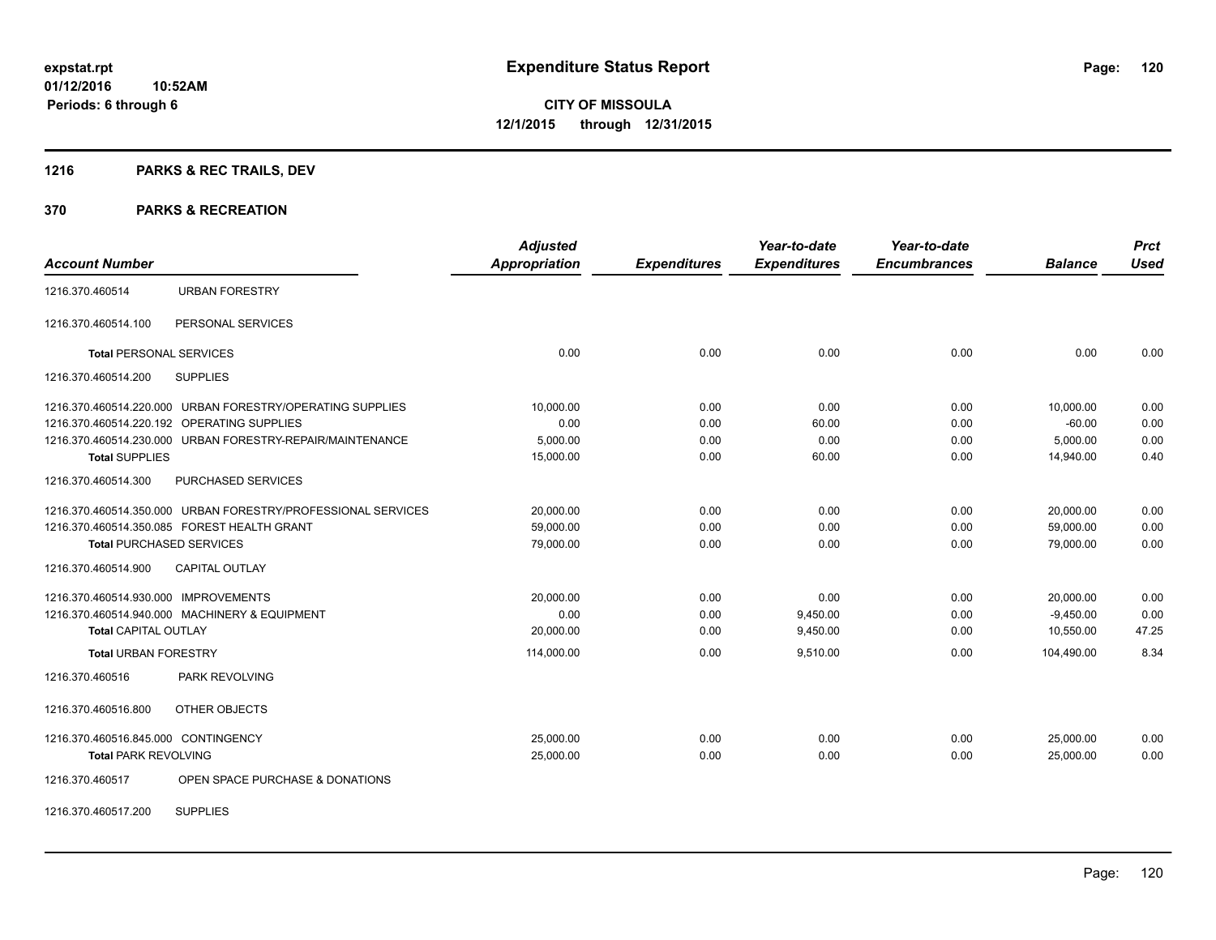**expstat.rpt**
**01/12/2016 10:52AM**
**Periods: 6 through 6**

# Expenditure Status Report

**CITY OF MISSOULA**
**12/1/2015 through 12/31/2015**

## 1216 PARKS & REC TRAILS, DEV

## 370 PARKS & RECREATION

| Account Number | | Adjusted Appropriation | Expenditures | Year-to-date Expenditures | Year-to-date Encumbrances | Balance | Prct Used |
|---|---|---|---|---|---|---|---|
| 1216.370.460514 | URBAN FORESTRY | | | | | | |
| 1216.370.460514.100 | PERSONAL SERVICES | | | | | | |
| **Total** PERSONAL SERVICES | | 0.00 | 0.00 | 0.00 | 0.00 | 0.00 | 0.00 |
| 1216.370.460514.200 | SUPPLIES | | | | | | |
| 1216.370.460514.220.000 | URBAN FORESTRY/OPERATING SUPPLIES | 10,000.00 | 0.00 | 0.00 | 0.00 | 10,000.00 | 0.00 |
| 1216.370.460514.220.192 | OPERATING SUPPLIES | 0.00 | 0.00 | 60.00 | 0.00 | -60.00 | 0.00 |
| 1216.370.460514.230.000 | URBAN FORESTRY-REPAIR/MAINTENANCE | 5,000.00 | 0.00 | 0.00 | 0.00 | 5,000.00 | 0.00 |
| **Total** SUPPLIES | | 15,000.00 | 0.00 | 60.00 | 0.00 | 14,940.00 | 0.40 |
| 1216.370.460514.300 | PURCHASED SERVICES | | | | | | |
| 1216.370.460514.350.000 | URBAN FORESTRY/PROFESSIONAL SERVICES | 20,000.00 | 0.00 | 0.00 | 0.00 | 20,000.00 | 0.00 |
| 1216.370.460514.350.085 | FOREST HEALTH GRANT | 59,000.00 | 0.00 | 0.00 | 0.00 | 59,000.00 | 0.00 |
| **Total** PURCHASED SERVICES | | 79,000.00 | 0.00 | 0.00 | 0.00 | 79,000.00 | 0.00 |
| 1216.370.460514.900 | CAPITAL OUTLAY | | | | | | |
| 1216.370.460514.930.000 | IMPROVEMENTS | 20,000.00 | 0.00 | 0.00 | 0.00 | 20,000.00 | 0.00 |
| 1216.370.460514.940.000 | MACHINERY & EQUIPMENT | 0.00 | 0.00 | 9,450.00 | 0.00 | -9,450.00 | 0.00 |
| **Total** CAPITAL OUTLAY | | 20,000.00 | 0.00 | 9,450.00 | 0.00 | 10,550.00 | 47.25 |
| **Total** URBAN FORESTRY | | 114,000.00 | 0.00 | 9,510.00 | 0.00 | 104,490.00 | 8.34 |
| 1216.370.460516 | PARK REVOLVING | | | | | | |
| 1216.370.460516.800 | OTHER OBJECTS | | | | | | |
| 1216.370.460516.845.000 | CONTINGENCY | 25,000.00 | 0.00 | 0.00 | 0.00 | 25,000.00 | 0.00 |
| **Total** PARK REVOLVING | | 25,000.00 | 0.00 | 0.00 | 0.00 | 25,000.00 | 0.00 |
| 1216.370.460517 | OPEN SPACE PURCHASE & DONATIONS | | | | | | |
| 1216.370.460517.200 | SUPPLIES | | | | | | |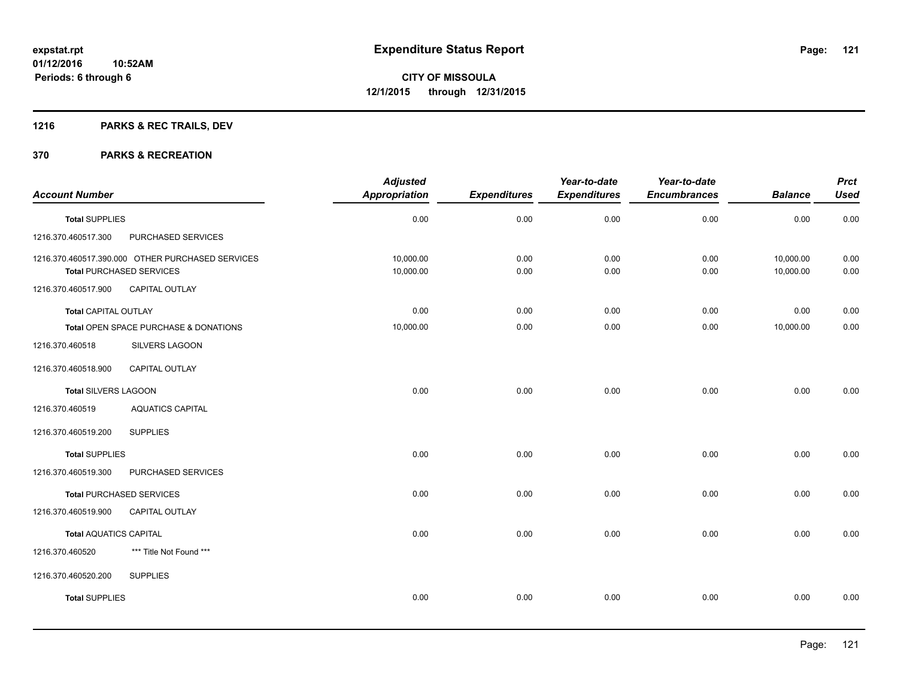**expstat.rpt**
**01/12/2016 10:52AM**
**Periods: 6 through 6**

# Expenditure Status Report

**CITY OF MISSOULA**
**12/1/2015 through 12/31/2015**

## 1216 PARKS & REC TRAILS, DEV

## 370 PARKS & RECREATION

| Account Number | | Adjusted Appropriation | Expenditures | Year-to-date Expenditures | Year-to-date Encumbrances | Balance | Prct Used |
|---|---|---|---|---|---|---|---|
| **Total** SUPPLIES | | 0.00 | 0.00 | 0.00 | 0.00 | 0.00 | 0.00 |
| 1216.370.460517.300 | PURCHASED SERVICES | | | | | | |
| 1216.370.460517.390.000 | OTHER PURCHASED SERVICES | 10,000.00 | 0.00 | 0.00 | 0.00 | 10,000.00 | 0.00 |
| **Total** PURCHASED SERVICES | | 10,000.00 | 0.00 | 0.00 | 0.00 | 10,000.00 | 0.00 |
| 1216.370.460517.900 | CAPITAL OUTLAY | | | | | | |
| **Total** CAPITAL OUTLAY | | 0.00 | 0.00 | 0.00 | 0.00 | 0.00 | 0.00 |
| **Total** OPEN SPACE PURCHASE & DONATIONS | | 10,000.00 | 0.00 | 0.00 | 0.00 | 10,000.00 | 0.00 |
| 1216.370.460518 | SILVERS LAGOON | | | | | | |
| 1216.370.460518.900 | CAPITAL OUTLAY | | | | | | |
| **Total** SILVERS LAGOON | | 0.00 | 0.00 | 0.00 | 0.00 | 0.00 | 0.00 |
| 1216.370.460519 | AQUATICS CAPITAL | | | | | | |
| 1216.370.460519.200 | SUPPLIES | | | | | | |
| **Total** SUPPLIES | | 0.00 | 0.00 | 0.00 | 0.00 | 0.00 | 0.00 |
| 1216.370.460519.300 | PURCHASED SERVICES | | | | | | |
| **Total** PURCHASED SERVICES | | 0.00 | 0.00 | 0.00 | 0.00 | 0.00 | 0.00 |
| 1216.370.460519.900 | CAPITAL OUTLAY | | | | | | |
| **Total** AQUATICS CAPITAL | | 0.00 | 0.00 | 0.00 | 0.00 | 0.00 | 0.00 |
| 1216.370.460520 | *** Title Not Found *** | | | | | | |
| 1216.370.460520.200 | SUPPLIES | | | | | | |
| **Total** SUPPLIES | | 0.00 | 0.00 | 0.00 | 0.00 | 0.00 | 0.00 |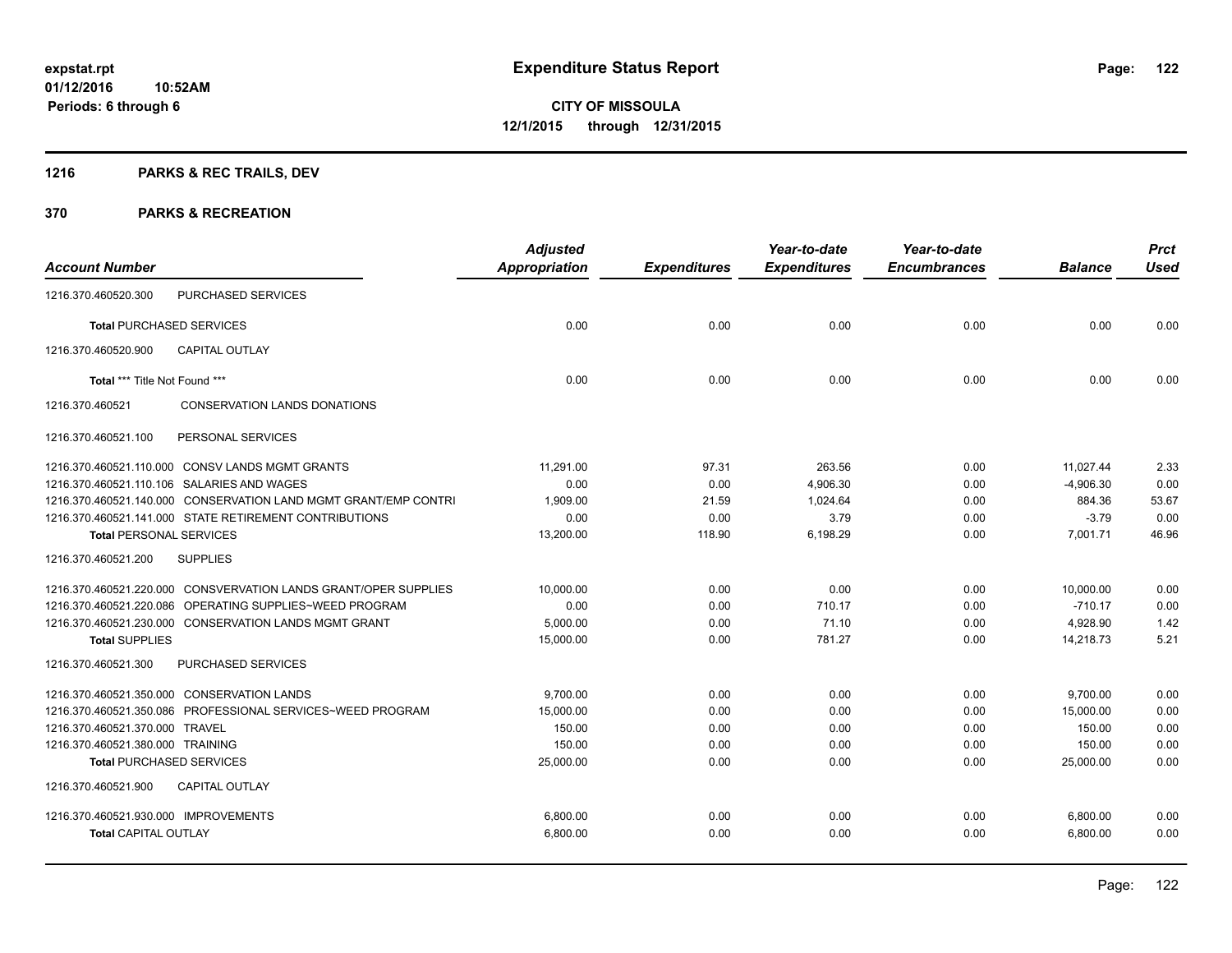# Expenditure Status Report

**expstat.rpt**
**01/12/2016 10:52AM**
**Periods: 6 through 6**

**CITY OF MISSOULA**
**12/1/2015 through 12/31/2015**

## 1216 PARKS & REC TRAILS, DEV

## 370 PARKS & RECREATION

| Account Number | Adjusted Appropriation | Expenditures | Year-to-date Expenditures | Year-to-date Encumbrances | Balance | Prct Used |
|---|---|---|---|---|---|---|
| 1216.370.460520.300 PURCHASED SERVICES | | | | | | |
| **Total** PURCHASED SERVICES | 0.00 | 0.00 | 0.00 | 0.00 | 0.00 | 0.00 |
| 1216.370.460520.900 CAPITAL OUTLAY | | | | | | |
| **Total** *** Title Not Found *** | 0.00 | 0.00 | 0.00 | 0.00 | 0.00 | 0.00 |
| 1216.370.460521 CONSERVATION LANDS DONATIONS | | | | | | |
| 1216.370.460521.100 PERSONAL SERVICES | | | | | | |
| 1216.370.460521.110.000 CONSV LANDS MGMT GRANTS | 11,291.00 | 97.31 | 263.56 | 0.00 | 11,027.44 | 2.33 |
| 1216.370.460521.110.106 SALARIES AND WAGES | 0.00 | 0.00 | 4,906.30 | 0.00 | -4,906.30 | 0.00 |
| 1216.370.460521.140.000 CONSERVATION LAND MGMT GRANT/EMP CONTRI | 1,909.00 | 21.59 | 1,024.64 | 0.00 | 884.36 | 53.67 |
| 1216.370.460521.141.000 STATE RETIREMENT CONTRIBUTIONS | 0.00 | 0.00 | 3.79 | 0.00 | -3.79 | 0.00 |
| **Total** PERSONAL SERVICES | 13,200.00 | 118.90 | 6,198.29 | 0.00 | 7,001.71 | 46.96 |
| 1216.370.460521.200 SUPPLIES | | | | | | |
| 1216.370.460521.220.000 CONSVERVATION LANDS GRANT/OPER SUPPLIES | 10,000.00 | 0.00 | 0.00 | 0.00 | 10,000.00 | 0.00 |
| 1216.370.460521.220.086 OPERATING SUPPLIES~WEED PROGRAM | 0.00 | 0.00 | 710.17 | 0.00 | -710.17 | 0.00 |
| 1216.370.460521.230.000 CONSERVATION LANDS MGMT GRANT | 5,000.00 | 0.00 | 71.10 | 0.00 | 4,928.90 | 1.42 |
| **Total** SUPPLIES | 15,000.00 | 0.00 | 781.27 | 0.00 | 14,218.73 | 5.21 |
| 1216.370.460521.300 PURCHASED SERVICES | | | | | | |
| 1216.370.460521.350.000 CONSERVATION LANDS | 9,700.00 | 0.00 | 0.00 | 0.00 | 9,700.00 | 0.00 |
| 1216.370.460521.350.086 PROFESSIONAL SERVICES~WEED PROGRAM | 15,000.00 | 0.00 | 0.00 | 0.00 | 15,000.00 | 0.00 |
| 1216.370.460521.370.000 TRAVEL | 150.00 | 0.00 | 0.00 | 0.00 | 150.00 | 0.00 |
| 1216.370.460521.380.000 TRAINING | 150.00 | 0.00 | 0.00 | 0.00 | 150.00 | 0.00 |
| **Total** PURCHASED SERVICES | 25,000.00 | 0.00 | 0.00 | 0.00 | 25,000.00 | 0.00 |
| 1216.370.460521.900 CAPITAL OUTLAY | | | | | | |
| 1216.370.460521.930.000 IMPROVEMENTS | 6,800.00 | 0.00 | 0.00 | 0.00 | 6,800.00 | 0.00 |
| **Total** CAPITAL OUTLAY | 6,800.00 | 0.00 | 0.00 | 0.00 | 6,800.00 | 0.00 |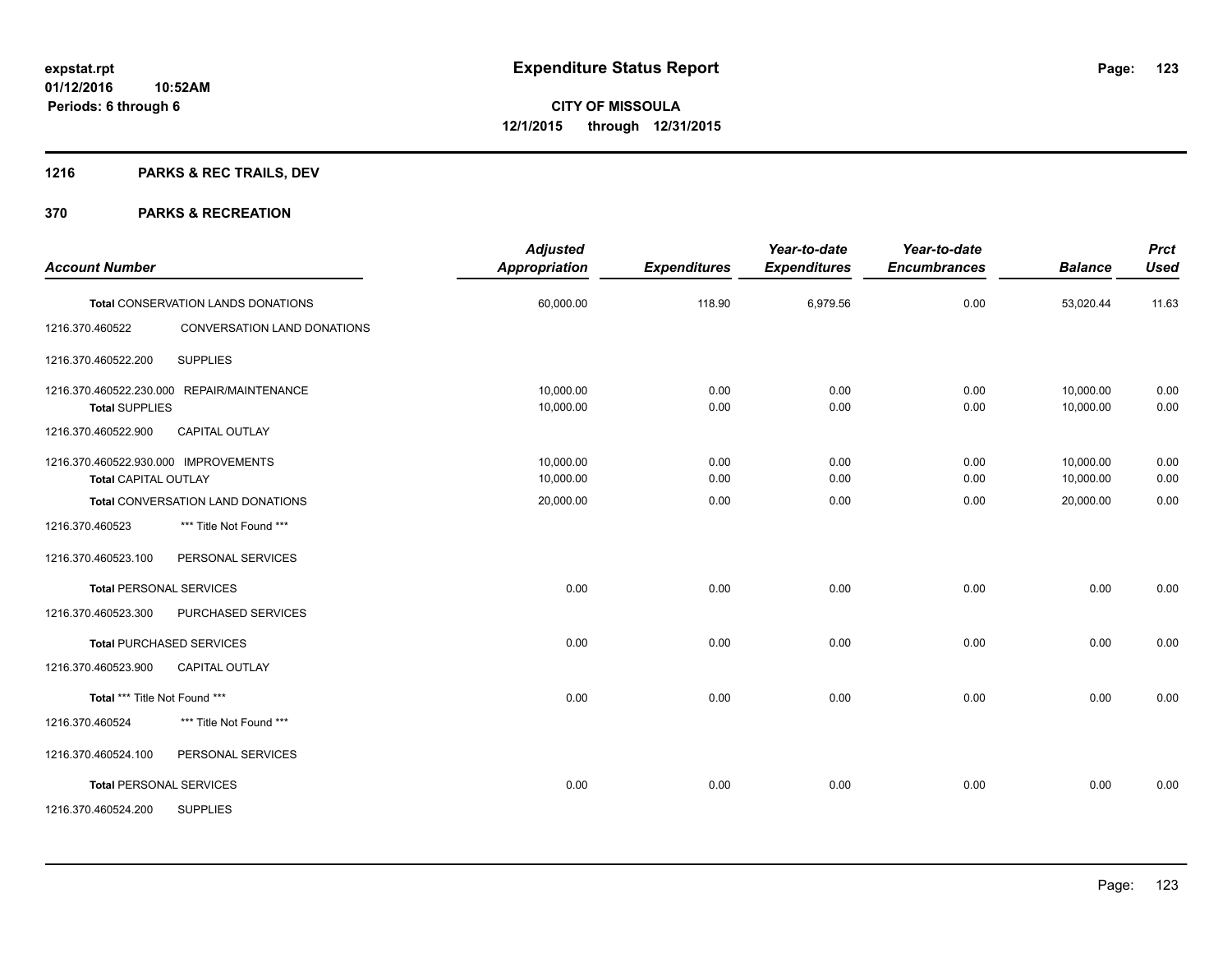# Expenditure Status Report

**expstat.rpt**
**01/12/2016 10:52AM**
**Periods: 6 through 6**

**CITY OF MISSOULA**
**12/1/2015 through 12/31/2015**

## 1216 PARKS & REC TRAILS, DEV

## 370 PARKS & RECREATION

| Account Number | | Adjusted Appropriation | Expenditures | Year-to-date Expenditures | Year-to-date Encumbrances | Balance | Prct Used |
|---|---|---|---|---|---|---|---|
| **Total** CONSERVATION LANDS DONATIONS | | 60,000.00 | 118.90 | 6,979.56 | 0.00 | 53,020.44 | 11.63 |
| 1216.370.460522 | CONVERSATION LAND DONATIONS | | | | | | |
| 1216.370.460522.200 | SUPPLIES | | | | | | |
| 1216.370.460522.230.000 | REPAIR/MAINTENANCE | 10,000.00 | 0.00 | 0.00 | 0.00 | 10,000.00 | 0.00 |
| **Total** SUPPLIES | | 10,000.00 | 0.00 | 0.00 | 0.00 | 10,000.00 | 0.00 |
| 1216.370.460522.900 | CAPITAL OUTLAY | | | | | | |
| 1216.370.460522.930.000 | IMPROVEMENTS | 10,000.00 | 0.00 | 0.00 | 0.00 | 10,000.00 | 0.00 |
| **Total** CAPITAL OUTLAY | | 10,000.00 | 0.00 | 0.00 | 0.00 | 10,000.00 | 0.00 |
| **Total** CONVERSATION LAND DONATIONS | | 20,000.00 | 0.00 | 0.00 | 0.00 | 20,000.00 | 0.00 |
| 1216.370.460523 | *** Title Not Found *** | | | | | | |
| 1216.370.460523.100 | PERSONAL SERVICES | | | | | | |
| **Total** PERSONAL SERVICES | | 0.00 | 0.00 | 0.00 | 0.00 | 0.00 | 0.00 |
| 1216.370.460523.300 | PURCHASED SERVICES | | | | | | |
| **Total** PURCHASED SERVICES | | 0.00 | 0.00 | 0.00 | 0.00 | 0.00 | 0.00 |
| 1216.370.460523.900 | CAPITAL OUTLAY | | | | | | |
| **Total** *** Title Not Found *** | | 0.00 | 0.00 | 0.00 | 0.00 | 0.00 | 0.00 |
| 1216.370.460524 | *** Title Not Found *** | | | | | | |
| 1216.370.460524.100 | PERSONAL SERVICES | | | | | | |
| **Total** PERSONAL SERVICES | | 0.00 | 0.00 | 0.00 | 0.00 | 0.00 | 0.00 |
| 1216.370.460524.200 | SUPPLIES | | | | | | |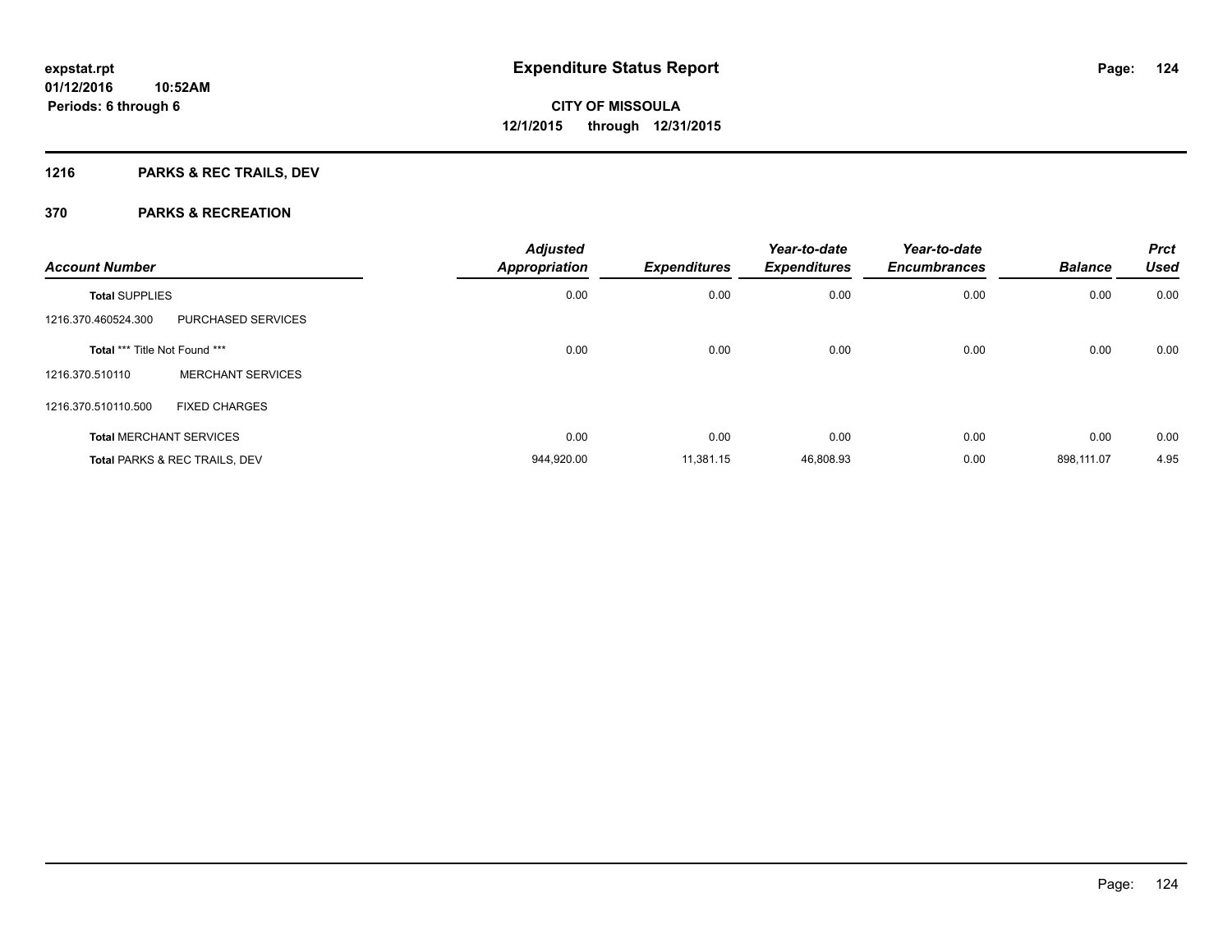**expstat.rpt**
**01/12/2016 10:52AM**
**Periods: 6 through 6**

# Expenditure Status Report

**CITY OF MISSOULA**
**12/1/2015 through 12/31/2015**

## 1216 PARKS & REC TRAILS, DEV

## 370 PARKS & RECREATION

| Account Number | | Adjusted Appropriation | Expenditures | Year-to-date Expenditures | Year-to-date Encumbrances | Balance | Prct Used |
|---|---|---|---|---|---|---|---|
| **Total** SUPPLIES | | 0.00 | 0.00 | 0.00 | 0.00 | 0.00 | 0.00 |
| 1216.370.460524.300 | PURCHASED SERVICES | | | | | | |
| **Total** *** Title Not Found *** | | 0.00 | 0.00 | 0.00 | 0.00 | 0.00 | 0.00 |
| 1216.370.510110 | MERCHANT SERVICES | | | | | | |
| 1216.370.510110.500 | FIXED CHARGES | | | | | | |
| **Total** MERCHANT SERVICES | | 0.00 | 0.00 | 0.00 | 0.00 | 0.00 | 0.00 |
| **Total** PARKS & REC TRAILS, DEV | | 944,920.00 | 11,381.15 | 46,808.93 | 0.00 | 898,111.07 | 4.95 |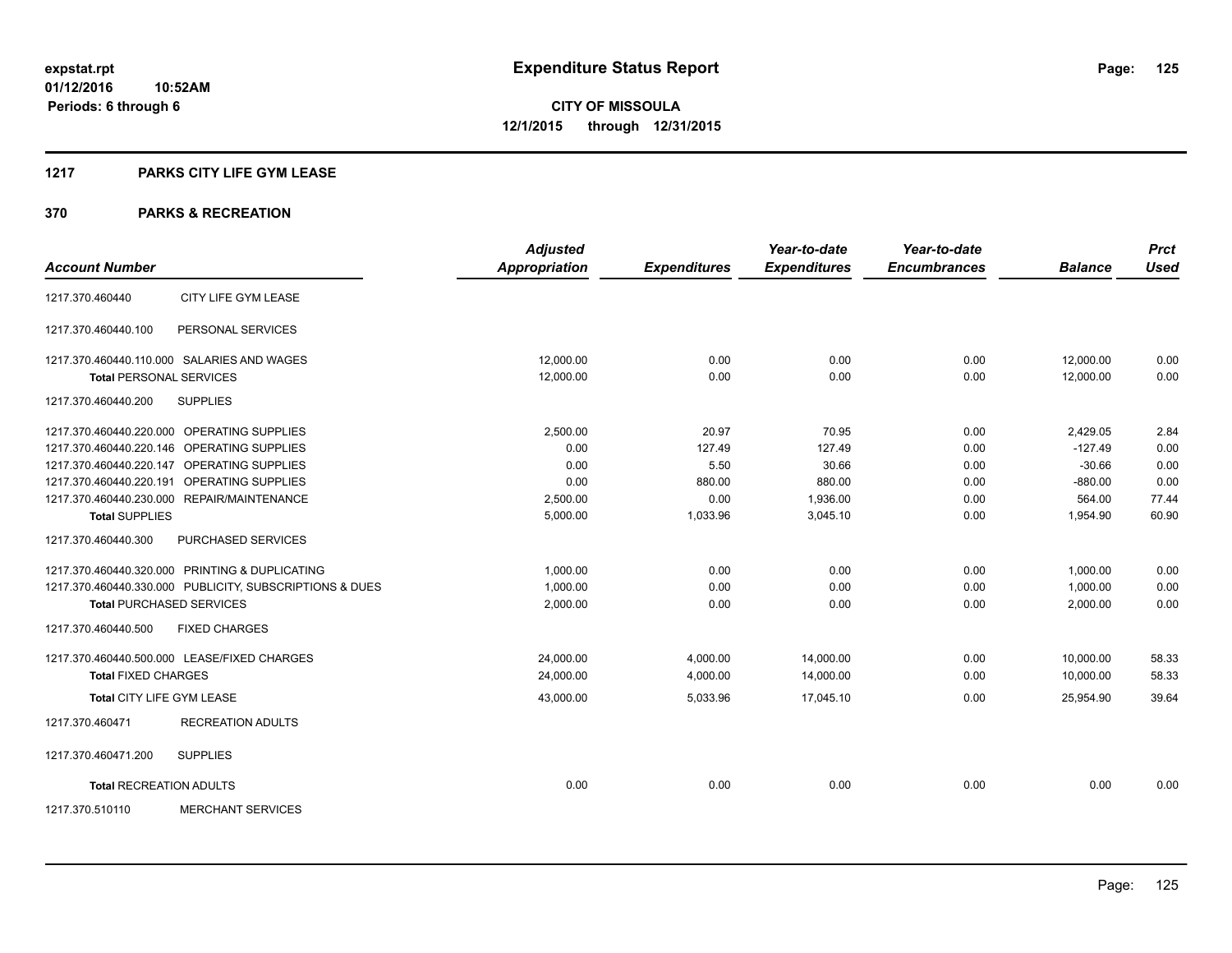**expstat.rpt**
**01/12/2016 10:52AM**
**Periods: 6 through 6**

# Expenditure Status Report

**CITY OF MISSOULA**
**12/1/2015 through 12/31/2015**

## 1217 PARKS CITY LIFE GYM LEASE

## 370 PARKS & RECREATION

| Account Number | | Adjusted Appropriation | Expenditures | Year-to-date Expenditures | Year-to-date Encumbrances | Balance | Prct Used |
|---|---|---|---|---|---|---|---|
| 1217.370.460440 | CITY LIFE GYM LEASE | | | | | | |
| 1217.370.460440.100 | PERSONAL SERVICES | | | | | | |
| 1217.370.460440.110.000 | SALARIES AND WAGES | 12,000.00 | 0.00 | 0.00 | 0.00 | 12,000.00 | 0.00 |
| **Total** PERSONAL SERVICES | | 12,000.00 | 0.00 | 0.00 | 0.00 | 12,000.00 | 0.00 |
| 1217.370.460440.200 | SUPPLIES | | | | | | |
| 1217.370.460440.220.000 | OPERATING SUPPLIES | 2,500.00 | 20.97 | 70.95 | 0.00 | 2,429.05 | 2.84 |
| 1217.370.460440.220.146 | OPERATING SUPPLIES | 0.00 | 127.49 | 127.49 | 0.00 | -127.49 | 0.00 |
| 1217.370.460440.220.147 | OPERATING SUPPLIES | 0.00 | 5.50 | 30.66 | 0.00 | -30.66 | 0.00 |
| 1217.370.460440.220.191 | OPERATING SUPPLIES | 0.00 | 880.00 | 880.00 | 0.00 | -880.00 | 0.00 |
| 1217.370.460440.230.000 | REPAIR/MAINTENANCE | 2,500.00 | 0.00 | 1,936.00 | 0.00 | 564.00 | 77.44 |
| **Total** SUPPLIES | | 5,000.00 | 1,033.96 | 3,045.10 | 0.00 | 1,954.90 | 60.90 |
| 1217.370.460440.300 | PURCHASED SERVICES | | | | | | |
| 1217.370.460440.320.000 | PRINTING & DUPLICATING | 1,000.00 | 0.00 | 0.00 | 0.00 | 1,000.00 | 0.00 |
| 1217.370.460440.330.000 | PUBLICITY, SUBSCRIPTIONS & DUES | 1,000.00 | 0.00 | 0.00 | 0.00 | 1,000.00 | 0.00 |
| **Total** PURCHASED SERVICES | | 2,000.00 | 0.00 | 0.00 | 0.00 | 2,000.00 | 0.00 |
| 1217.370.460440.500 | FIXED CHARGES | | | | | | |
| 1217.370.460440.500.000 | LEASE/FIXED CHARGES | 24,000.00 | 4,000.00 | 14,000.00 | 0.00 | 10,000.00 | 58.33 |
| **Total** FIXED CHARGES | | 24,000.00 | 4,000.00 | 14,000.00 | 0.00 | 10,000.00 | 58.33 |
| **Total** CITY LIFE GYM LEASE | | 43,000.00 | 5,033.96 | 17,045.10 | 0.00 | 25,954.90 | 39.64 |
| 1217.370.460471 | RECREATION ADULTS | | | | | | |
| 1217.370.460471.200 | SUPPLIES | | | | | | |
| **Total** RECREATION ADULTS | | 0.00 | 0.00 | 0.00 | 0.00 | 0.00 | 0.00 |
| 1217.370.510110 | MERCHANT SERVICES | | | | | | |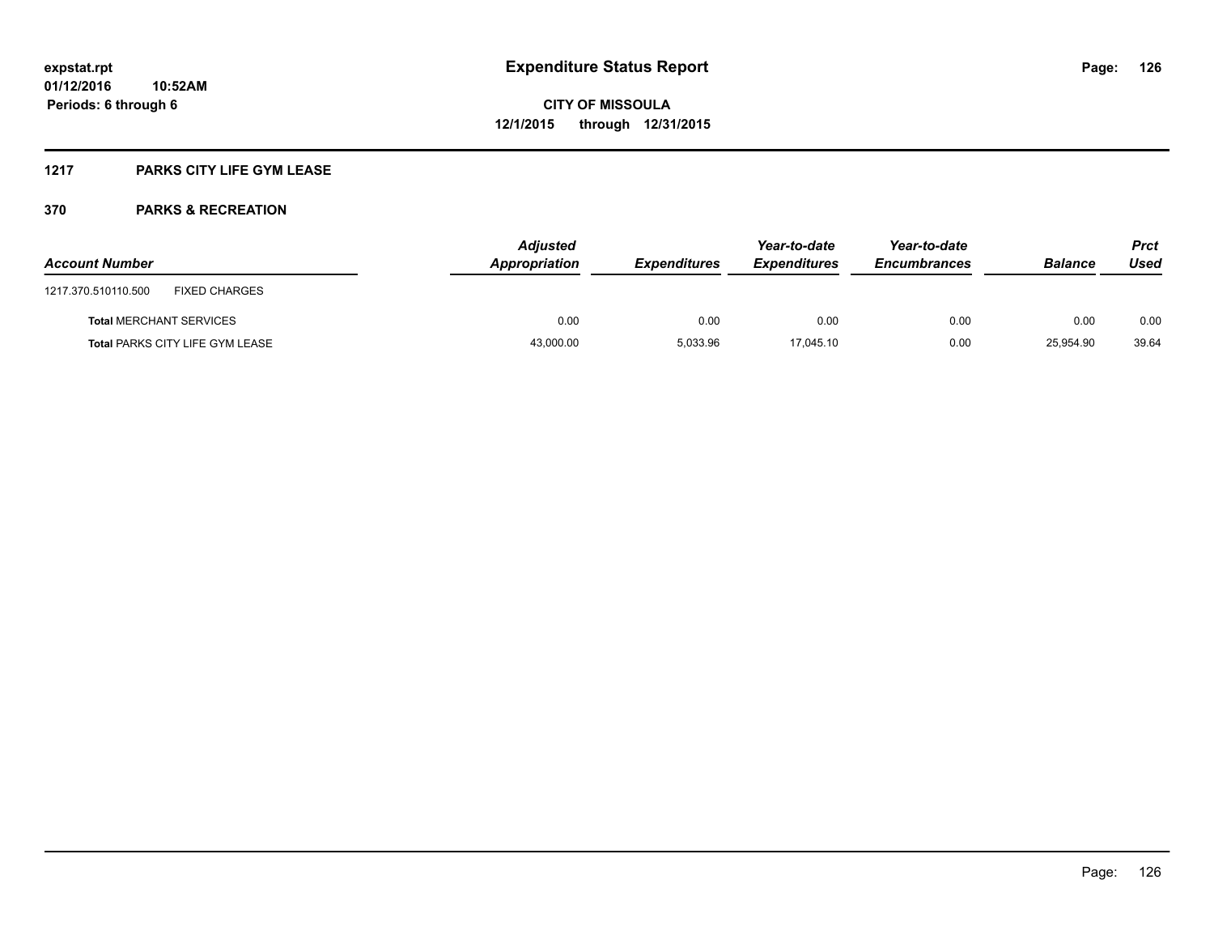**expstat.rpt**
**01/12/2016 10:52AM**
**Periods: 6 through 6**

# Expenditure Status Report

**CITY OF MISSOULA**
**12/1/2015 through 12/31/2015**

## 1217 PARKS CITY LIFE GYM LEASE

## 370 PARKS & RECREATION

| Account Number | | Adjusted Appropriation | Expenditures | Year-to-date Expenditures | Year-to-date Encumbrances | Balance | Prct Used |
|---|---|---|---|---|---|---|---|
| 1217.370.510110.500 | FIXED CHARGES | | | | | | |
| **Total** MERCHANT SERVICES | | 0.00 | 0.00 | 0.00 | 0.00 | 0.00 | 0.00 |
| **Total** PARKS CITY LIFE GYM LEASE | | 43,000.00 | 5,033.96 | 17,045.10 | 0.00 | 25,954.90 | 39.64 |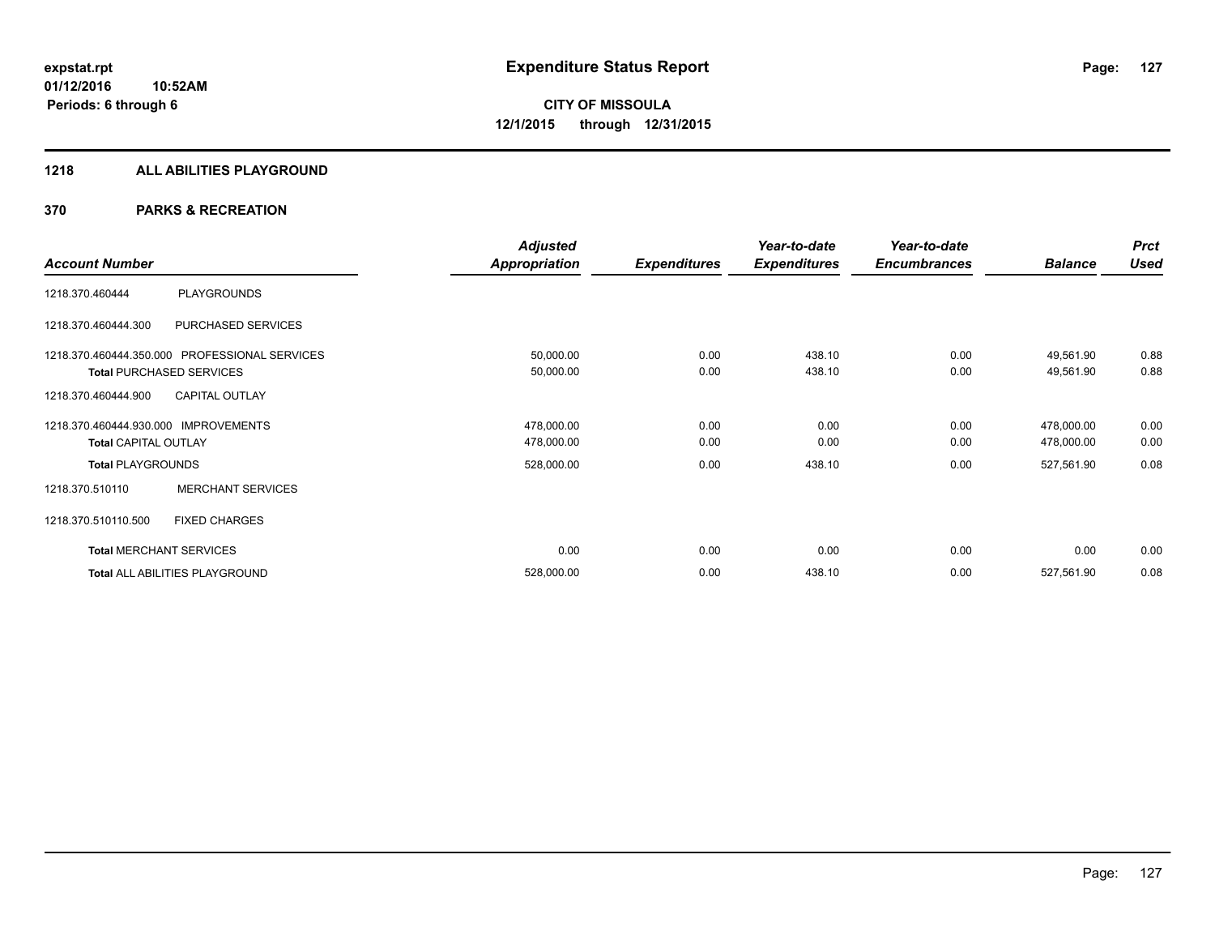**Expenditure Status Report**

**CITY OF MISSOULA**

**12/1/2015 through 12/31/2015**

expstat.rpt
01/12/2016 10:52AM
Periods: 6 through 6

## 1218 ALL ABILITIES PLAYGROUND

## 370 PARKS & RECREATION

| Account Number | | Adjusted Appropriation | Expenditures | Year-to-date Expenditures | Year-to-date Encumbrances | Balance | Prct Used |
|---|---|---|---|---|---|---|---|
| 1218.370.460444 | PLAYGROUNDS | | | | | | |
| 1218.370.460444.300 | PURCHASED SERVICES | | | | | | |
| 1218.370.460444.350.000 | PROFESSIONAL SERVICES | 50,000.00 | 0.00 | 438.10 | 0.00 | 49,561.90 | 0.88 |
| **Total** PURCHASED SERVICES | | 50,000.00 | 0.00 | 438.10 | 0.00 | 49,561.90 | 0.88 |
| 1218.370.460444.900 | CAPITAL OUTLAY | | | | | | |
| 1218.370.460444.930.000 | IMPROVEMENTS | 478,000.00 | 0.00 | 0.00 | 0.00 | 478,000.00 | 0.00 |
| **Total** CAPITAL OUTLAY | | 478,000.00 | 0.00 | 0.00 | 0.00 | 478,000.00 | 0.00 |
| **Total** PLAYGROUNDS | | 528,000.00 | 0.00 | 438.10 | 0.00 | 527,561.90 | 0.08 |
| 1218.370.510110 | MERCHANT SERVICES | | | | | | |
| 1218.370.510110.500 | FIXED CHARGES | | | | | | |
| **Total** MERCHANT SERVICES | | 0.00 | 0.00 | 0.00 | 0.00 | 0.00 | 0.00 |
| **Total** ALL ABILITIES PLAYGROUND | | 528,000.00 | 0.00 | 438.10 | 0.00 | 527,561.90 | 0.08 |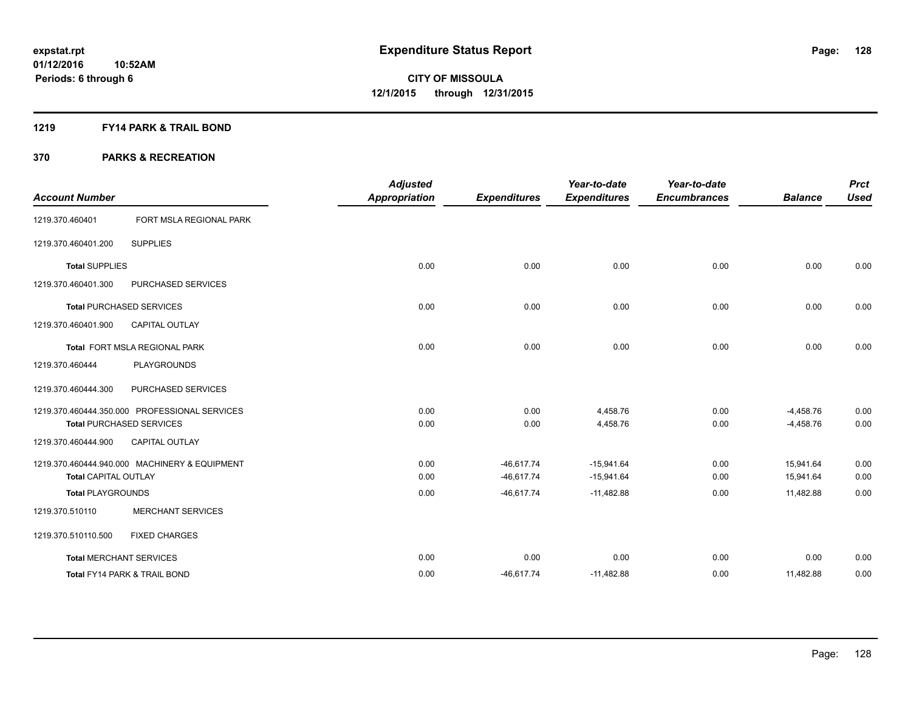**expstat.rpt**
**01/12/2016 10:52AM**
**Periods: 6 through 6**

# Expenditure Status Report

**CITY OF MISSOULA**
**12/1/2015 through 12/31/2015**

## 1219 FY14 PARK & TRAIL BOND

## 370 PARKS & RECREATION

| Account Number | | Adjusted Appropriation | Expenditures | Year-to-date Expenditures | Year-to-date Encumbrances | Balance | Prct Used |
|---|---|---|---|---|---|---|---|
| 1219.370.460401 | FORT MSLA REGIONAL PARK | | | | | | |
| 1219.370.460401.200 | SUPPLIES | | | | | | |
| **Total** SUPPLIES | | 0.00 | 0.00 | 0.00 | 0.00 | 0.00 | 0.00 |
| 1219.370.460401.300 | PURCHASED SERVICES | | | | | | |
| **Total** PURCHASED SERVICES | | 0.00 | 0.00 | 0.00 | 0.00 | 0.00 | 0.00 |
| 1219.370.460401.900 | CAPITAL OUTLAY | | | | | | |
| **Total** FORT MSLA REGIONAL PARK | | 0.00 | 0.00 | 0.00 | 0.00 | 0.00 | 0.00 |
| 1219.370.460444 | PLAYGROUNDS | | | | | | |
| 1219.370.460444.300 | PURCHASED SERVICES | | | | | | |
| 1219.370.460444.350.000 | PROFESSIONAL SERVICES | 0.00 | 0.00 | 4,458.76 | 0.00 | -4,458.76 | 0.00 |
| **Total** PURCHASED SERVICES | | 0.00 | 0.00 | 4,458.76 | 0.00 | -4,458.76 | 0.00 |
| 1219.370.460444.900 | CAPITAL OUTLAY | | | | | | |
| 1219.370.460444.940.000 | MACHINERY & EQUIPMENT | 0.00 | -46,617.74 | -15,941.64 | 0.00 | 15,941.64 | 0.00 |
| **Total** CAPITAL OUTLAY | | 0.00 | -46,617.74 | -15,941.64 | 0.00 | 15,941.64 | 0.00 |
| **Total** PLAYGROUNDS | | 0.00 | -46,617.74 | -11,482.88 | 0.00 | 11,482.88 | 0.00 |
| 1219.370.510110 | MERCHANT SERVICES | | | | | | |
| 1219.370.510110.500 | FIXED CHARGES | | | | | | |
| **Total** MERCHANT SERVICES | | 0.00 | 0.00 | 0.00 | 0.00 | 0.00 | 0.00 |
| **Total** FY14 PARK & TRAIL BOND | | 0.00 | -46,617.74 | -11,482.88 | 0.00 | 11,482.88 | 0.00 |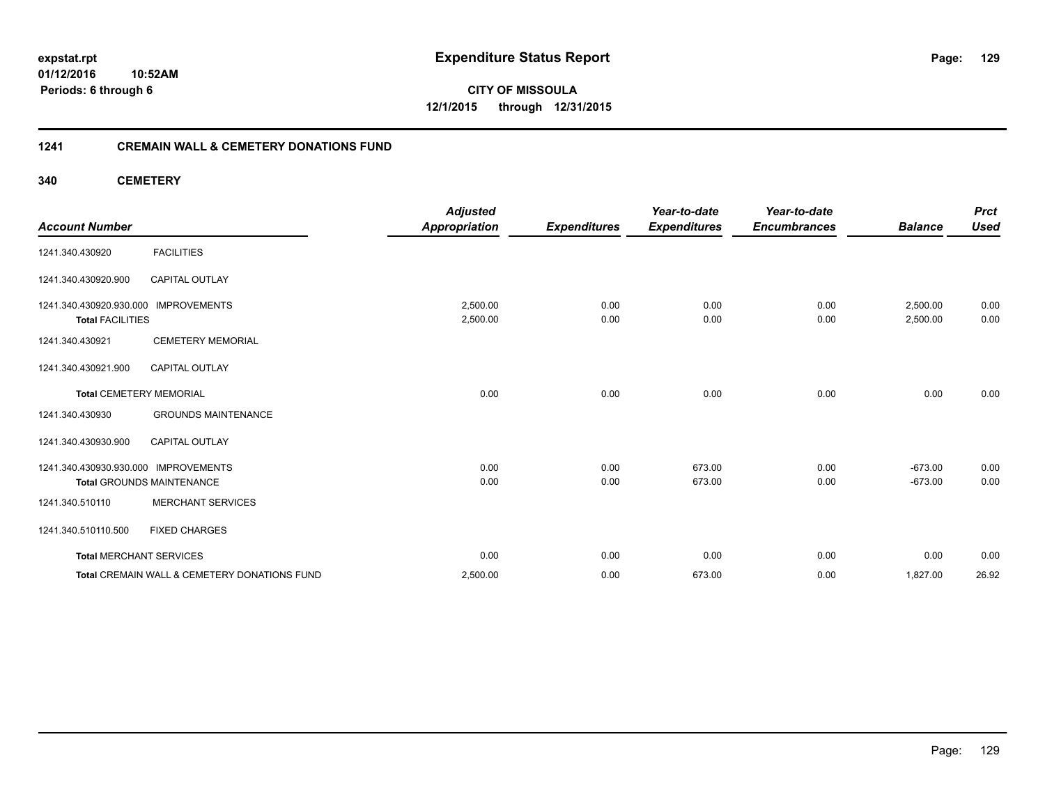# Expenditure Status Report

**CITY OF MISSOULA**
**12/1/2015 through 12/31/2015**

expstat.rpt
01/12/2016 10:52AM
Periods: 6 through 6

## 1241 CREMAIN WALL & CEMETERY DONATIONS FUND

### 340 CEMETERY

| Account Number | | Adjusted Appropriation | Expenditures | Year-to-date Expenditures | Year-to-date Encumbrances | Balance | Prct Used |
|---|---|---|---|---|---|---|---|
| 1241.340.430920 | FACILITIES | | | | | | |
| 1241.340.430920.900 | CAPITAL OUTLAY | | | | | | |
| 1241.340.430920.930.000 | IMPROVEMENTS | 2,500.00 | 0.00 | 0.00 | 0.00 | 2,500.00 | 0.00 |
| **Total** FACILITIES | | 2,500.00 | 0.00 | 0.00 | 0.00 | 2,500.00 | 0.00 |
| 1241.340.430921 | CEMETERY MEMORIAL | | | | | | |
| 1241.340.430921.900 | CAPITAL OUTLAY | | | | | | |
| **Total** CEMETERY MEMORIAL | | 0.00 | 0.00 | 0.00 | 0.00 | 0.00 | 0.00 |
| 1241.340.430930 | GROUNDS MAINTENANCE | | | | | | |
| 1241.340.430930.900 | CAPITAL OUTLAY | | | | | | |
| 1241.340.430930.930.000 | IMPROVEMENTS | 0.00 | 0.00 | 673.00 | 0.00 | -673.00 | 0.00 |
| **Total** GROUNDS MAINTENANCE | | 0.00 | 0.00 | 673.00 | 0.00 | -673.00 | 0.00 |
| 1241.340.510110 | MERCHANT SERVICES | | | | | | |
| 1241.340.510110.500 | FIXED CHARGES | | | | | | |
| **Total** MERCHANT SERVICES | | 0.00 | 0.00 | 0.00 | 0.00 | 0.00 | 0.00 |
| **Total** CREMAIN WALL & CEMETERY DONATIONS FUND | | 2,500.00 | 0.00 | 673.00 | 0.00 | 1,827.00 | 26.92 |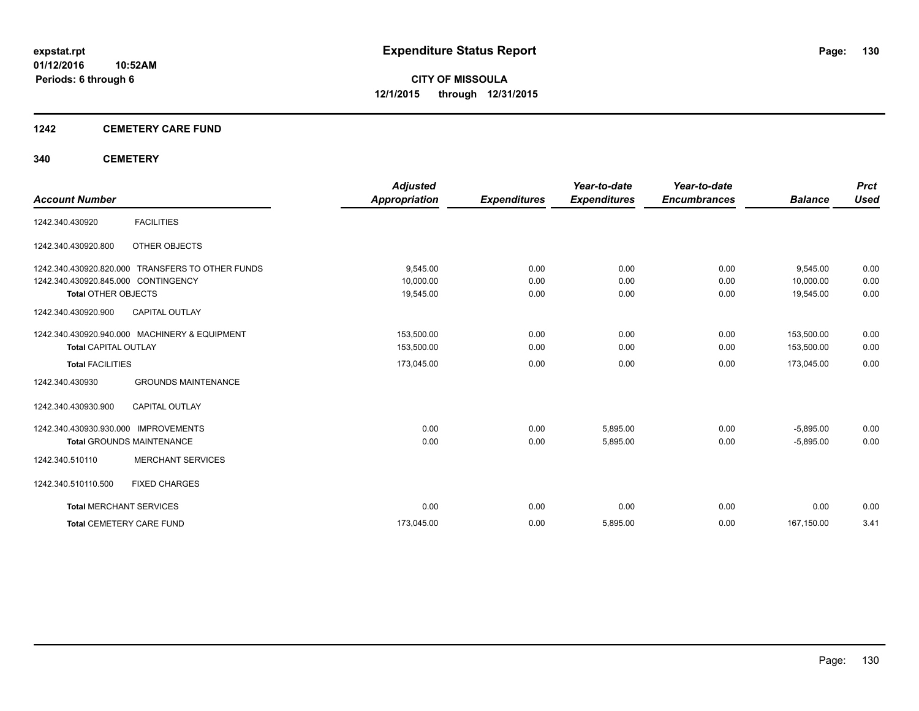**expstat.rpt**
**01/12/2016 10:52AM**
**Periods: 6 through 6**

# Expenditure Status Report

**CITY OF MISSOULA**
**12/1/2015 through 12/31/2015**

## 1242 CEMETERY CARE FUND

## 340 CEMETERY

| Account Number | | Adjusted Appropriation | Expenditures | Year-to-date Expenditures | Year-to-date Encumbrances | Balance | Prct Used |
|---|---|---|---|---|---|---|---|
| 1242.340.430920 | FACILITIES | | | | | | |
| 1242.340.430920.800 | OTHER OBJECTS | | | | | | |
| 1242.340.430920.820.000 | TRANSFERS TO OTHER FUNDS | 9,545.00 | 0.00 | 0.00 | 0.00 | 9,545.00 | 0.00 |
| 1242.340.430920.845.000 | CONTINGENCY | 10,000.00 | 0.00 | 0.00 | 0.00 | 10,000.00 | 0.00 |
| **Total OTHER OBJECTS** | | 19,545.00 | 0.00 | 0.00 | 0.00 | 19,545.00 | 0.00 |
| 1242.340.430920.900 | CAPITAL OUTLAY | | | | | | |
| 1242.340.430920.940.000 | MACHINERY & EQUIPMENT | 153,500.00 | 0.00 | 0.00 | 0.00 | 153,500.00 | 0.00 |
| **Total CAPITAL OUTLAY** | | 153,500.00 | 0.00 | 0.00 | 0.00 | 153,500.00 | 0.00 |
| **Total FACILITIES** | | 173,045.00 | 0.00 | 0.00 | 0.00 | 173,045.00 | 0.00 |
| 1242.340.430930 | GROUNDS MAINTENANCE | | | | | | |
| 1242.340.430930.900 | CAPITAL OUTLAY | | | | | | |
| 1242.340.430930.930.000 | IMPROVEMENTS | 0.00 | 0.00 | 5,895.00 | 0.00 | -5,895.00 | 0.00 |
| **Total GROUNDS MAINTENANCE** | | 0.00 | 0.00 | 5,895.00 | 0.00 | -5,895.00 | 0.00 |
| 1242.340.510110 | MERCHANT SERVICES | | | | | | |
| 1242.340.510110.500 | FIXED CHARGES | | | | | | |
| **Total MERCHANT SERVICES** | | 0.00 | 0.00 | 0.00 | 0.00 | 0.00 | 0.00 |
| **Total CEMETERY CARE FUND** | | 173,045.00 | 0.00 | 5,895.00 | 0.00 | 167,150.00 | 3.41 |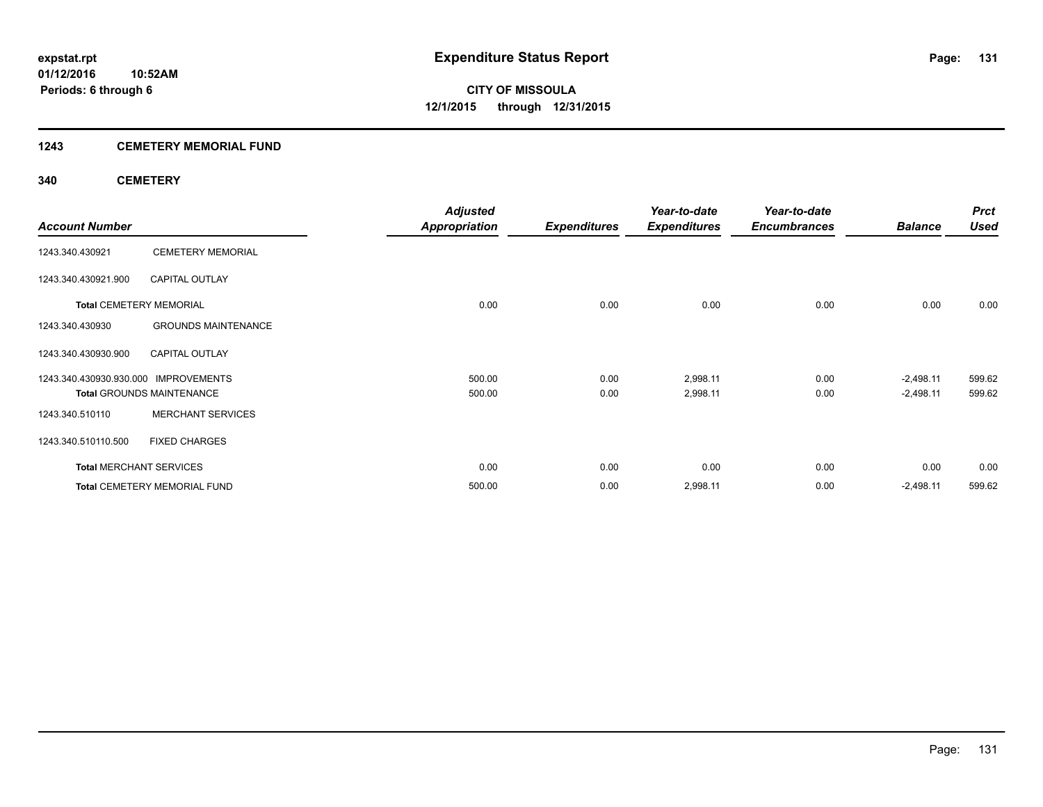**expstat.rpt**
**01/12/2016 10:52AM**
**Periods: 6 through 6**

# Expenditure Status Report

**CITY OF MISSOULA**
**12/1/2015 through 12/31/2015**

## 1243 CEMETERY MEMORIAL FUND

### 340 CEMETERY

| Account Number | | Adjusted Appropriation | Expenditures | Year-to-date Expenditures | Year-to-date Encumbrances | Balance | Prct Used |
|---|---|---|---|---|---|---|---|
| 1243.340.430921 | CEMETERY MEMORIAL | | | | | | |
| 1243.340.430921.900 | CAPITAL OUTLAY | | | | | | |
| **Total** CEMETERY MEMORIAL | | 0.00 | 0.00 | 0.00 | 0.00 | 0.00 | 0.00 |
| 1243.340.430930 | GROUNDS MAINTENANCE | | | | | | |
| 1243.340.430930.900 | CAPITAL OUTLAY | | | | | | |
| 1243.340.430930.930.000 | IMPROVEMENTS | 500.00 | 0.00 | 2,998.11 | 0.00 | -2,498.11 | 599.62 |
| **Total** GROUNDS MAINTENANCE | | 500.00 | 0.00 | 2,998.11 | 0.00 | -2,498.11 | 599.62 |
| 1243.340.510110 | MERCHANT SERVICES | | | | | | |
| 1243.340.510110.500 | FIXED CHARGES | | | | | | |
| **Total** MERCHANT SERVICES | | 0.00 | 0.00 | 0.00 | 0.00 | 0.00 | 0.00 |
| **Total** CEMETERY MEMORIAL FUND | | 500.00 | 0.00 | 2,998.11 | 0.00 | -2,498.11 | 599.62 |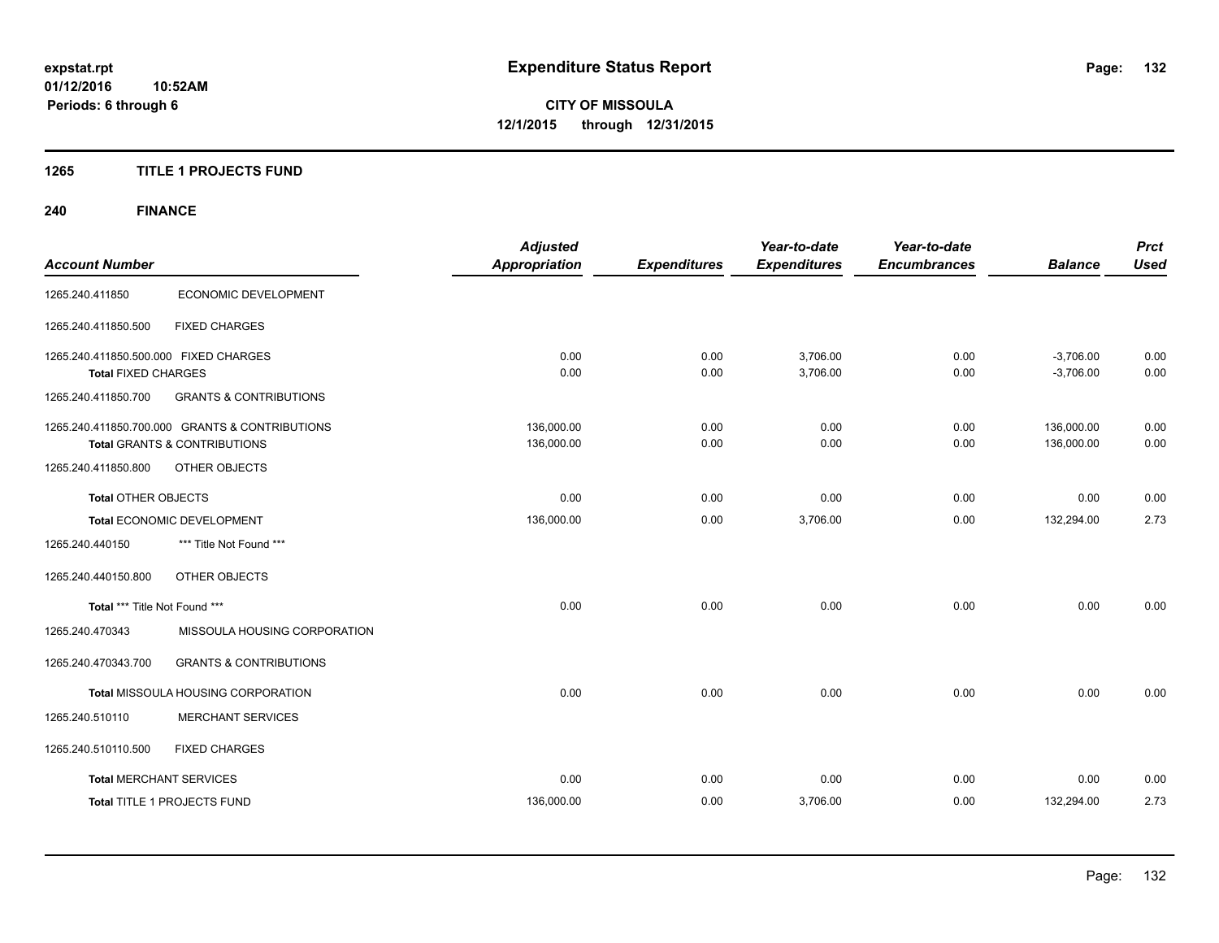**expstat.rpt**
**01/12/2016 10:52AM**
**Periods: 6 through 6**

# Expenditure Status Report

**CITY OF MISSOULA**
**12/1/2015 through 12/31/2015**

## 1265 TITLE 1 PROJECTS FUND

## 240 FINANCE

| Account Number | | Adjusted Appropriation | Expenditures | Year-to-date Expenditures | Year-to-date Encumbrances | Balance | Prct Used |
|---|---|---|---|---|---|---|---|
| 1265.240.411850 | ECONOMIC DEVELOPMENT | | | | | | |
| 1265.240.411850.500 | FIXED CHARGES | | | | | | |
| 1265.240.411850.500.000 FIXED CHARGES | | 0.00 | 0.00 | 3,706.00 | 0.00 | -3,706.00 | 0.00 |
| **Total** FIXED CHARGES | | 0.00 | 0.00 | 3,706.00 | 0.00 | -3,706.00 | 0.00 |
| 1265.240.411850.700 | GRANTS & CONTRIBUTIONS | | | | | | |
| 1265.240.411850.700.000 GRANTS & CONTRIBUTIONS | | 136,000.00 | 0.00 | 0.00 | 0.00 | 136,000.00 | 0.00 |
| **Total** GRANTS & CONTRIBUTIONS | | 136,000.00 | 0.00 | 0.00 | 0.00 | 136,000.00 | 0.00 |
| 1265.240.411850.800 | OTHER OBJECTS | | | | | | |
| **Total** OTHER OBJECTS | | 0.00 | 0.00 | 0.00 | 0.00 | 0.00 | 0.00 |
| **Total** ECONOMIC DEVELOPMENT | | 136,000.00 | 0.00 | 3,706.00 | 0.00 | 132,294.00 | 2.73 |
| 1265.240.440150 | *** Title Not Found *** | | | | | | |
| 1265.240.440150.800 | OTHER OBJECTS | | | | | | |
| **Total** *** Title Not Found *** | | 0.00 | 0.00 | 0.00 | 0.00 | 0.00 | 0.00 |
| 1265.240.470343 | MISSOULA HOUSING CORPORATION | | | | | | |
| 1265.240.470343.700 | GRANTS & CONTRIBUTIONS | | | | | | |
| **Total** MISSOULA HOUSING CORPORATION | | 0.00 | 0.00 | 0.00 | 0.00 | 0.00 | 0.00 |
| 1265.240.510110 | MERCHANT SERVICES | | | | | | |
| 1265.240.510110.500 | FIXED CHARGES | | | | | | |
| **Total** MERCHANT SERVICES | | 0.00 | 0.00 | 0.00 | 0.00 | 0.00 | 0.00 |
| **Total** TITLE 1 PROJECTS FUND | | 136,000.00 | 0.00 | 3,706.00 | 0.00 | 132,294.00 | 2.73 |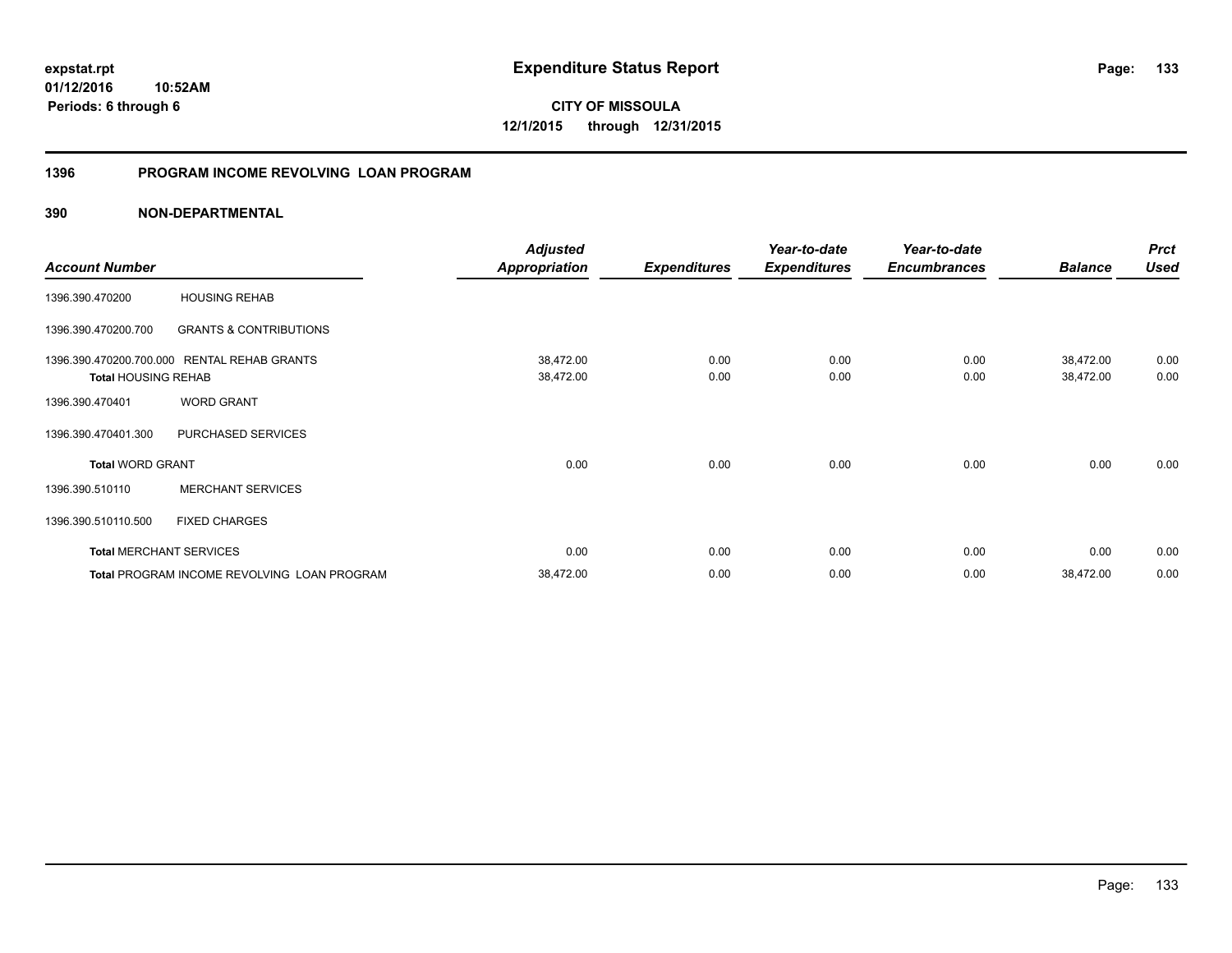**expstat.rpt**
**01/12/2016 10:52AM**
**Periods: 6 through 6**

# Expenditure Status Report

**CITY OF MISSOULA**
**12/1/2015 through 12/31/2015**

## 1396 PROGRAM INCOME REVOLVING LOAN PROGRAM

### 390 NON-DEPARTMENTAL

| Account Number | | Adjusted Appropriation | Expenditures | Year-to-date Expenditures | Year-to-date Encumbrances | Balance | Prct Used |
|---|---|---|---|---|---|---|---|
| 1396.390.470200 | HOUSING REHAB | | | | | | |
| 1396.390.470200.700 | GRANTS & CONTRIBUTIONS | | | | | | |
| 1396.390.470200.700.000 | RENTAL REHAB GRANTS | 38,472.00 | 0.00 | 0.00 | 0.00 | 38,472.00 | 0.00 |
| **Total** HOUSING REHAB | | 38,472.00 | 0.00 | 0.00 | 0.00 | 38,472.00 | 0.00 |
| 1396.390.470401 | WORD GRANT | | | | | | |
| 1396.390.470401.300 | PURCHASED SERVICES | | | | | | |
| **Total** WORD GRANT | | 0.00 | 0.00 | 0.00 | 0.00 | 0.00 | 0.00 |
| 1396.390.510110 | MERCHANT SERVICES | | | | | | |
| 1396.390.510110.500 | FIXED CHARGES | | | | | | |
| **Total** MERCHANT SERVICES | | 0.00 | 0.00 | 0.00 | 0.00 | 0.00 | 0.00 |
| **Total** PROGRAM INCOME REVOLVING LOAN PROGRAM | | 38,472.00 | 0.00 | 0.00 | 0.00 | 38,472.00 | 0.00 |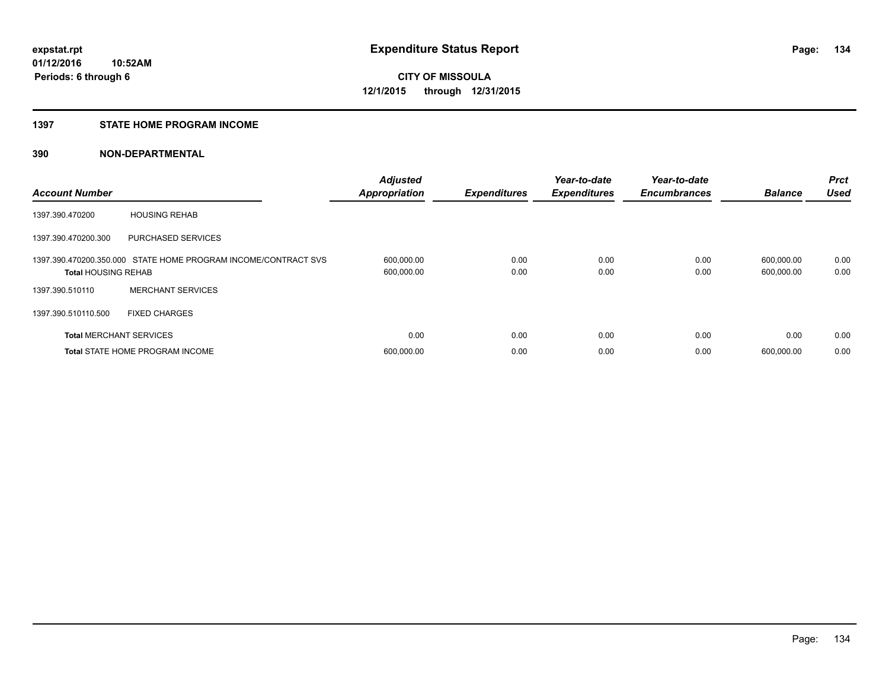**expstat.rpt**
**01/12/2016 10:52AM**
**Periods: 6 through 6**

# Expenditure Status Report

**CITY OF MISSOULA**
**12/1/2015 through 12/31/2015**

## 1397 STATE HOME PROGRAM INCOME

## 390 NON-DEPARTMENTAL

| Account Number | | Adjusted Appropriation | Expenditures | Year-to-date Expenditures | Year-to-date Encumbrances | Balance | Prct Used |
|---|---|---|---|---|---|---|---|
| 1397.390.470200 | HOUSING REHAB | | | | | | |
| 1397.390.470200.300 | PURCHASED SERVICES | | | | | | |
| 1397.390.470200.350.000 | STATE HOME PROGRAM INCOME/CONTRACT SVS | 600,000.00 | 0.00 | 0.00 | 0.00 | 600,000.00 | 0.00 |
| **Total** HOUSING REHAB | | 600,000.00 | 0.00 | 0.00 | 0.00 | 600,000.00 | 0.00 |
| 1397.390.510110 | MERCHANT SERVICES | | | | | | |
| 1397.390.510110.500 | FIXED CHARGES | | | | | | |
| **Total** MERCHANT SERVICES | | 0.00 | 0.00 | 0.00 | 0.00 | 0.00 | 0.00 |
| **Total** STATE HOME PROGRAM INCOME | | 600,000.00 | 0.00 | 0.00 | 0.00 | 600,000.00 | 0.00 |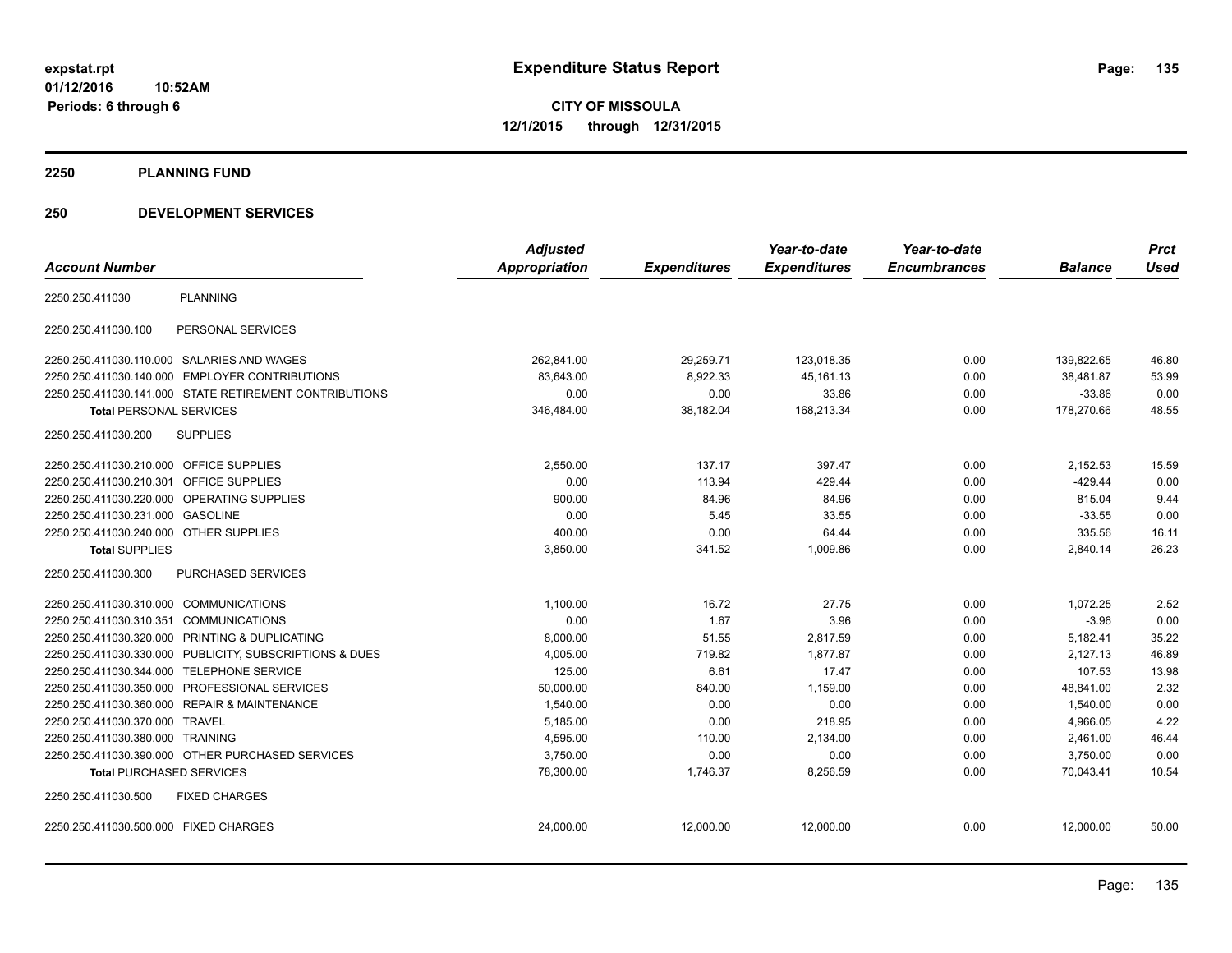expstat.rpt
01/12/2016 10:52AM
Periods: 6 through 6

# Expenditure Status Report

**CITY OF MISSOULA**
**12/1/2015 through 12/31/2015**

## 2250 PLANNING FUND

## 250 DEVELOPMENT SERVICES

| Account Number | | Adjusted Appropriation | Expenditures | Year-to-date Expenditures | Year-to-date Encumbrances | Balance | Prct Used |
|---|---|---|---|---|---|---|---|
| 2250.250.411030 | PLANNING | | | | | | |
| 2250.250.411030.100 | PERSONAL SERVICES | | | | | | |
| 2250.250.411030.110.000 | SALARIES AND WAGES | 262,841.00 | 29,259.71 | 123,018.35 | 0.00 | 139,822.65 | 46.80 |
| 2250.250.411030.140.000 | EMPLOYER CONTRIBUTIONS | 83,643.00 | 8,922.33 | 45,161.13 | 0.00 | 38,481.87 | 53.99 |
| 2250.250.411030.141.000 | STATE RETIREMENT CONTRIBUTIONS | 0.00 | 0.00 | 33.86 | 0.00 | -33.86 | 0.00 |
| **Total** PERSONAL SERVICES | | 346,484.00 | 38,182.04 | 168,213.34 | 0.00 | 178,270.66 | 48.55 |
| 2250.250.411030.200 | SUPPLIES | | | | | | |
| 2250.250.411030.210.000 | OFFICE SUPPLIES | 2,550.00 | 137.17 | 397.47 | 0.00 | 2,152.53 | 15.59 |
| 2250.250.411030.210.301 | OFFICE SUPPLIES | 0.00 | 113.94 | 429.44 | 0.00 | -429.44 | 0.00 |
| 2250.250.411030.220.000 | OPERATING SUPPLIES | 900.00 | 84.96 | 84.96 | 0.00 | 815.04 | 9.44 |
| 2250.250.411030.231.000 | GASOLINE | 0.00 | 5.45 | 33.55 | 0.00 | -33.55 | 0.00 |
| 2250.250.411030.240.000 | OTHER SUPPLIES | 400.00 | 0.00 | 64.44 | 0.00 | 335.56 | 16.11 |
| **Total** SUPPLIES | | 3,850.00 | 341.52 | 1,009.86 | 0.00 | 2,840.14 | 26.23 |
| 2250.250.411030.300 | PURCHASED SERVICES | | | | | | |
| 2250.250.411030.310.000 | COMMUNICATIONS | 1,100.00 | 16.72 | 27.75 | 0.00 | 1,072.25 | 2.52 |
| 2250.250.411030.310.351 | COMMUNICATIONS | 0.00 | 1.67 | 3.96 | 0.00 | -3.96 | 0.00 |
| 2250.250.411030.320.000 | PRINTING & DUPLICATING | 8,000.00 | 51.55 | 2,817.59 | 0.00 | 5,182.41 | 35.22 |
| 2250.250.411030.330.000 | PUBLICITY, SUBSCRIPTIONS & DUES | 4,005.00 | 719.82 | 1,877.87 | 0.00 | 2,127.13 | 46.89 |
| 2250.250.411030.344.000 | TELEPHONE SERVICE | 125.00 | 6.61 | 17.47 | 0.00 | 107.53 | 13.98 |
| 2250.250.411030.350.000 | PROFESSIONAL SERVICES | 50,000.00 | 840.00 | 1,159.00 | 0.00 | 48,841.00 | 2.32 |
| 2250.250.411030.360.000 | REPAIR & MAINTENANCE | 1,540.00 | 0.00 | 0.00 | 0.00 | 1,540.00 | 0.00 |
| 2250.250.411030.370.000 | TRAVEL | 5,185.00 | 0.00 | 218.95 | 0.00 | 4,966.05 | 4.22 |
| 2250.250.411030.380.000 | TRAINING | 4,595.00 | 110.00 | 2,134.00 | 0.00 | 2,461.00 | 46.44 |
| 2250.250.411030.390.000 | OTHER PURCHASED SERVICES | 3,750.00 | 0.00 | 0.00 | 0.00 | 3,750.00 | 0.00 |
| **Total** PURCHASED SERVICES | | 78,300.00 | 1,746.37 | 8,256.59 | 0.00 | 70,043.41 | 10.54 |
| 2250.250.411030.500 | FIXED CHARGES | | | | | | |
| 2250.250.411030.500.000 | FIXED CHARGES | 24,000.00 | 12,000.00 | 12,000.00 | 0.00 | 12,000.00 | 50.00 |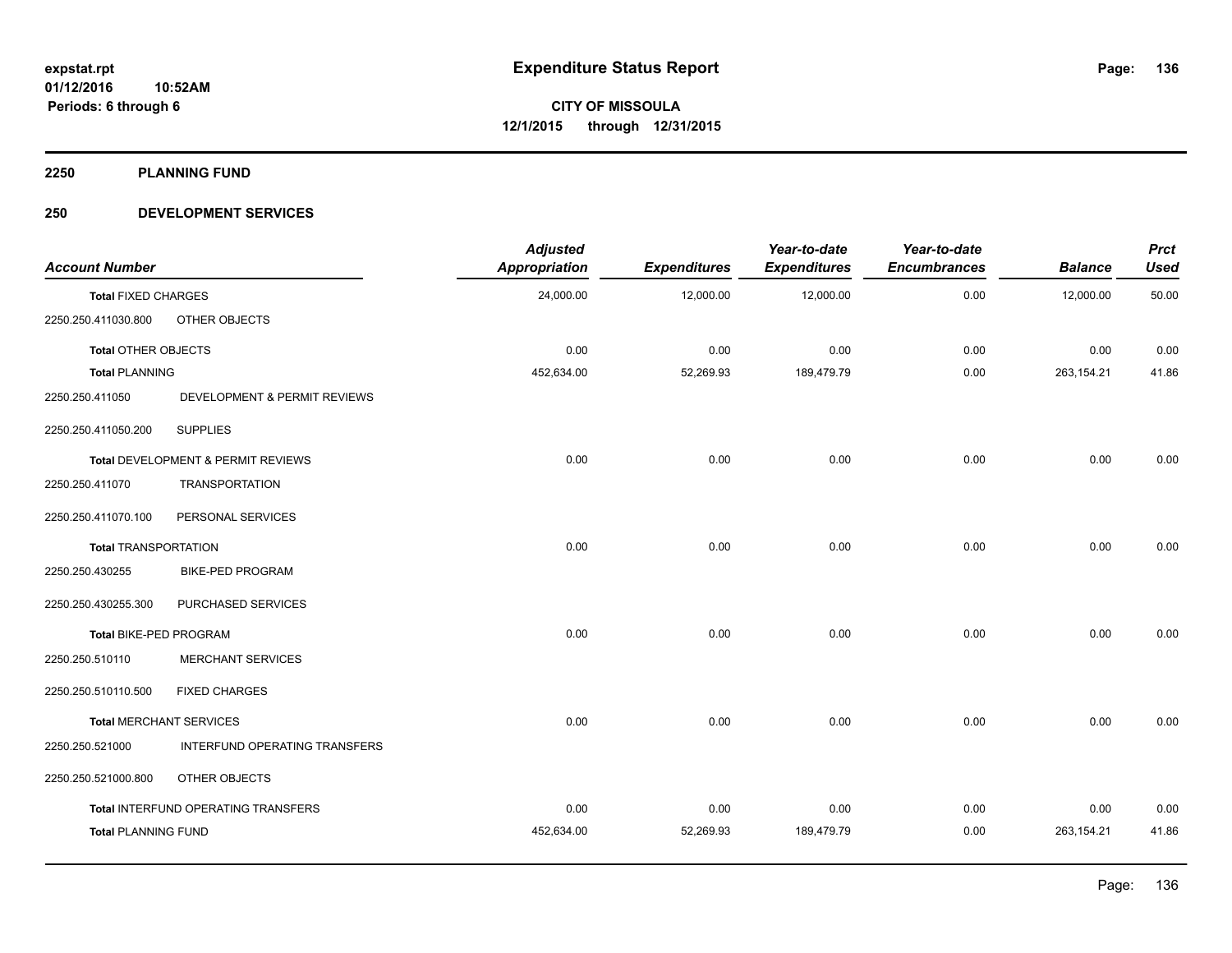# Expenditure Status Report

**CITY OF MISSOULA**
**12/1/2015 through 12/31/2015**

expstat.rpt
01/12/2016 10:52AM
Periods: 6 through 6

## 2250 PLANNING FUND

## 250 DEVELOPMENT SERVICES

| Account Number | | Adjusted Appropriation | Expenditures | Year-to-date Expenditures | Year-to-date Encumbrances | Balance | Prct Used |
|---|---|---|---|---|---|---|---|
| **Total** FIXED CHARGES | | 24,000.00 | 12,000.00 | 12,000.00 | 0.00 | 12,000.00 | 50.00 |
| 2250.250.411030.800 | OTHER OBJECTS | | | | | | |
| **Total** OTHER OBJECTS | | 0.00 | 0.00 | 0.00 | 0.00 | 0.00 | 0.00 |
| **Total** PLANNING | | 452,634.00 | 52,269.93 | 189,479.79 | 0.00 | 263,154.21 | 41.86 |
| 2250.250.411050 | DEVELOPMENT & PERMIT REVIEWS | | | | | | |
| 2250.250.411050.200 | SUPPLIES | | | | | | |
| **Total** DEVELOPMENT & PERMIT REVIEWS | | 0.00 | 0.00 | 0.00 | 0.00 | 0.00 | 0.00 |
| 2250.250.411070 | TRANSPORTATION | | | | | | |
| 2250.250.411070.100 | PERSONAL SERVICES | | | | | | |
| **Total** TRANSPORTATION | | 0.00 | 0.00 | 0.00 | 0.00 | 0.00 | 0.00 |
| 2250.250.430255 | BIKE-PED PROGRAM | | | | | | |
| 2250.250.430255.300 | PURCHASED SERVICES | | | | | | |
| **Total** BIKE-PED PROGRAM | | 0.00 | 0.00 | 0.00 | 0.00 | 0.00 | 0.00 |
| 2250.250.510110 | MERCHANT SERVICES | | | | | | |
| 2250.250.510110.500 | FIXED CHARGES | | | | | | |
| **Total** MERCHANT SERVICES | | 0.00 | 0.00 | 0.00 | 0.00 | 0.00 | 0.00 |
| 2250.250.521000 | INTERFUND OPERATING TRANSFERS | | | | | | |
| 2250.250.521000.800 | OTHER OBJECTS | | | | | | |
| **Total** INTERFUND OPERATING TRANSFERS | | 0.00 | 0.00 | 0.00 | 0.00 | 0.00 | 0.00 |
| **Total** PLANNING FUND | | 452,634.00 | 52,269.93 | 189,479.79 | 0.00 | 263,154.21 | 41.86 |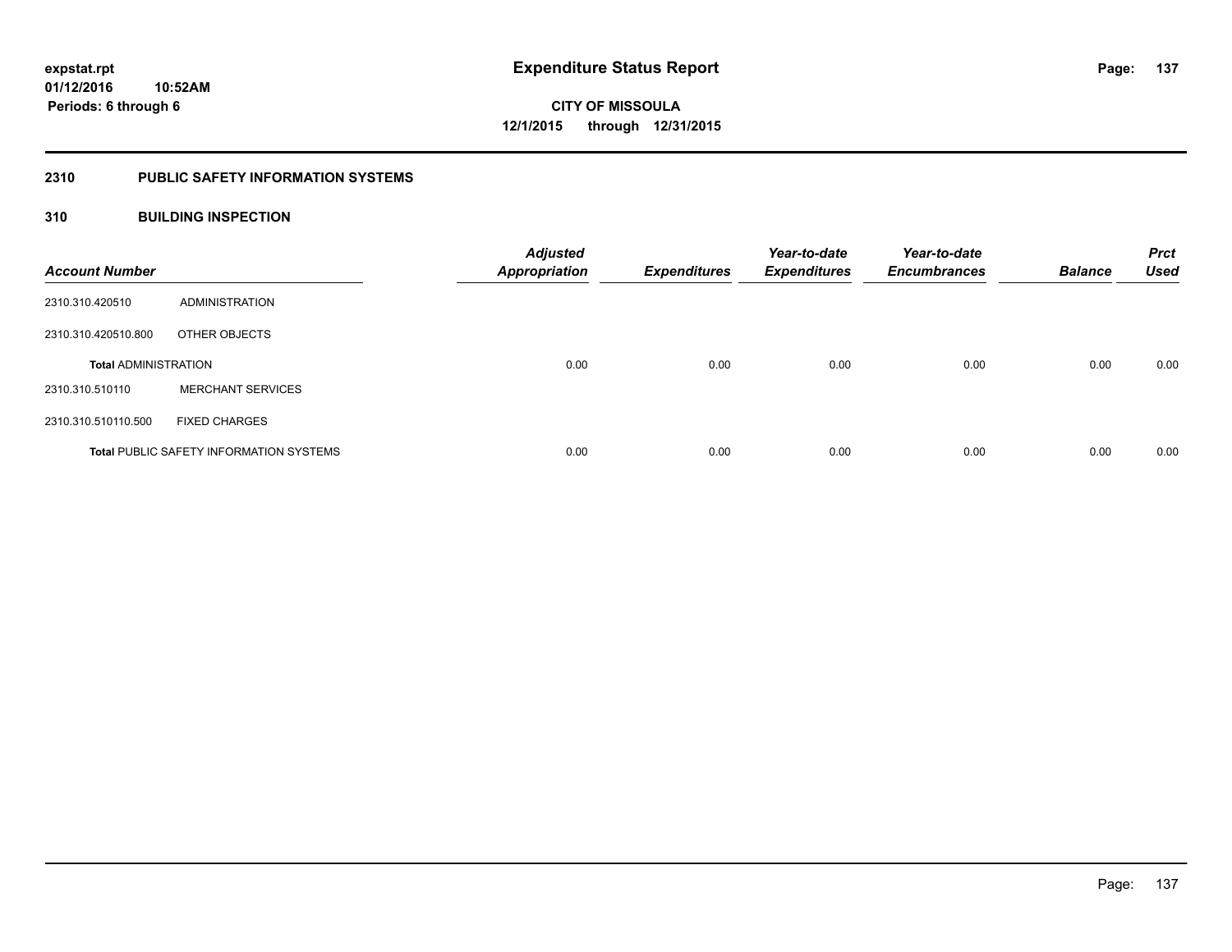**expstat.rpt**
**01/12/2016 10:52AM**
**Periods: 6 through 6**

# Expenditure Status Report

**CITY OF MISSOULA**
**12/1/2015 through 12/31/2015**

## 2310 PUBLIC SAFETY INFORMATION SYSTEMS

## 310 BUILDING INSPECTION

| Account Number | | Adjusted Appropriation | Expenditures | Year-to-date Expenditures | Year-to-date Encumbrances | Balance | Prct Used |
|---|---|---|---|---|---|---|---|
| 2310.310.420510 | ADMINISTRATION | | | | | | |
| 2310.310.420510.800 | OTHER OBJECTS | | | | | | |
| **Total** ADMINISTRATION | | 0.00 | 0.00 | 0.00 | 0.00 | 0.00 | 0.00 |
| 2310.310.510110 | MERCHANT SERVICES | | | | | | |
| 2310.310.510110.500 | FIXED CHARGES | | | | | | |
| **Total** PUBLIC SAFETY INFORMATION SYSTEMS | | 0.00 | 0.00 | 0.00 | 0.00 | 0.00 | 0.00 |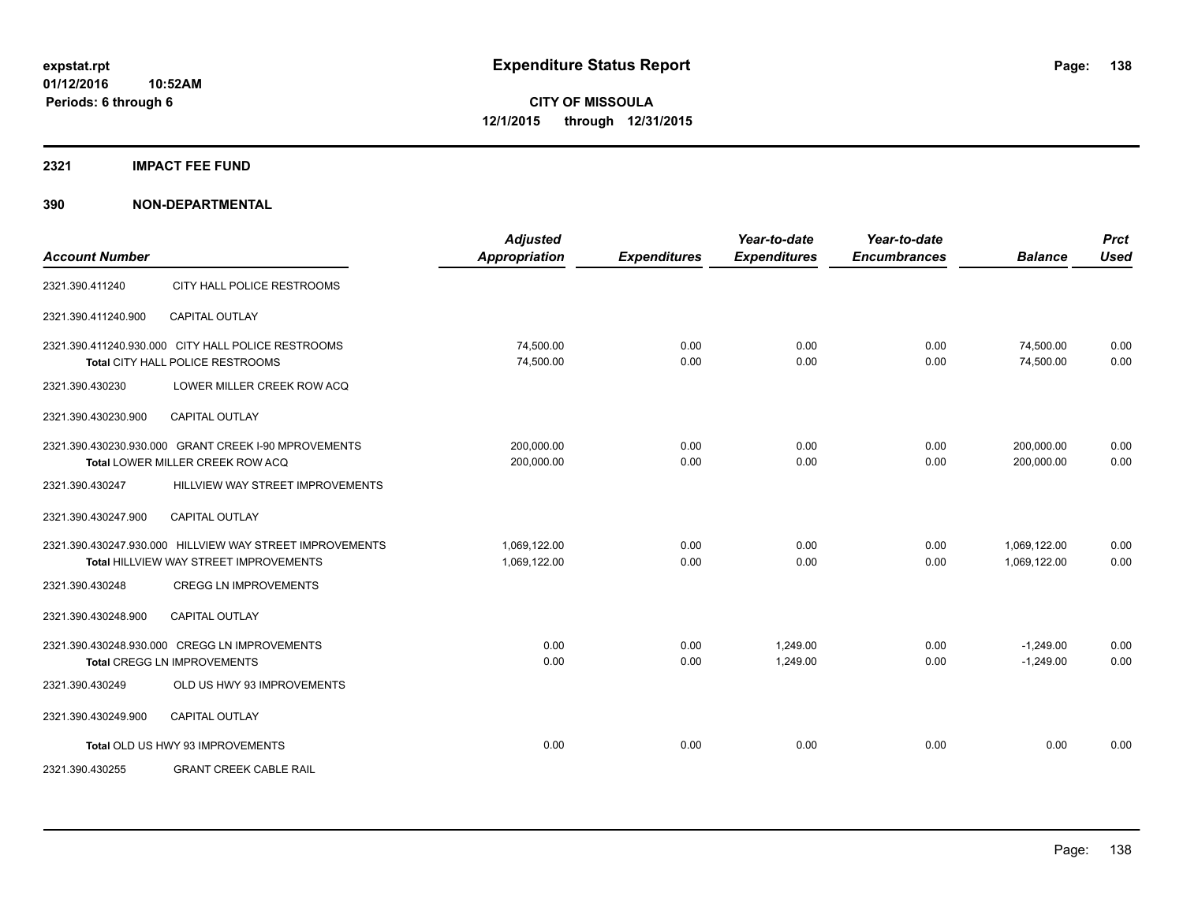expstat.rpt
01/12/2016 10:52AM
Periods: 6 through 6

# Expenditure Status Report

**CITY OF MISSOULA**
**12/1/2015 through 12/31/2015**

## 2321 IMPACT FEE FUND

## 390 NON-DEPARTMENTAL

| Account Number | | Adjusted Appropriation | Expenditures | Year-to-date Expenditures | Year-to-date Encumbrances | Balance | Prct Used |
|---|---|---|---|---|---|---|---|
| 2321.390.411240 | CITY HALL POLICE RESTROOMS | | | | | | |
| 2321.390.411240.900 | CAPITAL OUTLAY | | | | | | |
| 2321.390.411240.930.000 | CITY HALL POLICE RESTROOMS | 74,500.00 | 0.00 | 0.00 | 0.00 | 74,500.00 | 0.00 |
| **Total** CITY HALL POLICE RESTROOMS | | 74,500.00 | 0.00 | 0.00 | 0.00 | 74,500.00 | 0.00 |
| 2321.390.430230 | LOWER MILLER CREEK ROW ACQ | | | | | | |
| 2321.390.430230.900 | CAPITAL OUTLAY | | | | | | |
| 2321.390.430230.930.000 | GRANT CREEK I-90 MPROVEMENTS | 200,000.00 | 0.00 | 0.00 | 0.00 | 200,000.00 | 0.00 |
| **Total** LOWER MILLER CREEK ROW ACQ | | 200,000.00 | 0.00 | 0.00 | 0.00 | 200,000.00 | 0.00 |
| 2321.390.430247 | HILLVIEW WAY STREET IMPROVEMENTS | | | | | | |
| 2321.390.430247.900 | CAPITAL OUTLAY | | | | | | |
| 2321.390.430247.930.000 | HILLVIEW WAY STREET IMPROVEMENTS | 1,069,122.00 | 0.00 | 0.00 | 0.00 | 1,069,122.00 | 0.00 |
| **Total** HILLVIEW WAY STREET IMPROVEMENTS | | 1,069,122.00 | 0.00 | 0.00 | 0.00 | 1,069,122.00 | 0.00 |
| 2321.390.430248 | CREGG LN IMPROVEMENTS | | | | | | |
| 2321.390.430248.900 | CAPITAL OUTLAY | | | | | | |
| 2321.390.430248.930.000 | CREGG LN IMPROVEMENTS | 0.00 | 0.00 | 1,249.00 | 0.00 | -1,249.00 | 0.00 |
| **Total** CREGG LN IMPROVEMENTS | | 0.00 | 0.00 | 1,249.00 | 0.00 | -1,249.00 | 0.00 |
| 2321.390.430249 | OLD US HWY 93 IMPROVEMENTS | | | | | | |
| 2321.390.430249.900 | CAPITAL OUTLAY | | | | | | |
| **Total** OLD US HWY 93 IMPROVEMENTS | | 0.00 | 0.00 | 0.00 | 0.00 | 0.00 | 0.00 |
| 2321.390.430255 | GRANT CREEK CABLE RAIL | | | | | | |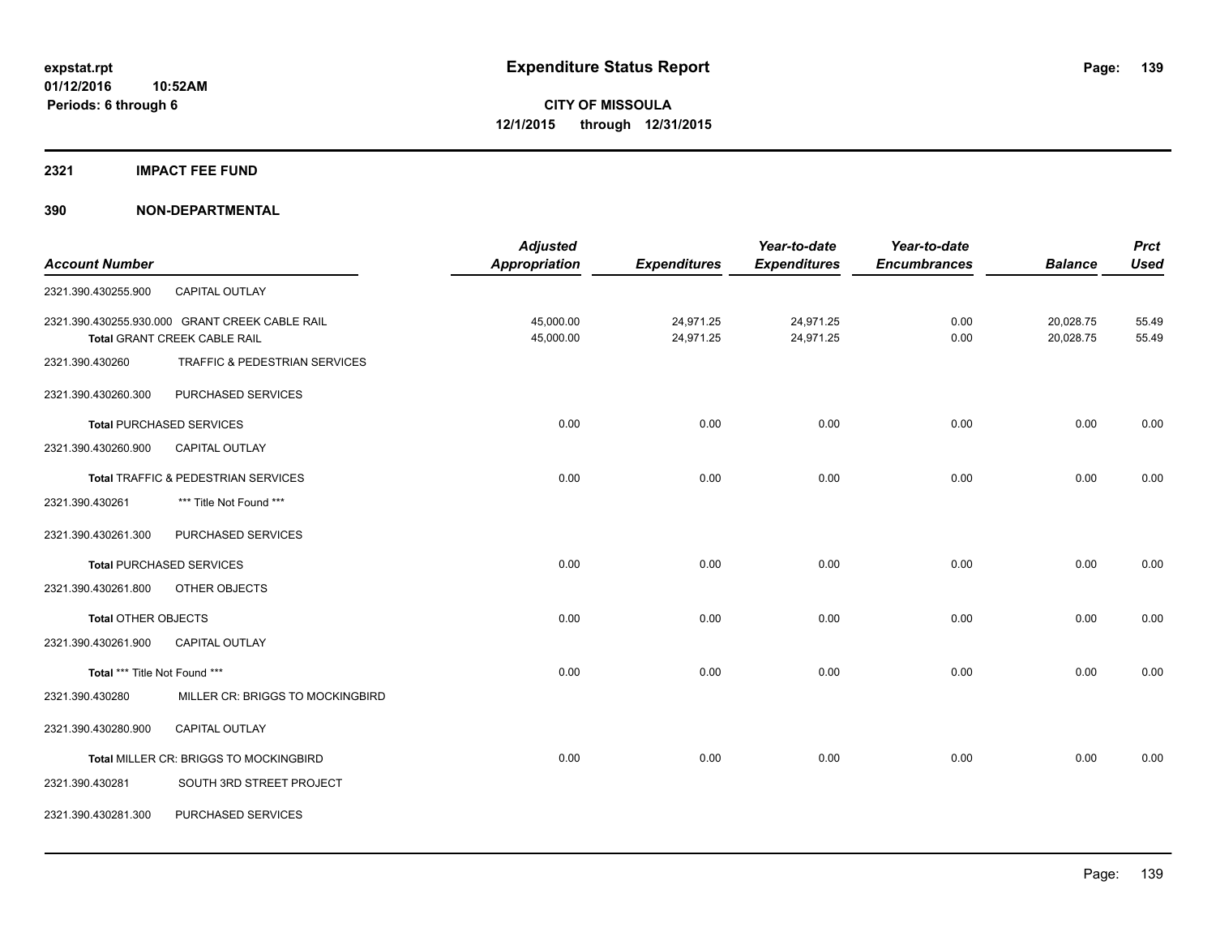# Expenditure Status Report

**expstat.rpt**
**01/12/2016 10:52AM**
**Periods: 6 through 6**

**CITY OF MISSOULA**
**12/1/2015 through 12/31/2015**

## 2321 IMPACT FEE FUND

## 390 NON-DEPARTMENTAL

| Account Number | | Adjusted Appropriation | Expenditures | Year-to-date Expenditures | Year-to-date Encumbrances | Balance | Prct Used |
|---|---|---|---|---|---|---|---|
| 2321.390.430255.900 | CAPITAL OUTLAY | | | | | | |
| 2321.390.430255.930.000 | GRANT CREEK CABLE RAIL | 45,000.00 | 24,971.25 | 24,971.25 | 0.00 | 20,028.75 | 55.49 |
| **Total** GRANT CREEK CABLE RAIL | | 45,000.00 | 24,971.25 | 24,971.25 | 0.00 | 20,028.75 | 55.49 |
| 2321.390.430260 | TRAFFIC & PEDESTRIAN SERVICES | | | | | | |
| 2321.390.430260.300 | PURCHASED SERVICES | | | | | | |
| **Total** PURCHASED SERVICES | | 0.00 | 0.00 | 0.00 | 0.00 | 0.00 | 0.00 |
| 2321.390.430260.900 | CAPITAL OUTLAY | | | | | | |
| **Total** TRAFFIC & PEDESTRIAN SERVICES | | 0.00 | 0.00 | 0.00 | 0.00 | 0.00 | 0.00 |
| 2321.390.430261 | *** Title Not Found *** | | | | | | |
| 2321.390.430261.300 | PURCHASED SERVICES | | | | | | |
| **Total** PURCHASED SERVICES | | 0.00 | 0.00 | 0.00 | 0.00 | 0.00 | 0.00 |
| 2321.390.430261.800 | OTHER OBJECTS | | | | | | |
| **Total** OTHER OBJECTS | | 0.00 | 0.00 | 0.00 | 0.00 | 0.00 | 0.00 |
| 2321.390.430261.900 | CAPITAL OUTLAY | | | | | | |
| **Total** *** Title Not Found *** | | 0.00 | 0.00 | 0.00 | 0.00 | 0.00 | 0.00 |
| 2321.390.430280 | MILLER CR: BRIGGS TO MOCKINGBIRD | | | | | | |
| 2321.390.430280.900 | CAPITAL OUTLAY | | | | | | |
| **Total** MILLER CR: BRIGGS TO MOCKINGBIRD | | 0.00 | 0.00 | 0.00 | 0.00 | 0.00 | 0.00 |
| 2321.390.430281 | SOUTH 3RD STREET PROJECT | | | | | | |
| 2321.390.430281.300 | PURCHASED SERVICES | | | | | | |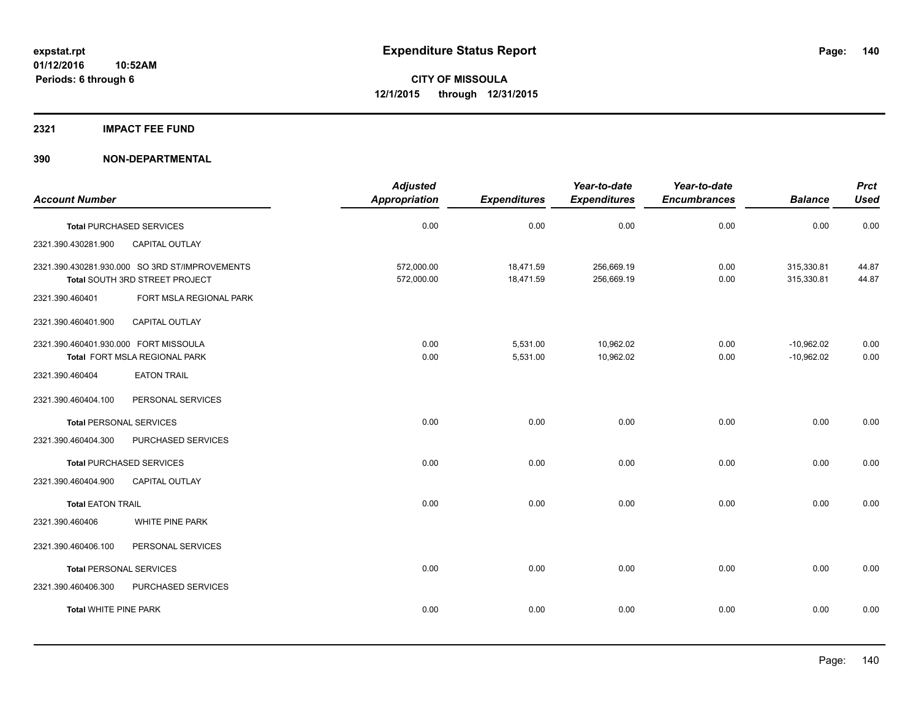**expstat.rpt**
**01/12/2016 10:52AM**
**Periods: 6 through 6**

# Expenditure Status Report

**CITY OF MISSOULA**
**12/1/2015 through 12/31/2015**

## 2321 IMPACT FEE FUND

## 390 NON-DEPARTMENTAL

| Account Number | | Adjusted Appropriation | Expenditures | Year-to-date Expenditures | Year-to-date Encumbrances | Balance | Prct Used |
|---|---|---|---|---|---|---|---|
| **Total** PURCHASED SERVICES | | 0.00 | 0.00 | 0.00 | 0.00 | 0.00 | 0.00 |
| 2321.390.430281.900 | CAPITAL OUTLAY | | | | | | |
| 2321.390.430281.930.000 | SO 3RD ST/IMPROVEMENTS | 572,000.00 | 18,471.59 | 256,669.19 | 0.00 | 315,330.81 | 44.87 |
| **Total** SOUTH 3RD STREET PROJECT | | 572,000.00 | 18,471.59 | 256,669.19 | 0.00 | 315,330.81 | 44.87 |
| 2321.390.460401 | FORT MSLA REGIONAL PARK | | | | | | |
| 2321.390.460401.900 | CAPITAL OUTLAY | | | | | | |
| 2321.390.460401.930.000 | FORT MISSOULA | 0.00 | 5,531.00 | 10,962.02 | 0.00 | -10,962.02 | 0.00 |
| **Total** FORT MSLA REGIONAL PARK | | 0.00 | 5,531.00 | 10,962.02 | 0.00 | -10,962.02 | 0.00 |
| 2321.390.460404 | EATON TRAIL | | | | | | |
| 2321.390.460404.100 | PERSONAL SERVICES | | | | | | |
| **Total** PERSONAL SERVICES | | 0.00 | 0.00 | 0.00 | 0.00 | 0.00 | 0.00 |
| 2321.390.460404.300 | PURCHASED SERVICES | | | | | | |
| **Total** PURCHASED SERVICES | | 0.00 | 0.00 | 0.00 | 0.00 | 0.00 | 0.00 |
| 2321.390.460404.900 | CAPITAL OUTLAY | | | | | | |
| **Total** EATON TRAIL | | 0.00 | 0.00 | 0.00 | 0.00 | 0.00 | 0.00 |
| 2321.390.460406 | WHITE PINE PARK | | | | | | |
| 2321.390.460406.100 | PERSONAL SERVICES | | | | | | |
| **Total** PERSONAL SERVICES | | 0.00 | 0.00 | 0.00 | 0.00 | 0.00 | 0.00 |
| 2321.390.460406.300 | PURCHASED SERVICES | | | | | | |
| **Total** WHITE PINE PARK | | 0.00 | 0.00 | 0.00 | 0.00 | 0.00 | 0.00 |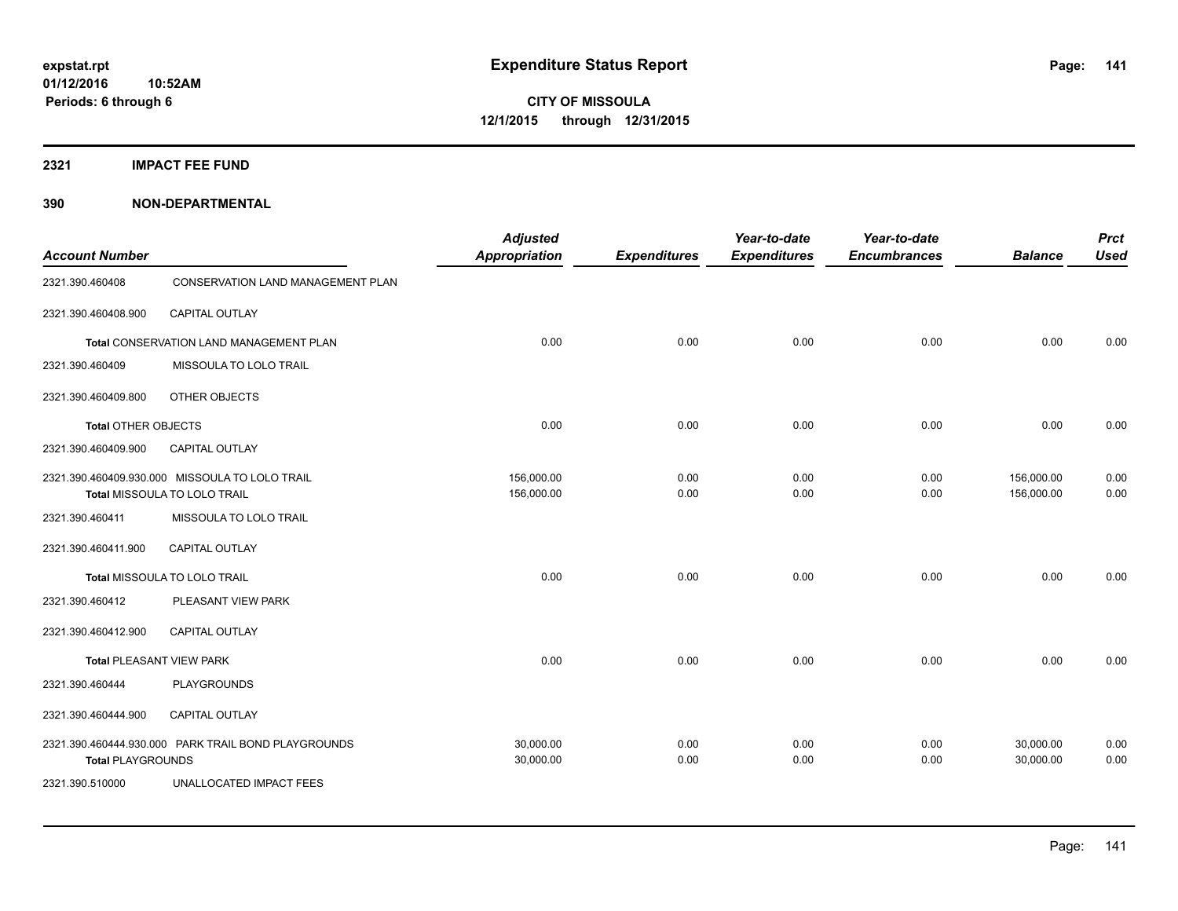expstat.rpt
01/12/2016 10:52AM
Periods: 6 through 6

# Expenditure Status Report

**CITY OF MISSOULA**
**12/1/2015 through 12/31/2015**

## 2321 IMPACT FEE FUND

## 390 NON-DEPARTMENTAL

| Account Number | | Adjusted Appropriation | Expenditures | Year-to-date Expenditures | Year-to-date Encumbrances | Balance | Prct Used |
|---|---|---|---|---|---|---|---|
| 2321.390.460408 | CONSERVATION LAND MANAGEMENT PLAN | | | | | | |
| 2321.390.460408.900 | CAPITAL OUTLAY | | | | | | |
| Total CONSERVATION LAND MANAGEMENT PLAN | | 0.00 | 0.00 | 0.00 | 0.00 | 0.00 | 0.00 |
| 2321.390.460409 | MISSOULA TO LOLO TRAIL | | | | | | |
| 2321.390.460409.800 | OTHER OBJECTS | | | | | | |
| Total OTHER OBJECTS | | 0.00 | 0.00 | 0.00 | 0.00 | 0.00 | 0.00 |
| 2321.390.460409.900 | CAPITAL OUTLAY | | | | | | |
| 2321.390.460409.930.000 | MISSOULA TO LOLO TRAIL | 156,000.00 | 0.00 | 0.00 | 0.00 | 156,000.00 | 0.00 |
| Total MISSOULA TO LOLO TRAIL | | 156,000.00 | 0.00 | 0.00 | 0.00 | 156,000.00 | 0.00 |
| 2321.390.460411 | MISSOULA TO LOLO TRAIL | | | | | | |
| 2321.390.460411.900 | CAPITAL OUTLAY | | | | | | |
| Total MISSOULA TO LOLO TRAIL | | 0.00 | 0.00 | 0.00 | 0.00 | 0.00 | 0.00 |
| 2321.390.460412 | PLEASANT VIEW PARK | | | | | | |
| 2321.390.460412.900 | CAPITAL OUTLAY | | | | | | |
| Total PLEASANT VIEW PARK | | 0.00 | 0.00 | 0.00 | 0.00 | 0.00 | 0.00 |
| 2321.390.460444 | PLAYGROUNDS | | | | | | |
| 2321.390.460444.900 | CAPITAL OUTLAY | | | | | | |
| 2321.390.460444.930.000 | PARK TRAIL BOND PLAYGROUNDS | 30,000.00 | 0.00 | 0.00 | 0.00 | 30,000.00 | 0.00 |
| Total PLAYGROUNDS | | 30,000.00 | 0.00 | 0.00 | 0.00 | 30,000.00 | 0.00 |
| 2321.390.510000 | UNALLOCATED IMPACT FEES | | | | | | |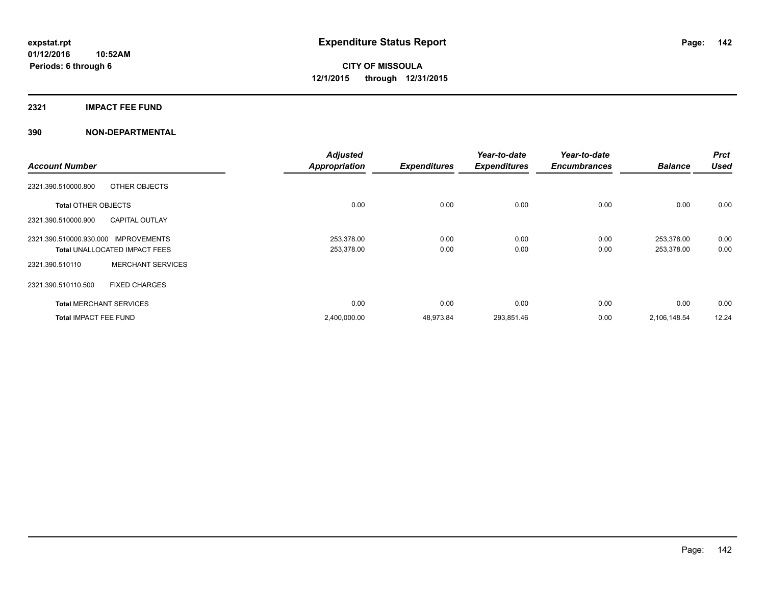**expstat.rpt**
**01/12/2016 10:52AM**
**Periods: 6 through 6**

# Expenditure Status Report

**CITY OF MISSOULA**
**12/1/2015 through 12/31/2015**

## 2321 IMPACT FEE FUND

## 390 NON-DEPARTMENTAL

| Account Number | | Adjusted Appropriation | Expenditures | Year-to-date Expenditures | Year-to-date Encumbrances | Balance | Prct Used |
|---|---|---|---|---|---|---|---|
| 2321.390.510000.800 | OTHER OBJECTS | | | | | | |
| **Total** OTHER OBJECTS | | 0.00 | 0.00 | 0.00 | 0.00 | 0.00 | 0.00 |
| 2321.390.510000.900 | CAPITAL OUTLAY | | | | | | |
| 2321.390.510000.930.000 | IMPROVEMENTS | 253,378.00 | 0.00 | 0.00 | 0.00 | 253,378.00 | 0.00 |
| **Total** UNALLOCATED IMPACT FEES | | 253,378.00 | 0.00 | 0.00 | 0.00 | 253,378.00 | 0.00 |
| 2321.390.510110 | MERCHANT SERVICES | | | | | | |
| 2321.390.510110.500 | FIXED CHARGES | | | | | | |
| **Total** MERCHANT SERVICES | | 0.00 | 0.00 | 0.00 | 0.00 | 0.00 | 0.00 |
| **Total** IMPACT FEE FUND | | 2,400,000.00 | 48,973.84 | 293,851.46 | 0.00 | 2,106,148.54 | 12.24 |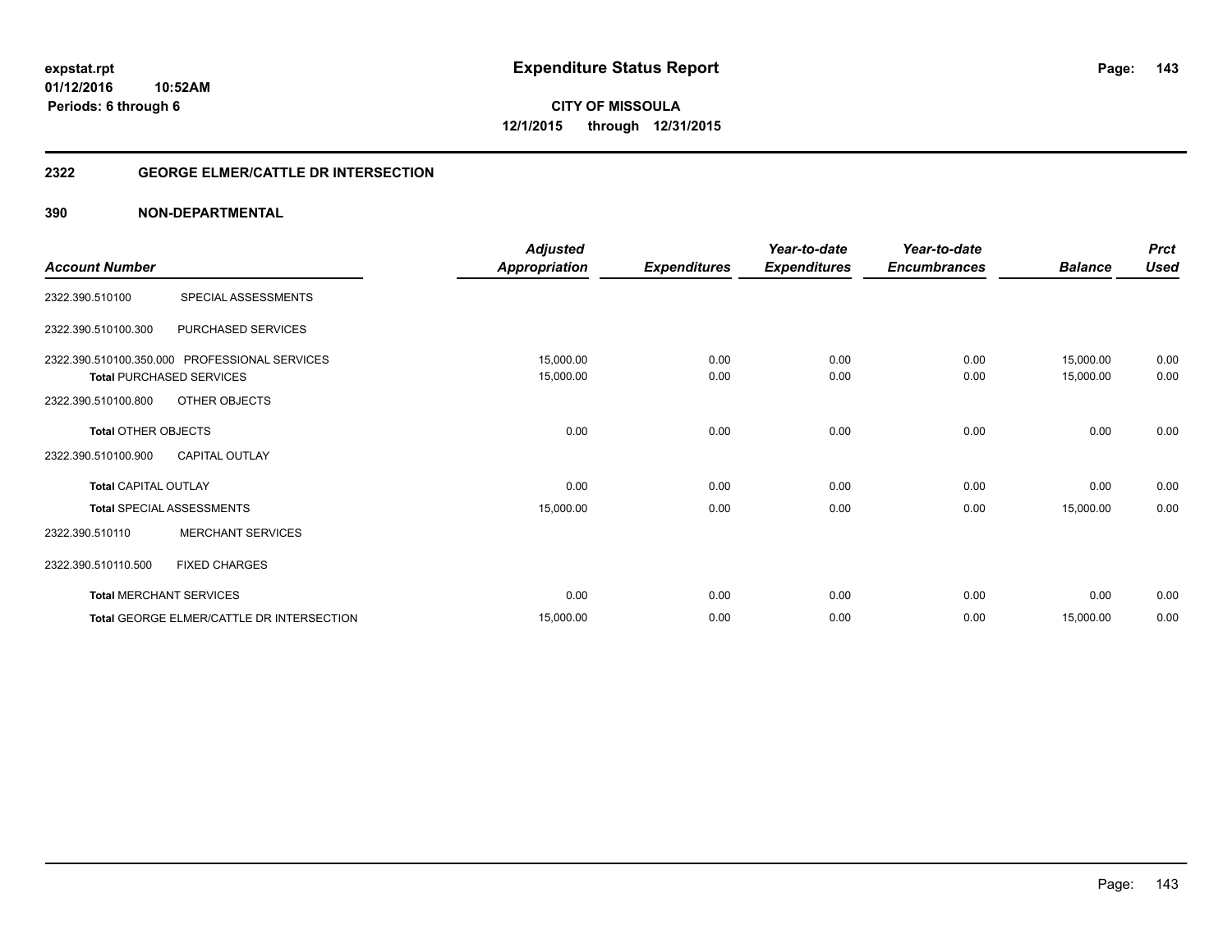expstat.rpt
01/12/2016 10:52AM
Periods: 6 through 6

# Expenditure Status Report

**CITY OF MISSOULA**
**12/1/2015 through 12/31/2015**

## 2322 GEORGE ELMER/CATTLE DR INTERSECTION

## 390 NON-DEPARTMENTAL

| Account Number | | Adjusted Appropriation | Expenditures | Year-to-date Expenditures | Year-to-date Encumbrances | Balance | Prct Used |
|---|---|---|---|---|---|---|---|
| 2322.390.510100 | SPECIAL ASSESSMENTS | | | | | | |
| 2322.390.510100.300 | PURCHASED SERVICES | | | | | | |
| 2322.390.510100.350.000 | PROFESSIONAL SERVICES | 15,000.00 | 0.00 | 0.00 | 0.00 | 15,000.00 | 0.00 |
| **Total** PURCHASED SERVICES | | 15,000.00 | 0.00 | 0.00 | 0.00 | 15,000.00 | 0.00 |
| 2322.390.510100.800 | OTHER OBJECTS | | | | | | |
| **Total** OTHER OBJECTS | | 0.00 | 0.00 | 0.00 | 0.00 | 0.00 | 0.00 |
| 2322.390.510100.900 | CAPITAL OUTLAY | | | | | | |
| **Total** CAPITAL OUTLAY | | 0.00 | 0.00 | 0.00 | 0.00 | 0.00 | 0.00 |
| **Total** SPECIAL ASSESSMENTS | | 15,000.00 | 0.00 | 0.00 | 0.00 | 15,000.00 | 0.00 |
| 2322.390.510110 | MERCHANT SERVICES | | | | | | |
| 2322.390.510110.500 | FIXED CHARGES | | | | | | |
| **Total** MERCHANT SERVICES | | 0.00 | 0.00 | 0.00 | 0.00 | 0.00 | 0.00 |
| **Total** GEORGE ELMER/CATTLE DR INTERSECTION | | 15,000.00 | 0.00 | 0.00 | 0.00 | 15,000.00 | 0.00 |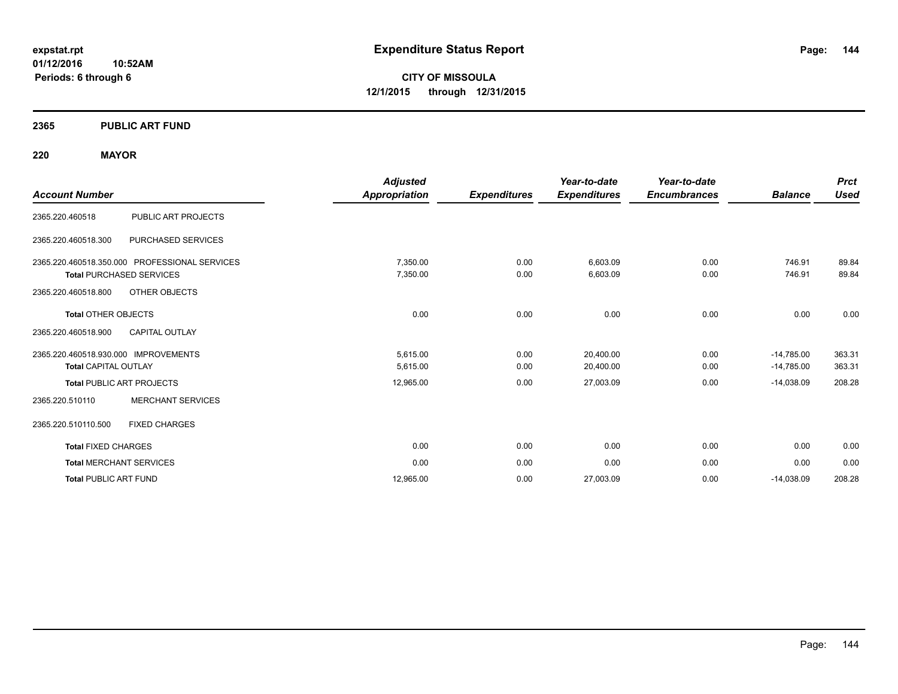**expstat.rpt**
**01/12/2016 10:52AM**
**Periods: 6 through 6**

# Expenditure Status Report

**CITY OF MISSOULA**
**12/1/2015 through 12/31/2015**

## 2365 PUBLIC ART FUND

## 220 MAYOR

| Account Number | | Adjusted Appropriation | Expenditures | Year-to-date Expenditures | Year-to-date Encumbrances | Balance | Prct Used |
|---|---|---|---|---|---|---|---|
| 2365.220.460518 | PUBLIC ART PROJECTS | | | | | | |
| 2365.220.460518.300 | PURCHASED SERVICES | | | | | | |
| 2365.220.460518.350.000 | PROFESSIONAL SERVICES | 7,350.00 | 0.00 | 6,603.09 | 0.00 | 746.91 | 89.84 |
| **Total** PURCHASED SERVICES | | 7,350.00 | 0.00 | 6,603.09 | 0.00 | 746.91 | 89.84 |
| 2365.220.460518.800 | OTHER OBJECTS | | | | | | |
| **Total** OTHER OBJECTS | | 0.00 | 0.00 | 0.00 | 0.00 | 0.00 | 0.00 |
| 2365.220.460518.900 | CAPITAL OUTLAY | | | | | | |
| 2365.220.460518.930.000 | IMPROVEMENTS | 5,615.00 | 0.00 | 20,400.00 | 0.00 | -14,785.00 | 363.31 |
| **Total** CAPITAL OUTLAY | | 5,615.00 | 0.00 | 20,400.00 | 0.00 | -14,785.00 | 363.31 |
| **Total** PUBLIC ART PROJECTS | | 12,965.00 | 0.00 | 27,003.09 | 0.00 | -14,038.09 | 208.28 |
| 2365.220.510110 | MERCHANT SERVICES | | | | | | |
| 2365.220.510110.500 | FIXED CHARGES | | | | | | |
| **Total** FIXED CHARGES | | 0.00 | 0.00 | 0.00 | 0.00 | 0.00 | 0.00 |
| **Total** MERCHANT SERVICES | | 0.00 | 0.00 | 0.00 | 0.00 | 0.00 | 0.00 |
| **Total** PUBLIC ART FUND | | 12,965.00 | 0.00 | 27,003.09 | 0.00 | -14,038.09 | 208.28 |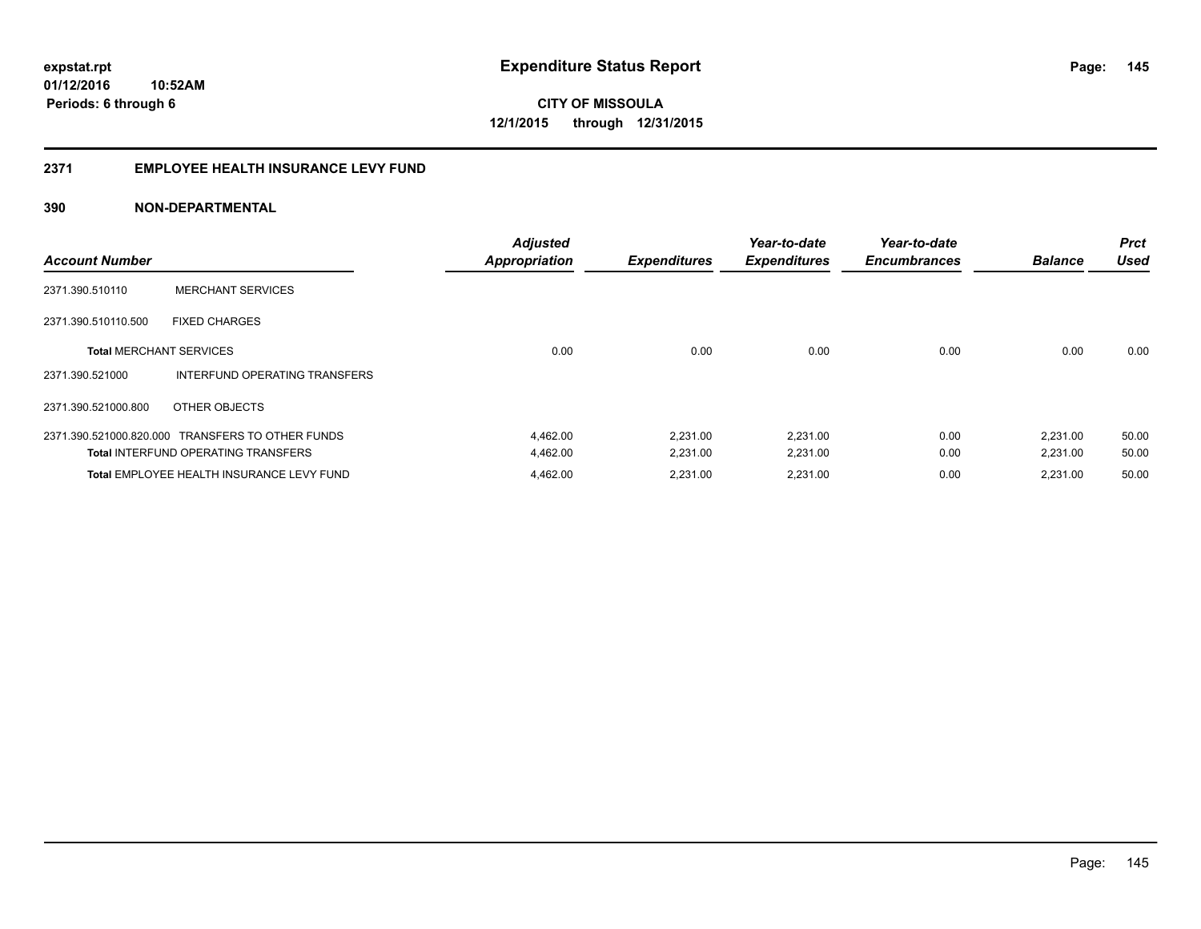expstat.rpt
01/12/2016 10:52AM
Periods: 6 through 6

# Expenditure Status Report

CITY OF MISSOULA
12/1/2015 through 12/31/2015

## 2371 EMPLOYEE HEALTH INSURANCE LEVY FUND

## 390 NON-DEPARTMENTAL

| Account Number | | Adjusted Appropriation | Expenditures | Year-to-date Expenditures | Year-to-date Encumbrances | Balance | Prct Used |
|---|---|---|---|---|---|---|---|
| 2371.390.510110 | MERCHANT SERVICES | | | | | | |
| 2371.390.510110.500 | FIXED CHARGES | | | | | | |
| **Total** MERCHANT SERVICES | | 0.00 | 0.00 | 0.00 | 0.00 | 0.00 | 0.00 |
| 2371.390.521000 | INTERFUND OPERATING TRANSFERS | | | | | | |
| 2371.390.521000.800 | OTHER OBJECTS | | | | | | |
| 2371.390.521000.820.000 | TRANSFERS TO OTHER FUNDS | 4,462.00 | 2,231.00 | 2,231.00 | 0.00 | 2,231.00 | 50.00 |
| **Total** INTERFUND OPERATING TRANSFERS | | 4,462.00 | 2,231.00 | 2,231.00 | 0.00 | 2,231.00 | 50.00 |
| **Total** EMPLOYEE HEALTH INSURANCE LEVY FUND | | 4,462.00 | 2,231.00 | 2,231.00 | 0.00 | 2,231.00 | 50.00 |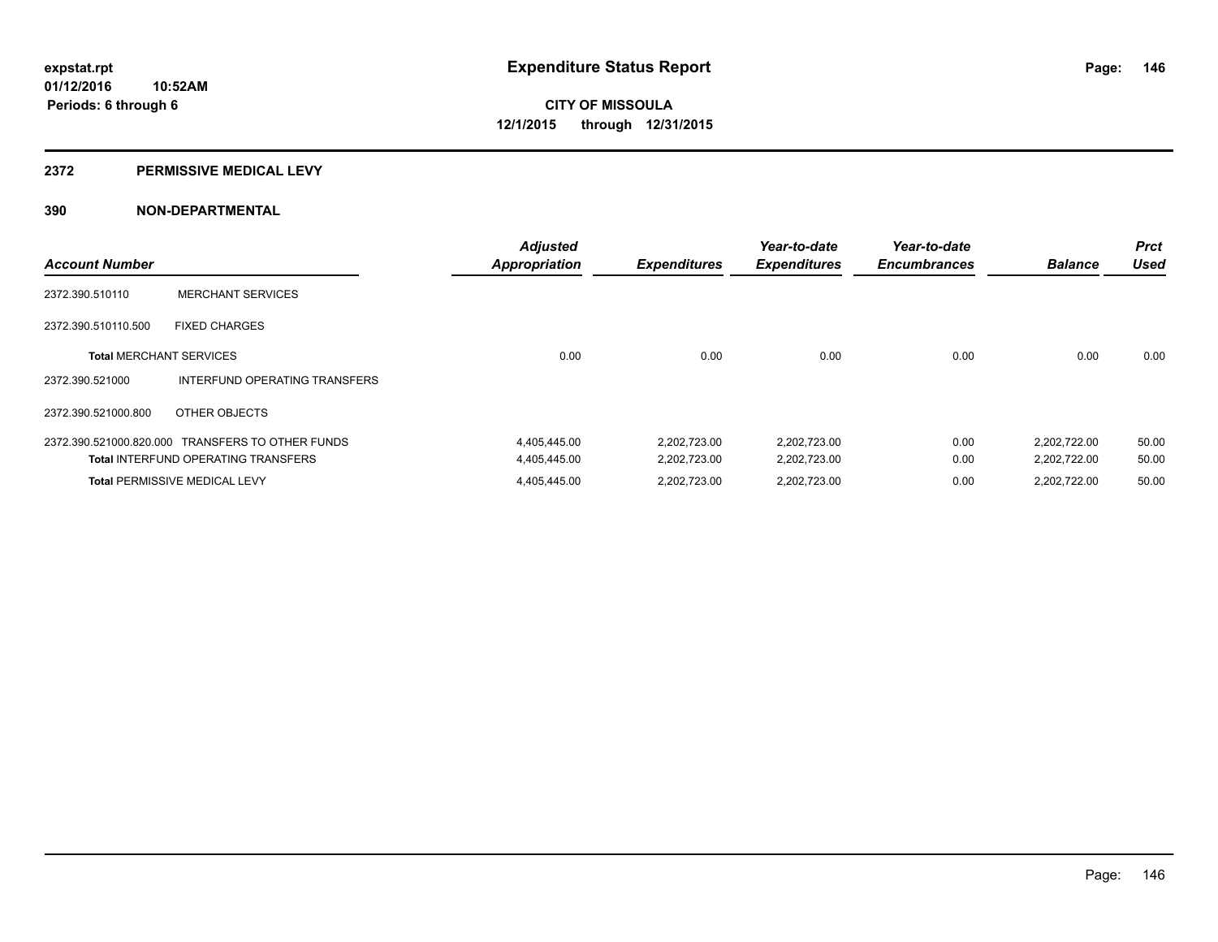**expstat.rpt**
**01/12/2016 10:52AM**
**Periods: 6 through 6**

# Expenditure Status Report

**CITY OF MISSOULA**
**12/1/2015 through 12/31/2015**

## 2372 PERMISSIVE MEDICAL LEVY

## 390 NON-DEPARTMENTAL

| Account Number | | Adjusted Appropriation | Expenditures | Year-to-date Expenditures | Year-to-date Encumbrances | Balance | Prct Used |
|---|---|---|---|---|---|---|---|
| 2372.390.510110 | MERCHANT SERVICES | | | | | | |
| 2372.390.510110.500 | FIXED CHARGES | | | | | | |
| **Total** MERCHANT SERVICES | | 0.00 | 0.00 | 0.00 | 0.00 | 0.00 | 0.00 |
| 2372.390.521000 | INTERFUND OPERATING TRANSFERS | | | | | | |
| 2372.390.521000.800 | OTHER OBJECTS | | | | | | |
| 2372.390.521000.820.000 | TRANSFERS TO OTHER FUNDS | 4,405,445.00 | 2,202,723.00 | 2,202,723.00 | 0.00 | 2,202,722.00 | 50.00 |
| **Total** INTERFUND OPERATING TRANSFERS | | 4,405,445.00 | 2,202,723.00 | 2,202,723.00 | 0.00 | 2,202,722.00 | 50.00 |
| **Total** PERMISSIVE MEDICAL LEVY | | 4,405,445.00 | 2,202,723.00 | 2,202,723.00 | 0.00 | 2,202,722.00 | 50.00 |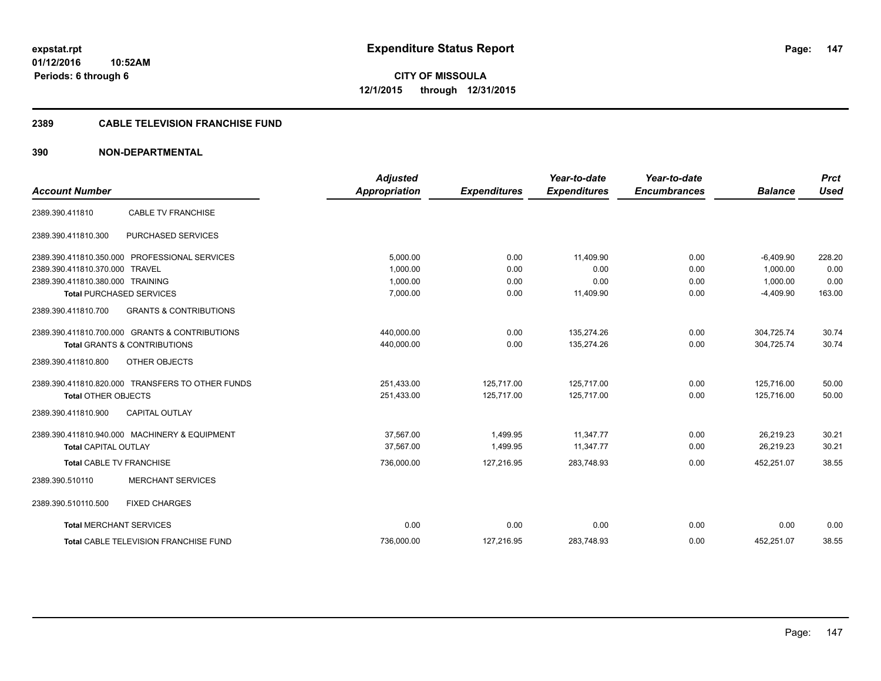expstat.rpt
01/12/2016 10:52AM
Periods: 6 through 6

# Expenditure Status Report

**CITY OF MISSOULA**
**12/1/2015 through 12/31/2015**

## 2389 CABLE TELEVISION FRANCHISE FUND

### 390 NON-DEPARTMENTAL

| Account Number | | Adjusted Appropriation | Expenditures | Year-to-date Expenditures | Year-to-date Encumbrances | Balance | Prct Used |
|---|---|---|---|---|---|---|---|
| 2389.390.411810 | CABLE TV FRANCHISE | | | | | | |
| 2389.390.411810.300 | PURCHASED SERVICES | | | | | | |
| 2389.390.411810.350.000 | PROFESSIONAL SERVICES | 5,000.00 | 0.00 | 11,409.90 | 0.00 | -6,409.90 | 228.20 |
| 2389.390.411810.370.000 | TRAVEL | 1,000.00 | 0.00 | 0.00 | 0.00 | 1,000.00 | 0.00 |
| 2389.390.411810.380.000 | TRAINING | 1,000.00 | 0.00 | 0.00 | 0.00 | 1,000.00 | 0.00 |
| **Total** PURCHASED SERVICES | | 7,000.00 | 0.00 | 11,409.90 | 0.00 | -4,409.90 | 163.00 |
| 2389.390.411810.700 | GRANTS & CONTRIBUTIONS | | | | | | |
| 2389.390.411810.700.000 | GRANTS & CONTRIBUTIONS | 440,000.00 | 0.00 | 135,274.26 | 0.00 | 304,725.74 | 30.74 |
| **Total** GRANTS & CONTRIBUTIONS | | 440,000.00 | 0.00 | 135,274.26 | 0.00 | 304,725.74 | 30.74 |
| 2389.390.411810.800 | OTHER OBJECTS | | | | | | |
| 2389.390.411810.820.000 | TRANSFERS TO OTHER FUNDS | 251,433.00 | 125,717.00 | 125,717.00 | 0.00 | 125,716.00 | 50.00 |
| **Total** OTHER OBJECTS | | 251,433.00 | 125,717.00 | 125,717.00 | 0.00 | 125,716.00 | 50.00 |
| 2389.390.411810.900 | CAPITAL OUTLAY | | | | | | |
| 2389.390.411810.940.000 | MACHINERY & EQUIPMENT | 37,567.00 | 1,499.95 | 11,347.77 | 0.00 | 26,219.23 | 30.21 |
| **Total** CAPITAL OUTLAY | | 37,567.00 | 1,499.95 | 11,347.77 | 0.00 | 26,219.23 | 30.21 |
| **Total** CABLE TV FRANCHISE | | 736,000.00 | 127,216.95 | 283,748.93 | 0.00 | 452,251.07 | 38.55 |
| 2389.390.510110 | MERCHANT SERVICES | | | | | | |
| 2389.390.510110.500 | FIXED CHARGES | | | | | | |
| **Total** MERCHANT SERVICES | | 0.00 | 0.00 | 0.00 | 0.00 | 0.00 | 0.00 |
| **Total** CABLE TELEVISION FRANCHISE FUND | | 736,000.00 | 127,216.95 | 283,748.93 | 0.00 | 452,251.07 | 38.55 |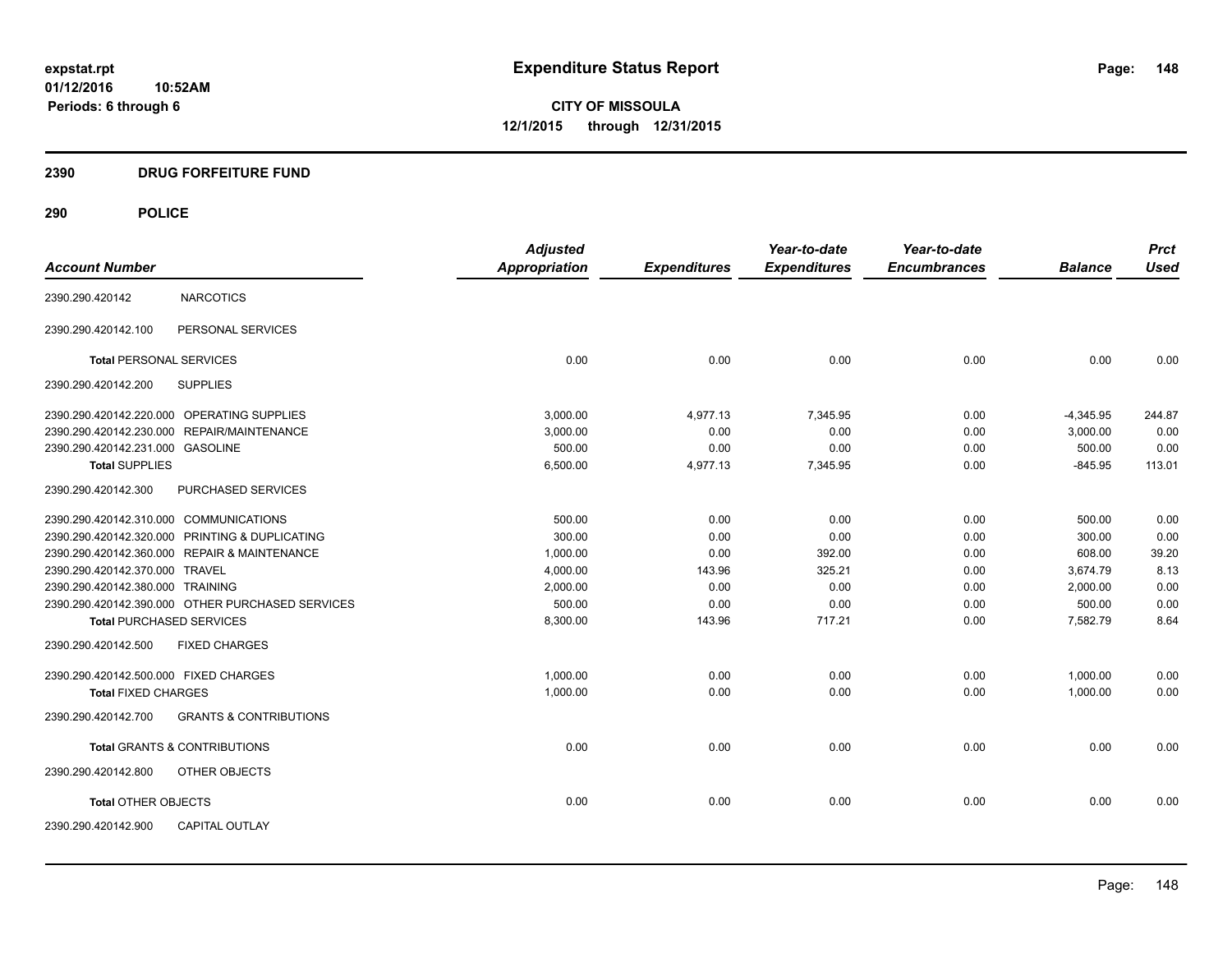**expstat.rpt**
**01/12/2016 10:52AM**
**Periods: 6 through 6**

# Expenditure Status Report

**CITY OF MISSOULA**
**12/1/2015 through 12/31/2015**

## 2390 DRUG FORFEITURE FUND

## 290 POLICE

| Account Number | | Adjusted Appropriation | Expenditures | Year-to-date Expenditures | Year-to-date Encumbrances | Balance | Prct Used |
|---|---|---|---|---|---|---|---|
| 2390.290.420142 | NARCOTICS | | | | | | |
| 2390.290.420142.100 | PERSONAL SERVICES | | | | | | |
| **Total** PERSONAL SERVICES | | 0.00 | 0.00 | 0.00 | 0.00 | 0.00 | 0.00 |
| 2390.290.420142.200 | SUPPLIES | | | | | | |
| 2390.290.420142.220.000 | OPERATING SUPPLIES | 3,000.00 | 4,977.13 | 7,345.95 | 0.00 | -4,345.95 | 244.87 |
| 2390.290.420142.230.000 | REPAIR/MAINTENANCE | 3,000.00 | 0.00 | 0.00 | 0.00 | 3,000.00 | 0.00 |
| 2390.290.420142.231.000 | GASOLINE | 500.00 | 0.00 | 0.00 | 0.00 | 500.00 | 0.00 |
| **Total SUPPLIES** | | 6,500.00 | 4,977.13 | 7,345.95 | 0.00 | -845.95 | 113.01 |
| 2390.290.420142.300 | PURCHASED SERVICES | | | | | | |
| 2390.290.420142.310.000 | COMMUNICATIONS | 500.00 | 0.00 | 0.00 | 0.00 | 500.00 | 0.00 |
| 2390.290.420142.320.000 | PRINTING & DUPLICATING | 300.00 | 0.00 | 0.00 | 0.00 | 300.00 | 0.00 |
| 2390.290.420142.360.000 | REPAIR & MAINTENANCE | 1,000.00 | 0.00 | 392.00 | 0.00 | 608.00 | 39.20 |
| 2390.290.420142.370.000 | TRAVEL | 4,000.00 | 143.96 | 325.21 | 0.00 | 3,674.79 | 8.13 |
| 2390.290.420142.380.000 | TRAINING | 2,000.00 | 0.00 | 0.00 | 0.00 | 2,000.00 | 0.00 |
| 2390.290.420142.390.000 | OTHER PURCHASED SERVICES | 500.00 | 0.00 | 0.00 | 0.00 | 500.00 | 0.00 |
| **Total PURCHASED SERVICES** | | 8,300.00 | 143.96 | 717.21 | 0.00 | 7,582.79 | 8.64 |
| 2390.290.420142.500 | FIXED CHARGES | | | | | | |
| 2390.290.420142.500.000 | FIXED CHARGES | 1,000.00 | 0.00 | 0.00 | 0.00 | 1,000.00 | 0.00 |
| **Total FIXED CHARGES** | | 1,000.00 | 0.00 | 0.00 | 0.00 | 1,000.00 | 0.00 |
| 2390.290.420142.700 | GRANTS & CONTRIBUTIONS | | | | | | |
| **Total** GRANTS & CONTRIBUTIONS | | 0.00 | 0.00 | 0.00 | 0.00 | 0.00 | 0.00 |
| 2390.290.420142.800 | OTHER OBJECTS | | | | | | |
| **Total** OTHER OBJECTS | | 0.00 | 0.00 | 0.00 | 0.00 | 0.00 | 0.00 |
| 2390.290.420142.900 | CAPITAL OUTLAY | | | | | | |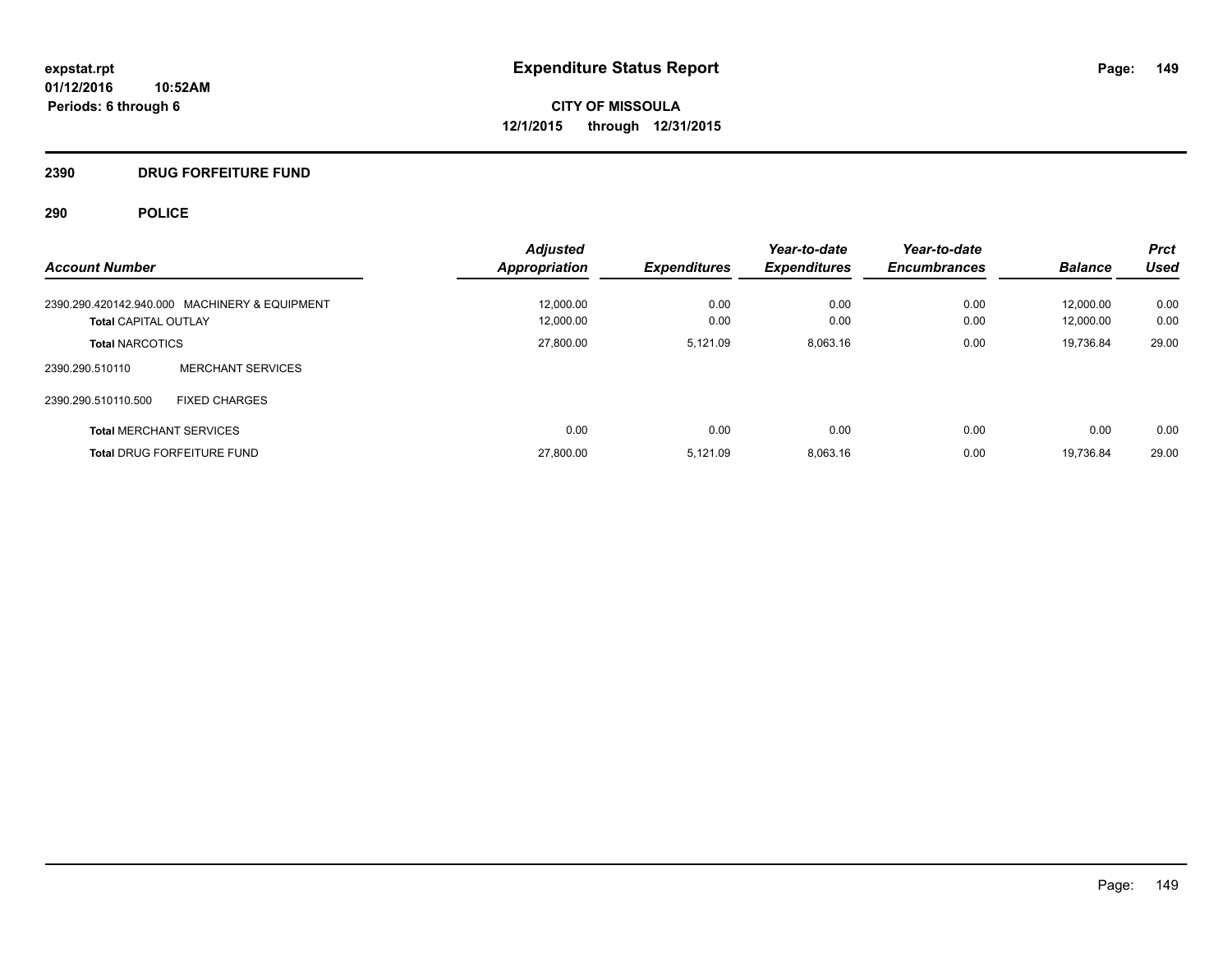**expstat.rpt**
**01/12/2016 10:52AM**
**Periods: 6 through 6**

# Expenditure Status Report

**CITY OF MISSOULA**
**12/1/2015 through 12/31/2015**

## 2390 DRUG FORFEITURE FUND

## 290 POLICE

| Account Number | | Adjusted Appropriation | Expenditures | Year-to-date Expenditures | Year-to-date Encumbrances | Balance | Prct Used |
|---|---|---|---|---|---|---|---|
| 2390.290.420142.940.000 | MACHINERY & EQUIPMENT | 12,000.00 | 0.00 | 0.00 | 0.00 | 12,000.00 | 0.00 |
| **Total** CAPITAL OUTLAY | | 12,000.00 | 0.00 | 0.00 | 0.00 | 12,000.00 | 0.00 |
| **Total** NARCOTICS | | 27,800.00 | 5,121.09 | 8,063.16 | 0.00 | 19,736.84 | 29.00 |
| 2390.290.510110 | MERCHANT SERVICES | | | | | | |
| 2390.290.510110.500 | FIXED CHARGES | | | | | | |
| **Total** MERCHANT SERVICES | | 0.00 | 0.00 | 0.00 | 0.00 | 0.00 | 0.00 |
| **Total** DRUG FORFEITURE FUND | | 27,800.00 | 5,121.09 | 8,063.16 | 0.00 | 19,736.84 | 29.00 |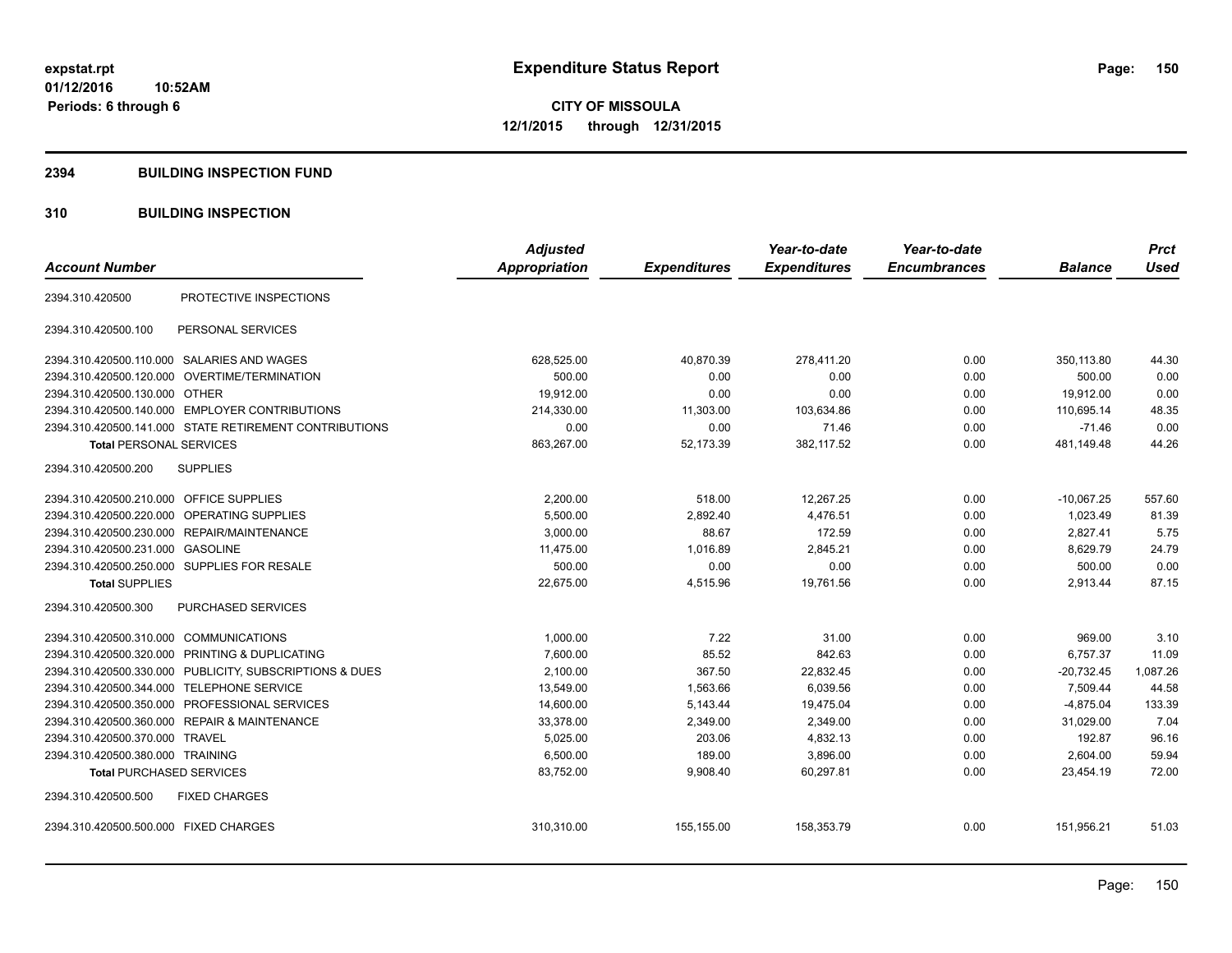expstat.rpt
01/12/2016 10:52AM
Periods: 6 through 6

# Expenditure Status Report

**CITY OF MISSOULA**
**12/1/2015 through 12/31/2015**

## 2394 BUILDING INSPECTION FUND

## 310 BUILDING INSPECTION

| Account Number | | Adjusted Appropriation | Expenditures | Year-to-date Expenditures | Year-to-date Encumbrances | Balance | Prct Used |
|---|---|---|---|---|---|---|---|
| 2394.310.420500 | PROTECTIVE INSPECTIONS | | | | | | |
| 2394.310.420500.100 | PERSONAL SERVICES | | | | | | |
| 2394.310.420500.110.000 | SALARIES AND WAGES | 628,525.00 | 40,870.39 | 278,411.20 | 0.00 | 350,113.80 | 44.30 |
| 2394.310.420500.120.000 | OVERTIME/TERMINATION | 500.00 | 0.00 | 0.00 | 0.00 | 500.00 | 0.00 |
| 2394.310.420500.130.000 | OTHER | 19,912.00 | 0.00 | 0.00 | 0.00 | 19,912.00 | 0.00 |
| 2394.310.420500.140.000 | EMPLOYER CONTRIBUTIONS | 214,330.00 | 11,303.00 | 103,634.86 | 0.00 | 110,695.14 | 48.35 |
| 2394.310.420500.141.000 | STATE RETIREMENT CONTRIBUTIONS | 0.00 | 0.00 | 71.46 | 0.00 | -71.46 | 0.00 |
| **Total** PERSONAL SERVICES | | 863,267.00 | 52,173.39 | 382,117.52 | 0.00 | 481,149.48 | 44.26 |
| 2394.310.420500.200 | SUPPLIES | | | | | | |
| 2394.310.420500.210.000 | OFFICE SUPPLIES | 2,200.00 | 518.00 | 12,267.25 | 0.00 | -10,067.25 | 557.60 |
| 2394.310.420500.220.000 | OPERATING SUPPLIES | 5,500.00 | 2,892.40 | 4,476.51 | 0.00 | 1,023.49 | 81.39 |
| 2394.310.420500.230.000 | REPAIR/MAINTENANCE | 3,000.00 | 88.67 | 172.59 | 0.00 | 2,827.41 | 5.75 |
| 2394.310.420500.231.000 | GASOLINE | 11,475.00 | 1,016.89 | 2,845.21 | 0.00 | 8,629.79 | 24.79 |
| 2394.310.420500.250.000 | SUPPLIES FOR RESALE | 500.00 | 0.00 | 0.00 | 0.00 | 500.00 | 0.00 |
| **Total** SUPPLIES | | 22,675.00 | 4,515.96 | 19,761.56 | 0.00 | 2,913.44 | 87.15 |
| 2394.310.420500.300 | PURCHASED SERVICES | | | | | | |
| 2394.310.420500.310.000 | COMMUNICATIONS | 1,000.00 | 7.22 | 31.00 | 0.00 | 969.00 | 3.10 |
| 2394.310.420500.320.000 | PRINTING & DUPLICATING | 7,600.00 | 85.52 | 842.63 | 0.00 | 6,757.37 | 11.09 |
| 2394.310.420500.330.000 | PUBLICITY, SUBSCRIPTIONS & DUES | 2,100.00 | 367.50 | 22,832.45 | 0.00 | -20,732.45 | 1,087.26 |
| 2394.310.420500.344.000 | TELEPHONE SERVICE | 13,549.00 | 1,563.66 | 6,039.56 | 0.00 | 7,509.44 | 44.58 |
| 2394.310.420500.350.000 | PROFESSIONAL SERVICES | 14,600.00 | 5,143.44 | 19,475.04 | 0.00 | -4,875.04 | 133.39 |
| 2394.310.420500.360.000 | REPAIR & MAINTENANCE | 33,378.00 | 2,349.00 | 2,349.00 | 0.00 | 31,029.00 | 7.04 |
| 2394.310.420500.370.000 | TRAVEL | 5,025.00 | 203.06 | 4,832.13 | 0.00 | 192.87 | 96.16 |
| 2394.310.420500.380.000 | TRAINING | 6,500.00 | 189.00 | 3,896.00 | 0.00 | 2,604.00 | 59.94 |
| **Total** PURCHASED SERVICES | | 83,752.00 | 9,908.40 | 60,297.81 | 0.00 | 23,454.19 | 72.00 |
| 2394.310.420500.500 | FIXED CHARGES | | | | | | |
| 2394.310.420500.500.000 | FIXED CHARGES | 310,310.00 | 155,155.00 | 158,353.79 | 0.00 | 151,956.21 | 51.03 |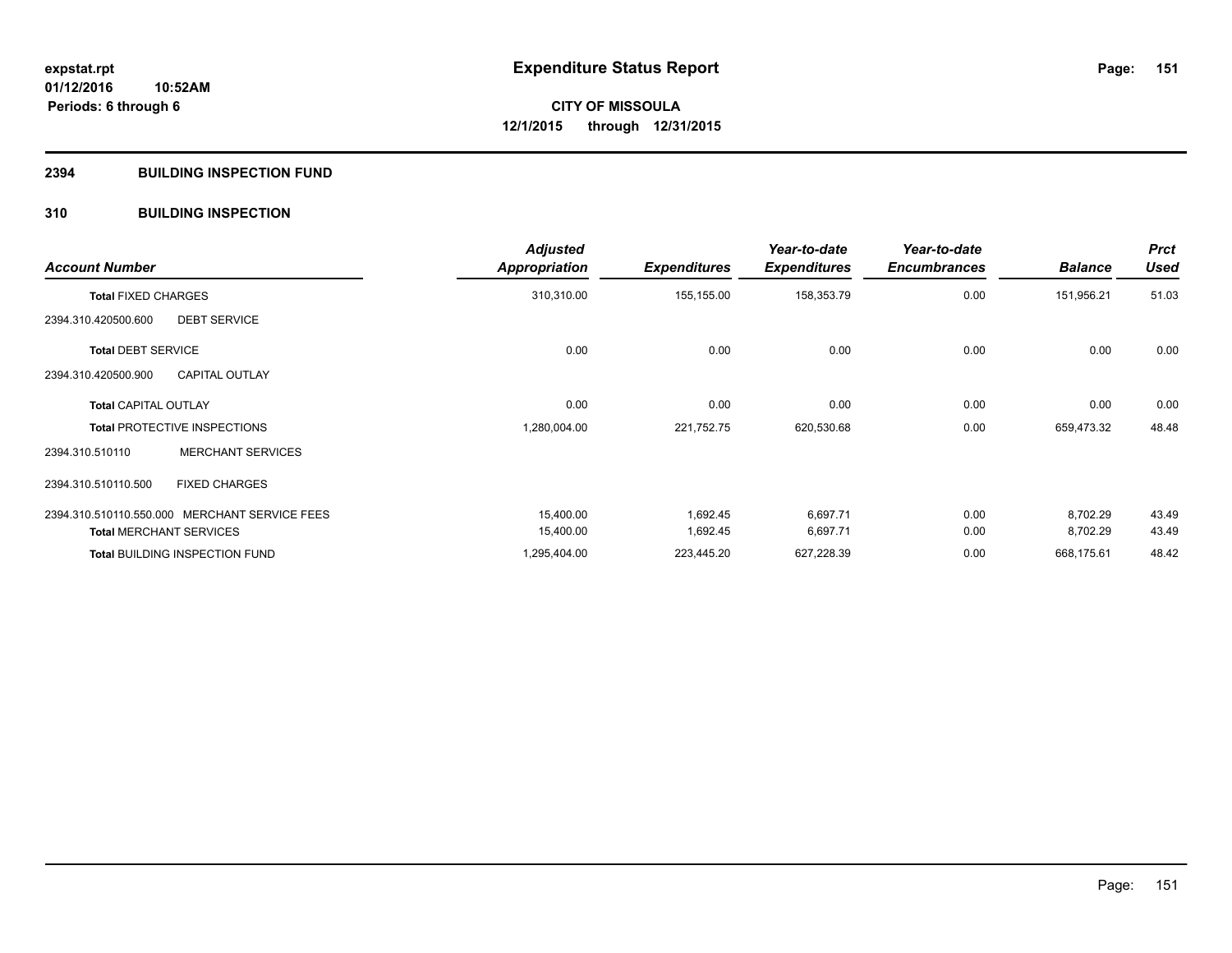**expstat.rpt**
**01/12/2016 10:52AM**
**Periods: 6 through 6**

# Expenditure Status Report

**CITY OF MISSOULA**
**12/1/2015 through 12/31/2015**

## 2394 BUILDING INSPECTION FUND

## 310 BUILDING INSPECTION

| Account Number | | Adjusted Appropriation | Expenditures | Year-to-date Expenditures | Year-to-date Encumbrances | Balance | Prct Used |
|---|---|---|---|---|---|---|---|
| **Total** FIXED CHARGES | | 310,310.00 | 155,155.00 | 158,353.79 | 0.00 | 151,956.21 | 51.03 |
| 2394.310.420500.600 | DEBT SERVICE | | | | | | |
| **Total** DEBT SERVICE | | 0.00 | 0.00 | 0.00 | 0.00 | 0.00 | 0.00 |
| 2394.310.420500.900 | CAPITAL OUTLAY | | | | | | |
| **Total** CAPITAL OUTLAY | | 0.00 | 0.00 | 0.00 | 0.00 | 0.00 | 0.00 |
| **Total** PROTECTIVE INSPECTIONS | | 1,280,004.00 | 221,752.75 | 620,530.68 | 0.00 | 659,473.32 | 48.48 |
| 2394.310.510110 | MERCHANT SERVICES | | | | | | |
| 2394.310.510110.500 | FIXED CHARGES | | | | | | |
| 2394.310.510110.550.000 | MERCHANT SERVICE FEES | 15,400.00 | 1,692.45 | 6,697.71 | 0.00 | 8,702.29 | 43.49 |
| **Total** MERCHANT SERVICES | | 15,400.00 | 1,692.45 | 6,697.71 | 0.00 | 8,702.29 | 43.49 |
| **Total** BUILDING INSPECTION FUND | | 1,295,404.00 | 223,445.20 | 627,228.39 | 0.00 | 668,175.61 | 48.42 |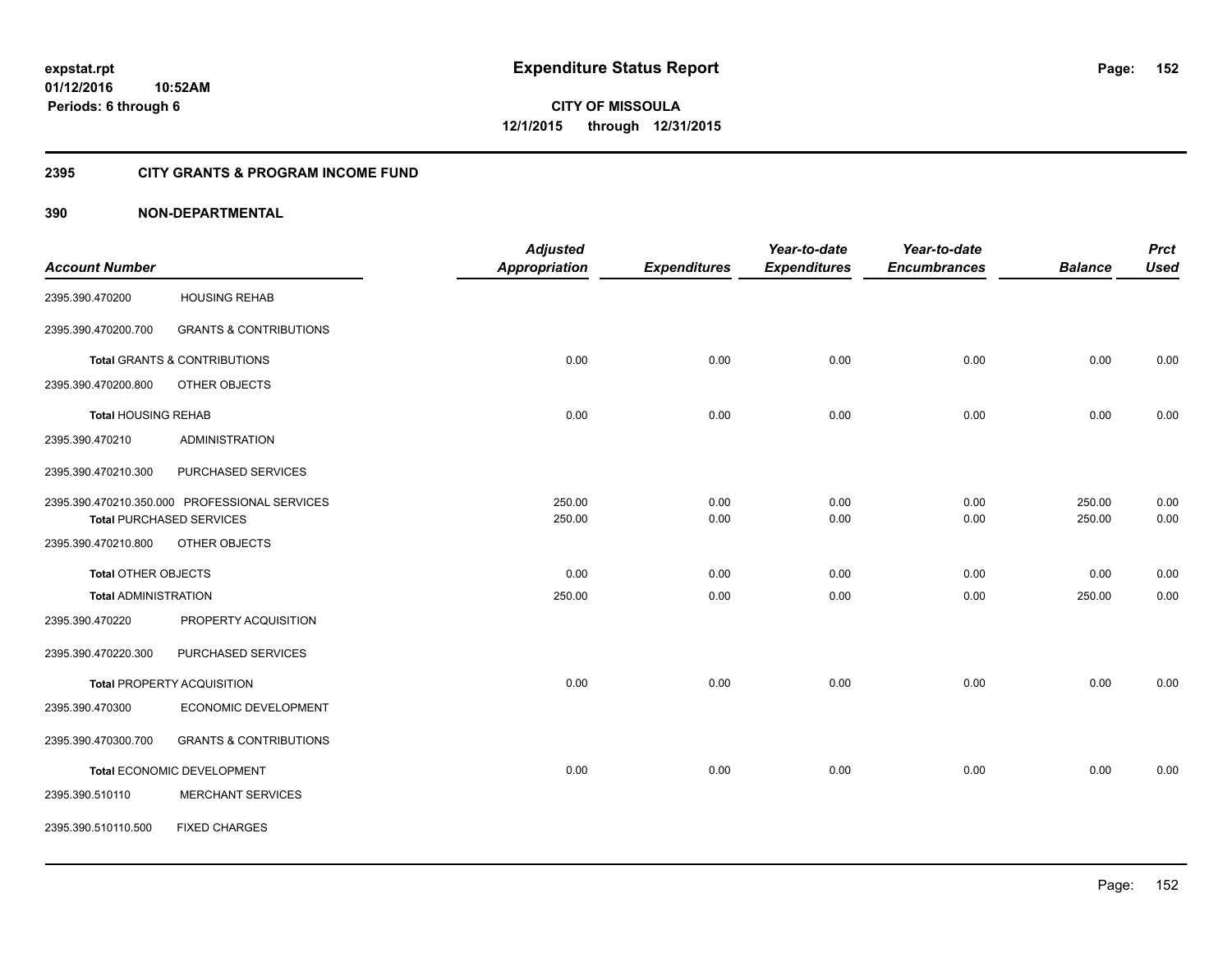# Expenditure Status Report

**CITY OF MISSOULA**
**12/1/2015 through 12/31/2015**

expstat.rpt
01/12/2016 10:52AM
Periods: 6 through 6

## 2395 CITY GRANTS & PROGRAM INCOME FUND

## 390 NON-DEPARTMENTAL

| Account Number | | Adjusted Appropriation | Expenditures | Year-to-date Expenditures | Year-to-date Encumbrances | Balance | Prct Used |
|---|---|---|---|---|---|---|---|
| 2395.390.470200 | HOUSING REHAB | | | | | | |
| 2395.390.470200.700 | GRANTS & CONTRIBUTIONS | | | | | | |
| **Total** GRANTS & CONTRIBUTIONS | | 0.00 | 0.00 | 0.00 | 0.00 | 0.00 | 0.00 |
| 2395.390.470200.800 | OTHER OBJECTS | | | | | | |
| **Total** HOUSING REHAB | | 0.00 | 0.00 | 0.00 | 0.00 | 0.00 | 0.00 |
| 2395.390.470210 | ADMINISTRATION | | | | | | |
| 2395.390.470210.300 | PURCHASED SERVICES | | | | | | |
| 2395.390.470210.350.000 | PROFESSIONAL SERVICES | 250.00 | 0.00 | 0.00 | 0.00 | 250.00 | 0.00 |
| **Total** PURCHASED SERVICES | | 250.00 | 0.00 | 0.00 | 0.00 | 250.00 | 0.00 |
| 2395.390.470210.800 | OTHER OBJECTS | | | | | | |
| **Total** OTHER OBJECTS | | 0.00 | 0.00 | 0.00 | 0.00 | 0.00 | 0.00 |
| **Total** ADMINISTRATION | | 250.00 | 0.00 | 0.00 | 0.00 | 250.00 | 0.00 |
| 2395.390.470220 | PROPERTY ACQUISITION | | | | | | |
| 2395.390.470220.300 | PURCHASED SERVICES | | | | | | |
| **Total** PROPERTY ACQUISITION | | 0.00 | 0.00 | 0.00 | 0.00 | 0.00 | 0.00 |
| 2395.390.470300 | ECONOMIC DEVELOPMENT | | | | | | |
| 2395.390.470300.700 | GRANTS & CONTRIBUTIONS | | | | | | |
| **Total** ECONOMIC DEVELOPMENT | | 0.00 | 0.00 | 0.00 | 0.00 | 0.00 | 0.00 |
| 2395.390.510110 | MERCHANT SERVICES | | | | | | |
| 2395.390.510110.500 | FIXED CHARGES | | | | | | |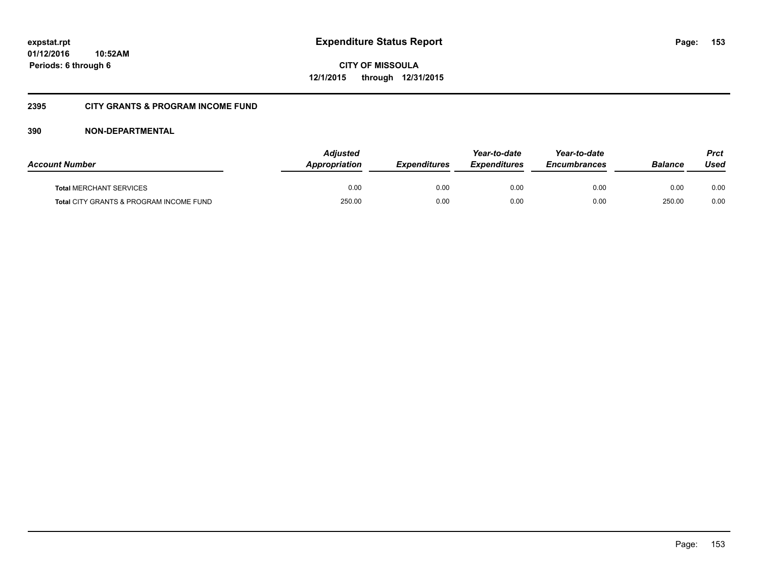**expstat.rpt**
**01/12/2016 10:52AM**
**Periods: 6 through 6**

# Expenditure Status Report

**CITY OF MISSOULA**
**12/1/2015 through 12/31/2015**

## 2395 CITY GRANTS & PROGRAM INCOME FUND

## 390 NON-DEPARTMENTAL

| Account Number | Adjusted Appropriation | Expenditures | Year-to-date Expenditures | Year-to-date Encumbrances | Balance | Prct Used |
|---|---|---|---|---|---|---|
| **Total** MERCHANT SERVICES | 0.00 | 0.00 | 0.00 | 0.00 | 0.00 | 0.00 |
| **Total** CITY GRANTS & PROGRAM INCOME FUND | 250.00 | 0.00 | 0.00 | 0.00 | 250.00 | 0.00 |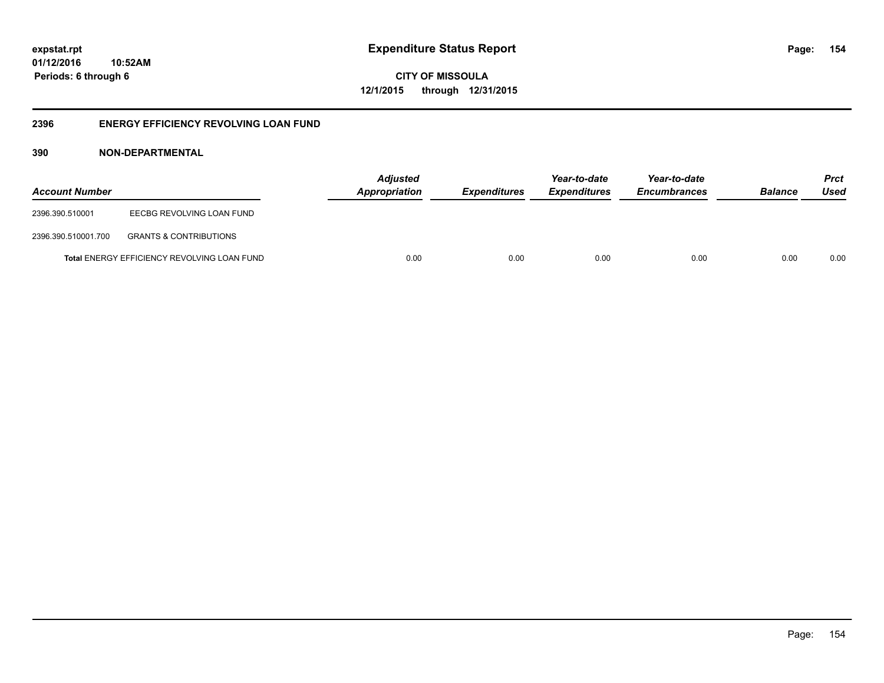**expstat.rpt**
**01/12/2016 10:52AM**
**Periods: 6 through 6**

# Expenditure Status Report

**CITY OF MISSOULA**
**12/1/2015 through 12/31/2015**

## 2396 ENERGY EFFICIENCY REVOLVING LOAN FUND

### 390 NON-DEPARTMENTAL

| Account Number | | Adjusted Appropriation | Expenditures | Year-to-date Expenditures | Year-to-date Encumbrances | Balance | Prct Used |
|---|---|---|---|---|---|---|---|
| 2396.390.510001 | EECBG REVOLVING LOAN FUND | | | | | | |
| 2396.390.510001.700 | GRANTS & CONTRIBUTIONS | | | | | | |
| **Total** ENERGY EFFICIENCY REVOLVING LOAN FUND | | 0.00 | 0.00 | 0.00 | 0.00 | 0.00 | 0.00 |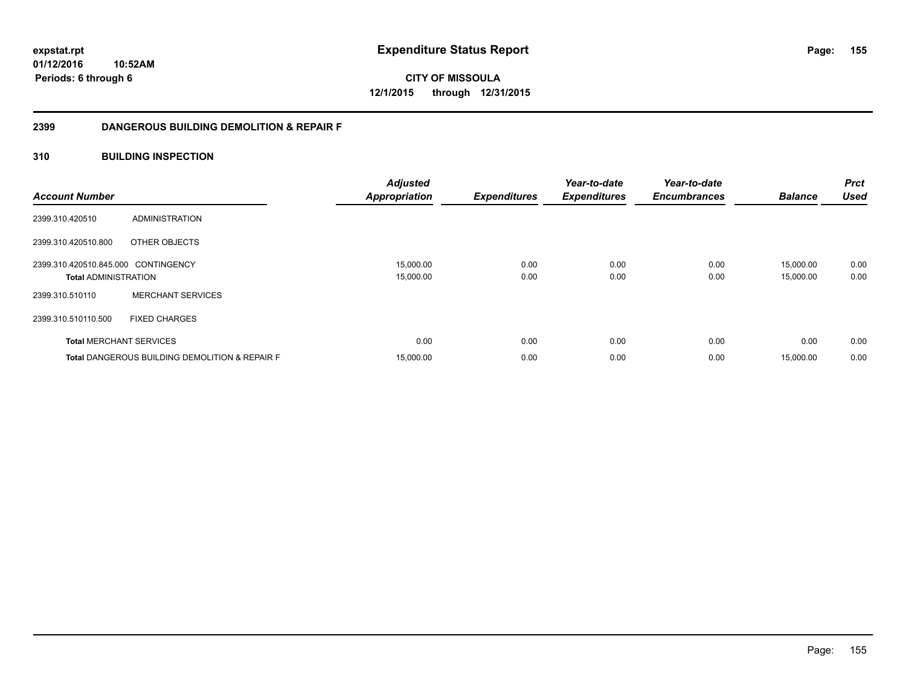**expstat.rpt**
**01/12/2016 10:52AM**
**Periods: 6 through 6**

# Expenditure Status Report

**CITY OF MISSOULA**
**12/1/2015 through 12/31/2015**

## 2399 DANGEROUS BUILDING DEMOLITION & REPAIR F

### 310 BUILDING INSPECTION

| Account Number | | Adjusted Appropriation | Expenditures | Year-to-date Expenditures | Year-to-date Encumbrances | Balance | Prct Used |
|---|---|---|---|---|---|---|---|
| 2399.310.420510 | ADMINISTRATION | | | | | | |
| 2399.310.420510.800 | OTHER OBJECTS | | | | | | |
| 2399.310.420510.845.000 | CONTINGENCY | 15,000.00 | 0.00 | 0.00 | 0.00 | 15,000.00 | 0.00 |
| **Total** ADMINISTRATION | | 15,000.00 | 0.00 | 0.00 | 0.00 | 15,000.00 | 0.00 |
| 2399.310.510110 | MERCHANT SERVICES | | | | | | |
| 2399.310.510110.500 | FIXED CHARGES | | | | | | |
| **Total** MERCHANT SERVICES | | 0.00 | 0.00 | 0.00 | 0.00 | 0.00 | 0.00 |
| **Total** DANGEROUS BUILDING DEMOLITION & REPAIR F | | 15,000.00 | 0.00 | 0.00 | 0.00 | 15,000.00 | 0.00 |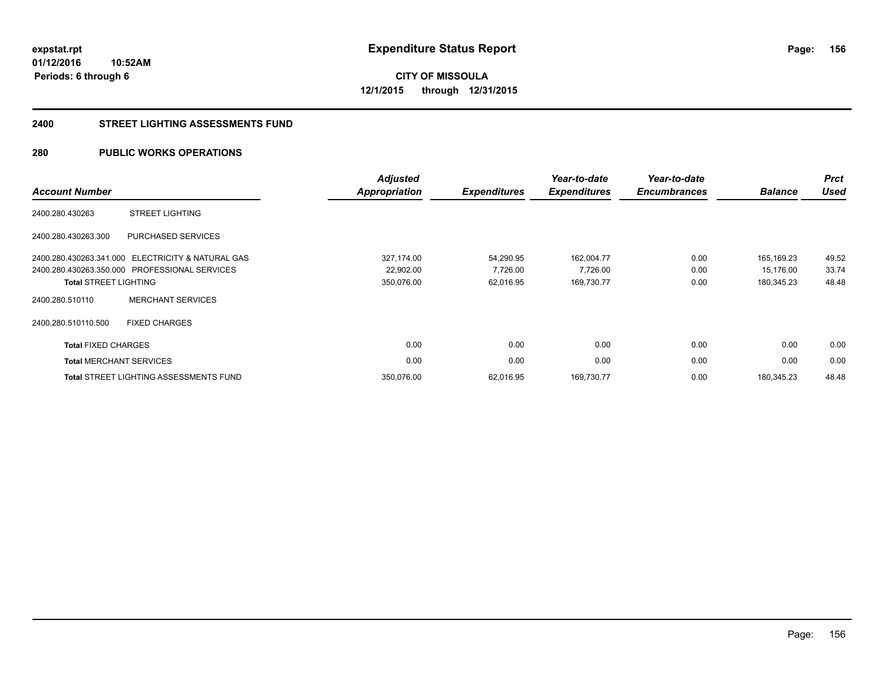**expstat.rpt**
**01/12/2016 10:52AM**
**Periods: 6 through 6**

# Expenditure Status Report

**CITY OF MISSOULA**
**12/1/2015 through 12/31/2015**

## 2400 STREET LIGHTING ASSESSMENTS FUND

## 280 PUBLIC WORKS OPERATIONS

| Account Number | | Adjusted Appropriation | Expenditures | Year-to-date Expenditures | Year-to-date Encumbrances | Balance | Prct Used |
|---|---|---|---|---|---|---|---|
| 2400.280.430263 | STREET LIGHTING | | | | | | |
| 2400.280.430263.300 | PURCHASED SERVICES | | | | | | |
| 2400.280.430263.341.000 | ELECTRICITY & NATURAL GAS | 327,174.00 | 54,290.95 | 162,004.77 | 0.00 | 165,169.23 | 49.52 |
| 2400.280.430263.350.000 | PROFESSIONAL SERVICES | 22,902.00 | 7,726.00 | 7,726.00 | 0.00 | 15,176.00 | 33.74 |
| **Total** STREET LIGHTING | | 350,076.00 | 62,016.95 | 169,730.77 | 0.00 | 180,345.23 | 48.48 |
| 2400.280.510110 | MERCHANT SERVICES | | | | | | |
| 2400.280.510110.500 | FIXED CHARGES | | | | | | |
| **Total** FIXED CHARGES | | 0.00 | 0.00 | 0.00 | 0.00 | 0.00 | 0.00 |
| **Total** MERCHANT SERVICES | | 0.00 | 0.00 | 0.00 | 0.00 | 0.00 | 0.00 |
| **Total** STREET LIGHTING ASSESSMENTS FUND | | 350,076.00 | 62,016.95 | 169,730.77 | 0.00 | 180,345.23 | 48.48 |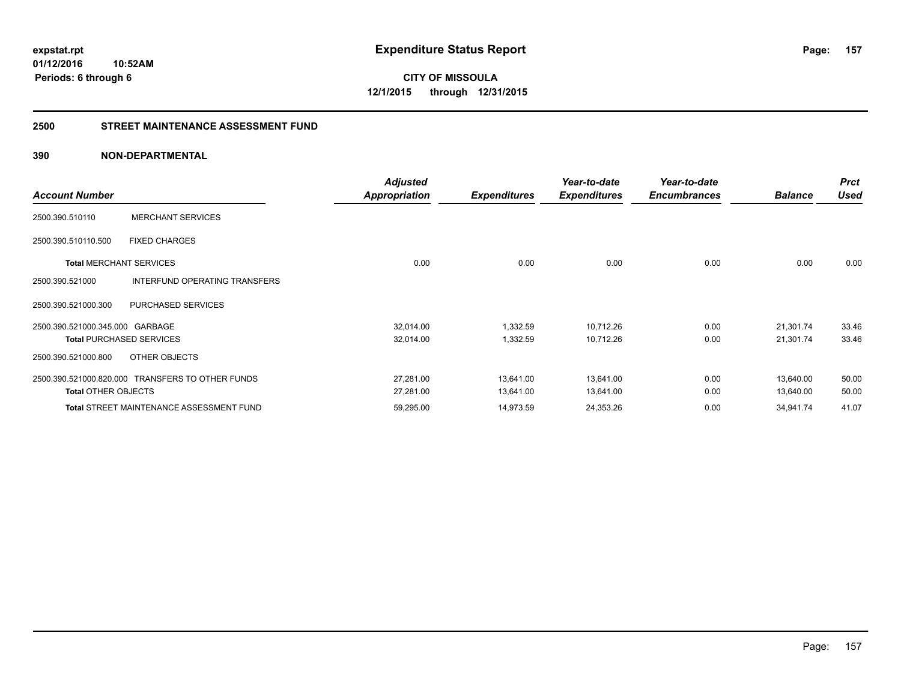**expstat.rpt**
**01/12/2016 10:52AM**
**Periods: 6 through 6**

# Expenditure Status Report

**CITY OF MISSOULA**
**12/1/2015 through 12/31/2015**

## 2500 STREET MAINTENANCE ASSESSMENT FUND

### 390 NON-DEPARTMENTAL

| Account Number | | Adjusted Appropriation | Expenditures | Year-to-date Expenditures | Year-to-date Encumbrances | Balance | Prct Used |
|---|---|---|---|---|---|---|---|
| 2500.390.510110 | MERCHANT SERVICES | | | | | | |
| 2500.390.510110.500 | FIXED CHARGES | | | | | | |
| **Total** MERCHANT SERVICES | | 0.00 | 0.00 | 0.00 | 0.00 | 0.00 | 0.00 |
| 2500.390.521000 | INTERFUND OPERATING TRANSFERS | | | | | | |
| 2500.390.521000.300 | PURCHASED SERVICES | | | | | | |
| 2500.390.521000.345.000 | GARBAGE | 32,014.00 | 1,332.59 | 10,712.26 | 0.00 | 21,301.74 | 33.46 |
| **Total** PURCHASED SERVICES | | 32,014.00 | 1,332.59 | 10,712.26 | 0.00 | 21,301.74 | 33.46 |
| 2500.390.521000.800 | OTHER OBJECTS | | | | | | |
| 2500.390.521000.820.000 | TRANSFERS TO OTHER FUNDS | 27,281.00 | 13,641.00 | 13,641.00 | 0.00 | 13,640.00 | 50.00 |
| **Total** OTHER OBJECTS | | 27,281.00 | 13,641.00 | 13,641.00 | 0.00 | 13,640.00 | 50.00 |
| **Total** STREET MAINTENANCE ASSESSMENT FUND | | 59,295.00 | 14,973.59 | 24,353.26 | 0.00 | 34,941.74 | 41.07 |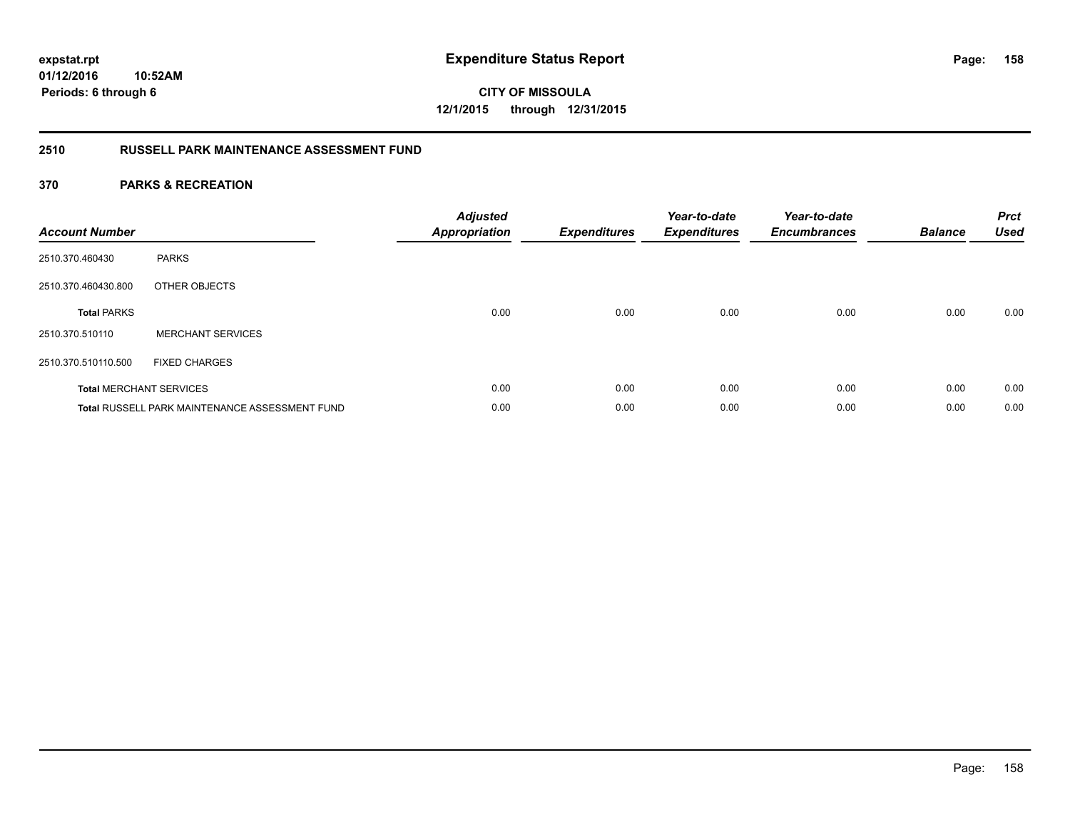**expstat.rpt**
**01/12/2016 10:52AM**
**Periods: 6 through 6**

# Expenditure Status Report

**CITY OF MISSOULA**
**12/1/2015 through 12/31/2015**

## 2510 RUSSELL PARK MAINTENANCE ASSESSMENT FUND

### 370 PARKS & RECREATION

| Account Number | | Adjusted Appropriation | Expenditures | Year-to-date Expenditures | Year-to-date Encumbrances | Balance | Prct Used |
|---|---|---|---|---|---|---|---|
| 2510.370.460430 | PARKS | | | | | | |
| 2510.370.460430.800 | OTHER OBJECTS | | | | | | |
| **Total** PARKS | | 0.00 | 0.00 | 0.00 | 0.00 | 0.00 | 0.00 |
| 2510.370.510110 | MERCHANT SERVICES | | | | | | |
| 2510.370.510110.500 | FIXED CHARGES | | | | | | |
| **Total** MERCHANT SERVICES | | 0.00 | 0.00 | 0.00 | 0.00 | 0.00 | 0.00 |
| **Total** RUSSELL PARK MAINTENANCE ASSESSMENT FUND | | 0.00 | 0.00 | 0.00 | 0.00 | 0.00 | 0.00 |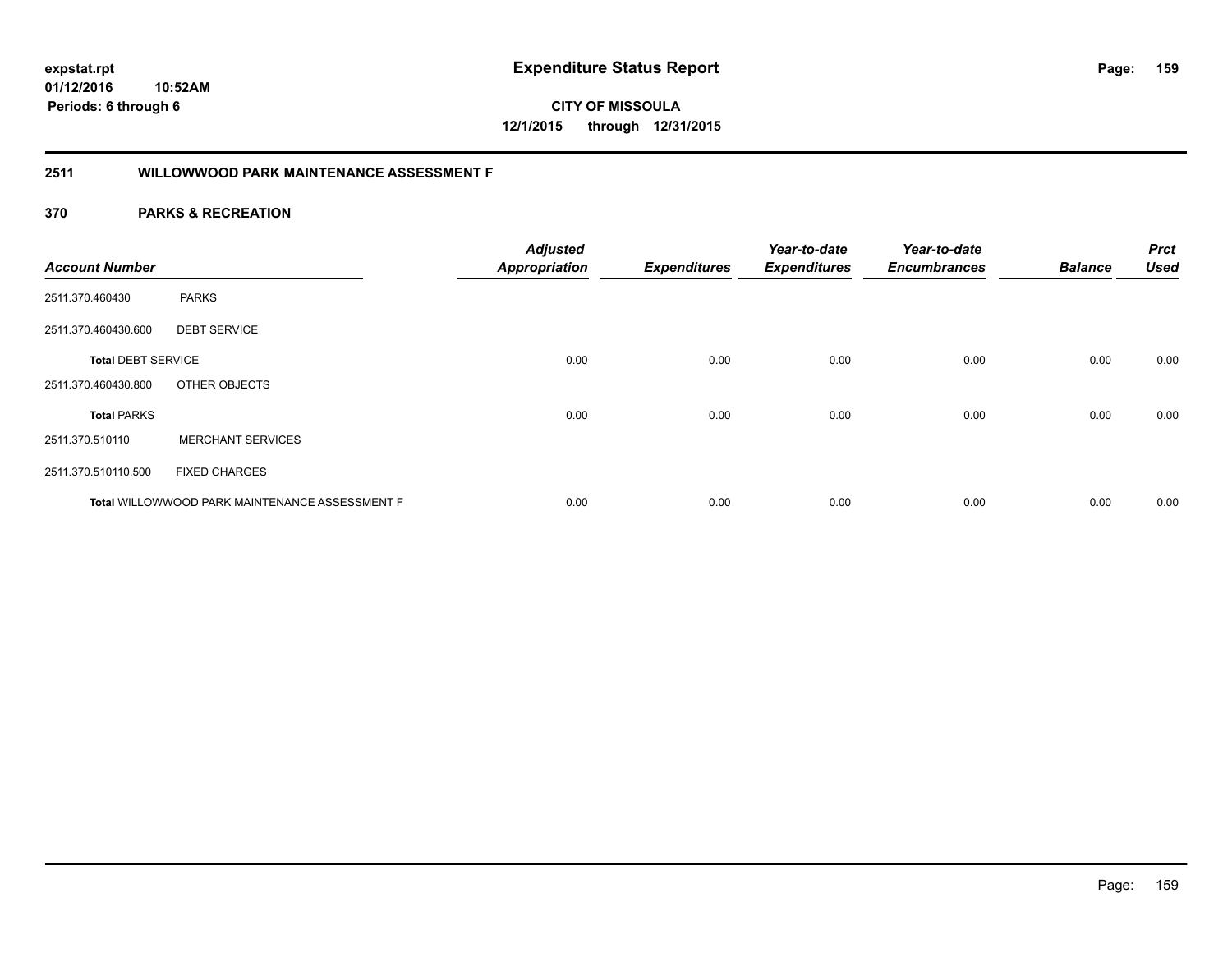# Expenditure Status Report

**expstat.rpt**
**01/12/2016 10:52AM**
**Periods: 6 through 6**

**CITY OF MISSOULA**
**12/1/2015 through 12/31/2015**

## 2511 WILLOWWOOD PARK MAINTENANCE ASSESSMENT F

### 370 PARKS & RECREATION

| Account Number | | *Adjusted Appropriation* | *Expenditures* | *Year-to-date Expenditures* | *Year-to-date Encumbrances* | *Balance* | *Prct Used* |
|---|---|---|---|---|---|---|---|
| 2511.370.460430 | PARKS | | | | | | |
| 2511.370.460430.600 | DEBT SERVICE | | | | | | |
| **Total** DEBT SERVICE | | 0.00 | 0.00 | 0.00 | 0.00 | 0.00 | 0.00 |
| 2511.370.460430.800 | OTHER OBJECTS | | | | | | |
| **Total** PARKS | | 0.00 | 0.00 | 0.00 | 0.00 | 0.00 | 0.00 |
| 2511.370.510110 | MERCHANT SERVICES | | | | | | |
| 2511.370.510110.500 | FIXED CHARGES | | | | | | |
| **Total** WILLOWWOOD PARK MAINTENANCE ASSESSMENT F | | 0.00 | 0.00 | 0.00 | 0.00 | 0.00 | 0.00 |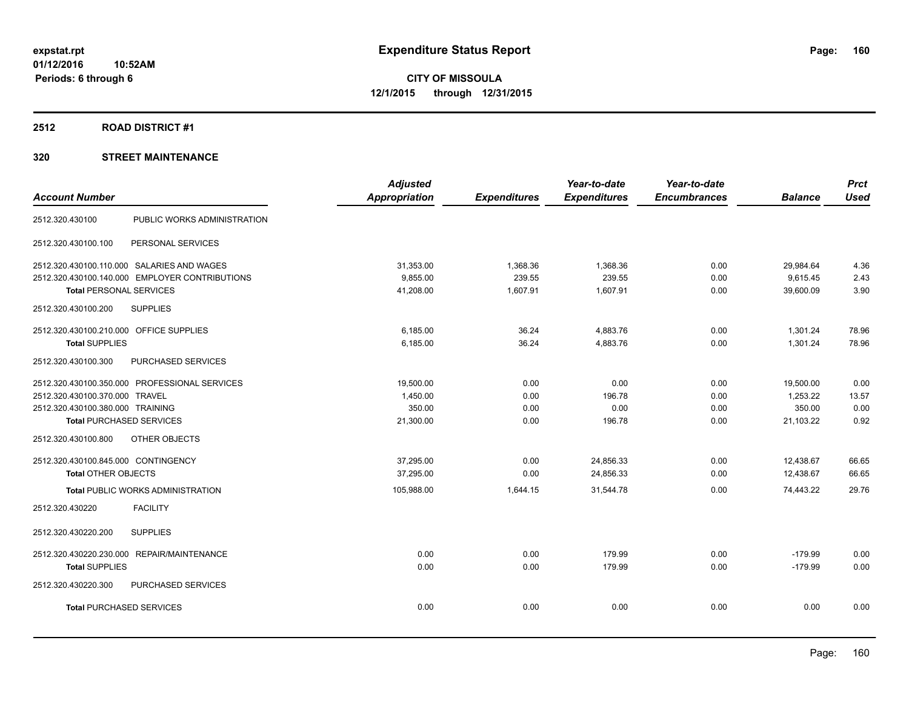**expstat.rpt**
**01/12/2016 10:52AM**
**Periods: 6 through 6**

# Expenditure Status Report

**CITY OF MISSOULA**
**12/1/2015 through 12/31/2015**

## 2512 ROAD DISTRICT #1

## 320 STREET MAINTENANCE

| Account Number | | Adjusted Appropriation | Expenditures | Year-to-date Expenditures | Year-to-date Encumbrances | Balance | Prct Used |
|---|---|---|---|---|---|---|---|
| 2512.320.430100 | PUBLIC WORKS ADMINISTRATION | | | | | | |
| 2512.320.430100.100 | PERSONAL SERVICES | | | | | | |
| 2512.320.430100.110.000 | SALARIES AND WAGES | 31,353.00 | 1,368.36 | 1,368.36 | 0.00 | 29,984.64 | 4.36 |
| 2512.320.430100.140.000 | EMPLOYER CONTRIBUTIONS | 9,855.00 | 239.55 | 239.55 | 0.00 | 9,615.45 | 2.43 |
| **Total** PERSONAL SERVICES | | 41,208.00 | 1,607.91 | 1,607.91 | 0.00 | 39,600.09 | 3.90 |
| 2512.320.430100.200 | SUPPLIES | | | | | | |
| 2512.320.430100.210.000 | OFFICE SUPPLIES | 6,185.00 | 36.24 | 4,883.76 | 0.00 | 1,301.24 | 78.96 |
| **Total** SUPPLIES | | 6,185.00 | 36.24 | 4,883.76 | 0.00 | 1,301.24 | 78.96 |
| 2512.320.430100.300 | PURCHASED SERVICES | | | | | | |
| 2512.320.430100.350.000 | PROFESSIONAL SERVICES | 19,500.00 | 0.00 | 0.00 | 0.00 | 19,500.00 | 0.00 |
| 2512.320.430100.370.000 | TRAVEL | 1,450.00 | 0.00 | 196.78 | 0.00 | 1,253.22 | 13.57 |
| 2512.320.430100.380.000 | TRAINING | 350.00 | 0.00 | 0.00 | 0.00 | 350.00 | 0.00 |
| **Total** PURCHASED SERVICES | | 21,300.00 | 0.00 | 196.78 | 0.00 | 21,103.22 | 0.92 |
| 2512.320.430100.800 | OTHER OBJECTS | | | | | | |
| 2512.320.430100.845.000 | CONTINGENCY | 37,295.00 | 0.00 | 24,856.33 | 0.00 | 12,438.67 | 66.65 |
| **Total** OTHER OBJECTS | | 37,295.00 | 0.00 | 24,856.33 | 0.00 | 12,438.67 | 66.65 |
| **Total** PUBLIC WORKS ADMINISTRATION | | 105,988.00 | 1,644.15 | 31,544.78 | 0.00 | 74,443.22 | 29.76 |
| 2512.320.430220 | FACILITY | | | | | | |
| 2512.320.430220.200 | SUPPLIES | | | | | | |
| 2512.320.430220.230.000 | REPAIR/MAINTENANCE | 0.00 | 0.00 | 179.99 | 0.00 | -179.99 | 0.00 |
| **Total** SUPPLIES | | 0.00 | 0.00 | 179.99 | 0.00 | -179.99 | 0.00 |
| 2512.320.430220.300 | PURCHASED SERVICES | | | | | | |
| **Total** PURCHASED SERVICES | | 0.00 | 0.00 | 0.00 | 0.00 | 0.00 | 0.00 |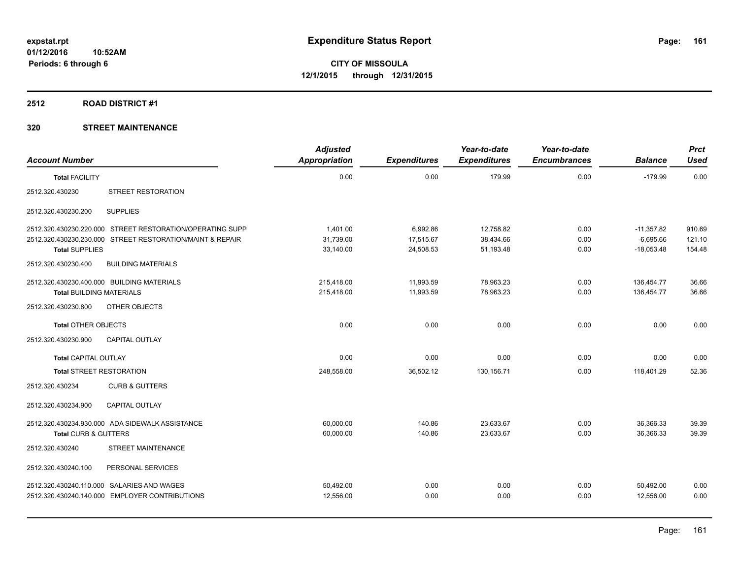# Expenditure Status Report

**CITY OF MISSOULA**
**12/1/2015 through 12/31/2015**

expstat.rpt
01/12/2016 10:52AM
Periods: 6 through 6

## 2512 ROAD DISTRICT #1

## 320 STREET MAINTENANCE

| Account Number | | Adjusted Appropriation | Expenditures | Year-to-date Expenditures | Year-to-date Encumbrances | Balance | Prct Used |
|---|---|---|---|---|---|---|---|
| **Total FACILITY** | | 0.00 | 0.00 | 179.99 | 0.00 | -179.99 | 0.00 |
| 2512.320.430230 | STREET RESTORATION | | | | | | |
| 2512.320.430230.200 | SUPPLIES | | | | | | |
| 2512.320.430230.220.000 | STREET RESTORATION/OPERATING SUPP | 1,401.00 | 6,992.86 | 12,758.82 | 0.00 | -11,357.82 | 910.69 |
| 2512.320.430230.230.000 | STREET RESTORATION/MAINT & REPAIR | 31,739.00 | 17,515.67 | 38,434.66 | 0.00 | -6,695.66 | 121.10 |
| **Total SUPPLIES** | | 33,140.00 | 24,508.53 | 51,193.48 | 0.00 | -18,053.48 | 154.48 |
| 2512.320.430230.400 | BUILDING MATERIALS | | | | | | |
| 2512.320.430230.400.000 | BUILDING MATERIALS | 215,418.00 | 11,993.59 | 78,963.23 | 0.00 | 136,454.77 | 36.66 |
| **Total BUILDING MATERIALS** | | 215,418.00 | 11,993.59 | 78,963.23 | 0.00 | 136,454.77 | 36.66 |
| 2512.320.430230.800 | OTHER OBJECTS | | | | | | |
| **Total OTHER OBJECTS** | | 0.00 | 0.00 | 0.00 | 0.00 | 0.00 | 0.00 |
| 2512.320.430230.900 | CAPITAL OUTLAY | | | | | | |
| **Total CAPITAL OUTLAY** | | 0.00 | 0.00 | 0.00 | 0.00 | 0.00 | 0.00 |
| **Total STREET RESTORATION** | | 248,558.00 | 36,502.12 | 130,156.71 | 0.00 | 118,401.29 | 52.36 |
| 2512.320.430234 | CURB & GUTTERS | | | | | | |
| 2512.320.430234.900 | CAPITAL OUTLAY | | | | | | |
| 2512.320.430234.930.000 | ADA SIDEWALK ASSISTANCE | 60,000.00 | 140.86 | 23,633.67 | 0.00 | 36,366.33 | 39.39 |
| **Total CURB & GUTTERS** | | 60,000.00 | 140.86 | 23,633.67 | 0.00 | 36,366.33 | 39.39 |
| 2512.320.430240 | STREET MAINTENANCE | | | | | | |
| 2512.320.430240.100 | PERSONAL SERVICES | | | | | | |
| 2512.320.430240.110.000 | SALARIES AND WAGES | 50,492.00 | 0.00 | 0.00 | 0.00 | 50,492.00 | 0.00 |
| 2512.320.430240.140.000 | EMPLOYER CONTRIBUTIONS | 12,556.00 | 0.00 | 0.00 | 0.00 | 12,556.00 | 0.00 |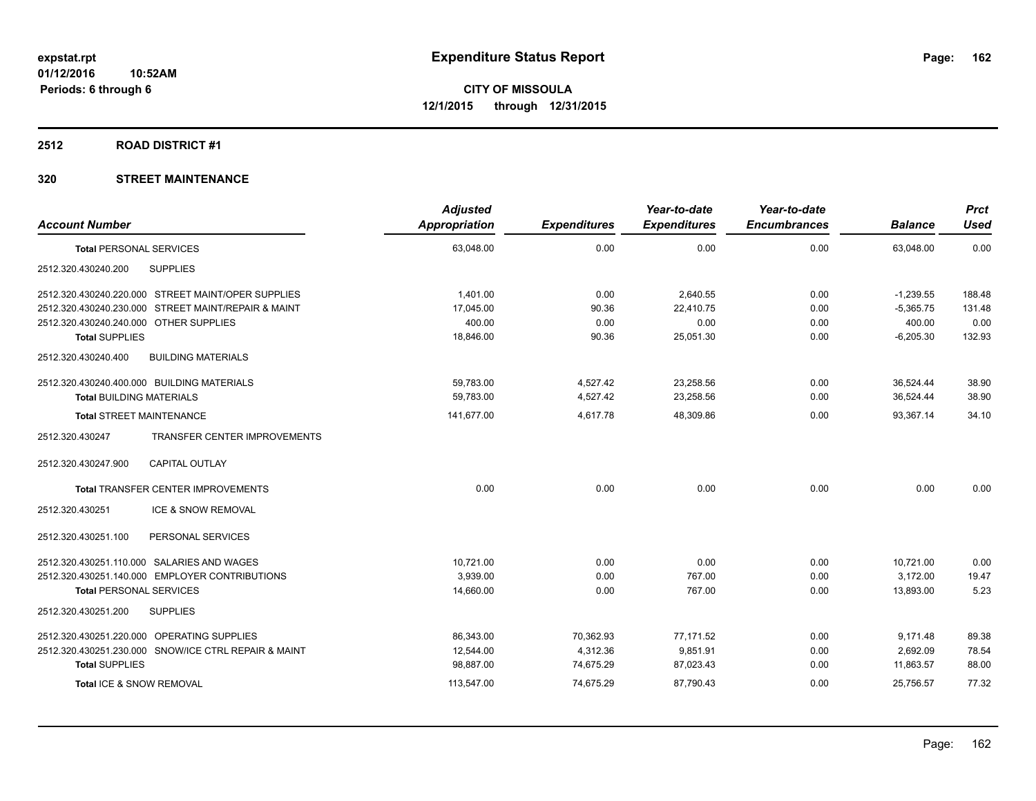**expstat.rpt**
**01/12/2016 10:52AM**
**Periods: 6 through 6**

# Expenditure Status Report

**CITY OF MISSOULA**
**12/1/2015 through 12/31/2015**

## 2512 ROAD DISTRICT #1

## 320 STREET MAINTENANCE

| Account Number | Adjusted Appropriation | Expenditures | Year-to-date Expenditures | Year-to-date Encumbrances | Balance | Prct Used |
|---|---|---|---|---|---|---|
| **Total** PERSONAL SERVICES | 63,048.00 | 0.00 | 0.00 | 0.00 | 63,048.00 | 0.00 |
| 2512.320.430240.200 SUPPLIES | | | | | | |
| 2512.320.430240.220.000 STREET MAINT/OPER SUPPLIES | 1,401.00 | 0.00 | 2,640.55 | 0.00 | -1,239.55 | 188.48 |
| 2512.320.430240.230.000 STREET MAINT/REPAIR & MAINT | 17,045.00 | 90.36 | 22,410.75 | 0.00 | -5,365.75 | 131.48 |
| 2512.320.430240.240.000 OTHER SUPPLIES | 400.00 | 0.00 | 0.00 | 0.00 | 400.00 | 0.00 |
| **Total** SUPPLIES | 18,846.00 | 90.36 | 25,051.30 | 0.00 | -6,205.30 | 132.93 |
| 2512.320.430240.400 BUILDING MATERIALS | | | | | | |
| 2512.320.430240.400.000 BUILDING MATERIALS | 59,783.00 | 4,527.42 | 23,258.56 | 0.00 | 36,524.44 | 38.90 |
| **Total** BUILDING MATERIALS | 59,783.00 | 4,527.42 | 23,258.56 | 0.00 | 36,524.44 | 38.90 |
| **Total** STREET MAINTENANCE | 141,677.00 | 4,617.78 | 48,309.86 | 0.00 | 93,367.14 | 34.10 |
| 2512.320.430247 TRANSFER CENTER IMPROVEMENTS | | | | | | |
| 2512.320.430247.900 CAPITAL OUTLAY | | | | | | |
| **Total** TRANSFER CENTER IMPROVEMENTS | 0.00 | 0.00 | 0.00 | 0.00 | 0.00 | 0.00 |
| 2512.320.430251 ICE & SNOW REMOVAL | | | | | | |
| 2512.320.430251.100 PERSONAL SERVICES | | | | | | |
| 2512.320.430251.110.000 SALARIES AND WAGES | 10,721.00 | 0.00 | 0.00 | 0.00 | 10,721.00 | 0.00 |
| 2512.320.430251.140.000 EMPLOYER CONTRIBUTIONS | 3,939.00 | 0.00 | 767.00 | 0.00 | 3,172.00 | 19.47 |
| **Total** PERSONAL SERVICES | 14,660.00 | 0.00 | 767.00 | 0.00 | 13,893.00 | 5.23 |
| 2512.320.430251.200 SUPPLIES | | | | | | |
| 2512.320.430251.220.000 OPERATING SUPPLIES | 86,343.00 | 70,362.93 | 77,171.52 | 0.00 | 9,171.48 | 89.38 |
| 2512.320.430251.230.000 SNOW/ICE CTRL REPAIR & MAINT | 12,544.00 | 4,312.36 | 9,851.91 | 0.00 | 2,692.09 | 78.54 |
| **Total** SUPPLIES | 98,887.00 | 74,675.29 | 87,023.43 | 0.00 | 11,863.57 | 88.00 |
| **Total** ICE & SNOW REMOVAL | 113,547.00 | 74,675.29 | 87,790.43 | 0.00 | 25,756.57 | 77.32 |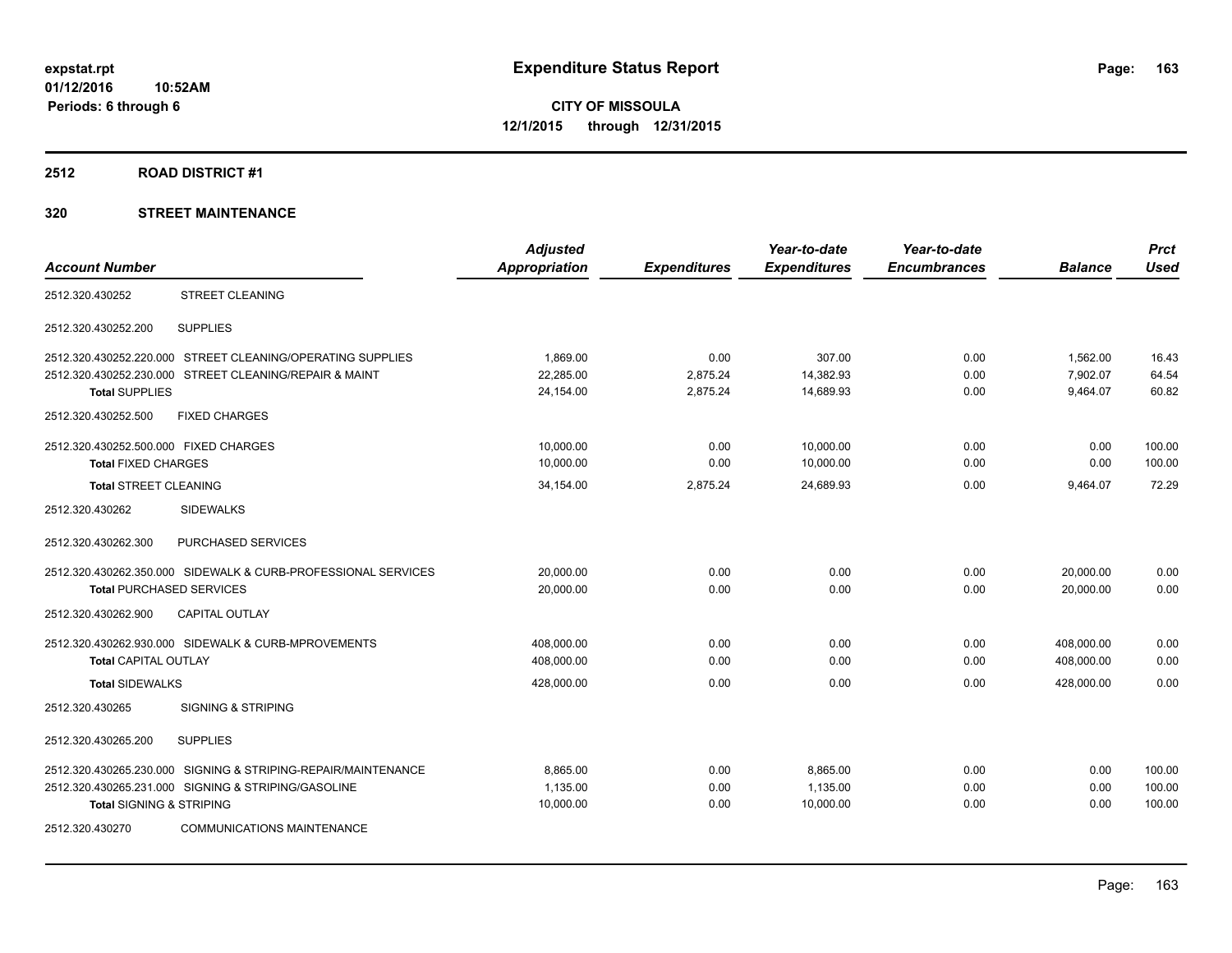**expstat.rpt**
**01/12/2016 10:52AM**
**Periods: 6 through 6**

# Expenditure Status Report

**CITY OF MISSOULA**
**12/1/2015 through 12/31/2015**

## 2512 ROAD DISTRICT #1

## 320 STREET MAINTENANCE

| Account Number | | Adjusted Appropriation | Expenditures | Year-to-date Expenditures | Year-to-date Encumbrances | Balance | Prct Used |
|---|---|---|---|---|---|---|---|
| 2512.320.430252 | STREET CLEANING | | | | | | |
| 2512.320.430252.200 | SUPPLIES | | | | | | |
| 2512.320.430252.220.000 | STREET CLEANING/OPERATING SUPPLIES | 1,869.00 | 0.00 | 307.00 | 0.00 | 1,562.00 | 16.43 |
| 2512.320.430252.230.000 | STREET CLEANING/REPAIR & MAINT | 22,285.00 | 2,875.24 | 14,382.93 | 0.00 | 7,902.07 | 64.54 |
| **Total** SUPPLIES | | 24,154.00 | 2,875.24 | 14,689.93 | 0.00 | 9,464.07 | 60.82 |
| 2512.320.430252.500 | FIXED CHARGES | | | | | | |
| 2512.320.430252.500.000 | FIXED CHARGES | 10,000.00 | 0.00 | 10,000.00 | 0.00 | 0.00 | 100.00 |
| **Total** FIXED CHARGES | | 10,000.00 | 0.00 | 10,000.00 | 0.00 | 0.00 | 100.00 |
| **Total** STREET CLEANING | | 34,154.00 | 2,875.24 | 24,689.93 | 0.00 | 9,464.07 | 72.29 |
| 2512.320.430262 | SIDEWALKS | | | | | | |
| 2512.320.430262.300 | PURCHASED SERVICES | | | | | | |
| 2512.320.430262.350.000 | SIDEWALK & CURB-PROFESSIONAL SERVICES | 20,000.00 | 0.00 | 0.00 | 0.00 | 20,000.00 | 0.00 |
| **Total** PURCHASED SERVICES | | 20,000.00 | 0.00 | 0.00 | 0.00 | 20,000.00 | 0.00 |
| 2512.320.430262.900 | CAPITAL OUTLAY | | | | | | |
| 2512.320.430262.930.000 | SIDEWALK & CURB-MPROVEMENTS | 408,000.00 | 0.00 | 0.00 | 0.00 | 408,000.00 | 0.00 |
| **Total** CAPITAL OUTLAY | | 408,000.00 | 0.00 | 0.00 | 0.00 | 408,000.00 | 0.00 |
| **Total** SIDEWALKS | | 428,000.00 | 0.00 | 0.00 | 0.00 | 428,000.00 | 0.00 |
| 2512.320.430265 | SIGNING & STRIPING | | | | | | |
| 2512.320.430265.200 | SUPPLIES | | | | | | |
| 2512.320.430265.230.000 | SIGNING & STRIPING-REPAIR/MAINTENANCE | 8,865.00 | 0.00 | 8,865.00 | 0.00 | 0.00 | 100.00 |
| 2512.320.430265.231.000 | SIGNING & STRIPING/GASOLINE | 1,135.00 | 0.00 | 1,135.00 | 0.00 | 0.00 | 100.00 |
| **Total** SIGNING & STRIPING | | 10,000.00 | 0.00 | 10,000.00 | 0.00 | 0.00 | 100.00 |
| 2512.320.430270 | COMMUNICATIONS MAINTENANCE | | | | | | |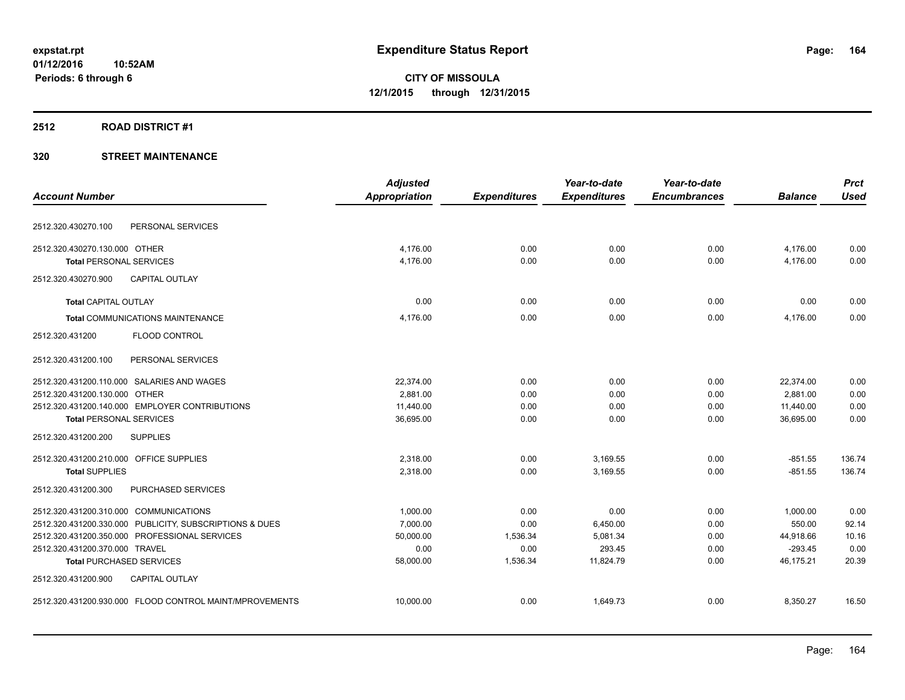# Expenditure Status Report

**CITY OF MISSOULA**
**12/1/2015 through 12/31/2015**

expstat.rpt
01/12/2016 10:52AM
Periods: 6 through 6

## 2512 ROAD DISTRICT #1

## 320 STREET MAINTENANCE

| Account Number | Adjusted Appropriation | Expenditures | Year-to-date Expenditures | Year-to-date Encumbrances | Balance | Prct Used |
|---|---|---|---|---|---|---|
| 2512.320.430270.100 PERSONAL SERVICES | | | | | | |
| 2512.320.430270.130.000 OTHER | 4,176.00 | 0.00 | 0.00 | 0.00 | 4,176.00 | 0.00 |
| **Total** PERSONAL SERVICES | 4,176.00 | 0.00 | 0.00 | 0.00 | 4,176.00 | 0.00 |
| 2512.320.430270.900 CAPITAL OUTLAY | | | | | | |
| **Total** CAPITAL OUTLAY | 0.00 | 0.00 | 0.00 | 0.00 | 0.00 | 0.00 |
| **Total** COMMUNICATIONS MAINTENANCE | 4,176.00 | 0.00 | 0.00 | 0.00 | 4,176.00 | 0.00 |
| 2512.320.431200 FLOOD CONTROL | | | | | | |
| 2512.320.431200.100 PERSONAL SERVICES | | | | | | |
| 2512.320.431200.110.000 SALARIES AND WAGES | 22,374.00 | 0.00 | 0.00 | 0.00 | 22,374.00 | 0.00 |
| 2512.320.431200.130.000 OTHER | 2,881.00 | 0.00 | 0.00 | 0.00 | 2,881.00 | 0.00 |
| 2512.320.431200.140.000 EMPLOYER CONTRIBUTIONS | 11,440.00 | 0.00 | 0.00 | 0.00 | 11,440.00 | 0.00 |
| **Total** PERSONAL SERVICES | 36,695.00 | 0.00 | 0.00 | 0.00 | 36,695.00 | 0.00 |
| 2512.320.431200.200 SUPPLIES | | | | | | |
| 2512.320.431200.210.000 OFFICE SUPPLIES | 2,318.00 | 0.00 | 3,169.55 | 0.00 | -851.55 | 136.74 |
| **Total** SUPPLIES | 2,318.00 | 0.00 | 3,169.55 | 0.00 | -851.55 | 136.74 |
| 2512.320.431200.300 PURCHASED SERVICES | | | | | | |
| 2512.320.431200.310.000 COMMUNICATIONS | 1,000.00 | 0.00 | 0.00 | 0.00 | 1,000.00 | 0.00 |
| 2512.320.431200.330.000 PUBLICITY, SUBSCRIPTIONS & DUES | 7,000.00 | 0.00 | 6,450.00 | 0.00 | 550.00 | 92.14 |
| 2512.320.431200.350.000 PROFESSIONAL SERVICES | 50,000.00 | 1,536.34 | 5,081.34 | 0.00 | 44,918.66 | 10.16 |
| 2512.320.431200.370.000 TRAVEL | 0.00 | 0.00 | 293.45 | 0.00 | -293.45 | 0.00 |
| **Total** PURCHASED SERVICES | 58,000.00 | 1,536.34 | 11,824.79 | 0.00 | 46,175.21 | 20.39 |
| 2512.320.431200.900 CAPITAL OUTLAY | | | | | | |
| 2512.320.431200.930.000 FLOOD CONTROL MAINT/MPROVEMENTS | 10,000.00 | 0.00 | 1,649.73 | 0.00 | 8,350.27 | 16.50 |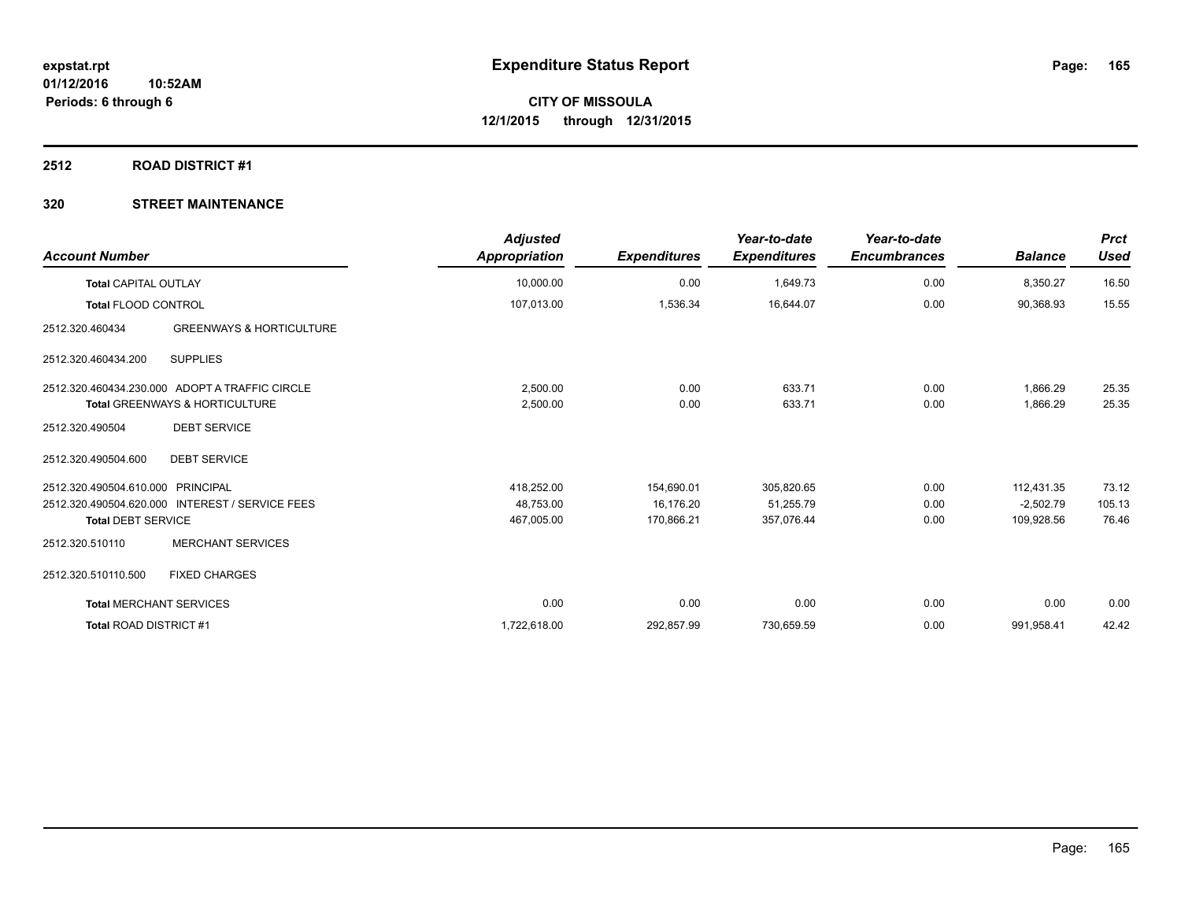# Expenditure Status Report

**CITY OF MISSOULA**
**12/1/2015 through 12/31/2015**

expstat.rpt
01/12/2016 10:52AM
Periods: 6 through 6

## 2512 ROAD DISTRICT #1

### 320 STREET MAINTENANCE

| Account Number | | Adjusted Appropriation | Expenditures | Year-to-date Expenditures | Year-to-date Encumbrances | Balance | Prct Used |
|---|---|---|---|---|---|---|---|
| **Total** CAPITAL OUTLAY | | 10,000.00 | 0.00 | 1,649.73 | 0.00 | 8,350.27 | 16.50 |
| **Total** FLOOD CONTROL | | 107,013.00 | 1,536.34 | 16,644.07 | 0.00 | 90,368.93 | 15.55 |
| 2512.320.460434 | GREENWAYS & HORTICULTURE | | | | | | |
| 2512.320.460434.200 | SUPPLIES | | | | | | |
| 2512.320.460434.230.000 | ADOPT A TRAFFIC CIRCLE | 2,500.00 | 0.00 | 633.71 | 0.00 | 1,866.29 | 25.35 |
| **Total** GREENWAYS & HORTICULTURE | | 2,500.00 | 0.00 | 633.71 | 0.00 | 1,866.29 | 25.35 |
| 2512.320.490504 | DEBT SERVICE | | | | | | |
| 2512.320.490504.600 | DEBT SERVICE | | | | | | |
| 2512.320.490504.610.000 | PRINCIPAL | 418,252.00 | 154,690.01 | 305,820.65 | 0.00 | 112,431.35 | 73.12 |
| 2512.320.490504.620.000 | INTEREST / SERVICE FEES | 48,753.00 | 16,176.20 | 51,255.79 | 0.00 | -2,502.79 | 105.13 |
| **Total** DEBT SERVICE | | 467,005.00 | 170,866.21 | 357,076.44 | 0.00 | 109,928.56 | 76.46 |
| 2512.320.510110 | MERCHANT SERVICES | | | | | | |
| 2512.320.510110.500 | FIXED CHARGES | | | | | | |
| **Total** MERCHANT SERVICES | | 0.00 | 0.00 | 0.00 | 0.00 | 0.00 | 0.00 |
| **Total** ROAD DISTRICT #1 | | 1,722,618.00 | 292,857.99 | 730,659.59 | 0.00 | 991,958.41 | 42.42 |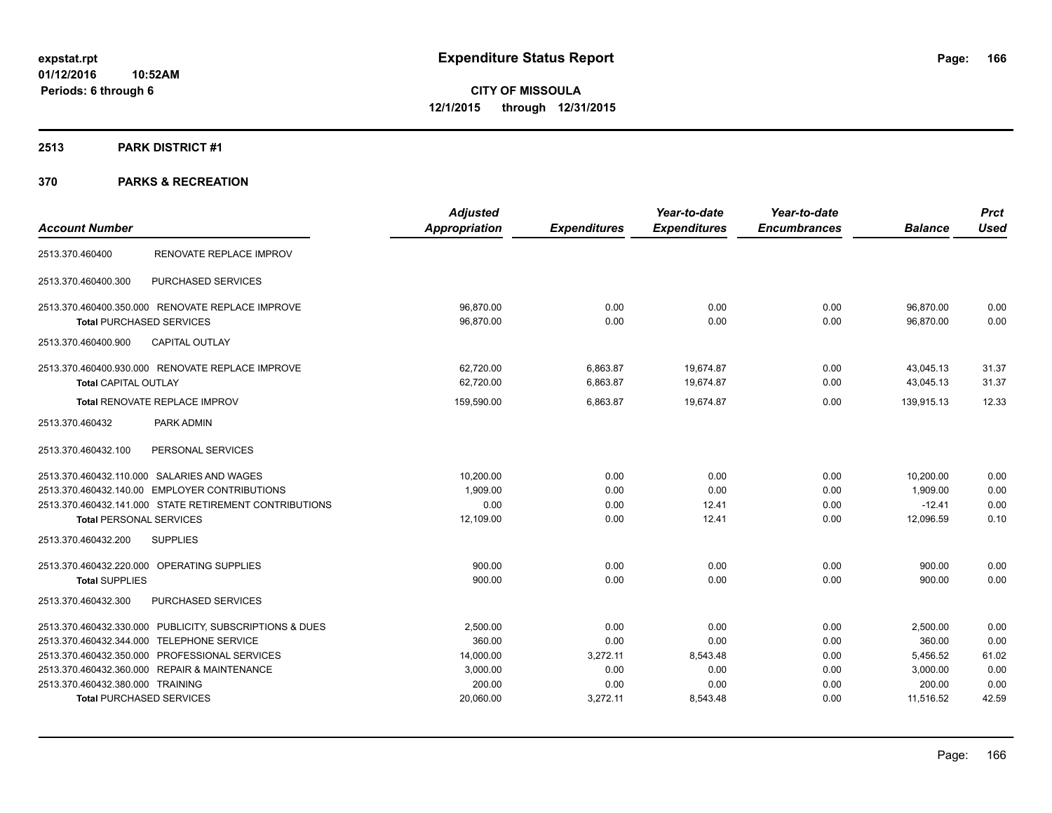**expstat.rpt**
**01/12/2016 10:52AM**
**Periods: 6 through 6**

# Expenditure Status Report

**CITY OF MISSOULA**
**12/1/2015 through 12/31/2015**

## 2513 PARK DISTRICT #1

## 370 PARKS & RECREATION

| Account Number | | Adjusted Appropriation | Expenditures | Year-to-date Expenditures | Year-to-date Encumbrances | Balance | Prct Used |
|---|---|---|---|---|---|---|---|
| 2513.370.460400 | RENOVATE REPLACE IMPROV | | | | | | |
| 2513.370.460400.300 | PURCHASED SERVICES | | | | | | |
| 2513.370.460400.350.000 | RENOVATE REPLACE IMPROVE | 96,870.00 | 0.00 | 0.00 | 0.00 | 96,870.00 | 0.00 |
| **Total** PURCHASED SERVICES | | 96,870.00 | 0.00 | 0.00 | 0.00 | 96,870.00 | 0.00 |
| 2513.370.460400.900 | CAPITAL OUTLAY | | | | | | |
| 2513.370.460400.930.000 | RENOVATE REPLACE IMPROVE | 62,720.00 | 6,863.87 | 19,674.87 | 0.00 | 43,045.13 | 31.37 |
| **Total** CAPITAL OUTLAY | | 62,720.00 | 6,863.87 | 19,674.87 | 0.00 | 43,045.13 | 31.37 |
| **Total** RENOVATE REPLACE IMPROV | | 159,590.00 | 6,863.87 | 19,674.87 | 0.00 | 139,915.13 | 12.33 |
| 2513.370.460432 | PARK ADMIN | | | | | | |
| 2513.370.460432.100 | PERSONAL SERVICES | | | | | | |
| 2513.370.460432.110.000 | SALARIES AND WAGES | 10,200.00 | 0.00 | 0.00 | 0.00 | 10,200.00 | 0.00 |
| 2513.370.460432.140.00 | EMPLOYER CONTRIBUTIONS | 1,909.00 | 0.00 | 0.00 | 0.00 | 1,909.00 | 0.00 |
| 2513.370.460432.141.000 | STATE RETIREMENT CONTRIBUTIONS | 0.00 | 0.00 | 12.41 | 0.00 | -12.41 | 0.00 |
| **Total** PERSONAL SERVICES | | 12,109.00 | 0.00 | 12.41 | 0.00 | 12,096.59 | 0.10 |
| 2513.370.460432.200 | SUPPLIES | | | | | | |
| 2513.370.460432.220.000 | OPERATING SUPPLIES | 900.00 | 0.00 | 0.00 | 0.00 | 900.00 | 0.00 |
| **Total** SUPPLIES | | 900.00 | 0.00 | 0.00 | 0.00 | 900.00 | 0.00 |
| 2513.370.460432.300 | PURCHASED SERVICES | | | | | | |
| 2513.370.460432.330.000 | PUBLICITY, SUBSCRIPTIONS & DUES | 2,500.00 | 0.00 | 0.00 | 0.00 | 2,500.00 | 0.00 |
| 2513.370.460432.344.000 | TELEPHONE SERVICE | 360.00 | 0.00 | 0.00 | 0.00 | 360.00 | 0.00 |
| 2513.370.460432.350.000 | PROFESSIONAL SERVICES | 14,000.00 | 3,272.11 | 8,543.48 | 0.00 | 5,456.52 | 61.02 |
| 2513.370.460432.360.000 | REPAIR & MAINTENANCE | 3,000.00 | 0.00 | 0.00 | 0.00 | 3,000.00 | 0.00 |
| 2513.370.460432.380.000 | TRAINING | 200.00 | 0.00 | 0.00 | 0.00 | 200.00 | 0.00 |
| **Total** PURCHASED SERVICES | | 20,060.00 | 3,272.11 | 8,543.48 | 0.00 | 11,516.52 | 42.59 |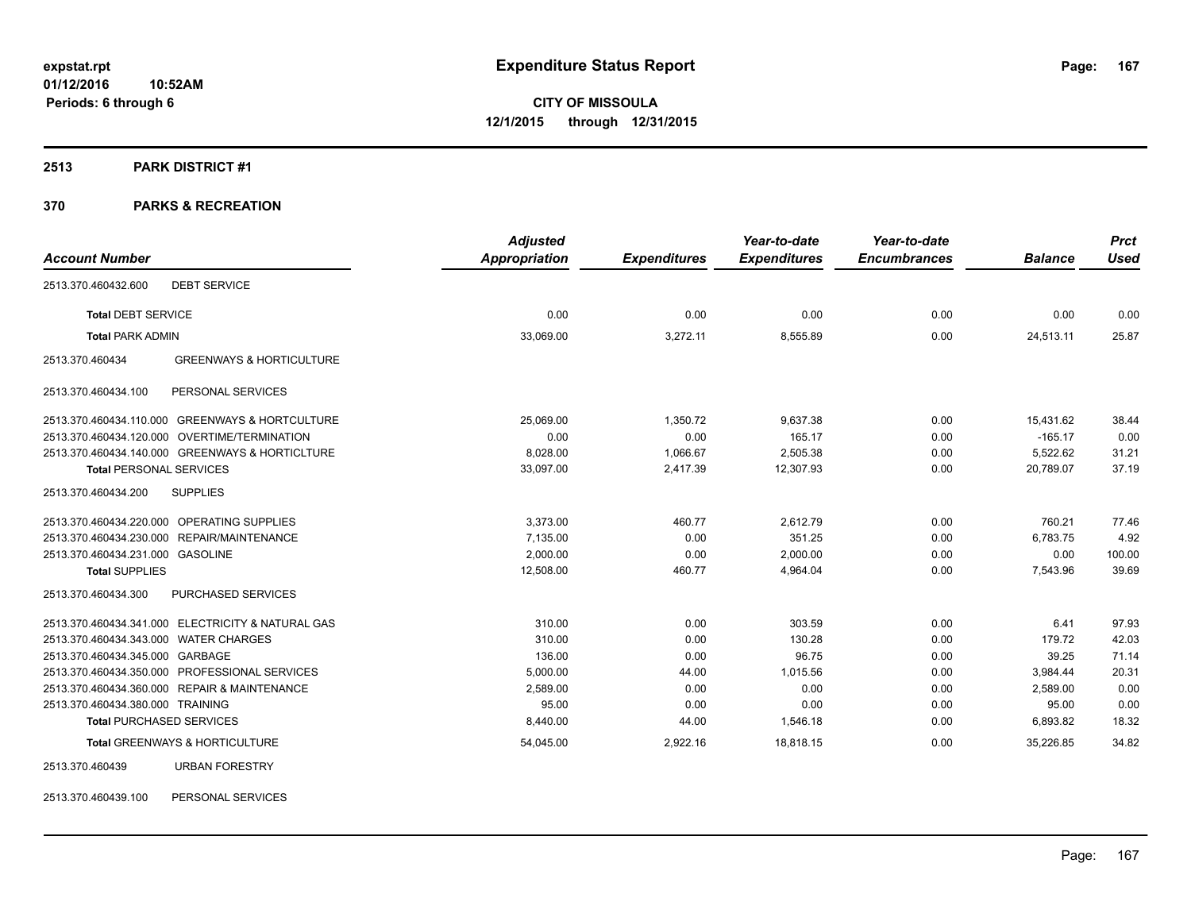# Expenditure Status Report

expstat.rpt
01/12/2016 10:52AM
Periods: 6 through 6

**CITY OF MISSOULA**
**12/1/2015 through 12/31/2015**

## 2513 PARK DISTRICT #1

## 370 PARKS & RECREATION

| Account Number | | Adjusted Appropriation | Expenditures | Year-to-date Expenditures | Year-to-date Encumbrances | Balance | Prct Used |
|---|---|---|---|---|---|---|---|
| 2513.370.460432.600 | DEBT SERVICE | | | | | | |
| **Total** DEBT SERVICE | | 0.00 | 0.00 | 0.00 | 0.00 | 0.00 | 0.00 |
| **Total** PARK ADMIN | | 33,069.00 | 3,272.11 | 8,555.89 | 0.00 | 24,513.11 | 25.87 |
| 2513.370.460434 | GREENWAYS & HORTICULTURE | | | | | | |
| 2513.370.460434.100 | PERSONAL SERVICES | | | | | | |
| 2513.370.460434.110.000 | GREENWAYS & HORTCULTURE | 25,069.00 | 1,350.72 | 9,637.38 | 0.00 | 15,431.62 | 38.44 |
| 2513.370.460434.120.000 | OVERTIME/TERMINATION | 0.00 | 0.00 | 165.17 | 0.00 | -165.17 | 0.00 |
| 2513.370.460434.140.000 | GREENWAYS & HORTICLTURE | 8,028.00 | 1,066.67 | 2,505.38 | 0.00 | 5,522.62 | 31.21 |
| **Total** PERSONAL SERVICES | | 33,097.00 | 2,417.39 | 12,307.93 | 0.00 | 20,789.07 | 37.19 |
| 2513.370.460434.200 | SUPPLIES | | | | | | |
| 2513.370.460434.220.000 | OPERATING SUPPLIES | 3,373.00 | 460.77 | 2,612.79 | 0.00 | 760.21 | 77.46 |
| 2513.370.460434.230.000 | REPAIR/MAINTENANCE | 7,135.00 | 0.00 | 351.25 | 0.00 | 6,783.75 | 4.92 |
| 2513.370.460434.231.000 | GASOLINE | 2,000.00 | 0.00 | 2,000.00 | 0.00 | 0.00 | 100.00 |
| **Total** SUPPLIES | | 12,508.00 | 460.77 | 4,964.04 | 0.00 | 7,543.96 | 39.69 |
| 2513.370.460434.300 | PURCHASED SERVICES | | | | | | |
| 2513.370.460434.341.000 | ELECTRICITY & NATURAL GAS | 310.00 | 0.00 | 303.59 | 0.00 | 6.41 | 97.93 |
| 2513.370.460434.343.000 | WATER CHARGES | 310.00 | 0.00 | 130.28 | 0.00 | 179.72 | 42.03 |
| 2513.370.460434.345.000 | GARBAGE | 136.00 | 0.00 | 96.75 | 0.00 | 39.25 | 71.14 |
| 2513.370.460434.350.000 | PROFESSIONAL SERVICES | 5,000.00 | 44.00 | 1,015.56 | 0.00 | 3,984.44 | 20.31 |
| 2513.370.460434.360.000 | REPAIR & MAINTENANCE | 2,589.00 | 0.00 | 0.00 | 0.00 | 2,589.00 | 0.00 |
| 2513.370.460434.380.000 | TRAINING | 95.00 | 0.00 | 0.00 | 0.00 | 95.00 | 0.00 |
| **Total** PURCHASED SERVICES | | 8,440.00 | 44.00 | 1,546.18 | 0.00 | 6,893.82 | 18.32 |
| **Total** GREENWAYS & HORTICULTURE | | 54,045.00 | 2,922.16 | 18,818.15 | 0.00 | 35,226.85 | 34.82 |
| 2513.370.460439 | URBAN FORESTRY | | | | | | |
| 2513.370.460439.100 | PERSONAL SERVICES | | | | | | |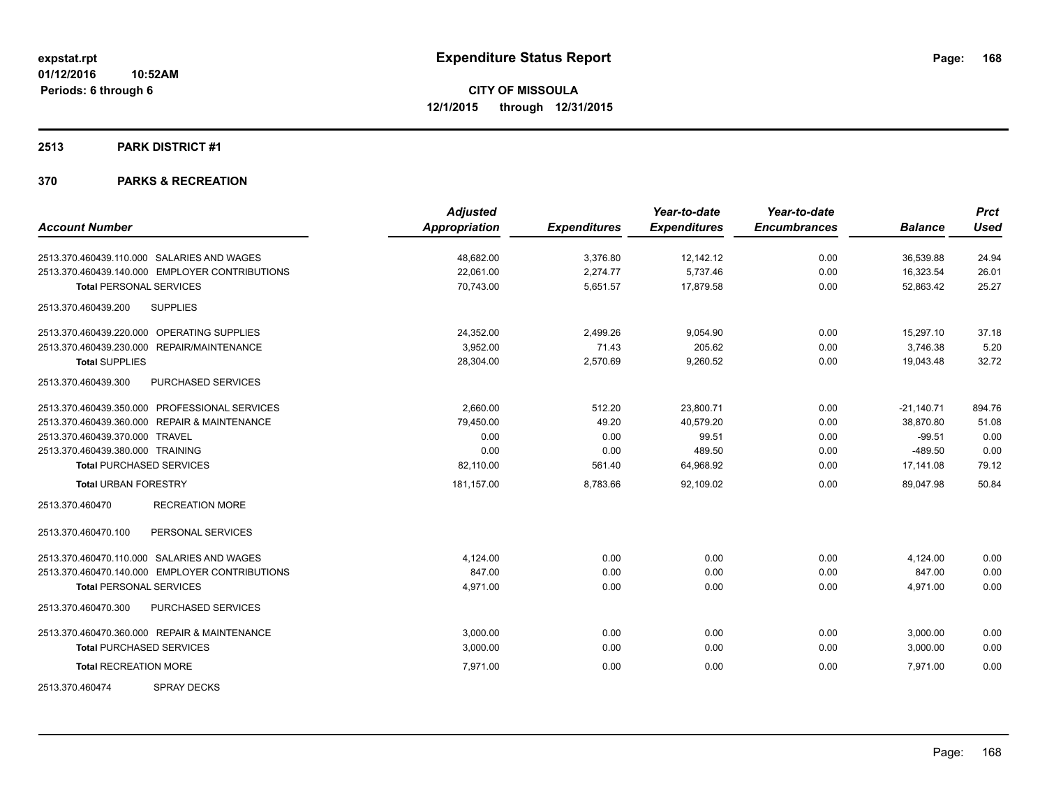**expstat.rpt**
**01/12/2016 10:52AM**
**Periods: 6 through 6**

# Expenditure Status Report

**CITY OF MISSOULA**
**12/1/2015 through 12/31/2015**

## 2513 PARK DISTRICT #1

## 370 PARKS & RECREATION

| Account Number | Adjusted Appropriation | Expenditures | Year-to-date Expenditures | Year-to-date Encumbrances | Balance | Prct Used |
|---|---|---|---|---|---|---|
| 2513.370.460439.110.000 SALARIES AND WAGES | 48,682.00 | 3,376.80 | 12,142.12 | 0.00 | 36,539.88 | 24.94 |
| 2513.370.460439.140.000 EMPLOYER CONTRIBUTIONS | 22,061.00 | 2,274.77 | 5,737.46 | 0.00 | 16,323.54 | 26.01 |
| **Total** PERSONAL SERVICES | 70,743.00 | 5,651.57 | 17,879.58 | 0.00 | 52,863.42 | 25.27 |
| 2513.370.460439.200 SUPPLIES | | | | | | |
| 2513.370.460439.220.000 OPERATING SUPPLIES | 24,352.00 | 2,499.26 | 9,054.90 | 0.00 | 15,297.10 | 37.18 |
| 2513.370.460439.230.000 REPAIR/MAINTENANCE | 3,952.00 | 71.43 | 205.62 | 0.00 | 3,746.38 | 5.20 |
| **Total** SUPPLIES | 28,304.00 | 2,570.69 | 9,260.52 | 0.00 | 19,043.48 | 32.72 |
| 2513.370.460439.300 PURCHASED SERVICES | | | | | | |
| 2513.370.460439.350.000 PROFESSIONAL SERVICES | 2,660.00 | 512.20 | 23,800.71 | 0.00 | -21,140.71 | 894.76 |
| 2513.370.460439.360.000 REPAIR & MAINTENANCE | 79,450.00 | 49.20 | 40,579.20 | 0.00 | 38,870.80 | 51.08 |
| 2513.370.460439.370.000 TRAVEL | 0.00 | 0.00 | 99.51 | 0.00 | -99.51 | 0.00 |
| 2513.370.460439.380.000 TRAINING | 0.00 | 0.00 | 489.50 | 0.00 | -489.50 | 0.00 |
| **Total** PURCHASED SERVICES | 82,110.00 | 561.40 | 64,968.92 | 0.00 | 17,141.08 | 79.12 |
| **Total** URBAN FORESTRY | 181,157.00 | 8,783.66 | 92,109.02 | 0.00 | 89,047.98 | 50.84 |
| 2513.370.460470 RECREATION MORE | | | | | | |
| 2513.370.460470.100 PERSONAL SERVICES | | | | | | |
| 2513.370.460470.110.000 SALARIES AND WAGES | 4,124.00 | 0.00 | 0.00 | 0.00 | 4,124.00 | 0.00 |
| 2513.370.460470.140.000 EMPLOYER CONTRIBUTIONS | 847.00 | 0.00 | 0.00 | 0.00 | 847.00 | 0.00 |
| **Total** PERSONAL SERVICES | 4,971.00 | 0.00 | 0.00 | 0.00 | 4,971.00 | 0.00 |
| 2513.370.460470.300 PURCHASED SERVICES | | | | | | |
| 2513.370.460470.360.000 REPAIR & MAINTENANCE | 3,000.00 | 0.00 | 0.00 | 0.00 | 3,000.00 | 0.00 |
| **Total** PURCHASED SERVICES | 3,000.00 | 0.00 | 0.00 | 0.00 | 3,000.00 | 0.00 |
| **Total** RECREATION MORE | 7,971.00 | 0.00 | 0.00 | 0.00 | 7,971.00 | 0.00 |
| 2513.370.460474 SPRAY DECKS | | | | | | |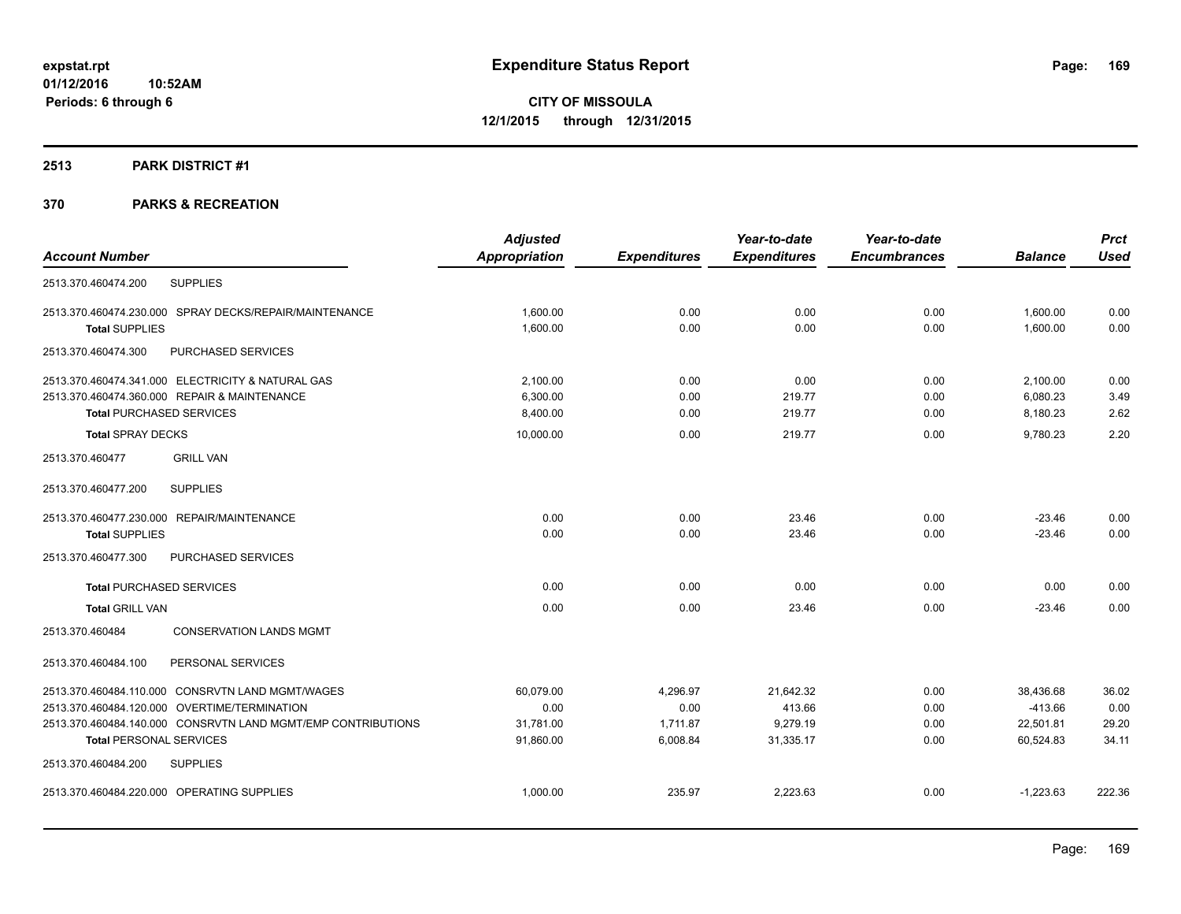**expstat.rpt**
**01/12/2016 10:52AM**
**Periods: 6 through 6**

# Expenditure Status Report

**CITY OF MISSOULA**
**12/1/2015 through 12/31/2015**

## 2513 PARK DISTRICT #1

## 370 PARKS & RECREATION

| Account Number | Adjusted Appropriation | Expenditures | Year-to-date Expenditures | Year-to-date Encumbrances | Balance | Prct Used |
|---|---|---|---|---|---|---|
| 2513.370.460474.200 SUPPLIES | | | | | | |
| 2513.370.460474.230.000 SPRAY DECKS/REPAIR/MAINTENANCE | 1,600.00 | 0.00 | 0.00 | 0.00 | 1,600.00 | 0.00 |
| **Total** SUPPLIES | 1,600.00 | 0.00 | 0.00 | 0.00 | 1,600.00 | 0.00 |
| 2513.370.460474.300 PURCHASED SERVICES | | | | | | |
| 2513.370.460474.341.000 ELECTRICITY & NATURAL GAS | 2,100.00 | 0.00 | 0.00 | 0.00 | 2,100.00 | 0.00 |
| 2513.370.460474.360.000 REPAIR & MAINTENANCE | 6,300.00 | 0.00 | 219.77 | 0.00 | 6,080.23 | 3.49 |
| **Total** PURCHASED SERVICES | 8,400.00 | 0.00 | 219.77 | 0.00 | 8,180.23 | 2.62 |
| **Total** SPRAY DECKS | 10,000.00 | 0.00 | 219.77 | 0.00 | 9,780.23 | 2.20 |
| 2513.370.460477 GRILL VAN | | | | | | |
| 2513.370.460477.200 SUPPLIES | | | | | | |
| 2513.370.460477.230.000 REPAIR/MAINTENANCE | 0.00 | 0.00 | 23.46 | 0.00 | -23.46 | 0.00 |
| **Total** SUPPLIES | 0.00 | 0.00 | 23.46 | 0.00 | -23.46 | 0.00 |
| 2513.370.460477.300 PURCHASED SERVICES | | | | | | |
| **Total** PURCHASED SERVICES | 0.00 | 0.00 | 0.00 | 0.00 | 0.00 | 0.00 |
| **Total** GRILL VAN | 0.00 | 0.00 | 23.46 | 0.00 | -23.46 | 0.00 |
| 2513.370.460484 CONSERVATION LANDS MGMT | | | | | | |
| 2513.370.460484.100 PERSONAL SERVICES | | | | | | |
| 2513.370.460484.110.000 CONSRVTN LAND MGMT/WAGES | 60,079.00 | 4,296.97 | 21,642.32 | 0.00 | 38,436.68 | 36.02 |
| 2513.370.460484.120.000 OVERTIME/TERMINATION | 0.00 | 0.00 | 413.66 | 0.00 | -413.66 | 0.00 |
| 2513.370.460484.140.000 CONSRVTN LAND MGMT/EMP CONTRIBUTIONS | 31,781.00 | 1,711.87 | 9,279.19 | 0.00 | 22,501.81 | 29.20 |
| **Total** PERSONAL SERVICES | 91,860.00 | 6,008.84 | 31,335.17 | 0.00 | 60,524.83 | 34.11 |
| 2513.370.460484.200 SUPPLIES | | | | | | |
| 2513.370.460484.220.000 OPERATING SUPPLIES | 1,000.00 | 235.97 | 2,223.63 | 0.00 | -1,223.63 | 222.36 |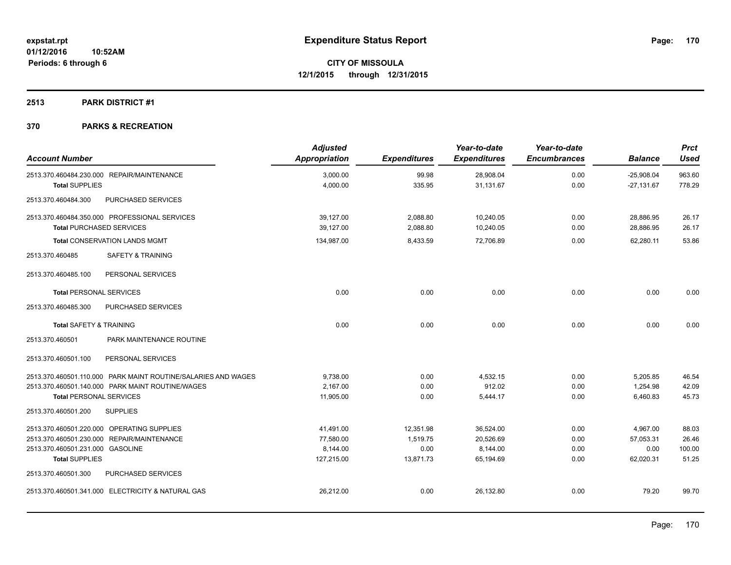# Expenditure Status Report

expstat.rpt
01/12/2016 10:52AM
Periods: 6 through 6

**CITY OF MISSOULA**
**12/1/2015 through 12/31/2015**

## 2513 PARK DISTRICT #1

## 370 PARKS & RECREATION

| Account Number | Adjusted Appropriation | Expenditures | Year-to-date Expenditures | Year-to-date Encumbrances | Balance | Prct Used |
|---|---|---|---|---|---|---|
| 2513.370.460484.230.000 REPAIR/MAINTENANCE | 3,000.00 | 99.98 | 28,908.04 | 0.00 | -25,908.04 | 963.60 |
| **Total** SUPPLIES | 4,000.00 | 335.95 | 31,131.67 | 0.00 | -27,131.67 | 778.29 |
| 2513.370.460484.300 PURCHASED SERVICES | | | | | | |
| 2513.370.460484.350.000 PROFESSIONAL SERVICES | 39,127.00 | 2,088.80 | 10,240.05 | 0.00 | 28,886.95 | 26.17 |
| **Total** PURCHASED SERVICES | 39,127.00 | 2,088.80 | 10,240.05 | 0.00 | 28,886.95 | 26.17 |
| **Total** CONSERVATION LANDS MGMT | 134,987.00 | 8,433.59 | 72,706.89 | 0.00 | 62,280.11 | 53.86 |
| 2513.370.460485 SAFETY & TRAINING | | | | | | |
| 2513.370.460485.100 PERSONAL SERVICES | | | | | | |
| **Total** PERSONAL SERVICES | 0.00 | 0.00 | 0.00 | 0.00 | 0.00 | 0.00 |
| 2513.370.460485.300 PURCHASED SERVICES | | | | | | |
| **Total** SAFETY & TRAINING | 0.00 | 0.00 | 0.00 | 0.00 | 0.00 | 0.00 |
| 2513.370.460501 PARK MAINTENANCE ROUTINE | | | | | | |
| 2513.370.460501.100 PERSONAL SERVICES | | | | | | |
| 2513.370.460501.110.000 PARK MAINT ROUTINE/SALARIES AND WAGES | 9,738.00 | 0.00 | 4,532.15 | 0.00 | 5,205.85 | 46.54 |
| 2513.370.460501.140.000 PARK MAINT ROUTINE/WAGES | 2,167.00 | 0.00 | 912.02 | 0.00 | 1,254.98 | 42.09 |
| **Total** PERSONAL SERVICES | 11,905.00 | 0.00 | 5,444.17 | 0.00 | 6,460.83 | 45.73 |
| 2513.370.460501.200 SUPPLIES | | | | | | |
| 2513.370.460501.220.000 OPERATING SUPPLIES | 41,491.00 | 12,351.98 | 36,524.00 | 0.00 | 4,967.00 | 88.03 |
| 2513.370.460501.230.000 REPAIR/MAINTENANCE | 77,580.00 | 1,519.75 | 20,526.69 | 0.00 | 57,053.31 | 26.46 |
| 2513.370.460501.231.000 GASOLINE | 8,144.00 | 0.00 | 8,144.00 | 0.00 | 0.00 | 100.00 |
| **Total** SUPPLIES | 127,215.00 | 13,871.73 | 65,194.69 | 0.00 | 62,020.31 | 51.25 |
| 2513.370.460501.300 PURCHASED SERVICES | | | | | | |
| 2513.370.460501.341.000 ELECTRICITY & NATURAL GAS | 26,212.00 | 0.00 | 26,132.80 | 0.00 | 79.20 | 99.70 |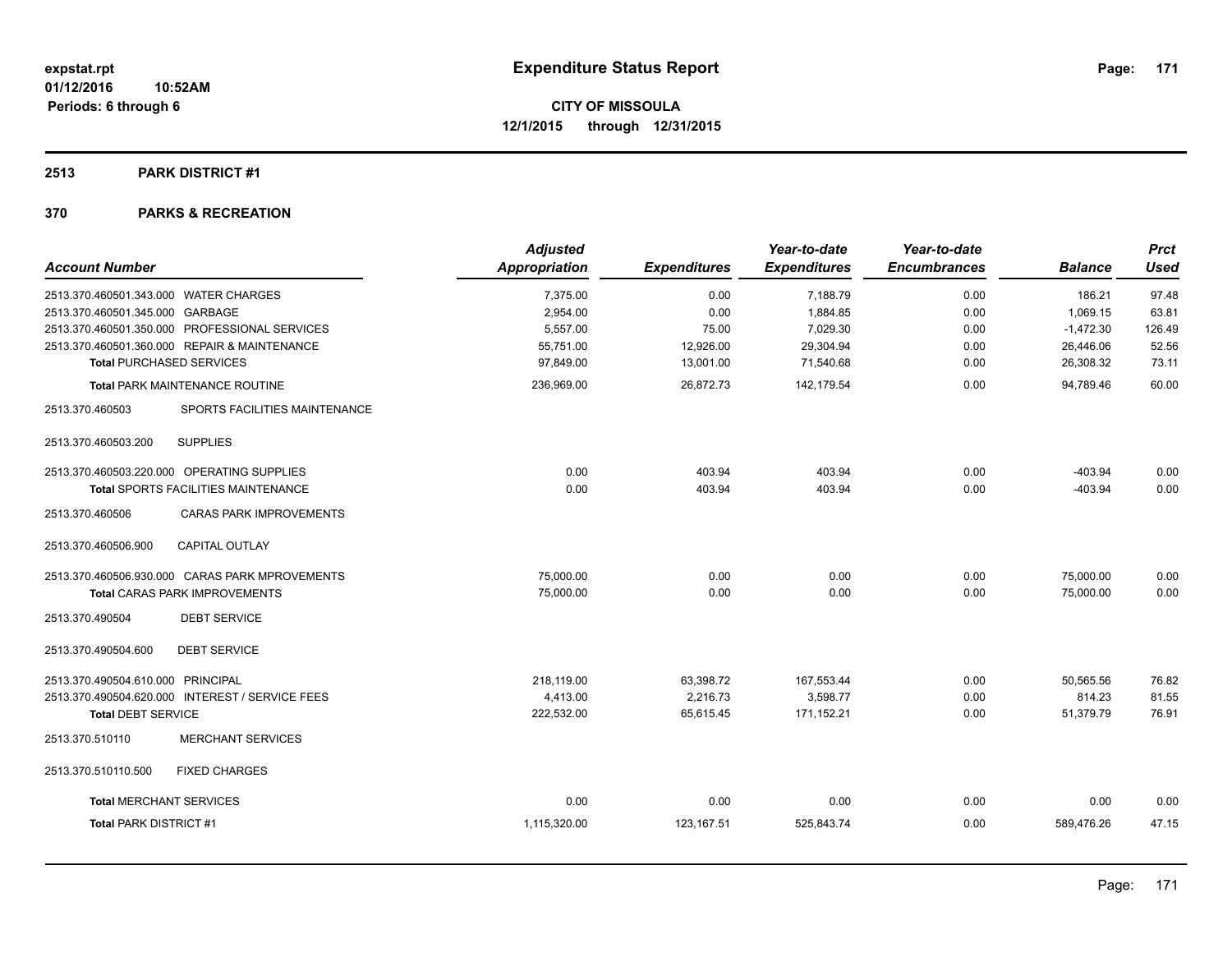**expstat.rpt**
**01/12/2016 10:52AM**
**Periods: 6 through 6**

# Expenditure Status Report

**CITY OF MISSOULA**
**12/1/2015 through 12/31/2015**

## 2513 PARK DISTRICT #1

## 370 PARKS & RECREATION

| Account Number | | Adjusted Appropriation | Expenditures | Year-to-date Expenditures | Year-to-date Encumbrances | Balance | Prct Used |
|---|---|---|---|---|---|---|---|
| 2513.370.460501.343.000 | WATER CHARGES | 7,375.00 | 0.00 | 7,188.79 | 0.00 | 186.21 | 97.48 |
| 2513.370.460501.345.000 | GARBAGE | 2,954.00 | 0.00 | 1,884.85 | 0.00 | 1,069.15 | 63.81 |
| 2513.370.460501.350.000 | PROFESSIONAL SERVICES | 5,557.00 | 75.00 | 7,029.30 | 0.00 | -1,472.30 | 126.49 |
| 2513.370.460501.360.000 | REPAIR & MAINTENANCE | 55,751.00 | 12,926.00 | 29,304.94 | 0.00 | 26,446.06 | 52.56 |
| **Total** PURCHASED SERVICES | | 97,849.00 | 13,001.00 | 71,540.68 | 0.00 | 26,308.32 | 73.11 |
| **Total** PARK MAINTENANCE ROUTINE | | 236,969.00 | 26,872.73 | 142,179.54 | 0.00 | 94,789.46 | 60.00 |
| 2513.370.460503 | SPORTS FACILITIES MAINTENANCE | | | | | | |
| 2513.370.460503.200 | SUPPLIES | | | | | | |
| 2513.370.460503.220.000 | OPERATING SUPPLIES | 0.00 | 403.94 | 403.94 | 0.00 | -403.94 | 0.00 |
| **Total** SPORTS FACILITIES MAINTENANCE | | 0.00 | 403.94 | 403.94 | 0.00 | -403.94 | 0.00 |
| 2513.370.460506 | CARAS PARK IMPROVEMENTS | | | | | | |
| 2513.370.460506.900 | CAPITAL OUTLAY | | | | | | |
| 2513.370.460506.930.000 | CARAS PARK MPROVEMENTS | 75,000.00 | 0.00 | 0.00 | 0.00 | 75,000.00 | 0.00 |
| **Total** CARAS PARK IMPROVEMENTS | | 75,000.00 | 0.00 | 0.00 | 0.00 | 75,000.00 | 0.00 |
| 2513.370.490504 | DEBT SERVICE | | | | | | |
| 2513.370.490504.600 | DEBT SERVICE | | | | | | |
| 2513.370.490504.610.000 | PRINCIPAL | 218,119.00 | 63,398.72 | 167,553.44 | 0.00 | 50,565.56 | 76.82 |
| 2513.370.490504.620.000 | INTEREST / SERVICE FEES | 4,413.00 | 2,216.73 | 3,598.77 | 0.00 | 814.23 | 81.55 |
| **Total** DEBT SERVICE | | 222,532.00 | 65,615.45 | 171,152.21 | 0.00 | 51,379.79 | 76.91 |
| 2513.370.510110 | MERCHANT SERVICES | | | | | | |
| 2513.370.510110.500 | FIXED CHARGES | | | | | | |
| **Total** MERCHANT SERVICES | | 0.00 | 0.00 | 0.00 | 0.00 | 0.00 | 0.00 |
| **Total** PARK DISTRICT #1 | | 1,115,320.00 | 123,167.51 | 525,843.74 | 0.00 | 589,476.26 | 47.15 |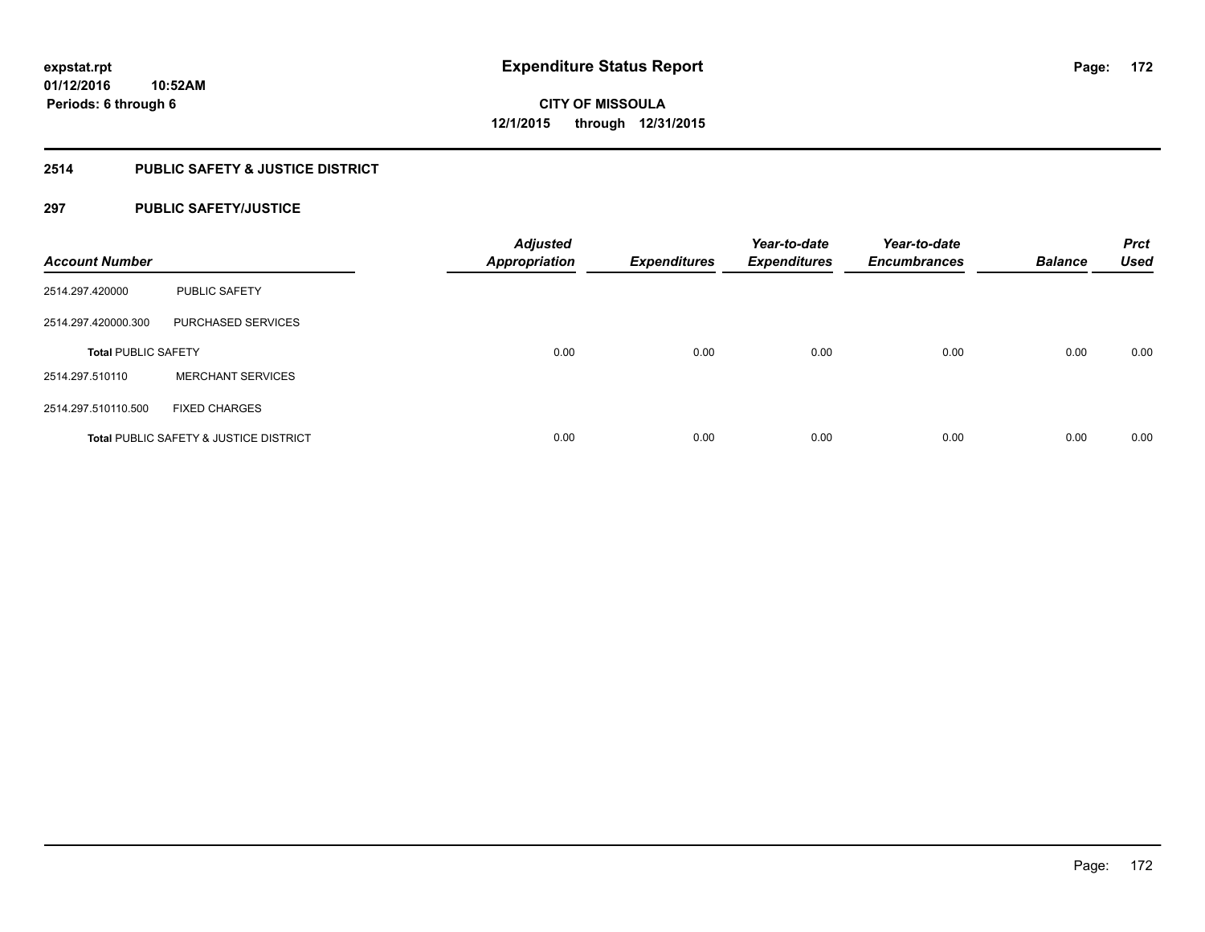**expstat.rpt**
**01/12/2016 10:52AM**
**Periods: 6 through 6**

# Expenditure Status Report

**CITY OF MISSOULA**
**12/1/2015 through 12/31/2015**

## 2514 PUBLIC SAFETY & JUSTICE DISTRICT

### 297 PUBLIC SAFETY/JUSTICE

| Account Number | | Adjusted Appropriation | Expenditures | Year-to-date Expenditures | Year-to-date Encumbrances | Balance | Prct Used |
|---|---|---|---|---|---|---|---|
| 2514.297.420000 | PUBLIC SAFETY | | | | | | |
| 2514.297.420000.300 | PURCHASED SERVICES | | | | | | |
| **Total** PUBLIC SAFETY | | 0.00 | 0.00 | 0.00 | 0.00 | 0.00 | 0.00 |
| 2514.297.510110 | MERCHANT SERVICES | | | | | | |
| 2514.297.510110.500 | FIXED CHARGES | | | | | | |
| **Total** PUBLIC SAFETY & JUSTICE DISTRICT | | 0.00 | 0.00 | 0.00 | 0.00 | 0.00 | 0.00 |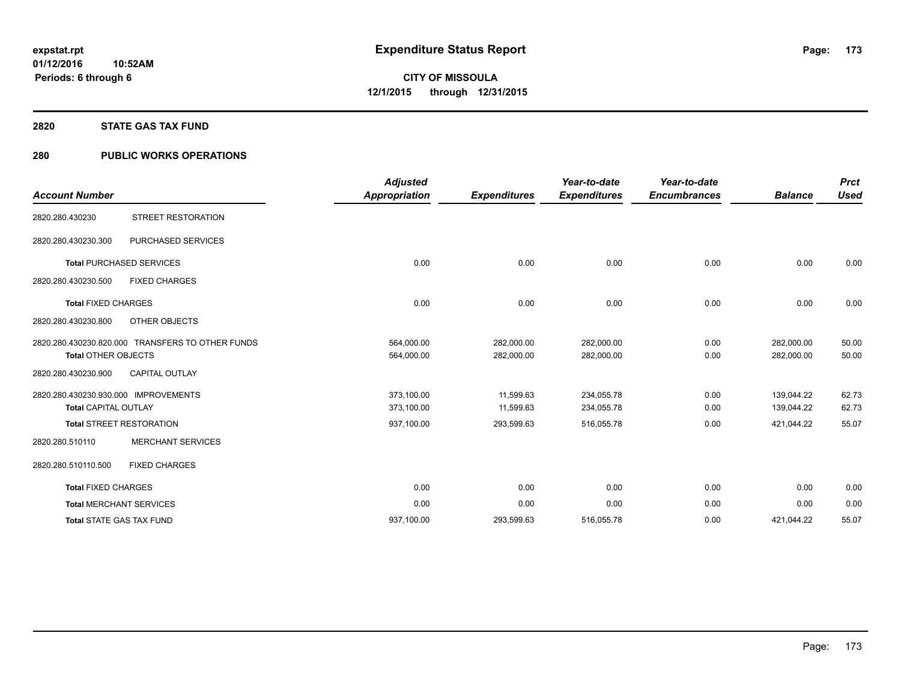expstat.rpt
01/12/2016 10:52AM
Periods: 6 through 6

# Expenditure Status Report

**CITY OF MISSOULA**
**12/1/2015 through 12/31/2015**

## 2820 STATE GAS TAX FUND

## 280 PUBLIC WORKS OPERATIONS

| Account Number | | Adjusted Appropriation | Expenditures | Year-to-date Expenditures | Year-to-date Encumbrances | Balance | Prct Used |
|---|---|---|---|---|---|---|---|
| 2820.280.430230 | STREET RESTORATION | | | | | | |
| 2820.280.430230.300 | PURCHASED SERVICES | | | | | | |
| **Total** PURCHASED SERVICES | | 0.00 | 0.00 | 0.00 | 0.00 | 0.00 | 0.00 |
| 2820.280.430230.500 | FIXED CHARGES | | | | | | |
| **Total** FIXED CHARGES | | 0.00 | 0.00 | 0.00 | 0.00 | 0.00 | 0.00 |
| 2820.280.430230.800 | OTHER OBJECTS | | | | | | |
| 2820.280.430230.820.000 | TRANSFERS TO OTHER FUNDS | 564,000.00 | 282,000.00 | 282,000.00 | 0.00 | 282,000.00 | 50.00 |
| **Total** OTHER OBJECTS | | 564,000.00 | 282,000.00 | 282,000.00 | 0.00 | 282,000.00 | 50.00 |
| 2820.280.430230.900 | CAPITAL OUTLAY | | | | | | |
| 2820.280.430230.930.000 | IMPROVEMENTS | 373,100.00 | 11,599.63 | 234,055.78 | 0.00 | 139,044.22 | 62.73 |
| **Total** CAPITAL OUTLAY | | 373,100.00 | 11,599.63 | 234,055.78 | 0.00 | 139,044.22 | 62.73 |
| **Total** STREET RESTORATION | | 937,100.00 | 293,599.63 | 516,055.78 | 0.00 | 421,044.22 | 55.07 |
| 2820.280.510110 | MERCHANT SERVICES | | | | | | |
| 2820.280.510110.500 | FIXED CHARGES | | | | | | |
| **Total** FIXED CHARGES | | 0.00 | 0.00 | 0.00 | 0.00 | 0.00 | 0.00 |
| **Total** MERCHANT SERVICES | | 0.00 | 0.00 | 0.00 | 0.00 | 0.00 | 0.00 |
| **Total** STATE GAS TAX FUND | | 937,100.00 | 293,599.63 | 516,055.78 | 0.00 | 421,044.22 | 55.07 |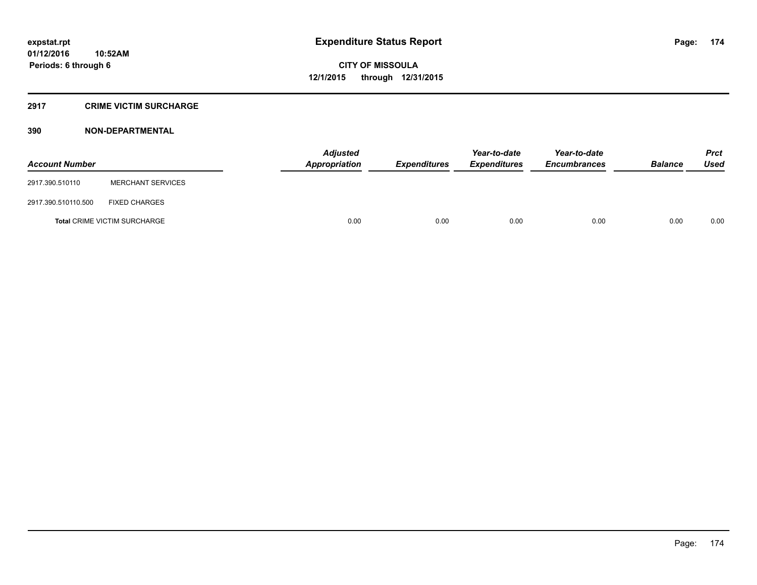# Expenditure Status Report

expstat.rpt
01/12/2016 10:52AM
Periods: 6 through 6

CITY OF MISSOULA
12/1/2015 through 12/31/2015

## 2917 CRIME VICTIM SURCHARGE

## 390 NON-DEPARTMENTAL

| Account Number | | Adjusted Appropriation | Expenditures | Year-to-date Expenditures | Year-to-date Encumbrances | Balance | Prct Used |
|---|---|---|---|---|---|---|---|
| 2917.390.510110 | MERCHANT SERVICES | | | | | | |
| 2917.390.510110.500 | FIXED CHARGES | | | | | | |
| **Total** CRIME VICTIM SURCHARGE | | 0.00 | 0.00 | 0.00 | 0.00 | 0.00 | 0.00 |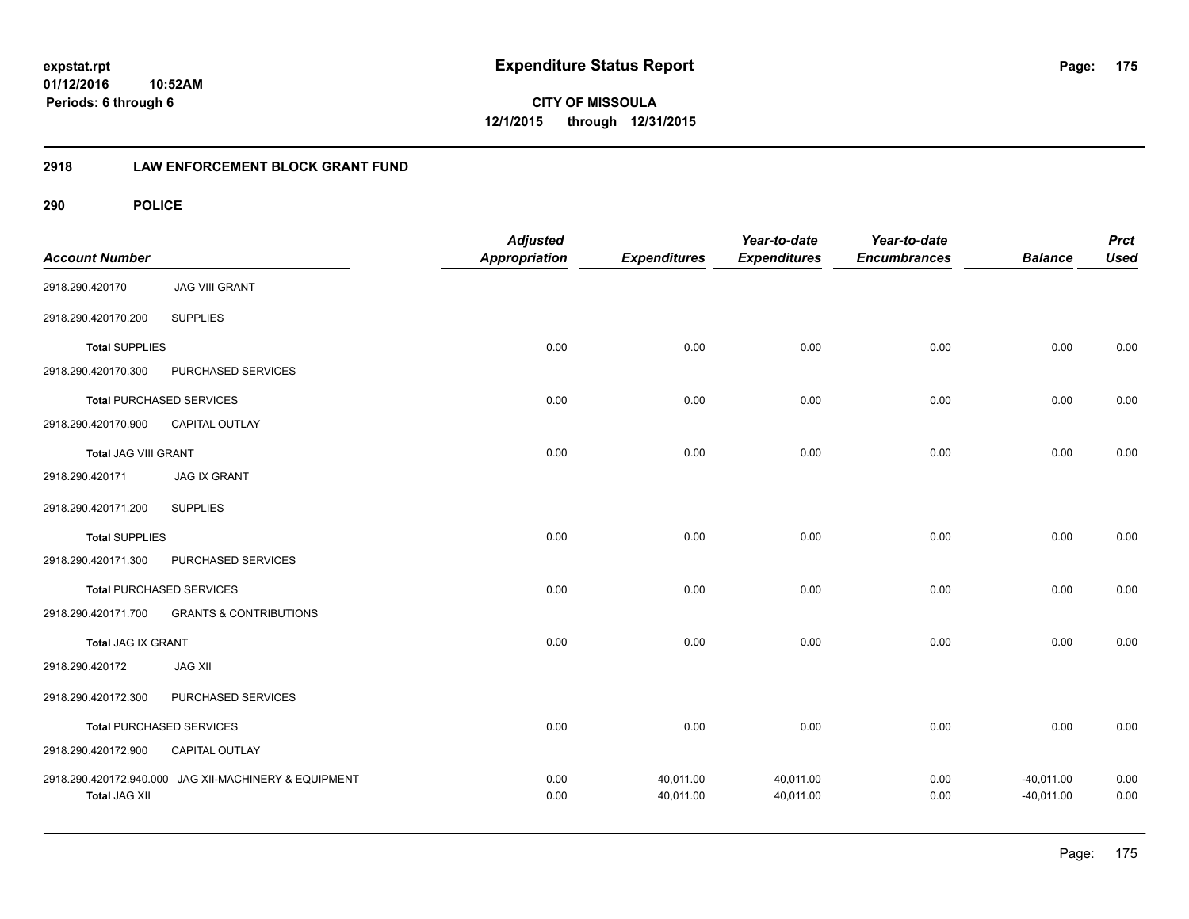expstat.rpt
01/12/2016 10:52AM
Periods: 6 through 6

# Expenditure Status Report

**CITY OF MISSOULA**
**12/1/2015 through 12/31/2015**

## 2918 LAW ENFORCEMENT BLOCK GRANT FUND

### 290 POLICE

| Account Number | | Adjusted Appropriation | Expenditures | Year-to-date Expenditures | Year-to-date Encumbrances | Balance | Prct Used |
|---|---|---|---|---|---|---|---|
| 2918.290.420170 | JAG VIII GRANT | | | | | | |
| 2918.290.420170.200 | SUPPLIES | | | | | | |
| **Total** SUPPLIES | | 0.00 | 0.00 | 0.00 | 0.00 | 0.00 | 0.00 |
| 2918.290.420170.300 | PURCHASED SERVICES | | | | | | |
| **Total** PURCHASED SERVICES | | 0.00 | 0.00 | 0.00 | 0.00 | 0.00 | 0.00 |
| 2918.290.420170.900 | CAPITAL OUTLAY | | | | | | |
| **Total JAG VIII GRANT** | | 0.00 | 0.00 | 0.00 | 0.00 | 0.00 | 0.00 |
| 2918.290.420171 | JAG IX GRANT | | | | | | |
| 2918.290.420171.200 | SUPPLIES | | | | | | |
| **Total** SUPPLIES | | 0.00 | 0.00 | 0.00 | 0.00 | 0.00 | 0.00 |
| 2918.290.420171.300 | PURCHASED SERVICES | | | | | | |
| **Total** PURCHASED SERVICES | | 0.00 | 0.00 | 0.00 | 0.00 | 0.00 | 0.00 |
| 2918.290.420171.700 | GRANTS & CONTRIBUTIONS | | | | | | |
| **Total JAG IX GRANT** | | 0.00 | 0.00 | 0.00 | 0.00 | 0.00 | 0.00 |
| 2918.290.420172 | JAG XII | | | | | | |
| 2918.290.420172.300 | PURCHASED SERVICES | | | | | | |
| **Total** PURCHASED SERVICES | | 0.00 | 0.00 | 0.00 | 0.00 | 0.00 | 0.00 |
| 2918.290.420172.900 | CAPITAL OUTLAY | | | | | | |
| 2918.290.420172.940.000 | JAG XII-MACHINERY & EQUIPMENT | 0.00 | 40,011.00 | 40,011.00 | 0.00 | -40,011.00 | 0.00 |
| **Total JAG XII** | | 0.00 | 40,011.00 | 40,011.00 | 0.00 | -40,011.00 | 0.00 |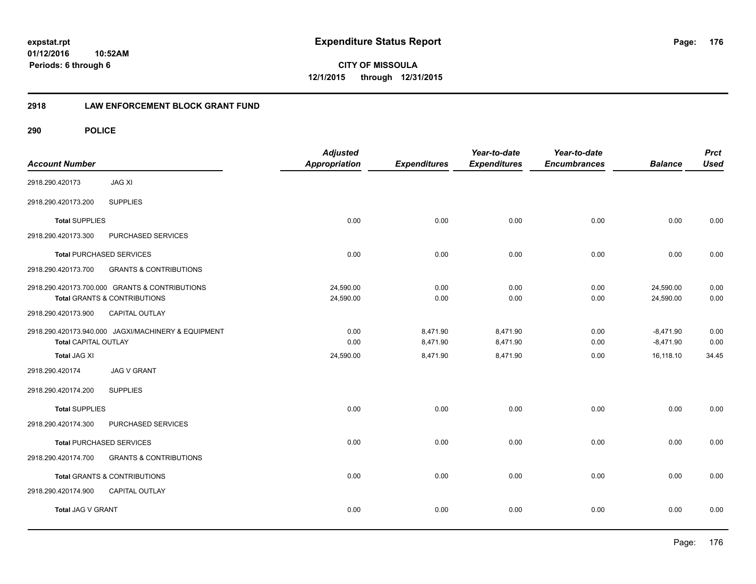# Expenditure Status Report

**CITY OF MISSOULA**

**12/1/2015 through 12/31/2015**

expstat.rpt
01/12/2016 10:52AM
Periods: 6 through 6

## 2918 LAW ENFORCEMENT BLOCK GRANT FUND

### 290 POLICE

| Account Number | | Adjusted Appropriation | Expenditures | Year-to-date Expenditures | Year-to-date Encumbrances | Balance | Prct Used |
|---|---|---|---|---|---|---|---|
| 2918.290.420173 | JAG XI | | | | | | |
| 2918.290.420173.200 | SUPPLIES | | | | | | |
| **Total** SUPPLIES | | 0.00 | 0.00 | 0.00 | 0.00 | 0.00 | 0.00 |
| 2918.290.420173.300 | PURCHASED SERVICES | | | | | | |
| **Total** PURCHASED SERVICES | | 0.00 | 0.00 | 0.00 | 0.00 | 0.00 | 0.00 |
| 2918.290.420173.700 | GRANTS & CONTRIBUTIONS | | | | | | |
| 2918.290.420173.700.000 | GRANTS & CONTRIBUTIONS | 24,590.00 | 0.00 | 0.00 | 0.00 | 24,590.00 | 0.00 |
| **Total** GRANTS & CONTRIBUTIONS | | 24,590.00 | 0.00 | 0.00 | 0.00 | 24,590.00 | 0.00 |
| 2918.290.420173.900 | CAPITAL OUTLAY | | | | | | |
| 2918.290.420173.940.000 | JAGXI/MACHINERY & EQUIPMENT | 0.00 | 8,471.90 | 8,471.90 | 0.00 | -8,471.90 | 0.00 |
| **Total** CAPITAL OUTLAY | | 0.00 | 8,471.90 | 8,471.90 | 0.00 | -8,471.90 | 0.00 |
| **Total** JAG XI | | 24,590.00 | 8,471.90 | 8,471.90 | 0.00 | 16,118.10 | 34.45 |
| 2918.290.420174 | JAG V GRANT | | | | | | |
| 2918.290.420174.200 | SUPPLIES | | | | | | |
| **Total** SUPPLIES | | 0.00 | 0.00 | 0.00 | 0.00 | 0.00 | 0.00 |
| 2918.290.420174.300 | PURCHASED SERVICES | | | | | | |
| **Total** PURCHASED SERVICES | | 0.00 | 0.00 | 0.00 | 0.00 | 0.00 | 0.00 |
| 2918.290.420174.700 | GRANTS & CONTRIBUTIONS | | | | | | |
| **Total** GRANTS & CONTRIBUTIONS | | 0.00 | 0.00 | 0.00 | 0.00 | 0.00 | 0.00 |
| 2918.290.420174.900 | CAPITAL OUTLAY | | | | | | |
| **Total** JAG V GRANT | | 0.00 | 0.00 | 0.00 | 0.00 | 0.00 | 0.00 |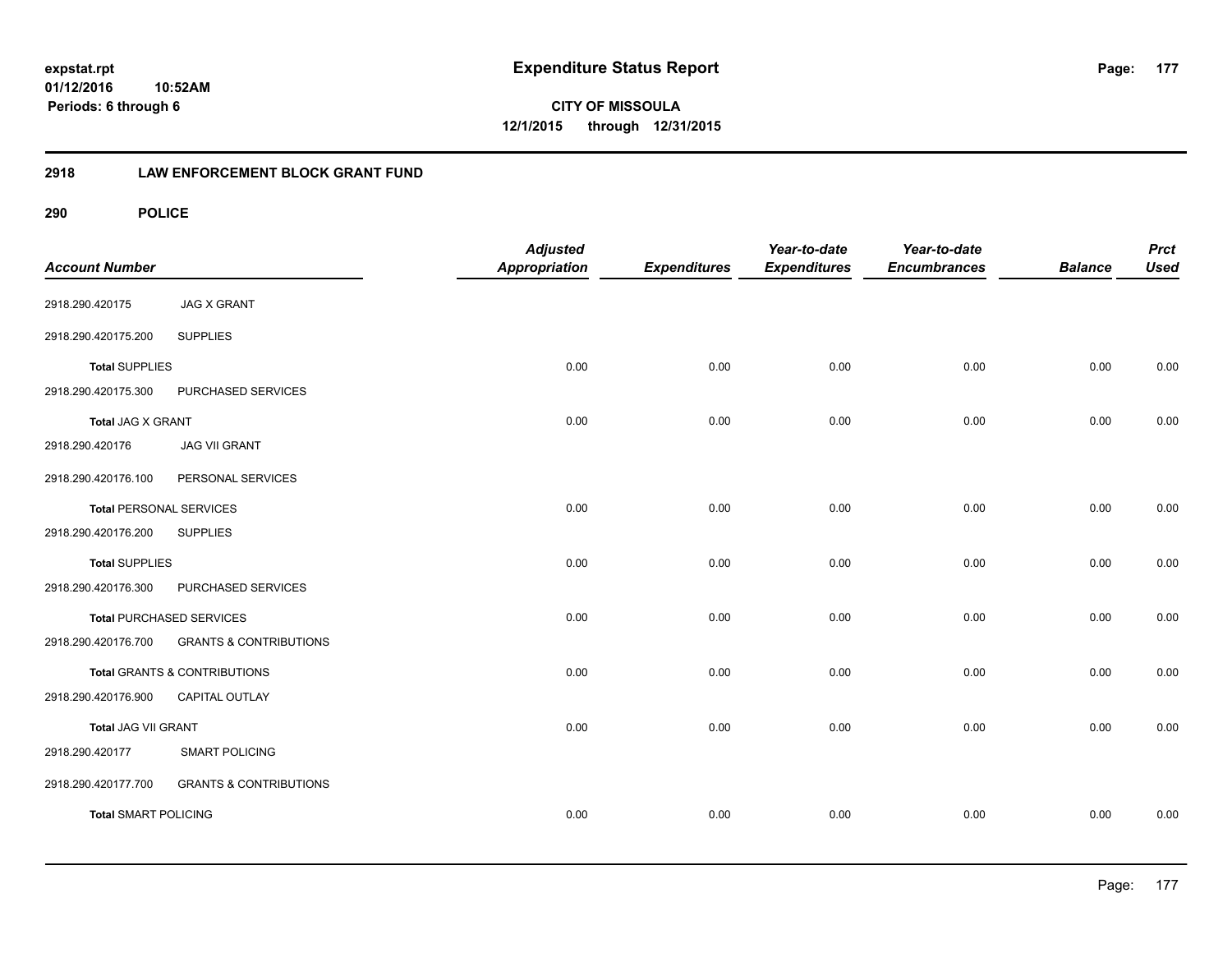**expstat.rpt**
**01/12/2016 10:52AM**
**Periods: 6 through 6**

# Expenditure Status Report

**CITY OF MISSOULA**
**12/1/2015 through 12/31/2015**

## 2918 LAW ENFORCEMENT BLOCK GRANT FUND

### 290 POLICE

| Account Number | | Adjusted Appropriation | Expenditures | Year-to-date Expenditures | Year-to-date Encumbrances | Balance | Prct Used |
|---|---|---|---|---|---|---|---|
| 2918.290.420175 | JAG X GRANT | | | | | | |
| 2918.290.420175.200 | SUPPLIES | | | | | | |
| **Total** SUPPLIES | | 0.00 | 0.00 | 0.00 | 0.00 | 0.00 | 0.00 |
| 2918.290.420175.300 | PURCHASED SERVICES | | | | | | |
| **Total** JAG X GRANT | | 0.00 | 0.00 | 0.00 | 0.00 | 0.00 | 0.00 |
| 2918.290.420176 | JAG VII GRANT | | | | | | |
| 2918.290.420176.100 | PERSONAL SERVICES | | | | | | |
| **Total** PERSONAL SERVICES | | 0.00 | 0.00 | 0.00 | 0.00 | 0.00 | 0.00 |
| 2918.290.420176.200 | SUPPLIES | | | | | | |
| **Total** SUPPLIES | | 0.00 | 0.00 | 0.00 | 0.00 | 0.00 | 0.00 |
| 2918.290.420176.300 | PURCHASED SERVICES | | | | | | |
| **Total** PURCHASED SERVICES | | 0.00 | 0.00 | 0.00 | 0.00 | 0.00 | 0.00 |
| 2918.290.420176.700 | GRANTS & CONTRIBUTIONS | | | | | | |
| **Total** GRANTS & CONTRIBUTIONS | | 0.00 | 0.00 | 0.00 | 0.00 | 0.00 | 0.00 |
| 2918.290.420176.900 | CAPITAL OUTLAY | | | | | | |
| **Total** JAG VII GRANT | | 0.00 | 0.00 | 0.00 | 0.00 | 0.00 | 0.00 |
| 2918.290.420177 | SMART POLICING | | | | | | |
| 2918.290.420177.700 | GRANTS & CONTRIBUTIONS | | | | | | |
| **Total** SMART POLICING | | 0.00 | 0.00 | 0.00 | 0.00 | 0.00 | 0.00 |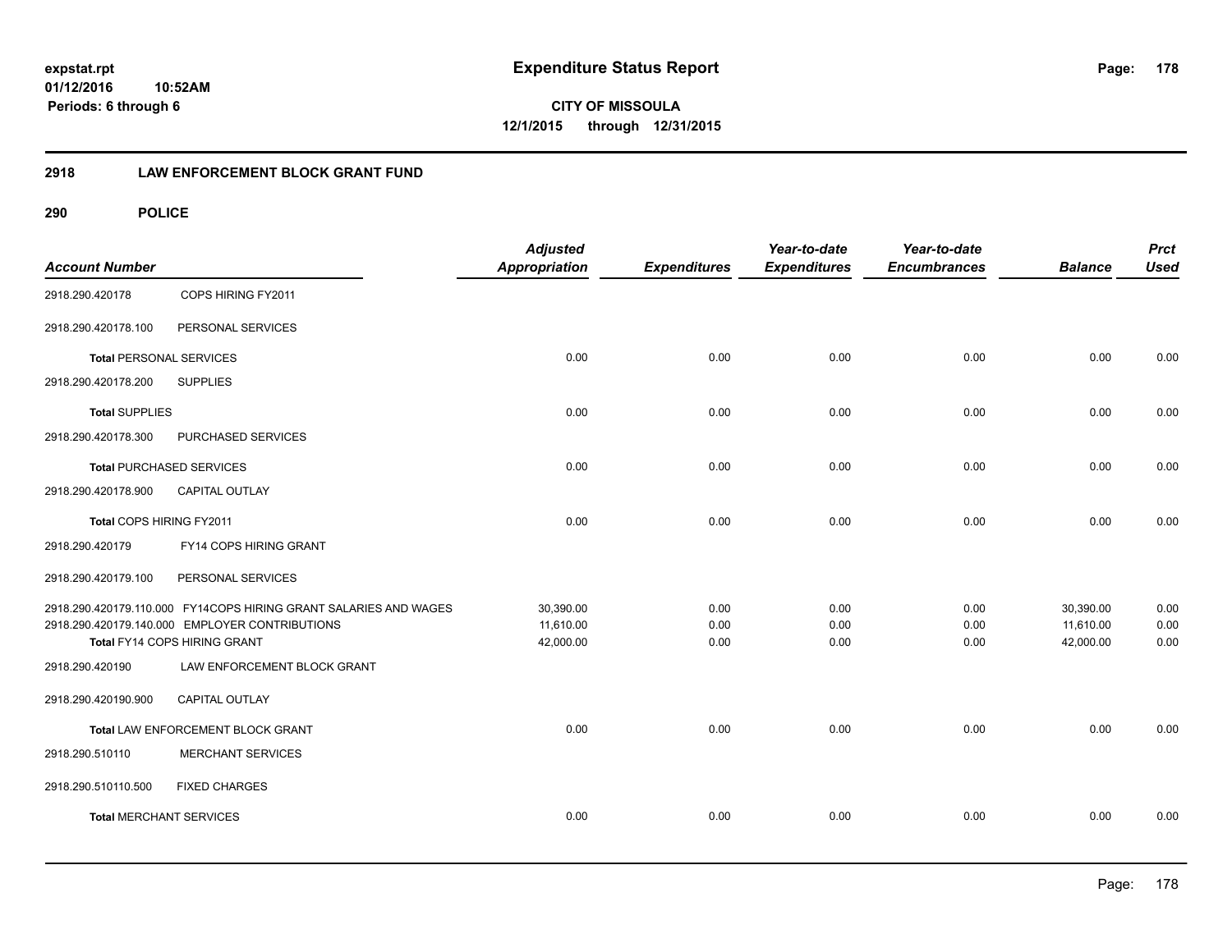# Expenditure Status Report

**CITY OF MISSOULA**
**12/1/2015 through 12/31/2015**

expstat.rpt
01/12/2016 10:52AM
Periods: 6 through 6

## 2918 LAW ENFORCEMENT BLOCK GRANT FUND

### 290 POLICE

| Account Number | | Adjusted Appropriation | Expenditures | Year-to-date Expenditures | Year-to-date Encumbrances | Balance | Prct Used |
|---|---|---|---|---|---|---|---|
| 2918.290.420178 | COPS HIRING FY2011 | | | | | | |
| 2918.290.420178.100 | PERSONAL SERVICES | | | | | | |
| **Total** PERSONAL SERVICES | | 0.00 | 0.00 | 0.00 | 0.00 | 0.00 | 0.00 |
| 2918.290.420178.200 | SUPPLIES | | | | | | |
| **Total** SUPPLIES | | 0.00 | 0.00 | 0.00 | 0.00 | 0.00 | 0.00 |
| 2918.290.420178.300 | PURCHASED SERVICES | | | | | | |
| **Total** PURCHASED SERVICES | | 0.00 | 0.00 | 0.00 | 0.00 | 0.00 | 0.00 |
| 2918.290.420178.900 | CAPITAL OUTLAY | | | | | | |
| Total COPS HIRING FY2011 | | 0.00 | 0.00 | 0.00 | 0.00 | 0.00 | 0.00 |
| 2918.290.420179 | FY14 COPS HIRING GRANT | | | | | | |
| 2918.290.420179.100 | PERSONAL SERVICES | | | | | | |
| 2918.290.420179.110.000 | FY14COPS HIRING GRANT SALARIES AND WAGES | 30,390.00 | 0.00 | 0.00 | 0.00 | 30,390.00 | 0.00 |
| 2918.290.420179.140.000 | EMPLOYER CONTRIBUTIONS | 11,610.00 | 0.00 | 0.00 | 0.00 | 11,610.00 | 0.00 |
| Total FY14 COPS HIRING GRANT | | 42,000.00 | 0.00 | 0.00 | 0.00 | 42,000.00 | 0.00 |
| 2918.290.420190 | LAW ENFORCEMENT BLOCK GRANT | | | | | | |
| 2918.290.420190.900 | CAPITAL OUTLAY | | | | | | |
| Total LAW ENFORCEMENT BLOCK GRANT | | 0.00 | 0.00 | 0.00 | 0.00 | 0.00 | 0.00 |
| 2918.290.510110 | MERCHANT SERVICES | | | | | | |
| 2918.290.510110.500 | FIXED CHARGES | | | | | | |
| **Total** MERCHANT SERVICES | | 0.00 | 0.00 | 0.00 | 0.00 | 0.00 | 0.00 |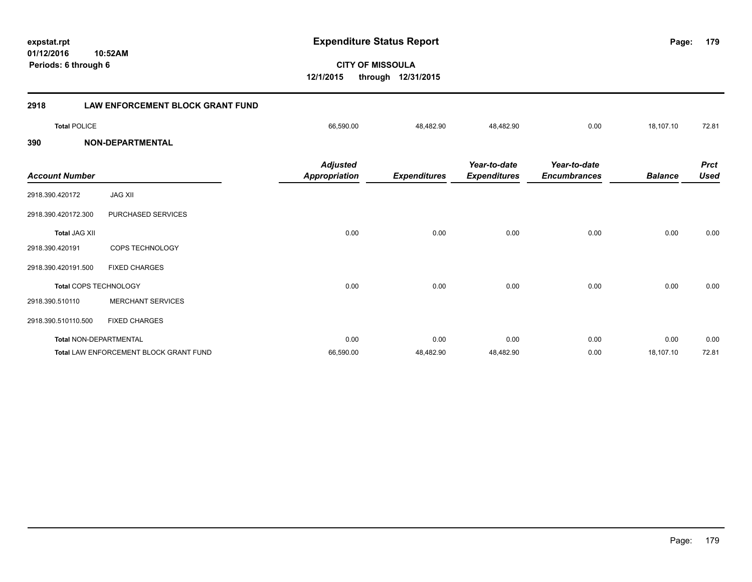expstat.rpt
01/12/2016 10:52AM
Periods: 6 through 6

# Expenditure Status Report

**CITY OF MISSOULA**
**12/1/2015 through 12/31/2015**

## 2918 LAW ENFORCEMENT BLOCK GRANT FUND

| | | | | | | |
|---|---|---|---|---|---|---|
| **Total** POLICE | 66,590.00 | 48,482.90 | 48,482.90 | 0.00 | 18,107.10 | 72.81 |

## 390 NON-DEPARTMENTAL

| Account Number | | *Adjusted Appropriation* | *Expenditures* | *Year-to-date Expenditures* | *Year-to-date Encumbrances* | *Balance* | *Prct Used* |
|---|---|---|---|---|---|---|---|
| 2918.390.420172 | JAG XII | | | | | | |
| 2918.390.420172.300 | PURCHASED SERVICES | | | | | | |
| **Total** JAG XII | | 0.00 | 0.00 | 0.00 | 0.00 | 0.00 | 0.00 |
| 2918.390.420191 | COPS TECHNOLOGY | | | | | | |
| 2918.390.420191.500 | FIXED CHARGES | | | | | | |
| **Total** COPS TECHNOLOGY | | 0.00 | 0.00 | 0.00 | 0.00 | 0.00 | 0.00 |
| 2918.390.510110 | MERCHANT SERVICES | | | | | | |
| 2918.390.510110.500 | FIXED CHARGES | | | | | | |
| **Total** NON-DEPARTMENTAL | | 0.00 | 0.00 | 0.00 | 0.00 | 0.00 | 0.00 |
| **Total** LAW ENFORCEMENT BLOCK GRANT FUND | | 66,590.00 | 48,482.90 | 48,482.90 | 0.00 | 18,107.10 | 72.81 |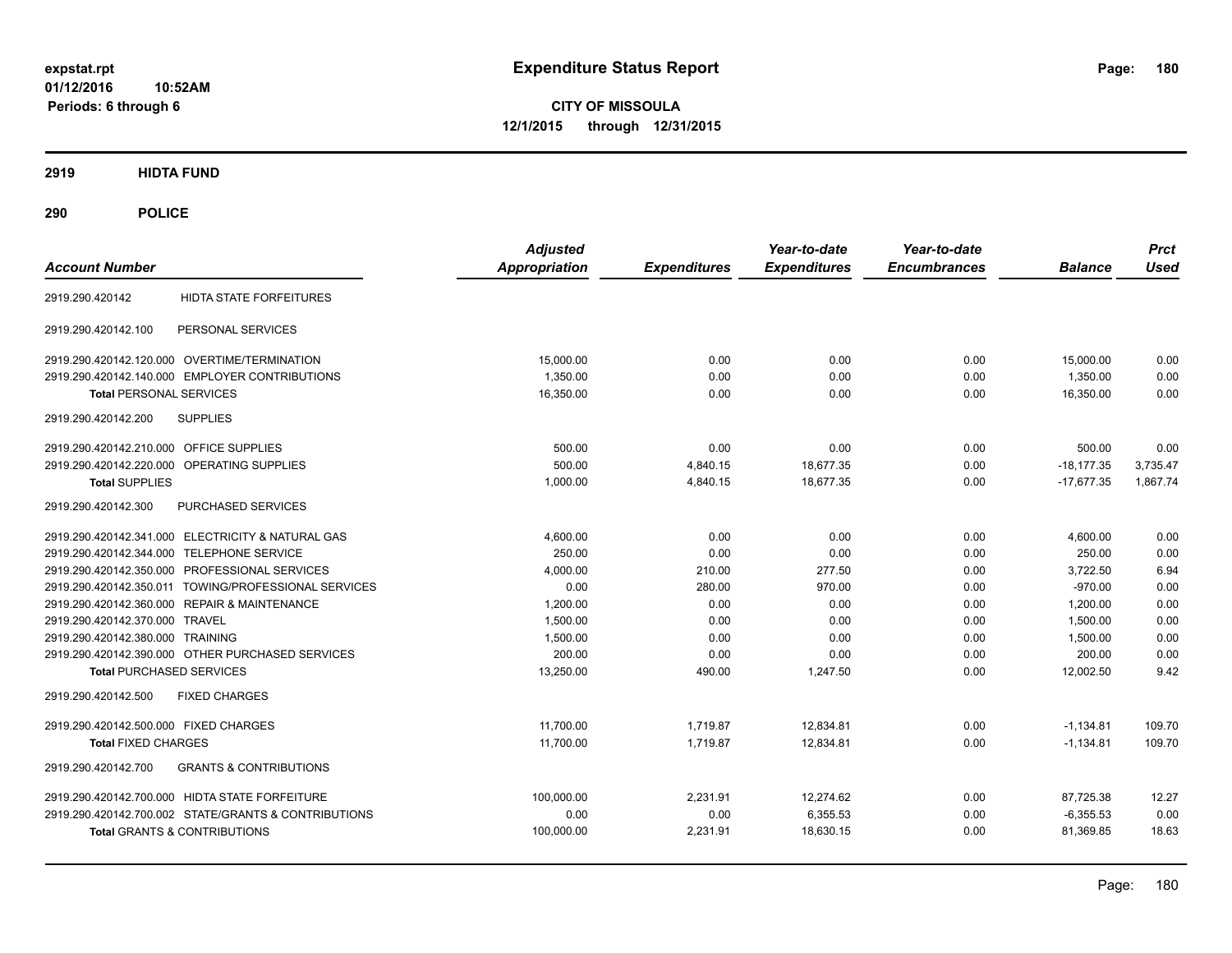# Expenditure Status Report

expstat.rpt
01/12/2016 10:52AM
Periods: 6 through 6

**CITY OF MISSOULA**
**12/1/2015 through 12/31/2015**

## 2919 HIDTA FUND

## 290 POLICE

| Account Number | | Adjusted Appropriation | Expenditures | Year-to-date Expenditures | Year-to-date Encumbrances | Balance | Prct Used |
|---|---|---|---|---|---|---|---|
| 2919.290.420142 | HIDTA STATE FORFEITURES | | | | | | |
| 2919.290.420142.100 | PERSONAL SERVICES | | | | | | |
| 2919.290.420142.120.000 | OVERTIME/TERMINATION | 15,000.00 | 0.00 | 0.00 | 0.00 | 15,000.00 | 0.00 |
| 2919.290.420142.140.000 | EMPLOYER CONTRIBUTIONS | 1,350.00 | 0.00 | 0.00 | 0.00 | 1,350.00 | 0.00 |
| **Total** PERSONAL SERVICES | | 16,350.00 | 0.00 | 0.00 | 0.00 | 16,350.00 | 0.00 |
| 2919.290.420142.200 | SUPPLIES | | | | | | |
| 2919.290.420142.210.000 | OFFICE SUPPLIES | 500.00 | 0.00 | 0.00 | 0.00 | 500.00 | 0.00 |
| 2919.290.420142.220.000 | OPERATING SUPPLIES | 500.00 | 4,840.15 | 18,677.35 | 0.00 | -18,177.35 | 3,735.47 |
| **Total** SUPPLIES | | 1,000.00 | 4,840.15 | 18,677.35 | 0.00 | -17,677.35 | 1,867.74 |
| 2919.290.420142.300 | PURCHASED SERVICES | | | | | | |
| 2919.290.420142.341.000 | ELECTRICITY & NATURAL GAS | 4,600.00 | 0.00 | 0.00 | 0.00 | 4,600.00 | 0.00 |
| 2919.290.420142.344.000 | TELEPHONE SERVICE | 250.00 | 0.00 | 0.00 | 0.00 | 250.00 | 0.00 |
| 2919.290.420142.350.000 | PROFESSIONAL SERVICES | 4,000.00 | 210.00 | 277.50 | 0.00 | 3,722.50 | 6.94 |
| 2919.290.420142.350.011 | TOWING/PROFESSIONAL SERVICES | 0.00 | 280.00 | 970.00 | 0.00 | -970.00 | 0.00 |
| 2919.290.420142.360.000 | REPAIR & MAINTENANCE | 1,200.00 | 0.00 | 0.00 | 0.00 | 1,200.00 | 0.00 |
| 2919.290.420142.370.000 | TRAVEL | 1,500.00 | 0.00 | 0.00 | 0.00 | 1,500.00 | 0.00 |
| 2919.290.420142.380.000 | TRAINING | 1,500.00 | 0.00 | 0.00 | 0.00 | 1,500.00 | 0.00 |
| 2919.290.420142.390.000 | OTHER PURCHASED SERVICES | 200.00 | 0.00 | 0.00 | 0.00 | 200.00 | 0.00 |
| **Total** PURCHASED SERVICES | | 13,250.00 | 490.00 | 1,247.50 | 0.00 | 12,002.50 | 9.42 |
| 2919.290.420142.500 | FIXED CHARGES | | | | | | |
| 2919.290.420142.500.000 | FIXED CHARGES | 11,700.00 | 1,719.87 | 12,834.81 | 0.00 | -1,134.81 | 109.70 |
| **Total** FIXED CHARGES | | 11,700.00 | 1,719.87 | 12,834.81 | 0.00 | -1,134.81 | 109.70 |
| 2919.290.420142.700 | GRANTS & CONTRIBUTIONS | | | | | | |
| 2919.290.420142.700.000 | HIDTA STATE FORFEITURE | 100,000.00 | 2,231.91 | 12,274.62 | 0.00 | 87,725.38 | 12.27 |
| 2919.290.420142.700.002 | STATE/GRANTS & CONTRIBUTIONS | 0.00 | 0.00 | 6,355.53 | 0.00 | -6,355.53 | 0.00 |
| **Total** GRANTS & CONTRIBUTIONS | | 100,000.00 | 2,231.91 | 18,630.15 | 0.00 | 81,369.85 | 18.63 |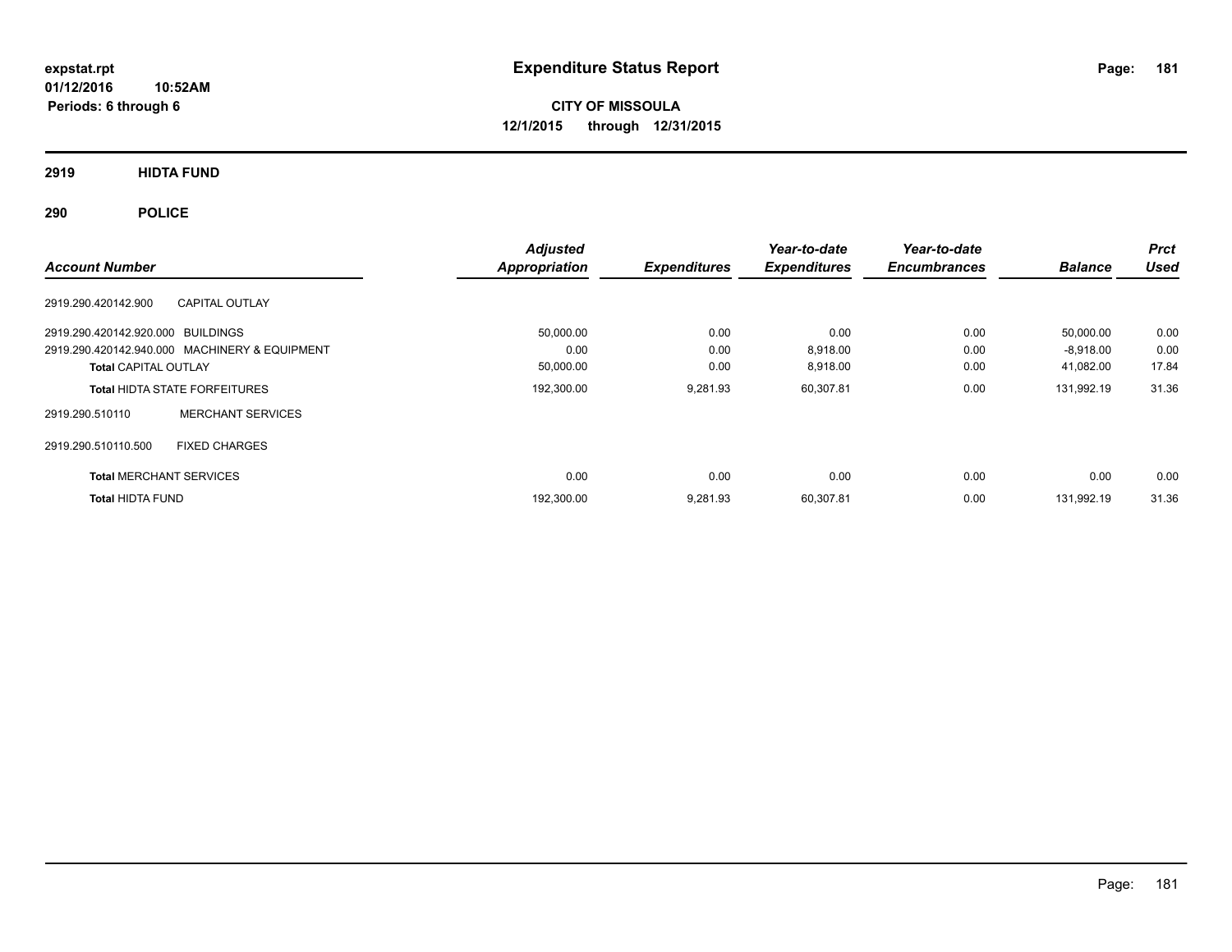expstat.rpt
01/12/2016 10:52AM
Periods: 6 through 6

# Expenditure Status Report

**CITY OF MISSOULA**
**12/1/2015 through 12/31/2015**

## 2919 HIDTA FUND

## 290 POLICE

| Account Number | | Adjusted Appropriation | Expenditures | Year-to-date Expenditures | Year-to-date Encumbrances | Balance | Prct Used |
|---|---|---|---|---|---|---|---|
| 2919.290.420142.900 | CAPITAL OUTLAY | | | | | | |
| 2919.290.420142.920.000 | BUILDINGS | 50,000.00 | 0.00 | 0.00 | 0.00 | 50,000.00 | 0.00 |
| 2919.290.420142.940.000 | MACHINERY & EQUIPMENT | 0.00 | 0.00 | 8,918.00 | 0.00 | -8,918.00 | 0.00 |
| **Total** CAPITAL OUTLAY | | 50,000.00 | 0.00 | 8,918.00 | 0.00 | 41,082.00 | 17.84 |
| **Total** HIDTA STATE FORFEITURES | | 192,300.00 | 9,281.93 | 60,307.81 | 0.00 | 131,992.19 | 31.36 |
| 2919.290.510110 | MERCHANT SERVICES | | | | | | |
| 2919.290.510110.500 | FIXED CHARGES | | | | | | |
| **Total** MERCHANT SERVICES | | 0.00 | 0.00 | 0.00 | 0.00 | 0.00 | 0.00 |
| **Total** HIDTA FUND | | 192,300.00 | 9,281.93 | 60,307.81 | 0.00 | 131,992.19 | 31.36 |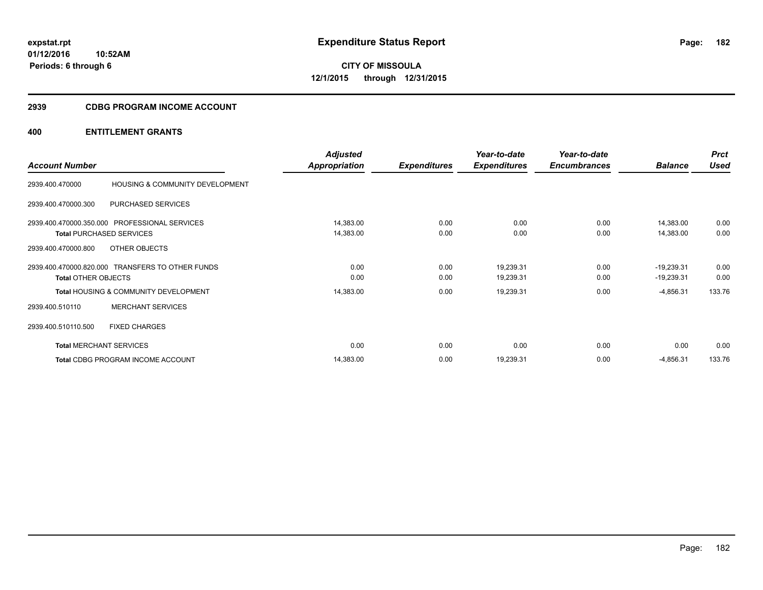# Expenditure Status Report

expstat.rpt
01/12/2016 10:52AM
Periods: 6 through 6

**CITY OF MISSOULA**
**12/1/2015 through 12/31/2015**

## 2939 CDBG PROGRAM INCOME ACCOUNT

## 400 ENTITLEMENT GRANTS

| Account Number | | Adjusted Appropriation | Expenditures | Year-to-date Expenditures | Year-to-date Encumbrances | Balance | Prct Used |
|---|---|---|---|---|---|---|---|
| 2939.400.470000 | HOUSING & COMMUNITY DEVELOPMENT | | | | | | |
| 2939.400.470000.300 | PURCHASED SERVICES | | | | | | |
| 2939.400.470000.350.000 | PROFESSIONAL SERVICES | 14,383.00 | 0.00 | 0.00 | 0.00 | 14,383.00 | 0.00 |
| **Total** PURCHASED SERVICES | | 14,383.00 | 0.00 | 0.00 | 0.00 | 14,383.00 | 0.00 |
| 2939.400.470000.800 | OTHER OBJECTS | | | | | | |
| 2939.400.470000.820.000 | TRANSFERS TO OTHER FUNDS | 0.00 | 0.00 | 19,239.31 | 0.00 | -19,239.31 | 0.00 |
| **Total** OTHER OBJECTS | | 0.00 | 0.00 | 19,239.31 | 0.00 | -19,239.31 | 0.00 |
| **Total** HOUSING & COMMUNITY DEVELOPMENT | | 14,383.00 | 0.00 | 19,239.31 | 0.00 | -4,856.31 | 133.76 |
| 2939.400.510110 | MERCHANT SERVICES | | | | | | |
| 2939.400.510110.500 | FIXED CHARGES | | | | | | |
| **Total** MERCHANT SERVICES | | 0.00 | 0.00 | 0.00 | 0.00 | 0.00 | 0.00 |
| **Total** CDBG PROGRAM INCOME ACCOUNT | | 14,383.00 | 0.00 | 19,239.31 | 0.00 | -4,856.31 | 133.76 |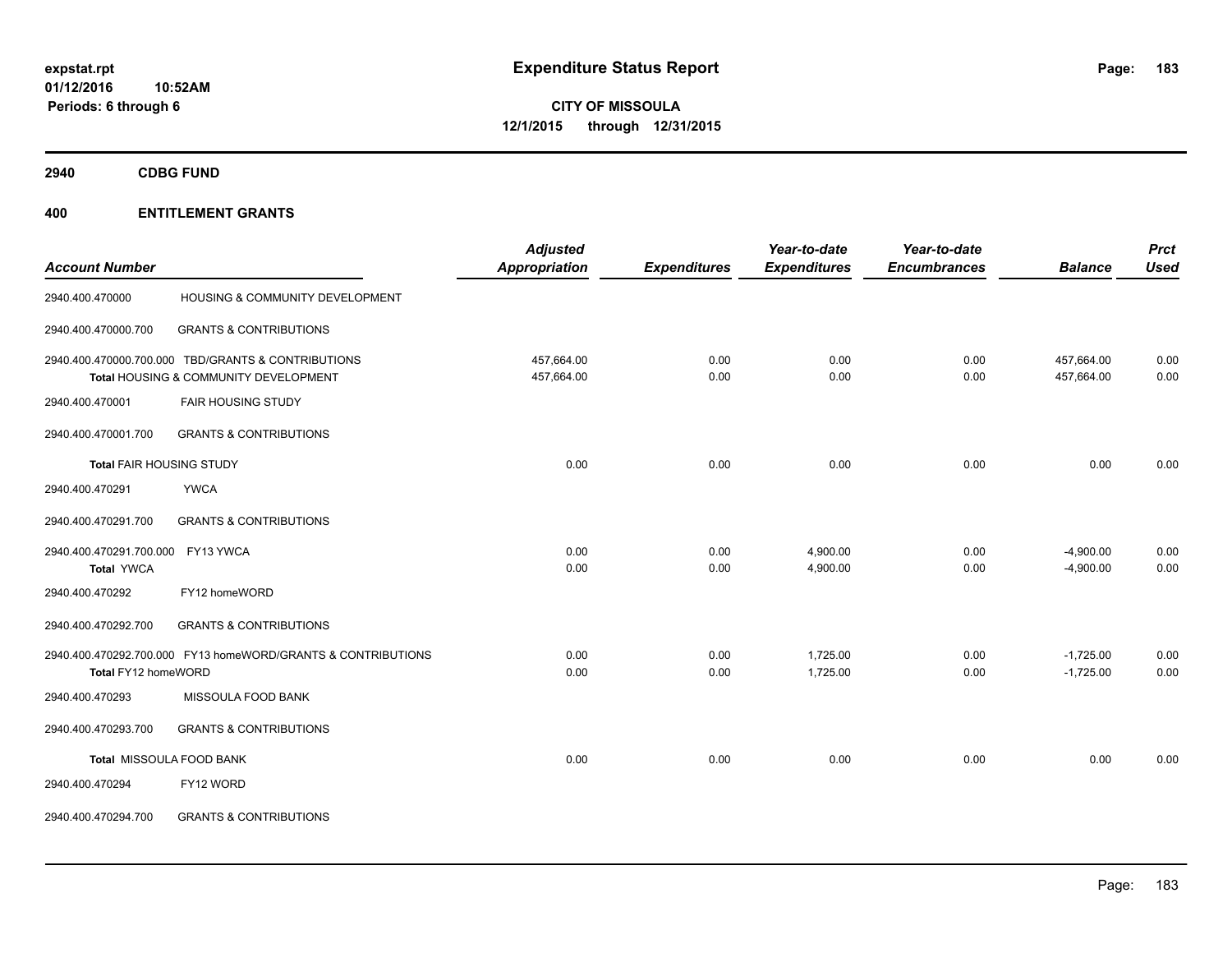expstat.rpt
01/12/2016 10:52AM
Periods: 6 through 6

# Expenditure Status Report

**CITY OF MISSOULA**
**12/1/2015 through 12/31/2015**

## 2940 CDBG FUND

## 400 ENTITLEMENT GRANTS

| Account Number | | Adjusted Appropriation | Expenditures | Year-to-date Expenditures | Year-to-date Encumbrances | Balance | Prct Used |
|---|---|---|---|---|---|---|---|
| 2940.400.470000 | HOUSING & COMMUNITY DEVELOPMENT | | | | | | |
| 2940.400.470000.700 | GRANTS & CONTRIBUTIONS | | | | | | |
| 2940.400.470000.700.000 | TBD/GRANTS & CONTRIBUTIONS | 457,664.00 | 0.00 | 0.00 | 0.00 | 457,664.00 | 0.00 |
| | **Total** HOUSING & COMMUNITY DEVELOPMENT | 457,664.00 | 0.00 | 0.00 | 0.00 | 457,664.00 | 0.00 |
| 2940.400.470001 | FAIR HOUSING STUDY | | | | | | |
| 2940.400.470001.700 | GRANTS & CONTRIBUTIONS | | | | | | |
| **Total** FAIR HOUSING STUDY | | 0.00 | 0.00 | 0.00 | 0.00 | 0.00 | 0.00 |
| 2940.400.470291 | YWCA | | | | | | |
| 2940.400.470291.700 | GRANTS & CONTRIBUTIONS | | | | | | |
| 2940.400.470291.700.000 | FY13 YWCA | 0.00 | 0.00 | 4,900.00 | 0.00 | -4,900.00 | 0.00 |
| **Total** YWCA | | 0.00 | 0.00 | 4,900.00 | 0.00 | -4,900.00 | 0.00 |
| 2940.400.470292 | FY12 homeWORD | | | | | | |
| 2940.400.470292.700 | GRANTS & CONTRIBUTIONS | | | | | | |
| 2940.400.470292.700.000 | FY13 homeWORD/GRANTS & CONTRIBUTIONS | 0.00 | 0.00 | 1,725.00 | 0.00 | -1,725.00 | 0.00 |
| **Total** FY12 homeWORD | | 0.00 | 0.00 | 1,725.00 | 0.00 | -1,725.00 | 0.00 |
| 2940.400.470293 | MISSOULA FOOD BANK | | | | | | |
| 2940.400.470293.700 | GRANTS & CONTRIBUTIONS | | | | | | |
| **Total** MISSOULA FOOD BANK | | 0.00 | 0.00 | 0.00 | 0.00 | 0.00 | 0.00 |
| 2940.400.470294 | FY12 WORD | | | | | | |
| 2940.400.470294.700 | GRANTS & CONTRIBUTIONS | | | | | | |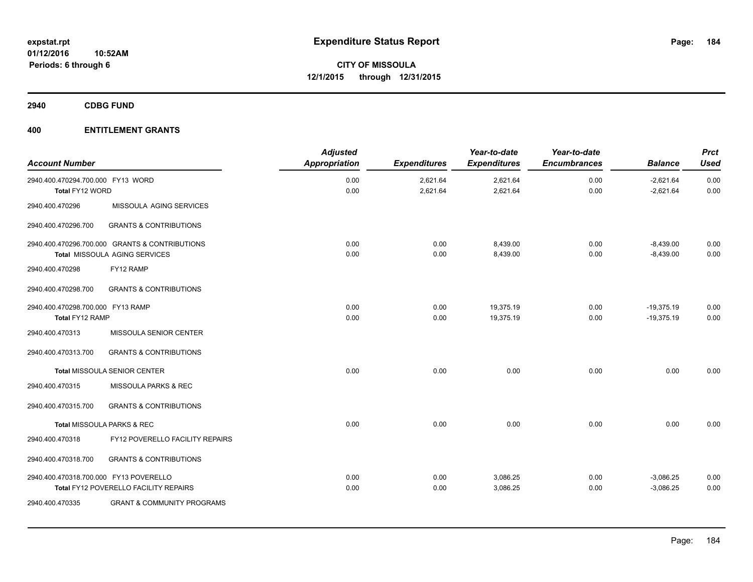**expstat.rpt**
**01/12/2016 10:52AM**
**Periods: 6 through 6**

# Expenditure Status Report

**CITY OF MISSOULA**
**12/1/2015 through 12/31/2015**

## 2940 CDBG FUND

## 400 ENTITLEMENT GRANTS

| Account Number | | Adjusted Appropriation | Expenditures | Year-to-date Expenditures | Year-to-date Encumbrances | Balance | Prct Used |
|---|---|---|---|---|---|---|---|
| 2940.400.470294.700.000 | FY13 WORD | 0.00 | 2,621.64 | 2,621.64 | 0.00 | -2,621.64 | 0.00 |
| **Total** FY12 WORD | | 0.00 | 2,621.64 | 2,621.64 | 0.00 | -2,621.64 | 0.00 |
| 2940.400.470296 | MISSOULA AGING SERVICES | | | | | | |
| 2940.400.470296.700 | GRANTS & CONTRIBUTIONS | | | | | | |
| 2940.400.470296.700.000 | GRANTS & CONTRIBUTIONS | 0.00 | 0.00 | 8,439.00 | 0.00 | -8,439.00 | 0.00 |
| **Total** MISSOULA AGING SERVICES | | 0.00 | 0.00 | 8,439.00 | 0.00 | -8,439.00 | 0.00 |
| 2940.400.470298 | FY12 RAMP | | | | | | |
| 2940.400.470298.700 | GRANTS & CONTRIBUTIONS | | | | | | |
| 2940.400.470298.700.000 | FY13 RAMP | 0.00 | 0.00 | 19,375.19 | 0.00 | -19,375.19 | 0.00 |
| **Total** FY12 RAMP | | 0.00 | 0.00 | 19,375.19 | 0.00 | -19,375.19 | 0.00 |
| 2940.400.470313 | MISSOULA SENIOR CENTER | | | | | | |
| 2940.400.470313.700 | GRANTS & CONTRIBUTIONS | | | | | | |
| **Total** MISSOULA SENIOR CENTER | | 0.00 | 0.00 | 0.00 | 0.00 | 0.00 | 0.00 |
| 2940.400.470315 | MISSOULA PARKS & REC | | | | | | |
| 2940.400.470315.700 | GRANTS & CONTRIBUTIONS | | | | | | |
| **Total** MISSOULA PARKS & REC | | 0.00 | 0.00 | 0.00 | 0.00 | 0.00 | 0.00 |
| 2940.400.470318 | FY12 POVERELLO FACILITY REPAIRS | | | | | | |
| 2940.400.470318.700 | GRANTS & CONTRIBUTIONS | | | | | | |
| 2940.400.470318.700.000 | FY13 POVERELLO | 0.00 | 0.00 | 3,086.25 | 0.00 | -3,086.25 | 0.00 |
| **Total** FY12 POVERELLO FACILITY REPAIRS | | 0.00 | 0.00 | 3,086.25 | 0.00 | -3,086.25 | 0.00 |
| 2940.400.470335 | GRANT & COMMUNITY PROGRAMS | | | | | | |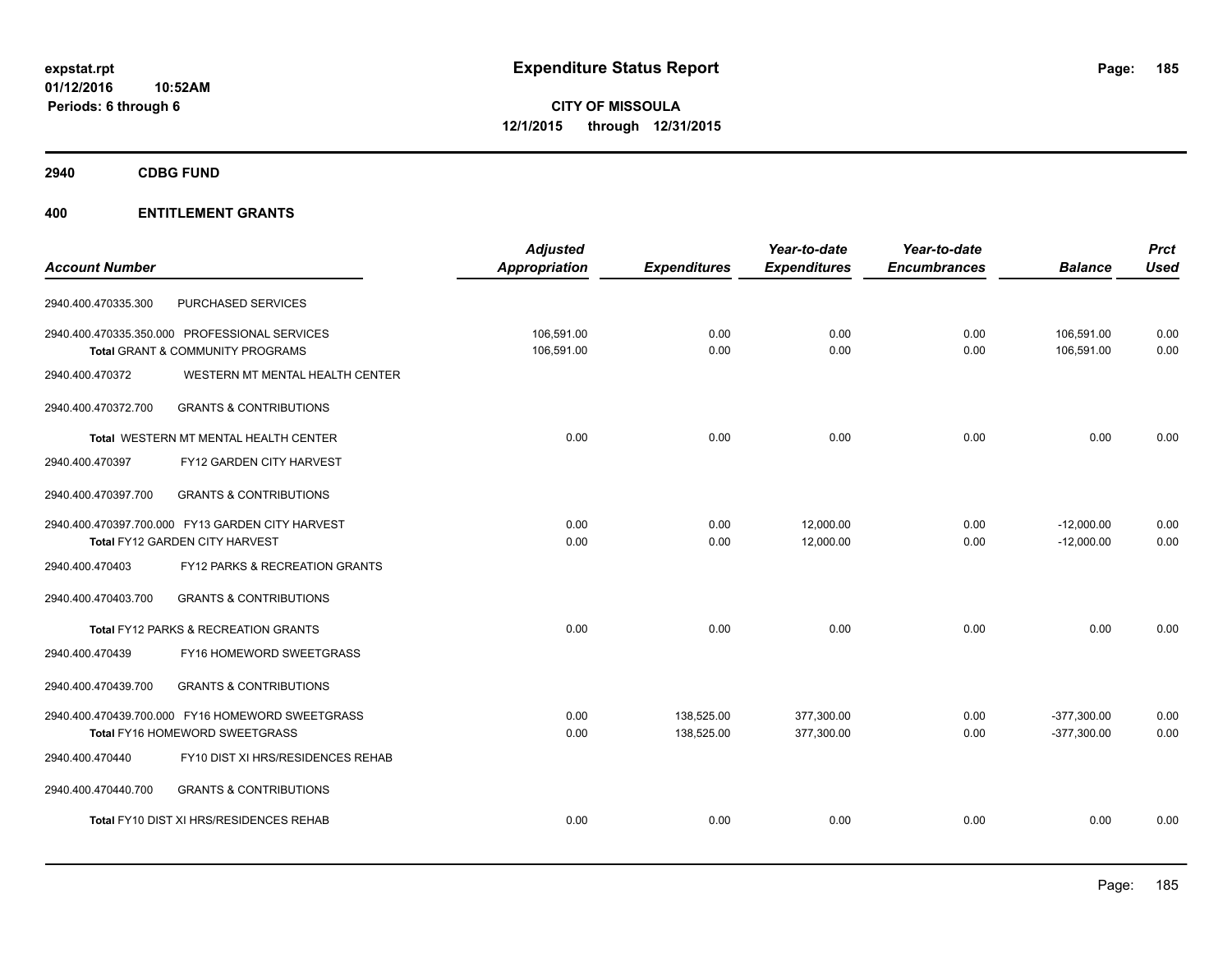expstat.rpt
01/12/2016 10:52AM
Periods: 6 through 6

# Expenditure Status Report

**CITY OF MISSOULA**
**12/1/2015 through 12/31/2015**

## 2940 CDBG FUND

## 400 ENTITLEMENT GRANTS

| Account Number | | Adjusted Appropriation | Expenditures | Year-to-date Expenditures | Year-to-date Encumbrances | Balance | Prct Used |
|---|---|---|---|---|---|---|---|
| 2940.400.470335.300 | PURCHASED SERVICES | | | | | | |
| 2940.400.470335.350.000 | PROFESSIONAL SERVICES | 106,591.00 | 0.00 | 0.00 | 0.00 | 106,591.00 | 0.00 |
| **Total** GRANT & COMMUNITY PROGRAMS | | 106,591.00 | 0.00 | 0.00 | 0.00 | 106,591.00 | 0.00 |
| 2940.400.470372 | WESTERN MT MENTAL HEALTH CENTER | | | | | | |
| 2940.400.470372.700 | GRANTS & CONTRIBUTIONS | | | | | | |
| **Total** WESTERN MT MENTAL HEALTH CENTER | | 0.00 | 0.00 | 0.00 | 0.00 | 0.00 | 0.00 |
| 2940.400.470397 | FY12 GARDEN CITY HARVEST | | | | | | |
| 2940.400.470397.700 | GRANTS & CONTRIBUTIONS | | | | | | |
| 2940.400.470397.700.000 | FY13 GARDEN CITY HARVEST | 0.00 | 0.00 | 12,000.00 | 0.00 | -12,000.00 | 0.00 |
| **Total** FY12 GARDEN CITY HARVEST | | 0.00 | 0.00 | 12,000.00 | 0.00 | -12,000.00 | 0.00 |
| 2940.400.470403 | FY12 PARKS & RECREATION GRANTS | | | | | | |
| 2940.400.470403.700 | GRANTS & CONTRIBUTIONS | | | | | | |
| **Total** FY12 PARKS & RECREATION GRANTS | | 0.00 | 0.00 | 0.00 | 0.00 | 0.00 | 0.00 |
| 2940.400.470439 | FY16 HOMEWORD SWEETGRASS | | | | | | |
| 2940.400.470439.700 | GRANTS & CONTRIBUTIONS | | | | | | |
| 2940.400.470439.700.000 | FY16 HOMEWORD SWEETGRASS | 0.00 | 138,525.00 | 377,300.00 | 0.00 | -377,300.00 | 0.00 |
| **Total** FY16 HOMEWORD SWEETGRASS | | 0.00 | 138,525.00 | 377,300.00 | 0.00 | -377,300.00 | 0.00 |
| 2940.400.470440 | FY10 DIST XI HRS/RESIDENCES REHAB | | | | | | |
| 2940.400.470440.700 | GRANTS & CONTRIBUTIONS | | | | | | |
| **Total** FY10 DIST XI HRS/RESIDENCES REHAB | | 0.00 | 0.00 | 0.00 | 0.00 | 0.00 | 0.00 |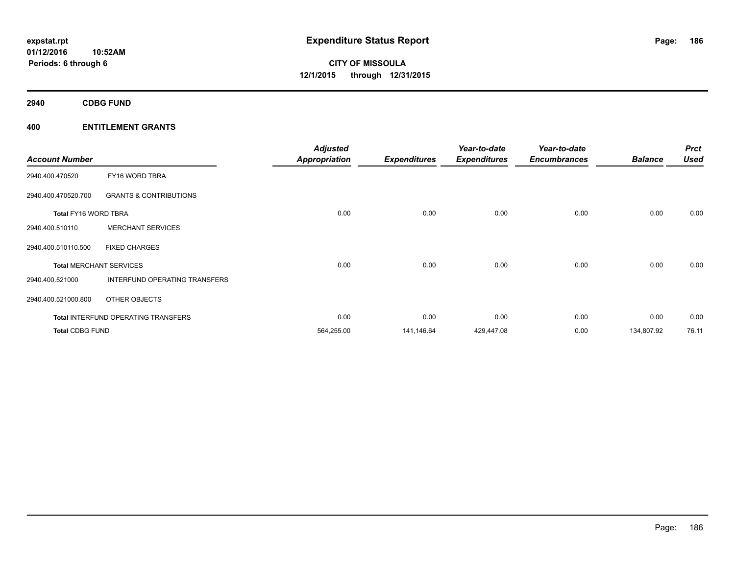**expstat.rpt**
**01/12/2016 10:52AM**
**Periods: 6 through 6**

# Expenditure Status Report

**CITY OF MISSOULA**
**12/1/2015 through 12/31/2015**

**2940 CDBG FUND**

**400 ENTITLEMENT GRANTS**

| Account Number | | Adjusted Appropriation | Expenditures | Year-to-date Expenditures | Year-to-date Encumbrances | Balance | Prct Used |
|---|---|---|---|---|---|---|---|
| 2940.400.470520 | FY16 WORD TBRA | | | | | | |
| 2940.400.470520.700 | GRANTS & CONTRIBUTIONS | | | | | | |
| **Total** FY16 WORD TBRA | | 0.00 | 0.00 | 0.00 | 0.00 | 0.00 | 0.00 |
| 2940.400.510110 | MERCHANT SERVICES | | | | | | |
| 2940.400.510110.500 | FIXED CHARGES | | | | | | |
| **Total** MERCHANT SERVICES | | 0.00 | 0.00 | 0.00 | 0.00 | 0.00 | 0.00 |
| 2940.400.521000 | INTERFUND OPERATING TRANSFERS | | | | | | |
| 2940.400.521000.800 | OTHER OBJECTS | | | | | | |
| **Total** INTERFUND OPERATING TRANSFERS | | 0.00 | 0.00 | 0.00 | 0.00 | 0.00 | 0.00 |
| **Total CDBG FUND** | | 564,255.00 | 141,146.64 | 429,447.08 | 0.00 | 134,807.92 | 76.11 |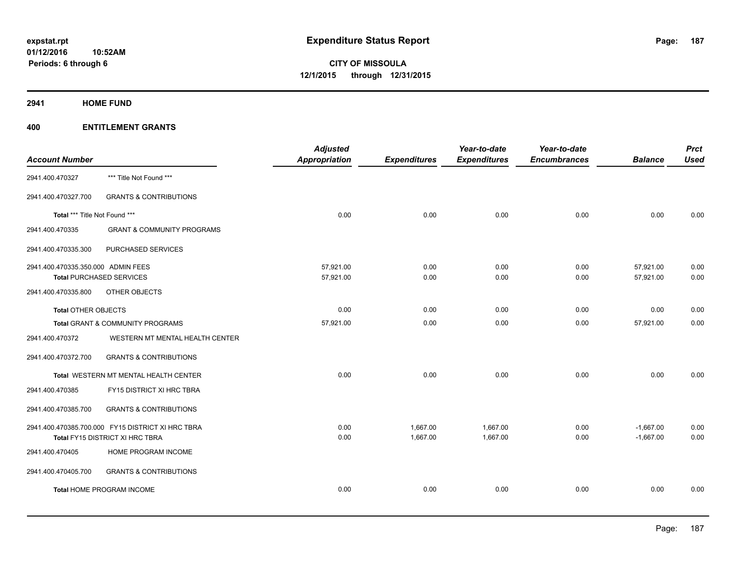expstat.rpt
01/12/2016 10:52AM
Periods: 6 through 6

# Expenditure Status Report

**CITY OF MISSOULA**
**12/1/2015 through 12/31/2015**

## 2941 HOME FUND

## 400 ENTITLEMENT GRANTS

| Account Number | | Adjusted Appropriation | Expenditures | Year-to-date Expenditures | Year-to-date Encumbrances | Balance | Prct Used |
|---|---|---|---|---|---|---|---|
| 2941.400.470327 | *** Title Not Found *** | | | | | | |
| 2941.400.470327.700 | GRANTS & CONTRIBUTIONS | | | | | | |
| Total *** Title Not Found *** | | 0.00 | 0.00 | 0.00 | 0.00 | 0.00 | 0.00 |
| 2941.400.470335 | GRANT & COMMUNITY PROGRAMS | | | | | | |
| 2941.400.470335.300 | PURCHASED SERVICES | | | | | | |
| 2941.400.470335.350.000 | ADMIN FEES | 57,921.00 | 0.00 | 0.00 | 0.00 | 57,921.00 | 0.00 |
| Total PURCHASED SERVICES | | 57,921.00 | 0.00 | 0.00 | 0.00 | 57,921.00 | 0.00 |
| 2941.400.470335.800 | OTHER OBJECTS | | | | | | |
| Total OTHER OBJECTS | | 0.00 | 0.00 | 0.00 | 0.00 | 0.00 | 0.00 |
| Total GRANT & COMMUNITY PROGRAMS | | 57,921.00 | 0.00 | 0.00 | 0.00 | 57,921.00 | 0.00 |
| 2941.400.470372 | WESTERN MT MENTAL HEALTH CENTER | | | | | | |
| 2941.400.470372.700 | GRANTS & CONTRIBUTIONS | | | | | | |
| Total WESTERN MT MENTAL HEALTH CENTER | | 0.00 | 0.00 | 0.00 | 0.00 | 0.00 | 0.00 |
| 2941.400.470385 | FY15 DISTRICT XI HRC TBRA | | | | | | |
| 2941.400.470385.700 | GRANTS & CONTRIBUTIONS | | | | | | |
| 2941.400.470385.700.000 | FY15 DISTRICT XI HRC TBRA | 0.00 | 1,667.00 | 1,667.00 | 0.00 | -1,667.00 | 0.00 |
| Total FY15 DISTRICT XI HRC TBRA | | 0.00 | 1,667.00 | 1,667.00 | 0.00 | -1,667.00 | 0.00 |
| 2941.400.470405 | HOME PROGRAM INCOME | | | | | | |
| 2941.400.470405.700 | GRANTS & CONTRIBUTIONS | | | | | | |
| Total HOME PROGRAM INCOME | | 0.00 | 0.00 | 0.00 | 0.00 | 0.00 | 0.00 |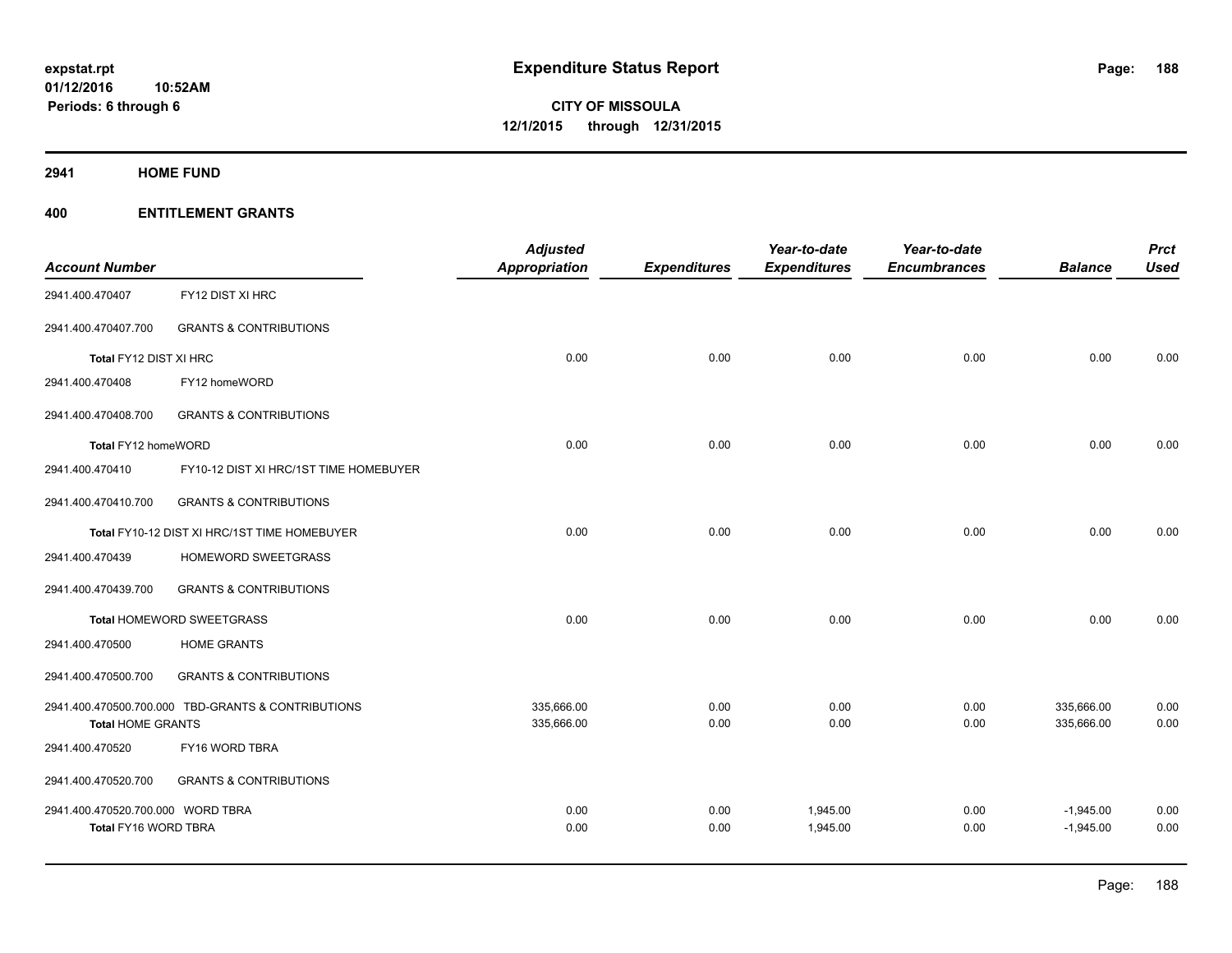expstat.rpt
01/12/2016 10:52AM
Periods: 6 through 6

# Expenditure Status Report

**CITY OF MISSOULA**
**12/1/2015 through 12/31/2015**

## 2941 HOME FUND

## 400 ENTITLEMENT GRANTS

| Account Number | | Adjusted Appropriation | Expenditures | Year-to-date Expenditures | Year-to-date Encumbrances | Balance | Prct Used |
|---|---|---|---|---|---|---|---|
| 2941.400.470407 | FY12 DIST XI HRC | | | | | | |
| 2941.400.470407.700 | GRANTS & CONTRIBUTIONS | | | | | | |
| Total FY12 DIST XI HRC | | 0.00 | 0.00 | 0.00 | 0.00 | 0.00 | 0.00 |
| 2941.400.470408 | FY12 homeWORD | | | | | | |
| 2941.400.470408.700 | GRANTS & CONTRIBUTIONS | | | | | | |
| Total FY12 homeWORD | | 0.00 | 0.00 | 0.00 | 0.00 | 0.00 | 0.00 |
| 2941.400.470410 | FY10-12 DIST XI HRC/1ST TIME HOMEBUYER | | | | | | |
| 2941.400.470410.700 | GRANTS & CONTRIBUTIONS | | | | | | |
| Total FY10-12 DIST XI HRC/1ST TIME HOMEBUYER | | 0.00 | 0.00 | 0.00 | 0.00 | 0.00 | 0.00 |
| 2941.400.470439 | HOMEWORD SWEETGRASS | | | | | | |
| 2941.400.470439.700 | GRANTS & CONTRIBUTIONS | | | | | | |
| Total HOMEWORD SWEETGRASS | | 0.00 | 0.00 | 0.00 | 0.00 | 0.00 | 0.00 |
| 2941.400.470500 | HOME GRANTS | | | | | | |
| 2941.400.470500.700 | GRANTS & CONTRIBUTIONS | | | | | | |
| 2941.400.470500.700.000 | TBD-GRANTS & CONTRIBUTIONS | 335,666.00 | 0.00 | 0.00 | 0.00 | 335,666.00 | 0.00 |
| Total HOME GRANTS | | 335,666.00 | 0.00 | 0.00 | 0.00 | 335,666.00 | 0.00 |
| 2941.400.470520 | FY16 WORD TBRA | | | | | | |
| 2941.400.470520.700 | GRANTS & CONTRIBUTIONS | | | | | | |
| 2941.400.470520.700.000 | WORD TBRA | 0.00 | 0.00 | 1,945.00 | 0.00 | -1,945.00 | 0.00 |
| Total FY16 WORD TBRA | | 0.00 | 0.00 | 1,945.00 | 0.00 | -1,945.00 | 0.00 |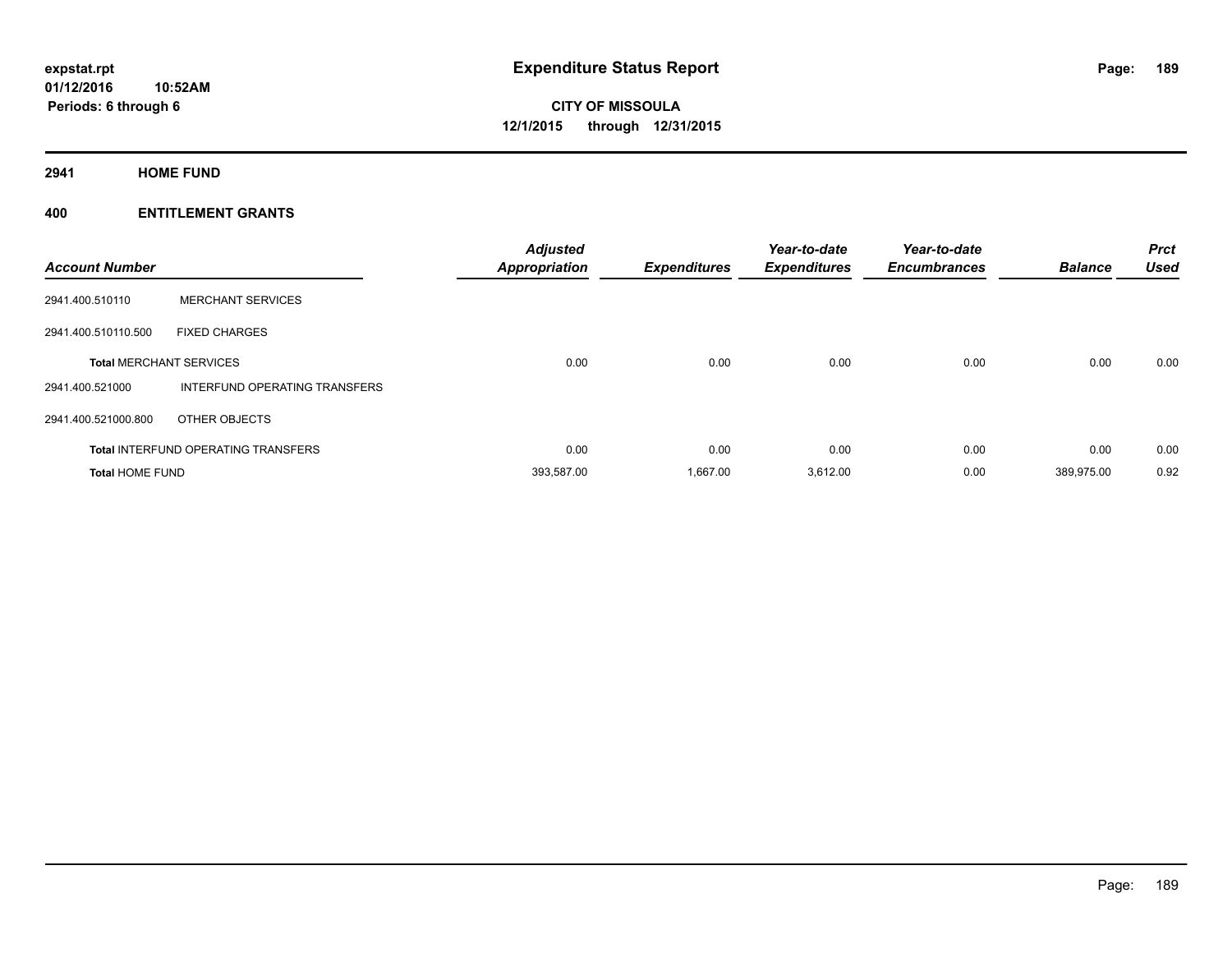**expstat.rpt**
**01/12/2016 10:52AM**
**Periods: 6 through 6**

# Expenditure Status Report

**CITY OF MISSOULA**
**12/1/2015 through 12/31/2015**

## 2941 HOME FUND

## 400 ENTITLEMENT GRANTS

| Account Number | | Adjusted Appropriation | Expenditures | Year-to-date Expenditures | Year-to-date Encumbrances | Balance | Prct Used |
|---|---|---|---|---|---|---|---|
| 2941.400.510110 | MERCHANT SERVICES | | | | | | |
| 2941.400.510110.500 | FIXED CHARGES | | | | | | |
| **Total** MERCHANT SERVICES | | 0.00 | 0.00 | 0.00 | 0.00 | 0.00 | 0.00 |
| 2941.400.521000 | INTERFUND OPERATING TRANSFERS | | | | | | |
| 2941.400.521000.800 | OTHER OBJECTS | | | | | | |
| **Total** INTERFUND OPERATING TRANSFERS | | 0.00 | 0.00 | 0.00 | 0.00 | 0.00 | 0.00 |
| **Total** HOME FUND | | 393,587.00 | 1,667.00 | 3,612.00 | 0.00 | 389,975.00 | 0.92 |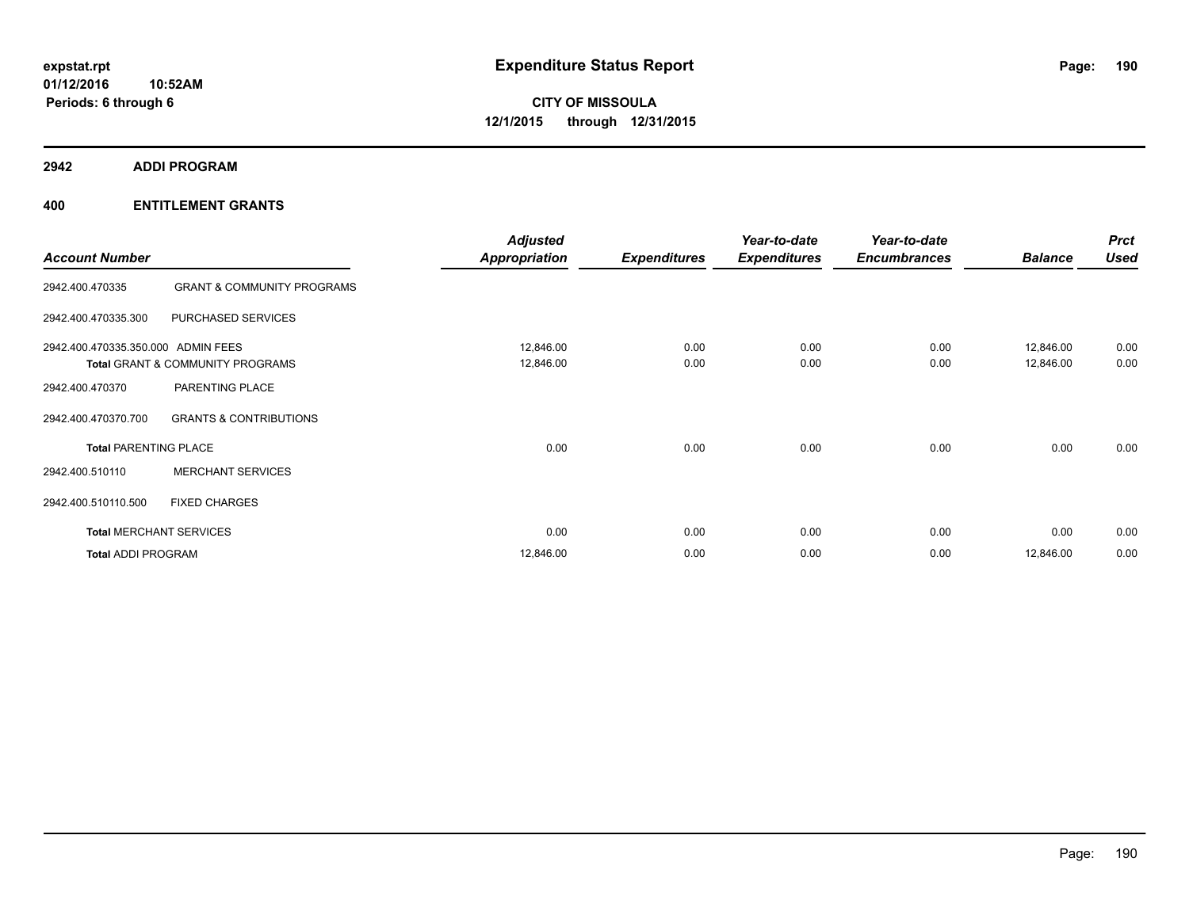**expstat.rpt**
**01/12/2016 10:52AM**
**Periods: 6 through 6**

# Expenditure Status Report

**CITY OF MISSOULA**
**12/1/2015 through 12/31/2015**

## 2942 ADDI PROGRAM

## 400 ENTITLEMENT GRANTS

| Account Number | | Adjusted Appropriation | Expenditures | Year-to-date Expenditures | Year-to-date Encumbrances | Balance | Prct Used |
|---|---|---|---|---|---|---|---|
| 2942.400.470335 | GRANT & COMMUNITY PROGRAMS | | | | | | |
| 2942.400.470335.300 | PURCHASED SERVICES | | | | | | |
| 2942.400.470335.350.000 | ADMIN FEES | 12,846.00 | 0.00 | 0.00 | 0.00 | 12,846.00 | 0.00 |
| **Total** GRANT & COMMUNITY PROGRAMS | | 12,846.00 | 0.00 | 0.00 | 0.00 | 12,846.00 | 0.00 |
| 2942.400.470370 | PARENTING PLACE | | | | | | |
| 2942.400.470370.700 | GRANTS & CONTRIBUTIONS | | | | | | |
| **Total** PARENTING PLACE | | 0.00 | 0.00 | 0.00 | 0.00 | 0.00 | 0.00 |
| 2942.400.510110 | MERCHANT SERVICES | | | | | | |
| 2942.400.510110.500 | FIXED CHARGES | | | | | | |
| **Total** MERCHANT SERVICES | | 0.00 | 0.00 | 0.00 | 0.00 | 0.00 | 0.00 |
| **Total** ADDI PROGRAM | | 12,846.00 | 0.00 | 0.00 | 0.00 | 12,846.00 | 0.00 |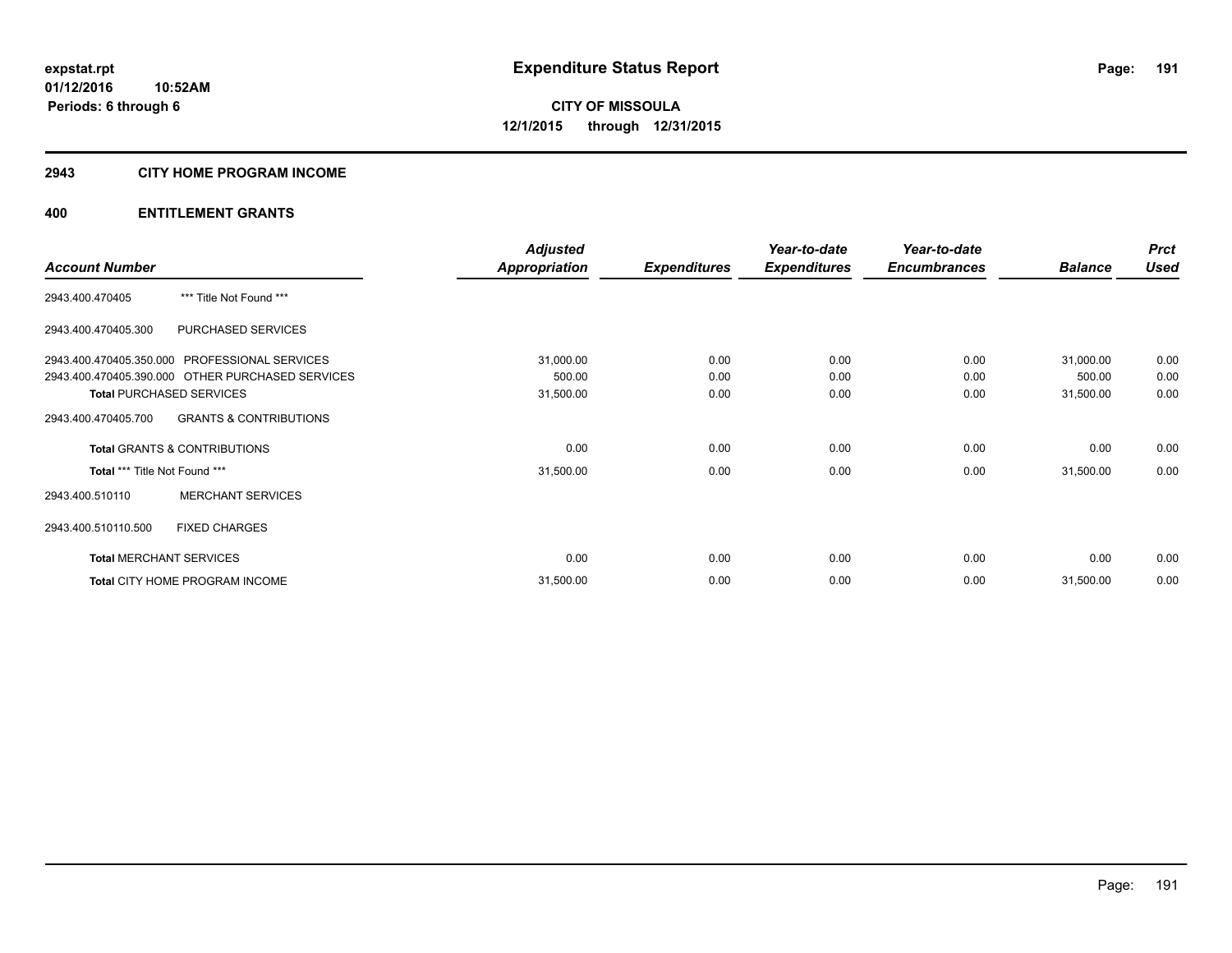**expstat.rpt**
**01/12/2016 10:52AM**
**Periods: 6 through 6**

# Expenditure Status Report

**CITY OF MISSOULA**
**12/1/2015 through 12/31/2015**

## 2943 CITY HOME PROGRAM INCOME

## 400 ENTITLEMENT GRANTS

| Account Number | | Adjusted Appropriation | Expenditures | Year-to-date Expenditures | Year-to-date Encumbrances | Balance | Prct Used |
|---|---|---|---|---|---|---|---|
| 2943.400.470405 | *** Title Not Found *** | | | | | | |
| 2943.400.470405.300 | PURCHASED SERVICES | | | | | | |
| 2943.400.470405.350.000 | PROFESSIONAL SERVICES | 31,000.00 | 0.00 | 0.00 | 0.00 | 31,000.00 | 0.00 |
| 2943.400.470405.390.000 | OTHER PURCHASED SERVICES | 500.00 | 0.00 | 0.00 | 0.00 | 500.00 | 0.00 |
| **Total** PURCHASED SERVICES | | 31,500.00 | 0.00 | 0.00 | 0.00 | 31,500.00 | 0.00 |
| 2943.400.470405.700 | GRANTS & CONTRIBUTIONS | | | | | | |
| **Total** GRANTS & CONTRIBUTIONS | | 0.00 | 0.00 | 0.00 | 0.00 | 0.00 | 0.00 |
| **Total** *** Title Not Found *** | | 31,500.00 | 0.00 | 0.00 | 0.00 | 31,500.00 | 0.00 |
| 2943.400.510110 | MERCHANT SERVICES | | | | | | |
| 2943.400.510110.500 | FIXED CHARGES | | | | | | |
| **Total** MERCHANT SERVICES | | 0.00 | 0.00 | 0.00 | 0.00 | 0.00 | 0.00 |
| **Total** CITY HOME PROGRAM INCOME | | 31,500.00 | 0.00 | 0.00 | 0.00 | 31,500.00 | 0.00 |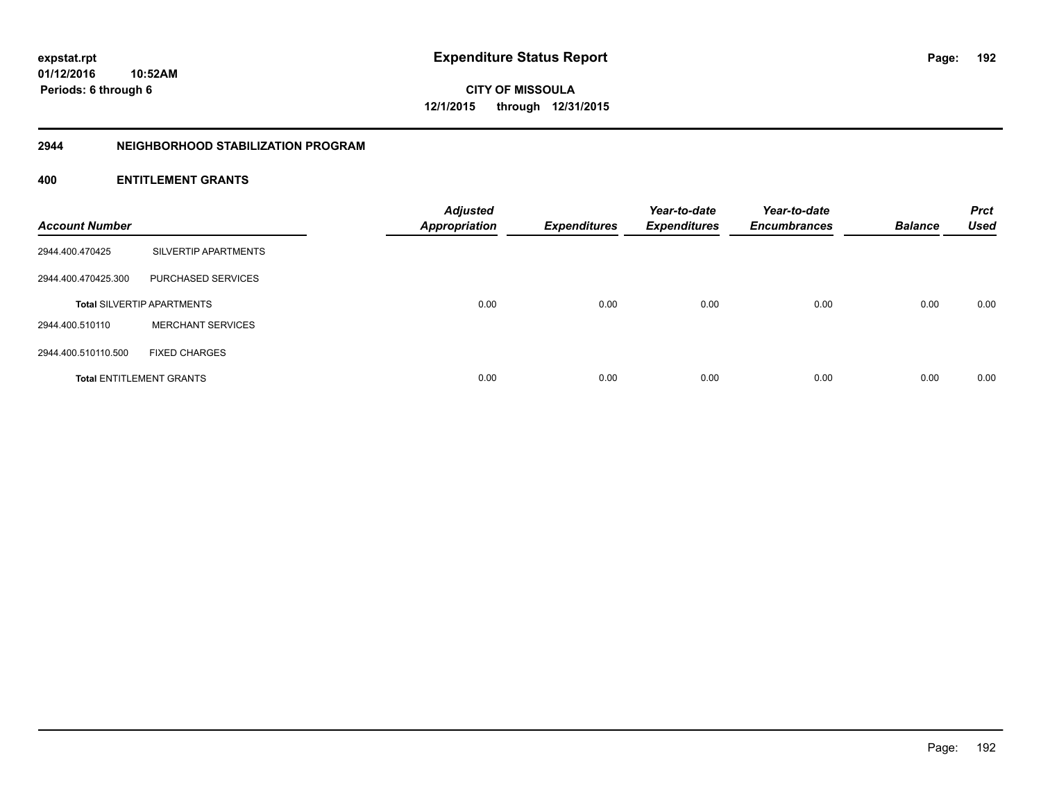**expstat.rpt**
**01/12/2016 10:52AM**
**Periods: 6 through 6**

# Expenditure Status Report

**CITY OF MISSOULA**
**12/1/2015 through 12/31/2015**

## 2944 NEIGHBORHOOD STABILIZATION PROGRAM

### 400 ENTITLEMENT GRANTS

| Account Number | | Adjusted Appropriation | Expenditures | Year-to-date Expenditures | Year-to-date Encumbrances | Balance | Prct Used |
|---|---|---|---|---|---|---|---|
| 2944.400.470425 | SILVERTIP APARTMENTS | | | | | | |
| 2944.400.470425.300 | PURCHASED SERVICES | | | | | | |
| **Total** SILVERTIP APARTMENTS | | 0.00 | 0.00 | 0.00 | 0.00 | 0.00 | 0.00 |
| 2944.400.510110 | MERCHANT SERVICES | | | | | | |
| 2944.400.510110.500 | FIXED CHARGES | | | | | | |
| **Total** ENTITLEMENT GRANTS | | 0.00 | 0.00 | 0.00 | 0.00 | 0.00 | 0.00 |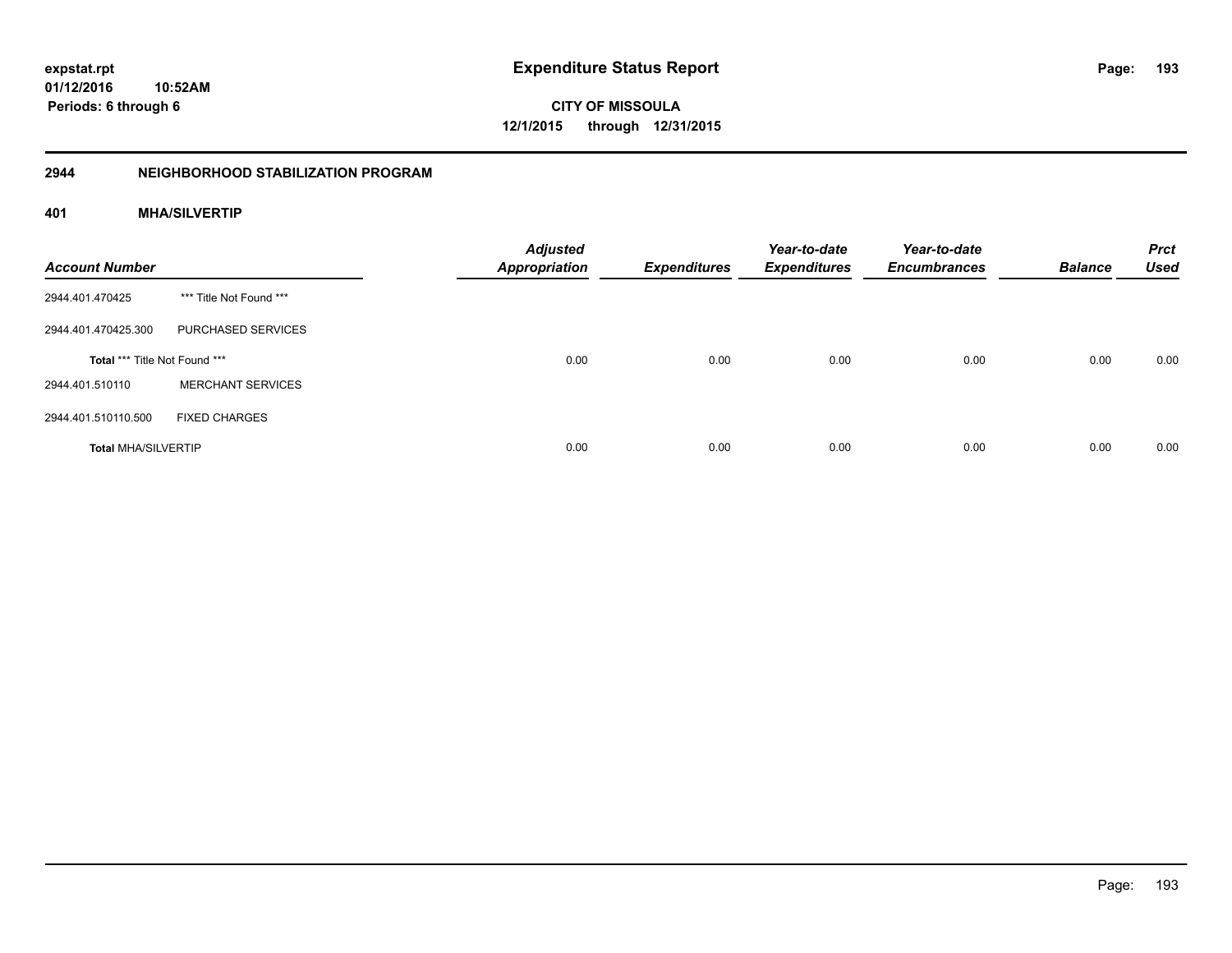# Expenditure Status Report

expstat.rpt
01/12/2016 10:52AM
Periods: 6 through 6

CITY OF MISSOULA
12/1/2015 through 12/31/2015

## 2944 NEIGHBORHOOD STABILIZATION PROGRAM

### 401 MHA/SILVERTIP

| Account Number | | Adjusted Appropriation | Expenditures | Year-to-date Expenditures | Year-to-date Encumbrances | Balance | Prct Used |
|---|---|---|---|---|---|---|---|
| 2944.401.470425 | *** Title Not Found *** | | | | | | |
| 2944.401.470425.300 | PURCHASED SERVICES | | | | | | |
| **Total** *** Title Not Found *** | | 0.00 | 0.00 | 0.00 | 0.00 | 0.00 | 0.00 |
| 2944.401.510110 | MERCHANT SERVICES | | | | | | |
| 2944.401.510110.500 | FIXED CHARGES | | | | | | |
| **Total** MHA/SILVERTIP | | 0.00 | 0.00 | 0.00 | 0.00 | 0.00 | 0.00 |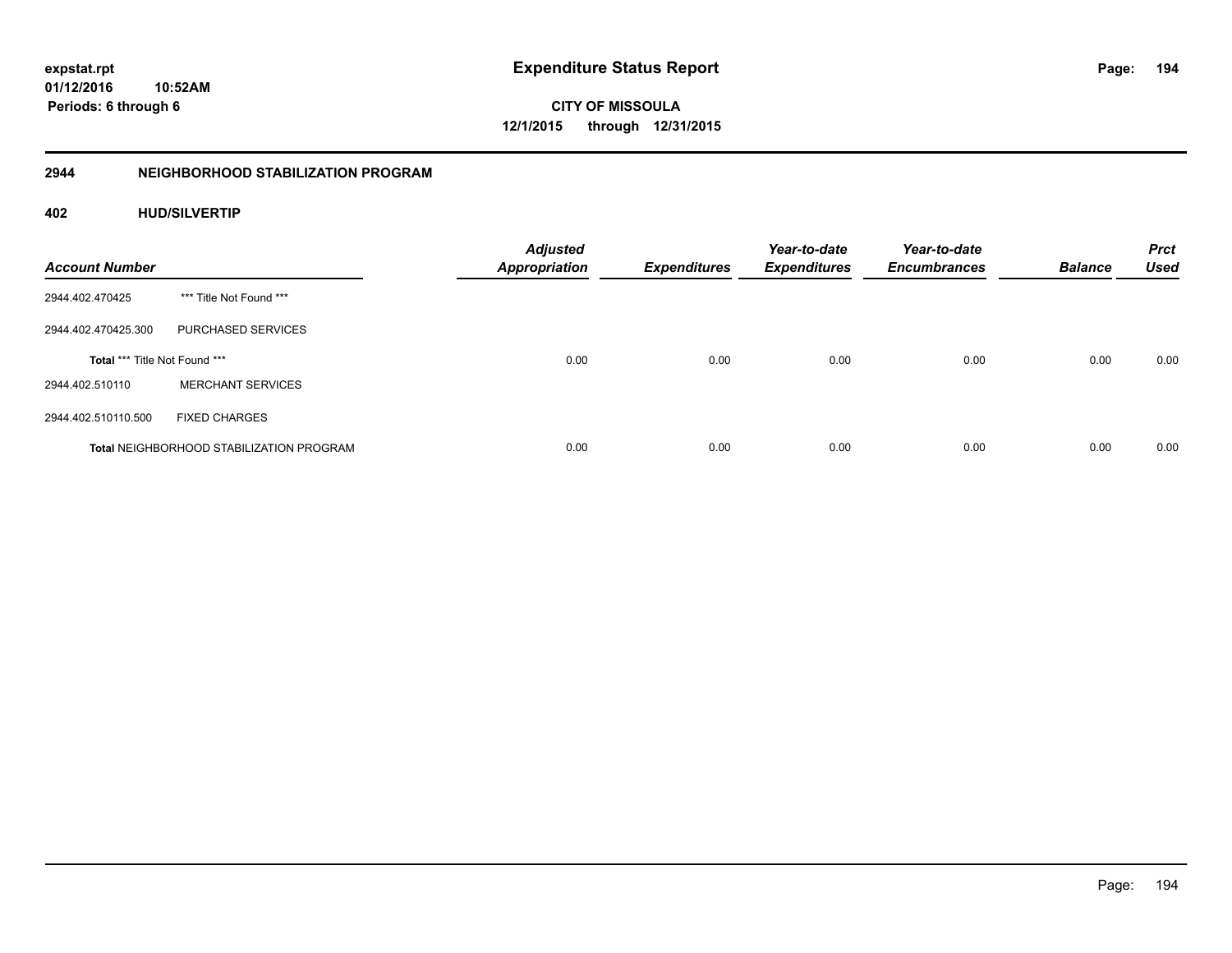**expstat.rpt**
**01/12/2016 10:52AM**
**Periods: 6 through 6**

# Expenditure Status Report

**CITY OF MISSOULA**
**12/1/2015 through 12/31/2015**

## 2944 NEIGHBORHOOD STABILIZATION PROGRAM

### 402 HUD/SILVERTIP

| Account Number | | Adjusted Appropriation | Expenditures | Year-to-date Expenditures | Year-to-date Encumbrances | Balance | Prct Used |
|---|---|---|---|---|---|---|---|
| 2944.402.470425 | *** Title Not Found *** | | | | | | |
| 2944.402.470425.300 | PURCHASED SERVICES | | | | | | |
| **Total** *** Title Not Found *** | | 0.00 | 0.00 | 0.00 | 0.00 | 0.00 | 0.00 |
| 2944.402.510110 | MERCHANT SERVICES | | | | | | |
| 2944.402.510110.500 | FIXED CHARGES | | | | | | |
| **Total** NEIGHBORHOOD STABILIZATION PROGRAM | | 0.00 | 0.00 | 0.00 | 0.00 | 0.00 | 0.00 |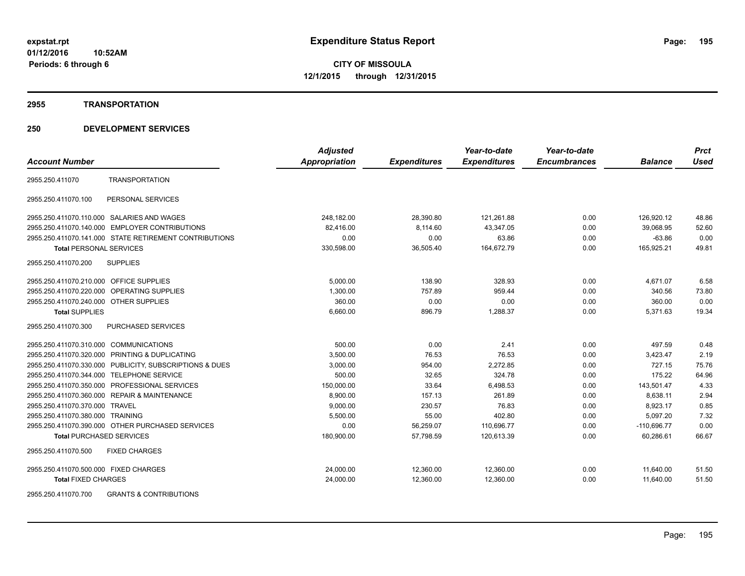**expstat.rpt**
**01/12/2016 10:52AM**
**Periods: 6 through 6**

# Expenditure Status Report

**CITY OF MISSOULA**
**12/1/2015 through 12/31/2015**

## 2955 TRANSPORTATION

## 250 DEVELOPMENT SERVICES

| Account Number | | Adjusted Appropriation | Expenditures | Year-to-date Expenditures | Year-to-date Encumbrances | Balance | Prct Used |
|---|---|---|---|---|---|---|---|
| 2955.250.411070 | TRANSPORTATION | | | | | | |
| 2955.250.411070.100 | PERSONAL SERVICES | | | | | | |
| 2955.250.411070.110.000 | SALARIES AND WAGES | 248,182.00 | 28,390.80 | 121,261.88 | 0.00 | 126,920.12 | 48.86 |
| 2955.250.411070.140.000 | EMPLOYER CONTRIBUTIONS | 82,416.00 | 8,114.60 | 43,347.05 | 0.00 | 39,068.95 | 52.60 |
| 2955.250.411070.141.000 | STATE RETIREMENT CONTRIBUTIONS | 0.00 | 0.00 | 63.86 | 0.00 | -63.86 | 0.00 |
| **Total** PERSONAL SERVICES | | 330,598.00 | 36,505.40 | 164,672.79 | 0.00 | 165,925.21 | 49.81 |
| 2955.250.411070.200 | SUPPLIES | | | | | | |
| 2955.250.411070.210.000 | OFFICE SUPPLIES | 5,000.00 | 138.90 | 328.93 | 0.00 | 4,671.07 | 6.58 |
| 2955.250.411070.220.000 | OPERATING SUPPLIES | 1,300.00 | 757.89 | 959.44 | 0.00 | 340.56 | 73.80 |
| 2955.250.411070.240.000 | OTHER SUPPLIES | 360.00 | 0.00 | 0.00 | 0.00 | 360.00 | 0.00 |
| **Total** SUPPLIES | | 6,660.00 | 896.79 | 1,288.37 | 0.00 | 5,371.63 | 19.34 |
| 2955.250.411070.300 | PURCHASED SERVICES | | | | | | |
| 2955.250.411070.310.000 | COMMUNICATIONS | 500.00 | 0.00 | 2.41 | 0.00 | 497.59 | 0.48 |
| 2955.250.411070.320.000 | PRINTING & DUPLICATING | 3,500.00 | 76.53 | 76.53 | 0.00 | 3,423.47 | 2.19 |
| 2955.250.411070.330.000 | PUBLICITY, SUBSCRIPTIONS & DUES | 3,000.00 | 954.00 | 2,272.85 | 0.00 | 727.15 | 75.76 |
| 2955.250.411070.344.000 | TELEPHONE SERVICE | 500.00 | 32.65 | 324.78 | 0.00 | 175.22 | 64.96 |
| 2955.250.411070.350.000 | PROFESSIONAL SERVICES | 150,000.00 | 33.64 | 6,498.53 | 0.00 | 143,501.47 | 4.33 |
| 2955.250.411070.360.000 | REPAIR & MAINTENANCE | 8,900.00 | 157.13 | 261.89 | 0.00 | 8,638.11 | 2.94 |
| 2955.250.411070.370.000 | TRAVEL | 9,000.00 | 230.57 | 76.83 | 0.00 | 8,923.17 | 0.85 |
| 2955.250.411070.380.000 | TRAINING | 5,500.00 | 55.00 | 402.80 | 0.00 | 5,097.20 | 7.32 |
| 2955.250.411070.390.000 | OTHER PURCHASED SERVICES | 0.00 | 56,259.07 | 110,696.77 | 0.00 | -110,696.77 | 0.00 |
| **Total** PURCHASED SERVICES | | 180,900.00 | 57,798.59 | 120,613.39 | 0.00 | 60,286.61 | 66.67 |
| 2955.250.411070.500 | FIXED CHARGES | | | | | | |
| 2955.250.411070.500.000 | FIXED CHARGES | 24,000.00 | 12,360.00 | 12,360.00 | 0.00 | 11,640.00 | 51.50 |
| **Total** FIXED CHARGES | | 24,000.00 | 12,360.00 | 12,360.00 | 0.00 | 11,640.00 | 51.50 |
| 2955.250.411070.700 | GRANTS & CONTRIBUTIONS | | | | | | |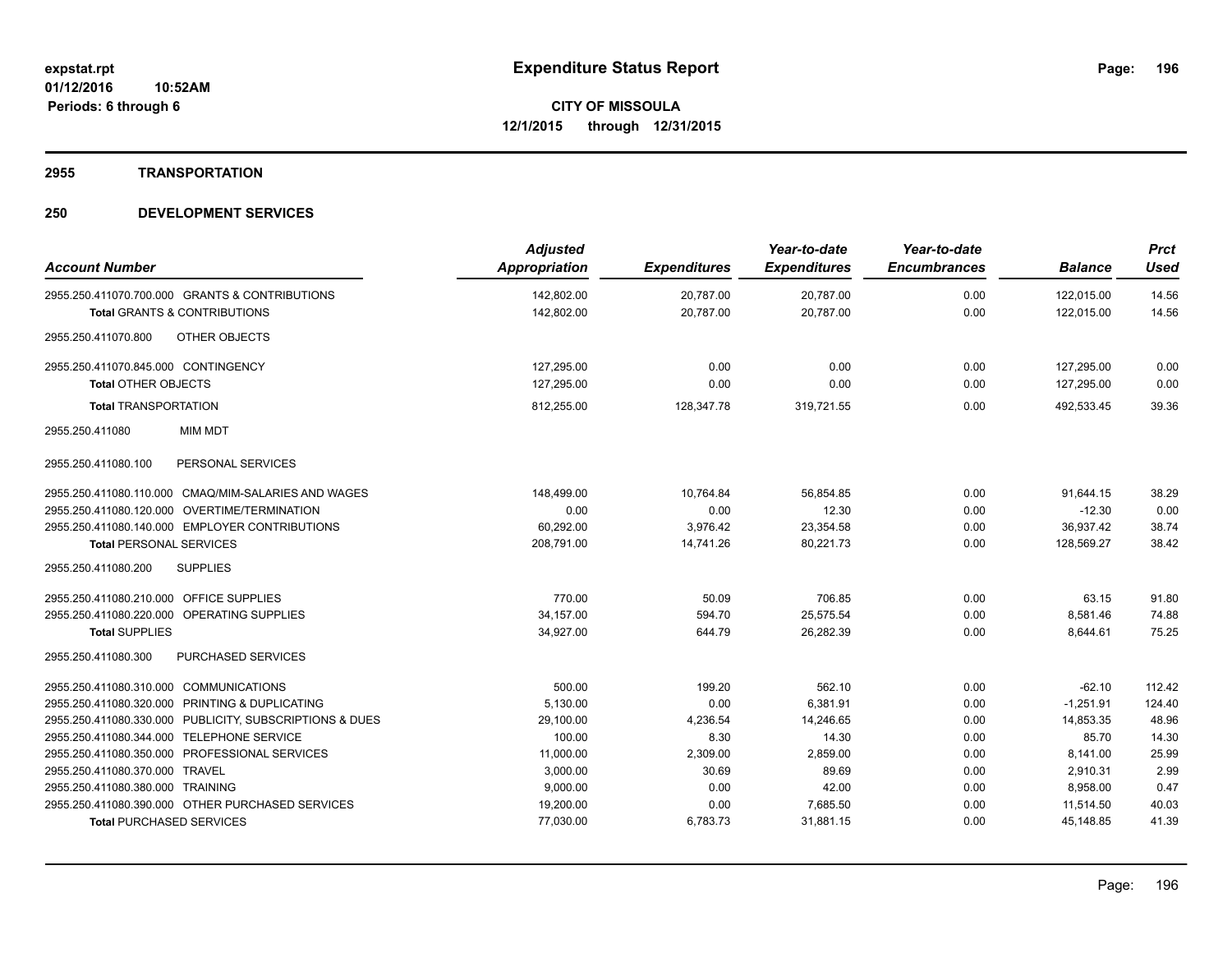**Expenditure Status Report**

**CITY OF MISSOULA**
**12/1/2015 through 12/31/2015**

expstat.rpt
01/12/2016 10:52AM
Periods: 6 through 6

## 2955 TRANSPORTATION

## 250 DEVELOPMENT SERVICES

| Account Number | Adjusted Appropriation | Expenditures | Year-to-date Expenditures | Year-to-date Encumbrances | Balance | Prct Used |
|---|---|---|---|---|---|---|
| 2955.250.411070.700.000 GRANTS & CONTRIBUTIONS | 142,802.00 | 20,787.00 | 20,787.00 | 0.00 | 122,015.00 | 14.56 |
| **Total** GRANTS & CONTRIBUTIONS | 142,802.00 | 20,787.00 | 20,787.00 | 0.00 | 122,015.00 | 14.56 |
| 2955.250.411070.800 OTHER OBJECTS | | | | | | |
| 2955.250.411070.845.000 CONTINGENCY | 127,295.00 | 0.00 | 0.00 | 0.00 | 127,295.00 | 0.00 |
| **Total** OTHER OBJECTS | 127,295.00 | 0.00 | 0.00 | 0.00 | 127,295.00 | 0.00 |
| **Total** TRANSPORTATION | 812,255.00 | 128,347.78 | 319,721.55 | 0.00 | 492,533.45 | 39.36 |
| 2955.250.411080 MIM MDT | | | | | | |
| 2955.250.411080.100 PERSONAL SERVICES | | | | | | |
| 2955.250.411080.110.000 CMAQ/MIM-SALARIES AND WAGES | 148,499.00 | 10,764.84 | 56,854.85 | 0.00 | 91,644.15 | 38.29 |
| 2955.250.411080.120.000 OVERTIME/TERMINATION | 0.00 | 0.00 | 12.30 | 0.00 | -12.30 | 0.00 |
| 2955.250.411080.140.000 EMPLOYER CONTRIBUTIONS | 60,292.00 | 3,976.42 | 23,354.58 | 0.00 | 36,937.42 | 38.74 |
| **Total** PERSONAL SERVICES | 208,791.00 | 14,741.26 | 80,221.73 | 0.00 | 128,569.27 | 38.42 |
| 2955.250.411080.200 SUPPLIES | | | | | | |
| 2955.250.411080.210.000 OFFICE SUPPLIES | 770.00 | 50.09 | 706.85 | 0.00 | 63.15 | 91.80 |
| 2955.250.411080.220.000 OPERATING SUPPLIES | 34,157.00 | 594.70 | 25,575.54 | 0.00 | 8,581.46 | 74.88 |
| **Total** SUPPLIES | 34,927.00 | 644.79 | 26,282.39 | 0.00 | 8,644.61 | 75.25 |
| 2955.250.411080.300 PURCHASED SERVICES | | | | | | |
| 2955.250.411080.310.000 COMMUNICATIONS | 500.00 | 199.20 | 562.10 | 0.00 | -62.10 | 112.42 |
| 2955.250.411080.320.000 PRINTING & DUPLICATING | 5,130.00 | 0.00 | 6,381.91 | 0.00 | -1,251.91 | 124.40 |
| 2955.250.411080.330.000 PUBLICITY, SUBSCRIPTIONS & DUES | 29,100.00 | 4,236.54 | 14,246.65 | 0.00 | 14,853.35 | 48.96 |
| 2955.250.411080.344.000 TELEPHONE SERVICE | 100.00 | 8.30 | 14.30 | 0.00 | 85.70 | 14.30 |
| 2955.250.411080.350.000 PROFESSIONAL SERVICES | 11,000.00 | 2,309.00 | 2,859.00 | 0.00 | 8,141.00 | 25.99 |
| 2955.250.411080.370.000 TRAVEL | 3,000.00 | 30.69 | 89.69 | 0.00 | 2,910.31 | 2.99 |
| 2955.250.411080.380.000 TRAINING | 9,000.00 | 0.00 | 42.00 | 0.00 | 8,958.00 | 0.47 |
| 2955.250.411080.390.000 OTHER PURCHASED SERVICES | 19,200.00 | 0.00 | 7,685.50 | 0.00 | 11,514.50 | 40.03 |
| **Total** PURCHASED SERVICES | 77,030.00 | 6,783.73 | 31,881.15 | 0.00 | 45,148.85 | 41.39 |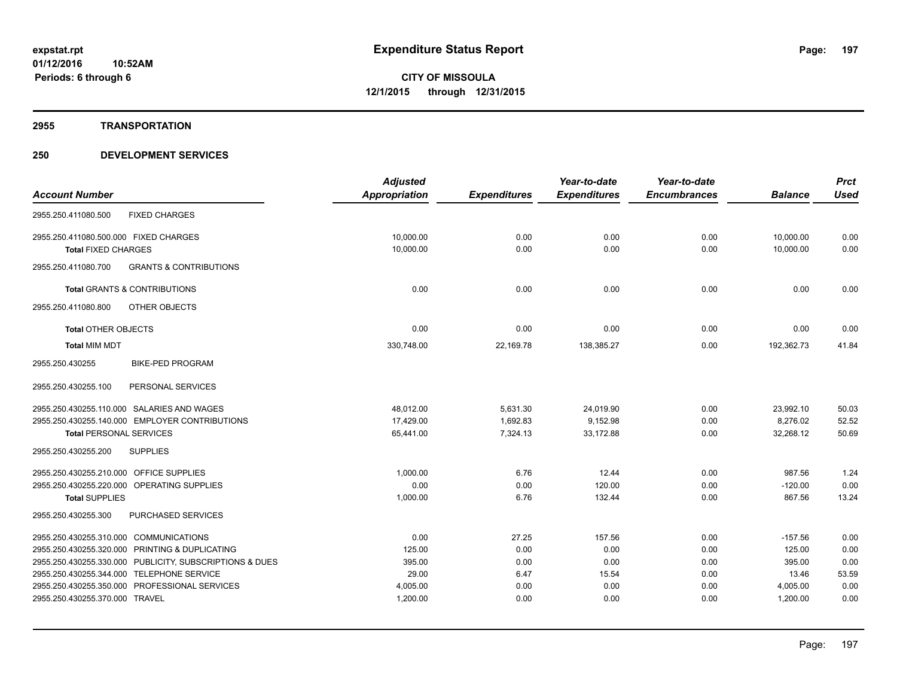expstat.rpt
01/12/2016 10:52AM
Periods: 6 through 6

# Expenditure Status Report

**CITY OF MISSOULA**
**12/1/2015 through 12/31/2015**

## 2955 TRANSPORTATION

## 250 DEVELOPMENT SERVICES

| Account Number | | Adjusted Appropriation | Expenditures | Year-to-date Expenditures | Year-to-date Encumbrances | Balance | Prct Used |
|---|---|---|---|---|---|---|---|
| 2955.250.411080.500 | FIXED CHARGES | | | | | | |
| 2955.250.411080.500.000 | FIXED CHARGES | 10,000.00 | 0.00 | 0.00 | 0.00 | 10,000.00 | 0.00 |
| **Total** FIXED CHARGES | | 10,000.00 | 0.00 | 0.00 | 0.00 | 10,000.00 | 0.00 |
| 2955.250.411080.700 | GRANTS & CONTRIBUTIONS | | | | | | |
| **Total** GRANTS & CONTRIBUTIONS | | 0.00 | 0.00 | 0.00 | 0.00 | 0.00 | 0.00 |
| 2955.250.411080.800 | OTHER OBJECTS | | | | | | |
| **Total** OTHER OBJECTS | | 0.00 | 0.00 | 0.00 | 0.00 | 0.00 | 0.00 |
| **Total** MIM MDT | | 330,748.00 | 22,169.78 | 138,385.27 | 0.00 | 192,362.73 | 41.84 |
| 2955.250.430255 | BIKE-PED PROGRAM | | | | | | |
| 2955.250.430255.100 | PERSONAL SERVICES | | | | | | |
| 2955.250.430255.110.000 | SALARIES AND WAGES | 48,012.00 | 5,631.30 | 24,019.90 | 0.00 | 23,992.10 | 50.03 |
| 2955.250.430255.140.000 | EMPLOYER CONTRIBUTIONS | 17,429.00 | 1,692.83 | 9,152.98 | 0.00 | 8,276.02 | 52.52 |
| **Total** PERSONAL SERVICES | | 65,441.00 | 7,324.13 | 33,172.88 | 0.00 | 32,268.12 | 50.69 |
| 2955.250.430255.200 | SUPPLIES | | | | | | |
| 2955.250.430255.210.000 | OFFICE SUPPLIES | 1,000.00 | 6.76 | 12.44 | 0.00 | 987.56 | 1.24 |
| 2955.250.430255.220.000 | OPERATING SUPPLIES | 0.00 | 0.00 | 120.00 | 0.00 | -120.00 | 0.00 |
| **Total** SUPPLIES | | 1,000.00 | 6.76 | 132.44 | 0.00 | 867.56 | 13.24 |
| 2955.250.430255.300 | PURCHASED SERVICES | | | | | | |
| 2955.250.430255.310.000 | COMMUNICATIONS | 0.00 | 27.25 | 157.56 | 0.00 | -157.56 | 0.00 |
| 2955.250.430255.320.000 | PRINTING & DUPLICATING | 125.00 | 0.00 | 0.00 | 0.00 | 125.00 | 0.00 |
| 2955.250.430255.330.000 | PUBLICITY, SUBSCRIPTIONS & DUES | 395.00 | 0.00 | 0.00 | 0.00 | 395.00 | 0.00 |
| 2955.250.430255.344.000 | TELEPHONE SERVICE | 29.00 | 6.47 | 15.54 | 0.00 | 13.46 | 53.59 |
| 2955.250.430255.350.000 | PROFESSIONAL SERVICES | 4,005.00 | 0.00 | 0.00 | 0.00 | 4,005.00 | 0.00 |
| 2955.250.430255.370.000 | TRAVEL | 1,200.00 | 0.00 | 0.00 | 0.00 | 1,200.00 | 0.00 |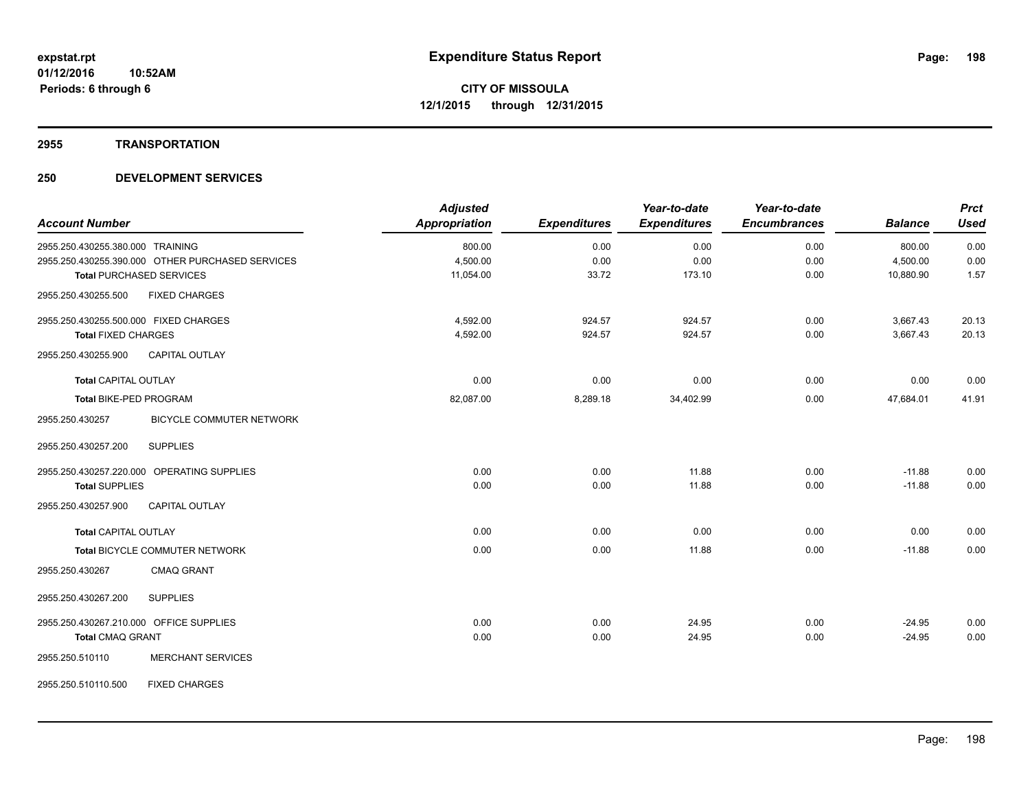**expstat.rpt**
**01/12/2016 10:52AM**
**Periods: 6 through 6**

# Expenditure Status Report

**CITY OF MISSOULA**
**12/1/2015 through 12/31/2015**

## 2955 TRANSPORTATION

## 250 DEVELOPMENT SERVICES

| Account Number | | Adjusted Appropriation | Expenditures | Year-to-date Expenditures | Year-to-date Encumbrances | Balance | Prct Used |
|---|---|---|---|---|---|---|---|
| 2955.250.430255.380.000 | TRAINING | 800.00 | 0.00 | 0.00 | 0.00 | 800.00 | 0.00 |
| 2955.250.430255.390.000 | OTHER PURCHASED SERVICES | 4,500.00 | 0.00 | 0.00 | 0.00 | 4,500.00 | 0.00 |
| **Total** PURCHASED SERVICES | | 11,054.00 | 33.72 | 173.10 | 0.00 | 10,880.90 | 1.57 |
| 2955.250.430255.500 | FIXED CHARGES | | | | | | |
| 2955.250.430255.500.000 | FIXED CHARGES | 4,592.00 | 924.57 | 924.57 | 0.00 | 3,667.43 | 20.13 |
| **Total** FIXED CHARGES | | 4,592.00 | 924.57 | 924.57 | 0.00 | 3,667.43 | 20.13 |
| 2955.250.430255.900 | CAPITAL OUTLAY | | | | | | |
| **Total** CAPITAL OUTLAY | | 0.00 | 0.00 | 0.00 | 0.00 | 0.00 | 0.00 |
| **Total** BIKE-PED PROGRAM | | 82,087.00 | 8,289.18 | 34,402.99 | 0.00 | 47,684.01 | 41.91 |
| 2955.250.430257 | BICYCLE COMMUTER NETWORK | | | | | | |
| 2955.250.430257.200 | SUPPLIES | | | | | | |
| 2955.250.430257.220.000 | OPERATING SUPPLIES | 0.00 | 0.00 | 11.88 | 0.00 | -11.88 | 0.00 |
| **Total** SUPPLIES | | 0.00 | 0.00 | 11.88 | 0.00 | -11.88 | 0.00 |
| 2955.250.430257.900 | CAPITAL OUTLAY | | | | | | |
| **Total** CAPITAL OUTLAY | | 0.00 | 0.00 | 0.00 | 0.00 | 0.00 | 0.00 |
| **Total** BICYCLE COMMUTER NETWORK | | 0.00 | 0.00 | 11.88 | 0.00 | -11.88 | 0.00 |
| 2955.250.430267 | CMAQ GRANT | | | | | | |
| 2955.250.430267.200 | SUPPLIES | | | | | | |
| 2955.250.430267.210.000 | OFFICE SUPPLIES | 0.00 | 0.00 | 24.95 | 0.00 | -24.95 | 0.00 |
| **Total** CMAQ GRANT | | 0.00 | 0.00 | 24.95 | 0.00 | -24.95 | 0.00 |
| 2955.250.510110 | MERCHANT SERVICES | | | | | | |
| 2955.250.510110.500 | FIXED CHARGES | | | | | | |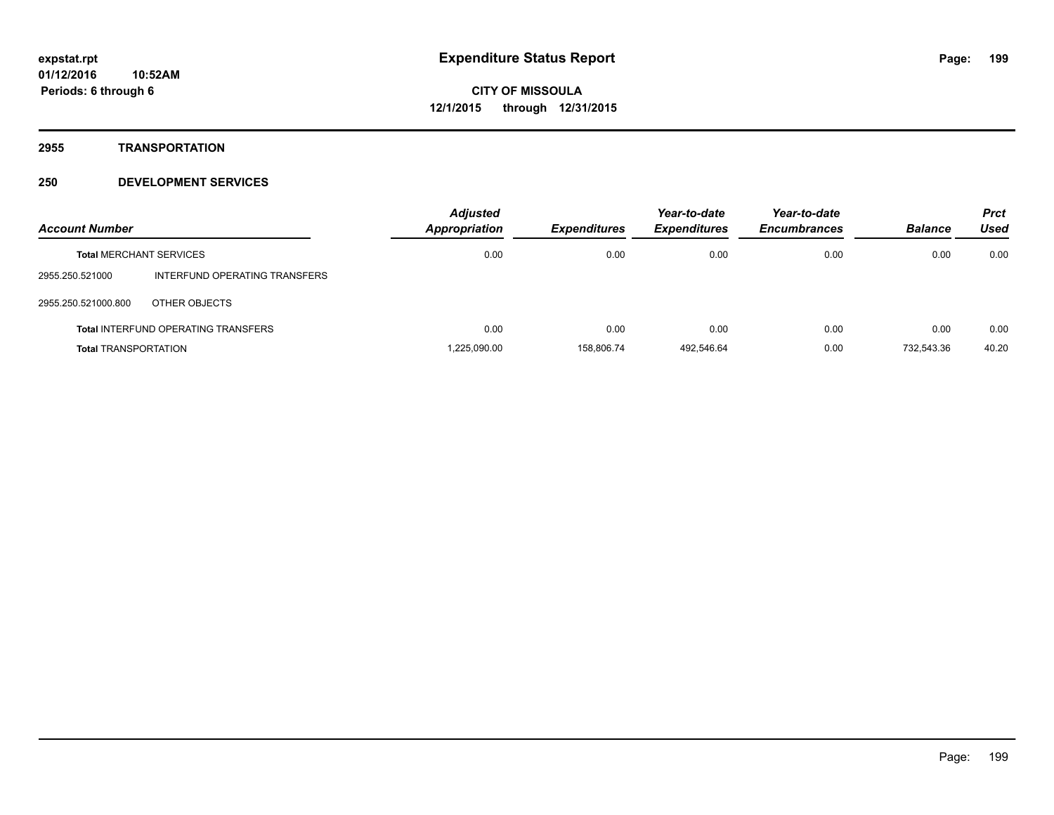**expstat.rpt**
**01/12/2016 10:52AM**
**Periods: 6 through 6**

# Expenditure Status Report

**CITY OF MISSOULA**
**12/1/2015 through 12/31/2015**

## 2955 TRANSPORTATION

## 250 DEVELOPMENT SERVICES

| Account Number | | Adjusted Appropriation | Expenditures | Year-to-date Expenditures | Year-to-date Encumbrances | Balance | Prct Used |
|---|---|---|---|---|---|---|---|
| **Total** MERCHANT SERVICES | | 0.00 | 0.00 | 0.00 | 0.00 | 0.00 | 0.00 |
| 2955.250.521000 | INTERFUND OPERATING TRANSFERS | | | | | | |
| 2955.250.521000.800 | OTHER OBJECTS | | | | | | |
| **Total** INTERFUND OPERATING TRANSFERS | | 0.00 | 0.00 | 0.00 | 0.00 | 0.00 | 0.00 |
| **Total** TRANSPORTATION | | 1,225,090.00 | 158,806.74 | 492,546.64 | 0.00 | 732,543.36 | 40.20 |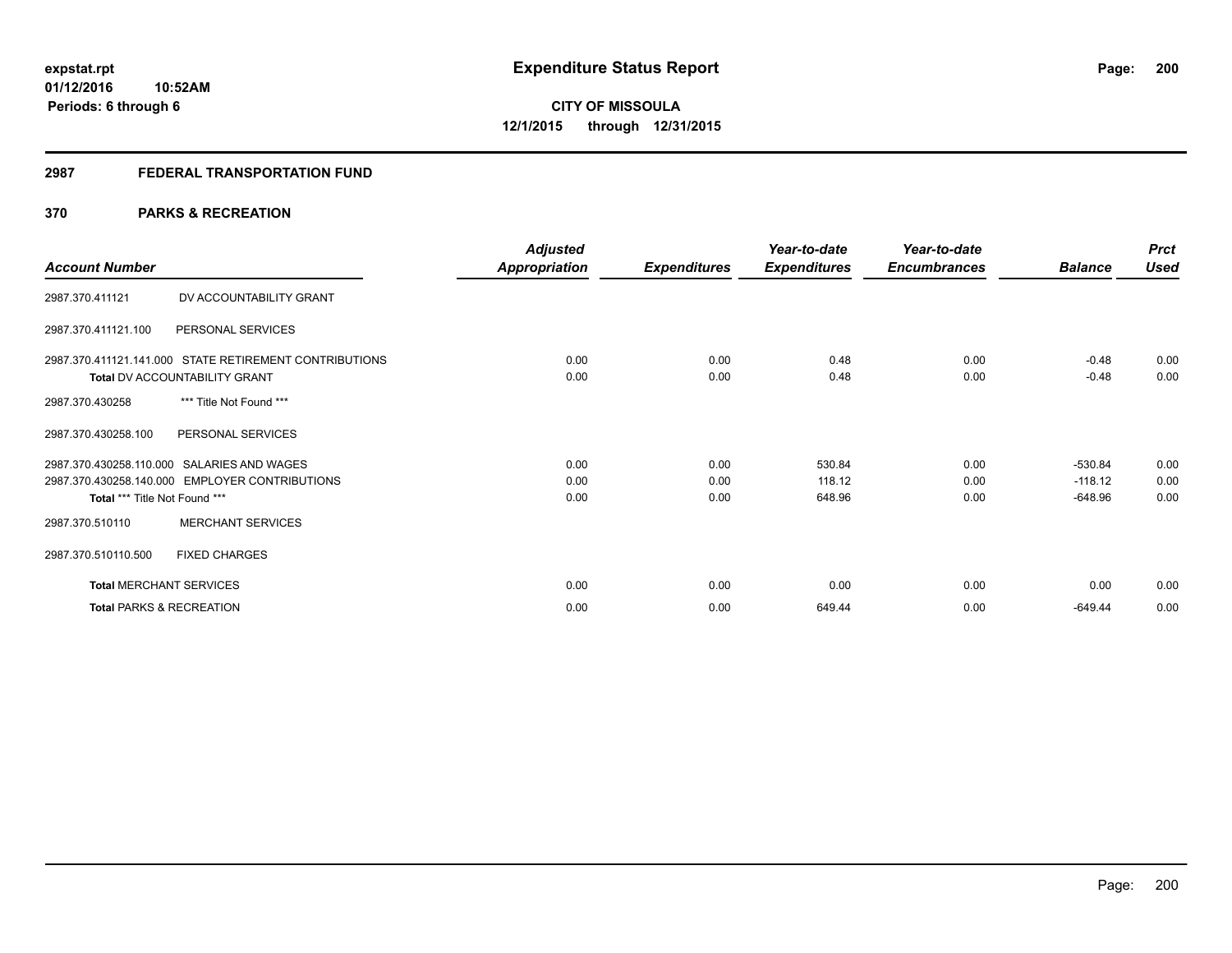expstat.rpt
01/12/2016 10:52AM
Periods: 6 through 6

# Expenditure Status Report

**CITY OF MISSOULA**
**12/1/2015 through 12/31/2015**

## 2987 FEDERAL TRANSPORTATION FUND

### 370 PARKS & RECREATION

| Account Number | | Adjusted Appropriation | Expenditures | Year-to-date Expenditures | Year-to-date Encumbrances | Balance | Prct Used |
|---|---|---|---|---|---|---|---|
| 2987.370.411121 | DV ACCOUNTABILITY GRANT | | | | | | |
| 2987.370.411121.100 | PERSONAL SERVICES | | | | | | |
| 2987.370.411121.141.000 | STATE RETIREMENT CONTRIBUTIONS | 0.00 | 0.00 | 0.48 | 0.00 | -0.48 | 0.00 |
| **Total** DV ACCOUNTABILITY GRANT | | 0.00 | 0.00 | 0.48 | 0.00 | -0.48 | 0.00 |
| 2987.370.430258 | *** Title Not Found *** | | | | | | |
| 2987.370.430258.100 | PERSONAL SERVICES | | | | | | |
| 2987.370.430258.110.000 | SALARIES AND WAGES | 0.00 | 0.00 | 530.84 | 0.00 | -530.84 | 0.00 |
| 2987.370.430258.140.000 | EMPLOYER CONTRIBUTIONS | 0.00 | 0.00 | 118.12 | 0.00 | -118.12 | 0.00 |
| **Total** *** Title Not Found *** | | 0.00 | 0.00 | 648.96 | 0.00 | -648.96 | 0.00 |
| 2987.370.510110 | MERCHANT SERVICES | | | | | | |
| 2987.370.510110.500 | FIXED CHARGES | | | | | | |
| **Total** MERCHANT SERVICES | | 0.00 | 0.00 | 0.00 | 0.00 | 0.00 | 0.00 |
| **Total** PARKS & RECREATION | | 0.00 | 0.00 | 649.44 | 0.00 | -649.44 | 0.00 |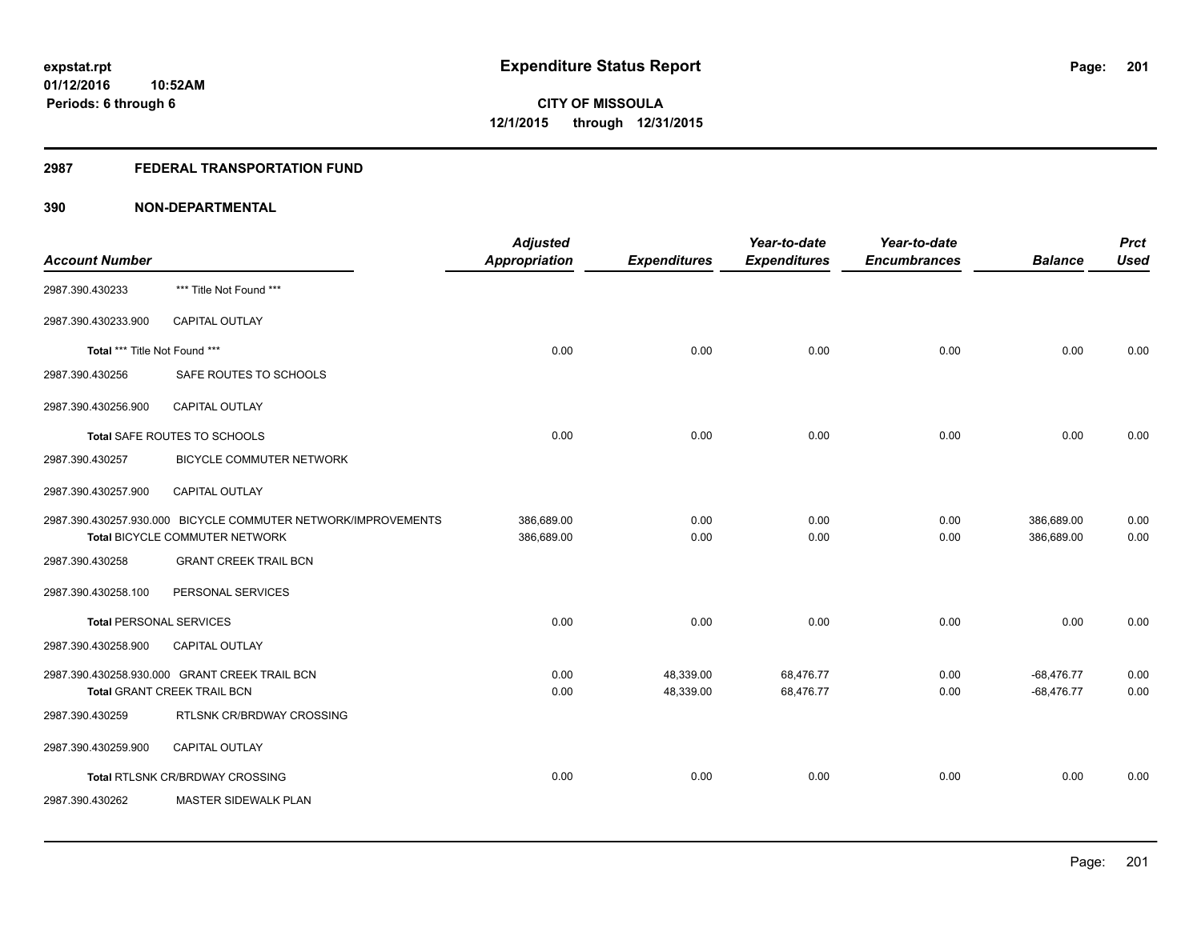**expstat.rpt**
**01/12/2016 10:52AM**
**Periods: 6 through 6**

# Expenditure Status Report

**CITY OF MISSOULA**
**12/1/2015 through 12/31/2015**

## 2987 FEDERAL TRANSPORTATION FUND

## 390 NON-DEPARTMENTAL

| Account Number | | Adjusted Appropriation | Expenditures | Year-to-date Expenditures | Year-to-date Encumbrances | Balance | Prct Used |
|---|---|---|---|---|---|---|---|
| 2987.390.430233 | *** Title Not Found *** | | | | | | |
| 2987.390.430233.900 | CAPITAL OUTLAY | | | | | | |
| Total *** Title Not Found *** | | 0.00 | 0.00 | 0.00 | 0.00 | 0.00 | 0.00 |
| 2987.390.430256 | SAFE ROUTES TO SCHOOLS | | | | | | |
| 2987.390.430256.900 | CAPITAL OUTLAY | | | | | | |
| Total SAFE ROUTES TO SCHOOLS | | 0.00 | 0.00 | 0.00 | 0.00 | 0.00 | 0.00 |
| 2987.390.430257 | BICYCLE COMMUTER NETWORK | | | | | | |
| 2987.390.430257.900 | CAPITAL OUTLAY | | | | | | |
| 2987.390.430257.930.000 | BICYCLE COMMUTER NETWORK/IMPROVEMENTS | 386,689.00 | 0.00 | 0.00 | 0.00 | 386,689.00 | 0.00 |
| Total BICYCLE COMMUTER NETWORK | | 386,689.00 | 0.00 | 0.00 | 0.00 | 386,689.00 | 0.00 |
| 2987.390.430258 | GRANT CREEK TRAIL BCN | | | | | | |
| 2987.390.430258.100 | PERSONAL SERVICES | | | | | | |
| Total PERSONAL SERVICES | | 0.00 | 0.00 | 0.00 | 0.00 | 0.00 | 0.00 |
| 2987.390.430258.900 | CAPITAL OUTLAY | | | | | | |
| 2987.390.430258.930.000 | GRANT CREEK TRAIL BCN | 0.00 | 48,339.00 | 68,476.77 | 0.00 | -68,476.77 | 0.00 |
| Total GRANT CREEK TRAIL BCN | | 0.00 | 48,339.00 | 68,476.77 | 0.00 | -68,476.77 | 0.00 |
| 2987.390.430259 | RTLSNK CR/BRDWAY CROSSING | | | | | | |
| 2987.390.430259.900 | CAPITAL OUTLAY | | | | | | |
| Total RTLSNK CR/BRDWAY CROSSING | | 0.00 | 0.00 | 0.00 | 0.00 | 0.00 | 0.00 |
| 2987.390.430262 | MASTER SIDEWALK PLAN | | | | | | |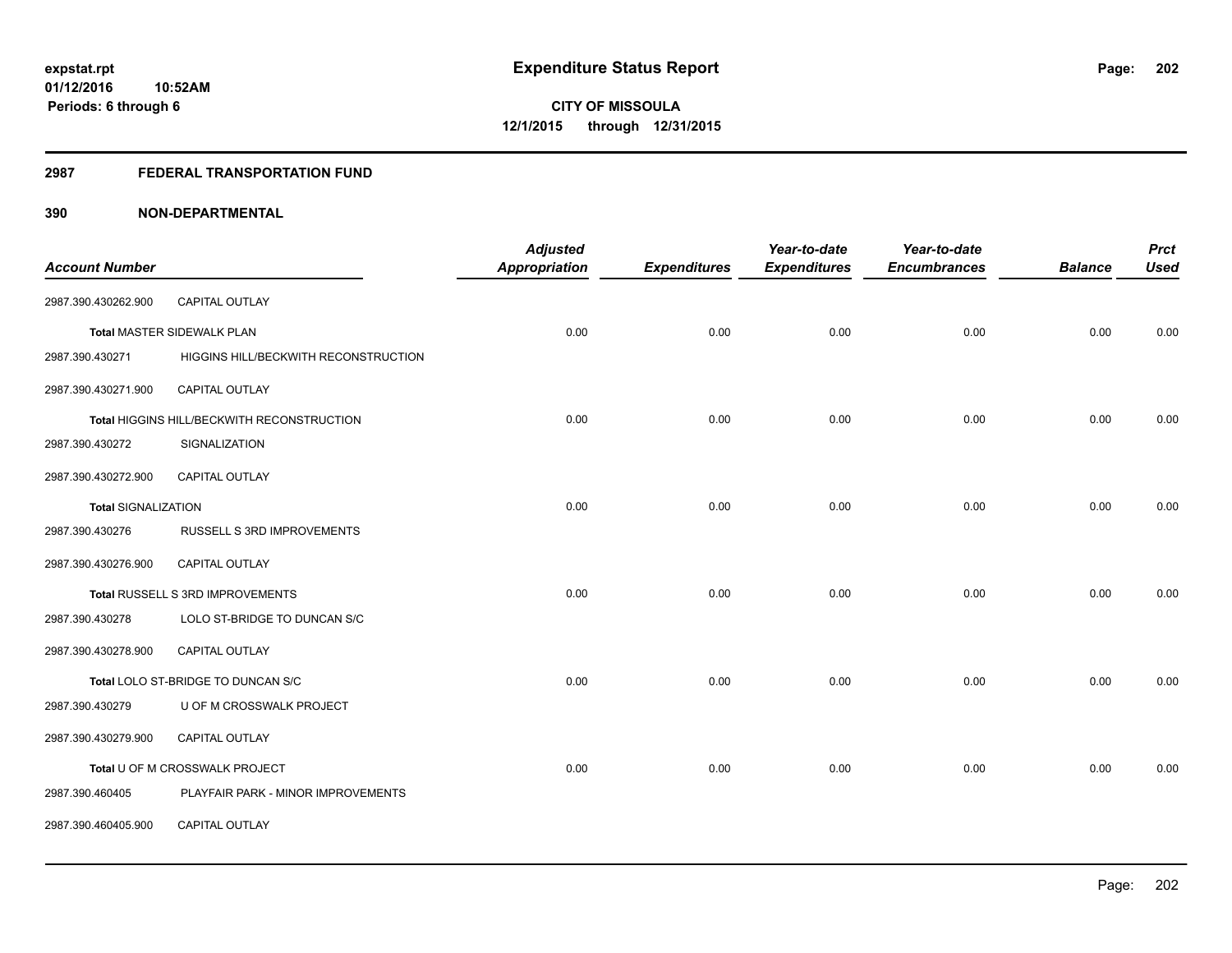**expstat.rpt**
**01/12/2016 10:52AM**
**Periods: 6 through 6**

# Expenditure Status Report

**CITY OF MISSOULA**
**12/1/2015 through 12/31/2015**

## 2987 FEDERAL TRANSPORTATION FUND

## 390 NON-DEPARTMENTAL

| Account Number | | Adjusted Appropriation | Expenditures | Year-to-date Expenditures | Year-to-date Encumbrances | Balance | Prct Used |
|---|---|---|---|---|---|---|---|
| 2987.390.430262.900 | CAPITAL OUTLAY | | | | | | |
| **Total** MASTER SIDEWALK PLAN | | 0.00 | 0.00 | 0.00 | 0.00 | 0.00 | 0.00 |
| 2987.390.430271 | HIGGINS HILL/BECKWITH RECONSTRUCTION | | | | | | |
| 2987.390.430271.900 | CAPITAL OUTLAY | | | | | | |
| **Total** HIGGINS HILL/BECKWITH RECONSTRUCTION | | 0.00 | 0.00 | 0.00 | 0.00 | 0.00 | 0.00 |
| 2987.390.430272 | SIGNALIZATION | | | | | | |
| 2987.390.430272.900 | CAPITAL OUTLAY | | | | | | |
| **Total** SIGNALIZATION | | 0.00 | 0.00 | 0.00 | 0.00 | 0.00 | 0.00 |
| 2987.390.430276 | RUSSELL S 3RD IMPROVEMENTS | | | | | | |
| 2987.390.430276.900 | CAPITAL OUTLAY | | | | | | |
| **Total** RUSSELL S 3RD IMPROVEMENTS | | 0.00 | 0.00 | 0.00 | 0.00 | 0.00 | 0.00 |
| 2987.390.430278 | LOLO ST-BRIDGE TO DUNCAN S/C | | | | | | |
| 2987.390.430278.900 | CAPITAL OUTLAY | | | | | | |
| **Total** LOLO ST-BRIDGE TO DUNCAN S/C | | 0.00 | 0.00 | 0.00 | 0.00 | 0.00 | 0.00 |
| 2987.390.430279 | U OF M CROSSWALK PROJECT | | | | | | |
| 2987.390.430279.900 | CAPITAL OUTLAY | | | | | | |
| **Total** U OF M CROSSWALK PROJECT | | 0.00 | 0.00 | 0.00 | 0.00 | 0.00 | 0.00 |
| 2987.390.460405 | PLAYFAIR PARK - MINOR IMPROVEMENTS | | | | | | |
| 2987.390.460405.900 | CAPITAL OUTLAY | | | | | | |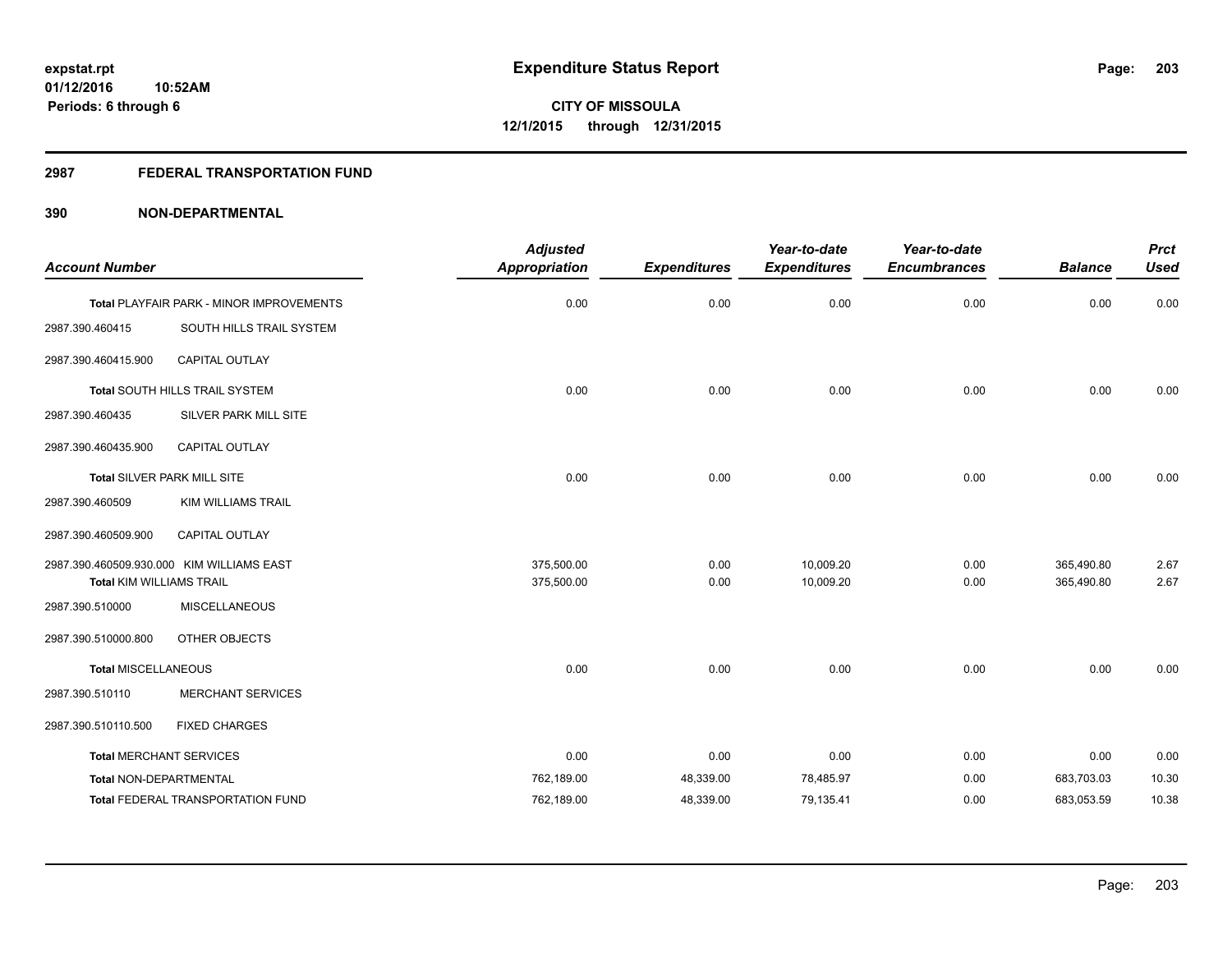**expstat.rpt**
**01/12/2016 10:52AM**
**Periods: 6 through 6**

# Expenditure Status Report

**CITY OF MISSOULA**
**12/1/2015 through 12/31/2015**

## 2987 FEDERAL TRANSPORTATION FUND

## 390 NON-DEPARTMENTAL

| Account Number | | Adjusted Appropriation | Expenditures | Year-to-date Expenditures | Year-to-date Encumbrances | Balance | Prct Used |
|---|---|---|---|---|---|---|---|
| Total PLAYFAIR PARK - MINOR IMPROVEMENTS | | 0.00 | 0.00 | 0.00 | 0.00 | 0.00 | 0.00 |
| 2987.390.460415 | SOUTH HILLS TRAIL SYSTEM | | | | | | |
| 2987.390.460415.900 | CAPITAL OUTLAY | | | | | | |
| Total SOUTH HILLS TRAIL SYSTEM | | 0.00 | 0.00 | 0.00 | 0.00 | 0.00 | 0.00 |
| 2987.390.460435 | SILVER PARK MILL SITE | | | | | | |
| 2987.390.460435.900 | CAPITAL OUTLAY | | | | | | |
| Total SILVER PARK MILL SITE | | 0.00 | 0.00 | 0.00 | 0.00 | 0.00 | 0.00 |
| 2987.390.460509 | KIM WILLIAMS TRAIL | | | | | | |
| 2987.390.460509.900 | CAPITAL OUTLAY | | | | | | |
| 2987.390.460509.930.000 | KIM WILLIAMS EAST | 375,500.00 | 0.00 | 10,009.20 | 0.00 | 365,490.80 | 2.67 |
| Total KIM WILLIAMS TRAIL | | 375,500.00 | 0.00 | 10,009.20 | 0.00 | 365,490.80 | 2.67 |
| 2987.390.510000 | MISCELLANEOUS | | | | | | |
| 2987.390.510000.800 | OTHER OBJECTS | | | | | | |
| Total MISCELLANEOUS | | 0.00 | 0.00 | 0.00 | 0.00 | 0.00 | 0.00 |
| 2987.390.510110 | MERCHANT SERVICES | | | | | | |
| 2987.390.510110.500 | FIXED CHARGES | | | | | | |
| Total MERCHANT SERVICES | | 0.00 | 0.00 | 0.00 | 0.00 | 0.00 | 0.00 |
| Total NON-DEPARTMENTAL | | 762,189.00 | 48,339.00 | 78,485.97 | 0.00 | 683,703.03 | 10.30 |
| Total FEDERAL TRANSPORTATION FUND | | 762,189.00 | 48,339.00 | 79,135.41 | 0.00 | 683,053.59 | 10.38 |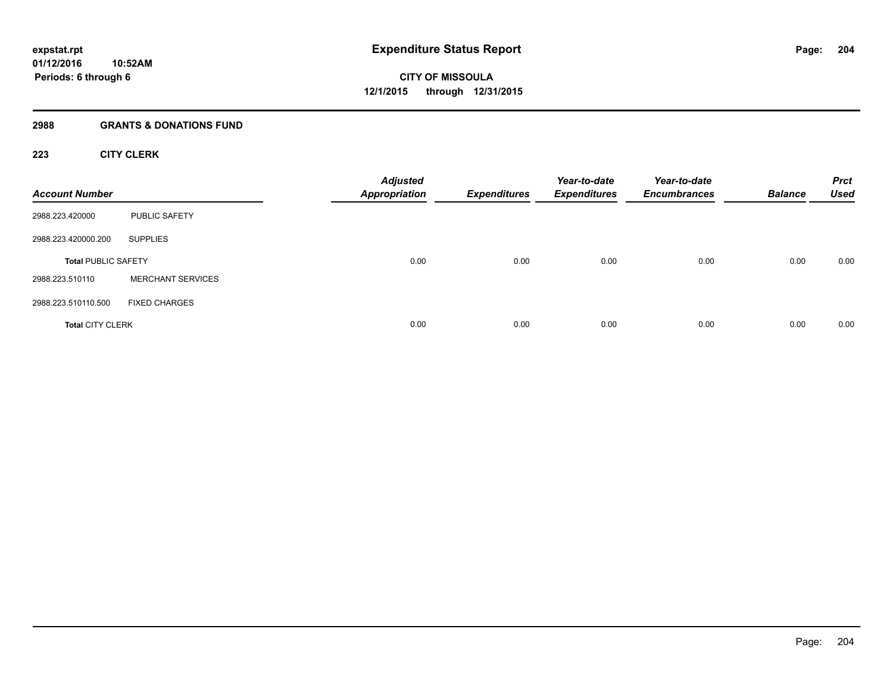expstat.rpt
01/12/2016 10:52AM
Periods: 6 through 6

# Expenditure Status Report

CITY OF MISSOULA
12/1/2015 through 12/31/2015

## 2988 GRANTS & DONATIONS FUND

### 223 CITY CLERK

| Account Number | | Adjusted Appropriation | Expenditures | Year-to-date Expenditures | Year-to-date Encumbrances | Balance | Prct Used |
|---|---|---|---|---|---|---|---|
| 2988.223.420000 | PUBLIC SAFETY | | | | | | |
| 2988.223.420000.200 | SUPPLIES | | | | | | |
| **Total** PUBLIC SAFETY | | 0.00 | 0.00 | 0.00 | 0.00 | 0.00 | 0.00 |
| 2988.223.510110 | MERCHANT SERVICES | | | | | | |
| 2988.223.510110.500 | FIXED CHARGES | | | | | | |
| **Total** CITY CLERK | | 0.00 | 0.00 | 0.00 | 0.00 | 0.00 | 0.00 |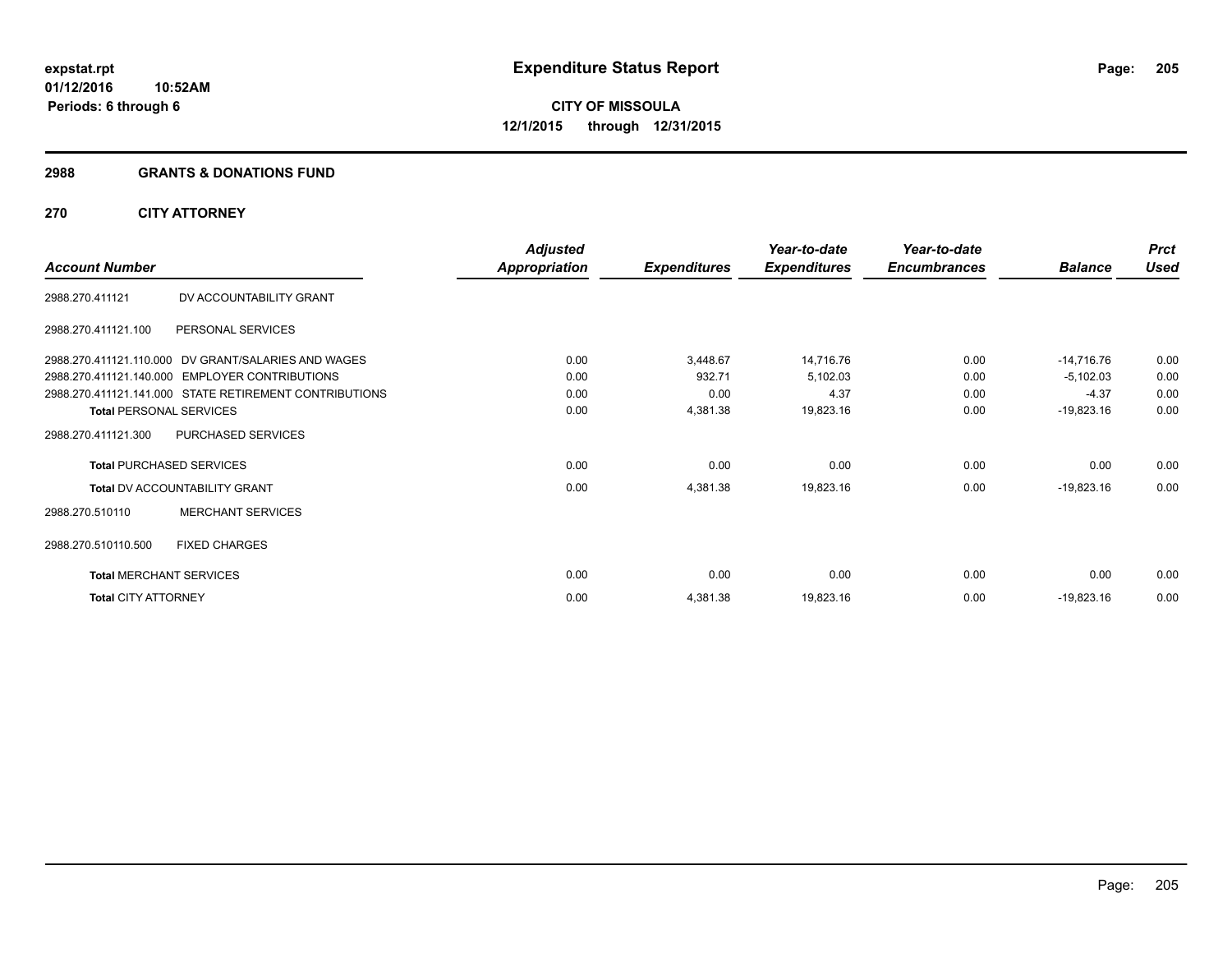expstat.rpt
01/12/2016 10:52AM
Periods: 6 through 6

# Expenditure Status Report

**CITY OF MISSOULA**
**12/1/2015 through 12/31/2015**

## 2988 GRANTS & DONATIONS FUND

### 270 CITY ATTORNEY

| Account Number | | Adjusted Appropriation | Expenditures | Year-to-date Expenditures | Year-to-date Encumbrances | Balance | Prct Used |
|---|---|---|---|---|---|---|---|
| 2988.270.411121 | DV ACCOUNTABILITY GRANT | | | | | | |
| 2988.270.411121.100 | PERSONAL SERVICES | | | | | | |
| 2988.270.411121.110.000 | DV GRANT/SALARIES AND WAGES | 0.00 | 3,448.67 | 14,716.76 | 0.00 | -14,716.76 | 0.00 |
| 2988.270.411121.140.000 | EMPLOYER CONTRIBUTIONS | 0.00 | 932.71 | 5,102.03 | 0.00 | -5,102.03 | 0.00 |
| 2988.270.411121.141.000 | STATE RETIREMENT CONTRIBUTIONS | 0.00 | 0.00 | 4.37 | 0.00 | -4.37 | 0.00 |
| **Total** PERSONAL SERVICES | | 0.00 | 4,381.38 | 19,823.16 | 0.00 | -19,823.16 | 0.00 |
| 2988.270.411121.300 | PURCHASED SERVICES | | | | | | |
| **Total** PURCHASED SERVICES | | 0.00 | 0.00 | 0.00 | 0.00 | 0.00 | 0.00 |
| **Total** DV ACCOUNTABILITY GRANT | | 0.00 | 4,381.38 | 19,823.16 | 0.00 | -19,823.16 | 0.00 |
| 2988.270.510110 | MERCHANT SERVICES | | | | | | |
| 2988.270.510110.500 | FIXED CHARGES | | | | | | |
| **Total** MERCHANT SERVICES | | 0.00 | 0.00 | 0.00 | 0.00 | 0.00 | 0.00 |
| **Total** CITY ATTORNEY | | 0.00 | 4,381.38 | 19,823.16 | 0.00 | -19,823.16 | 0.00 |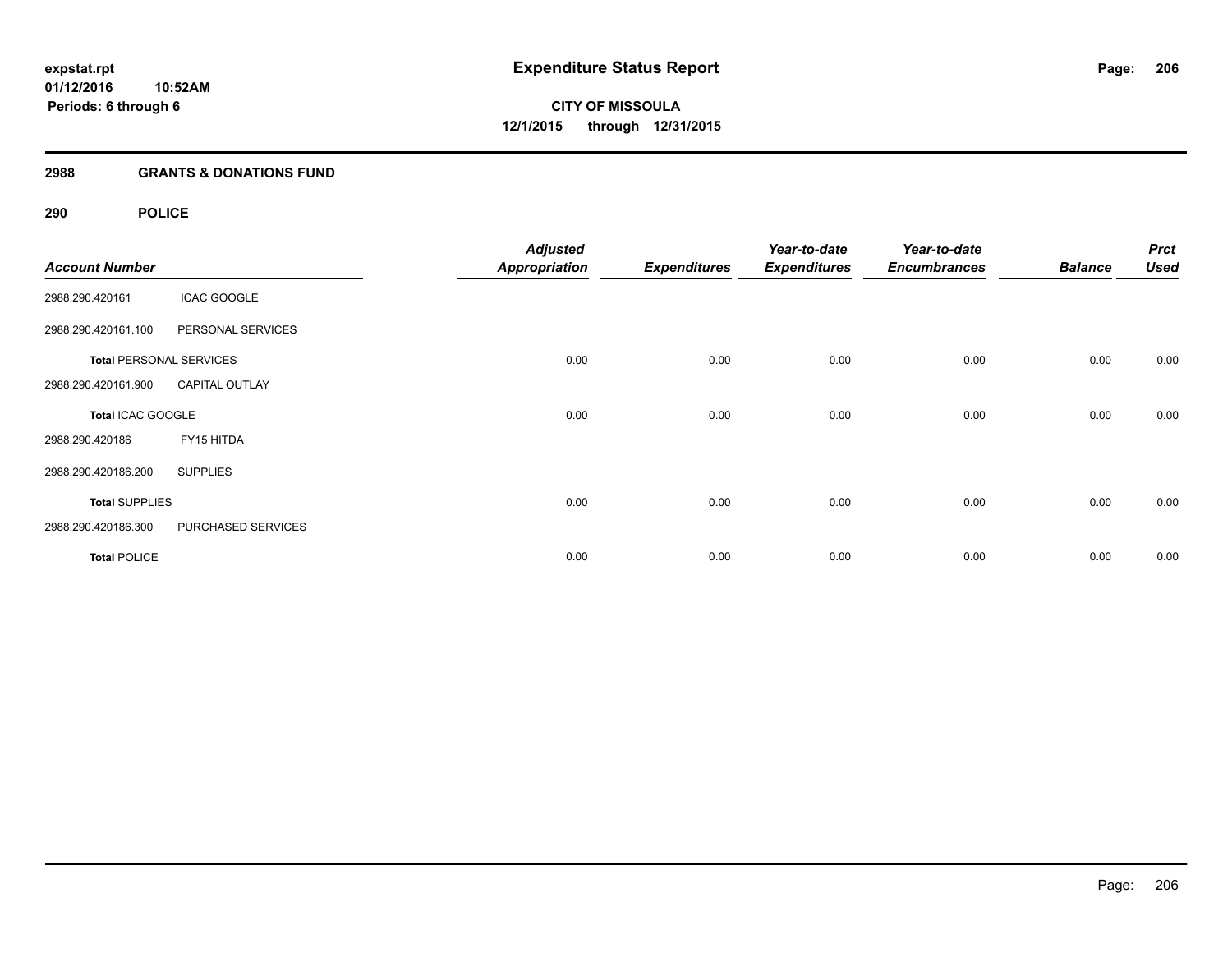expstat.rpt
01/12/2016 10:52AM
Periods: 6 through 6

# Expenditure Status Report

**CITY OF MISSOULA**
**12/1/2015 through 12/31/2015**

## 2988 GRANTS & DONATIONS FUND

### 290 POLICE

| Account Number | | Adjusted Appropriation | Expenditures | Year-to-date Expenditures | Year-to-date Encumbrances | Balance | Prct Used |
|---|---|---|---|---|---|---|---|
| 2988.290.420161 | ICAC GOOGLE | | | | | | |
| 2988.290.420161.100 | PERSONAL SERVICES | | | | | | |
| **Total** PERSONAL SERVICES | | 0.00 | 0.00 | 0.00 | 0.00 | 0.00 | 0.00 |
| 2988.290.420161.900 | CAPITAL OUTLAY | | | | | | |
| **Total** ICAC GOOGLE | | 0.00 | 0.00 | 0.00 | 0.00 | 0.00 | 0.00 |
| 2988.290.420186 | FY15 HITDA | | | | | | |
| 2988.290.420186.200 | SUPPLIES | | | | | | |
| **Total** SUPPLIES | | 0.00 | 0.00 | 0.00 | 0.00 | 0.00 | 0.00 |
| 2988.290.420186.300 | PURCHASED SERVICES | | | | | | |
| **Total** POLICE | | 0.00 | 0.00 | 0.00 | 0.00 | 0.00 | 0.00 |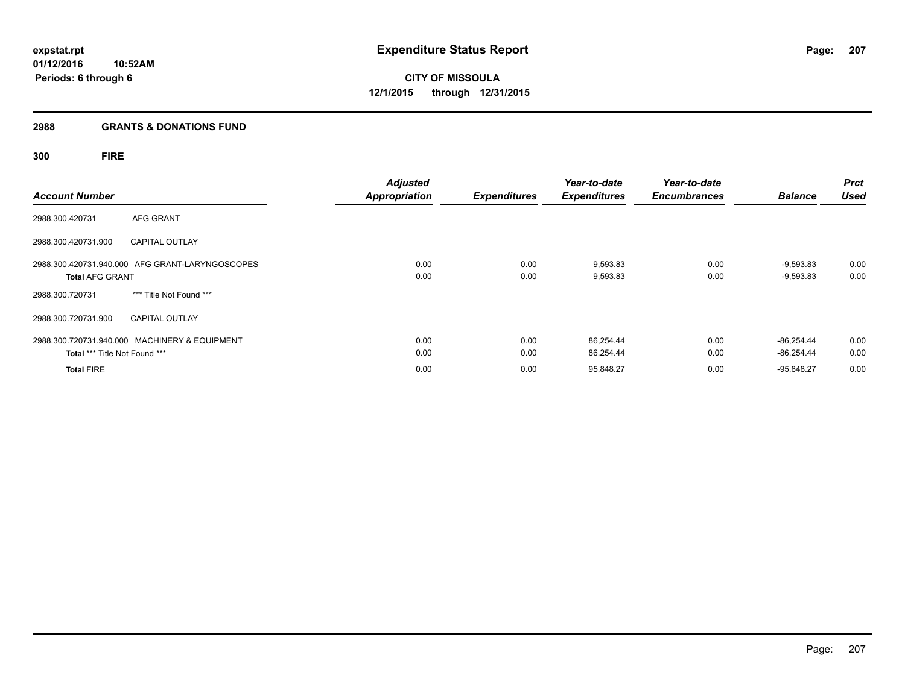expstat.rpt
01/12/2016 10:52AM
Periods: 6 through 6

# Expenditure Status Report

**CITY OF MISSOULA**
**12/1/2015 through 12/31/2015**

## 2988 GRANTS & DONATIONS FUND

### 300 FIRE

| Account Number | | Adjusted Appropriation | Expenditures | Year-to-date Expenditures | Year-to-date Encumbrances | Balance | Prct Used |
|---|---|---|---|---|---|---|---|
| 2988.300.420731 | AFG GRANT | | | | | | |
| 2988.300.420731.900 | CAPITAL OUTLAY | | | | | | |
| 2988.300.420731.940.000 | AFG GRANT-LARYNGOSCOPES | 0.00 | 0.00 | 9,593.83 | 0.00 | -9,593.83 | 0.00 |
| **Total** AFG GRANT | | 0.00 | 0.00 | 9,593.83 | 0.00 | -9,593.83 | 0.00 |
| 2988.300.720731 | *** Title Not Found *** | | | | | | |
| 2988.300.720731.900 | CAPITAL OUTLAY | | | | | | |
| 2988.300.720731.940.000 | MACHINERY & EQUIPMENT | 0.00 | 0.00 | 86,254.44 | 0.00 | -86,254.44 | 0.00 |
| **Total** *** Title Not Found *** | | 0.00 | 0.00 | 86,254.44 | 0.00 | -86,254.44 | 0.00 |
| **Total** FIRE | | 0.00 | 0.00 | 95,848.27 | 0.00 | -95,848.27 | 0.00 |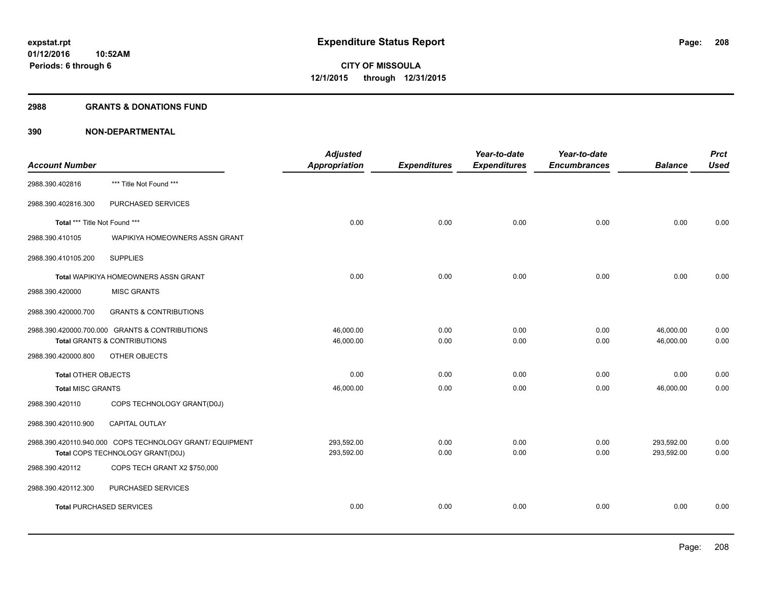expstat.rpt
01/12/2016 10:52AM
Periods: 6 through 6

# Expenditure Status Report

**CITY OF MISSOULA**
**12/1/2015 through 12/31/2015**

## 2988 GRANTS & DONATIONS FUND

## 390 NON-DEPARTMENTAL

| Account Number | | Adjusted Appropriation | Expenditures | Year-to-date Expenditures | Year-to-date Encumbrances | Balance | Prct Used |
|---|---|---|---|---|---|---|---|
| 2988.390.402816 | *** Title Not Found *** | | | | | | |
| 2988.390.402816.300 | PURCHASED SERVICES | | | | | | |
| Total *** Title Not Found *** | | 0.00 | 0.00 | 0.00 | 0.00 | 0.00 | 0.00 |
| 2988.390.410105 | WAPIKIYA HOMEOWNERS ASSN GRANT | | | | | | |
| 2988.390.410105.200 | SUPPLIES | | | | | | |
| Total WAPIKIYA HOMEOWNERS ASSN GRANT | | 0.00 | 0.00 | 0.00 | 0.00 | 0.00 | 0.00 |
| 2988.390.420000 | MISC GRANTS | | | | | | |
| 2988.390.420000.700 | GRANTS & CONTRIBUTIONS | | | | | | |
| 2988.390.420000.700.000 | GRANTS & CONTRIBUTIONS | 46,000.00 | 0.00 | 0.00 | 0.00 | 46,000.00 | 0.00 |
| Total GRANTS & CONTRIBUTIONS | | 46,000.00 | 0.00 | 0.00 | 0.00 | 46,000.00 | 0.00 |
| 2988.390.420000.800 | OTHER OBJECTS | | | | | | |
| Total OTHER OBJECTS | | 0.00 | 0.00 | 0.00 | 0.00 | 0.00 | 0.00 |
| Total MISC GRANTS | | 46,000.00 | 0.00 | 0.00 | 0.00 | 46,000.00 | 0.00 |
| 2988.390.420110 | COPS TECHNOLOGY GRANT(D0J) | | | | | | |
| 2988.390.420110.900 | CAPITAL OUTLAY | | | | | | |
| 2988.390.420110.940.000 | COPS TECHNOLOGY GRANT/ EQUIPMENT | 293,592.00 | 0.00 | 0.00 | 0.00 | 293,592.00 | 0.00 |
| Total COPS TECHNOLOGY GRANT(D0J) | | 293,592.00 | 0.00 | 0.00 | 0.00 | 293,592.00 | 0.00 |
| 2988.390.420112 | COPS TECH GRANT X2 $750,000 | | | | | | |
| 2988.390.420112.300 | PURCHASED SERVICES | | | | | | |
| Total PURCHASED SERVICES | | 0.00 | 0.00 | 0.00 | 0.00 | 0.00 | 0.00 |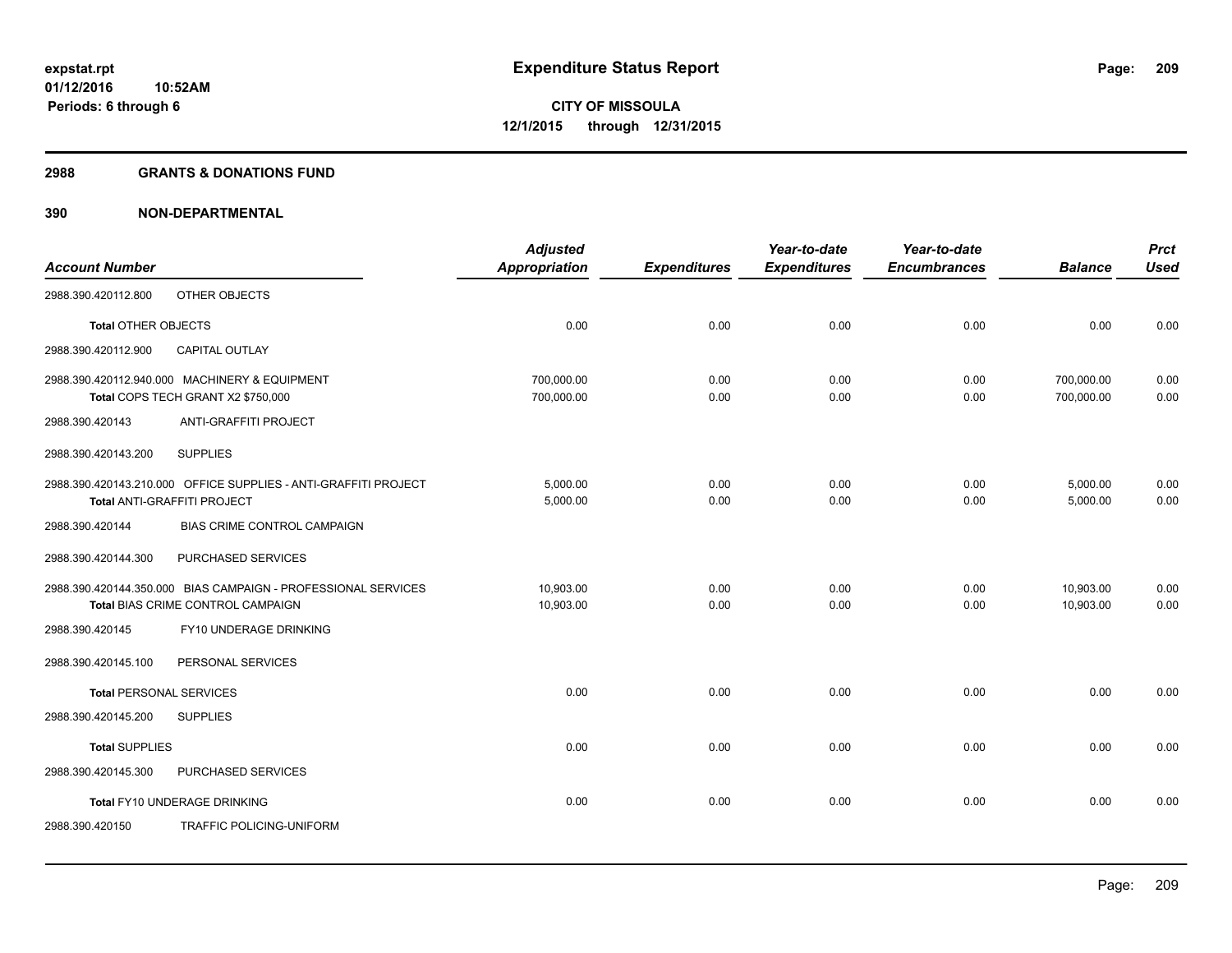**expstat.rpt**
**01/12/2016 10:52AM**
**Periods: 6 through 6**

# Expenditure Status Report

**CITY OF MISSOULA**
**12/1/2015 through 12/31/2015**

## 2988 GRANTS & DONATIONS FUND

## 390 NON-DEPARTMENTAL

| *Account Number* | *Adjusted Appropriation* | *Expenditures* | *Year-to-date Expenditures* | *Year-to-date Encumbrances* | *Balance* | *Prct Used* |
|---|---|---|---|---|---|---|
| 2988.390.420112.800 OTHER OBJECTS | | | | | | |
| **Total** OTHER OBJECTS | 0.00 | 0.00 | 0.00 | 0.00 | 0.00 | 0.00 |
| 2988.390.420112.900 CAPITAL OUTLAY | | | | | | |
| 2988.390.420112.940.000 MACHINERY & EQUIPMENT | 700,000.00 | 0.00 | 0.00 | 0.00 | 700,000.00 | 0.00 |
| **Total** COPS TECH GRANT X2 $750,000 | 700,000.00 | 0.00 | 0.00 | 0.00 | 700,000.00 | 0.00 |
| 2988.390.420143 ANTI-GRAFFITI PROJECT | | | | | | |
| 2988.390.420143.200 SUPPLIES | | | | | | |
| 2988.390.420143.210.000 OFFICE SUPPLIES - ANTI-GRAFFITI PROJECT | 5,000.00 | 0.00 | 0.00 | 0.00 | 5,000.00 | 0.00 |
| **Total** ANTI-GRAFFITI PROJECT | 5,000.00 | 0.00 | 0.00 | 0.00 | 5,000.00 | 0.00 |
| 2988.390.420144 BIAS CRIME CONTROL CAMPAIGN | | | | | | |
| 2988.390.420144.300 PURCHASED SERVICES | | | | | | |
| 2988.390.420144.350.000 BIAS CAMPAIGN - PROFESSIONAL SERVICES | 10,903.00 | 0.00 | 0.00 | 0.00 | 10,903.00 | 0.00 |
| **Total** BIAS CRIME CONTROL CAMPAIGN | 10,903.00 | 0.00 | 0.00 | 0.00 | 10,903.00 | 0.00 |
| 2988.390.420145 FY10 UNDERAGE DRINKING | | | | | | |
| 2988.390.420145.100 PERSONAL SERVICES | | | | | | |
| **Total** PERSONAL SERVICES | 0.00 | 0.00 | 0.00 | 0.00 | 0.00 | 0.00 |
| 2988.390.420145.200 SUPPLIES | | | | | | |
| **Total** SUPPLIES | 0.00 | 0.00 | 0.00 | 0.00 | 0.00 | 0.00 |
| 2988.390.420145.300 PURCHASED SERVICES | | | | | | |
| **Total** FY10 UNDERAGE DRINKING | 0.00 | 0.00 | 0.00 | 0.00 | 0.00 | 0.00 |
| 2988.390.420150 TRAFFIC POLICING-UNIFORM | | | | | | |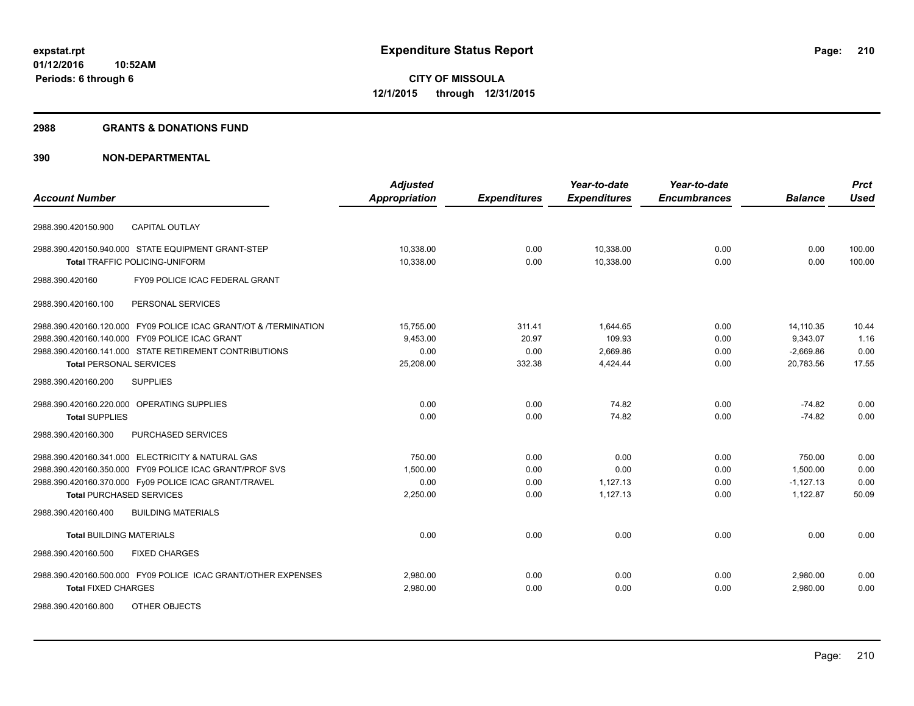# Expenditure Status Report

**CITY OF MISSOULA**
**12/1/2015 through 12/31/2015**

expstat.rpt
01/12/2016 10:52AM
Periods: 6 through 6

## 2988 GRANTS & DONATIONS FUND

## 390 NON-DEPARTMENTAL

| Account Number | Adjusted Appropriation | Expenditures | Year-to-date Expenditures | Year-to-date Encumbrances | Balance | Prct Used |
|---|---|---|---|---|---|---|
| 2988.390.420150.900 CAPITAL OUTLAY | | | | | | |
| 2988.390.420150.940.000 STATE EQUIPMENT GRANT-STEP | 10,338.00 | 0.00 | 10,338.00 | 0.00 | 0.00 | 100.00 |
| **Total** TRAFFIC POLICING-UNIFORM | 10,338.00 | 0.00 | 10,338.00 | 0.00 | 0.00 | 100.00 |
| 2988.390.420160 FY09 POLICE ICAC FEDERAL GRANT | | | | | | |
| 2988.390.420160.100 PERSONAL SERVICES | | | | | | |
| 2988.390.420160.120.000 FY09 POLICE ICAC GRANT/OT & /TERMINATION | 15,755.00 | 311.41 | 1,644.65 | 0.00 | 14,110.35 | 10.44 |
| 2988.390.420160.140.000 FY09 POLICE ICAC GRANT | 9,453.00 | 20.97 | 109.93 | 0.00 | 9,343.07 | 1.16 |
| 2988.390.420160.141.000 STATE RETIREMENT CONTRIBUTIONS | 0.00 | 0.00 | 2,669.86 | 0.00 | -2,669.86 | 0.00 |
| **Total** PERSONAL SERVICES | 25,208.00 | 332.38 | 4,424.44 | 0.00 | 20,783.56 | 17.55 |
| 2988.390.420160.200 SUPPLIES | | | | | | |
| 2988.390.420160.220.000 OPERATING SUPPLIES | 0.00 | 0.00 | 74.82 | 0.00 | -74.82 | 0.00 |
| **Total** SUPPLIES | 0.00 | 0.00 | 74.82 | 0.00 | -74.82 | 0.00 |
| 2988.390.420160.300 PURCHASED SERVICES | | | | | | |
| 2988.390.420160.341.000 ELECTRICITY & NATURAL GAS | 750.00 | 0.00 | 0.00 | 0.00 | 750.00 | 0.00 |
| 2988.390.420160.350.000 FY09 POLICE ICAC GRANT/PROF SVS | 1,500.00 | 0.00 | 0.00 | 0.00 | 1,500.00 | 0.00 |
| 2988.390.420160.370.000 Fy09 POLICE ICAC GRANT/TRAVEL | 0.00 | 0.00 | 1,127.13 | 0.00 | -1,127.13 | 0.00 |
| **Total** PURCHASED SERVICES | 2,250.00 | 0.00 | 1,127.13 | 0.00 | 1,122.87 | 50.09 |
| 2988.390.420160.400 BUILDING MATERIALS | | | | | | |
| **Total** BUILDING MATERIALS | 0.00 | 0.00 | 0.00 | 0.00 | 0.00 | 0.00 |
| 2988.390.420160.500 FIXED CHARGES | | | | | | |
| 2988.390.420160.500.000 FY09 POLICE ICAC GRANT/OTHER EXPENSES | 2,980.00 | 0.00 | 0.00 | 0.00 | 2,980.00 | 0.00 |
| **Total** FIXED CHARGES | 2,980.00 | 0.00 | 0.00 | 0.00 | 2,980.00 | 0.00 |
| 2988.390.420160.800 OTHER OBJECTS | | | | | | |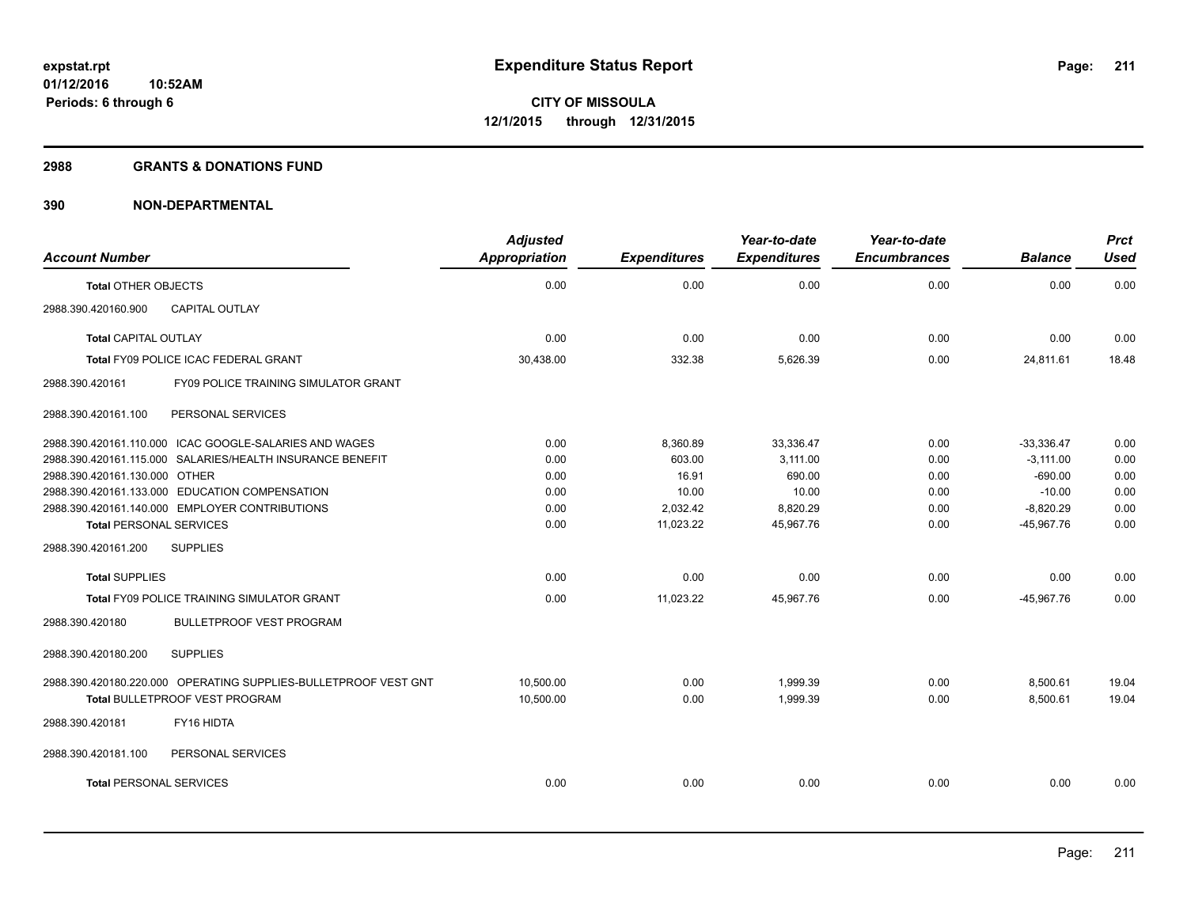**expstat.rpt**
**01/12/2016 10:52AM**
**Periods: 6 through 6**

# Expenditure Status Report

**CITY OF MISSOULA**
**12/1/2015 through 12/31/2015**

## 2988 GRANTS & DONATIONS FUND

## 390 NON-DEPARTMENTAL

| Account Number | Adjusted Appropriation | Expenditures | Year-to-date Expenditures | Year-to-date Encumbrances | Balance | Prct Used |
|---|---|---|---|---|---|---|
| **Total** OTHER OBJECTS | 0.00 | 0.00 | 0.00 | 0.00 | 0.00 | 0.00 |
| 2988.390.420160.900 CAPITAL OUTLAY | | | | | | |
| **Total** CAPITAL OUTLAY | 0.00 | 0.00 | 0.00 | 0.00 | 0.00 | 0.00 |
| **Total** FY09 POLICE ICAC FEDERAL GRANT | 30,438.00 | 332.38 | 5,626.39 | 0.00 | 24,811.61 | 18.48 |
| 2988.390.420161 FY09 POLICE TRAINING SIMULATOR GRANT | | | | | | |
| 2988.390.420161.100 PERSONAL SERVICES | | | | | | |
| 2988.390.420161.110.000 ICAC GOOGLE-SALARIES AND WAGES | 0.00 | 8,360.89 | 33,336.47 | 0.00 | -33,336.47 | 0.00 |
| 2988.390.420161.115.000 SALARIES/HEALTH INSURANCE BENEFIT | 0.00 | 603.00 | 3,111.00 | 0.00 | -3,111.00 | 0.00 |
| 2988.390.420161.130.000 OTHER | 0.00 | 16.91 | 690.00 | 0.00 | -690.00 | 0.00 |
| 2988.390.420161.133.000 EDUCATION COMPENSATION | 0.00 | 10.00 | 10.00 | 0.00 | -10.00 | 0.00 |
| 2988.390.420161.140.000 EMPLOYER CONTRIBUTIONS | 0.00 | 2,032.42 | 8,820.29 | 0.00 | -8,820.29 | 0.00 |
| **Total** PERSONAL SERVICES | 0.00 | 11,023.22 | 45,967.76 | 0.00 | -45,967.76 | 0.00 |
| 2988.390.420161.200 SUPPLIES | | | | | | |
| **Total** SUPPLIES | 0.00 | 0.00 | 0.00 | 0.00 | 0.00 | 0.00 |
| **Total** FY09 POLICE TRAINING SIMULATOR GRANT | 0.00 | 11,023.22 | 45,967.76 | 0.00 | -45,967.76 | 0.00 |
| 2988.390.420180 BULLETPROOF VEST PROGRAM | | | | | | |
| 2988.390.420180.200 SUPPLIES | | | | | | |
| 2988.390.420180.220.000 OPERATING SUPPLIES-BULLETPROOF VEST GNT | 10,500.00 | 0.00 | 1,999.39 | 0.00 | 8,500.61 | 19.04 |
| **Total** BULLETPROOF VEST PROGRAM | 10,500.00 | 0.00 | 1,999.39 | 0.00 | 8,500.61 | 19.04 |
| 2988.390.420181 FY16 HIDTA | | | | | | |
| 2988.390.420181.100 PERSONAL SERVICES | | | | | | |
| **Total** PERSONAL SERVICES | 0.00 | 0.00 | 0.00 | 0.00 | 0.00 | 0.00 |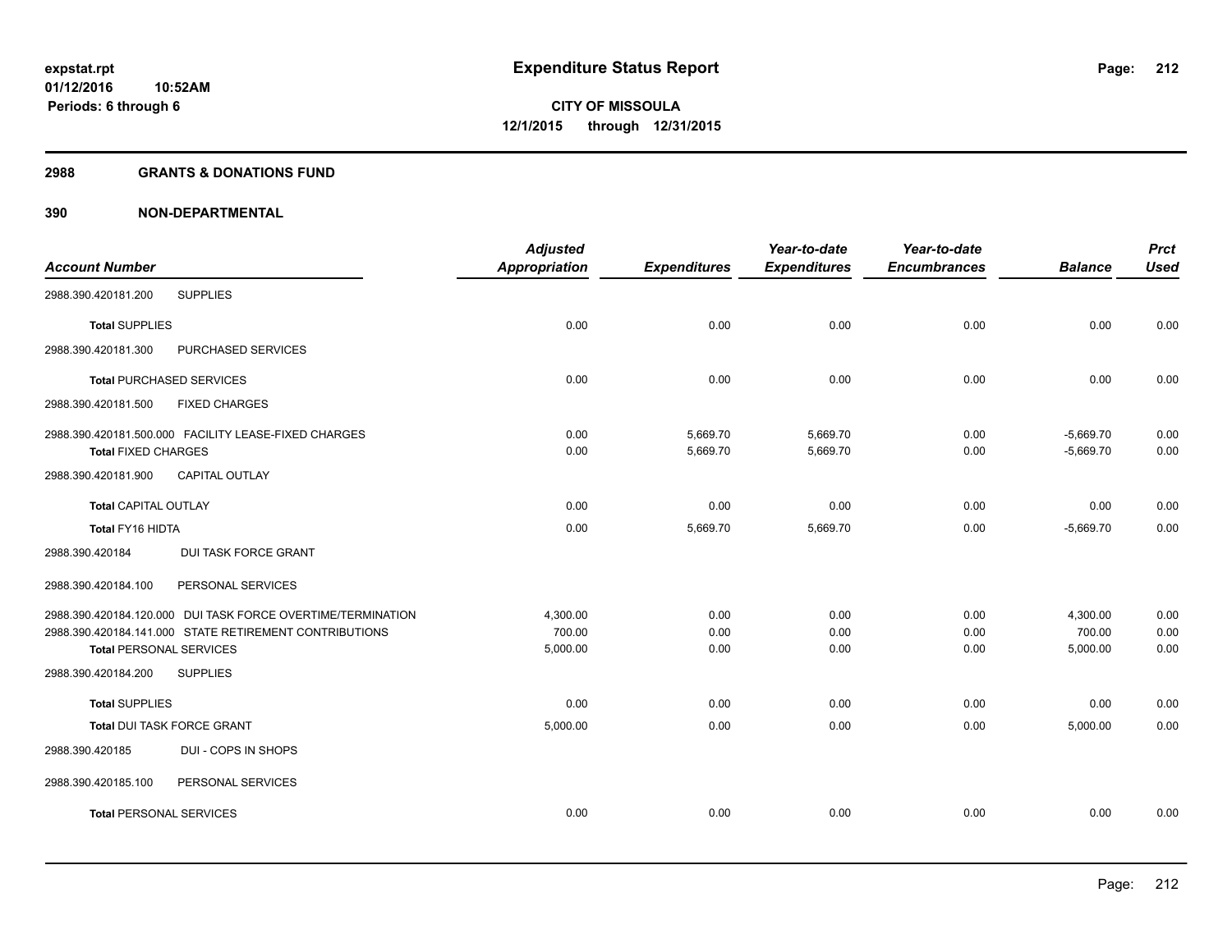**expstat.rpt**
**01/12/2016 10:52AM**
**Periods: 6 through 6**

# Expenditure Status Report

**CITY OF MISSOULA**
**12/1/2015 through 12/31/2015**

## 2988 GRANTS & DONATIONS FUND

## 390 NON-DEPARTMENTAL

| Account Number | Adjusted Appropriation | Expenditures | Year-to-date Expenditures | Year-to-date Encumbrances | Balance | Prct Used |
|---|---|---|---|---|---|---|
| 2988.390.420181.200 SUPPLIES | | | | | | |
| Total SUPPLIES | 0.00 | 0.00 | 0.00 | 0.00 | 0.00 | 0.00 |
| 2988.390.420181.300 PURCHASED SERVICES | | | | | | |
| Total PURCHASED SERVICES | 0.00 | 0.00 | 0.00 | 0.00 | 0.00 | 0.00 |
| 2988.390.420181.500 FIXED CHARGES | | | | | | |
| 2988.390.420181.500.000 FACILITY LEASE-FIXED CHARGES | 0.00 | 5,669.70 | 5,669.70 | 0.00 | -5,669.70 | 0.00 |
| Total FIXED CHARGES | 0.00 | 5,669.70 | 5,669.70 | 0.00 | -5,669.70 | 0.00 |
| 2988.390.420181.900 CAPITAL OUTLAY | | | | | | |
| Total CAPITAL OUTLAY | 0.00 | 0.00 | 0.00 | 0.00 | 0.00 | 0.00 |
| Total FY16 HIDTA | 0.00 | 5,669.70 | 5,669.70 | 0.00 | -5,669.70 | 0.00 |
| 2988.390.420184 DUI TASK FORCE GRANT | | | | | | |
| 2988.390.420184.100 PERSONAL SERVICES | | | | | | |
| 2988.390.420184.120.000 DUI TASK FORCE OVERTIME/TERMINATION | 4,300.00 | 0.00 | 0.00 | 0.00 | 4,300.00 | 0.00 |
| 2988.390.420184.141.000 STATE RETIREMENT CONTRIBUTIONS | 700.00 | 0.00 | 0.00 | 0.00 | 700.00 | 0.00 |
| Total PERSONAL SERVICES | 5,000.00 | 0.00 | 0.00 | 0.00 | 5,000.00 | 0.00 |
| 2988.390.420184.200 SUPPLIES | | | | | | |
| Total SUPPLIES | 0.00 | 0.00 | 0.00 | 0.00 | 0.00 | 0.00 |
| Total DUI TASK FORCE GRANT | 5,000.00 | 0.00 | 0.00 | 0.00 | 5,000.00 | 0.00 |
| 2988.390.420185 DUI - COPS IN SHOPS | | | | | | |
| 2988.390.420185.100 PERSONAL SERVICES | | | | | | |
| Total PERSONAL SERVICES | 0.00 | 0.00 | 0.00 | 0.00 | 0.00 | 0.00 |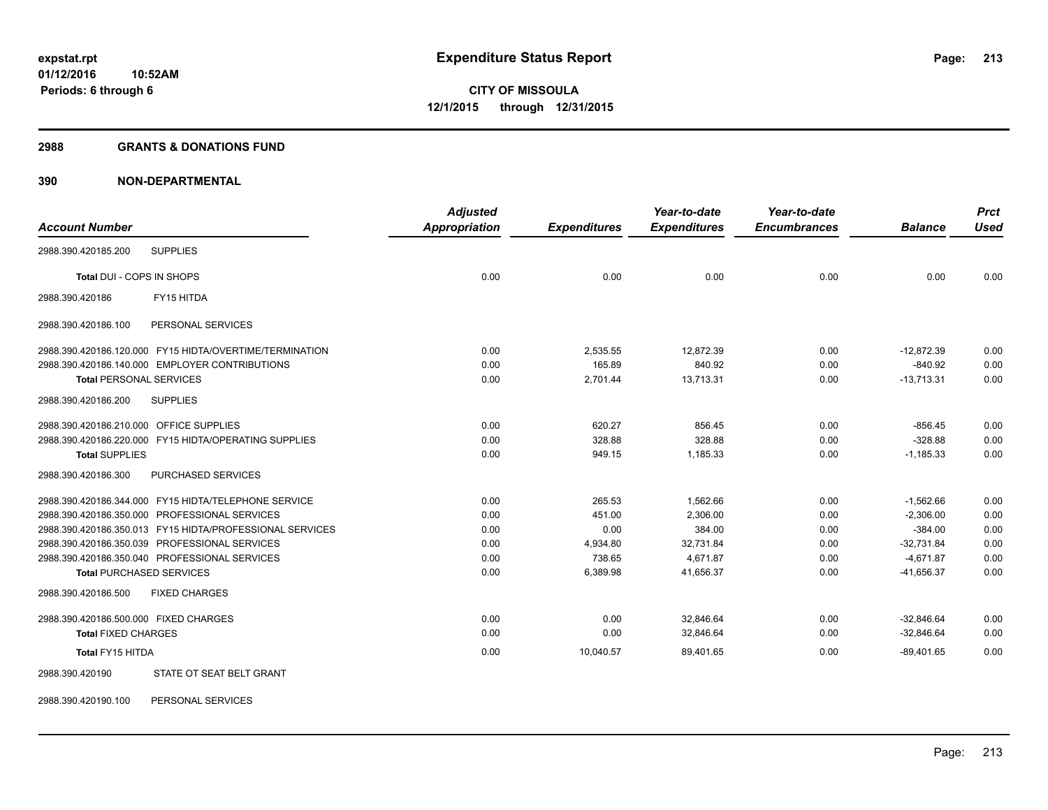**expstat.rpt**
**01/12/2016 10:52AM**
**Periods: 6 through 6**

# Expenditure Status Report

**CITY OF MISSOULA**
**12/1/2015 through 12/31/2015**

## 2988 GRANTS & DONATIONS FUND

## 390 NON-DEPARTMENTAL

| Account Number | Adjusted Appropriation | Expenditures | Year-to-date Expenditures | Year-to-date Encumbrances | Balance | Prct Used |
|---|---|---|---|---|---|---|
| 2988.390.420185.200 SUPPLIES | | | | | | |
| **Total** DUI - COPS IN SHOPS | 0.00 | 0.00 | 0.00 | 0.00 | 0.00 | 0.00 |
| 2988.390.420186 FY15 HITDA | | | | | | |
| 2988.390.420186.100 PERSONAL SERVICES | | | | | | |
| 2988.390.420186.120.000 FY15 HIDTA/OVERTIME/TERMINATION | 0.00 | 2,535.55 | 12,872.39 | 0.00 | -12,872.39 | 0.00 |
| 2988.390.420186.140.000 EMPLOYER CONTRIBUTIONS | 0.00 | 165.89 | 840.92 | 0.00 | -840.92 | 0.00 |
| **Total** PERSONAL SERVICES | 0.00 | 2,701.44 | 13,713.31 | 0.00 | -13,713.31 | 0.00 |
| 2988.390.420186.200 SUPPLIES | | | | | | |
| 2988.390.420186.210.000 OFFICE SUPPLIES | 0.00 | 620.27 | 856.45 | 0.00 | -856.45 | 0.00 |
| 2988.390.420186.220.000 FY15 HIDTA/OPERATING SUPPLIES | 0.00 | 328.88 | 328.88 | 0.00 | -328.88 | 0.00 |
| **Total** SUPPLIES | 0.00 | 949.15 | 1,185.33 | 0.00 | -1,185.33 | 0.00 |
| 2988.390.420186.300 PURCHASED SERVICES | | | | | | |
| 2988.390.420186.344.000 FY15 HIDTA/TELEPHONE SERVICE | 0.00 | 265.53 | 1,562.66 | 0.00 | -1,562.66 | 0.00 |
| 2988.390.420186.350.000 PROFESSIONAL SERVICES | 0.00 | 451.00 | 2,306.00 | 0.00 | -2,306.00 | 0.00 |
| 2988.390.420186.350.013 FY15 HIDTA/PROFESSIONAL SERVICES | 0.00 | 0.00 | 384.00 | 0.00 | -384.00 | 0.00 |
| 2988.390.420186.350.039 PROFESSIONAL SERVICES | 0.00 | 4,934.80 | 32,731.84 | 0.00 | -32,731.84 | 0.00 |
| 2988.390.420186.350.040 PROFESSIONAL SERVICES | 0.00 | 738.65 | 4,671.87 | 0.00 | -4,671.87 | 0.00 |
| **Total** PURCHASED SERVICES | 0.00 | 6,389.98 | 41,656.37 | 0.00 | -41,656.37 | 0.00 |
| 2988.390.420186.500 FIXED CHARGES | | | | | | |
| 2988.390.420186.500.000 FIXED CHARGES | 0.00 | 0.00 | 32,846.64 | 0.00 | -32,846.64 | 0.00 |
| **Total** FIXED CHARGES | 0.00 | 0.00 | 32,846.64 | 0.00 | -32,846.64 | 0.00 |
| **Total** FY15 HITDA | 0.00 | 10,040.57 | 89,401.65 | 0.00 | -89,401.65 | 0.00 |
| 2988.390.420190 STATE OT SEAT BELT GRANT | | | | | | |
| 2988.390.420190.100 PERSONAL SERVICES | | | | | | |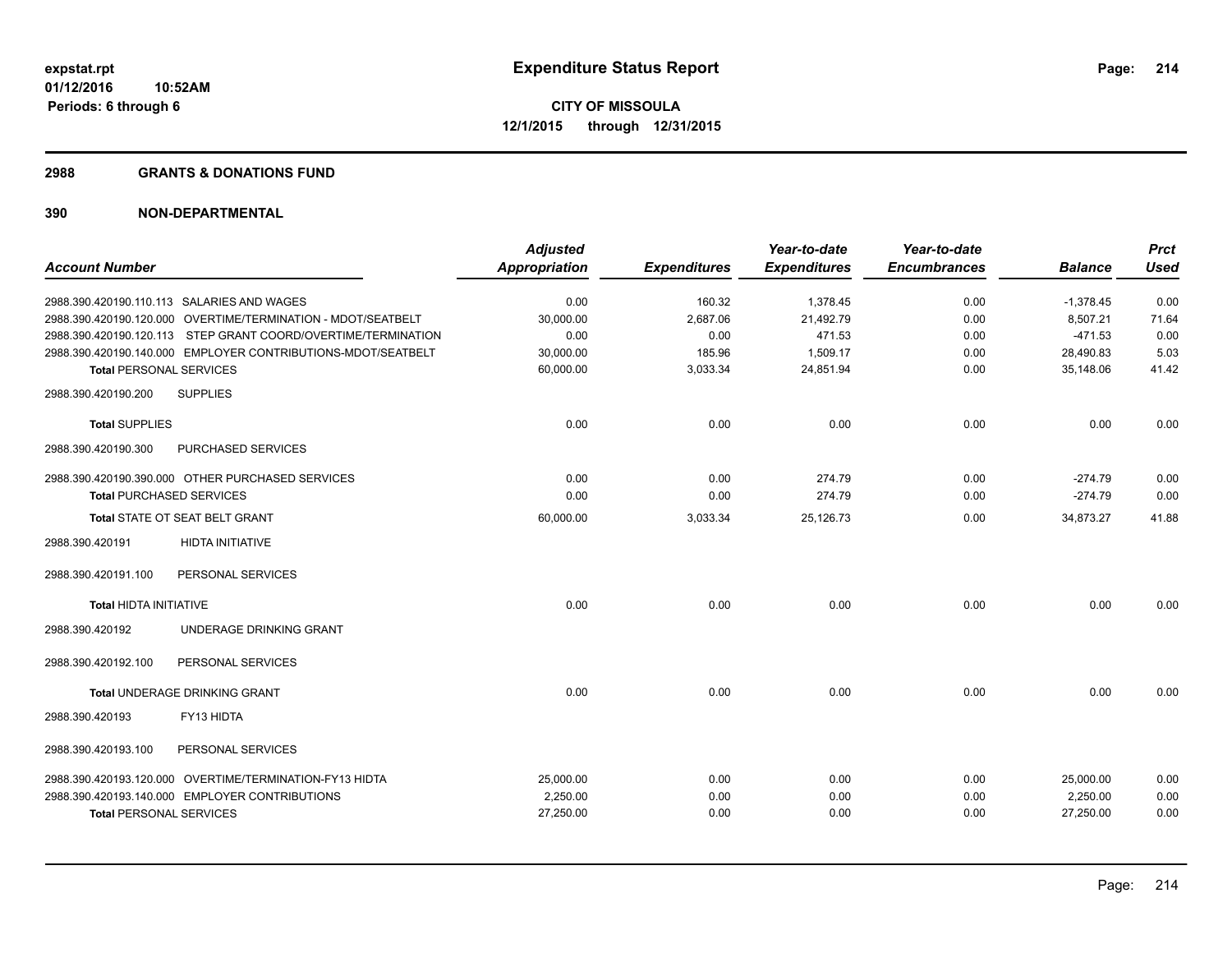# Expenditure Status Report

expstat.rpt
01/12/2016 10:52AM
Periods: 6 through 6

**CITY OF MISSOULA**
**12/1/2015 through 12/31/2015**

## 2988 GRANTS & DONATIONS FUND

## 390 NON-DEPARTMENTAL

| Account Number | Adjusted Appropriation | Expenditures | Year-to-date Expenditures | Year-to-date Encumbrances | Balance | Prct Used |
|---|---|---|---|---|---|---|
| 2988.390.420190.110.113 SALARIES AND WAGES | 0.00 | 160.32 | 1,378.45 | 0.00 | -1,378.45 | 0.00 |
| 2988.390.420190.120.000 OVERTIME/TERMINATION - MDOT/SEATBELT | 30,000.00 | 2,687.06 | 21,492.79 | 0.00 | 8,507.21 | 71.64 |
| 2988.390.420190.120.113 STEP GRANT COORD/OVERTIME/TERMINATION | 0.00 | 0.00 | 471.53 | 0.00 | -471.53 | 0.00 |
| 2988.390.420190.140.000 EMPLOYER CONTRIBUTIONS-MDOT/SEATBELT | 30,000.00 | 185.96 | 1,509.17 | 0.00 | 28,490.83 | 5.03 |
| **Total** PERSONAL SERVICES | 60,000.00 | 3,033.34 | 24,851.94 | 0.00 | 35,148.06 | 41.42 |
| 2988.390.420190.200 SUPPLIES | | | | | | |
| **Total** SUPPLIES | 0.00 | 0.00 | 0.00 | 0.00 | 0.00 | 0.00 |
| 2988.390.420190.300 PURCHASED SERVICES | | | | | | |
| 2988.390.420190.390.000 OTHER PURCHASED SERVICES | 0.00 | 0.00 | 274.79 | 0.00 | -274.79 | 0.00 |
| **Total** PURCHASED SERVICES | 0.00 | 0.00 | 274.79 | 0.00 | -274.79 | 0.00 |
| **Total** STATE OT SEAT BELT GRANT | 60,000.00 | 3,033.34 | 25,126.73 | 0.00 | 34,873.27 | 41.88 |
| 2988.390.420191 HIDTA INITIATIVE | | | | | | |
| 2988.390.420191.100 PERSONAL SERVICES | | | | | | |
| **Total** HIDTA INITIATIVE | 0.00 | 0.00 | 0.00 | 0.00 | 0.00 | 0.00 |
| 2988.390.420192 UNDERAGE DRINKING GRANT | | | | | | |
| 2988.390.420192.100 PERSONAL SERVICES | | | | | | |
| **Total** UNDERAGE DRINKING GRANT | 0.00 | 0.00 | 0.00 | 0.00 | 0.00 | 0.00 |
| 2988.390.420193 FY13 HIDTA | | | | | | |
| 2988.390.420193.100 PERSONAL SERVICES | | | | | | |
| 2988.390.420193.120.000 OVERTIME/TERMINATION-FY13 HIDTA | 25,000.00 | 0.00 | 0.00 | 0.00 | 25,000.00 | 0.00 |
| 2988.390.420193.140.000 EMPLOYER CONTRIBUTIONS | 2,250.00 | 0.00 | 0.00 | 0.00 | 2,250.00 | 0.00 |
| **Total** PERSONAL SERVICES | 27,250.00 | 0.00 | 0.00 | 0.00 | 27,250.00 | 0.00 |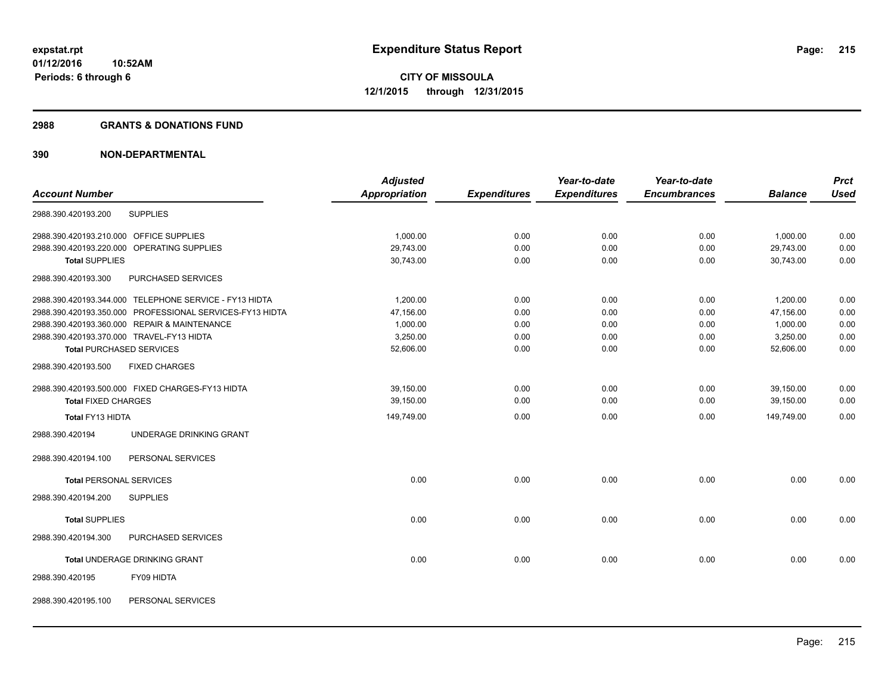# Expenditure Status Report

expstat.rpt
01/12/2016 10:52AM
Periods: 6 through 6

**CITY OF MISSOULA**
**12/1/2015 through 12/31/2015**

## 2988 GRANTS & DONATIONS FUND

## 390 NON-DEPARTMENTAL

| Account Number | | Adjusted Appropriation | Expenditures | Year-to-date Expenditures | Year-to-date Encumbrances | Balance | Prct Used |
|---|---|---|---|---|---|---|---|
| 2988.390.420193.200 | SUPPLIES | | | | | | |
| 2988.390.420193.210.000 | OFFICE SUPPLIES | 1,000.00 | 0.00 | 0.00 | 0.00 | 1,000.00 | 0.00 |
| 2988.390.420193.220.000 | OPERATING SUPPLIES | 29,743.00 | 0.00 | 0.00 | 0.00 | 29,743.00 | 0.00 |
| **Total** SUPPLIES | | 30,743.00 | 0.00 | 0.00 | 0.00 | 30,743.00 | 0.00 |
| 2988.390.420193.300 | PURCHASED SERVICES | | | | | | |
| 2988.390.420193.344.000 | TELEPHONE SERVICE - FY13 HIDTA | 1,200.00 | 0.00 | 0.00 | 0.00 | 1,200.00 | 0.00 |
| 2988.390.420193.350.000 | PROFESSIONAL SERVICES-FY13 HIDTA | 47,156.00 | 0.00 | 0.00 | 0.00 | 47,156.00 | 0.00 |
| 2988.390.420193.360.000 | REPAIR & MAINTENANCE | 1,000.00 | 0.00 | 0.00 | 0.00 | 1,000.00 | 0.00 |
| 2988.390.420193.370.000 | TRAVEL-FY13 HIDTA | 3,250.00 | 0.00 | 0.00 | 0.00 | 3,250.00 | 0.00 |
| **Total** PURCHASED SERVICES | | 52,606.00 | 0.00 | 0.00 | 0.00 | 52,606.00 | 0.00 |
| 2988.390.420193.500 | FIXED CHARGES | | | | | | |
| 2988.390.420193.500.000 | FIXED CHARGES-FY13 HIDTA | 39,150.00 | 0.00 | 0.00 | 0.00 | 39,150.00 | 0.00 |
| **Total** FIXED CHARGES | | 39,150.00 | 0.00 | 0.00 | 0.00 | 39,150.00 | 0.00 |
| **Total** FY13 HIDTA | | 149,749.00 | 0.00 | 0.00 | 0.00 | 149,749.00 | 0.00 |
| 2988.390.420194 | UNDERAGE DRINKING GRANT | | | | | | |
| 2988.390.420194.100 | PERSONAL SERVICES | | | | | | |
| **Total** PERSONAL SERVICES | | 0.00 | 0.00 | 0.00 | 0.00 | 0.00 | 0.00 |
| 2988.390.420194.200 | SUPPLIES | | | | | | |
| **Total** SUPPLIES | | 0.00 | 0.00 | 0.00 | 0.00 | 0.00 | 0.00 |
| 2988.390.420194.300 | PURCHASED SERVICES | | | | | | |
| **Total** UNDERAGE DRINKING GRANT | | 0.00 | 0.00 | 0.00 | 0.00 | 0.00 | 0.00 |
| 2988.390.420195 | FY09 HIDTA | | | | | | |
| 2988.390.420195.100 | PERSONAL SERVICES | | | | | | |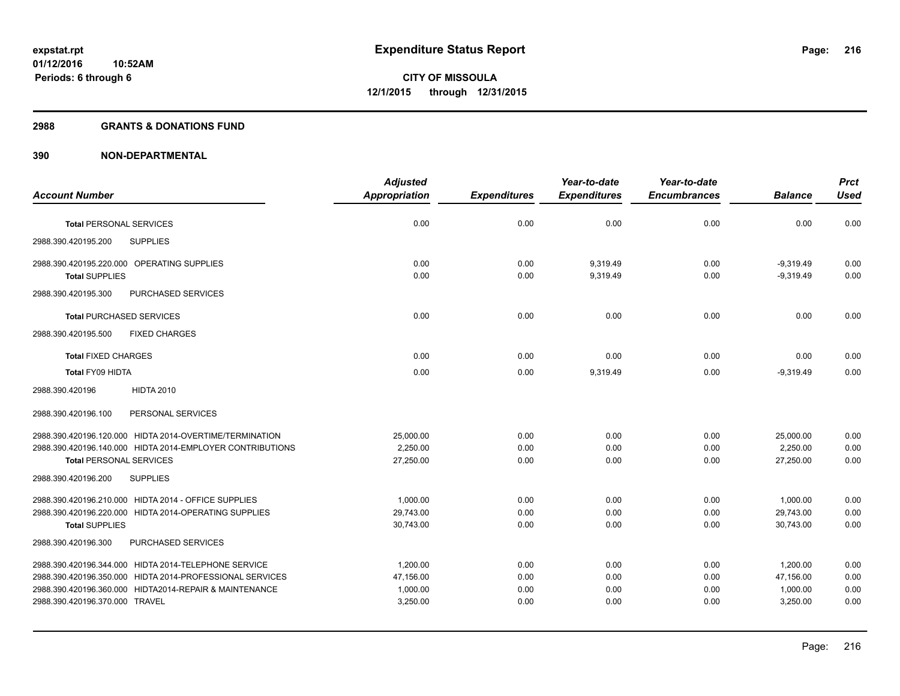**expstat.rpt**
**01/12/2016 10:52AM**
**Periods: 6 through 6**

# Expenditure Status Report

**CITY OF MISSOULA**
**12/1/2015 through 12/31/2015**

## 2988 GRANTS & DONATIONS FUND

## 390 NON-DEPARTMENTAL

| Account Number | Adjusted Appropriation | Expenditures | Year-to-date Expenditures | Year-to-date Encumbrances | Balance | Prct Used |
|---|---|---|---|---|---|---|
| **Total** PERSONAL SERVICES | 0.00 | 0.00 | 0.00 | 0.00 | 0.00 | 0.00 |
| 2988.390.420195.200 SUPPLIES | | | | | | |
| 2988.390.420195.220.000 OPERATING SUPPLIES | 0.00 | 0.00 | 9,319.49 | 0.00 | -9,319.49 | 0.00 |
| **Total** SUPPLIES | 0.00 | 0.00 | 9,319.49 | 0.00 | -9,319.49 | 0.00 |
| 2988.390.420195.300 PURCHASED SERVICES | | | | | | |
| **Total** PURCHASED SERVICES | 0.00 | 0.00 | 0.00 | 0.00 | 0.00 | 0.00 |
| 2988.390.420195.500 FIXED CHARGES | | | | | | |
| **Total** FIXED CHARGES | 0.00 | 0.00 | 0.00 | 0.00 | 0.00 | 0.00 |
| **Total** FY09 HIDTA | 0.00 | 0.00 | 9,319.49 | 0.00 | -9,319.49 | 0.00 |
| 2988.390.420196 HIDTA 2010 | | | | | | |
| 2988.390.420196.100 PERSONAL SERVICES | | | | | | |
| 2988.390.420196.120.000 HIDTA 2014-OVERTIME/TERMINATION | 25,000.00 | 0.00 | 0.00 | 0.00 | 25,000.00 | 0.00 |
| 2988.390.420196.140.000 HIDTA 2014-EMPLOYER CONTRIBUTIONS | 2,250.00 | 0.00 | 0.00 | 0.00 | 2,250.00 | 0.00 |
| **Total** PERSONAL SERVICES | 27,250.00 | 0.00 | 0.00 | 0.00 | 27,250.00 | 0.00 |
| 2988.390.420196.200 SUPPLIES | | | | | | |
| 2988.390.420196.210.000 HIDTA 2014 - OFFICE SUPPLIES | 1,000.00 | 0.00 | 0.00 | 0.00 | 1,000.00 | 0.00 |
| 2988.390.420196.220.000 HIDTA 2014-OPERATING SUPPLIES | 29,743.00 | 0.00 | 0.00 | 0.00 | 29,743.00 | 0.00 |
| **Total** SUPPLIES | 30,743.00 | 0.00 | 0.00 | 0.00 | 30,743.00 | 0.00 |
| 2988.390.420196.300 PURCHASED SERVICES | | | | | | |
| 2988.390.420196.344.000 HIDTA 2014-TELEPHONE SERVICE | 1,200.00 | 0.00 | 0.00 | 0.00 | 1,200.00 | 0.00 |
| 2988.390.420196.350.000 HIDTA 2014-PROFESSIONAL SERVICES | 47,156.00 | 0.00 | 0.00 | 0.00 | 47,156.00 | 0.00 |
| 2988.390.420196.360.000 HIDTA2014-REPAIR & MAINTENANCE | 1,000.00 | 0.00 | 0.00 | 0.00 | 1,000.00 | 0.00 |
| 2988.390.420196.370.000 TRAVEL | 3,250.00 | 0.00 | 0.00 | 0.00 | 3,250.00 | 0.00 |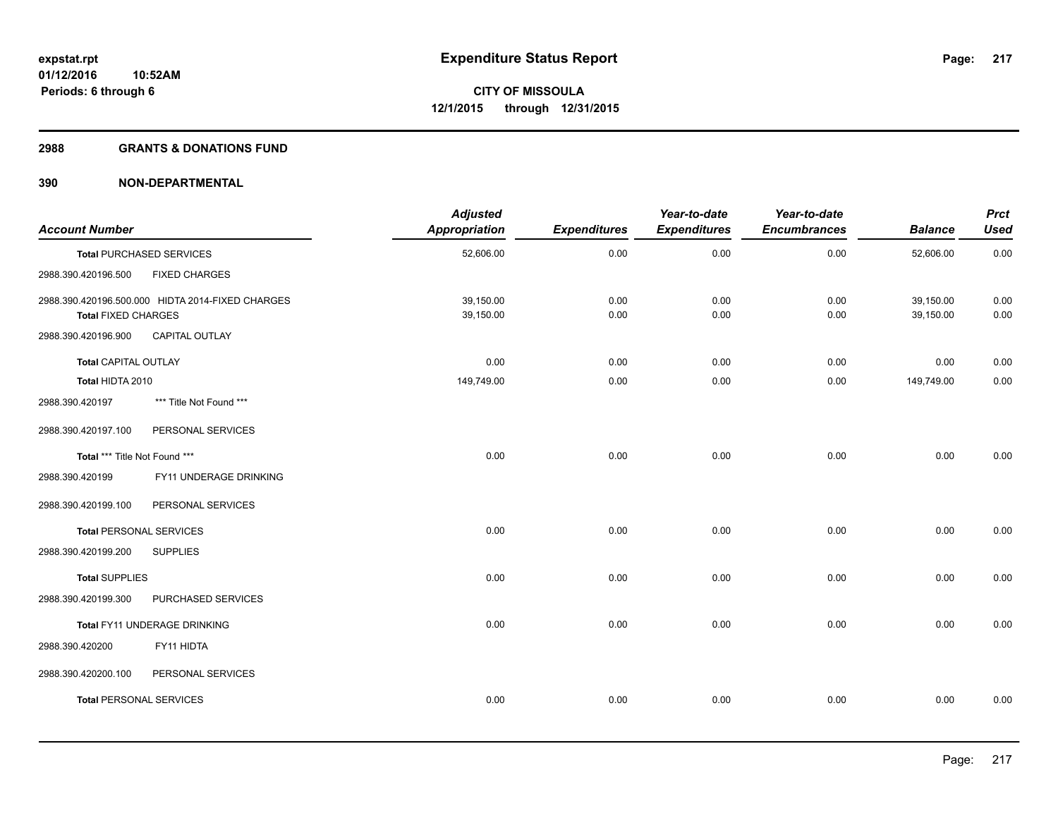# Expenditure Status Report

**expstat.rpt**
**01/12/2016 10:52AM**
**Periods: 6 through 6**

**CITY OF MISSOULA**
**12/1/2015 through 12/31/2015**

## 2988 GRANTS & DONATIONS FUND

## 390 NON-DEPARTMENTAL

| Account Number | | Adjusted Appropriation | Expenditures | Year-to-date Expenditures | Year-to-date Encumbrances | Balance | Prct Used |
|---|---|---|---|---|---|---|---|
| **Total** PURCHASED SERVICES | | 52,606.00 | 0.00 | 0.00 | 0.00 | 52,606.00 | 0.00 |
| 2988.390.420196.500 | FIXED CHARGES | | | | | | |
| 2988.390.420196.500.000 | HIDTA 2014-FIXED CHARGES | 39,150.00 | 0.00 | 0.00 | 0.00 | 39,150.00 | 0.00 |
| **Total** FIXED CHARGES | | 39,150.00 | 0.00 | 0.00 | 0.00 | 39,150.00 | 0.00 |
| 2988.390.420196.900 | CAPITAL OUTLAY | | | | | | |
| **Total** CAPITAL OUTLAY | | 0.00 | 0.00 | 0.00 | 0.00 | 0.00 | 0.00 |
| **Total** HIDTA 2010 | | 149,749.00 | 0.00 | 0.00 | 0.00 | 149,749.00 | 0.00 |
| 2988.390.420197 | *** Title Not Found *** | | | | | | |
| 2988.390.420197.100 | PERSONAL SERVICES | | | | | | |
| **Total** *** Title Not Found *** | | 0.00 | 0.00 | 0.00 | 0.00 | 0.00 | 0.00 |
| 2988.390.420199 | FY11 UNDERAGE DRINKING | | | | | | |
| 2988.390.420199.100 | PERSONAL SERVICES | | | | | | |
| **Total** PERSONAL SERVICES | | 0.00 | 0.00 | 0.00 | 0.00 | 0.00 | 0.00 |
| 2988.390.420199.200 | SUPPLIES | | | | | | |
| **Total** SUPPLIES | | 0.00 | 0.00 | 0.00 | 0.00 | 0.00 | 0.00 |
| 2988.390.420199.300 | PURCHASED SERVICES | | | | | | |
| **Total** FY11 UNDERAGE DRINKING | | 0.00 | 0.00 | 0.00 | 0.00 | 0.00 | 0.00 |
| 2988.390.420200 | FY11 HIDTA | | | | | | |
| 2988.390.420200.100 | PERSONAL SERVICES | | | | | | |
| **Total** PERSONAL SERVICES | | 0.00 | 0.00 | 0.00 | 0.00 | 0.00 | 0.00 |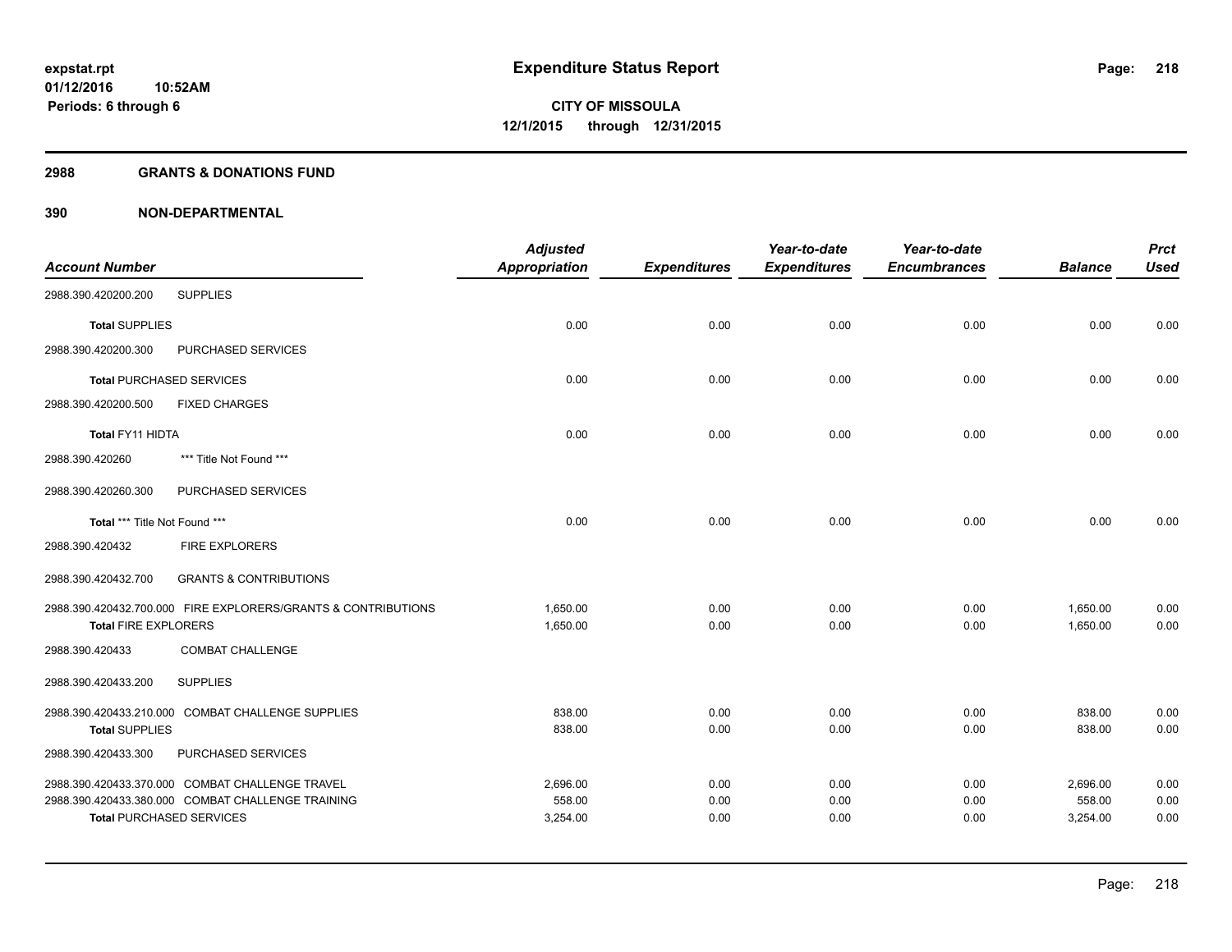**expstat.rpt**
**01/12/2016 10:52AM**
**Periods: 6 through 6**

# Expenditure Status Report

**CITY OF MISSOULA**
**12/1/2015 through 12/31/2015**

## 2988 GRANTS & DONATIONS FUND

## 390 NON-DEPARTMENTAL

| Account Number | Adjusted Appropriation | Expenditures | Year-to-date Expenditures | Year-to-date Encumbrances | Balance | Prct Used |
|---|---|---|---|---|---|---|
| 2988.390.420200.200 SUPPLIES | | | | | | |
| **Total** SUPPLIES | 0.00 | 0.00 | 0.00 | 0.00 | 0.00 | 0.00 |
| 2988.390.420200.300 PURCHASED SERVICES | | | | | | |
| **Total** PURCHASED SERVICES | 0.00 | 0.00 | 0.00 | 0.00 | 0.00 | 0.00 |
| 2988.390.420200.500 FIXED CHARGES | | | | | | |
| **Total** FY11 HIDTA | 0.00 | 0.00 | 0.00 | 0.00 | 0.00 | 0.00 |
| 2988.390.420260 *** Title Not Found *** | | | | | | |
| 2988.390.420260.300 PURCHASED SERVICES | | | | | | |
| **Total** *** Title Not Found *** | 0.00 | 0.00 | 0.00 | 0.00 | 0.00 | 0.00 |
| 2988.390.420432 FIRE EXPLORERS | | | | | | |
| 2988.390.420432.700 GRANTS & CONTRIBUTIONS | | | | | | |
| 2988.390.420432.700.000 FIRE EXPLORERS/GRANTS & CONTRIBUTIONS | 1,650.00 | 0.00 | 0.00 | 0.00 | 1,650.00 | 0.00 |
| **Total** FIRE EXPLORERS | 1,650.00 | 0.00 | 0.00 | 0.00 | 1,650.00 | 0.00 |
| 2988.390.420433 COMBAT CHALLENGE | | | | | | |
| 2988.390.420433.200 SUPPLIES | | | | | | |
| 2988.390.420433.210.000 COMBAT CHALLENGE SUPPLIES | 838.00 | 0.00 | 0.00 | 0.00 | 838.00 | 0.00 |
| **Total** SUPPLIES | 838.00 | 0.00 | 0.00 | 0.00 | 838.00 | 0.00 |
| 2988.390.420433.300 PURCHASED SERVICES | | | | | | |
| 2988.390.420433.370.000 COMBAT CHALLENGE TRAVEL | 2,696.00 | 0.00 | 0.00 | 0.00 | 2,696.00 | 0.00 |
| 2988.390.420433.380.000 COMBAT CHALLENGE TRAINING | 558.00 | 0.00 | 0.00 | 0.00 | 558.00 | 0.00 |
| **Total** PURCHASED SERVICES | 3,254.00 | 0.00 | 0.00 | 0.00 | 3,254.00 | 0.00 |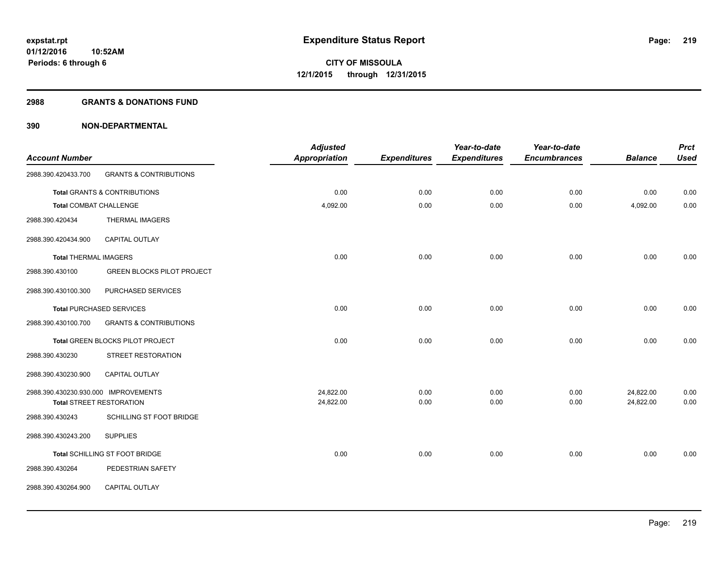expstat.rpt
01/12/2016 10:52AM
Periods: 6 through 6

# Expenditure Status Report

**CITY OF MISSOULA**
**12/1/2015 through 12/31/2015**

## 2988 GRANTS & DONATIONS FUND

## 390 NON-DEPARTMENTAL

| Account Number | | Adjusted Appropriation | Expenditures | Year-to-date Expenditures | Year-to-date Encumbrances | Balance | Prct Used |
|---|---|---|---|---|---|---|---|
| 2988.390.420433.700 | GRANTS & CONTRIBUTIONS | | | | | | |
| Total GRANTS & CONTRIBUTIONS | | 0.00 | 0.00 | 0.00 | 0.00 | 0.00 | 0.00 |
| Total COMBAT CHALLENGE | | 4,092.00 | 0.00 | 0.00 | 0.00 | 4,092.00 | 0.00 |
| 2988.390.420434 | THERMAL IMAGERS | | | | | | |
| 2988.390.420434.900 | CAPITAL OUTLAY | | | | | | |
| Total THERMAL IMAGERS | | 0.00 | 0.00 | 0.00 | 0.00 | 0.00 | 0.00 |
| 2988.390.430100 | GREEN BLOCKS PILOT PROJECT | | | | | | |
| 2988.390.430100.300 | PURCHASED SERVICES | | | | | | |
| Total PURCHASED SERVICES | | 0.00 | 0.00 | 0.00 | 0.00 | 0.00 | 0.00 |
| 2988.390.430100.700 | GRANTS & CONTRIBUTIONS | | | | | | |
| Total GREEN BLOCKS PILOT PROJECT | | 0.00 | 0.00 | 0.00 | 0.00 | 0.00 | 0.00 |
| 2988.390.430230 | STREET RESTORATION | | | | | | |
| 2988.390.430230.900 | CAPITAL OUTLAY | | | | | | |
| 2988.390.430230.930.000 | IMPROVEMENTS | 24,822.00 | 0.00 | 0.00 | 0.00 | 24,822.00 | 0.00 |
| Total STREET RESTORATION | | 24,822.00 | 0.00 | 0.00 | 0.00 | 24,822.00 | 0.00 |
| 2988.390.430243 | SCHILLING ST FOOT BRIDGE | | | | | | |
| 2988.390.430243.200 | SUPPLIES | | | | | | |
| Total SCHILLING ST FOOT BRIDGE | | 0.00 | 0.00 | 0.00 | 0.00 | 0.00 | 0.00 |
| 2988.390.430264 | PEDESTRIAN SAFETY | | | | | | |
| 2988.390.430264.900 | CAPITAL OUTLAY | | | | | | |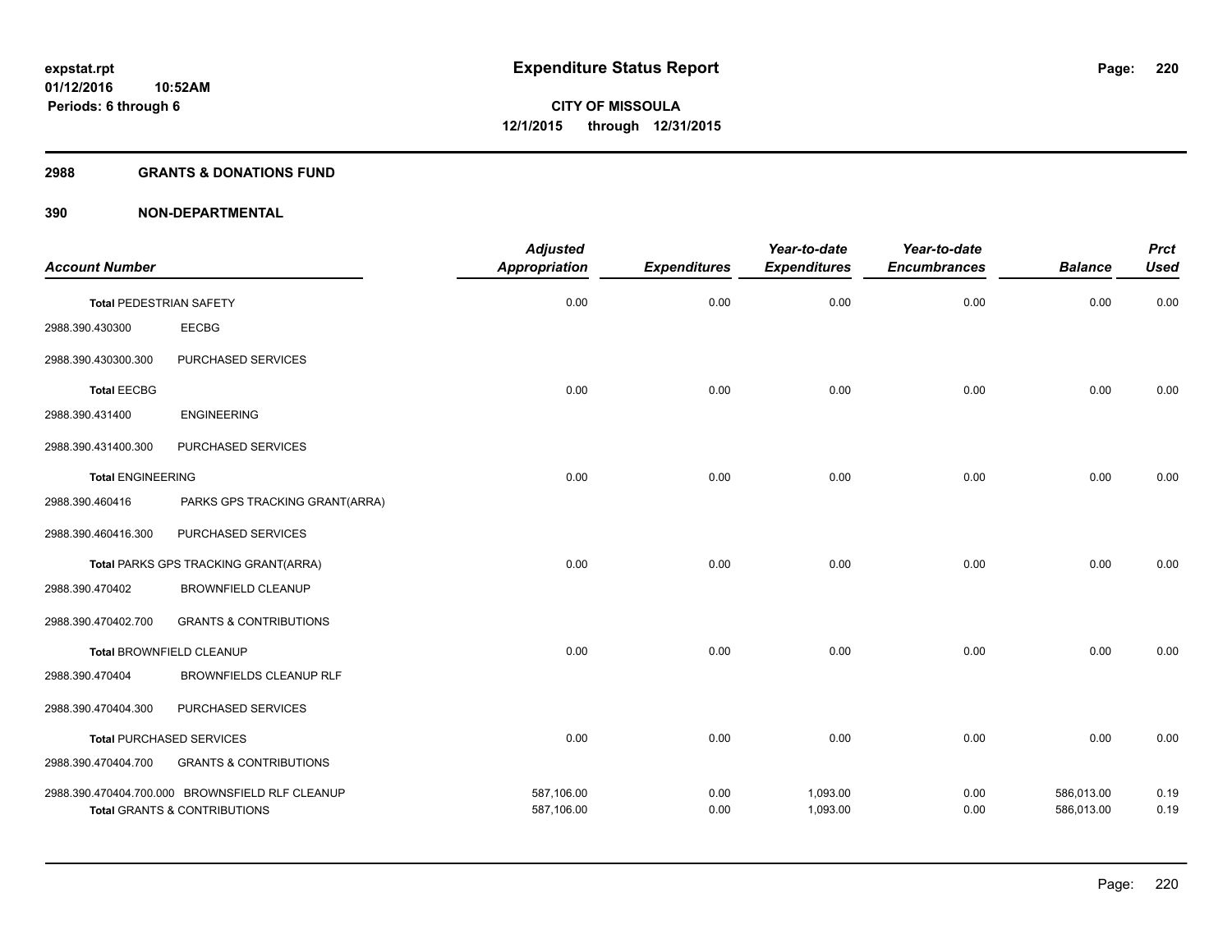# Expenditure Status Report

expstat.rpt
01/12/2016 10:52AM
Periods: 6 through 6

**CITY OF MISSOULA**
**12/1/2015 through 12/31/2015**

## 2988 GRANTS & DONATIONS FUND

## 390 NON-DEPARTMENTAL

| Account Number | | Adjusted Appropriation | Expenditures | Year-to-date Expenditures | Year-to-date Encumbrances | Balance | Prct Used |
|---|---|---|---|---|---|---|---|
| **Total** PEDESTRIAN SAFETY | | 0.00 | 0.00 | 0.00 | 0.00 | 0.00 | 0.00 |
| 2988.390.430300 | EECBG | | | | | | |
| 2988.390.430300.300 | PURCHASED SERVICES | | | | | | |
| **Total** EECBG | | 0.00 | 0.00 | 0.00 | 0.00 | 0.00 | 0.00 |
| 2988.390.431400 | ENGINEERING | | | | | | |
| 2988.390.431400.300 | PURCHASED SERVICES | | | | | | |
| **Total** ENGINEERING | | 0.00 | 0.00 | 0.00 | 0.00 | 0.00 | 0.00 |
| 2988.390.460416 | PARKS GPS TRACKING GRANT(ARRA) | | | | | | |
| 2988.390.460416.300 | PURCHASED SERVICES | | | | | | |
| **Total** PARKS GPS TRACKING GRANT(ARRA) | | 0.00 | 0.00 | 0.00 | 0.00 | 0.00 | 0.00 |
| 2988.390.470402 | BROWNFIELD CLEANUP | | | | | | |
| 2988.390.470402.700 | GRANTS & CONTRIBUTIONS | | | | | | |
| **Total** BROWNFIELD CLEANUP | | 0.00 | 0.00 | 0.00 | 0.00 | 0.00 | 0.00 |
| 2988.390.470404 | BROWNFIELDS CLEANUP RLF | | | | | | |
| 2988.390.470404.300 | PURCHASED SERVICES | | | | | | |
| **Total** PURCHASED SERVICES | | 0.00 | 0.00 | 0.00 | 0.00 | 0.00 | 0.00 |
| 2988.390.470404.700 | GRANTS & CONTRIBUTIONS | | | | | | |
| 2988.390.470404.700.000 | BROWNSFIELD RLF CLEANUP | 587,106.00 | 0.00 | 1,093.00 | 0.00 | 586,013.00 | 0.19 |
| **Total** GRANTS & CONTRIBUTIONS | | 587,106.00 | 0.00 | 1,093.00 | 0.00 | 586,013.00 | 0.19 |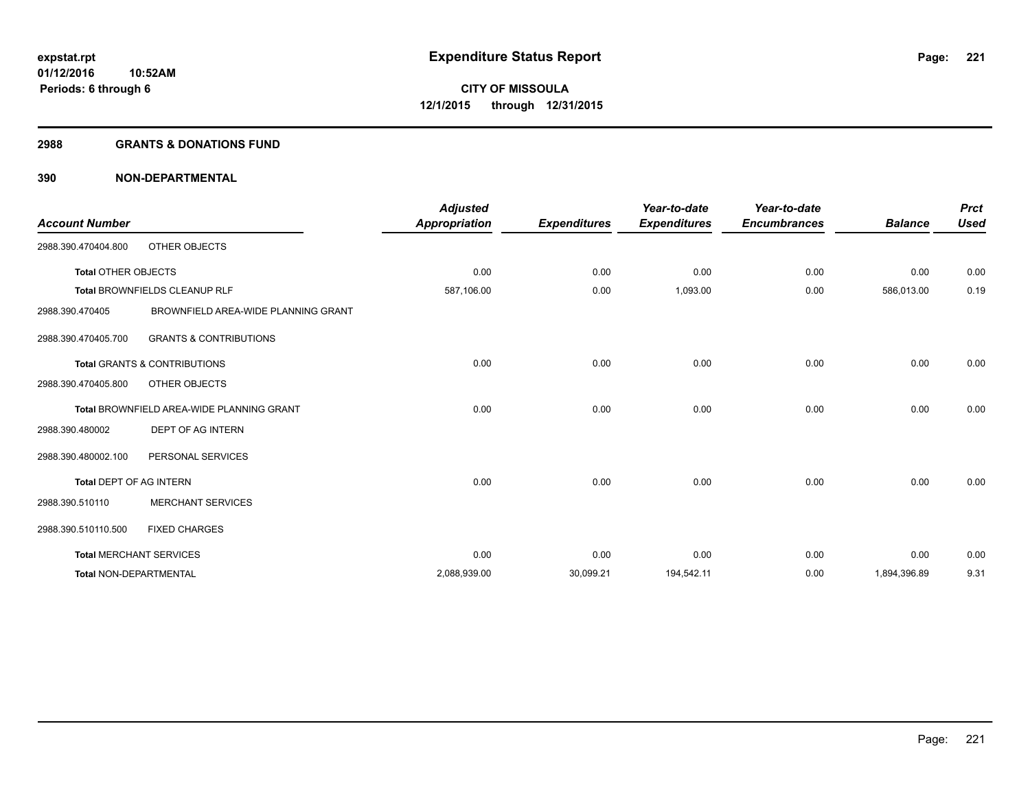# Expenditure Status Report

**CITY OF MISSOULA**
**12/1/2015 through 12/31/2015**

expstat.rpt
01/12/2016 10:52AM
Periods: 6 through 6

## 2988 GRANTS & DONATIONS FUND

## 390 NON-DEPARTMENTAL

| Account Number | | Adjusted Appropriation | Expenditures | Year-to-date Expenditures | Year-to-date Encumbrances | Balance | Prct Used |
|---|---|---|---|---|---|---|---|
| 2988.390.470404.800 | OTHER OBJECTS | | | | | | |
| **Total** OTHER OBJECTS | | 0.00 | 0.00 | 0.00 | 0.00 | 0.00 | 0.00 |
| **Total** BROWNFIELDS CLEANUP RLF | | 587,106.00 | 0.00 | 1,093.00 | 0.00 | 586,013.00 | 0.19 |
| 2988.390.470405 | BROWNFIELD AREA-WIDE PLANNING GRANT | | | | | | |
| 2988.390.470405.700 | GRANTS & CONTRIBUTIONS | | | | | | |
| **Total** GRANTS & CONTRIBUTIONS | | 0.00 | 0.00 | 0.00 | 0.00 | 0.00 | 0.00 |
| 2988.390.470405.800 | OTHER OBJECTS | | | | | | |
| **Total** BROWNFIELD AREA-WIDE PLANNING GRANT | | 0.00 | 0.00 | 0.00 | 0.00 | 0.00 | 0.00 |
| 2988.390.480002 | DEPT OF AG INTERN | | | | | | |
| 2988.390.480002.100 | PERSONAL SERVICES | | | | | | |
| **Total** DEPT OF AG INTERN | | 0.00 | 0.00 | 0.00 | 0.00 | 0.00 | 0.00 |
| 2988.390.510110 | MERCHANT SERVICES | | | | | | |
| 2988.390.510110.500 | FIXED CHARGES | | | | | | |
| **Total** MERCHANT SERVICES | | 0.00 | 0.00 | 0.00 | 0.00 | 0.00 | 0.00 |
| **Total** NON-DEPARTMENTAL | | 2,088,939.00 | 30,099.21 | 194,542.11 | 0.00 | 1,894,396.89 | 9.31 |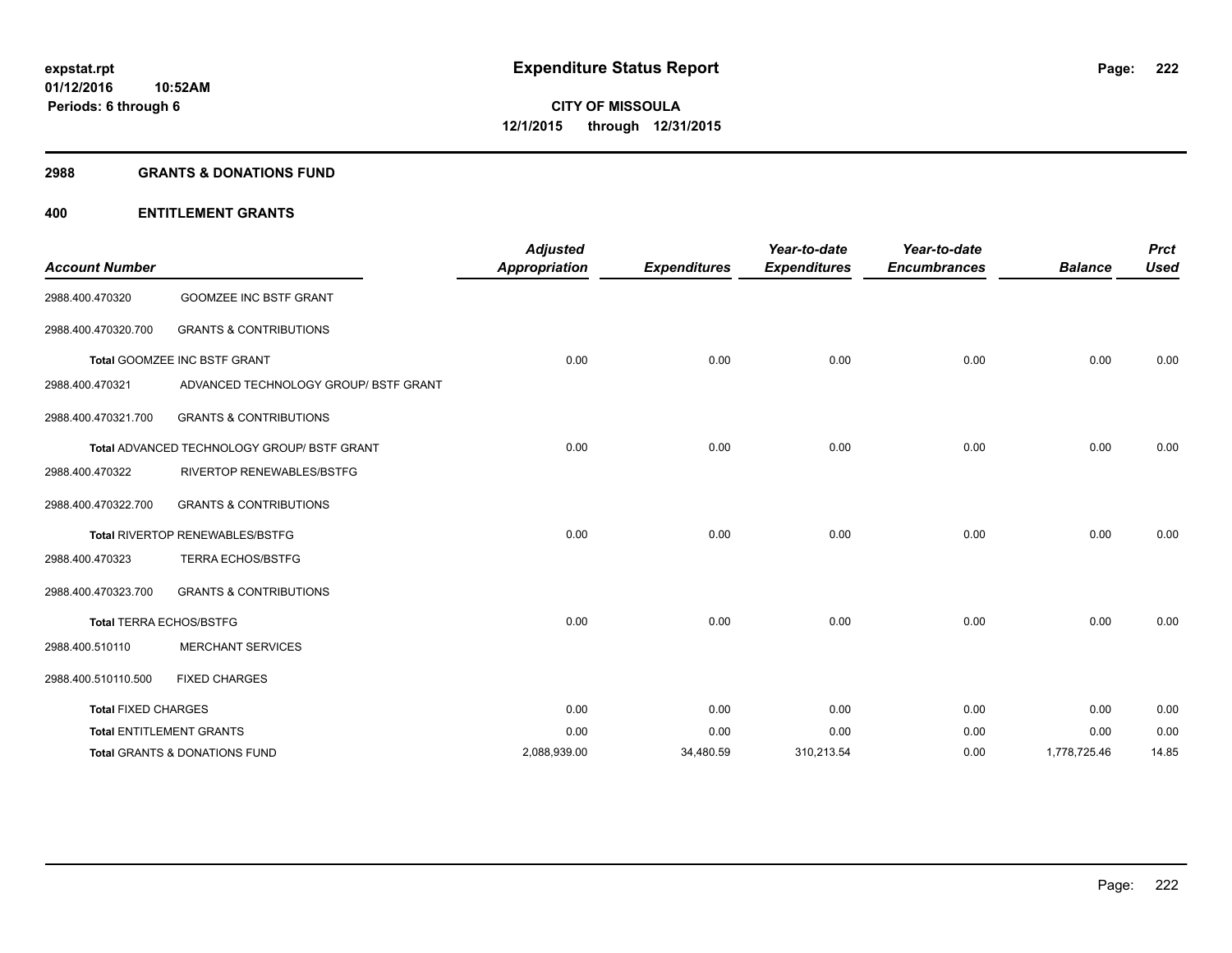**expstat.rpt**
**01/12/2016 10:52AM**
**Periods: 6 through 6**

# Expenditure Status Report

**CITY OF MISSOULA**
**12/1/2015 through 12/31/2015**

## 2988 GRANTS & DONATIONS FUND

## 400 ENTITLEMENT GRANTS

| Account Number | | Adjusted Appropriation | Expenditures | Year-to-date Expenditures | Year-to-date Encumbrances | Balance | Prct Used |
|---|---|---|---|---|---|---|---|
| 2988.400.470320 | GOOMZEE INC BSTF GRANT | | | | | | |
| 2988.400.470320.700 | GRANTS & CONTRIBUTIONS | | | | | | |
| **Total** GOOMZEE INC BSTF GRANT | | 0.00 | 0.00 | 0.00 | 0.00 | 0.00 | 0.00 |
| 2988.400.470321 | ADVANCED TECHNOLOGY GROUP/ BSTF GRANT | | | | | | |
| 2988.400.470321.700 | GRANTS & CONTRIBUTIONS | | | | | | |
| **Total** ADVANCED TECHNOLOGY GROUP/ BSTF GRANT | | 0.00 | 0.00 | 0.00 | 0.00 | 0.00 | 0.00 |
| 2988.400.470322 | RIVERTOP RENEWABLES/BSTFG | | | | | | |
| 2988.400.470322.700 | GRANTS & CONTRIBUTIONS | | | | | | |
| **Total** RIVERTOP RENEWABLES/BSTFG | | 0.00 | 0.00 | 0.00 | 0.00 | 0.00 | 0.00 |
| 2988.400.470323 | TERRA ECHOS/BSTFG | | | | | | |
| 2988.400.470323.700 | GRANTS & CONTRIBUTIONS | | | | | | |
| **Total** TERRA ECHOS/BSTFG | | 0.00 | 0.00 | 0.00 | 0.00 | 0.00 | 0.00 |
| 2988.400.510110 | MERCHANT SERVICES | | | | | | |
| 2988.400.510110.500 | FIXED CHARGES | | | | | | |
| **Total** FIXED CHARGES | | 0.00 | 0.00 | 0.00 | 0.00 | 0.00 | 0.00 |
| **Total** ENTITLEMENT GRANTS | | 0.00 | 0.00 | 0.00 | 0.00 | 0.00 | 0.00 |
| **Total** GRANTS & DONATIONS FUND | | 2,088,939.00 | 34,480.59 | 310,213.54 | 0.00 | 1,778,725.46 | 14.85 |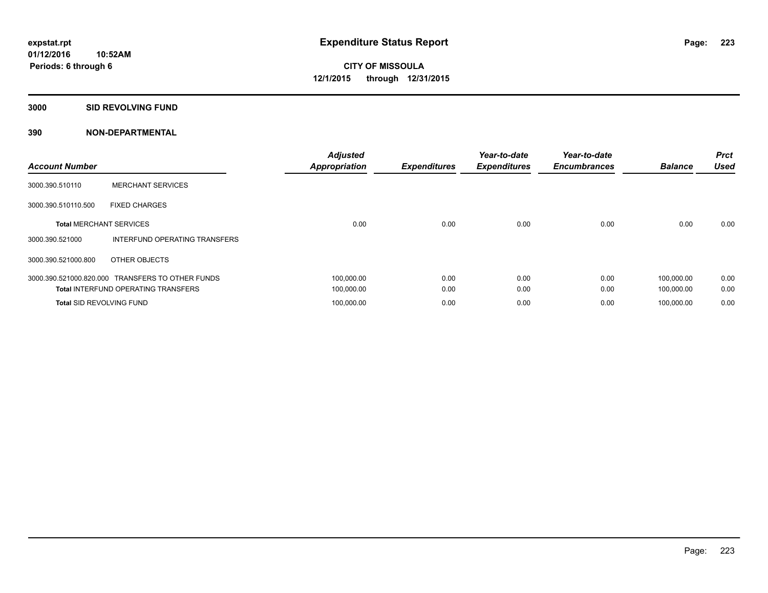**expstat.rpt**
**01/12/2016 10:52AM**
**Periods: 6 through 6**

# Expenditure Status Report

**CITY OF MISSOULA**
**12/1/2015 through 12/31/2015**

## 3000 SID REVOLVING FUND

## 390 NON-DEPARTMENTAL

| Account Number | | Adjusted Appropriation | Expenditures | Year-to-date Expenditures | Year-to-date Encumbrances | Balance | Prct Used |
|---|---|---|---|---|---|---|---|
| 3000.390.510110 | MERCHANT SERVICES | | | | | | |
| 3000.390.510110.500 | FIXED CHARGES | | | | | | |
| **Total** MERCHANT SERVICES | | 0.00 | 0.00 | 0.00 | 0.00 | 0.00 | 0.00 |
| 3000.390.521000 | INTERFUND OPERATING TRANSFERS | | | | | | |
| 3000.390.521000.800 | OTHER OBJECTS | | | | | | |
| 3000.390.521000.820.000 | TRANSFERS TO OTHER FUNDS | 100,000.00 | 0.00 | 0.00 | 0.00 | 100,000.00 | 0.00 |
| **Total** INTERFUND OPERATING TRANSFERS | | 100,000.00 | 0.00 | 0.00 | 0.00 | 100,000.00 | 0.00 |
| **Total** SID REVOLVING FUND | | 100,000.00 | 0.00 | 0.00 | 0.00 | 100,000.00 | 0.00 |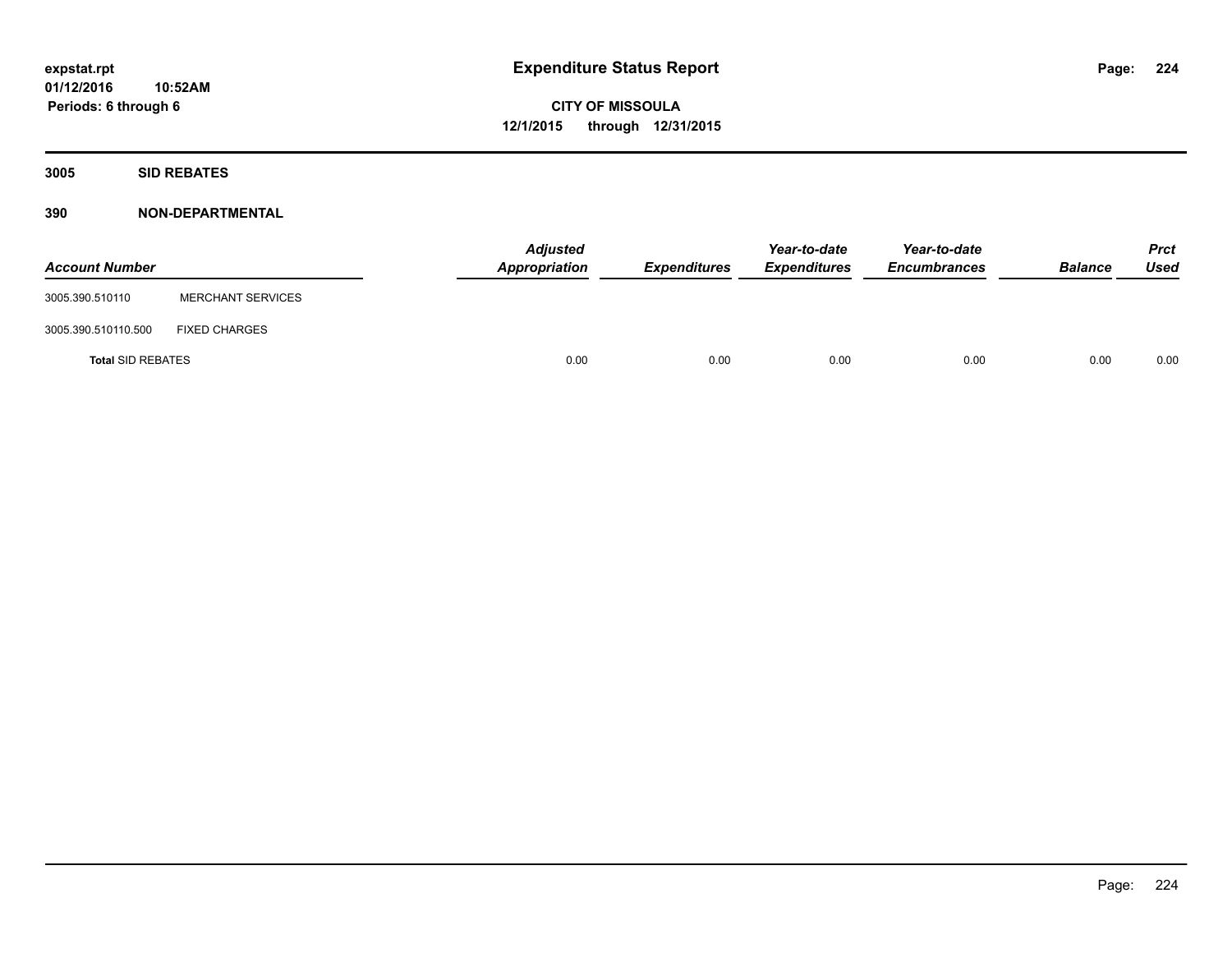**expstat.rpt**
**01/12/2016 10:52AM**
**Periods: 6 through 6**

# Expenditure Status Report

**CITY OF MISSOULA**
**12/1/2015 through 12/31/2015**

## 3005 SID REBATES

## 390 NON-DEPARTMENTAL

| Account Number | | Adjusted Appropriation | Expenditures | Year-to-date Expenditures | Year-to-date Encumbrances | Balance | Prct Used |
|---|---|---|---|---|---|---|---|
| 3005.390.510110 | MERCHANT SERVICES | | | | | | |
| 3005.390.510110.500 | FIXED CHARGES | | | | | | |
| **Total** SID REBATES | | 0.00 | 0.00 | 0.00 | 0.00 | 0.00 | 0.00 |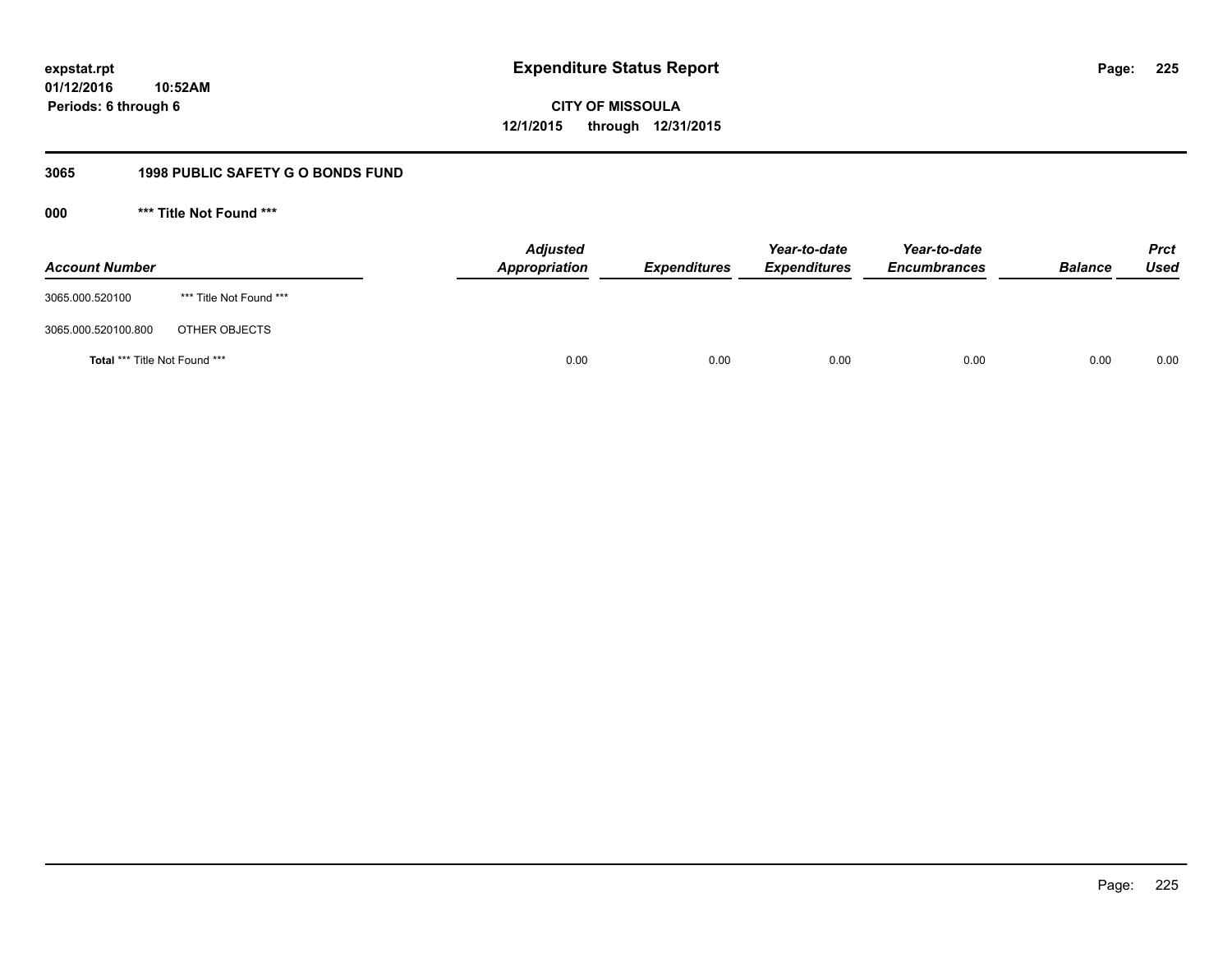expstat.rpt
01/12/2016 10:52AM
Periods: 6 through 6

# Expenditure Status Report

**CITY OF MISSOULA**
**12/1/2015 through 12/31/2015**

## 3065 1998 PUBLIC SAFETY G O BONDS FUND

### 000 *** Title Not Found ***

| Account Number | | Adjusted Appropriation | Expenditures | Year-to-date Expenditures | Year-to-date Encumbrances | Balance | Prct Used |
|---|---|---|---|---|---|---|---|
| 3065.000.520100 | *** Title Not Found *** | | | | | | |
| 3065.000.520100.800 | OTHER OBJECTS | | | | | | |
| **Total** *** Title Not Found *** | | 0.00 | 0.00 | 0.00 | 0.00 | 0.00 | 0.00 |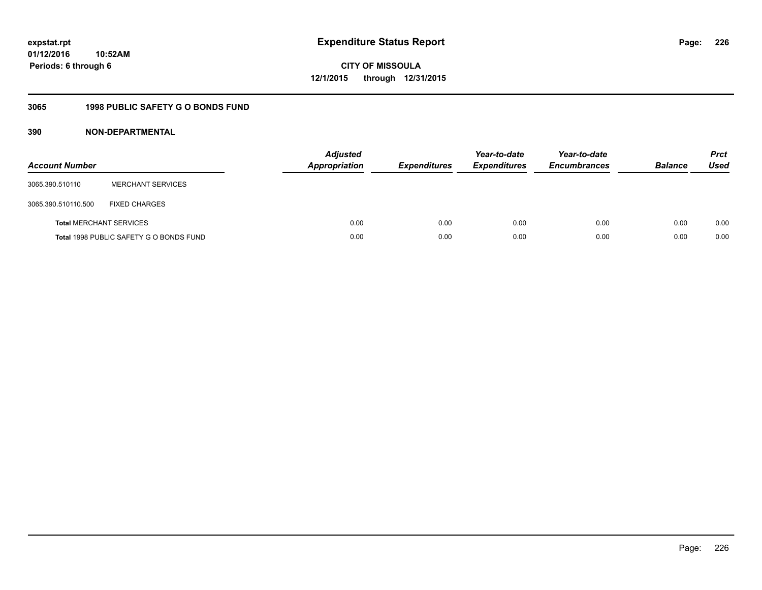expstat.rpt
01/12/2016 10:52AM
Periods: 6 through 6

# Expenditure Status Report

CITY OF MISSOULA
12/1/2015 through 12/31/2015

## 3065 1998 PUBLIC SAFETY G O BONDS FUND

### 390 NON-DEPARTMENTAL

| Account Number | | *Adjusted Appropriation* | *Expenditures* | *Year-to-date Expenditures* | *Year-to-date Encumbrances* | *Balance* | *Prct Used* |
|---|---|---|---|---|---|---|---|
| 3065.390.510110 | MERCHANT SERVICES | | | | | | |
| 3065.390.510110.500 | FIXED CHARGES | | | | | | |
| **Total** MERCHANT SERVICES | | 0.00 | 0.00 | 0.00 | 0.00 | 0.00 | 0.00 |
| **Total** 1998 PUBLIC SAFETY G O BONDS FUND | | 0.00 | 0.00 | 0.00 | 0.00 | 0.00 | 0.00 |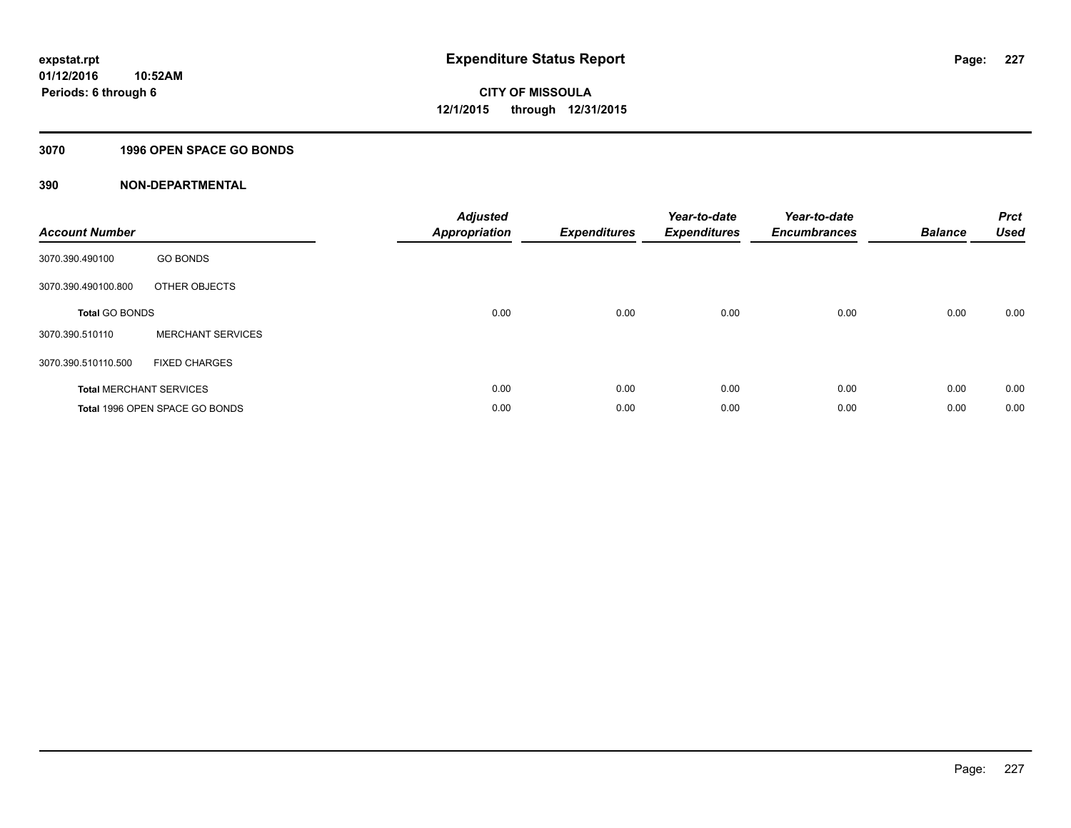# Expenditure Status Report

**CITY OF MISSOULA**
**12/1/2015 through 12/31/2015**

expstat.rpt
01/12/2016 10:52AM
Periods: 6 through 6

## 3070 1996 OPEN SPACE GO BONDS

## 390 NON-DEPARTMENTAL

| Account Number | | Adjusted Appropriation | Expenditures | Year-to-date Expenditures | Year-to-date Encumbrances | Balance | Prct Used |
|---|---|---|---|---|---|---|---|
| 3070.390.490100 | GO BONDS | | | | | | |
| 3070.390.490100.800 | OTHER OBJECTS | | | | | | |
| **Total GO BONDS** | | 0.00 | 0.00 | 0.00 | 0.00 | 0.00 | 0.00 |
| 3070.390.510110 | MERCHANT SERVICES | | | | | | |
| 3070.390.510110.500 | FIXED CHARGES | | | | | | |
| **Total MERCHANT SERVICES** | | 0.00 | 0.00 | 0.00 | 0.00 | 0.00 | 0.00 |
| **Total 1996 OPEN SPACE GO BONDS** | | 0.00 | 0.00 | 0.00 | 0.00 | 0.00 | 0.00 |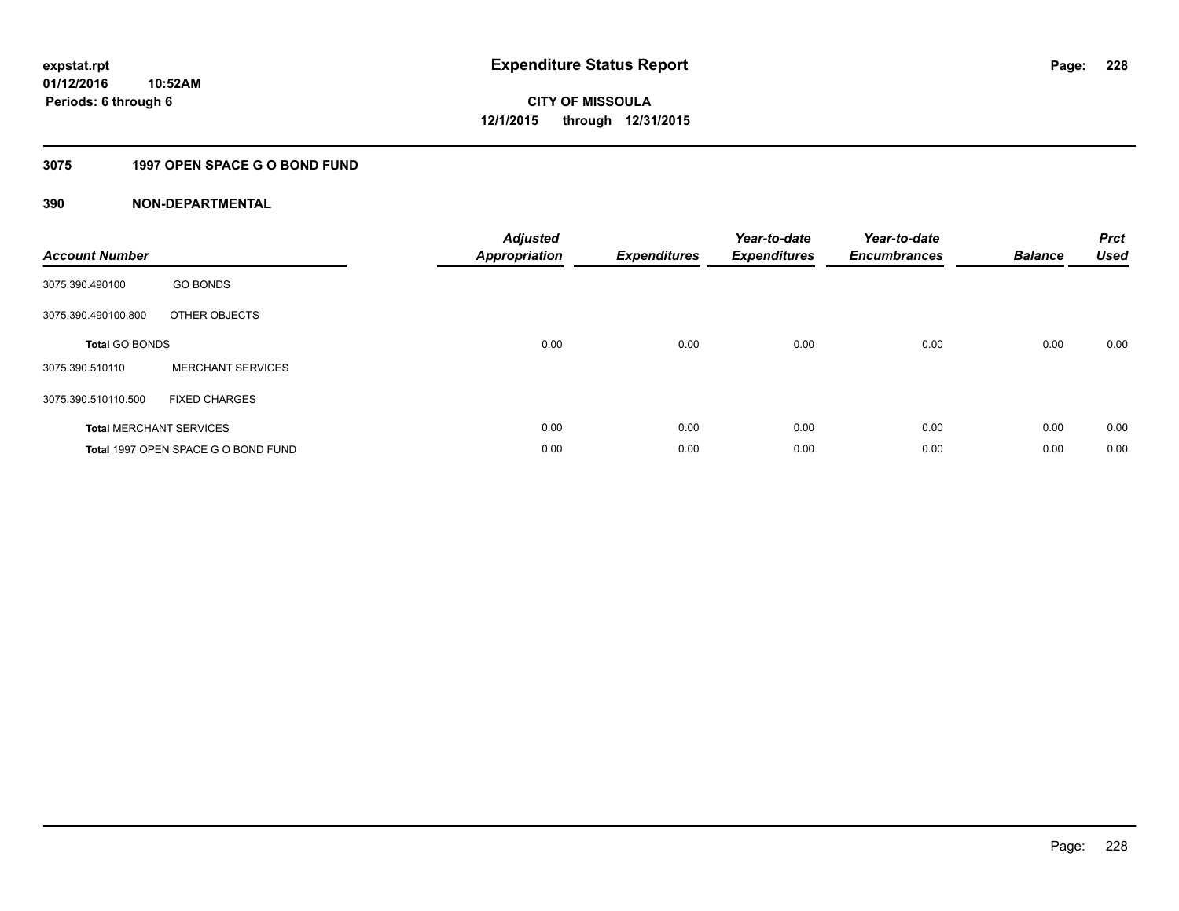# Expenditure Status Report

**expstat.rpt**
**01/12/2016 10:52AM**
**Periods: 6 through 6**

**CITY OF MISSOULA**
**12/1/2015 through 12/31/2015**

## 3075 1997 OPEN SPACE G O BOND FUND

### 390 NON-DEPARTMENTAL

| *Account Number* | | *Adjusted Appropriation* | *Expenditures* | *Year-to-date Expenditures* | *Year-to-date Encumbrances* | *Balance* | *Prct Used* |
|---|---|---|---|---|---|---|---|
| 3075.390.490100 | GO BONDS | | | | | | |
| 3075.390.490100.800 | OTHER OBJECTS | | | | | | |
| **Total** GO BONDS | | 0.00 | 0.00 | 0.00 | 0.00 | 0.00 | 0.00 |
| 3075.390.510110 | MERCHANT SERVICES | | | | | | |
| 3075.390.510110.500 | FIXED CHARGES | | | | | | |
| **Total** MERCHANT SERVICES | | 0.00 | 0.00 | 0.00 | 0.00 | 0.00 | 0.00 |
| **Total** 1997 OPEN SPACE G O BOND FUND | | 0.00 | 0.00 | 0.00 | 0.00 | 0.00 | 0.00 |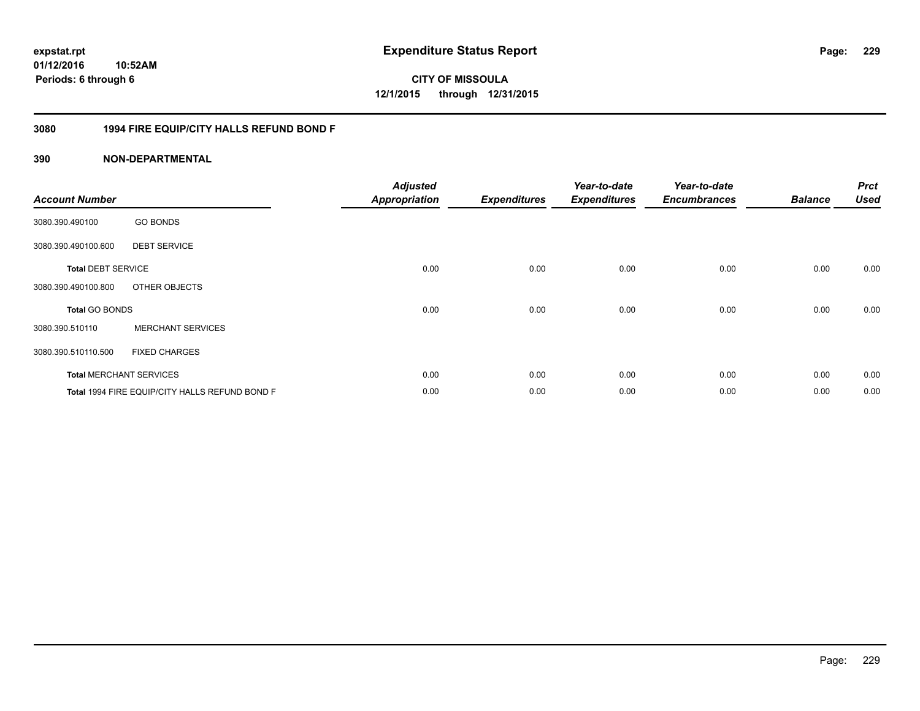expstat.rpt
01/12/2016 10:52AM
Periods: 6 through 6

# Expenditure Status Report

CITY OF MISSOULA
12/1/2015 through 12/31/2015

## 3080 1994 FIRE EQUIP/CITY HALLS REFUND BOND F

### 390 NON-DEPARTMENTAL

| Account Number | | Adjusted Appropriation | Expenditures | Year-to-date Expenditures | Year-to-date Encumbrances | Balance | Prct Used |
|---|---|---|---|---|---|---|---|
| 3080.390.490100 | GO BONDS | | | | | | |
| 3080.390.490100.600 | DEBT SERVICE | | | | | | |
| **Total** DEBT SERVICE | | 0.00 | 0.00 | 0.00 | 0.00 | 0.00 | 0.00 |
| 3080.390.490100.800 | OTHER OBJECTS | | | | | | |
| **Total** GO BONDS | | 0.00 | 0.00 | 0.00 | 0.00 | 0.00 | 0.00 |
| 3080.390.510110 | MERCHANT SERVICES | | | | | | |
| 3080.390.510110.500 | FIXED CHARGES | | | | | | |
| **Total** MERCHANT SERVICES | | 0.00 | 0.00 | 0.00 | 0.00 | 0.00 | 0.00 |
| **Total** 1994 FIRE EQUIP/CITY HALLS REFUND BOND F | | 0.00 | 0.00 | 0.00 | 0.00 | 0.00 | 0.00 |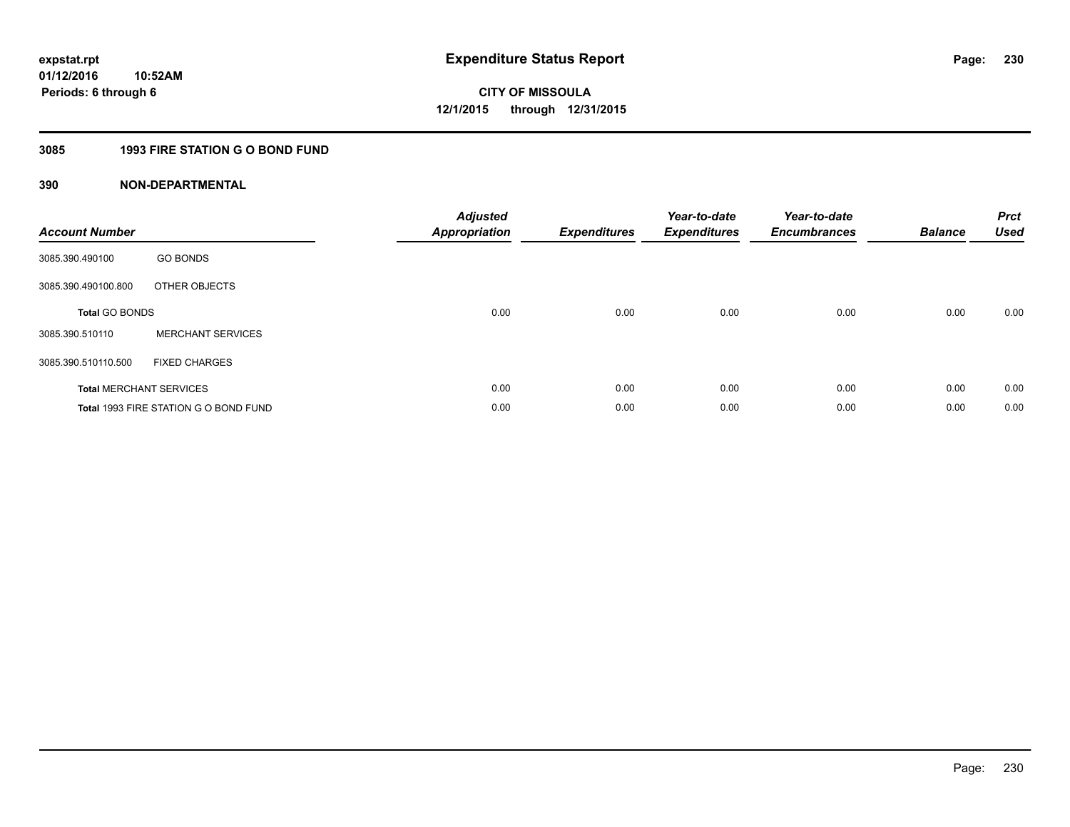expstat.rpt
01/12/2016 10:52AM
Periods: 6 through 6

# Expenditure Status Report

CITY OF MISSOULA
12/1/2015 through 12/31/2015

## 3085 1993 FIRE STATION G O BOND FUND

### 390 NON-DEPARTMENTAL

| Account Number | | Adjusted Appropriation | Expenditures | Year-to-date Expenditures | Year-to-date Encumbrances | Balance | Prct Used |
|---|---|---|---|---|---|---|---|
| 3085.390.490100 | GO BONDS | | | | | | |
| 3085.390.490100.800 | OTHER OBJECTS | | | | | | |
| **Total** GO BONDS | | 0.00 | 0.00 | 0.00 | 0.00 | 0.00 | 0.00 |
| 3085.390.510110 | MERCHANT SERVICES | | | | | | |
| 3085.390.510110.500 | FIXED CHARGES | | | | | | |
| **Total** MERCHANT SERVICES | | 0.00 | 0.00 | 0.00 | 0.00 | 0.00 | 0.00 |
| **Total** 1993 FIRE STATION G O BOND FUND | | 0.00 | 0.00 | 0.00 | 0.00 | 0.00 | 0.00 |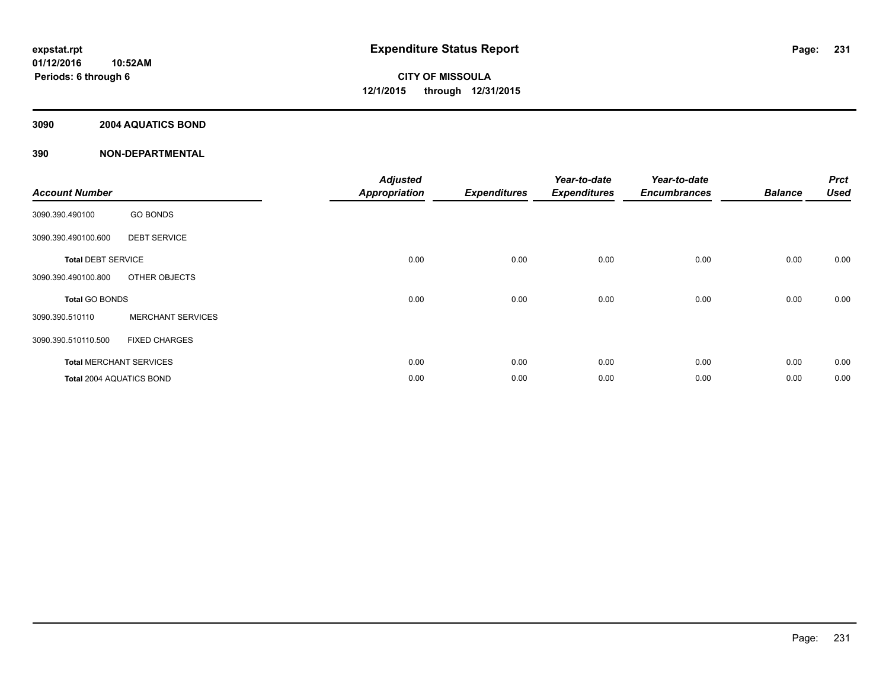**expstat.rpt**
**01/12/2016 10:52AM**
**Periods: 6 through 6**

# Expenditure Status Report

**CITY OF MISSOULA**
**12/1/2015 through 12/31/2015**

## 3090 2004 AQUATICS BOND

## 390 NON-DEPARTMENTAL

| Account Number | | Adjusted Appropriation | Expenditures | Year-to-date Expenditures | Year-to-date Encumbrances | Balance | Prct Used |
|---|---|---|---|---|---|---|---|
| 3090.390.490100 | GO BONDS | | | | | | |
| 3090.390.490100.600 | DEBT SERVICE | | | | | | |
| **Total** DEBT SERVICE | | 0.00 | 0.00 | 0.00 | 0.00 | 0.00 | 0.00 |
| 3090.390.490100.800 | OTHER OBJECTS | | | | | | |
| **Total** GO BONDS | | 0.00 | 0.00 | 0.00 | 0.00 | 0.00 | 0.00 |
| 3090.390.510110 | MERCHANT SERVICES | | | | | | |
| 3090.390.510110.500 | FIXED CHARGES | | | | | | |
| **Total** MERCHANT SERVICES | | 0.00 | 0.00 | 0.00 | 0.00 | 0.00 | 0.00 |
| **Total** 2004 AQUATICS BOND | | 0.00 | 0.00 | 0.00 | 0.00 | 0.00 | 0.00 |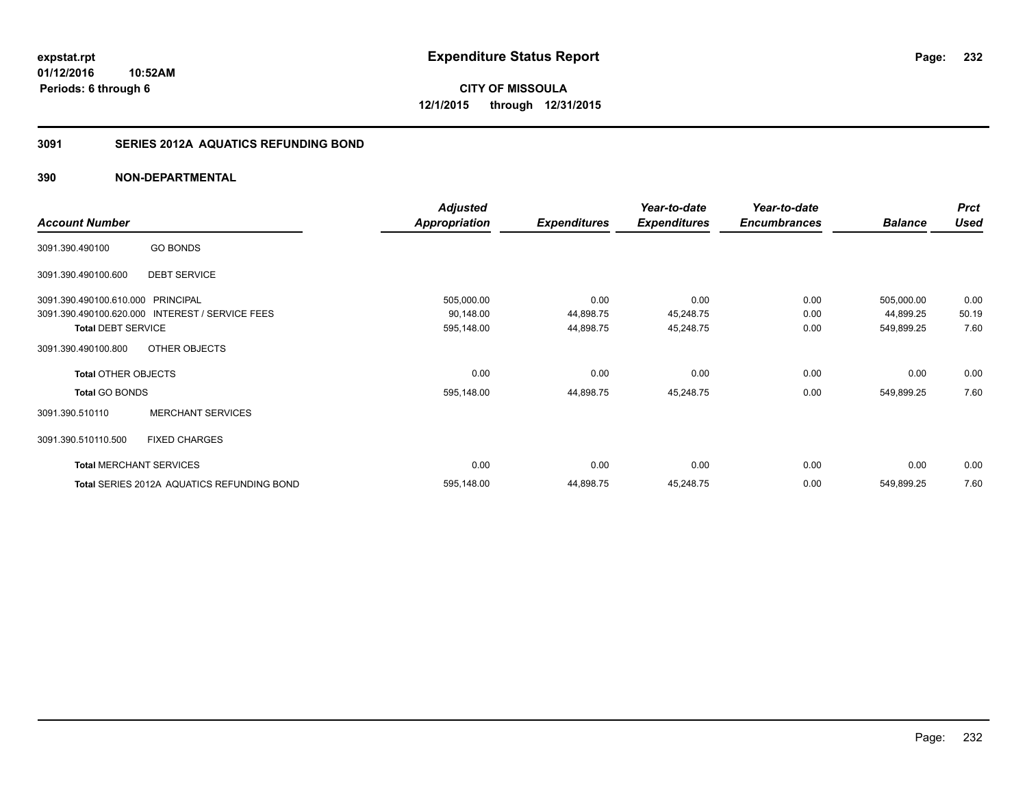**expstat.rpt**
**01/12/2016 10:52AM**
**Periods: 6 through 6**

# Expenditure Status Report

**CITY OF MISSOULA**
**12/1/2015 through 12/31/2015**

## 3091 SERIES 2012A AQUATICS REFUNDING BOND

### 390 NON-DEPARTMENTAL

| Account Number | | Adjusted Appropriation | Expenditures | Year-to-date Expenditures | Year-to-date Encumbrances | Balance | Prct Used |
|---|---|---|---|---|---|---|---|
| 3091.390.490100 | GO BONDS | | | | | | |
| 3091.390.490100.600 | DEBT SERVICE | | | | | | |
| 3091.390.490100.610.000 | PRINCIPAL | 505,000.00 | 0.00 | 0.00 | 0.00 | 505,000.00 | 0.00 |
| 3091.390.490100.620.000 | INTEREST / SERVICE FEES | 90,148.00 | 44,898.75 | 45,248.75 | 0.00 | 44,899.25 | 50.19 |
| **Total** DEBT SERVICE | | 595,148.00 | 44,898.75 | 45,248.75 | 0.00 | 549,899.25 | 7.60 |
| 3091.390.490100.800 | OTHER OBJECTS | | | | | | |
| **Total** OTHER OBJECTS | | 0.00 | 0.00 | 0.00 | 0.00 | 0.00 | 0.00 |
| **Total** GO BONDS | | 595,148.00 | 44,898.75 | 45,248.75 | 0.00 | 549,899.25 | 7.60 |
| 3091.390.510110 | MERCHANT SERVICES | | | | | | |
| 3091.390.510110.500 | FIXED CHARGES | | | | | | |
| **Total** MERCHANT SERVICES | | 0.00 | 0.00 | 0.00 | 0.00 | 0.00 | 0.00 |
| **Total** SERIES 2012A AQUATICS REFUNDING BOND | | 595,148.00 | 44,898.75 | 45,248.75 | 0.00 | 549,899.25 | 7.60 |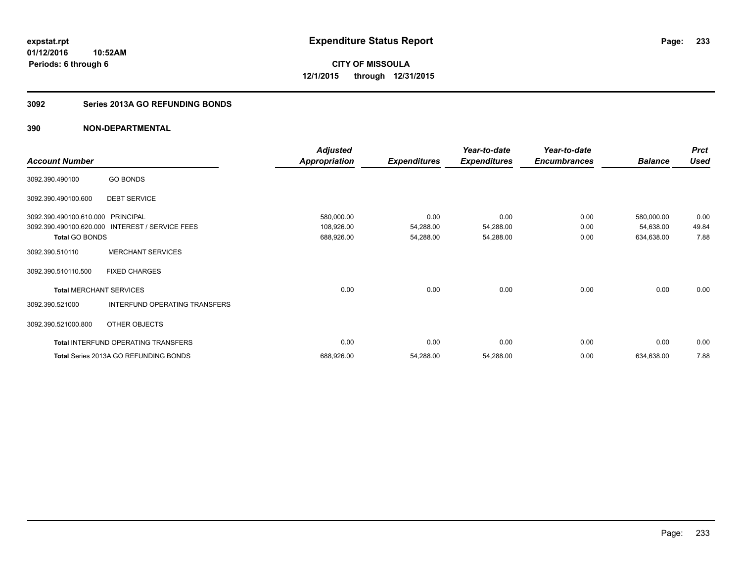**expstat.rpt**
**01/12/2016 10:52AM**
**Periods: 6 through 6**

# Expenditure Status Report

**CITY OF MISSOULA**
**12/1/2015 through 12/31/2015**

## 3092 Series 2013A GO REFUNDING BONDS

## 390 NON-DEPARTMENTAL

| Account Number | | Adjusted Appropriation | Expenditures | Year-to-date Expenditures | Year-to-date Encumbrances | Balance | Prct Used |
|---|---|---|---|---|---|---|---|
| 3092.390.490100 | GO BONDS | | | | | | |
| 3092.390.490100.600 | DEBT SERVICE | | | | | | |
| 3092.390.490100.610.000 | PRINCIPAL | 580,000.00 | 0.00 | 0.00 | 0.00 | 580,000.00 | 0.00 |
| 3092.390.490100.620.000 | INTEREST / SERVICE FEES | 108,926.00 | 54,288.00 | 54,288.00 | 0.00 | 54,638.00 | 49.84 |
| **Total** GO BONDS | | 688,926.00 | 54,288.00 | 54,288.00 | 0.00 | 634,638.00 | 7.88 |
| 3092.390.510110 | MERCHANT SERVICES | | | | | | |
| 3092.390.510110.500 | FIXED CHARGES | | | | | | |
| **Total** MERCHANT SERVICES | | 0.00 | 0.00 | 0.00 | 0.00 | 0.00 | 0.00 |
| 3092.390.521000 | INTERFUND OPERATING TRANSFERS | | | | | | |
| 3092.390.521000.800 | OTHER OBJECTS | | | | | | |
| **Total** INTERFUND OPERATING TRANSFERS | | 0.00 | 0.00 | 0.00 | 0.00 | 0.00 | 0.00 |
| **Total** Series 2013A GO REFUNDING BONDS | | 688,926.00 | 54,288.00 | 54,288.00 | 0.00 | 634,638.00 | 7.88 |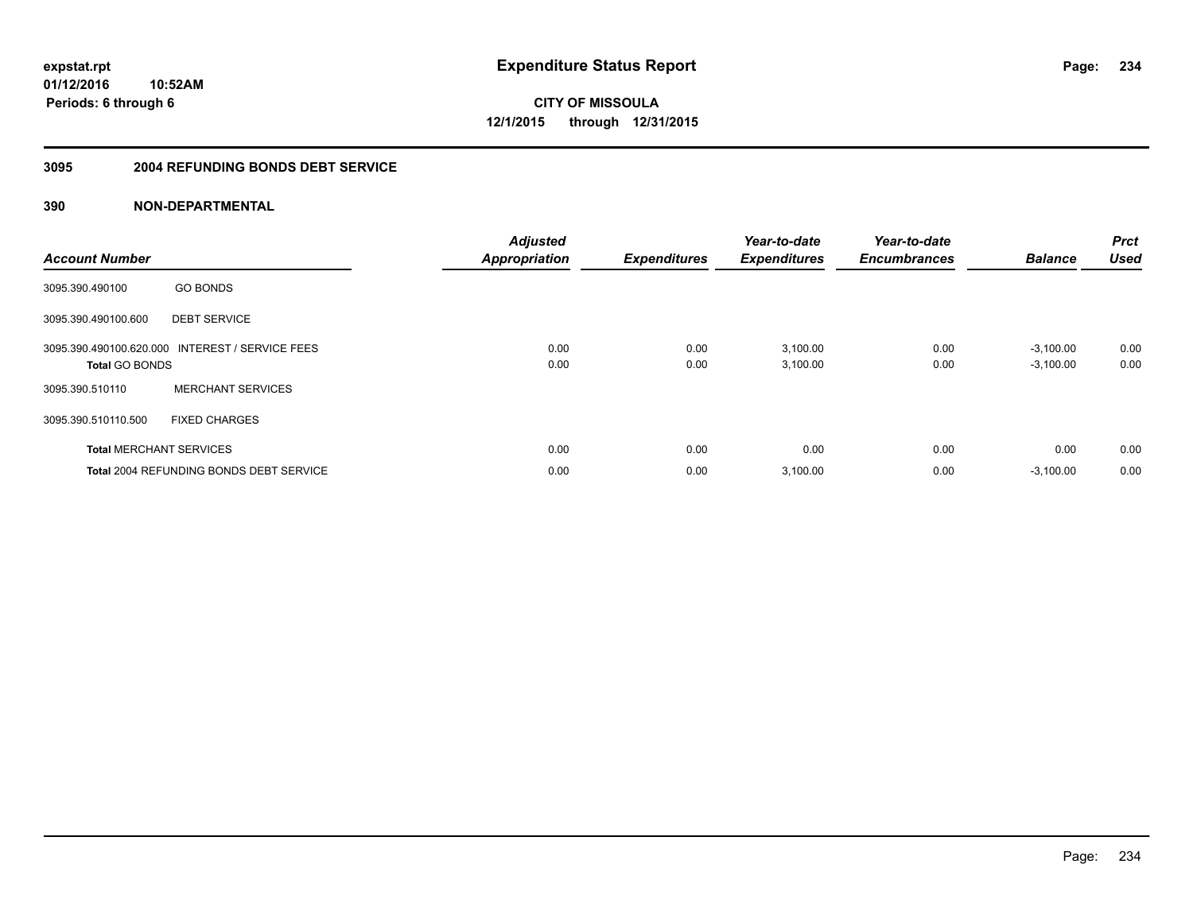**expstat.rpt**
**01/12/2016 10:52AM**
**Periods: 6 through 6**

# Expenditure Status Report

**CITY OF MISSOULA**
**12/1/2015 through 12/31/2015**

## 3095 2004 REFUNDING BONDS DEBT SERVICE

## 390 NON-DEPARTMENTAL

| Account Number | | Adjusted Appropriation | Expenditures | Year-to-date Expenditures | Year-to-date Encumbrances | Balance | Prct Used |
|---|---|---|---|---|---|---|---|
| 3095.390.490100 | GO BONDS | | | | | | |
| 3095.390.490100.600 | DEBT SERVICE | | | | | | |
| 3095.390.490100.620.000 | INTEREST / SERVICE FEES | 0.00 | 0.00 | 3,100.00 | 0.00 | -3,100.00 | 0.00 |
| **Total** GO BONDS | | 0.00 | 0.00 | 3,100.00 | 0.00 | -3,100.00 | 0.00 |
| 3095.390.510110 | MERCHANT SERVICES | | | | | | |
| 3095.390.510110.500 | FIXED CHARGES | | | | | | |
| **Total** MERCHANT SERVICES | | 0.00 | 0.00 | 0.00 | 0.00 | 0.00 | 0.00 |
| **Total** 2004 REFUNDING BONDS DEBT SERVICE | | 0.00 | 0.00 | 3,100.00 | 0.00 | -3,100.00 | 0.00 |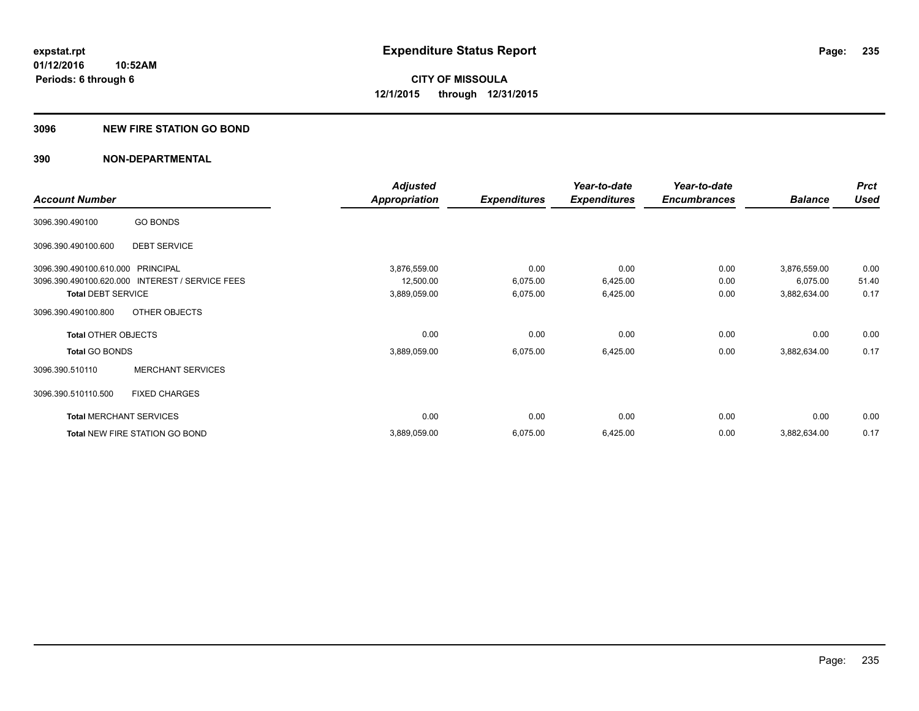**expstat.rpt**
**01/12/2016 10:52AM**
**Periods: 6 through 6**

# Expenditure Status Report

**CITY OF MISSOULA**
**12/1/2015 through 12/31/2015**

## 3096 NEW FIRE STATION GO BOND

## 390 NON-DEPARTMENTAL

| Account Number | | Adjusted Appropriation | Expenditures | Year-to-date Expenditures | Year-to-date Encumbrances | Balance | Prct Used |
|---|---|---|---|---|---|---|---|
| 3096.390.490100 | GO BONDS | | | | | | |
| 3096.390.490100.600 | DEBT SERVICE | | | | | | |
| 3096.390.490100.610.000 | PRINCIPAL | 3,876,559.00 | 0.00 | 0.00 | 0.00 | 3,876,559.00 | 0.00 |
| 3096.390.490100.620.000 | INTEREST / SERVICE FEES | 12,500.00 | 6,075.00 | 6,425.00 | 0.00 | 6,075.00 | 51.40 |
| **Total** DEBT SERVICE | | 3,889,059.00 | 6,075.00 | 6,425.00 | 0.00 | 3,882,634.00 | 0.17 |
| 3096.390.490100.800 | OTHER OBJECTS | | | | | | |
| **Total** OTHER OBJECTS | | 0.00 | 0.00 | 0.00 | 0.00 | 0.00 | 0.00 |
| **Total** GO BONDS | | 3,889,059.00 | 6,075.00 | 6,425.00 | 0.00 | 3,882,634.00 | 0.17 |
| 3096.390.510110 | MERCHANT SERVICES | | | | | | |
| 3096.390.510110.500 | FIXED CHARGES | | | | | | |
| **Total** MERCHANT SERVICES | | 0.00 | 0.00 | 0.00 | 0.00 | 0.00 | 0.00 |
| **Total** NEW FIRE STATION GO BOND | | 3,889,059.00 | 6,075.00 | 6,425.00 | 0.00 | 3,882,634.00 | 0.17 |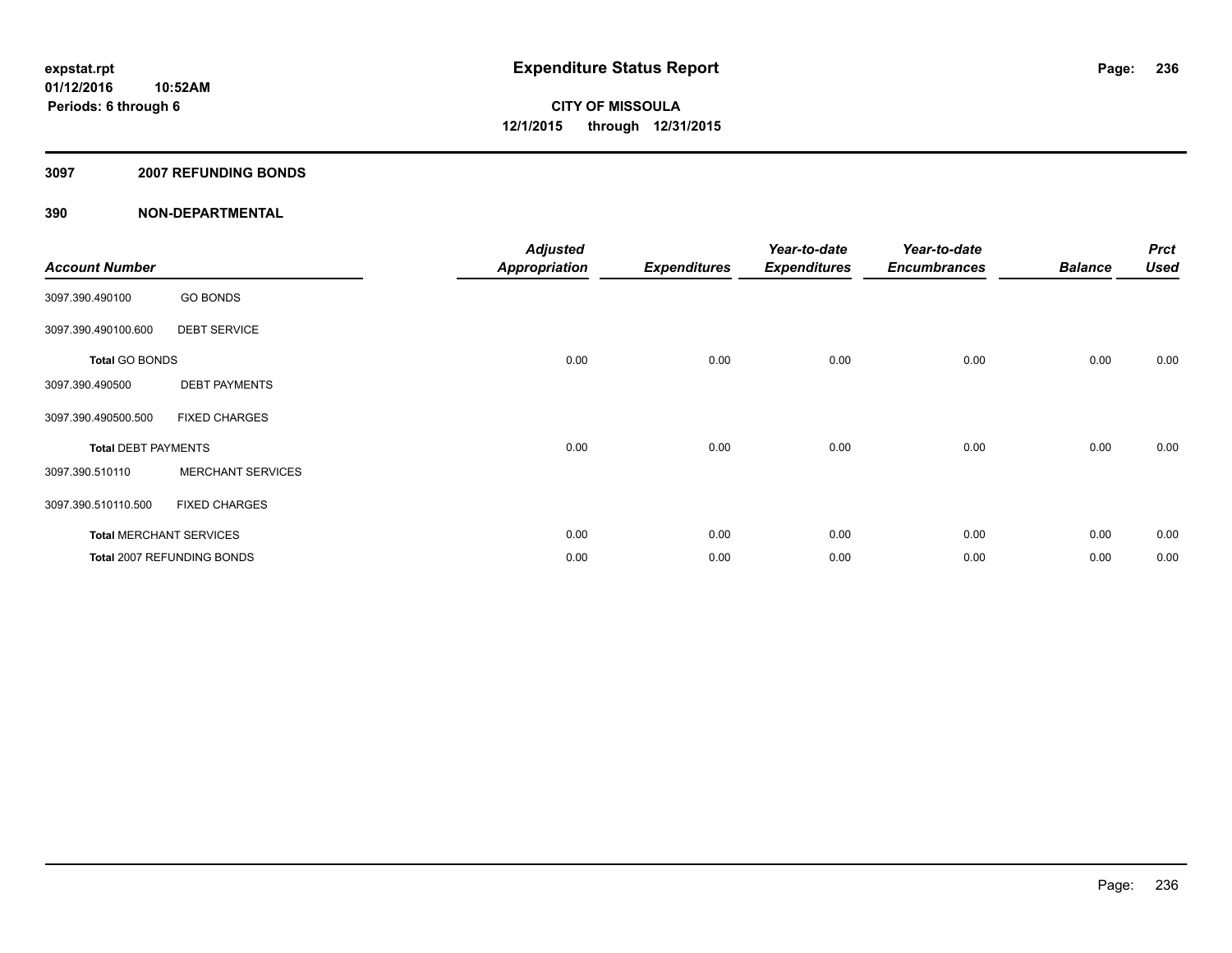# Expenditure Status Report

**CITY OF MISSOULA**
**12/1/2015 through 12/31/2015**

expstat.rpt
01/12/2016 10:52AM
Periods: 6 through 6

## 3097 2007 REFUNDING BONDS

## 390 NON-DEPARTMENTAL

| Account Number | | Adjusted Appropriation | Expenditures | Year-to-date Expenditures | Year-to-date Encumbrances | Balance | Prct Used |
|---|---|---|---|---|---|---|---|
| 3097.390.490100 | GO BONDS | | | | | | |
| 3097.390.490100.600 | DEBT SERVICE | | | | | | |
| **Total** GO BONDS | | 0.00 | 0.00 | 0.00 | 0.00 | 0.00 | 0.00 |
| 3097.390.490500 | DEBT PAYMENTS | | | | | | |
| 3097.390.490500.500 | FIXED CHARGES | | | | | | |
| **Total** DEBT PAYMENTS | | 0.00 | 0.00 | 0.00 | 0.00 | 0.00 | 0.00 |
| 3097.390.510110 | MERCHANT SERVICES | | | | | | |
| 3097.390.510110.500 | FIXED CHARGES | | | | | | |
| **Total** MERCHANT SERVICES | | 0.00 | 0.00 | 0.00 | 0.00 | 0.00 | 0.00 |
| **Total** 2007 REFUNDING BONDS | | 0.00 | 0.00 | 0.00 | 0.00 | 0.00 | 0.00 |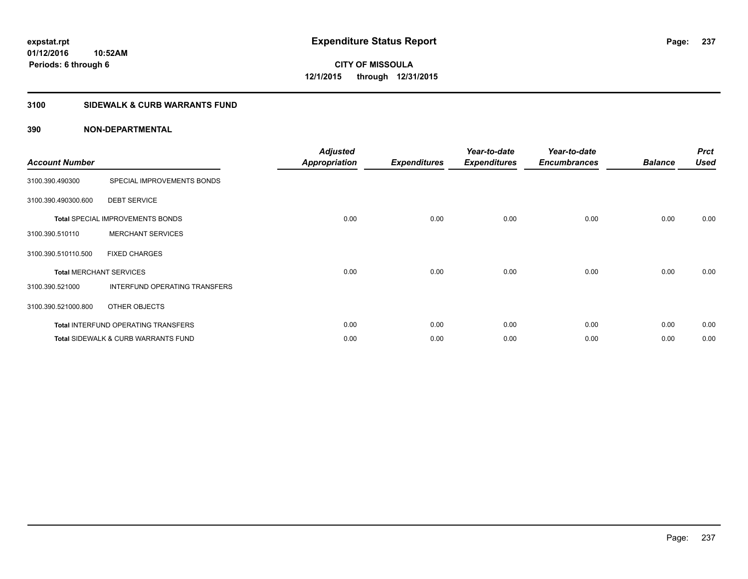**expstat.rpt**
**01/12/2016 10:52AM**
**Periods: 6 through 6**

# Expenditure Status Report

**CITY OF MISSOULA**
**12/1/2015 through 12/31/2015**

## 3100 SIDEWALK & CURB WARRANTS FUND

### 390 NON-DEPARTMENTAL

| Account Number | | Adjusted Appropriation | Expenditures | Year-to-date Expenditures | Year-to-date Encumbrances | Balance | Prct Used |
|---|---|---|---|---|---|---|---|
| 3100.390.490300 | SPECIAL IMPROVEMENTS BONDS | | | | | | |
| 3100.390.490300.600 | DEBT SERVICE | | | | | | |
| **Total** SPECIAL IMPROVEMENTS BONDS | | 0.00 | 0.00 | 0.00 | 0.00 | 0.00 | 0.00 |
| 3100.390.510110 | MERCHANT SERVICES | | | | | | |
| 3100.390.510110.500 | FIXED CHARGES | | | | | | |
| **Total** MERCHANT SERVICES | | 0.00 | 0.00 | 0.00 | 0.00 | 0.00 | 0.00 |
| 3100.390.521000 | INTERFUND OPERATING TRANSFERS | | | | | | |
| 3100.390.521000.800 | OTHER OBJECTS | | | | | | |
| **Total** INTERFUND OPERATING TRANSFERS | | 0.00 | 0.00 | 0.00 | 0.00 | 0.00 | 0.00 |
| **Total** SIDEWALK & CURB WARRANTS FUND | | 0.00 | 0.00 | 0.00 | 0.00 | 0.00 | 0.00 |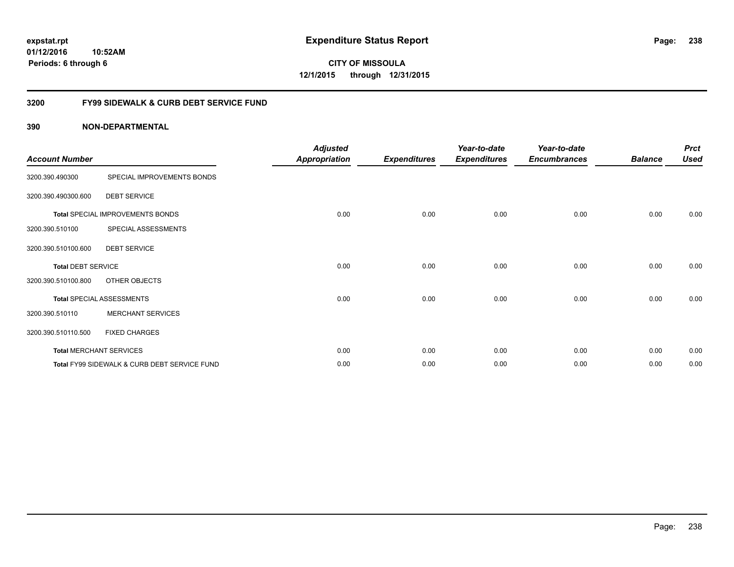**expstat.rpt**
**01/12/2016 10:52AM**
**Periods: 6 through 6**

# Expenditure Status Report

**CITY OF MISSOULA**
**12/1/2015 through 12/31/2015**

## 3200 FY99 SIDEWALK & CURB DEBT SERVICE FUND

## 390 NON-DEPARTMENTAL

| Account Number | | Adjusted Appropriation | Expenditures | Year-to-date Expenditures | Year-to-date Encumbrances | Balance | Prct Used |
|---|---|---|---|---|---|---|---|
| 3200.390.490300 | SPECIAL IMPROVEMENTS BONDS | | | | | | |
| 3200.390.490300.600 | DEBT SERVICE | | | | | | |
| **Total** SPECIAL IMPROVEMENTS BONDS | | 0.00 | 0.00 | 0.00 | 0.00 | 0.00 | 0.00 |
| 3200.390.510100 | SPECIAL ASSESSMENTS | | | | | | |
| 3200.390.510100.600 | DEBT SERVICE | | | | | | |
| **Total** DEBT SERVICE | | 0.00 | 0.00 | 0.00 | 0.00 | 0.00 | 0.00 |
| 3200.390.510100.800 | OTHER OBJECTS | | | | | | |
| **Total** SPECIAL ASSESSMENTS | | 0.00 | 0.00 | 0.00 | 0.00 | 0.00 | 0.00 |
| 3200.390.510110 | MERCHANT SERVICES | | | | | | |
| 3200.390.510110.500 | FIXED CHARGES | | | | | | |
| **Total** MERCHANT SERVICES | | 0.00 | 0.00 | 0.00 | 0.00 | 0.00 | 0.00 |
| **Total** FY99 SIDEWALK & CURB DEBT SERVICE FUND | | 0.00 | 0.00 | 0.00 | 0.00 | 0.00 | 0.00 |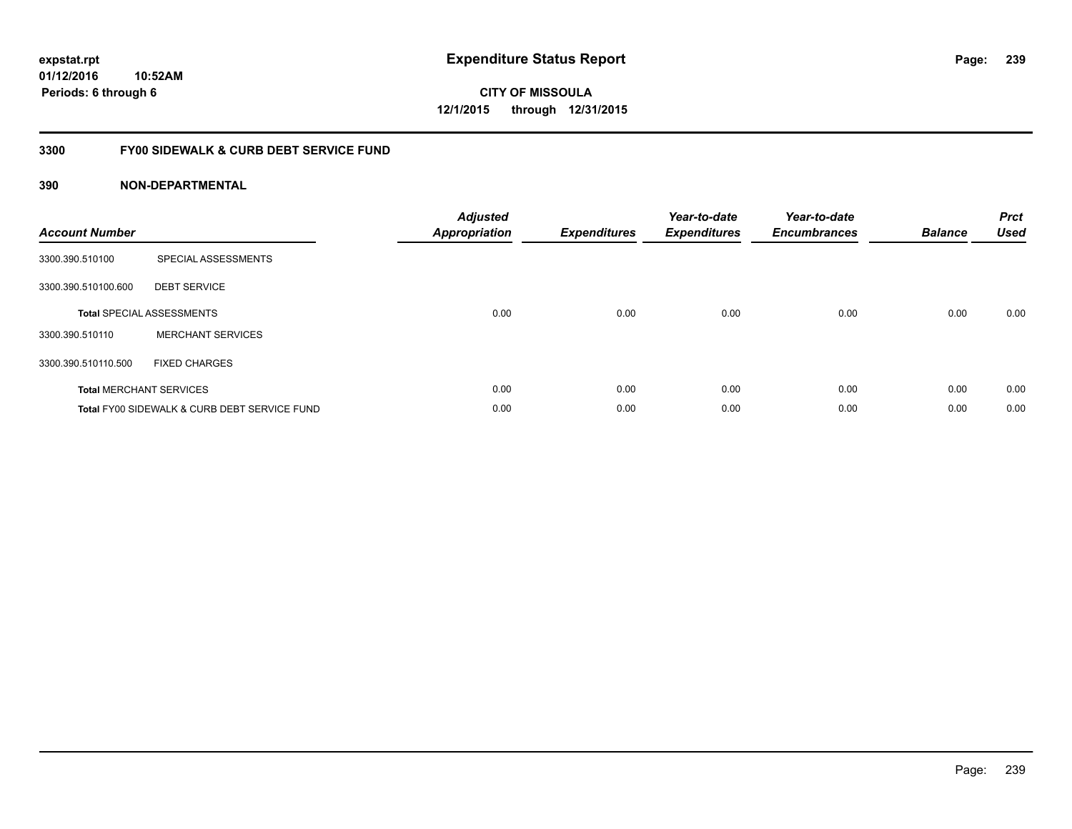# Expenditure Status Report

expstat.rpt
01/12/2016 10:52AM
Periods: 6 through 6

**CITY OF MISSOULA**
**12/1/2015 through 12/31/2015**

## 3300 FY00 SIDEWALK & CURB DEBT SERVICE FUND

### 390 NON-DEPARTMENTAL

| Account Number | | Adjusted Appropriation | Expenditures | Year-to-date Expenditures | Year-to-date Encumbrances | Balance | Prct Used |
|---|---|---|---|---|---|---|---|
| 3300.390.510100 | SPECIAL ASSESSMENTS | | | | | | |
| 3300.390.510100.600 | DEBT SERVICE | | | | | | |
| **Total** SPECIAL ASSESSMENTS | | 0.00 | 0.00 | 0.00 | 0.00 | 0.00 | 0.00 |
| 3300.390.510110 | MERCHANT SERVICES | | | | | | |
| 3300.390.510110.500 | FIXED CHARGES | | | | | | |
| **Total** MERCHANT SERVICES | | 0.00 | 0.00 | 0.00 | 0.00 | 0.00 | 0.00 |
| **Total** FY00 SIDEWALK & CURB DEBT SERVICE FUND | | 0.00 | 0.00 | 0.00 | 0.00 | 0.00 | 0.00 |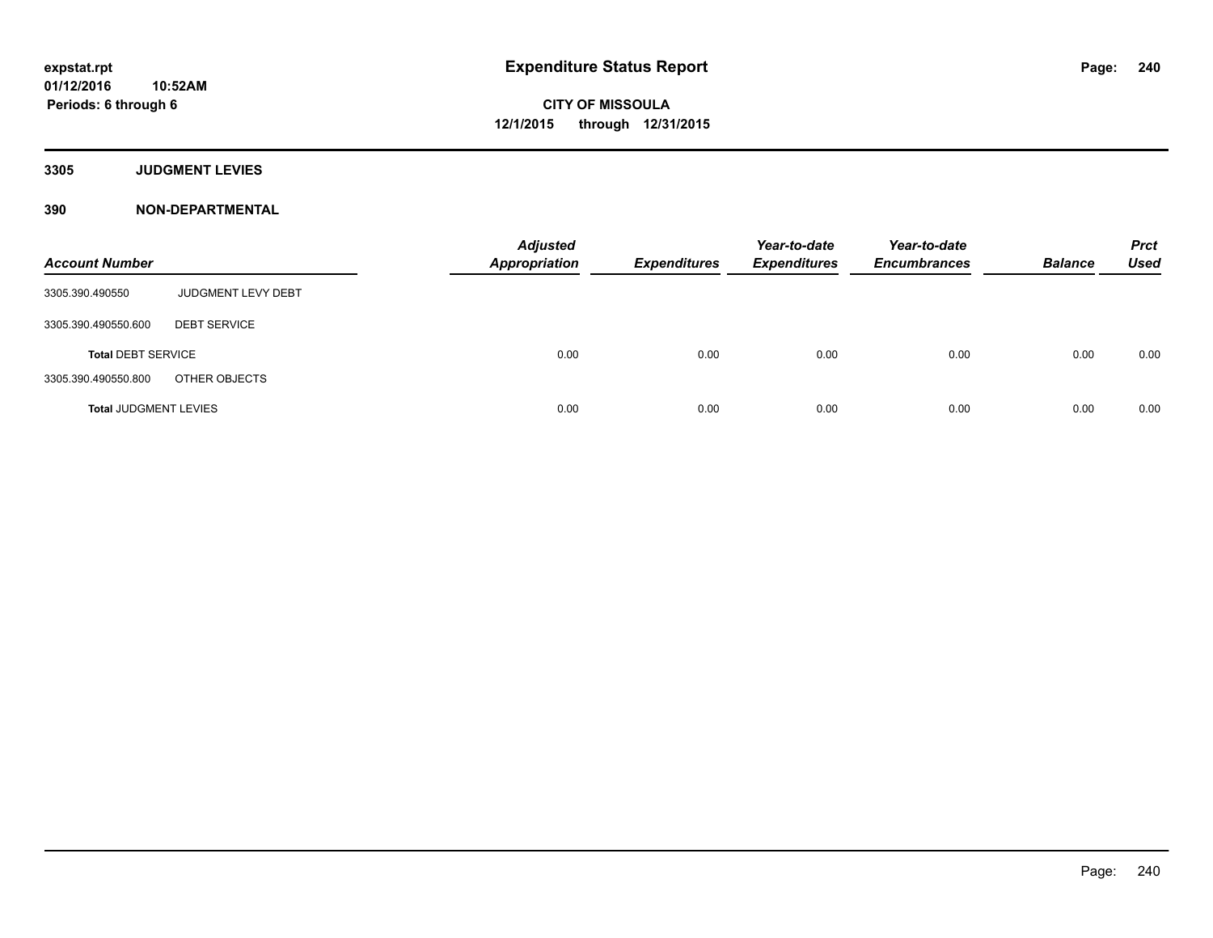**expstat.rpt**
**01/12/2016 10:52AM**
**Periods: 6 through 6**

# Expenditure Status Report

**CITY OF MISSOULA**
**12/1/2015 through 12/31/2015**

## 3305 JUDGMENT LEVIES

## 390 NON-DEPARTMENTAL

| Account Number | | Adjusted Appropriation | Expenditures | Year-to-date Expenditures | Year-to-date Encumbrances | Balance | Prct Used |
|---|---|---|---|---|---|---|---|
| 3305.390.490550 | JUDGMENT LEVY DEBT | | | | | | |
| 3305.390.490550.600 | DEBT SERVICE | | | | | | |
| **Total** DEBT SERVICE | | 0.00 | 0.00 | 0.00 | 0.00 | 0.00 | 0.00 |
| 3305.390.490550.800 | OTHER OBJECTS | | | | | | |
| **Total** JUDGMENT LEVIES | | 0.00 | 0.00 | 0.00 | 0.00 | 0.00 | 0.00 |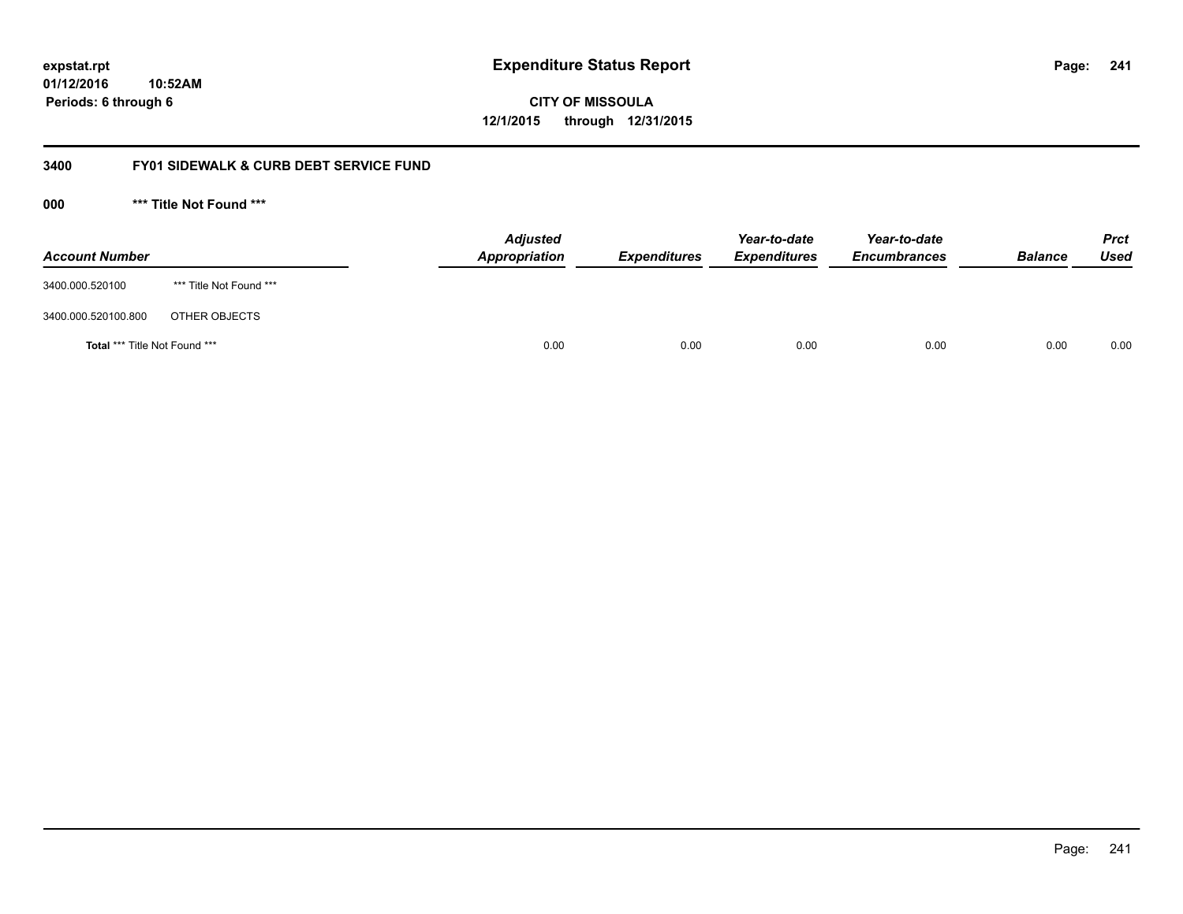**expstat.rpt**
**01/12/2016 10:52AM**
**Periods: 6 through 6**

# Expenditure Status Report

**CITY OF MISSOULA**
**12/1/2015 through 12/31/2015**

### 3400 FY01 SIDEWALK & CURB DEBT SERVICE FUND

### 000 *** Title Not Found ***

| Account Number | | Adjusted Appropriation | Expenditures | Year-to-date Expenditures | Year-to-date Encumbrances | Balance | Prct Used |
|---|---|---|---|---|---|---|---|
| 3400.000.520100 | *** Title Not Found *** | | | | | | |
| 3400.000.520100.800 | OTHER OBJECTS | | | | | | |
| **Total** *** Title Not Found *** | | 0.00 | 0.00 | 0.00 | 0.00 | 0.00 | 0.00 |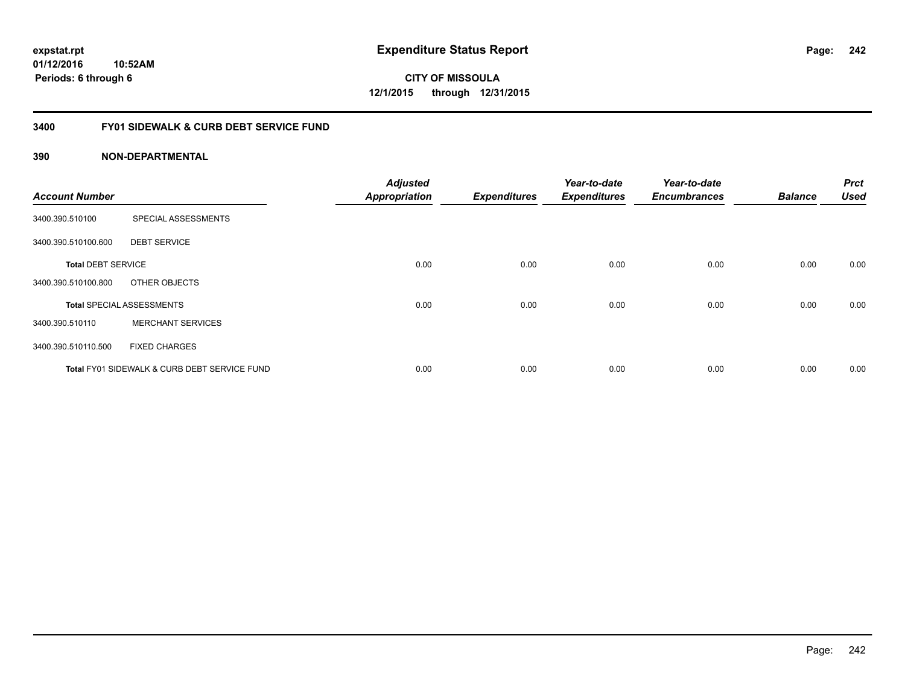**expstat.rpt**
**01/12/2016 10:52AM**
**Periods: 6 through 6**

# Expenditure Status Report

**CITY OF MISSOULA**
**12/1/2015 through 12/31/2015**

## 3400 FY01 SIDEWALK & CURB DEBT SERVICE FUND

### 390 NON-DEPARTMENTAL

| Account Number | | Adjusted Appropriation | Expenditures | Year-to-date Expenditures | Year-to-date Encumbrances | Balance | Prct Used |
|---|---|---|---|---|---|---|---|
| 3400.390.510100 | SPECIAL ASSESSMENTS | | | | | | |
| 3400.390.510100.600 | DEBT SERVICE | | | | | | |
| **Total** DEBT SERVICE | | 0.00 | 0.00 | 0.00 | 0.00 | 0.00 | 0.00 |
| 3400.390.510100.800 | OTHER OBJECTS | | | | | | |
| **Total** SPECIAL ASSESSMENTS | | 0.00 | 0.00 | 0.00 | 0.00 | 0.00 | 0.00 |
| 3400.390.510110 | MERCHANT SERVICES | | | | | | |
| 3400.390.510110.500 | FIXED CHARGES | | | | | | |
| **Total** FY01 SIDEWALK & CURB DEBT SERVICE FUND | | 0.00 | 0.00 | 0.00 | 0.00 | 0.00 | 0.00 |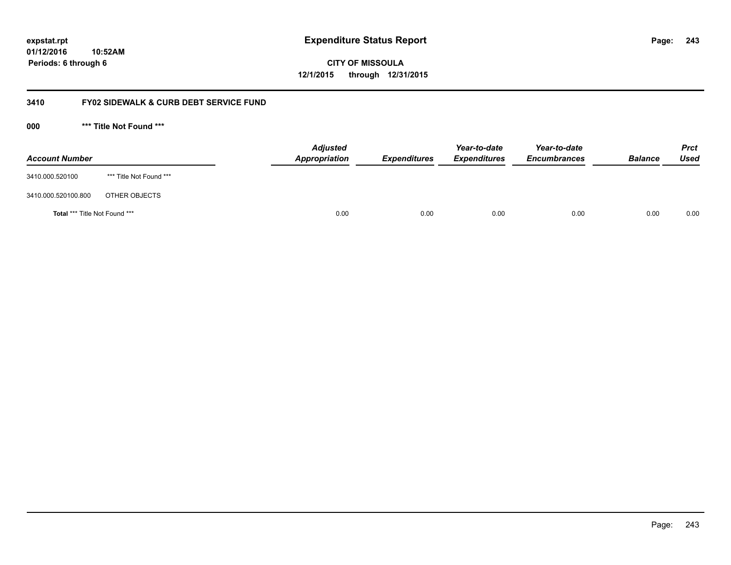**expstat.rpt**
**01/12/2016 10:52AM**
**Periods: 6 through 6**

# Expenditure Status Report

**CITY OF MISSOULA**
**12/1/2015 through 12/31/2015**

## 3410 FY02 SIDEWALK & CURB DEBT SERVICE FUND

### 000 *** Title Not Found ***

| Account Number | | Adjusted Appropriation | Expenditures | Year-to-date Expenditures | Year-to-date Encumbrances | Balance | Prct Used |
|---|---|---|---|---|---|---|---|
| 3410.000.520100 | *** Title Not Found *** | | | | | | |
| 3410.000.520100.800 | OTHER OBJECTS | | | | | | |
| **Total** *** Title Not Found *** | | 0.00 | 0.00 | 0.00 | 0.00 | 0.00 | 0.00 |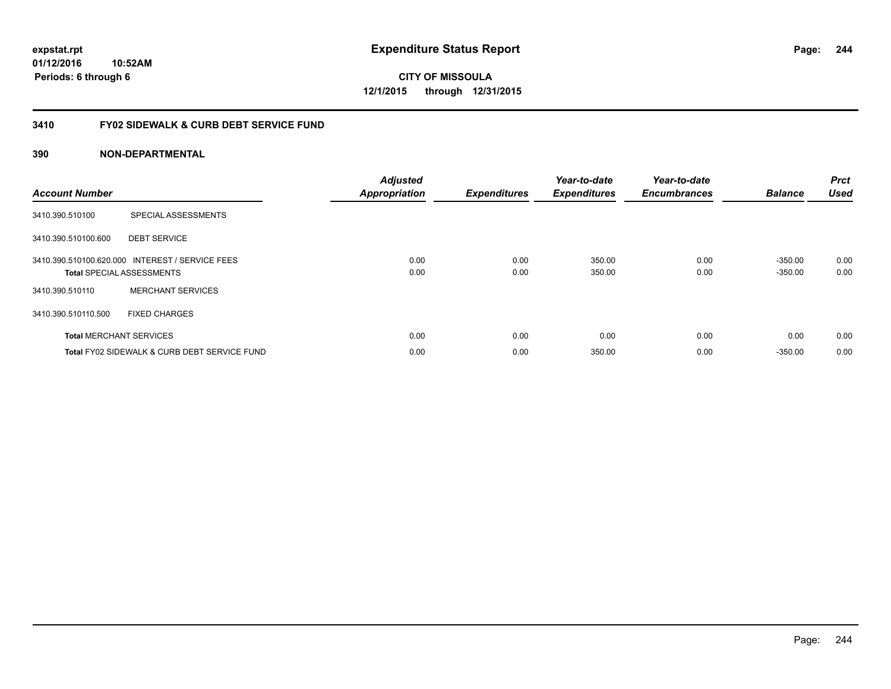**expstat.rpt**
**01/12/2016 10:52AM**
**Periods: 6 through 6**

# Expenditure Status Report

**CITY OF MISSOULA**
**12/1/2015 through 12/31/2015**

## 3410 FY02 SIDEWALK & CURB DEBT SERVICE FUND

### 390 NON-DEPARTMENTAL

| Account Number | | Adjusted Appropriation | Expenditures | Year-to-date Expenditures | Year-to-date Encumbrances | Balance | Prct Used |
|---|---|---|---|---|---|---|---|
| 3410.390.510100 | SPECIAL ASSESSMENTS | | | | | | |
| 3410.390.510100.600 | DEBT SERVICE | | | | | | |
| 3410.390.510100.620.000 | INTEREST / SERVICE FEES | 0.00 | 0.00 | 350.00 | 0.00 | -350.00 | 0.00 |
| **Total** SPECIAL ASSESSMENTS | | 0.00 | 0.00 | 350.00 | 0.00 | -350.00 | 0.00 |
| 3410.390.510110 | MERCHANT SERVICES | | | | | | |
| 3410.390.510110.500 | FIXED CHARGES | | | | | | |
| **Total** MERCHANT SERVICES | | 0.00 | 0.00 | 0.00 | 0.00 | 0.00 | 0.00 |
| **Total** FY02 SIDEWALK & CURB DEBT SERVICE FUND | | 0.00 | 0.00 | 350.00 | 0.00 | -350.00 | 0.00 |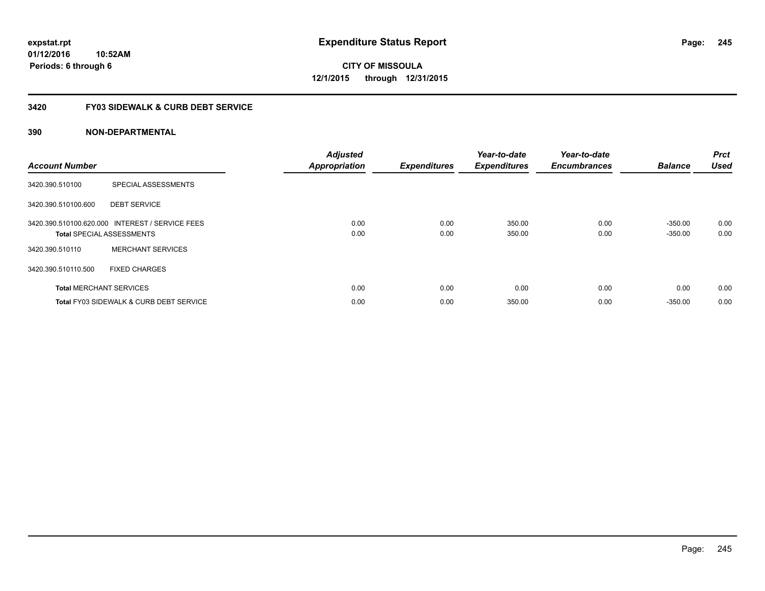**expstat.rpt**
**01/12/2016 10:52AM**
**Periods: 6 through 6**

# Expenditure Status Report

**CITY OF MISSOULA**
**12/1/2015 through 12/31/2015**

## 3420 FY03 SIDEWALK & CURB DEBT SERVICE

### 390 NON-DEPARTMENTAL

| Account Number | | Adjusted Appropriation | Expenditures | Year-to-date Expenditures | Year-to-date Encumbrances | Balance | Prct Used |
|---|---|---|---|---|---|---|---|
| 3420.390.510100 | SPECIAL ASSESSMENTS | | | | | | |
| 3420.390.510100.600 | DEBT SERVICE | | | | | | |
| 3420.390.510100.620.000 | INTEREST / SERVICE FEES | 0.00 | 0.00 | 350.00 | 0.00 | -350.00 | 0.00 |
| **Total** SPECIAL ASSESSMENTS | | 0.00 | 0.00 | 350.00 | 0.00 | -350.00 | 0.00 |
| 3420.390.510110 | MERCHANT SERVICES | | | | | | |
| 3420.390.510110.500 | FIXED CHARGES | | | | | | |
| **Total** MERCHANT SERVICES | | 0.00 | 0.00 | 0.00 | 0.00 | 0.00 | 0.00 |
| **Total** FY03 SIDEWALK & CURB DEBT SERVICE | | 0.00 | 0.00 | 350.00 | 0.00 | -350.00 | 0.00 |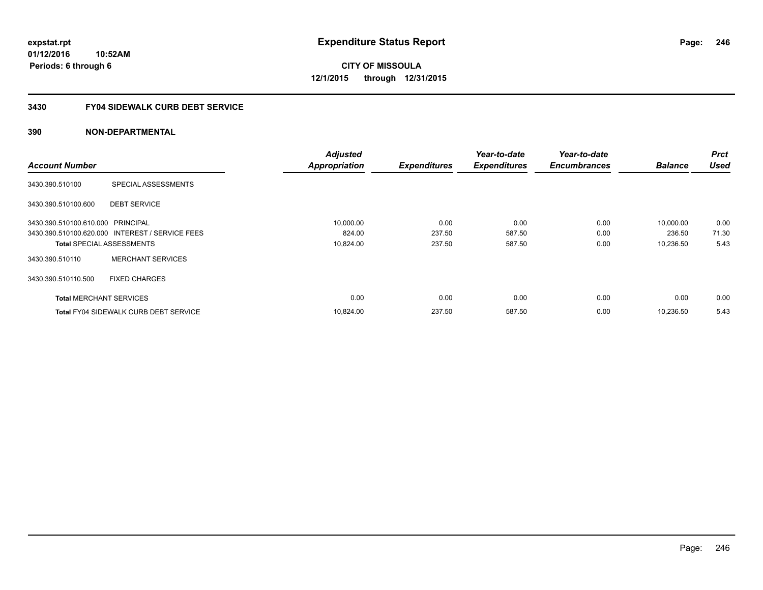**expstat.rpt**
**01/12/2016 10:52AM**
**Periods: 6 through 6**

# Expenditure Status Report

**CITY OF MISSOULA**
**12/1/2015 through 12/31/2015**

## 3430 FY04 SIDEWALK CURB DEBT SERVICE

### 390 NON-DEPARTMENTAL

| Account Number | | Adjusted Appropriation | Expenditures | Year-to-date Expenditures | Year-to-date Encumbrances | Balance | Prct Used |
|---|---|---|---|---|---|---|---|
| 3430.390.510100 | SPECIAL ASSESSMENTS | | | | | | |
| 3430.390.510100.600 | DEBT SERVICE | | | | | | |
| 3430.390.510100.610.000 | PRINCIPAL | 10,000.00 | 0.00 | 0.00 | 0.00 | 10,000.00 | 0.00 |
| 3430.390.510100.620.000 | INTEREST / SERVICE FEES | 824.00 | 237.50 | 587.50 | 0.00 | 236.50 | 71.30 |
| **Total** SPECIAL ASSESSMENTS | | 10,824.00 | 237.50 | 587.50 | 0.00 | 10,236.50 | 5.43 |
| 3430.390.510110 | MERCHANT SERVICES | | | | | | |
| 3430.390.510110.500 | FIXED CHARGES | | | | | | |
| **Total** MERCHANT SERVICES | | 0.00 | 0.00 | 0.00 | 0.00 | 0.00 | 0.00 |
| **Total** FY04 SIDEWALK CURB DEBT SERVICE | | 10,824.00 | 237.50 | 587.50 | 0.00 | 10,236.50 | 5.43 |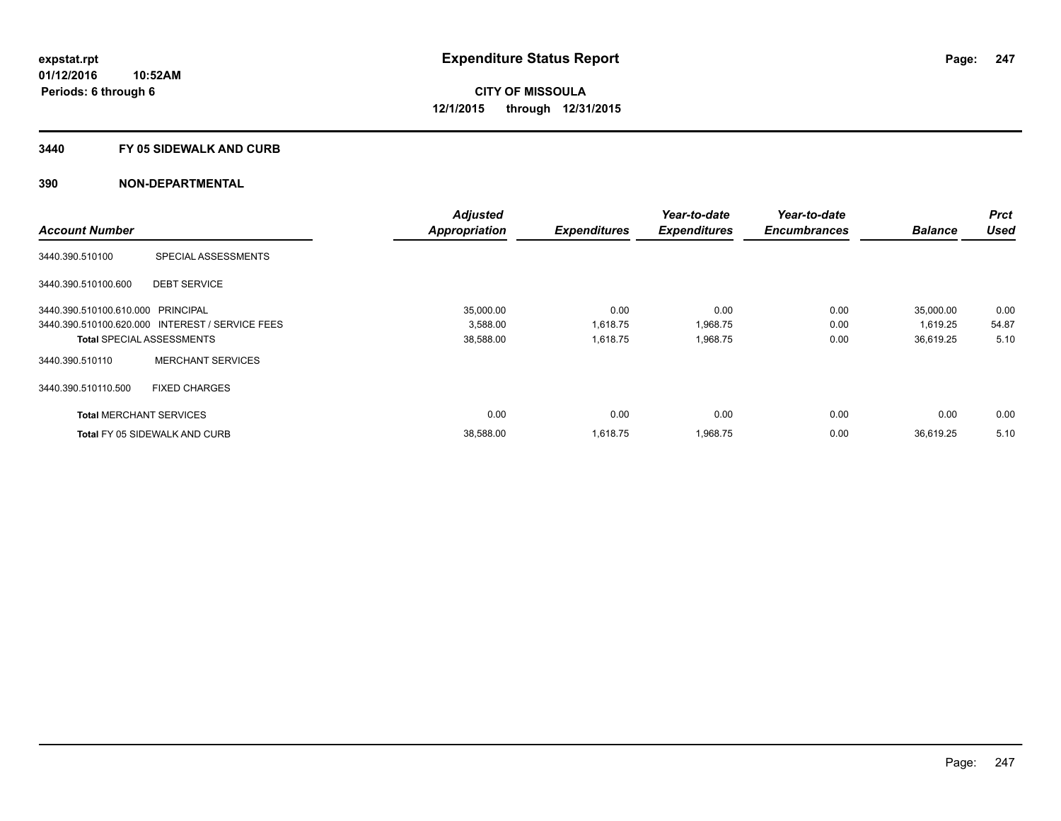**expstat.rpt**
**01/12/2016 10:52AM**
**Periods: 6 through 6**

# Expenditure Status Report

**CITY OF MISSOULA**
**12/1/2015 through 12/31/2015**

## 3440 FY 05 SIDEWALK AND CURB

## 390 NON-DEPARTMENTAL

| Account Number | | Adjusted Appropriation | Expenditures | Year-to-date Expenditures | Year-to-date Encumbrances | Balance | Prct Used |
|---|---|---|---|---|---|---|---|
| 3440.390.510100 | SPECIAL ASSESSMENTS | | | | | | |
| 3440.390.510100.600 | DEBT SERVICE | | | | | | |
| 3440.390.510100.610.000 | PRINCIPAL | 35,000.00 | 0.00 | 0.00 | 0.00 | 35,000.00 | 0.00 |
| 3440.390.510100.620.000 | INTEREST / SERVICE FEES | 3,588.00 | 1,618.75 | 1,968.75 | 0.00 | 1,619.25 | 54.87 |
| **Total** SPECIAL ASSESSMENTS | | 38,588.00 | 1,618.75 | 1,968.75 | 0.00 | 36,619.25 | 5.10 |
| 3440.390.510110 | MERCHANT SERVICES | | | | | | |
| 3440.390.510110.500 | FIXED CHARGES | | | | | | |
| **Total** MERCHANT SERVICES | | 0.00 | 0.00 | 0.00 | 0.00 | 0.00 | 0.00 |
| **Total** FY 05 SIDEWALK AND CURB | | 38,588.00 | 1,618.75 | 1,968.75 | 0.00 | 36,619.25 | 5.10 |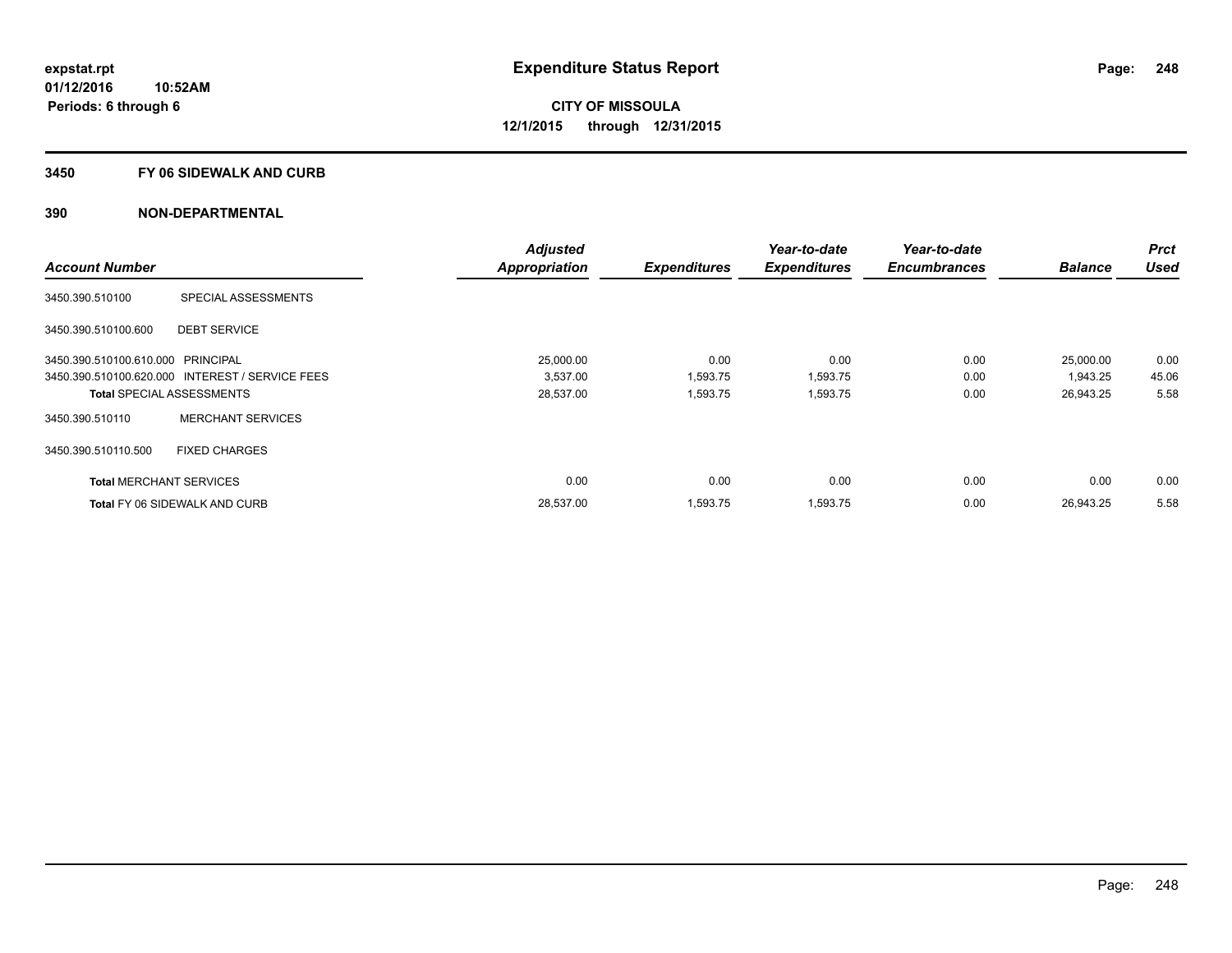**expstat.rpt**
**01/12/2016 10:52AM**
**Periods: 6 through 6**

# Expenditure Status Report

**CITY OF MISSOULA**
**12/1/2015 through 12/31/2015**

## 3450 FY 06 SIDEWALK AND CURB

## 390 NON-DEPARTMENTAL

| Account Number | | Adjusted Appropriation | Expenditures | Year-to-date Expenditures | Year-to-date Encumbrances | Balance | Prct Used |
|---|---|---|---|---|---|---|---|
| 3450.390.510100 | SPECIAL ASSESSMENTS | | | | | | |
| 3450.390.510100.600 | DEBT SERVICE | | | | | | |
| 3450.390.510100.610.000 | PRINCIPAL | 25,000.00 | 0.00 | 0.00 | 0.00 | 25,000.00 | 0.00 |
| 3450.390.510100.620.000 | INTEREST / SERVICE FEES | 3,537.00 | 1,593.75 | 1,593.75 | 0.00 | 1,943.25 | 45.06 |
| **Total** SPECIAL ASSESSMENTS | | 28,537.00 | 1,593.75 | 1,593.75 | 0.00 | 26,943.25 | 5.58 |
| 3450.390.510110 | MERCHANT SERVICES | | | | | | |
| 3450.390.510110.500 | FIXED CHARGES | | | | | | |
| **Total** MERCHANT SERVICES | | 0.00 | 0.00 | 0.00 | 0.00 | 0.00 | 0.00 |
| **Total** FY 06 SIDEWALK AND CURB | | 28,537.00 | 1,593.75 | 1,593.75 | 0.00 | 26,943.25 | 5.58 |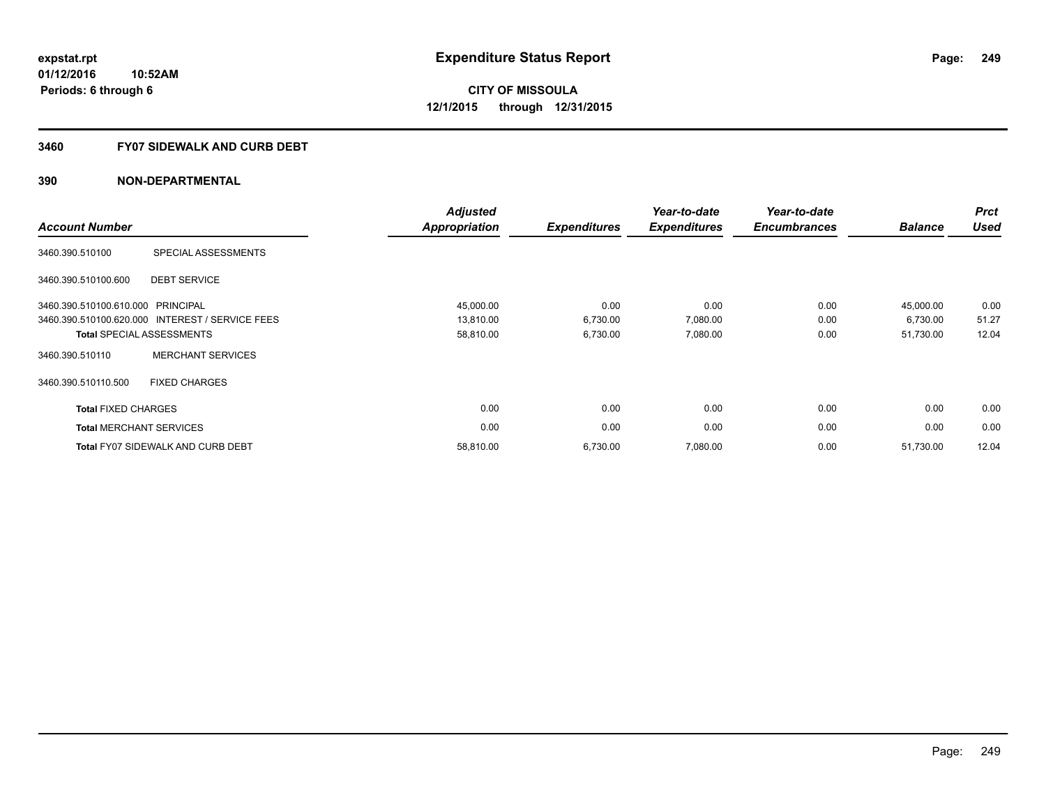expstat.rpt
01/12/2016 10:52AM
Periods: 6 through 6

# Expenditure Status Report

**CITY OF MISSOULA**
**12/1/2015 through 12/31/2015**

## 3460 FY07 SIDEWALK AND CURB DEBT

## 390 NON-DEPARTMENTAL

| Account Number | | Adjusted Appropriation | Expenditures | Year-to-date Expenditures | Year-to-date Encumbrances | Balance | Prct Used |
|---|---|---|---|---|---|---|---|
| 3460.390.510100 | SPECIAL ASSESSMENTS | | | | | | |
| 3460.390.510100.600 | DEBT SERVICE | | | | | | |
| 3460.390.510100.610.000 | PRINCIPAL | 45,000.00 | 0.00 | 0.00 | 0.00 | 45,000.00 | 0.00 |
| 3460.390.510100.620.000 | INTEREST / SERVICE FEES | 13,810.00 | 6,730.00 | 7,080.00 | 0.00 | 6,730.00 | 51.27 |
| **Total** SPECIAL ASSESSMENTS | | 58,810.00 | 6,730.00 | 7,080.00 | 0.00 | 51,730.00 | 12.04 |
| 3460.390.510110 | MERCHANT SERVICES | | | | | | |
| 3460.390.510110.500 | FIXED CHARGES | | | | | | |
| **Total** FIXED CHARGES | | 0.00 | 0.00 | 0.00 | 0.00 | 0.00 | 0.00 |
| **Total** MERCHANT SERVICES | | 0.00 | 0.00 | 0.00 | 0.00 | 0.00 | 0.00 |
| **Total** FY07 SIDEWALK AND CURB DEBT | | 58,810.00 | 6,730.00 | 7,080.00 | 0.00 | 51,730.00 | 12.04 |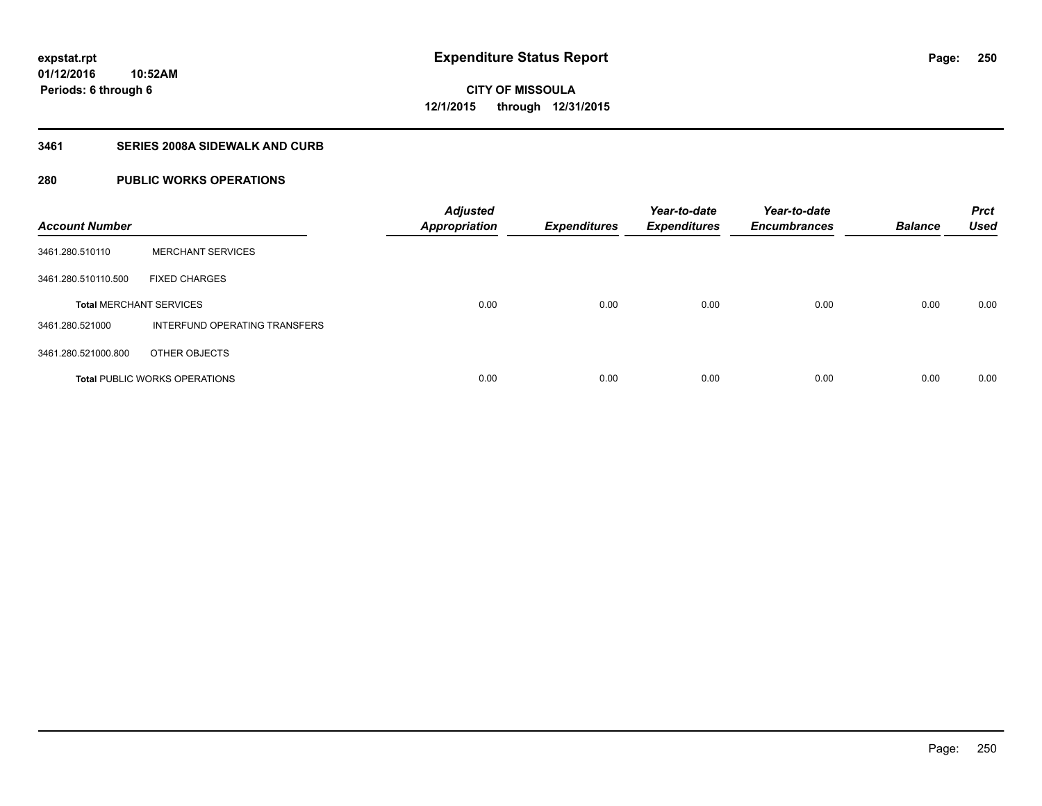expstat.rpt
01/12/2016 10:52AM
Periods: 6 through 6

# Expenditure Status Report

CITY OF MISSOULA
12/1/2015 through 12/31/2015

## 3461 SERIES 2008A SIDEWALK AND CURB

## 280 PUBLIC WORKS OPERATIONS

| Account Number | | Adjusted Appropriation | Expenditures | Year-to-date Expenditures | Year-to-date Encumbrances | Balance | Prct Used |
|---|---|---|---|---|---|---|---|
| 3461.280.510110 | MERCHANT SERVICES | | | | | | |
| 3461.280.510110.500 | FIXED CHARGES | | | | | | |
| **Total** MERCHANT SERVICES | | 0.00 | 0.00 | 0.00 | 0.00 | 0.00 | 0.00 |
| 3461.280.521000 | INTERFUND OPERATING TRANSFERS | | | | | | |
| 3461.280.521000.800 | OTHER OBJECTS | | | | | | |
| **Total** PUBLIC WORKS OPERATIONS | | 0.00 | 0.00 | 0.00 | 0.00 | 0.00 | 0.00 |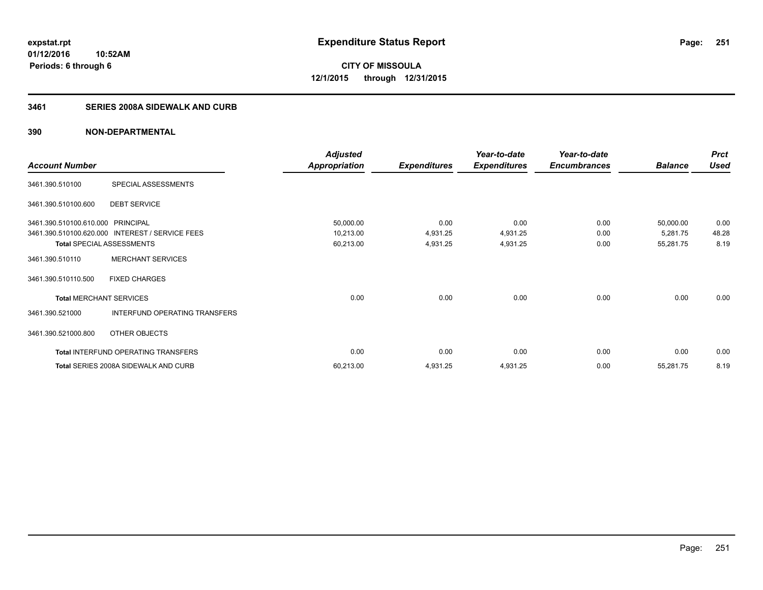**expstat.rpt**
**01/12/2016 10:52AM**
**Periods: 6 through 6**

# Expenditure Status Report

**CITY OF MISSOULA**
**12/1/2015 through 12/31/2015**

## 3461 SERIES 2008A SIDEWALK AND CURB

## 390 NON-DEPARTMENTAL

| Account Number | | Adjusted Appropriation | Expenditures | Year-to-date Expenditures | Year-to-date Encumbrances | Balance | Prct Used |
|---|---|---|---|---|---|---|---|
| 3461.390.510100 | SPECIAL ASSESSMENTS | | | | | | |
| 3461.390.510100.600 | DEBT SERVICE | | | | | | |
| 3461.390.510100.610.000 | PRINCIPAL | 50,000.00 | 0.00 | 0.00 | 0.00 | 50,000.00 | 0.00 |
| 3461.390.510100.620.000 | INTEREST / SERVICE FEES | 10,213.00 | 4,931.25 | 4,931.25 | 0.00 | 5,281.75 | 48.28 |
| **Total** SPECIAL ASSESSMENTS | | 60,213.00 | 4,931.25 | 4,931.25 | 0.00 | 55,281.75 | 8.19 |
| 3461.390.510110 | MERCHANT SERVICES | | | | | | |
| 3461.390.510110.500 | FIXED CHARGES | | | | | | |
| **Total** MERCHANT SERVICES | | 0.00 | 0.00 | 0.00 | 0.00 | 0.00 | 0.00 |
| 3461.390.521000 | INTERFUND OPERATING TRANSFERS | | | | | | |
| 3461.390.521000.800 | OTHER OBJECTS | | | | | | |
| **Total** INTERFUND OPERATING TRANSFERS | | 0.00 | 0.00 | 0.00 | 0.00 | 0.00 | 0.00 |
| **Total** SERIES 2008A SIDEWALK AND CURB | | 60,213.00 | 4,931.25 | 4,931.25 | 0.00 | 55,281.75 | 8.19 |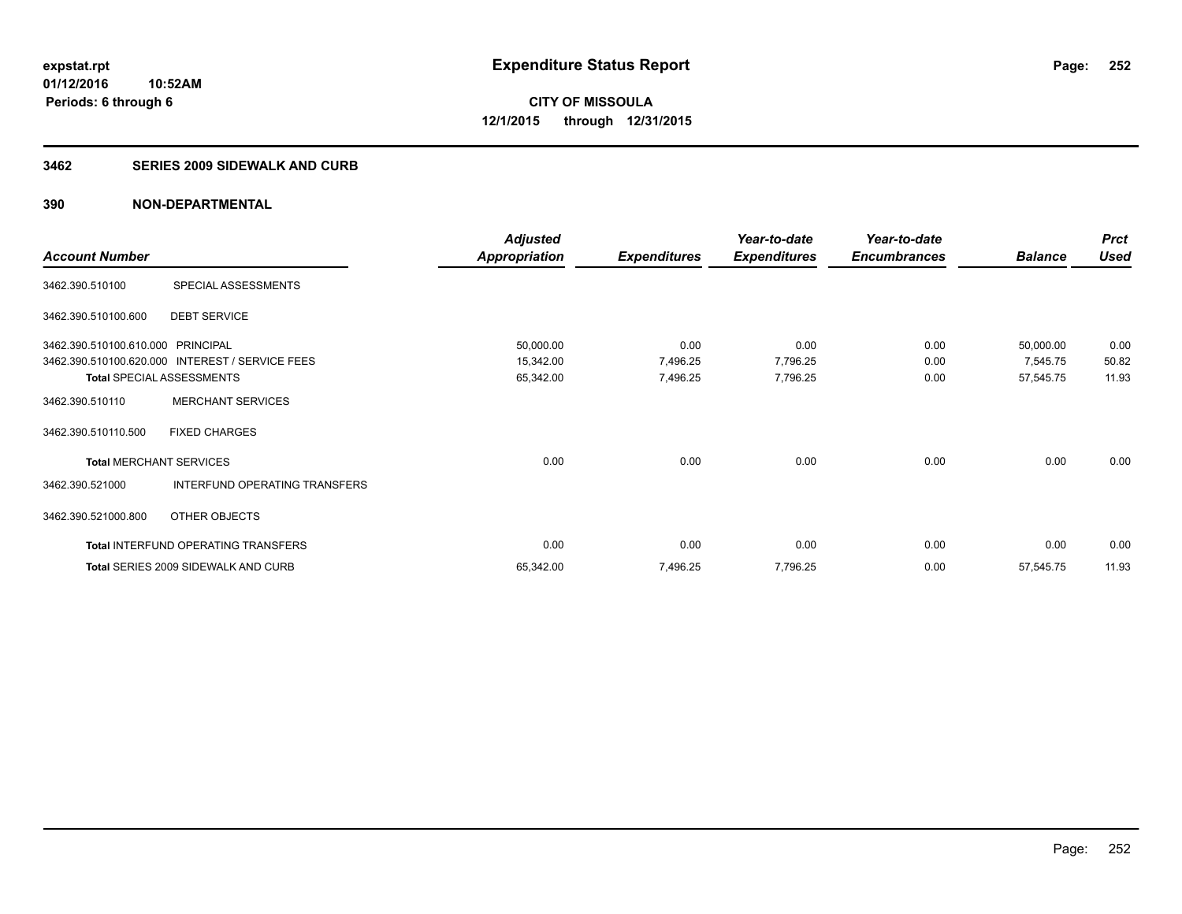# Expenditure Status Report

expstat.rpt
01/12/2016 10:52AM
Periods: 6 through 6

**CITY OF MISSOULA**
**12/1/2015 through 12/31/2015**

## 3462 SERIES 2009 SIDEWALK AND CURB

## 390 NON-DEPARTMENTAL

| Account Number | | *Adjusted Appropriation* | *Expenditures* | *Year-to-date Expenditures* | *Year-to-date Encumbrances* | *Balance* | *Prct Used* |
|---|---|---|---|---|---|---|---|
| 3462.390.510100 | SPECIAL ASSESSMENTS | | | | | | |
| 3462.390.510100.600 | DEBT SERVICE | | | | | | |
| 3462.390.510100.610.000 | PRINCIPAL | 50,000.00 | 0.00 | 0.00 | 0.00 | 50,000.00 | 0.00 |
| 3462.390.510100.620.000 | INTEREST / SERVICE FEES | 15,342.00 | 7,496.25 | 7,796.25 | 0.00 | 7,545.75 | 50.82 |
| **Total** SPECIAL ASSESSMENTS | | 65,342.00 | 7,496.25 | 7,796.25 | 0.00 | 57,545.75 | 11.93 |
| 3462.390.510110 | MERCHANT SERVICES | | | | | | |
| 3462.390.510110.500 | FIXED CHARGES | | | | | | |
| **Total** MERCHANT SERVICES | | 0.00 | 0.00 | 0.00 | 0.00 | 0.00 | 0.00 |
| 3462.390.521000 | INTERFUND OPERATING TRANSFERS | | | | | | |
| 3462.390.521000.800 | OTHER OBJECTS | | | | | | |
| **Total** INTERFUND OPERATING TRANSFERS | | 0.00 | 0.00 | 0.00 | 0.00 | 0.00 | 0.00 |
| **Total** SERIES 2009 SIDEWALK AND CURB | | 65,342.00 | 7,496.25 | 7,796.25 | 0.00 | 57,545.75 | 11.93 |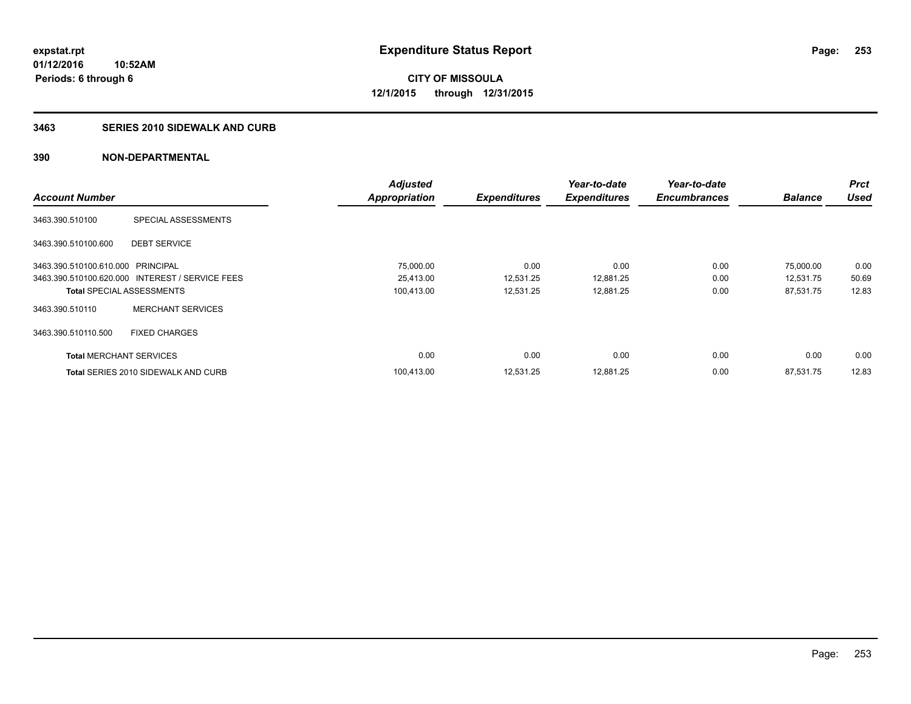expstat.rpt
01/12/2016 10:52AM
Periods: 6 through 6

# Expenditure Status Report

**CITY OF MISSOULA**
**12/1/2015 through 12/31/2015**

## 3463 SERIES 2010 SIDEWALK AND CURB

## 390 NON-DEPARTMENTAL

| Account Number | | Adjusted Appropriation | Expenditures | Year-to-date Expenditures | Year-to-date Encumbrances | Balance | Prct Used |
|---|---|---|---|---|---|---|---|
| 3463.390.510100 | SPECIAL ASSESSMENTS | | | | | | |
| 3463.390.510100.600 | DEBT SERVICE | | | | | | |
| 3463.390.510100.610.000 | PRINCIPAL | 75,000.00 | 0.00 | 0.00 | 0.00 | 75,000.00 | 0.00 |
| 3463.390.510100.620.000 | INTEREST / SERVICE FEES | 25,413.00 | 12,531.25 | 12,881.25 | 0.00 | 12,531.75 | 50.69 |
| **Total** SPECIAL ASSESSMENTS | | 100,413.00 | 12,531.25 | 12,881.25 | 0.00 | 87,531.75 | 12.83 |
| 3463.390.510110 | MERCHANT SERVICES | | | | | | |
| 3463.390.510110.500 | FIXED CHARGES | | | | | | |
| **Total** MERCHANT SERVICES | | 0.00 | 0.00 | 0.00 | 0.00 | 0.00 | 0.00 |
| **Total** SERIES 2010 SIDEWALK AND CURB | | 100,413.00 | 12,531.25 | 12,881.25 | 0.00 | 87,531.75 | 12.83 |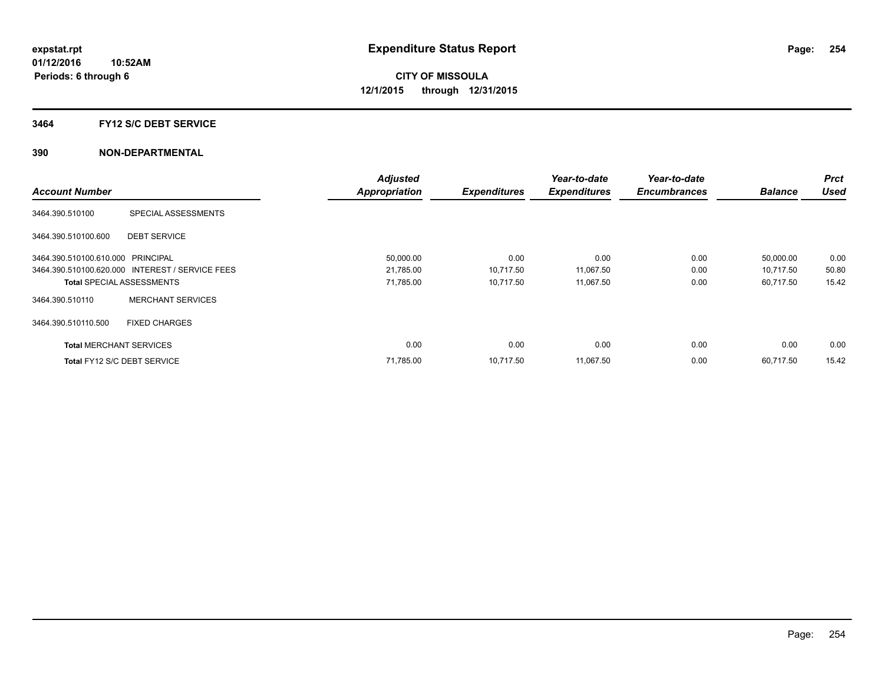# Expenditure Status Report

expstat.rpt
01/12/2016 10:52AM
Periods: 6 through 6

**CITY OF MISSOULA**
**12/1/2015 through 12/31/2015**

## 3464 FY12 S/C DEBT SERVICE

## 390 NON-DEPARTMENTAL

| Account Number | | Adjusted Appropriation | Expenditures | Year-to-date Expenditures | Year-to-date Encumbrances | Balance | Prct Used |
|---|---|---|---|---|---|---|---|
| 3464.390.510100 | SPECIAL ASSESSMENTS | | | | | | |
| 3464.390.510100.600 | DEBT SERVICE | | | | | | |
| 3464.390.510100.610.000 | PRINCIPAL | 50,000.00 | 0.00 | 0.00 | 0.00 | 50,000.00 | 0.00 |
| 3464.390.510100.620.000 | INTEREST / SERVICE FEES | 21,785.00 | 10,717.50 | 11,067.50 | 0.00 | 10,717.50 | 50.80 |
| **Total** SPECIAL ASSESSMENTS | | 71,785.00 | 10,717.50 | 11,067.50 | 0.00 | 60,717.50 | 15.42 |
| 3464.390.510110 | MERCHANT SERVICES | | | | | | |
| 3464.390.510110.500 | FIXED CHARGES | | | | | | |
| **Total** MERCHANT SERVICES | | 0.00 | 0.00 | 0.00 | 0.00 | 0.00 | 0.00 |
| **Total** FY12 S/C DEBT SERVICE | | 71,785.00 | 10,717.50 | 11,067.50 | 0.00 | 60,717.50 | 15.42 |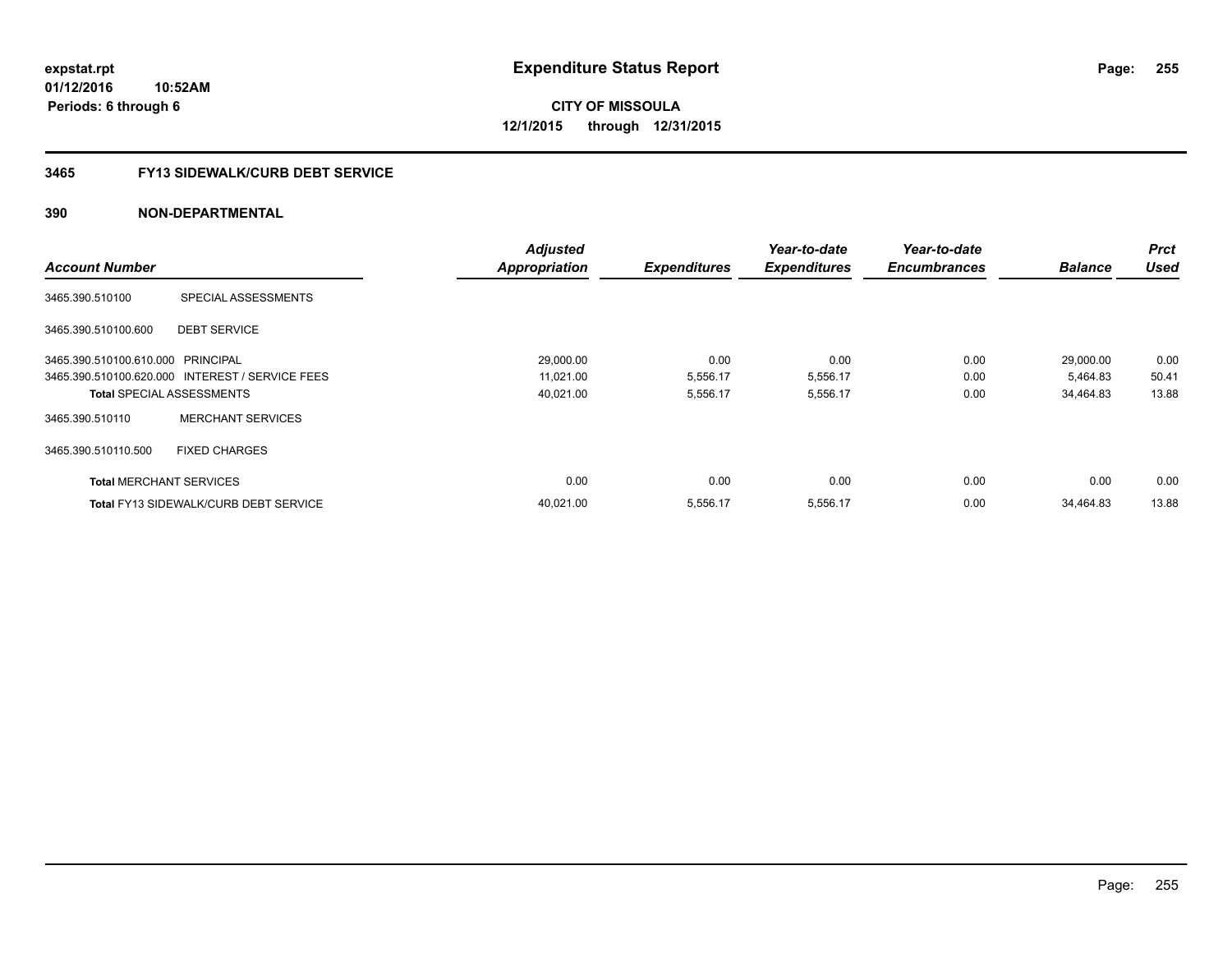# Expenditure Status Report

expstat.rpt
01/12/2016 10:52AM
Periods: 6 through 6

**CITY OF MISSOULA**
**12/1/2015 through 12/31/2015**

### 3465 FY13 SIDEWALK/CURB DEBT SERVICE

### 390 NON-DEPARTMENTAL

| Account Number | | Adjusted Appropriation | Expenditures | Year-to-date Expenditures | Year-to-date Encumbrances | Balance | Prct Used |
|---|---|---|---|---|---|---|---|
| 3465.390.510100 | SPECIAL ASSESSMENTS | | | | | | |
| 3465.390.510100.600 | DEBT SERVICE | | | | | | |
| 3465.390.510100.610.000 | PRINCIPAL | 29,000.00 | 0.00 | 0.00 | 0.00 | 29,000.00 | 0.00 |
| 3465.390.510100.620.000 | INTEREST / SERVICE FEES | 11,021.00 | 5,556.17 | 5,556.17 | 0.00 | 5,464.83 | 50.41 |
| **Total** SPECIAL ASSESSMENTS | | 40,021.00 | 5,556.17 | 5,556.17 | 0.00 | 34,464.83 | 13.88 |
| 3465.390.510110 | MERCHANT SERVICES | | | | | | |
| 3465.390.510110.500 | FIXED CHARGES | | | | | | |
| **Total** MERCHANT SERVICES | | 0.00 | 0.00 | 0.00 | 0.00 | 0.00 | 0.00 |
| **Total** FY13 SIDEWALK/CURB DEBT SERVICE | | 40,021.00 | 5,556.17 | 5,556.17 | 0.00 | 34,464.83 | 13.88 |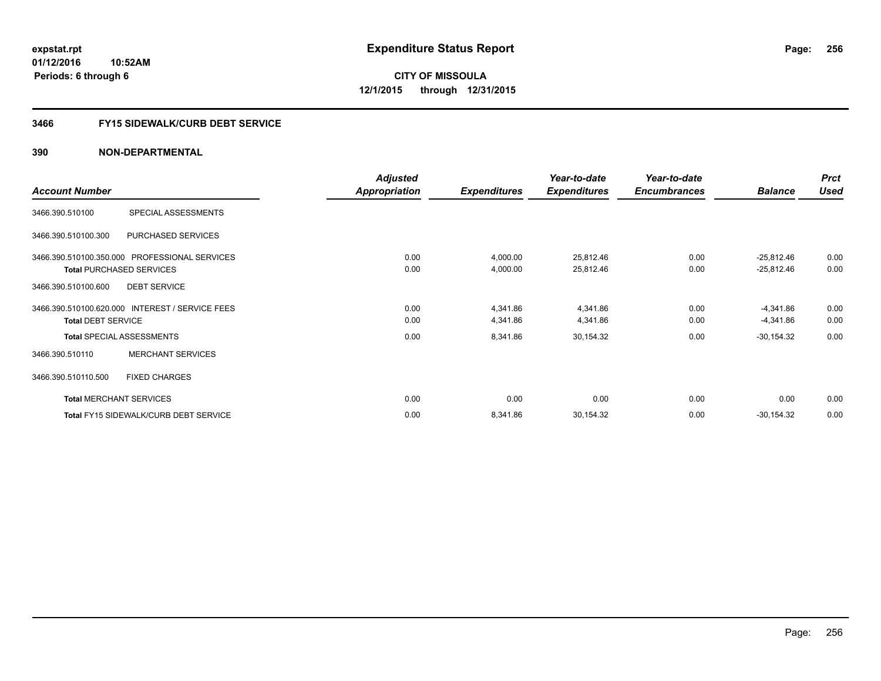expstat.rpt
01/12/2016 10:52AM
Periods: 6 through 6

# Expenditure Status Report

**CITY OF MISSOULA**
**12/1/2015 through 12/31/2015**

## 3466 FY15 SIDEWALK/CURB DEBT SERVICE

### 390 NON-DEPARTMENTAL

| Account Number | | Adjusted Appropriation | Expenditures | Year-to-date Expenditures | Year-to-date Encumbrances | Balance | Prct Used |
|---|---|---|---|---|---|---|---|
| 3466.390.510100 | SPECIAL ASSESSMENTS | | | | | | |
| 3466.390.510100.300 | PURCHASED SERVICES | | | | | | |
| 3466.390.510100.350.000 | PROFESSIONAL SERVICES | 0.00 | 4,000.00 | 25,812.46 | 0.00 | -25,812.46 | 0.00 |
| **Total** PURCHASED SERVICES | | 0.00 | 4,000.00 | 25,812.46 | 0.00 | -25,812.46 | 0.00 |
| 3466.390.510100.600 | DEBT SERVICE | | | | | | |
| 3466.390.510100.620.000 | INTEREST / SERVICE FEES | 0.00 | 4,341.86 | 4,341.86 | 0.00 | -4,341.86 | 0.00 |
| **Total** DEBT SERVICE | | 0.00 | 4,341.86 | 4,341.86 | 0.00 | -4,341.86 | 0.00 |
| **Total** SPECIAL ASSESSMENTS | | 0.00 | 8,341.86 | 30,154.32 | 0.00 | -30,154.32 | 0.00 |
| 3466.390.510110 | MERCHANT SERVICES | | | | | | |
| 3466.390.510110.500 | FIXED CHARGES | | | | | | |
| **Total** MERCHANT SERVICES | | 0.00 | 0.00 | 0.00 | 0.00 | 0.00 | 0.00 |
| **Total** FY15 SIDEWALK/CURB DEBT SERVICE | | 0.00 | 8,341.86 | 30,154.32 | 0.00 | -30,154.32 | 0.00 |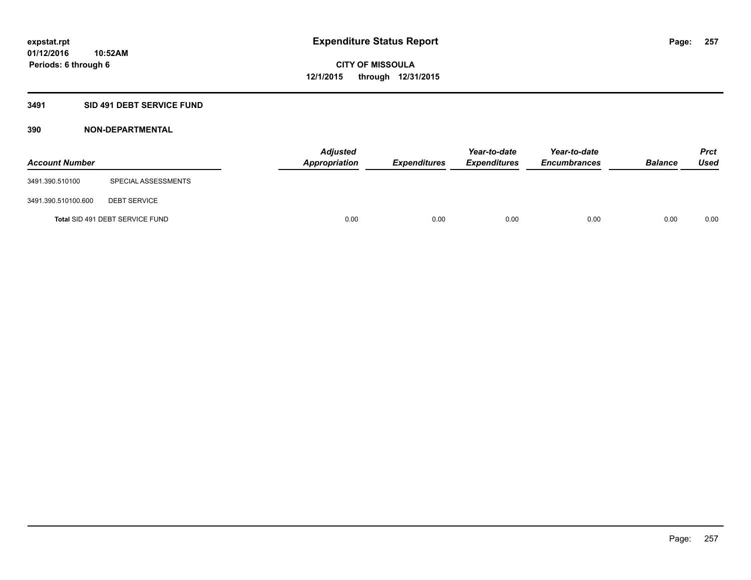expstat.rpt
01/12/2016 10:52AM
Periods: 6 through 6

# Expenditure Status Report

CITY OF MISSOULA
12/1/2015 through 12/31/2015

## 3491 SID 491 DEBT SERVICE FUND

## 390 NON-DEPARTMENTAL

| Account Number | | Adjusted Appropriation | Expenditures | Year-to-date Expenditures | Year-to-date Encumbrances | Balance | Prct Used |
|---|---|---|---|---|---|---|---|
| 3491.390.510100 | SPECIAL ASSESSMENTS | | | | | | |
| 3491.390.510100.600 | DEBT SERVICE | | | | | | |
| **Total** SID 491 DEBT SERVICE FUND | | 0.00 | 0.00 | 0.00 | 0.00 | 0.00 | 0.00 |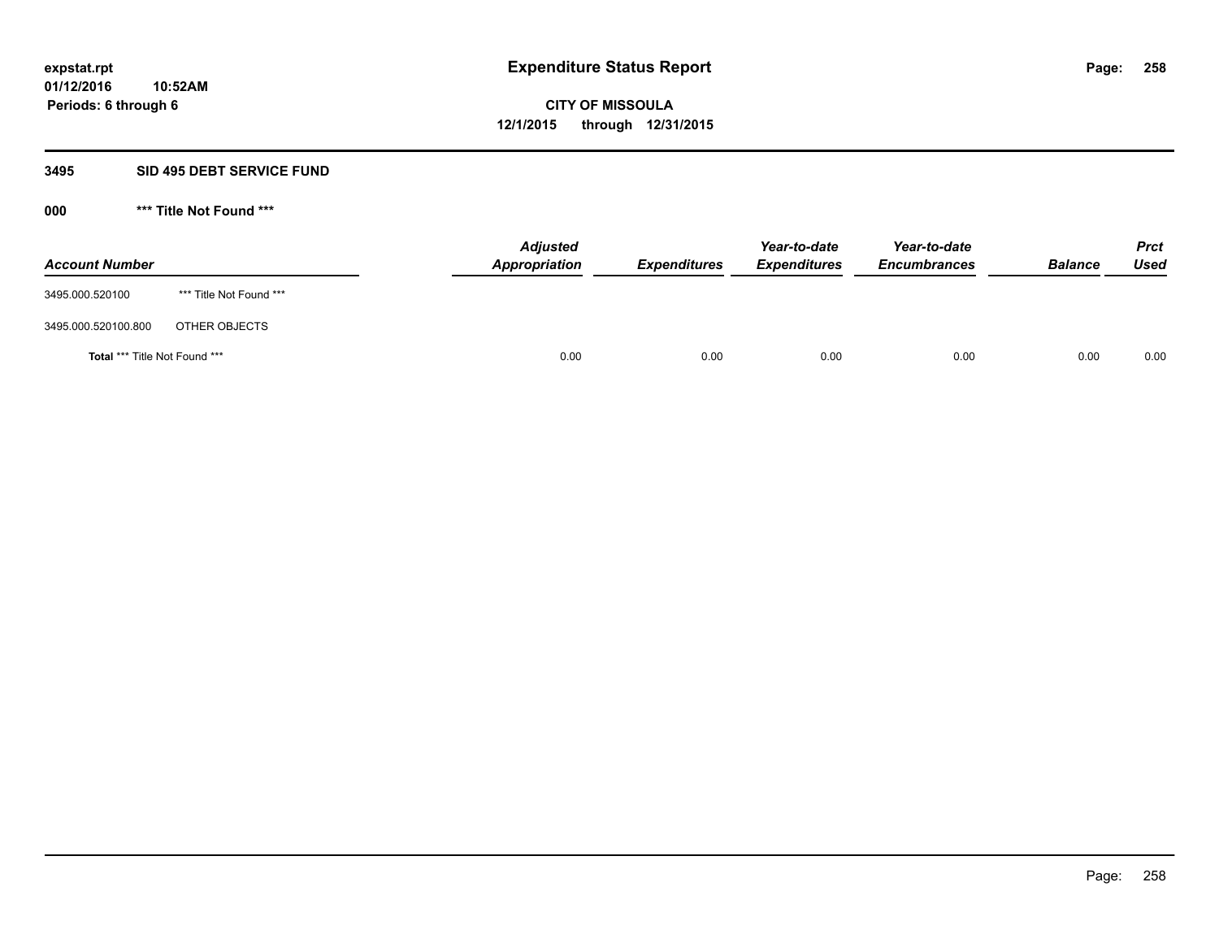expstat.rpt
01/12/2016 10:52AM
Periods: 6 through 6

# Expenditure Status Report

CITY OF MISSOULA
12/1/2015 through 12/31/2015

## 3495 SID 495 DEBT SERVICE FUND

### 000 *** Title Not Found ***

| Account Number | | Adjusted Appropriation | Expenditures | Year-to-date Expenditures | Year-to-date Encumbrances | Balance | Prct Used |
|---|---|---|---|---|---|---|---|
| 3495.000.520100 | *** Title Not Found *** | | | | | | |
| 3495.000.520100.800 | OTHER OBJECTS | | | | | | |
| **Total** *** Title Not Found *** | | 0.00 | 0.00 | 0.00 | 0.00 | 0.00 | 0.00 |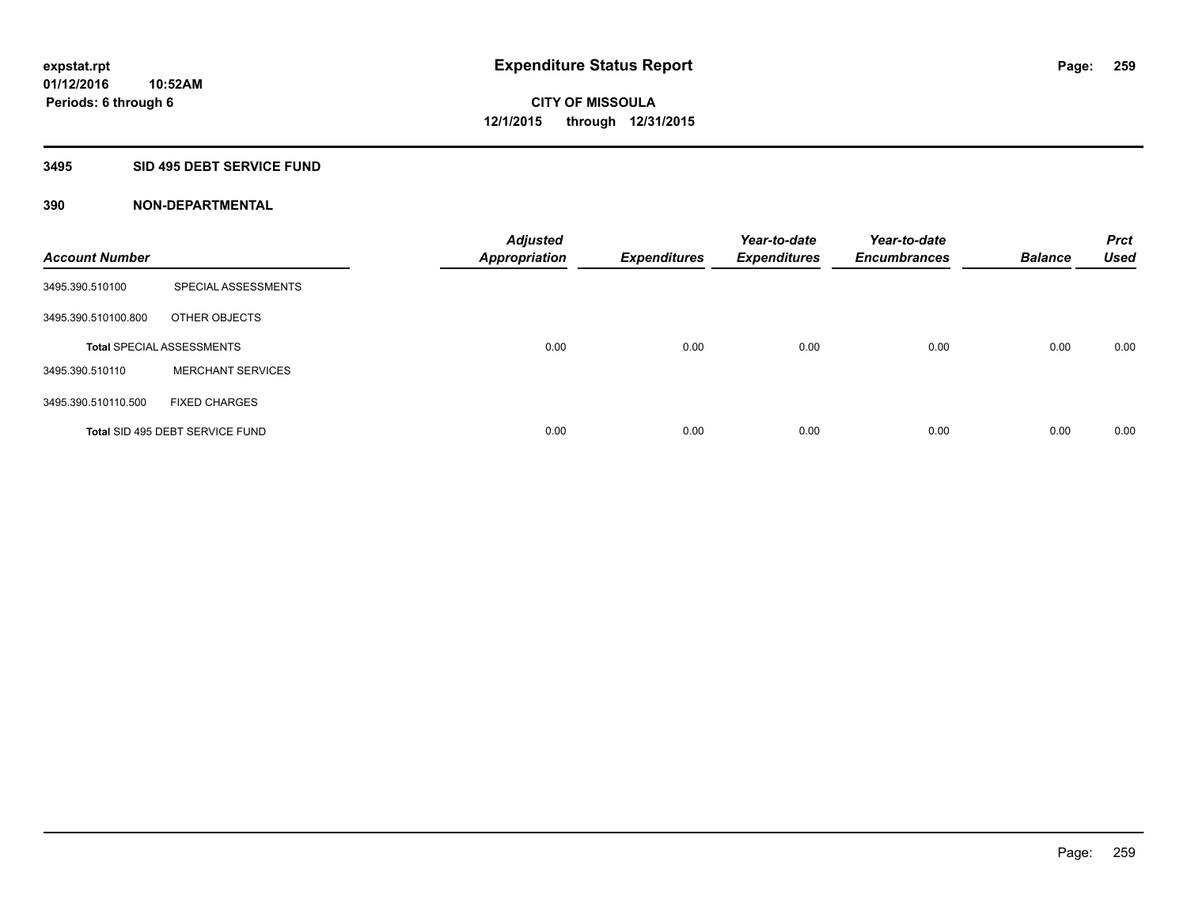# Expenditure Status Report

expstat.rpt
01/12/2016 10:52AM
Periods: 6 through 6

CITY OF MISSOULA
12/1/2015 through 12/31/2015

## 3495 SID 495 DEBT SERVICE FUND

### 390 NON-DEPARTMENTAL

| Account Number | | Adjusted Appropriation | Expenditures | Year-to-date Expenditures | Year-to-date Encumbrances | Balance | Prct Used |
|---|---|---|---|---|---|---|---|
| 3495.390.510100 | SPECIAL ASSESSMENTS | | | | | | |
| 3495.390.510100.800 | OTHER OBJECTS | | | | | | |
| Total SPECIAL ASSESSMENTS | | 0.00 | 0.00 | 0.00 | 0.00 | 0.00 | 0.00 |
| 3495.390.510110 | MERCHANT SERVICES | | | | | | |
| 3495.390.510110.500 | FIXED CHARGES | | | | | | |
| Total SID 495 DEBT SERVICE FUND | | 0.00 | 0.00 | 0.00 | 0.00 | 0.00 | 0.00 |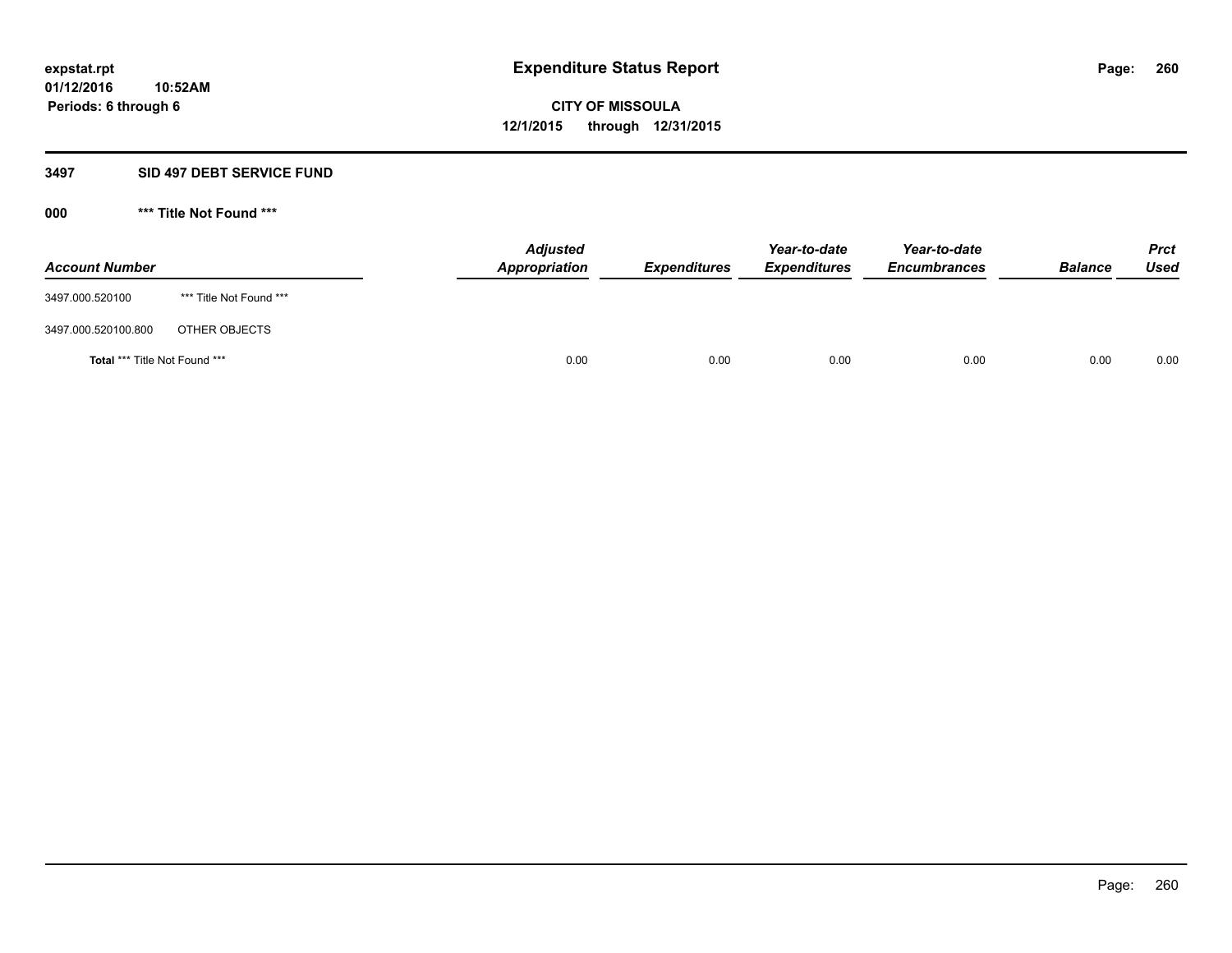# Expenditure Status Report

expstat.rpt
01/12/2016 10:52AM
Periods: 6 through 6

**CITY OF MISSOULA**
**12/1/2015 through 12/31/2015**

## 3497 SID 497 DEBT SERVICE FUND

### 000 *** Title Not Found ***

| Account Number | | *Adjusted Appropriation* | *Expenditures* | *Year-to-date Expenditures* | *Year-to-date Encumbrances* | *Balance* | *Prct Used* |
|---|---|---|---|---|---|---|---|
| 3497.000.520100 | *** Title Not Found *** | | | | | | |
| 3497.000.520100.800 | OTHER OBJECTS | | | | | | |
| **Total** *** Title Not Found *** | | 0.00 | 0.00 | 0.00 | 0.00 | 0.00 | 0.00 |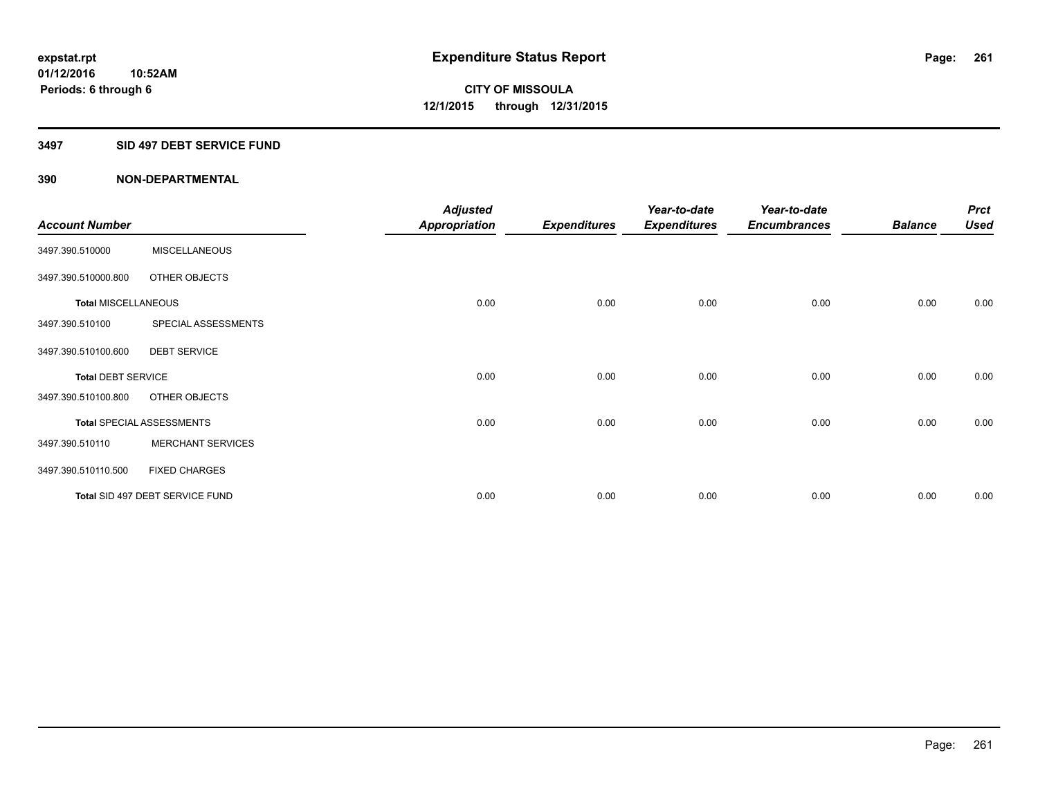expstat.rpt
01/12/2016 10:52AM
Periods: 6 through 6

# Expenditure Status Report

**CITY OF MISSOULA**
**12/1/2015 through 12/31/2015**

## 3497 SID 497 DEBT SERVICE FUND

### 390 NON-DEPARTMENTAL

| Account Number | | Adjusted Appropriation | Expenditures | Year-to-date Expenditures | Year-to-date Encumbrances | Balance | Prct Used |
|---|---|---|---|---|---|---|---|
| 3497.390.510000 | MISCELLANEOUS | | | | | | |
| 3497.390.510000.800 | OTHER OBJECTS | | | | | | |
| **Total** MISCELLANEOUS | | 0.00 | 0.00 | 0.00 | 0.00 | 0.00 | 0.00 |
| 3497.390.510100 | SPECIAL ASSESSMENTS | | | | | | |
| 3497.390.510100.600 | DEBT SERVICE | | | | | | |
| **Total** DEBT SERVICE | | 0.00 | 0.00 | 0.00 | 0.00 | 0.00 | 0.00 |
| 3497.390.510100.800 | OTHER OBJECTS | | | | | | |
| **Total** SPECIAL ASSESSMENTS | | 0.00 | 0.00 | 0.00 | 0.00 | 0.00 | 0.00 |
| 3497.390.510110 | MERCHANT SERVICES | | | | | | |
| 3497.390.510110.500 | FIXED CHARGES | | | | | | |
| **Total** SID 497 DEBT SERVICE FUND | | 0.00 | 0.00 | 0.00 | 0.00 | 0.00 | 0.00 |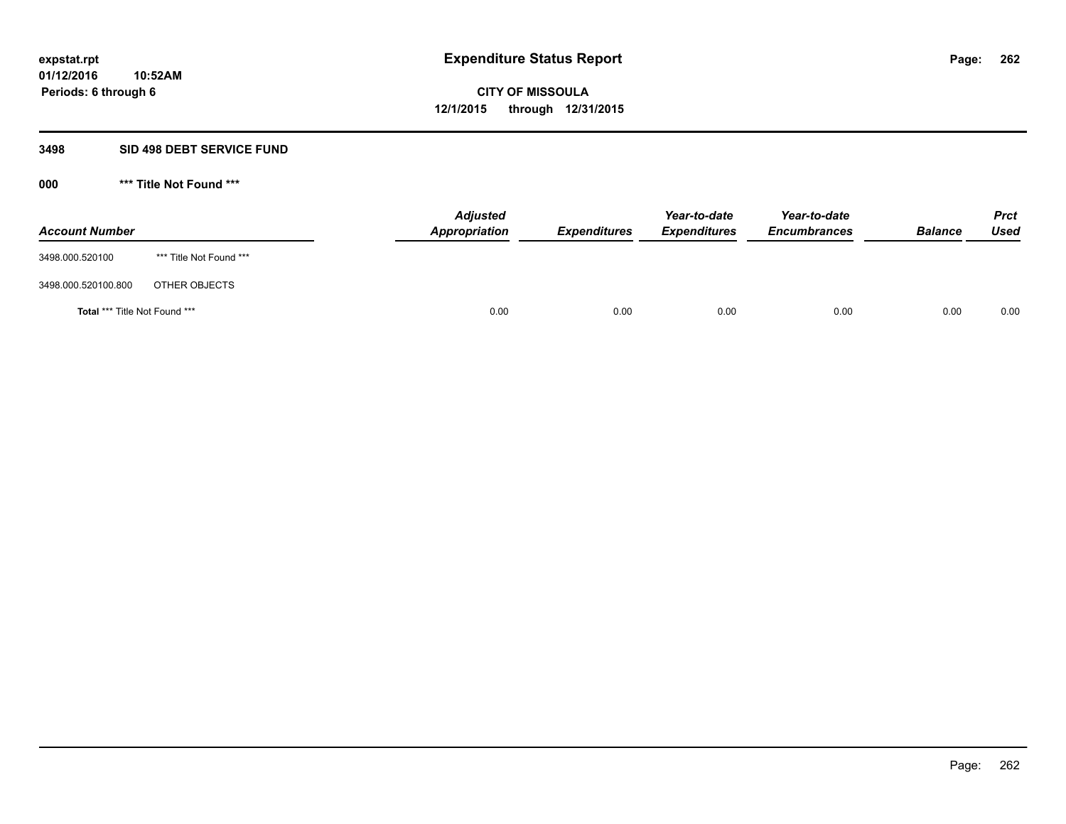expstat.rpt
01/12/2016 10:52AM
Periods: 6 through 6

# Expenditure Status Report

**CITY OF MISSOULA**
**12/1/2015 through 12/31/2015**

## 3498 SID 498 DEBT SERVICE FUND

### 000 *** Title Not Found ***

| Account Number | | Adjusted Appropriation | Expenditures | Year-to-date Expenditures | Year-to-date Encumbrances | Balance | Prct Used |
|---|---|---|---|---|---|---|---|
| 3498.000.520100 | *** Title Not Found *** | | | | | | |
| 3498.000.520100.800 | OTHER OBJECTS | | | | | | |
| **Total** *** Title Not Found *** | | 0.00 | 0.00 | 0.00 | 0.00 | 0.00 | 0.00 |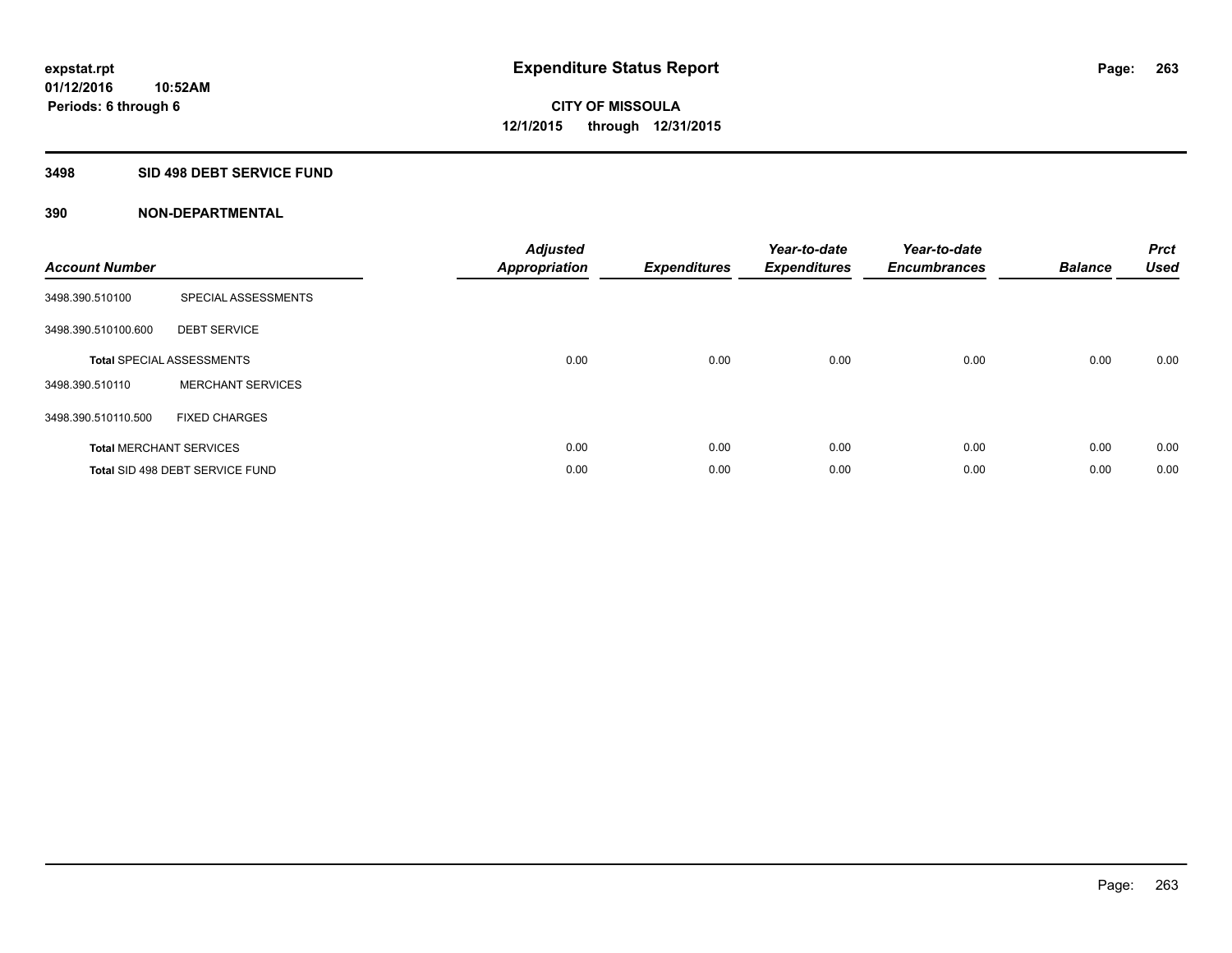**expstat.rpt**
**01/12/2016 10:52AM**
**Periods: 6 through 6**

# Expenditure Status Report

**CITY OF MISSOULA**
**12/1/2015 through 12/31/2015**

## 3498 SID 498 DEBT SERVICE FUND

### 390 NON-DEPARTMENTAL

| Account Number | | Adjusted Appropriation | Expenditures | Year-to-date Expenditures | Year-to-date Encumbrances | Balance | Prct Used |
|---|---|---|---|---|---|---|---|
| 3498.390.510100 | SPECIAL ASSESSMENTS | | | | | | |
| 3498.390.510100.600 | DEBT SERVICE | | | | | | |
| **Total** SPECIAL ASSESSMENTS | | 0.00 | 0.00 | 0.00 | 0.00 | 0.00 | 0.00 |
| 3498.390.510110 | MERCHANT SERVICES | | | | | | |
| 3498.390.510110.500 | FIXED CHARGES | | | | | | |
| **Total** MERCHANT SERVICES | | 0.00 | 0.00 | 0.00 | 0.00 | 0.00 | 0.00 |
| **Total** SID 498 DEBT SERVICE FUND | | 0.00 | 0.00 | 0.00 | 0.00 | 0.00 | 0.00 |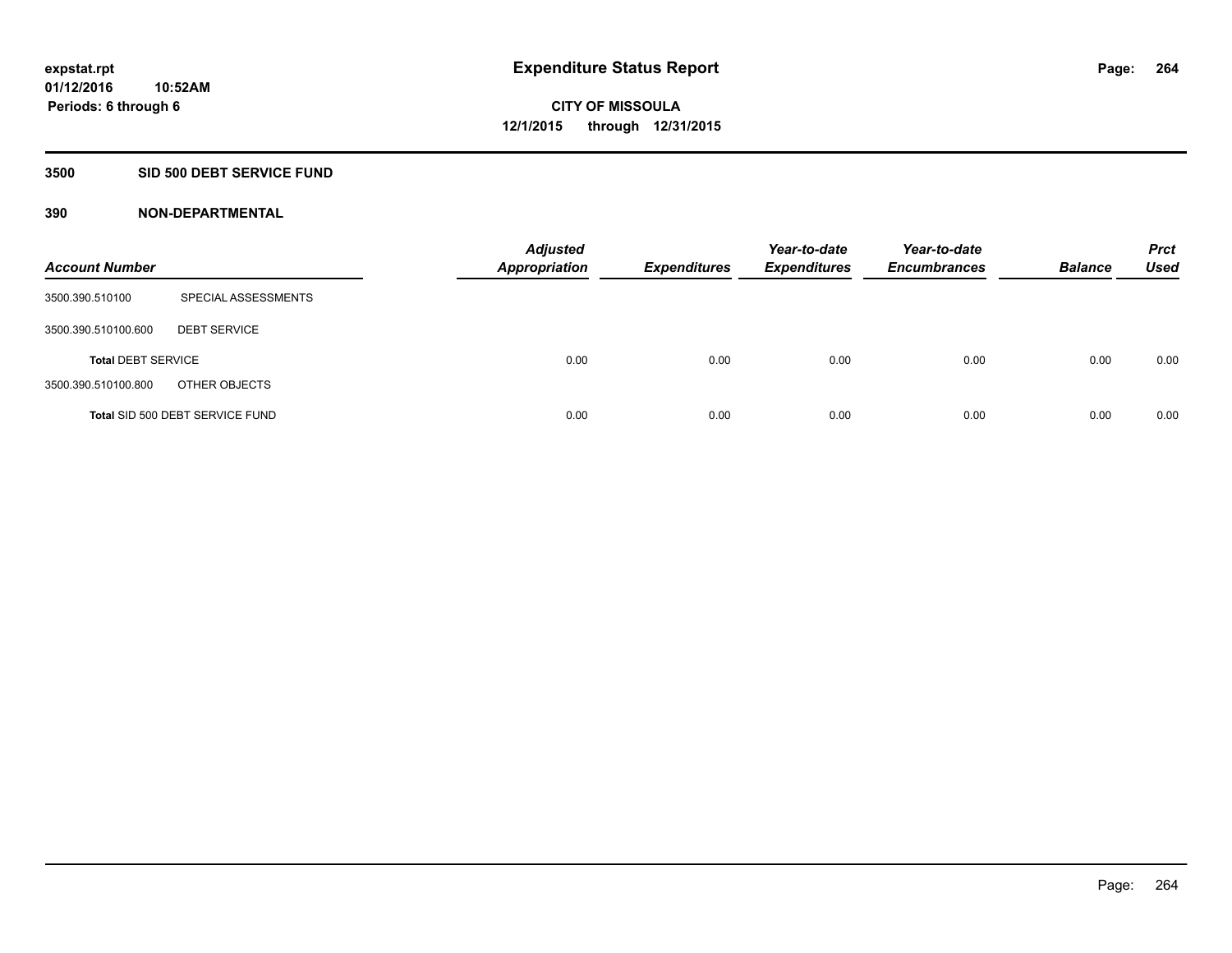expstat.rpt
01/12/2016 10:52AM
Periods: 6 through 6

# Expenditure Status Report

CITY OF MISSOULA
12/1/2015 through 12/31/2015

## 3500 SID 500 DEBT SERVICE FUND

### 390 NON-DEPARTMENTAL

| Account Number | | Adjusted Appropriation | Expenditures | Year-to-date Expenditures | Year-to-date Encumbrances | Balance | Prct Used |
|---|---|---|---|---|---|---|---|
| 3500.390.510100 | SPECIAL ASSESSMENTS | | | | | | |
| 3500.390.510100.600 | DEBT SERVICE | | | | | | |
| **Total** DEBT SERVICE | | 0.00 | 0.00 | 0.00 | 0.00 | 0.00 | 0.00 |
| 3500.390.510100.800 | OTHER OBJECTS | | | | | | |
| **Total** SID 500 DEBT SERVICE FUND | | 0.00 | 0.00 | 0.00 | 0.00 | 0.00 | 0.00 |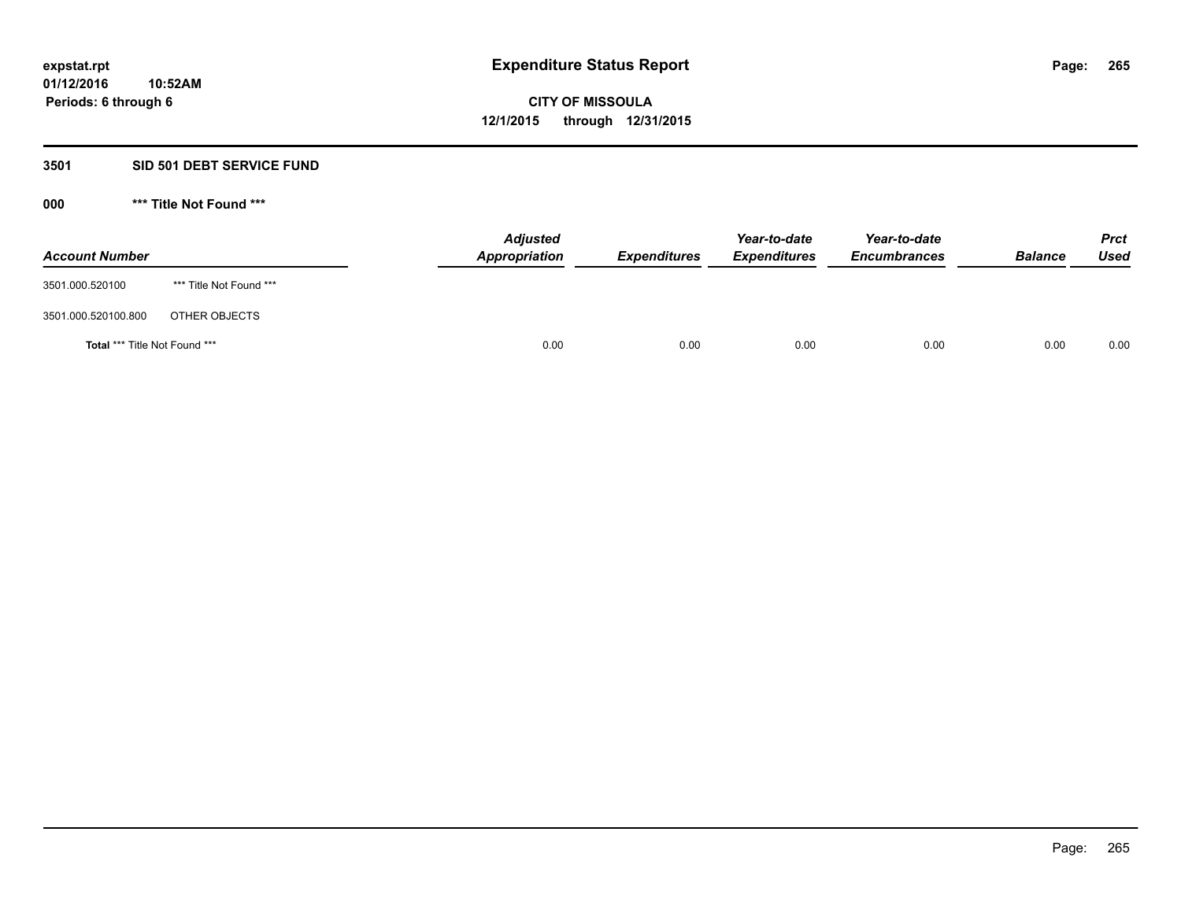expstat.rpt
01/12/2016 10:52AM
Periods: 6 through 6

# Expenditure Status Report

**CITY OF MISSOULA**
**12/1/2015 through 12/31/2015**

## 3501 SID 501 DEBT SERVICE FUND

### 000 *** Title Not Found ***

| Account Number | | Adjusted Appropriation | Expenditures | Year-to-date Expenditures | Year-to-date Encumbrances | Balance | Prct Used |
|---|---|---|---|---|---|---|---|
| 3501.000.520100 | *** Title Not Found *** | | | | | | |
| 3501.000.520100.800 | OTHER OBJECTS | | | | | | |
| **Total** *** Title Not Found *** | | 0.00 | 0.00 | 0.00 | 0.00 | 0.00 | 0.00 |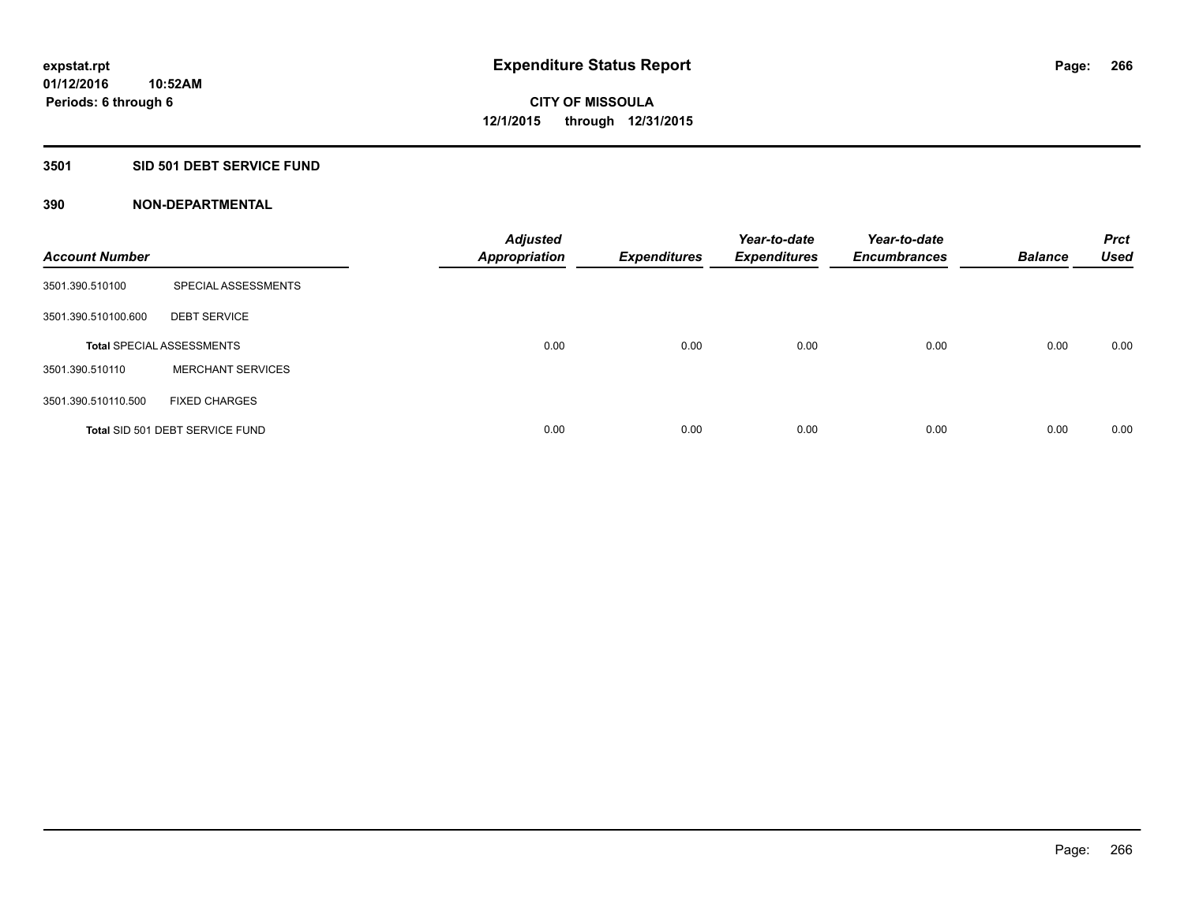expstat.rpt
01/12/2016 10:52AM
Periods: 6 through 6

# Expenditure Status Report

CITY OF MISSOULA
12/1/2015 through 12/31/2015

## 3501 SID 501 DEBT SERVICE FUND

### 390 NON-DEPARTMENTAL

| Account Number | | *Adjusted Appropriation* | *Expenditures* | *Year-to-date Expenditures* | *Year-to-date Encumbrances* | *Balance* | *Prct Used* |
|---|---|---|---|---|---|---|---|
| 3501.390.510100 | SPECIAL ASSESSMENTS | | | | | | |
| 3501.390.510100.600 | DEBT SERVICE | | | | | | |
| **Total** SPECIAL ASSESSMENTS | | 0.00 | 0.00 | 0.00 | 0.00 | 0.00 | 0.00 |
| 3501.390.510110 | MERCHANT SERVICES | | | | | | |
| 3501.390.510110.500 | FIXED CHARGES | | | | | | |
| **Total** SID 501 DEBT SERVICE FUND | | 0.00 | 0.00 | 0.00 | 0.00 | 0.00 | 0.00 |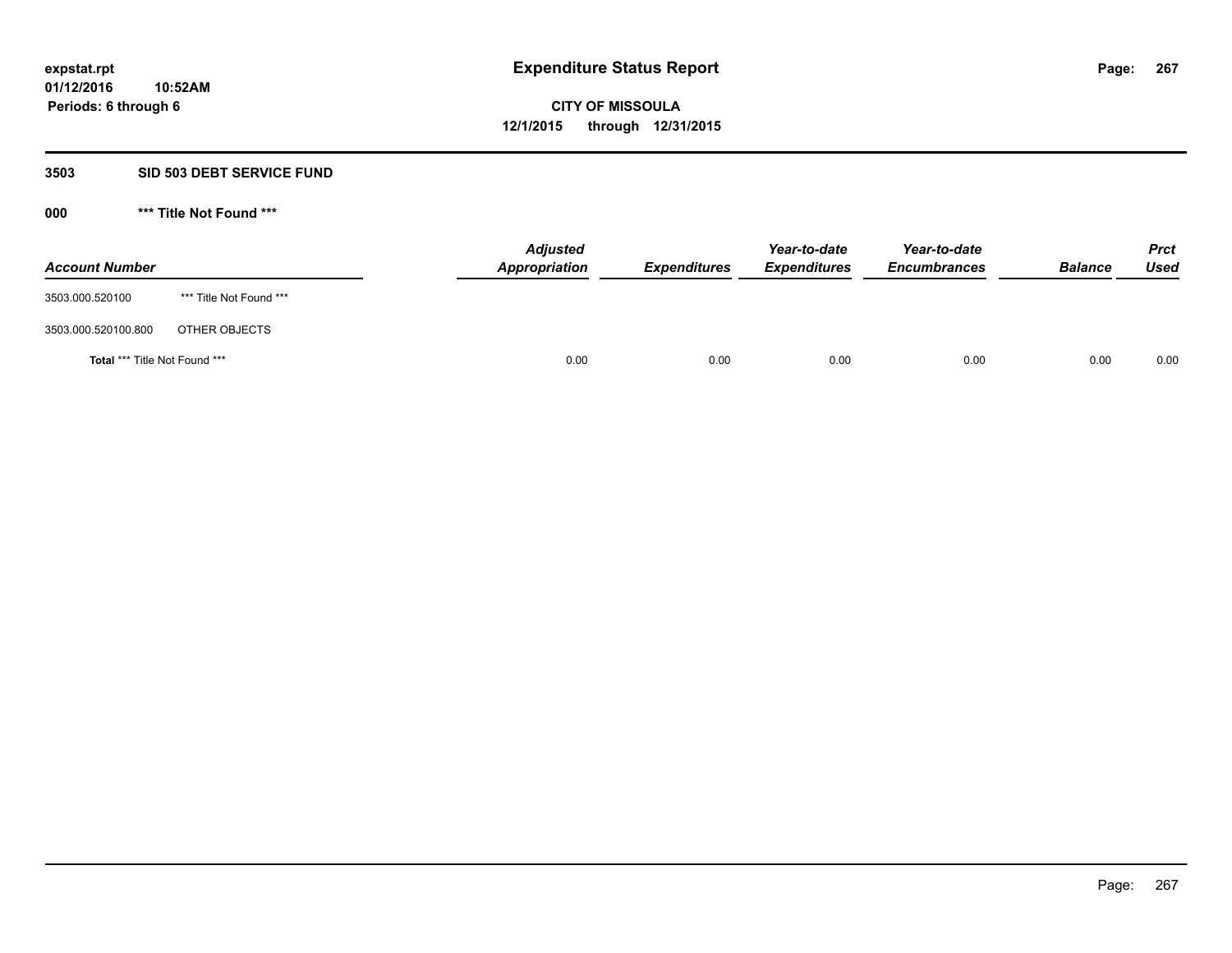expstat.rpt
01/12/2016 10:52AM
Periods: 6 through 6

# Expenditure Status Report

**CITY OF MISSOULA**
**12/1/2015 through 12/31/2015**

## 3503 SID 503 DEBT SERVICE FUND

### 000 *** Title Not Found ***

| Account Number | | Adjusted Appropriation | Expenditures | Year-to-date Expenditures | Year-to-date Encumbrances | Balance | Prct Used |
|---|---|---|---|---|---|---|---|
| 3503.000.520100 | *** Title Not Found *** | | | | | | |
| 3503.000.520100.800 | OTHER OBJECTS | | | | | | |
| **Total** *** Title Not Found *** | | 0.00 | 0.00 | 0.00 | 0.00 | 0.00 | 0.00 |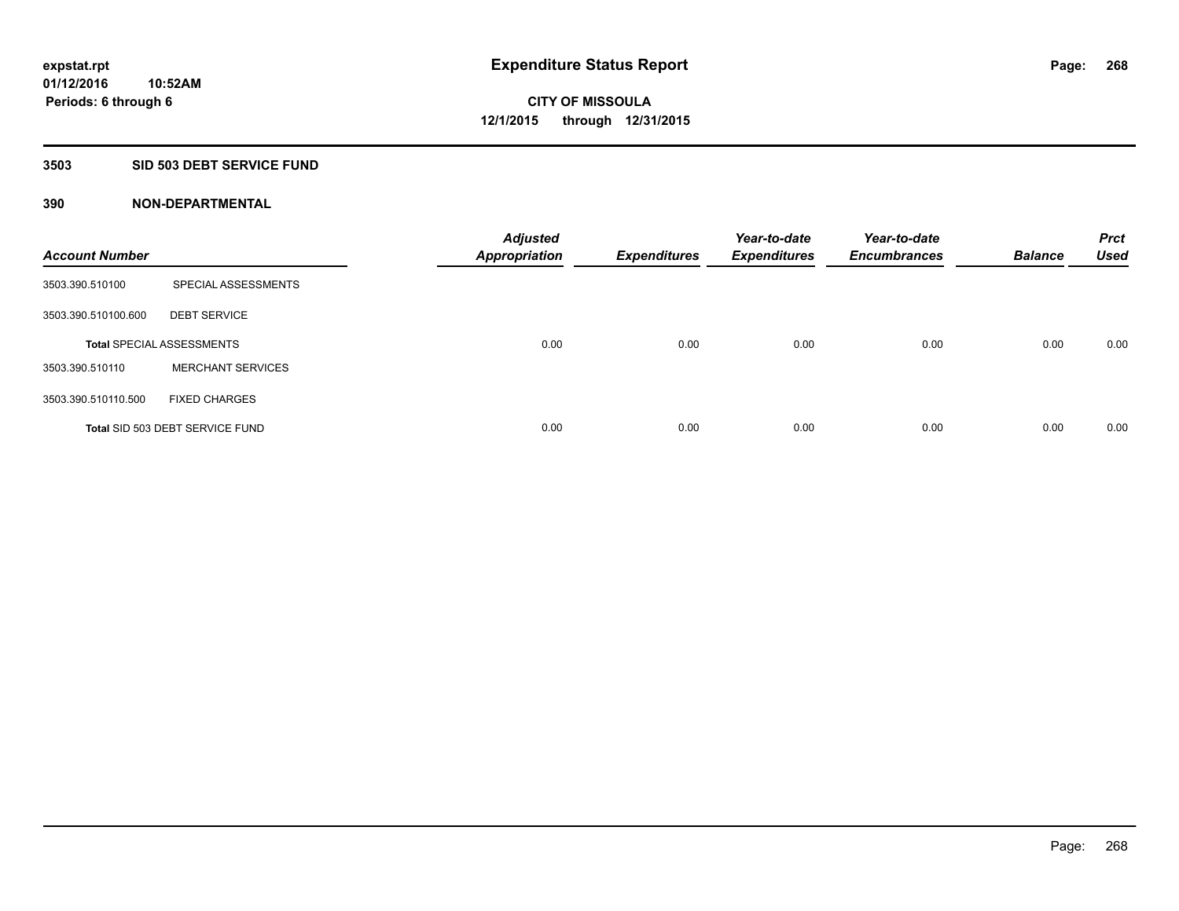**expstat.rpt**
**01/12/2016 10:52AM**
**Periods: 6 through 6**

# Expenditure Status Report

**CITY OF MISSOULA**
**12/1/2015 through 12/31/2015**

## 3503 SID 503 DEBT SERVICE FUND

### 390 NON-DEPARTMENTAL

| Account Number | | Adjusted Appropriation | Expenditures | Year-to-date Expenditures | Year-to-date Encumbrances | Balance | Prct Used |
|---|---|---|---|---|---|---|---|
| 3503.390.510100 | SPECIAL ASSESSMENTS | | | | | | |
| 3503.390.510100.600 | DEBT SERVICE | | | | | | |
| Total SPECIAL ASSESSMENTS | | 0.00 | 0.00 | 0.00 | 0.00 | 0.00 | 0.00 |
| 3503.390.510110 | MERCHANT SERVICES | | | | | | |
| 3503.390.510110.500 | FIXED CHARGES | | | | | | |
| Total SID 503 DEBT SERVICE FUND | | 0.00 | 0.00 | 0.00 | 0.00 | 0.00 | 0.00 |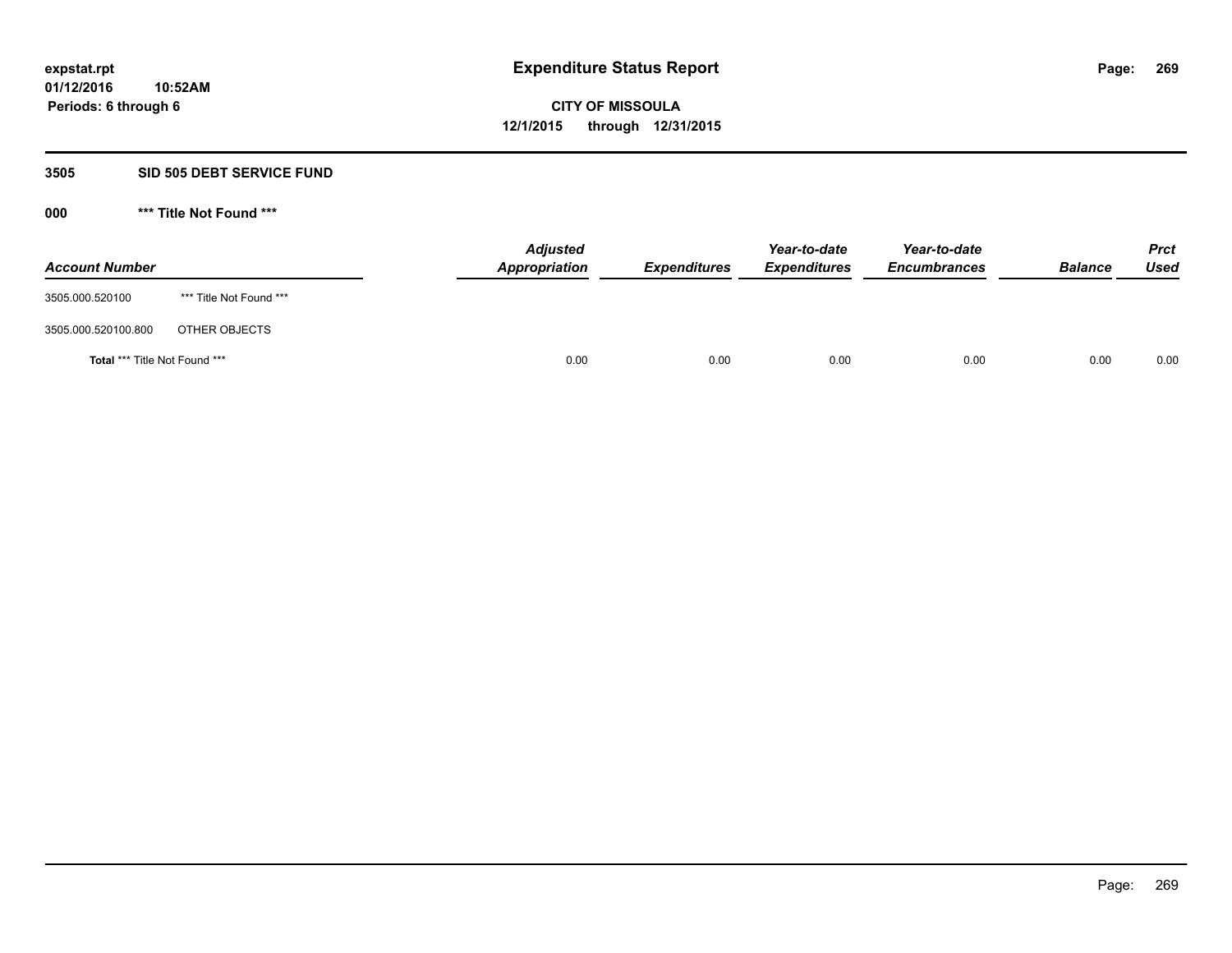# Expenditure Status Report

expstat.rpt
01/12/2016 10:52AM
Periods: 6 through 6

**CITY OF MISSOULA**
**12/1/2015 through 12/31/2015**

## 3505 SID 505 DEBT SERVICE FUND

### 000 *** Title Not Found ***

| Account Number | | Adjusted Appropriation | Expenditures | Year-to-date Expenditures | Year-to-date Encumbrances | Balance | Prct Used |
|---|---|---|---|---|---|---|---|
| 3505.000.520100 | *** Title Not Found *** | | | | | | |
| 3505.000.520100.800 | OTHER OBJECTS | | | | | | |
| **Total** *** Title Not Found *** | | 0.00 | 0.00 | 0.00 | 0.00 | 0.00 | 0.00 |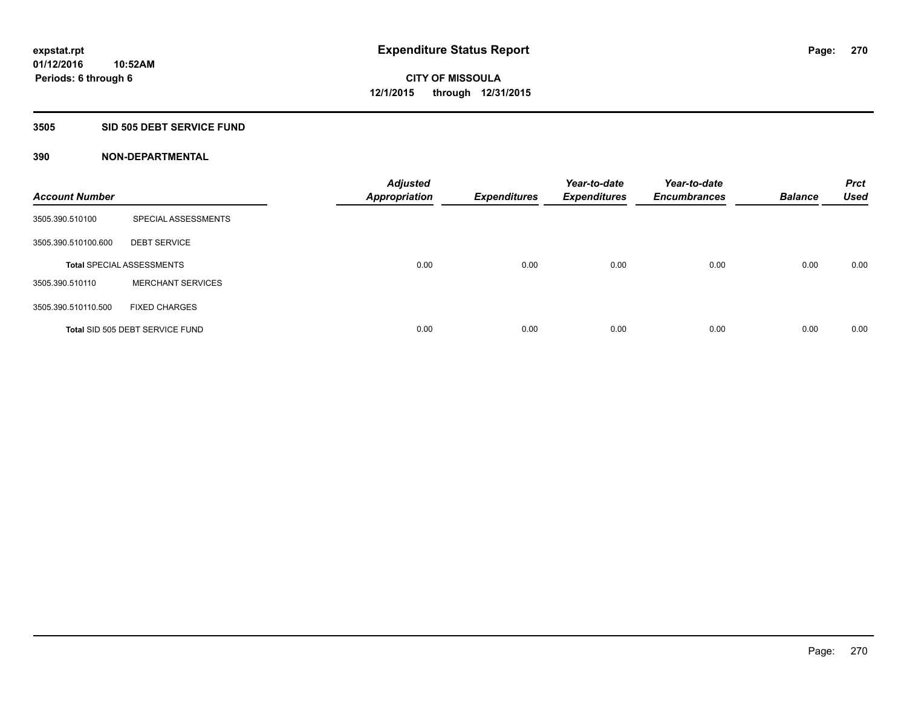expstat.rpt
01/12/2016 10:52AM
Periods: 6 through 6

# Expenditure Status Report

CITY OF MISSOULA
12/1/2015 through 12/31/2015

## 3505 SID 505 DEBT SERVICE FUND

## 390 NON-DEPARTMENTAL

| Account Number | | Adjusted Appropriation | Expenditures | Year-to-date Expenditures | Year-to-date Encumbrances | Balance | Prct Used |
|---|---|---|---|---|---|---|---|
| 3505.390.510100 | SPECIAL ASSESSMENTS | | | | | | |
| 3505.390.510100.600 | DEBT SERVICE | | | | | | |
| **Total** SPECIAL ASSESSMENTS | | 0.00 | 0.00 | 0.00 | 0.00 | 0.00 | 0.00 |
| 3505.390.510110 | MERCHANT SERVICES | | | | | | |
| 3505.390.510110.500 | FIXED CHARGES | | | | | | |
| **Total** SID 505 DEBT SERVICE FUND | | 0.00 | 0.00 | 0.00 | 0.00 | 0.00 | 0.00 |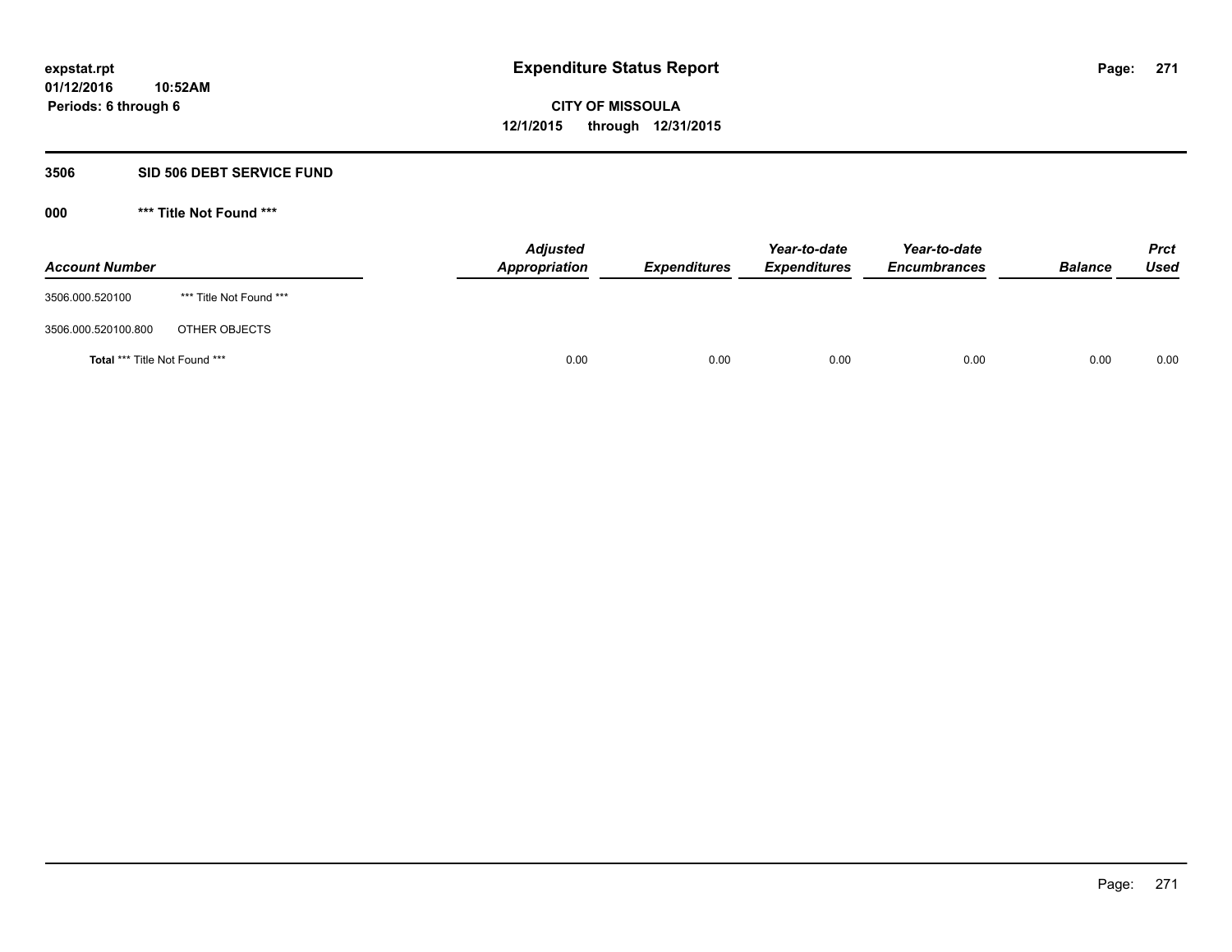# Expenditure Status Report

**CITY OF MISSOULA**

**12/1/2015 through 12/31/2015**

expstat.rpt
01/12/2016 10:52AM
Periods: 6 through 6

## 3506 SID 506 DEBT SERVICE FUND

### 000 *** Title Not Found ***

| Account Number | | Adjusted Appropriation | Expenditures | Year-to-date Expenditures | Year-to-date Encumbrances | Balance | Prct Used |
|---|---|---|---|---|---|---|---|
| 3506.000.520100 | *** Title Not Found *** | | | | | | |
| 3506.000.520100.800 | OTHER OBJECTS | | | | | | |
| **Total** *** Title Not Found *** | | 0.00 | 0.00 | 0.00 | 0.00 | 0.00 | 0.00 |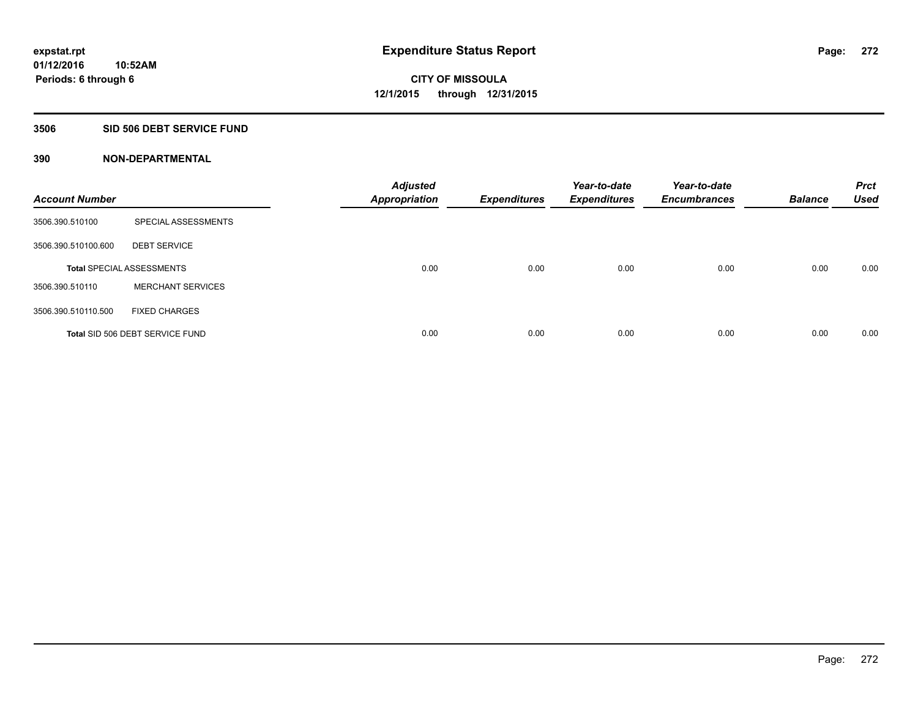expstat.rpt
01/12/2016 10:52AM
Periods: 6 through 6

# Expenditure Status Report

**CITY OF MISSOULA**
**12/1/2015 through 12/31/2015**

## 3506 SID 506 DEBT SERVICE FUND

### 390 NON-DEPARTMENTAL

| Account Number | | Adjusted Appropriation | Expenditures | Year-to-date Expenditures | Year-to-date Encumbrances | Balance | Prct Used |
|---|---|---|---|---|---|---|---|
| 3506.390.510100 | SPECIAL ASSESSMENTS | | | | | | |
| 3506.390.510100.600 | DEBT SERVICE | | | | | | |
| **Total** SPECIAL ASSESSMENTS | | 0.00 | 0.00 | 0.00 | 0.00 | 0.00 | 0.00 |
| 3506.390.510110 | MERCHANT SERVICES | | | | | | |
| 3506.390.510110.500 | FIXED CHARGES | | | | | | |
| **Total** SID 506 DEBT SERVICE FUND | | 0.00 | 0.00 | 0.00 | 0.00 | 0.00 | 0.00 |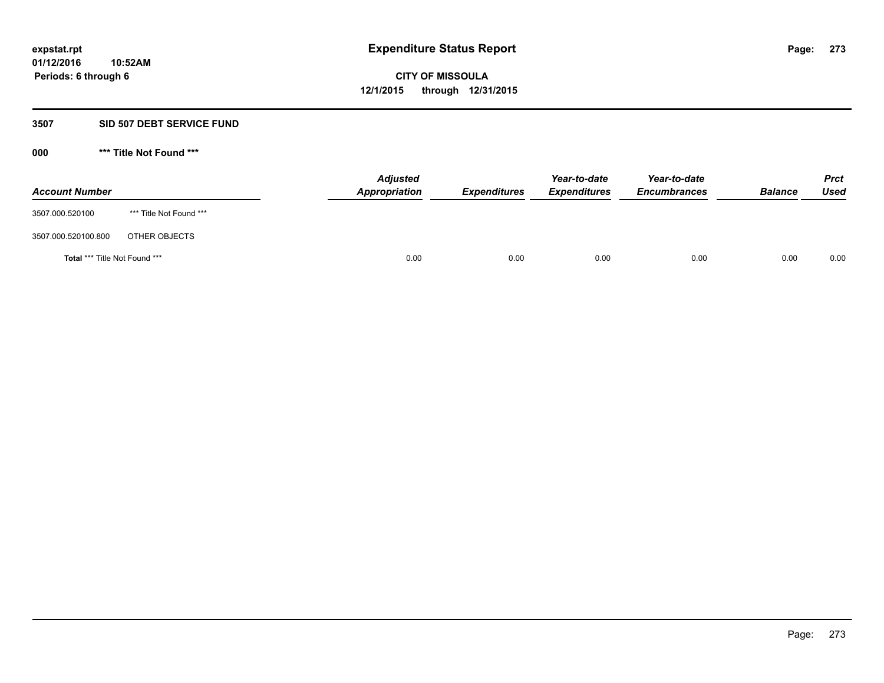expstat.rpt
01/12/2016 10:52AM
Periods: 6 through 6

# Expenditure Status Report

CITY OF MISSOULA
12/1/2015 through 12/31/2015

## 3507 SID 507 DEBT SERVICE FUND

### 000 *** Title Not Found ***

| Account Number | | Adjusted Appropriation | Expenditures | Year-to-date Expenditures | Year-to-date Encumbrances | Balance | Prct Used |
|---|---|---|---|---|---|---|---|
| 3507.000.520100 | *** Title Not Found *** | | | | | | |
| 3507.000.520100.800 | OTHER OBJECTS | | | | | | |
| **Total** *** Title Not Found *** | | 0.00 | 0.00 | 0.00 | 0.00 | 0.00 | 0.00 |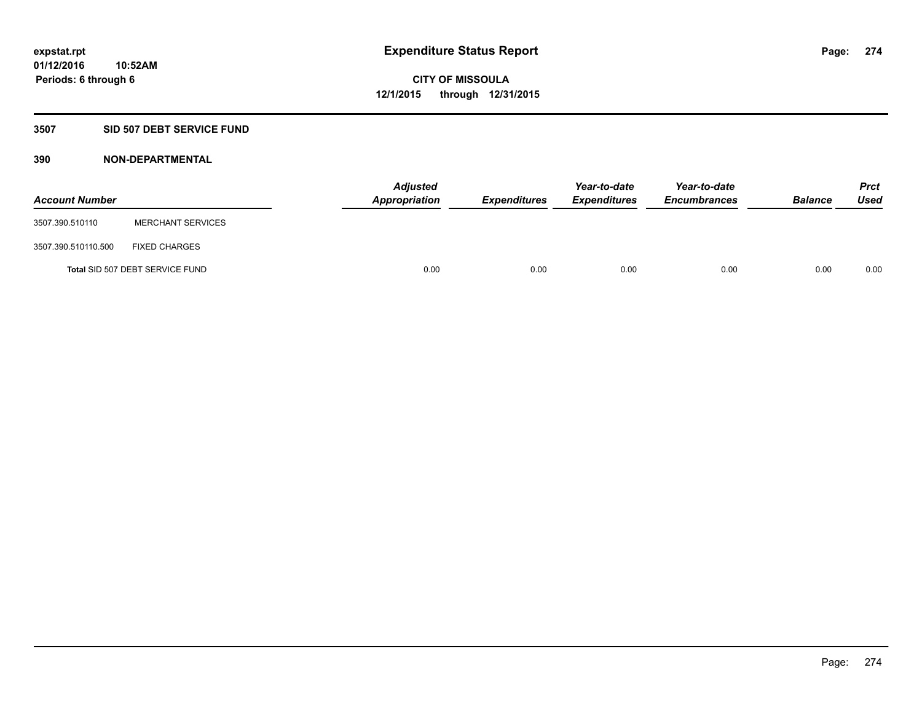**expstat.rpt**
**01/12/2016 10:52AM**
**Periods: 6 through 6**

# Expenditure Status Report

**CITY OF MISSOULA**
**12/1/2015 through 12/31/2015**

## 3507 SID 507 DEBT SERVICE FUND

### 390 NON-DEPARTMENTAL

| *Account Number* | | *Adjusted Appropriation* | *Expenditures* | *Year-to-date Expenditures* | *Year-to-date Encumbrances* | *Balance* | *Prct Used* |
|---|---|---|---|---|---|---|---|
| 3507.390.510110 | MERCHANT SERVICES | | | | | | |
| 3507.390.510110.500 | FIXED CHARGES | | | | | | |
| **Total** SID 507 DEBT SERVICE FUND | | 0.00 | 0.00 | 0.00 | 0.00 | 0.00 | 0.00 |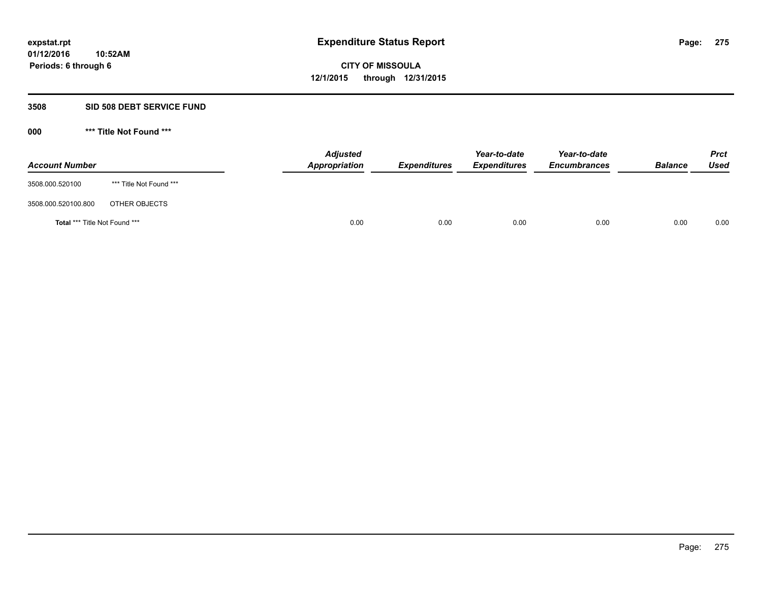expstat.rpt
01/12/2016 10:52AM
Periods: 6 through 6

# Expenditure Status Report

CITY OF MISSOULA
12/1/2015 through 12/31/2015

## 3508 SID 508 DEBT SERVICE FUND

### 000 *** Title Not Found ***

| Account Number | | Adjusted Appropriation | Expenditures | Year-to-date Expenditures | Year-to-date Encumbrances | Balance | Prct Used |
|---|---|---|---|---|---|---|---|
| 3508.000.520100 | *** Title Not Found *** | | | | | | |
| 3508.000.520100.800 | OTHER OBJECTS | | | | | | |
| **Total** *** Title Not Found *** | | 0.00 | 0.00 | 0.00 | 0.00 | 0.00 | 0.00 |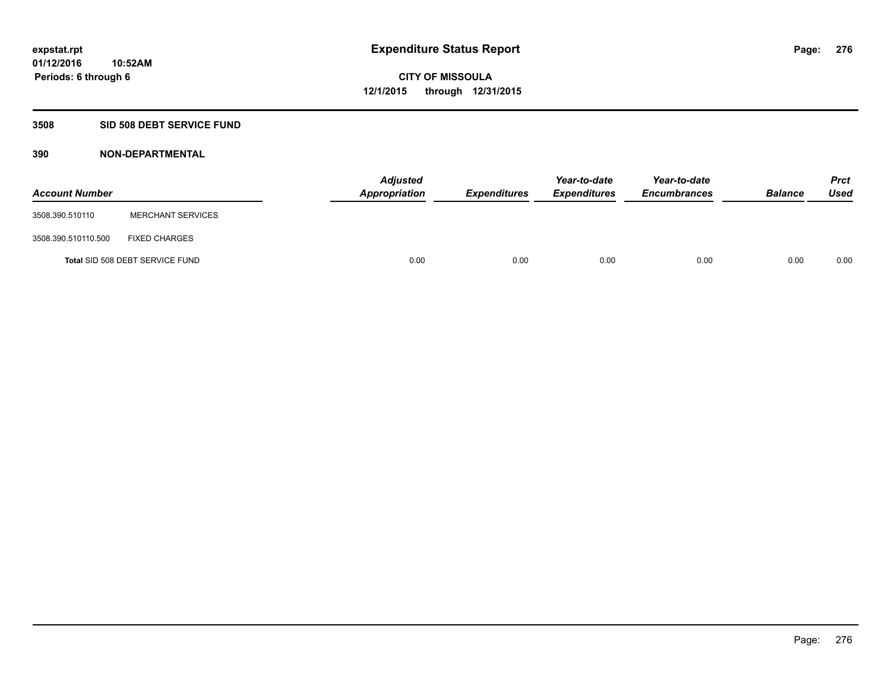expstat.rpt
01/12/2016 10:52AM
Periods: 6 through 6

# Expenditure Status Report

CITY OF MISSOULA
12/1/2015 through 12/31/2015

## 3508 SID 508 DEBT SERVICE FUND

### 390 NON-DEPARTMENTAL

| Account Number | | Adjusted Appropriation | Expenditures | Year-to-date Expenditures | Year-to-date Encumbrances | Balance | Prct Used |
|---|---|---|---|---|---|---|---|
| 3508.390.510110 | MERCHANT SERVICES | | | | | | |
| 3508.390.510110.500 | FIXED CHARGES | | | | | | |
| Total SID 508 DEBT SERVICE FUND | | 0.00 | 0.00 | 0.00 | 0.00 | 0.00 | 0.00 |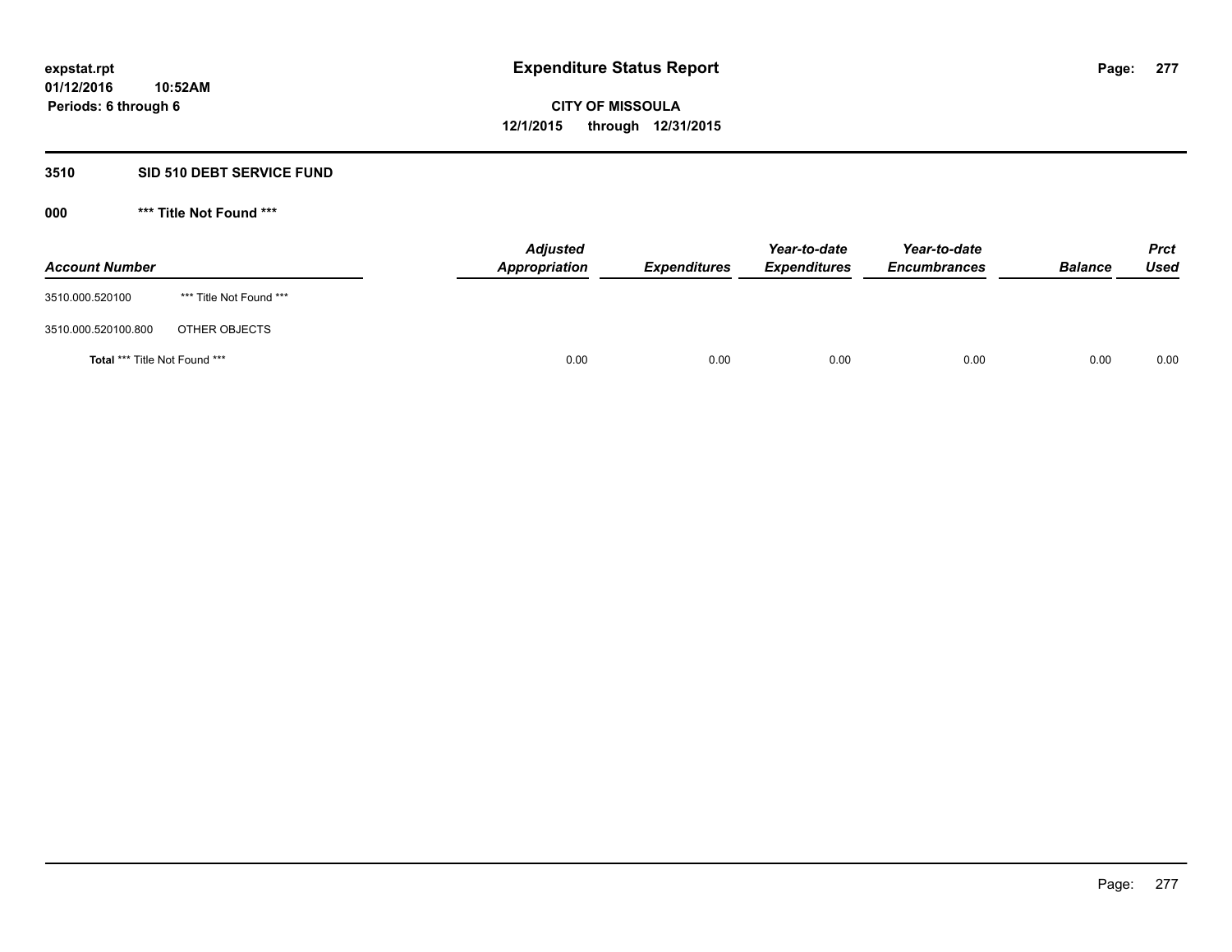expstat.rpt
01/12/2016 10:52AM
Periods: 6 through 6

# Expenditure Status Report

**CITY OF MISSOULA**
**12/1/2015 through 12/31/2015**

## 3510 SID 510 DEBT SERVICE FUND

### 000 *** Title Not Found ***

| Account Number | | Adjusted Appropriation | Expenditures | Year-to-date Expenditures | Year-to-date Encumbrances | Balance | Prct Used |
|---|---|---|---|---|---|---|---|
| 3510.000.520100 | *** Title Not Found *** | | | | | | |
| 3510.000.520100.800 | OTHER OBJECTS | | | | | | |
| **Total** *** Title Not Found *** | | 0.00 | 0.00 | 0.00 | 0.00 | 0.00 | 0.00 |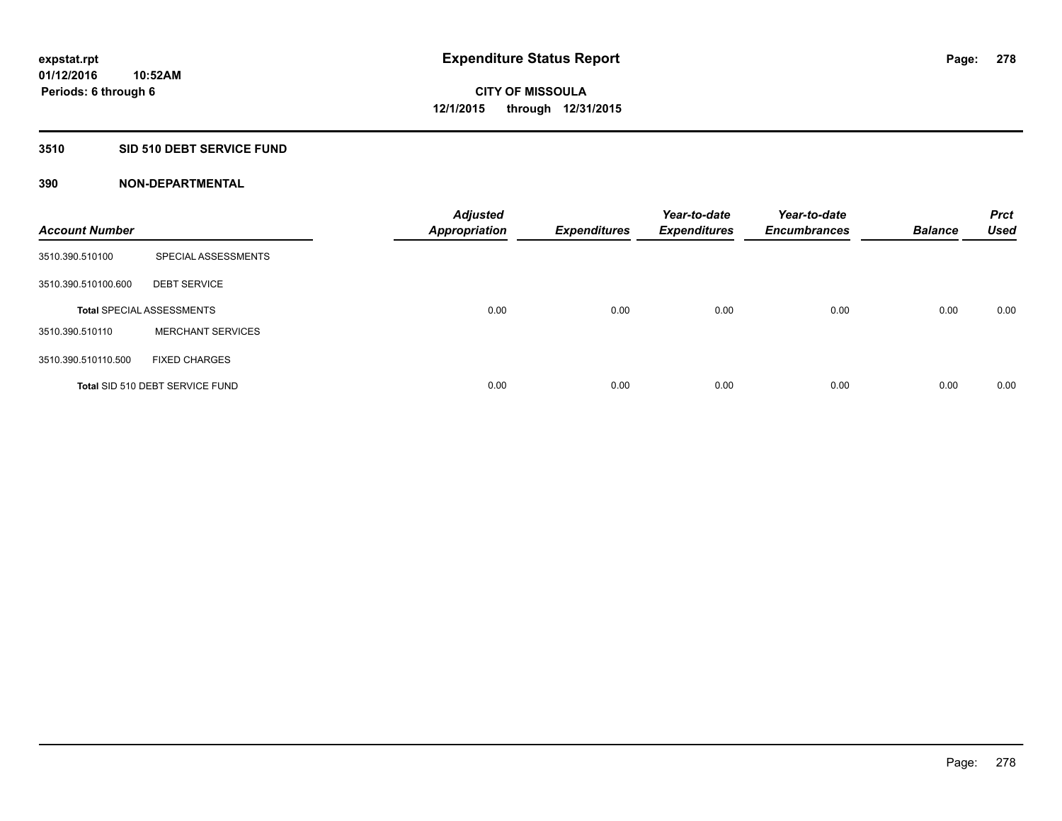**expstat.rpt**
**01/12/2016 10:52AM**
**Periods: 6 through 6**

# Expenditure Status Report

**CITY OF MISSOULA**
**12/1/2015 through 12/31/2015**

## 3510 SID 510 DEBT SERVICE FUND

## 390 NON-DEPARTMENTAL

| Account Number | | *Adjusted Appropriation* | *Expenditures* | *Year-to-date Expenditures* | *Year-to-date Encumbrances* | *Balance* | *Prct Used* |
|---|---|---|---|---|---|---|---|
| 3510.390.510100 | SPECIAL ASSESSMENTS | | | | | | |
| 3510.390.510100.600 | DEBT SERVICE | | | | | | |
| **Total** SPECIAL ASSESSMENTS | | 0.00 | 0.00 | 0.00 | 0.00 | 0.00 | 0.00 |
| 3510.390.510110 | MERCHANT SERVICES | | | | | | |
| 3510.390.510110.500 | FIXED CHARGES | | | | | | |
| **Total** SID 510 DEBT SERVICE FUND | | 0.00 | 0.00 | 0.00 | 0.00 | 0.00 | 0.00 |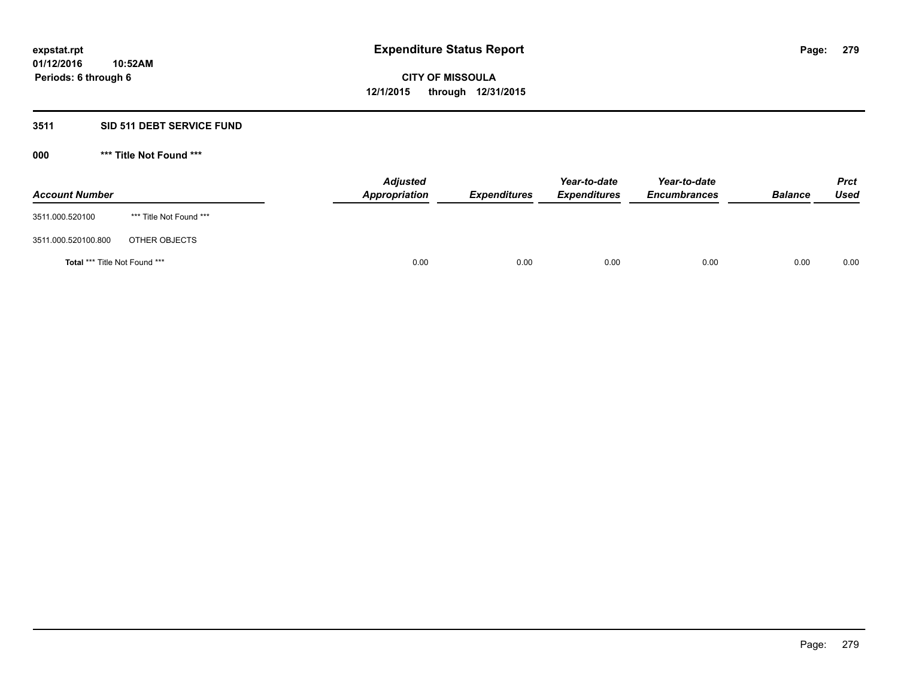expstat.rpt
01/12/2016 10:52AM
Periods: 6 through 6

# Expenditure Status Report

CITY OF MISSOULA
12/1/2015 through 12/31/2015

## 3511 SID 511 DEBT SERVICE FUND

### 000 *** Title Not Found ***

| Account Number | | Adjusted Appropriation | Expenditures | Year-to-date Expenditures | Year-to-date Encumbrances | Balance | Prct Used |
|---|---|---|---|---|---|---|---|
| 3511.000.520100 | *** Title Not Found *** | | | | | | |
| 3511.000.520100.800 | OTHER OBJECTS | | | | | | |
| Total *** Title Not Found *** | | 0.00 | 0.00 | 0.00 | 0.00 | 0.00 | 0.00 |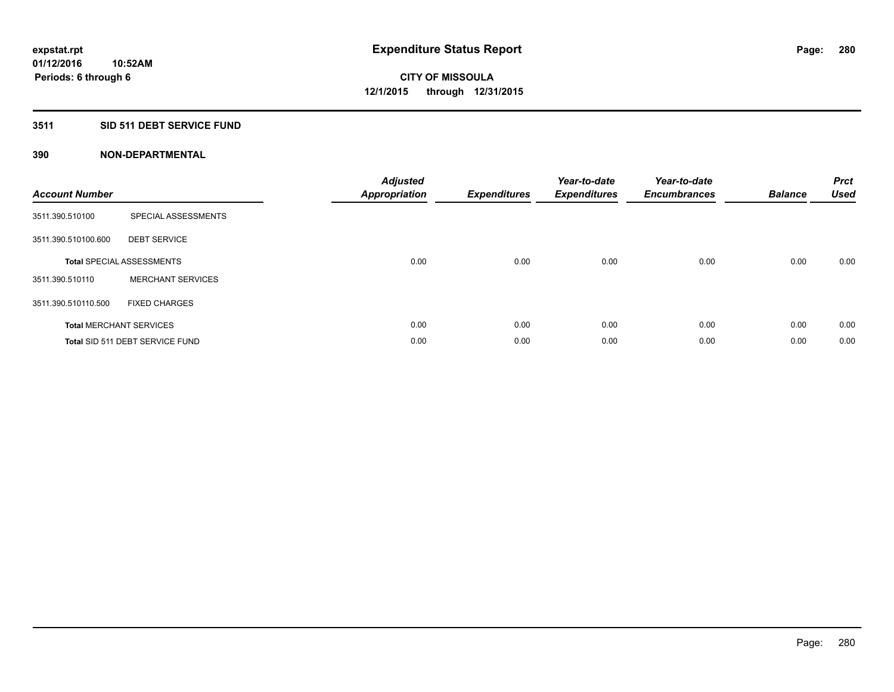**expstat.rpt**
**01/12/2016 10:52AM**
**Periods: 6 through 6**

# Expenditure Status Report

**CITY OF MISSOULA**
**12/1/2015 through 12/31/2015**

## 3511 SID 511 DEBT SERVICE FUND

### 390 NON-DEPARTMENTAL

| Account Number | | Adjusted Appropriation | Expenditures | Year-to-date Expenditures | Year-to-date Encumbrances | Balance | Prct Used |
|---|---|---|---|---|---|---|---|
| 3511.390.510100 | SPECIAL ASSESSMENTS | | | | | | |
| 3511.390.510100.600 | DEBT SERVICE | | | | | | |
| **Total** SPECIAL ASSESSMENTS | | 0.00 | 0.00 | 0.00 | 0.00 | 0.00 | 0.00 |
| 3511.390.510110 | MERCHANT SERVICES | | | | | | |
| 3511.390.510110.500 | FIXED CHARGES | | | | | | |
| **Total** MERCHANT SERVICES | | 0.00 | 0.00 | 0.00 | 0.00 | 0.00 | 0.00 |
| **Total** SID 511 DEBT SERVICE FUND | | 0.00 | 0.00 | 0.00 | 0.00 | 0.00 | 0.00 |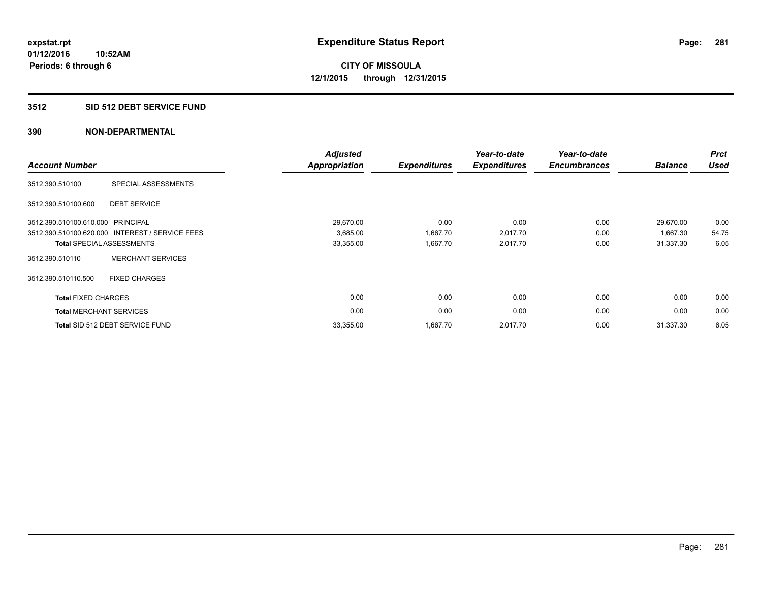**expstat.rpt**
**01/12/2016 10:52AM**
**Periods: 6 through 6**

# Expenditure Status Report

**CITY OF MISSOULA**
**12/1/2015 through 12/31/2015**

## 3512 SID 512 DEBT SERVICE FUND

## 390 NON-DEPARTMENTAL

| Account Number | | Adjusted Appropriation | Expenditures | Year-to-date Expenditures | Year-to-date Encumbrances | Balance | Prct Used |
|---|---|---|---|---|---|---|---|
| 3512.390.510100 | SPECIAL ASSESSMENTS | | | | | | |
| 3512.390.510100.600 | DEBT SERVICE | | | | | | |
| 3512.390.510100.610.000 | PRINCIPAL | 29,670.00 | 0.00 | 0.00 | 0.00 | 29,670.00 | 0.00 |
| 3512.390.510100.620.000 | INTEREST / SERVICE FEES | 3,685.00 | 1,667.70 | 2,017.70 | 0.00 | 1,667.30 | 54.75 |
| **Total** SPECIAL ASSESSMENTS | | 33,355.00 | 1,667.70 | 2,017.70 | 0.00 | 31,337.30 | 6.05 |
| 3512.390.510110 | MERCHANT SERVICES | | | | | | |
| 3512.390.510110.500 | FIXED CHARGES | | | | | | |
| **Total** FIXED CHARGES | | 0.00 | 0.00 | 0.00 | 0.00 | 0.00 | 0.00 |
| **Total** MERCHANT SERVICES | | 0.00 | 0.00 | 0.00 | 0.00 | 0.00 | 0.00 |
| **Total** SID 512 DEBT SERVICE FUND | | 33,355.00 | 1,667.70 | 2,017.70 | 0.00 | 31,337.30 | 6.05 |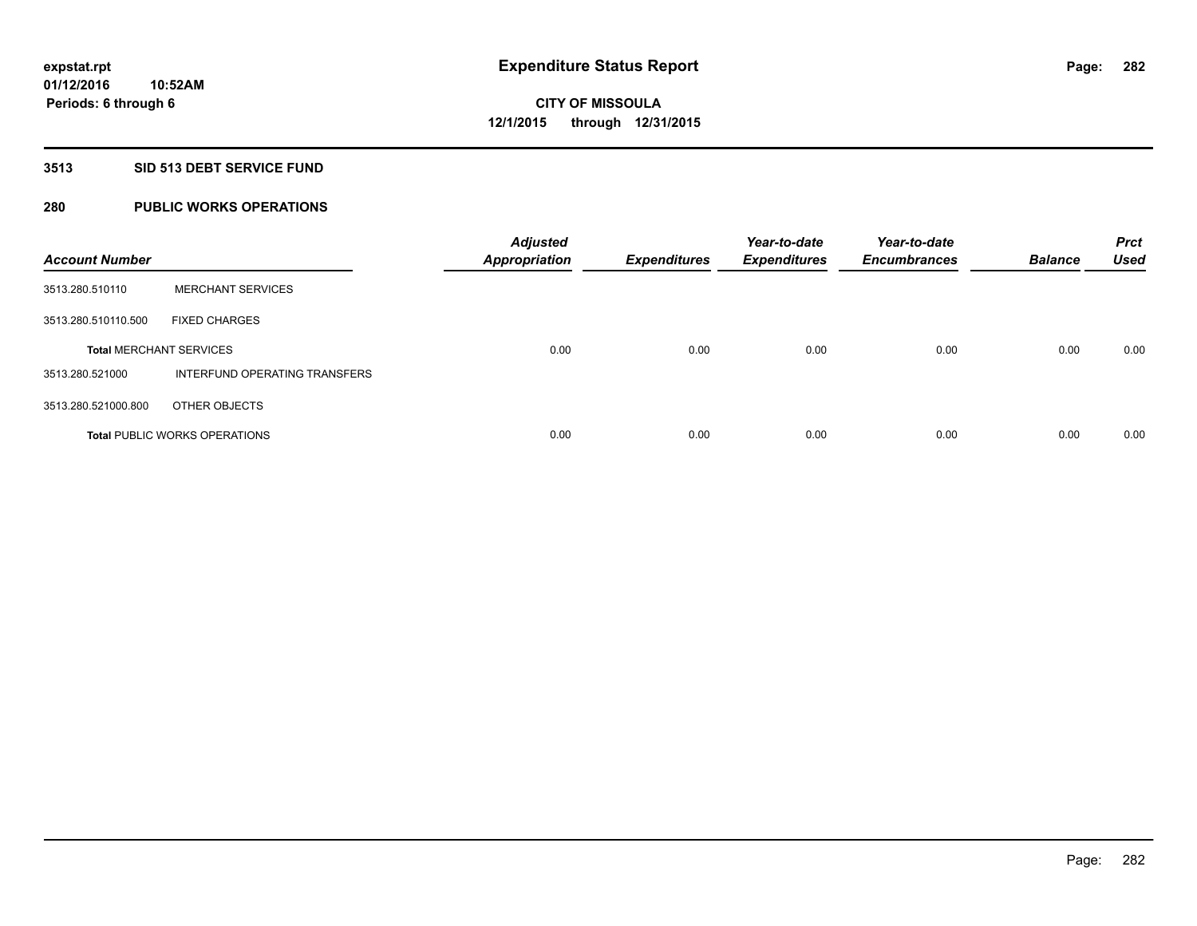# Expenditure Status Report

**CITY OF MISSOULA**
**12/1/2015 through 12/31/2015**

expstat.rpt
01/12/2016 10:52AM
Periods: 6 through 6

## 3513 SID 513 DEBT SERVICE FUND

## 280 PUBLIC WORKS OPERATIONS

| Account Number | | Adjusted Appropriation | Expenditures | Year-to-date Expenditures | Year-to-date Encumbrances | Balance | Prct Used |
|---|---|---|---|---|---|---|---|
| 3513.280.510110 | MERCHANT SERVICES | | | | | | |
| 3513.280.510110.500 | FIXED CHARGES | | | | | | |
| **Total** MERCHANT SERVICES | | 0.00 | 0.00 | 0.00 | 0.00 | 0.00 | 0.00 |
| 3513.280.521000 | INTERFUND OPERATING TRANSFERS | | | | | | |
| 3513.280.521000.800 | OTHER OBJECTS | | | | | | |
| **Total** PUBLIC WORKS OPERATIONS | | 0.00 | 0.00 | 0.00 | 0.00 | 0.00 | 0.00 |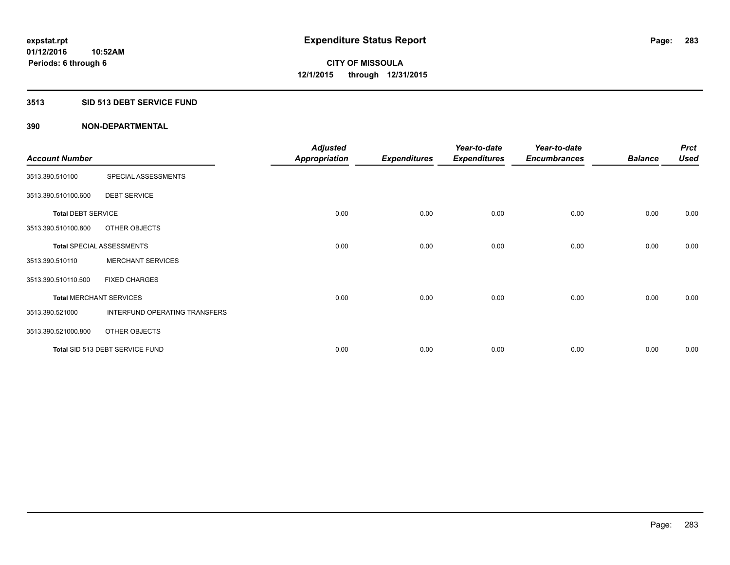**expstat.rpt**
**01/12/2016 10:52AM**
**Periods: 6 through 6**

# Expenditure Status Report

**CITY OF MISSOULA**
**12/1/2015 through 12/31/2015**

## 3513 SID 513 DEBT SERVICE FUND

### 390 NON-DEPARTMENTAL

| Account Number | | Adjusted Appropriation | Expenditures | Year-to-date Expenditures | Year-to-date Encumbrances | Balance | Prct Used |
|---|---|---|---|---|---|---|---|
| 3513.390.510100 | SPECIAL ASSESSMENTS | | | | | | |
| 3513.390.510100.600 | DEBT SERVICE | | | | | | |
| **Total** DEBT SERVICE | | 0.00 | 0.00 | 0.00 | 0.00 | 0.00 | 0.00 |
| 3513.390.510100.800 | OTHER OBJECTS | | | | | | |
| **Total** SPECIAL ASSESSMENTS | | 0.00 | 0.00 | 0.00 | 0.00 | 0.00 | 0.00 |
| 3513.390.510110 | MERCHANT SERVICES | | | | | | |
| 3513.390.510110.500 | FIXED CHARGES | | | | | | |
| **Total** MERCHANT SERVICES | | 0.00 | 0.00 | 0.00 | 0.00 | 0.00 | 0.00 |
| 3513.390.521000 | INTERFUND OPERATING TRANSFERS | | | | | | |
| 3513.390.521000.800 | OTHER OBJECTS | | | | | | |
| **Total** SID 513 DEBT SERVICE FUND | | 0.00 | 0.00 | 0.00 | 0.00 | 0.00 | 0.00 |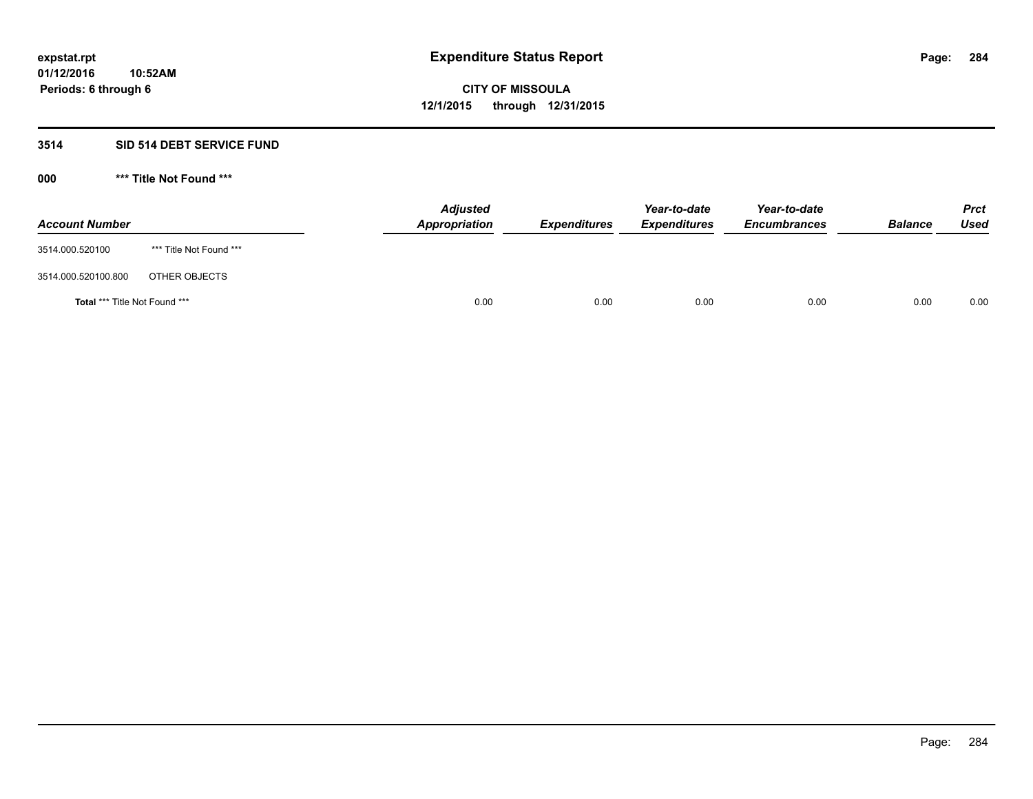expstat.rpt
01/12/2016 10:52AM
Periods: 6 through 6

# Expenditure Status Report

CITY OF MISSOULA
12/1/2015 through 12/31/2015

## 3514 SID 514 DEBT SERVICE FUND

### 000 *** Title Not Found ***

| Account Number | | Adjusted Appropriation | Expenditures | Year-to-date Expenditures | Year-to-date Encumbrances | Balance | Prct Used |
|---|---|---|---|---|---|---|---|
| 3514.000.520100 | *** Title Not Found *** | | | | | | |
| 3514.000.520100.800 | OTHER OBJECTS | | | | | | |
| **Total** *** Title Not Found *** | | 0.00 | 0.00 | 0.00 | 0.00 | 0.00 | 0.00 |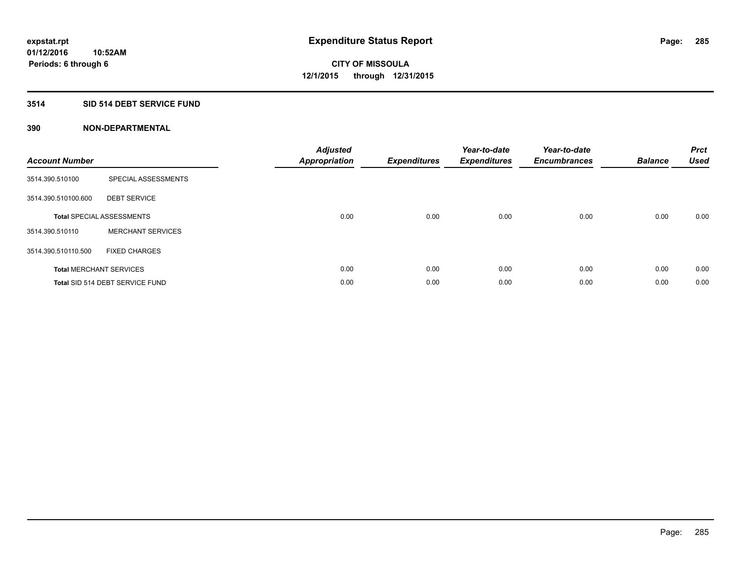# Expenditure Status Report

expstat.rpt
01/12/2016 10:52AM
Periods: 6 through 6

**CITY OF MISSOULA**
**12/1/2015 through 12/31/2015**

## 3514 SID 514 DEBT SERVICE FUND

### 390 NON-DEPARTMENTAL

| Account Number | | Adjusted Appropriation | Expenditures | Year-to-date Expenditures | Year-to-date Encumbrances | Balance | Prct Used |
|---|---|---|---|---|---|---|---|
| 3514.390.510100 | SPECIAL ASSESSMENTS | | | | | | |
| 3514.390.510100.600 | DEBT SERVICE | | | | | | |
| **Total** SPECIAL ASSESSMENTS | | 0.00 | 0.00 | 0.00 | 0.00 | 0.00 | 0.00 |
| 3514.390.510110 | MERCHANT SERVICES | | | | | | |
| 3514.390.510110.500 | FIXED CHARGES | | | | | | |
| **Total** MERCHANT SERVICES | | 0.00 | 0.00 | 0.00 | 0.00 | 0.00 | 0.00 |
| **Total** SID 514 DEBT SERVICE FUND | | 0.00 | 0.00 | 0.00 | 0.00 | 0.00 | 0.00 |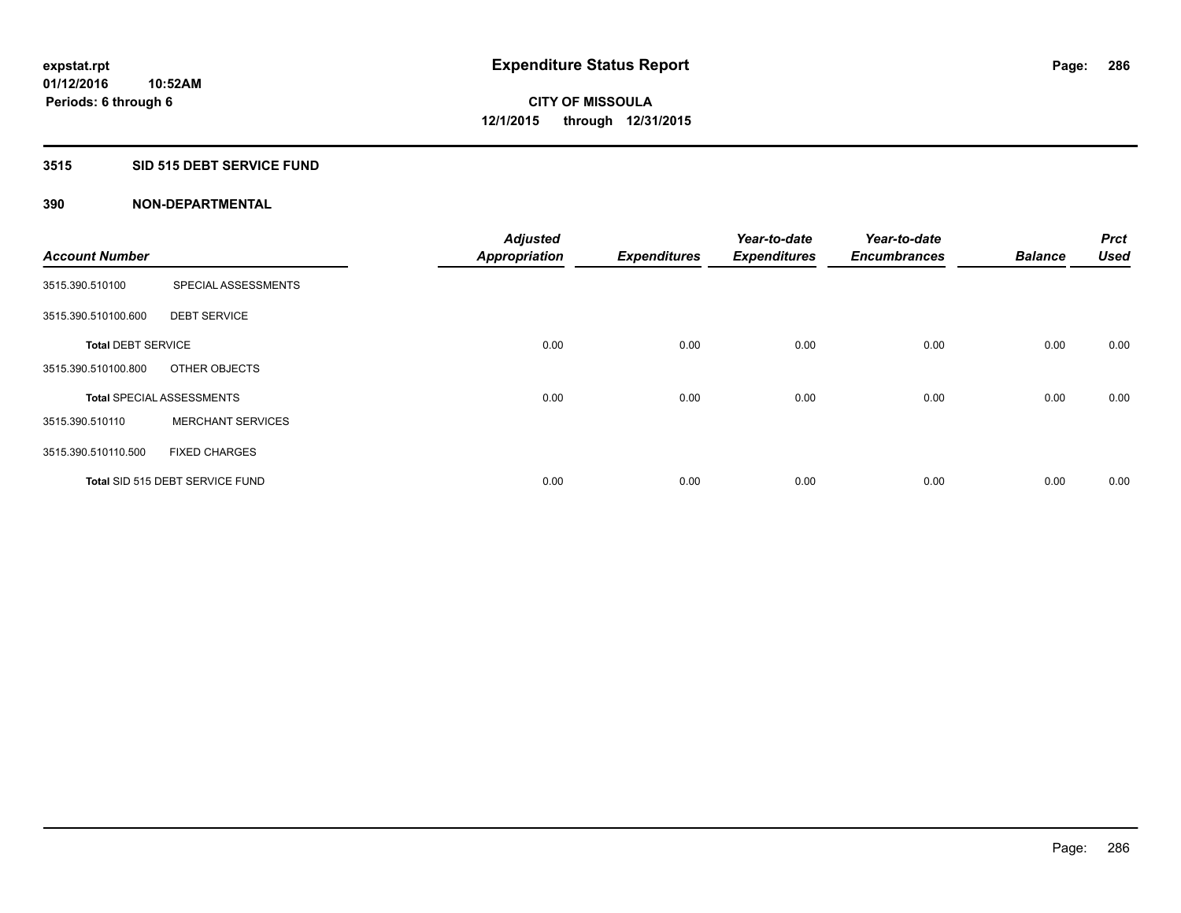**expstat.rpt**
**01/12/2016 10:52AM**
**Periods: 6 through 6**

# Expenditure Status Report

**CITY OF MISSOULA**
**12/1/2015 through 12/31/2015**

## 3515 SID 515 DEBT SERVICE FUND

### 390 NON-DEPARTMENTAL

| Account Number | | Adjusted Appropriation | Expenditures | Year-to-date Expenditures | Year-to-date Encumbrances | Balance | Prct Used |
|---|---|---|---|---|---|---|---|
| 3515.390.510100 | SPECIAL ASSESSMENTS | | | | | | |
| 3515.390.510100.600 | DEBT SERVICE | | | | | | |
| **Total** DEBT SERVICE | | 0.00 | 0.00 | 0.00 | 0.00 | 0.00 | 0.00 |
| 3515.390.510100.800 | OTHER OBJECTS | | | | | | |
| **Total** SPECIAL ASSESSMENTS | | 0.00 | 0.00 | 0.00 | 0.00 | 0.00 | 0.00 |
| 3515.390.510110 | MERCHANT SERVICES | | | | | | |
| 3515.390.510110.500 | FIXED CHARGES | | | | | | |
| **Total** SID 515 DEBT SERVICE FUND | | 0.00 | 0.00 | 0.00 | 0.00 | 0.00 | 0.00 |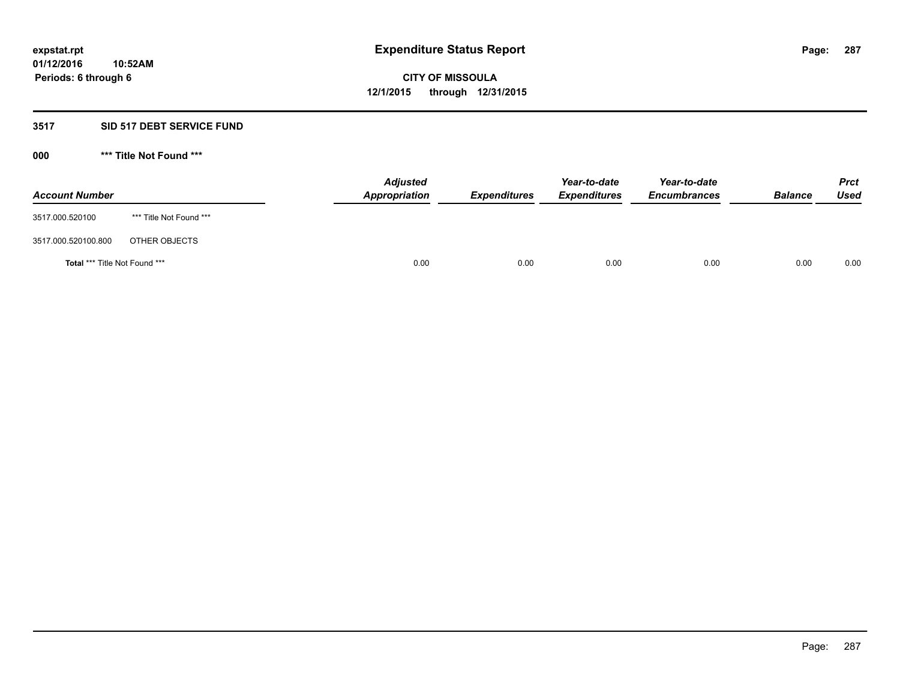expstat.rpt
01/12/2016 10:52AM
Periods: 6 through 6

# Expenditure Status Report

**CITY OF MISSOULA**
**12/1/2015 through 12/31/2015**

## 3517 SID 517 DEBT SERVICE FUND

### 000 *** Title Not Found ***

| Account Number | | Adjusted Appropriation | Expenditures | Year-to-date Expenditures | Year-to-date Encumbrances | Balance | Prct Used |
|---|---|---|---|---|---|---|---|
| 3517.000.520100 | *** Title Not Found *** | | | | | | |
| 3517.000.520100.800 | OTHER OBJECTS | | | | | | |
| **Total** *** Title Not Found *** | | 0.00 | 0.00 | 0.00 | 0.00 | 0.00 | 0.00 |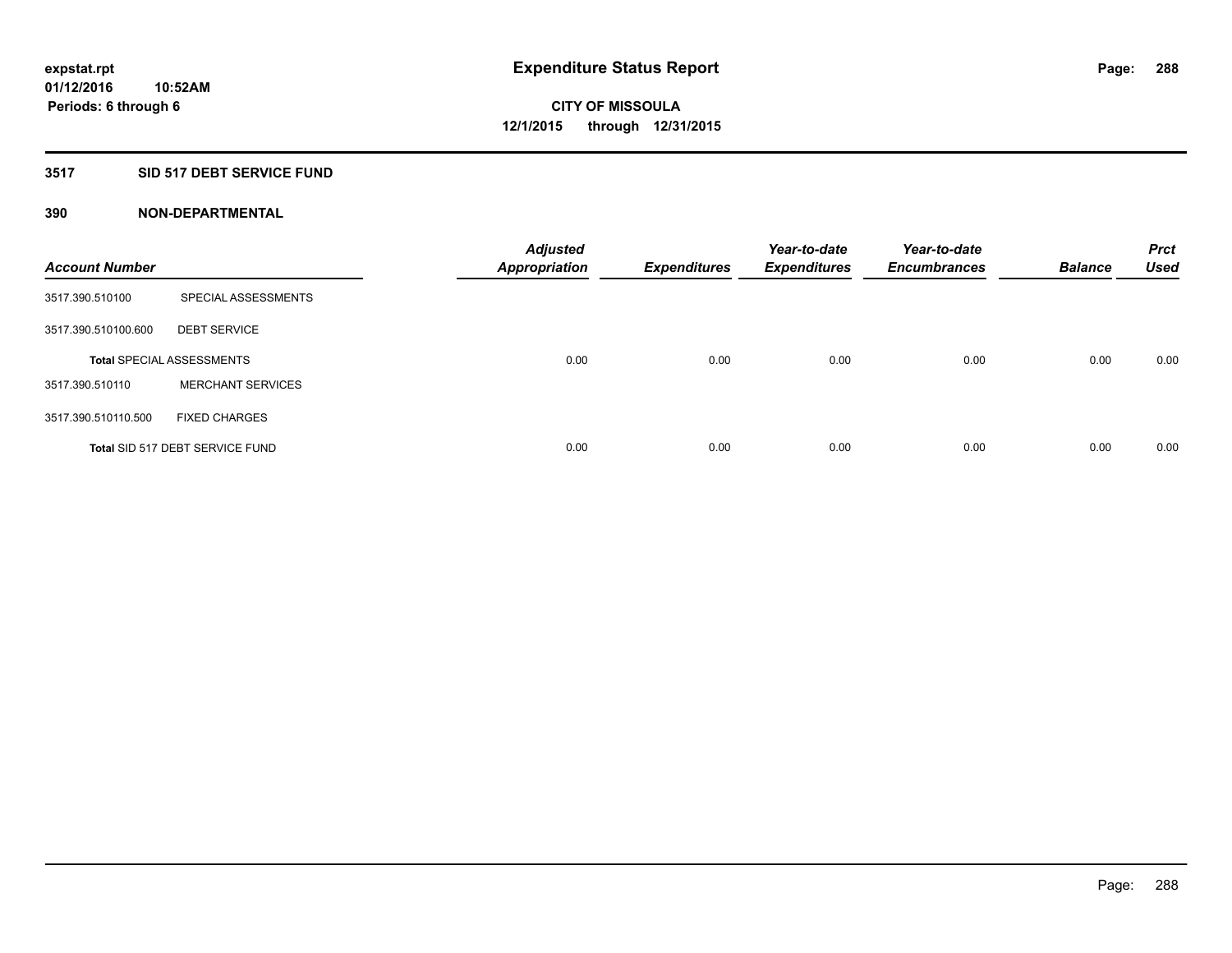expstat.rpt
01/12/2016 10:52AM
Periods: 6 through 6

# Expenditure Status Report

CITY OF MISSOULA
12/1/2015 through 12/31/2015

## 3517 SID 517 DEBT SERVICE FUND

### 390 NON-DEPARTMENTAL

| Account Number | | Adjusted Appropriation | Expenditures | Year-to-date Expenditures | Year-to-date Encumbrances | Balance | Prct Used |
|---|---|---|---|---|---|---|---|
| 3517.390.510100 | SPECIAL ASSESSMENTS | | | | | | |
| 3517.390.510100.600 | DEBT SERVICE | | | | | | |
| Total SPECIAL ASSESSMENTS | | 0.00 | 0.00 | 0.00 | 0.00 | 0.00 | 0.00 |
| 3517.390.510110 | MERCHANT SERVICES | | | | | | |
| 3517.390.510110.500 | FIXED CHARGES | | | | | | |
| Total SID 517 DEBT SERVICE FUND | | 0.00 | 0.00 | 0.00 | 0.00 | 0.00 | 0.00 |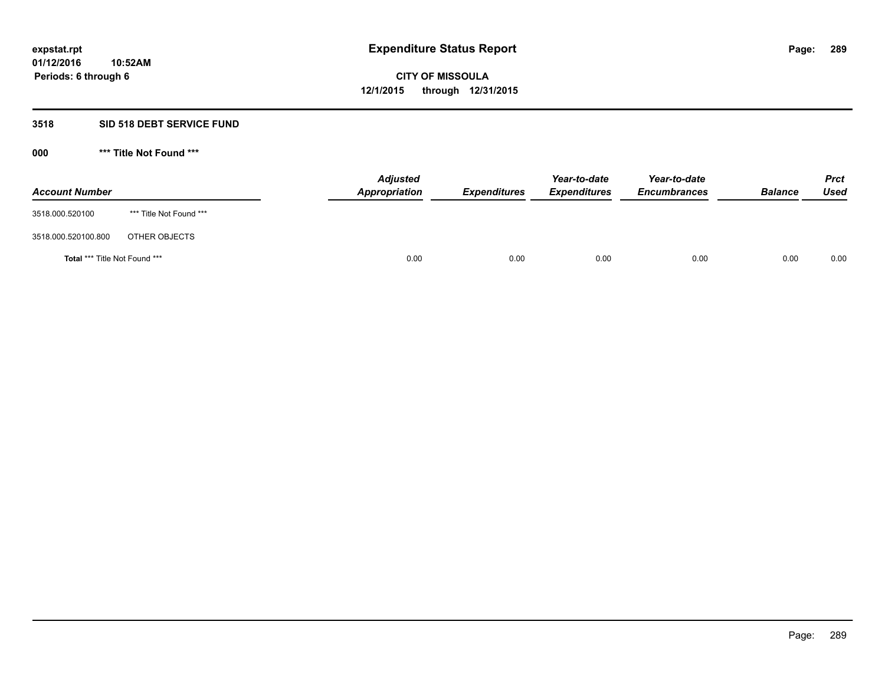expstat.rpt
01/12/2016 10:52AM
Periods: 6 through 6

# Expenditure Status Report

CITY OF MISSOULA
12/1/2015 through 12/31/2015

## 3518 SID 518 DEBT SERVICE FUND

### 000 *** Title Not Found ***

| Account Number | | Adjusted Appropriation | Expenditures | Year-to-date Expenditures | Year-to-date Encumbrances | Balance | Prct Used |
|---|---|---|---|---|---|---|---|
| 3518.000.520100 | *** Title Not Found *** | | | | | | |
| 3518.000.520100.800 | OTHER OBJECTS | | | | | | |
| **Total** *** Title Not Found *** | | 0.00 | 0.00 | 0.00 | 0.00 | 0.00 | 0.00 |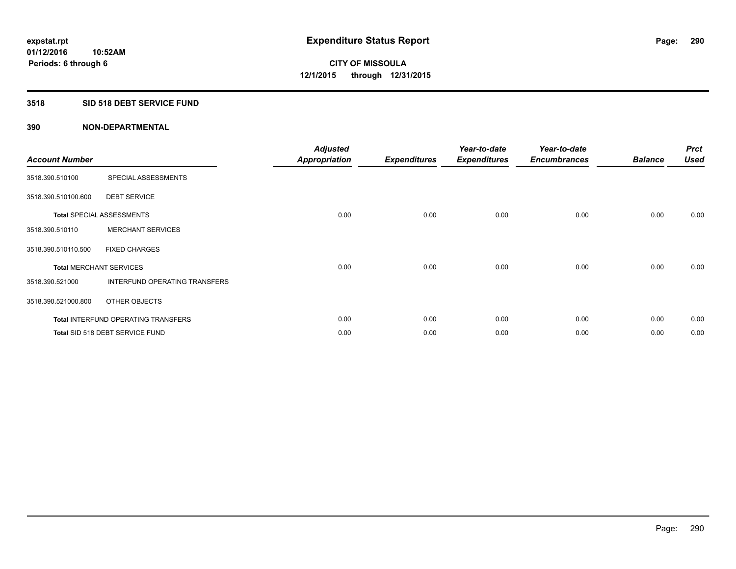**expstat.rpt**
**01/12/2016 10:52AM**
**Periods: 6 through 6**

# Expenditure Status Report

**CITY OF MISSOULA**
**12/1/2015 through 12/31/2015**

## 3518 SID 518 DEBT SERVICE FUND

### 390 NON-DEPARTMENTAL

| Account Number | | Adjusted Appropriation | Expenditures | Year-to-date Expenditures | Year-to-date Encumbrances | Balance | Prct Used |
|---|---|---|---|---|---|---|---|
| 3518.390.510100 | SPECIAL ASSESSMENTS | | | | | | |
| 3518.390.510100.600 | DEBT SERVICE | | | | | | |
| **Total** SPECIAL ASSESSMENTS | | 0.00 | 0.00 | 0.00 | 0.00 | 0.00 | 0.00 |
| 3518.390.510110 | MERCHANT SERVICES | | | | | | |
| 3518.390.510110.500 | FIXED CHARGES | | | | | | |
| **Total** MERCHANT SERVICES | | 0.00 | 0.00 | 0.00 | 0.00 | 0.00 | 0.00 |
| 3518.390.521000 | INTERFUND OPERATING TRANSFERS | | | | | | |
| 3518.390.521000.800 | OTHER OBJECTS | | | | | | |
| **Total** INTERFUND OPERATING TRANSFERS | | 0.00 | 0.00 | 0.00 | 0.00 | 0.00 | 0.00 |
| **Total** SID 518 DEBT SERVICE FUND | | 0.00 | 0.00 | 0.00 | 0.00 | 0.00 | 0.00 |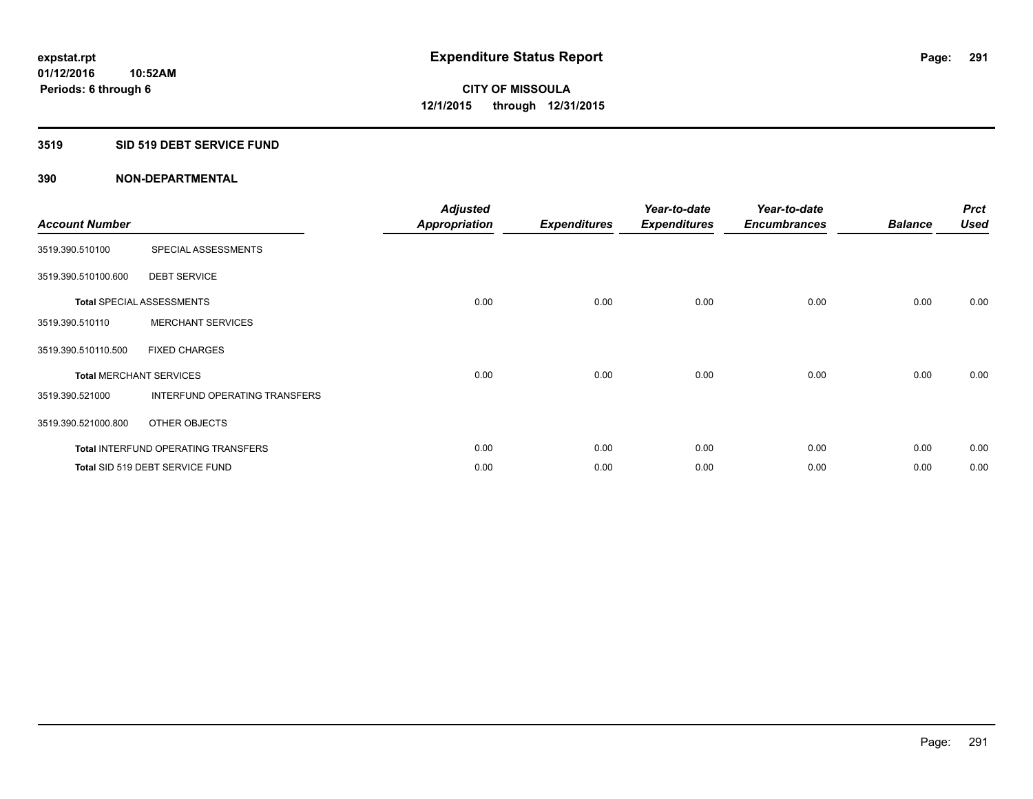expstat.rpt
01/12/2016 10:52AM
Periods: 6 through 6

# Expenditure Status Report

CITY OF MISSOULA
12/1/2015 through 12/31/2015

## 3519 SID 519 DEBT SERVICE FUND

### 390 NON-DEPARTMENTAL

| Account Number | | Adjusted Appropriation | Expenditures | Year-to-date Expenditures | Year-to-date Encumbrances | Balance | Prct Used |
|---|---|---|---|---|---|---|---|
| 3519.390.510100 | SPECIAL ASSESSMENTS | | | | | | |
| 3519.390.510100.600 | DEBT SERVICE | | | | | | |
| **Total** SPECIAL ASSESSMENTS | | 0.00 | 0.00 | 0.00 | 0.00 | 0.00 | 0.00 |
| 3519.390.510110 | MERCHANT SERVICES | | | | | | |
| 3519.390.510110.500 | FIXED CHARGES | | | | | | |
| **Total** MERCHANT SERVICES | | 0.00 | 0.00 | 0.00 | 0.00 | 0.00 | 0.00 |
| 3519.390.521000 | INTERFUND OPERATING TRANSFERS | | | | | | |
| 3519.390.521000.800 | OTHER OBJECTS | | | | | | |
| **Total** INTERFUND OPERATING TRANSFERS | | 0.00 | 0.00 | 0.00 | 0.00 | 0.00 | 0.00 |
| **Total** SID 519 DEBT SERVICE FUND | | 0.00 | 0.00 | 0.00 | 0.00 | 0.00 | 0.00 |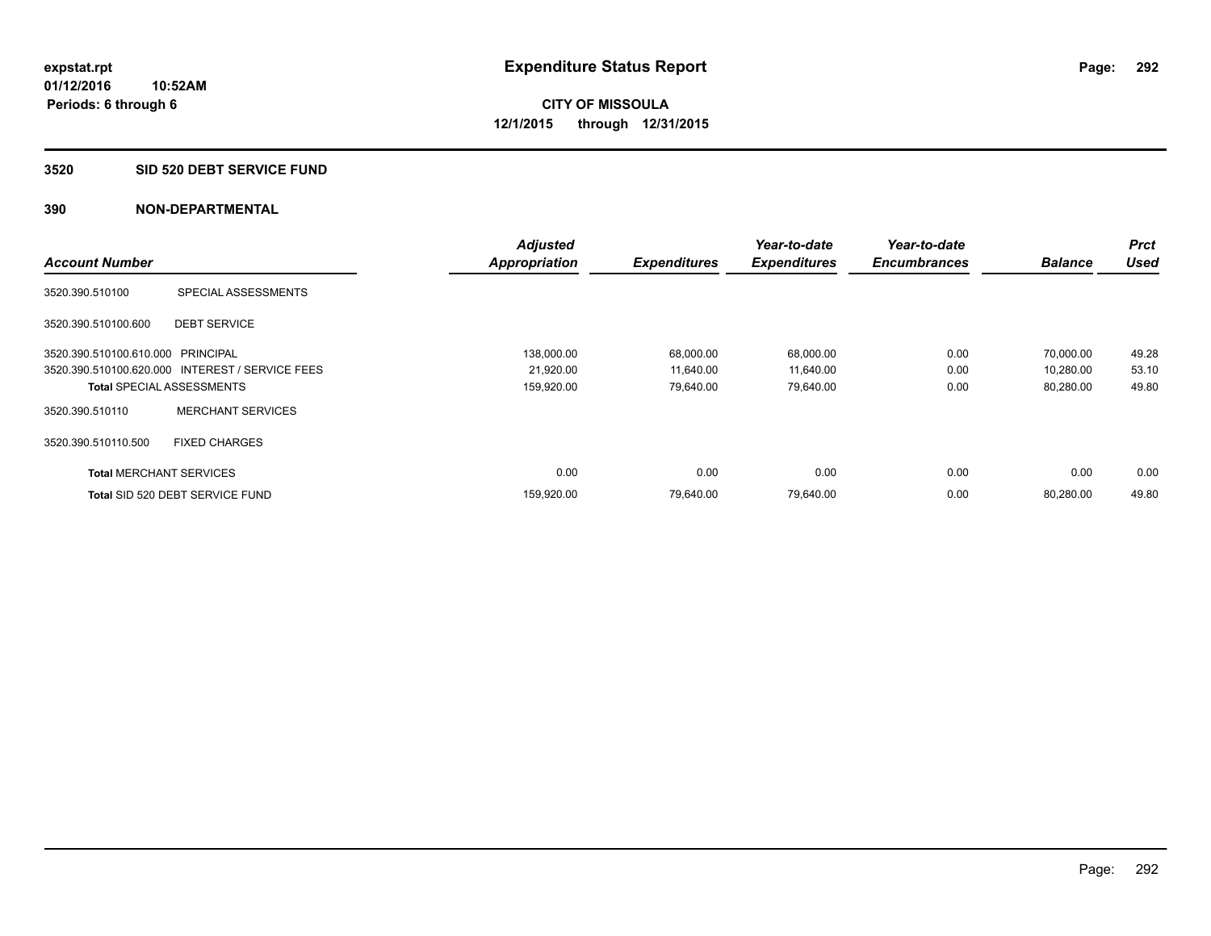**expstat.rpt**
**01/12/2016 10:52AM**
**Periods: 6 through 6**

# Expenditure Status Report

**CITY OF MISSOULA**
**12/1/2015 through 12/31/2015**

## 3520 SID 520 DEBT SERVICE FUND

## 390 NON-DEPARTMENTAL

| Account Number | | Adjusted Appropriation | Expenditures | Year-to-date Expenditures | Year-to-date Encumbrances | Balance | Prct Used |
|---|---|---|---|---|---|---|---|
| 3520.390.510100 | SPECIAL ASSESSMENTS | | | | | | |
| 3520.390.510100.600 | DEBT SERVICE | | | | | | |
| 3520.390.510100.610.000 | PRINCIPAL | 138,000.00 | 68,000.00 | 68,000.00 | 0.00 | 70,000.00 | 49.28 |
| 3520.390.510100.620.000 | INTEREST / SERVICE FEES | 21,920.00 | 11,640.00 | 11,640.00 | 0.00 | 10,280.00 | 53.10 |
| **Total** SPECIAL ASSESSMENTS | | 159,920.00 | 79,640.00 | 79,640.00 | 0.00 | 80,280.00 | 49.80 |
| 3520.390.510110 | MERCHANT SERVICES | | | | | | |
| 3520.390.510110.500 | FIXED CHARGES | | | | | | |
| **Total** MERCHANT SERVICES | | 0.00 | 0.00 | 0.00 | 0.00 | 0.00 | 0.00 |
| **Total** SID 520 DEBT SERVICE FUND | | 159,920.00 | 79,640.00 | 79,640.00 | 0.00 | 80,280.00 | 49.80 |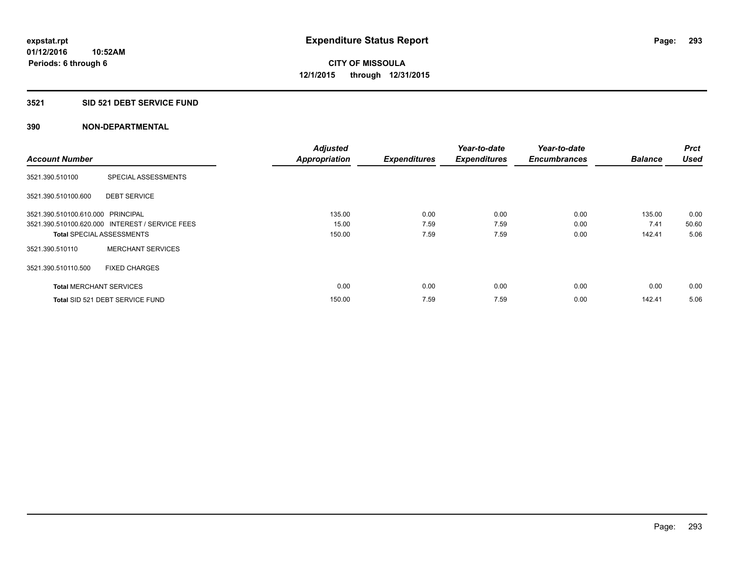**expstat.rpt**
**01/12/2016 10:52AM**
**Periods: 6 through 6**

# Expenditure Status Report

**CITY OF MISSOULA**
**12/1/2015 through 12/31/2015**

## 3521 SID 521 DEBT SERVICE FUND

## 390 NON-DEPARTMENTAL

| Account Number | | Adjusted Appropriation | Expenditures | Year-to-date Expenditures | Year-to-date Encumbrances | Balance | Prct Used |
|---|---|---|---|---|---|---|---|
| 3521.390.510100 | SPECIAL ASSESSMENTS | | | | | | |
| 3521.390.510100.600 | DEBT SERVICE | | | | | | |
| 3521.390.510100.610.000 | PRINCIPAL | 135.00 | 0.00 | 0.00 | 0.00 | 135.00 | 0.00 |
| 3521.390.510100.620.000 | INTEREST / SERVICE FEES | 15.00 | 7.59 | 7.59 | 0.00 | 7.41 | 50.60 |
| **Total** SPECIAL ASSESSMENTS | | 150.00 | 7.59 | 7.59 | 0.00 | 142.41 | 5.06 |
| 3521.390.510110 | MERCHANT SERVICES | | | | | | |
| 3521.390.510110.500 | FIXED CHARGES | | | | | | |
| **Total** MERCHANT SERVICES | | 0.00 | 0.00 | 0.00 | 0.00 | 0.00 | 0.00 |
| **Total** SID 521 DEBT SERVICE FUND | | 150.00 | 7.59 | 7.59 | 0.00 | 142.41 | 5.06 |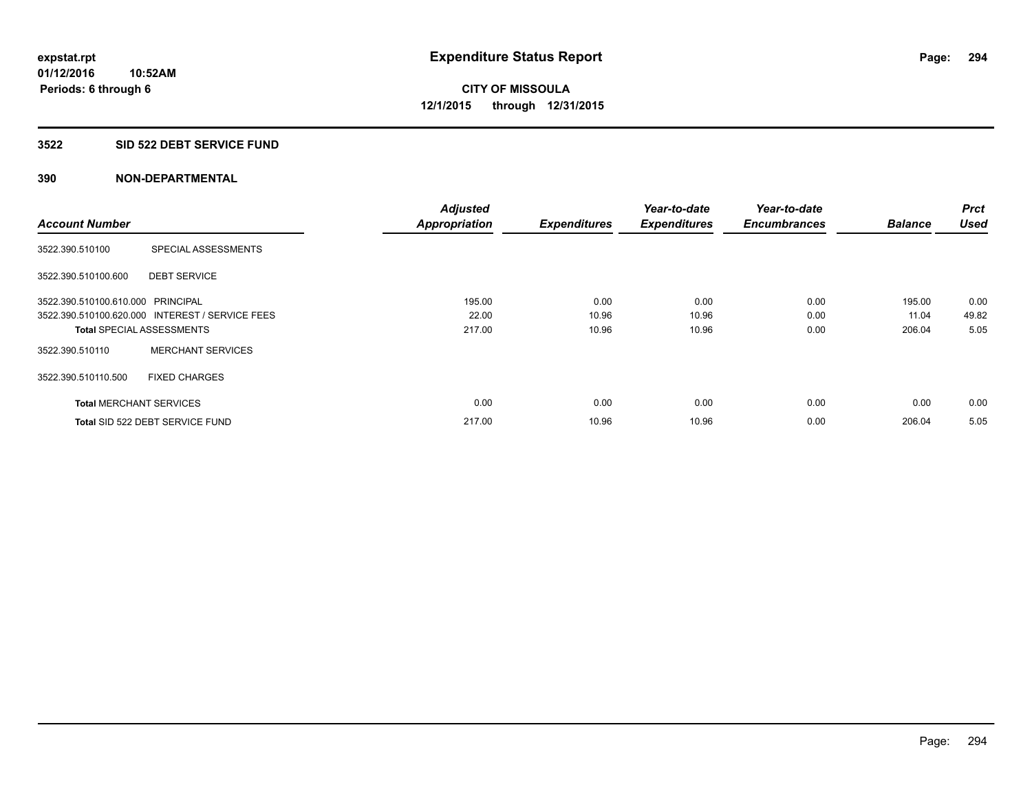**expstat.rpt**
**01/12/2016 10:52AM**
**Periods: 6 through 6**

# Expenditure Status Report

**CITY OF MISSOULA**
**12/1/2015 through 12/31/2015**

## 3522 SID 522 DEBT SERVICE FUND

## 390 NON-DEPARTMENTAL

| Account Number | | Adjusted Appropriation | Expenditures | Year-to-date Expenditures | Year-to-date Encumbrances | Balance | Prct Used |
|---|---|---|---|---|---|---|---|
| 3522.390.510100 | SPECIAL ASSESSMENTS | | | | | | |
| 3522.390.510100.600 | DEBT SERVICE | | | | | | |
| 3522.390.510100.610.000 | PRINCIPAL | 195.00 | 0.00 | 0.00 | 0.00 | 195.00 | 0.00 |
| 3522.390.510100.620.000 | INTEREST / SERVICE FEES | 22.00 | 10.96 | 10.96 | 0.00 | 11.04 | 49.82 |
| **Total** SPECIAL ASSESSMENTS | | 217.00 | 10.96 | 10.96 | 0.00 | 206.04 | 5.05 |
| 3522.390.510110 | MERCHANT SERVICES | | | | | | |
| 3522.390.510110.500 | FIXED CHARGES | | | | | | |
| **Total** MERCHANT SERVICES | | 0.00 | 0.00 | 0.00 | 0.00 | 0.00 | 0.00 |
| **Total** SID 522 DEBT SERVICE FUND | | 217.00 | 10.96 | 10.96 | 0.00 | 206.04 | 5.05 |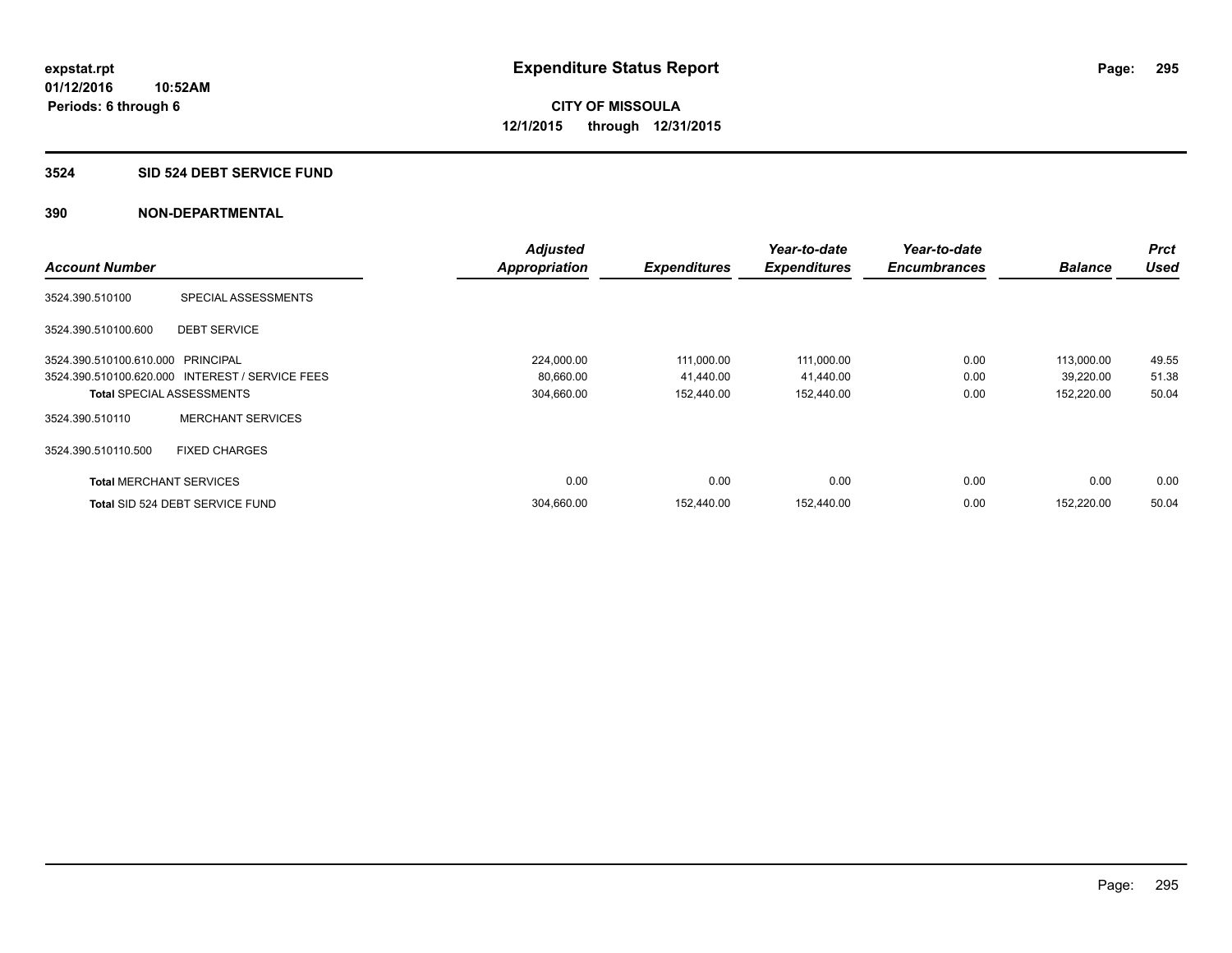**expstat.rpt**
**01/12/2016 10:52AM**
**Periods: 6 through 6**

# Expenditure Status Report

**CITY OF MISSOULA**
**12/1/2015 through 12/31/2015**

## 3524 SID 524 DEBT SERVICE FUND

### 390 NON-DEPARTMENTAL

| Account Number | | Adjusted Appropriation | Expenditures | Year-to-date Expenditures | Year-to-date Encumbrances | Balance | Prct Used |
|---|---|---|---|---|---|---|---|
| 3524.390.510100 | SPECIAL ASSESSMENTS | | | | | | |
| 3524.390.510100.600 | DEBT SERVICE | | | | | | |
| 3524.390.510100.610.000 | PRINCIPAL | 224,000.00 | 111,000.00 | 111,000.00 | 0.00 | 113,000.00 | 49.55 |
| 3524.390.510100.620.000 | INTEREST / SERVICE FEES | 80,660.00 | 41,440.00 | 41,440.00 | 0.00 | 39,220.00 | 51.38 |
| **Total** SPECIAL ASSESSMENTS | | 304,660.00 | 152,440.00 | 152,440.00 | 0.00 | 152,220.00 | 50.04 |
| 3524.390.510110 | MERCHANT SERVICES | | | | | | |
| 3524.390.510110.500 | FIXED CHARGES | | | | | | |
| **Total** MERCHANT SERVICES | | 0.00 | 0.00 | 0.00 | 0.00 | 0.00 | 0.00 |
| **Total** SID 524 DEBT SERVICE FUND | | 304,660.00 | 152,440.00 | 152,440.00 | 0.00 | 152,220.00 | 50.04 |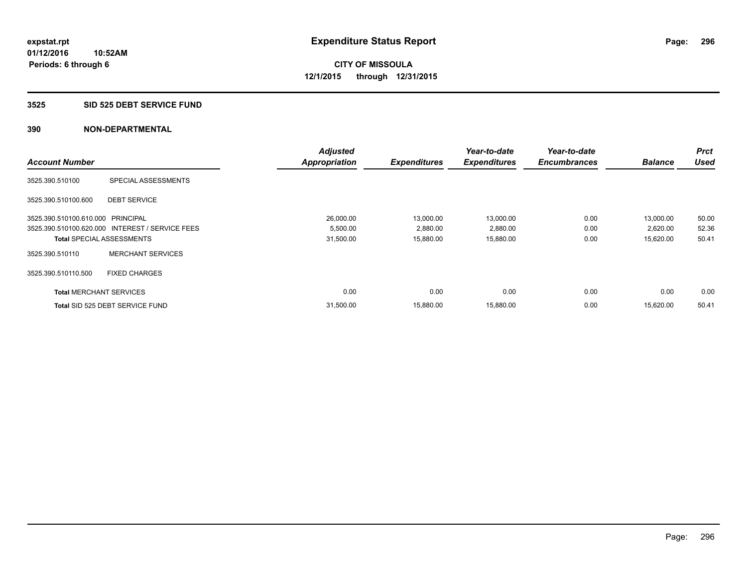# Expenditure Status Report

expstat.rpt
01/12/2016 10:52AM
Periods: 6 through 6

**CITY OF MISSOULA**
**12/1/2015 through 12/31/2015**

## 3525 SID 525 DEBT SERVICE FUND

## 390 NON-DEPARTMENTAL

| Account Number | | Adjusted Appropriation | Expenditures | Year-to-date Expenditures | Year-to-date Encumbrances | Balance | Prct Used |
|---|---|---|---|---|---|---|---|
| 3525.390.510100 | SPECIAL ASSESSMENTS | | | | | | |
| 3525.390.510100.600 | DEBT SERVICE | | | | | | |
| 3525.390.510100.610.000 | PRINCIPAL | 26,000.00 | 13,000.00 | 13,000.00 | 0.00 | 13,000.00 | 50.00 |
| 3525.390.510100.620.000 | INTEREST / SERVICE FEES | 5,500.00 | 2,880.00 | 2,880.00 | 0.00 | 2,620.00 | 52.36 |
| **Total** SPECIAL ASSESSMENTS | | 31,500.00 | 15,880.00 | 15,880.00 | 0.00 | 15,620.00 | 50.41 |
| 3525.390.510110 | MERCHANT SERVICES | | | | | | |
| 3525.390.510110.500 | FIXED CHARGES | | | | | | |
| **Total** MERCHANT SERVICES | | 0.00 | 0.00 | 0.00 | 0.00 | 0.00 | 0.00 |
| **Total** SID 525 DEBT SERVICE FUND | | 31,500.00 | 15,880.00 | 15,880.00 | 0.00 | 15,620.00 | 50.41 |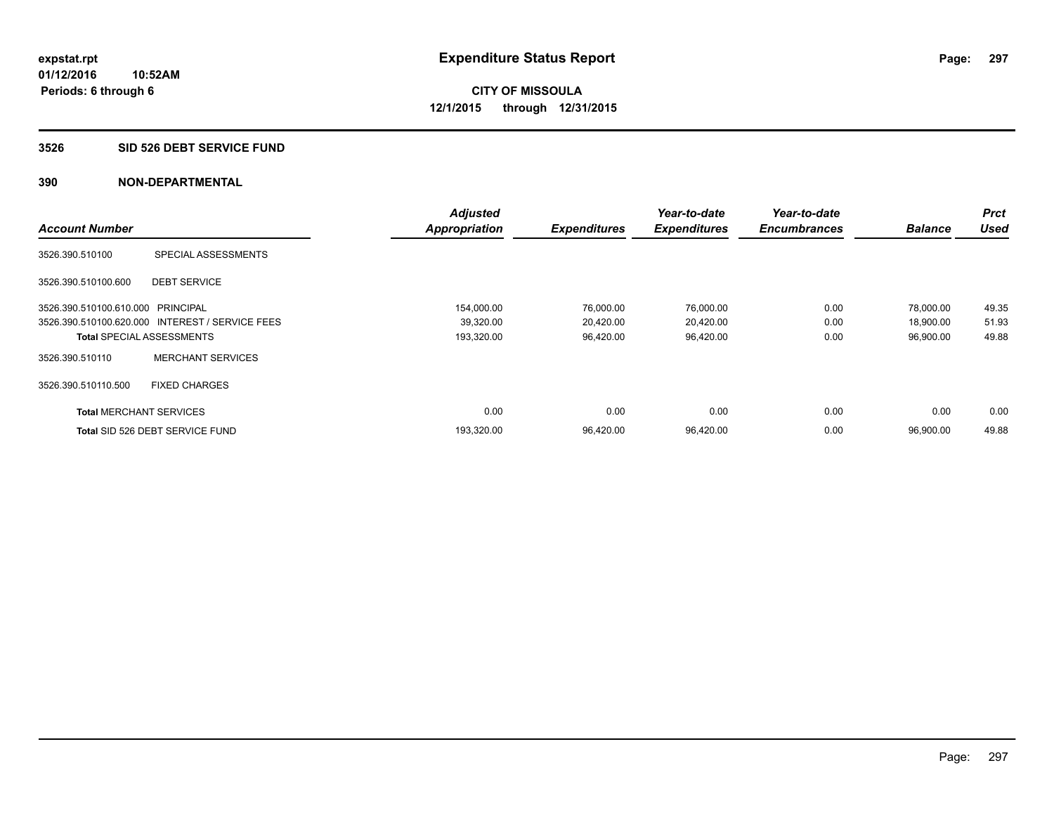**expstat.rpt**
**01/12/2016 10:52AM**
**Periods: 6 through 6**

# Expenditure Status Report

**CITY OF MISSOULA**
**12/1/2015 through 12/31/2015**

## 3526 SID 526 DEBT SERVICE FUND

## 390 NON-DEPARTMENTAL

| Account Number | | Adjusted Appropriation | Expenditures | Year-to-date Expenditures | Year-to-date Encumbrances | Balance | Prct Used |
|---|---|---|---|---|---|---|---|
| 3526.390.510100 | SPECIAL ASSESSMENTS | | | | | | |
| 3526.390.510100.600 | DEBT SERVICE | | | | | | |
| 3526.390.510100.610.000 | PRINCIPAL | 154,000.00 | 76,000.00 | 76,000.00 | 0.00 | 78,000.00 | 49.35 |
| 3526.390.510100.620.000 | INTEREST / SERVICE FEES | 39,320.00 | 20,420.00 | 20,420.00 | 0.00 | 18,900.00 | 51.93 |
| **Total** SPECIAL ASSESSMENTS | | 193,320.00 | 96,420.00 | 96,420.00 | 0.00 | 96,900.00 | 49.88 |
| 3526.390.510110 | MERCHANT SERVICES | | | | | | |
| 3526.390.510110.500 | FIXED CHARGES | | | | | | |
| **Total** MERCHANT SERVICES | | 0.00 | 0.00 | 0.00 | 0.00 | 0.00 | 0.00 |
| **Total** SID 526 DEBT SERVICE FUND | | 193,320.00 | 96,420.00 | 96,420.00 | 0.00 | 96,900.00 | 49.88 |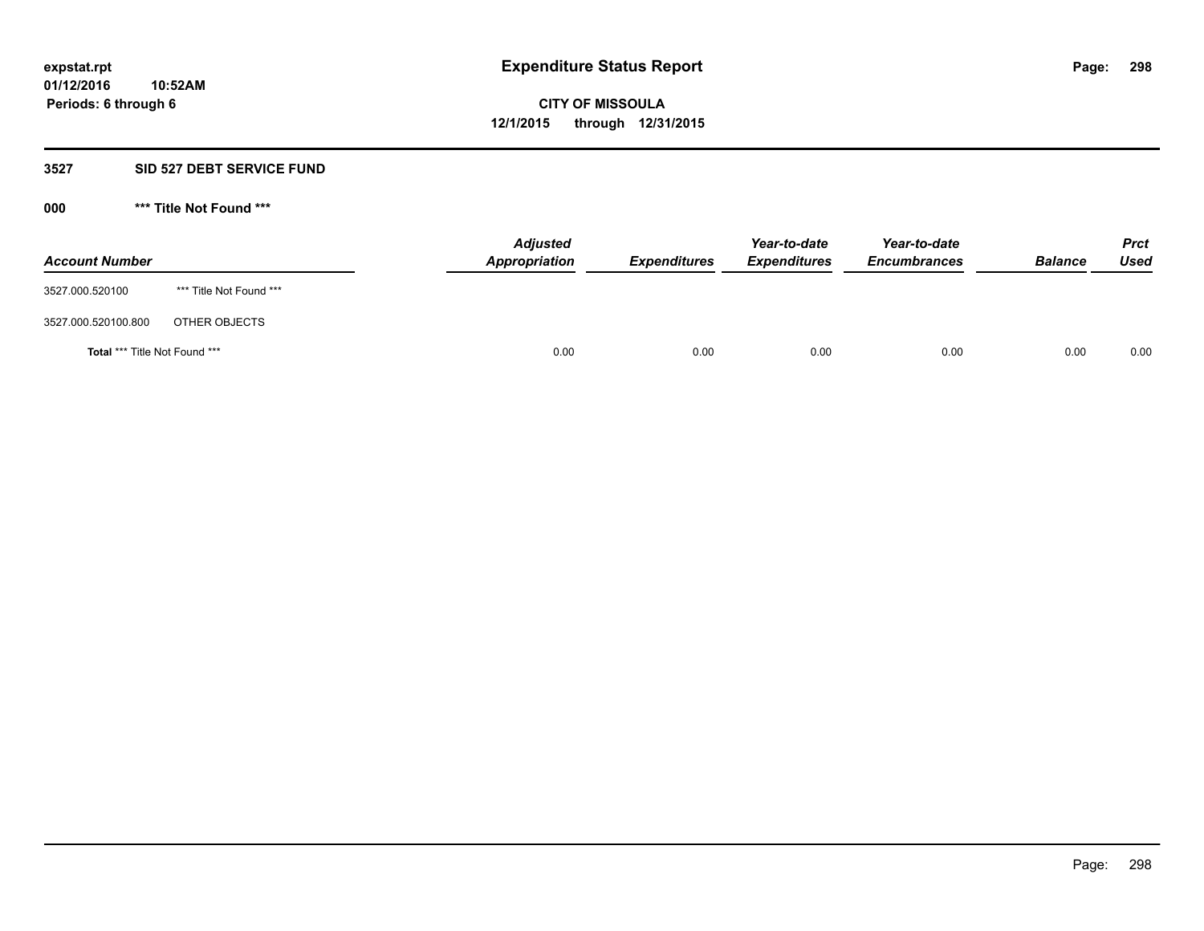**expstat.rpt**
**01/12/2016 10:52AM**
**Periods: 6 through 6**

# Expenditure Status Report

**CITY OF MISSOULA**
**12/1/2015 through 12/31/2015**

## 3527 SID 527 DEBT SERVICE FUND

### 000 *** Title Not Found ***

| Account Number | | Adjusted Appropriation | Expenditures | Year-to-date Expenditures | Year-to-date Encumbrances | Balance | Prct Used |
|---|---|---|---|---|---|---|---|
| 3527.000.520100 | *** Title Not Found *** | | | | | | |
| 3527.000.520100.800 | OTHER OBJECTS | | | | | | |
| **Total** *** Title Not Found *** | | 0.00 | 0.00 | 0.00 | 0.00 | 0.00 | 0.00 |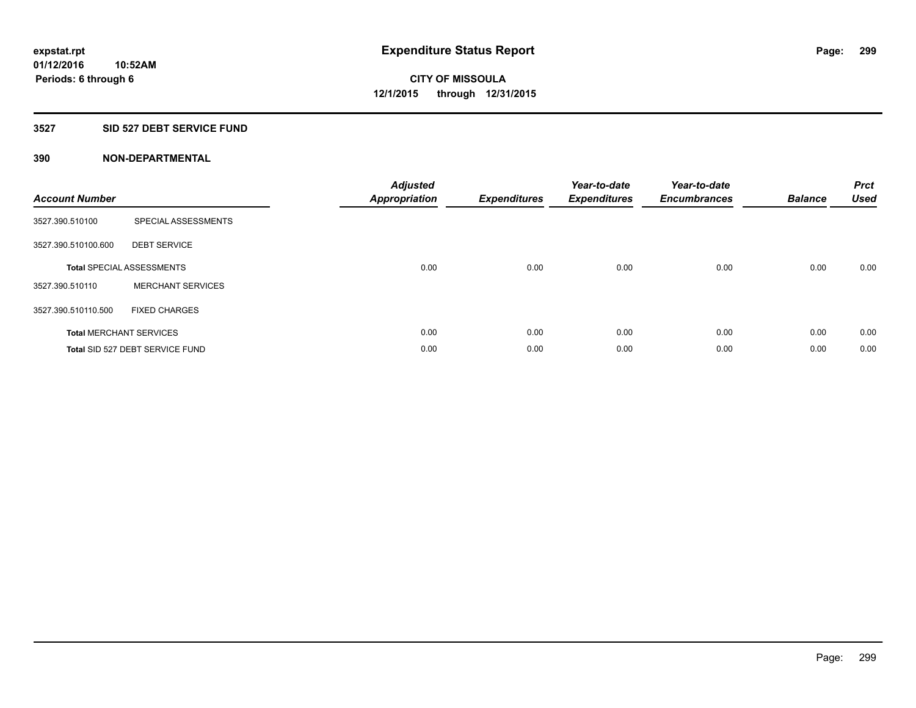# Expenditure Status Report

**CITY OF MISSOULA**
**12/1/2015 through 12/31/2015**

expstat.rpt
01/12/2016 10:52AM
Periods: 6 through 6

## 3527 SID 527 DEBT SERVICE FUND

### 390 NON-DEPARTMENTAL

| Account Number | | Adjusted Appropriation | Expenditures | Year-to-date Expenditures | Year-to-date Encumbrances | Balance | Prct Used |
|---|---|---|---|---|---|---|---|
| 3527.390.510100 | SPECIAL ASSESSMENTS | | | | | | |
| 3527.390.510100.600 | DEBT SERVICE | | | | | | |
| **Total** SPECIAL ASSESSMENTS | | 0.00 | 0.00 | 0.00 | 0.00 | 0.00 | 0.00 |
| 3527.390.510110 | MERCHANT SERVICES | | | | | | |
| 3527.390.510110.500 | FIXED CHARGES | | | | | | |
| **Total** MERCHANT SERVICES | | 0.00 | 0.00 | 0.00 | 0.00 | 0.00 | 0.00 |
| **Total** SID 527 DEBT SERVICE FUND | | 0.00 | 0.00 | 0.00 | 0.00 | 0.00 | 0.00 |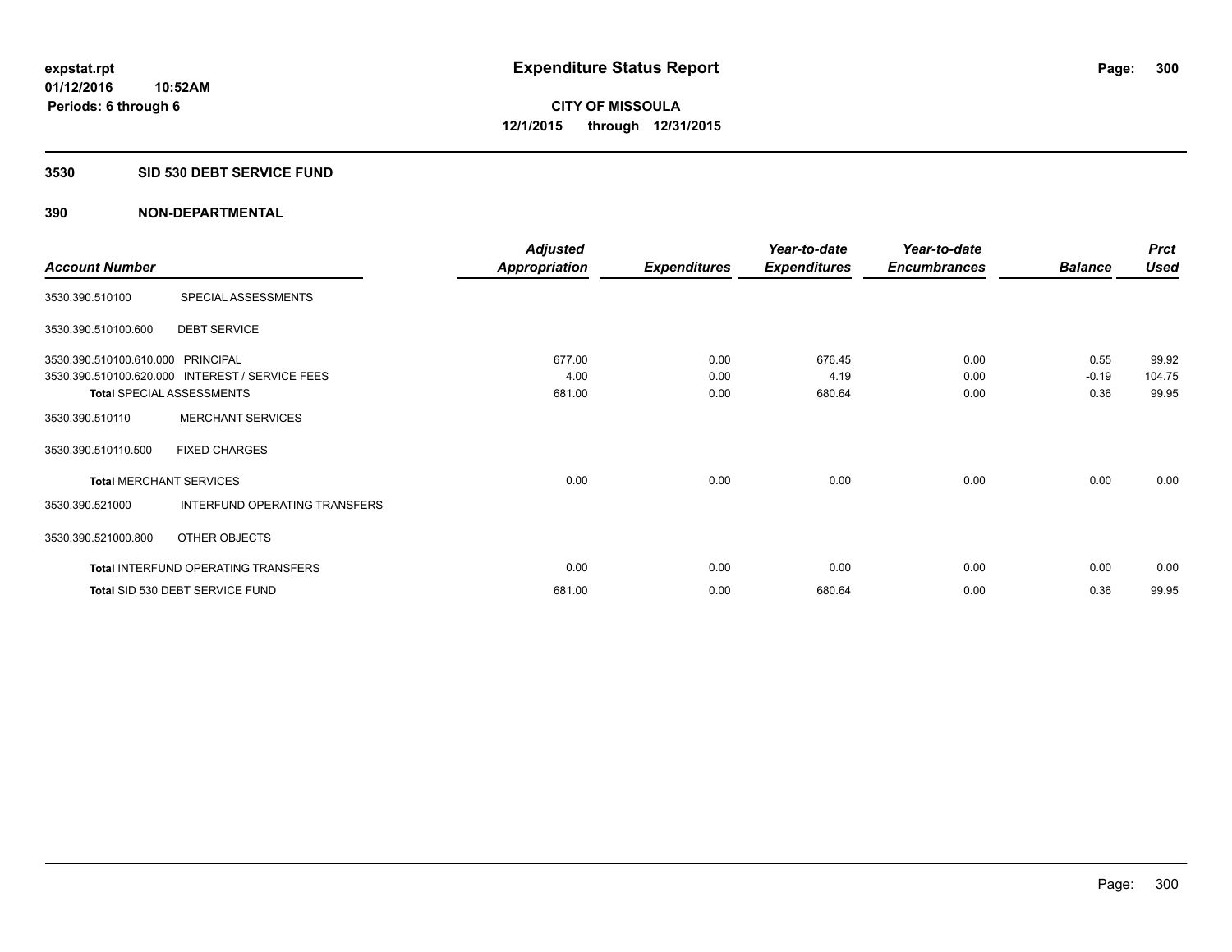# Expenditure Status Report

**expstat.rpt**
**01/12/2016 10:52AM**
**Periods: 6 through 6**

**CITY OF MISSOULA**
**12/1/2015 through 12/31/2015**

## 3530 SID 530 DEBT SERVICE FUND

## 390 NON-DEPARTMENTAL

| Account Number | | Adjusted Appropriation | Expenditures | Year-to-date Expenditures | Year-to-date Encumbrances | Balance | Prct Used |
|---|---|---|---|---|---|---|---|
| 3530.390.510100 | SPECIAL ASSESSMENTS | | | | | | |
| 3530.390.510100.600 | DEBT SERVICE | | | | | | |
| 3530.390.510100.610.000 | PRINCIPAL | 677.00 | 0.00 | 676.45 | 0.00 | 0.55 | 99.92 |
| 3530.390.510100.620.000 | INTEREST / SERVICE FEES | 4.00 | 0.00 | 4.19 | 0.00 | -0.19 | 104.75 |
| **Total** SPECIAL ASSESSMENTS | | 681.00 | 0.00 | 680.64 | 0.00 | 0.36 | 99.95 |
| 3530.390.510110 | MERCHANT SERVICES | | | | | | |
| 3530.390.510110.500 | FIXED CHARGES | | | | | | |
| **Total** MERCHANT SERVICES | | 0.00 | 0.00 | 0.00 | 0.00 | 0.00 | 0.00 |
| 3530.390.521000 | INTERFUND OPERATING TRANSFERS | | | | | | |
| 3530.390.521000.800 | OTHER OBJECTS | | | | | | |
| **Total** INTERFUND OPERATING TRANSFERS | | 0.00 | 0.00 | 0.00 | 0.00 | 0.00 | 0.00 |
| **Total** SID 530 DEBT SERVICE FUND | | 681.00 | 0.00 | 680.64 | 0.00 | 0.36 | 99.95 |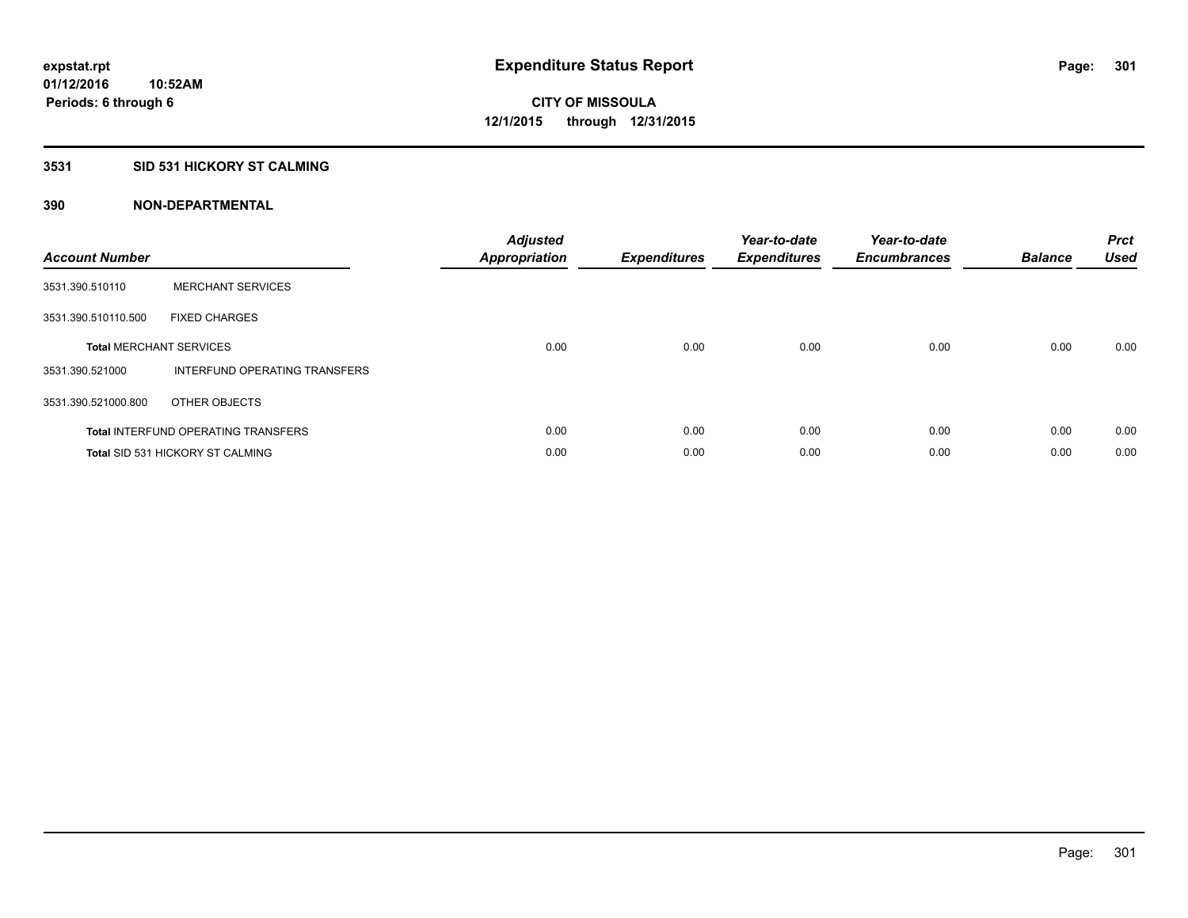expstat.rpt
01/12/2016 10:52AM
Periods: 6 through 6

# Expenditure Status Report

**CITY OF MISSOULA**
**12/1/2015 through 12/31/2015**

## 3531 SID 531 HICKORY ST CALMING

### 390 NON-DEPARTMENTAL

| Account Number | | Adjusted Appropriation | Expenditures | Year-to-date Expenditures | Year-to-date Encumbrances | Balance | Prct Used |
|---|---|---|---|---|---|---|---|
| 3531.390.510110 | MERCHANT SERVICES | | | | | | |
| 3531.390.510110.500 | FIXED CHARGES | | | | | | |
| **Total** MERCHANT SERVICES | | 0.00 | 0.00 | 0.00 | 0.00 | 0.00 | 0.00 |
| 3531.390.521000 | INTERFUND OPERATING TRANSFERS | | | | | | |
| 3531.390.521000.800 | OTHER OBJECTS | | | | | | |
| **Total** INTERFUND OPERATING TRANSFERS | | 0.00 | 0.00 | 0.00 | 0.00 | 0.00 | 0.00 |
| **Total** SID 531 HICKORY ST CALMING | | 0.00 | 0.00 | 0.00 | 0.00 | 0.00 | 0.00 |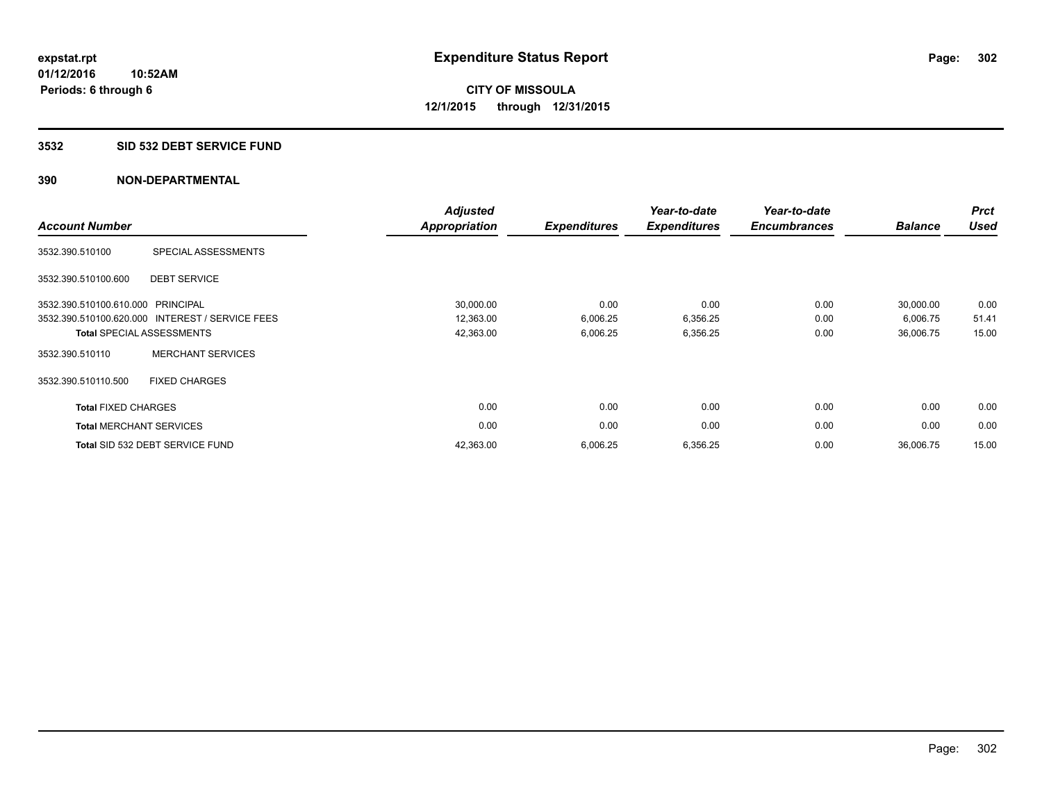# Expenditure Status Report

**expstat.rpt**
**01/12/2016 10:52AM**
**Periods: 6 through 6**

**CITY OF MISSOULA**
**12/1/2015 through 12/31/2015**

## 3532 SID 532 DEBT SERVICE FUND

### 390 NON-DEPARTMENTAL

| Account Number | | Adjusted Appropriation | Expenditures | Year-to-date Expenditures | Year-to-date Encumbrances | Balance | Prct Used |
|---|---|---|---|---|---|---|---|
| 3532.390.510100 | SPECIAL ASSESSMENTS | | | | | | |
| 3532.390.510100.600 | DEBT SERVICE | | | | | | |
| 3532.390.510100.610.000 | PRINCIPAL | 30,000.00 | 0.00 | 0.00 | 0.00 | 30,000.00 | 0.00 |
| 3532.390.510100.620.000 | INTEREST / SERVICE FEES | 12,363.00 | 6,006.25 | 6,356.25 | 0.00 | 6,006.75 | 51.41 |
| **Total** SPECIAL ASSESSMENTS | | 42,363.00 | 6,006.25 | 6,356.25 | 0.00 | 36,006.75 | 15.00 |
| 3532.390.510110 | MERCHANT SERVICES | | | | | | |
| 3532.390.510110.500 | FIXED CHARGES | | | | | | |
| **Total** FIXED CHARGES | | 0.00 | 0.00 | 0.00 | 0.00 | 0.00 | 0.00 |
| **Total** MERCHANT SERVICES | | 0.00 | 0.00 | 0.00 | 0.00 | 0.00 | 0.00 |
| **Total** SID 532 DEBT SERVICE FUND | | 42,363.00 | 6,006.25 | 6,356.25 | 0.00 | 36,006.75 | 15.00 |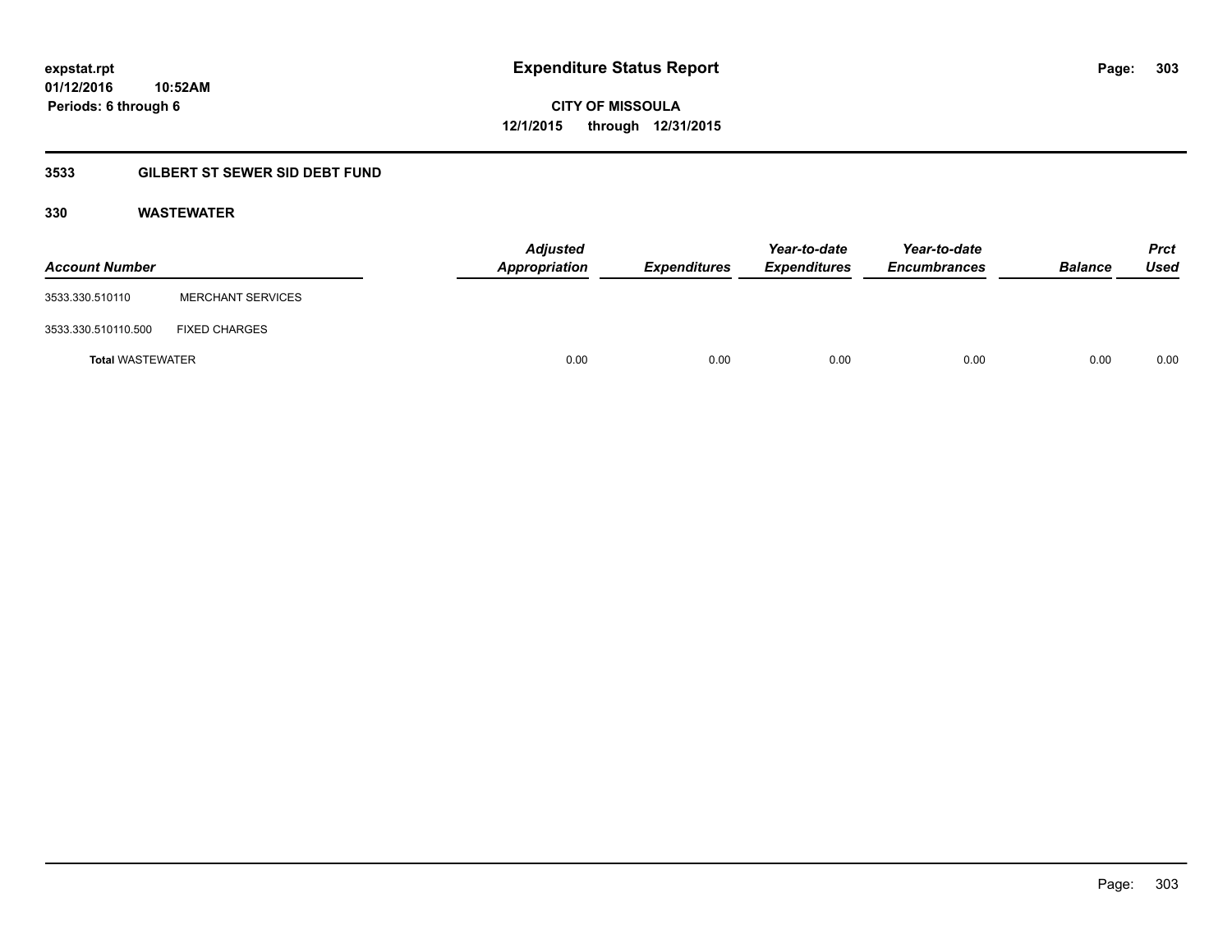expstat.rpt
01/12/2016 10:52AM
Periods: 6 through 6

# Expenditure Status Report

**CITY OF MISSOULA**
**12/1/2015 through 12/31/2015**

## 3533 GILBERT ST SEWER SID DEBT FUND

### 330 WASTEWATER

| Account Number | | Adjusted Appropriation | Expenditures | Year-to-date Expenditures | Year-to-date Encumbrances | Balance | Prct Used |
|---|---|---|---|---|---|---|---|
| 3533.330.510110 | MERCHANT SERVICES | | | | | | |
| 3533.330.510110.500 | FIXED CHARGES | | | | | | |
| **Total** WASTEWATER | | 0.00 | 0.00 | 0.00 | 0.00 | 0.00 | 0.00 |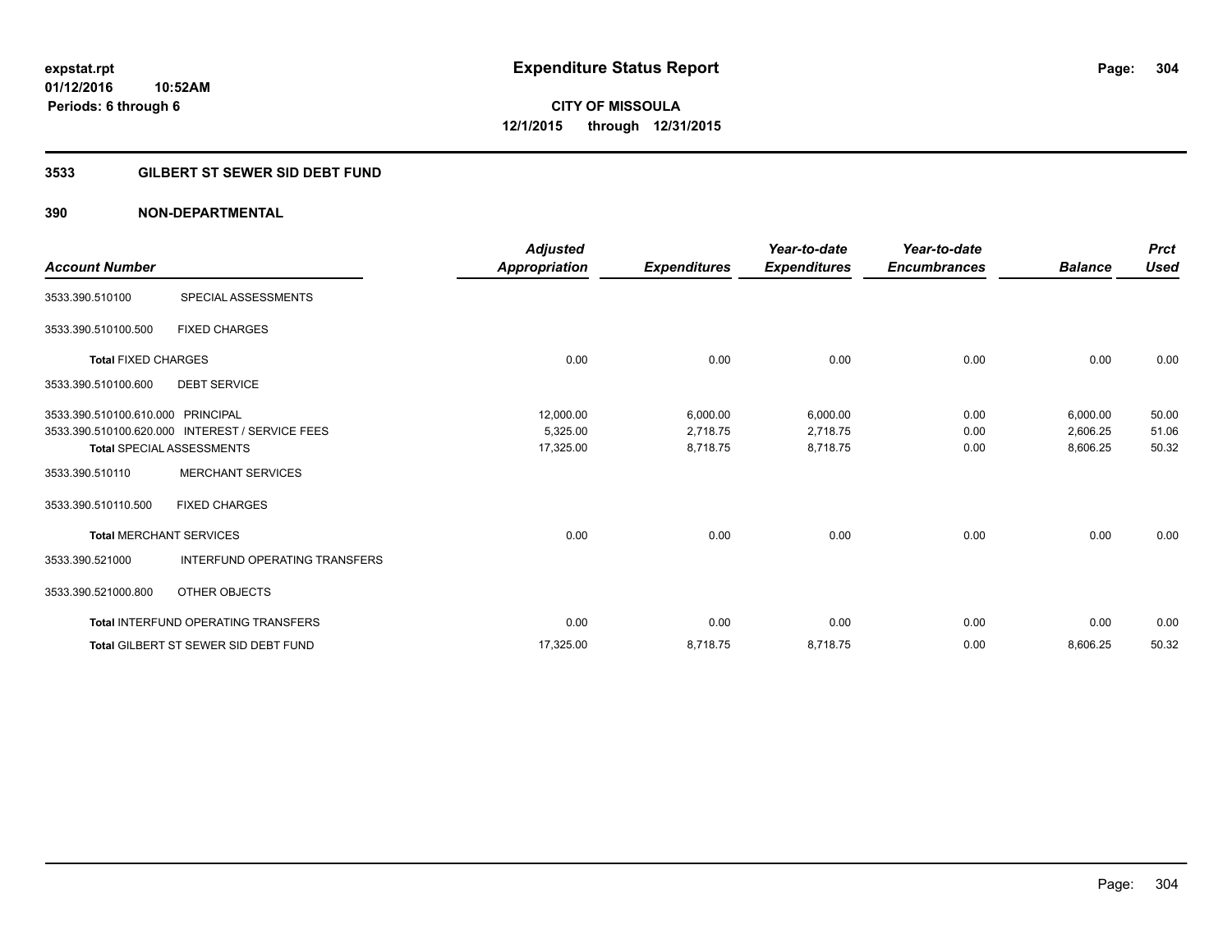expstat.rpt
01/12/2016 10:52AM
Periods: 6 through 6

# Expenditure Status Report

**CITY OF MISSOULA**
**12/1/2015 through 12/31/2015**

## 3533 GILBERT ST SEWER SID DEBT FUND

### 390 NON-DEPARTMENTAL

| Account Number | | Adjusted Appropriation | Expenditures | Year-to-date Expenditures | Year-to-date Encumbrances | Balance | Prct Used |
|---|---|---|---|---|---|---|---|
| 3533.390.510100 | SPECIAL ASSESSMENTS | | | | | | |
| 3533.390.510100.500 | FIXED CHARGES | | | | | | |
| **Total** FIXED CHARGES | | 0.00 | 0.00 | 0.00 | 0.00 | 0.00 | 0.00 |
| 3533.390.510100.600 | DEBT SERVICE | | | | | | |
| 3533.390.510100.610.000 | PRINCIPAL | 12,000.00 | 6,000.00 | 6,000.00 | 0.00 | 6,000.00 | 50.00 |
| 3533.390.510100.620.000 | INTEREST / SERVICE FEES | 5,325.00 | 2,718.75 | 2,718.75 | 0.00 | 2,606.25 | 51.06 |
| **Total** SPECIAL ASSESSMENTS | | 17,325.00 | 8,718.75 | 8,718.75 | 0.00 | 8,606.25 | 50.32 |
| 3533.390.510110 | MERCHANT SERVICES | | | | | | |
| 3533.390.510110.500 | FIXED CHARGES | | | | | | |
| **Total** MERCHANT SERVICES | | 0.00 | 0.00 | 0.00 | 0.00 | 0.00 | 0.00 |
| 3533.390.521000 | INTERFUND OPERATING TRANSFERS | | | | | | |
| 3533.390.521000.800 | OTHER OBJECTS | | | | | | |
| **Total** INTERFUND OPERATING TRANSFERS | | 0.00 | 0.00 | 0.00 | 0.00 | 0.00 | 0.00 |
| **Total** GILBERT ST SEWER SID DEBT FUND | | 17,325.00 | 8,718.75 | 8,718.75 | 0.00 | 8,606.25 | 50.32 |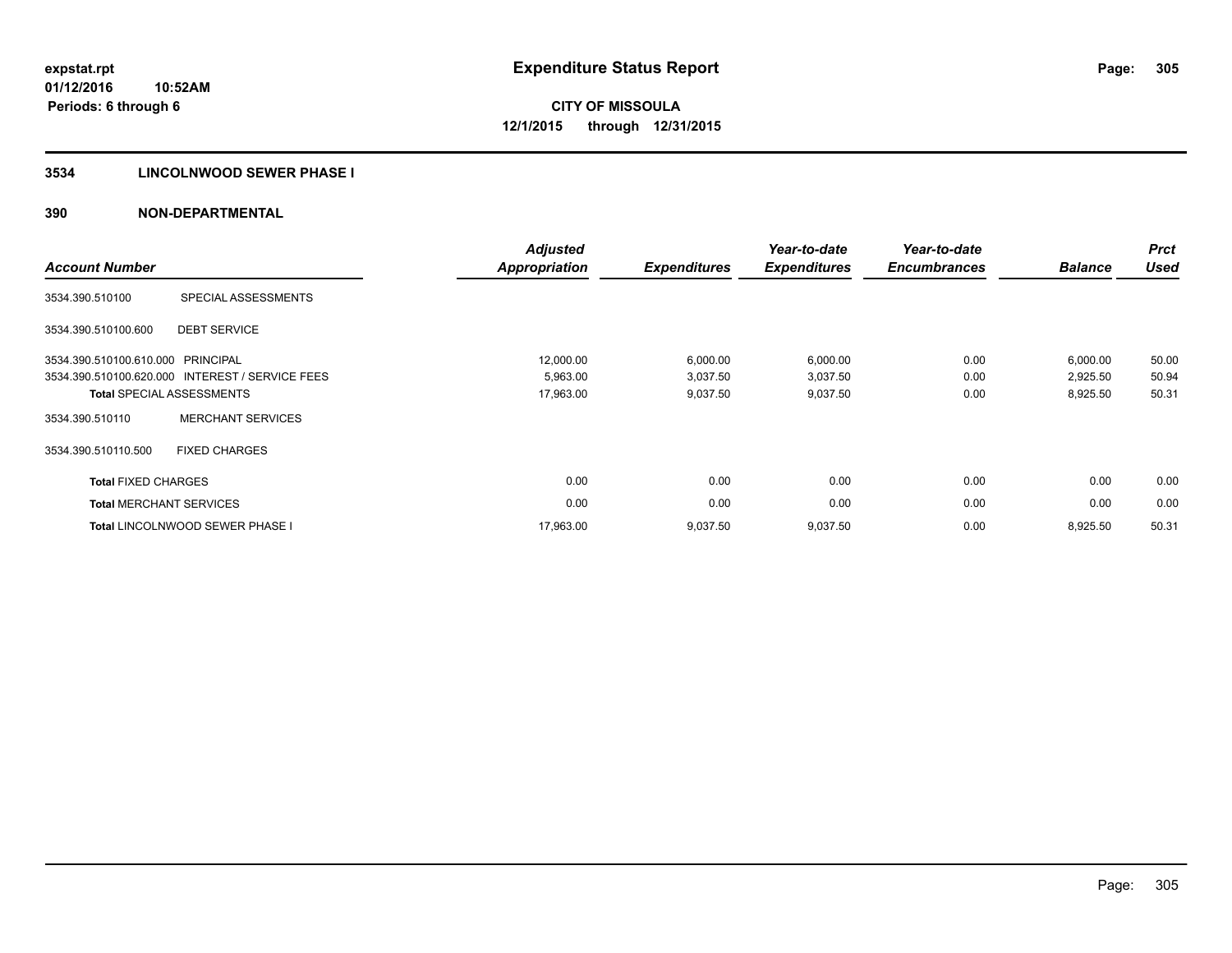# Expenditure Status Report

**CITY OF MISSOULA**
**12/1/2015 through 12/31/2015**

expstat.rpt
01/12/2016 10:52AM
Periods: 6 through 6

## 3534 LINCOLNWOOD SEWER PHASE I

## 390 NON-DEPARTMENTAL

| Account Number | | Adjusted Appropriation | Expenditures | Year-to-date Expenditures | Year-to-date Encumbrances | Balance | Prct Used |
|---|---|---|---|---|---|---|---|
| 3534.390.510100 | SPECIAL ASSESSMENTS | | | | | | |
| 3534.390.510100.600 | DEBT SERVICE | | | | | | |
| 3534.390.510100.610.000 | PRINCIPAL | 12,000.00 | 6,000.00 | 6,000.00 | 0.00 | 6,000.00 | 50.00 |
| 3534.390.510100.620.000 | INTEREST / SERVICE FEES | 5,963.00 | 3,037.50 | 3,037.50 | 0.00 | 2,925.50 | 50.94 |
| **Total** SPECIAL ASSESSMENTS | | 17,963.00 | 9,037.50 | 9,037.50 | 0.00 | 8,925.50 | 50.31 |
| 3534.390.510110 | MERCHANT SERVICES | | | | | | |
| 3534.390.510110.500 | FIXED CHARGES | | | | | | |
| **Total** FIXED CHARGES | | 0.00 | 0.00 | 0.00 | 0.00 | 0.00 | 0.00 |
| **Total** MERCHANT SERVICES | | 0.00 | 0.00 | 0.00 | 0.00 | 0.00 | 0.00 |
| **Total** LINCOLNWOOD SEWER PHASE I | | 17,963.00 | 9,037.50 | 9,037.50 | 0.00 | 8,925.50 | 50.31 |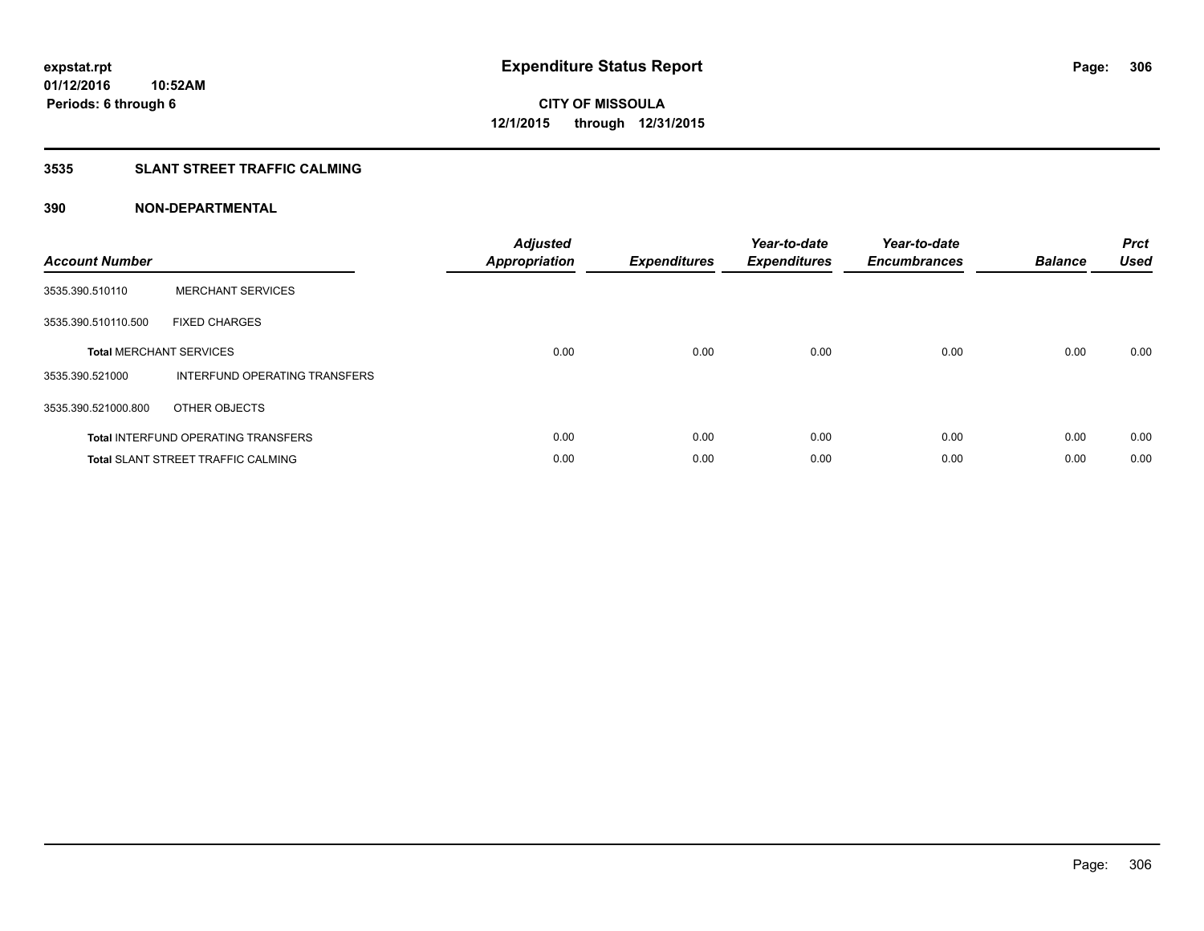expstat.rpt
01/12/2016 10:52AM
Periods: 6 through 6

# Expenditure Status Report

CITY OF MISSOULA
12/1/2015 through 12/31/2015

## 3535 SLANT STREET TRAFFIC CALMING

## 390 NON-DEPARTMENTAL

| Account Number | | Adjusted Appropriation | Expenditures | Year-to-date Expenditures | Year-to-date Encumbrances | Balance | Prct Used |
|---|---|---|---|---|---|---|---|
| 3535.390.510110 | MERCHANT SERVICES | | | | | | |
| 3535.390.510110.500 | FIXED CHARGES | | | | | | |
| **Total** MERCHANT SERVICES | | 0.00 | 0.00 | 0.00 | 0.00 | 0.00 | 0.00 |
| 3535.390.521000 | INTERFUND OPERATING TRANSFERS | | | | | | |
| 3535.390.521000.800 | OTHER OBJECTS | | | | | | |
| **Total** INTERFUND OPERATING TRANSFERS | | 0.00 | 0.00 | 0.00 | 0.00 | 0.00 | 0.00 |
| **Total** SLANT STREET TRAFFIC CALMING | | 0.00 | 0.00 | 0.00 | 0.00 | 0.00 | 0.00 |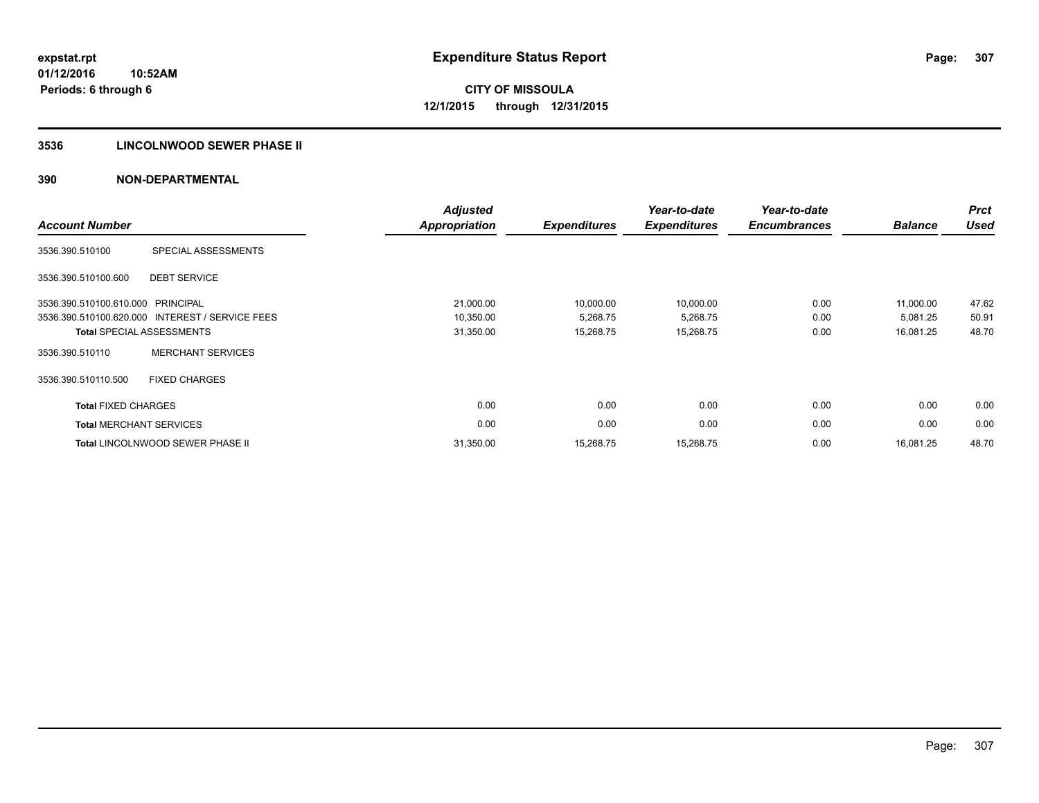expstat.rpt
01/12/2016 10:52AM
Periods: 6 through 6

# Expenditure Status Report

CITY OF MISSOULA
12/1/2015 through 12/31/2015

## 3536 LINCOLNWOOD SEWER PHASE II

## 390 NON-DEPARTMENTAL

| Account Number | | Adjusted Appropriation | Expenditures | Year-to-date Expenditures | Year-to-date Encumbrances | Balance | Prct Used |
|---|---|---|---|---|---|---|---|
| 3536.390.510100 | SPECIAL ASSESSMENTS | | | | | | |
| 3536.390.510100.600 | DEBT SERVICE | | | | | | |
| 3536.390.510100.610.000 | PRINCIPAL | 21,000.00 | 10,000.00 | 10,000.00 | 0.00 | 11,000.00 | 47.62 |
| 3536.390.510100.620.000 | INTEREST / SERVICE FEES | 10,350.00 | 5,268.75 | 5,268.75 | 0.00 | 5,081.25 | 50.91 |
| Total SPECIAL ASSESSMENTS | | 31,350.00 | 15,268.75 | 15,268.75 | 0.00 | 16,081.25 | 48.70 |
| 3536.390.510110 | MERCHANT SERVICES | | | | | | |
| 3536.390.510110.500 | FIXED CHARGES | | | | | | |
| Total FIXED CHARGES | | 0.00 | 0.00 | 0.00 | 0.00 | 0.00 | 0.00 |
| Total MERCHANT SERVICES | | 0.00 | 0.00 | 0.00 | 0.00 | 0.00 | 0.00 |
| Total LINCOLNWOOD SEWER PHASE II | | 31,350.00 | 15,268.75 | 15,268.75 | 0.00 | 16,081.25 | 48.70 |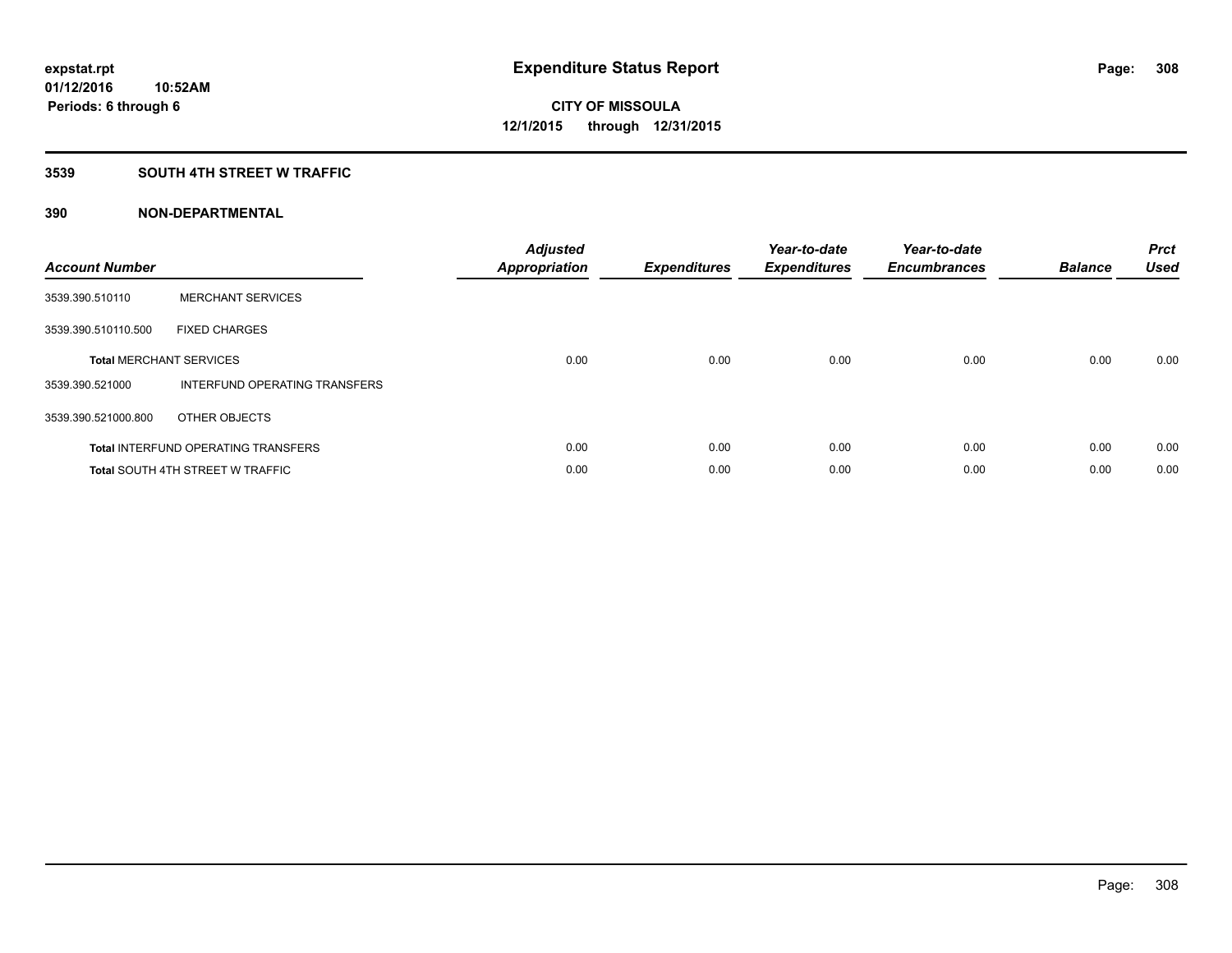**expstat.rpt**
**01/12/2016 10:52AM**
**Periods: 6 through 6**

# Expenditure Status Report

**CITY OF MISSOULA**
**12/1/2015 through 12/31/2015**

## 3539 SOUTH 4TH STREET W TRAFFIC

## 390 NON-DEPARTMENTAL

| Account Number | | Adjusted Appropriation | Expenditures | Year-to-date Expenditures | Year-to-date Encumbrances | Balance | Prct Used |
|---|---|---|---|---|---|---|---|
| 3539.390.510110 | MERCHANT SERVICES | | | | | | |
| 3539.390.510110.500 | FIXED CHARGES | | | | | | |
| **Total** MERCHANT SERVICES | | 0.00 | 0.00 | 0.00 | 0.00 | 0.00 | 0.00 |
| 3539.390.521000 | INTERFUND OPERATING TRANSFERS | | | | | | |
| 3539.390.521000.800 | OTHER OBJECTS | | | | | | |
| **Total** INTERFUND OPERATING TRANSFERS | | 0.00 | 0.00 | 0.00 | 0.00 | 0.00 | 0.00 |
| **Total** SOUTH 4TH STREET W TRAFFIC | | 0.00 | 0.00 | 0.00 | 0.00 | 0.00 | 0.00 |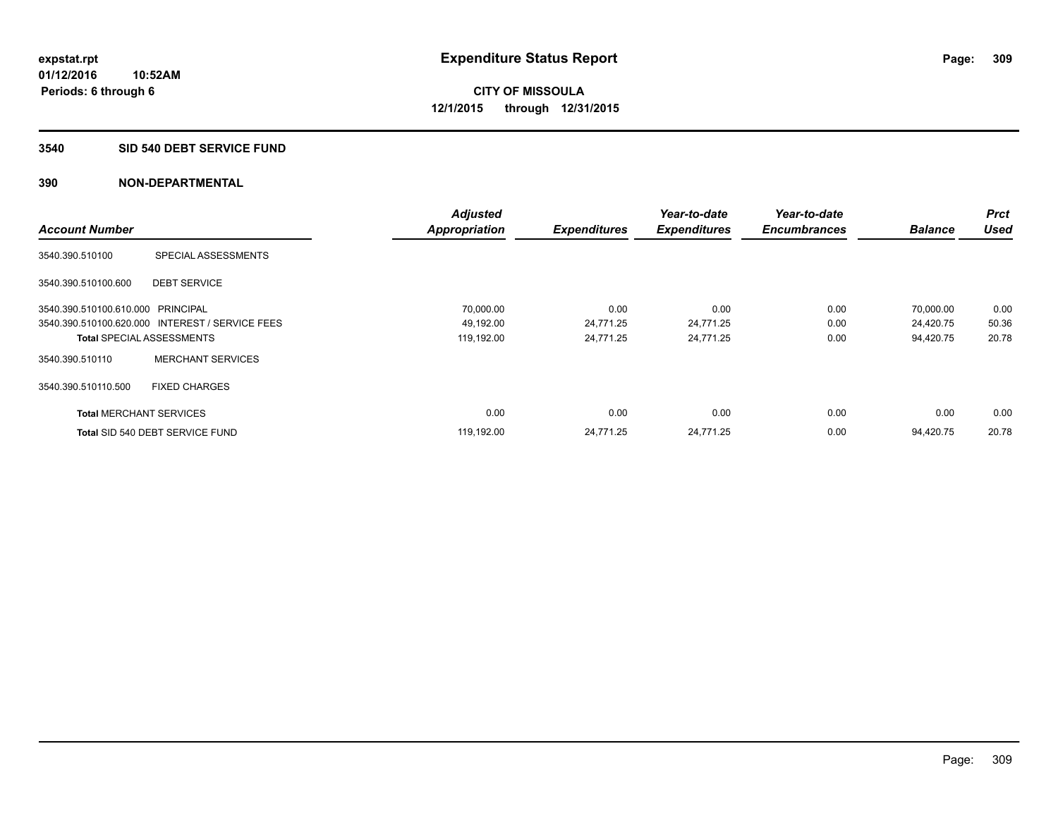expstat.rpt
01/12/2016 10:52AM
Periods: 6 through 6

# Expenditure Status Report

**CITY OF MISSOULA**
**12/1/2015 through 12/31/2015**

## 3540 SID 540 DEBT SERVICE FUND

## 390 NON-DEPARTMENTAL

| Account Number | | Adjusted Appropriation | Expenditures | Year-to-date Expenditures | Year-to-date Encumbrances | Balance | Prct Used |
|---|---|---|---|---|---|---|---|
| 3540.390.510100 | SPECIAL ASSESSMENTS | | | | | | |
| 3540.390.510100.600 | DEBT SERVICE | | | | | | |
| 3540.390.510100.610.000 | PRINCIPAL | 70,000.00 | 0.00 | 0.00 | 0.00 | 70,000.00 | 0.00 |
| 3540.390.510100.620.000 | INTEREST / SERVICE FEES | 49,192.00 | 24,771.25 | 24,771.25 | 0.00 | 24,420.75 | 50.36 |
| **Total** SPECIAL ASSESSMENTS | | 119,192.00 | 24,771.25 | 24,771.25 | 0.00 | 94,420.75 | 20.78 |
| 3540.390.510110 | MERCHANT SERVICES | | | | | | |
| 3540.390.510110.500 | FIXED CHARGES | | | | | | |
| **Total** MERCHANT SERVICES | | 0.00 | 0.00 | 0.00 | 0.00 | 0.00 | 0.00 |
| **Total** SID 540 DEBT SERVICE FUND | | 119,192.00 | 24,771.25 | 24,771.25 | 0.00 | 94,420.75 | 20.78 |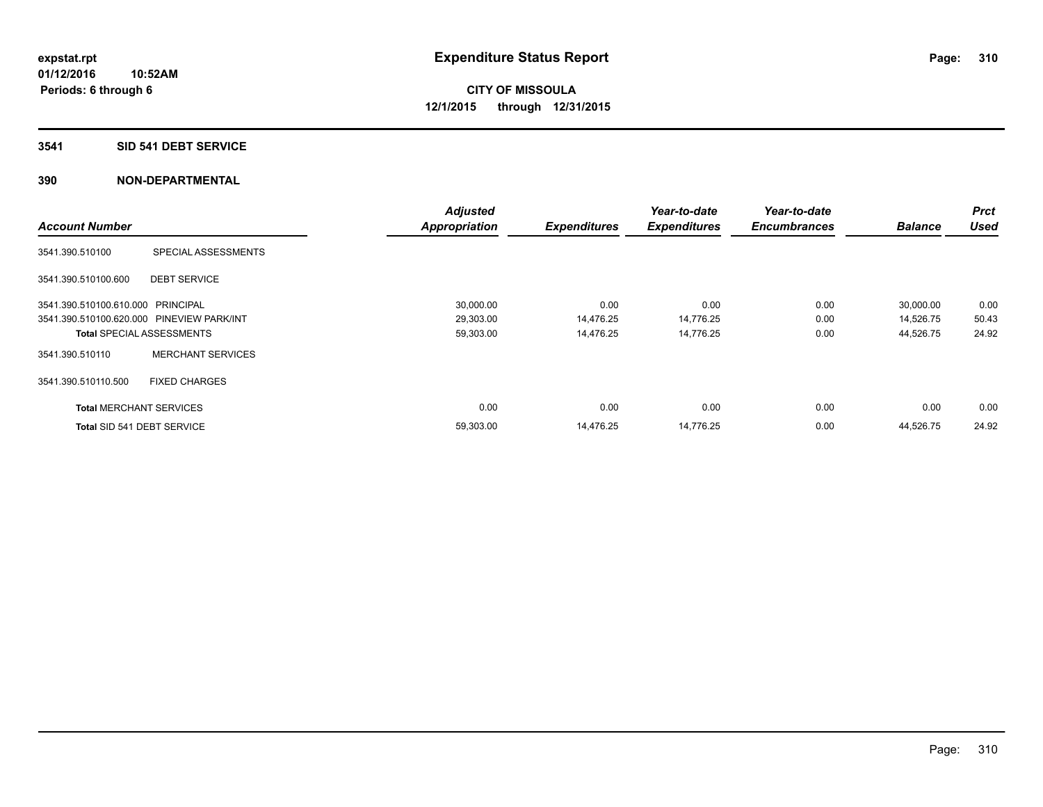expstat.rpt
01/12/2016 10:52AM
Periods: 6 through 6

# Expenditure Status Report

CITY OF MISSOULA
12/1/2015 through 12/31/2015

**3541 SID 541 DEBT SERVICE**

**390 NON-DEPARTMENTAL**

| Account Number | | Adjusted Appropriation | Expenditures | Year-to-date Expenditures | Year-to-date Encumbrances | Balance | Prct Used |
|---|---|---|---|---|---|---|---|
| 3541.390.510100 | SPECIAL ASSESSMENTS | | | | | | |
| 3541.390.510100.600 | DEBT SERVICE | | | | | | |
| 3541.390.510100.610.000 | PRINCIPAL | 30,000.00 | 0.00 | 0.00 | 0.00 | 30,000.00 | 0.00 |
| 3541.390.510100.620.000 | PINEVIEW PARK/INT | 29,303.00 | 14,476.25 | 14,776.25 | 0.00 | 14,526.75 | 50.43 |
| Total SPECIAL ASSESSMENTS | | 59,303.00 | 14,476.25 | 14,776.25 | 0.00 | 44,526.75 | 24.92 |
| 3541.390.510110 | MERCHANT SERVICES | | | | | | |
| 3541.390.510110.500 | FIXED CHARGES | | | | | | |
| Total MERCHANT SERVICES | | 0.00 | 0.00 | 0.00 | 0.00 | 0.00 | 0.00 |
| Total SID 541 DEBT SERVICE | | 59,303.00 | 14,476.25 | 14,776.25 | 0.00 | 44,526.75 | 24.92 |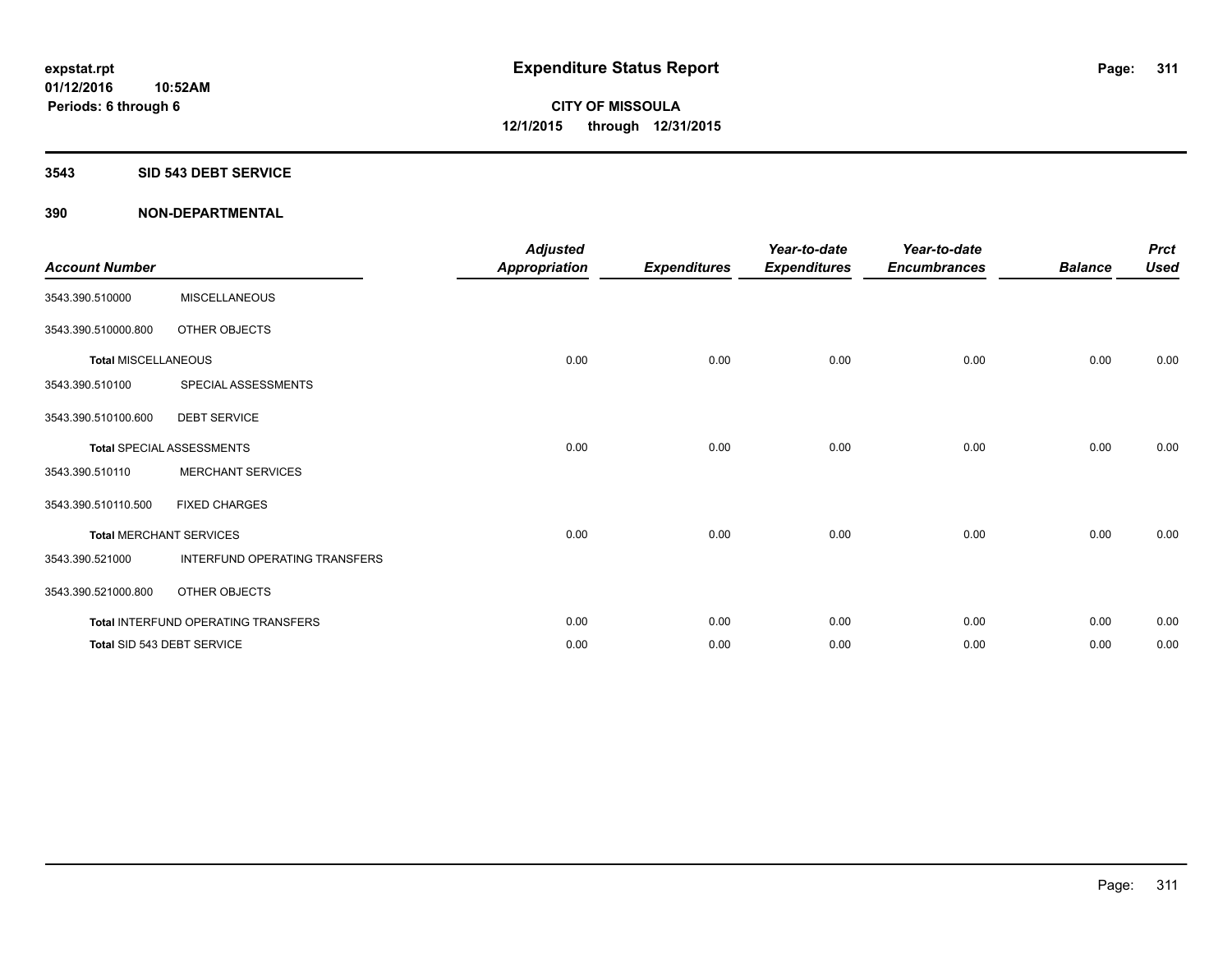expstat.rpt
01/12/2016 10:52AM
Periods: 6 through 6

# Expenditure Status Report

**CITY OF MISSOULA**
**12/1/2015 through 12/31/2015**

## 3543 SID 543 DEBT SERVICE

## 390 NON-DEPARTMENTAL

| Account Number | | Adjusted Appropriation | Expenditures | Year-to-date Expenditures | Year-to-date Encumbrances | Balance | Prct Used |
|---|---|---|---|---|---|---|---|
| 3543.390.510000 | MISCELLANEOUS | | | | | | |
| 3543.390.510000.800 | OTHER OBJECTS | | | | | | |
| **Total** MISCELLANEOUS | | 0.00 | 0.00 | 0.00 | 0.00 | 0.00 | 0.00 |
| 3543.390.510100 | SPECIAL ASSESSMENTS | | | | | | |
| 3543.390.510100.600 | DEBT SERVICE | | | | | | |
| **Total** SPECIAL ASSESSMENTS | | 0.00 | 0.00 | 0.00 | 0.00 | 0.00 | 0.00 |
| 3543.390.510110 | MERCHANT SERVICES | | | | | | |
| 3543.390.510110.500 | FIXED CHARGES | | | | | | |
| **Total** MERCHANT SERVICES | | 0.00 | 0.00 | 0.00 | 0.00 | 0.00 | 0.00 |
| 3543.390.521000 | INTERFUND OPERATING TRANSFERS | | | | | | |
| 3543.390.521000.800 | OTHER OBJECTS | | | | | | |
| **Total** INTERFUND OPERATING TRANSFERS | | 0.00 | 0.00 | 0.00 | 0.00 | 0.00 | 0.00 |
| **Total** SID 543 DEBT SERVICE | | 0.00 | 0.00 | 0.00 | 0.00 | 0.00 | 0.00 |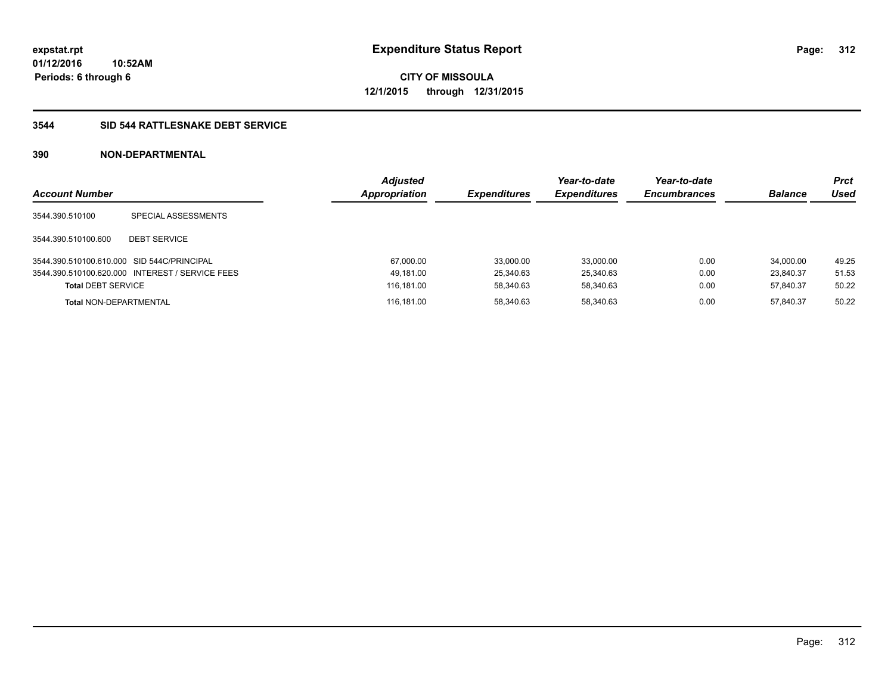**expstat.rpt**
**01/12/2016 10:52AM**
**Periods: 6 through 6**

# Expenditure Status Report

**CITY OF MISSOULA**
**12/1/2015 through 12/31/2015**

## 3544 SID 544 RATTLESNAKE DEBT SERVICE

## 390 NON-DEPARTMENTAL

| Account Number | | Adjusted Appropriation | Expenditures | Year-to-date Expenditures | Year-to-date Encumbrances | Balance | Prct Used |
|---|---|---|---|---|---|---|---|
| 3544.390.510100 | SPECIAL ASSESSMENTS | | | | | | |
| 3544.390.510100.600 | DEBT SERVICE | | | | | | |
| 3544.390.510100.610.000 | SID 544C/PRINCIPAL | 67,000.00 | 33,000.00 | 33,000.00 | 0.00 | 34,000.00 | 49.25 |
| 3544.390.510100.620.000 | INTEREST / SERVICE FEES | 49,181.00 | 25,340.63 | 25,340.63 | 0.00 | 23,840.37 | 51.53 |
| **Total** DEBT SERVICE | | 116,181.00 | 58,340.63 | 58,340.63 | 0.00 | 57,840.37 | 50.22 |
| **Total** NON-DEPARTMENTAL | | 116,181.00 | 58,340.63 | 58,340.63 | 0.00 | 57,840.37 | 50.22 |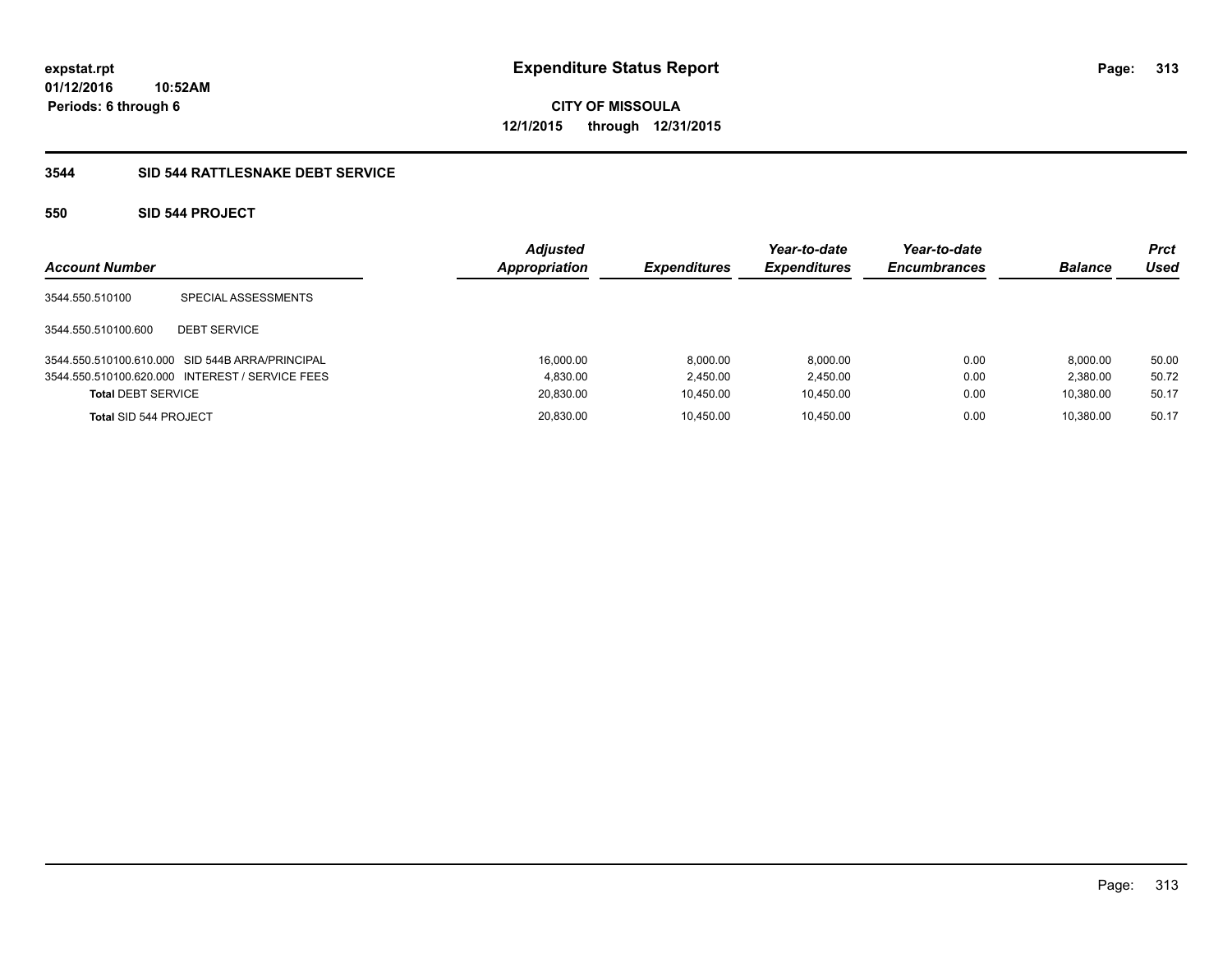# Expenditure Status Report

**expstat.rpt**
**01/12/2016 10:52AM**
**Periods: 6 through 6**

**CITY OF MISSOULA**
**12/1/2015 through 12/31/2015**

## 3544 SID 544 RATTLESNAKE DEBT SERVICE

### 550 SID 544 PROJECT

| Account Number | | Adjusted Appropriation | Expenditures | Year-to-date Expenditures | Year-to-date Encumbrances | Balance | Prct Used |
|---|---|---|---|---|---|---|---|
| 3544.550.510100 | SPECIAL ASSESSMENTS | | | | | | |
| 3544.550.510100.600 | DEBT SERVICE | | | | | | |
| 3544.550.510100.610.000 | SID 544B ARRA/PRINCIPAL | 16,000.00 | 8,000.00 | 8,000.00 | 0.00 | 8,000.00 | 50.00 |
| 3544.550.510100.620.000 | INTEREST / SERVICE FEES | 4,830.00 | 2,450.00 | 2,450.00 | 0.00 | 2,380.00 | 50.72 |
| **Total** DEBT SERVICE | | 20,830.00 | 10,450.00 | 10,450.00 | 0.00 | 10,380.00 | 50.17 |
| **Total** SID 544 PROJECT | | 20,830.00 | 10,450.00 | 10,450.00 | 0.00 | 10,380.00 | 50.17 |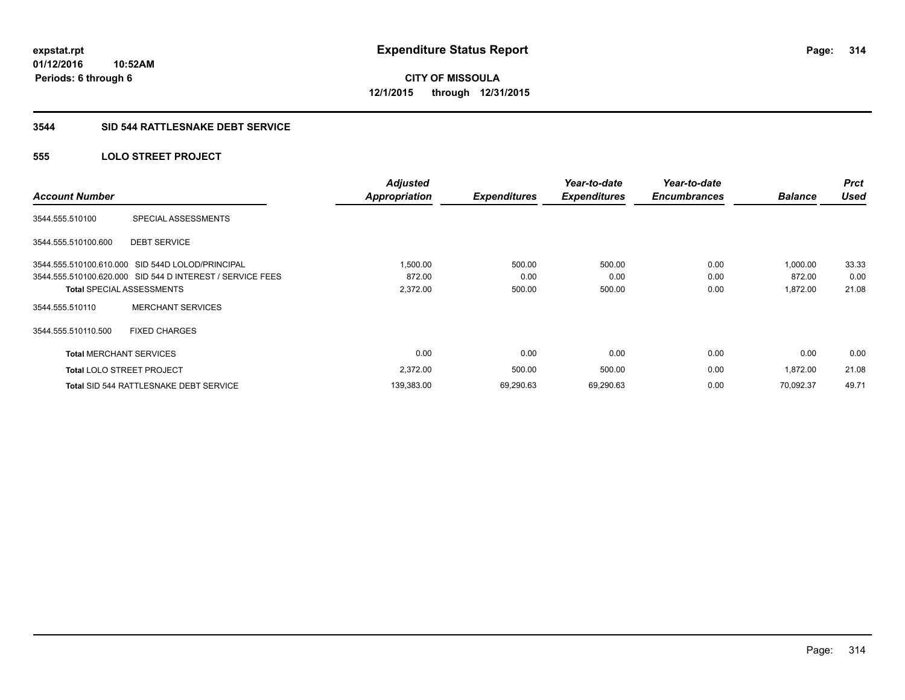**expstat.rpt**
**01/12/2016 10:52AM**
**Periods: 6 through 6**

# Expenditure Status Report

**CITY OF MISSOULA**
**12/1/2015 through 12/31/2015**

## 3544 SID 544 RATTLESNAKE DEBT SERVICE

### 555 LOLO STREET PROJECT

| Account Number | | Adjusted Appropriation | Expenditures | Year-to-date Expenditures | Year-to-date Encumbrances | Balance | Prct Used |
|---|---|---|---|---|---|---|---|
| 3544.555.510100 | SPECIAL ASSESSMENTS | | | | | | |
| 3544.555.510100.600 | DEBT SERVICE | | | | | | |
| 3544.555.510100.610.000 | SID 544D LOLOD/PRINCIPAL | 1,500.00 | 500.00 | 500.00 | 0.00 | 1,000.00 | 33.33 |
| 3544.555.510100.620.000 | SID 544 D INTEREST / SERVICE FEES | 872.00 | 0.00 | 0.00 | 0.00 | 872.00 | 0.00 |
| **Total** SPECIAL ASSESSMENTS | | 2,372.00 | 500.00 | 500.00 | 0.00 | 1,872.00 | 21.08 |
| 3544.555.510110 | MERCHANT SERVICES | | | | | | |
| 3544.555.510110.500 | FIXED CHARGES | | | | | | |
| **Total** MERCHANT SERVICES | | 0.00 | 0.00 | 0.00 | 0.00 | 0.00 | 0.00 |
| **Total** LOLO STREET PROJECT | | 2,372.00 | 500.00 | 500.00 | 0.00 | 1,872.00 | 21.08 |
| **Total** SID 544 RATTLESNAKE DEBT SERVICE | | 139,383.00 | 69,290.63 | 69,290.63 | 0.00 | 70,092.37 | 49.71 |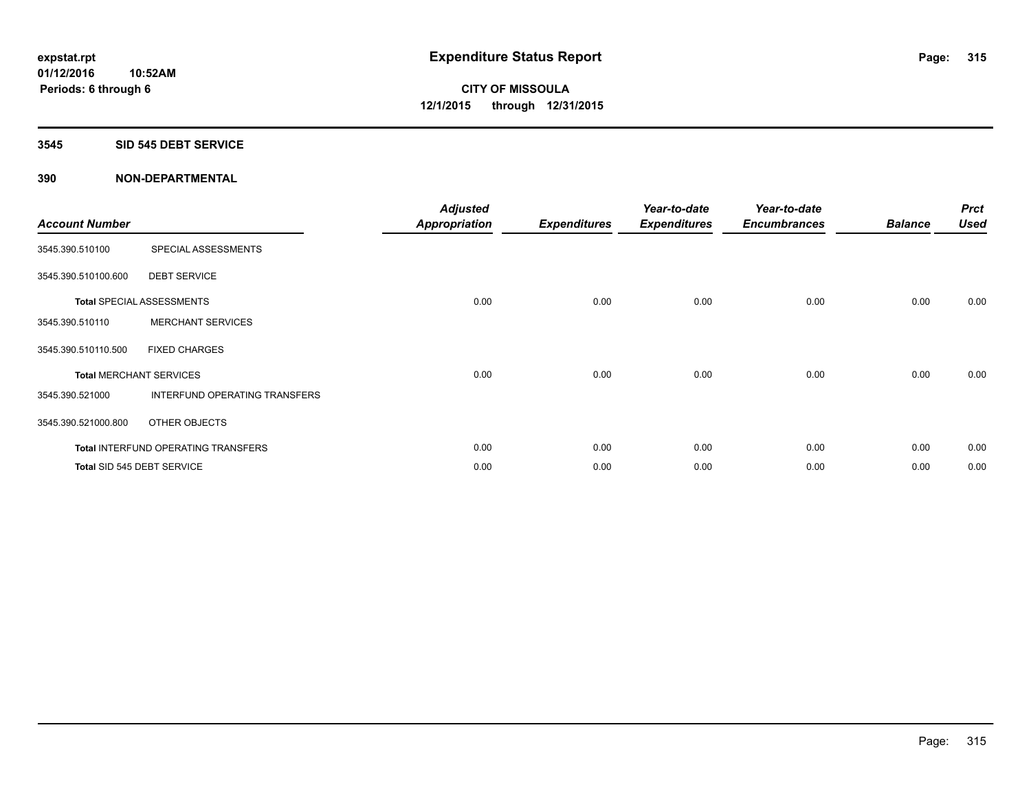expstat.rpt
01/12/2016 10:52AM
Periods: 6 through 6

# Expenditure Status Report

**CITY OF MISSOULA**
**12/1/2015 through 12/31/2015**

## 3545 SID 545 DEBT SERVICE

## 390 NON-DEPARTMENTAL

| Account Number | | Adjusted Appropriation | Expenditures | Year-to-date Expenditures | Year-to-date Encumbrances | Balance | Prct Used |
|---|---|---|---|---|---|---|---|
| 3545.390.510100 | SPECIAL ASSESSMENTS | | | | | | |
| 3545.390.510100.600 | DEBT SERVICE | | | | | | |
| **Total** SPECIAL ASSESSMENTS | | 0.00 | 0.00 | 0.00 | 0.00 | 0.00 | 0.00 |
| 3545.390.510110 | MERCHANT SERVICES | | | | | | |
| 3545.390.510110.500 | FIXED CHARGES | | | | | | |
| **Total** MERCHANT SERVICES | | 0.00 | 0.00 | 0.00 | 0.00 | 0.00 | 0.00 |
| 3545.390.521000 | INTERFUND OPERATING TRANSFERS | | | | | | |
| 3545.390.521000.800 | OTHER OBJECTS | | | | | | |
| **Total** INTERFUND OPERATING TRANSFERS | | 0.00 | 0.00 | 0.00 | 0.00 | 0.00 | 0.00 |
| **Total** SID 545 DEBT SERVICE | | 0.00 | 0.00 | 0.00 | 0.00 | 0.00 | 0.00 |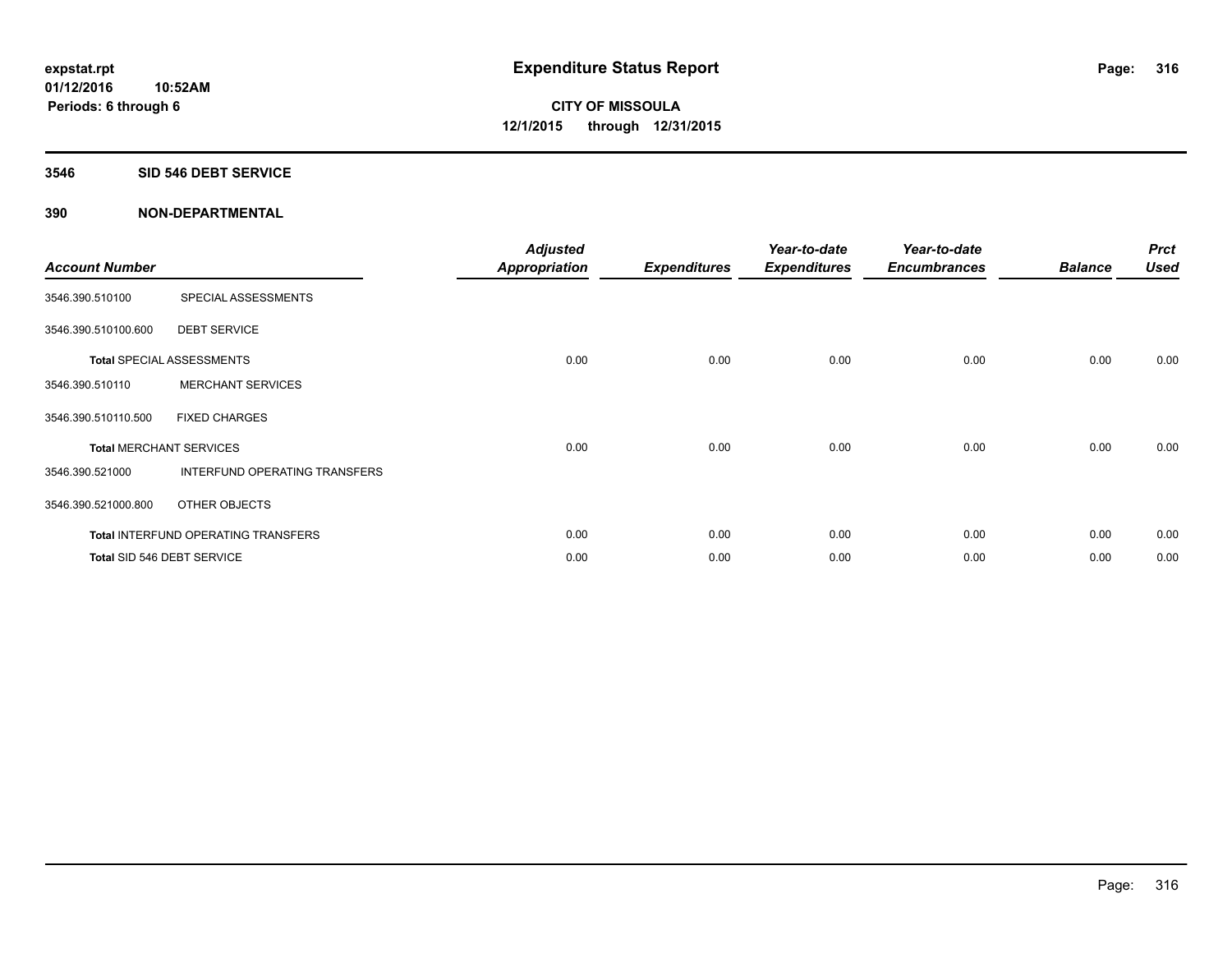**expstat.rpt**
**01/12/2016 10:52AM**
**Periods: 6 through 6**

# Expenditure Status Report

**CITY OF MISSOULA**
**12/1/2015 through 12/31/2015**

## 3546 SID 546 DEBT SERVICE

## 390 NON-DEPARTMENTAL

| Account Number | | Adjusted Appropriation | Expenditures | Year-to-date Expenditures | Year-to-date Encumbrances | Balance | Prct Used |
|---|---|---|---|---|---|---|---|
| 3546.390.510100 | SPECIAL ASSESSMENTS | | | | | | |
| 3546.390.510100.600 | DEBT SERVICE | | | | | | |
| **Total** SPECIAL ASSESSMENTS | | 0.00 | 0.00 | 0.00 | 0.00 | 0.00 | 0.00 |
| 3546.390.510110 | MERCHANT SERVICES | | | | | | |
| 3546.390.510110.500 | FIXED CHARGES | | | | | | |
| **Total** MERCHANT SERVICES | | 0.00 | 0.00 | 0.00 | 0.00 | 0.00 | 0.00 |
| 3546.390.521000 | INTERFUND OPERATING TRANSFERS | | | | | | |
| 3546.390.521000.800 | OTHER OBJECTS | | | | | | |
| **Total** INTERFUND OPERATING TRANSFERS | | 0.00 | 0.00 | 0.00 | 0.00 | 0.00 | 0.00 |
| **Total** SID 546 DEBT SERVICE | | 0.00 | 0.00 | 0.00 | 0.00 | 0.00 | 0.00 |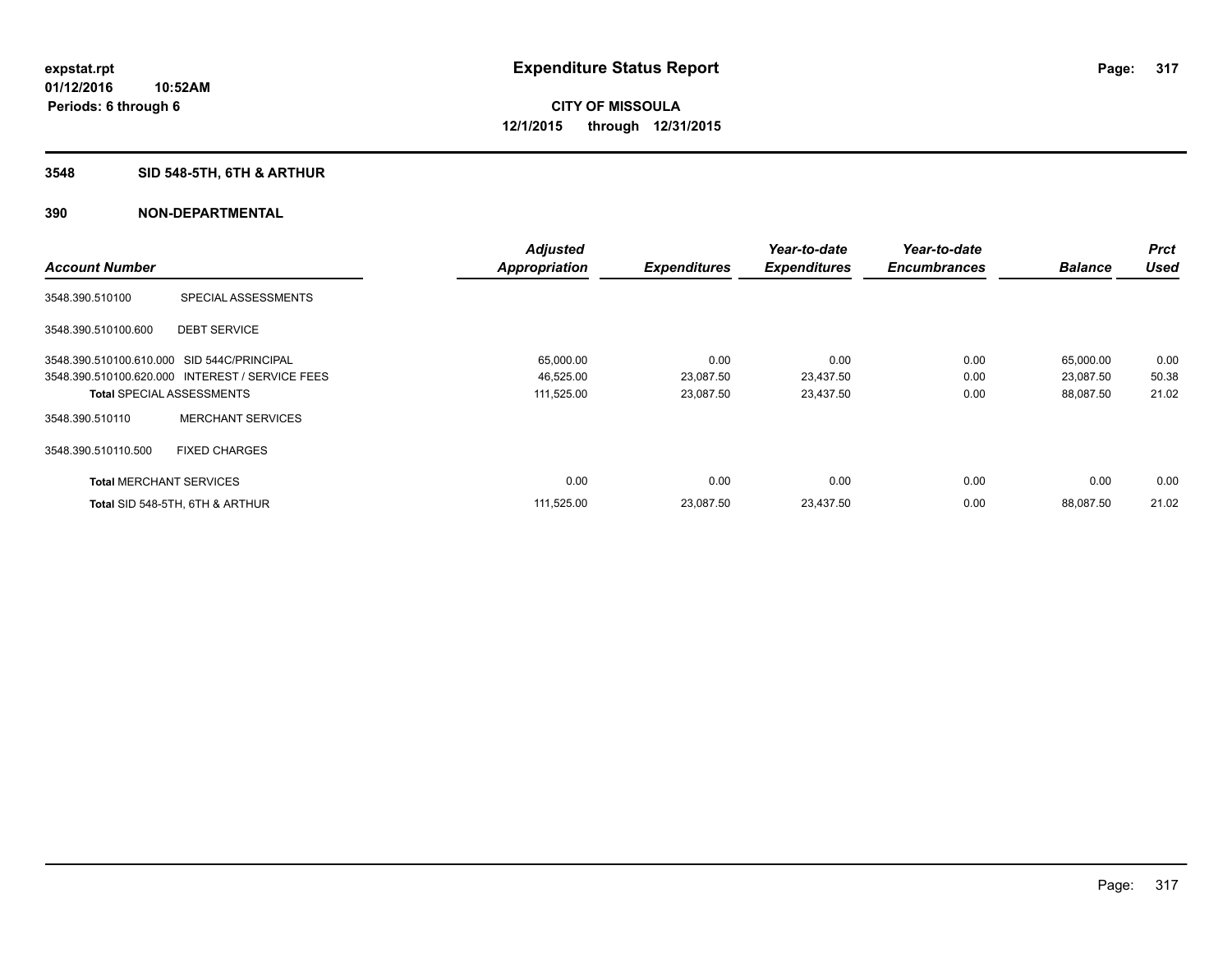expstat.rpt
01/12/2016 10:52AM
Periods: 6 through 6

# Expenditure Status Report

CITY OF MISSOULA
12/1/2015 through 12/31/2015

## 3548 SID 548-5TH, 6TH & ARTHUR

## 390 NON-DEPARTMENTAL

| Account Number | | Adjusted Appropriation | Expenditures | Year-to-date Expenditures | Year-to-date Encumbrances | Balance | Prct Used |
|---|---|---|---|---|---|---|---|
| 3548.390.510100 | SPECIAL ASSESSMENTS | | | | | | |
| 3548.390.510100.600 | DEBT SERVICE | | | | | | |
| 3548.390.510100.610.000 | SID 544C/PRINCIPAL | 65,000.00 | 0.00 | 0.00 | 0.00 | 65,000.00 | 0.00 |
| 3548.390.510100.620.000 | INTEREST / SERVICE FEES | 46,525.00 | 23,087.50 | 23,437.50 | 0.00 | 23,087.50 | 50.38 |
| **Total** SPECIAL ASSESSMENTS | | 111,525.00 | 23,087.50 | 23,437.50 | 0.00 | 88,087.50 | 21.02 |
| 3548.390.510110 | MERCHANT SERVICES | | | | | | |
| 3548.390.510110.500 | FIXED CHARGES | | | | | | |
| **Total** MERCHANT SERVICES | | 0.00 | 0.00 | 0.00 | 0.00 | 0.00 | 0.00 |
| **Total** SID 548-5TH, 6TH & ARTHUR | | 111,525.00 | 23,087.50 | 23,437.50 | 0.00 | 88,087.50 | 21.02 |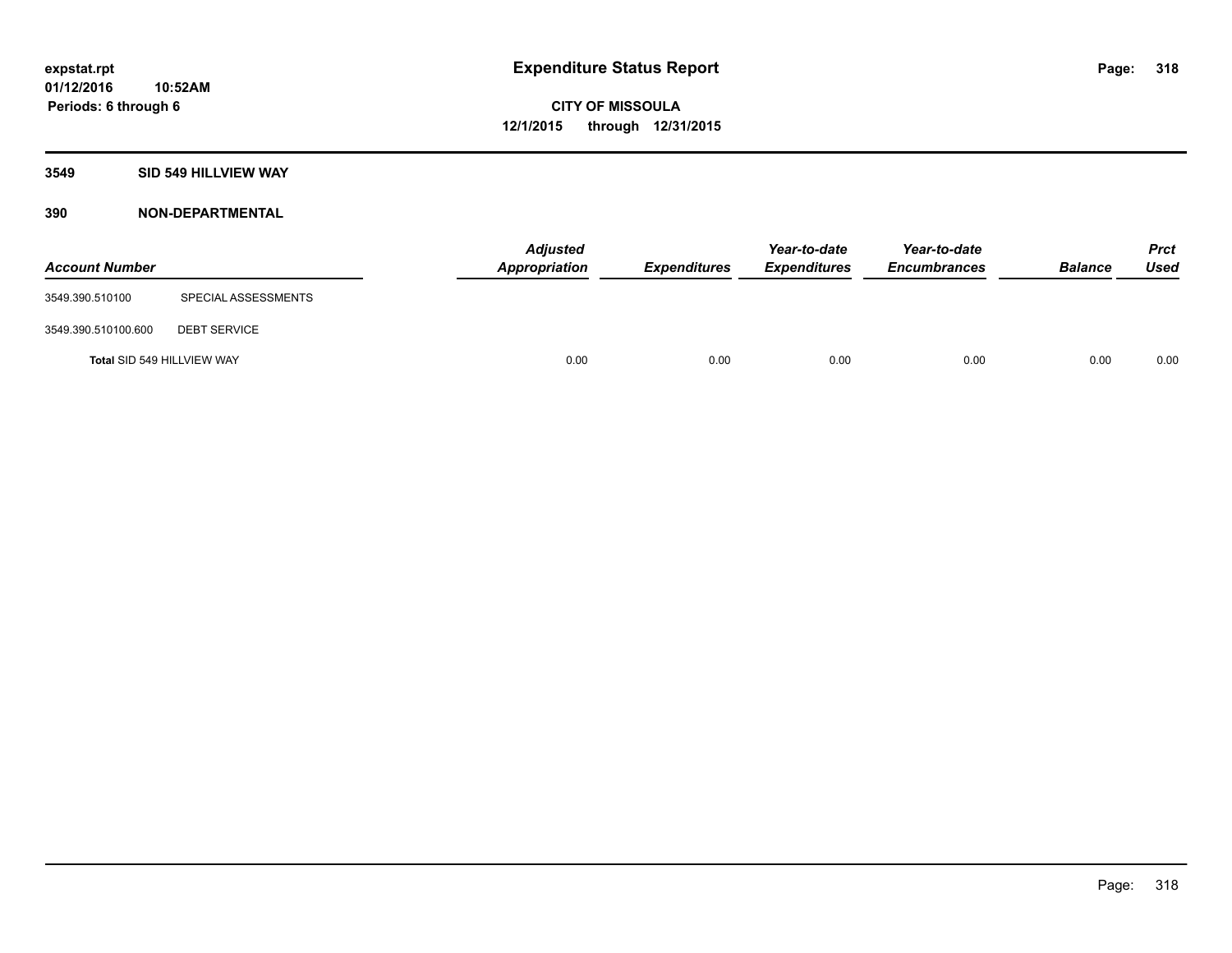expstat.rpt
01/12/2016 10:52AM
Periods: 6 through 6

# Expenditure Status Report

**CITY OF MISSOULA**
**12/1/2015 through 12/31/2015**

**3549 SID 549 HILLVIEW WAY**

**390 NON-DEPARTMENTAL**

| Account Number | | Adjusted Appropriation | Expenditures | Year-to-date Expenditures | Year-to-date Encumbrances | Balance | Prct Used |
|---|---|---|---|---|---|---|---|
| 3549.390.510100 | SPECIAL ASSESSMENTS | | | | | | |
| 3549.390.510100.600 | DEBT SERVICE | | | | | | |
| **Total** SID 549 HILLVIEW WAY | | 0.00 | 0.00 | 0.00 | 0.00 | 0.00 | 0.00 |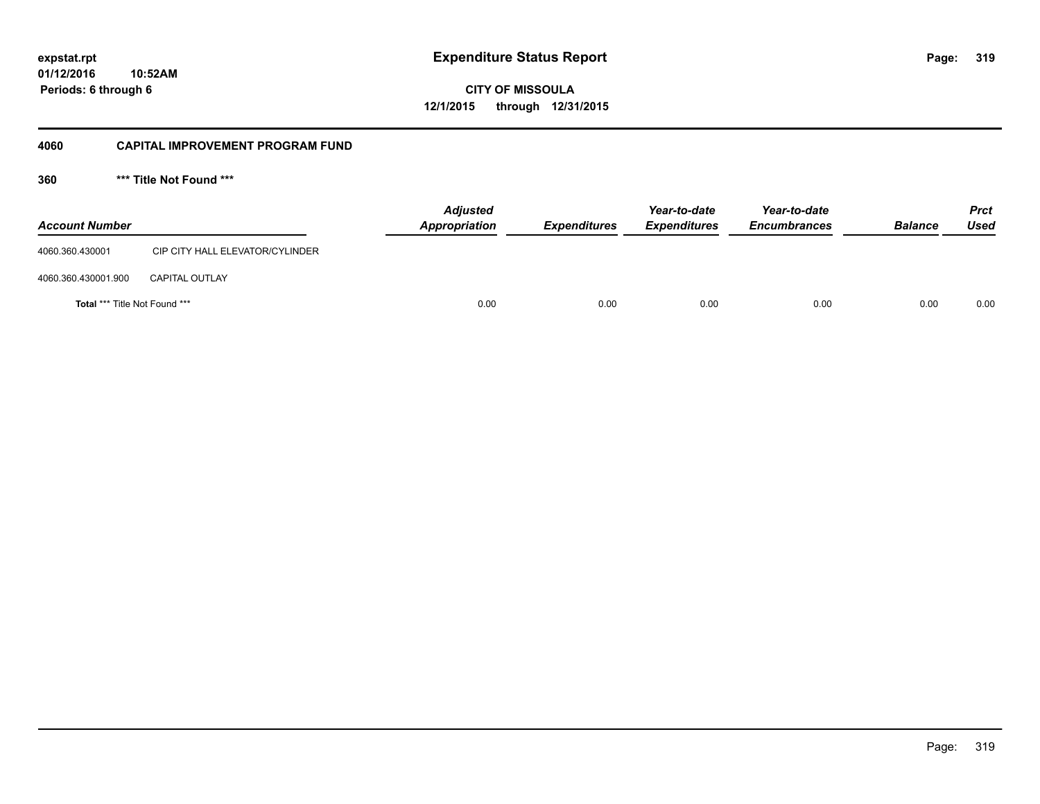expstat.rpt
01/12/2016 10:52AM
Periods: 6 through 6

# Expenditure Status Report

**CITY OF MISSOULA**
**12/1/2015 through 12/31/2015**

## 4060 CAPITAL IMPROVEMENT PROGRAM FUND

### 360 *** Title Not Found ***

| Account Number | | Adjusted Appropriation | Expenditures | Year-to-date Expenditures | Year-to-date Encumbrances | Balance | Prct Used |
|---|---|---|---|---|---|---|---|
| 4060.360.430001 | CIP CITY HALL ELEVATOR/CYLINDER | | | | | | |
| 4060.360.430001.900 | CAPITAL OUTLAY | | | | | | |
| **Total** *** Title Not Found *** | | 0.00 | 0.00 | 0.00 | 0.00 | 0.00 | 0.00 |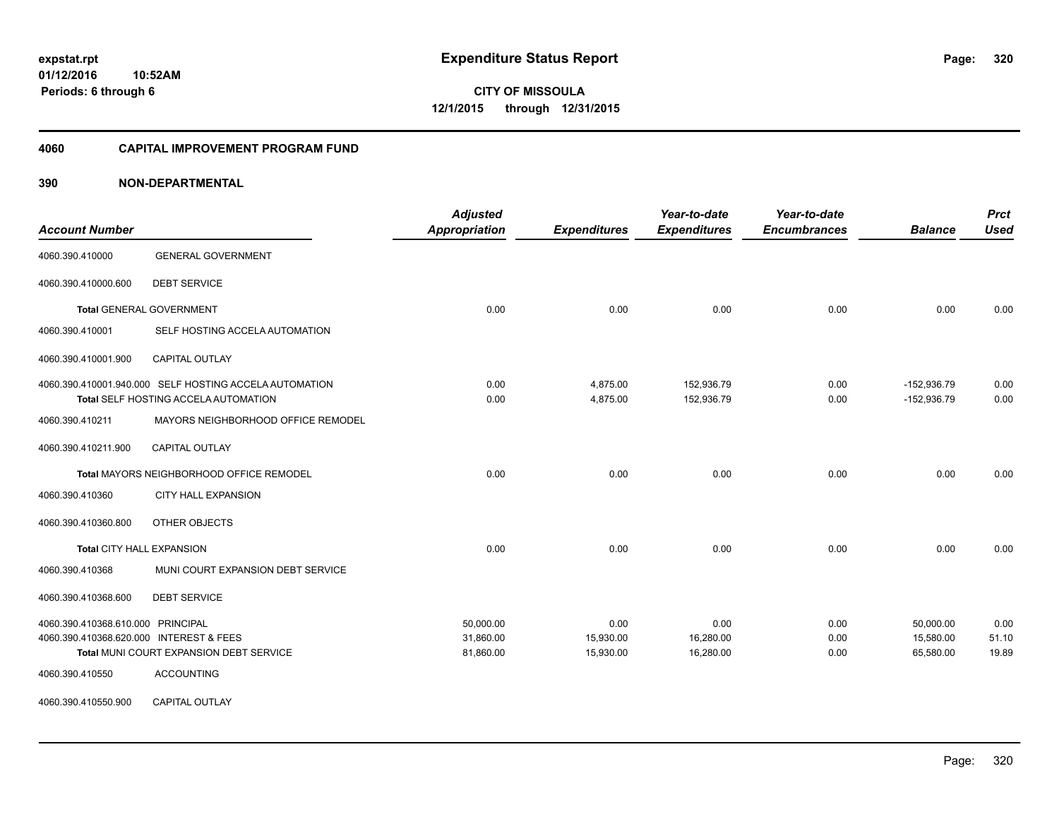**Expenditure Status Report**

**CITY OF MISSOULA**
**12/1/2015 through 12/31/2015**

expstat.rpt
01/12/2016 10:52AM
Periods: 6 through 6

## 4060 CAPITAL IMPROVEMENT PROGRAM FUND

## 390 NON-DEPARTMENTAL

| Account Number | | Adjusted Appropriation | Expenditures | Year-to-date Expenditures | Year-to-date Encumbrances | Balance | Prct Used |
|---|---|---|---|---|---|---|---|
| 4060.390.410000 | GENERAL GOVERNMENT | | | | | | |
| 4060.390.410000.600 | DEBT SERVICE | | | | | | |
| Total GENERAL GOVERNMENT | | 0.00 | 0.00 | 0.00 | 0.00 | 0.00 | 0.00 |
| 4060.390.410001 | SELF HOSTING ACCELA AUTOMATION | | | | | | |
| 4060.390.410001.900 | CAPITAL OUTLAY | | | | | | |
| 4060.390.410001.940.000 | SELF HOSTING ACCELA AUTOMATION | 0.00 | 4,875.00 | 152,936.79 | 0.00 | -152,936.79 | 0.00 |
| Total SELF HOSTING ACCELA AUTOMATION | | 0.00 | 4,875.00 | 152,936.79 | 0.00 | -152,936.79 | 0.00 |
| 4060.390.410211 | MAYORS NEIGHBORHOOD OFFICE REMODEL | | | | | | |
| 4060.390.410211.900 | CAPITAL OUTLAY | | | | | | |
| Total MAYORS NEIGHBORHOOD OFFICE REMODEL | | 0.00 | 0.00 | 0.00 | 0.00 | 0.00 | 0.00 |
| 4060.390.410360 | CITY HALL EXPANSION | | | | | | |
| 4060.390.410360.800 | OTHER OBJECTS | | | | | | |
| Total CITY HALL EXPANSION | | 0.00 | 0.00 | 0.00 | 0.00 | 0.00 | 0.00 |
| 4060.390.410368 | MUNI COURT EXPANSION DEBT SERVICE | | | | | | |
| 4060.390.410368.600 | DEBT SERVICE | | | | | | |
| 4060.390.410368.610.000 | PRINCIPAL | 50,000.00 | 0.00 | 0.00 | 0.00 | 50,000.00 | 0.00 |
| 4060.390.410368.620.000 | INTEREST & FEES | 31,860.00 | 15,930.00 | 16,280.00 | 0.00 | 15,580.00 | 51.10 |
| Total MUNI COURT EXPANSION DEBT SERVICE | | 81,860.00 | 15,930.00 | 16,280.00 | 0.00 | 65,580.00 | 19.89 |
| 4060.390.410550 | ACCOUNTING | | | | | | |
| 4060.390.410550.900 | CAPITAL OUTLAY | | | | | | |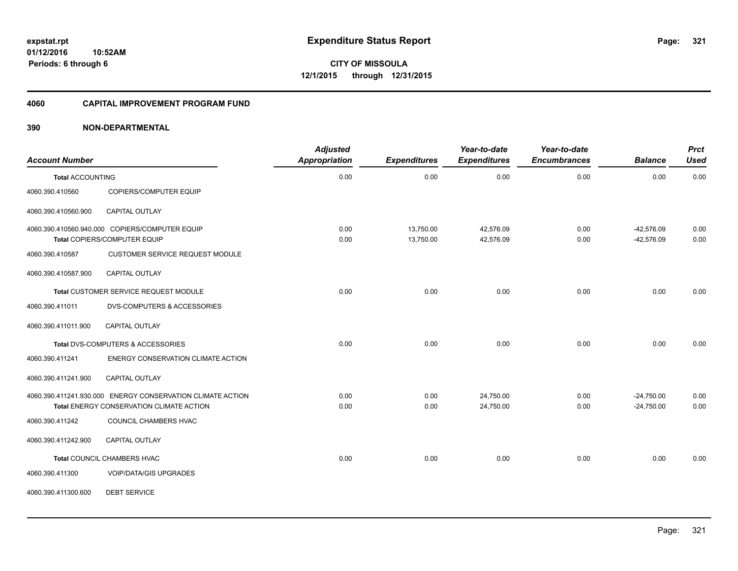**expstat.rpt**
**01/12/2016 10:52AM**
**Periods: 6 through 6**

# Expenditure Status Report

**CITY OF MISSOULA**
**12/1/2015 through 12/31/2015**

## 4060 CAPITAL IMPROVEMENT PROGRAM FUND

### 390 NON-DEPARTMENTAL

| Account Number | | Adjusted Appropriation | Expenditures | Year-to-date Expenditures | Year-to-date Encumbrances | Balance | Prct Used |
|---|---|---|---|---|---|---|---|
| **Total** ACCOUNTING | | 0.00 | 0.00 | 0.00 | 0.00 | 0.00 | 0.00 |
| 4060.390.410560 | COPIERS/COMPUTER EQUIP | | | | | | |
| 4060.390.410560.900 | CAPITAL OUTLAY | | | | | | |
| 4060.390.410560.940.000 | COPIERS/COMPUTER EQUIP | 0.00 | 13,750.00 | 42,576.09 | 0.00 | -42,576.09 | 0.00 |
| **Total** COPIERS/COMPUTER EQUIP | | 0.00 | 13,750.00 | 42,576.09 | 0.00 | -42,576.09 | 0.00 |
| 4060.390.410587 | CUSTOMER SERVICE REQUEST MODULE | | | | | | |
| 4060.390.410587.900 | CAPITAL OUTLAY | | | | | | |
| **Total** CUSTOMER SERVICE REQUEST MODULE | | 0.00 | 0.00 | 0.00 | 0.00 | 0.00 | 0.00 |
| 4060.390.411011 | DVS-COMPUTERS & ACCESSORIES | | | | | | |
| 4060.390.411011.900 | CAPITAL OUTLAY | | | | | | |
| **Total** DVS-COMPUTERS & ACCESSORIES | | 0.00 | 0.00 | 0.00 | 0.00 | 0.00 | 0.00 |
| 4060.390.411241 | ENERGY CONSERVATION CLIMATE ACTION | | | | | | |
| 4060.390.411241.900 | CAPITAL OUTLAY | | | | | | |
| 4060.390.411241.930.000 | ENERGY CONSERVATION CLIMATE ACTION | 0.00 | 0.00 | 24,750.00 | 0.00 | -24,750.00 | 0.00 |
| **Total** ENERGY CONSERVATION CLIMATE ACTION | | 0.00 | 0.00 | 24,750.00 | 0.00 | -24,750.00 | 0.00 |
| 4060.390.411242 | COUNCIL CHAMBERS HVAC | | | | | | |
| 4060.390.411242.900 | CAPITAL OUTLAY | | | | | | |
| **Total** COUNCIL CHAMBERS HVAC | | 0.00 | 0.00 | 0.00 | 0.00 | 0.00 | 0.00 |
| 4060.390.411300 | VOIP/DATA/GIS UPGRADES | | | | | | |
| 4060.390.411300.600 | DEBT SERVICE | | | | | | |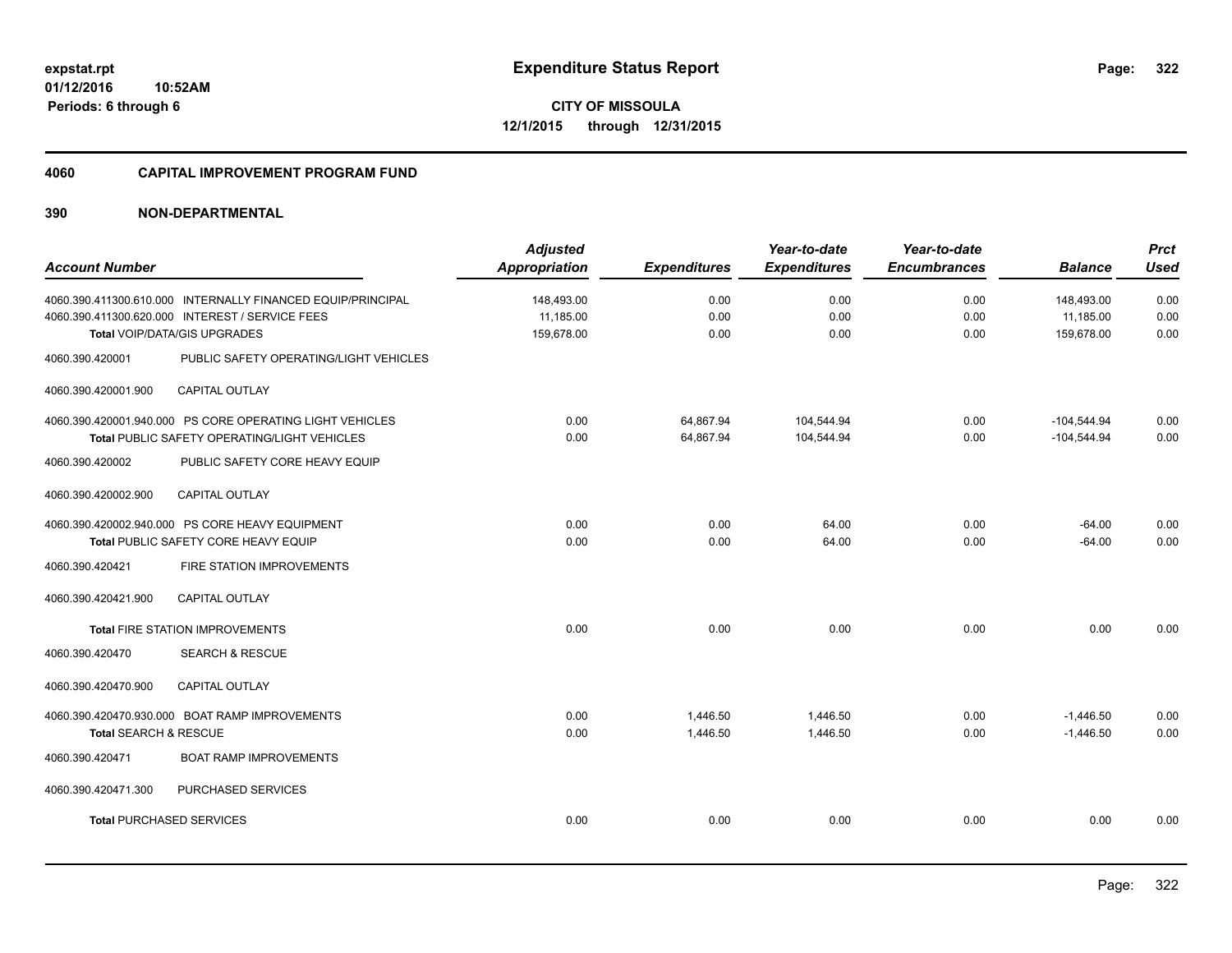# Expenditure Status Report

**CITY OF MISSOULA**
**12/1/2015 through 12/31/2015**

expstat.rpt
01/12/2016 10:52AM
Periods: 6 through 6

## 4060 CAPITAL IMPROVEMENT PROGRAM FUND

## 390 NON-DEPARTMENTAL

| Account Number | | Adjusted Appropriation | Expenditures | Year-to-date Expenditures | Year-to-date Encumbrances | Balance | Prct Used |
|---|---|---|---|---|---|---|---|
| 4060.390.411300.610.000 | INTERNALLY FINANCED EQUIP/PRINCIPAL | 148,493.00 | 0.00 | 0.00 | 0.00 | 148,493.00 | 0.00 |
| 4060.390.411300.620.000 | INTEREST / SERVICE FEES | 11,185.00 | 0.00 | 0.00 | 0.00 | 11,185.00 | 0.00 |
| **Total** VOIP/DATA/GIS UPGRADES | | 159,678.00 | 0.00 | 0.00 | 0.00 | 159,678.00 | 0.00 |
| 4060.390.420001 | PUBLIC SAFETY OPERATING/LIGHT VEHICLES | | | | | | |
| 4060.390.420001.900 | CAPITAL OUTLAY | | | | | | |
| 4060.390.420001.940.000 | PS CORE OPERATING LIGHT VEHICLES | 0.00 | 64,867.94 | 104,544.94 | 0.00 | -104,544.94 | 0.00 |
| **Total** PUBLIC SAFETY OPERATING/LIGHT VEHICLES | | 0.00 | 64,867.94 | 104,544.94 | 0.00 | -104,544.94 | 0.00 |
| 4060.390.420002 | PUBLIC SAFETY CORE HEAVY EQUIP | | | | | | |
| 4060.390.420002.900 | CAPITAL OUTLAY | | | | | | |
| 4060.390.420002.940.000 | PS CORE HEAVY EQUIPMENT | 0.00 | 0.00 | 64.00 | 0.00 | -64.00 | 0.00 |
| **Total** PUBLIC SAFETY CORE HEAVY EQUIP | | 0.00 | 0.00 | 64.00 | 0.00 | -64.00 | 0.00 |
| 4060.390.420421 | FIRE STATION IMPROVEMENTS | | | | | | |
| 4060.390.420421.900 | CAPITAL OUTLAY | | | | | | |
| **Total** FIRE STATION IMPROVEMENTS | | 0.00 | 0.00 | 0.00 | 0.00 | 0.00 | 0.00 |
| 4060.390.420470 | SEARCH & RESCUE | | | | | | |
| 4060.390.420470.900 | CAPITAL OUTLAY | | | | | | |
| 4060.390.420470.930.000 | BOAT RAMP IMPROVEMENTS | 0.00 | 1,446.50 | 1,446.50 | 0.00 | -1,446.50 | 0.00 |
| **Total** SEARCH & RESCUE | | 0.00 | 1,446.50 | 1,446.50 | 0.00 | -1,446.50 | 0.00 |
| 4060.390.420471 | BOAT RAMP IMPROVEMENTS | | | | | | |
| 4060.390.420471.300 | PURCHASED SERVICES | | | | | | |
| **Total** PURCHASED SERVICES | | 0.00 | 0.00 | 0.00 | 0.00 | 0.00 | 0.00 |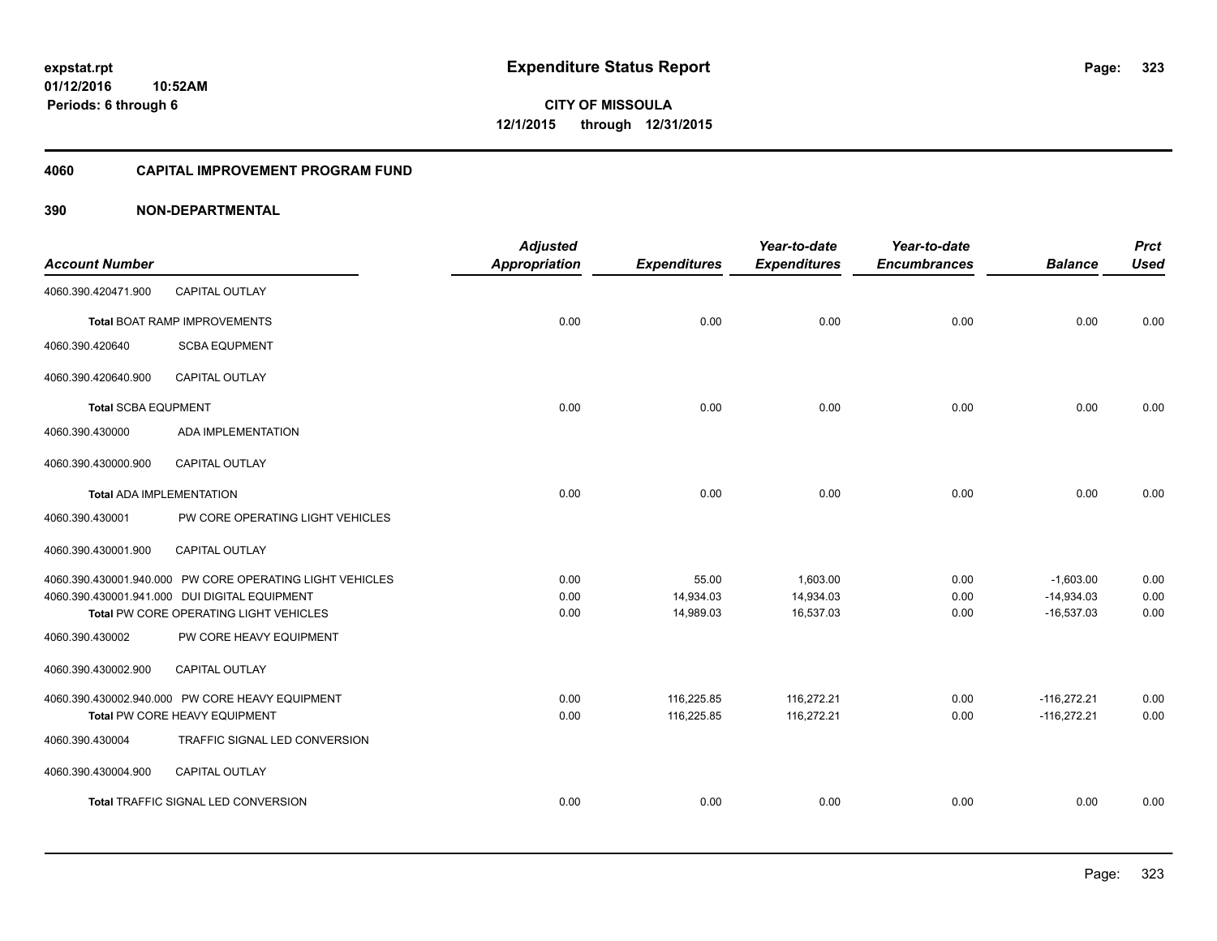# Expenditure Status Report

**CITY OF MISSOULA**

**12/1/2015 through 12/31/2015**

expstat.rpt
01/12/2016 10:52AM
Periods: 6 through 6

## 4060 CAPITAL IMPROVEMENT PROGRAM FUND

## 390 NON-DEPARTMENTAL

| Account Number | | Adjusted Appropriation | Expenditures | Year-to-date Expenditures | Year-to-date Encumbrances | Balance | Prct Used |
|---|---|---|---|---|---|---|---|
| 4060.390.420471.900 | CAPITAL OUTLAY | | | | | | |
| **Total** BOAT RAMP IMPROVEMENTS | | 0.00 | 0.00 | 0.00 | 0.00 | 0.00 | 0.00 |
| 4060.390.420640 | SCBA EQUPMENT | | | | | | |
| 4060.390.420640.900 | CAPITAL OUTLAY | | | | | | |
| **Total** SCBA EQUPMENT | | 0.00 | 0.00 | 0.00 | 0.00 | 0.00 | 0.00 |
| 4060.390.430000 | ADA IMPLEMENTATION | | | | | | |
| 4060.390.430000.900 | CAPITAL OUTLAY | | | | | | |
| **Total** ADA IMPLEMENTATION | | 0.00 | 0.00 | 0.00 | 0.00 | 0.00 | 0.00 |
| 4060.390.430001 | PW CORE OPERATING LIGHT VEHICLES | | | | | | |
| 4060.390.430001.900 | CAPITAL OUTLAY | | | | | | |
| 4060.390.430001.940.000 | PW CORE OPERATING LIGHT VEHICLES | 0.00 | 55.00 | 1,603.00 | 0.00 | -1,603.00 | 0.00 |
| 4060.390.430001.941.000 | DUI DIGITAL EQUIPMENT | 0.00 | 14,934.03 | 14,934.03 | 0.00 | -14,934.03 | 0.00 |
| **Total** PW CORE OPERATING LIGHT VEHICLES | | 0.00 | 14,989.03 | 16,537.03 | 0.00 | -16,537.03 | 0.00 |
| 4060.390.430002 | PW CORE HEAVY EQUIPMENT | | | | | | |
| 4060.390.430002.900 | CAPITAL OUTLAY | | | | | | |
| 4060.390.430002.940.000 | PW CORE HEAVY EQUIPMENT | 0.00 | 116,225.85 | 116,272.21 | 0.00 | -116,272.21 | 0.00 |
| **Total** PW CORE HEAVY EQUIPMENT | | 0.00 | 116,225.85 | 116,272.21 | 0.00 | -116,272.21 | 0.00 |
| 4060.390.430004 | TRAFFIC SIGNAL LED CONVERSION | | | | | | |
| 4060.390.430004.900 | CAPITAL OUTLAY | | | | | | |
| **Total** TRAFFIC SIGNAL LED CONVERSION | | 0.00 | 0.00 | 0.00 | 0.00 | 0.00 | 0.00 |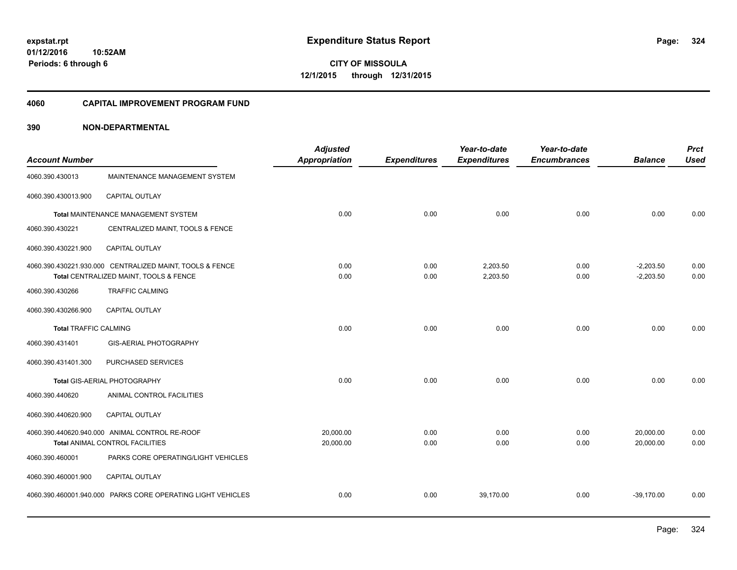**expstat.rpt**
**01/12/2016 10:52AM**
**Periods: 6 through 6**

# Expenditure Status Report

**CITY OF MISSOULA**
**12/1/2015 through 12/31/2015**

## 4060 CAPITAL IMPROVEMENT PROGRAM FUND

## 390 NON-DEPARTMENTAL

| Account Number | | Adjusted Appropriation | Expenditures | Year-to-date Expenditures | Year-to-date Encumbrances | Balance | Prct Used |
|---|---|---|---|---|---|---|---|
| 4060.390.430013 | MAINTENANCE MANAGEMENT SYSTEM | | | | | | |
| 4060.390.430013.900 | CAPITAL OUTLAY | | | | | | |
| **Total** MAINTENANCE MANAGEMENT SYSTEM | | 0.00 | 0.00 | 0.00 | 0.00 | 0.00 | 0.00 |
| 4060.390.430221 | CENTRALIZED MAINT, TOOLS & FENCE | | | | | | |
| 4060.390.430221.900 | CAPITAL OUTLAY | | | | | | |
| 4060.390.430221.930.000 | CENTRALIZED MAINT, TOOLS & FENCE | 0.00 | 0.00 | 2,203.50 | 0.00 | -2,203.50 | 0.00 |
| **Total** CENTRALIZED MAINT, TOOLS & FENCE | | 0.00 | 0.00 | 2,203.50 | 0.00 | -2,203.50 | 0.00 |
| 4060.390.430266 | TRAFFIC CALMING | | | | | | |
| 4060.390.430266.900 | CAPITAL OUTLAY | | | | | | |
| **Total** TRAFFIC CALMING | | 0.00 | 0.00 | 0.00 | 0.00 | 0.00 | 0.00 |
| 4060.390.431401 | GIS-AERIAL PHOTOGRAPHY | | | | | | |
| 4060.390.431401.300 | PURCHASED SERVICES | | | | | | |
| **Total** GIS-AERIAL PHOTOGRAPHY | | 0.00 | 0.00 | 0.00 | 0.00 | 0.00 | 0.00 |
| 4060.390.440620 | ANIMAL CONTROL FACILITIES | | | | | | |
| 4060.390.440620.900 | CAPITAL OUTLAY | | | | | | |
| 4060.390.440620.940.000 | ANIMAL CONTROL RE-ROOF | 20,000.00 | 0.00 | 0.00 | 0.00 | 20,000.00 | 0.00 |
| **Total** ANIMAL CONTROL FACILITIES | | 20,000.00 | 0.00 | 0.00 | 0.00 | 20,000.00 | 0.00 |
| 4060.390.460001 | PARKS CORE OPERATING/LIGHT VEHICLES | | | | | | |
| 4060.390.460001.900 | CAPITAL OUTLAY | | | | | | |
| 4060.390.460001.940.000 | PARKS CORE OPERATING LIGHT VEHICLES | 0.00 | 0.00 | 39,170.00 | 0.00 | -39,170.00 | 0.00 |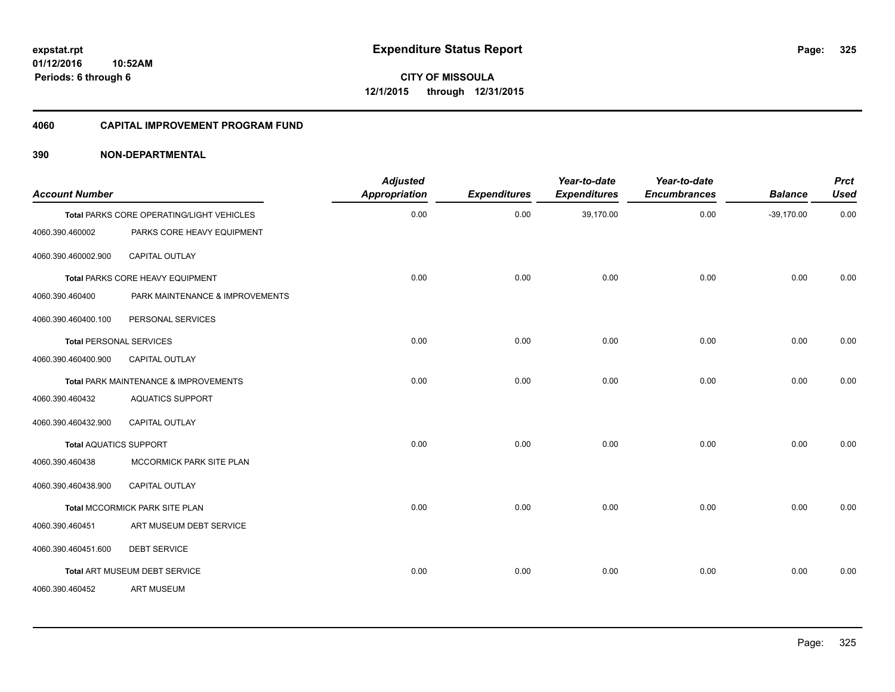**expstat.rpt**
**01/12/2016 10:52AM**
**Periods: 6 through 6**

# Expenditure Status Report

**CITY OF MISSOULA**
**12/1/2015 through 12/31/2015**

## 4060 CAPITAL IMPROVEMENT PROGRAM FUND

## 390 NON-DEPARTMENTAL

| Account Number | | Adjusted Appropriation | Expenditures | Year-to-date Expenditures | Year-to-date Encumbrances | Balance | Prct Used |
|---|---|---|---|---|---|---|---|
| Total PARKS CORE OPERATING/LIGHT VEHICLES | | 0.00 | 0.00 | 39,170.00 | 0.00 | -39,170.00 | 0.00 |
| 4060.390.460002 | PARKS CORE HEAVY EQUIPMENT | | | | | | |
| 4060.390.460002.900 | CAPITAL OUTLAY | | | | | | |
| Total PARKS CORE HEAVY EQUIPMENT | | 0.00 | 0.00 | 0.00 | 0.00 | 0.00 | 0.00 |
| 4060.390.460400 | PARK MAINTENANCE & IMPROVEMENTS | | | | | | |
| 4060.390.460400.100 | PERSONAL SERVICES | | | | | | |
| Total PERSONAL SERVICES | | 0.00 | 0.00 | 0.00 | 0.00 | 0.00 | 0.00 |
| 4060.390.460400.900 | CAPITAL OUTLAY | | | | | | |
| Total PARK MAINTENANCE & IMPROVEMENTS | | 0.00 | 0.00 | 0.00 | 0.00 | 0.00 | 0.00 |
| 4060.390.460432 | AQUATICS SUPPORT | | | | | | |
| 4060.390.460432.900 | CAPITAL OUTLAY | | | | | | |
| Total AQUATICS SUPPORT | | 0.00 | 0.00 | 0.00 | 0.00 | 0.00 | 0.00 |
| 4060.390.460438 | MCCORMICK PARK SITE PLAN | | | | | | |
| 4060.390.460438.900 | CAPITAL OUTLAY | | | | | | |
| Total MCCORMICK PARK SITE PLAN | | 0.00 | 0.00 | 0.00 | 0.00 | 0.00 | 0.00 |
| 4060.390.460451 | ART MUSEUM DEBT SERVICE | | | | | | |
| 4060.390.460451.600 | DEBT SERVICE | | | | | | |
| Total ART MUSEUM DEBT SERVICE | | 0.00 | 0.00 | 0.00 | 0.00 | 0.00 | 0.00 |
| 4060.390.460452 | ART MUSEUM | | | | | | |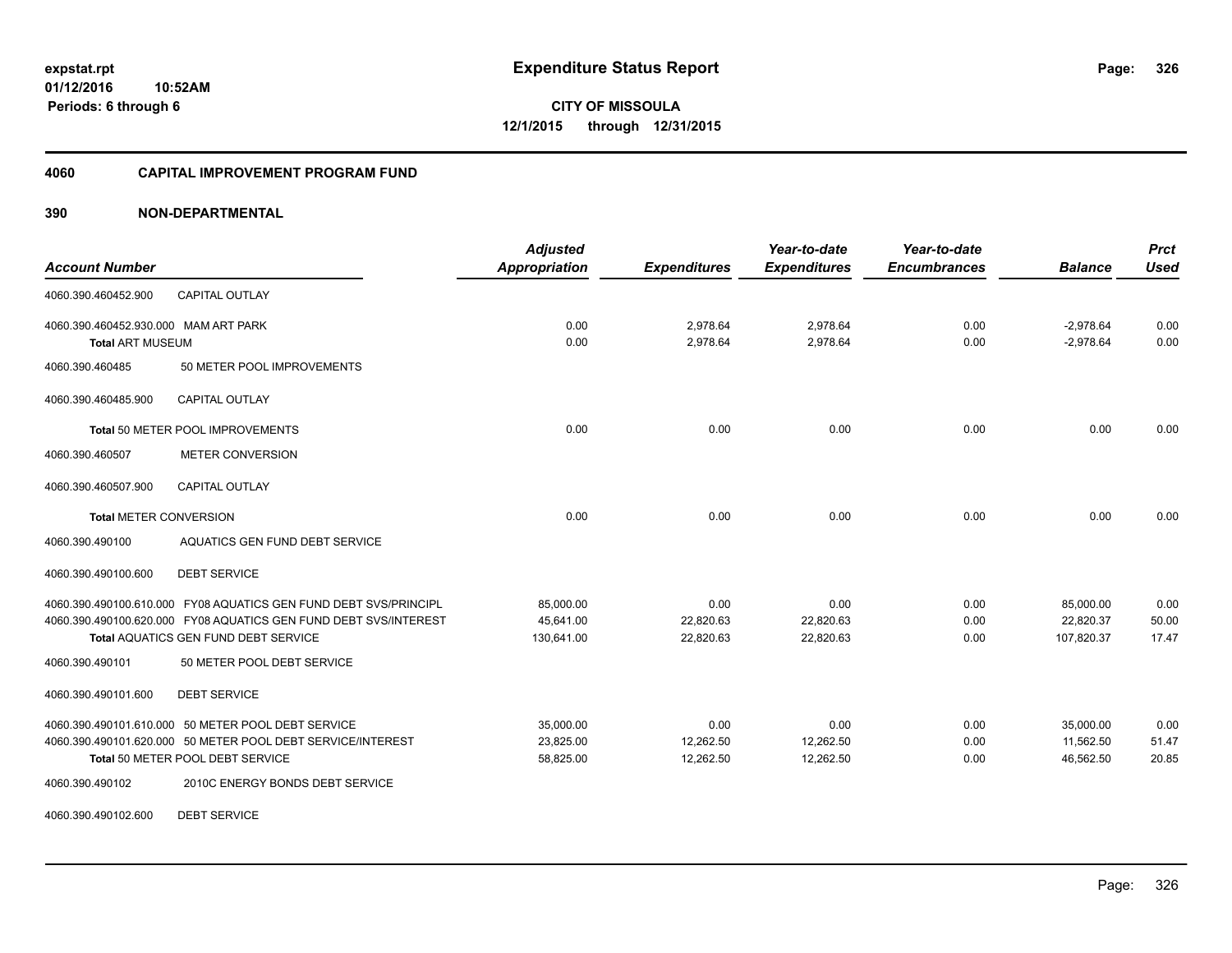**expstat.rpt**
**01/12/2016 10:52AM**
**Periods: 6 through 6**

# Expenditure Status Report

**CITY OF MISSOULA**
**12/1/2015 through 12/31/2015**

## 4060 CAPITAL IMPROVEMENT PROGRAM FUND

## 390 NON-DEPARTMENTAL

| Account Number | | Adjusted Appropriation | Expenditures | Year-to-date Expenditures | Year-to-date Encumbrances | Balance | Prct Used |
|---|---|---|---|---|---|---|---|
| 4060.390.460452.900 | CAPITAL OUTLAY | | | | | | |
| 4060.390.460452.930.000 | MAM ART PARK | 0.00 | 2,978.64 | 2,978.64 | 0.00 | -2,978.64 | 0.00 |
| **Total** ART MUSEUM | | 0.00 | 2,978.64 | 2,978.64 | 0.00 | -2,978.64 | 0.00 |
| 4060.390.460485 | 50 METER POOL IMPROVEMENTS | | | | | | |
| 4060.390.460485.900 | CAPITAL OUTLAY | | | | | | |
| **Total** 50 METER POOL IMPROVEMENTS | | 0.00 | 0.00 | 0.00 | 0.00 | 0.00 | 0.00 |
| 4060.390.460507 | METER CONVERSION | | | | | | |
| 4060.390.460507.900 | CAPITAL OUTLAY | | | | | | |
| **Total** METER CONVERSION | | 0.00 | 0.00 | 0.00 | 0.00 | 0.00 | 0.00 |
| 4060.390.490100 | AQUATICS GEN FUND DEBT SERVICE | | | | | | |
| 4060.390.490100.600 | DEBT SERVICE | | | | | | |
| 4060.390.490100.610.000 | FY08 AQUATICS GEN FUND DEBT SVS/PRINCIPL | 85,000.00 | 0.00 | 0.00 | 0.00 | 85,000.00 | 0.00 |
| 4060.390.490100.620.000 | FY08 AQUATICS GEN FUND DEBT SVS/INTEREST | 45,641.00 | 22,820.63 | 22,820.63 | 0.00 | 22,820.37 | 50.00 |
| **Total** AQUATICS GEN FUND DEBT SERVICE | | 130,641.00 | 22,820.63 | 22,820.63 | 0.00 | 107,820.37 | 17.47 |
| 4060.390.490101 | 50 METER POOL DEBT SERVICE | | | | | | |
| 4060.390.490101.600 | DEBT SERVICE | | | | | | |
| 4060.390.490101.610.000 | 50 METER POOL DEBT SERVICE | 35,000.00 | 0.00 | 0.00 | 0.00 | 35,000.00 | 0.00 |
| 4060.390.490101.620.000 | 50 METER POOL DEBT SERVICE/INTEREST | 23,825.00 | 12,262.50 | 12,262.50 | 0.00 | 11,562.50 | 51.47 |
| **Total** 50 METER POOL DEBT SERVICE | | 58,825.00 | 12,262.50 | 12,262.50 | 0.00 | 46,562.50 | 20.85 |
| 4060.390.490102 | 2010C ENERGY BONDS DEBT SERVICE | | | | | | |
| 4060.390.490102.600 | DEBT SERVICE | | | | | | |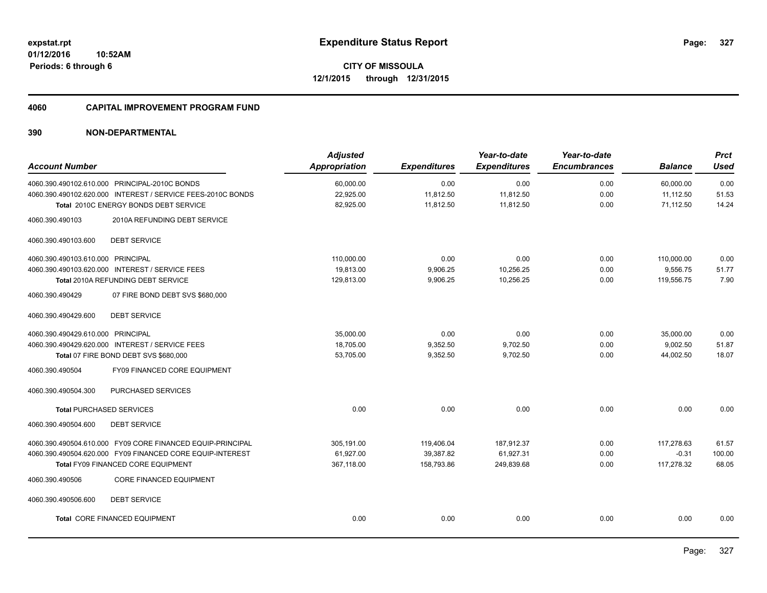# Expenditure Status Report

**CITY OF MISSOULA**

**12/1/2015 through 12/31/2015**

expstat.rpt
01/12/2016 10:52AM
Periods: 6 through 6

## 4060 CAPITAL IMPROVEMENT PROGRAM FUND

## 390 NON-DEPARTMENTAL

| Account Number | Adjusted Appropriation | Expenditures | Year-to-date Expenditures | Year-to-date Encumbrances | Balance | Prct Used |
|---|---|---|---|---|---|---|
| 4060.390.490102.610.000 PRINCIPAL-2010C BONDS | 60,000.00 | 0.00 | 0.00 | 0.00 | 60,000.00 | 0.00 |
| 4060.390.490102.620.000 INTEREST / SERVICE FEES-2010C BONDS | 22,925.00 | 11,812.50 | 11,812.50 | 0.00 | 11,112.50 | 51.53 |
| **Total 2010C ENERGY BONDS DEBT SERVICE** | 82,925.00 | 11,812.50 | 11,812.50 | 0.00 | 71,112.50 | 14.24 |
| 4060.390.490103 2010A REFUNDING DEBT SERVICE | | | | | | |
| 4060.390.490103.600 DEBT SERVICE | | | | | | |
| 4060.390.490103.610.000 PRINCIPAL | 110,000.00 | 0.00 | 0.00 | 0.00 | 110,000.00 | 0.00 |
| 4060.390.490103.620.000 INTEREST / SERVICE FEES | 19,813.00 | 9,906.25 | 10,256.25 | 0.00 | 9,556.75 | 51.77 |
| **Total 2010A REFUNDING DEBT SERVICE** | 129,813.00 | 9,906.25 | 10,256.25 | 0.00 | 119,556.75 | 7.90 |
| 4060.390.490429 07 FIRE BOND DEBT SVS $680,000 | | | | | | |
| 4060.390.490429.600 DEBT SERVICE | | | | | | |
| 4060.390.490429.610.000 PRINCIPAL | 35,000.00 | 0.00 | 0.00 | 0.00 | 35,000.00 | 0.00 |
| 4060.390.490429.620.000 INTEREST / SERVICE FEES | 18,705.00 | 9,352.50 | 9,702.50 | 0.00 | 9,002.50 | 51.87 |
| **Total 07 FIRE BOND DEBT SVS $680,000** | 53,705.00 | 9,352.50 | 9,702.50 | 0.00 | 44,002.50 | 18.07 |
| 4060.390.490504 FY09 FINANCED CORE EQUIPMENT | | | | | | |
| 4060.390.490504.300 PURCHASED SERVICES | | | | | | |
| **Total PURCHASED SERVICES** | 0.00 | 0.00 | 0.00 | 0.00 | 0.00 | 0.00 |
| 4060.390.490504.600 DEBT SERVICE | | | | | | |
| 4060.390.490504.610.000 FY09 CORE FINANCED EQUIP-PRINCIPAL | 305,191.00 | 119,406.04 | 187,912.37 | 0.00 | 117,278.63 | 61.57 |
| 4060.390.490504.620.000 FY09 FINANCED CORE EQUIP-INTEREST | 61,927.00 | 39,387.82 | 61,927.31 | 0.00 | -0.31 | 100.00 |
| **Total FY09 FINANCED CORE EQUIPMENT** | 367,118.00 | 158,793.86 | 249,839.68 | 0.00 | 117,278.32 | 68.05 |
| 4060.390.490506 CORE FINANCED EQUIPMENT | | | | | | |
| 4060.390.490506.600 DEBT SERVICE | | | | | | |
| **Total CORE FINANCED EQUIPMENT** | 0.00 | 0.00 | 0.00 | 0.00 | 0.00 | 0.00 |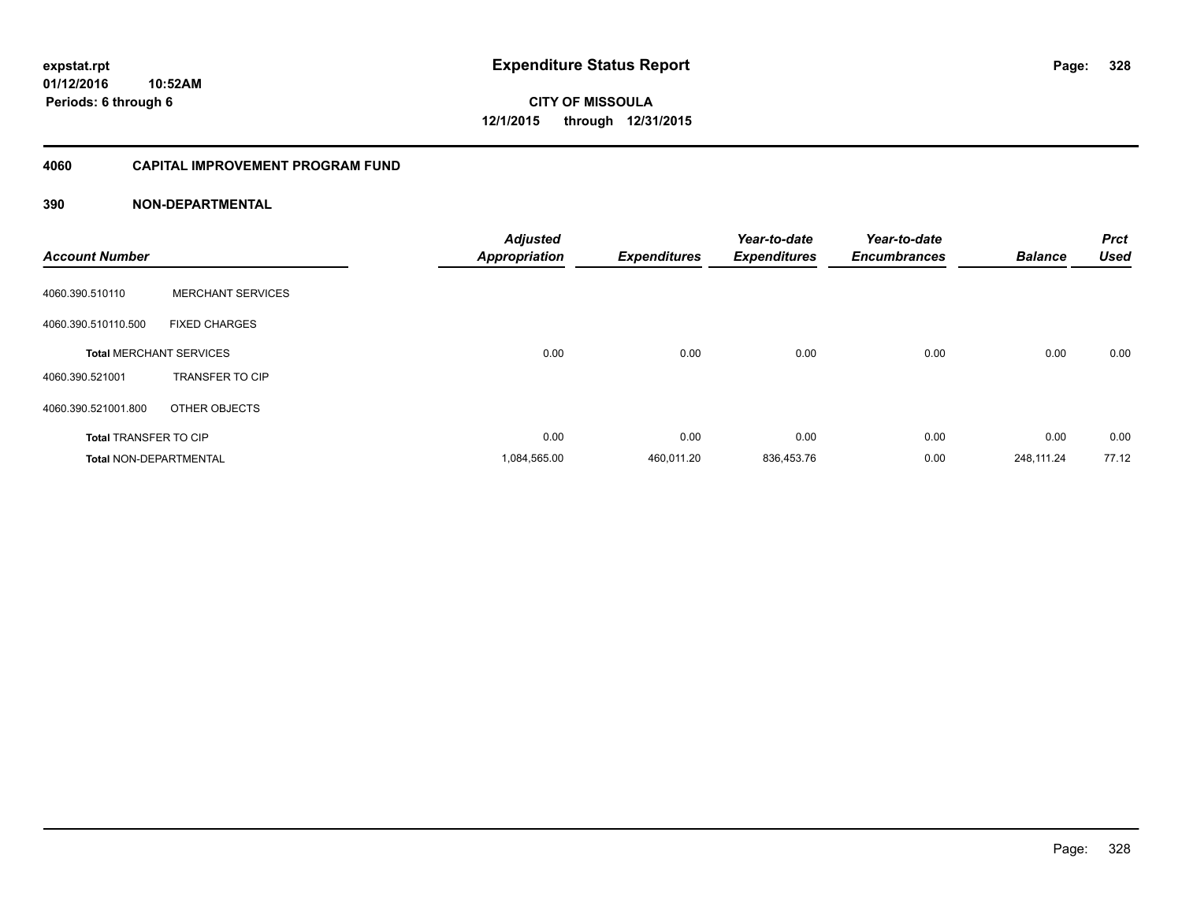**expstat.rpt**
**01/12/2016 10:52AM**
**Periods: 6 through 6**

# Expenditure Status Report

**CITY OF MISSOULA**
**12/1/2015 through 12/31/2015**

## 4060 CAPITAL IMPROVEMENT PROGRAM FUND

## 390 NON-DEPARTMENTAL

| Account Number | | Adjusted Appropriation | Expenditures | Year-to-date Expenditures | Year-to-date Encumbrances | Balance | Prct Used |
|---|---|---|---|---|---|---|---|
| 4060.390.510110 | MERCHANT SERVICES | | | | | | |
| 4060.390.510110.500 | FIXED CHARGES | | | | | | |
| **Total** MERCHANT SERVICES | | 0.00 | 0.00 | 0.00 | 0.00 | 0.00 | 0.00 |
| 4060.390.521001 | TRANSFER TO CIP | | | | | | |
| 4060.390.521001.800 | OTHER OBJECTS | | | | | | |
| **Total** TRANSFER TO CIP | | 0.00 | 0.00 | 0.00 | 0.00 | 0.00 | 0.00 |
| **Total** NON-DEPARTMENTAL | | 1,084,565.00 | 460,011.20 | 836,453.76 | 0.00 | 248,111.24 | 77.12 |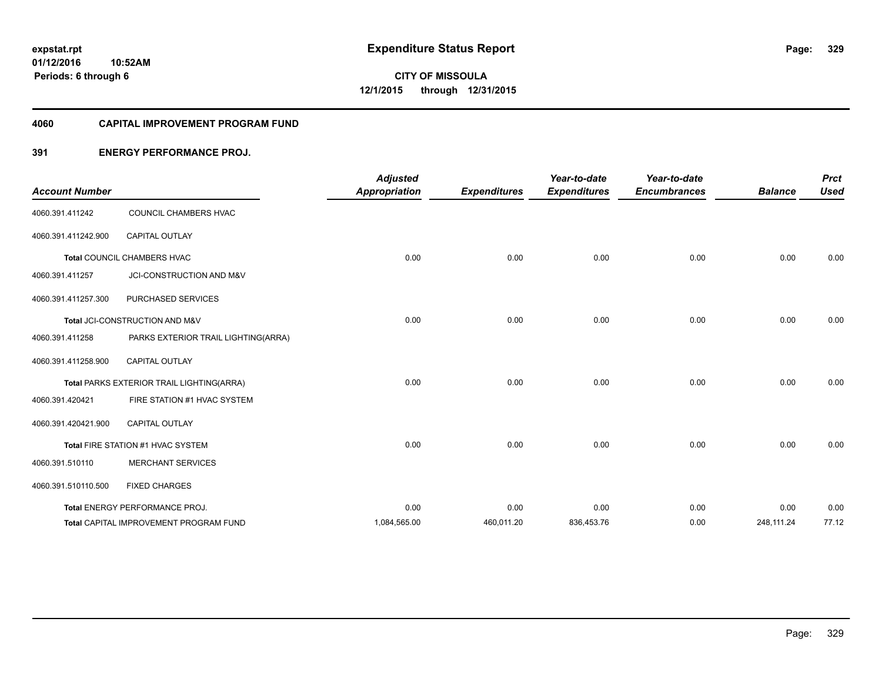expstat.rpt
01/12/2016 10:52AM
Periods: 6 through 6

# Expenditure Status Report

CITY OF MISSOULA
12/1/2015 through 12/31/2015

## 4060 CAPITAL IMPROVEMENT PROGRAM FUND

### 391 ENERGY PERFORMANCE PROJ.

| Account Number | | Adjusted Appropriation | Expenditures | Year-to-date Expenditures | Year-to-date Encumbrances | Balance | Prct Used |
|---|---|---|---|---|---|---|---|
| 4060.391.411242 | COUNCIL CHAMBERS HVAC | | | | | | |
| 4060.391.411242.900 | CAPITAL OUTLAY | | | | | | |
| **Total** COUNCIL CHAMBERS HVAC | | 0.00 | 0.00 | 0.00 | 0.00 | 0.00 | 0.00 |
| 4060.391.411257 | JCI-CONSTRUCTION AND M&V | | | | | | |
| 4060.391.411257.300 | PURCHASED SERVICES | | | | | | |
| **Total** JCI-CONSTRUCTION AND M&V | | 0.00 | 0.00 | 0.00 | 0.00 | 0.00 | 0.00 |
| 4060.391.411258 | PARKS EXTERIOR TRAIL LIGHTING(ARRA) | | | | | | |
| 4060.391.411258.900 | CAPITAL OUTLAY | | | | | | |
| **Total** PARKS EXTERIOR TRAIL LIGHTING(ARRA) | | 0.00 | 0.00 | 0.00 | 0.00 | 0.00 | 0.00 |
| 4060.391.420421 | FIRE STATION #1 HVAC SYSTEM | | | | | | |
| 4060.391.420421.900 | CAPITAL OUTLAY | | | | | | |
| **Total** FIRE STATION #1 HVAC SYSTEM | | 0.00 | 0.00 | 0.00 | 0.00 | 0.00 | 0.00 |
| 4060.391.510110 | MERCHANT SERVICES | | | | | | |
| 4060.391.510110.500 | FIXED CHARGES | | | | | | |
| **Total** ENERGY PERFORMANCE PROJ. | | 0.00 | 0.00 | 0.00 | 0.00 | 0.00 | 0.00 |
| **Total** CAPITAL IMPROVEMENT PROGRAM FUND | | 1,084,565.00 | 460,011.20 | 836,453.76 | 0.00 | 248,111.24 | 77.12 |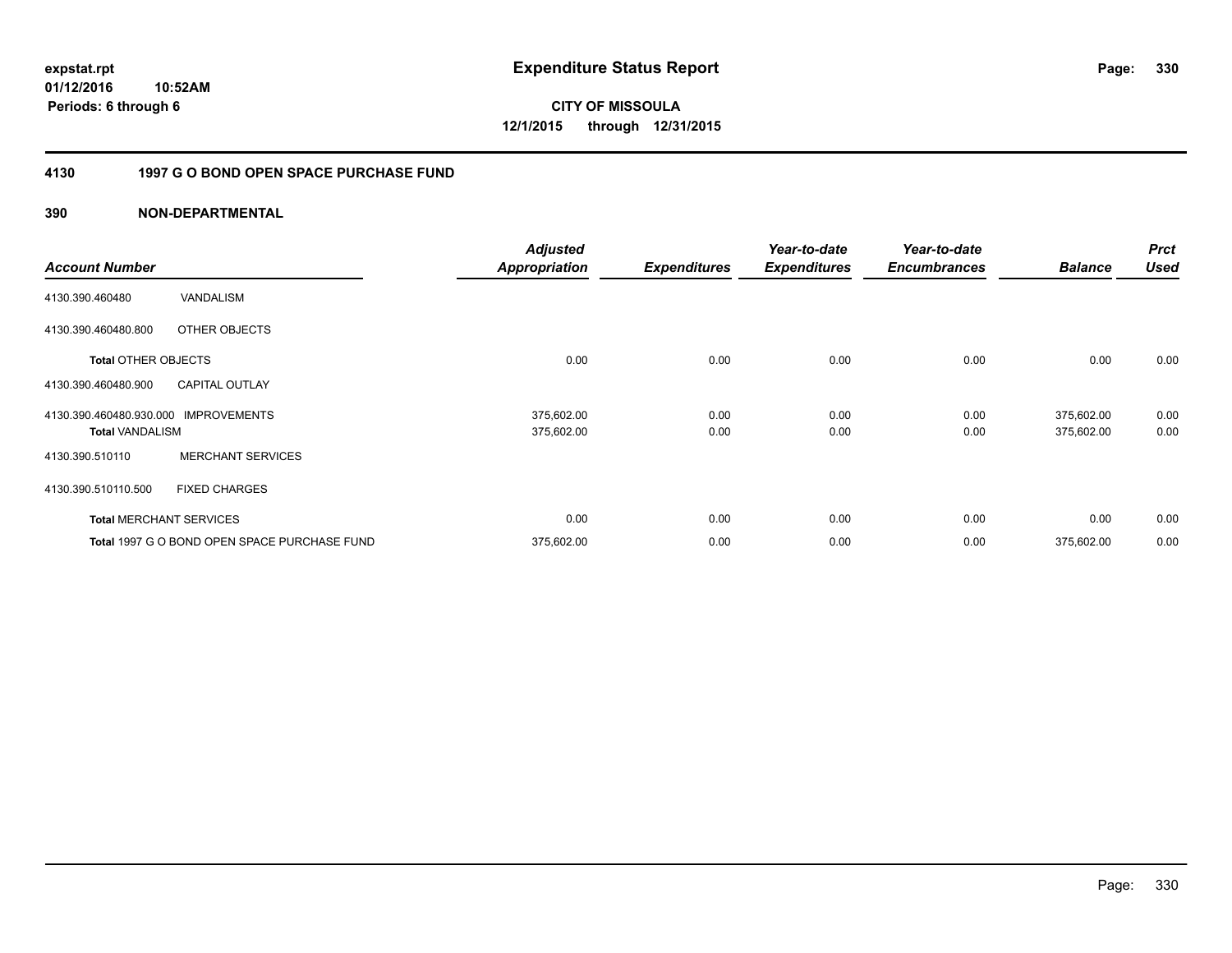**expstat.rpt**
**01/12/2016 10:52AM**
**Periods: 6 through 6**

# Expenditure Status Report

**CITY OF MISSOULA**
**12/1/2015 through 12/31/2015**

## 4130 1997 G O BOND OPEN SPACE PURCHASE FUND

### 390 NON-DEPARTMENTAL

| Account Number | | Adjusted Appropriation | Expenditures | Year-to-date Expenditures | Year-to-date Encumbrances | Balance | Prct Used |
|---|---|---|---|---|---|---|---|
| 4130.390.460480 | VANDALISM | | | | | | |
| 4130.390.460480.800 | OTHER OBJECTS | | | | | | |
| **Total** OTHER OBJECTS | | 0.00 | 0.00 | 0.00 | 0.00 | 0.00 | 0.00 |
| 4130.390.460480.900 | CAPITAL OUTLAY | | | | | | |
| 4130.390.460480.930.000 | IMPROVEMENTS | 375,602.00 | 0.00 | 0.00 | 0.00 | 375,602.00 | 0.00 |
| **Total** VANDALISM | | 375,602.00 | 0.00 | 0.00 | 0.00 | 375,602.00 | 0.00 |
| 4130.390.510110 | MERCHANT SERVICES | | | | | | |
| 4130.390.510110.500 | FIXED CHARGES | | | | | | |
| **Total** MERCHANT SERVICES | | 0.00 | 0.00 | 0.00 | 0.00 | 0.00 | 0.00 |
| **Total** 1997 G O BOND OPEN SPACE PURCHASE FUND | | 375,602.00 | 0.00 | 0.00 | 0.00 | 375,602.00 | 0.00 |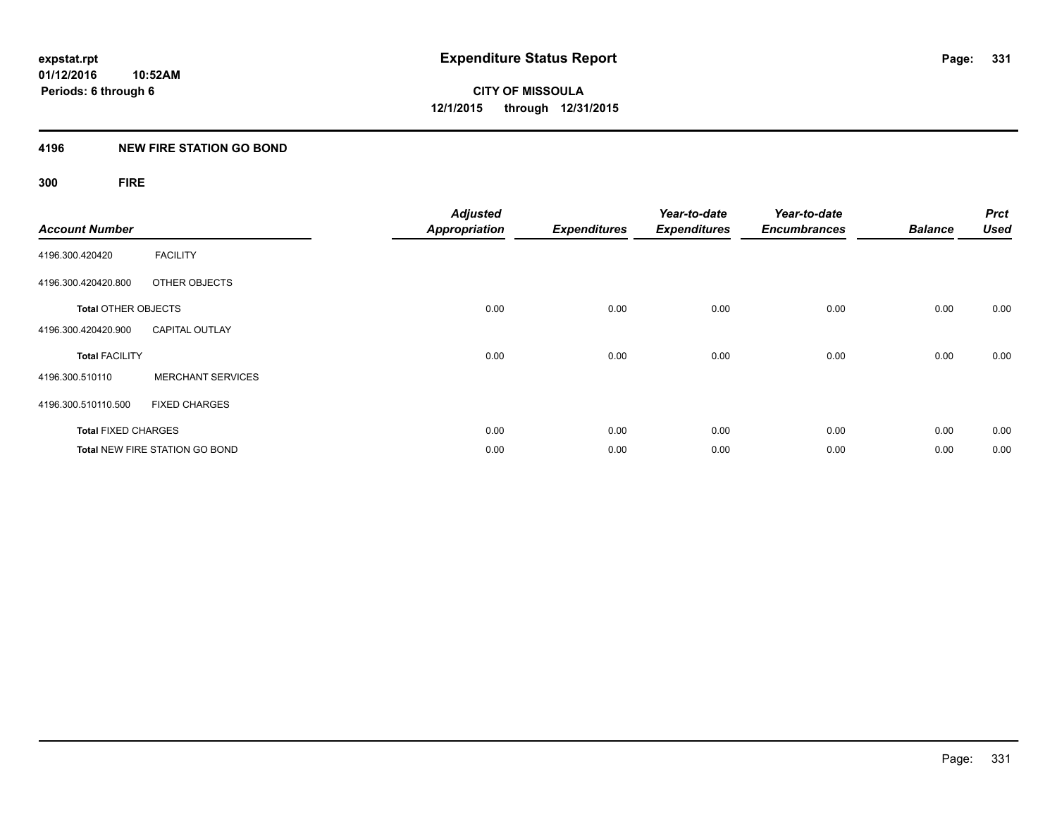expstat.rpt
01/12/2016 10:52AM
Periods: 6 through 6

# Expenditure Status Report

CITY OF MISSOULA
12/1/2015 through 12/31/2015

## 4196 NEW FIRE STATION GO BOND

### 300 FIRE

| Account Number | | Adjusted Appropriation | Expenditures | Year-to-date Expenditures | Year-to-date Encumbrances | Balance | Prct Used |
|---|---|---|---|---|---|---|---|
| 4196.300.420420 | FACILITY | | | | | | |
| 4196.300.420420.800 | OTHER OBJECTS | | | | | | |
| **Total** OTHER OBJECTS | | 0.00 | 0.00 | 0.00 | 0.00 | 0.00 | 0.00 |
| 4196.300.420420.900 | CAPITAL OUTLAY | | | | | | |
| **Total** FACILITY | | 0.00 | 0.00 | 0.00 | 0.00 | 0.00 | 0.00 |
| 4196.300.510110 | MERCHANT SERVICES | | | | | | |
| 4196.300.510110.500 | FIXED CHARGES | | | | | | |
| **Total** FIXED CHARGES | | 0.00 | 0.00 | 0.00 | 0.00 | 0.00 | 0.00 |
| **Total** NEW FIRE STATION GO BOND | | 0.00 | 0.00 | 0.00 | 0.00 | 0.00 | 0.00 |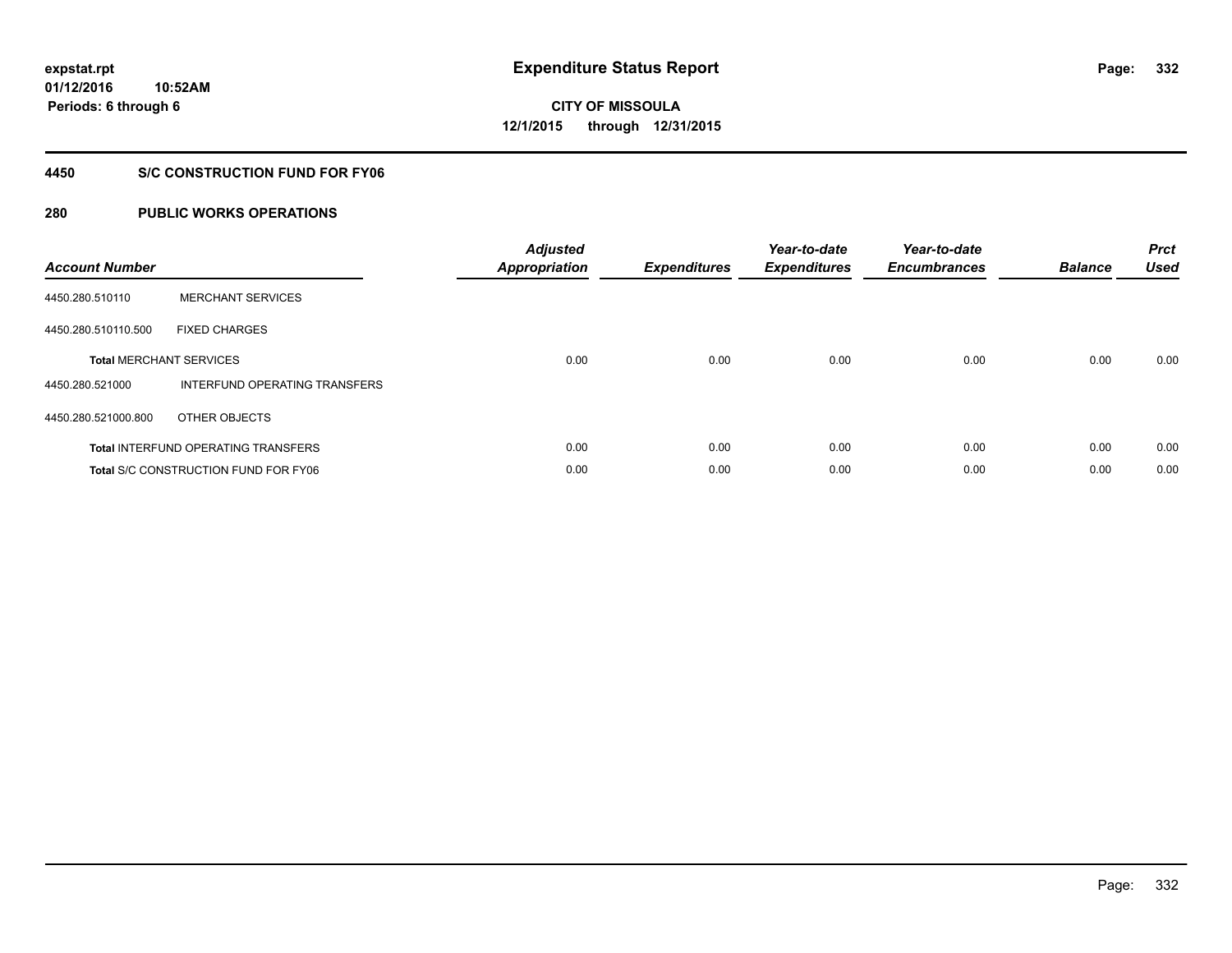expstat.rpt
01/12/2016 10:52AM
Periods: 6 through 6

# Expenditure Status Report

**CITY OF MISSOULA**
**12/1/2015 through 12/31/2015**

## 4450 S/C CONSTRUCTION FUND FOR FY06

## 280 PUBLIC WORKS OPERATIONS

| Account Number | | Adjusted Appropriation | Expenditures | Year-to-date Expenditures | Year-to-date Encumbrances | Balance | Prct Used |
|---|---|---|---|---|---|---|---|
| 4450.280.510110 | MERCHANT SERVICES | | | | | | |
| 4450.280.510110.500 | FIXED CHARGES | | | | | | |
| **Total** MERCHANT SERVICES | | 0.00 | 0.00 | 0.00 | 0.00 | 0.00 | 0.00 |
| 4450.280.521000 | INTERFUND OPERATING TRANSFERS | | | | | | |
| 4450.280.521000.800 | OTHER OBJECTS | | | | | | |
| **Total** INTERFUND OPERATING TRANSFERS | | 0.00 | 0.00 | 0.00 | 0.00 | 0.00 | 0.00 |
| **Total** S/C CONSTRUCTION FUND FOR FY06 | | 0.00 | 0.00 | 0.00 | 0.00 | 0.00 | 0.00 |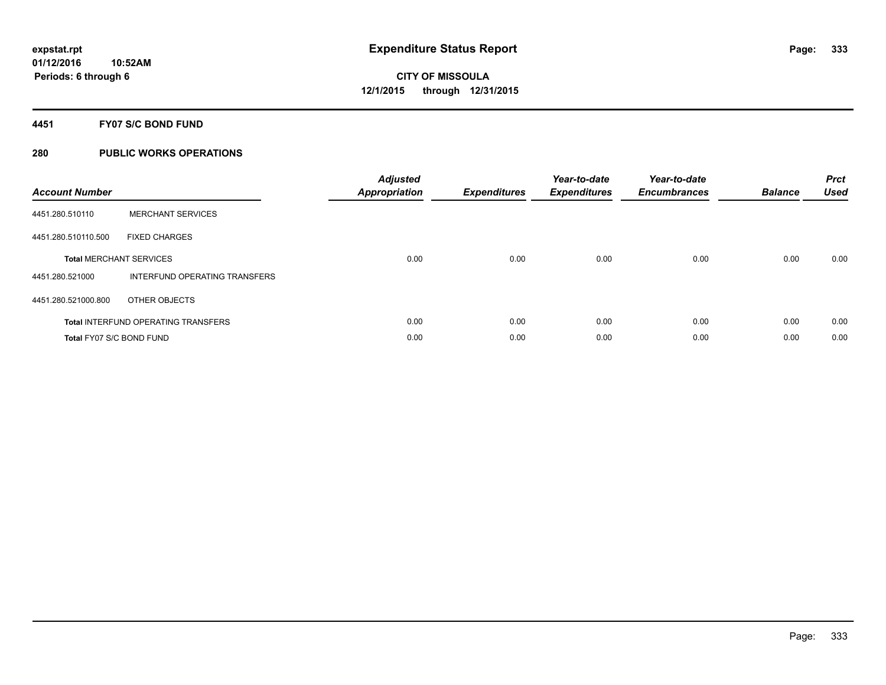expstat.rpt
01/12/2016 10:52AM
Periods: 6 through 6

# Expenditure Status Report

CITY OF MISSOULA
12/1/2015 through 12/31/2015

## 4451 FY07 S/C BOND FUND

## 280 PUBLIC WORKS OPERATIONS

| Account Number | | Adjusted Appropriation | Expenditures | Year-to-date Expenditures | Year-to-date Encumbrances | Balance | Prct Used |
|---|---|---|---|---|---|---|---|
| 4451.280.510110 | MERCHANT SERVICES | | | | | | |
| 4451.280.510110.500 | FIXED CHARGES | | | | | | |
| **Total** MERCHANT SERVICES | | 0.00 | 0.00 | 0.00 | 0.00 | 0.00 | 0.00 |
| 4451.280.521000 | INTERFUND OPERATING TRANSFERS | | | | | | |
| 4451.280.521000.800 | OTHER OBJECTS | | | | | | |
| **Total** INTERFUND OPERATING TRANSFERS | | 0.00 | 0.00 | 0.00 | 0.00 | 0.00 | 0.00 |
| **Total** FY07 S/C BOND FUND | | 0.00 | 0.00 | 0.00 | 0.00 | 0.00 | 0.00 |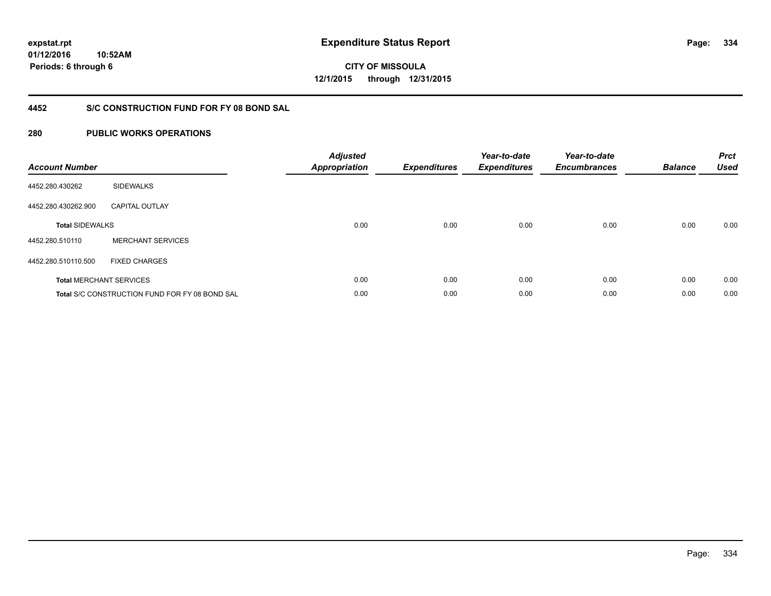expstat.rpt
01/12/2016 10:52AM
Periods: 6 through 6

# Expenditure Status Report

CITY OF MISSOULA
12/1/2015 through 12/31/2015

## 4452 S/C CONSTRUCTION FUND FOR FY 08 BOND SAL

## 280 PUBLIC WORKS OPERATIONS

| Account Number | | Adjusted Appropriation | Expenditures | Year-to-date Expenditures | Year-to-date Encumbrances | Balance | Prct Used |
|---|---|---|---|---|---|---|---|
| 4452.280.430262 | SIDEWALKS | | | | | | |
| 4452.280.430262.900 | CAPITAL OUTLAY | | | | | | |
| **Total** SIDEWALKS | | 0.00 | 0.00 | 0.00 | 0.00 | 0.00 | 0.00 |
| 4452.280.510110 | MERCHANT SERVICES | | | | | | |
| 4452.280.510110.500 | FIXED CHARGES | | | | | | |
| **Total** MERCHANT SERVICES | | 0.00 | 0.00 | 0.00 | 0.00 | 0.00 | 0.00 |
| **Total** S/C CONSTRUCTION FUND FOR FY 08 BOND SAL | | 0.00 | 0.00 | 0.00 | 0.00 | 0.00 | 0.00 |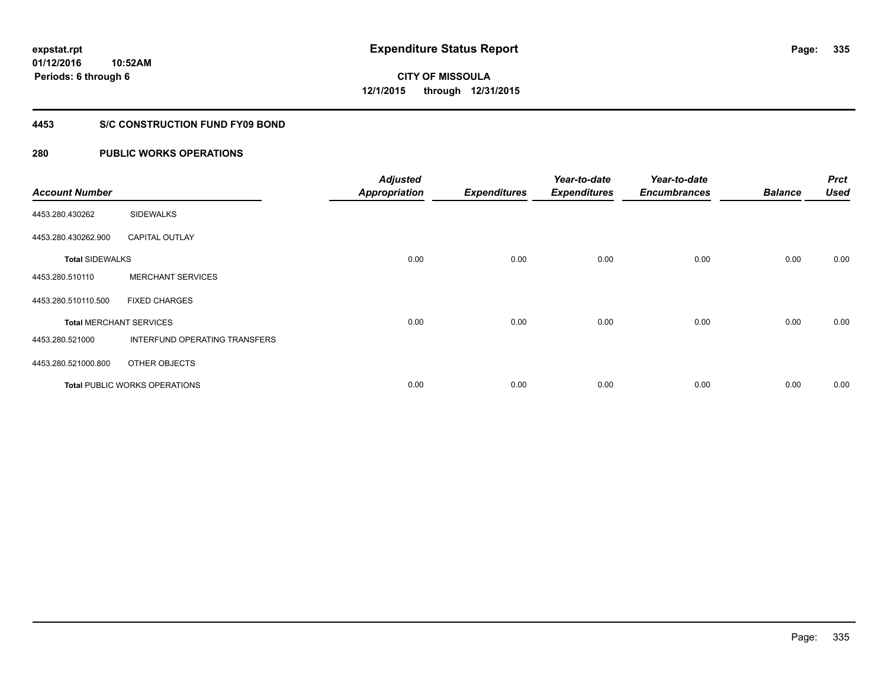expstat.rpt
01/12/2016 10:52AM
Periods: 6 through 6

# Expenditure Status Report

CITY OF MISSOULA
12/1/2015 through 12/31/2015

## 4453 S/C CONSTRUCTION FUND FY09 BOND

## 280 PUBLIC WORKS OPERATIONS

| Account Number | | Adjusted Appropriation | Expenditures | Year-to-date Expenditures | Year-to-date Encumbrances | Balance | Prct Used |
|---|---|---|---|---|---|---|---|
| 4453.280.430262 | SIDEWALKS | | | | | | |
| 4453.280.430262.900 | CAPITAL OUTLAY | | | | | | |
| **Total** SIDEWALKS | | 0.00 | 0.00 | 0.00 | 0.00 | 0.00 | 0.00 |
| 4453.280.510110 | MERCHANT SERVICES | | | | | | |
| 4453.280.510110.500 | FIXED CHARGES | | | | | | |
| **Total** MERCHANT SERVICES | | 0.00 | 0.00 | 0.00 | 0.00 | 0.00 | 0.00 |
| 4453.280.521000 | INTERFUND OPERATING TRANSFERS | | | | | | |
| 4453.280.521000.800 | OTHER OBJECTS | | | | | | |
| **Total** PUBLIC WORKS OPERATIONS | | 0.00 | 0.00 | 0.00 | 0.00 | 0.00 | 0.00 |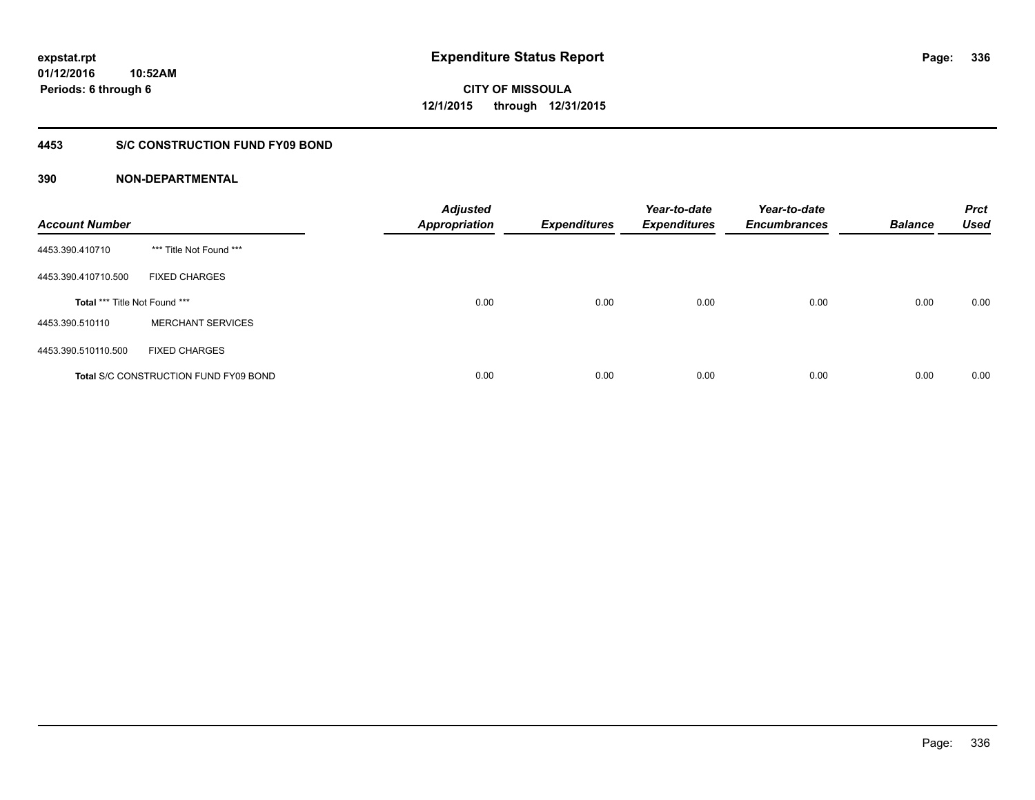# Expenditure Status Report

**CITY OF MISSOULA**

**12/1/2015 through 12/31/2015**

expstat.rpt
01/12/2016 10:52AM
Periods: 6 through 6

## 4453 S/C CONSTRUCTION FUND FY09 BOND

### 390 NON-DEPARTMENTAL

| Account Number | | Adjusted Appropriation | Expenditures | Year-to-date Expenditures | Year-to-date Encumbrances | Balance | Prct Used |
|---|---|---|---|---|---|---|---|
| 4453.390.410710 | *** Title Not Found *** | | | | | | |
| 4453.390.410710.500 | FIXED CHARGES | | | | | | |
| **Total** *** Title Not Found *** | | 0.00 | 0.00 | 0.00 | 0.00 | 0.00 | 0.00 |
| 4453.390.510110 | MERCHANT SERVICES | | | | | | |
| 4453.390.510110.500 | FIXED CHARGES | | | | | | |
| **Total** S/C CONSTRUCTION FUND FY09 BOND | | 0.00 | 0.00 | 0.00 | 0.00 | 0.00 | 0.00 |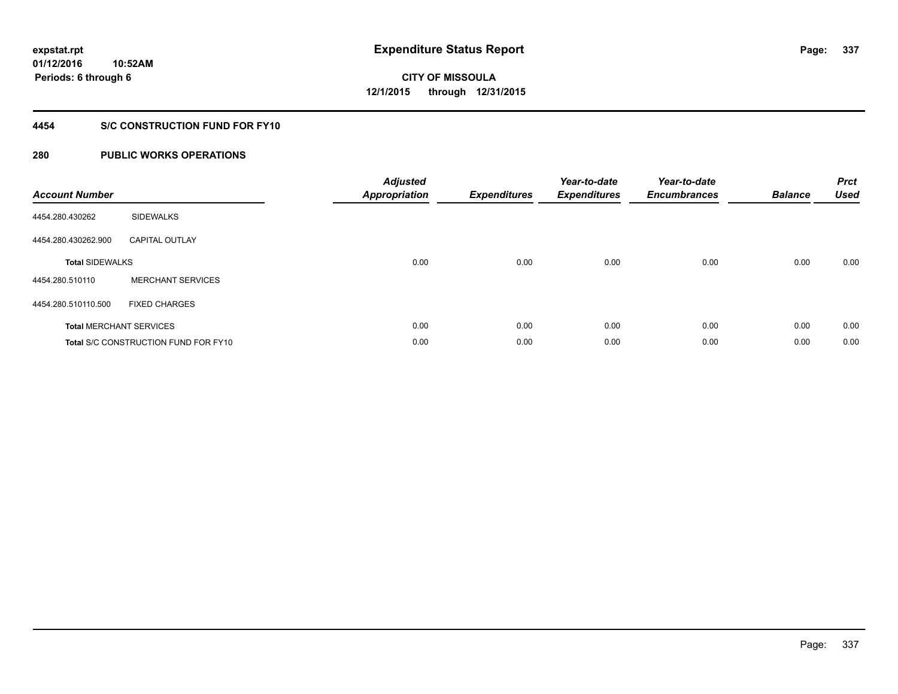expstat.rpt
01/12/2016 10:52AM
Periods: 6 through 6

# Expenditure Status Report

CITY OF MISSOULA
12/1/2015 through 12/31/2015

## 4454 S/C CONSTRUCTION FUND FOR FY10

## 280 PUBLIC WORKS OPERATIONS

| Account Number | | Adjusted Appropriation | Expenditures | Year-to-date Expenditures | Year-to-date Encumbrances | Balance | Prct Used |
|---|---|---|---|---|---|---|---|
| 4454.280.430262 | SIDEWALKS | | | | | | |
| 4454.280.430262.900 | CAPITAL OUTLAY | | | | | | |
| **Total** SIDEWALKS | | 0.00 | 0.00 | 0.00 | 0.00 | 0.00 | 0.00 |
| 4454.280.510110 | MERCHANT SERVICES | | | | | | |
| 4454.280.510110.500 | FIXED CHARGES | | | | | | |
| **Total** MERCHANT SERVICES | | 0.00 | 0.00 | 0.00 | 0.00 | 0.00 | 0.00 |
| **Total** S/C CONSTRUCTION FUND FOR FY10 | | 0.00 | 0.00 | 0.00 | 0.00 | 0.00 | 0.00 |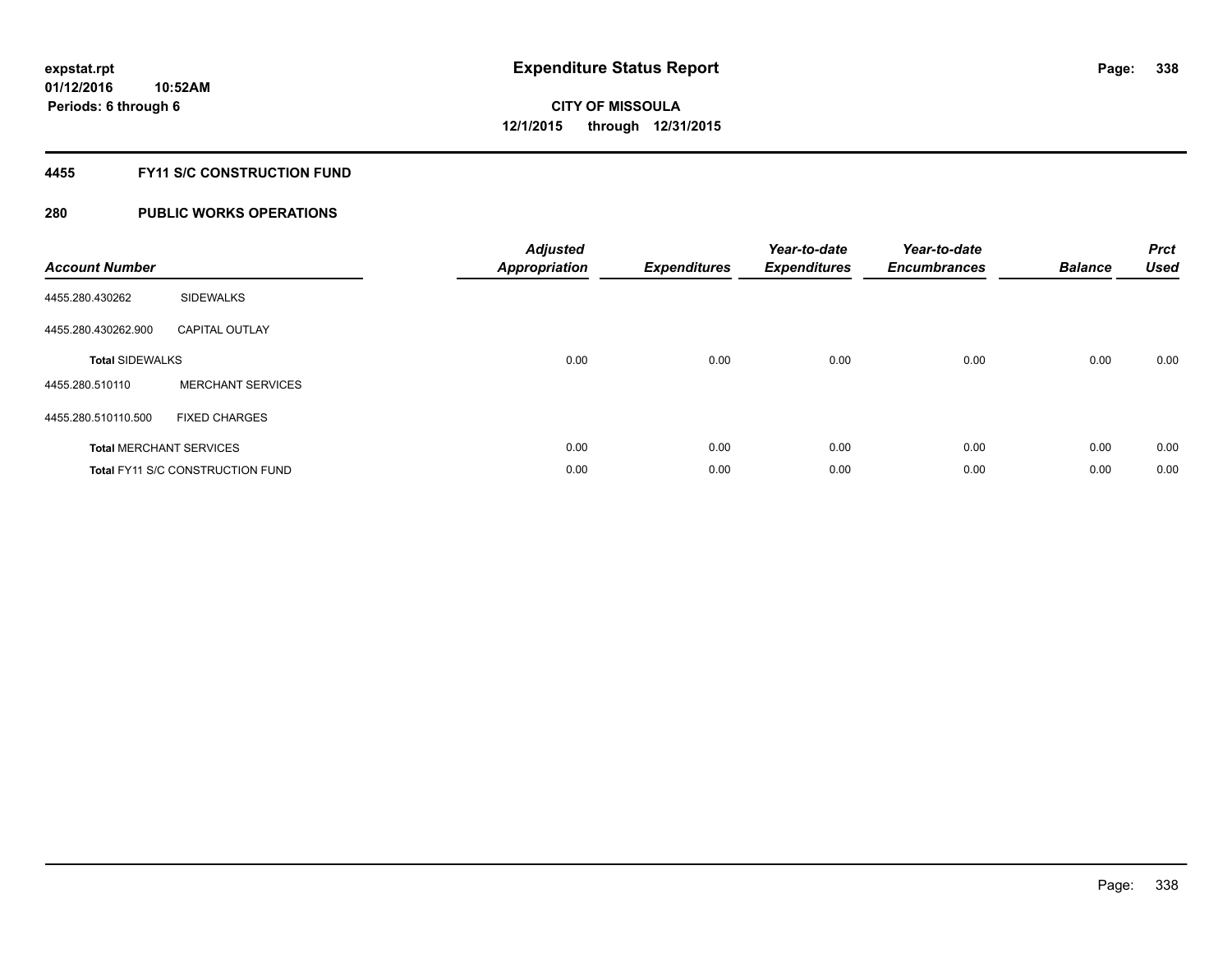**expstat.rpt**
**01/12/2016 10:52AM**
**Periods: 6 through 6**

# Expenditure Status Report

**CITY OF MISSOULA**
**12/1/2015 through 12/31/2015**

## 4455 FY11 S/C CONSTRUCTION FUND

## 280 PUBLIC WORKS OPERATIONS

| Account Number | | Adjusted Appropriation | Expenditures | Year-to-date Expenditures | Year-to-date Encumbrances | Balance | Prct Used |
|---|---|---|---|---|---|---|---|
| 4455.280.430262 | SIDEWALKS | | | | | | |
| 4455.280.430262.900 | CAPITAL OUTLAY | | | | | | |
| **Total** SIDEWALKS | | 0.00 | 0.00 | 0.00 | 0.00 | 0.00 | 0.00 |
| 4455.280.510110 | MERCHANT SERVICES | | | | | | |
| 4455.280.510110.500 | FIXED CHARGES | | | | | | |
| **Total** MERCHANT SERVICES | | 0.00 | 0.00 | 0.00 | 0.00 | 0.00 | 0.00 |
| **Total** FY11 S/C CONSTRUCTION FUND | | 0.00 | 0.00 | 0.00 | 0.00 | 0.00 | 0.00 |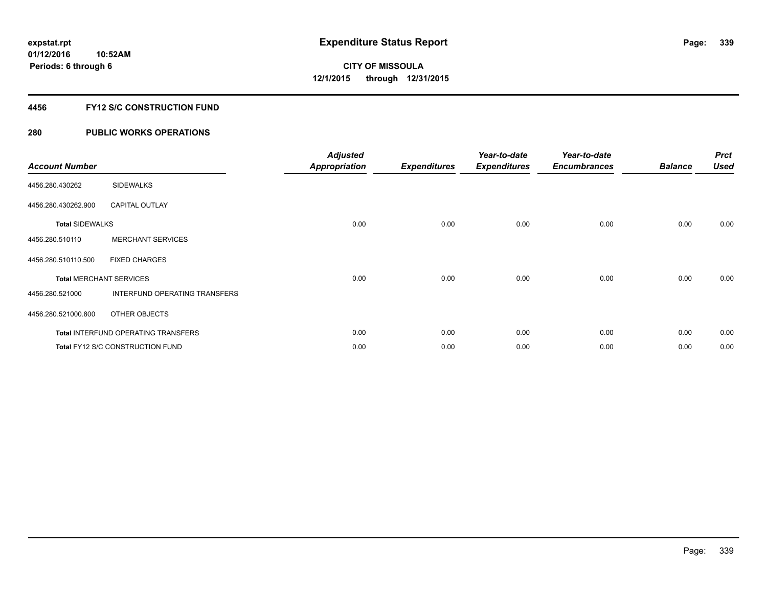**expstat.rpt**
**01/12/2016 10:52AM**
**Periods: 6 through 6**

# Expenditure Status Report

**CITY OF MISSOULA**
**12/1/2015 through 12/31/2015**

## 4456 FY12 S/C CONSTRUCTION FUND

## 280 PUBLIC WORKS OPERATIONS

| Account Number | | Adjusted Appropriation | Expenditures | Year-to-date Expenditures | Year-to-date Encumbrances | Balance | Prct Used |
|---|---|---|---|---|---|---|---|
| 4456.280.430262 | SIDEWALKS | | | | | | |
| 4456.280.430262.900 | CAPITAL OUTLAY | | | | | | |
| **Total** SIDEWALKS | | 0.00 | 0.00 | 0.00 | 0.00 | 0.00 | 0.00 |
| 4456.280.510110 | MERCHANT SERVICES | | | | | | |
| 4456.280.510110.500 | FIXED CHARGES | | | | | | |
| **Total** MERCHANT SERVICES | | 0.00 | 0.00 | 0.00 | 0.00 | 0.00 | 0.00 |
| 4456.280.521000 | INTERFUND OPERATING TRANSFERS | | | | | | |
| 4456.280.521000.800 | OTHER OBJECTS | | | | | | |
| **Total** INTERFUND OPERATING TRANSFERS | | 0.00 | 0.00 | 0.00 | 0.00 | 0.00 | 0.00 |
| **Total** FY12 S/C CONSTRUCTION FUND | | 0.00 | 0.00 | 0.00 | 0.00 | 0.00 | 0.00 |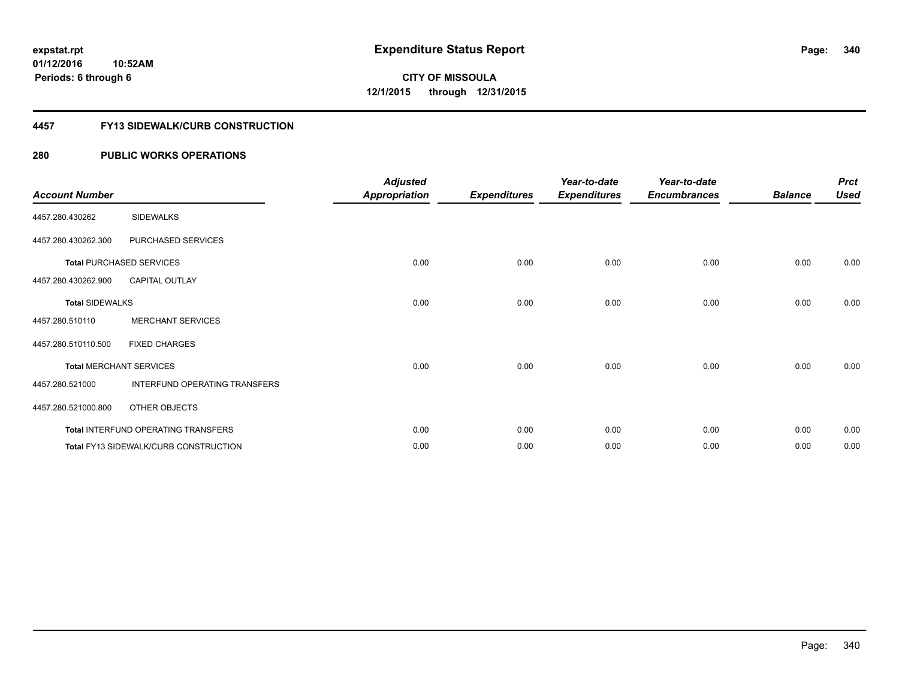expstat.rpt
01/12/2016 10:52AM
Periods: 6 through 6

# Expenditure Status Report

**CITY OF MISSOULA**
**12/1/2015 through 12/31/2015**

## 4457 FY13 SIDEWALK/CURB CONSTRUCTION

## 280 PUBLIC WORKS OPERATIONS

| Account Number | | Adjusted Appropriation | Expenditures | Year-to-date Expenditures | Year-to-date Encumbrances | Balance | Prct Used |
|---|---|---|---|---|---|---|---|
| 4457.280.430262 | SIDEWALKS | | | | | | |
| 4457.280.430262.300 | PURCHASED SERVICES | | | | | | |
| **Total** PURCHASED SERVICES | | 0.00 | 0.00 | 0.00 | 0.00 | 0.00 | 0.00 |
| 4457.280.430262.900 | CAPITAL OUTLAY | | | | | | |
| **Total** SIDEWALKS | | 0.00 | 0.00 | 0.00 | 0.00 | 0.00 | 0.00 |
| 4457.280.510110 | MERCHANT SERVICES | | | | | | |
| 4457.280.510110.500 | FIXED CHARGES | | | | | | |
| **Total** MERCHANT SERVICES | | 0.00 | 0.00 | 0.00 | 0.00 | 0.00 | 0.00 |
| 4457.280.521000 | INTERFUND OPERATING TRANSFERS | | | | | | |
| 4457.280.521000.800 | OTHER OBJECTS | | | | | | |
| **Total** INTERFUND OPERATING TRANSFERS | | 0.00 | 0.00 | 0.00 | 0.00 | 0.00 | 0.00 |
| **Total** FY13 SIDEWALK/CURB CONSTRUCTION | | 0.00 | 0.00 | 0.00 | 0.00 | 0.00 | 0.00 |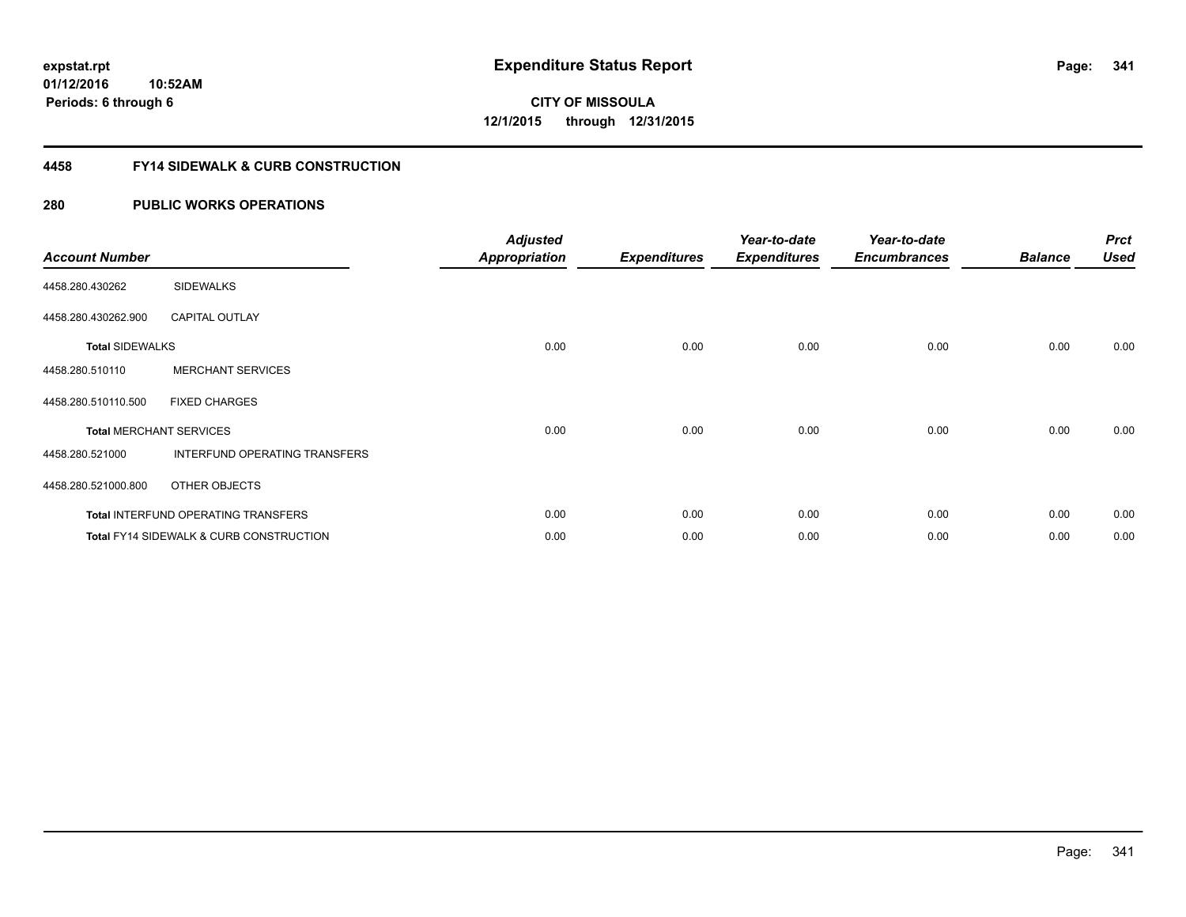expstat.rpt
01/12/2016 10:52AM
Periods: 6 through 6

# Expenditure Status Report

CITY OF MISSOULA
12/1/2015 through 12/31/2015

## 4458 FY14 SIDEWALK & CURB CONSTRUCTION

## 280 PUBLIC WORKS OPERATIONS

| Account Number | | Adjusted Appropriation | Expenditures | Year-to-date Expenditures | Year-to-date Encumbrances | Balance | Prct Used |
|---|---|---|---|---|---|---|---|
| 4458.280.430262 | SIDEWALKS | | | | | | |
| 4458.280.430262.900 | CAPITAL OUTLAY | | | | | | |
| **Total** SIDEWALKS | | 0.00 | 0.00 | 0.00 | 0.00 | 0.00 | 0.00 |
| 4458.280.510110 | MERCHANT SERVICES | | | | | | |
| 4458.280.510110.500 | FIXED CHARGES | | | | | | |
| **Total** MERCHANT SERVICES | | 0.00 | 0.00 | 0.00 | 0.00 | 0.00 | 0.00 |
| 4458.280.521000 | INTERFUND OPERATING TRANSFERS | | | | | | |
| 4458.280.521000.800 | OTHER OBJECTS | | | | | | |
| **Total** INTERFUND OPERATING TRANSFERS | | 0.00 | 0.00 | 0.00 | 0.00 | 0.00 | 0.00 |
| **Total** FY14 SIDEWALK & CURB CONSTRUCTION | | 0.00 | 0.00 | 0.00 | 0.00 | 0.00 | 0.00 |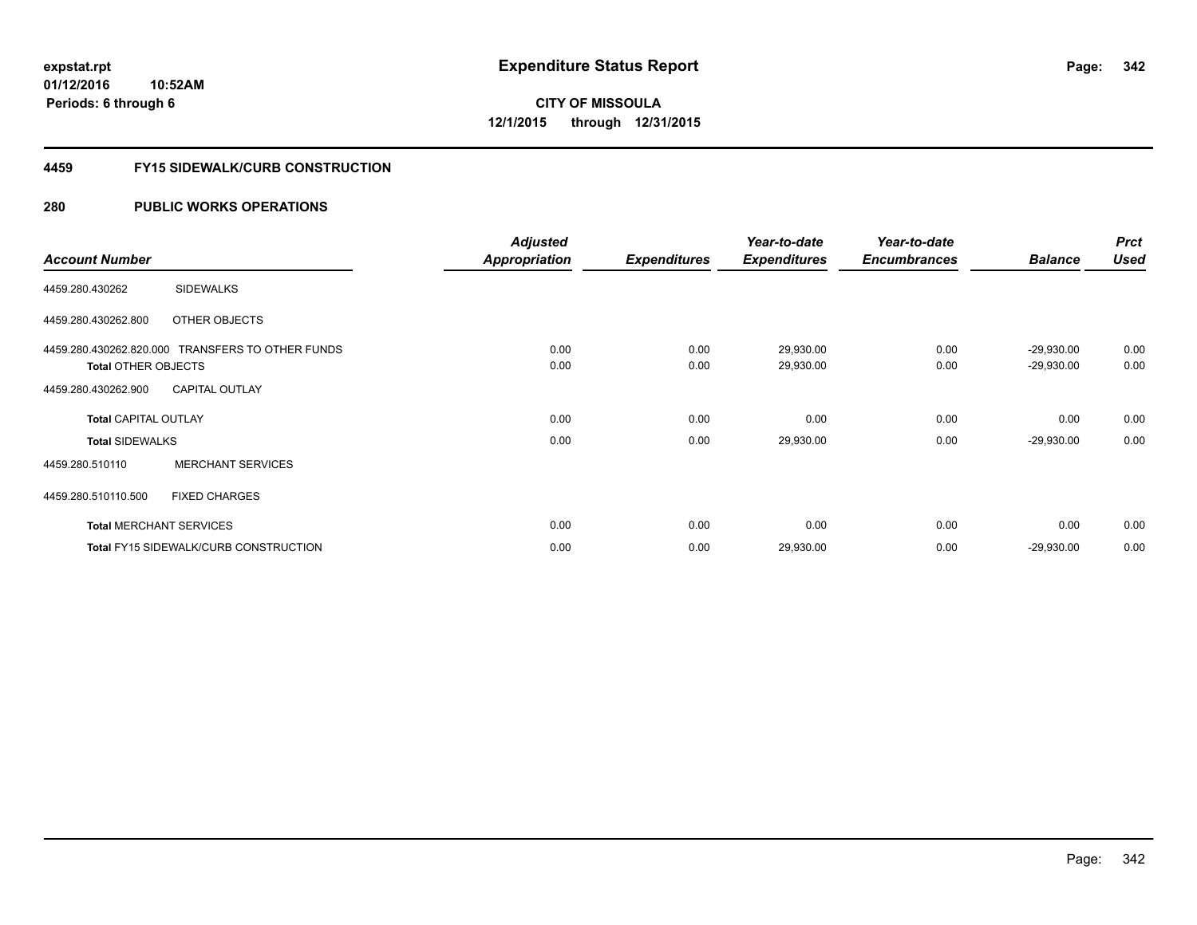**expstat.rpt**
**01/12/2016 10:52AM**
**Periods: 6 through 6**

# Expenditure Status Report

**CITY OF MISSOULA**
**12/1/2015 through 12/31/2015**

## 4459 FY15 SIDEWALK/CURB CONSTRUCTION

## 280 PUBLIC WORKS OPERATIONS

| Account Number | | Adjusted Appropriation | Expenditures | Year-to-date Expenditures | Year-to-date Encumbrances | Balance | Prct Used |
|---|---|---|---|---|---|---|---|
| 4459.280.430262 | SIDEWALKS | | | | | | |
| 4459.280.430262.800 | OTHER OBJECTS | | | | | | |
| 4459.280.430262.820.000 | TRANSFERS TO OTHER FUNDS | 0.00 | 0.00 | 29,930.00 | 0.00 | -29,930.00 | 0.00 |
| **Total** OTHER OBJECTS | | 0.00 | 0.00 | 29,930.00 | 0.00 | -29,930.00 | 0.00 |
| 4459.280.430262.900 | CAPITAL OUTLAY | | | | | | |
| **Total** CAPITAL OUTLAY | | 0.00 | 0.00 | 0.00 | 0.00 | 0.00 | 0.00 |
| **Total** SIDEWALKS | | 0.00 | 0.00 | 29,930.00 | 0.00 | -29,930.00 | 0.00 |
| 4459.280.510110 | MERCHANT SERVICES | | | | | | |
| 4459.280.510110.500 | FIXED CHARGES | | | | | | |
| **Total** MERCHANT SERVICES | | 0.00 | 0.00 | 0.00 | 0.00 | 0.00 | 0.00 |
| **Total** FY15 SIDEWALK/CURB CONSTRUCTION | | 0.00 | 0.00 | 29,930.00 | 0.00 | -29,930.00 | 0.00 |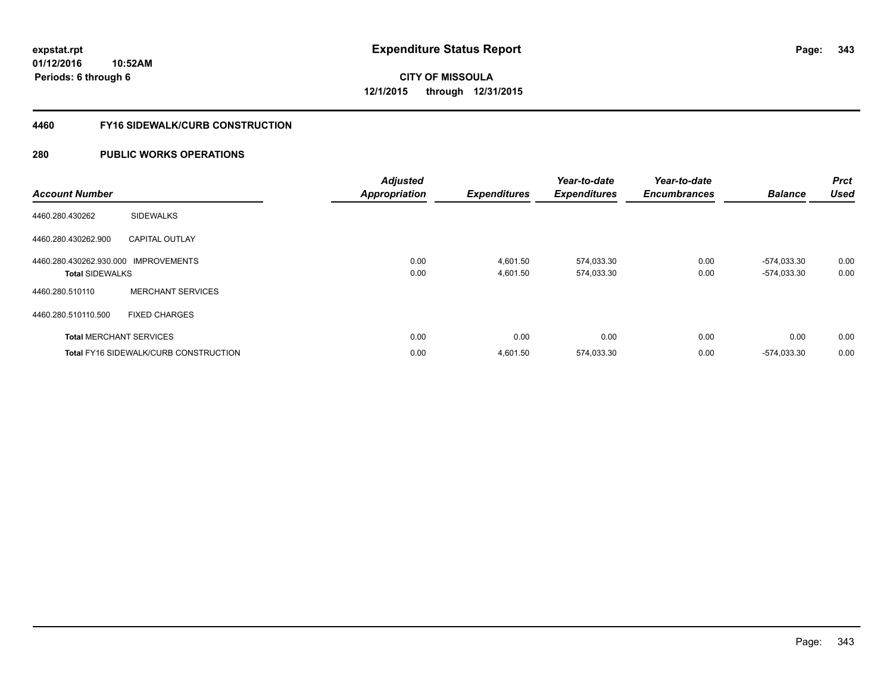# Expenditure Status Report

**CITY OF MISSOULA**
**12/1/2015 through 12/31/2015**

expstat.rpt
01/12/2016 10:52AM
Periods: 6 through 6

## 4460 FY16 SIDEWALK/CURB CONSTRUCTION

## 280 PUBLIC WORKS OPERATIONS

| Account Number | | Adjusted Appropriation | Expenditures | Year-to-date Expenditures | Year-to-date Encumbrances | Balance | Prct Used |
|---|---|---|---|---|---|---|---|
| 4460.280.430262 | SIDEWALKS | | | | | | |
| 4460.280.430262.900 | CAPITAL OUTLAY | | | | | | |
| 4460.280.430262.930.000 | IMPROVEMENTS | 0.00 | 4,601.50 | 574,033.30 | 0.00 | -574,033.30 | 0.00 |
| **Total** SIDEWALKS | | 0.00 | 4,601.50 | 574,033.30 | 0.00 | -574,033.30 | 0.00 |
| 4460.280.510110 | MERCHANT SERVICES | | | | | | |
| 4460.280.510110.500 | FIXED CHARGES | | | | | | |
| **Total** MERCHANT SERVICES | | 0.00 | 0.00 | 0.00 | 0.00 | 0.00 | 0.00 |
| **Total** FY16 SIDEWALK/CURB CONSTRUCTION | | 0.00 | 4,601.50 | 574,033.30 | 0.00 | -574,033.30 | 0.00 |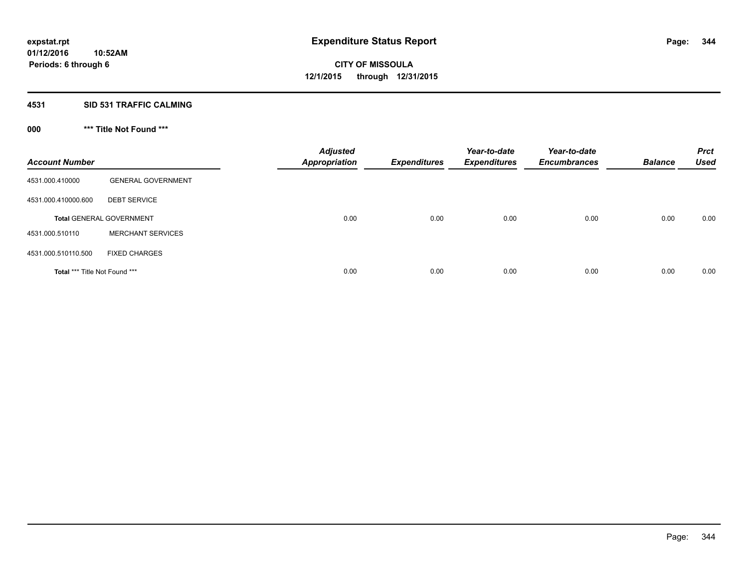# Expenditure Status Report

**CITY OF MISSOULA**
**12/1/2015 through 12/31/2015**

expstat.rpt
01/12/2016 10:52AM
Periods: 6 through 6

## 4531 SID 531 TRAFFIC CALMING

### 000 *** Title Not Found ***

| Account Number | | Adjusted Appropriation | Expenditures | Year-to-date Expenditures | Year-to-date Encumbrances | Balance | Prct Used |
|---|---|---|---|---|---|---|---|
| 4531.000.410000 | GENERAL GOVERNMENT | | | | | | |
| 4531.000.410000.600 | DEBT SERVICE | | | | | | |
| **Total** GENERAL GOVERNMENT | | 0.00 | 0.00 | 0.00 | 0.00 | 0.00 | 0.00 |
| 4531.000.510110 | MERCHANT SERVICES | | | | | | |
| 4531.000.510110.500 | FIXED CHARGES | | | | | | |
| **Total** *** Title Not Found *** | | 0.00 | 0.00 | 0.00 | 0.00 | 0.00 | 0.00 |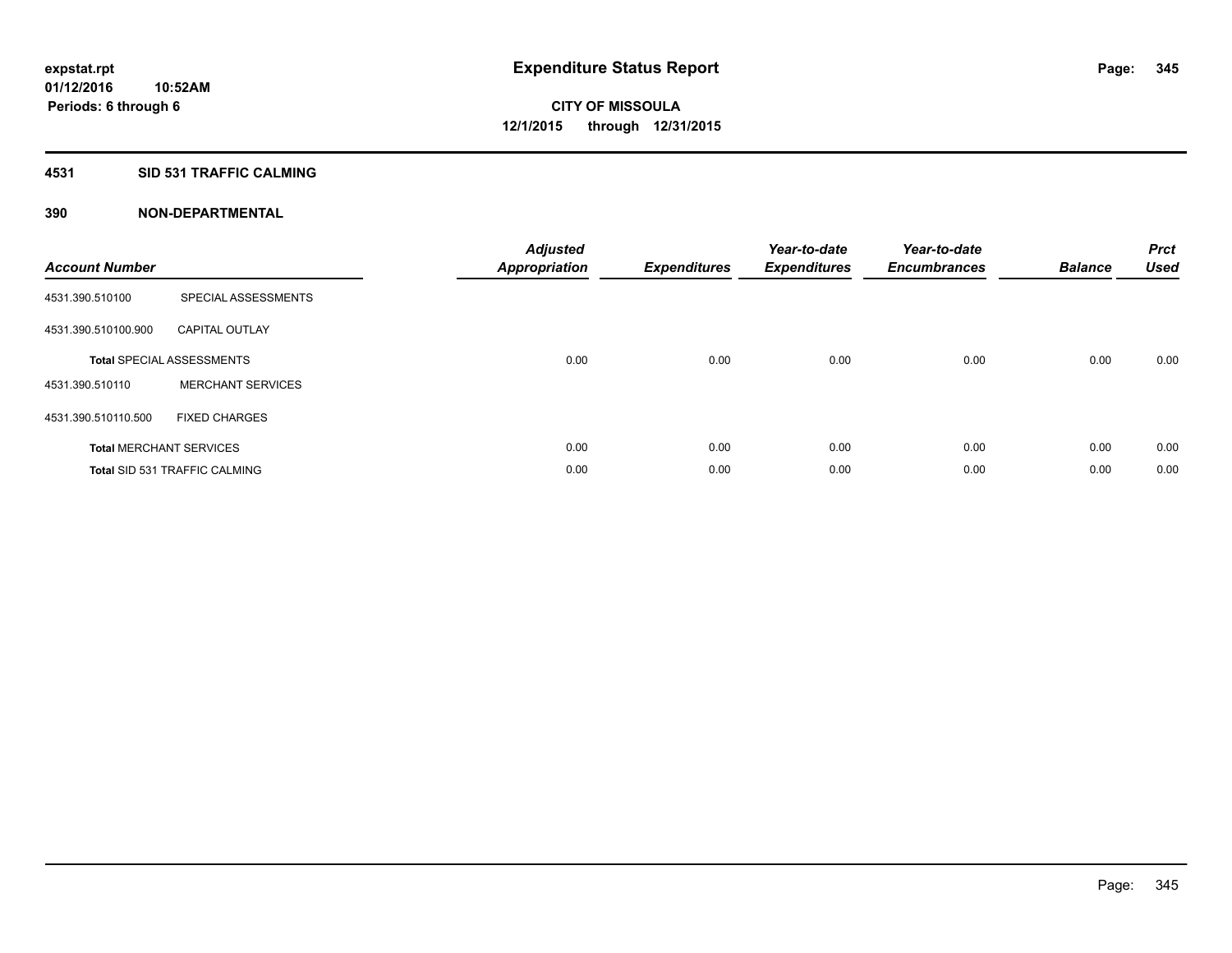expstat.rpt
01/12/2016 10:52AM
Periods: 6 through 6

# Expenditure Status Report

CITY OF MISSOULA
12/1/2015 through 12/31/2015

## 4531 SID 531 TRAFFIC CALMING

## 390 NON-DEPARTMENTAL

| Account Number | | Adjusted Appropriation | Expenditures | Year-to-date Expenditures | Year-to-date Encumbrances | Balance | Prct Used |
|---|---|---|---|---|---|---|---|
| 4531.390.510100 | SPECIAL ASSESSMENTS | | | | | | |
| 4531.390.510100.900 | CAPITAL OUTLAY | | | | | | |
| **Total** SPECIAL ASSESSMENTS | | 0.00 | 0.00 | 0.00 | 0.00 | 0.00 | 0.00 |
| 4531.390.510110 | MERCHANT SERVICES | | | | | | |
| 4531.390.510110.500 | FIXED CHARGES | | | | | | |
| **Total** MERCHANT SERVICES | | 0.00 | 0.00 | 0.00 | 0.00 | 0.00 | 0.00 |
| **Total** SID 531 TRAFFIC CALMING | | 0.00 | 0.00 | 0.00 | 0.00 | 0.00 | 0.00 |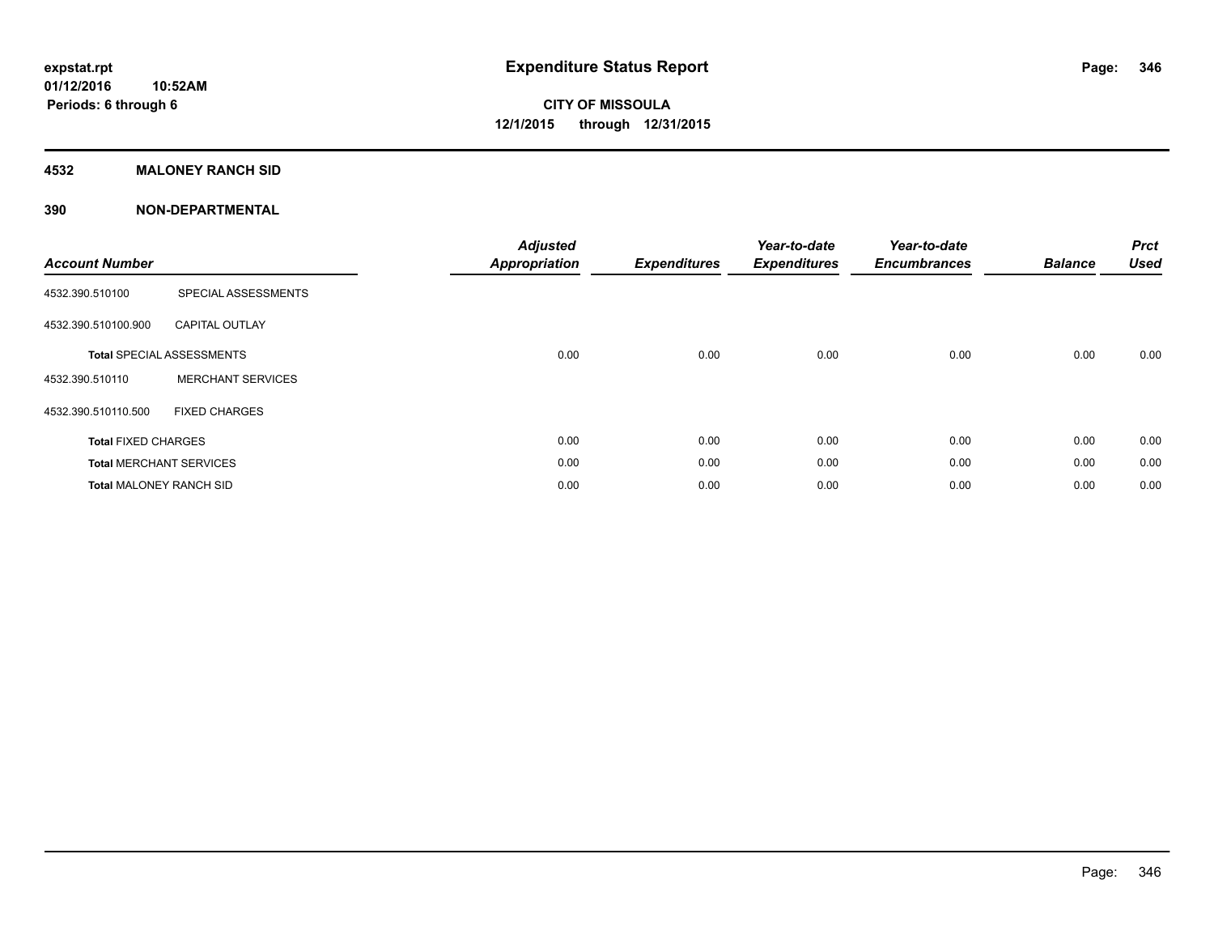**expstat.rpt**
**01/12/2016 10:52AM**
**Periods: 6 through 6**

# Expenditure Status Report

**CITY OF MISSOULA**
**12/1/2015 through 12/31/2015**

## 4532 MALONEY RANCH SID

## 390 NON-DEPARTMENTAL

| Account Number | | Adjusted Appropriation | Expenditures | Year-to-date Expenditures | Year-to-date Encumbrances | Balance | Prct Used |
|---|---|---|---|---|---|---|---|
| 4532.390.510100 | SPECIAL ASSESSMENTS | | | | | | |
| 4532.390.510100.900 | CAPITAL OUTLAY | | | | | | |
| **Total** SPECIAL ASSESSMENTS | | 0.00 | 0.00 | 0.00 | 0.00 | 0.00 | 0.00 |
| 4532.390.510110 | MERCHANT SERVICES | | | | | | |
| 4532.390.510110.500 | FIXED CHARGES | | | | | | |
| **Total** FIXED CHARGES | | 0.00 | 0.00 | 0.00 | 0.00 | 0.00 | 0.00 |
| **Total** MERCHANT SERVICES | | 0.00 | 0.00 | 0.00 | 0.00 | 0.00 | 0.00 |
| **Total** MALONEY RANCH SID | | 0.00 | 0.00 | 0.00 | 0.00 | 0.00 | 0.00 |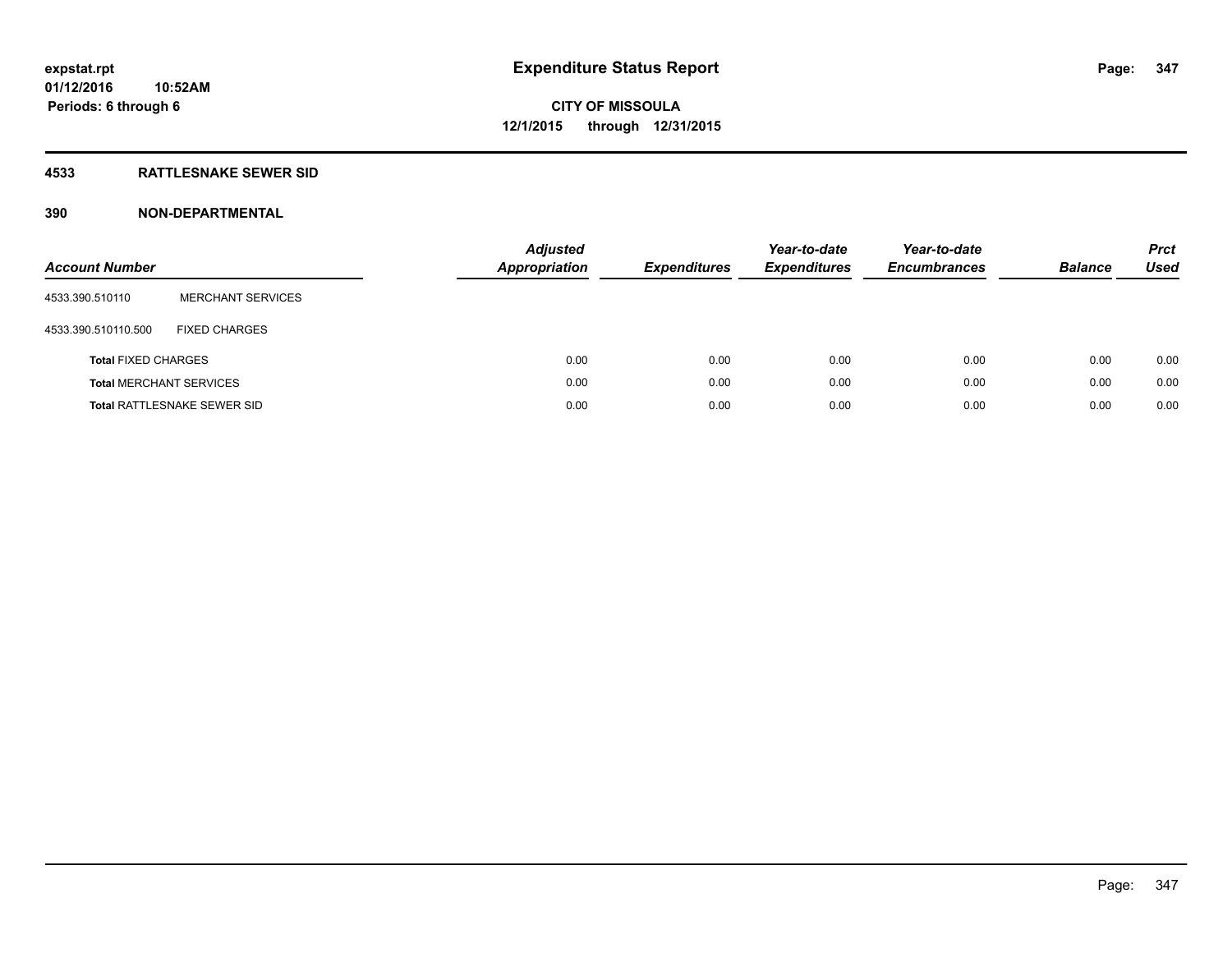**expstat.rpt**
**01/12/2016 10:52AM**
**Periods: 6 through 6**

# Expenditure Status Report

**CITY OF MISSOULA**
**12/1/2015 through 12/31/2015**

## 4533 RATTLESNAKE SEWER SID

## 390 NON-DEPARTMENTAL

| Account Number | | Adjusted Appropriation | Expenditures | Year-to-date Expenditures | Year-to-date Encumbrances | Balance | Prct Used |
|---|---|---|---|---|---|---|---|
| 4533.390.510110 | MERCHANT SERVICES | | | | | | |
| 4533.390.510110.500 | FIXED CHARGES | | | | | | |
| **Total** FIXED CHARGES | | 0.00 | 0.00 | 0.00 | 0.00 | 0.00 | 0.00 |
| **Total** MERCHANT SERVICES | | 0.00 | 0.00 | 0.00 | 0.00 | 0.00 | 0.00 |
| **Total** RATTLESNAKE SEWER SID | | 0.00 | 0.00 | 0.00 | 0.00 | 0.00 | 0.00 |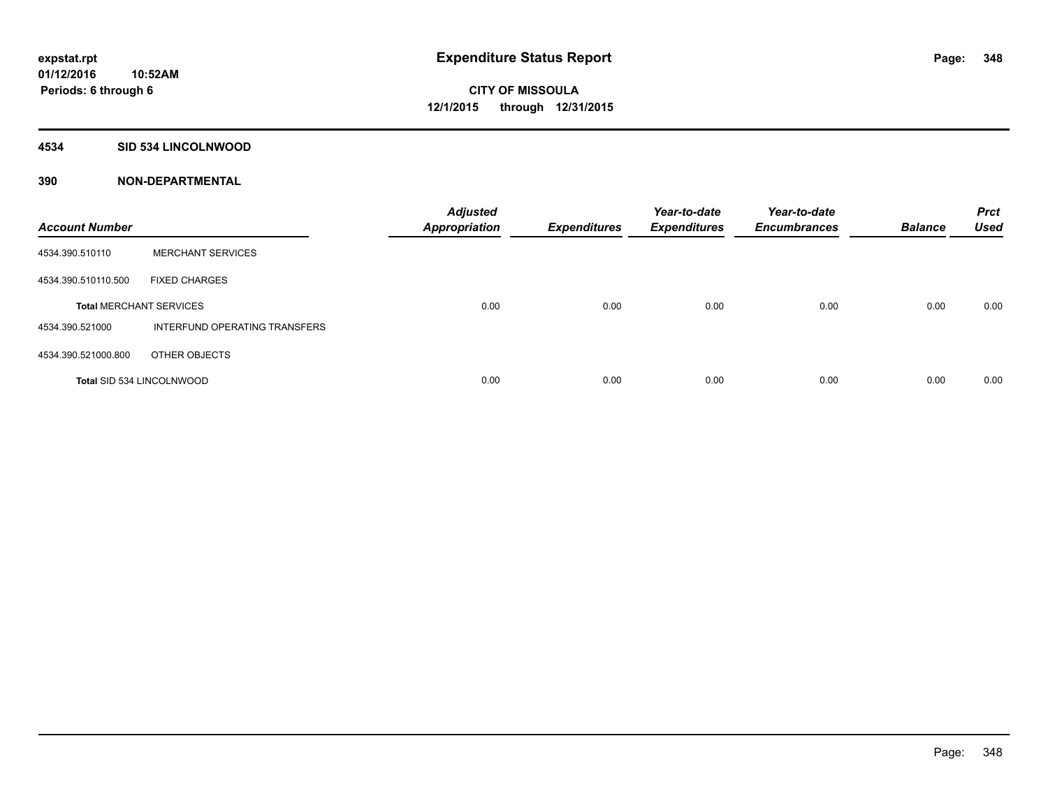**expstat.rpt**
**01/12/2016 10:52AM**
**Periods: 6 through 6**

# Expenditure Status Report

**CITY OF MISSOULA**
**12/1/2015 through 12/31/2015**

## 4534 SID 534 LINCOLNWOOD

## 390 NON-DEPARTMENTAL

| Account Number | | Adjusted Appropriation | Expenditures | Year-to-date Expenditures | Year-to-date Encumbrances | Balance | Prct Used |
|---|---|---|---|---|---|---|---|
| 4534.390.510110 | MERCHANT SERVICES | | | | | | |
| 4534.390.510110.500 | FIXED CHARGES | | | | | | |
| **Total** MERCHANT SERVICES | | 0.00 | 0.00 | 0.00 | 0.00 | 0.00 | 0.00 |
| 4534.390.521000 | INTERFUND OPERATING TRANSFERS | | | | | | |
| 4534.390.521000.800 | OTHER OBJECTS | | | | | | |
| **Total** SID 534 LINCOLNWOOD | | 0.00 | 0.00 | 0.00 | 0.00 | 0.00 | 0.00 |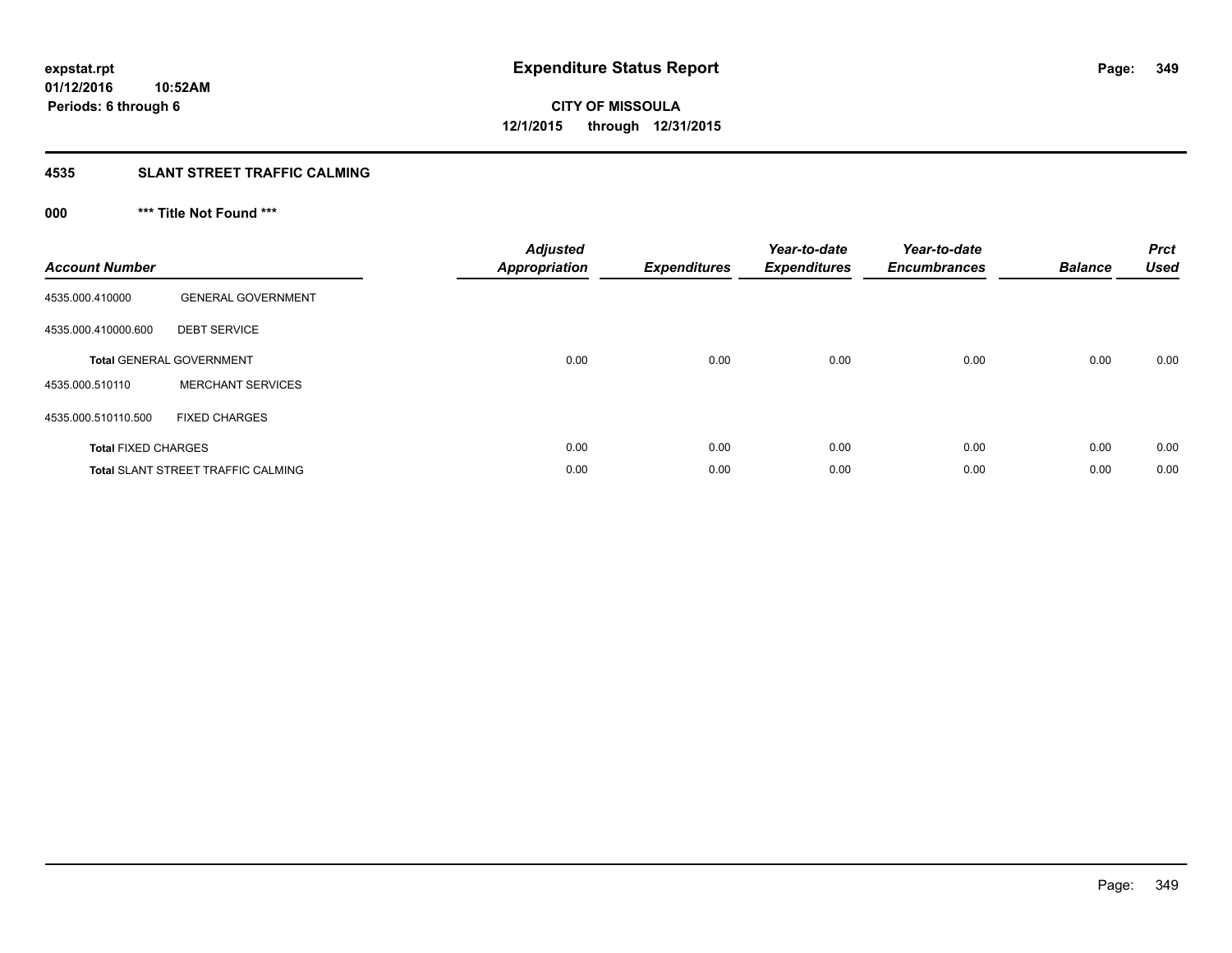# Expenditure Status Report

**CITY OF MISSOULA**

**12/1/2015 through 12/31/2015**

expstat.rpt
01/12/2016 10:52AM
Periods: 6 through 6

## 4535 SLANT STREET TRAFFIC CALMING

### 000 *** Title Not Found ***

| Account Number | | Adjusted Appropriation | Expenditures | Year-to-date Expenditures | Year-to-date Encumbrances | Balance | Prct Used |
|---|---|---|---|---|---|---|---|
| 4535.000.410000 | GENERAL GOVERNMENT | | | | | | |
| 4535.000.410000.600 | DEBT SERVICE | | | | | | |
| **Total** GENERAL GOVERNMENT | | 0.00 | 0.00 | 0.00 | 0.00 | 0.00 | 0.00 |
| 4535.000.510110 | MERCHANT SERVICES | | | | | | |
| 4535.000.510110.500 | FIXED CHARGES | | | | | | |
| **Total** FIXED CHARGES | | 0.00 | 0.00 | 0.00 | 0.00 | 0.00 | 0.00 |
| **Total** SLANT STREET TRAFFIC CALMING | | 0.00 | 0.00 | 0.00 | 0.00 | 0.00 | 0.00 |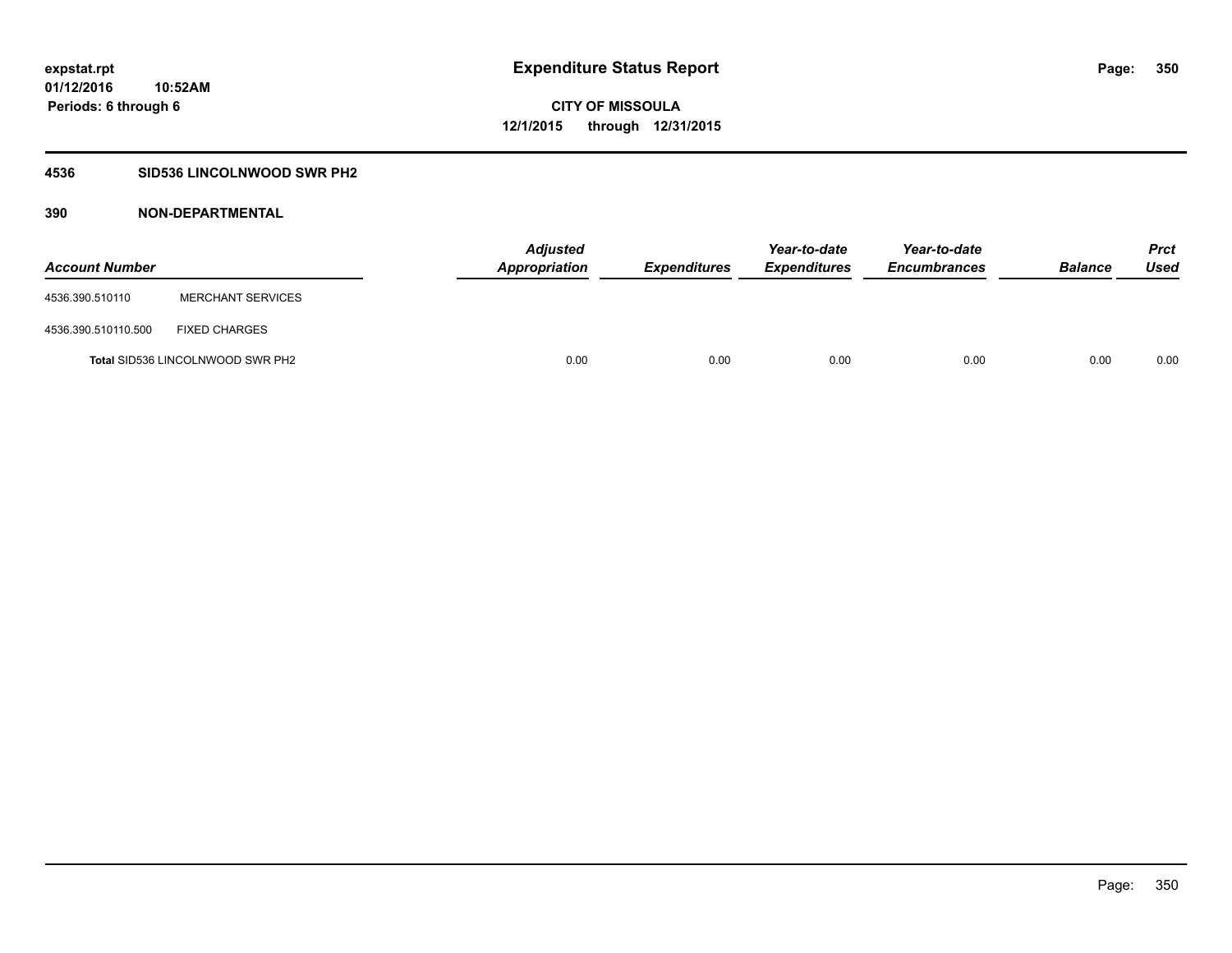# Expenditure Status Report

**CITY OF MISSOULA**
**12/1/2015 through 12/31/2015**

expstat.rpt
01/12/2016 10:52AM
Periods: 6 through 6

## 4536 SID536 LINCOLNWOOD SWR PH2

### 390 NON-DEPARTMENTAL

| Account Number | | Adjusted Appropriation | Expenditures | Year-to-date Expenditures | Year-to-date Encumbrances | Balance | Prct Used |
|---|---|---|---|---|---|---|---|
| 4536.390.510110 | MERCHANT SERVICES | | | | | | |
| 4536.390.510110.500 | FIXED CHARGES | | | | | | |
| **Total** SID536 LINCOLNWOOD SWR PH2 | | 0.00 | 0.00 | 0.00 | 0.00 | 0.00 | 0.00 |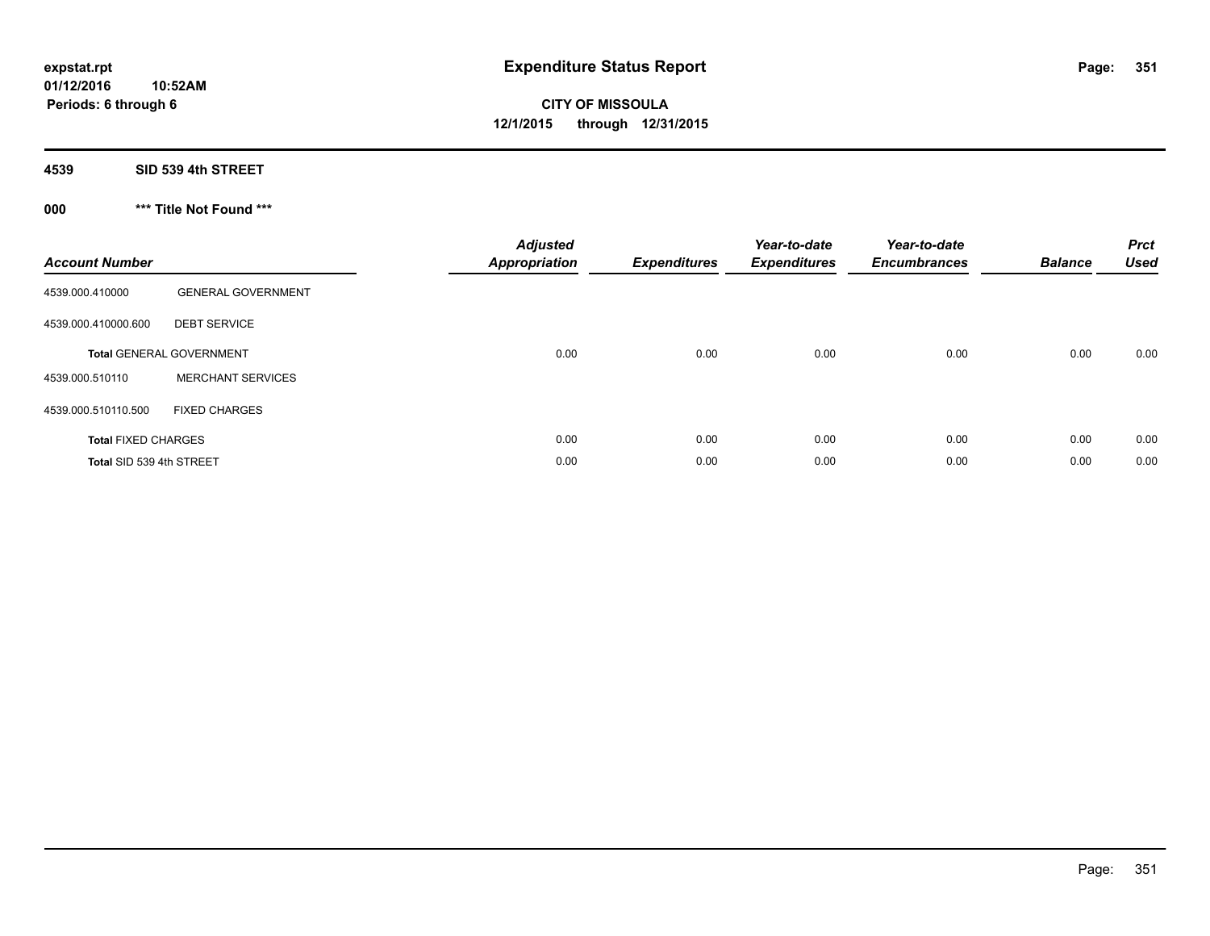**expstat.rpt**
**01/12/2016 10:52AM**
**Periods: 6 through 6**

# Expenditure Status Report

**CITY OF MISSOULA**
**12/1/2015 through 12/31/2015**

## 4539 SID 539 4th STREET

### 000 *** Title Not Found ***

| Account Number | | Adjusted Appropriation | Expenditures | Year-to-date Expenditures | Year-to-date Encumbrances | Balance | Prct Used |
|---|---|---|---|---|---|---|---|
| 4539.000.410000 | GENERAL GOVERNMENT | | | | | | |
| 4539.000.410000.600 | DEBT SERVICE | | | | | | |
| **Total** GENERAL GOVERNMENT | | 0.00 | 0.00 | 0.00 | 0.00 | 0.00 | 0.00 |
| 4539.000.510110 | MERCHANT SERVICES | | | | | | |
| 4539.000.510110.500 | FIXED CHARGES | | | | | | |
| **Total** FIXED CHARGES | | 0.00 | 0.00 | 0.00 | 0.00 | 0.00 | 0.00 |
| **Total** SID 539 4th STREET | | 0.00 | 0.00 | 0.00 | 0.00 | 0.00 | 0.00 |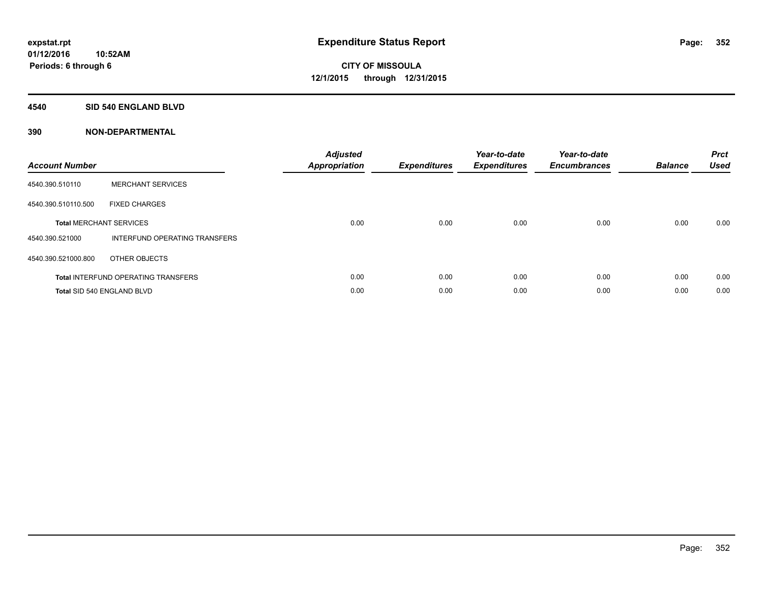**expstat.rpt**
**01/12/2016 10:52AM**
**Periods: 6 through 6**

# Expenditure Status Report

**CITY OF MISSOULA**
**12/1/2015 through 12/31/2015**

## 4540 SID 540 ENGLAND BLVD

## 390 NON-DEPARTMENTAL

| Account Number | | Adjusted Appropriation | Expenditures | Year-to-date Expenditures | Year-to-date Encumbrances | Balance | Prct Used |
|---|---|---|---|---|---|---|---|
| 4540.390.510110 | MERCHANT SERVICES | | | | | | |
| 4540.390.510110.500 | FIXED CHARGES | | | | | | |
| **Total** MERCHANT SERVICES | | 0.00 | 0.00 | 0.00 | 0.00 | 0.00 | 0.00 |
| 4540.390.521000 | INTERFUND OPERATING TRANSFERS | | | | | | |
| 4540.390.521000.800 | OTHER OBJECTS | | | | | | |
| **Total** INTERFUND OPERATING TRANSFERS | | 0.00 | 0.00 | 0.00 | 0.00 | 0.00 | 0.00 |
| **Total** SID 540 ENGLAND BLVD | | 0.00 | 0.00 | 0.00 | 0.00 | 0.00 | 0.00 |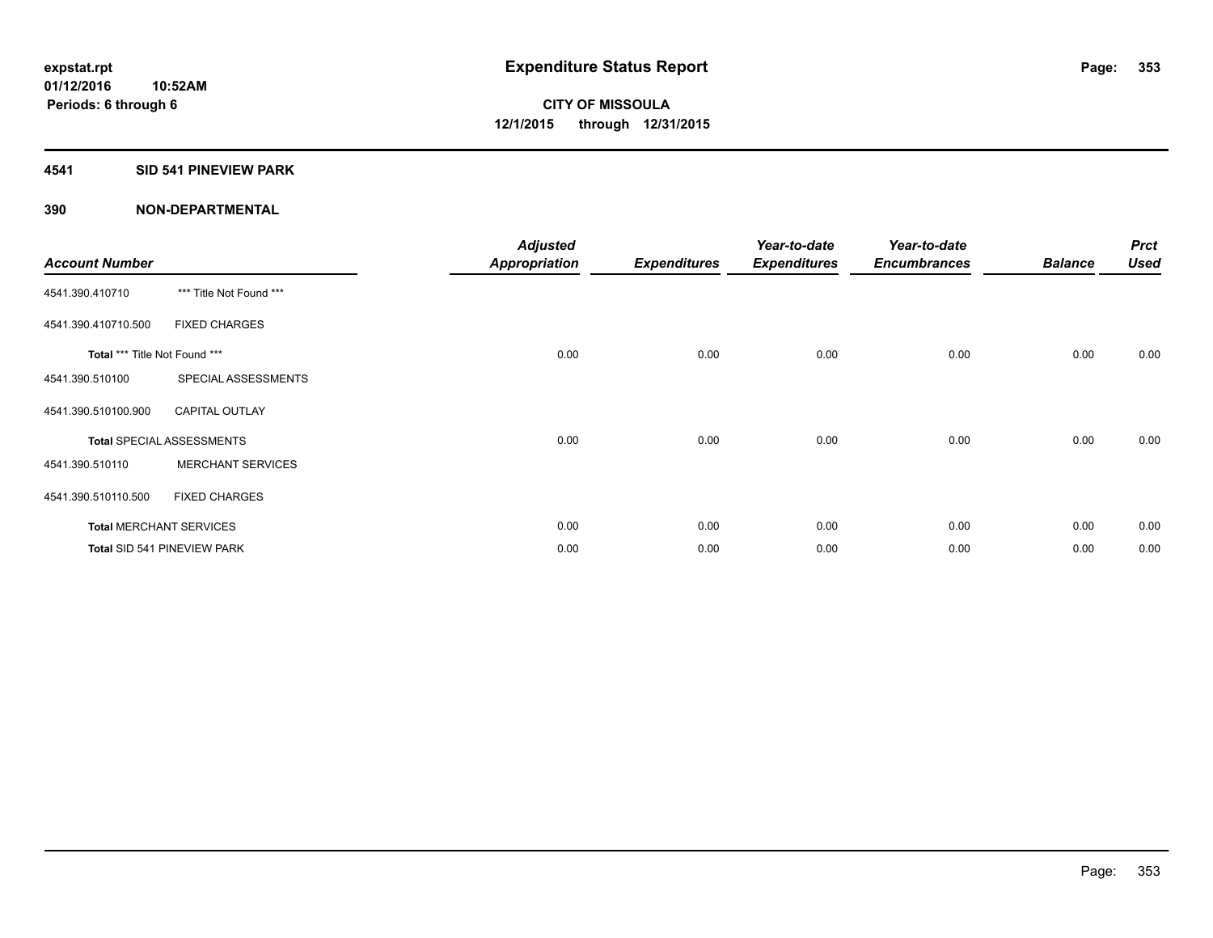**expstat.rpt**
**01/12/2016 10:52AM**
**Periods: 6 through 6**

# Expenditure Status Report

**CITY OF MISSOULA**
**12/1/2015 through 12/31/2015**

## 4541 SID 541 PINEVIEW PARK

## 390 NON-DEPARTMENTAL

| Account Number | | Adjusted Appropriation | Expenditures | Year-to-date Expenditures | Year-to-date Encumbrances | Balance | Prct Used |
|---|---|---|---|---|---|---|---|
| 4541.390.410710 | *** Title Not Found *** | | | | | | |
| 4541.390.410710.500 | FIXED CHARGES | | | | | | |
| **Total** *** Title Not Found *** | | 0.00 | 0.00 | 0.00 | 0.00 | 0.00 | 0.00 |
| 4541.390.510100 | SPECIAL ASSESSMENTS | | | | | | |
| 4541.390.510100.900 | CAPITAL OUTLAY | | | | | | |
| **Total** SPECIAL ASSESSMENTS | | 0.00 | 0.00 | 0.00 | 0.00 | 0.00 | 0.00 |
| 4541.390.510110 | MERCHANT SERVICES | | | | | | |
| 4541.390.510110.500 | FIXED CHARGES | | | | | | |
| **Total** MERCHANT SERVICES | | 0.00 | 0.00 | 0.00 | 0.00 | 0.00 | 0.00 |
| **Total** SID 541 PINEVIEW PARK | | 0.00 | 0.00 | 0.00 | 0.00 | 0.00 | 0.00 |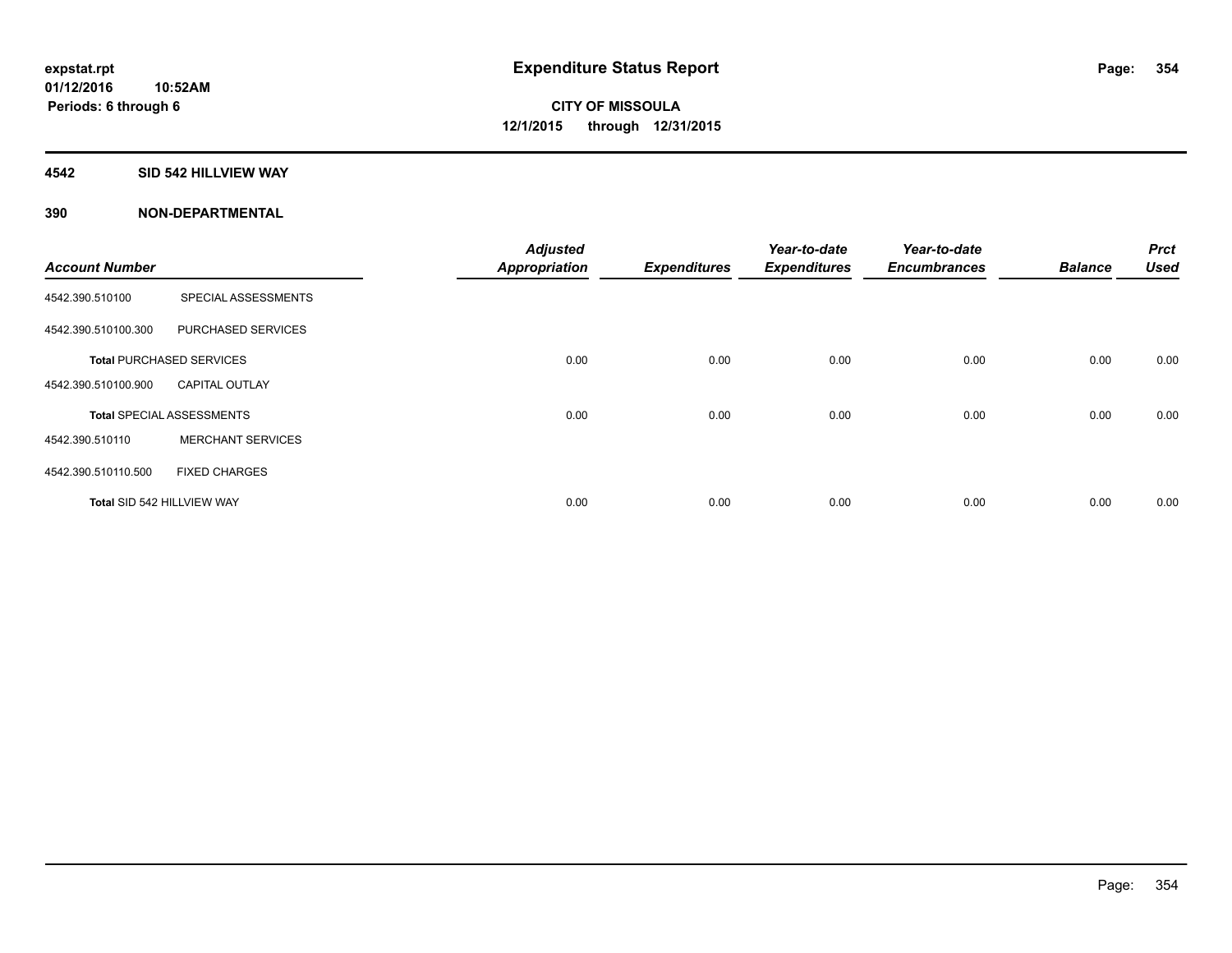**expstat.rpt**
**01/12/2016 10:52AM**
**Periods: 6 through 6**

# Expenditure Status Report

**CITY OF MISSOULA**
**12/1/2015 through 12/31/2015**

## 4542 SID 542 HILLVIEW WAY

## 390 NON-DEPARTMENTAL

| Account Number | | Adjusted Appropriation | Expenditures | Year-to-date Expenditures | Year-to-date Encumbrances | Balance | Prct Used |
|---|---|---|---|---|---|---|---|
| 4542.390.510100 | SPECIAL ASSESSMENTS | | | | | | |
| 4542.390.510100.300 | PURCHASED SERVICES | | | | | | |
| **Total** PURCHASED SERVICES | | 0.00 | 0.00 | 0.00 | 0.00 | 0.00 | 0.00 |
| 4542.390.510100.900 | CAPITAL OUTLAY | | | | | | |
| **Total** SPECIAL ASSESSMENTS | | 0.00 | 0.00 | 0.00 | 0.00 | 0.00 | 0.00 |
| 4542.390.510110 | MERCHANT SERVICES | | | | | | |
| 4542.390.510110.500 | FIXED CHARGES | | | | | | |
| **Total** SID 542 HILLVIEW WAY | | 0.00 | 0.00 | 0.00 | 0.00 | 0.00 | 0.00 |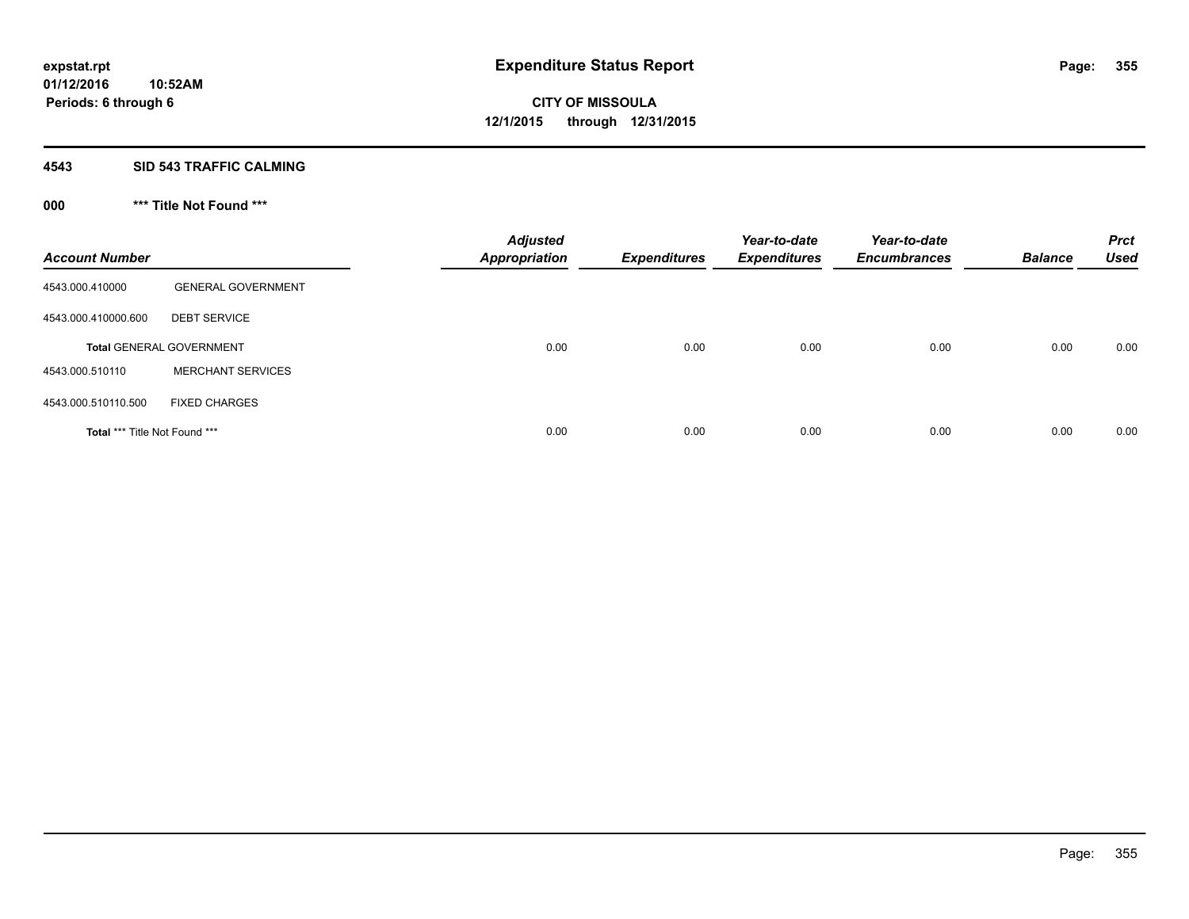**expstat.rpt**
**01/12/2016 10:52AM**
**Periods: 6 through 6**

# Expenditure Status Report

**CITY OF MISSOULA**
**12/1/2015 through 12/31/2015**

## 4543 SID 543 TRAFFIC CALMING

### 000 *** Title Not Found ***

| Account Number | | Adjusted Appropriation | Expenditures | Year-to-date Expenditures | Year-to-date Encumbrances | Balance | Prct Used |
|---|---|---|---|---|---|---|---|
| 4543.000.410000 | GENERAL GOVERNMENT | | | | | | |
| 4543.000.410000.600 | DEBT SERVICE | | | | | | |
| **Total** GENERAL GOVERNMENT | | 0.00 | 0.00 | 0.00 | 0.00 | 0.00 | 0.00 |
| 4543.000.510110 | MERCHANT SERVICES | | | | | | |
| 4543.000.510110.500 | FIXED CHARGES | | | | | | |
| **Total** *** Title Not Found *** | | 0.00 | 0.00 | 0.00 | 0.00 | 0.00 | 0.00 |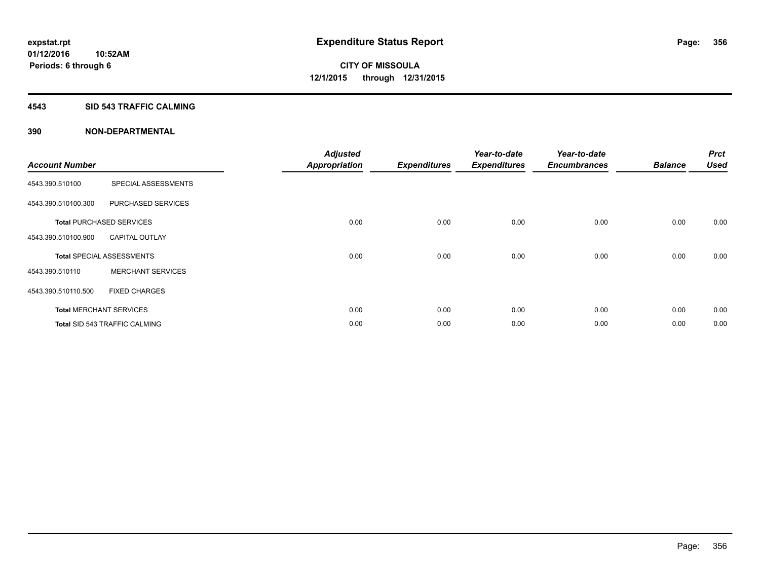**expstat.rpt**
**01/12/2016 10:52AM**
**Periods: 6 through 6**

# Expenditure Status Report

**CITY OF MISSOULA**
**12/1/2015 through 12/31/2015**

## 4543 SID 543 TRAFFIC CALMING

## 390 NON-DEPARTMENTAL

| Account Number | | Adjusted Appropriation | Expenditures | Year-to-date Expenditures | Year-to-date Encumbrances | Balance | Prct Used |
|---|---|---|---|---|---|---|---|
| 4543.390.510100 | SPECIAL ASSESSMENTS | | | | | | |
| 4543.390.510100.300 | PURCHASED SERVICES | | | | | | |
| **Total** PURCHASED SERVICES | | 0.00 | 0.00 | 0.00 | 0.00 | 0.00 | 0.00 |
| 4543.390.510100.900 | CAPITAL OUTLAY | | | | | | |
| **Total** SPECIAL ASSESSMENTS | | 0.00 | 0.00 | 0.00 | 0.00 | 0.00 | 0.00 |
| 4543.390.510110 | MERCHANT SERVICES | | | | | | |
| 4543.390.510110.500 | FIXED CHARGES | | | | | | |
| **Total** MERCHANT SERVICES | | 0.00 | 0.00 | 0.00 | 0.00 | 0.00 | 0.00 |
| **Total** SID 543 TRAFFIC CALMING | | 0.00 | 0.00 | 0.00 | 0.00 | 0.00 | 0.00 |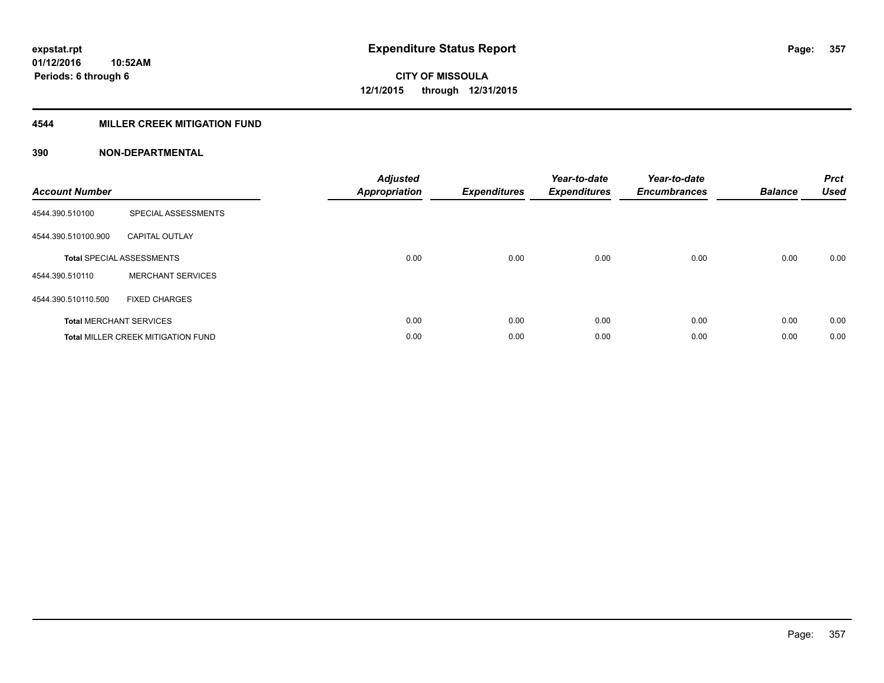expstat.rpt
01/12/2016 10:52AM
Periods: 6 through 6

# Expenditure Status Report

CITY OF MISSOULA
12/1/2015 through 12/31/2015

## 4544 MILLER CREEK MITIGATION FUND

### 390 NON-DEPARTMENTAL

| Account Number | | Adjusted Appropriation | Expenditures | Year-to-date Expenditures | Year-to-date Encumbrances | Balance | Prct Used |
|---|---|---|---|---|---|---|---|
| 4544.390.510100 | SPECIAL ASSESSMENTS | | | | | | |
| 4544.390.510100.900 | CAPITAL OUTLAY | | | | | | |
| **Total** SPECIAL ASSESSMENTS | | 0.00 | 0.00 | 0.00 | 0.00 | 0.00 | 0.00 |
| 4544.390.510110 | MERCHANT SERVICES | | | | | | |
| 4544.390.510110.500 | FIXED CHARGES | | | | | | |
| **Total** MERCHANT SERVICES | | 0.00 | 0.00 | 0.00 | 0.00 | 0.00 | 0.00 |
| **Total** MILLER CREEK MITIGATION FUND | | 0.00 | 0.00 | 0.00 | 0.00 | 0.00 | 0.00 |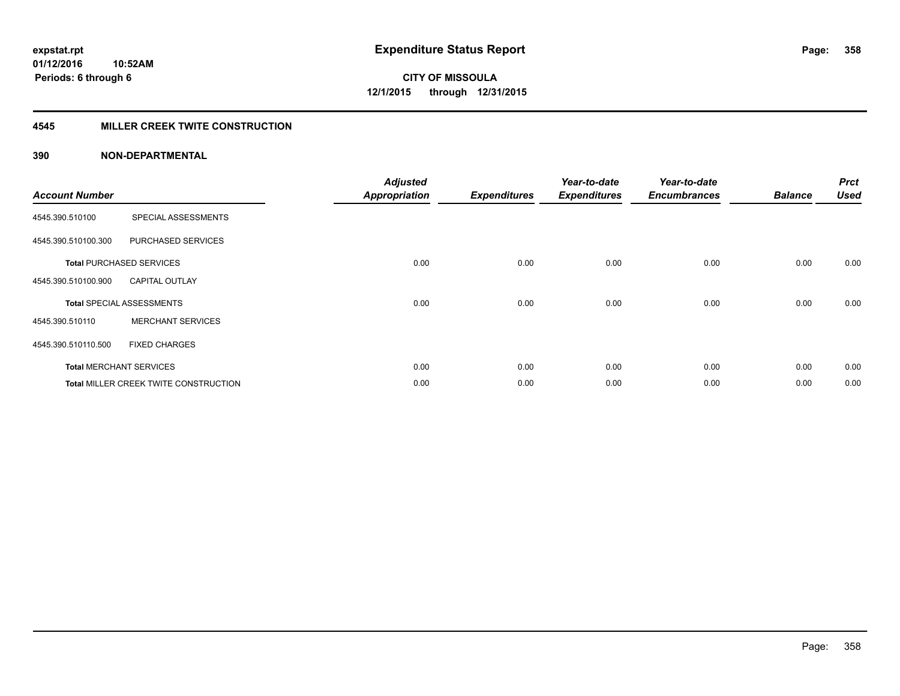**expstat.rpt**
**01/12/2016 10:52AM**
**Periods: 6 through 6**

# Expenditure Status Report

**CITY OF MISSOULA**
**12/1/2015 through 12/31/2015**

## 4545 MILLER CREEK TWITE CONSTRUCTION

### 390 NON-DEPARTMENTAL

| Account Number | | Adjusted Appropriation | Expenditures | Year-to-date Expenditures | Year-to-date Encumbrances | Balance | Prct Used |
|---|---|---|---|---|---|---|---|
| 4545.390.510100 | SPECIAL ASSESSMENTS | | | | | | |
| 4545.390.510100.300 | PURCHASED SERVICES | | | | | | |
| **Total** PURCHASED SERVICES | | 0.00 | 0.00 | 0.00 | 0.00 | 0.00 | 0.00 |
| 4545.390.510100.900 | CAPITAL OUTLAY | | | | | | |
| **Total** SPECIAL ASSESSMENTS | | 0.00 | 0.00 | 0.00 | 0.00 | 0.00 | 0.00 |
| 4545.390.510110 | MERCHANT SERVICES | | | | | | |
| 4545.390.510110.500 | FIXED CHARGES | | | | | | |
| **Total** MERCHANT SERVICES | | 0.00 | 0.00 | 0.00 | 0.00 | 0.00 | 0.00 |
| **Total** MILLER CREEK TWITE CONSTRUCTION | | 0.00 | 0.00 | 0.00 | 0.00 | 0.00 | 0.00 |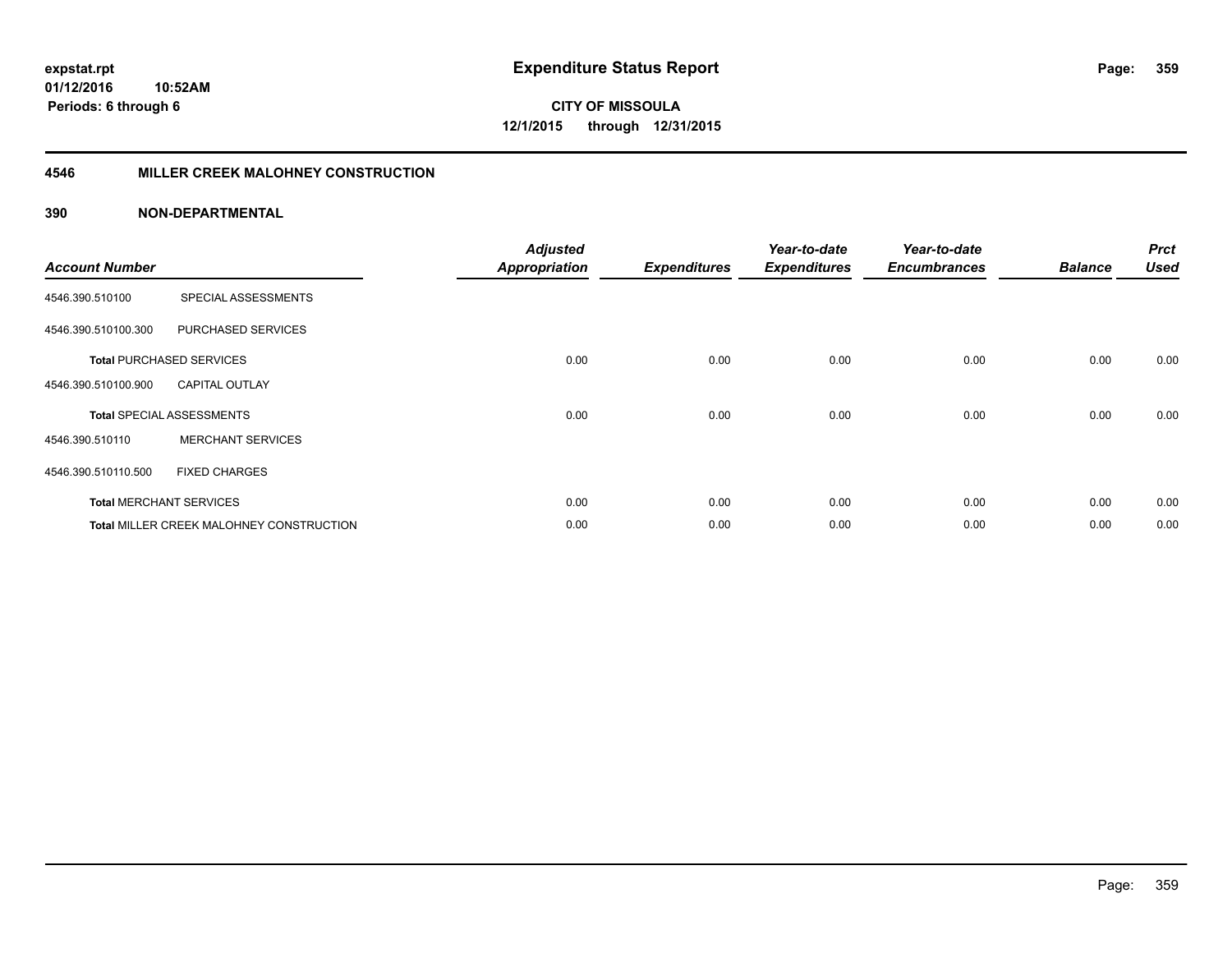**Expenditure Status Report**

**CITY OF MISSOULA**
**12/1/2015 through 12/31/2015**

expstat.rpt
01/12/2016 10:52AM
Periods: 6 through 6

## 4546 MILLER CREEK MALOHNEY CONSTRUCTION

### 390 NON-DEPARTMENTAL

| Account Number | | Adjusted Appropriation | Expenditures | Year-to-date Expenditures | Year-to-date Encumbrances | Balance | Prct Used |
|---|---|---|---|---|---|---|---|
| 4546.390.510100 | SPECIAL ASSESSMENTS | | | | | | |
| 4546.390.510100.300 | PURCHASED SERVICES | | | | | | |
| **Total** PURCHASED SERVICES | | 0.00 | 0.00 | 0.00 | 0.00 | 0.00 | 0.00 |
| 4546.390.510100.900 | CAPITAL OUTLAY | | | | | | |
| **Total** SPECIAL ASSESSMENTS | | 0.00 | 0.00 | 0.00 | 0.00 | 0.00 | 0.00 |
| 4546.390.510110 | MERCHANT SERVICES | | | | | | |
| 4546.390.510110.500 | FIXED CHARGES | | | | | | |
| **Total** MERCHANT SERVICES | | 0.00 | 0.00 | 0.00 | 0.00 | 0.00 | 0.00 |
| **Total** MILLER CREEK MALOHNEY CONSTRUCTION | | 0.00 | 0.00 | 0.00 | 0.00 | 0.00 | 0.00 |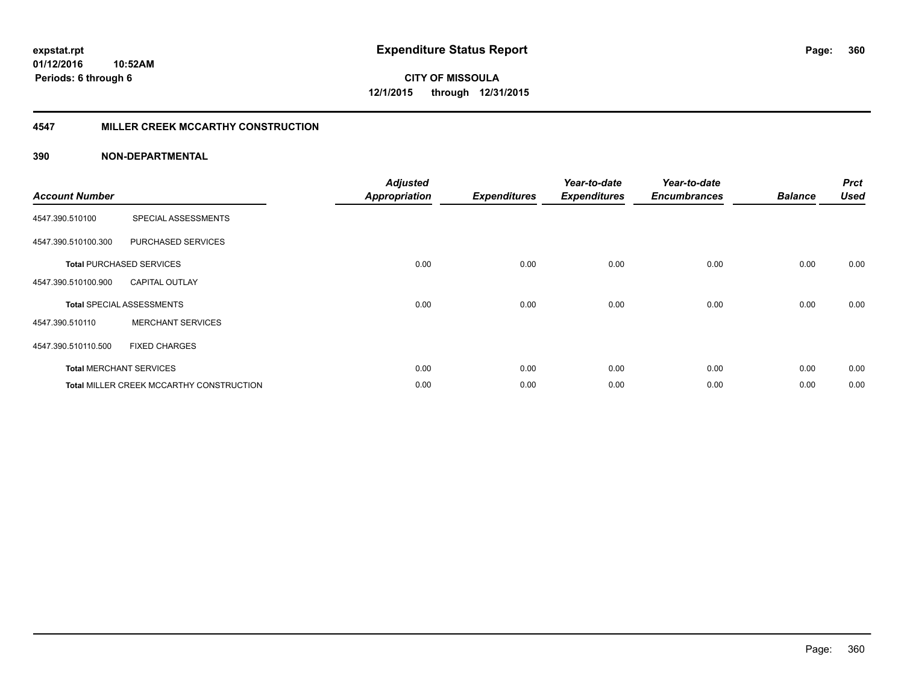# Expenditure Status Report

expstat.rpt
01/12/2016 10:52AM
Periods: 6 through 6

**CITY OF MISSOULA**
**12/1/2015 through 12/31/2015**

## 4547 MILLER CREEK MCCARTHY CONSTRUCTION

### 390 NON-DEPARTMENTAL

| Account Number | | Adjusted Appropriation | Expenditures | Year-to-date Expenditures | Year-to-date Encumbrances | Balance | Prct Used |
|---|---|---|---|---|---|---|---|
| 4547.390.510100 | SPECIAL ASSESSMENTS | | | | | | |
| 4547.390.510100.300 | PURCHASED SERVICES | | | | | | |
| **Total** PURCHASED SERVICES | | 0.00 | 0.00 | 0.00 | 0.00 | 0.00 | 0.00 |
| 4547.390.510100.900 | CAPITAL OUTLAY | | | | | | |
| **Total** SPECIAL ASSESSMENTS | | 0.00 | 0.00 | 0.00 | 0.00 | 0.00 | 0.00 |
| 4547.390.510110 | MERCHANT SERVICES | | | | | | |
| 4547.390.510110.500 | FIXED CHARGES | | | | | | |
| **Total** MERCHANT SERVICES | | 0.00 | 0.00 | 0.00 | 0.00 | 0.00 | 0.00 |
| **Total** MILLER CREEK MCCARTHY CONSTRUCTION | | 0.00 | 0.00 | 0.00 | 0.00 | 0.00 | 0.00 |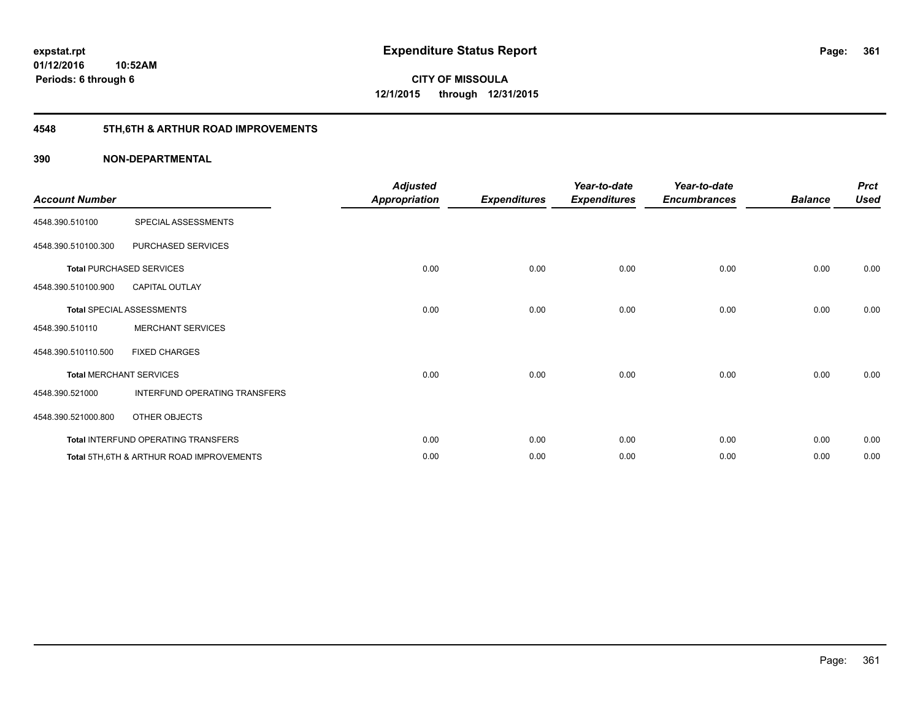expstat.rpt
01/12/2016 10:52AM
Periods: 6 through 6

# Expenditure Status Report

CITY OF MISSOULA
12/1/2015 through 12/31/2015

## 4548 5TH,6TH & ARTHUR ROAD IMPROVEMENTS

## 390 NON-DEPARTMENTAL

| Account Number | | Adjusted Appropriation | Expenditures | Year-to-date Expenditures | Year-to-date Encumbrances | Balance | Prct Used |
|---|---|---|---|---|---|---|---|
| 4548.390.510100 | SPECIAL ASSESSMENTS | | | | | | |
| 4548.390.510100.300 | PURCHASED SERVICES | | | | | | |
| Total PURCHASED SERVICES | | 0.00 | 0.00 | 0.00 | 0.00 | 0.00 | 0.00 |
| 4548.390.510100.900 | CAPITAL OUTLAY | | | | | | |
| Total SPECIAL ASSESSMENTS | | 0.00 | 0.00 | 0.00 | 0.00 | 0.00 | 0.00 |
| 4548.390.510110 | MERCHANT SERVICES | | | | | | |
| 4548.390.510110.500 | FIXED CHARGES | | | | | | |
| Total MERCHANT SERVICES | | 0.00 | 0.00 | 0.00 | 0.00 | 0.00 | 0.00 |
| 4548.390.521000 | INTERFUND OPERATING TRANSFERS | | | | | | |
| 4548.390.521000.800 | OTHER OBJECTS | | | | | | |
| Total INTERFUND OPERATING TRANSFERS | | 0.00 | 0.00 | 0.00 | 0.00 | 0.00 | 0.00 |
| Total 5TH,6TH & ARTHUR ROAD IMPROVEMENTS | | 0.00 | 0.00 | 0.00 | 0.00 | 0.00 | 0.00 |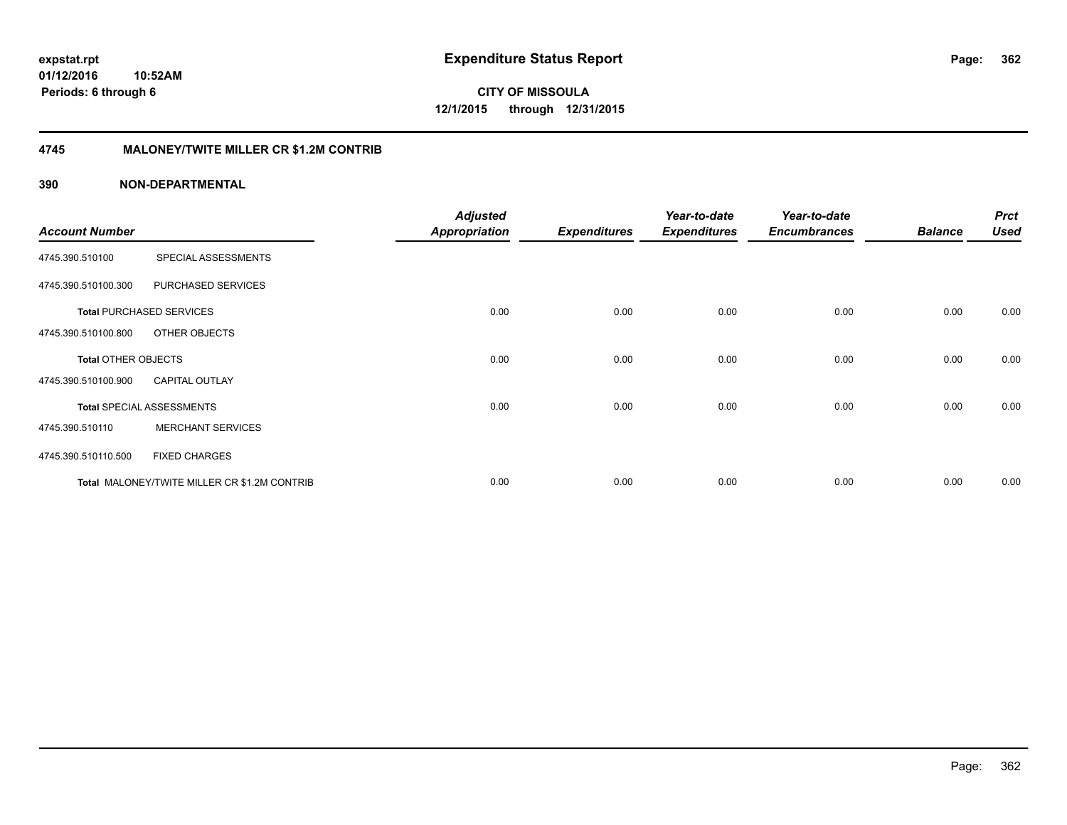**expstat.rpt**
**01/12/2016 10:52AM**
**Periods: 6 through 6**

# Expenditure Status Report

**CITY OF MISSOULA**
**12/1/2015 through 12/31/2015**

## 4745 MALONEY/TWITE MILLER CR $1.2M CONTRIB

### 390 NON-DEPARTMENTAL

| Account Number | | Adjusted Appropriation | Expenditures | Year-to-date Expenditures | Year-to-date Encumbrances | Balance | Prct Used |
|---|---|---|---|---|---|---|---|
| 4745.390.510100 | SPECIAL ASSESSMENTS | | | | | | |
| 4745.390.510100.300 | PURCHASED SERVICES | | | | | | |
| **Total** PURCHASED SERVICES | | 0.00 | 0.00 | 0.00 | 0.00 | 0.00 | 0.00 |
| 4745.390.510100.800 | OTHER OBJECTS | | | | | | |
| **Total** OTHER OBJECTS | | 0.00 | 0.00 | 0.00 | 0.00 | 0.00 | 0.00 |
| 4745.390.510100.900 | CAPITAL OUTLAY | | | | | | |
| **Total** SPECIAL ASSESSMENTS | | 0.00 | 0.00 | 0.00 | 0.00 | 0.00 | 0.00 |
| 4745.390.510110 | MERCHANT SERVICES | | | | | | |
| 4745.390.510110.500 | FIXED CHARGES | | | | | | |
| **Total** MALONEY/TWITE MILLER CR $1.2M CONTRIB | | 0.00 | 0.00 | 0.00 | 0.00 | 0.00 | 0.00 |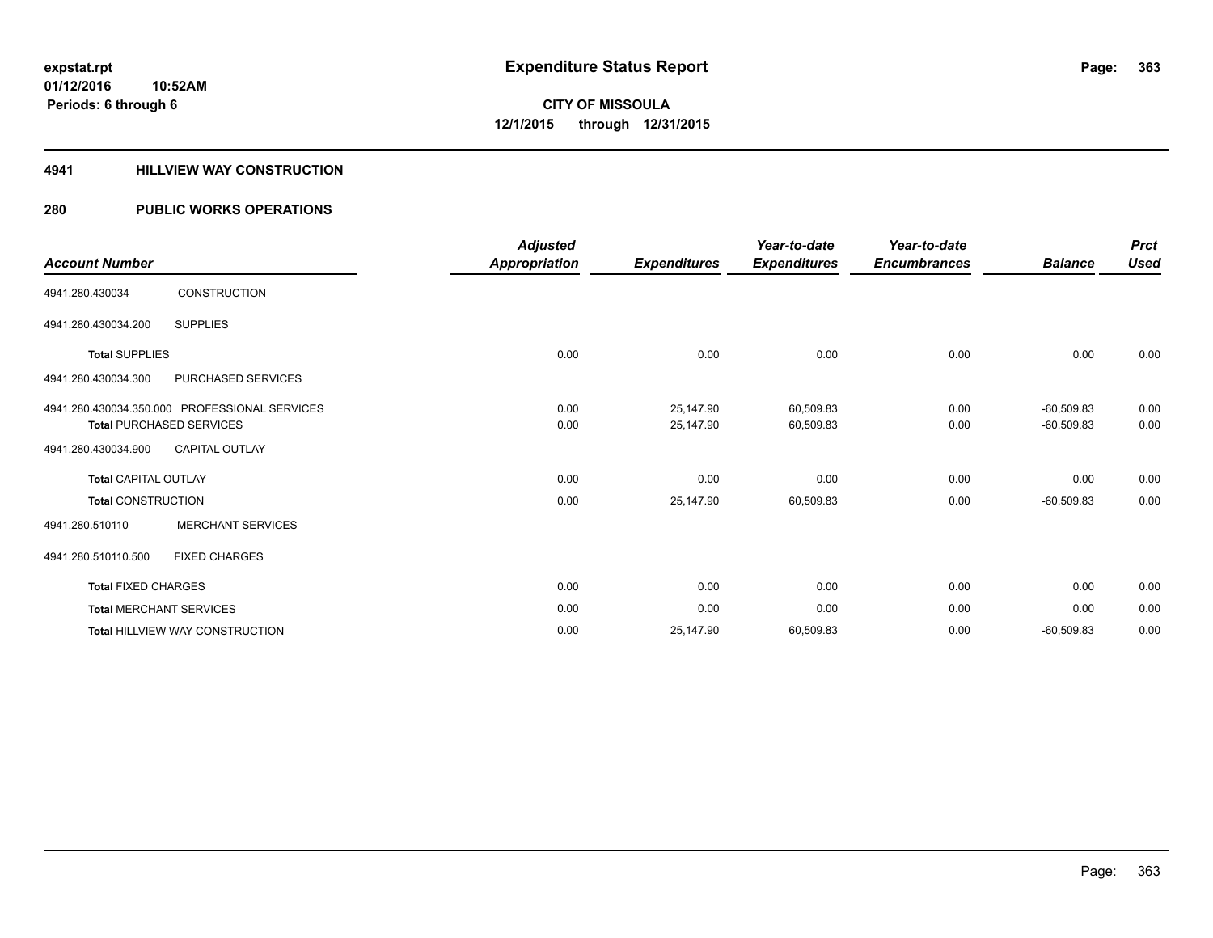# Expenditure Status Report

expstat.rpt
01/12/2016 10:52AM
Periods: 6 through 6

**CITY OF MISSOULA**
**12/1/2015 through 12/31/2015**

## 4941 HILLVIEW WAY CONSTRUCTION

## 280 PUBLIC WORKS OPERATIONS

| Account Number | | Adjusted Appropriation | Expenditures | Year-to-date Expenditures | Year-to-date Encumbrances | Balance | Prct Used |
|---|---|---|---|---|---|---|---|
| 4941.280.430034 | CONSTRUCTION | | | | | | |
| 4941.280.430034.200 | SUPPLIES | | | | | | |
| **Total** SUPPLIES | | 0.00 | 0.00 | 0.00 | 0.00 | 0.00 | 0.00 |
| 4941.280.430034.300 | PURCHASED SERVICES | | | | | | |
| 4941.280.430034.350.000 | PROFESSIONAL SERVICES | 0.00 | 25,147.90 | 60,509.83 | 0.00 | -60,509.83 | 0.00 |
| **Total** PURCHASED SERVICES | | 0.00 | 25,147.90 | 60,509.83 | 0.00 | -60,509.83 | 0.00 |
| 4941.280.430034.900 | CAPITAL OUTLAY | | | | | | |
| **Total** CAPITAL OUTLAY | | 0.00 | 0.00 | 0.00 | 0.00 | 0.00 | 0.00 |
| **Total** CONSTRUCTION | | 0.00 | 25,147.90 | 60,509.83 | 0.00 | -60,509.83 | 0.00 |
| 4941.280.510110 | MERCHANT SERVICES | | | | | | |
| 4941.280.510110.500 | FIXED CHARGES | | | | | | |
| **Total** FIXED CHARGES | | 0.00 | 0.00 | 0.00 | 0.00 | 0.00 | 0.00 |
| **Total** MERCHANT SERVICES | | 0.00 | 0.00 | 0.00 | 0.00 | 0.00 | 0.00 |
| **Total** HILLVIEW WAY CONSTRUCTION | | 0.00 | 25,147.90 | 60,509.83 | 0.00 | -60,509.83 | 0.00 |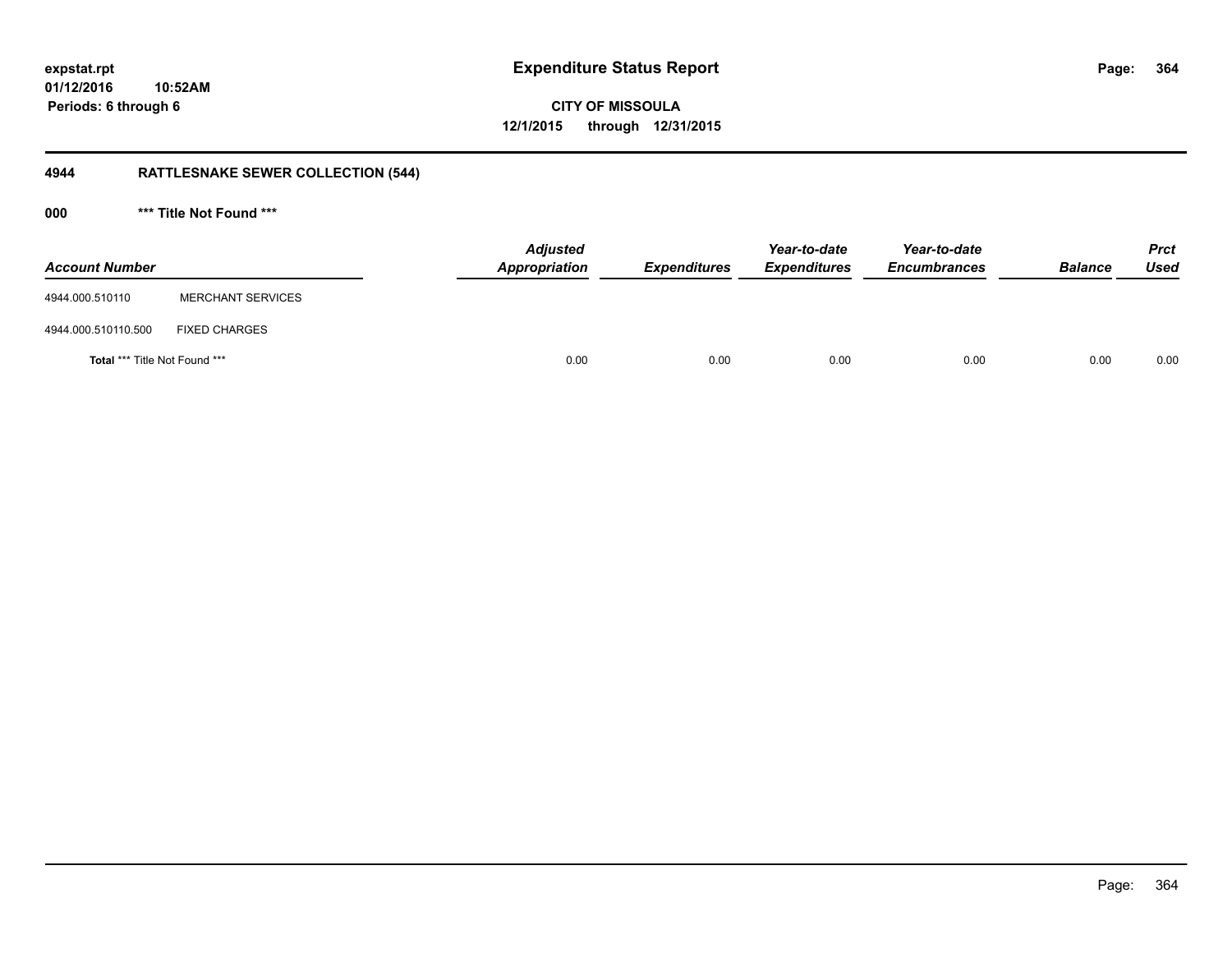expstat.rpt
01/12/2016 10:52AM
Periods: 6 through 6

# Expenditure Status Report

CITY OF MISSOULA
12/1/2015 through 12/31/2015

## 4944 RATTLESNAKE SEWER COLLECTION (544)

### 000 *** Title Not Found ***

| Account Number | | Adjusted Appropriation | Expenditures | Year-to-date Expenditures | Year-to-date Encumbrances | Balance | Prct Used |
|---|---|---|---|---|---|---|---|
| 4944.000.510110 | MERCHANT SERVICES | | | | | | |
| 4944.000.510110.500 | FIXED CHARGES | | | | | | |
| **Total** *** Title Not Found *** | | 0.00 | 0.00 | 0.00 | 0.00 | 0.00 | 0.00 |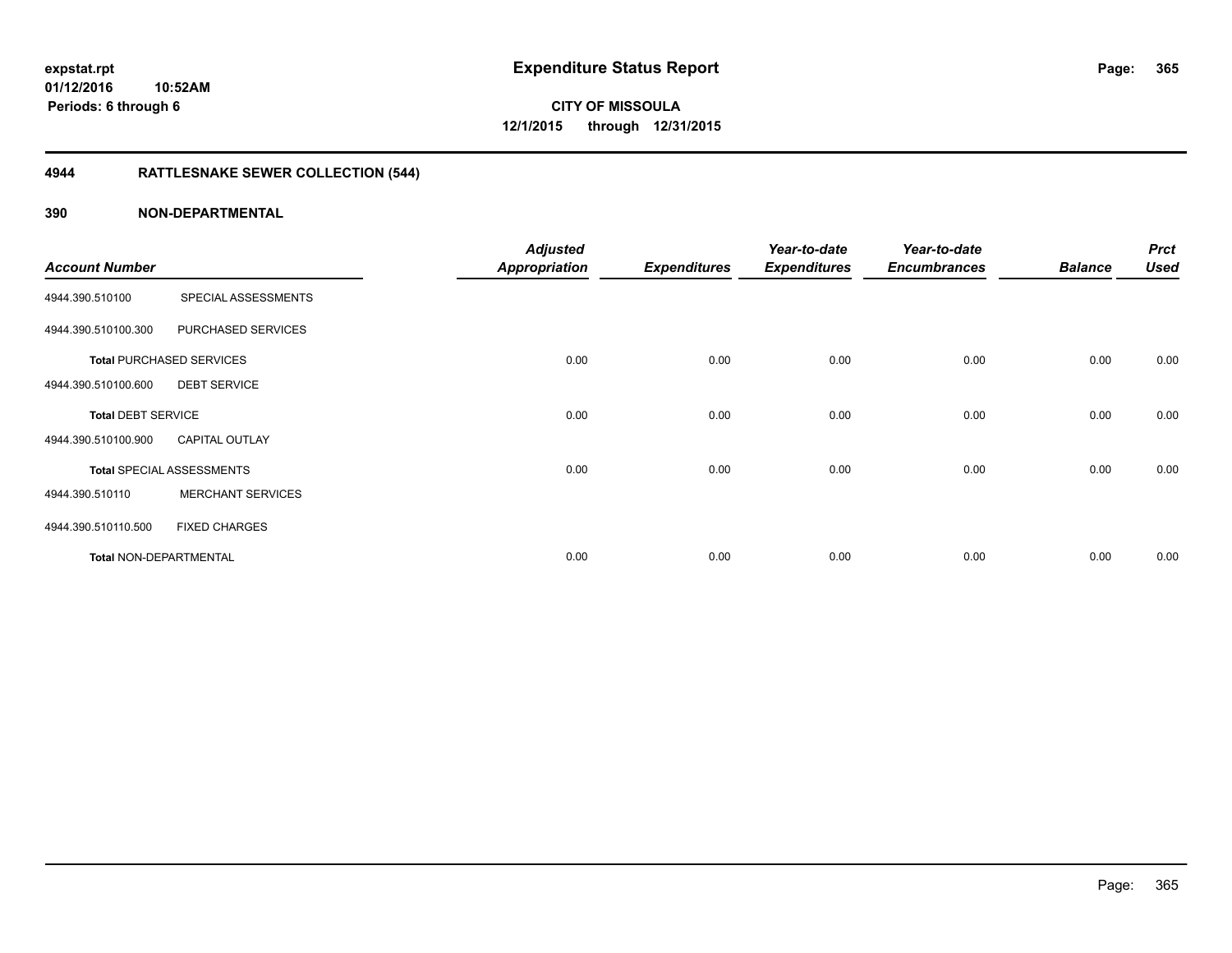expstat.rpt
01/12/2016 10:52AM
Periods: 6 through 6

# Expenditure Status Report

**CITY OF MISSOULA**
**12/1/2015 through 12/31/2015**

## 4944 RATTLESNAKE SEWER COLLECTION (544)

## 390 NON-DEPARTMENTAL

| Account Number | | Adjusted Appropriation | Expenditures | Year-to-date Expenditures | Year-to-date Encumbrances | Balance | Prct Used |
|---|---|---|---|---|---|---|---|
| 4944.390.510100 | SPECIAL ASSESSMENTS | | | | | | |
| 4944.390.510100.300 | PURCHASED SERVICES | | | | | | |
| **Total** PURCHASED SERVICES | | 0.00 | 0.00 | 0.00 | 0.00 | 0.00 | 0.00 |
| 4944.390.510100.600 | DEBT SERVICE | | | | | | |
| **Total** DEBT SERVICE | | 0.00 | 0.00 | 0.00 | 0.00 | 0.00 | 0.00 |
| 4944.390.510100.900 | CAPITAL OUTLAY | | | | | | |
| **Total** SPECIAL ASSESSMENTS | | 0.00 | 0.00 | 0.00 | 0.00 | 0.00 | 0.00 |
| 4944.390.510110 | MERCHANT SERVICES | | | | | | |
| 4944.390.510110.500 | FIXED CHARGES | | | | | | |
| **Total** NON-DEPARTMENTAL | | 0.00 | 0.00 | 0.00 | 0.00 | 0.00 | 0.00 |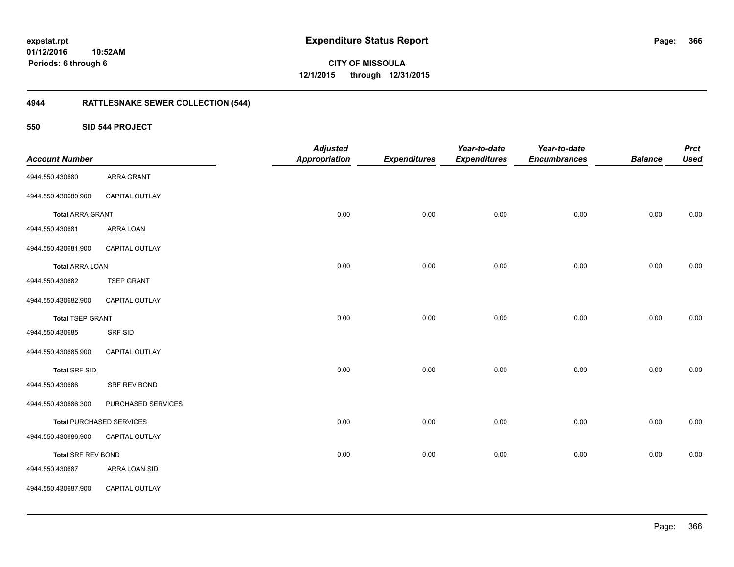**expstat.rpt**
**01/12/2016 10:52AM**
**Periods: 6 through 6**

# Expenditure Status Report

**CITY OF MISSOULA**
**12/1/2015 through 12/31/2015**

## 4944 RATTLESNAKE SEWER COLLECTION (544)

### 550 SID 544 PROJECT

| Account Number | | Adjusted Appropriation | Expenditures | Year-to-date Expenditures | Year-to-date Encumbrances | Balance | Prct Used |
|---|---|---|---|---|---|---|---|
| 4944.550.430680 | ARRA GRANT | | | | | | |
| 4944.550.430680.900 | CAPITAL OUTLAY | | | | | | |
| **Total** ARRA GRANT | | 0.00 | 0.00 | 0.00 | 0.00 | 0.00 | 0.00 |
| 4944.550.430681 | ARRA LOAN | | | | | | |
| 4944.550.430681.900 | CAPITAL OUTLAY | | | | | | |
| **Total** ARRA LOAN | | 0.00 | 0.00 | 0.00 | 0.00 | 0.00 | 0.00 |
| 4944.550.430682 | TSEP GRANT | | | | | | |
| 4944.550.430682.900 | CAPITAL OUTLAY | | | | | | |
| **Total** TSEP GRANT | | 0.00 | 0.00 | 0.00 | 0.00 | 0.00 | 0.00 |
| 4944.550.430685 | SRF SID | | | | | | |
| 4944.550.430685.900 | CAPITAL OUTLAY | | | | | | |
| **Total** SRF SID | | 0.00 | 0.00 | 0.00 | 0.00 | 0.00 | 0.00 |
| 4944.550.430686 | SRF REV BOND | | | | | | |
| 4944.550.430686.300 | PURCHASED SERVICES | | | | | | |
| **Total** PURCHASED SERVICES | | 0.00 | 0.00 | 0.00 | 0.00 | 0.00 | 0.00 |
| 4944.550.430686.900 | CAPITAL OUTLAY | | | | | | |
| **Total** SRF REV BOND | | 0.00 | 0.00 | 0.00 | 0.00 | 0.00 | 0.00 |
| 4944.550.430687 | ARRA LOAN SID | | | | | | |
| 4944.550.430687.900 | CAPITAL OUTLAY | | | | | | |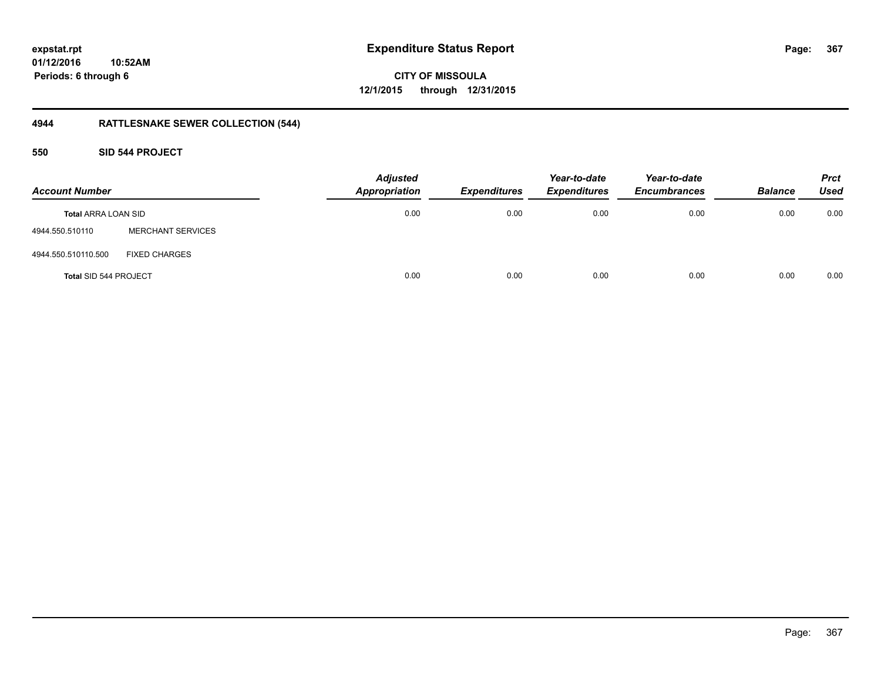**expstat.rpt**
**01/12/2016 10:52AM**
**Periods: 6 through 6**

# Expenditure Status Report

**CITY OF MISSOULA**
**12/1/2015 through 12/31/2015**

## 4944 RATTLESNAKE SEWER COLLECTION (544)

### 550 SID 544 PROJECT

| Account Number | | Adjusted Appropriation | Expenditures | Year-to-date Expenditures | Year-to-date Encumbrances | Balance | Prct Used |
|---|---|---|---|---|---|---|---|
| **Total** ARRA LOAN SID | | 0.00 | 0.00 | 0.00 | 0.00 | 0.00 | 0.00 |
| 4944.550.510110 | MERCHANT SERVICES | | | | | | |
| 4944.550.510110.500 | FIXED CHARGES | | | | | | |
| **Total** SID 544 PROJECT | | 0.00 | 0.00 | 0.00 | 0.00 | 0.00 | 0.00 |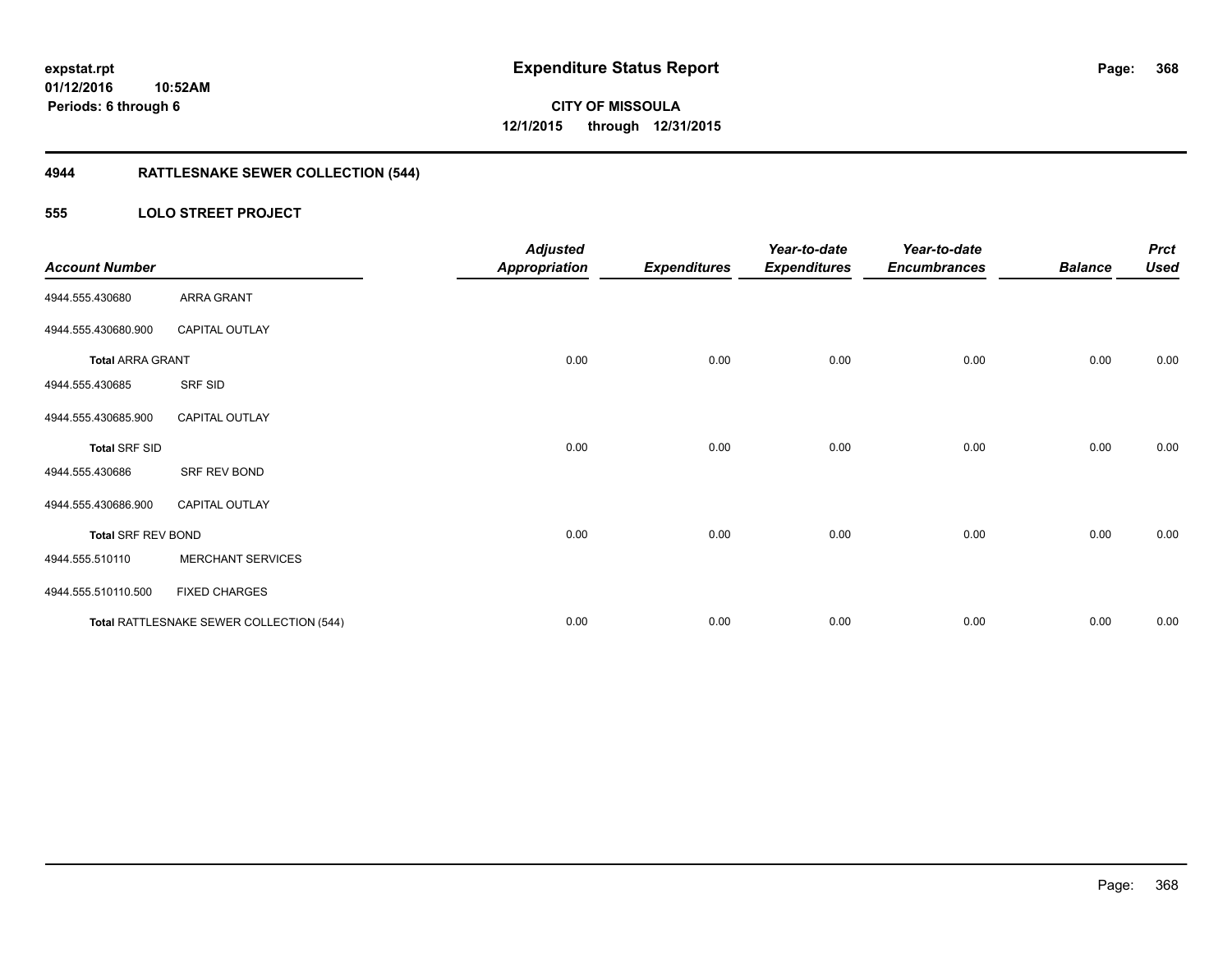**expstat.rpt**
**01/12/2016 10:52AM**
**Periods: 6 through 6**

# Expenditure Status Report

**CITY OF MISSOULA**
**12/1/2015 through 12/31/2015**

## 4944 RATTLESNAKE SEWER COLLECTION (544)

### 555 LOLO STREET PROJECT

| Account Number | | Adjusted Appropriation | Expenditures | Year-to-date Expenditures | Year-to-date Encumbrances | Balance | Prct Used |
|---|---|---|---|---|---|---|---|
| 4944.555.430680 | ARRA GRANT | | | | | | |
| 4944.555.430680.900 | CAPITAL OUTLAY | | | | | | |
| **Total** ARRA GRANT | | 0.00 | 0.00 | 0.00 | 0.00 | 0.00 | 0.00 |
| 4944.555.430685 | SRF SID | | | | | | |
| 4944.555.430685.900 | CAPITAL OUTLAY | | | | | | |
| **Total** SRF SID | | 0.00 | 0.00 | 0.00 | 0.00 | 0.00 | 0.00 |
| 4944.555.430686 | SRF REV BOND | | | | | | |
| 4944.555.430686.900 | CAPITAL OUTLAY | | | | | | |
| **Total** SRF REV BOND | | 0.00 | 0.00 | 0.00 | 0.00 | 0.00 | 0.00 |
| 4944.555.510110 | MERCHANT SERVICES | | | | | | |
| 4944.555.510110.500 | FIXED CHARGES | | | | | | |
| **Total** RATTLESNAKE SEWER COLLECTION (544) | | 0.00 | 0.00 | 0.00 | 0.00 | 0.00 | 0.00 |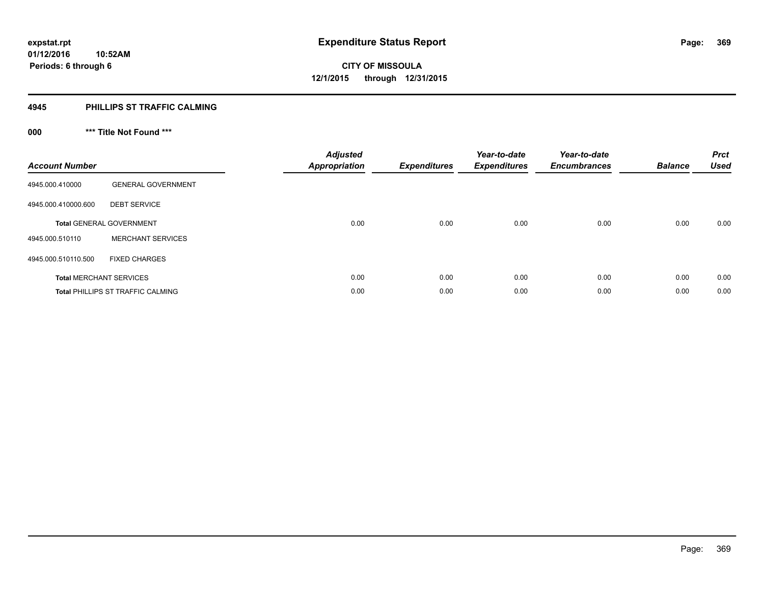expstat.rpt
01/12/2016 10:52AM
Periods: 6 through 6

# Expenditure Status Report

CITY OF MISSOULA
12/1/2015 through 12/31/2015

## 4945 PHILLIPS ST TRAFFIC CALMING

### 000 *** Title Not Found ***

| Account Number | | Adjusted Appropriation | Expenditures | Year-to-date Expenditures | Year-to-date Encumbrances | Balance | Prct Used |
|---|---|---|---|---|---|---|---|
| 4945.000.410000 | GENERAL GOVERNMENT | | | | | | |
| 4945.000.410000.600 | DEBT SERVICE | | | | | | |
| **Total** GENERAL GOVERNMENT | | 0.00 | 0.00 | 0.00 | 0.00 | 0.00 | 0.00 |
| 4945.000.510110 | MERCHANT SERVICES | | | | | | |
| 4945.000.510110.500 | FIXED CHARGES | | | | | | |
| **Total** MERCHANT SERVICES | | 0.00 | 0.00 | 0.00 | 0.00 | 0.00 | 0.00 |
| **Total** PHILLIPS ST TRAFFIC CALMING | | 0.00 | 0.00 | 0.00 | 0.00 | 0.00 | 0.00 |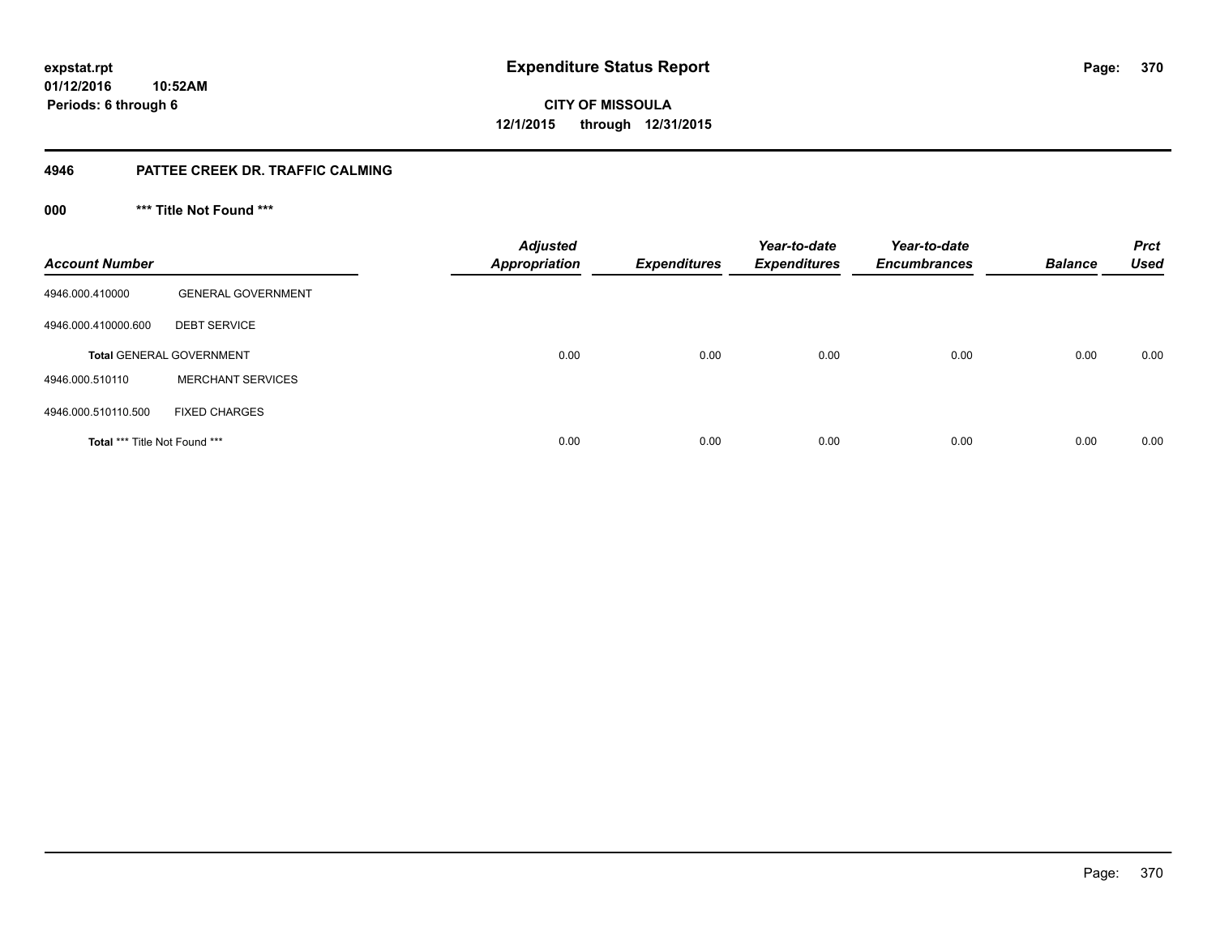**expstat.rpt**
**01/12/2016 10:52AM**
**Periods: 6 through 6**

# Expenditure Status Report

**CITY OF MISSOULA**
**12/1/2015 through 12/31/2015**

## 4946 PATTEE CREEK DR. TRAFFIC CALMING

### 000 *** Title Not Found ***

| Account Number | | Adjusted Appropriation | Expenditures | Year-to-date Expenditures | Year-to-date Encumbrances | Balance | Prct Used |
|---|---|---|---|---|---|---|---|
| 4946.000.410000 | GENERAL GOVERNMENT | | | | | | |
| 4946.000.410000.600 | DEBT SERVICE | | | | | | |
| **Total** GENERAL GOVERNMENT | | 0.00 | 0.00 | 0.00 | 0.00 | 0.00 | 0.00 |
| 4946.000.510110 | MERCHANT SERVICES | | | | | | |
| 4946.000.510110.500 | FIXED CHARGES | | | | | | |
| **Total** *** Title Not Found *** | | 0.00 | 0.00 | 0.00 | 0.00 | 0.00 | 0.00 |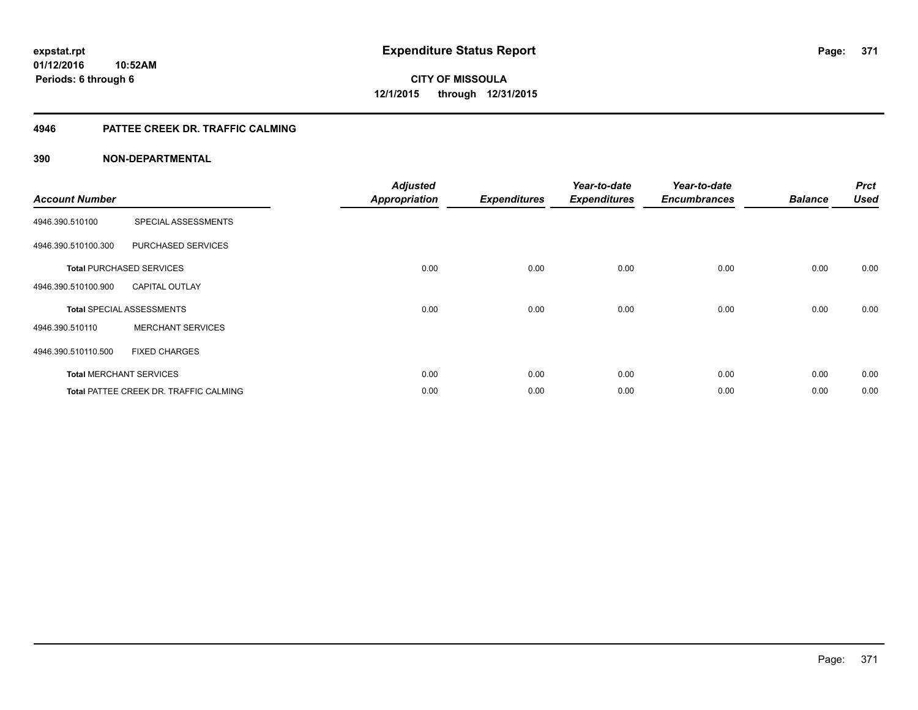**Expenditure Status Report**

**CITY OF MISSOULA**

**12/1/2015 through 12/31/2015**

expstat.rpt
01/12/2016 10:52AM
Periods: 6 through 6

## 4946 PATTEE CREEK DR. TRAFFIC CALMING

### 390 NON-DEPARTMENTAL

| Account Number | | Adjusted Appropriation | Expenditures | Year-to-date Expenditures | Year-to-date Encumbrances | Balance | Prct Used |
|---|---|---|---|---|---|---|---|
| 4946.390.510100 | SPECIAL ASSESSMENTS | | | | | | |
| 4946.390.510100.300 | PURCHASED SERVICES | | | | | | |
| **Total** PURCHASED SERVICES | | 0.00 | 0.00 | 0.00 | 0.00 | 0.00 | 0.00 |
| 4946.390.510100.900 | CAPITAL OUTLAY | | | | | | |
| **Total** SPECIAL ASSESSMENTS | | 0.00 | 0.00 | 0.00 | 0.00 | 0.00 | 0.00 |
| 4946.390.510110 | MERCHANT SERVICES | | | | | | |
| 4946.390.510110.500 | FIXED CHARGES | | | | | | |
| **Total** MERCHANT SERVICES | | 0.00 | 0.00 | 0.00 | 0.00 | 0.00 | 0.00 |
| **Total** PATTEE CREEK DR. TRAFFIC CALMING | | 0.00 | 0.00 | 0.00 | 0.00 | 0.00 | 0.00 |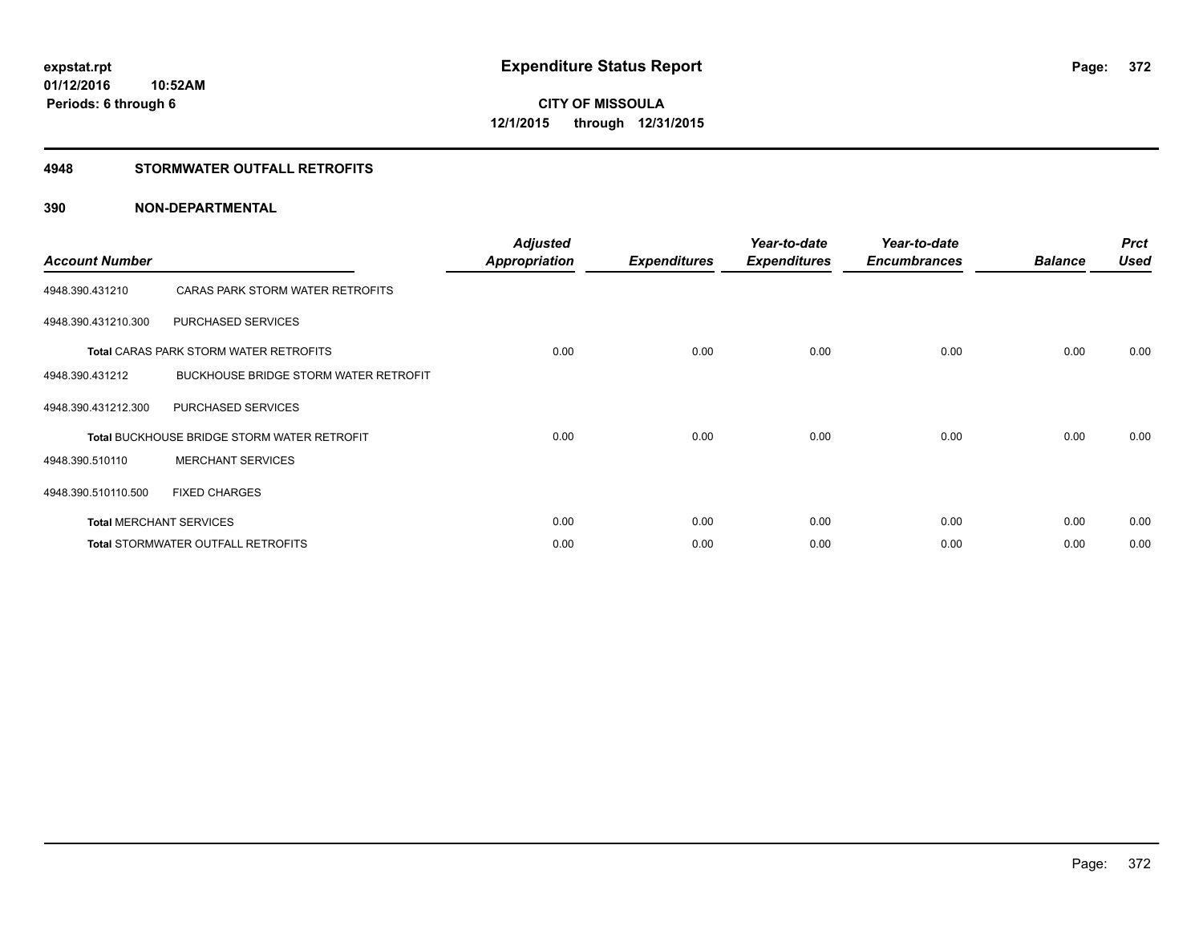**expstat.rpt**
**01/12/2016 10:52AM**
**Periods: 6 through 6**

# Expenditure Status Report

**CITY OF MISSOULA**
**12/1/2015 through 12/31/2015**

## 4948 STORMWATER OUTFALL RETROFITS

## 390 NON-DEPARTMENTAL

| Account Number | | Adjusted Appropriation | Expenditures | Year-to-date Expenditures | Year-to-date Encumbrances | Balance | Prct Used |
|---|---|---|---|---|---|---|---|
| 4948.390.431210 | CARAS PARK STORM WATER RETROFITS | | | | | | |
| 4948.390.431210.300 | PURCHASED SERVICES | | | | | | |
| **Total** CARAS PARK STORM WATER RETROFITS | | 0.00 | 0.00 | 0.00 | 0.00 | 0.00 | 0.00 |
| 4948.390.431212 | BUCKHOUSE BRIDGE STORM WATER RETROFIT | | | | | | |
| 4948.390.431212.300 | PURCHASED SERVICES | | | | | | |
| **Total** BUCKHOUSE BRIDGE STORM WATER RETROFIT | | 0.00 | 0.00 | 0.00 | 0.00 | 0.00 | 0.00 |
| 4948.390.510110 | MERCHANT SERVICES | | | | | | |
| 4948.390.510110.500 | FIXED CHARGES | | | | | | |
| **Total** MERCHANT SERVICES | | 0.00 | 0.00 | 0.00 | 0.00 | 0.00 | 0.00 |
| **Total** STORMWATER OUTFALL RETROFITS | | 0.00 | 0.00 | 0.00 | 0.00 | 0.00 | 0.00 |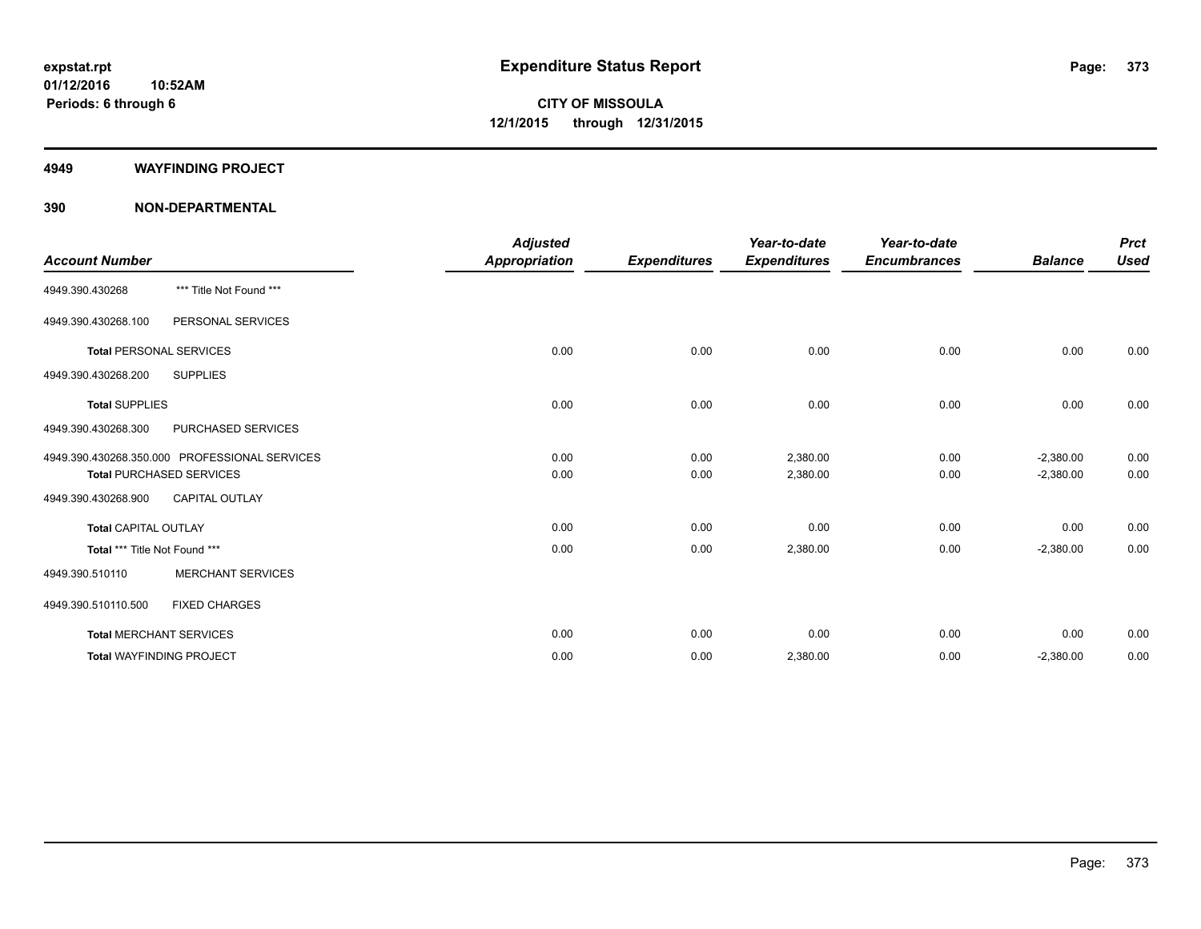# Expenditure Status Report

expstat.rpt
01/12/2016 10:52AM
Periods: 6 through 6

**CITY OF MISSOULA**
**12/1/2015 through 12/31/2015**

## 4949 WAYFINDING PROJECT

## 390 NON-DEPARTMENTAL

| Account Number | | Adjusted Appropriation | Expenditures | Year-to-date Expenditures | Year-to-date Encumbrances | Balance | Prct Used |
|---|---|---|---|---|---|---|---|
| 4949.390.430268 | *** Title Not Found *** | | | | | | |
| 4949.390.430268.100 | PERSONAL SERVICES | | | | | | |
| **Total** PERSONAL SERVICES | | 0.00 | 0.00 | 0.00 | 0.00 | 0.00 | 0.00 |
| 4949.390.430268.200 | SUPPLIES | | | | | | |
| **Total** SUPPLIES | | 0.00 | 0.00 | 0.00 | 0.00 | 0.00 | 0.00 |
| 4949.390.430268.300 | PURCHASED SERVICES | | | | | | |
| 4949.390.430268.350.000 | PROFESSIONAL SERVICES | 0.00 | 0.00 | 2,380.00 | 0.00 | -2,380.00 | 0.00 |
| **Total** PURCHASED SERVICES | | 0.00 | 0.00 | 2,380.00 | 0.00 | -2,380.00 | 0.00 |
| 4949.390.430268.900 | CAPITAL OUTLAY | | | | | | |
| **Total** CAPITAL OUTLAY | | 0.00 | 0.00 | 0.00 | 0.00 | 0.00 | 0.00 |
| **Total** *** Title Not Found *** | | 0.00 | 0.00 | 2,380.00 | 0.00 | -2,380.00 | 0.00 |
| 4949.390.510110 | MERCHANT SERVICES | | | | | | |
| 4949.390.510110.500 | FIXED CHARGES | | | | | | |
| **Total** MERCHANT SERVICES | | 0.00 | 0.00 | 0.00 | 0.00 | 0.00 | 0.00 |
| **Total** WAYFINDING PROJECT | | 0.00 | 0.00 | 2,380.00 | 0.00 | -2,380.00 | 0.00 |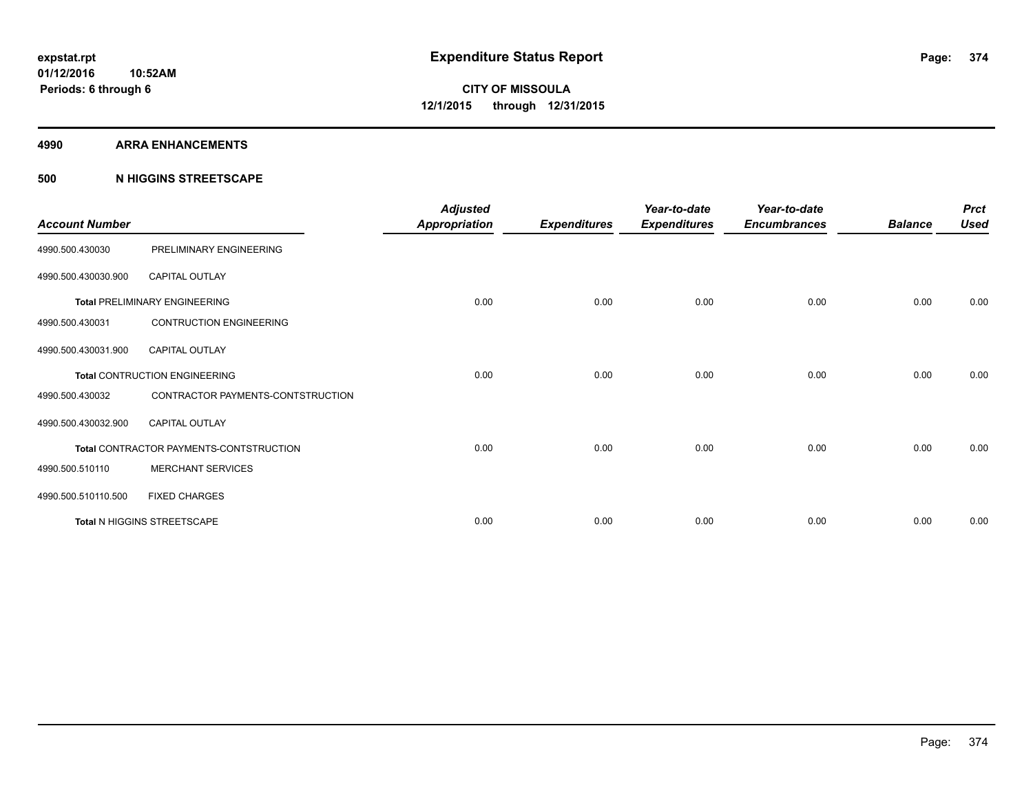expstat.rpt
01/12/2016 10:52AM
Periods: 6 through 6

# Expenditure Status Report

CITY OF MISSOULA
12/1/2015 through 12/31/2015

**4990 ARRA ENHANCEMENTS**

**500 N HIGGINS STREETSCAPE**

| Account Number | | Adjusted Appropriation | Expenditures | Year-to-date Expenditures | Year-to-date Encumbrances | Balance | Prct Used |
|---|---|---|---|---|---|---|---|
| 4990.500.430030 | PRELIMINARY ENGINEERING | | | | | | |
| 4990.500.430030.900 | CAPITAL OUTLAY | | | | | | |
| | **Total** PRELIMINARY ENGINEERING | 0.00 | 0.00 | 0.00 | 0.00 | 0.00 | 0.00 |
| 4990.500.430031 | CONTRUCTION ENGINEERING | | | | | | |
| 4990.500.430031.900 | CAPITAL OUTLAY | | | | | | |
| | **Total** CONTRUCTION ENGINEERING | 0.00 | 0.00 | 0.00 | 0.00 | 0.00 | 0.00 |
| 4990.500.430032 | CONTRACTOR PAYMENTS-CONTSTRUCTION | | | | | | |
| 4990.500.430032.900 | CAPITAL OUTLAY | | | | | | |
| | **Total** CONTRACTOR PAYMENTS-CONTSTRUCTION | 0.00 | 0.00 | 0.00 | 0.00 | 0.00 | 0.00 |
| 4990.500.510110 | MERCHANT SERVICES | | | | | | |
| 4990.500.510110.500 | FIXED CHARGES | | | | | | |
| | **Total** N HIGGINS STREETSCAPE | 0.00 | 0.00 | 0.00 | 0.00 | 0.00 | 0.00 |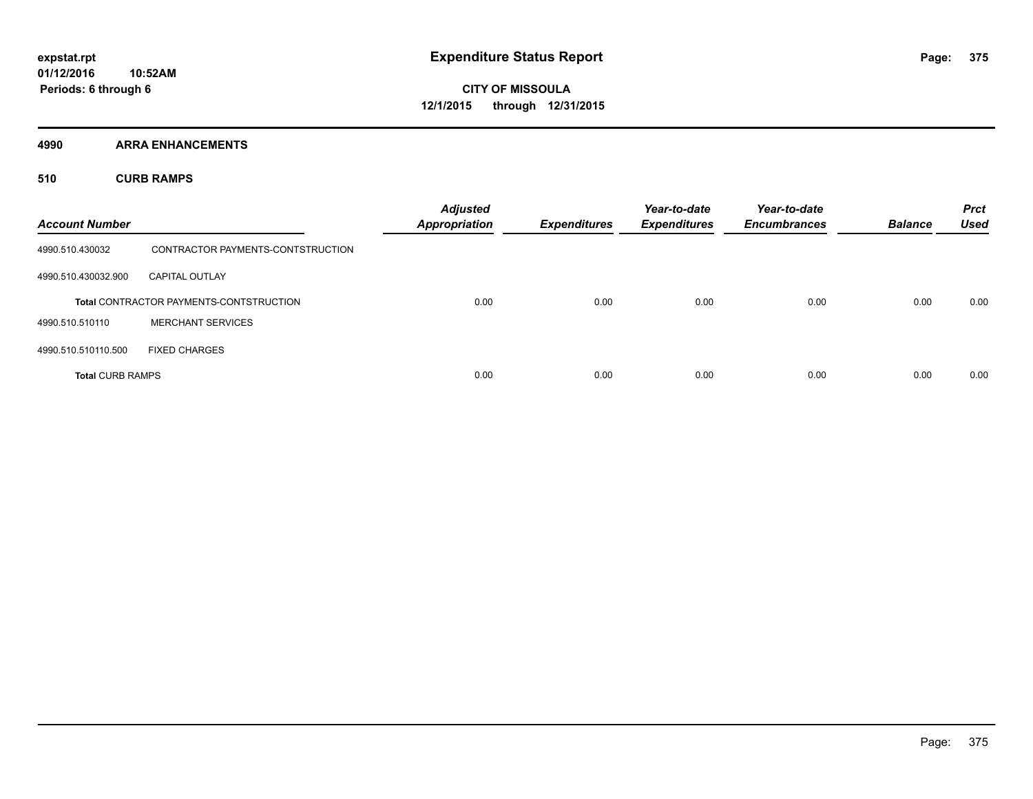**expstat.rpt**
**01/12/2016 10:52AM**
**Periods: 6 through 6**

# Expenditure Status Report

**CITY OF MISSOULA**
**12/1/2015 through 12/31/2015**

## 4990 ARRA ENHANCEMENTS

### 510 CURB RAMPS

| Account Number | | Adjusted Appropriation | Expenditures | Year-to-date Expenditures | Year-to-date Encumbrances | Balance | Prct Used |
|---|---|---|---|---|---|---|---|
| 4990.510.430032 | CONTRACTOR PAYMENTS-CONTSTRUCTION | | | | | | |
| 4990.510.430032.900 | CAPITAL OUTLAY | | | | | | |
| | **Total** CONTRACTOR PAYMENTS-CONTSTRUCTION | 0.00 | 0.00 | 0.00 | 0.00 | 0.00 | 0.00 |
| 4990.510.510110 | MERCHANT SERVICES | | | | | | |
| 4990.510.510110.500 | FIXED CHARGES | | | | | | |
| **Total** CURB RAMPS | | 0.00 | 0.00 | 0.00 | 0.00 | 0.00 | 0.00 |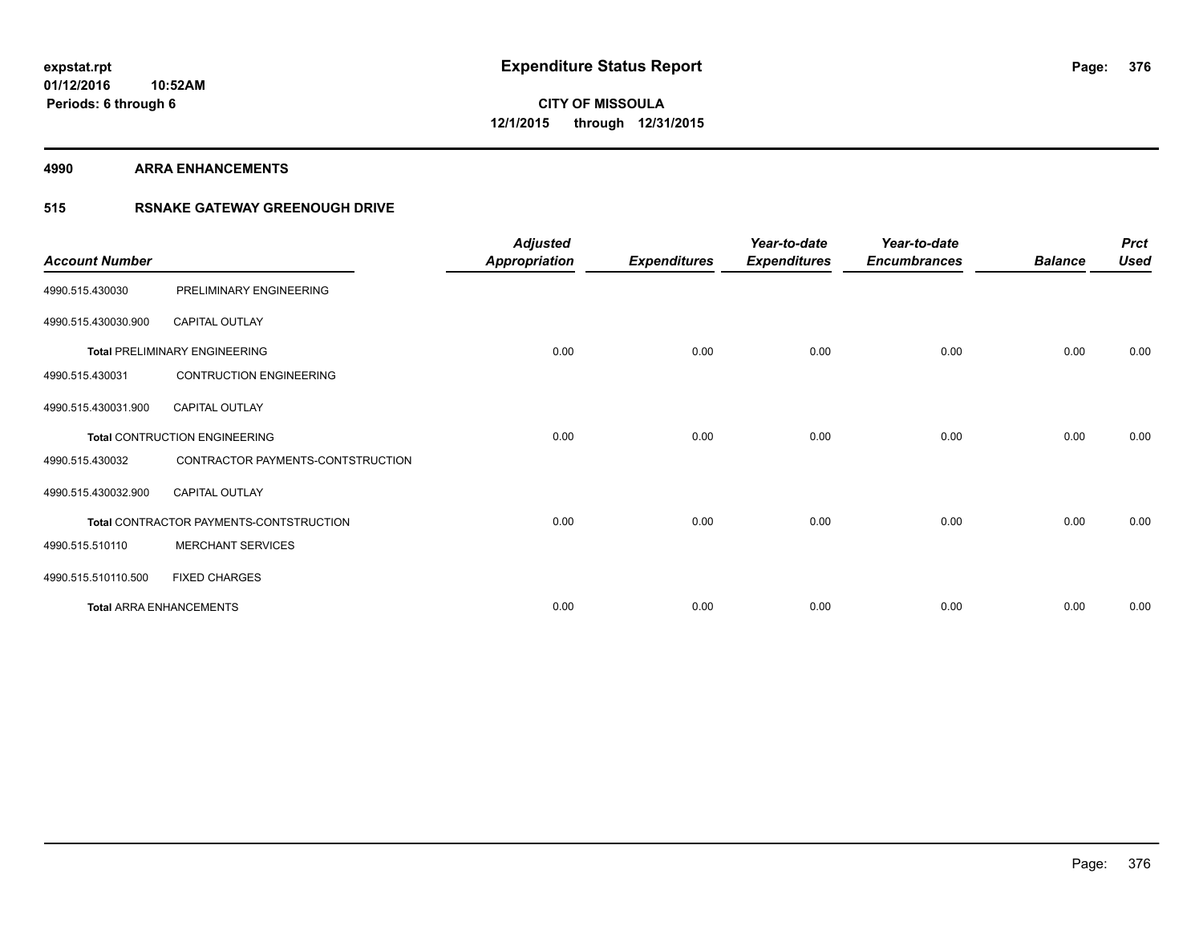# Expenditure Status Report

**CITY OF MISSOULA**

**12/1/2015 through 12/31/2015**

expstat.rpt
01/12/2016 10:52AM
Periods: 6 through 6

## 4990 ARRA ENHANCEMENTS

### 515 RSNAKE GATEWAY GREENOUGH DRIVE

| Account Number | | Adjusted Appropriation | Expenditures | Year-to-date Expenditures | Year-to-date Encumbrances | Balance | Prct Used |
|---|---|---|---|---|---|---|---|
| 4990.515.430030 | PRELIMINARY ENGINEERING | | | | | | |
| 4990.515.430030.900 | CAPITAL OUTLAY | | | | | | |
| **Total** PRELIMINARY ENGINEERING | | 0.00 | 0.00 | 0.00 | 0.00 | 0.00 | 0.00 |
| 4990.515.430031 | CONTRUCTION ENGINEERING | | | | | | |
| 4990.515.430031.900 | CAPITAL OUTLAY | | | | | | |
| **Total** CONTRUCTION ENGINEERING | | 0.00 | 0.00 | 0.00 | 0.00 | 0.00 | 0.00 |
| 4990.515.430032 | CONTRACTOR PAYMENTS-CONTSTRUCTION | | | | | | |
| 4990.515.430032.900 | CAPITAL OUTLAY | | | | | | |
| **Total** CONTRACTOR PAYMENTS-CONTSTRUCTION | | 0.00 | 0.00 | 0.00 | 0.00 | 0.00 | 0.00 |
| 4990.515.510110 | MERCHANT SERVICES | | | | | | |
| 4990.515.510110.500 | FIXED CHARGES | | | | | | |
| **Total** ARRA ENHANCEMENTS | | 0.00 | 0.00 | 0.00 | 0.00 | 0.00 | 0.00 |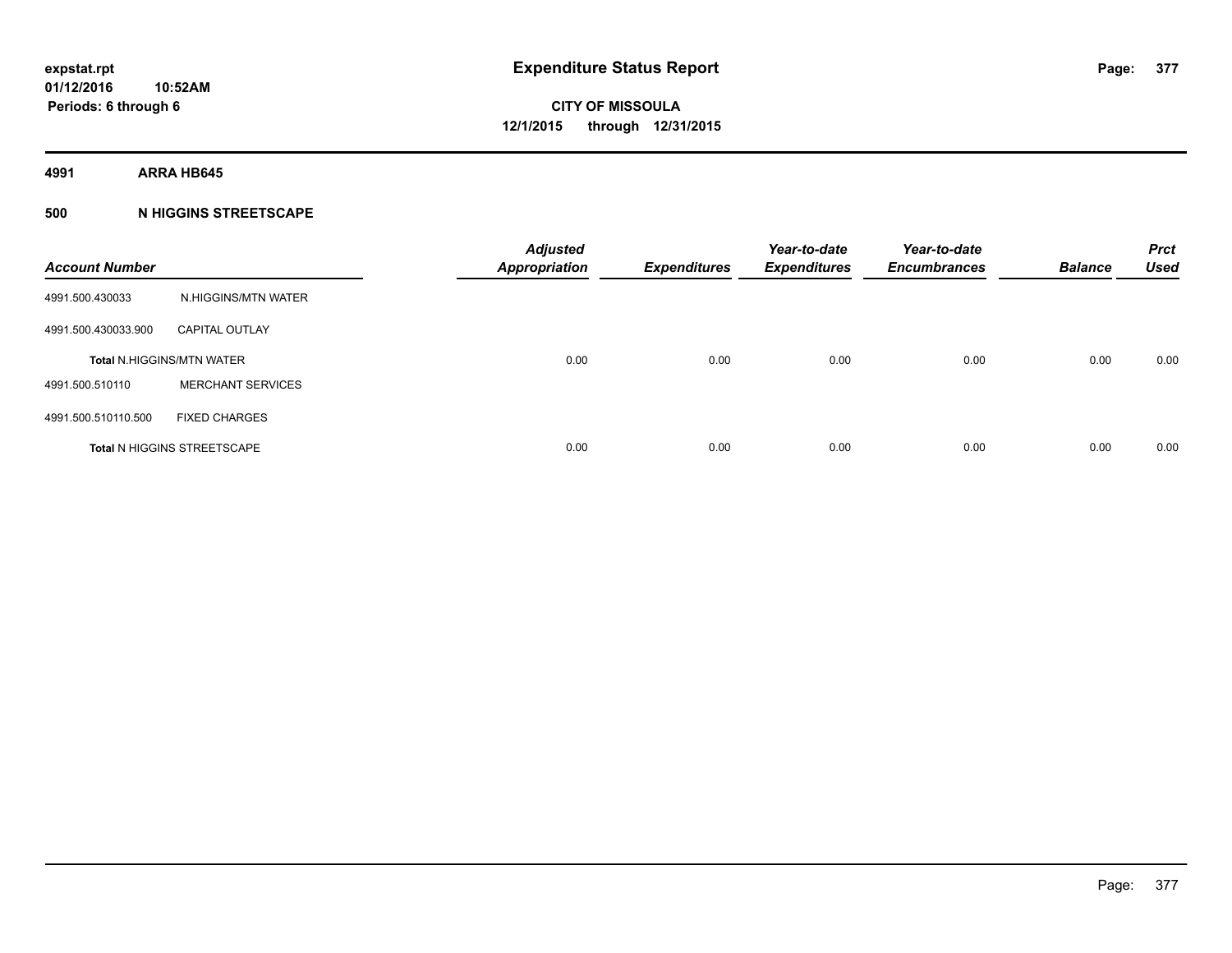**expstat.rpt**
**01/12/2016 10:52AM**
**Periods: 6 through 6**

# Expenditure Status Report

**CITY OF MISSOULA**
**12/1/2015 through 12/31/2015**

**4991 ARRA HB645**

**500 N HIGGINS STREETSCAPE**

| Account Number | | Adjusted Appropriation | Expenditures | Year-to-date Expenditures | Year-to-date Encumbrances | Balance | Prct Used |
|---|---|---|---|---|---|---|---|
| 4991.500.430033 | N.HIGGINS/MTN WATER | | | | | | |
| 4991.500.430033.900 | CAPITAL OUTLAY | | | | | | |
| **Total** N.HIGGINS/MTN WATER | | 0.00 | 0.00 | 0.00 | 0.00 | 0.00 | 0.00 |
| 4991.500.510110 | MERCHANT SERVICES | | | | | | |
| 4991.500.510110.500 | FIXED CHARGES | | | | | | |
| **Total** N HIGGINS STREETSCAPE | | 0.00 | 0.00 | 0.00 | 0.00 | 0.00 | 0.00 |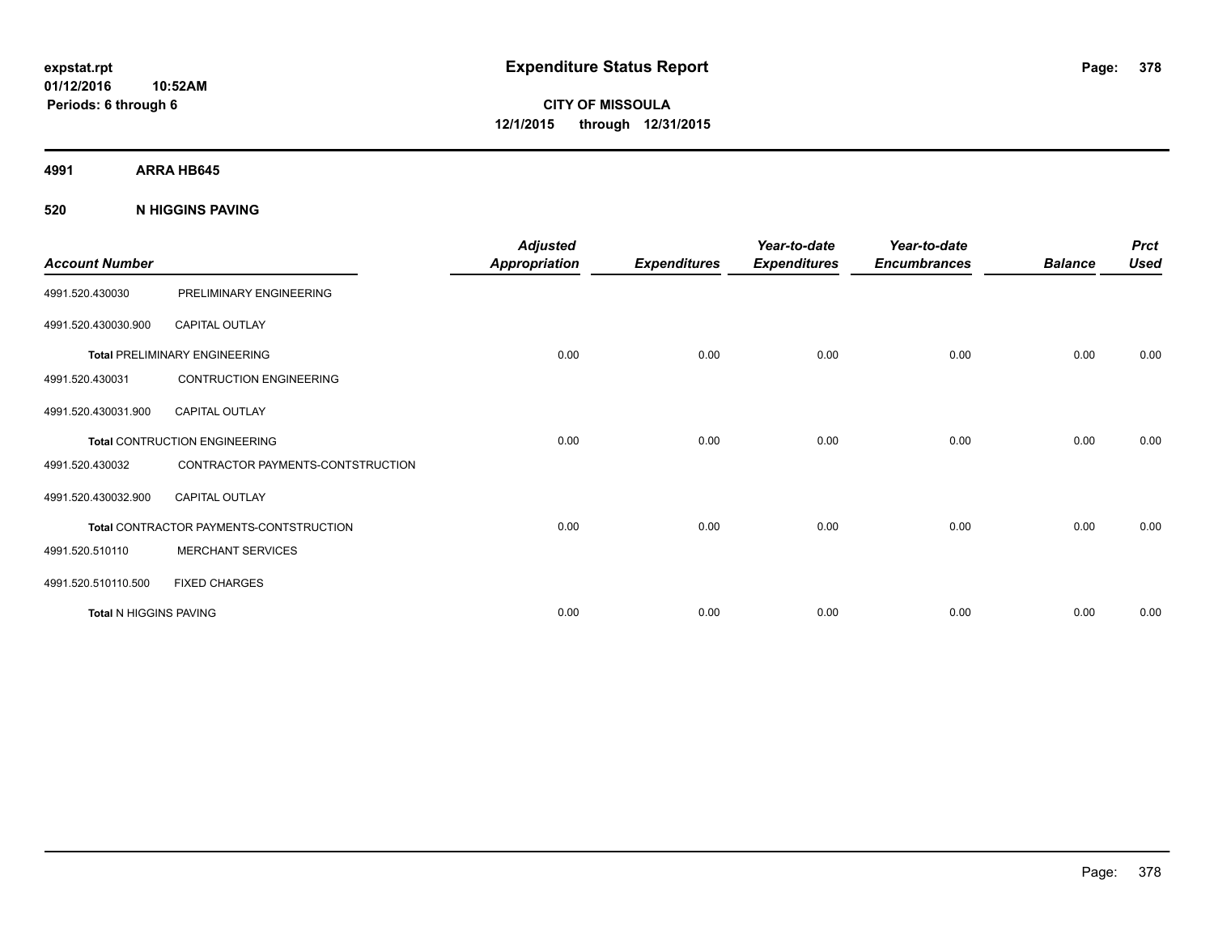**expstat.rpt**
**01/12/2016 10:52AM**
**Periods: 6 through 6**

# Expenditure Status Report

**CITY OF MISSOULA**
**12/1/2015 through 12/31/2015**

## 4991 ARRA HB645

## 520 N HIGGINS PAVING

| Account Number | | Adjusted Appropriation | Expenditures | Year-to-date Expenditures | Year-to-date Encumbrances | Balance | Prct Used |
|---|---|---|---|---|---|---|---|
| 4991.520.430030 | PRELIMINARY ENGINEERING | | | | | | |
| 4991.520.430030.900 | CAPITAL OUTLAY | | | | | | |
| **Total** PRELIMINARY ENGINEERING | | 0.00 | 0.00 | 0.00 | 0.00 | 0.00 | 0.00 |
| 4991.520.430031 | CONTRUCTION ENGINEERING | | | | | | |
| 4991.520.430031.900 | CAPITAL OUTLAY | | | | | | |
| **Total** CONTRUCTION ENGINEERING | | 0.00 | 0.00 | 0.00 | 0.00 | 0.00 | 0.00 |
| 4991.520.430032 | CONTRACTOR PAYMENTS-CONTSTRUCTION | | | | | | |
| 4991.520.430032.900 | CAPITAL OUTLAY | | | | | | |
| **Total** CONTRACTOR PAYMENTS-CONTSTRUCTION | | 0.00 | 0.00 | 0.00 | 0.00 | 0.00 | 0.00 |
| 4991.520.510110 | MERCHANT SERVICES | | | | | | |
| 4991.520.510110.500 | FIXED CHARGES | | | | | | |
| **Total** N HIGGINS PAVING | | 0.00 | 0.00 | 0.00 | 0.00 | 0.00 | 0.00 |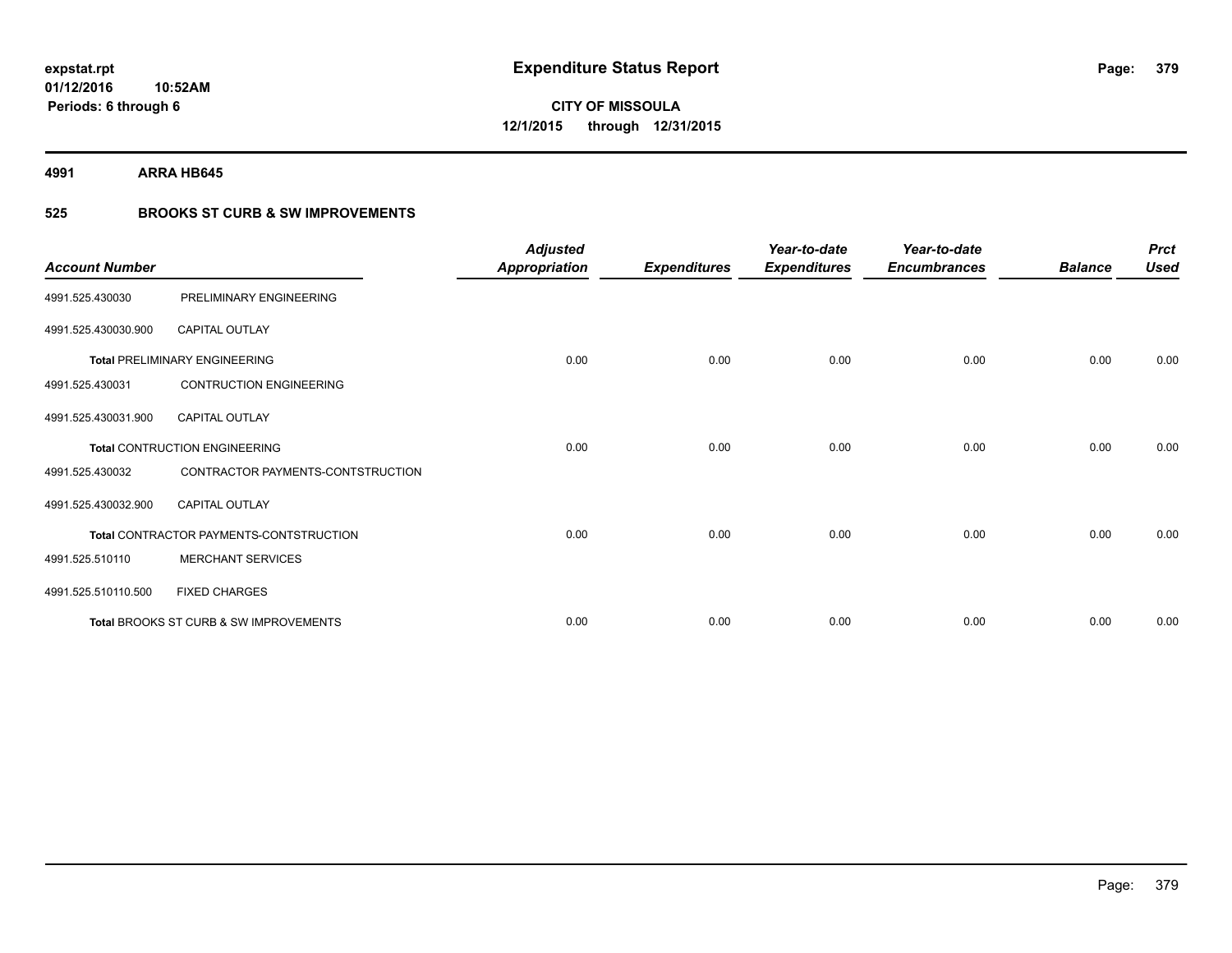# Expenditure Status Report

**CITY OF MISSOULA**

**12/1/2015 through 12/31/2015**

expstat.rpt
01/12/2016 10:52AM
Periods: 6 through 6

**4991 ARRA HB645**

**525 BROOKS ST CURB & SW IMPROVEMENTS**

| Account Number | | Adjusted Appropriation | Expenditures | Year-to-date Expenditures | Year-to-date Encumbrances | Balance | Prct Used |
|---|---|---|---|---|---|---|---|
| 4991.525.430030 | PRELIMINARY ENGINEERING | | | | | | |
| 4991.525.430030.900 | CAPITAL OUTLAY | | | | | | |
| Total PRELIMINARY ENGINEERING | | 0.00 | 0.00 | 0.00 | 0.00 | 0.00 | 0.00 |
| 4991.525.430031 | CONTRUCTION ENGINEERING | | | | | | |
| 4991.525.430031.900 | CAPITAL OUTLAY | | | | | | |
| Total CONTRUCTION ENGINEERING | | 0.00 | 0.00 | 0.00 | 0.00 | 0.00 | 0.00 |
| 4991.525.430032 | CONTRACTOR PAYMENTS-CONTSTRUCTION | | | | | | |
| 4991.525.430032.900 | CAPITAL OUTLAY | | | | | | |
| Total CONTRACTOR PAYMENTS-CONTSTRUCTION | | 0.00 | 0.00 | 0.00 | 0.00 | 0.00 | 0.00 |
| 4991.525.510110 | MERCHANT SERVICES | | | | | | |
| 4991.525.510110.500 | FIXED CHARGES | | | | | | |
| Total BROOKS ST CURB & SW IMPROVEMENTS | | 0.00 | 0.00 | 0.00 | 0.00 | 0.00 | 0.00 |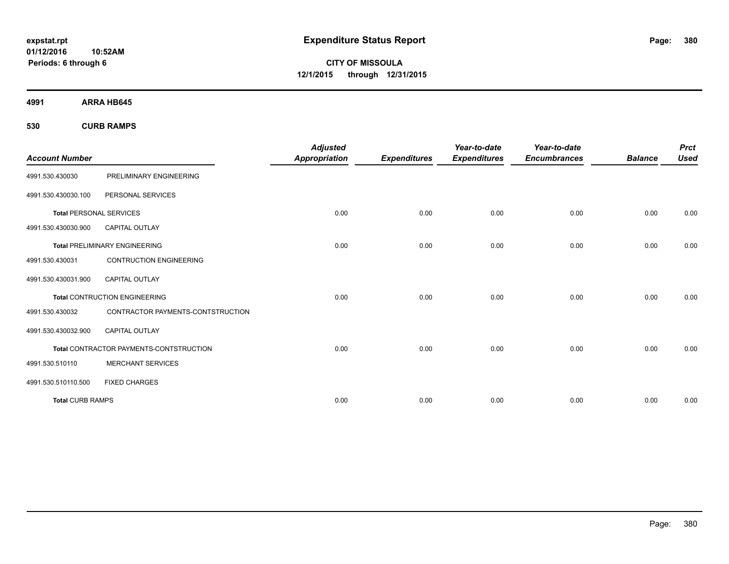**expstat.rpt**
**01/12/2016 10:52AM**
**Periods: 6 through 6**

# Expenditure Status Report

**CITY OF MISSOULA**
**12/1/2015 through 12/31/2015**

**4991 ARRA HB645**

**530 CURB RAMPS**

| Account Number | | Adjusted Appropriation | Expenditures | Year-to-date Expenditures | Year-to-date Encumbrances | Balance | Prct Used |
|---|---|---|---|---|---|---|---|
| 4991.530.430030 | PRELIMINARY ENGINEERING | | | | | | |
| 4991.530.430030.100 | PERSONAL SERVICES | | | | | | |
| **Total** PERSONAL SERVICES | | 0.00 | 0.00 | 0.00 | 0.00 | 0.00 | 0.00 |
| 4991.530.430030.900 | CAPITAL OUTLAY | | | | | | |
| **Total** PRELIMINARY ENGINEERING | | 0.00 | 0.00 | 0.00 | 0.00 | 0.00 | 0.00 |
| 4991.530.430031 | CONTRUCTION ENGINEERING | | | | | | |
| 4991.530.430031.900 | CAPITAL OUTLAY | | | | | | |
| **Total** CONTRUCTION ENGINEERING | | 0.00 | 0.00 | 0.00 | 0.00 | 0.00 | 0.00 |
| 4991.530.430032 | CONTRACTOR PAYMENTS-CONTSTRUCTION | | | | | | |
| 4991.530.430032.900 | CAPITAL OUTLAY | | | | | | |
| **Total** CONTRACTOR PAYMENTS-CONTSTRUCTION | | 0.00 | 0.00 | 0.00 | 0.00 | 0.00 | 0.00 |
| 4991.530.510110 | MERCHANT SERVICES | | | | | | |
| 4991.530.510110.500 | FIXED CHARGES | | | | | | |
| **Total** CURB RAMPS | | 0.00 | 0.00 | 0.00 | 0.00 | 0.00 | 0.00 |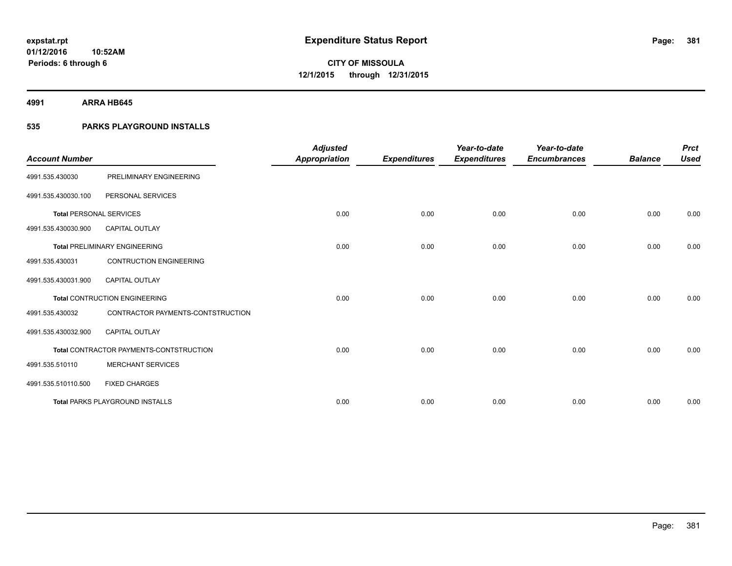**expstat.rpt**
**01/12/2016 10:52AM**
**Periods: 6 through 6**

# Expenditure Status Report

**CITY OF MISSOULA**
**12/1/2015 through 12/31/2015**

## 4991 ARRA HB645

## 535 PARKS PLAYGROUND INSTALLS

| Account Number | | Adjusted Appropriation | Expenditures | Year-to-date Expenditures | Year-to-date Encumbrances | Balance | Prct Used |
|---|---|---|---|---|---|---|---|
| 4991.535.430030 | PRELIMINARY ENGINEERING | | | | | | |
| 4991.535.430030.100 | PERSONAL SERVICES | | | | | | |
| **Total** PERSONAL SERVICES | | 0.00 | 0.00 | 0.00 | 0.00 | 0.00 | 0.00 |
| 4991.535.430030.900 | CAPITAL OUTLAY | | | | | | |
| **Total** PRELIMINARY ENGINEERING | | 0.00 | 0.00 | 0.00 | 0.00 | 0.00 | 0.00 |
| 4991.535.430031 | CONTRUCTION ENGINEERING | | | | | | |
| 4991.535.430031.900 | CAPITAL OUTLAY | | | | | | |
| **Total** CONTRUCTION ENGINEERING | | 0.00 | 0.00 | 0.00 | 0.00 | 0.00 | 0.00 |
| 4991.535.430032 | CONTRACTOR PAYMENTS-CONTSTRUCTION | | | | | | |
| 4991.535.430032.900 | CAPITAL OUTLAY | | | | | | |
| **Total** CONTRACTOR PAYMENTS-CONTSTRUCTION | | 0.00 | 0.00 | 0.00 | 0.00 | 0.00 | 0.00 |
| 4991.535.510110 | MERCHANT SERVICES | | | | | | |
| 4991.535.510110.500 | FIXED CHARGES | | | | | | |
| **Total** PARKS PLAYGROUND INSTALLS | | 0.00 | 0.00 | 0.00 | 0.00 | 0.00 | 0.00 |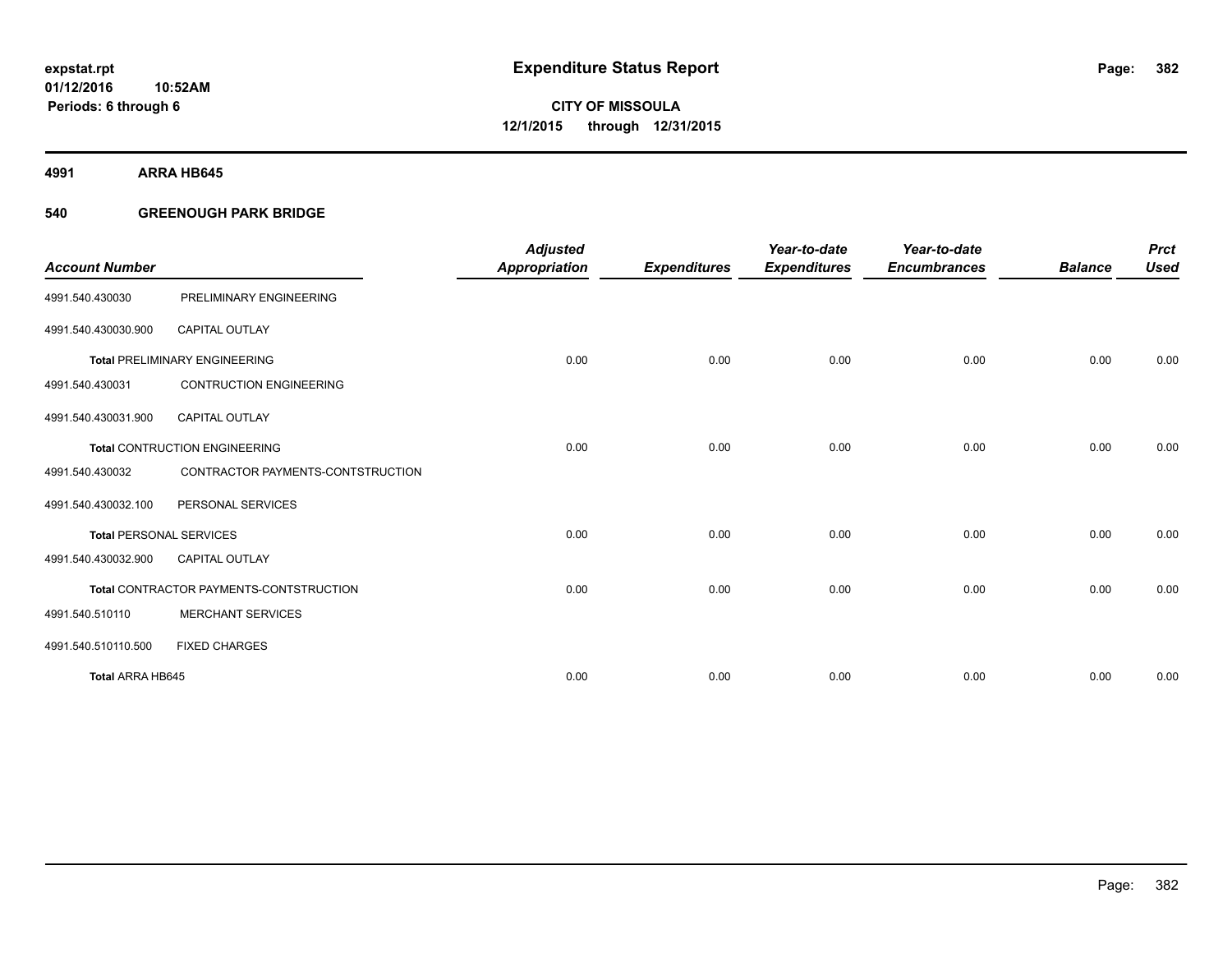**expstat.rpt**
**01/12/2016 10:52AM**
**Periods: 6 through 6**

# Expenditure Status Report

**CITY OF MISSOULA**
**12/1/2015 through 12/31/2015**

**4991 ARRA HB645**

**540 GREENOUGH PARK BRIDGE**

| Account Number | | Adjusted Appropriation | Expenditures | Year-to-date Expenditures | Year-to-date Encumbrances | Balance | Prct Used |
|---|---|---|---|---|---|---|---|
| 4991.540.430030 | PRELIMINARY ENGINEERING | | | | | | |
| 4991.540.430030.900 | CAPITAL OUTLAY | | | | | | |
| **Total** PRELIMINARY ENGINEERING | | 0.00 | 0.00 | 0.00 | 0.00 | 0.00 | 0.00 |
| 4991.540.430031 | CONTRUCTION ENGINEERING | | | | | | |
| 4991.540.430031.900 | CAPITAL OUTLAY | | | | | | |
| **Total** CONTRUCTION ENGINEERING | | 0.00 | 0.00 | 0.00 | 0.00 | 0.00 | 0.00 |
| 4991.540.430032 | CONTRACTOR PAYMENTS-CONTSTRUCTION | | | | | | |
| 4991.540.430032.100 | PERSONAL SERVICES | | | | | | |
| **Total** PERSONAL SERVICES | | 0.00 | 0.00 | 0.00 | 0.00 | 0.00 | 0.00 |
| 4991.540.430032.900 | CAPITAL OUTLAY | | | | | | |
| **Total** CONTRACTOR PAYMENTS-CONTSTRUCTION | | 0.00 | 0.00 | 0.00 | 0.00 | 0.00 | 0.00 |
| 4991.540.510110 | MERCHANT SERVICES | | | | | | |
| 4991.540.510110.500 | FIXED CHARGES | | | | | | |
| **Total ARRA HB645** | | 0.00 | 0.00 | 0.00 | 0.00 | 0.00 | 0.00 |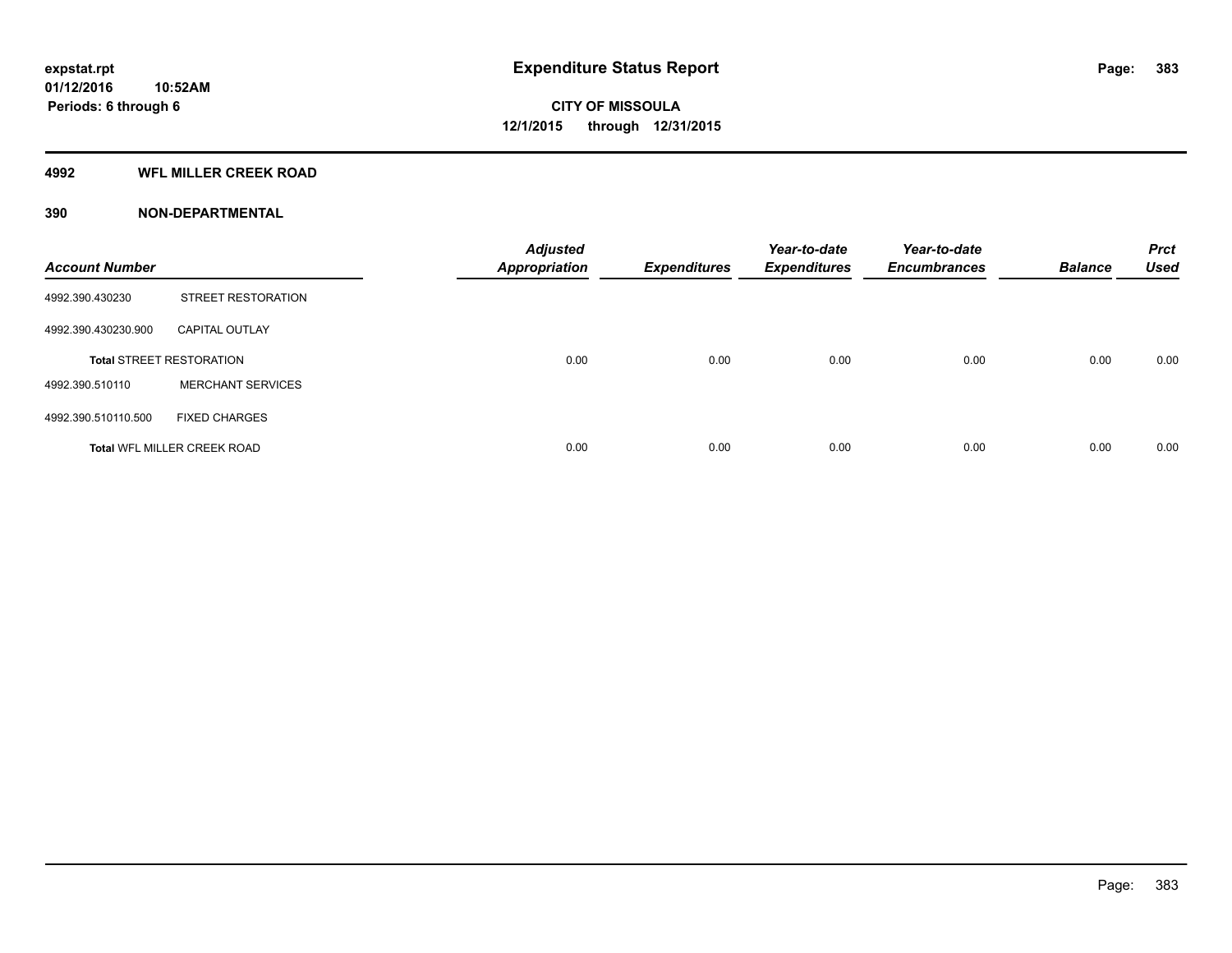# Expenditure Status Report

expstat.rpt
01/12/2016 10:52AM
Periods: 6 through 6

CITY OF MISSOULA
12/1/2015 through 12/31/2015

## 4992 WFL MILLER CREEK ROAD

## 390 NON-DEPARTMENTAL

| Account Number | | Adjusted Appropriation | Expenditures | Year-to-date Expenditures | Year-to-date Encumbrances | Balance | Prct Used |
|---|---|---|---|---|---|---|---|
| 4992.390.430230 | STREET RESTORATION | | | | | | |
| 4992.390.430230.900 | CAPITAL OUTLAY | | | | | | |
| **Total** STREET RESTORATION | | 0.00 | 0.00 | 0.00 | 0.00 | 0.00 | 0.00 |
| 4992.390.510110 | MERCHANT SERVICES | | | | | | |
| 4992.390.510110.500 | FIXED CHARGES | | | | | | |
| **Total** WFL MILLER CREEK ROAD | | 0.00 | 0.00 | 0.00 | 0.00 | 0.00 | 0.00 |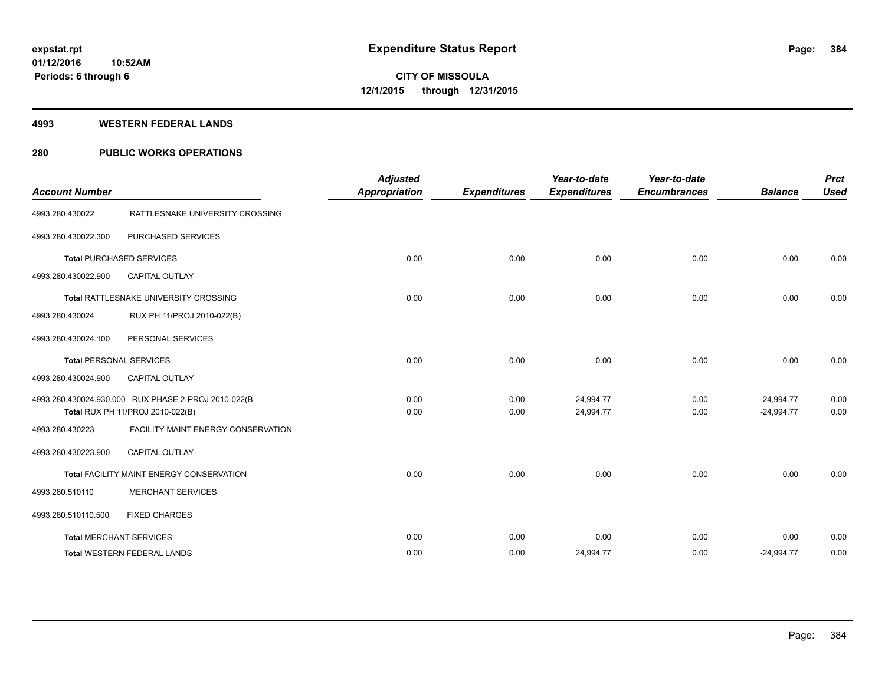**expstat.rpt**
**01/12/2016 10:52AM**
**Periods: 6 through 6**

# Expenditure Status Report

**CITY OF MISSOULA**
**12/1/2015 through 12/31/2015**

## 4993 WESTERN FEDERAL LANDS

## 280 PUBLIC WORKS OPERATIONS

| Account Number | | Adjusted Appropriation | Expenditures | Year-to-date Expenditures | Year-to-date Encumbrances | Balance | Prct Used |
|---|---|---|---|---|---|---|---|
| 4993.280.430022 | RATTLESNAKE UNIVERSITY CROSSING | | | | | | |
| 4993.280.430022.300 | PURCHASED SERVICES | | | | | | |
| **Total** PURCHASED SERVICES | | 0.00 | 0.00 | 0.00 | 0.00 | 0.00 | 0.00 |
| 4993.280.430022.900 | CAPITAL OUTLAY | | | | | | |
| **Total** RATTLESNAKE UNIVERSITY CROSSING | | 0.00 | 0.00 | 0.00 | 0.00 | 0.00 | 0.00 |
| 4993.280.430024 | RUX PH 11/PROJ 2010-022(B) | | | | | | |
| 4993.280.430024.100 | PERSONAL SERVICES | | | | | | |
| **Total** PERSONAL SERVICES | | 0.00 | 0.00 | 0.00 | 0.00 | 0.00 | 0.00 |
| 4993.280.430024.900 | CAPITAL OUTLAY | | | | | | |
| 4993.280.430024.930.000 | RUX PHASE 2-PROJ 2010-022(B | 0.00 | 0.00 | 24,994.77 | 0.00 | -24,994.77 | 0.00 |
| **Total** RUX PH 11/PROJ 2010-022(B) | | 0.00 | 0.00 | 24,994.77 | 0.00 | -24,994.77 | 0.00 |
| 4993.280.430223 | FACILITY MAINT ENERGY CONSERVATION | | | | | | |
| 4993.280.430223.900 | CAPITAL OUTLAY | | | | | | |
| **Total** FACILITY MAINT ENERGY CONSERVATION | | 0.00 | 0.00 | 0.00 | 0.00 | 0.00 | 0.00 |
| 4993.280.510110 | MERCHANT SERVICES | | | | | | |
| 4993.280.510110.500 | FIXED CHARGES | | | | | | |
| **Total** MERCHANT SERVICES | | 0.00 | 0.00 | 0.00 | 0.00 | 0.00 | 0.00 |
| **Total** WESTERN FEDERAL LANDS | | 0.00 | 0.00 | 24,994.77 | 0.00 | -24,994.77 | 0.00 |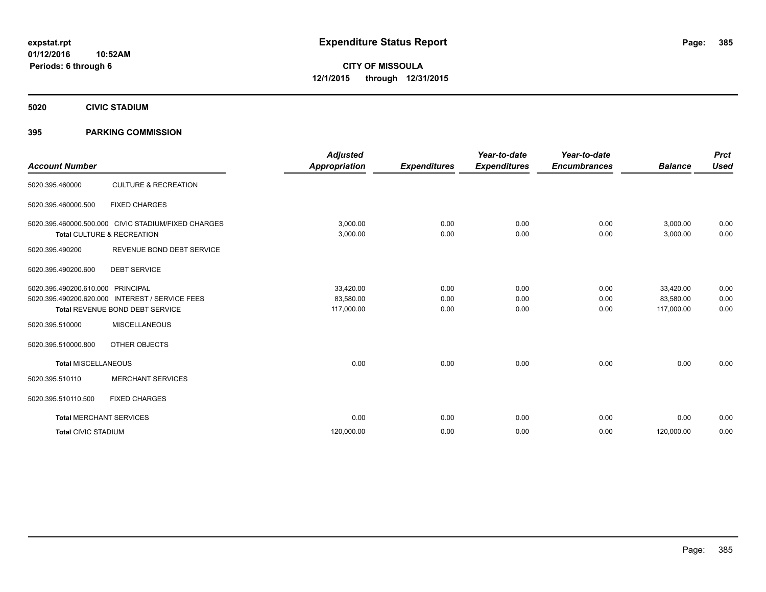# Expenditure Status Report

expstat.rpt
01/12/2016 10:52AM
Periods: 6 through 6

**CITY OF MISSOULA**
**12/1/2015 through 12/31/2015**

## 5020 CIVIC STADIUM

### 395 PARKING COMMISSION

| Account Number | | Adjusted Appropriation | Expenditures | Year-to-date Expenditures | Year-to-date Encumbrances | Balance | Prct Used |
|---|---|---|---|---|---|---|---|
| 5020.395.460000 | CULTURE & RECREATION | | | | | | |
| 5020.395.460000.500 | FIXED CHARGES | | | | | | |
| 5020.395.460000.500.000 | CIVIC STADIUM/FIXED CHARGES | 3,000.00 | 0.00 | 0.00 | 0.00 | 3,000.00 | 0.00 |
| Total CULTURE & RECREATION | | 3,000.00 | 0.00 | 0.00 | 0.00 | 3,000.00 | 0.00 |
| 5020.395.490200 | REVENUE BOND DEBT SERVICE | | | | | | |
| 5020.395.490200.600 | DEBT SERVICE | | | | | | |
| 5020.395.490200.610.000 | PRINCIPAL | 33,420.00 | 0.00 | 0.00 | 0.00 | 33,420.00 | 0.00 |
| 5020.395.490200.620.000 | INTEREST / SERVICE FEES | 83,580.00 | 0.00 | 0.00 | 0.00 | 83,580.00 | 0.00 |
| Total REVENUE BOND DEBT SERVICE | | 117,000.00 | 0.00 | 0.00 | 0.00 | 117,000.00 | 0.00 |
| 5020.395.510000 | MISCELLANEOUS | | | | | | |
| 5020.395.510000.800 | OTHER OBJECTS | | | | | | |
| Total MISCELLANEOUS | | 0.00 | 0.00 | 0.00 | 0.00 | 0.00 | 0.00 |
| 5020.395.510110 | MERCHANT SERVICES | | | | | | |
| 5020.395.510110.500 | FIXED CHARGES | | | | | | |
| Total MERCHANT SERVICES | | 0.00 | 0.00 | 0.00 | 0.00 | 0.00 | 0.00 |
| Total CIVIC STADIUM | | 120,000.00 | 0.00 | 0.00 | 0.00 | 120,000.00 | 0.00 |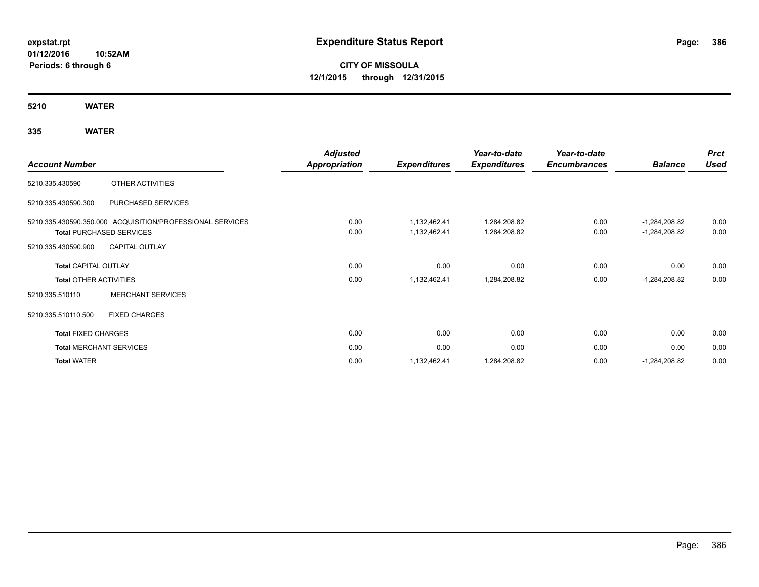# Expenditure Status Report

**expstat.rpt**
**01/12/2016 10:52AM**
**Periods: 6 through 6**

**CITY OF MISSOULA**
**12/1/2015 through 12/31/2015**

**5210 WATER**

**335 WATER**

| Account Number | | Adjusted Appropriation | Expenditures | Year-to-date Expenditures | Year-to-date Encumbrances | Balance | Prct Used |
|---|---|---|---|---|---|---|---|
| 5210.335.430590 | OTHER ACTIVITIES | | | | | | |
| 5210.335.430590.300 | PURCHASED SERVICES | | | | | | |
| 5210.335.430590.350.000 | ACQUISITION/PROFESSIONAL SERVICES | 0.00 | 1,132,462.41 | 1,284,208.82 | 0.00 | -1,284,208.82 | 0.00 |
| **Total** PURCHASED SERVICES | | 0.00 | 1,132,462.41 | 1,284,208.82 | 0.00 | -1,284,208.82 | 0.00 |
| 5210.335.430590.900 | CAPITAL OUTLAY | | | | | | |
| **Total** CAPITAL OUTLAY | | 0.00 | 0.00 | 0.00 | 0.00 | 0.00 | 0.00 |
| **Total** OTHER ACTIVITIES | | 0.00 | 1,132,462.41 | 1,284,208.82 | 0.00 | -1,284,208.82 | 0.00 |
| 5210.335.510110 | MERCHANT SERVICES | | | | | | |
| 5210.335.510110.500 | FIXED CHARGES | | | | | | |
| **Total** FIXED CHARGES | | 0.00 | 0.00 | 0.00 | 0.00 | 0.00 | 0.00 |
| **Total** MERCHANT SERVICES | | 0.00 | 0.00 | 0.00 | 0.00 | 0.00 | 0.00 |
| **Total** WATER | | 0.00 | 1,132,462.41 | 1,284,208.82 | 0.00 | -1,284,208.82 | 0.00 |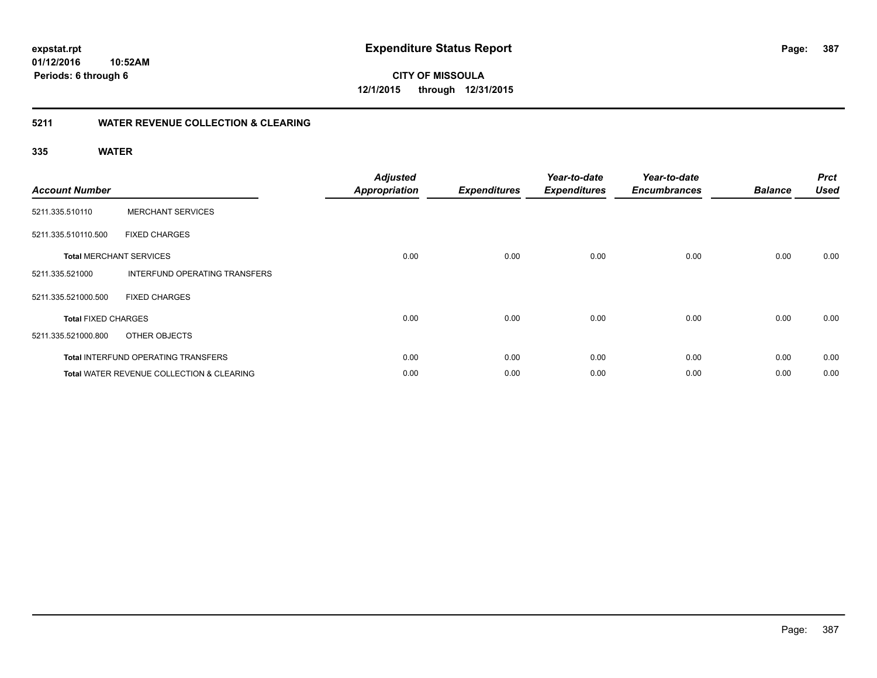# Expenditure Status Report

expstat.rpt
01/12/2016 10:52AM
Periods: 6 through 6

CITY OF MISSOULA
12/1/2015 through 12/31/2015

## 5211 WATER REVENUE COLLECTION & CLEARING

### 335 WATER

| Account Number | | Adjusted Appropriation | Expenditures | Year-to-date Expenditures | Year-to-date Encumbrances | Balance | Prct Used |
|---|---|---|---|---|---|---|---|
| 5211.335.510110 | MERCHANT SERVICES | | | | | | |
| 5211.335.510110.500 | FIXED CHARGES | | | | | | |
| **Total** MERCHANT SERVICES | | 0.00 | 0.00 | 0.00 | 0.00 | 0.00 | 0.00 |
| 5211.335.521000 | INTERFUND OPERATING TRANSFERS | | | | | | |
| 5211.335.521000.500 | FIXED CHARGES | | | | | | |
| **Total** FIXED CHARGES | | 0.00 | 0.00 | 0.00 | 0.00 | 0.00 | 0.00 |
| 5211.335.521000.800 | OTHER OBJECTS | | | | | | |
| **Total** INTERFUND OPERATING TRANSFERS | | 0.00 | 0.00 | 0.00 | 0.00 | 0.00 | 0.00 |
| **Total** WATER REVENUE COLLECTION & CLEARING | | 0.00 | 0.00 | 0.00 | 0.00 | 0.00 | 0.00 |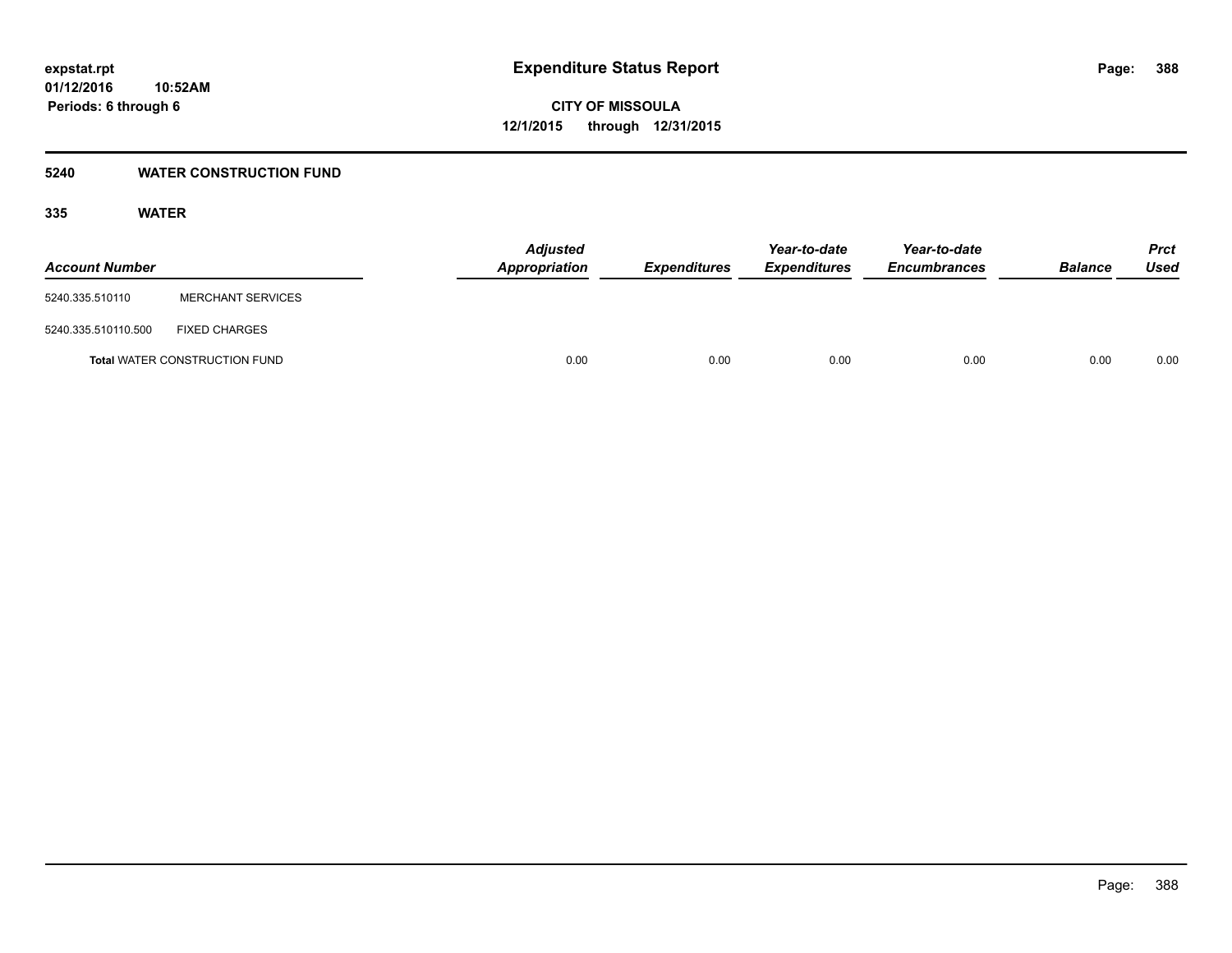**expstat.rpt**
**01/12/2016 10:52AM**
**Periods: 6 through 6**

# Expenditure Status Report

**CITY OF MISSOULA**
**12/1/2015 through 12/31/2015**

## 5240 WATER CONSTRUCTION FUND

### 335 WATER

| Account Number | | Adjusted Appropriation | Expenditures | Year-to-date Expenditures | Year-to-date Encumbrances | Balance | Prct Used |
|---|---|---|---|---|---|---|---|
| 5240.335.510110 | MERCHANT SERVICES | | | | | | |
| 5240.335.510110.500 | FIXED CHARGES | | | | | | |
| **Total** WATER CONSTRUCTION FUND | | 0.00 | 0.00 | 0.00 | 0.00 | 0.00 | 0.00 |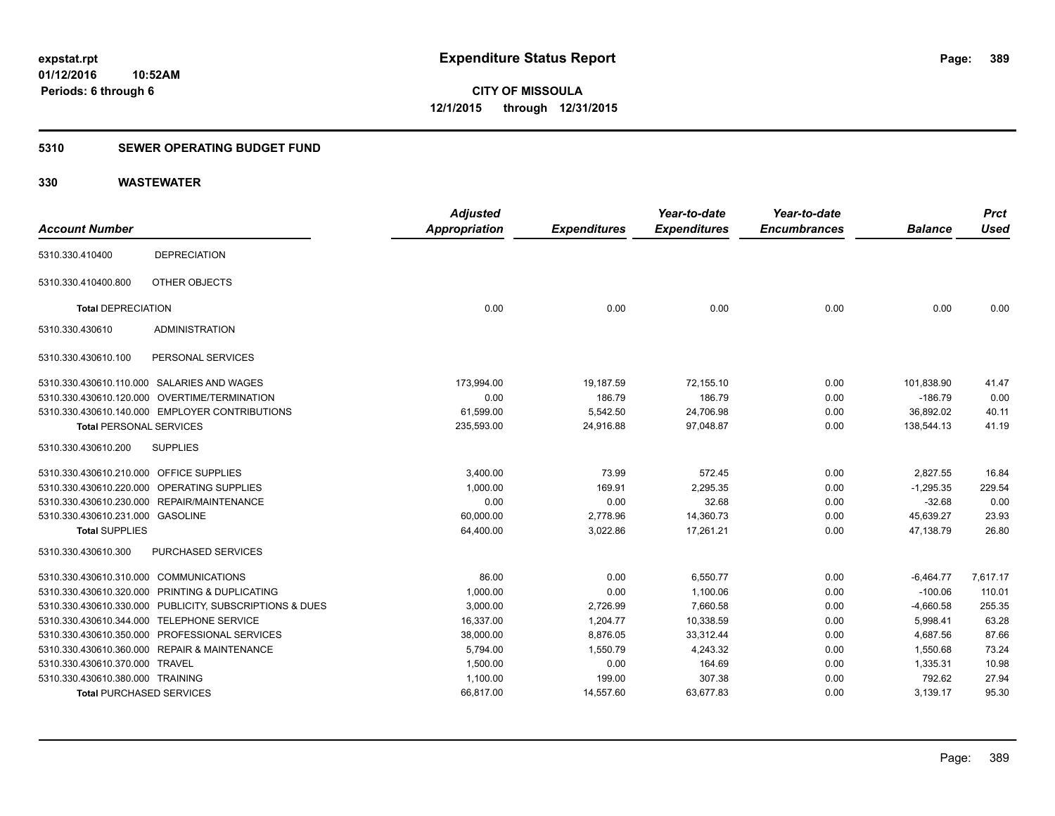# Expenditure Status Report

expstat.rpt
01/12/2016 10:52AM
Periods: 6 through 6

**CITY OF MISSOULA**
**12/1/2015 through 12/31/2015**

## 5310 SEWER OPERATING BUDGET FUND

## 330 WASTEWATER

| Account Number | | Adjusted Appropriation | Expenditures | Year-to-date Expenditures | Year-to-date Encumbrances | Balance | Prct Used |
|---|---|---|---|---|---|---|---|
| 5310.330.410400 | DEPRECIATION | | | | | | |
| 5310.330.410400.800 | OTHER OBJECTS | | | | | | |
| **Total** DEPRECIATION | | 0.00 | 0.00 | 0.00 | 0.00 | 0.00 | 0.00 |
| 5310.330.430610 | ADMINISTRATION | | | | | | |
| 5310.330.430610.100 | PERSONAL SERVICES | | | | | | |
| 5310.330.430610.110.000 | SALARIES AND WAGES | 173,994.00 | 19,187.59 | 72,155.10 | 0.00 | 101,838.90 | 41.47 |
| 5310.330.430610.120.000 | OVERTIME/TERMINATION | 0.00 | 186.79 | 186.79 | 0.00 | -186.79 | 0.00 |
| 5310.330.430610.140.000 | EMPLOYER CONTRIBUTIONS | 61,599.00 | 5,542.50 | 24,706.98 | 0.00 | 36,892.02 | 40.11 |
| **Total** PERSONAL SERVICES | | 235,593.00 | 24,916.88 | 97,048.87 | 0.00 | 138,544.13 | 41.19 |
| 5310.330.430610.200 | SUPPLIES | | | | | | |
| 5310.330.430610.210.000 | OFFICE SUPPLIES | 3,400.00 | 73.99 | 572.45 | 0.00 | 2,827.55 | 16.84 |
| 5310.330.430610.220.000 | OPERATING SUPPLIES | 1,000.00 | 169.91 | 2,295.35 | 0.00 | -1,295.35 | 229.54 |
| 5310.330.430610.230.000 | REPAIR/MAINTENANCE | 0.00 | 0.00 | 32.68 | 0.00 | -32.68 | 0.00 |
| 5310.330.430610.231.000 | GASOLINE | 60,000.00 | 2,778.96 | 14,360.73 | 0.00 | 45,639.27 | 23.93 |
| **Total** SUPPLIES | | 64,400.00 | 3,022.86 | 17,261.21 | 0.00 | 47,138.79 | 26.80 |
| 5310.330.430610.300 | PURCHASED SERVICES | | | | | | |
| 5310.330.430610.310.000 | COMMUNICATIONS | 86.00 | 0.00 | 6,550.77 | 0.00 | -6,464.77 | 7,617.17 |
| 5310.330.430610.320.000 | PRINTING & DUPLICATING | 1,000.00 | 0.00 | 1,100.06 | 0.00 | -100.06 | 110.01 |
| 5310.330.430610.330.000 | PUBLICITY, SUBSCRIPTIONS & DUES | 3,000.00 | 2,726.99 | 7,660.58 | 0.00 | -4,660.58 | 255.35 |
| 5310.330.430610.344.000 | TELEPHONE SERVICE | 16,337.00 | 1,204.77 | 10,338.59 | 0.00 | 5,998.41 | 63.28 |
| 5310.330.430610.350.000 | PROFESSIONAL SERVICES | 38,000.00 | 8,876.05 | 33,312.44 | 0.00 | 4,687.56 | 87.66 |
| 5310.330.430610.360.000 | REPAIR & MAINTENANCE | 5,794.00 | 1,550.79 | 4,243.32 | 0.00 | 1,550.68 | 73.24 |
| 5310.330.430610.370.000 | TRAVEL | 1,500.00 | 0.00 | 164.69 | 0.00 | 1,335.31 | 10.98 |
| 5310.330.430610.380.000 | TRAINING | 1,100.00 | 199.00 | 307.38 | 0.00 | 792.62 | 27.94 |
| **Total** PURCHASED SERVICES | | 66,817.00 | 14,557.60 | 63,677.83 | 0.00 | 3,139.17 | 95.30 |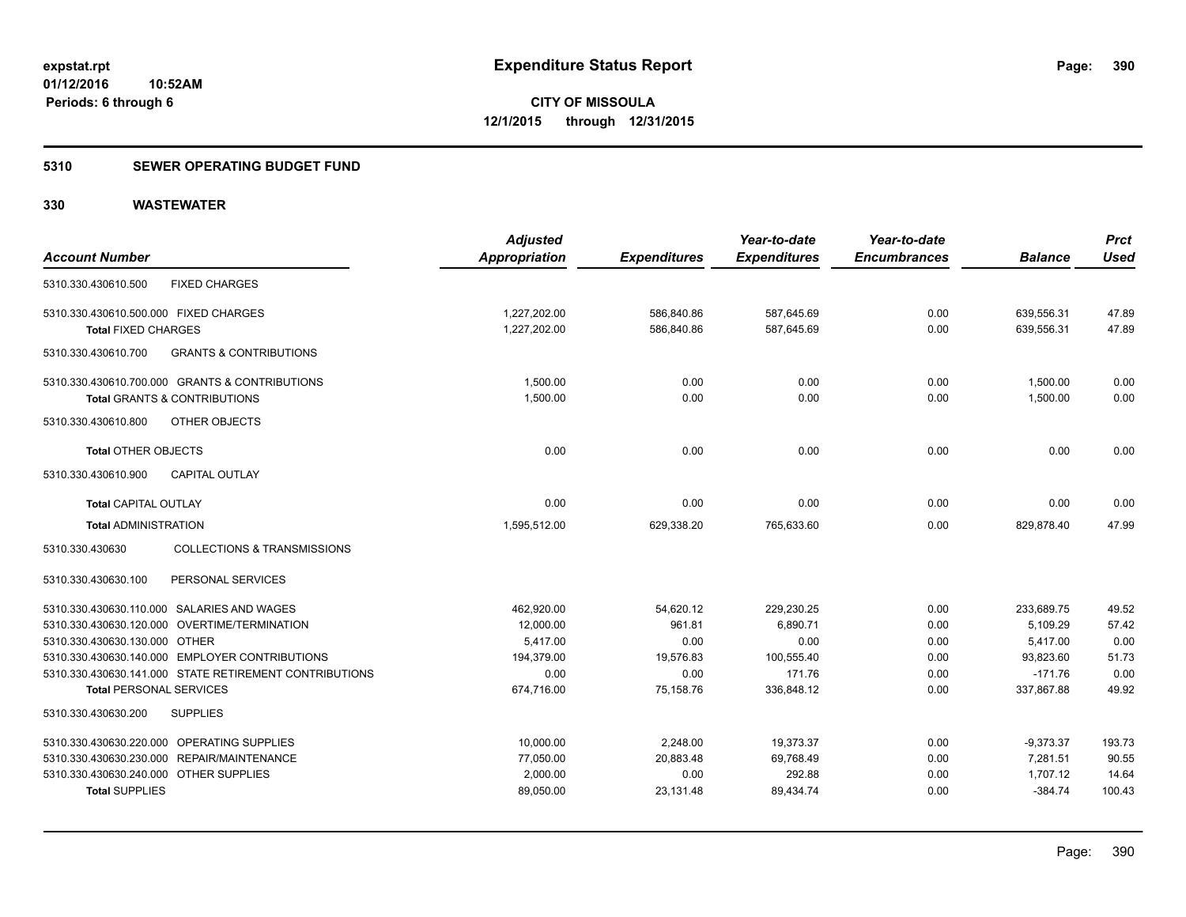## Expenditure Status Report

**CITY OF MISSOULA**

**12/1/2015 through 12/31/2015**

expstat.rpt
01/12/2016 10:52AM
Periods: 6 through 6

### 5310 SEWER OPERATING BUDGET FUND

### 330 WASTEWATER

| Account Number | Adjusted Appropriation | Expenditures | Year-to-date Expenditures | Year-to-date Encumbrances | Balance | Prct Used |
|---|---|---|---|---|---|---|
| 5310.330.430610.500 FIXED CHARGES | | | | | | |
| 5310.330.430610.500.000 FIXED CHARGES | 1,227,202.00 | 586,840.86 | 587,645.69 | 0.00 | 639,556.31 | 47.89 |
| **Total** FIXED CHARGES | 1,227,202.00 | 586,840.86 | 587,645.69 | 0.00 | 639,556.31 | 47.89 |
| 5310.330.430610.700 GRANTS & CONTRIBUTIONS | | | | | | |
| 5310.330.430610.700.000 GRANTS & CONTRIBUTIONS | 1,500.00 | 0.00 | 0.00 | 0.00 | 1,500.00 | 0.00 |
| **Total** GRANTS & CONTRIBUTIONS | 1,500.00 | 0.00 | 0.00 | 0.00 | 1,500.00 | 0.00 |
| 5310.330.430610.800 OTHER OBJECTS | | | | | | |
| **Total** OTHER OBJECTS | 0.00 | 0.00 | 0.00 | 0.00 | 0.00 | 0.00 |
| 5310.330.430610.900 CAPITAL OUTLAY | | | | | | |
| **Total** CAPITAL OUTLAY | 0.00 | 0.00 | 0.00 | 0.00 | 0.00 | 0.00 |
| **Total** ADMINISTRATION | 1,595,512.00 | 629,338.20 | 765,633.60 | 0.00 | 829,878.40 | 47.99 |
| 5310.330.430630 COLLECTIONS & TRANSMISSIONS | | | | | | |
| 5310.330.430630.100 PERSONAL SERVICES | | | | | | |
| 5310.330.430630.110.000 SALARIES AND WAGES | 462,920.00 | 54,620.12 | 229,230.25 | 0.00 | 233,689.75 | 49.52 |
| 5310.330.430630.120.000 OVERTIME/TERMINATION | 12,000.00 | 961.81 | 6,890.71 | 0.00 | 5,109.29 | 57.42 |
| 5310.330.430630.130.000 OTHER | 5,417.00 | 0.00 | 0.00 | 0.00 | 5,417.00 | 0.00 |
| 5310.330.430630.140.000 EMPLOYER CONTRIBUTIONS | 194,379.00 | 19,576.83 | 100,555.40 | 0.00 | 93,823.60 | 51.73 |
| 5310.330.430630.141.000 STATE RETIREMENT CONTRIBUTIONS | 0.00 | 0.00 | 171.76 | 0.00 | -171.76 | 0.00 |
| **Total** PERSONAL SERVICES | 674,716.00 | 75,158.76 | 336,848.12 | 0.00 | 337,867.88 | 49.92 |
| 5310.330.430630.200 SUPPLIES | | | | | | |
| 5310.330.430630.220.000 OPERATING SUPPLIES | 10,000.00 | 2,248.00 | 19,373.37 | 0.00 | -9,373.37 | 193.73 |
| 5310.330.430630.230.000 REPAIR/MAINTENANCE | 77,050.00 | 20,883.48 | 69,768.49 | 0.00 | 7,281.51 | 90.55 |
| 5310.330.430630.240.000 OTHER SUPPLIES | 2,000.00 | 0.00 | 292.88 | 0.00 | 1,707.12 | 14.64 |
| **Total** SUPPLIES | 89,050.00 | 23,131.48 | 89,434.74 | 0.00 | -384.74 | 100.43 |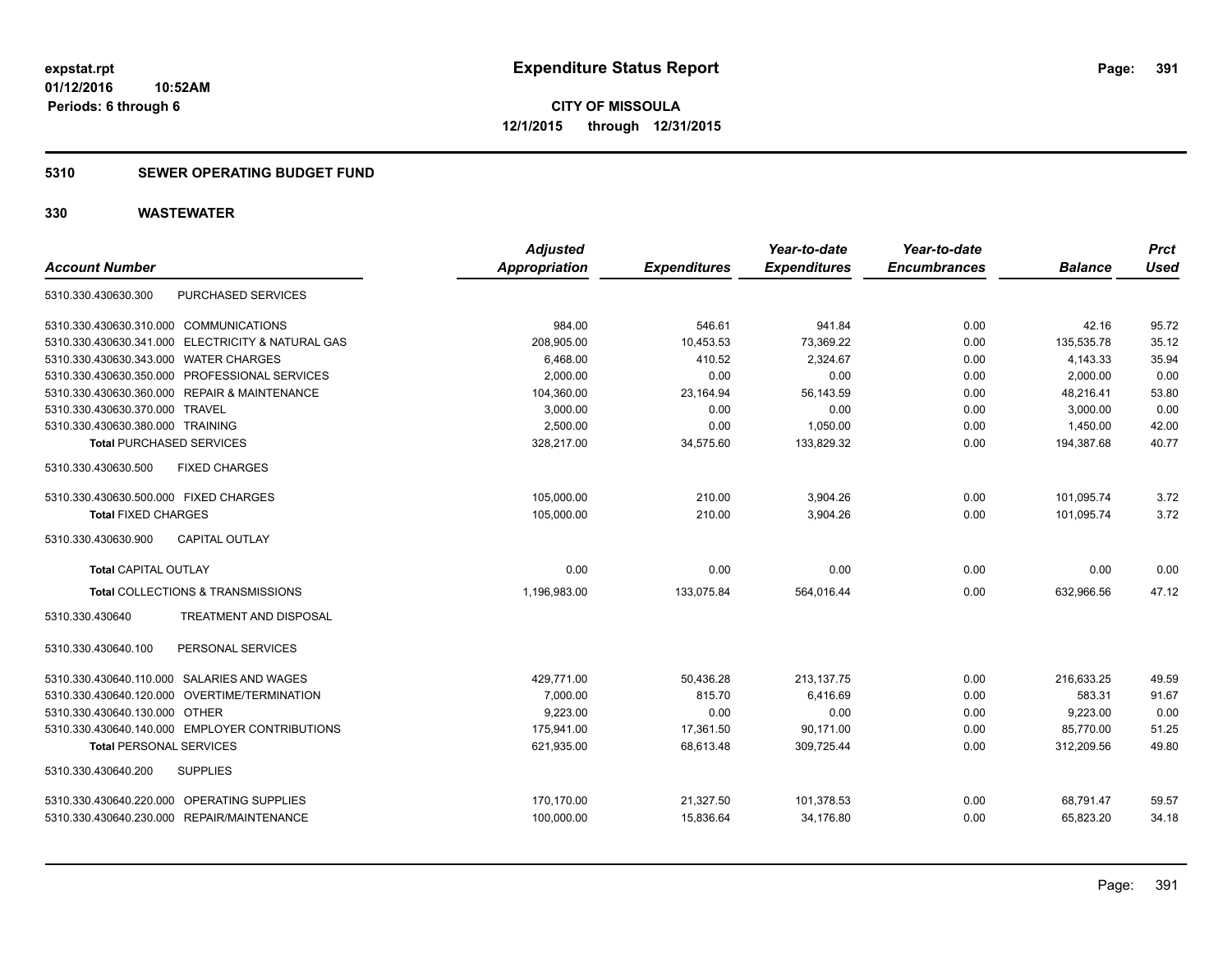# Expenditure Status Report

**CITY OF MISSOULA**
**12/1/2015 through 12/31/2015**

expstat.rpt
01/12/2016 10:52AM
Periods: 6 through 6

## 5310 SEWER OPERATING BUDGET FUND

## 330 WASTEWATER

| Account Number | Adjusted Appropriation | Expenditures | Year-to-date Expenditures | Year-to-date Encumbrances | Balance | Prct Used |
|---|---|---|---|---|---|---|
| 5310.330.430630.300 PURCHASED SERVICES | | | | | | |
| 5310.330.430630.310.000 COMMUNICATIONS | 984.00 | 546.61 | 941.84 | 0.00 | 42.16 | 95.72 |
| 5310.330.430630.341.000 ELECTRICITY & NATURAL GAS | 208,905.00 | 10,453.53 | 73,369.22 | 0.00 | 135,535.78 | 35.12 |
| 5310.330.430630.343.000 WATER CHARGES | 6,468.00 | 410.52 | 2,324.67 | 0.00 | 4,143.33 | 35.94 |
| 5310.330.430630.350.000 PROFESSIONAL SERVICES | 2,000.00 | 0.00 | 0.00 | 0.00 | 2,000.00 | 0.00 |
| 5310.330.430630.360.000 REPAIR & MAINTENANCE | 104,360.00 | 23,164.94 | 56,143.59 | 0.00 | 48,216.41 | 53.80 |
| 5310.330.430630.370.000 TRAVEL | 3,000.00 | 0.00 | 0.00 | 0.00 | 3,000.00 | 0.00 |
| 5310.330.430630.380.000 TRAINING | 2,500.00 | 0.00 | 1,050.00 | 0.00 | 1,450.00 | 42.00 |
| **Total** PURCHASED SERVICES | 328,217.00 | 34,575.60 | 133,829.32 | 0.00 | 194,387.68 | 40.77 |
| 5310.330.430630.500 FIXED CHARGES | | | | | | |
| 5310.330.430630.500.000 FIXED CHARGES | 105,000.00 | 210.00 | 3,904.26 | 0.00 | 101,095.74 | 3.72 |
| **Total** FIXED CHARGES | 105,000.00 | 210.00 | 3,904.26 | 0.00 | 101,095.74 | 3.72 |
| 5310.330.430630.900 CAPITAL OUTLAY | | | | | | |
| **Total** CAPITAL OUTLAY | 0.00 | 0.00 | 0.00 | 0.00 | 0.00 | 0.00 |
| **Total** COLLECTIONS & TRANSMISSIONS | 1,196,983.00 | 133,075.84 | 564,016.44 | 0.00 | 632,966.56 | 47.12 |
| 5310.330.430640 TREATMENT AND DISPOSAL | | | | | | |
| 5310.330.430640.100 PERSONAL SERVICES | | | | | | |
| 5310.330.430640.110.000 SALARIES AND WAGES | 429,771.00 | 50,436.28 | 213,137.75 | 0.00 | 216,633.25 | 49.59 |
| 5310.330.430640.120.000 OVERTIME/TERMINATION | 7,000.00 | 815.70 | 6,416.69 | 0.00 | 583.31 | 91.67 |
| 5310.330.430640.130.000 OTHER | 9,223.00 | 0.00 | 0.00 | 0.00 | 9,223.00 | 0.00 |
| 5310.330.430640.140.000 EMPLOYER CONTRIBUTIONS | 175,941.00 | 17,361.50 | 90,171.00 | 0.00 | 85,770.00 | 51.25 |
| **Total** PERSONAL SERVICES | 621,935.00 | 68,613.48 | 309,725.44 | 0.00 | 312,209.56 | 49.80 |
| 5310.330.430640.200 SUPPLIES | | | | | | |
| 5310.330.430640.220.000 OPERATING SUPPLIES | 170,170.00 | 21,327.50 | 101,378.53 | 0.00 | 68,791.47 | 59.57 |
| 5310.330.430640.230.000 REPAIR/MAINTENANCE | 100,000.00 | 15,836.64 | 34,176.80 | 0.00 | 65,823.20 | 34.18 |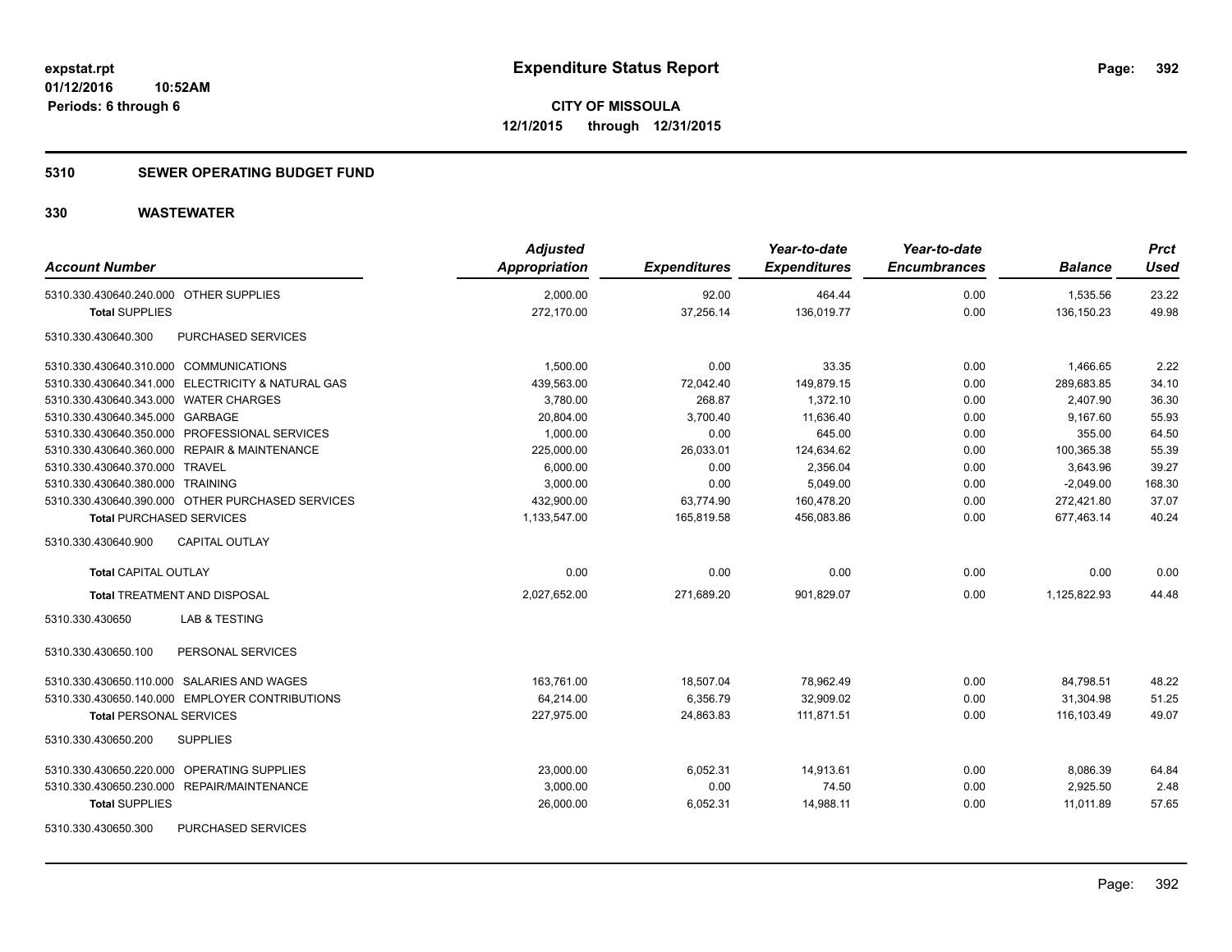**expstat.rpt**
**01/12/2016 10:52AM**
**Periods: 6 through 6**

# Expenditure Status Report

**CITY OF MISSOULA**
**12/1/2015 through 12/31/2015**

## 5310 SEWER OPERATING BUDGET FUND

## 330 WASTEWATER

| Account Number | Adjusted Appropriation | Expenditures | Year-to-date Expenditures | Year-to-date Encumbrances | Balance | Prct Used |
|---|---|---|---|---|---|---|
| 5310.330.430640.240.000 OTHER SUPPLIES | 2,000.00 | 92.00 | 464.44 | 0.00 | 1,535.56 | 23.22 |
| **Total SUPPLIES** | 272,170.00 | 37,256.14 | 136,019.77 | 0.00 | 136,150.23 | 49.98 |
| 5310.330.430640.300 PURCHASED SERVICES | | | | | | |
| 5310.330.430640.310.000 COMMUNICATIONS | 1,500.00 | 0.00 | 33.35 | 0.00 | 1,466.65 | 2.22 |
| 5310.330.430640.341.000 ELECTRICITY & NATURAL GAS | 439,563.00 | 72,042.40 | 149,879.15 | 0.00 | 289,683.85 | 34.10 |
| 5310.330.430640.343.000 WATER CHARGES | 3,780.00 | 268.87 | 1,372.10 | 0.00 | 2,407.90 | 36.30 |
| 5310.330.430640.345.000 GARBAGE | 20,804.00 | 3,700.40 | 11,636.40 | 0.00 | 9,167.60 | 55.93 |
| 5310.330.430640.350.000 PROFESSIONAL SERVICES | 1,000.00 | 0.00 | 645.00 | 0.00 | 355.00 | 64.50 |
| 5310.330.430640.360.000 REPAIR & MAINTENANCE | 225,000.00 | 26,033.01 | 124,634.62 | 0.00 | 100,365.38 | 55.39 |
| 5310.330.430640.370.000 TRAVEL | 6,000.00 | 0.00 | 2,356.04 | 0.00 | 3,643.96 | 39.27 |
| 5310.330.430640.380.000 TRAINING | 3,000.00 | 0.00 | 5,049.00 | 0.00 | -2,049.00 | 168.30 |
| 5310.330.430640.390.000 OTHER PURCHASED SERVICES | 432,900.00 | 63,774.90 | 160,478.20 | 0.00 | 272,421.80 | 37.07 |
| **Total PURCHASED SERVICES** | 1,133,547.00 | 165,819.58 | 456,083.86 | 0.00 | 677,463.14 | 40.24 |
| 5310.330.430640.900 CAPITAL OUTLAY | | | | | | |
| **Total CAPITAL OUTLAY** | 0.00 | 0.00 | 0.00 | 0.00 | 0.00 | 0.00 |
| **Total TREATMENT AND DISPOSAL** | 2,027,652.00 | 271,689.20 | 901,829.07 | 0.00 | 1,125,822.93 | 44.48 |
| 5310.330.430650 LAB & TESTING | | | | | | |
| 5310.330.430650.100 PERSONAL SERVICES | | | | | | |
| 5310.330.430650.110.000 SALARIES AND WAGES | 163,761.00 | 18,507.04 | 78,962.49 | 0.00 | 84,798.51 | 48.22 |
| 5310.330.430650.140.000 EMPLOYER CONTRIBUTIONS | 64,214.00 | 6,356.79 | 32,909.02 | 0.00 | 31,304.98 | 51.25 |
| **Total PERSONAL SERVICES** | 227,975.00 | 24,863.83 | 111,871.51 | 0.00 | 116,103.49 | 49.07 |
| 5310.330.430650.200 SUPPLIES | | | | | | |
| 5310.330.430650.220.000 OPERATING SUPPLIES | 23,000.00 | 6,052.31 | 14,913.61 | 0.00 | 8,086.39 | 64.84 |
| 5310.330.430650.230.000 REPAIR/MAINTENANCE | 3,000.00 | 0.00 | 74.50 | 0.00 | 2,925.50 | 2.48 |
| **Total SUPPLIES** | 26,000.00 | 6,052.31 | 14,988.11 | 0.00 | 11,011.89 | 57.65 |
| 5310.330.430650.300 PURCHASED SERVICES | | | | | | |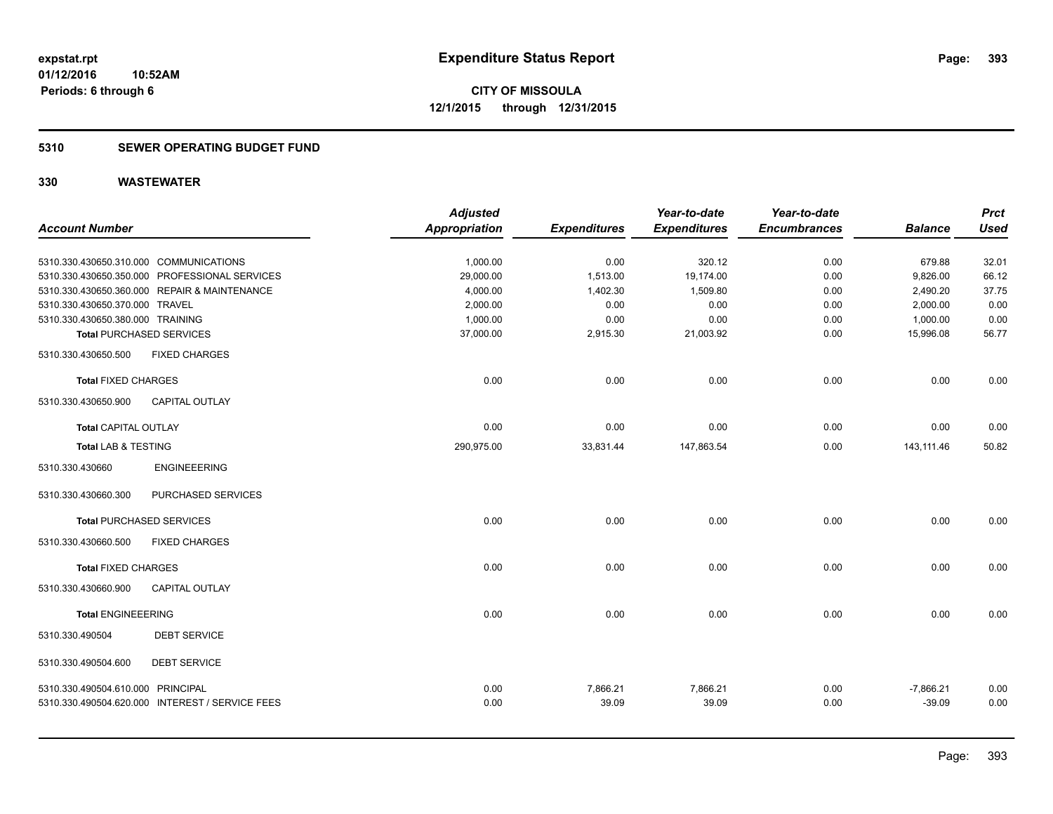**expstat.rpt**
**01/12/2016 10:52AM**
**Periods: 6 through 6**

# Expenditure Status Report

**CITY OF MISSOULA**
**12/1/2015 through 12/31/2015**

## 5310 SEWER OPERATING BUDGET FUND

## 330 WASTEWATER

| Account Number | | Adjusted Appropriation | Expenditures | Year-to-date Expenditures | Year-to-date Encumbrances | Balance | Prct Used |
|---|---|---|---|---|---|---|---|
| 5310.330.430650.310.000 | COMMUNICATIONS | 1,000.00 | 0.00 | 320.12 | 0.00 | 679.88 | 32.01 |
| 5310.330.430650.350.000 | PROFESSIONAL SERVICES | 29,000.00 | 1,513.00 | 19,174.00 | 0.00 | 9,826.00 | 66.12 |
| 5310.330.430650.360.000 | REPAIR & MAINTENANCE | 4,000.00 | 1,402.30 | 1,509.80 | 0.00 | 2,490.20 | 37.75 |
| 5310.330.430650.370.000 | TRAVEL | 2,000.00 | 0.00 | 0.00 | 0.00 | 2,000.00 | 0.00 |
| 5310.330.430650.380.000 | TRAINING | 1,000.00 | 0.00 | 0.00 | 0.00 | 1,000.00 | 0.00 |
| **Total** PURCHASED SERVICES | | 37,000.00 | 2,915.30 | 21,003.92 | 0.00 | 15,996.08 | 56.77 |
| 5310.330.430650.500 | FIXED CHARGES | | | | | | |
| **Total** FIXED CHARGES | | 0.00 | 0.00 | 0.00 | 0.00 | 0.00 | 0.00 |
| 5310.330.430650.900 | CAPITAL OUTLAY | | | | | | |
| **Total** CAPITAL OUTLAY | | 0.00 | 0.00 | 0.00 | 0.00 | 0.00 | 0.00 |
| **Total** LAB & TESTING | | 290,975.00 | 33,831.44 | 147,863.54 | 0.00 | 143,111.46 | 50.82 |
| 5310.330.430660 | ENGINEEERING | | | | | | |
| 5310.330.430660.300 | PURCHASED SERVICES | | | | | | |
| **Total** PURCHASED SERVICES | | 0.00 | 0.00 | 0.00 | 0.00 | 0.00 | 0.00 |
| 5310.330.430660.500 | FIXED CHARGES | | | | | | |
| **Total** FIXED CHARGES | | 0.00 | 0.00 | 0.00 | 0.00 | 0.00 | 0.00 |
| 5310.330.430660.900 | CAPITAL OUTLAY | | | | | | |
| **Total** ENGINEEERING | | 0.00 | 0.00 | 0.00 | 0.00 | 0.00 | 0.00 |
| 5310.330.490504 | DEBT SERVICE | | | | | | |
| 5310.330.490504.600 | DEBT SERVICE | | | | | | |
| 5310.330.490504.610.000 | PRINCIPAL | 0.00 | 7,866.21 | 7,866.21 | 0.00 | -7,866.21 | 0.00 |
| 5310.330.490504.620.000 | INTEREST / SERVICE FEES | 0.00 | 39.09 | 39.09 | 0.00 | -39.09 | 0.00 |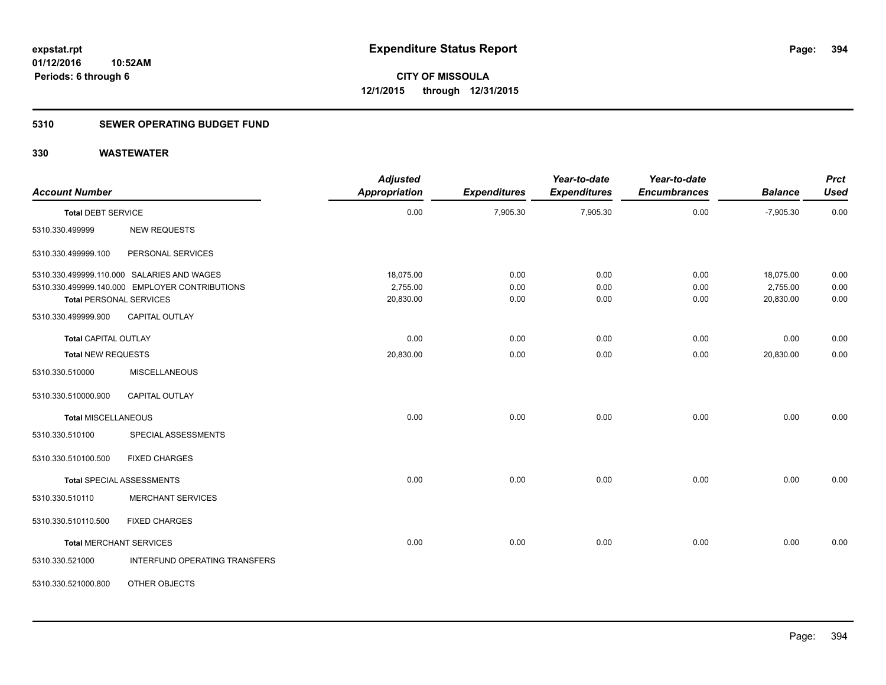**expstat.rpt**
**01/12/2016 10:52AM**
**Periods: 6 through 6**

# Expenditure Status Report

**CITY OF MISSOULA**
**12/1/2015 through 12/31/2015**

## 5310 SEWER OPERATING BUDGET FUND

## 330 WASTEWATER

| Account Number | | Adjusted Appropriation | Expenditures | Year-to-date Expenditures | Year-to-date Encumbrances | Balance | Prct Used |
|---|---|---|---|---|---|---|---|
| **Total** DEBT SERVICE | | 0.00 | 7,905.30 | 7,905.30 | 0.00 | -7,905.30 | 0.00 |
| 5310.330.499999 | NEW REQUESTS | | | | | | |
| 5310.330.499999.100 | PERSONAL SERVICES | | | | | | |
| 5310.330.499999.110.000 | SALARIES AND WAGES | 18,075.00 | 0.00 | 0.00 | 0.00 | 18,075.00 | 0.00 |
| 5310.330.499999.140.000 | EMPLOYER CONTRIBUTIONS | 2,755.00 | 0.00 | 0.00 | 0.00 | 2,755.00 | 0.00 |
| **Total** PERSONAL SERVICES | | 20,830.00 | 0.00 | 0.00 | 0.00 | 20,830.00 | 0.00 |
| 5310.330.499999.900 | CAPITAL OUTLAY | | | | | | |
| **Total** CAPITAL OUTLAY | | 0.00 | 0.00 | 0.00 | 0.00 | 0.00 | 0.00 |
| **Total** NEW REQUESTS | | 20,830.00 | 0.00 | 0.00 | 0.00 | 20,830.00 | 0.00 |
| 5310.330.510000 | MISCELLANEOUS | | | | | | |
| 5310.330.510000.900 | CAPITAL OUTLAY | | | | | | |
| **Total** MISCELLANEOUS | | 0.00 | 0.00 | 0.00 | 0.00 | 0.00 | 0.00 |
| 5310.330.510100 | SPECIAL ASSESSMENTS | | | | | | |
| 5310.330.510100.500 | FIXED CHARGES | | | | | | |
| **Total** SPECIAL ASSESSMENTS | | 0.00 | 0.00 | 0.00 | 0.00 | 0.00 | 0.00 |
| 5310.330.510110 | MERCHANT SERVICES | | | | | | |
| 5310.330.510110.500 | FIXED CHARGES | | | | | | |
| **Total** MERCHANT SERVICES | | 0.00 | 0.00 | 0.00 | 0.00 | 0.00 | 0.00 |
| 5310.330.521000 | INTERFUND OPERATING TRANSFERS | | | | | | |
| 5310.330.521000.800 | OTHER OBJECTS | | | | | | |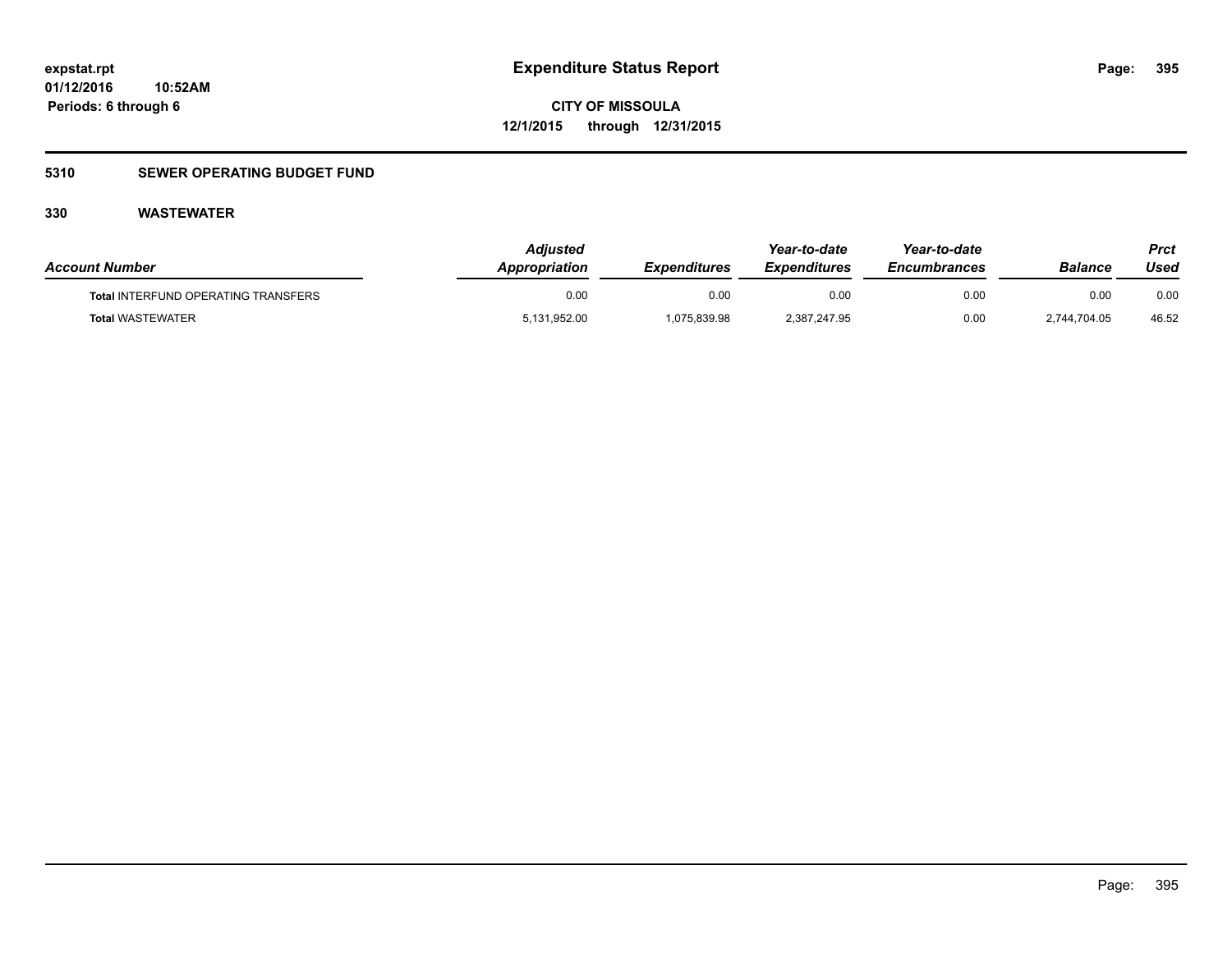# Expenditure Status Report

**CITY OF MISSOULA**

**12/1/2015 through 12/31/2015**

expstat.rpt
01/12/2016 10:52AM
Periods: 6 through 6

## 5310 SEWER OPERATING BUDGET FUND

### 330 WASTEWATER

| *Account Number* | *Adjusted Appropriation* | *Expenditures* | *Year-to-date Expenditures* | *Year-to-date Encumbrances* | *Balance* | *Prct Used* |
|---|---|---|---|---|---|---|
| **Total** INTERFUND OPERATING TRANSFERS | 0.00 | 0.00 | 0.00 | 0.00 | 0.00 | 0.00 |
| **Total** WASTEWATER | 5,131,952.00 | 1,075,839.98 | 2,387,247.95 | 0.00 | 2,744,704.05 | 46.52 |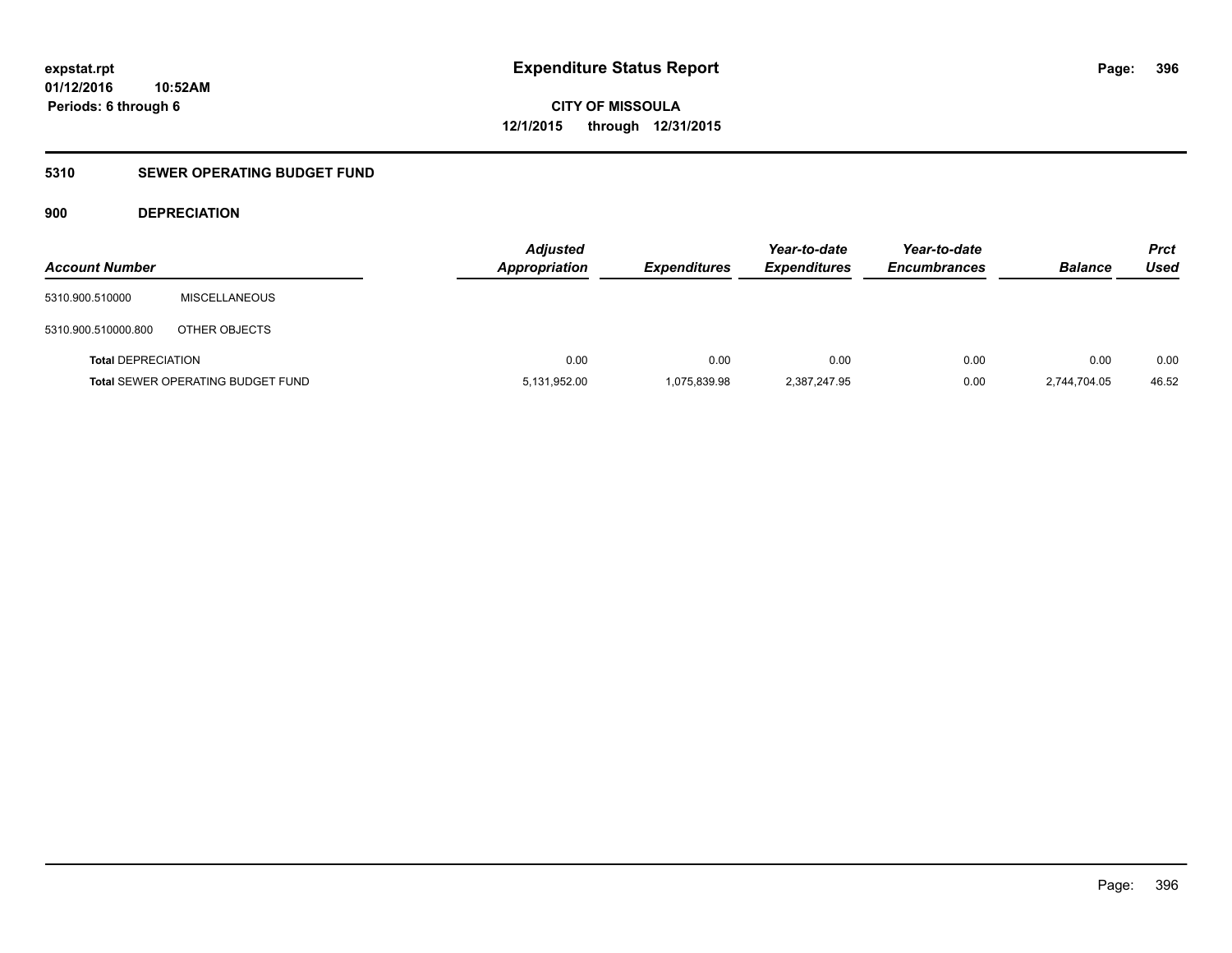# Expenditure Status Report

**CITY OF MISSOULA**

**12/1/2015 through 12/31/2015**

expstat.rpt
01/12/2016 10:52AM
Periods: 6 through 6

## 5310 SEWER OPERATING BUDGET FUND

### 900 DEPRECIATION

| Account Number | | Adjusted Appropriation | Expenditures | Year-to-date Expenditures | Year-to-date Encumbrances | Balance | Prct Used |
|---|---|---|---|---|---|---|---|
| 5310.900.510000 | MISCELLANEOUS | | | | | | |
| 5310.900.510000.800 | OTHER OBJECTS | | | | | | |
| **Total** DEPRECIATION | | 0.00 | 0.00 | 0.00 | 0.00 | 0.00 | 0.00 |
| **Total** SEWER OPERATING BUDGET FUND | | 5,131,952.00 | 1,075,839.98 | 2,387,247.95 | 0.00 | 2,744,704.05 | 46.52 |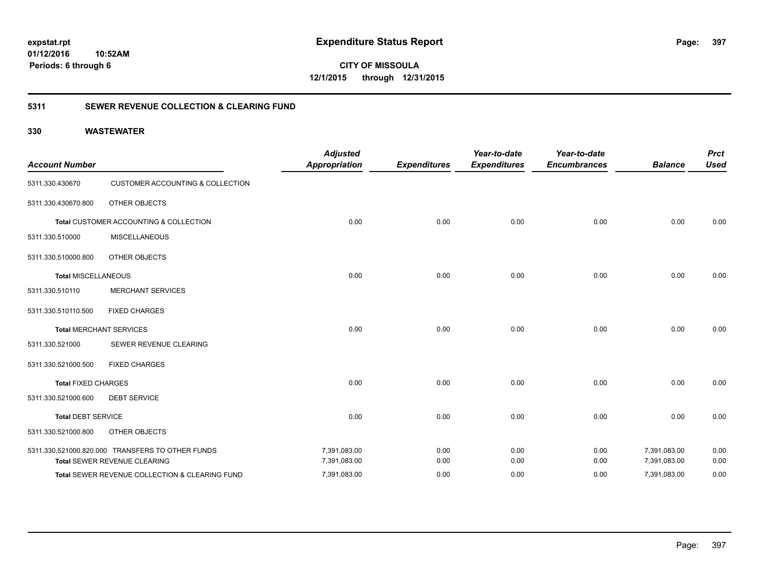# Expenditure Status Report

expstat.rpt
01/12/2016 10:52AM
Periods: 6 through 6

**CITY OF MISSOULA**
**12/1/2015 through 12/31/2015**

## 5311 SEWER REVENUE COLLECTION & CLEARING FUND

### 330 WASTEWATER

| Account Number | | Adjusted Appropriation | Expenditures | Year-to-date Expenditures | Year-to-date Encumbrances | Balance | Prct Used |
|---|---|---|---|---|---|---|---|
| 5311.330.430670 | CUSTOMER ACCOUNTING & COLLECTION | | | | | | |
| 5311.330.430670.800 | OTHER OBJECTS | | | | | | |
| **Total** CUSTOMER ACCOUNTING & COLLECTION | | 0.00 | 0.00 | 0.00 | 0.00 | 0.00 | 0.00 |
| 5311.330.510000 | MISCELLANEOUS | | | | | | |
| 5311.330.510000.800 | OTHER OBJECTS | | | | | | |
| **Total** MISCELLANEOUS | | 0.00 | 0.00 | 0.00 | 0.00 | 0.00 | 0.00 |
| 5311.330.510110 | MERCHANT SERVICES | | | | | | |
| 5311.330.510110.500 | FIXED CHARGES | | | | | | |
| **Total** MERCHANT SERVICES | | 0.00 | 0.00 | 0.00 | 0.00 | 0.00 | 0.00 |
| 5311.330.521000 | SEWER REVENUE CLEARING | | | | | | |
| 5311.330.521000.500 | FIXED CHARGES | | | | | | |
| **Total** FIXED CHARGES | | 0.00 | 0.00 | 0.00 | 0.00 | 0.00 | 0.00 |
| 5311.330.521000.600 | DEBT SERVICE | | | | | | |
| **Total** DEBT SERVICE | | 0.00 | 0.00 | 0.00 | 0.00 | 0.00 | 0.00 |
| 5311.330.521000.800 | OTHER OBJECTS | | | | | | |
| 5311.330.521000.820.000 | TRANSFERS TO OTHER FUNDS | 7,391,083.00 | 0.00 | 0.00 | 0.00 | 7,391,083.00 | 0.00 |
| **Total** SEWER REVENUE CLEARING | | 7,391,083.00 | 0.00 | 0.00 | 0.00 | 7,391,083.00 | 0.00 |
| **Total** SEWER REVENUE COLLECTION & CLEARING FUND | | 7,391,083.00 | 0.00 | 0.00 | 0.00 | 7,391,083.00 | 0.00 |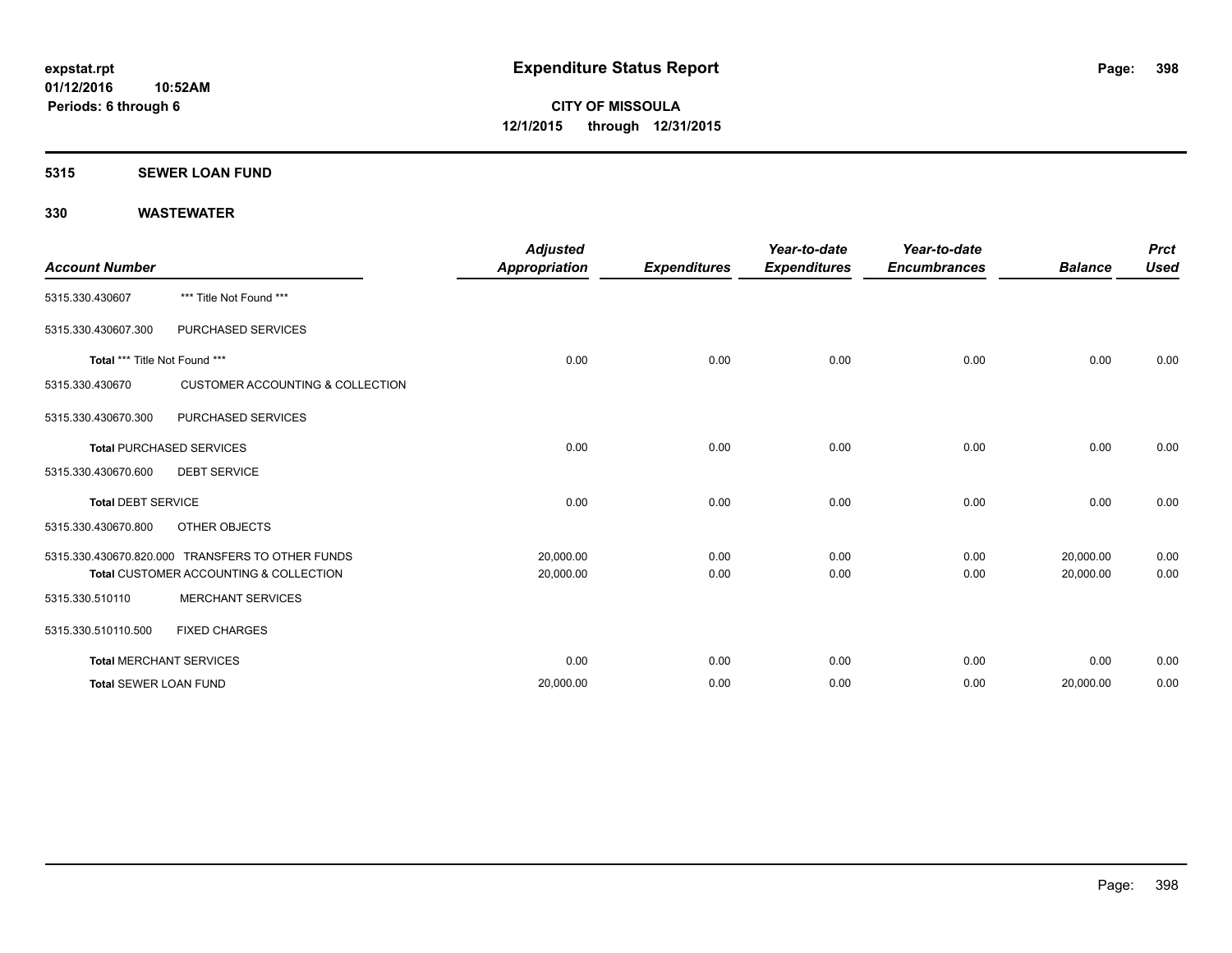**expstat.rpt**
**01/12/2016 10:52AM**
**Periods: 6 through 6**

# Expenditure Status Report

**CITY OF MISSOULA**
**12/1/2015 through 12/31/2015**

## 5315 SEWER LOAN FUND

## 330 WASTEWATER

| Account Number | | Adjusted Appropriation | Expenditures | Year-to-date Expenditures | Year-to-date Encumbrances | Balance | Prct Used |
|---|---|---|---|---|---|---|---|
| 5315.330.430607 | *** Title Not Found *** | | | | | | |
| 5315.330.430607.300 | PURCHASED SERVICES | | | | | | |
| **Total** *** Title Not Found *** | | 0.00 | 0.00 | 0.00 | 0.00 | 0.00 | 0.00 |
| 5315.330.430670 | CUSTOMER ACCOUNTING & COLLECTION | | | | | | |
| 5315.330.430670.300 | PURCHASED SERVICES | | | | | | |
| **Total** PURCHASED SERVICES | | 0.00 | 0.00 | 0.00 | 0.00 | 0.00 | 0.00 |
| 5315.330.430670.600 | DEBT SERVICE | | | | | | |
| **Total** DEBT SERVICE | | 0.00 | 0.00 | 0.00 | 0.00 | 0.00 | 0.00 |
| 5315.330.430670.800 | OTHER OBJECTS | | | | | | |
| 5315.330.430670.820.000 | TRANSFERS TO OTHER FUNDS | 20,000.00 | 0.00 | 0.00 | 0.00 | 20,000.00 | 0.00 |
| **Total** CUSTOMER ACCOUNTING & COLLECTION | | 20,000.00 | 0.00 | 0.00 | 0.00 | 20,000.00 | 0.00 |
| 5315.330.510110 | MERCHANT SERVICES | | | | | | |
| 5315.330.510110.500 | FIXED CHARGES | | | | | | |
| **Total** MERCHANT SERVICES | | 0.00 | 0.00 | 0.00 | 0.00 | 0.00 | 0.00 |
| **Total** SEWER LOAN FUND | | 20,000.00 | 0.00 | 0.00 | 0.00 | 20,000.00 | 0.00 |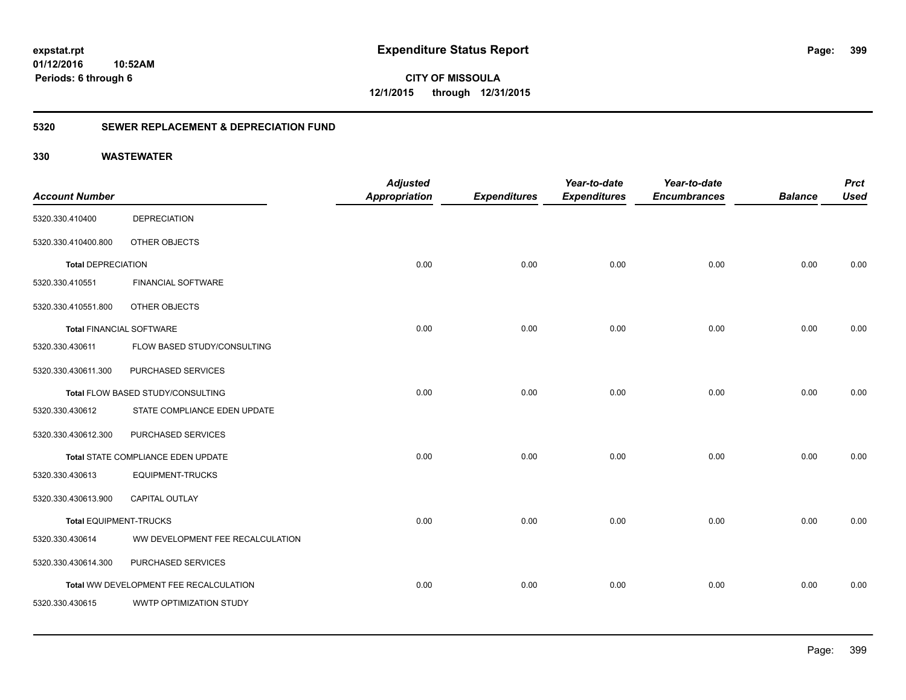**expstat.rpt**
**01/12/2016 10:52AM**
**Periods: 6 through 6**

# Expenditure Status Report

**CITY OF MISSOULA**
**12/1/2015 through 12/31/2015**

## 5320 SEWER REPLACEMENT & DEPRECIATION FUND

## 330 WASTEWATER

| Account Number | | Adjusted Appropriation | Expenditures | Year-to-date Expenditures | Year-to-date Encumbrances | Balance | Prct Used |
|---|---|---|---|---|---|---|---|
| 5320.330.410400 | DEPRECIATION | | | | | | |
| 5320.330.410400.800 | OTHER OBJECTS | | | | | | |
| **Total** DEPRECIATION | | 0.00 | 0.00 | 0.00 | 0.00 | 0.00 | 0.00 |
| 5320.330.410551 | FINANCIAL SOFTWARE | | | | | | |
| 5320.330.410551.800 | OTHER OBJECTS | | | | | | |
| **Total** FINANCIAL SOFTWARE | | 0.00 | 0.00 | 0.00 | 0.00 | 0.00 | 0.00 |
| 5320.330.430611 | FLOW BASED STUDY/CONSULTING | | | | | | |
| 5320.330.430611.300 | PURCHASED SERVICES | | | | | | |
| **Total** FLOW BASED STUDY/CONSULTING | | 0.00 | 0.00 | 0.00 | 0.00 | 0.00 | 0.00 |
| 5320.330.430612 | STATE COMPLIANCE EDEN UPDATE | | | | | | |
| 5320.330.430612.300 | PURCHASED SERVICES | | | | | | |
| **Total** STATE COMPLIANCE EDEN UPDATE | | 0.00 | 0.00 | 0.00 | 0.00 | 0.00 | 0.00 |
| 5320.330.430613 | EQUIPMENT-TRUCKS | | | | | | |
| 5320.330.430613.900 | CAPITAL OUTLAY | | | | | | |
| **Total** EQUIPMENT-TRUCKS | | 0.00 | 0.00 | 0.00 | 0.00 | 0.00 | 0.00 |
| 5320.330.430614 | WW DEVELOPMENT FEE RECALCULATION | | | | | | |
| 5320.330.430614.300 | PURCHASED SERVICES | | | | | | |
| **Total** WW DEVELOPMENT FEE RECALCULATION | | 0.00 | 0.00 | 0.00 | 0.00 | 0.00 | 0.00 |
| 5320.330.430615 | WWTP OPTIMIZATION STUDY | | | | | | |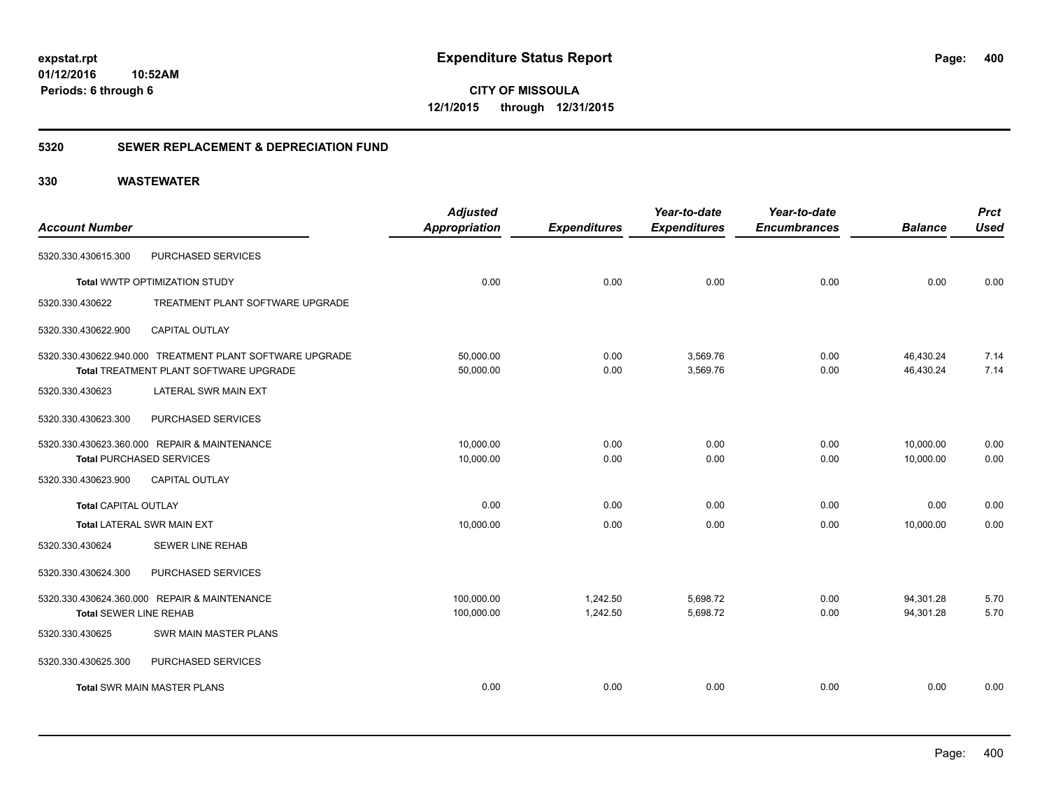# Expenditure Status Report

**CITY OF MISSOULA**
**12/1/2015 through 12/31/2015**

expstat.rpt
01/12/2016 10:52AM
Periods: 6 through 6

## 5320 SEWER REPLACEMENT & DEPRECIATION FUND

## 330 WASTEWATER

| Account Number | | Adjusted Appropriation | Expenditures | Year-to-date Expenditures | Year-to-date Encumbrances | Balance | Prct Used |
|---|---|---|---|---|---|---|---|
| 5320.330.430615.300 | PURCHASED SERVICES | | | | | | |
| **Total** WWTP OPTIMIZATION STUDY | | 0.00 | 0.00 | 0.00 | 0.00 | 0.00 | 0.00 |
| 5320.330.430622 | TREATMENT PLANT SOFTWARE UPGRADE | | | | | | |
| 5320.330.430622.900 | CAPITAL OUTLAY | | | | | | |
| 5320.330.430622.940.000 | TREATMENT PLANT SOFTWARE UPGRADE | 50,000.00 | 0.00 | 3,569.76 | 0.00 | 46,430.24 | 7.14 |
| **Total** TREATMENT PLANT SOFTWARE UPGRADE | | 50,000.00 | 0.00 | 3,569.76 | 0.00 | 46,430.24 | 7.14 |
| 5320.330.430623 | LATERAL SWR MAIN EXT | | | | | | |
| 5320.330.430623.300 | PURCHASED SERVICES | | | | | | |
| 5320.330.430623.360.000 | REPAIR & MAINTENANCE | 10,000.00 | 0.00 | 0.00 | 0.00 | 10,000.00 | 0.00 |
| **Total** PURCHASED SERVICES | | 10,000.00 | 0.00 | 0.00 | 0.00 | 10,000.00 | 0.00 |
| 5320.330.430623.900 | CAPITAL OUTLAY | | | | | | |
| **Total** CAPITAL OUTLAY | | 0.00 | 0.00 | 0.00 | 0.00 | 0.00 | 0.00 |
| **Total** LATERAL SWR MAIN EXT | | 10,000.00 | 0.00 | 0.00 | 0.00 | 10,000.00 | 0.00 |
| 5320.330.430624 | SEWER LINE REHAB | | | | | | |
| 5320.330.430624.300 | PURCHASED SERVICES | | | | | | |
| 5320.330.430624.360.000 | REPAIR & MAINTENANCE | 100,000.00 | 1,242.50 | 5,698.72 | 0.00 | 94,301.28 | 5.70 |
| **Total** SEWER LINE REHAB | | 100,000.00 | 1,242.50 | 5,698.72 | 0.00 | 94,301.28 | 5.70 |
| 5320.330.430625 | SWR MAIN MASTER PLANS | | | | | | |
| 5320.330.430625.300 | PURCHASED SERVICES | | | | | | |
| **Total** SWR MAIN MASTER PLANS | | 0.00 | 0.00 | 0.00 | 0.00 | 0.00 | 0.00 |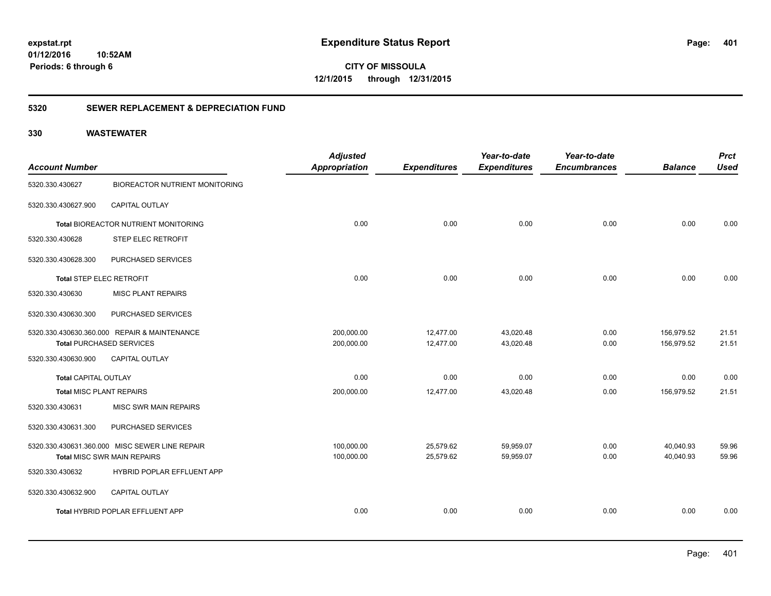# Expenditure Status Report

**CITY OF MISSOULA**
**12/1/2015 through 12/31/2015**

expstat.rpt
01/12/2016 10:52AM
Periods: 6 through 6

## 5320 SEWER REPLACEMENT & DEPRECIATION FUND

### 330 WASTEWATER

| Account Number | | Adjusted Appropriation | Expenditures | Year-to-date Expenditures | Year-to-date Encumbrances | Balance | Prct Used |
|---|---|---|---|---|---|---|---|
| 5320.330.430627 | BIOREACTOR NUTRIENT MONITORING | | | | | | |
| 5320.330.430627.900 | CAPITAL OUTLAY | | | | | | |
| **Total** BIOREACTOR NUTRIENT MONITORING | | 0.00 | 0.00 | 0.00 | 0.00 | 0.00 | 0.00 |
| 5320.330.430628 | STEP ELEC RETROFIT | | | | | | |
| 5320.330.430628.300 | PURCHASED SERVICES | | | | | | |
| **Total** STEP ELEC RETROFIT | | 0.00 | 0.00 | 0.00 | 0.00 | 0.00 | 0.00 |
| 5320.330.430630 | MISC PLANT REPAIRS | | | | | | |
| 5320.330.430630.300 | PURCHASED SERVICES | | | | | | |
| 5320.330.430630.360.000 | REPAIR & MAINTENANCE | 200,000.00 | 12,477.00 | 43,020.48 | 0.00 | 156,979.52 | 21.51 |
| **Total** PURCHASED SERVICES | | 200,000.00 | 12,477.00 | 43,020.48 | 0.00 | 156,979.52 | 21.51 |
| 5320.330.430630.900 | CAPITAL OUTLAY | | | | | | |
| **Total** CAPITAL OUTLAY | | 0.00 | 0.00 | 0.00 | 0.00 | 0.00 | 0.00 |
| **Total** MISC PLANT REPAIRS | | 200,000.00 | 12,477.00 | 43,020.48 | 0.00 | 156,979.52 | 21.51 |
| 5320.330.430631 | MISC SWR MAIN REPAIRS | | | | | | |
| 5320.330.430631.300 | PURCHASED SERVICES | | | | | | |
| 5320.330.430631.360.000 | MISC SEWER LINE REPAIR | 100,000.00 | 25,579.62 | 59,959.07 | 0.00 | 40,040.93 | 59.96 |
| **Total** MISC SWR MAIN REPAIRS | | 100,000.00 | 25,579.62 | 59,959.07 | 0.00 | 40,040.93 | 59.96 |
| 5320.330.430632 | HYBRID POPLAR EFFLUENT APP | | | | | | |
| 5320.330.430632.900 | CAPITAL OUTLAY | | | | | | |
| **Total** HYBRID POPLAR EFFLUENT APP | | 0.00 | 0.00 | 0.00 | 0.00 | 0.00 | 0.00 |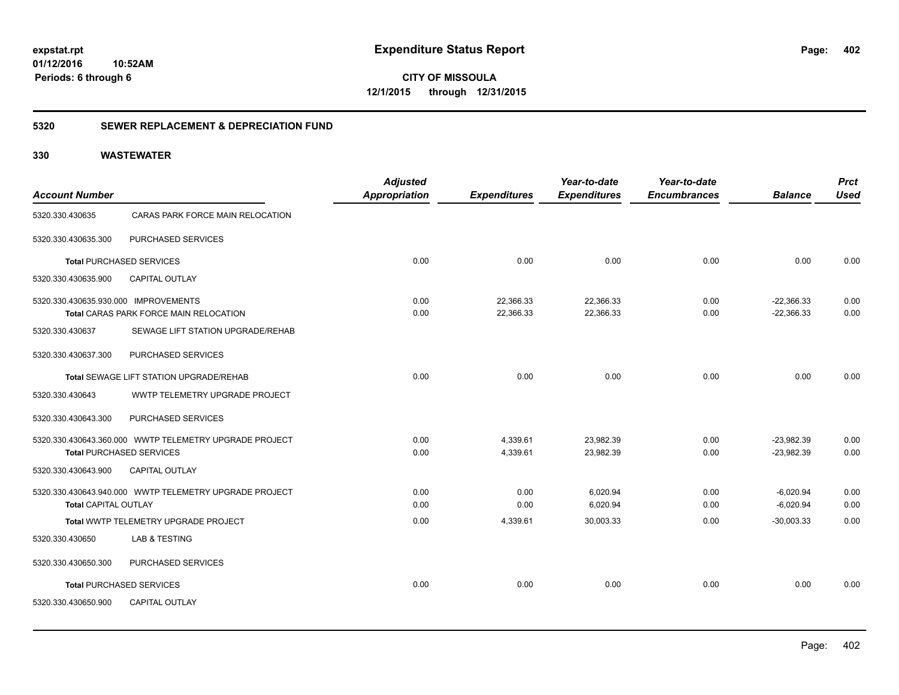**Expenditure Status Report**

**CITY OF MISSOULA**
**12/1/2015 through 12/31/2015**

expstat.rpt
01/12/2016 10:52AM
Periods: 6 through 6

## 5320 SEWER REPLACEMENT & DEPRECIATION FUND

## 330 WASTEWATER

| Account Number | | Adjusted Appropriation | Expenditures | Year-to-date Expenditures | Year-to-date Encumbrances | Balance | Prct Used |
|---|---|---|---|---|---|---|---|
| 5320.330.430635 | CARAS PARK FORCE MAIN RELOCATION | | | | | | |
| 5320.330.430635.300 | PURCHASED SERVICES | | | | | | |
| **Total** PURCHASED SERVICES | | 0.00 | 0.00 | 0.00 | 0.00 | 0.00 | 0.00 |
| 5320.330.430635.900 | CAPITAL OUTLAY | | | | | | |
| 5320.330.430635.930.000 IMPROVEMENTS | | 0.00 | 22,366.33 | 22,366.33 | 0.00 | -22,366.33 | 0.00 |
| **Total** CARAS PARK FORCE MAIN RELOCATION | | 0.00 | 22,366.33 | 22,366.33 | 0.00 | -22,366.33 | 0.00 |
| 5320.330.430637 | SEWAGE LIFT STATION UPGRADE/REHAB | | | | | | |
| 5320.330.430637.300 | PURCHASED SERVICES | | | | | | |
| **Total** SEWAGE LIFT STATION UPGRADE/REHAB | | 0.00 | 0.00 | 0.00 | 0.00 | 0.00 | 0.00 |
| 5320.330.430643 | WWTP TELEMETRY UPGRADE PROJECT | | | | | | |
| 5320.330.430643.300 | PURCHASED SERVICES | | | | | | |
| 5320.330.430643.360.000 WWTP TELEMETRY UPGRADE PROJECT | | 0.00 | 4,339.61 | 23,982.39 | 0.00 | -23,982.39 | 0.00 |
| **Total** PURCHASED SERVICES | | 0.00 | 4,339.61 | 23,982.39 | 0.00 | -23,982.39 | 0.00 |
| 5320.330.430643.900 | CAPITAL OUTLAY | | | | | | |
| 5320.330.430643.940.000 WWTP TELEMETRY UPGRADE PROJECT | | 0.00 | 0.00 | 6,020.94 | 0.00 | -6,020.94 | 0.00 |
| **Total** CAPITAL OUTLAY | | 0.00 | 0.00 | 6,020.94 | 0.00 | -6,020.94 | 0.00 |
| **Total** WWTP TELEMETRY UPGRADE PROJECT | | 0.00 | 4,339.61 | 30,003.33 | 0.00 | -30,003.33 | 0.00 |
| 5320.330.430650 | LAB & TESTING | | | | | | |
| 5320.330.430650.300 | PURCHASED SERVICES | | | | | | |
| **Total** PURCHASED SERVICES | | 0.00 | 0.00 | 0.00 | 0.00 | 0.00 | 0.00 |
| 5320.330.430650.900 | CAPITAL OUTLAY | | | | | | |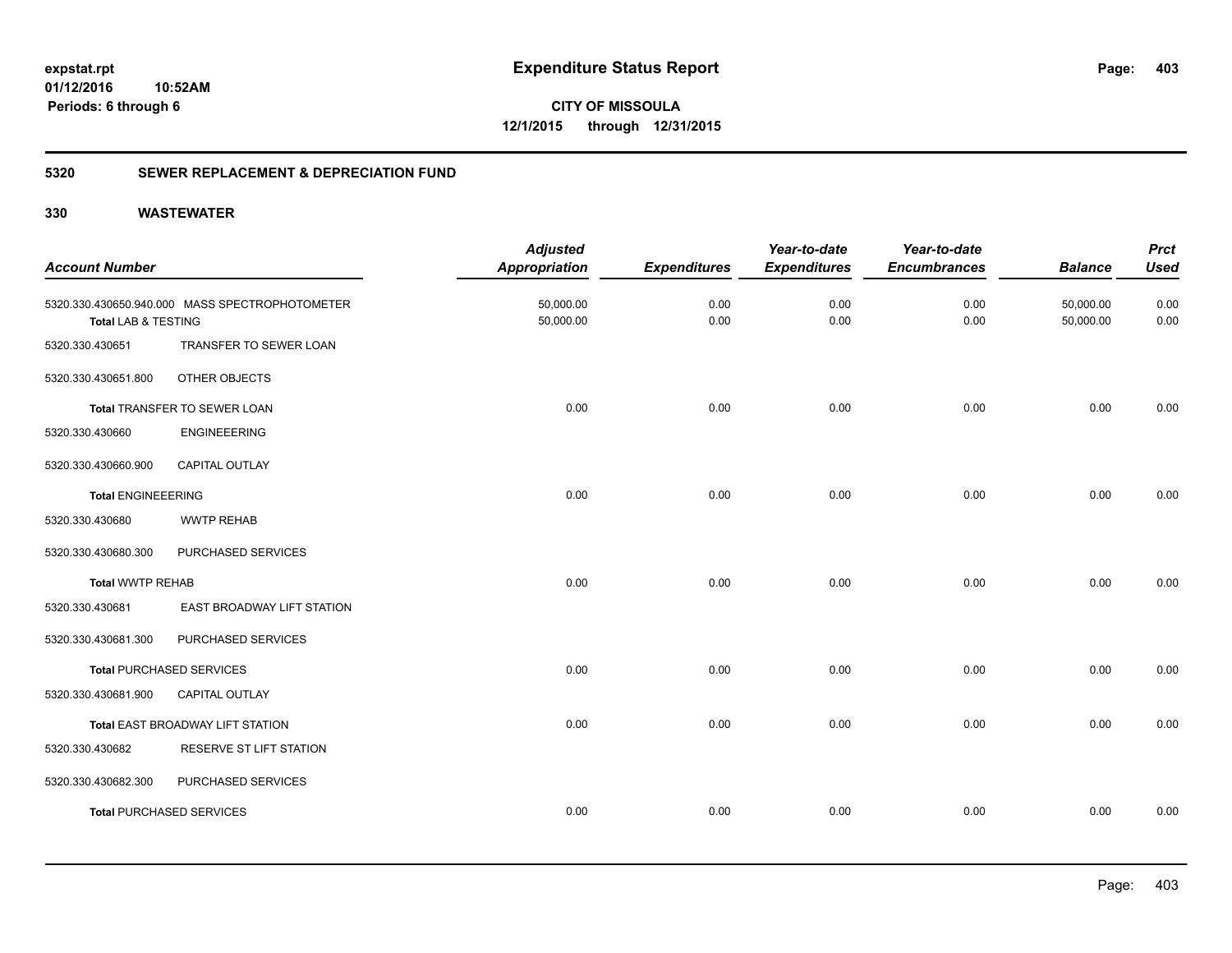**expstat.rpt**
**01/12/2016 10:52AM**
**Periods: 6 through 6**

# Expenditure Status Report

**CITY OF MISSOULA**
**12/1/2015 through 12/31/2015**

## 5320 SEWER REPLACEMENT & DEPRECIATION FUND

### 330 WASTEWATER

| Account Number | | Adjusted Appropriation | Expenditures | Year-to-date Expenditures | Year-to-date Encumbrances | Balance | Prct Used |
|---|---|---|---|---|---|---|---|
| 5320.330.430650.940.000 | MASS SPECTROPHOTOMETER | 50,000.00 | 0.00 | 0.00 | 0.00 | 50,000.00 | 0.00 |
| **Total LAB & TESTING** | | 50,000.00 | 0.00 | 0.00 | 0.00 | 50,000.00 | 0.00 |
| 5320.330.430651 | TRANSFER TO SEWER LOAN | | | | | | |
| 5320.330.430651.800 | OTHER OBJECTS | | | | | | |
| **Total** TRANSFER TO SEWER LOAN | | 0.00 | 0.00 | 0.00 | 0.00 | 0.00 | 0.00 |
| 5320.330.430660 | ENGINEEERING | | | | | | |
| 5320.330.430660.900 | CAPITAL OUTLAY | | | | | | |
| **Total ENGINEEERING** | | 0.00 | 0.00 | 0.00 | 0.00 | 0.00 | 0.00 |
| 5320.330.430680 | WWTP REHAB | | | | | | |
| 5320.330.430680.300 | PURCHASED SERVICES | | | | | | |
| **Total WWTP REHAB** | | 0.00 | 0.00 | 0.00 | 0.00 | 0.00 | 0.00 |
| 5320.330.430681 | EAST BROADWAY LIFT STATION | | | | | | |
| 5320.330.430681.300 | PURCHASED SERVICES | | | | | | |
| **Total** PURCHASED SERVICES | | 0.00 | 0.00 | 0.00 | 0.00 | 0.00 | 0.00 |
| 5320.330.430681.900 | CAPITAL OUTLAY | | | | | | |
| **Total** EAST BROADWAY LIFT STATION | | 0.00 | 0.00 | 0.00 | 0.00 | 0.00 | 0.00 |
| 5320.330.430682 | RESERVE ST LIFT STATION | | | | | | |
| 5320.330.430682.300 | PURCHASED SERVICES | | | | | | |
| **Total** PURCHASED SERVICES | | 0.00 | 0.00 | 0.00 | 0.00 | 0.00 | 0.00 |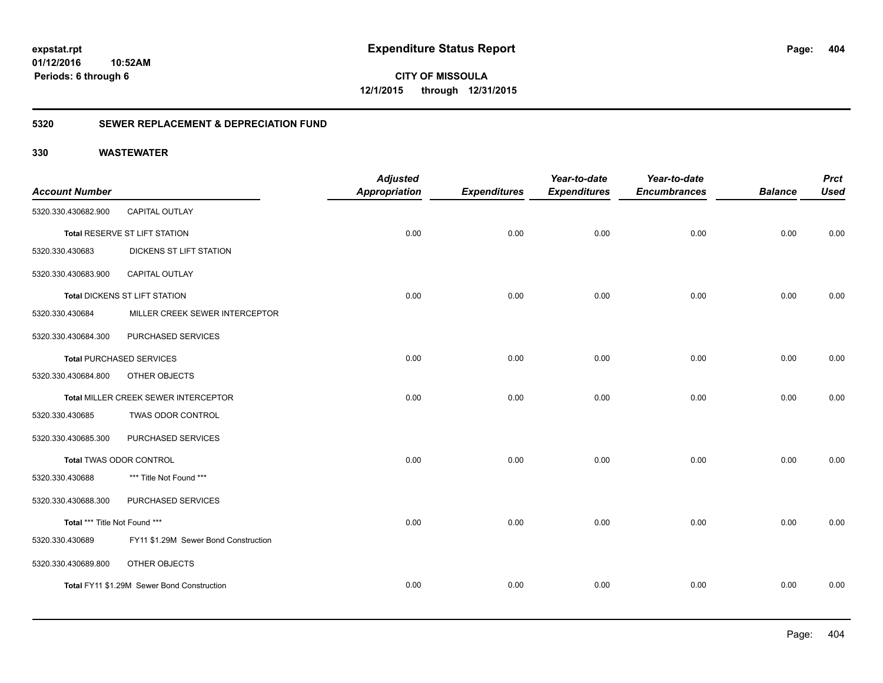**expstat.rpt**
**01/12/2016 10:52AM**
**Periods: 6 through 6**

# Expenditure Status Report

**CITY OF MISSOULA**
**12/1/2015 through 12/31/2015**

## 5320 SEWER REPLACEMENT & DEPRECIATION FUND

### 330 WASTEWATER

| Account Number | | Adjusted Appropriation | Expenditures | Year-to-date Expenditures | Year-to-date Encumbrances | Balance | Prct Used |
|---|---|---|---|---|---|---|---|
| 5320.330.430682.900 | CAPITAL OUTLAY | | | | | | |
| **Total** RESERVE ST LIFT STATION | | 0.00 | 0.00 | 0.00 | 0.00 | 0.00 | 0.00 |
| 5320.330.430683 | DICKENS ST LIFT STATION | | | | | | |
| 5320.330.430683.900 | CAPITAL OUTLAY | | | | | | |
| **Total** DICKENS ST LIFT STATION | | 0.00 | 0.00 | 0.00 | 0.00 | 0.00 | 0.00 |
| 5320.330.430684 | MILLER CREEK SEWER INTERCEPTOR | | | | | | |
| 5320.330.430684.300 | PURCHASED SERVICES | | | | | | |
| **Total** PURCHASED SERVICES | | 0.00 | 0.00 | 0.00 | 0.00 | 0.00 | 0.00 |
| 5320.330.430684.800 | OTHER OBJECTS | | | | | | |
| **Total** MILLER CREEK SEWER INTERCEPTOR | | 0.00 | 0.00 | 0.00 | 0.00 | 0.00 | 0.00 |
| 5320.330.430685 | TWAS ODOR CONTROL | | | | | | |
| 5320.330.430685.300 | PURCHASED SERVICES | | | | | | |
| **Total** TWAS ODOR CONTROL | | 0.00 | 0.00 | 0.00 | 0.00 | 0.00 | 0.00 |
| 5320.330.430688 | *** Title Not Found *** | | | | | | |
| 5320.330.430688.300 | PURCHASED SERVICES | | | | | | |
| **Total** *** Title Not Found *** | | 0.00 | 0.00 | 0.00 | 0.00 | 0.00 | 0.00 |
| 5320.330.430689 | FY11 $1.29M Sewer Bond Construction | | | | | | |
| 5320.330.430689.800 | OTHER OBJECTS | | | | | | |
| **Total** FY11 $1.29M Sewer Bond Construction | | 0.00 | 0.00 | 0.00 | 0.00 | 0.00 | 0.00 |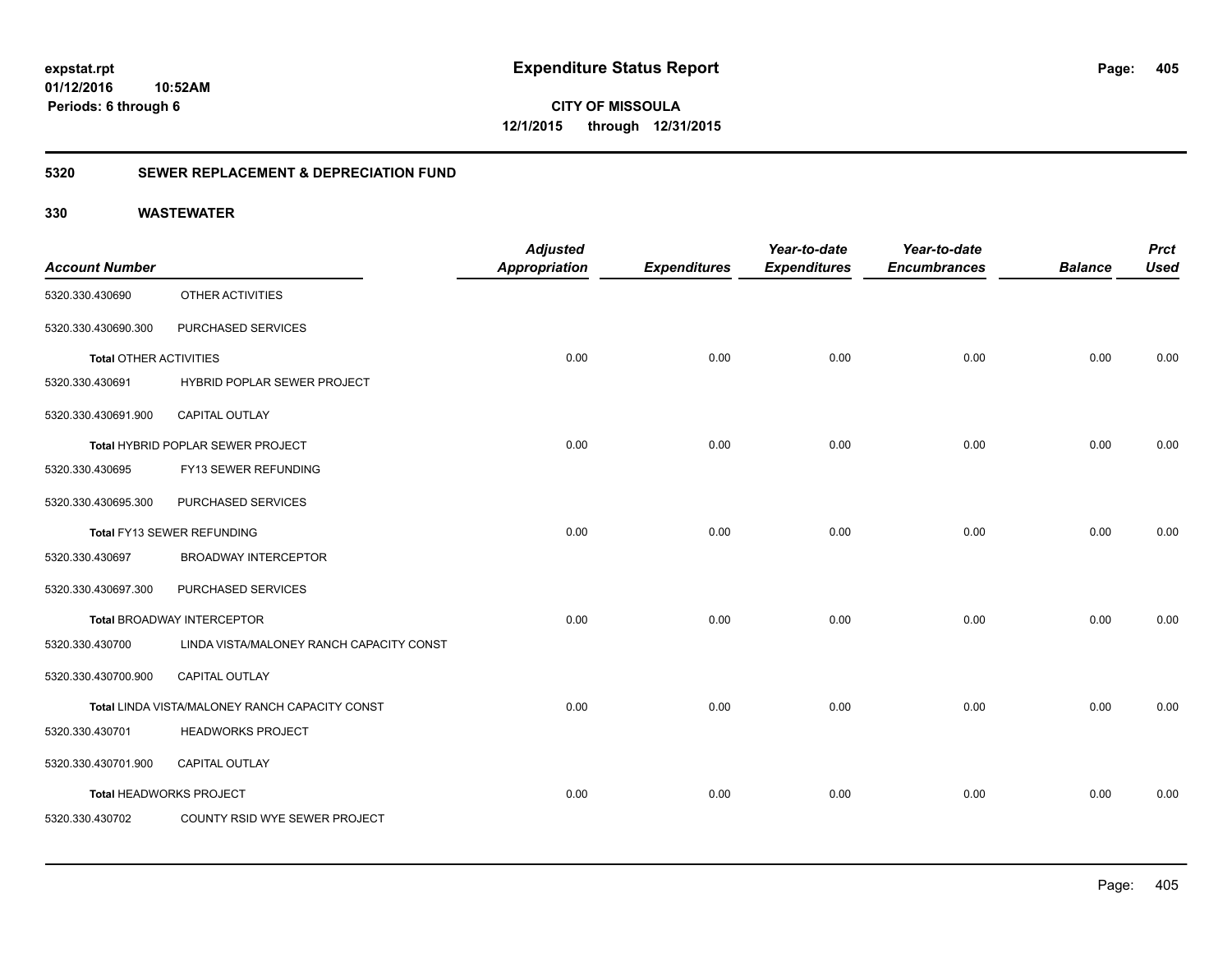expstat.rpt
01/12/2016 10:52AM
Periods: 6 through 6

# Expenditure Status Report

**CITY OF MISSOULA**
**12/1/2015 through 12/31/2015**

## 5320 SEWER REPLACEMENT & DEPRECIATION FUND

### 330 WASTEWATER

| Account Number | | Adjusted Appropriation | Expenditures | Year-to-date Expenditures | Year-to-date Encumbrances | Balance | Prct Used |
|---|---|---|---|---|---|---|---|
| 5320.330.430690 | OTHER ACTIVITIES | | | | | | |
| 5320.330.430690.300 | PURCHASED SERVICES | | | | | | |
| Total OTHER ACTIVITIES | | 0.00 | 0.00 | 0.00 | 0.00 | 0.00 | 0.00 |
| 5320.330.430691 | HYBRID POPLAR SEWER PROJECT | | | | | | |
| 5320.330.430691.900 | CAPITAL OUTLAY | | | | | | |
| Total HYBRID POPLAR SEWER PROJECT | | 0.00 | 0.00 | 0.00 | 0.00 | 0.00 | 0.00 |
| 5320.330.430695 | FY13 SEWER REFUNDING | | | | | | |
| 5320.330.430695.300 | PURCHASED SERVICES | | | | | | |
| Total FY13 SEWER REFUNDING | | 0.00 | 0.00 | 0.00 | 0.00 | 0.00 | 0.00 |
| 5320.330.430697 | BROADWAY INTERCEPTOR | | | | | | |
| 5320.330.430697.300 | PURCHASED SERVICES | | | | | | |
| Total BROADWAY INTERCEPTOR | | 0.00 | 0.00 | 0.00 | 0.00 | 0.00 | 0.00 |
| 5320.330.430700 | LINDA VISTA/MALONEY RANCH CAPACITY CONST | | | | | | |
| 5320.330.430700.900 | CAPITAL OUTLAY | | | | | | |
| Total LINDA VISTA/MALONEY RANCH CAPACITY CONST | | 0.00 | 0.00 | 0.00 | 0.00 | 0.00 | 0.00 |
| 5320.330.430701 | HEADWORKS PROJECT | | | | | | |
| 5320.330.430701.900 | CAPITAL OUTLAY | | | | | | |
| Total HEADWORKS PROJECT | | 0.00 | 0.00 | 0.00 | 0.00 | 0.00 | 0.00 |
| 5320.330.430702 | COUNTY RSID WYE SEWER PROJECT | | | | | | |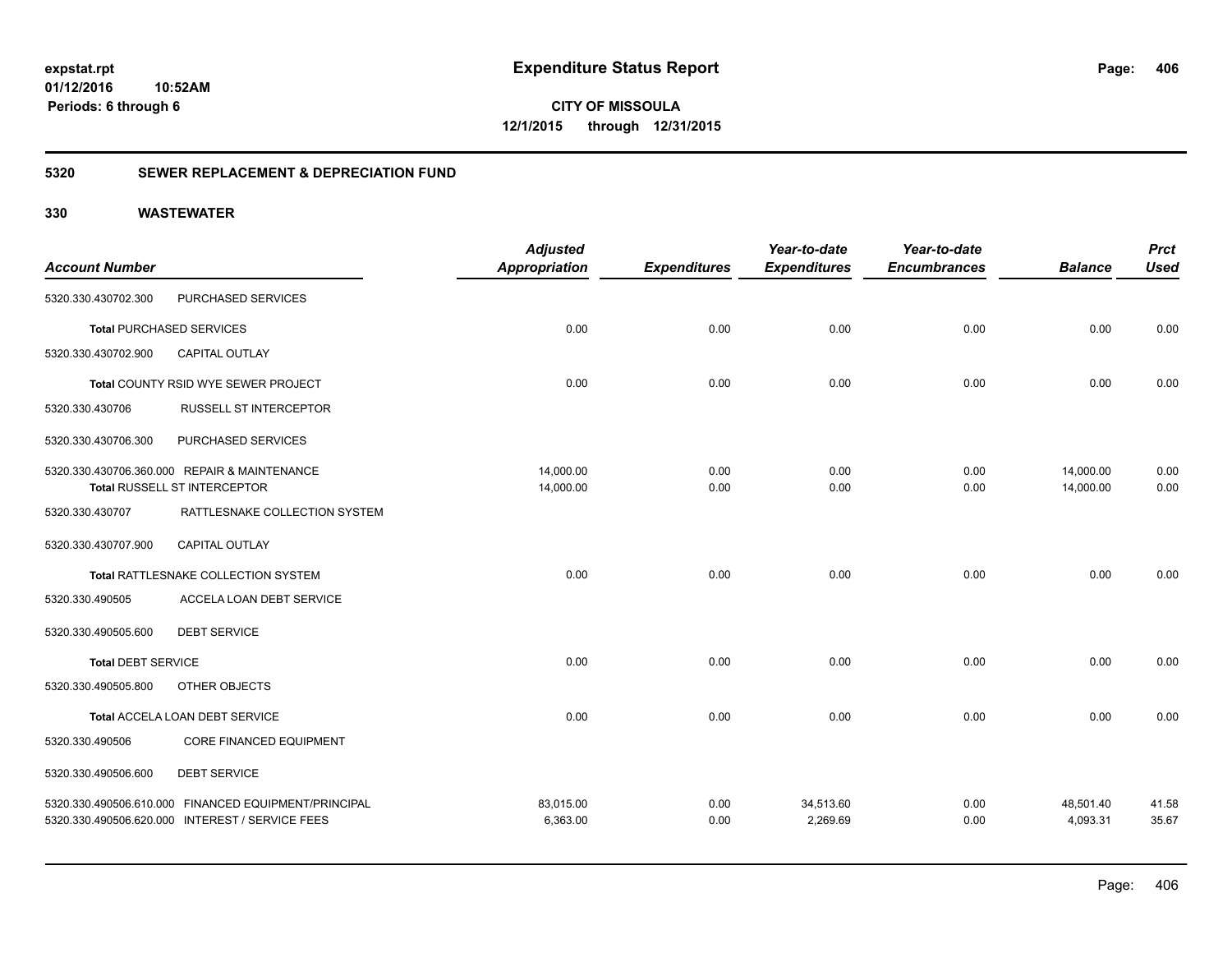# Expenditure Status Report

expstat.rpt
01/12/2016 10:52AM
Periods: 6 through 6

**CITY OF MISSOULA**
**12/1/2015 through 12/31/2015**

## 5320 SEWER REPLACEMENT & DEPRECIATION FUND

### 330 WASTEWATER

| Account Number | | Adjusted Appropriation | Expenditures | Year-to-date Expenditures | Year-to-date Encumbrances | Balance | Prct Used |
|---|---|---|---|---|---|---|---|
| 5320.330.430702.300 | PURCHASED SERVICES | | | | | | |
| **Total** PURCHASED SERVICES | | 0.00 | 0.00 | 0.00 | 0.00 | 0.00 | 0.00 |
| 5320.330.430702.900 | CAPITAL OUTLAY | | | | | | |
| **Total** COUNTY RSID WYE SEWER PROJECT | | 0.00 | 0.00 | 0.00 | 0.00 | 0.00 | 0.00 |
| 5320.330.430706 | RUSSELL ST INTERCEPTOR | | | | | | |
| 5320.330.430706.300 | PURCHASED SERVICES | | | | | | |
| 5320.330.430706.360.000 | REPAIR & MAINTENANCE | 14,000.00 | 0.00 | 0.00 | 0.00 | 14,000.00 | 0.00 |
| **Total** RUSSELL ST INTERCEPTOR | | 14,000.00 | 0.00 | 0.00 | 0.00 | 14,000.00 | 0.00 |
| 5320.330.430707 | RATTLESNAKE COLLECTION SYSTEM | | | | | | |
| 5320.330.430707.900 | CAPITAL OUTLAY | | | | | | |
| **Total** RATTLESNAKE COLLECTION SYSTEM | | 0.00 | 0.00 | 0.00 | 0.00 | 0.00 | 0.00 |
| 5320.330.490505 | ACCELA LOAN DEBT SERVICE | | | | | | |
| 5320.330.490505.600 | DEBT SERVICE | | | | | | |
| **Total** DEBT SERVICE | | 0.00 | 0.00 | 0.00 | 0.00 | 0.00 | 0.00 |
| 5320.330.490505.800 | OTHER OBJECTS | | | | | | |
| **Total** ACCELA LOAN DEBT SERVICE | | 0.00 | 0.00 | 0.00 | 0.00 | 0.00 | 0.00 |
| 5320.330.490506 | CORE FINANCED EQUIPMENT | | | | | | |
| 5320.330.490506.600 | DEBT SERVICE | | | | | | |
| 5320.330.490506.610.000 | FINANCED EQUIPMENT/PRINCIPAL | 83,015.00 | 0.00 | 34,513.60 | 0.00 | 48,501.40 | 41.58 |
| 5320.330.490506.620.000 | INTEREST / SERVICE FEES | 6,363.00 | 0.00 | 2,269.69 | 0.00 | 4,093.31 | 35.67 |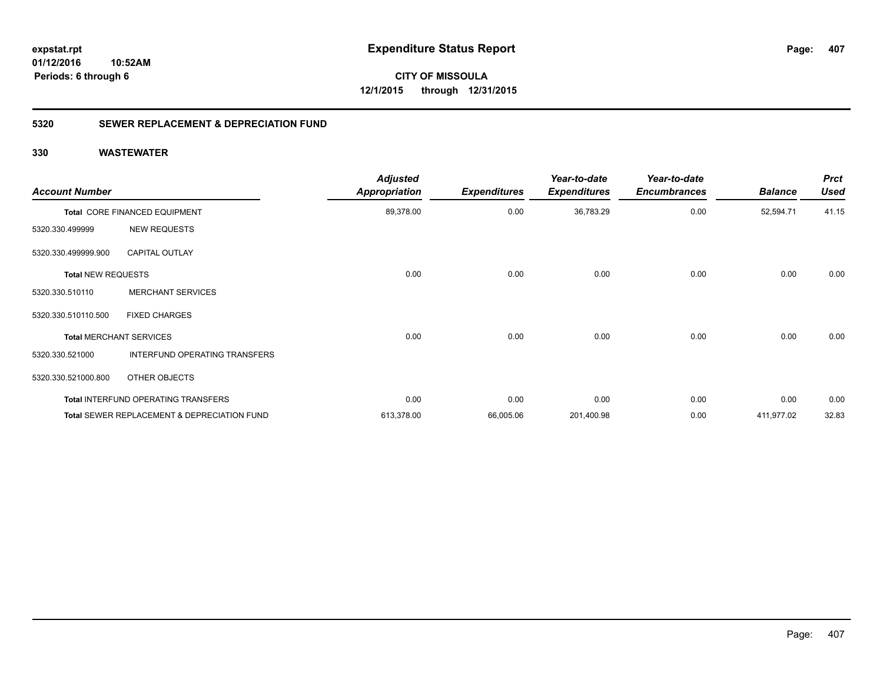**Expenditure Status Report**

**CITY OF MISSOULA**
**12/1/2015 through 12/31/2015**

expstat.rpt
01/12/2016 10:52AM
Periods: 6 through 6

## 5320 SEWER REPLACEMENT & DEPRECIATION FUND

## 330 WASTEWATER

| Account Number | | Adjusted Appropriation | Expenditures | Year-to-date Expenditures | Year-to-date Encumbrances | Balance | Prct Used |
|---|---|---|---|---|---|---|---|
| Total CORE FINANCED EQUIPMENT | | 89,378.00 | 0.00 | 36,783.29 | 0.00 | 52,594.71 | 41.15 |
| 5320.330.499999 | NEW REQUESTS | | | | | | |
| 5320.330.499999.900 | CAPITAL OUTLAY | | | | | | |
| Total NEW REQUESTS | | 0.00 | 0.00 | 0.00 | 0.00 | 0.00 | 0.00 |
| 5320.330.510110 | MERCHANT SERVICES | | | | | | |
| 5320.330.510110.500 | FIXED CHARGES | | | | | | |
| Total MERCHANT SERVICES | | 0.00 | 0.00 | 0.00 | 0.00 | 0.00 | 0.00 |
| 5320.330.521000 | INTERFUND OPERATING TRANSFERS | | | | | | |
| 5320.330.521000.800 | OTHER OBJECTS | | | | | | |
| Total INTERFUND OPERATING TRANSFERS | | 0.00 | 0.00 | 0.00 | 0.00 | 0.00 | 0.00 |
| Total SEWER REPLACEMENT & DEPRECIATION FUND | | 613,378.00 | 66,005.06 | 201,400.98 | 0.00 | 411,977.02 | 32.83 |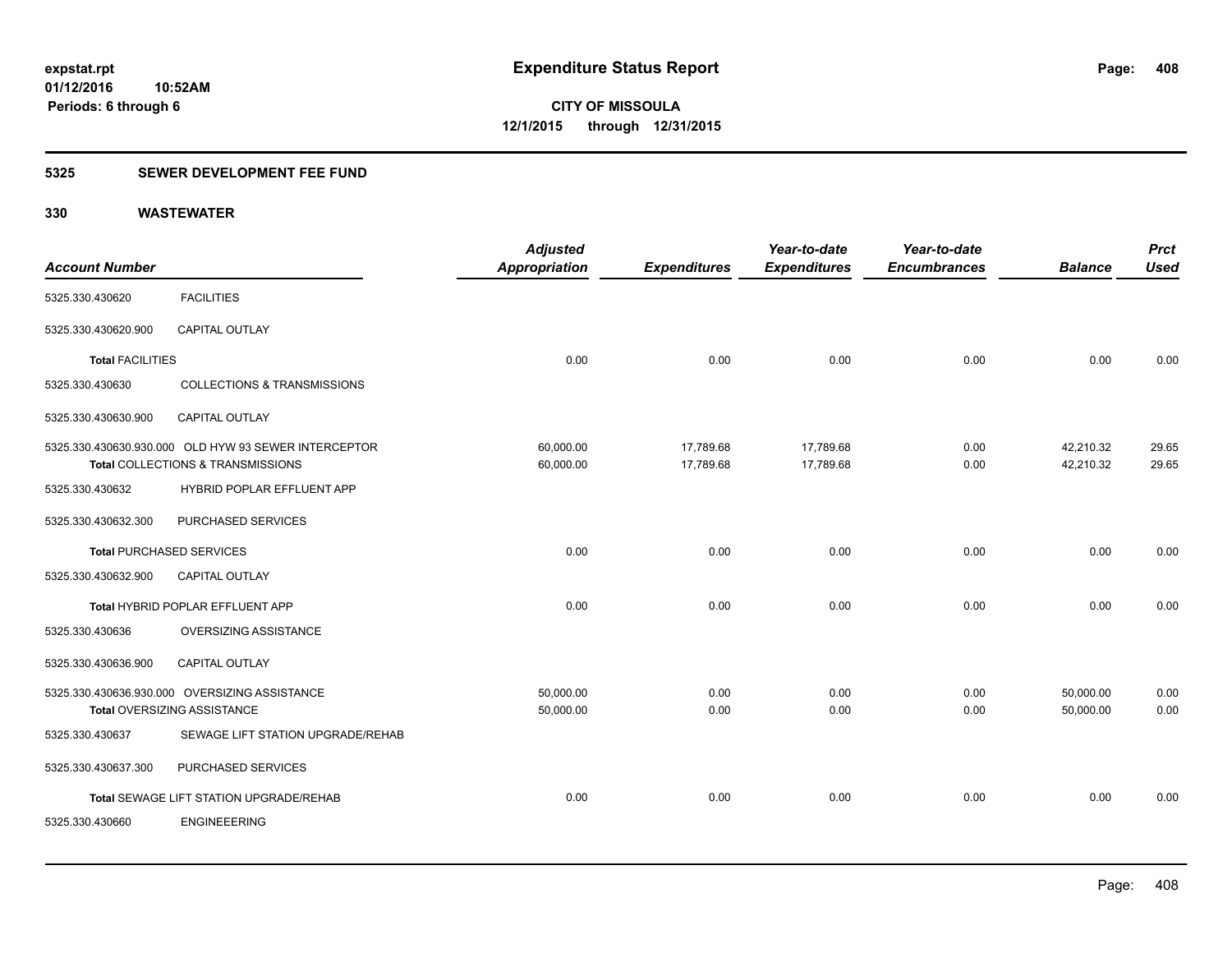# Expenditure Status Report

**CITY OF MISSOULA**
**12/1/2015 through 12/31/2015**

expstat.rpt
01/12/2016 10:52AM
Periods: 6 through 6

## 5325 SEWER DEVELOPMENT FEE FUND

## 330 WASTEWATER

| Account Number | | Adjusted Appropriation | Expenditures | Year-to-date Expenditures | Year-to-date Encumbrances | Balance | Prct Used |
|---|---|---|---|---|---|---|---|
| 5325.330.430620 | FACILITIES | | | | | | |
| 5325.330.430620.900 | CAPITAL OUTLAY | | | | | | |
| **Total** FACILITIES | | 0.00 | 0.00 | 0.00 | 0.00 | 0.00 | 0.00 |
| 5325.330.430630 | COLLECTIONS & TRANSMISSIONS | | | | | | |
| 5325.330.430630.900 | CAPITAL OUTLAY | | | | | | |
| 5325.330.430630.930.000 | OLD HYW 93 SEWER INTERCEPTOR | 60,000.00 | 17,789.68 | 17,789.68 | 0.00 | 42,210.32 | 29.65 |
| **Total** COLLECTIONS & TRANSMISSIONS | | 60,000.00 | 17,789.68 | 17,789.68 | 0.00 | 42,210.32 | 29.65 |
| 5325.330.430632 | HYBRID POPLAR EFFLUENT APP | | | | | | |
| 5325.330.430632.300 | PURCHASED SERVICES | | | | | | |
| **Total** PURCHASED SERVICES | | 0.00 | 0.00 | 0.00 | 0.00 | 0.00 | 0.00 |
| 5325.330.430632.900 | CAPITAL OUTLAY | | | | | | |
| **Total** HYBRID POPLAR EFFLUENT APP | | 0.00 | 0.00 | 0.00 | 0.00 | 0.00 | 0.00 |
| 5325.330.430636 | OVERSIZING ASSISTANCE | | | | | | |
| 5325.330.430636.900 | CAPITAL OUTLAY | | | | | | |
| 5325.330.430636.930.000 | OVERSIZING ASSISTANCE | 50,000.00 | 0.00 | 0.00 | 0.00 | 50,000.00 | 0.00 |
| **Total** OVERSIZING ASSISTANCE | | 50,000.00 | 0.00 | 0.00 | 0.00 | 50,000.00 | 0.00 |
| 5325.330.430637 | SEWAGE LIFT STATION UPGRADE/REHAB | | | | | | |
| 5325.330.430637.300 | PURCHASED SERVICES | | | | | | |
| **Total** SEWAGE LIFT STATION UPGRADE/REHAB | | 0.00 | 0.00 | 0.00 | 0.00 | 0.00 | 0.00 |
| 5325.330.430660 | ENGINEEERING | | | | | | |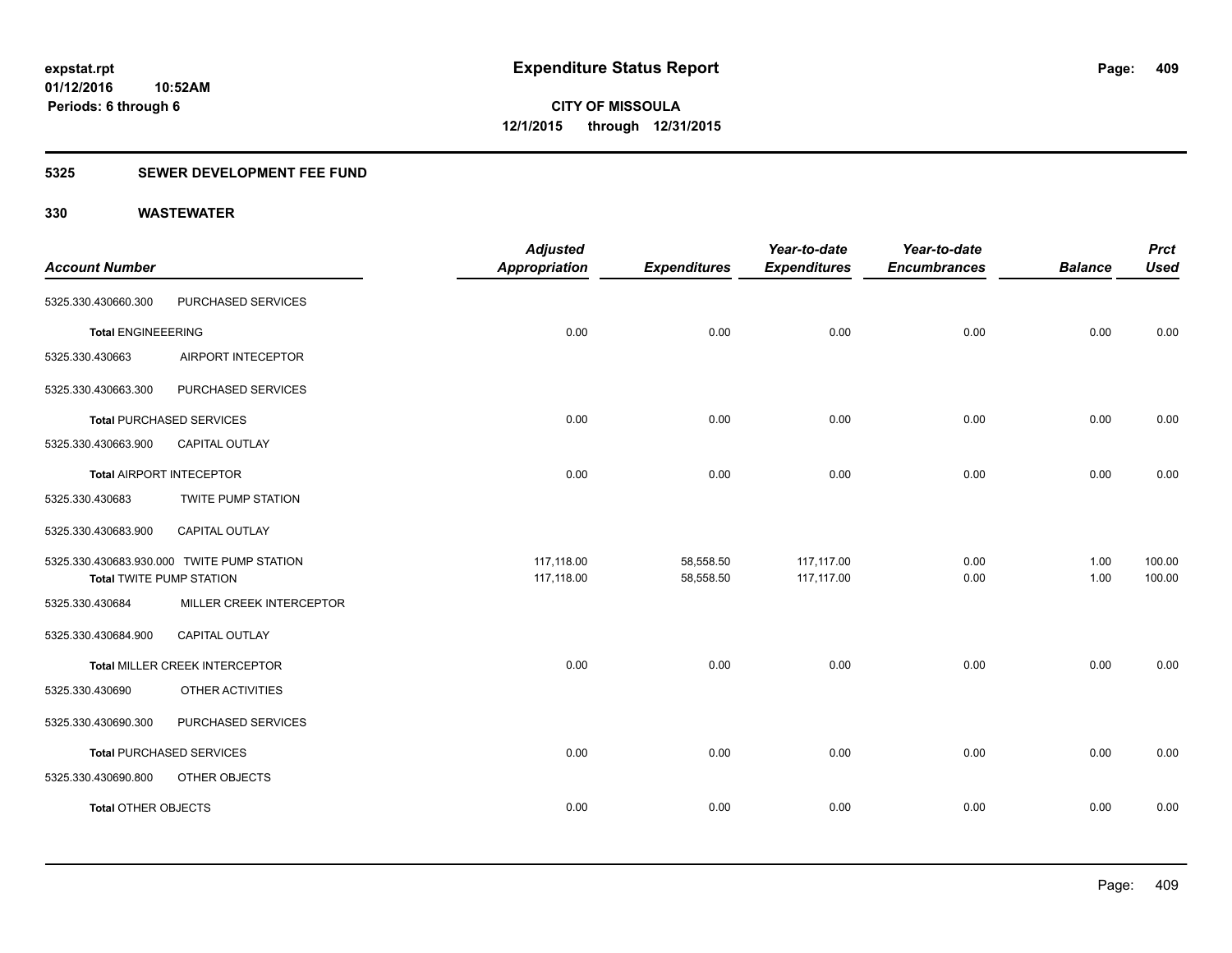**expstat.rpt**
**01/12/2016 10:52AM**
**Periods: 6 through 6**

# Expenditure Status Report

**CITY OF MISSOULA**
**12/1/2015 through 12/31/2015**

## 5325 SEWER DEVELOPMENT FEE FUND

## 330 WASTEWATER

| Account Number | | Adjusted Appropriation | Expenditures | Year-to-date Expenditures | Year-to-date Encumbrances | Balance | Prct Used |
|---|---|---|---|---|---|---|---|
| 5325.330.430660.300 | PURCHASED SERVICES | | | | | | |
| **Total ENGINEEERING** | | 0.00 | 0.00 | 0.00 | 0.00 | 0.00 | 0.00 |
| 5325.330.430663 | AIRPORT INTECEPTOR | | | | | | |
| 5325.330.430663.300 | PURCHASED SERVICES | | | | | | |
| **Total PURCHASED SERVICES** | | 0.00 | 0.00 | 0.00 | 0.00 | 0.00 | 0.00 |
| 5325.330.430663.900 | CAPITAL OUTLAY | | | | | | |
| **Total AIRPORT INTECEPTOR** | | 0.00 | 0.00 | 0.00 | 0.00 | 0.00 | 0.00 |
| 5325.330.430683 | TWITE PUMP STATION | | | | | | |
| 5325.330.430683.900 | CAPITAL OUTLAY | | | | | | |
| 5325.330.430683.930.000 | TWITE PUMP STATION | 117,118.00 | 58,558.50 | 117,117.00 | 0.00 | 1.00 | 100.00 |
| **Total TWITE PUMP STATION** | | 117,118.00 | 58,558.50 | 117,117.00 | 0.00 | 1.00 | 100.00 |
| 5325.330.430684 | MILLER CREEK INTERCEPTOR | | | | | | |
| 5325.330.430684.900 | CAPITAL OUTLAY | | | | | | |
| **Total MILLER CREEK INTERCEPTOR** | | 0.00 | 0.00 | 0.00 | 0.00 | 0.00 | 0.00 |
| 5325.330.430690 | OTHER ACTIVITIES | | | | | | |
| 5325.330.430690.300 | PURCHASED SERVICES | | | | | | |
| **Total PURCHASED SERVICES** | | 0.00 | 0.00 | 0.00 | 0.00 | 0.00 | 0.00 |
| 5325.330.430690.800 | OTHER OBJECTS | | | | | | |
| **Total OTHER OBJECTS** | | 0.00 | 0.00 | 0.00 | 0.00 | 0.00 | 0.00 |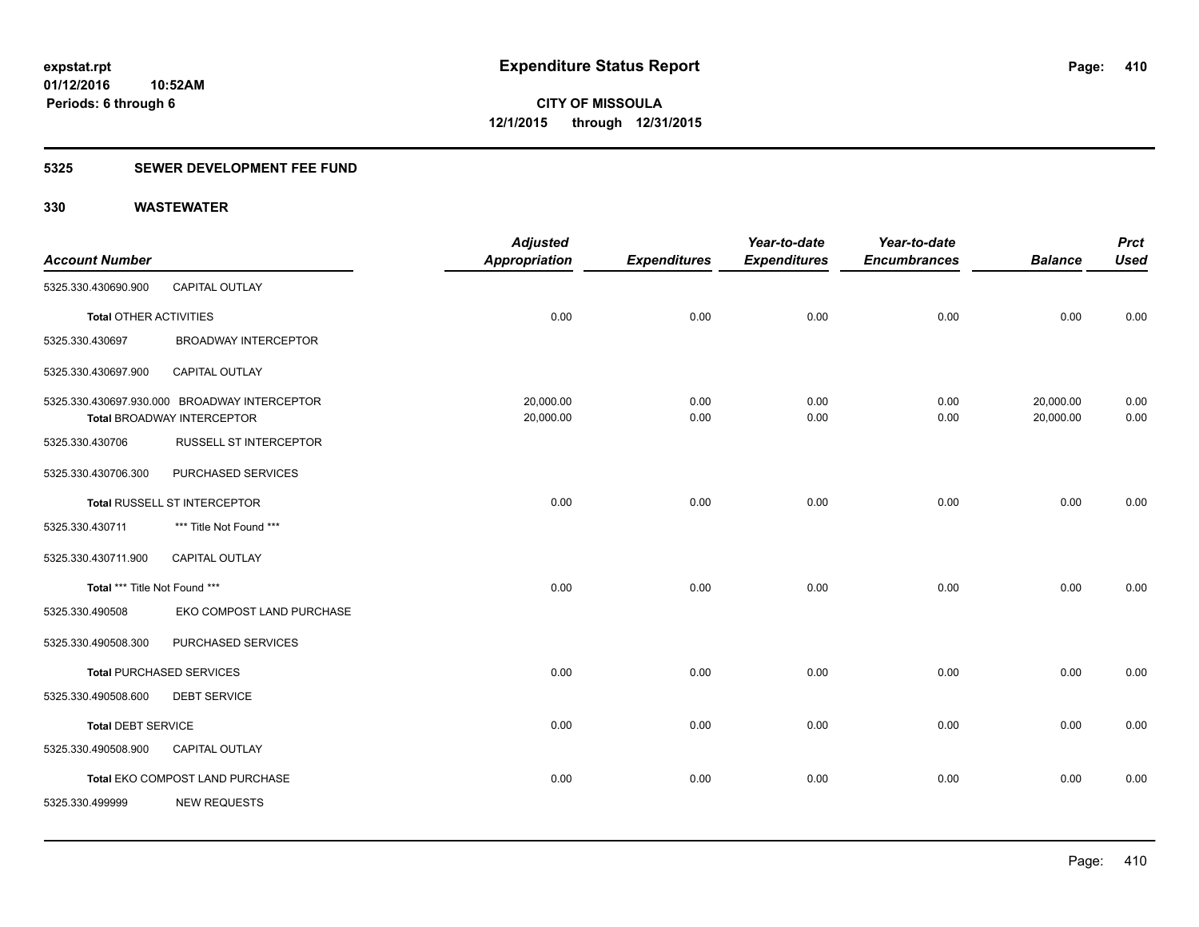**expstat.rpt**
**01/12/2016 10:52AM**
**Periods: 6 through 6**

# Expenditure Status Report

**CITY OF MISSOULA**
**12/1/2015 through 12/31/2015**

## 5325 SEWER DEVELOPMENT FEE FUND

## 330 WASTEWATER

| Account Number | | Adjusted Appropriation | Expenditures | Year-to-date Expenditures | Year-to-date Encumbrances | Balance | Prct Used |
|---|---|---|---|---|---|---|---|
| 5325.330.430690.900 | CAPITAL OUTLAY | | | | | | |
| **Total** OTHER ACTIVITIES | | 0.00 | 0.00 | 0.00 | 0.00 | 0.00 | 0.00 |
| 5325.330.430697 | BROADWAY INTERCEPTOR | | | | | | |
| 5325.330.430697.900 | CAPITAL OUTLAY | | | | | | |
| 5325.330.430697.930.000 | BROADWAY INTERCEPTOR | 20,000.00 | 0.00 | 0.00 | 0.00 | 20,000.00 | 0.00 |
| **Total** BROADWAY INTERCEPTOR | | 20,000.00 | 0.00 | 0.00 | 0.00 | 20,000.00 | 0.00 |
| 5325.330.430706 | RUSSELL ST INTERCEPTOR | | | | | | |
| 5325.330.430706.300 | PURCHASED SERVICES | | | | | | |
| **Total** RUSSELL ST INTERCEPTOR | | 0.00 | 0.00 | 0.00 | 0.00 | 0.00 | 0.00 |
| 5325.330.430711 | *** Title Not Found *** | | | | | | |
| 5325.330.430711.900 | CAPITAL OUTLAY | | | | | | |
| **Total** *** Title Not Found *** | | 0.00 | 0.00 | 0.00 | 0.00 | 0.00 | 0.00 |
| 5325.330.490508 | EKO COMPOST LAND PURCHASE | | | | | | |
| 5325.330.490508.300 | PURCHASED SERVICES | | | | | | |
| **Total** PURCHASED SERVICES | | 0.00 | 0.00 | 0.00 | 0.00 | 0.00 | 0.00 |
| 5325.330.490508.600 | DEBT SERVICE | | | | | | |
| **Total** DEBT SERVICE | | 0.00 | 0.00 | 0.00 | 0.00 | 0.00 | 0.00 |
| 5325.330.490508.900 | CAPITAL OUTLAY | | | | | | |
| **Total** EKO COMPOST LAND PURCHASE | | 0.00 | 0.00 | 0.00 | 0.00 | 0.00 | 0.00 |
| 5325.330.499999 | NEW REQUESTS | | | | | | |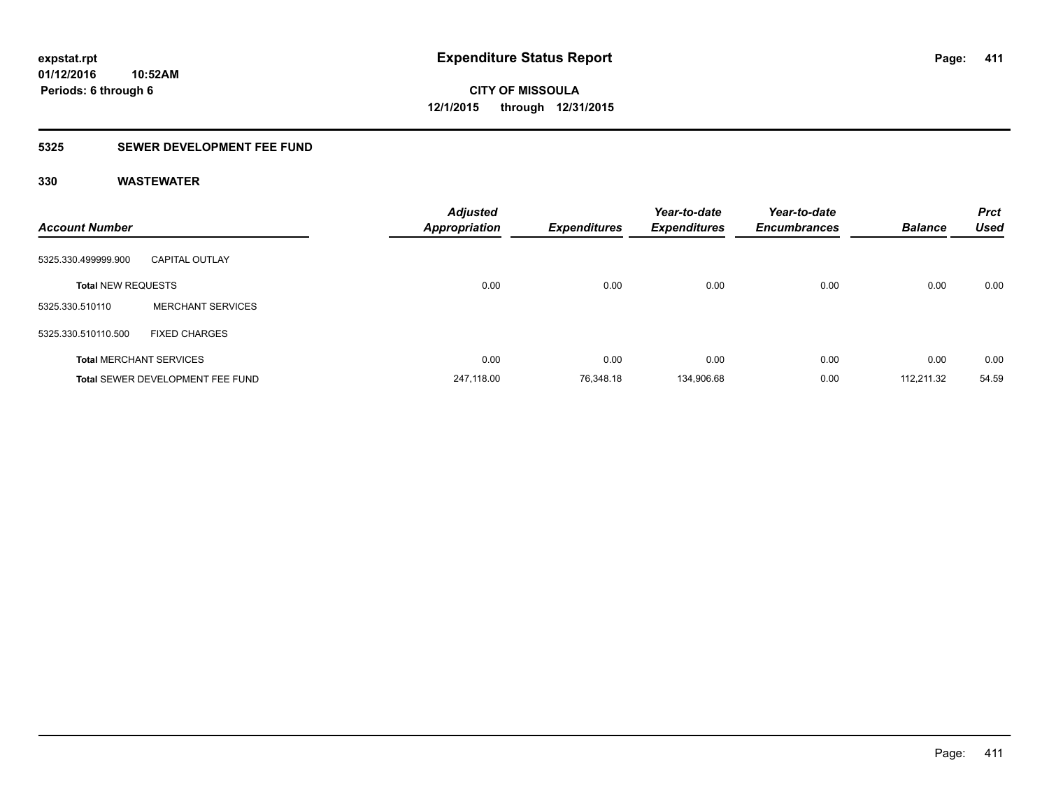# Expenditure Status Report

**expstat.rpt**
**01/12/2016 10:52AM**
**Periods: 6 through 6**

**CITY OF MISSOULA**
**12/1/2015 through 12/31/2015**

## 5325 SEWER DEVELOPMENT FEE FUND

### 330 WASTEWATER

| Account Number | | Adjusted Appropriation | Expenditures | Year-to-date Expenditures | Year-to-date Encumbrances | Balance | Prct Used |
|---|---|---|---|---|---|---|---|
| 5325.330.499999.900 | CAPITAL OUTLAY | | | | | | |
| **Total** NEW REQUESTS | | 0.00 | 0.00 | 0.00 | 0.00 | 0.00 | 0.00 |
| 5325.330.510110 | MERCHANT SERVICES | | | | | | |
| 5325.330.510110.500 | FIXED CHARGES | | | | | | |
| **Total** MERCHANT SERVICES | | 0.00 | 0.00 | 0.00 | 0.00 | 0.00 | 0.00 |
| **Total** SEWER DEVELOPMENT FEE FUND | | 247,118.00 | 76,348.18 | 134,906.68 | 0.00 | 112,211.32 | 54.59 |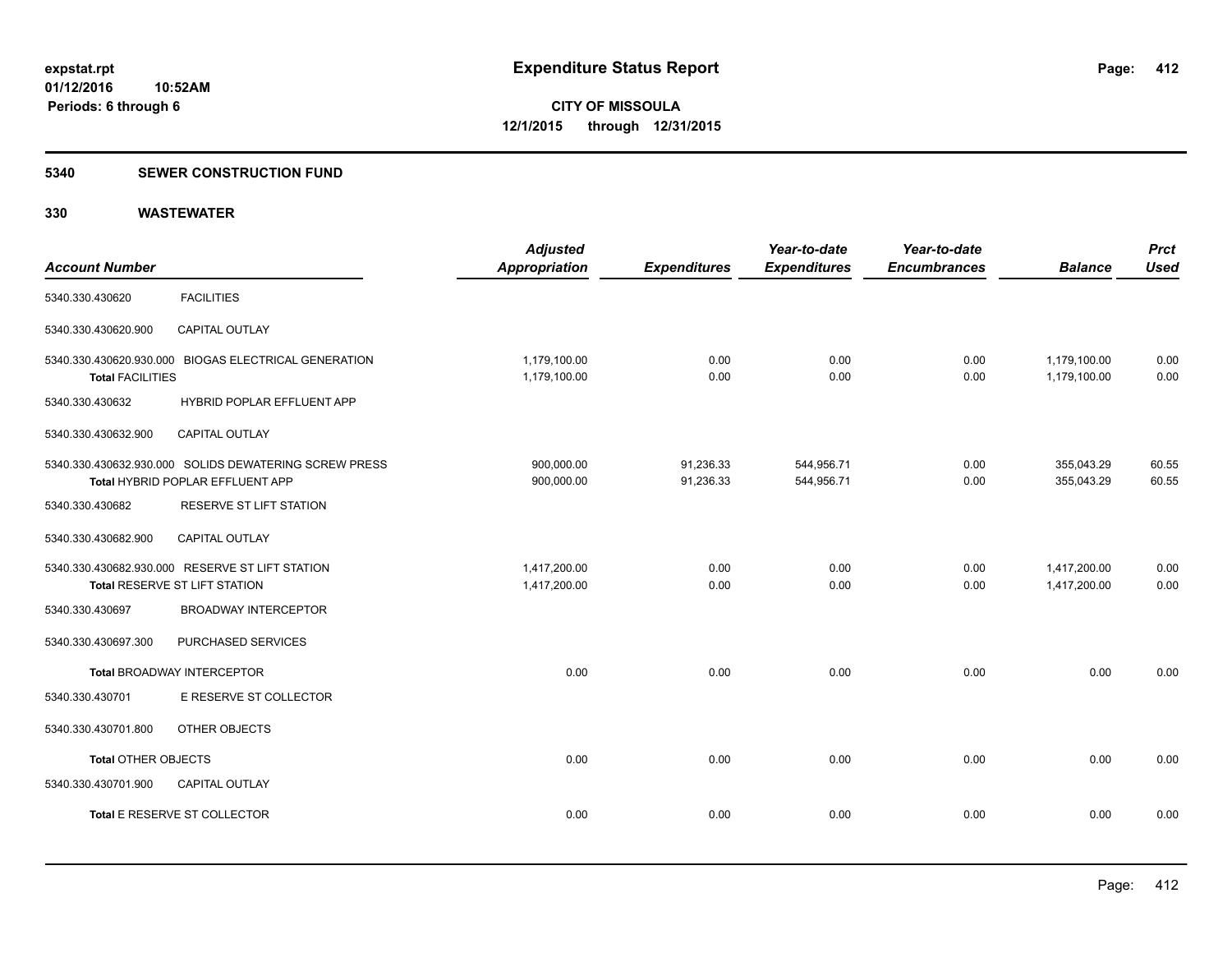# Expenditure Status Report

expstat.rpt
01/12/2016 10:52AM
Periods: 6 through 6

**CITY OF MISSOULA**
**12/1/2015 through 12/31/2015**

## 5340 SEWER CONSTRUCTION FUND

### 330 WASTEWATER

| Account Number | | *Adjusted Appropriation* | *Expenditures* | *Year-to-date Expenditures* | *Year-to-date Encumbrances* | *Balance* | *Prct Used* |
|---|---|---|---|---|---|---|---|
| 5340.330.430620 | FACILITIES | | | | | | |
| 5340.330.430620.900 | CAPITAL OUTLAY | | | | | | |
| 5340.330.430620.930.000 | BIOGAS ELECTRICAL GENERATION | 1,179,100.00 | 0.00 | 0.00 | 0.00 | 1,179,100.00 | 0.00 |
| **Total** FACILITIES | | 1,179,100.00 | 0.00 | 0.00 | 0.00 | 1,179,100.00 | 0.00 |
| 5340.330.430632 | HYBRID POPLAR EFFLUENT APP | | | | | | |
| 5340.330.430632.900 | CAPITAL OUTLAY | | | | | | |
| 5340.330.430632.930.000 | SOLIDS DEWATERING SCREW PRESS | 900,000.00 | 91,236.33 | 544,956.71 | 0.00 | 355,043.29 | 60.55 |
| **Total** HYBRID POPLAR EFFLUENT APP | | 900,000.00 | 91,236.33 | 544,956.71 | 0.00 | 355,043.29 | 60.55 |
| 5340.330.430682 | RESERVE ST LIFT STATION | | | | | | |
| 5340.330.430682.900 | CAPITAL OUTLAY | | | | | | |
| 5340.330.430682.930.000 | RESERVE ST LIFT STATION | 1,417,200.00 | 0.00 | 0.00 | 0.00 | 1,417,200.00 | 0.00 |
| **Total** RESERVE ST LIFT STATION | | 1,417,200.00 | 0.00 | 0.00 | 0.00 | 1,417,200.00 | 0.00 |
| 5340.330.430697 | BROADWAY INTERCEPTOR | | | | | | |
| 5340.330.430697.300 | PURCHASED SERVICES | | | | | | |
| **Total** BROADWAY INTERCEPTOR | | 0.00 | 0.00 | 0.00 | 0.00 | 0.00 | 0.00 |
| 5340.330.430701 | E RESERVE ST COLLECTOR | | | | | | |
| 5340.330.430701.800 | OTHER OBJECTS | | | | | | |
| **Total** OTHER OBJECTS | | 0.00 | 0.00 | 0.00 | 0.00 | 0.00 | 0.00 |
| 5340.330.430701.900 | CAPITAL OUTLAY | | | | | | |
| **Total** E RESERVE ST COLLECTOR | | 0.00 | 0.00 | 0.00 | 0.00 | 0.00 | 0.00 |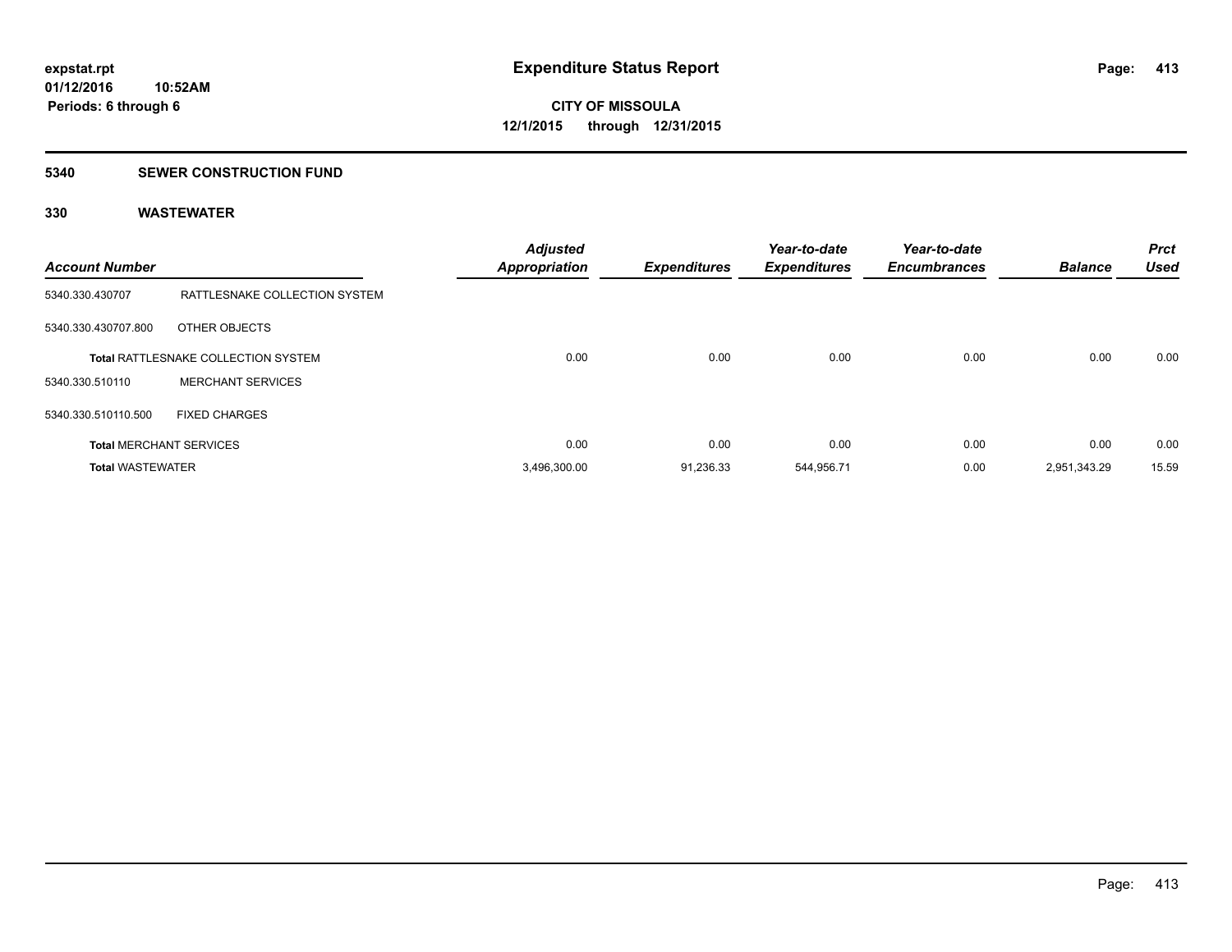expstat.rpt
01/12/2016 10:52AM
Periods: 6 through 6

# Expenditure Status Report

CITY OF MISSOULA
12/1/2015 through 12/31/2015

## 5340 SEWER CONSTRUCTION FUND

### 330 WASTEWATER

| Account Number | | Adjusted Appropriation | Expenditures | Year-to-date Expenditures | Year-to-date Encumbrances | Balance | Prct Used |
|---|---|---|---|---|---|---|---|
| 5340.330.430707 | RATTLESNAKE COLLECTION SYSTEM | | | | | | |
| 5340.330.430707.800 | OTHER OBJECTS | | | | | | |
| Total RATTLESNAKE COLLECTION SYSTEM | | 0.00 | 0.00 | 0.00 | 0.00 | 0.00 | 0.00 |
| 5340.330.510110 | MERCHANT SERVICES | | | | | | |
| 5340.330.510110.500 | FIXED CHARGES | | | | | | |
| Total MERCHANT SERVICES | | 0.00 | 0.00 | 0.00 | 0.00 | 0.00 | 0.00 |
| Total WASTEWATER | | 3,496,300.00 | 91,236.33 | 544,956.71 | 0.00 | 2,951,343.29 | 15.59 |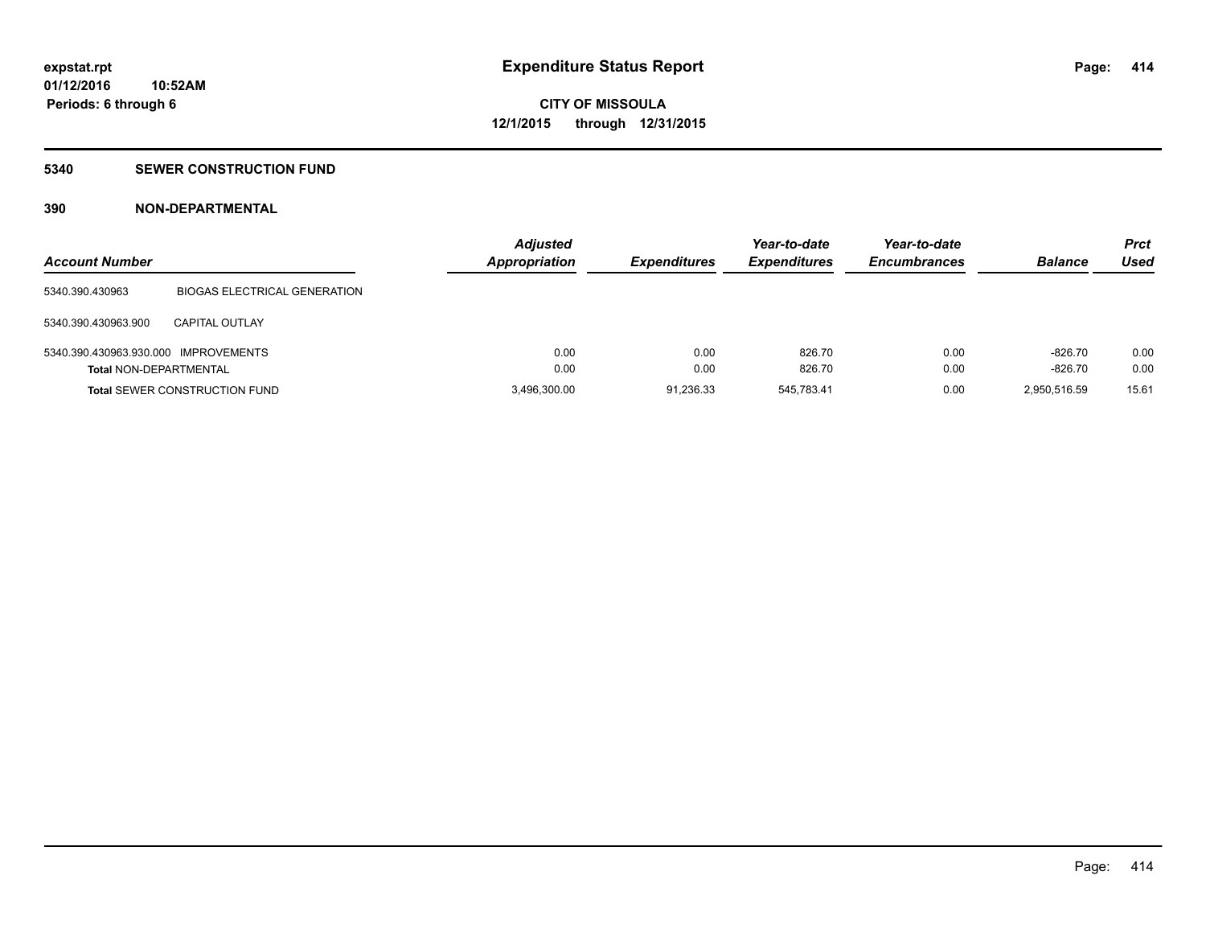**expstat.rpt**
**01/12/2016 10:52AM**
**Periods: 6 through 6**

# Expenditure Status Report

**CITY OF MISSOULA**
**12/1/2015 through 12/31/2015**

## 5340 SEWER CONSTRUCTION FUND

### 390 NON-DEPARTMENTAL

| Account Number | | Adjusted Appropriation | Expenditures | Year-to-date Expenditures | Year-to-date Encumbrances | Balance | Prct Used |
|---|---|---|---|---|---|---|---|
| 5340.390.430963 | BIOGAS ELECTRICAL GENERATION | | | | | | |
| 5340.390.430963.900 | CAPITAL OUTLAY | | | | | | |
| 5340.390.430963.930.000 | IMPROVEMENTS | 0.00 | 0.00 | 826.70 | 0.00 | -826.70 | 0.00 |
| **Total** NON-DEPARTMENTAL | | 0.00 | 0.00 | 826.70 | 0.00 | -826.70 | 0.00 |
| **Total** SEWER CONSTRUCTION FUND | | 3,496,300.00 | 91,236.33 | 545,783.41 | 0.00 | 2,950,516.59 | 15.61 |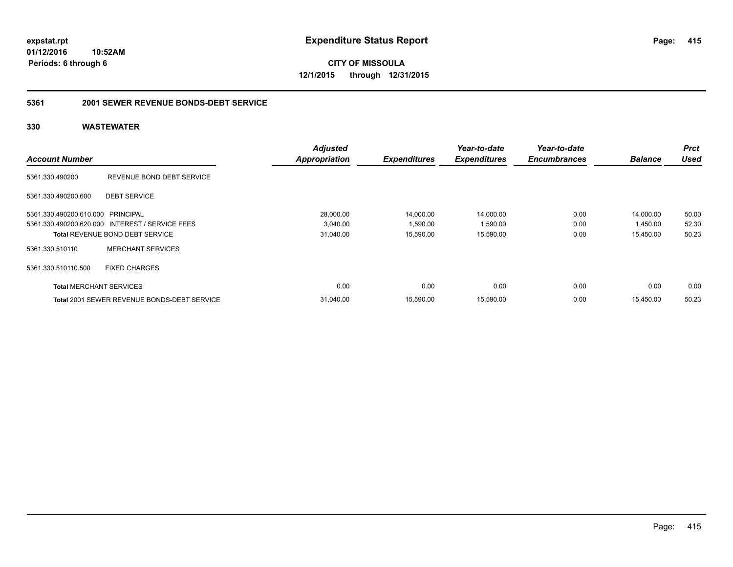# Expenditure Status Report

**expstat.rpt**
**01/12/2016 10:52AM**
**Periods: 6 through 6**

**CITY OF MISSOULA**
**12/1/2015 through 12/31/2015**

## 5361 2001 SEWER REVENUE BONDS-DEBT SERVICE

### 330 WASTEWATER

| Account Number | | Adjusted Appropriation | Expenditures | Year-to-date Expenditures | Year-to-date Encumbrances | Balance | Prct Used |
|---|---|---|---|---|---|---|---|
| 5361.330.490200 | REVENUE BOND DEBT SERVICE | | | | | | |
| 5361.330.490200.600 | DEBT SERVICE | | | | | | |
| 5361.330.490200.610.000 | PRINCIPAL | 28,000.00 | 14,000.00 | 14,000.00 | 0.00 | 14,000.00 | 50.00 |
| 5361.330.490200.620.000 | INTEREST / SERVICE FEES | 3,040.00 | 1,590.00 | 1,590.00 | 0.00 | 1,450.00 | 52.30 |
| **Total** REVENUE BOND DEBT SERVICE | | 31,040.00 | 15,590.00 | 15,590.00 | 0.00 | 15,450.00 | 50.23 |
| 5361.330.510110 | MERCHANT SERVICES | | | | | | |
| 5361.330.510110.500 | FIXED CHARGES | | | | | | |
| **Total** MERCHANT SERVICES | | 0.00 | 0.00 | 0.00 | 0.00 | 0.00 | 0.00 |
| **Total** 2001 SEWER REVENUE BONDS-DEBT SERVICE | | 31,040.00 | 15,590.00 | 15,590.00 | 0.00 | 15,450.00 | 50.23 |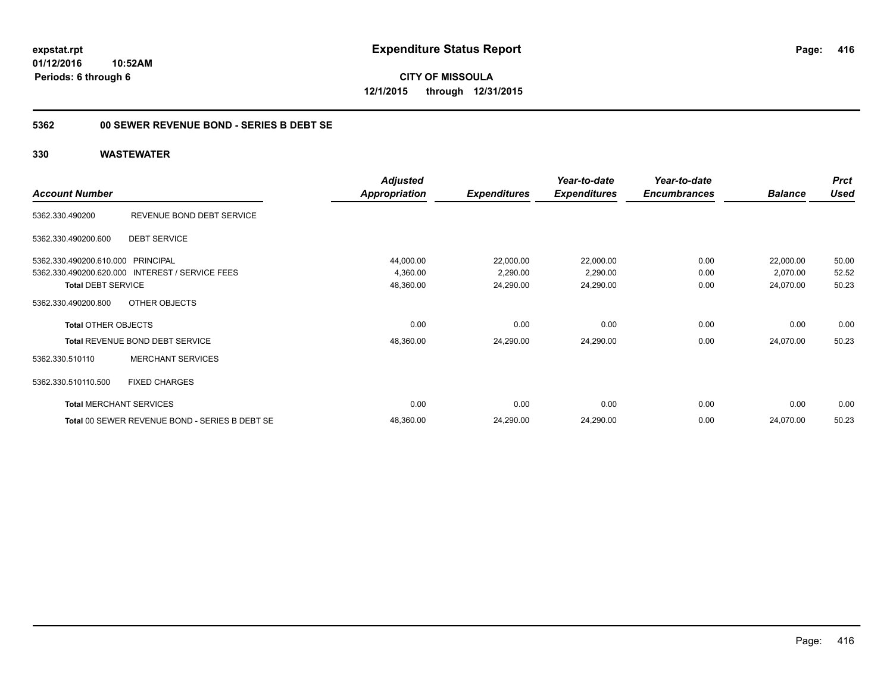**expstat.rpt**
**01/12/2016 10:52AM**
**Periods: 6 through 6**

# Expenditure Status Report

**CITY OF MISSOULA**
**12/1/2015 through 12/31/2015**

## 5362 00 SEWER REVENUE BOND - SERIES B DEBT SE

## 330 WASTEWATER

| Account Number | | Adjusted Appropriation | Expenditures | Year-to-date Expenditures | Year-to-date Encumbrances | Balance | Prct Used |
|---|---|---|---|---|---|---|---|
| 5362.330.490200 | REVENUE BOND DEBT SERVICE | | | | | | |
| 5362.330.490200.600 | DEBT SERVICE | | | | | | |
| 5362.330.490200.610.000 | PRINCIPAL | 44,000.00 | 22,000.00 | 22,000.00 | 0.00 | 22,000.00 | 50.00 |
| 5362.330.490200.620.000 | INTEREST / SERVICE FEES | 4,360.00 | 2,290.00 | 2,290.00 | 0.00 | 2,070.00 | 52.52 |
| **Total** DEBT SERVICE | | 48,360.00 | 24,290.00 | 24,290.00 | 0.00 | 24,070.00 | 50.23 |
| 5362.330.490200.800 | OTHER OBJECTS | | | | | | |
| **Total** OTHER OBJECTS | | 0.00 | 0.00 | 0.00 | 0.00 | 0.00 | 0.00 |
| **Total** REVENUE BOND DEBT SERVICE | | 48,360.00 | 24,290.00 | 24,290.00 | 0.00 | 24,070.00 | 50.23 |
| 5362.330.510110 | MERCHANT SERVICES | | | | | | |
| 5362.330.510110.500 | FIXED CHARGES | | | | | | |
| **Total** MERCHANT SERVICES | | 0.00 | 0.00 | 0.00 | 0.00 | 0.00 | 0.00 |
| **Total** 00 SEWER REVENUE BOND - SERIES B DEBT SE | | 48,360.00 | 24,290.00 | 24,290.00 | 0.00 | 24,070.00 | 50.23 |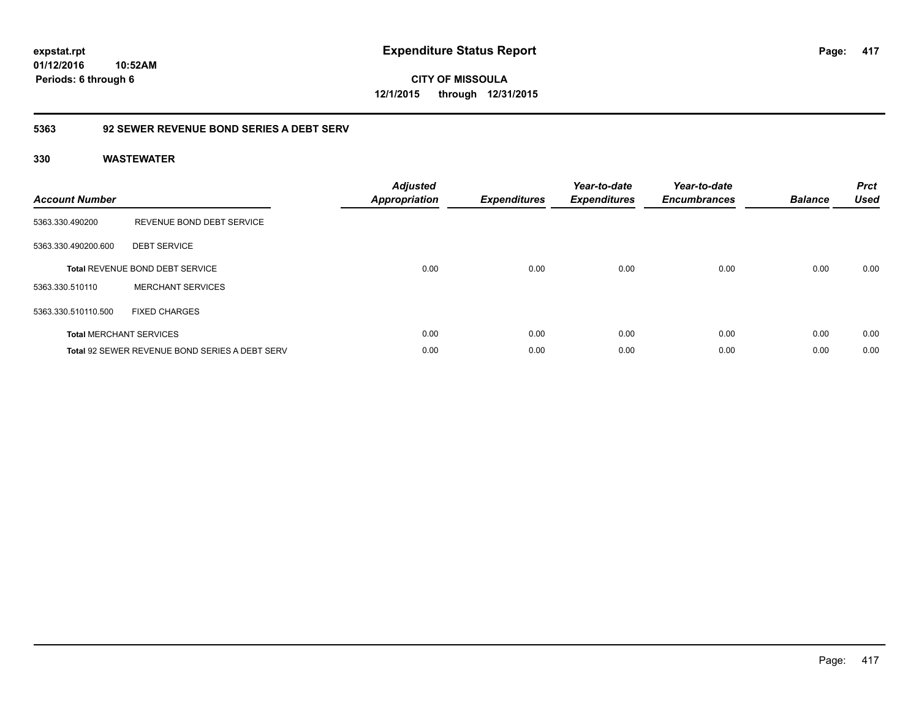**expstat.rpt**
**01/12/2016 10:52AM**
**Periods: 6 through 6**

# Expenditure Status Report

**CITY OF MISSOULA**
**12/1/2015 through 12/31/2015**

## 5363 92 SEWER REVENUE BOND SERIES A DEBT SERV

## 330 WASTEWATER

| Account Number | | Adjusted Appropriation | Expenditures | Year-to-date Expenditures | Year-to-date Encumbrances | Balance | Prct Used |
|---|---|---|---|---|---|---|---|
| 5363.330.490200 | REVENUE BOND DEBT SERVICE | | | | | | |
| 5363.330.490200.600 | DEBT SERVICE | | | | | | |
| **Total** REVENUE BOND DEBT SERVICE | | 0.00 | 0.00 | 0.00 | 0.00 | 0.00 | 0.00 |
| 5363.330.510110 | MERCHANT SERVICES | | | | | | |
| 5363.330.510110.500 | FIXED CHARGES | | | | | | |
| **Total** MERCHANT SERVICES | | 0.00 | 0.00 | 0.00 | 0.00 | 0.00 | 0.00 |
| **Total** 92 SEWER REVENUE BOND SERIES A DEBT SERV | | 0.00 | 0.00 | 0.00 | 0.00 | 0.00 | 0.00 |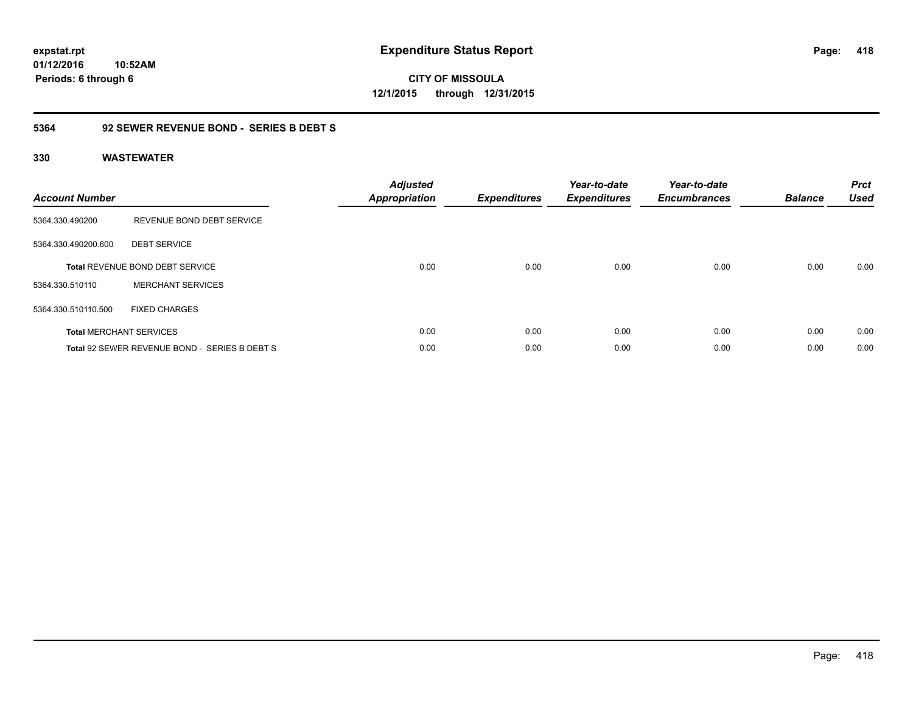# Expenditure Status Report

expstat.rpt
01/12/2016 10:52AM
Periods: 6 through 6

**CITY OF MISSOULA**
**12/1/2015 through 12/31/2015**

## 5364 92 SEWER REVENUE BOND - SERIES B DEBT S

### 330 WASTEWATER

| Account Number | | Adjusted Appropriation | Expenditures | Year-to-date Expenditures | Year-to-date Encumbrances | Balance | Prct Used |
|---|---|---|---|---|---|---|---|
| 5364.330.490200 | REVENUE BOND DEBT SERVICE | | | | | | |
| 5364.330.490200.600 | DEBT SERVICE | | | | | | |
| **Total** REVENUE BOND DEBT SERVICE | | 0.00 | 0.00 | 0.00 | 0.00 | 0.00 | 0.00 |
| 5364.330.510110 | MERCHANT SERVICES | | | | | | |
| 5364.330.510110.500 | FIXED CHARGES | | | | | | |
| **Total** MERCHANT SERVICES | | 0.00 | 0.00 | 0.00 | 0.00 | 0.00 | 0.00 |
| **Total** 92 SEWER REVENUE BOND - SERIES B DEBT S | | 0.00 | 0.00 | 0.00 | 0.00 | 0.00 | 0.00 |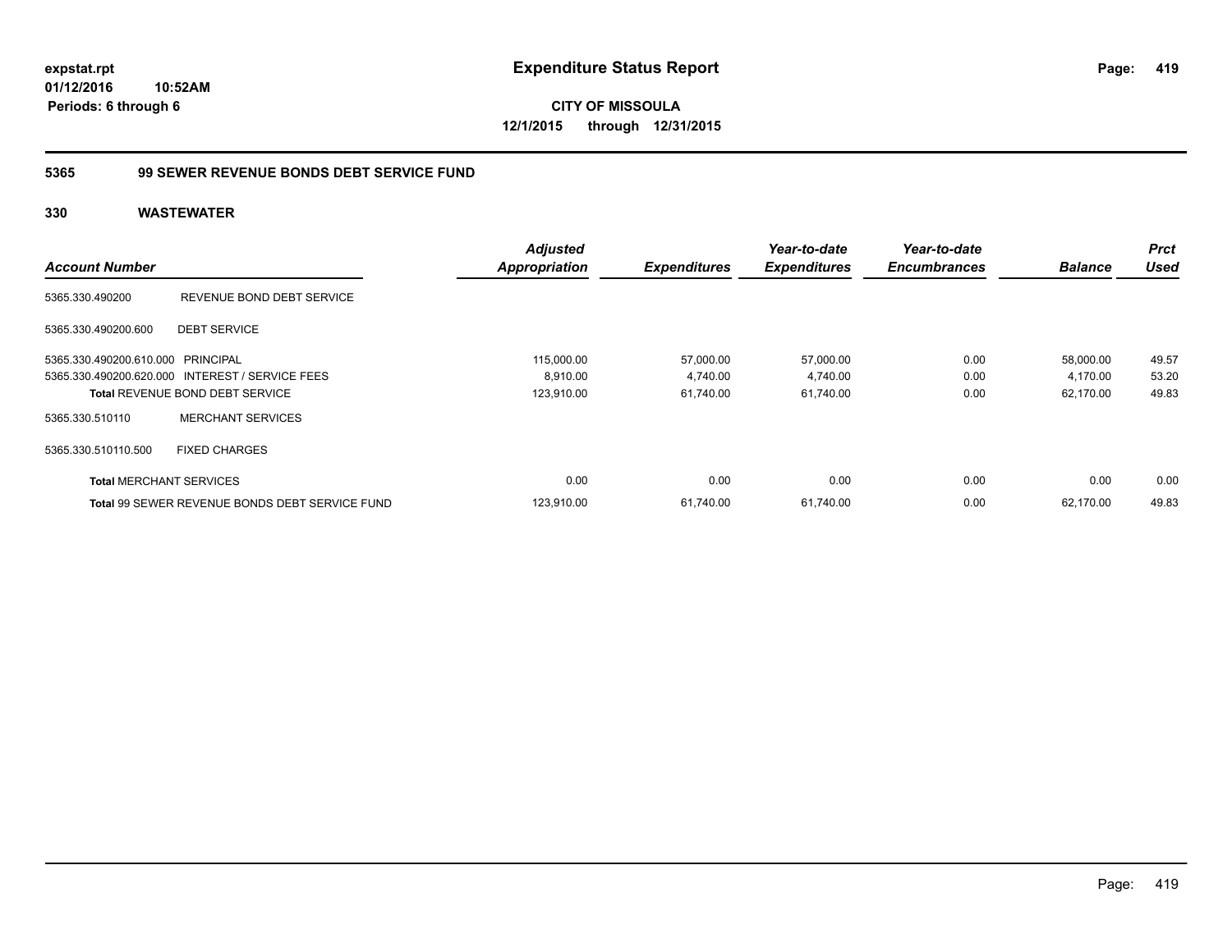**expstat.rpt**
**01/12/2016 10:52AM**
**Periods: 6 through 6**

# Expenditure Status Report

**CITY OF MISSOULA**
**12/1/2015 through 12/31/2015**

## 5365 99 SEWER REVENUE BONDS DEBT SERVICE FUND

### 330 WASTEWATER

| Account Number | | Adjusted Appropriation | Expenditures | Year-to-date Expenditures | Year-to-date Encumbrances | Balance | Prct Used |
|---|---|---|---|---|---|---|---|
| 5365.330.490200 | REVENUE BOND DEBT SERVICE | | | | | | |
| 5365.330.490200.600 | DEBT SERVICE | | | | | | |
| 5365.330.490200.610.000 | PRINCIPAL | 115,000.00 | 57,000.00 | 57,000.00 | 0.00 | 58,000.00 | 49.57 |
| 5365.330.490200.620.000 | INTEREST / SERVICE FEES | 8,910.00 | 4,740.00 | 4,740.00 | 0.00 | 4,170.00 | 53.20 |
| **Total** REVENUE BOND DEBT SERVICE | | 123,910.00 | 61,740.00 | 61,740.00 | 0.00 | 62,170.00 | 49.83 |
| 5365.330.510110 | MERCHANT SERVICES | | | | | | |
| 5365.330.510110.500 | FIXED CHARGES | | | | | | |
| **Total** MERCHANT SERVICES | | 0.00 | 0.00 | 0.00 | 0.00 | 0.00 | 0.00 |
| **Total** 99 SEWER REVENUE BONDS DEBT SERVICE FUND | | 123,910.00 | 61,740.00 | 61,740.00 | 0.00 | 62,170.00 | 49.83 |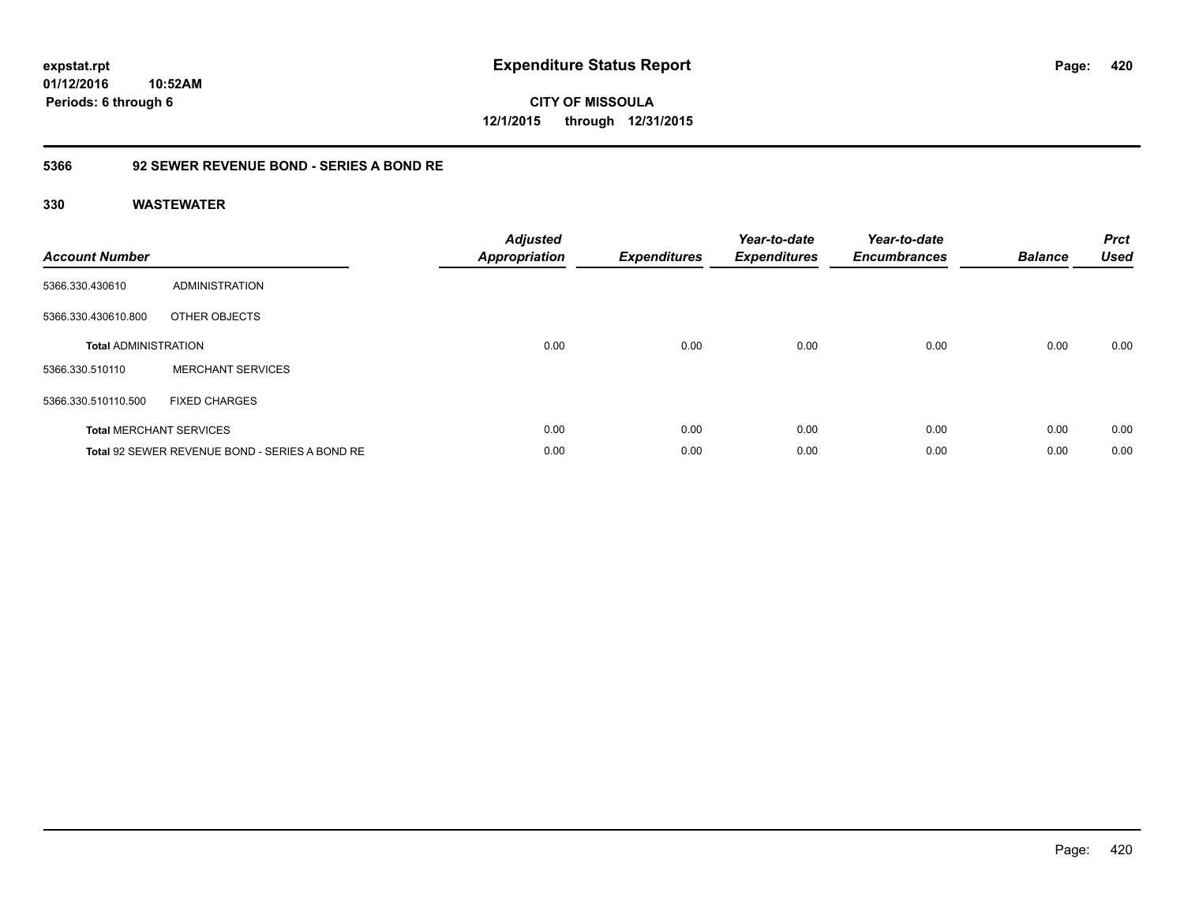**expstat.rpt**
**01/12/2016 10:52AM**
**Periods: 6 through 6**

# Expenditure Status Report

**CITY OF MISSOULA**
**12/1/2015 through 12/31/2015**

## 5366 92 SEWER REVENUE BOND - SERIES A BOND RE

## 330 WASTEWATER

| Account Number | | Adjusted Appropriation | Expenditures | Year-to-date Expenditures | Year-to-date Encumbrances | Balance | Prct Used |
|---|---|---|---|---|---|---|---|
| 5366.330.430610 | ADMINISTRATION | | | | | | |
| 5366.330.430610.800 | OTHER OBJECTS | | | | | | |
| **Total** ADMINISTRATION | | 0.00 | 0.00 | 0.00 | 0.00 | 0.00 | 0.00 |
| 5366.330.510110 | MERCHANT SERVICES | | | | | | |
| 5366.330.510110.500 | FIXED CHARGES | | | | | | |
| **Total** MERCHANT SERVICES | | 0.00 | 0.00 | 0.00 | 0.00 | 0.00 | 0.00 |
| **Total** 92 SEWER REVENUE BOND - SERIES A BOND RE | | 0.00 | 0.00 | 0.00 | 0.00 | 0.00 | 0.00 |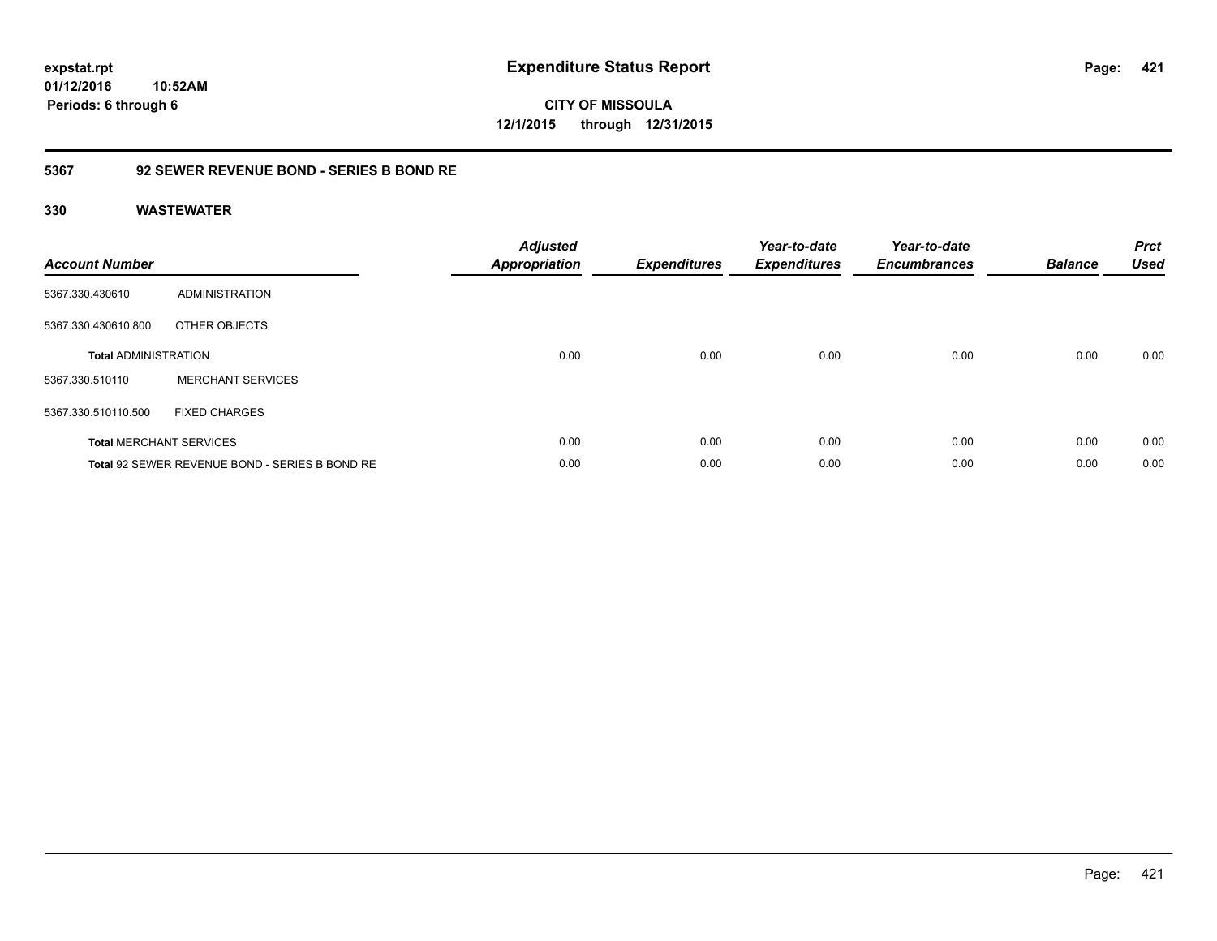**expstat.rpt**
**01/12/2016 10:52AM**
**Periods: 6 through 6**

# Expenditure Status Report

**CITY OF MISSOULA**
**12/1/2015 through 12/31/2015**

## 5367 92 SEWER REVENUE BOND - SERIES B BOND RE

### 330 WASTEWATER

| Account Number | | Adjusted Appropriation | Expenditures | Year-to-date Expenditures | Year-to-date Encumbrances | Balance | Prct Used |
|---|---|---|---|---|---|---|---|
| 5367.330.430610 | ADMINISTRATION | | | | | | |
| 5367.330.430610.800 | OTHER OBJECTS | | | | | | |
| **Total** ADMINISTRATION | | 0.00 | 0.00 | 0.00 | 0.00 | 0.00 | 0.00 |
| 5367.330.510110 | MERCHANT SERVICES | | | | | | |
| 5367.330.510110.500 | FIXED CHARGES | | | | | | |
| **Total** MERCHANT SERVICES | | 0.00 | 0.00 | 0.00 | 0.00 | 0.00 | 0.00 |
| **Total** 92 SEWER REVENUE BOND - SERIES B BOND RE | | 0.00 | 0.00 | 0.00 | 0.00 | 0.00 | 0.00 |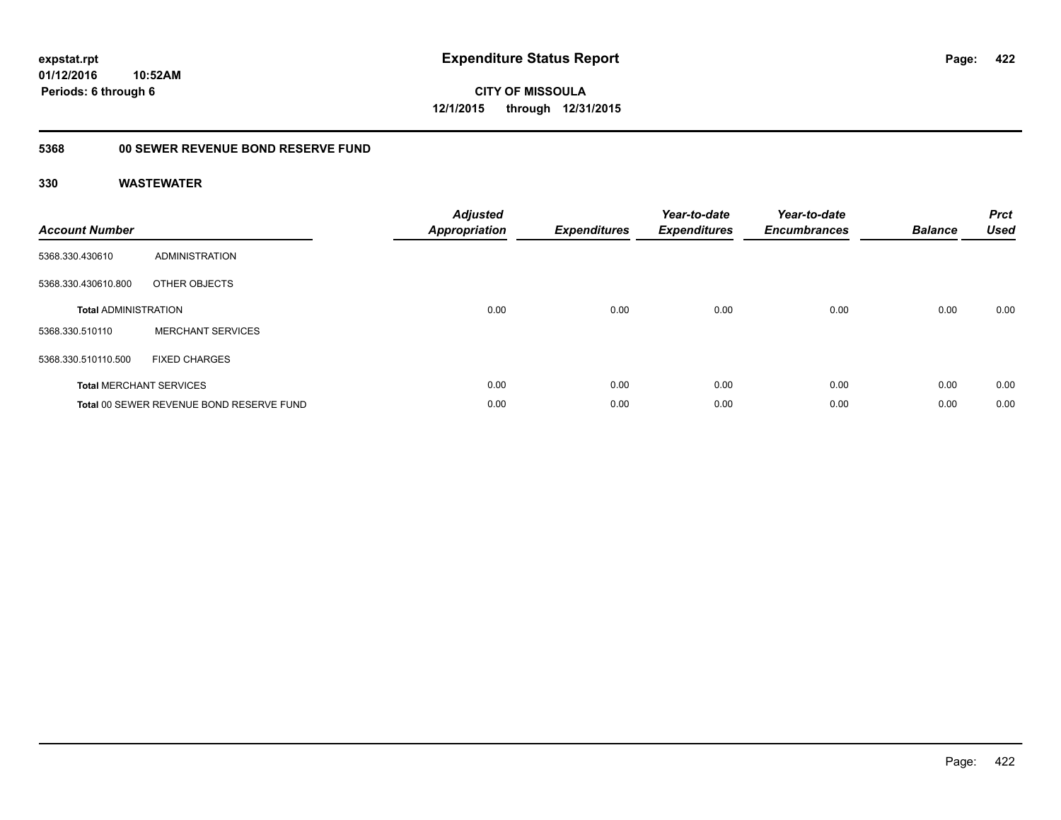**expstat.rpt**
**01/12/2016 10:52AM**
**Periods: 6 through 6**

# Expenditure Status Report

**CITY OF MISSOULA**
**12/1/2015 through 12/31/2015**

### 5368 00 SEWER REVENUE BOND RESERVE FUND

### 330 WASTEWATER

| Account Number | | Adjusted Appropriation | Expenditures | Year-to-date Expenditures | Year-to-date Encumbrances | Balance | Prct Used |
|---|---|---|---|---|---|---|---|
| 5368.330.430610 | ADMINISTRATION | | | | | | |
| 5368.330.430610.800 | OTHER OBJECTS | | | | | | |
| **Total** ADMINISTRATION | | 0.00 | 0.00 | 0.00 | 0.00 | 0.00 | 0.00 |
| 5368.330.510110 | MERCHANT SERVICES | | | | | | |
| 5368.330.510110.500 | FIXED CHARGES | | | | | | |
| **Total** MERCHANT SERVICES | | 0.00 | 0.00 | 0.00 | 0.00 | 0.00 | 0.00 |
| **Total** 00 SEWER REVENUE BOND RESERVE FUND | | 0.00 | 0.00 | 0.00 | 0.00 | 0.00 | 0.00 |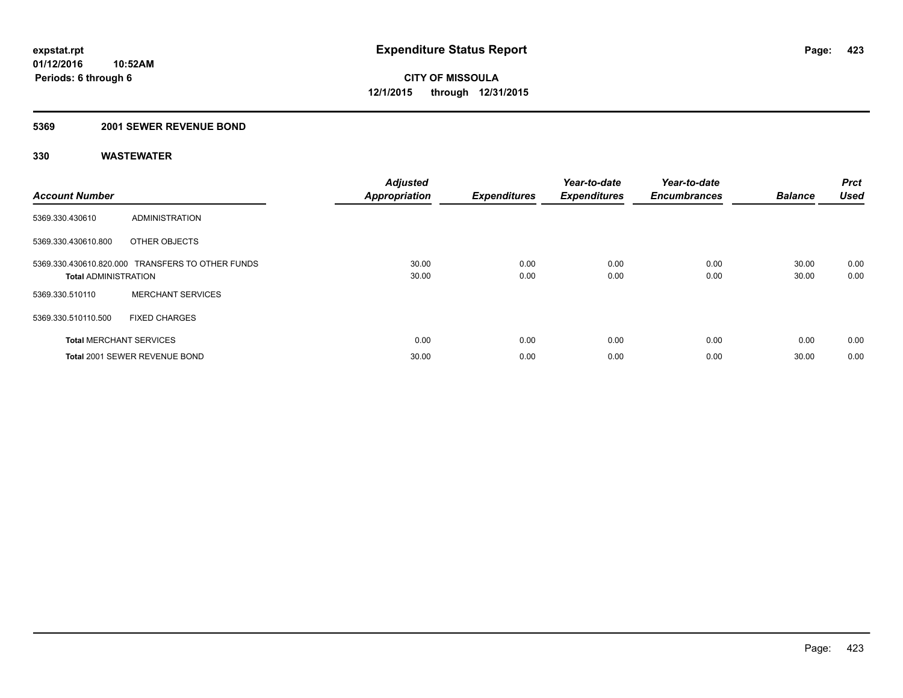**Expenditure Status Report**

**CITY OF MISSOULA**
**12/1/2015 through 12/31/2015**

expstat.rpt
01/12/2016 10:52AM
Periods: 6 through 6

## 5369 2001 SEWER REVENUE BOND

## 330 WASTEWATER

| Account Number | | Adjusted Appropriation | Expenditures | Year-to-date Expenditures | Year-to-date Encumbrances | Balance | Prct Used |
|---|---|---|---|---|---|---|---|
| 5369.330.430610 | ADMINISTRATION | | | | | | |
| 5369.330.430610.800 | OTHER OBJECTS | | | | | | |
| 5369.330.430610.820.000 | TRANSFERS TO OTHER FUNDS | 30.00 | 0.00 | 0.00 | 0.00 | 30.00 | 0.00 |
| **Total** ADMINISTRATION | | 30.00 | 0.00 | 0.00 | 0.00 | 30.00 | 0.00 |
| 5369.330.510110 | MERCHANT SERVICES | | | | | | |
| 5369.330.510110.500 | FIXED CHARGES | | | | | | |
| **Total** MERCHANT SERVICES | | 0.00 | 0.00 | 0.00 | 0.00 | 0.00 | 0.00 |
| **Total** 2001 SEWER REVENUE BOND | | 30.00 | 0.00 | 0.00 | 0.00 | 30.00 | 0.00 |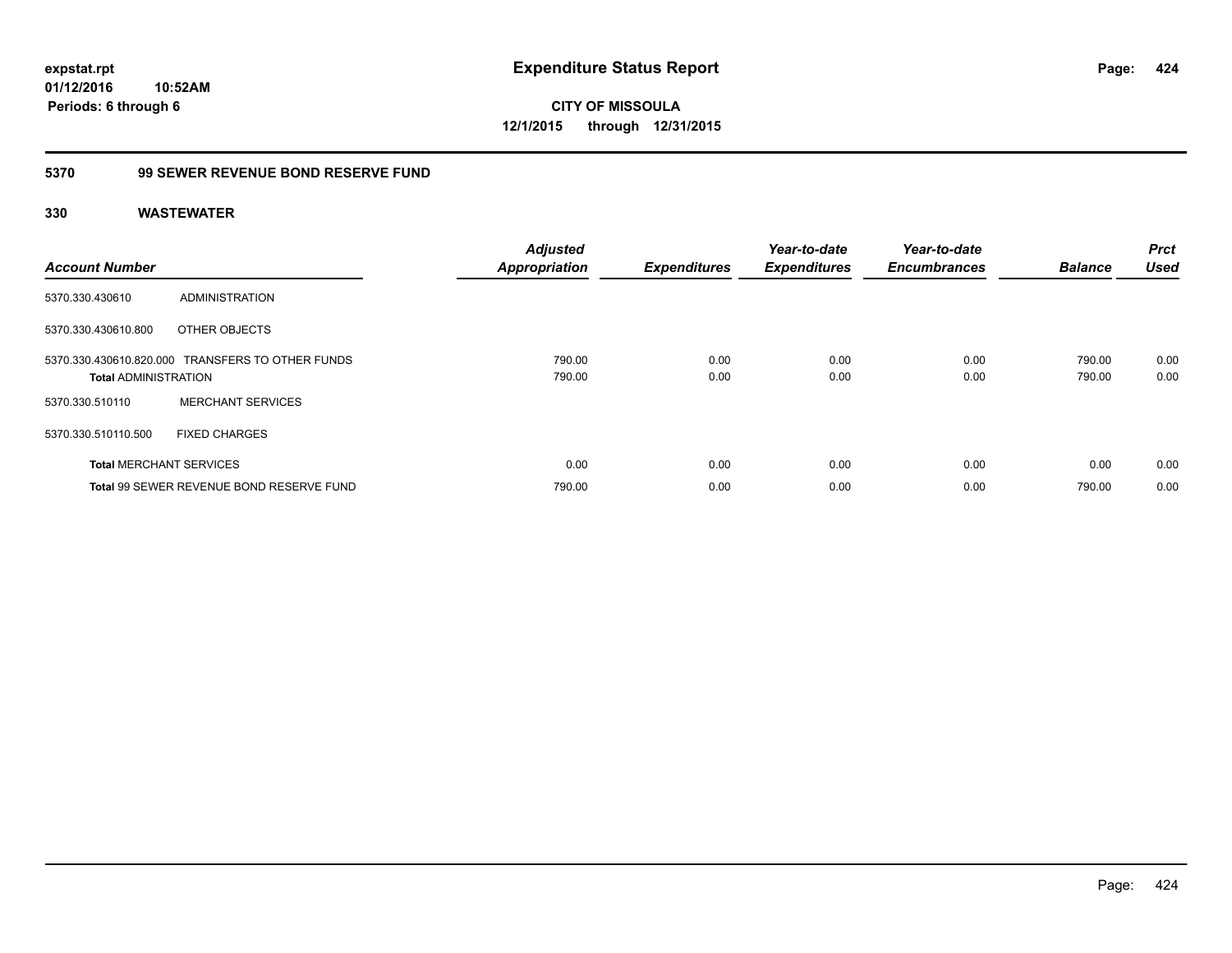**expstat.rpt**
**01/12/2016 10:52AM**
**Periods: 6 through 6**

# Expenditure Status Report

**CITY OF MISSOULA**
**12/1/2015 through 12/31/2015**

## 5370 99 SEWER REVENUE BOND RESERVE FUND

### 330 WASTEWATER

| Account Number | | Adjusted Appropriation | Expenditures | Year-to-date Expenditures | Year-to-date Encumbrances | Balance | Prct Used |
|---|---|---|---|---|---|---|---|
| 5370.330.430610 | ADMINISTRATION | | | | | | |
| 5370.330.430610.800 | OTHER OBJECTS | | | | | | |
| 5370.330.430610.820.000 | TRANSFERS TO OTHER FUNDS | 790.00 | 0.00 | 0.00 | 0.00 | 790.00 | 0.00 |
| **Total** ADMINISTRATION | | 790.00 | 0.00 | 0.00 | 0.00 | 790.00 | 0.00 |
| 5370.330.510110 | MERCHANT SERVICES | | | | | | |
| 5370.330.510110.500 | FIXED CHARGES | | | | | | |
| **Total** MERCHANT SERVICES | | 0.00 | 0.00 | 0.00 | 0.00 | 0.00 | 0.00 |
| **Total** 99 SEWER REVENUE BOND RESERVE FUND | | 790.00 | 0.00 | 0.00 | 0.00 | 790.00 | 0.00 |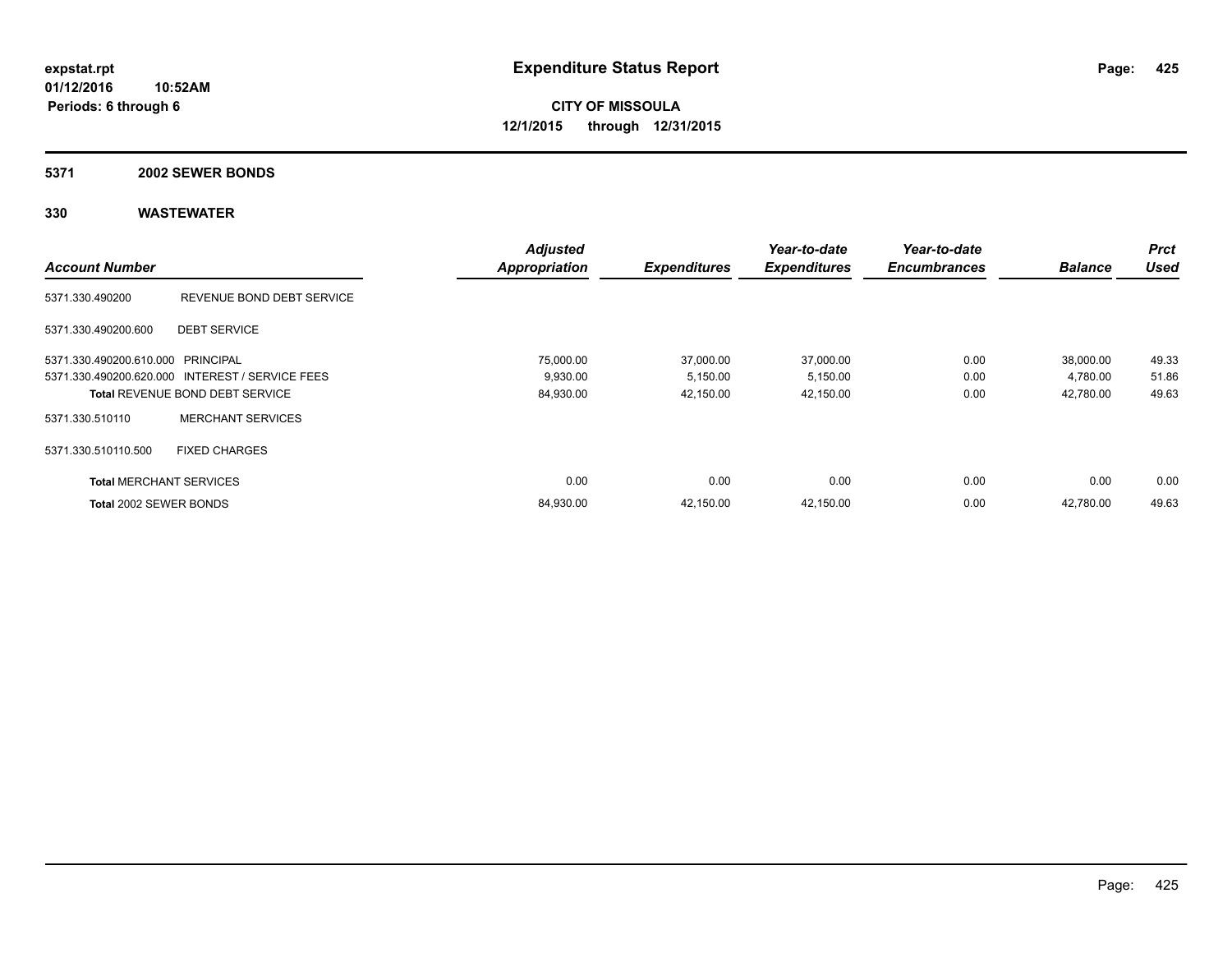**expstat.rpt**
**01/12/2016 10:52AM**
**Periods: 6 through 6**

# Expenditure Status Report

**CITY OF MISSOULA**
**12/1/2015 through 12/31/2015**

## 5371 2002 SEWER BONDS

## 330 WASTEWATER

| Account Number | | Adjusted Appropriation | Expenditures | Year-to-date Expenditures | Year-to-date Encumbrances | Balance | Prct Used |
|---|---|---|---|---|---|---|---|
| 5371.330.490200 | REVENUE BOND DEBT SERVICE | | | | | | |
| 5371.330.490200.600 | DEBT SERVICE | | | | | | |
| 5371.330.490200.610.000 | PRINCIPAL | 75,000.00 | 37,000.00 | 37,000.00 | 0.00 | 38,000.00 | 49.33 |
| 5371.330.490200.620.000 | INTEREST / SERVICE FEES | 9,930.00 | 5,150.00 | 5,150.00 | 0.00 | 4,780.00 | 51.86 |
| **Total** REVENUE BOND DEBT SERVICE | | 84,930.00 | 42,150.00 | 42,150.00 | 0.00 | 42,780.00 | 49.63 |
| 5371.330.510110 | MERCHANT SERVICES | | | | | | |
| 5371.330.510110.500 | FIXED CHARGES | | | | | | |
| **Total** MERCHANT SERVICES | | 0.00 | 0.00 | 0.00 | 0.00 | 0.00 | 0.00 |
| **Total** 2002 SEWER BONDS | | 84,930.00 | 42,150.00 | 42,150.00 | 0.00 | 42,780.00 | 49.63 |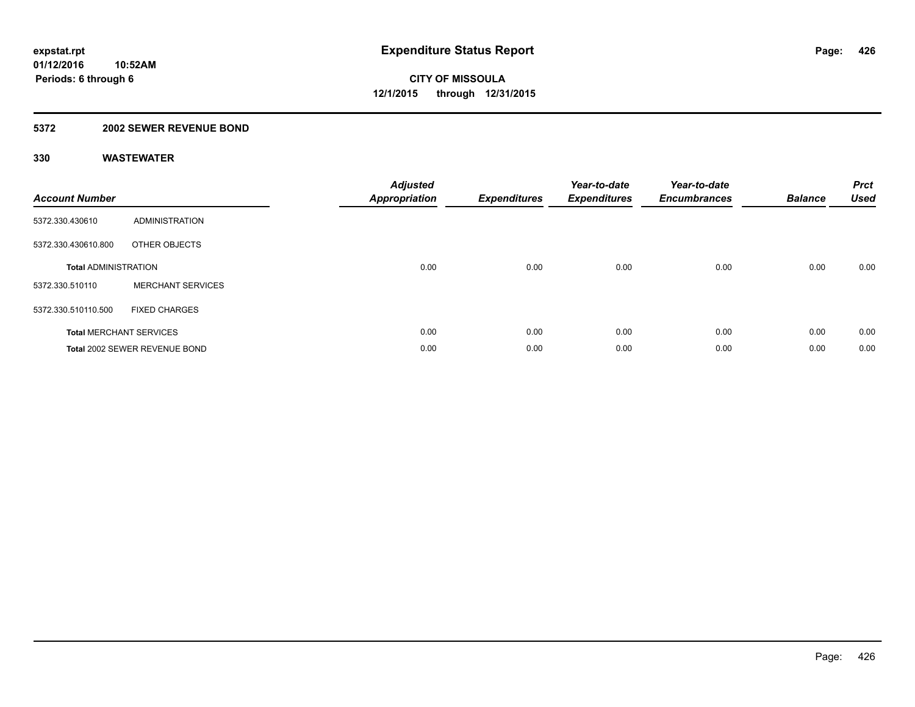**expstat.rpt**
**01/12/2016 10:52AM**
**Periods: 6 through 6**

# Expenditure Status Report

**CITY OF MISSOULA**
**12/1/2015 through 12/31/2015**

## 5372 2002 SEWER REVENUE BOND

### 330 WASTEWATER

| Account Number | | Adjusted Appropriation | Expenditures | Year-to-date Expenditures | Year-to-date Encumbrances | Balance | Prct Used |
|---|---|---|---|---|---|---|---|
| 5372.330.430610 | ADMINISTRATION | | | | | | |
| 5372.330.430610.800 | OTHER OBJECTS | | | | | | |
| **Total** ADMINISTRATION | | 0.00 | 0.00 | 0.00 | 0.00 | 0.00 | 0.00 |
| 5372.330.510110 | MERCHANT SERVICES | | | | | | |
| 5372.330.510110.500 | FIXED CHARGES | | | | | | |
| **Total** MERCHANT SERVICES | | 0.00 | 0.00 | 0.00 | 0.00 | 0.00 | 0.00 |
| **Total** 2002 SEWER REVENUE BOND | | 0.00 | 0.00 | 0.00 | 0.00 | 0.00 | 0.00 |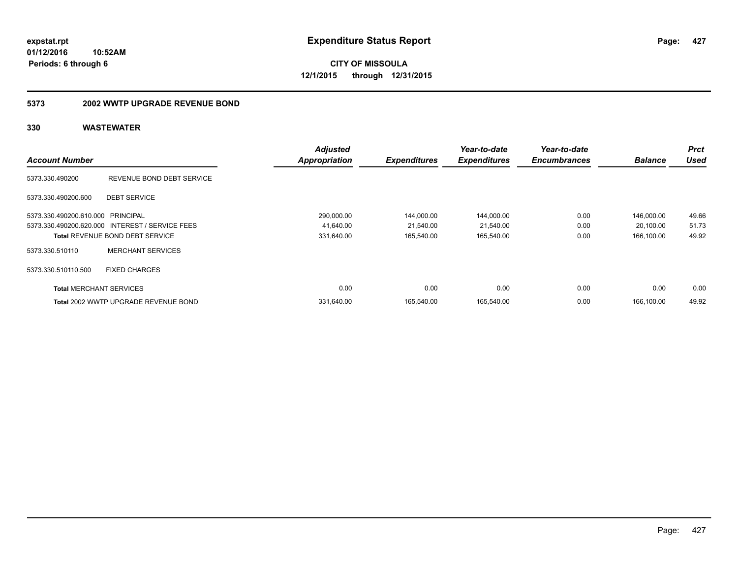**expstat.rpt**
**01/12/2016 10:52AM**
**Periods: 6 through 6**

# Expenditure Status Report

**CITY OF MISSOULA**
**12/1/2015 through 12/31/2015**

## 5373 2002 WWTP UPGRADE REVENUE BOND

### 330 WASTEWATER

| Account Number | | Adjusted Appropriation | Expenditures | Year-to-date Expenditures | Year-to-date Encumbrances | Balance | Prct Used |
|---|---|---|---|---|---|---|---|
| 5373.330.490200 | REVENUE BOND DEBT SERVICE | | | | | | |
| 5373.330.490200.600 | DEBT SERVICE | | | | | | |
| 5373.330.490200.610.000 | PRINCIPAL | 290,000.00 | 144,000.00 | 144,000.00 | 0.00 | 146,000.00 | 49.66 |
| 5373.330.490200.620.000 | INTEREST / SERVICE FEES | 41,640.00 | 21,540.00 | 21,540.00 | 0.00 | 20,100.00 | 51.73 |
| **Total** REVENUE BOND DEBT SERVICE | | 331,640.00 | 165,540.00 | 165,540.00 | 0.00 | 166,100.00 | 49.92 |
| 5373.330.510110 | MERCHANT SERVICES | | | | | | |
| 5373.330.510110.500 | FIXED CHARGES | | | | | | |
| **Total** MERCHANT SERVICES | | 0.00 | 0.00 | 0.00 | 0.00 | 0.00 | 0.00 |
| **Total** 2002 WWTP UPGRADE REVENUE BOND | | 331,640.00 | 165,540.00 | 165,540.00 | 0.00 | 166,100.00 | 49.92 |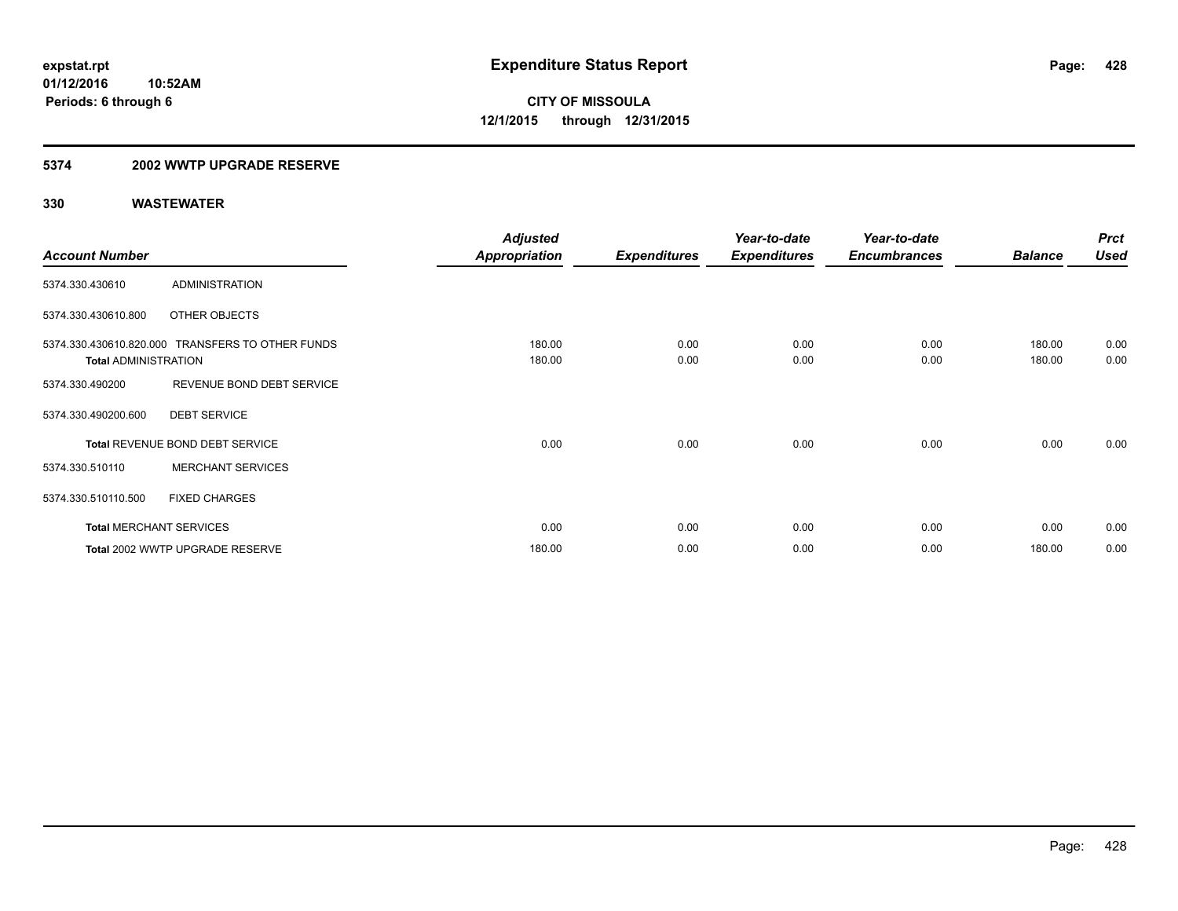**expstat.rpt**
**01/12/2016 10:52AM**
**Periods: 6 through 6**

# Expenditure Status Report

**CITY OF MISSOULA**
**12/1/2015 through 12/31/2015**

## 5374 2002 WWTP UPGRADE RESERVE

### 330 WASTEWATER

| Account Number | | Adjusted Appropriation | Expenditures | Year-to-date Expenditures | Year-to-date Encumbrances | Balance | Prct Used |
|---|---|---|---|---|---|---|---|
| 5374.330.430610 | ADMINISTRATION | | | | | | |
| 5374.330.430610.800 | OTHER OBJECTS | | | | | | |
| 5374.330.430610.820.000 | TRANSFERS TO OTHER FUNDS | 180.00 | 0.00 | 0.00 | 0.00 | 180.00 | 0.00 |
| **Total** ADMINISTRATION | | 180.00 | 0.00 | 0.00 | 0.00 | 180.00 | 0.00 |
| 5374.330.490200 | REVENUE BOND DEBT SERVICE | | | | | | |
| 5374.330.490200.600 | DEBT SERVICE | | | | | | |
| **Total** REVENUE BOND DEBT SERVICE | | 0.00 | 0.00 | 0.00 | 0.00 | 0.00 | 0.00 |
| 5374.330.510110 | MERCHANT SERVICES | | | | | | |
| 5374.330.510110.500 | FIXED CHARGES | | | | | | |
| **Total** MERCHANT SERVICES | | 0.00 | 0.00 | 0.00 | 0.00 | 0.00 | 0.00 |
| **Total** 2002 WWTP UPGRADE RESERVE | | 180.00 | 0.00 | 0.00 | 0.00 | 180.00 | 0.00 |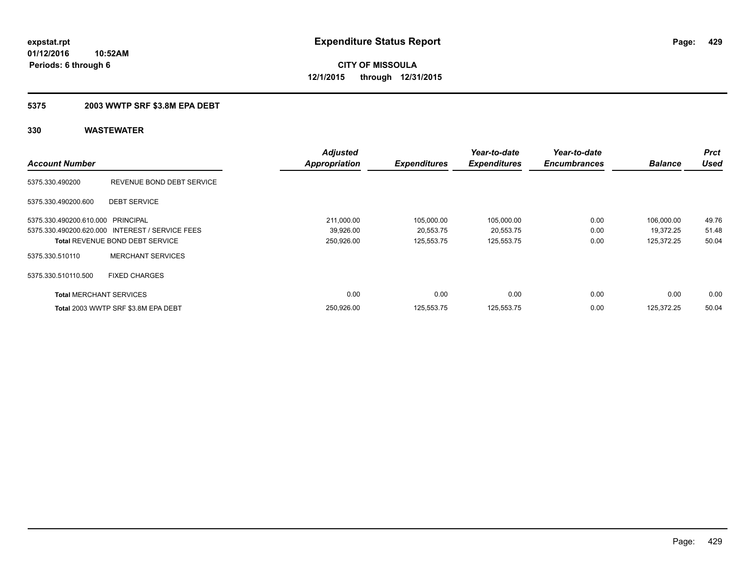**expstat.rpt**
**01/12/2016 10:52AM**
**Periods: 6 through 6**

# Expenditure Status Report

**CITY OF MISSOULA**
**12/1/2015 through 12/31/2015**

## 5375 2003 WWTP SRF $3.8M EPA DEBT

## 330 WASTEWATER

| Account Number | | Adjusted Appropriation | Expenditures | Year-to-date Expenditures | Year-to-date Encumbrances | Balance | Prct Used |
|---|---|---|---|---|---|---|---|
| 5375.330.490200 | REVENUE BOND DEBT SERVICE | | | | | | |
| 5375.330.490200.600 | DEBT SERVICE | | | | | | |
| 5375.330.490200.610.000 | PRINCIPAL | 211,000.00 | 105,000.00 | 105,000.00 | 0.00 | 106,000.00 | 49.76 |
| 5375.330.490200.620.000 | INTEREST / SERVICE FEES | 39,926.00 | 20,553.75 | 20,553.75 | 0.00 | 19,372.25 | 51.48 |
| **Total** REVENUE BOND DEBT SERVICE | | 250,926.00 | 125,553.75 | 125,553.75 | 0.00 | 125,372.25 | 50.04 |
| 5375.330.510110 | MERCHANT SERVICES | | | | | | |
| 5375.330.510110.500 | FIXED CHARGES | | | | | | |
| **Total** MERCHANT SERVICES | | 0.00 | 0.00 | 0.00 | 0.00 | 0.00 | 0.00 |
| **Total** 2003 WWTP SRF $3.8M EPA DEBT | | 250,926.00 | 125,553.75 | 125,553.75 | 0.00 | 125,372.25 | 50.04 |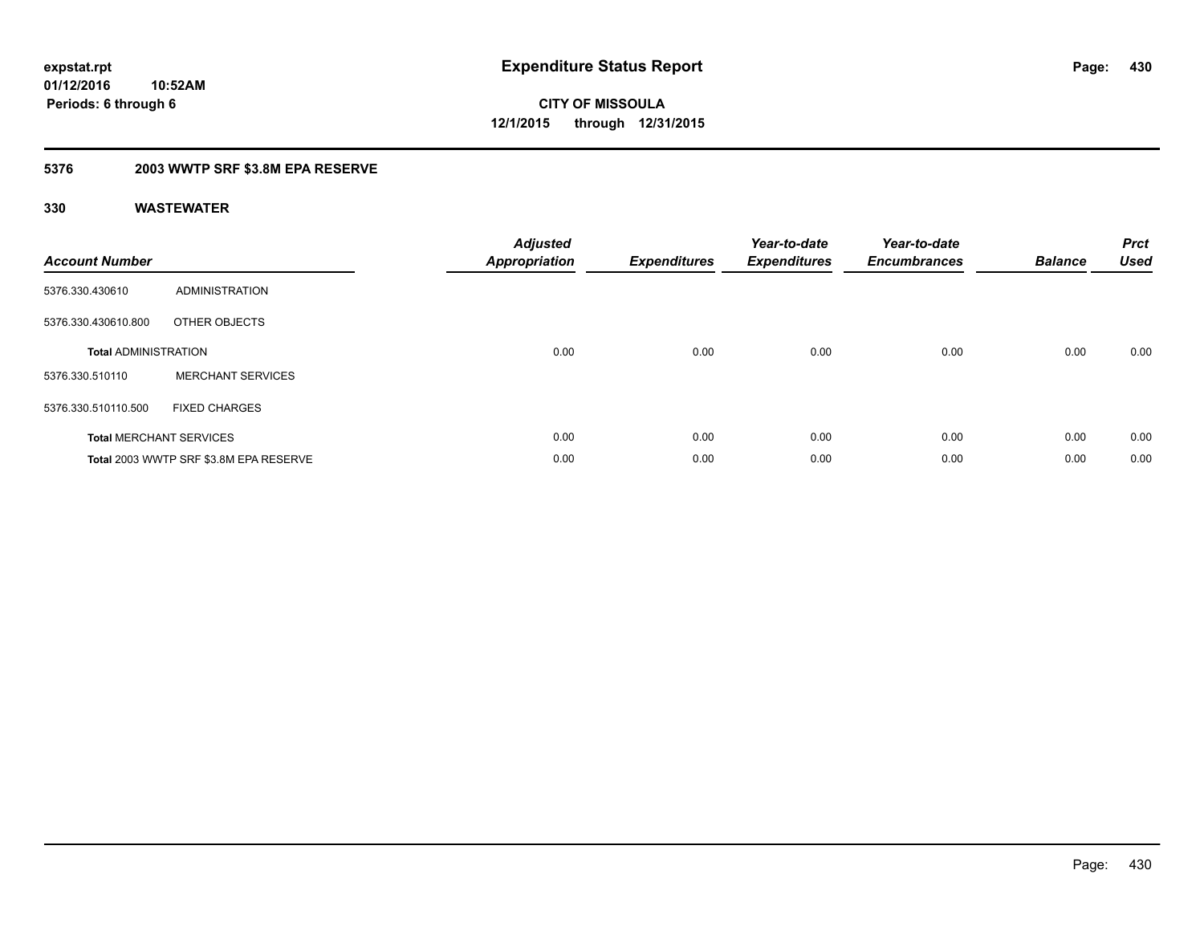**Expenditure Status Report**

**CITY OF MISSOULA**

**12/1/2015 through 12/31/2015**

expstat.rpt
01/12/2016 10:52AM
Periods: 6 through 6

## 5376 2003 WWTP SRF $3.8M EPA RESERVE

### 330 WASTEWATER

| Account Number | | Adjusted Appropriation | Expenditures | Year-to-date Expenditures | Year-to-date Encumbrances | Balance | Prct Used |
|---|---|---|---|---|---|---|---|
| 5376.330.430610 | ADMINISTRATION | | | | | | |
| 5376.330.430610.800 | OTHER OBJECTS | | | | | | |
| **Total** ADMINISTRATION | | 0.00 | 0.00 | 0.00 | 0.00 | 0.00 | 0.00 |
| 5376.330.510110 | MERCHANT SERVICES | | | | | | |
| 5376.330.510110.500 | FIXED CHARGES | | | | | | |
| **Total** MERCHANT SERVICES | | 0.00 | 0.00 | 0.00 | 0.00 | 0.00 | 0.00 |
| **Total** 2003 WWTP SRF $3.8M EPA RESERVE | | 0.00 | 0.00 | 0.00 | 0.00 | 0.00 | 0.00 |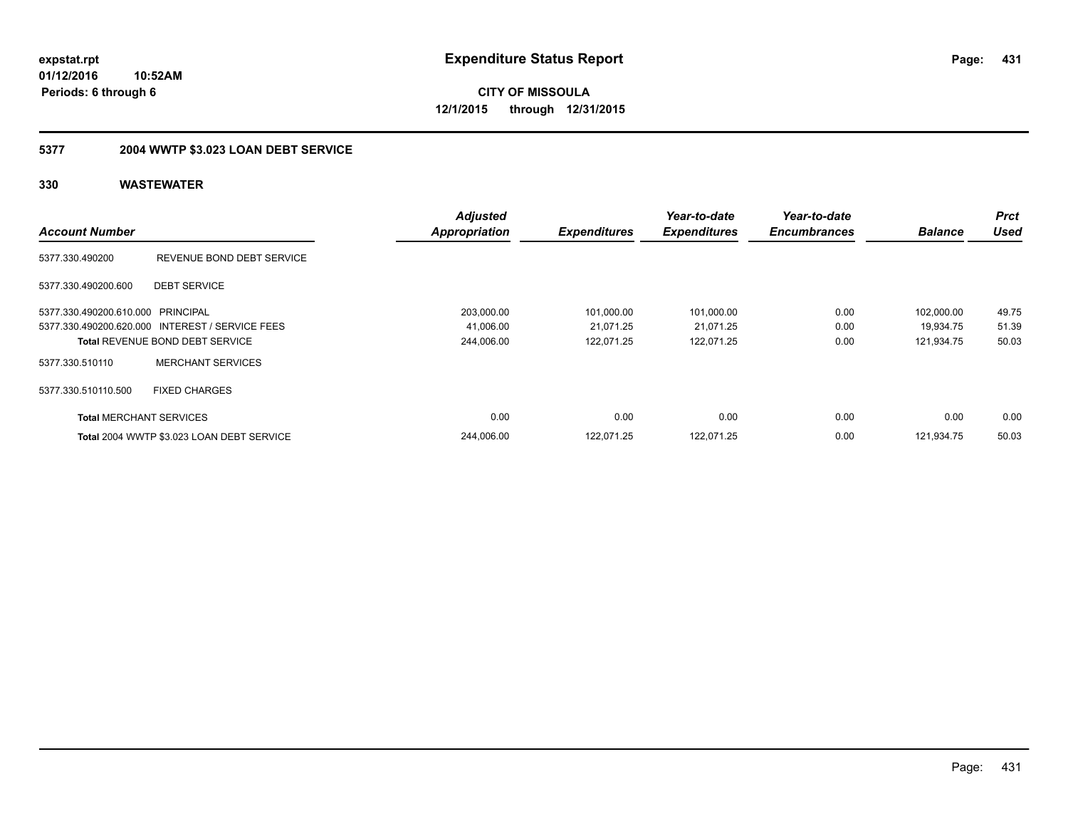**expstat.rpt**
**01/12/2016 10:52AM**
**Periods: 6 through 6**

# Expenditure Status Report

**CITY OF MISSOULA**
**12/1/2015 through 12/31/2015**

## 5377 2004 WWTP $3.023 LOAN DEBT SERVICE

## 330 WASTEWATER

| Account Number | | Adjusted Appropriation | Expenditures | Year-to-date Expenditures | Year-to-date Encumbrances | Balance | Prct Used |
|---|---|---|---|---|---|---|---|
| 5377.330.490200 | REVENUE BOND DEBT SERVICE | | | | | | |
| 5377.330.490200.600 | DEBT SERVICE | | | | | | |
| 5377.330.490200.610.000 | PRINCIPAL | 203,000.00 | 101,000.00 | 101,000.00 | 0.00 | 102,000.00 | 49.75 |
| 5377.330.490200.620.000 | INTEREST / SERVICE FEES | 41,006.00 | 21,071.25 | 21,071.25 | 0.00 | 19,934.75 | 51.39 |
| **Total** REVENUE BOND DEBT SERVICE | | 244,006.00 | 122,071.25 | 122,071.25 | 0.00 | 121,934.75 | 50.03 |
| 5377.330.510110 | MERCHANT SERVICES | | | | | | |
| 5377.330.510110.500 | FIXED CHARGES | | | | | | |
| **Total** MERCHANT SERVICES | | 0.00 | 0.00 | 0.00 | 0.00 | 0.00 | 0.00 |
| **Total** 2004 WWTP $3.023 LOAN DEBT SERVICE | | 244,006.00 | 122,071.25 | 122,071.25 | 0.00 | 121,934.75 | 50.03 |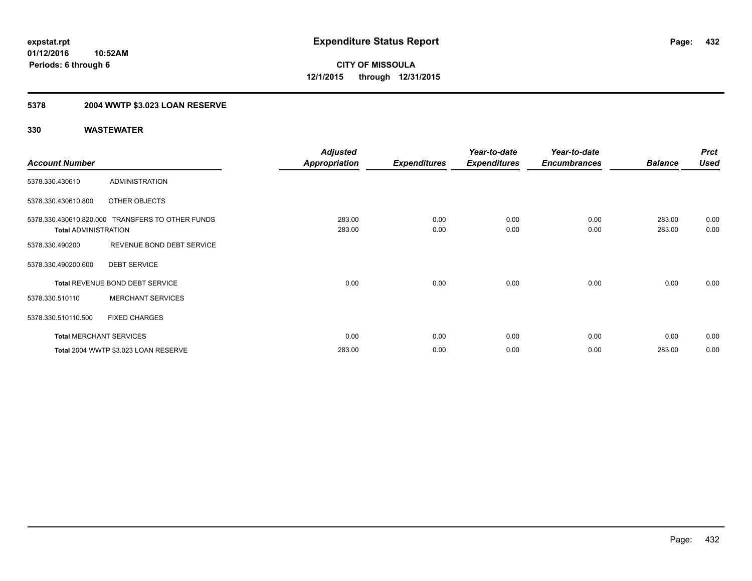**expstat.rpt**
**01/12/2016 10:52AM**
**Periods: 6 through 6**

# Expenditure Status Report

**CITY OF MISSOULA**
**12/1/2015 through 12/31/2015**

## 5378 2004 WWTP $3.023 LOAN RESERVE

### 330 WASTEWATER

| Account Number | | Adjusted Appropriation | Expenditures | Year-to-date Expenditures | Year-to-date Encumbrances | Balance | Prct Used |
|---|---|---|---|---|---|---|---|
| 5378.330.430610 | ADMINISTRATION | | | | | | |
| 5378.330.430610.800 | OTHER OBJECTS | | | | | | |
| 5378.330.430610.820.000 | TRANSFERS TO OTHER FUNDS | 283.00 | 0.00 | 0.00 | 0.00 | 283.00 | 0.00 |
| **Total** ADMINISTRATION | | 283.00 | 0.00 | 0.00 | 0.00 | 283.00 | 0.00 |
| 5378.330.490200 | REVENUE BOND DEBT SERVICE | | | | | | |
| 5378.330.490200.600 | DEBT SERVICE | | | | | | |
| **Total** REVENUE BOND DEBT SERVICE | | 0.00 | 0.00 | 0.00 | 0.00 | 0.00 | 0.00 |
| 5378.330.510110 | MERCHANT SERVICES | | | | | | |
| 5378.330.510110.500 | FIXED CHARGES | | | | | | |
| **Total** MERCHANT SERVICES | | 0.00 | 0.00 | 0.00 | 0.00 | 0.00 | 0.00 |
| **Total** 2004 WWTP $3.023 LOAN RESERVE | | 283.00 | 0.00 | 0.00 | 0.00 | 283.00 | 0.00 |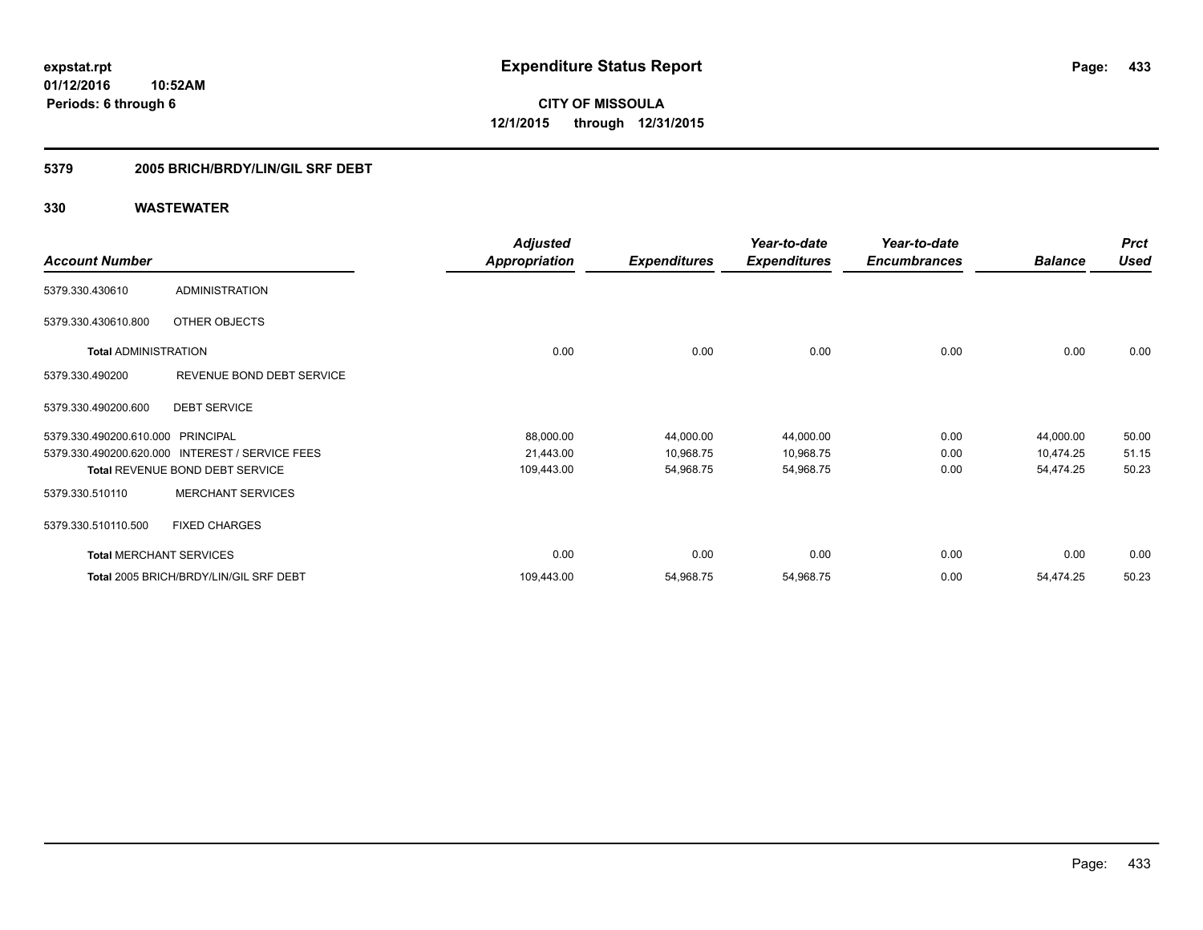**expstat.rpt**
**01/12/2016 10:52AM**
**Periods: 6 through 6**

# Expenditure Status Report

**CITY OF MISSOULA**
**12/1/2015 through 12/31/2015**

## 5379 2005 BRICH/BRDY/LIN/GIL SRF DEBT

## 330 WASTEWATER

| Account Number | | Adjusted Appropriation | Expenditures | Year-to-date Expenditures | Year-to-date Encumbrances | Balance | Prct Used |
|---|---|---|---|---|---|---|---|
| 5379.330.430610 | ADMINISTRATION | | | | | | |
| 5379.330.430610.800 | OTHER OBJECTS | | | | | | |
| **Total** ADMINISTRATION | | 0.00 | 0.00 | 0.00 | 0.00 | 0.00 | 0.00 |
| 5379.330.490200 | REVENUE BOND DEBT SERVICE | | | | | | |
| 5379.330.490200.600 | DEBT SERVICE | | | | | | |
| 5379.330.490200.610.000 | PRINCIPAL | 88,000.00 | 44,000.00 | 44,000.00 | 0.00 | 44,000.00 | 50.00 |
| 5379.330.490200.620.000 | INTEREST / SERVICE FEES | 21,443.00 | 10,968.75 | 10,968.75 | 0.00 | 10,474.25 | 51.15 |
| **Total** REVENUE BOND DEBT SERVICE | | 109,443.00 | 54,968.75 | 54,968.75 | 0.00 | 54,474.25 | 50.23 |
| 5379.330.510110 | MERCHANT SERVICES | | | | | | |
| 5379.330.510110.500 | FIXED CHARGES | | | | | | |
| **Total** MERCHANT SERVICES | | 0.00 | 0.00 | 0.00 | 0.00 | 0.00 | 0.00 |
| **Total** 2005 BRICH/BRDY/LIN/GIL SRF DEBT | | 109,443.00 | 54,968.75 | 54,968.75 | 0.00 | 54,474.25 | 50.23 |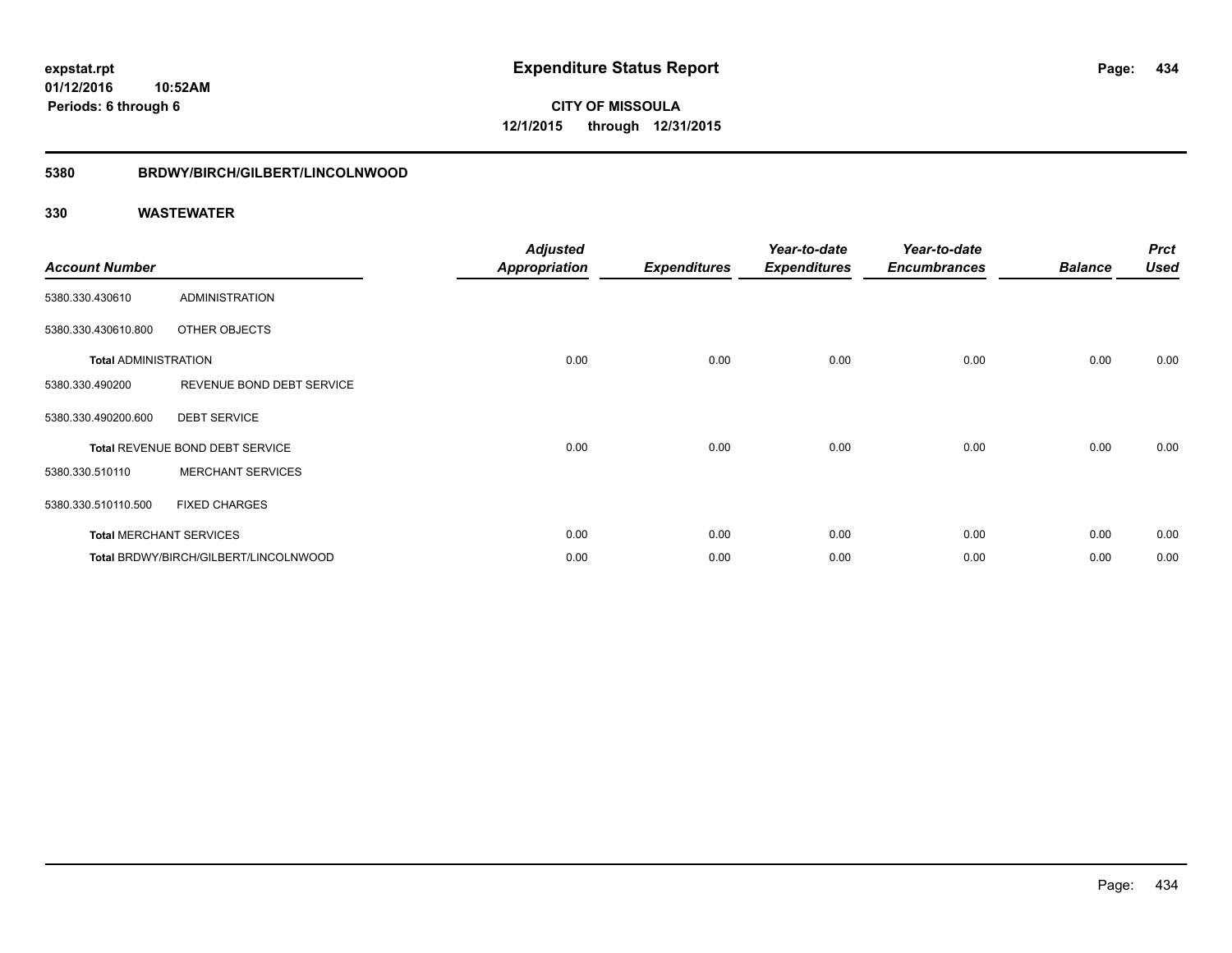**expstat.rpt**
**01/12/2016 10:52AM**
**Periods: 6 through 6**

# Expenditure Status Report

**CITY OF MISSOULA**
**12/1/2015 through 12/31/2015**

## 5380 BRDWY/BIRCH/GILBERT/LINCOLNWOOD

## 330 WASTEWATER

| Account Number | | Adjusted Appropriation | Expenditures | Year-to-date Expenditures | Year-to-date Encumbrances | Balance | Prct Used |
|---|---|---|---|---|---|---|---|
| 5380.330.430610 | ADMINISTRATION | | | | | | |
| 5380.330.430610.800 | OTHER OBJECTS | | | | | | |
| **Total** ADMINISTRATION | | 0.00 | 0.00 | 0.00 | 0.00 | 0.00 | 0.00 |
| 5380.330.490200 | REVENUE BOND DEBT SERVICE | | | | | | |
| 5380.330.490200.600 | DEBT SERVICE | | | | | | |
| **Total** REVENUE BOND DEBT SERVICE | | 0.00 | 0.00 | 0.00 | 0.00 | 0.00 | 0.00 |
| 5380.330.510110 | MERCHANT SERVICES | | | | | | |
| 5380.330.510110.500 | FIXED CHARGES | | | | | | |
| **Total** MERCHANT SERVICES | | 0.00 | 0.00 | 0.00 | 0.00 | 0.00 | 0.00 |
| **Total** BRDWY/BIRCH/GILBERT/LINCOLNWOOD | | 0.00 | 0.00 | 0.00 | 0.00 | 0.00 | 0.00 |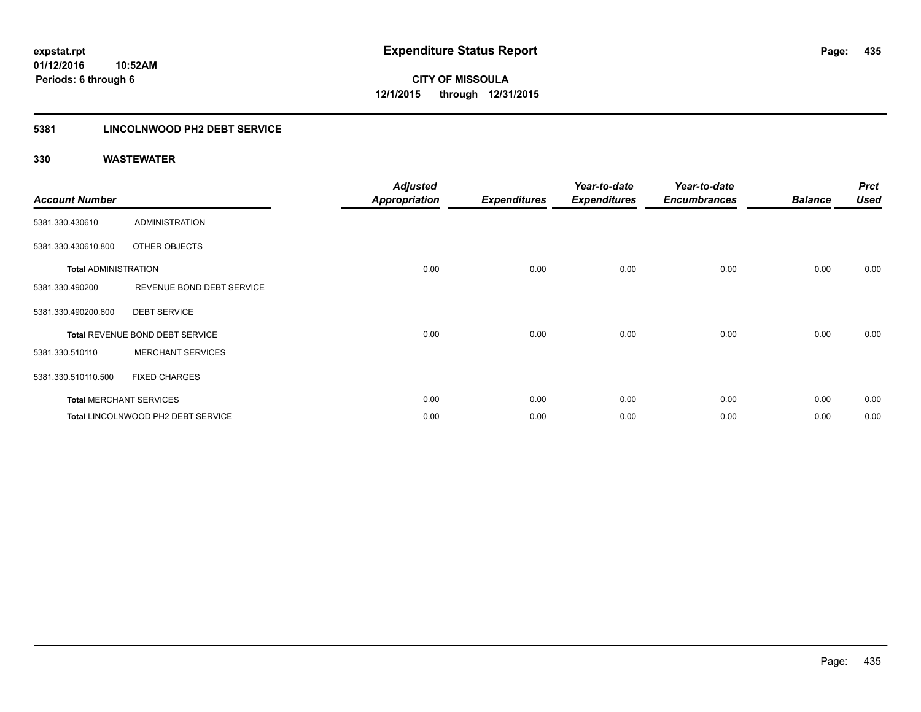# Expenditure Status Report

expstat.rpt
01/12/2016 10:52AM
Periods: 6 through 6

CITY OF MISSOULA
12/1/2015 through 12/31/2015

## 5381 LINCOLNWOOD PH2 DEBT SERVICE

### 330 WASTEWATER

| Account Number | | *Adjusted Appropriation* | *Expenditures* | *Year-to-date Expenditures* | *Year-to-date Encumbrances* | *Balance* | *Prct Used* |
|---|---|---|---|---|---|---|---|
| 5381.330.430610 | ADMINISTRATION | | | | | | |
| 5381.330.430610.800 | OTHER OBJECTS | | | | | | |
| **Total** ADMINISTRATION | | 0.00 | 0.00 | 0.00 | 0.00 | 0.00 | 0.00 |
| 5381.330.490200 | REVENUE BOND DEBT SERVICE | | | | | | |
| 5381.330.490200.600 | DEBT SERVICE | | | | | | |
| **Total** REVENUE BOND DEBT SERVICE | | 0.00 | 0.00 | 0.00 | 0.00 | 0.00 | 0.00 |
| 5381.330.510110 | MERCHANT SERVICES | | | | | | |
| 5381.330.510110.500 | FIXED CHARGES | | | | | | |
| **Total** MERCHANT SERVICES | | 0.00 | 0.00 | 0.00 | 0.00 | 0.00 | 0.00 |
| **Total** LINCOLNWOOD PH2 DEBT SERVICE | | 0.00 | 0.00 | 0.00 | 0.00 | 0.00 | 0.00 |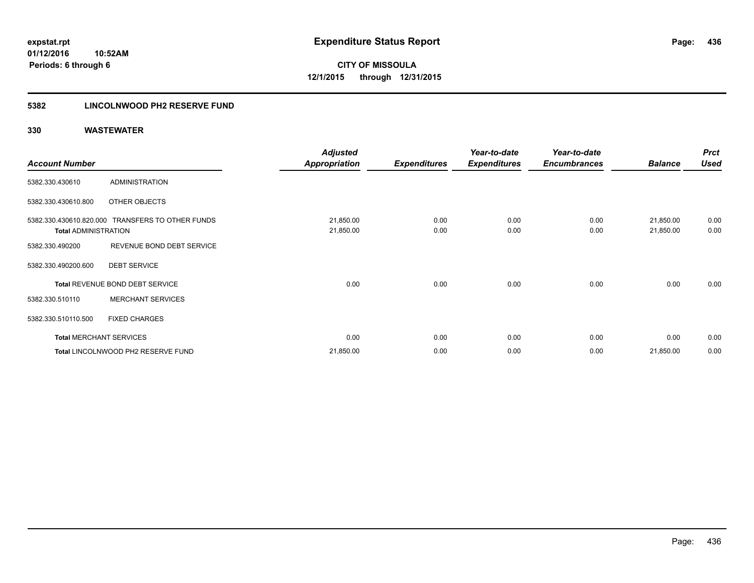# Expenditure Status Report

expstat.rpt
01/12/2016 10:52AM
Periods: 6 through 6

**CITY OF MISSOULA**
**12/1/2015 through 12/31/2015**

## 5382 LINCOLNWOOD PH2 RESERVE FUND

### 330 WASTEWATER

| Account Number | | Adjusted Appropriation | Expenditures | Year-to-date Expenditures | Year-to-date Encumbrances | Balance | Prct Used |
|---|---|---|---|---|---|---|---|
| 5382.330.430610 | ADMINISTRATION | | | | | | |
| 5382.330.430610.800 | OTHER OBJECTS | | | | | | |
| 5382.330.430610.820.000 | TRANSFERS TO OTHER FUNDS | 21,850.00 | 0.00 | 0.00 | 0.00 | 21,850.00 | 0.00 |
| **Total** ADMINISTRATION | | 21,850.00 | 0.00 | 0.00 | 0.00 | 21,850.00 | 0.00 |
| 5382.330.490200 | REVENUE BOND DEBT SERVICE | | | | | | |
| 5382.330.490200.600 | DEBT SERVICE | | | | | | |
| **Total** REVENUE BOND DEBT SERVICE | | 0.00 | 0.00 | 0.00 | 0.00 | 0.00 | 0.00 |
| 5382.330.510110 | MERCHANT SERVICES | | | | | | |
| 5382.330.510110.500 | FIXED CHARGES | | | | | | |
| **Total** MERCHANT SERVICES | | 0.00 | 0.00 | 0.00 | 0.00 | 0.00 | 0.00 |
| **Total** LINCOLNWOOD PH2 RESERVE FUND | | 21,850.00 | 0.00 | 0.00 | 0.00 | 21,850.00 | 0.00 |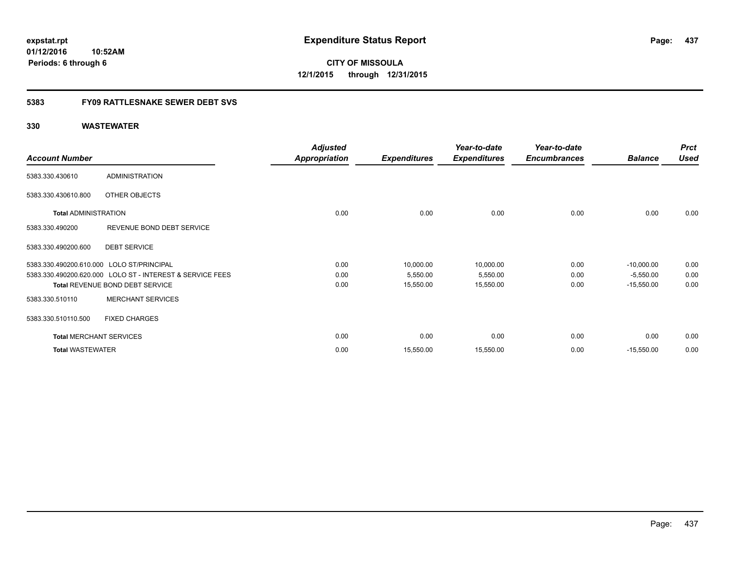**expstat.rpt**
**01/12/2016 10:52AM**
**Periods: 6 through 6**

# Expenditure Status Report

**CITY OF MISSOULA**
**12/1/2015 through 12/31/2015**

## 5383 FY09 RATTLESNAKE SEWER DEBT SVS

### 330 WASTEWATER

| Account Number | | Adjusted Appropriation | Expenditures | Year-to-date Expenditures | Year-to-date Encumbrances | Balance | Prct Used |
|---|---|---|---|---|---|---|---|
| 5383.330.430610 | ADMINISTRATION | | | | | | |
| 5383.330.430610.800 | OTHER OBJECTS | | | | | | |
| **Total** ADMINISTRATION | | 0.00 | 0.00 | 0.00 | 0.00 | 0.00 | 0.00 |
| 5383.330.490200 | REVENUE BOND DEBT SERVICE | | | | | | |
| 5383.330.490200.600 | DEBT SERVICE | | | | | | |
| 5383.330.490200.610.000 | LOLO ST/PRINCIPAL | 0.00 | 10,000.00 | 10,000.00 | 0.00 | -10,000.00 | 0.00 |
| 5383.330.490200.620.000 | LOLO ST - INTEREST & SERVICE FEES | 0.00 | 5,550.00 | 5,550.00 | 0.00 | -5,550.00 | 0.00 |
| **Total** REVENUE BOND DEBT SERVICE | | 0.00 | 15,550.00 | 15,550.00 | 0.00 | -15,550.00 | 0.00 |
| 5383.330.510110 | MERCHANT SERVICES | | | | | | |
| 5383.330.510110.500 | FIXED CHARGES | | | | | | |
| **Total** MERCHANT SERVICES | | 0.00 | 0.00 | 0.00 | 0.00 | 0.00 | 0.00 |
| **Total** WASTEWATER | | 0.00 | 15,550.00 | 15,550.00 | 0.00 | -15,550.00 | 0.00 |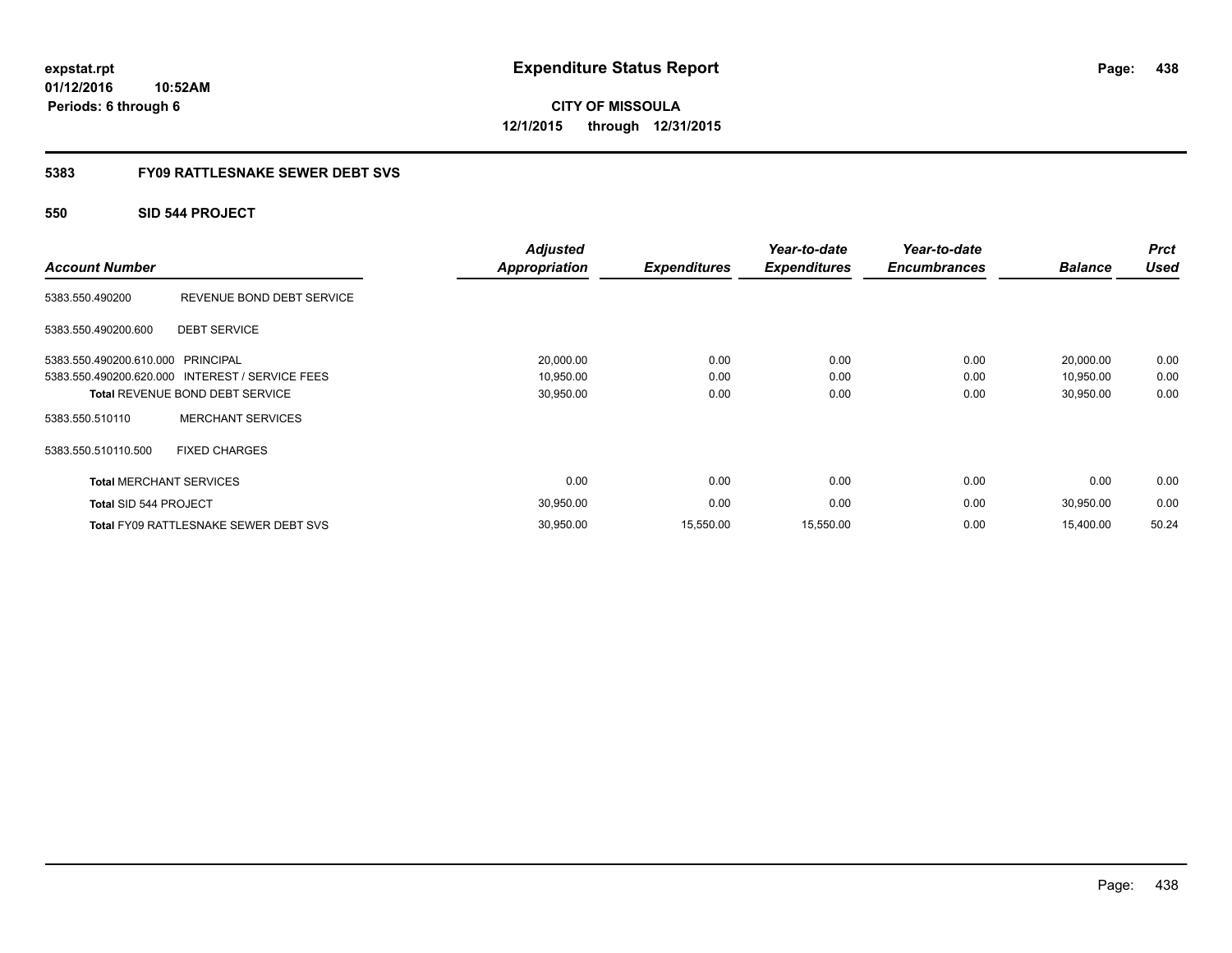**expstat.rpt**
**01/12/2016 10:52AM**
**Periods: 6 through 6**

# Expenditure Status Report

**CITY OF MISSOULA**
**12/1/2015 through 12/31/2015**

## 5383 FY09 RATTLESNAKE SEWER DEBT SVS

### 550 SID 544 PROJECT

| Account Number | | Adjusted Appropriation | Expenditures | Year-to-date Expenditures | Year-to-date Encumbrances | Balance | Prct Used |
|---|---|---|---|---|---|---|---|
| 5383.550.490200 | REVENUE BOND DEBT SERVICE | | | | | | |
| 5383.550.490200.600 | DEBT SERVICE | | | | | | |
| 5383.550.490200.610.000 | PRINCIPAL | 20,000.00 | 0.00 | 0.00 | 0.00 | 20,000.00 | 0.00 |
| 5383.550.490200.620.000 | INTEREST / SERVICE FEES | 10,950.00 | 0.00 | 0.00 | 0.00 | 10,950.00 | 0.00 |
| **Total** REVENUE BOND DEBT SERVICE | | 30,950.00 | 0.00 | 0.00 | 0.00 | 30,950.00 | 0.00 |
| 5383.550.510110 | MERCHANT SERVICES | | | | | | |
| 5383.550.510110.500 | FIXED CHARGES | | | | | | |
| **Total** MERCHANT SERVICES | | 0.00 | 0.00 | 0.00 | 0.00 | 0.00 | 0.00 |
| **Total** SID 544 PROJECT | | 30,950.00 | 0.00 | 0.00 | 0.00 | 30,950.00 | 0.00 |
| **Total** FY09 RATTLESNAKE SEWER DEBT SVS | | 30,950.00 | 15,550.00 | 15,550.00 | 0.00 | 15,400.00 | 50.24 |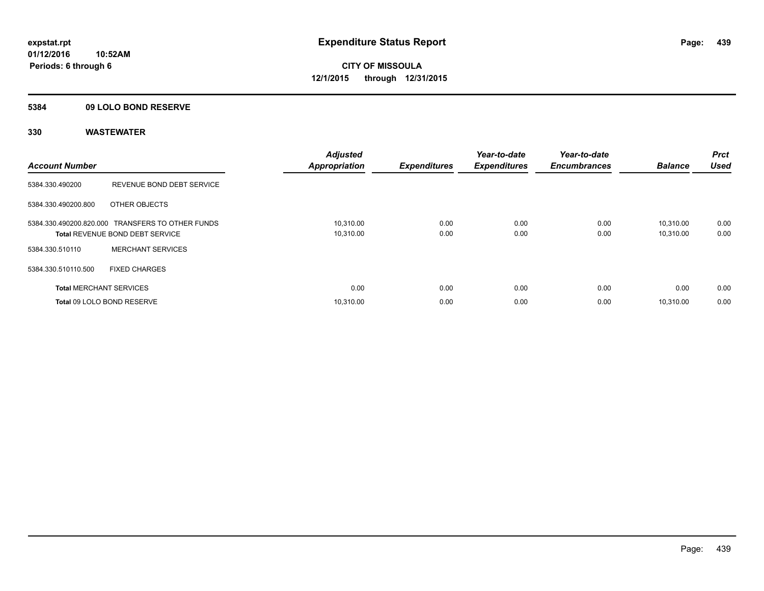# Expenditure Status Report

**CITY OF MISSOULA**
**12/1/2015 through 12/31/2015**

expstat.rpt
01/12/2016 10:52AM
Periods: 6 through 6

**5384 09 LOLO BOND RESERVE**

**330 WASTEWATER**

| Account Number | | Adjusted Appropriation | Expenditures | Year-to-date Expenditures | Year-to-date Encumbrances | Balance | Prct Used |
|---|---|---|---|---|---|---|---|
| 5384.330.490200 | REVENUE BOND DEBT SERVICE | | | | | | |
| 5384.330.490200.800 | OTHER OBJECTS | | | | | | |
| 5384.330.490200.820.000 | TRANSFERS TO OTHER FUNDS | 10,310.00 | 0.00 | 0.00 | 0.00 | 10,310.00 | 0.00 |
| **Total** REVENUE BOND DEBT SERVICE | | 10,310.00 | 0.00 | 0.00 | 0.00 | 10,310.00 | 0.00 |
| 5384.330.510110 | MERCHANT SERVICES | | | | | | |
| 5384.330.510110.500 | FIXED CHARGES | | | | | | |
| **Total** MERCHANT SERVICES | | 0.00 | 0.00 | 0.00 | 0.00 | 0.00 | 0.00 |
| **Total** 09 LOLO BOND RESERVE | | 10,310.00 | 0.00 | 0.00 | 0.00 | 10,310.00 | 0.00 |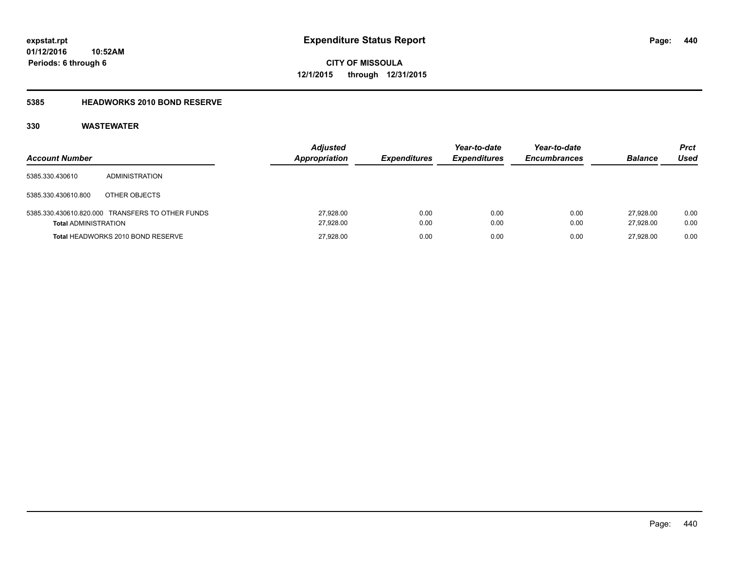# Expenditure Status Report

expstat.rpt
01/12/2016 10:52AM
Periods: 6 through 6

CITY OF MISSOULA
12/1/2015 through 12/31/2015

## 5385 HEADWORKS 2010 BOND RESERVE

## 330 WASTEWATER

| Account Number | | Adjusted Appropriation | Expenditures | Year-to-date Expenditures | Year-to-date Encumbrances | Balance | Prct Used |
|---|---|---|---|---|---|---|---|
| 5385.330.430610 | ADMINISTRATION | | | | | | |
| 5385.330.430610.800 | OTHER OBJECTS | | | | | | |
| 5385.330.430610.820.000 | TRANSFERS TO OTHER FUNDS | 27,928.00 | 0.00 | 0.00 | 0.00 | 27,928.00 | 0.00 |
| **Total** ADMINISTRATION | | 27,928.00 | 0.00 | 0.00 | 0.00 | 27,928.00 | 0.00 |
| **Total** HEADWORKS 2010 BOND RESERVE | | 27,928.00 | 0.00 | 0.00 | 0.00 | 27,928.00 | 0.00 |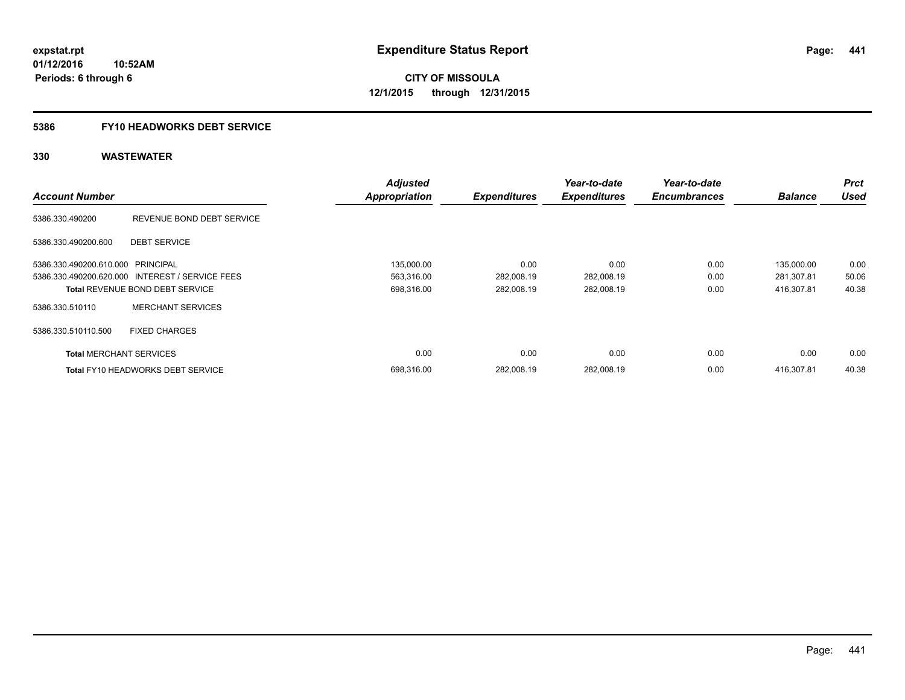**expstat.rpt**
**01/12/2016 10:52AM**
**Periods: 6 through 6**

# Expenditure Status Report

**CITY OF MISSOULA**
**12/1/2015 through 12/31/2015**

## 5386 FY10 HEADWORKS DEBT SERVICE

### 330 WASTEWATER

| Account Number | | Adjusted Appropriation | Expenditures | Year-to-date Expenditures | Year-to-date Encumbrances | Balance | Prct Used |
|---|---|---|---|---|---|---|---|
| 5386.330.490200 | REVENUE BOND DEBT SERVICE | | | | | | |
| 5386.330.490200.600 | DEBT SERVICE | | | | | | |
| 5386.330.490200.610.000 | PRINCIPAL | 135,000.00 | 0.00 | 0.00 | 0.00 | 135,000.00 | 0.00 |
| 5386.330.490200.620.000 | INTEREST / SERVICE FEES | 563,316.00 | 282,008.19 | 282,008.19 | 0.00 | 281,307.81 | 50.06 |
| **Total** REVENUE BOND DEBT SERVICE | | 698,316.00 | 282,008.19 | 282,008.19 | 0.00 | 416,307.81 | 40.38 |
| 5386.330.510110 | MERCHANT SERVICES | | | | | | |
| 5386.330.510110.500 | FIXED CHARGES | | | | | | |
| **Total** MERCHANT SERVICES | | 0.00 | 0.00 | 0.00 | 0.00 | 0.00 | 0.00 |
| **Total** FY10 HEADWORKS DEBT SERVICE | | 698,316.00 | 282,008.19 | 282,008.19 | 0.00 | 416,307.81 | 40.38 |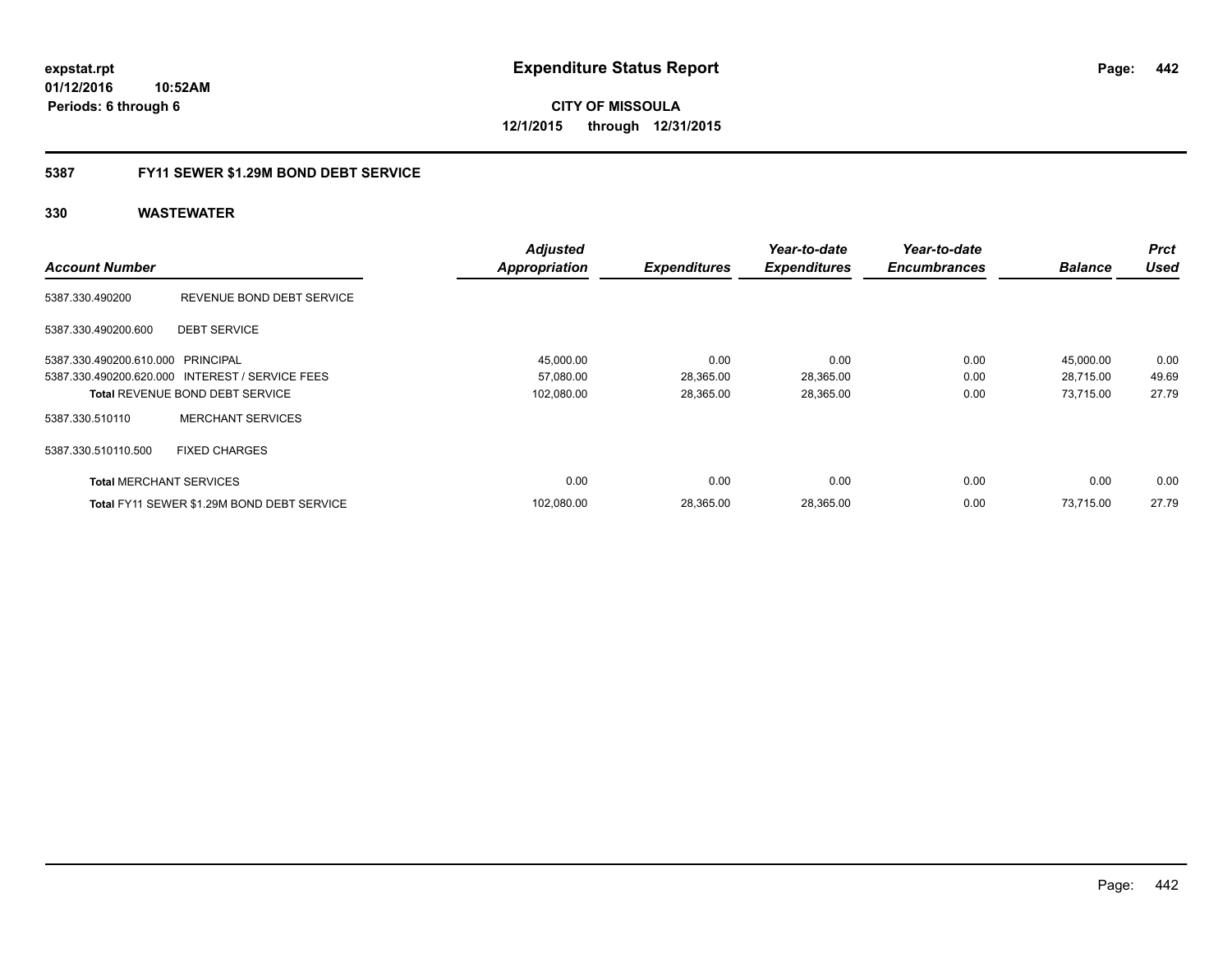expstat.rpt
01/12/2016 10:52AM
Periods: 6 through 6

# Expenditure Status Report

CITY OF MISSOULA
12/1/2015 through 12/31/2015

## 5387 FY11 SEWER $1.29M BOND DEBT SERVICE

### 330 WASTEWATER

| Account Number | | Adjusted Appropriation | Expenditures | Year-to-date Expenditures | Year-to-date Encumbrances | Balance | Prct Used |
|---|---|---|---|---|---|---|---|
| 5387.330.490200 | REVENUE BOND DEBT SERVICE | | | | | | |
| 5387.330.490200.600 | DEBT SERVICE | | | | | | |
| 5387.330.490200.610.000 | PRINCIPAL | 45,000.00 | 0.00 | 0.00 | 0.00 | 45,000.00 | 0.00 |
| 5387.330.490200.620.000 | INTEREST / SERVICE FEES | 57,080.00 | 28,365.00 | 28,365.00 | 0.00 | 28,715.00 | 49.69 |
| Total REVENUE BOND DEBT SERVICE | | 102,080.00 | 28,365.00 | 28,365.00 | 0.00 | 73,715.00 | 27.79 |
| 5387.330.510110 | MERCHANT SERVICES | | | | | | |
| 5387.330.510110.500 | FIXED CHARGES | | | | | | |
| Total MERCHANT SERVICES | | 0.00 | 0.00 | 0.00 | 0.00 | 0.00 | 0.00 |
| Total FY11 SEWER $1.29M BOND DEBT SERVICE | | 102,080.00 | 28,365.00 | 28,365.00 | 0.00 | 73,715.00 | 27.79 |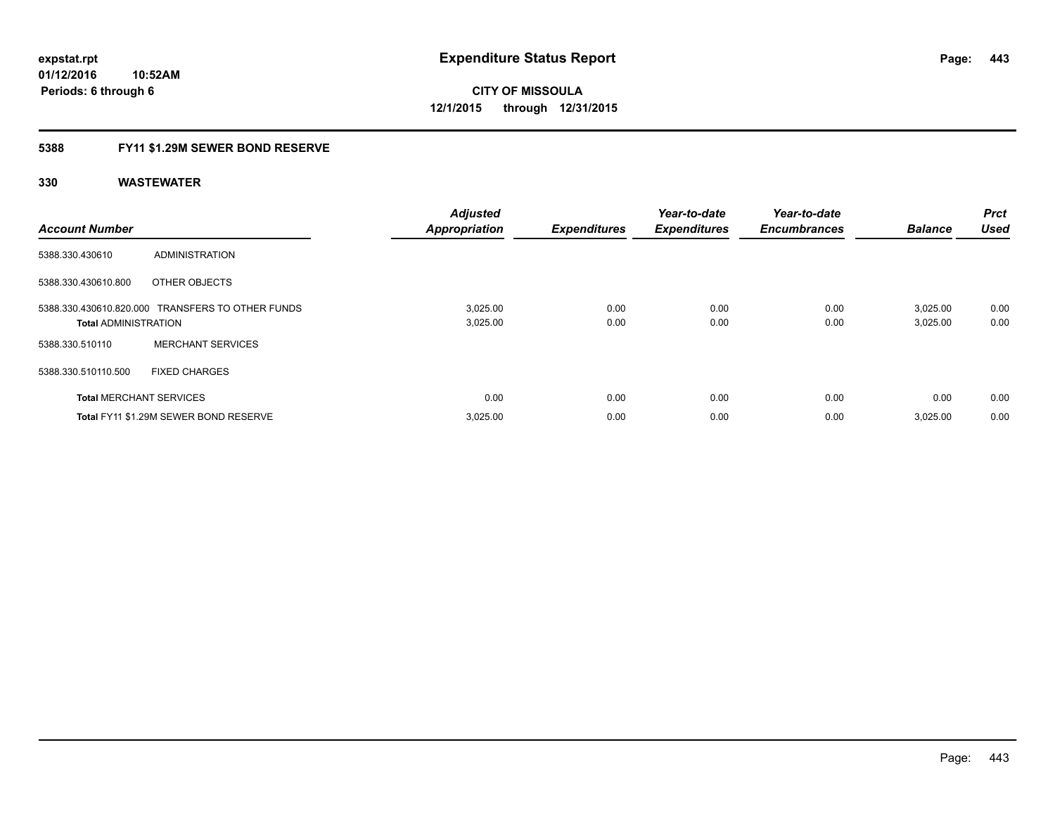**expstat.rpt**
**01/12/2016 10:52AM**
**Periods: 6 through 6**

# Expenditure Status Report

**CITY OF MISSOULA**
**12/1/2015 through 12/31/2015**

## 5388 FY11 $1.29M SEWER BOND RESERVE

### 330 WASTEWATER

| Account Number | | Adjusted Appropriation | Expenditures | Year-to-date Expenditures | Year-to-date Encumbrances | Balance | Prct Used |
|---|---|---|---|---|---|---|---|
| 5388.330.430610 | ADMINISTRATION | | | | | | |
| 5388.330.430610.800 | OTHER OBJECTS | | | | | | |
| 5388.330.430610.820.000 | TRANSFERS TO OTHER FUNDS | 3,025.00 | 0.00 | 0.00 | 0.00 | 3,025.00 | 0.00 |
| **Total** ADMINISTRATION | | 3,025.00 | 0.00 | 0.00 | 0.00 | 3,025.00 | 0.00 |
| 5388.330.510110 | MERCHANT SERVICES | | | | | | |
| 5388.330.510110.500 | FIXED CHARGES | | | | | | |
| **Total** MERCHANT SERVICES | | 0.00 | 0.00 | 0.00 | 0.00 | 0.00 | 0.00 |
| **Total** FY11 $1.29M SEWER BOND RESERVE | | 3,025.00 | 0.00 | 0.00 | 0.00 | 3,025.00 | 0.00 |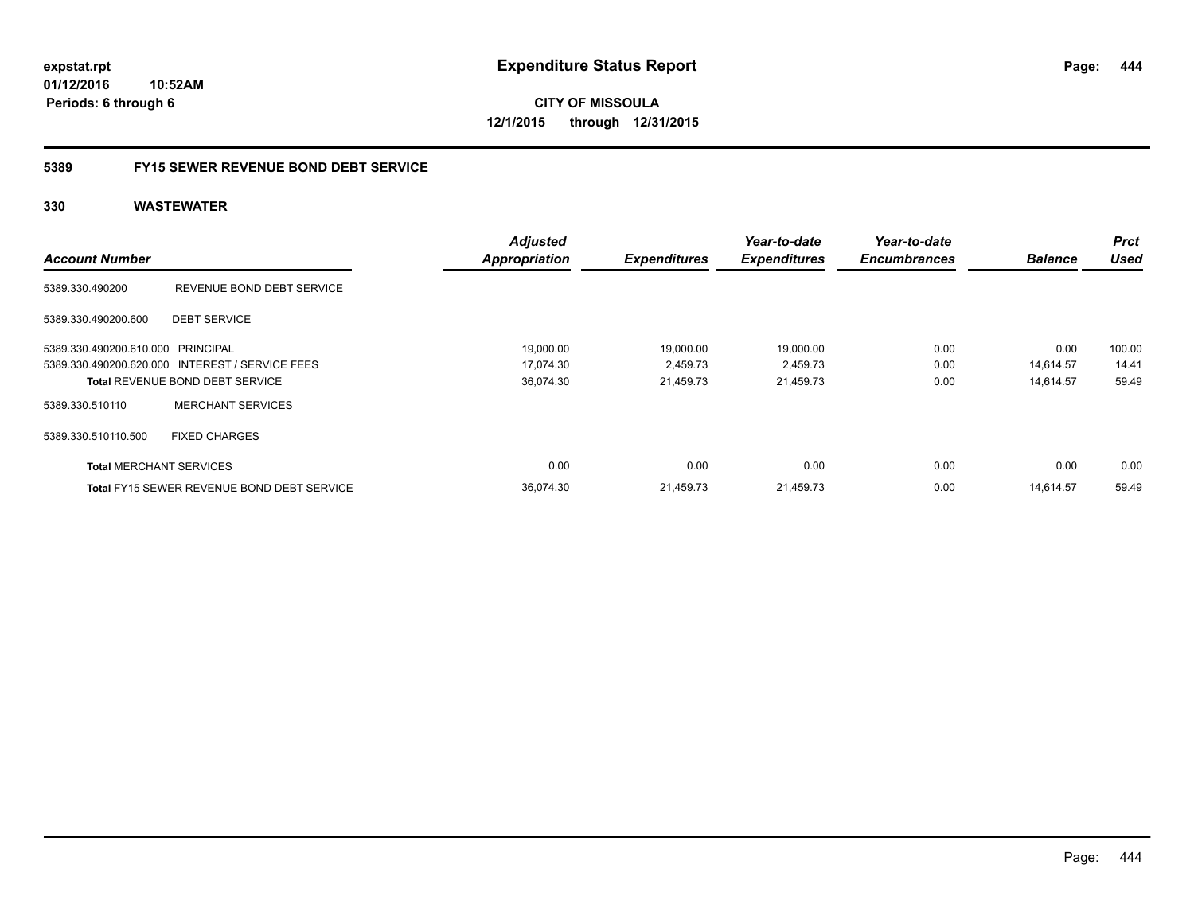# Expenditure Status Report

**CITY OF MISSOULA**

**12/1/2015 through 12/31/2015**

expstat.rpt
01/12/2016 10:52AM
Periods: 6 through 6

## 5389 FY15 SEWER REVENUE BOND DEBT SERVICE

### 330 WASTEWATER

| Account Number | | Adjusted Appropriation | Expenditures | Year-to-date Expenditures | Year-to-date Encumbrances | Balance | Prct Used |
|---|---|---|---|---|---|---|---|
| 5389.330.490200 | REVENUE BOND DEBT SERVICE | | | | | | |
| 5389.330.490200.600 | DEBT SERVICE | | | | | | |
| 5389.330.490200.610.000 | PRINCIPAL | 19,000.00 | 19,000.00 | 19,000.00 | 0.00 | 0.00 | 100.00 |
| 5389.330.490200.620.000 | INTEREST / SERVICE FEES | 17,074.30 | 2,459.73 | 2,459.73 | 0.00 | 14,614.57 | 14.41 |
| **Total** REVENUE BOND DEBT SERVICE | | 36,074.30 | 21,459.73 | 21,459.73 | 0.00 | 14,614.57 | 59.49 |
| 5389.330.510110 | MERCHANT SERVICES | | | | | | |
| 5389.330.510110.500 | FIXED CHARGES | | | | | | |
| **Total** MERCHANT SERVICES | | 0.00 | 0.00 | 0.00 | 0.00 | 0.00 | 0.00 |
| **Total** FY15 SEWER REVENUE BOND DEBT SERVICE | | 36,074.30 | 21,459.73 | 21,459.73 | 0.00 | 14,614.57 | 59.49 |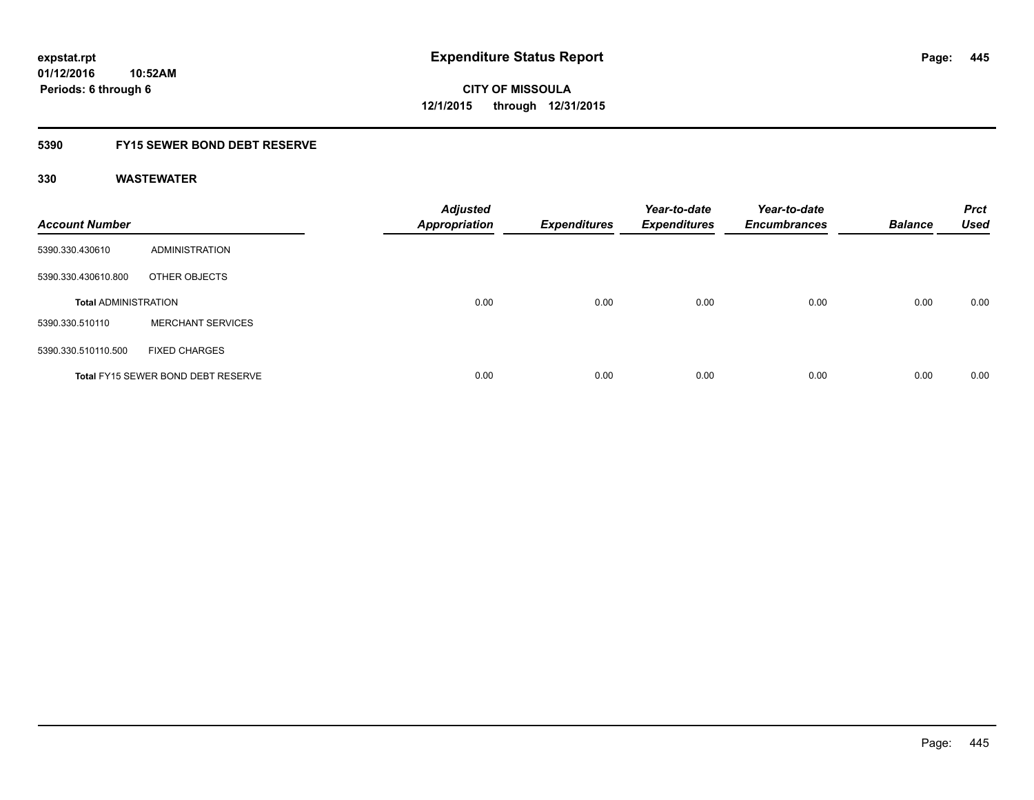**expstat.rpt**
**01/12/2016 10:52AM**
**Periods: 6 through 6**

# Expenditure Status Report

**CITY OF MISSOULA**
**12/1/2015 through 12/31/2015**

## 5390 FY15 SEWER BOND DEBT RESERVE

### 330 WASTEWATER

| Account Number | | Adjusted Appropriation | Expenditures | Year-to-date Expenditures | Year-to-date Encumbrances | Balance | Prct Used |
|---|---|---|---|---|---|---|---|
| 5390.330.430610 | ADMINISTRATION | | | | | | |
| 5390.330.430610.800 | OTHER OBJECTS | | | | | | |
| **Total** ADMINISTRATION | | 0.00 | 0.00 | 0.00 | 0.00 | 0.00 | 0.00 |
| 5390.330.510110 | MERCHANT SERVICES | | | | | | |
| 5390.330.510110.500 | FIXED CHARGES | | | | | | |
| **Total** FY15 SEWER BOND DEBT RESERVE | | 0.00 | 0.00 | 0.00 | 0.00 | 0.00 | 0.00 |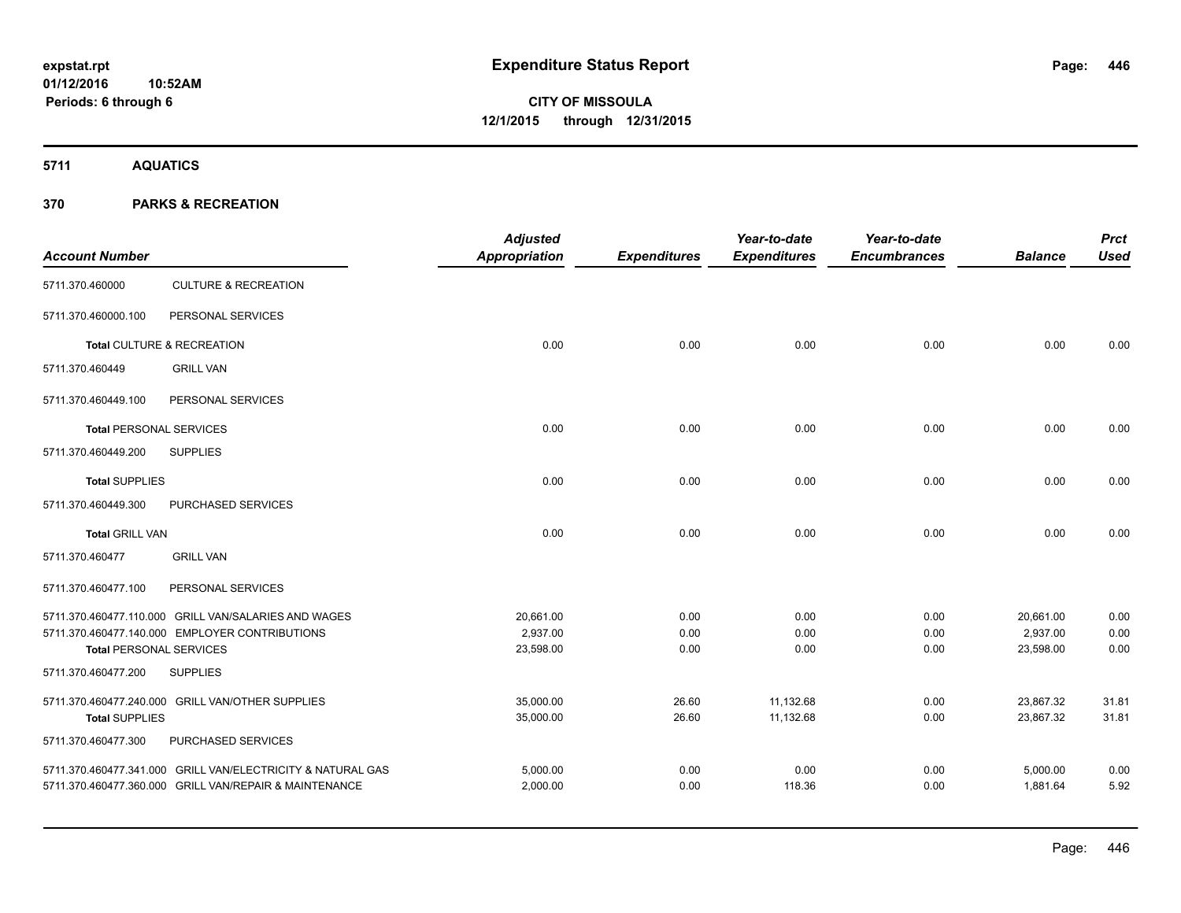# Expenditure Status Report

**CITY OF MISSOULA**
**12/1/2015 through 12/31/2015**

expstat.rpt
01/12/2016 10:52AM
Periods: 6 through 6

## 5711 AQUATICS

## 370 PARKS & RECREATION

| Account Number | | Adjusted Appropriation | Expenditures | Year-to-date Expenditures | Year-to-date Encumbrances | Balance | Prct Used |
|---|---|---|---|---|---|---|---|
| 5711.370.460000 | CULTURE & RECREATION | | | | | | |
| 5711.370.460000.100 | PERSONAL SERVICES | | | | | | |
| **Total** CULTURE & RECREATION | | 0.00 | 0.00 | 0.00 | 0.00 | 0.00 | 0.00 |
| 5711.370.460449 | GRILL VAN | | | | | | |
| 5711.370.460449.100 | PERSONAL SERVICES | | | | | | |
| **Total** PERSONAL SERVICES | | 0.00 | 0.00 | 0.00 | 0.00 | 0.00 | 0.00 |
| 5711.370.460449.200 | SUPPLIES | | | | | | |
| **Total** SUPPLIES | | 0.00 | 0.00 | 0.00 | 0.00 | 0.00 | 0.00 |
| 5711.370.460449.300 | PURCHASED SERVICES | | | | | | |
| **Total** GRILL VAN | | 0.00 | 0.00 | 0.00 | 0.00 | 0.00 | 0.00 |
| 5711.370.460477 | GRILL VAN | | | | | | |
| 5711.370.460477.100 | PERSONAL SERVICES | | | | | | |
| 5711.370.460477.110.000 | GRILL VAN/SALARIES AND WAGES | 20,661.00 | 0.00 | 0.00 | 0.00 | 20,661.00 | 0.00 |
| 5711.370.460477.140.000 | EMPLOYER CONTRIBUTIONS | 2,937.00 | 0.00 | 0.00 | 0.00 | 2,937.00 | 0.00 |
| **Total** PERSONAL SERVICES | | 23,598.00 | 0.00 | 0.00 | 0.00 | 23,598.00 | 0.00 |
| 5711.370.460477.200 | SUPPLIES | | | | | | |
| 5711.370.460477.240.000 | GRILL VAN/OTHER SUPPLIES | 35,000.00 | 26.60 | 11,132.68 | 0.00 | 23,867.32 | 31.81 |
| **Total** SUPPLIES | | 35,000.00 | 26.60 | 11,132.68 | 0.00 | 23,867.32 | 31.81 |
| 5711.370.460477.300 | PURCHASED SERVICES | | | | | | |
| 5711.370.460477.341.000 | GRILL VAN/ELECTRICITY & NATURAL GAS | 5,000.00 | 0.00 | 0.00 | 0.00 | 5,000.00 | 0.00 |
| 5711.370.460477.360.000 | GRILL VAN/REPAIR & MAINTENANCE | 2,000.00 | 0.00 | 118.36 | 0.00 | 1,881.64 | 5.92 |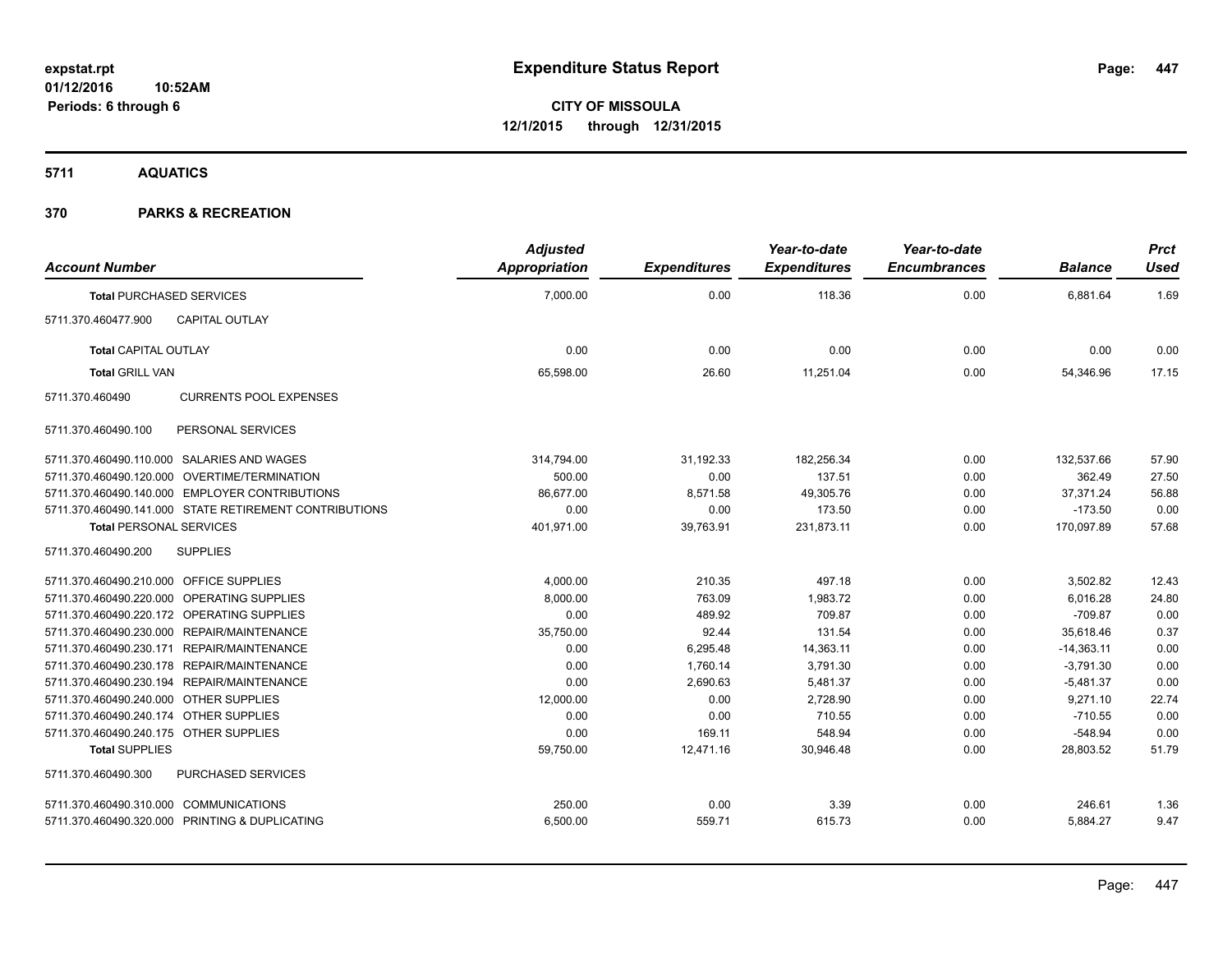# Expenditure Status Report

expstat.rpt
01/12/2016 10:52AM
Periods: 6 through 6

**CITY OF MISSOULA**
**12/1/2015 through 12/31/2015**

## 5711 AQUATICS

## 370 PARKS & RECREATION

| Account Number | | Adjusted Appropriation | Expenditures | Year-to-date Expenditures | Year-to-date Encumbrances | Balance | Prct Used |
|---|---|---|---|---|---|---|---|
| **Total** PURCHASED SERVICES | | 7,000.00 | 0.00 | 118.36 | 0.00 | 6,881.64 | 1.69 |
| 5711.370.460477.900 | CAPITAL OUTLAY | | | | | | |
| **Total** CAPITAL OUTLAY | | 0.00 | 0.00 | 0.00 | 0.00 | 0.00 | 0.00 |
| **Total** GRILL VAN | | 65,598.00 | 26.60 | 11,251.04 | 0.00 | 54,346.96 | 17.15 |
| 5711.370.460490 | CURRENTS POOL EXPENSES | | | | | | |
| 5711.370.460490.100 | PERSONAL SERVICES | | | | | | |
| 5711.370.460490.110.000 | SALARIES AND WAGES | 314,794.00 | 31,192.33 | 182,256.34 | 0.00 | 132,537.66 | 57.90 |
| 5711.370.460490.120.000 | OVERTIME/TERMINATION | 500.00 | 0.00 | 137.51 | 0.00 | 362.49 | 27.50 |
| 5711.370.460490.140.000 | EMPLOYER CONTRIBUTIONS | 86,677.00 | 8,571.58 | 49,305.76 | 0.00 | 37,371.24 | 56.88 |
| 5711.370.460490.141.000 | STATE RETIREMENT CONTRIBUTIONS | 0.00 | 0.00 | 173.50 | 0.00 | -173.50 | 0.00 |
| **Total** PERSONAL SERVICES | | 401,971.00 | 39,763.91 | 231,873.11 | 0.00 | 170,097.89 | 57.68 |
| 5711.370.460490.200 | SUPPLIES | | | | | | |
| 5711.370.460490.210.000 | OFFICE SUPPLIES | 4,000.00 | 210.35 | 497.18 | 0.00 | 3,502.82 | 12.43 |
| 5711.370.460490.220.000 | OPERATING SUPPLIES | 8,000.00 | 763.09 | 1,983.72 | 0.00 | 6,016.28 | 24.80 |
| 5711.370.460490.220.172 | OPERATING SUPPLIES | 0.00 | 489.92 | 709.87 | 0.00 | -709.87 | 0.00 |
| 5711.370.460490.230.000 | REPAIR/MAINTENANCE | 35,750.00 | 92.44 | 131.54 | 0.00 | 35,618.46 | 0.37 |
| 5711.370.460490.230.171 | REPAIR/MAINTENANCE | 0.00 | 6,295.48 | 14,363.11 | 0.00 | -14,363.11 | 0.00 |
| 5711.370.460490.230.178 | REPAIR/MAINTENANCE | 0.00 | 1,760.14 | 3,791.30 | 0.00 | -3,791.30 | 0.00 |
| 5711.370.460490.230.194 | REPAIR/MAINTENANCE | 0.00 | 2,690.63 | 5,481.37 | 0.00 | -5,481.37 | 0.00 |
| 5711.370.460490.240.000 | OTHER SUPPLIES | 12,000.00 | 0.00 | 2,728.90 | 0.00 | 9,271.10 | 22.74 |
| 5711.370.460490.240.174 | OTHER SUPPLIES | 0.00 | 0.00 | 710.55 | 0.00 | -710.55 | 0.00 |
| 5711.370.460490.240.175 | OTHER SUPPLIES | 0.00 | 169.11 | 548.94 | 0.00 | -548.94 | 0.00 |
| **Total** SUPPLIES | | 59,750.00 | 12,471.16 | 30,946.48 | 0.00 | 28,803.52 | 51.79 |
| 5711.370.460490.300 | PURCHASED SERVICES | | | | | | |
| 5711.370.460490.310.000 | COMMUNICATIONS | 250.00 | 0.00 | 3.39 | 0.00 | 246.61 | 1.36 |
| 5711.370.460490.320.000 | PRINTING & DUPLICATING | 6,500.00 | 559.71 | 615.73 | 0.00 | 5,884.27 | 9.47 |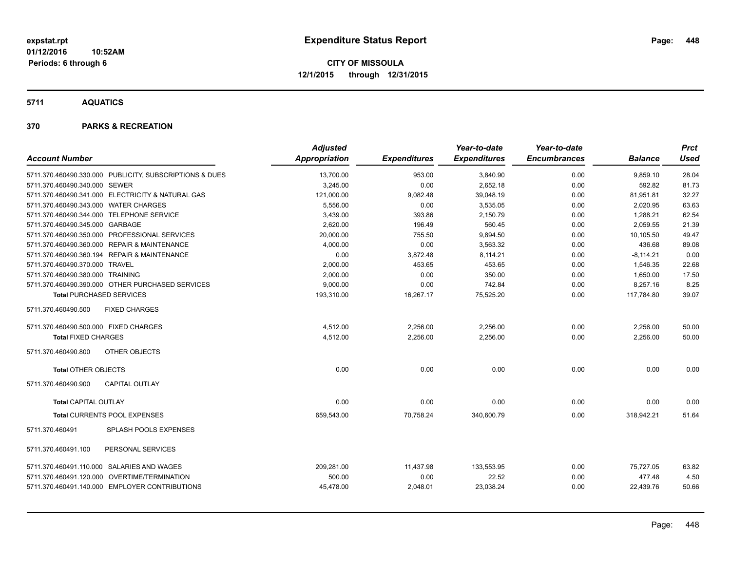**expstat.rpt**
**01/12/2016 10:52AM**
**Periods: 6 through 6**

# Expenditure Status Report

**CITY OF MISSOULA**
**12/1/2015 through 12/31/2015**

## 5711 AQUATICS

## 370 PARKS & RECREATION

| Account Number | Adjusted Appropriation | Expenditures | Year-to-date Expenditures | Year-to-date Encumbrances | Balance | Prct Used |
|---|---|---|---|---|---|---|
| 5711.370.460490.330.000 PUBLICITY, SUBSCRIPTIONS & DUES | 13,700.00 | 953.00 | 3,840.90 | 0.00 | 9,859.10 | 28.04 |
| 5711.370.460490.340.000 SEWER | 3,245.00 | 0.00 | 2,652.18 | 0.00 | 592.82 | 81.73 |
| 5711.370.460490.341.000 ELECTRICITY & NATURAL GAS | 121,000.00 | 9,082.48 | 39,048.19 | 0.00 | 81,951.81 | 32.27 |
| 5711.370.460490.343.000 WATER CHARGES | 5,556.00 | 0.00 | 3,535.05 | 0.00 | 2,020.95 | 63.63 |
| 5711.370.460490.344.000 TELEPHONE SERVICE | 3,439.00 | 393.86 | 2,150.79 | 0.00 | 1,288.21 | 62.54 |
| 5711.370.460490.345.000 GARBAGE | 2,620.00 | 196.49 | 560.45 | 0.00 | 2,059.55 | 21.39 |
| 5711.370.460490.350.000 PROFESSIONAL SERVICES | 20,000.00 | 755.50 | 9,894.50 | 0.00 | 10,105.50 | 49.47 |
| 5711.370.460490.360.000 REPAIR & MAINTENANCE | 4,000.00 | 0.00 | 3,563.32 | 0.00 | 436.68 | 89.08 |
| 5711.370.460490.360.194 REPAIR & MAINTENANCE | 0.00 | 3,872.48 | 8,114.21 | 0.00 | -8,114.21 | 0.00 |
| 5711.370.460490.370.000 TRAVEL | 2,000.00 | 453.65 | 453.65 | 0.00 | 1,546.35 | 22.68 |
| 5711.370.460490.380.000 TRAINING | 2,000.00 | 0.00 | 350.00 | 0.00 | 1,650.00 | 17.50 |
| 5711.370.460490.390.000 OTHER PURCHASED SERVICES | 9,000.00 | 0.00 | 742.84 | 0.00 | 8,257.16 | 8.25 |
| **Total** PURCHASED SERVICES | 193,310.00 | 16,267.17 | 75,525.20 | 0.00 | 117,784.80 | 39.07 |
| 5711.370.460490.500 FIXED CHARGES | | | | | | |
| 5711.370.460490.500.000 FIXED CHARGES | 4,512.00 | 2,256.00 | 2,256.00 | 0.00 | 2,256.00 | 50.00 |
| **Total** FIXED CHARGES | 4,512.00 | 2,256.00 | 2,256.00 | 0.00 | 2,256.00 | 50.00 |
| 5711.370.460490.800 OTHER OBJECTS | | | | | | |
| **Total** OTHER OBJECTS | 0.00 | 0.00 | 0.00 | 0.00 | 0.00 | 0.00 |
| 5711.370.460490.900 CAPITAL OUTLAY | | | | | | |
| **Total** CAPITAL OUTLAY | 0.00 | 0.00 | 0.00 | 0.00 | 0.00 | 0.00 |
| **Total** CURRENTS POOL EXPENSES | 659,543.00 | 70,758.24 | 340,600.79 | 0.00 | 318,942.21 | 51.64 |
| 5711.370.460491 SPLASH POOLS EXPENSES | | | | | | |
| 5711.370.460491.100 PERSONAL SERVICES | | | | | | |
| 5711.370.460491.110.000 SALARIES AND WAGES | 209,281.00 | 11,437.98 | 133,553.95 | 0.00 | 75,727.05 | 63.82 |
| 5711.370.460491.120.000 OVERTIME/TERMINATION | 500.00 | 0.00 | 22.52 | 0.00 | 477.48 | 4.50 |
| 5711.370.460491.140.000 EMPLOYER CONTRIBUTIONS | 45,478.00 | 2,048.01 | 23,038.24 | 0.00 | 22,439.76 | 50.66 |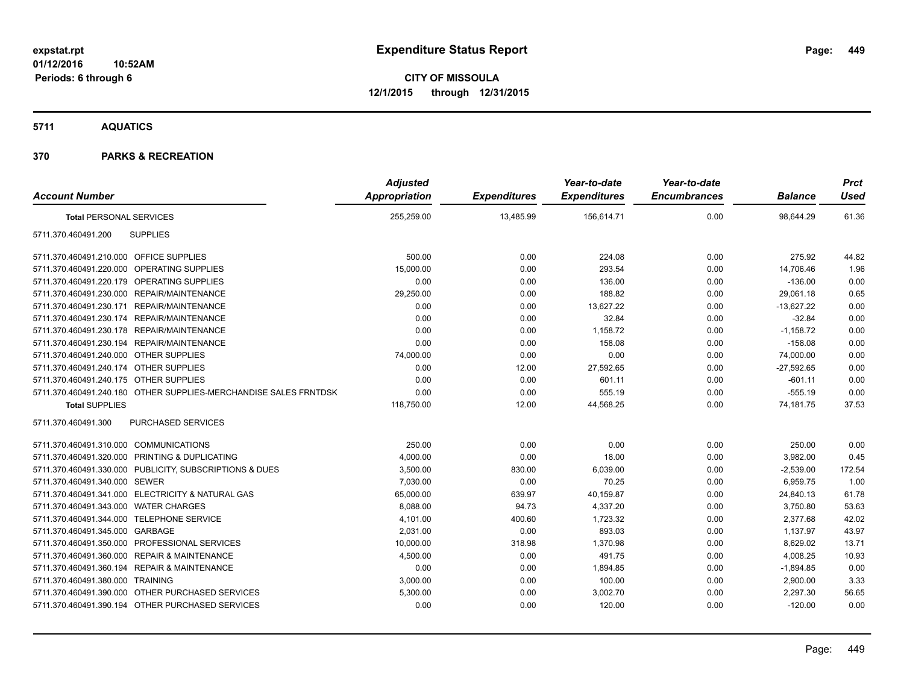**expstat.rpt**
**01/12/2016 10:52AM**
**Periods: 6 through 6**

# Expenditure Status Report

**CITY OF MISSOULA**
**12/1/2015 through 12/31/2015**

## 5711 AQUATICS

## 370 PARKS & RECREATION

| Account Number | | Adjusted Appropriation | Expenditures | Year-to-date Expenditures | Year-to-date Encumbrances | Balance | Prct Used |
|---|---|---|---|---|---|---|---|
| **Total** PERSONAL SERVICES | | 255,259.00 | 13,485.99 | 156,614.71 | 0.00 | 98,644.29 | 61.36 |
| 5711.370.460491.200 | SUPPLIES | | | | | | |
| 5711.370.460491.210.000 | OFFICE SUPPLIES | 500.00 | 0.00 | 224.08 | 0.00 | 275.92 | 44.82 |
| 5711.370.460491.220.000 | OPERATING SUPPLIES | 15,000.00 | 0.00 | 293.54 | 0.00 | 14,706.46 | 1.96 |
| 5711.370.460491.220.179 | OPERATING SUPPLIES | 0.00 | 0.00 | 136.00 | 0.00 | -136.00 | 0.00 |
| 5711.370.460491.230.000 | REPAIR/MAINTENANCE | 29,250.00 | 0.00 | 188.82 | 0.00 | 29,061.18 | 0.65 |
| 5711.370.460491.230.171 | REPAIR/MAINTENANCE | 0.00 | 0.00 | 13,627.22 | 0.00 | -13,627.22 | 0.00 |
| 5711.370.460491.230.174 | REPAIR/MAINTENANCE | 0.00 | 0.00 | 32.84 | 0.00 | -32.84 | 0.00 |
| 5711.370.460491.230.178 | REPAIR/MAINTENANCE | 0.00 | 0.00 | 1,158.72 | 0.00 | -1,158.72 | 0.00 |
| 5711.370.460491.230.194 | REPAIR/MAINTENANCE | 0.00 | 0.00 | 158.08 | 0.00 | -158.08 | 0.00 |
| 5711.370.460491.240.000 | OTHER SUPPLIES | 74,000.00 | 0.00 | 0.00 | 0.00 | 74,000.00 | 0.00 |
| 5711.370.460491.240.174 | OTHER SUPPLIES | 0.00 | 12.00 | 27,592.65 | 0.00 | -27,592.65 | 0.00 |
| 5711.370.460491.240.175 | OTHER SUPPLIES | 0.00 | 0.00 | 601.11 | 0.00 | -601.11 | 0.00 |
| 5711.370.460491.240.180 | OTHER SUPPLIES-MERCHANDISE SALES FRNTDSK | 0.00 | 0.00 | 555.19 | 0.00 | -555.19 | 0.00 |
| **Total** SUPPLIES | | 118,750.00 | 12.00 | 44,568.25 | 0.00 | 74,181.75 | 37.53 |
| 5711.370.460491.300 | PURCHASED SERVICES | | | | | | |
| 5711.370.460491.310.000 | COMMUNICATIONS | 250.00 | 0.00 | 0.00 | 0.00 | 250.00 | 0.00 |
| 5711.370.460491.320.000 | PRINTING & DUPLICATING | 4,000.00 | 0.00 | 18.00 | 0.00 | 3,982.00 | 0.45 |
| 5711.370.460491.330.000 | PUBLICITY, SUBSCRIPTIONS & DUES | 3,500.00 | 830.00 | 6,039.00 | 0.00 | -2,539.00 | 172.54 |
| 5711.370.460491.340.000 | SEWER | 7,030.00 | 0.00 | 70.25 | 0.00 | 6,959.75 | 1.00 |
| 5711.370.460491.341.000 | ELECTRICITY & NATURAL GAS | 65,000.00 | 639.97 | 40,159.87 | 0.00 | 24,840.13 | 61.78 |
| 5711.370.460491.343.000 | WATER CHARGES | 8,088.00 | 94.73 | 4,337.20 | 0.00 | 3,750.80 | 53.63 |
| 5711.370.460491.344.000 | TELEPHONE SERVICE | 4,101.00 | 400.60 | 1,723.32 | 0.00 | 2,377.68 | 42.02 |
| 5711.370.460491.345.000 | GARBAGE | 2,031.00 | 0.00 | 893.03 | 0.00 | 1,137.97 | 43.97 |
| 5711.370.460491.350.000 | PROFESSIONAL SERVICES | 10,000.00 | 318.98 | 1,370.98 | 0.00 | 8,629.02 | 13.71 |
| 5711.370.460491.360.000 | REPAIR & MAINTENANCE | 4,500.00 | 0.00 | 491.75 | 0.00 | 4,008.25 | 10.93 |
| 5711.370.460491.360.194 | REPAIR & MAINTENANCE | 0.00 | 0.00 | 1,894.85 | 0.00 | -1,894.85 | 0.00 |
| 5711.370.460491.380.000 | TRAINING | 3,000.00 | 0.00 | 100.00 | 0.00 | 2,900.00 | 3.33 |
| 5711.370.460491.390.000 | OTHER PURCHASED SERVICES | 5,300.00 | 0.00 | 3,002.70 | 0.00 | 2,297.30 | 56.65 |
| 5711.370.460491.390.194 | OTHER PURCHASED SERVICES | 0.00 | 0.00 | 120.00 | 0.00 | -120.00 | 0.00 |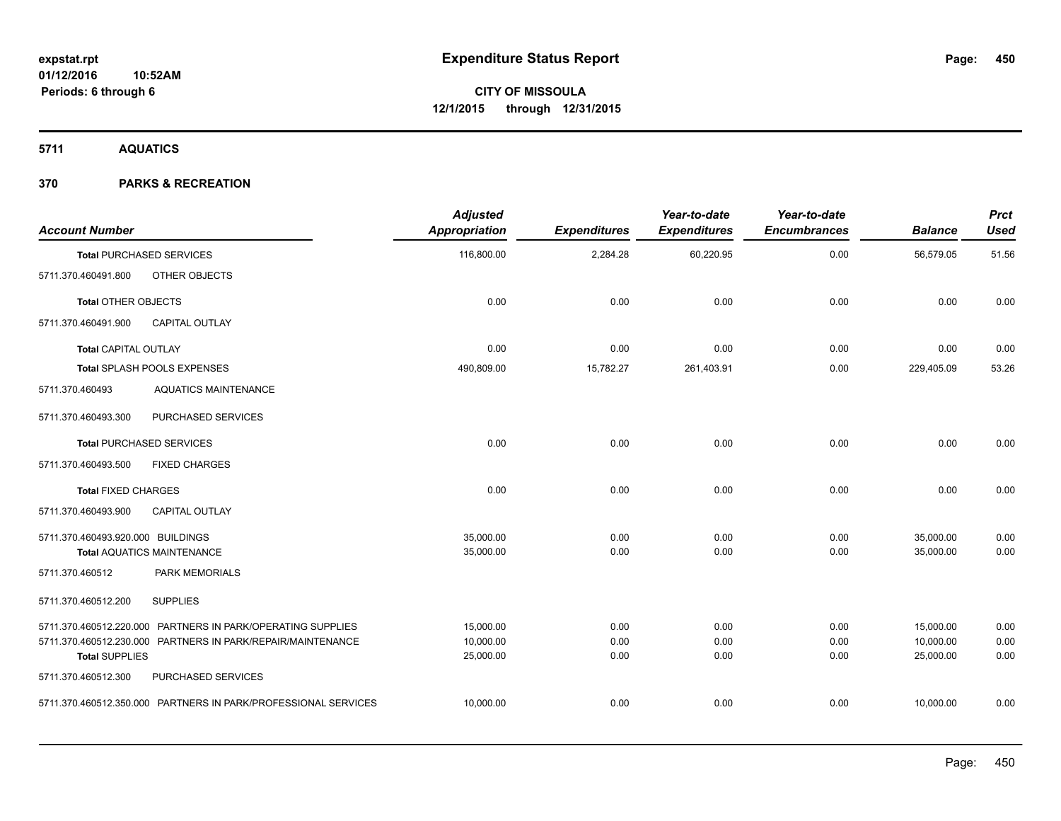**expstat.rpt**
**01/12/2016 10:52AM**
**Periods: 6 through 6**

# Expenditure Status Report

**CITY OF MISSOULA**
**12/1/2015 through 12/31/2015**

**5711 AQUATICS**

**370 PARKS & RECREATION**

| Account Number | | Adjusted Appropriation | Expenditures | Year-to-date Expenditures | Year-to-date Encumbrances | Balance | Prct Used |
|---|---|---|---|---|---|---|---|
| **Total** PURCHASED SERVICES | | 116,800.00 | 2,284.28 | 60,220.95 | 0.00 | 56,579.05 | 51.56 |
| 5711.370.460491.800 | OTHER OBJECTS | | | | | | |
| **Total** OTHER OBJECTS | | 0.00 | 0.00 | 0.00 | 0.00 | 0.00 | 0.00 |
| 5711.370.460491.900 | CAPITAL OUTLAY | | | | | | |
| **Total** CAPITAL OUTLAY | | 0.00 | 0.00 | 0.00 | 0.00 | 0.00 | 0.00 |
| **Total** SPLASH POOLS EXPENSES | | 490,809.00 | 15,782.27 | 261,403.91 | 0.00 | 229,405.09 | 53.26 |
| 5711.370.460493 | AQUATICS MAINTENANCE | | | | | | |
| 5711.370.460493.300 | PURCHASED SERVICES | | | | | | |
| **Total** PURCHASED SERVICES | | 0.00 | 0.00 | 0.00 | 0.00 | 0.00 | 0.00 |
| 5711.370.460493.500 | FIXED CHARGES | | | | | | |
| **Total** FIXED CHARGES | | 0.00 | 0.00 | 0.00 | 0.00 | 0.00 | 0.00 |
| 5711.370.460493.900 | CAPITAL OUTLAY | | | | | | |
| 5711.370.460493.920.000 | BUILDINGS | 35,000.00 | 0.00 | 0.00 | 0.00 | 35,000.00 | 0.00 |
| **Total** AQUATICS MAINTENANCE | | 35,000.00 | 0.00 | 0.00 | 0.00 | 35,000.00 | 0.00 |
| 5711.370.460512 | PARK MEMORIALS | | | | | | |
| 5711.370.460512.200 | SUPPLIES | | | | | | |
| 5711.370.460512.220.000 | PARTNERS IN PARK/OPERATING SUPPLIES | 15,000.00 | 0.00 | 0.00 | 0.00 | 15,000.00 | 0.00 |
| 5711.370.460512.230.000 | PARTNERS IN PARK/REPAIR/MAINTENANCE | 10,000.00 | 0.00 | 0.00 | 0.00 | 10,000.00 | 0.00 |
| **Total** SUPPLIES | | 25,000.00 | 0.00 | 0.00 | 0.00 | 25,000.00 | 0.00 |
| 5711.370.460512.300 | PURCHASED SERVICES | | | | | | |
| 5711.370.460512.350.000 | PARTNERS IN PARK/PROFESSIONAL SERVICES | 10,000.00 | 0.00 | 0.00 | 0.00 | 10,000.00 | 0.00 |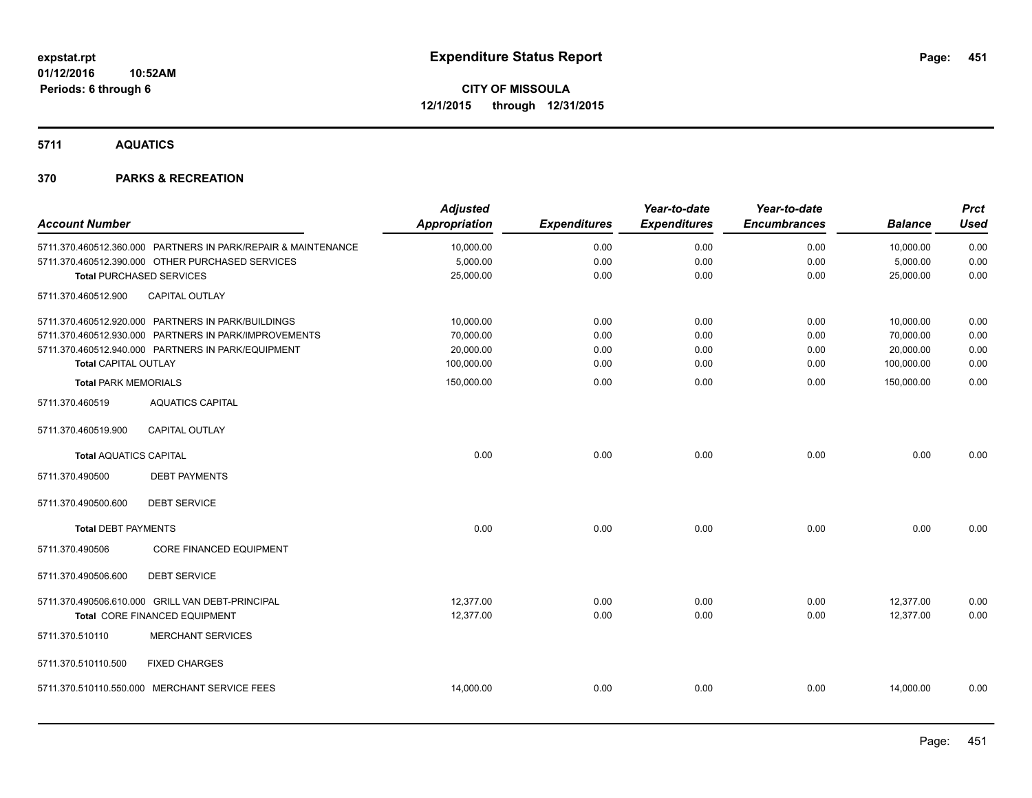# Expenditure Status Report

expstat.rpt
01/12/2016 10:52AM
Periods: 6 through 6

**CITY OF MISSOULA**
**12/1/2015 through 12/31/2015**

## 5711 AQUATICS

## 370 PARKS & RECREATION

| Account Number | Adjusted Appropriation | Expenditures | Year-to-date Expenditures | Year-to-date Encumbrances | Balance | Prct Used |
|---|---|---|---|---|---|---|
| 5711.370.460512.360.000 PARTNERS IN PARK/REPAIR & MAINTENANCE | 10,000.00 | 0.00 | 0.00 | 0.00 | 10,000.00 | 0.00 |
| 5711.370.460512.390.000 OTHER PURCHASED SERVICES | 5,000.00 | 0.00 | 0.00 | 0.00 | 5,000.00 | 0.00 |
| **Total** PURCHASED SERVICES | 25,000.00 | 0.00 | 0.00 | 0.00 | 25,000.00 | 0.00 |
| 5711.370.460512.900 CAPITAL OUTLAY | | | | | | |
| 5711.370.460512.920.000 PARTNERS IN PARK/BUILDINGS | 10,000.00 | 0.00 | 0.00 | 0.00 | 10,000.00 | 0.00 |
| 5711.370.460512.930.000 PARTNERS IN PARK/IMPROVEMENTS | 70,000.00 | 0.00 | 0.00 | 0.00 | 70,000.00 | 0.00 |
| 5711.370.460512.940.000 PARTNERS IN PARK/EQUIPMENT | 20,000.00 | 0.00 | 0.00 | 0.00 | 20,000.00 | 0.00 |
| **Total** CAPITAL OUTLAY | 100,000.00 | 0.00 | 0.00 | 0.00 | 100,000.00 | 0.00 |
| **Total** PARK MEMORIALS | 150,000.00 | 0.00 | 0.00 | 0.00 | 150,000.00 | 0.00 |
| 5711.370.460519 AQUATICS CAPITAL | | | | | | |
| 5711.370.460519.900 CAPITAL OUTLAY | | | | | | |
| **Total** AQUATICS CAPITAL | 0.00 | 0.00 | 0.00 | 0.00 | 0.00 | 0.00 |
| 5711.370.490500 DEBT PAYMENTS | | | | | | |
| 5711.370.490500.600 DEBT SERVICE | | | | | | |
| **Total** DEBT PAYMENTS | 0.00 | 0.00 | 0.00 | 0.00 | 0.00 | 0.00 |
| 5711.370.490506 CORE FINANCED EQUIPMENT | | | | | | |
| 5711.370.490506.600 DEBT SERVICE | | | | | | |
| 5711.370.490506.610.000 GRILL VAN DEBT-PRINCIPAL | 12,377.00 | 0.00 | 0.00 | 0.00 | 12,377.00 | 0.00 |
| **Total** CORE FINANCED EQUIPMENT | 12,377.00 | 0.00 | 0.00 | 0.00 | 12,377.00 | 0.00 |
| 5711.370.510110 MERCHANT SERVICES | | | | | | |
| 5711.370.510110.500 FIXED CHARGES | | | | | | |
| 5711.370.510110.550.000 MERCHANT SERVICE FEES | 14,000.00 | 0.00 | 0.00 | 0.00 | 14,000.00 | 0.00 |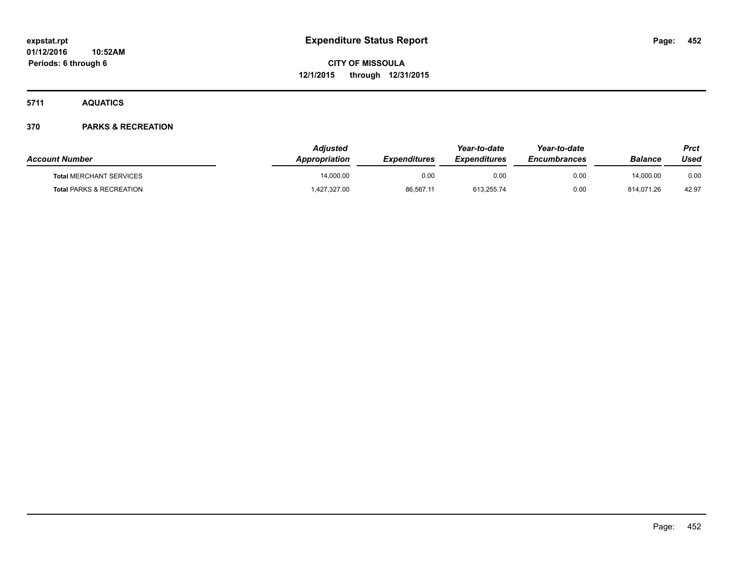**expstat.rpt**
**01/12/2016 10:52AM**
**Periods: 6 through 6**

# Expenditure Status Report

**CITY OF MISSOULA**
**12/1/2015 through 12/31/2015**

**5711 AQUATICS**

**370 PARKS & RECREATION**

| *Account Number* | *Adjusted Appropriation* | *Expenditures* | *Year-to-date Expenditures* | *Year-to-date Encumbrances* | *Balance* | *Prct Used* |
|---|---|---|---|---|---|---|
| **Total** MERCHANT SERVICES | 14,000.00 | 0.00 | 0.00 | 0.00 | 14,000.00 | 0.00 |
| **Total** PARKS & RECREATION | 1,427,327.00 | 86,567.11 | 613,255.74 | 0.00 | 814,071.26 | 42.97 |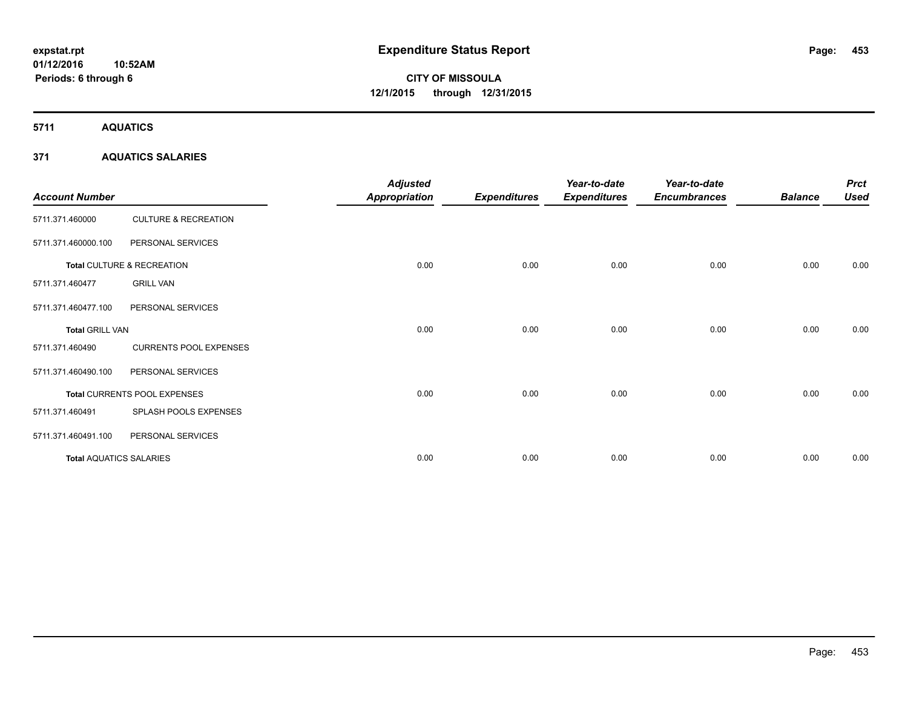# Expenditure Status Report

**expstat.rpt**
**01/12/2016 10:52AM**
**Periods: 6 through 6**

**CITY OF MISSOULA**
**12/1/2015 through 12/31/2015**

## 5711 AQUATICS

### 371 AQUATICS SALARIES

| Account Number | | Adjusted Appropriation | Expenditures | Year-to-date Expenditures | Year-to-date Encumbrances | Balance | Prct Used |
|---|---|---|---|---|---|---|---|
| 5711.371.460000 | CULTURE & RECREATION | | | | | | |
| 5711.371.460000.100 | PERSONAL SERVICES | | | | | | |
| **Total** CULTURE & RECREATION | | 0.00 | 0.00 | 0.00 | 0.00 | 0.00 | 0.00 |
| 5711.371.460477 | GRILL VAN | | | | | | |
| 5711.371.460477.100 | PERSONAL SERVICES | | | | | | |
| **Total** GRILL VAN | | 0.00 | 0.00 | 0.00 | 0.00 | 0.00 | 0.00 |
| 5711.371.460490 | CURRENTS POOL EXPENSES | | | | | | |
| 5711.371.460490.100 | PERSONAL SERVICES | | | | | | |
| **Total** CURRENTS POOL EXPENSES | | 0.00 | 0.00 | 0.00 | 0.00 | 0.00 | 0.00 |
| 5711.371.460491 | SPLASH POOLS EXPENSES | | | | | | |
| 5711.371.460491.100 | PERSONAL SERVICES | | | | | | |
| **Total** AQUATICS SALARIES | | 0.00 | 0.00 | 0.00 | 0.00 | 0.00 | 0.00 |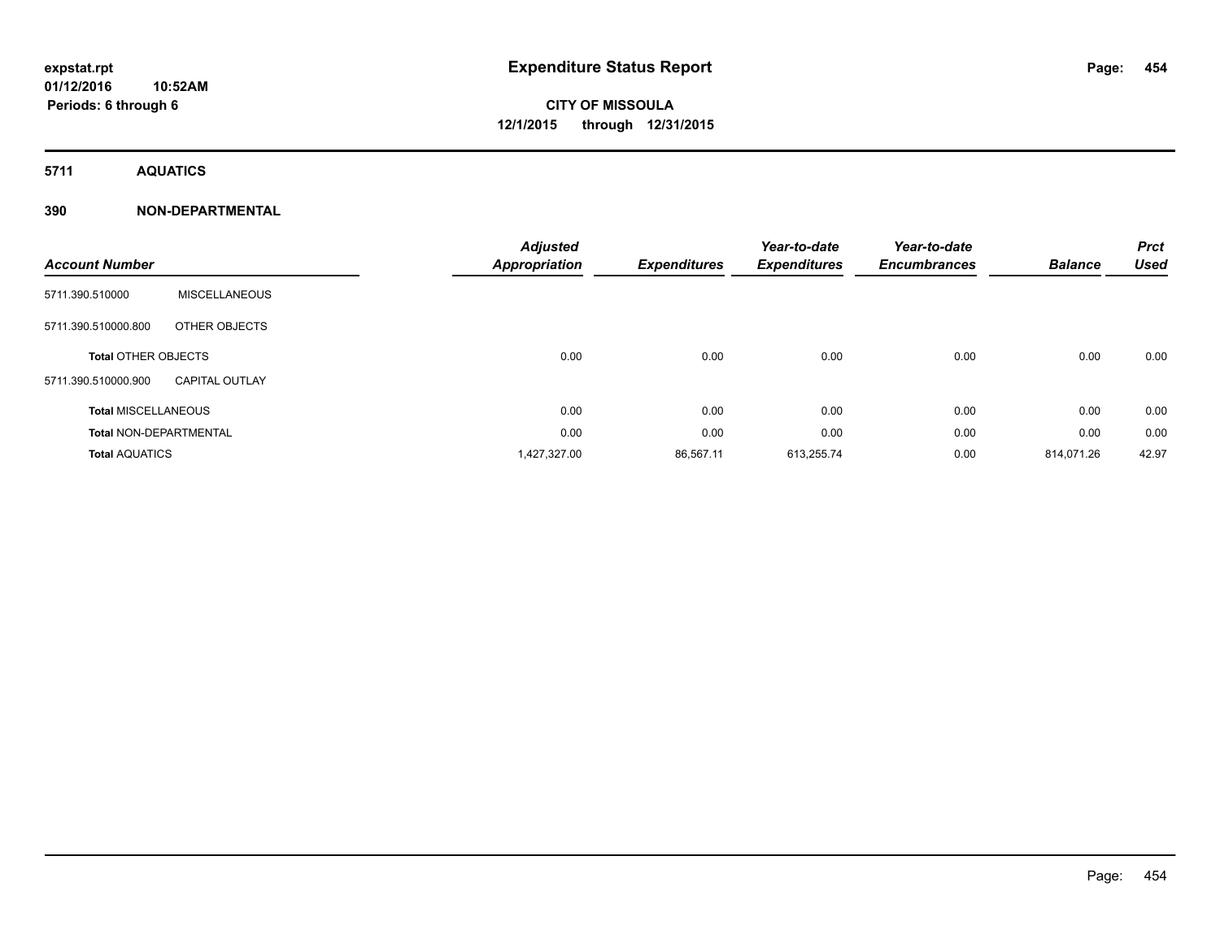**expstat.rpt**
**01/12/2016 10:52AM**
**Periods: 6 through 6**

# Expenditure Status Report

**CITY OF MISSOULA**
**12/1/2015 through 12/31/2015**

## 5711 AQUATICS

### 390 NON-DEPARTMENTAL

| Account Number | | Adjusted Appropriation | Expenditures | Year-to-date Expenditures | Year-to-date Encumbrances | Balance | Prct Used |
|---|---|---|---|---|---|---|---|
| 5711.390.510000 | MISCELLANEOUS | | | | | | |
| 5711.390.510000.800 | OTHER OBJECTS | | | | | | |
| **Total** OTHER OBJECTS | | 0.00 | 0.00 | 0.00 | 0.00 | 0.00 | 0.00 |
| 5711.390.510000.900 | CAPITAL OUTLAY | | | | | | |
| **Total** MISCELLANEOUS | | 0.00 | 0.00 | 0.00 | 0.00 | 0.00 | 0.00 |
| **Total** NON-DEPARTMENTAL | | 0.00 | 0.00 | 0.00 | 0.00 | 0.00 | 0.00 |
| **Total** AQUATICS | | 1,427,327.00 | 86,567.11 | 613,255.74 | 0.00 | 814,071.26 | 42.97 |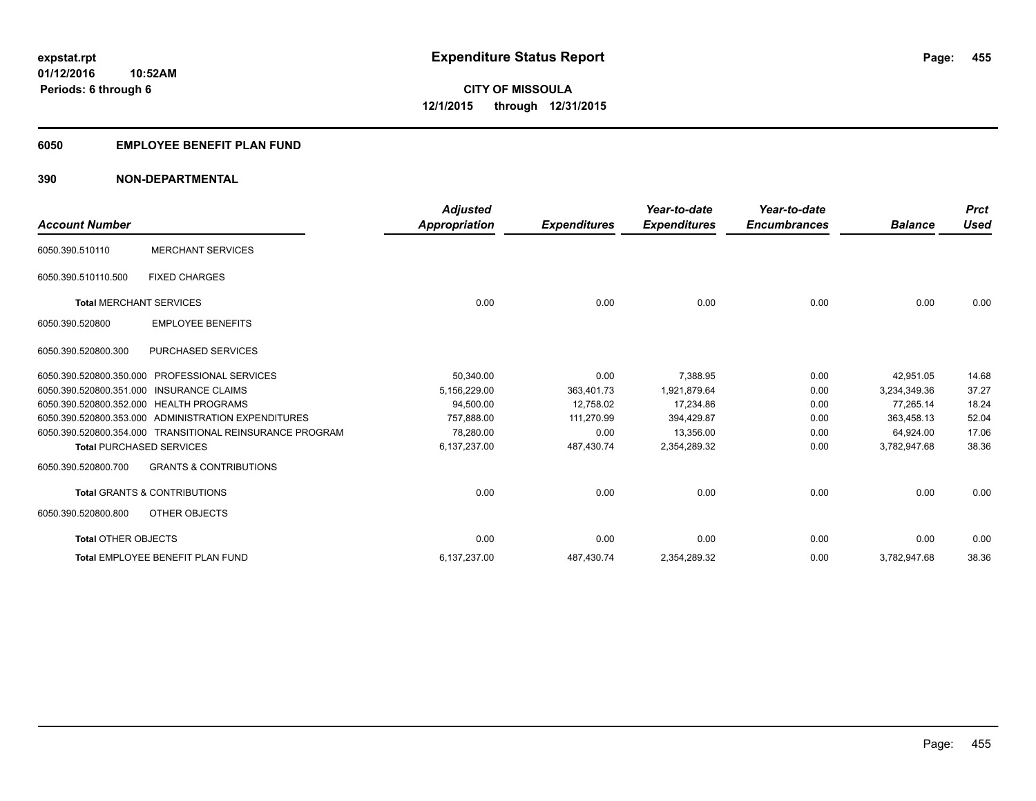**expstat.rpt**
**01/12/2016 10:52AM**
**Periods: 6 through 6**

# Expenditure Status Report

**CITY OF MISSOULA**
**12/1/2015 through 12/31/2015**

## 6050 EMPLOYEE BENEFIT PLAN FUND

## 390 NON-DEPARTMENTAL

| Account Number | | Adjusted Appropriation | Expenditures | Year-to-date Expenditures | Year-to-date Encumbrances | Balance | Prct Used |
|---|---|---|---|---|---|---|---|
| 6050.390.510110 | MERCHANT SERVICES | | | | | | |
| 6050.390.510110.500 | FIXED CHARGES | | | | | | |
| **Total** MERCHANT SERVICES | | 0.00 | 0.00 | 0.00 | 0.00 | 0.00 | 0.00 |
| 6050.390.520800 | EMPLOYEE BENEFITS | | | | | | |
| 6050.390.520800.300 | PURCHASED SERVICES | | | | | | |
| 6050.390.520800.350.000 | PROFESSIONAL SERVICES | 50,340.00 | 0.00 | 7,388.95 | 0.00 | 42,951.05 | 14.68 |
| 6050.390.520800.351.000 | INSURANCE CLAIMS | 5,156,229.00 | 363,401.73 | 1,921,879.64 | 0.00 | 3,234,349.36 | 37.27 |
| 6050.390.520800.352.000 | HEALTH PROGRAMS | 94,500.00 | 12,758.02 | 17,234.86 | 0.00 | 77,265.14 | 18.24 |
| 6050.390.520800.353.000 | ADMINISTRATION EXPENDITURES | 757,888.00 | 111,270.99 | 394,429.87 | 0.00 | 363,458.13 | 52.04 |
| 6050.390.520800.354.000 | TRANSITIONAL REINSURANCE PROGRAM | 78,280.00 | 0.00 | 13,356.00 | 0.00 | 64,924.00 | 17.06 |
| **Total** PURCHASED SERVICES | | 6,137,237.00 | 487,430.74 | 2,354,289.32 | 0.00 | 3,782,947.68 | 38.36 |
| 6050.390.520800.700 | GRANTS & CONTRIBUTIONS | | | | | | |
| **Total** GRANTS & CONTRIBUTIONS | | 0.00 | 0.00 | 0.00 | 0.00 | 0.00 | 0.00 |
| 6050.390.520800.800 | OTHER OBJECTS | | | | | | |
| **Total** OTHER OBJECTS | | 0.00 | 0.00 | 0.00 | 0.00 | 0.00 | 0.00 |
| **Total** EMPLOYEE BENEFIT PLAN FUND | | 6,137,237.00 | 487,430.74 | 2,354,289.32 | 0.00 | 3,782,947.68 | 38.36 |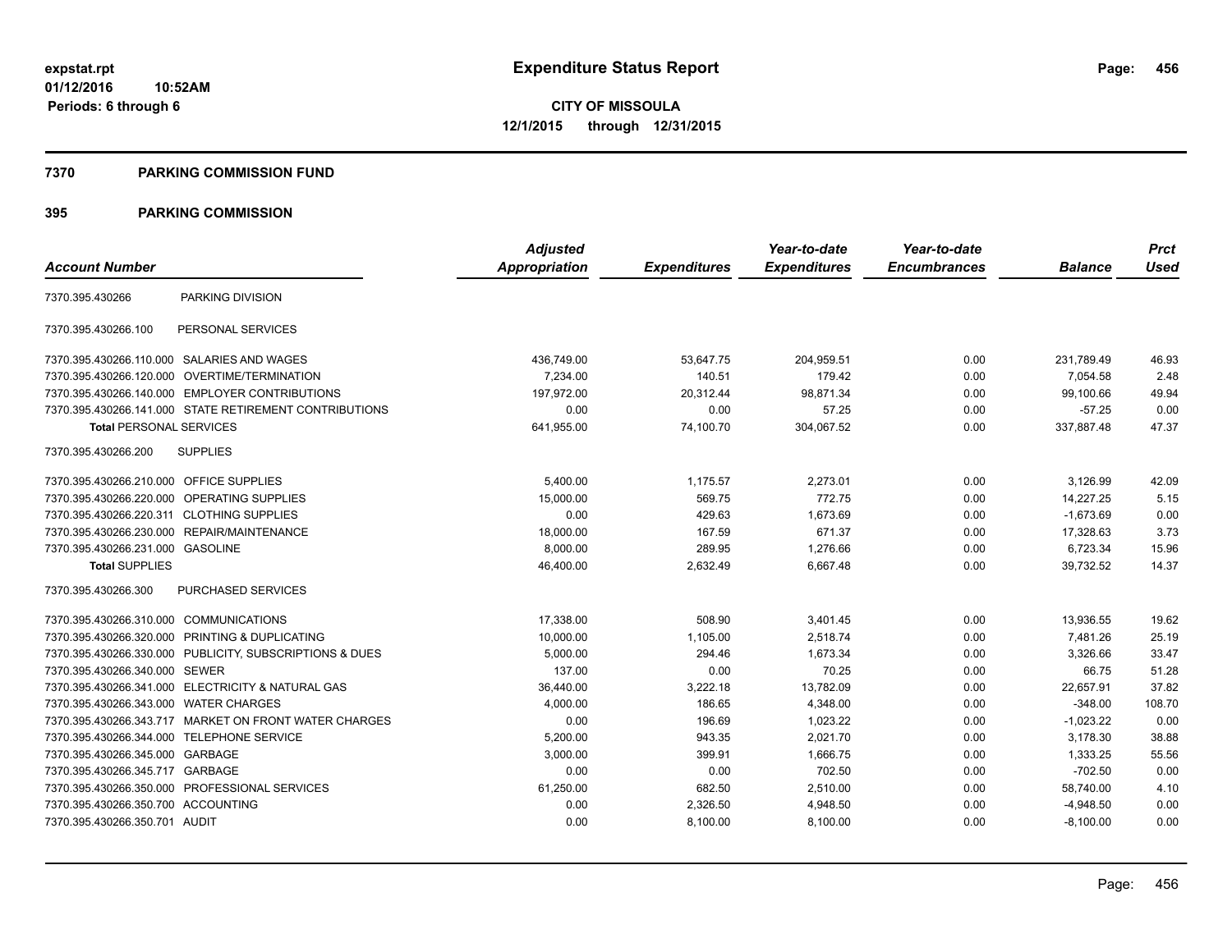# Expenditure Status Report

expstat.rpt
01/12/2016 10:52AM
Periods: 6 through 6

CITY OF MISSOULA
12/1/2015 through 12/31/2015

## 7370 PARKING COMMISSION FUND

## 395 PARKING COMMISSION

| Account Number | | Adjusted Appropriation | Expenditures | Year-to-date Expenditures | Year-to-date Encumbrances | Balance | Prct Used |
|---|---|---|---|---|---|---|---|
| 7370.395.430266 | PARKING DIVISION | | | | | | |
| 7370.395.430266.100 | PERSONAL SERVICES | | | | | | |
| 7370.395.430266.110.000 | SALARIES AND WAGES | 436,749.00 | 53,647.75 | 204,959.51 | 0.00 | 231,789.49 | 46.93 |
| 7370.395.430266.120.000 | OVERTIME/TERMINATION | 7,234.00 | 140.51 | 179.42 | 0.00 | 7,054.58 | 2.48 |
| 7370.395.430266.140.000 | EMPLOYER CONTRIBUTIONS | 197,972.00 | 20,312.44 | 98,871.34 | 0.00 | 99,100.66 | 49.94 |
| 7370.395.430266.141.000 | STATE RETIREMENT CONTRIBUTIONS | 0.00 | 0.00 | 57.25 | 0.00 | -57.25 | 0.00 |
| **Total** PERSONAL SERVICES | | 641,955.00 | 74,100.70 | 304,067.52 | 0.00 | 337,887.48 | 47.37 |
| 7370.395.430266.200 | SUPPLIES | | | | | | |
| 7370.395.430266.210.000 | OFFICE SUPPLIES | 5,400.00 | 1,175.57 | 2,273.01 | 0.00 | 3,126.99 | 42.09 |
| 7370.395.430266.220.000 | OPERATING SUPPLIES | 15,000.00 | 569.75 | 772.75 | 0.00 | 14,227.25 | 5.15 |
| 7370.395.430266.220.311 | CLOTHING SUPPLIES | 0.00 | 429.63 | 1,673.69 | 0.00 | -1,673.69 | 0.00 |
| 7370.395.430266.230.000 | REPAIR/MAINTENANCE | 18,000.00 | 167.59 | 671.37 | 0.00 | 17,328.63 | 3.73 |
| 7370.395.430266.231.000 | GASOLINE | 8,000.00 | 289.95 | 1,276.66 | 0.00 | 6,723.34 | 15.96 |
| **Total** SUPPLIES | | 46,400.00 | 2,632.49 | 6,667.48 | 0.00 | 39,732.52 | 14.37 |
| 7370.395.430266.300 | PURCHASED SERVICES | | | | | | |
| 7370.395.430266.310.000 | COMMUNICATIONS | 17,338.00 | 508.90 | 3,401.45 | 0.00 | 13,936.55 | 19.62 |
| 7370.395.430266.320.000 | PRINTING & DUPLICATING | 10,000.00 | 1,105.00 | 2,518.74 | 0.00 | 7,481.26 | 25.19 |
| 7370.395.430266.330.000 | PUBLICITY, SUBSCRIPTIONS & DUES | 5,000.00 | 294.46 | 1,673.34 | 0.00 | 3,326.66 | 33.47 |
| 7370.395.430266.340.000 | SEWER | 137.00 | 0.00 | 70.25 | 0.00 | 66.75 | 51.28 |
| 7370.395.430266.341.000 | ELECTRICITY & NATURAL GAS | 36,440.00 | 3,222.18 | 13,782.09 | 0.00 | 22,657.91 | 37.82 |
| 7370.395.430266.343.000 | WATER CHARGES | 4,000.00 | 186.65 | 4,348.00 | 0.00 | -348.00 | 108.70 |
| 7370.395.430266.343.717 | MARKET ON FRONT WATER CHARGES | 0.00 | 196.69 | 1,023.22 | 0.00 | -1,023.22 | 0.00 |
| 7370.395.430266.344.000 | TELEPHONE SERVICE | 5,200.00 | 943.35 | 2,021.70 | 0.00 | 3,178.30 | 38.88 |
| 7370.395.430266.345.000 | GARBAGE | 3,000.00 | 399.91 | 1,666.75 | 0.00 | 1,333.25 | 55.56 |
| 7370.395.430266.345.717 | GARBAGE | 0.00 | 0.00 | 702.50 | 0.00 | -702.50 | 0.00 |
| 7370.395.430266.350.000 | PROFESSIONAL SERVICES | 61,250.00 | 682.50 | 2,510.00 | 0.00 | 58,740.00 | 4.10 |
| 7370.395.430266.350.700 | ACCOUNTING | 0.00 | 2,326.50 | 4,948.50 | 0.00 | -4,948.50 | 0.00 |
| 7370.395.430266.350.701 | AUDIT | 0.00 | 8,100.00 | 8,100.00 | 0.00 | -8,100.00 | 0.00 |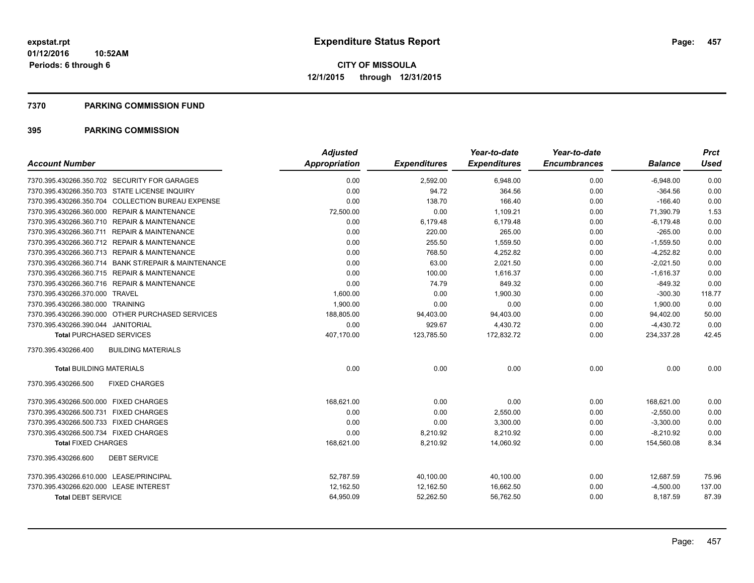expstat.rpt
01/12/2016 10:52AM
Periods: 6 through 6

# Expenditure Status Report

**CITY OF MISSOULA**
**12/1/2015 through 12/31/2015**

## 7370 PARKING COMMISSION FUND

## 395 PARKING COMMISSION

| Account Number | Adjusted Appropriation | Expenditures | Year-to-date Expenditures | Year-to-date Encumbrances | Balance | Prct Used |
|---|---|---|---|---|---|---|
| 7370.395.430266.350.702 SECURITY FOR GARAGES | 0.00 | 2,592.00 | 6,948.00 | 0.00 | -6,948.00 | 0.00 |
| 7370.395.430266.350.703 STATE LICENSE INQUIRY | 0.00 | 94.72 | 364.56 | 0.00 | -364.56 | 0.00 |
| 7370.395.430266.350.704 COLLECTION BUREAU EXPENSE | 0.00 | 138.70 | 166.40 | 0.00 | -166.40 | 0.00 |
| 7370.395.430266.360.000 REPAIR & MAINTENANCE | 72,500.00 | 0.00 | 1,109.21 | 0.00 | 71,390.79 | 1.53 |
| 7370.395.430266.360.710 REPAIR & MAINTENANCE | 0.00 | 6,179.48 | 6,179.48 | 0.00 | -6,179.48 | 0.00 |
| 7370.395.430266.360.711 REPAIR & MAINTENANCE | 0.00 | 220.00 | 265.00 | 0.00 | -265.00 | 0.00 |
| 7370.395.430266.360.712 REPAIR & MAINTENANCE | 0.00 | 255.50 | 1,559.50 | 0.00 | -1,559.50 | 0.00 |
| 7370.395.430266.360.713 REPAIR & MAINTENANCE | 0.00 | 768.50 | 4,252.82 | 0.00 | -4,252.82 | 0.00 |
| 7370.395.430266.360.714 BANK ST/REPAIR & MAINTENANCE | 0.00 | 63.00 | 2,021.50 | 0.00 | -2,021.50 | 0.00 |
| 7370.395.430266.360.715 REPAIR & MAINTENANCE | 0.00 | 100.00 | 1,616.37 | 0.00 | -1,616.37 | 0.00 |
| 7370.395.430266.360.716 REPAIR & MAINTENANCE | 0.00 | 74.79 | 849.32 | 0.00 | -849.32 | 0.00 |
| 7370.395.430266.370.000 TRAVEL | 1,600.00 | 0.00 | 1,900.30 | 0.00 | -300.30 | 118.77 |
| 7370.395.430266.380.000 TRAINING | 1,900.00 | 0.00 | 0.00 | 0.00 | 1,900.00 | 0.00 |
| 7370.395.430266.390.000 OTHER PURCHASED SERVICES | 188,805.00 | 94,403.00 | 94,403.00 | 0.00 | 94,402.00 | 50.00 |
| 7370.395.430266.390.044 JANITORIAL | 0.00 | 929.67 | 4,430.72 | 0.00 | -4,430.72 | 0.00 |
| **Total** PURCHASED SERVICES | 407,170.00 | 123,785.50 | 172,832.72 | 0.00 | 234,337.28 | 42.45 |
| 7370.395.430266.400 BUILDING MATERIALS | | | | | | |
| **Total** BUILDING MATERIALS | 0.00 | 0.00 | 0.00 | 0.00 | 0.00 | 0.00 |
| 7370.395.430266.500 FIXED CHARGES | | | | | | |
| 7370.395.430266.500.000 FIXED CHARGES | 168,621.00 | 0.00 | 0.00 | 0.00 | 168,621.00 | 0.00 |
| 7370.395.430266.500.731 FIXED CHARGES | 0.00 | 0.00 | 2,550.00 | 0.00 | -2,550.00 | 0.00 |
| 7370.395.430266.500.733 FIXED CHARGES | 0.00 | 0.00 | 3,300.00 | 0.00 | -3,300.00 | 0.00 |
| 7370.395.430266.500.734 FIXED CHARGES | 0.00 | 8,210.92 | 8,210.92 | 0.00 | -8,210.92 | 0.00 |
| **Total** FIXED CHARGES | 168,621.00 | 8,210.92 | 14,060.92 | 0.00 | 154,560.08 | 8.34 |
| 7370.395.430266.600 DEBT SERVICE | | | | | | |
| 7370.395.430266.610.000 LEASE/PRINCIPAL | 52,787.59 | 40,100.00 | 40,100.00 | 0.00 | 12,687.59 | 75.96 |
| 7370.395.430266.620.000 LEASE INTEREST | 12,162.50 | 12,162.50 | 16,662.50 | 0.00 | -4,500.00 | 137.00 |
| **Total** DEBT SERVICE | 64,950.09 | 52,262.50 | 56,762.50 | 0.00 | 8,187.59 | 87.39 |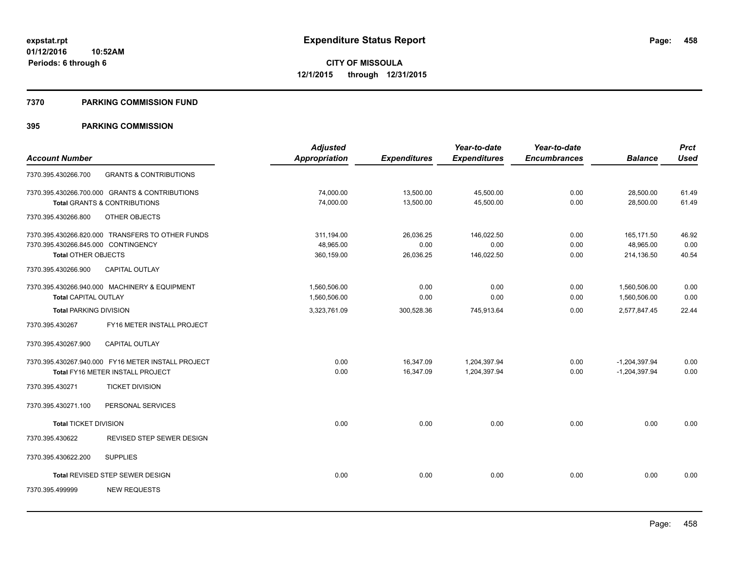**expstat.rpt**
**01/12/2016 10:52AM**
**Periods: 6 through 6**

# Expenditure Status Report

**CITY OF MISSOULA**
**12/1/2015 through 12/31/2015**

## 7370 PARKING COMMISSION FUND

### 395 PARKING COMMISSION

| Account Number | | Adjusted Appropriation | Expenditures | Year-to-date Expenditures | Year-to-date Encumbrances | Balance | Prct Used |
|---|---|---|---|---|---|---|---|
| 7370.395.430266.700 | GRANTS & CONTRIBUTIONS | | | | | | |
| 7370.395.430266.700.000 GRANTS & CONTRIBUTIONS | | 74,000.00 | 13,500.00 | 45,500.00 | 0.00 | 28,500.00 | 61.49 |
| **Total** GRANTS & CONTRIBUTIONS | | 74,000.00 | 13,500.00 | 45,500.00 | 0.00 | 28,500.00 | 61.49 |
| 7370.395.430266.800 | OTHER OBJECTS | | | | | | |
| 7370.395.430266.820.000 TRANSFERS TO OTHER FUNDS | | 311,194.00 | 26,036.25 | 146,022.50 | 0.00 | 165,171.50 | 46.92 |
| 7370.395.430266.845.000 CONTINGENCY | | 48,965.00 | 0.00 | 0.00 | 0.00 | 48,965.00 | 0.00 |
| **Total** OTHER OBJECTS | | 360,159.00 | 26,036.25 | 146,022.50 | 0.00 | 214,136.50 | 40.54 |
| 7370.395.430266.900 | CAPITAL OUTLAY | | | | | | |
| 7370.395.430266.940.000 MACHINERY & EQUIPMENT | | 1,560,506.00 | 0.00 | 0.00 | 0.00 | 1,560,506.00 | 0.00 |
| **Total** CAPITAL OUTLAY | | 1,560,506.00 | 0.00 | 0.00 | 0.00 | 1,560,506.00 | 0.00 |
| **Total** PARKING DIVISION | | 3,323,761.09 | 300,528.36 | 745,913.64 | 0.00 | 2,577,847.45 | 22.44 |
| 7370.395.430267 | FY16 METER INSTALL PROJECT | | | | | | |
| 7370.395.430267.900 | CAPITAL OUTLAY | | | | | | |
| 7370.395.430267.940.000 FY16 METER INSTALL PROJECT | | 0.00 | 16,347.09 | 1,204,397.94 | 0.00 | -1,204,397.94 | 0.00 |
| **Total** FY16 METER INSTALL PROJECT | | 0.00 | 16,347.09 | 1,204,397.94 | 0.00 | -1,204,397.94 | 0.00 |
| 7370.395.430271 | TICKET DIVISION | | | | | | |
| 7370.395.430271.100 | PERSONAL SERVICES | | | | | | |
| **Total** TICKET DIVISION | | 0.00 | 0.00 | 0.00 | 0.00 | 0.00 | 0.00 |
| 7370.395.430622 | REVISED STEP SEWER DESIGN | | | | | | |
| 7370.395.430622.200 | SUPPLIES | | | | | | |
| **Total** REVISED STEP SEWER DESIGN | | 0.00 | 0.00 | 0.00 | 0.00 | 0.00 | 0.00 |
| 7370.395.499999 | NEW REQUESTS | | | | | | |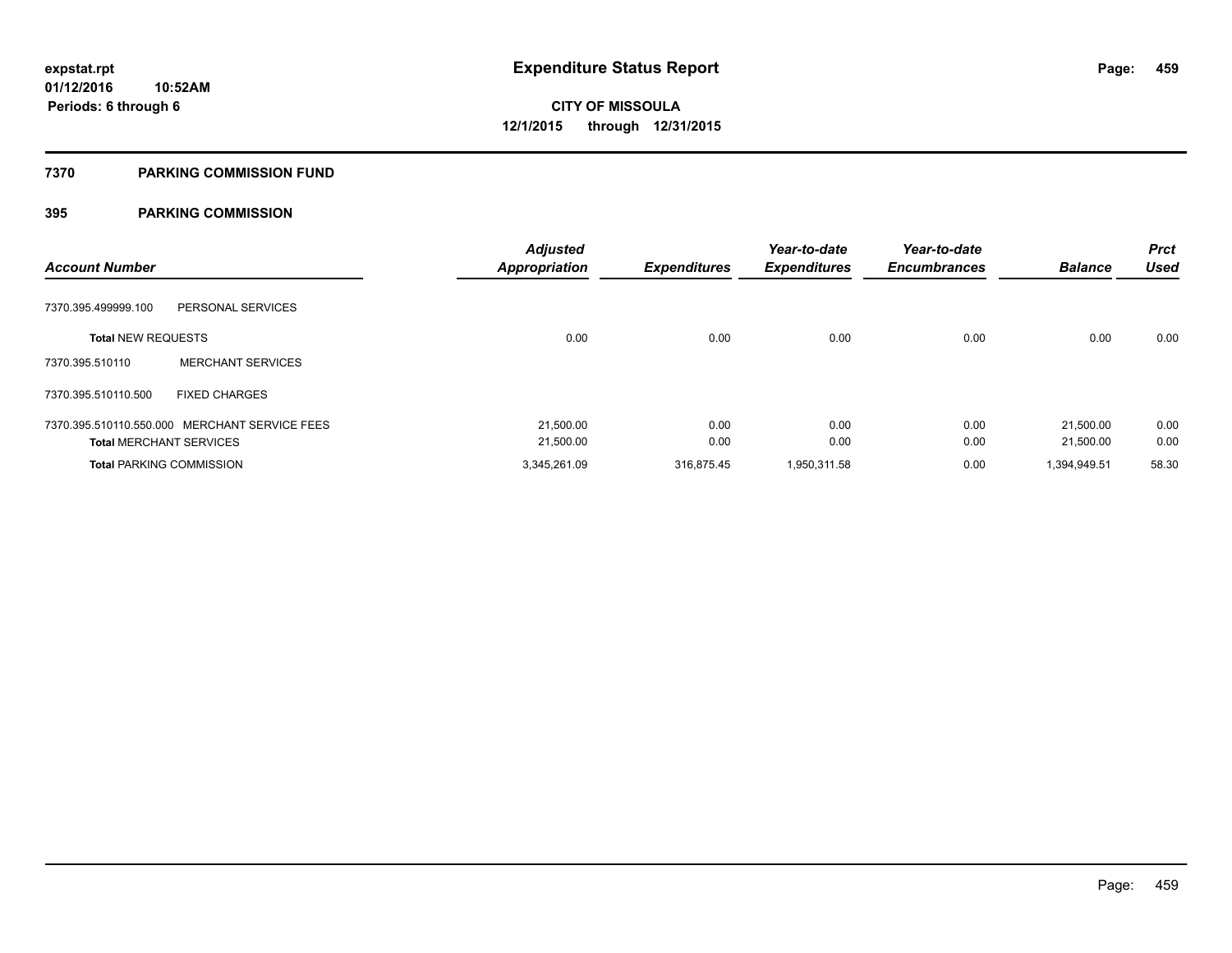**expstat.rpt**
**01/12/2016 10:52AM**
**Periods: 6 through 6**

# Expenditure Status Report

**CITY OF MISSOULA**
**12/1/2015 through 12/31/2015**

## 7370 PARKING COMMISSION FUND

## 395 PARKING COMMISSION

| Account Number | | Adjusted Appropriation | Expenditures | Year-to-date Expenditures | Year-to-date Encumbrances | Balance | Prct Used |
|---|---|---|---|---|---|---|---|
| 7370.395.499999.100 | PERSONAL SERVICES | | | | | | |
| **Total** NEW REQUESTS | | 0.00 | 0.00 | 0.00 | 0.00 | 0.00 | 0.00 |
| 7370.395.510110 | MERCHANT SERVICES | | | | | | |
| 7370.395.510110.500 | FIXED CHARGES | | | | | | |
| 7370.395.510110.550.000 | MERCHANT SERVICE FEES | 21,500.00 | 0.00 | 0.00 | 0.00 | 21,500.00 | 0.00 |
| **Total** MERCHANT SERVICES | | 21,500.00 | 0.00 | 0.00 | 0.00 | 21,500.00 | 0.00 |
| **Total** PARKING COMMISSION | | 3,345,261.09 | 316,875.45 | 1,950,311.58 | 0.00 | 1,394,949.51 | 58.30 |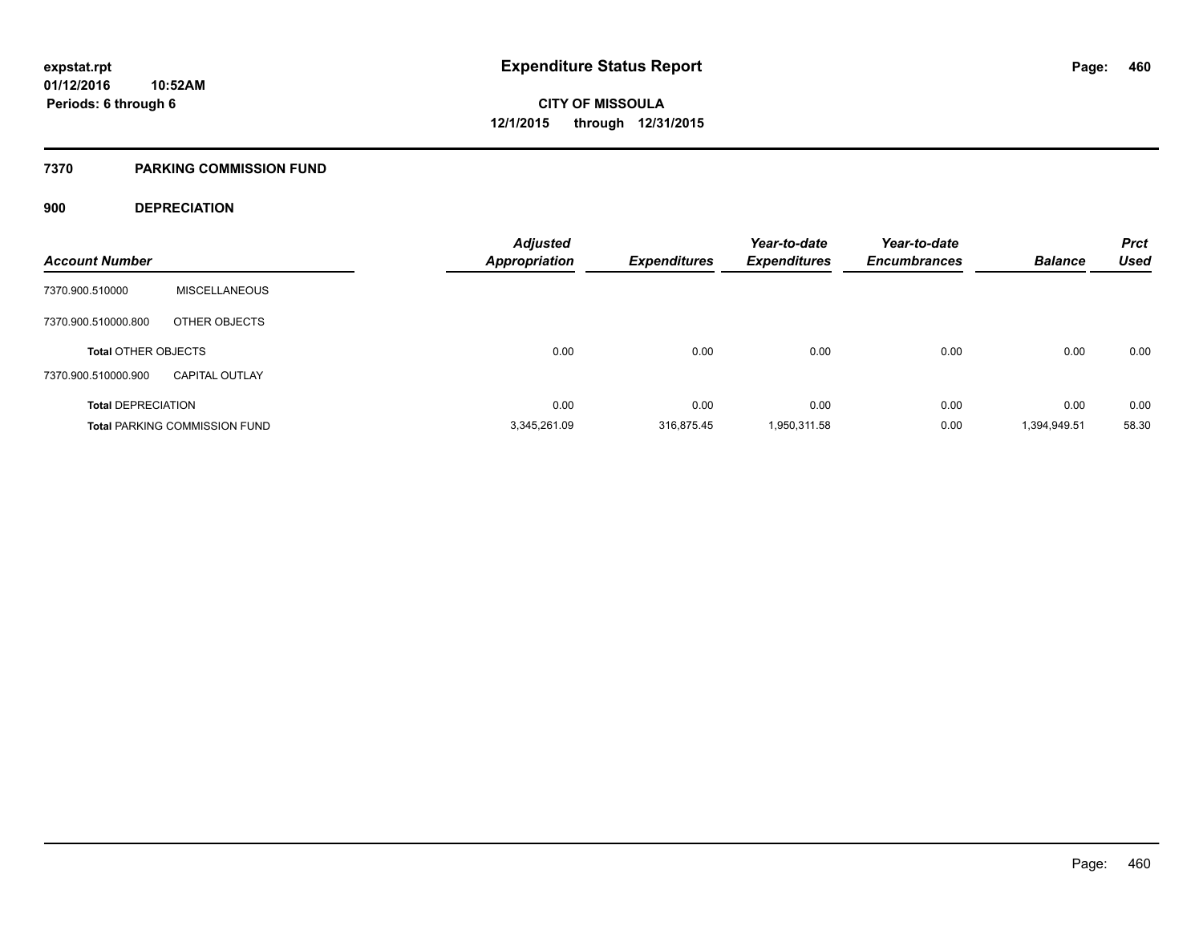expstat.rpt
01/12/2016 10:52AM
Periods: 6 through 6

# Expenditure Status Report

CITY OF MISSOULA
12/1/2015 through 12/31/2015

## 7370 PARKING COMMISSION FUND

### 900 DEPRECIATION

| Account Number | | Adjusted Appropriation | Expenditures | Year-to-date Expenditures | Year-to-date Encumbrances | Balance | Prct Used |
|---|---|---|---|---|---|---|---|
| 7370.900.510000 | MISCELLANEOUS | | | | | | |
| 7370.900.510000.800 | OTHER OBJECTS | | | | | | |
| **Total** OTHER OBJECTS | | 0.00 | 0.00 | 0.00 | 0.00 | 0.00 | 0.00 |
| 7370.900.510000.900 | CAPITAL OUTLAY | | | | | | |
| **Total** DEPRECIATION | | 0.00 | 0.00 | 0.00 | 0.00 | 0.00 | 0.00 |
| **Total** PARKING COMMISSION FUND | | 3,345,261.09 | 316,875.45 | 1,950,311.58 | 0.00 | 1,394,949.51 | 58.30 |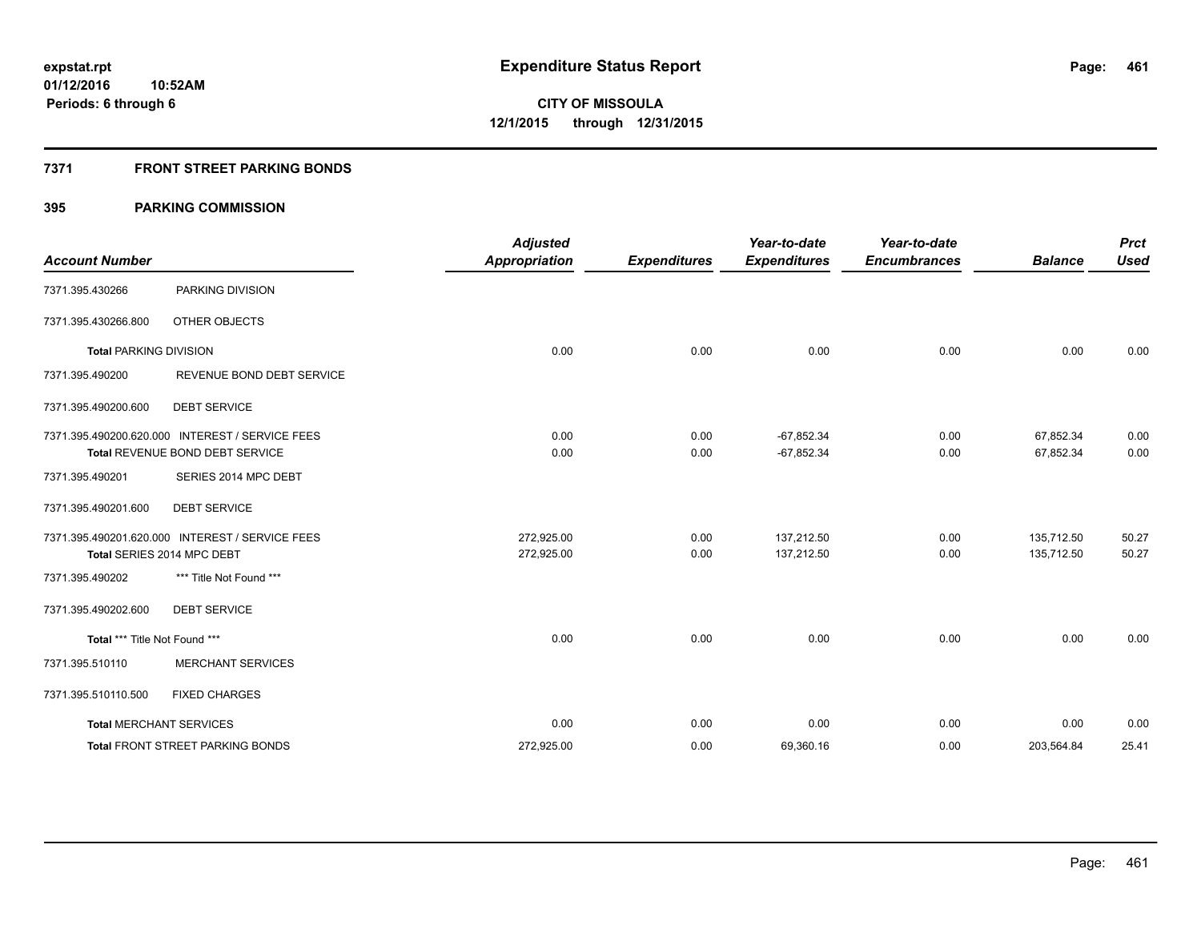# Expenditure Status Report

expstat.rpt
01/12/2016 10:52AM
Periods: 6 through 6

**CITY OF MISSOULA**
**12/1/2015 through 12/31/2015**

## 7371 FRONT STREET PARKING BONDS

### 395 PARKING COMMISSION

| Account Number | | Adjusted Appropriation | Expenditures | Year-to-date Expenditures | Year-to-date Encumbrances | Balance | Prct Used |
|---|---|---|---|---|---|---|---|
| 7371.395.430266 | PARKING DIVISION | | | | | | |
| 7371.395.430266.800 | OTHER OBJECTS | | | | | | |
| **Total** PARKING DIVISION | | 0.00 | 0.00 | 0.00 | 0.00 | 0.00 | 0.00 |
| 7371.395.490200 | REVENUE BOND DEBT SERVICE | | | | | | |
| 7371.395.490200.600 | DEBT SERVICE | | | | | | |
| 7371.395.490200.620.000 | INTEREST / SERVICE FEES | 0.00 | 0.00 | -67,852.34 | 0.00 | 67,852.34 | 0.00 |
| **Total** REVENUE BOND DEBT SERVICE | | 0.00 | 0.00 | -67,852.34 | 0.00 | 67,852.34 | 0.00 |
| 7371.395.490201 | SERIES 2014 MPC DEBT | | | | | | |
| 7371.395.490201.600 | DEBT SERVICE | | | | | | |
| 7371.395.490201.620.000 | INTEREST / SERVICE FEES | 272,925.00 | 0.00 | 137,212.50 | 0.00 | 135,712.50 | 50.27 |
| **Total** SERIES 2014 MPC DEBT | | 272,925.00 | 0.00 | 137,212.50 | 0.00 | 135,712.50 | 50.27 |
| 7371.395.490202 | *** Title Not Found *** | | | | | | |
| 7371.395.490202.600 | DEBT SERVICE | | | | | | |
| **Total** *** Title Not Found *** | | 0.00 | 0.00 | 0.00 | 0.00 | 0.00 | 0.00 |
| 7371.395.510110 | MERCHANT SERVICES | | | | | | |
| 7371.395.510110.500 | FIXED CHARGES | | | | | | |
| **Total** MERCHANT SERVICES | | 0.00 | 0.00 | 0.00 | 0.00 | 0.00 | 0.00 |
| **Total** FRONT STREET PARKING BONDS | | 272,925.00 | 0.00 | 69,360.16 | 0.00 | 203,564.84 | 25.41 |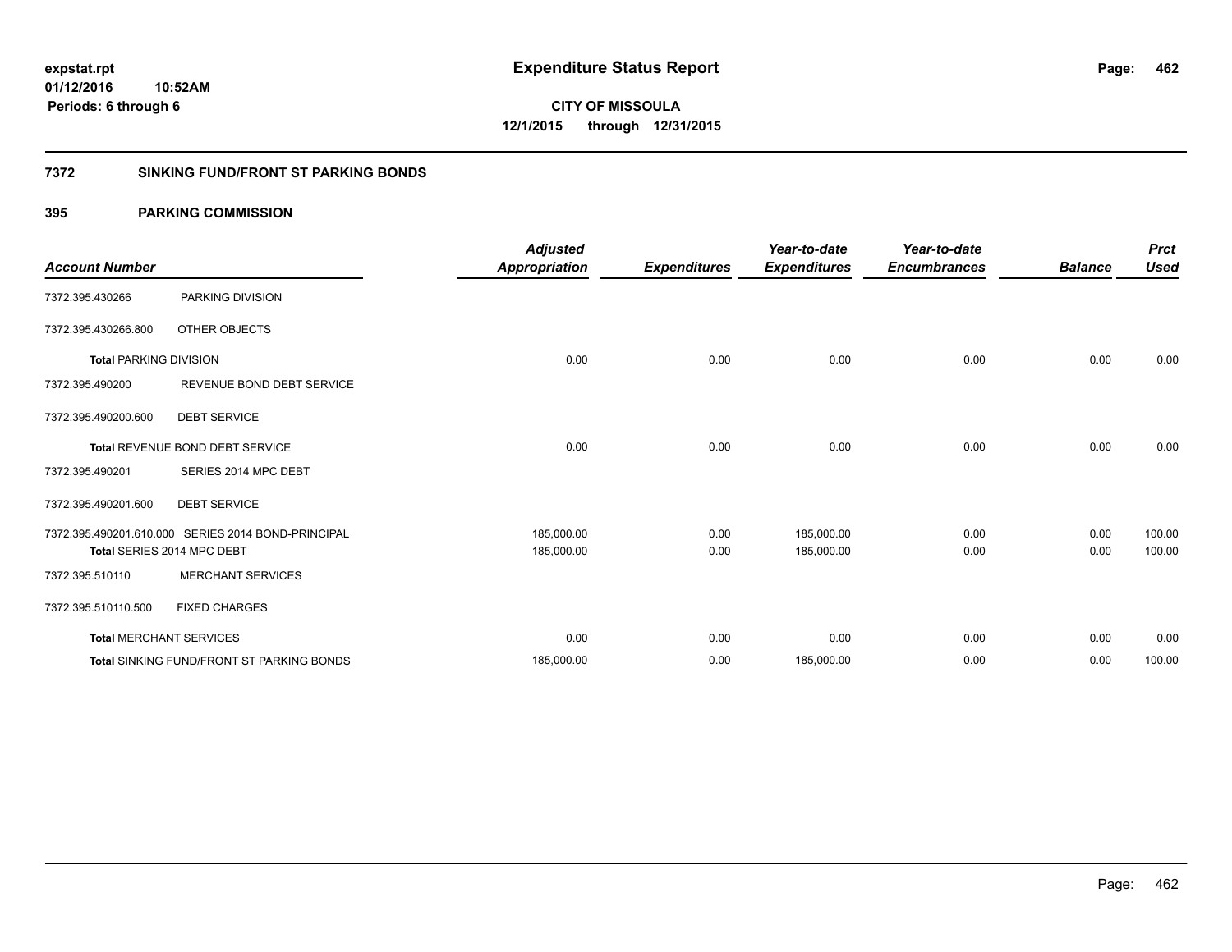# Expenditure Status Report

expstat.rpt
01/12/2016 10:52AM
Periods: 6 through 6

**CITY OF MISSOULA**
**12/1/2015 through 12/31/2015**

## 7372 SINKING FUND/FRONT ST PARKING BONDS

### 395 PARKING COMMISSION

| Account Number | | Adjusted Appropriation | Expenditures | Year-to-date Expenditures | Year-to-date Encumbrances | Balance | Prct Used |
|---|---|---|---|---|---|---|---|
| 7372.395.430266 | PARKING DIVISION | | | | | | |
| 7372.395.430266.800 | OTHER OBJECTS | | | | | | |
| **Total** PARKING DIVISION | | 0.00 | 0.00 | 0.00 | 0.00 | 0.00 | 0.00 |
| 7372.395.490200 | REVENUE BOND DEBT SERVICE | | | | | | |
| 7372.395.490200.600 | DEBT SERVICE | | | | | | |
| **Total** REVENUE BOND DEBT SERVICE | | 0.00 | 0.00 | 0.00 | 0.00 | 0.00 | 0.00 |
| 7372.395.490201 | SERIES 2014 MPC DEBT | | | | | | |
| 7372.395.490201.600 | DEBT SERVICE | | | | | | |
| 7372.395.490201.610.000 | SERIES 2014 BOND-PRINCIPAL | 185,000.00 | 0.00 | 185,000.00 | 0.00 | 0.00 | 100.00 |
| **Total** SERIES 2014 MPC DEBT | | 185,000.00 | 0.00 | 185,000.00 | 0.00 | 0.00 | 100.00 |
| 7372.395.510110 | MERCHANT SERVICES | | | | | | |
| 7372.395.510110.500 | FIXED CHARGES | | | | | | |
| **Total** MERCHANT SERVICES | | 0.00 | 0.00 | 0.00 | 0.00 | 0.00 | 0.00 |
| **Total** SINKING FUND/FRONT ST PARKING BONDS | | 185,000.00 | 0.00 | 185,000.00 | 0.00 | 0.00 | 100.00 |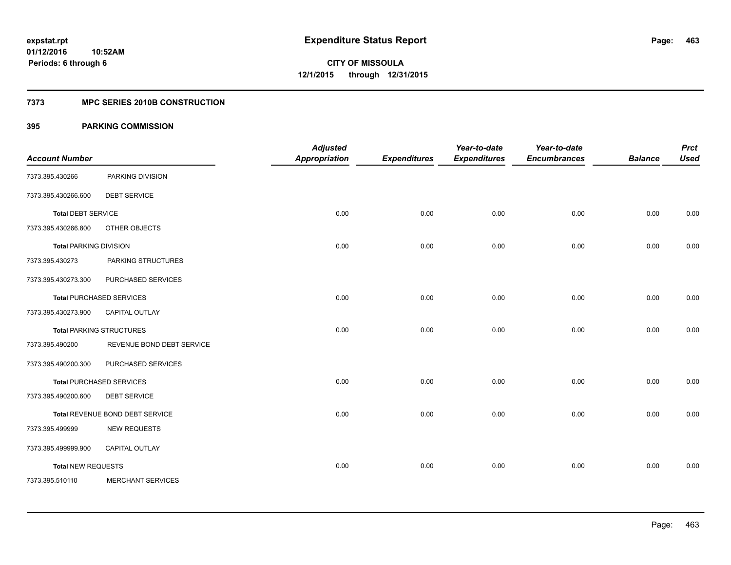**expstat.rpt**
**01/12/2016 10:52AM**
**Periods: 6 through 6**

# Expenditure Status Report

**CITY OF MISSOULA**
**12/1/2015 through 12/31/2015**

## 7373 MPC SERIES 2010B CONSTRUCTION

### 395 PARKING COMMISSION

| Account Number | | Adjusted Appropriation | Expenditures | Year-to-date Expenditures | Year-to-date Encumbrances | Balance | Prct Used |
|---|---|---|---|---|---|---|---|
| 7373.395.430266 | PARKING DIVISION | | | | | | |
| 7373.395.430266.600 | DEBT SERVICE | | | | | | |
| **Total** DEBT SERVICE | | 0.00 | 0.00 | 0.00 | 0.00 | 0.00 | 0.00 |
| 7373.395.430266.800 | OTHER OBJECTS | | | | | | |
| **Total** PARKING DIVISION | | 0.00 | 0.00 | 0.00 | 0.00 | 0.00 | 0.00 |
| 7373.395.430273 | PARKING STRUCTURES | | | | | | |
| 7373.395.430273.300 | PURCHASED SERVICES | | | | | | |
| **Total** PURCHASED SERVICES | | 0.00 | 0.00 | 0.00 | 0.00 | 0.00 | 0.00 |
| 7373.395.430273.900 | CAPITAL OUTLAY | | | | | | |
| **Total** PARKING STRUCTURES | | 0.00 | 0.00 | 0.00 | 0.00 | 0.00 | 0.00 |
| 7373.395.490200 | REVENUE BOND DEBT SERVICE | | | | | | |
| 7373.395.490200.300 | PURCHASED SERVICES | | | | | | |
| **Total** PURCHASED SERVICES | | 0.00 | 0.00 | 0.00 | 0.00 | 0.00 | 0.00 |
| 7373.395.490200.600 | DEBT SERVICE | | | | | | |
| **Total** REVENUE BOND DEBT SERVICE | | 0.00 | 0.00 | 0.00 | 0.00 | 0.00 | 0.00 |
| 7373.395.499999 | NEW REQUESTS | | | | | | |
| 7373.395.499999.900 | CAPITAL OUTLAY | | | | | | |
| **Total** NEW REQUESTS | | 0.00 | 0.00 | 0.00 | 0.00 | 0.00 | 0.00 |
| 7373.395.510110 | MERCHANT SERVICES | | | | | | |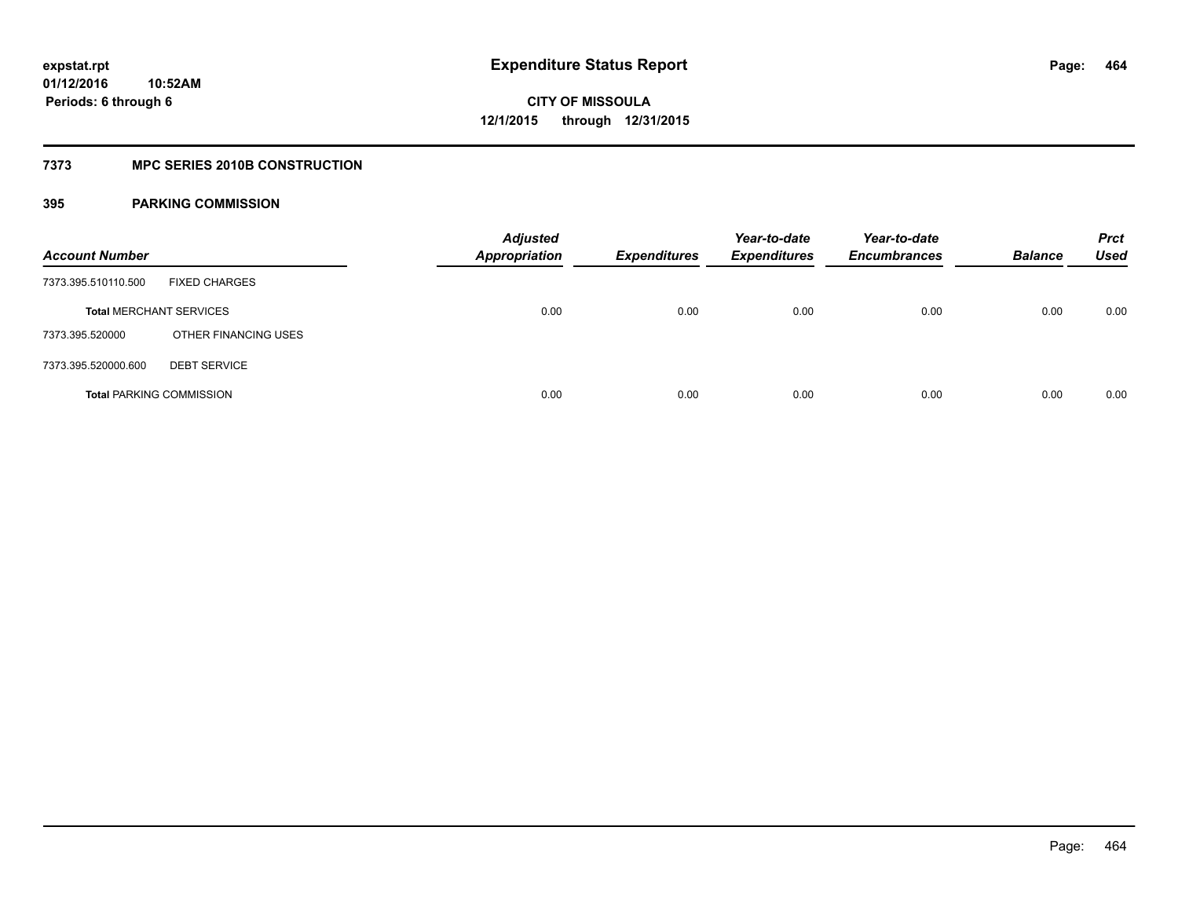**expstat.rpt**
**01/12/2016 10:52AM**
**Periods: 6 through 6**

# Expenditure Status Report

**CITY OF MISSOULA**
**12/1/2015 through 12/31/2015**

## 7373 MPC SERIES 2010B CONSTRUCTION

### 395 PARKING COMMISSION

| Account Number | | Adjusted Appropriation | Expenditures | Year-to-date Expenditures | Year-to-date Encumbrances | Balance | Prct Used |
|---|---|---|---|---|---|---|---|
| 7373.395.510110.500 | FIXED CHARGES | | | | | | |
| **Total** MERCHANT SERVICES | | 0.00 | 0.00 | 0.00 | 0.00 | 0.00 | 0.00 |
| 7373.395.520000 | OTHER FINANCING USES | | | | | | |
| 7373.395.520000.600 | DEBT SERVICE | | | | | | |
| **Total** PARKING COMMISSION | | 0.00 | 0.00 | 0.00 | 0.00 | 0.00 | 0.00 |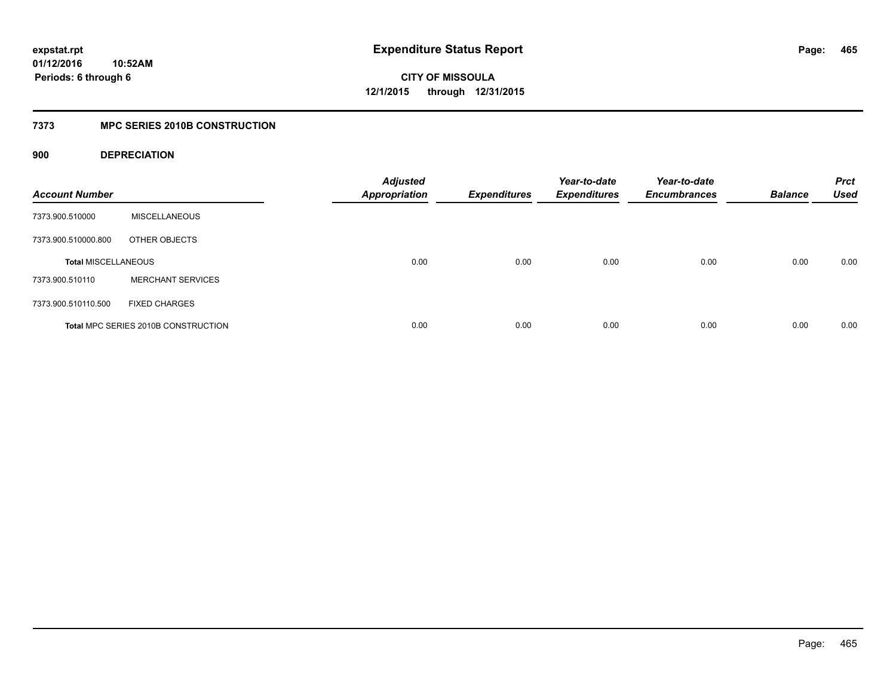# Expenditure Status Report

**CITY OF MISSOULA**

**12/1/2015 through 12/31/2015**

expstat.rpt
01/12/2016 10:52AM
Periods: 6 through 6

## 7373 MPC SERIES 2010B CONSTRUCTION

### 900 DEPRECIATION

| Account Number | | Adjusted Appropriation | Expenditures | Year-to-date Expenditures | Year-to-date Encumbrances | Balance | Prct Used |
|---|---|---|---|---|---|---|---|
| 7373.900.510000 | MISCELLANEOUS | | | | | | |
| 7373.900.510000.800 | OTHER OBJECTS | | | | | | |
| **Total MISCELLANEOUS** | | 0.00 | 0.00 | 0.00 | 0.00 | 0.00 | 0.00 |
| 7373.900.510110 | MERCHANT SERVICES | | | | | | |
| 7373.900.510110.500 | FIXED CHARGES | | | | | | |
| **Total MPC SERIES 2010B CONSTRUCTION** | | 0.00 | 0.00 | 0.00 | 0.00 | 0.00 | 0.00 |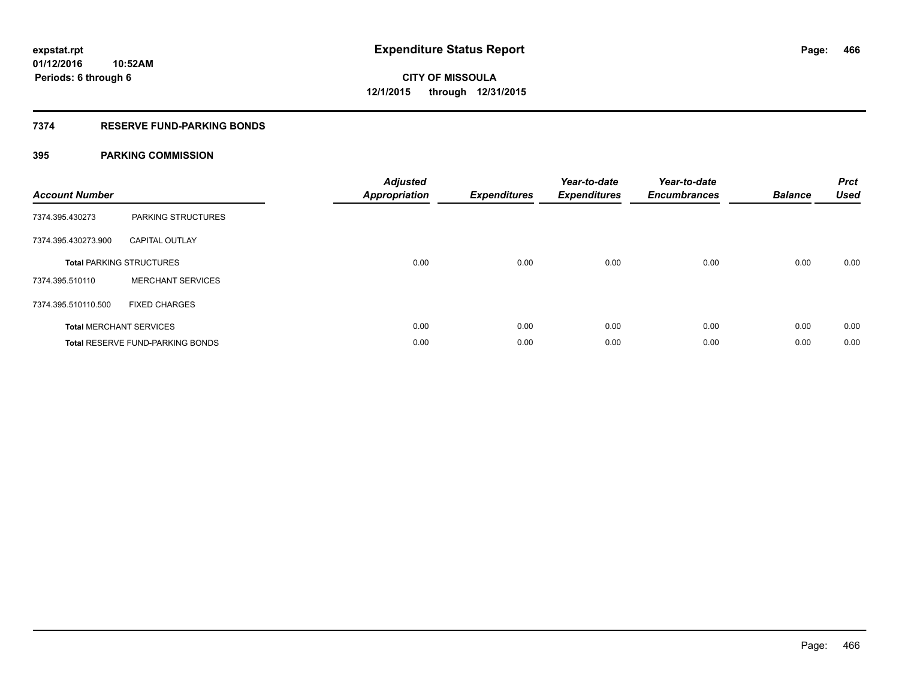expstat.rpt
01/12/2016 10:52AM
Periods: 6 through 6

# Expenditure Status Report

CITY OF MISSOULA
12/1/2015 through 12/31/2015

## 7374 RESERVE FUND-PARKING BONDS

### 395 PARKING COMMISSION

| Account Number | | Adjusted Appropriation | Expenditures | Year-to-date Expenditures | Year-to-date Encumbrances | Balance | Prct Used |
|---|---|---|---|---|---|---|---|
| 7374.395.430273 | PARKING STRUCTURES | | | | | | |
| 7374.395.430273.900 | CAPITAL OUTLAY | | | | | | |
| **Total** PARKING STRUCTURES | | 0.00 | 0.00 | 0.00 | 0.00 | 0.00 | 0.00 |
| 7374.395.510110 | MERCHANT SERVICES | | | | | | |
| 7374.395.510110.500 | FIXED CHARGES | | | | | | |
| **Total** MERCHANT SERVICES | | 0.00 | 0.00 | 0.00 | 0.00 | 0.00 | 0.00 |
| **Total** RESERVE FUND-PARKING BONDS | | 0.00 | 0.00 | 0.00 | 0.00 | 0.00 | 0.00 |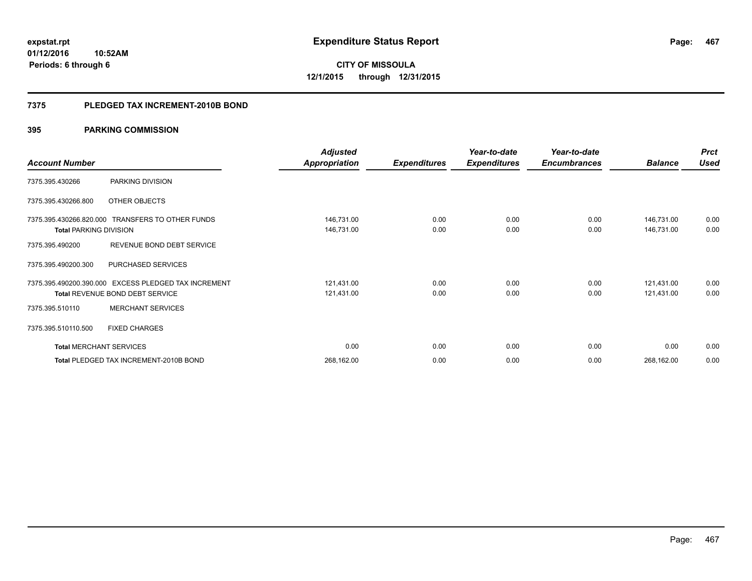**expstat.rpt**
**01/12/2016 10:52AM**
**Periods: 6 through 6**

# Expenditure Status Report

**CITY OF MISSOULA**
**12/1/2015 through 12/31/2015**

## 7375 PLEDGED TAX INCREMENT-2010B BOND

## 395 PARKING COMMISSION

| Account Number | | Adjusted Appropriation | Expenditures | Year-to-date Expenditures | Year-to-date Encumbrances | Balance | Prct Used |
|---|---|---|---|---|---|---|---|
| 7375.395.430266 | PARKING DIVISION | | | | | | |
| 7375.395.430266.800 | OTHER OBJECTS | | | | | | |
| 7375.395.430266.820.000 | TRANSFERS TO OTHER FUNDS | 146,731.00 | 0.00 | 0.00 | 0.00 | 146,731.00 | 0.00 |
| **Total** PARKING DIVISION | | 146,731.00 | 0.00 | 0.00 | 0.00 | 146,731.00 | 0.00 |
| 7375.395.490200 | REVENUE BOND DEBT SERVICE | | | | | | |
| 7375.395.490200.300 | PURCHASED SERVICES | | | | | | |
| 7375.395.490200.390.000 | EXCESS PLEDGED TAX INCREMENT | 121,431.00 | 0.00 | 0.00 | 0.00 | 121,431.00 | 0.00 |
| **Total** REVENUE BOND DEBT SERVICE | | 121,431.00 | 0.00 | 0.00 | 0.00 | 121,431.00 | 0.00 |
| 7375.395.510110 | MERCHANT SERVICES | | | | | | |
| 7375.395.510110.500 | FIXED CHARGES | | | | | | |
| **Total** MERCHANT SERVICES | | 0.00 | 0.00 | 0.00 | 0.00 | 0.00 | 0.00 |
| **Total** PLEDGED TAX INCREMENT-2010B BOND | | 268,162.00 | 0.00 | 0.00 | 0.00 | 268,162.00 | 0.00 |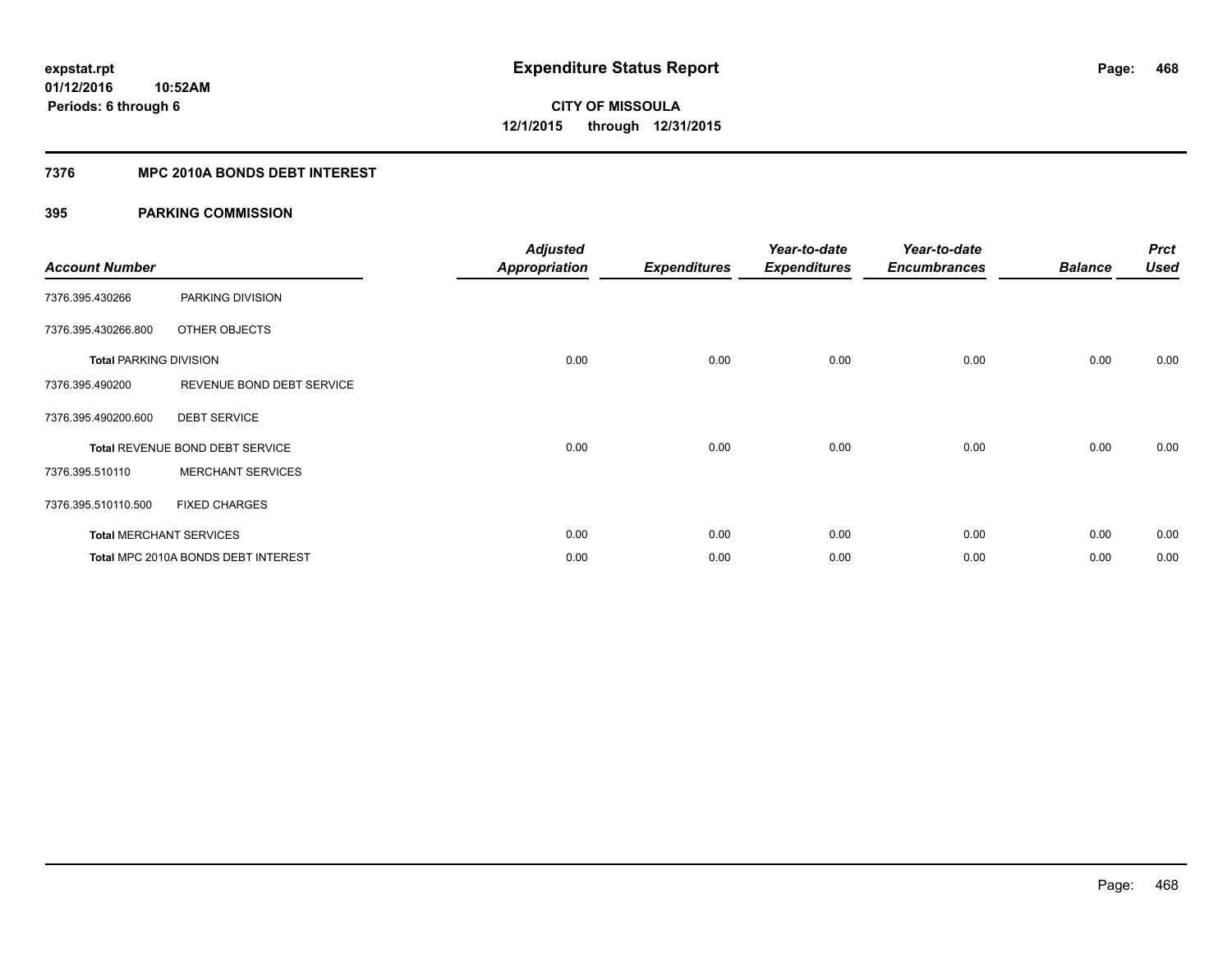**expstat.rpt**
**01/12/2016 10:52AM**
**Periods: 6 through 6**

# Expenditure Status Report

**CITY OF MISSOULA**
**12/1/2015 through 12/31/2015**

## 7376 MPC 2010A BONDS DEBT INTEREST

## 395 PARKING COMMISSION

| Account Number | | Adjusted Appropriation | Expenditures | Year-to-date Expenditures | Year-to-date Encumbrances | Balance | Prct Used |
|---|---|---|---|---|---|---|---|
| 7376.395.430266 | PARKING DIVISION | | | | | | |
| 7376.395.430266.800 | OTHER OBJECTS | | | | | | |
| **Total** PARKING DIVISION | | 0.00 | 0.00 | 0.00 | 0.00 | 0.00 | 0.00 |
| 7376.395.490200 | REVENUE BOND DEBT SERVICE | | | | | | |
| 7376.395.490200.600 | DEBT SERVICE | | | | | | |
| **Total** REVENUE BOND DEBT SERVICE | | 0.00 | 0.00 | 0.00 | 0.00 | 0.00 | 0.00 |
| 7376.395.510110 | MERCHANT SERVICES | | | | | | |
| 7376.395.510110.500 | FIXED CHARGES | | | | | | |
| **Total** MERCHANT SERVICES | | 0.00 | 0.00 | 0.00 | 0.00 | 0.00 | 0.00 |
| **Total** MPC 2010A BONDS DEBT INTEREST | | 0.00 | 0.00 | 0.00 | 0.00 | 0.00 | 0.00 |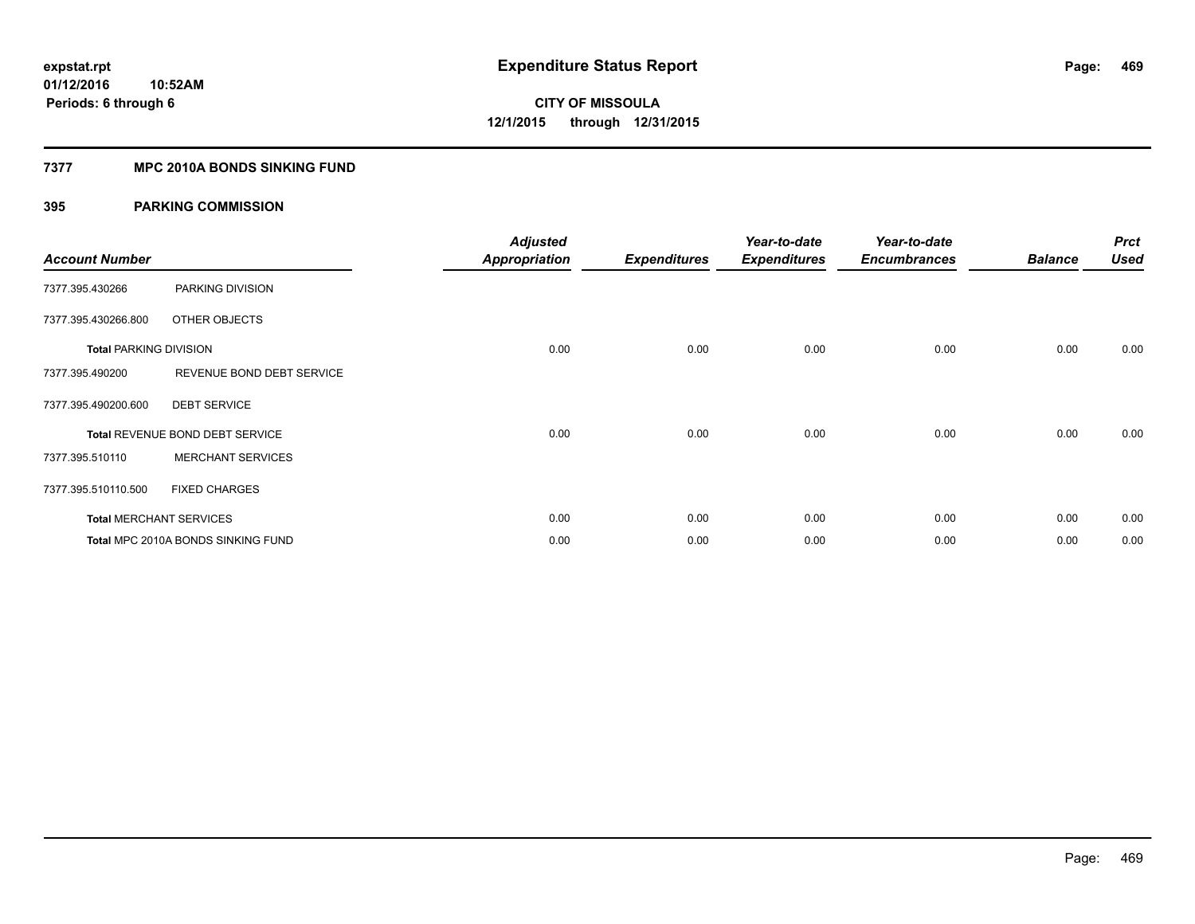expstat.rpt
01/12/2016 10:52AM
Periods: 6 through 6

# Expenditure Status Report

CITY OF MISSOULA
12/1/2015 through 12/31/2015

## 7377 MPC 2010A BONDS SINKING FUND

### 395 PARKING COMMISSION

| Account Number | | Adjusted Appropriation | Expenditures | Year-to-date Expenditures | Year-to-date Encumbrances | Balance | Prct Used |
|---|---|---|---|---|---|---|---|
| 7377.395.430266 | PARKING DIVISION | | | | | | |
| 7377.395.430266.800 | OTHER OBJECTS | | | | | | |
| Total PARKING DIVISION | | 0.00 | 0.00 | 0.00 | 0.00 | 0.00 | 0.00 |
| 7377.395.490200 | REVENUE BOND DEBT SERVICE | | | | | | |
| 7377.395.490200.600 | DEBT SERVICE | | | | | | |
| Total REVENUE BOND DEBT SERVICE | | 0.00 | 0.00 | 0.00 | 0.00 | 0.00 | 0.00 |
| 7377.395.510110 | MERCHANT SERVICES | | | | | | |
| 7377.395.510110.500 | FIXED CHARGES | | | | | | |
| Total MERCHANT SERVICES | | 0.00 | 0.00 | 0.00 | 0.00 | 0.00 | 0.00 |
| Total MPC 2010A BONDS SINKING FUND | | 0.00 | 0.00 | 0.00 | 0.00 | 0.00 | 0.00 |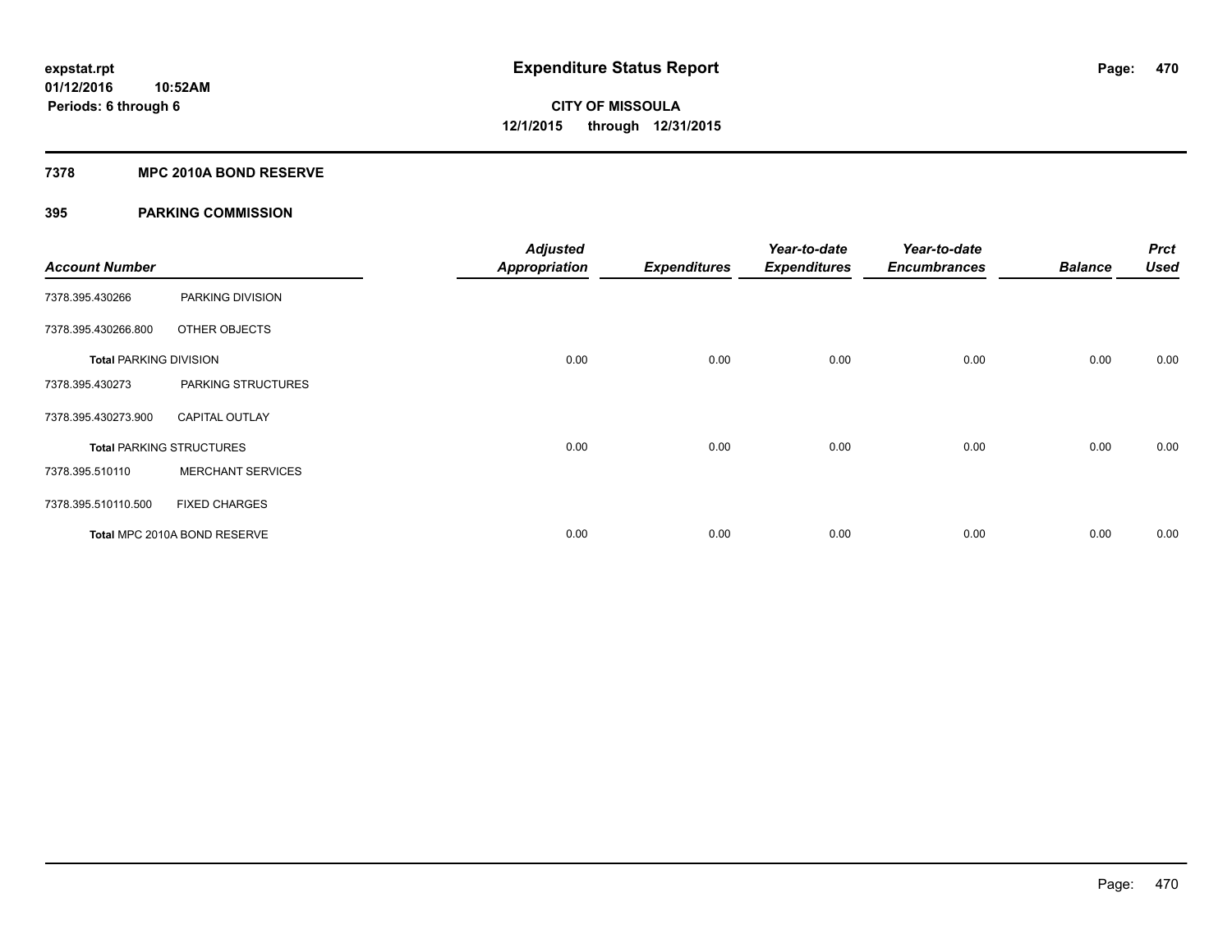**expstat.rpt**
**01/12/2016 10:52AM**
**Periods: 6 through 6**

# Expenditure Status Report

**CITY OF MISSOULA**
**12/1/2015 through 12/31/2015**

## 7378 MPC 2010A BOND RESERVE

### 395 PARKING COMMISSION

| *Account Number* | | *Adjusted Appropriation* | *Expenditures* | *Year-to-date Expenditures* | *Year-to-date Encumbrances* | *Balance* | *Prct Used* |
|---|---|---|---|---|---|---|---|
| 7378.395.430266 | PARKING DIVISION | | | | | | |
| 7378.395.430266.800 | OTHER OBJECTS | | | | | | |
| **Total** PARKING DIVISION | | 0.00 | 0.00 | 0.00 | 0.00 | 0.00 | 0.00 |
| 7378.395.430273 | PARKING STRUCTURES | | | | | | |
| 7378.395.430273.900 | CAPITAL OUTLAY | | | | | | |
| **Total** PARKING STRUCTURES | | 0.00 | 0.00 | 0.00 | 0.00 | 0.00 | 0.00 |
| 7378.395.510110 | MERCHANT SERVICES | | | | | | |
| 7378.395.510110.500 | FIXED CHARGES | | | | | | |
| **Total** MPC 2010A BOND RESERVE | | 0.00 | 0.00 | 0.00 | 0.00 | 0.00 | 0.00 |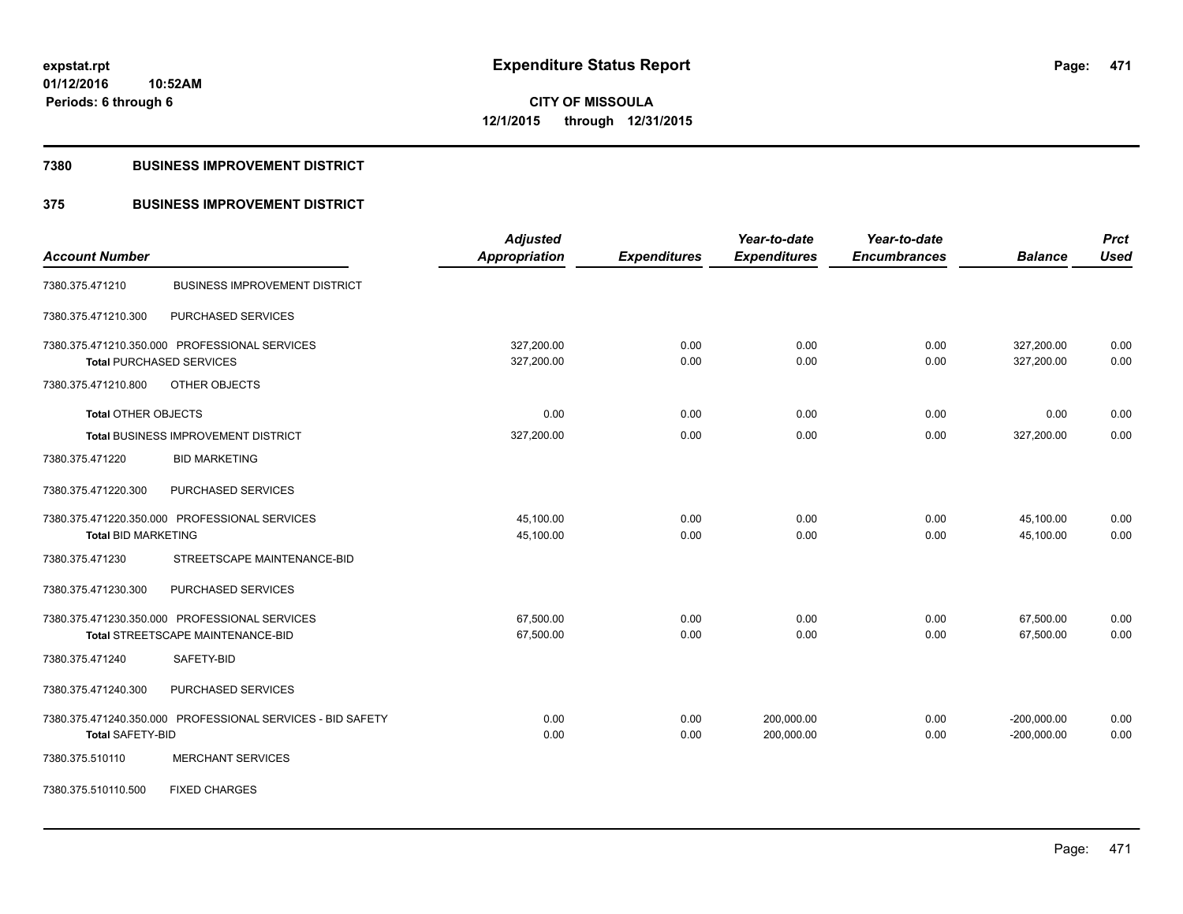**expstat.rpt**
**01/12/2016 10:52AM**
**Periods: 6 through 6**

# Expenditure Status Report

**CITY OF MISSOULA**
**12/1/2015 through 12/31/2015**

## 7380 BUSINESS IMPROVEMENT DISTRICT

## 375 BUSINESS IMPROVEMENT DISTRICT

| Account Number | | Adjusted Appropriation | Expenditures | Year-to-date Expenditures | Year-to-date Encumbrances | Balance | Prct Used |
|---|---|---|---|---|---|---|---|
| 7380.375.471210 | BUSINESS IMPROVEMENT DISTRICT | | | | | | |
| 7380.375.471210.300 | PURCHASED SERVICES | | | | | | |
| 7380.375.471210.350.000 | PROFESSIONAL SERVICES | 327,200.00 | 0.00 | 0.00 | 0.00 | 327,200.00 | 0.00 |
| **Total** PURCHASED SERVICES | | 327,200.00 | 0.00 | 0.00 | 0.00 | 327,200.00 | 0.00 |
| 7380.375.471210.800 | OTHER OBJECTS | | | | | | |
| **Total** OTHER OBJECTS | | 0.00 | 0.00 | 0.00 | 0.00 | 0.00 | 0.00 |
| **Total** BUSINESS IMPROVEMENT DISTRICT | | 327,200.00 | 0.00 | 0.00 | 0.00 | 327,200.00 | 0.00 |
| 7380.375.471220 | BID MARKETING | | | | | | |
| 7380.375.471220.300 | PURCHASED SERVICES | | | | | | |
| 7380.375.471220.350.000 | PROFESSIONAL SERVICES | 45,100.00 | 0.00 | 0.00 | 0.00 | 45,100.00 | 0.00 |
| **Total** BID MARKETING | | 45,100.00 | 0.00 | 0.00 | 0.00 | 45,100.00 | 0.00 |
| 7380.375.471230 | STREETSCAPE MAINTENANCE-BID | | | | | | |
| 7380.375.471230.300 | PURCHASED SERVICES | | | | | | |
| 7380.375.471230.350.000 | PROFESSIONAL SERVICES | 67,500.00 | 0.00 | 0.00 | 0.00 | 67,500.00 | 0.00 |
| **Total** STREETSCAPE MAINTENANCE-BID | | 67,500.00 | 0.00 | 0.00 | 0.00 | 67,500.00 | 0.00 |
| 7380.375.471240 | SAFETY-BID | | | | | | |
| 7380.375.471240.300 | PURCHASED SERVICES | | | | | | |
| 7380.375.471240.350.000 | PROFESSIONAL SERVICES - BID SAFETY | 0.00 | 0.00 | 200,000.00 | 0.00 | -200,000.00 | 0.00 |
| **Total** SAFETY-BID | | 0.00 | 0.00 | 200,000.00 | 0.00 | -200,000.00 | 0.00 |
| 7380.375.510110 | MERCHANT SERVICES | | | | | | |
| 7380.375.510110.500 | FIXED CHARGES | | | | | | |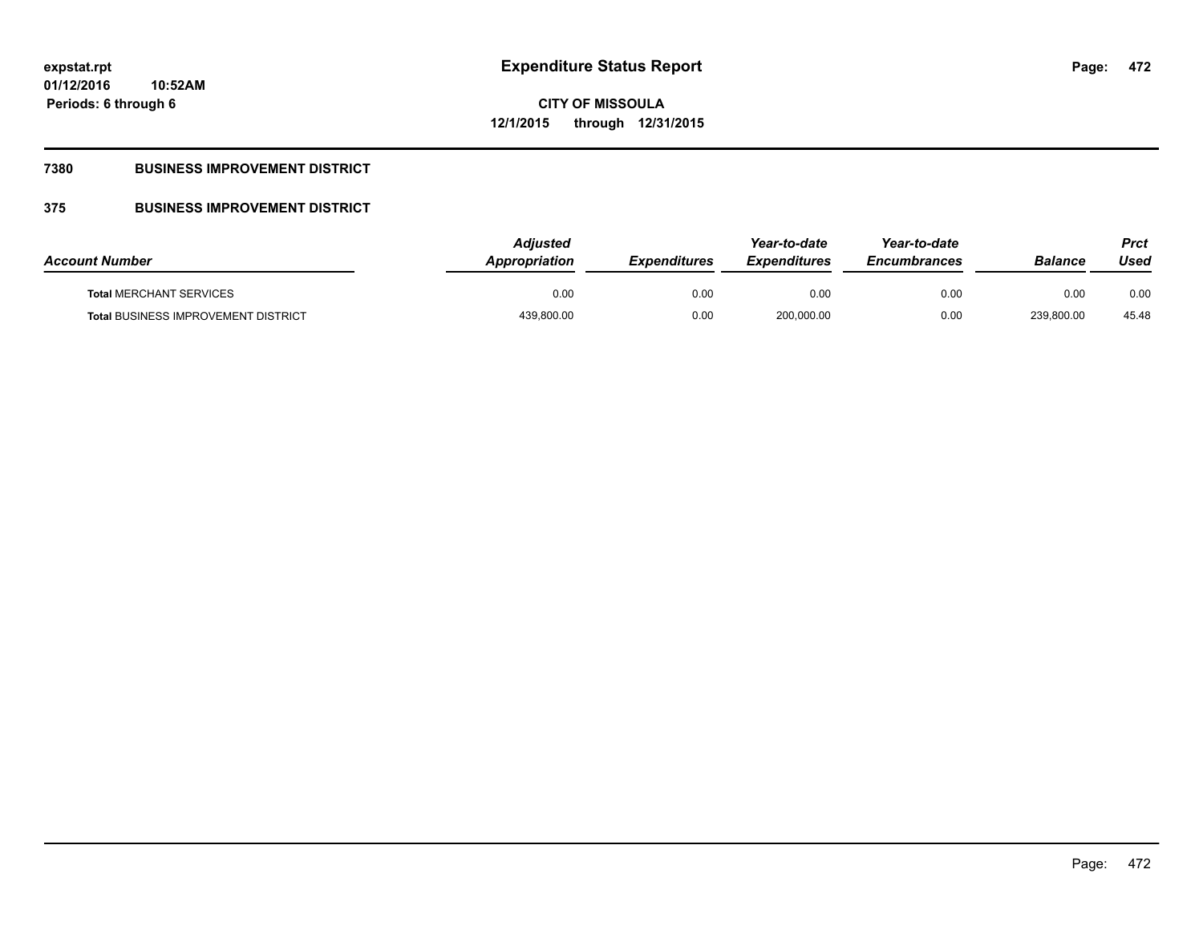expstat.rpt
01/12/2016 10:52AM
Periods: 6 through 6

# Expenditure Status Report

CITY OF MISSOULA
12/1/2015 through 12/31/2015

## 7380 BUSINESS IMPROVEMENT DISTRICT

## 375 BUSINESS IMPROVEMENT DISTRICT

| Account Number | Adjusted Appropriation | Expenditures | Year-to-date Expenditures | Year-to-date Encumbrances | Balance | Prct Used |
|---|---|---|---|---|---|---|
| **Total** MERCHANT SERVICES | 0.00 | 0.00 | 0.00 | 0.00 | 0.00 | 0.00 |
| **Total** BUSINESS IMPROVEMENT DISTRICT | 439,800.00 | 0.00 | 200,000.00 | 0.00 | 239,800.00 | 45.48 |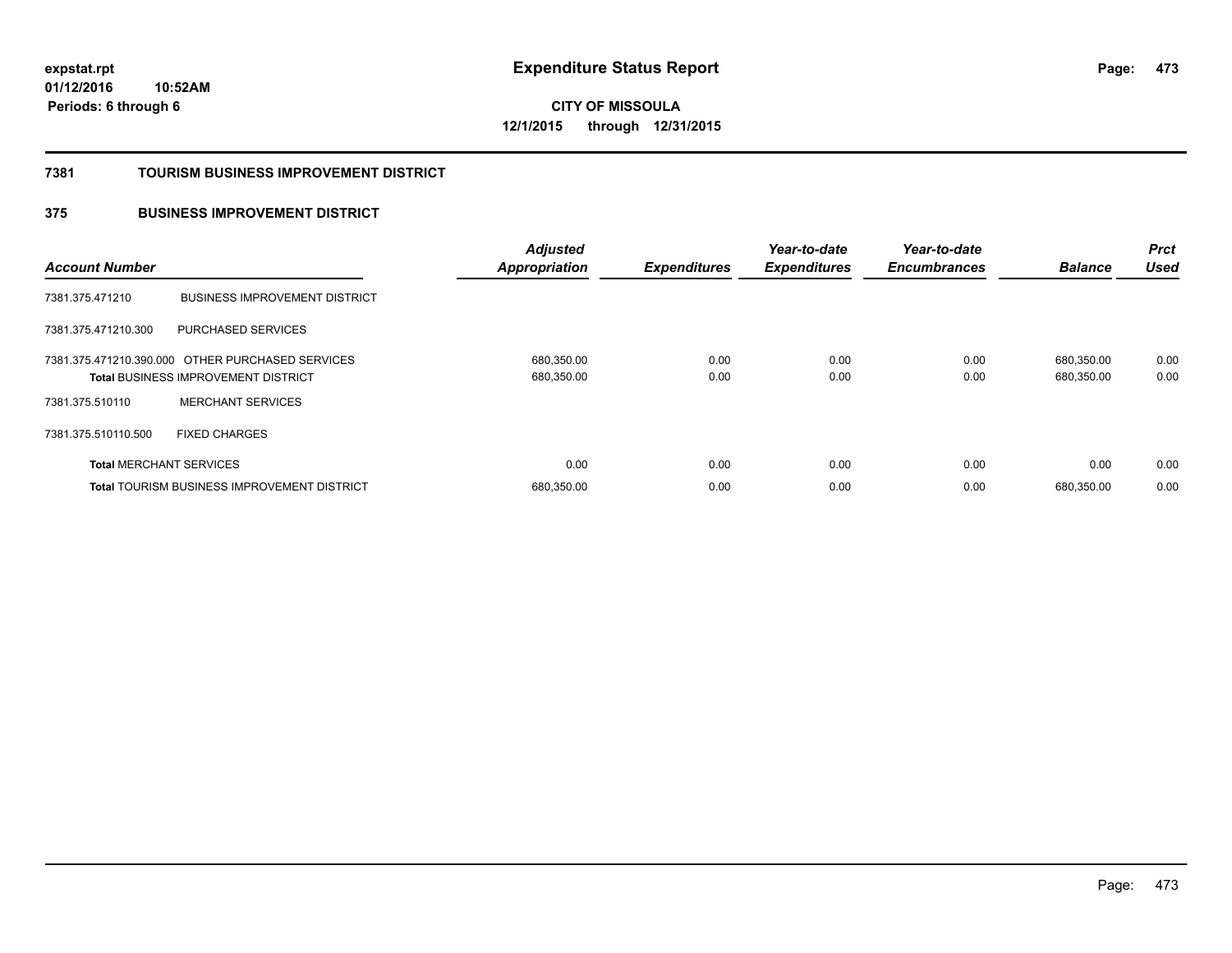**expstat.rpt**
**01/12/2016 10:52AM**
**Periods: 6 through 6**

# Expenditure Status Report

**CITY OF MISSOULA**
**12/1/2015 through 12/31/2015**

## 7381 TOURISM BUSINESS IMPROVEMENT DISTRICT

## 375 BUSINESS IMPROVEMENT DISTRICT

| Account Number | | Adjusted Appropriation | Expenditures | Year-to-date Expenditures | Year-to-date Encumbrances | Balance | Prct Used |
|---|---|---|---|---|---|---|---|
| 7381.375.471210 | BUSINESS IMPROVEMENT DISTRICT | | | | | | |
| 7381.375.471210.300 | PURCHASED SERVICES | | | | | | |
| 7381.375.471210.390.000 | OTHER PURCHASED SERVICES | 680,350.00 | 0.00 | 0.00 | 0.00 | 680,350.00 | 0.00 |
| **Total** BUSINESS IMPROVEMENT DISTRICT | | 680,350.00 | 0.00 | 0.00 | 0.00 | 680,350.00 | 0.00 |
| 7381.375.510110 | MERCHANT SERVICES | | | | | | |
| 7381.375.510110.500 | FIXED CHARGES | | | | | | |
| **Total** MERCHANT SERVICES | | 0.00 | 0.00 | 0.00 | 0.00 | 0.00 | 0.00 |
| **Total** TOURISM BUSINESS IMPROVEMENT DISTRICT | | 680,350.00 | 0.00 | 0.00 | 0.00 | 680,350.00 | 0.00 |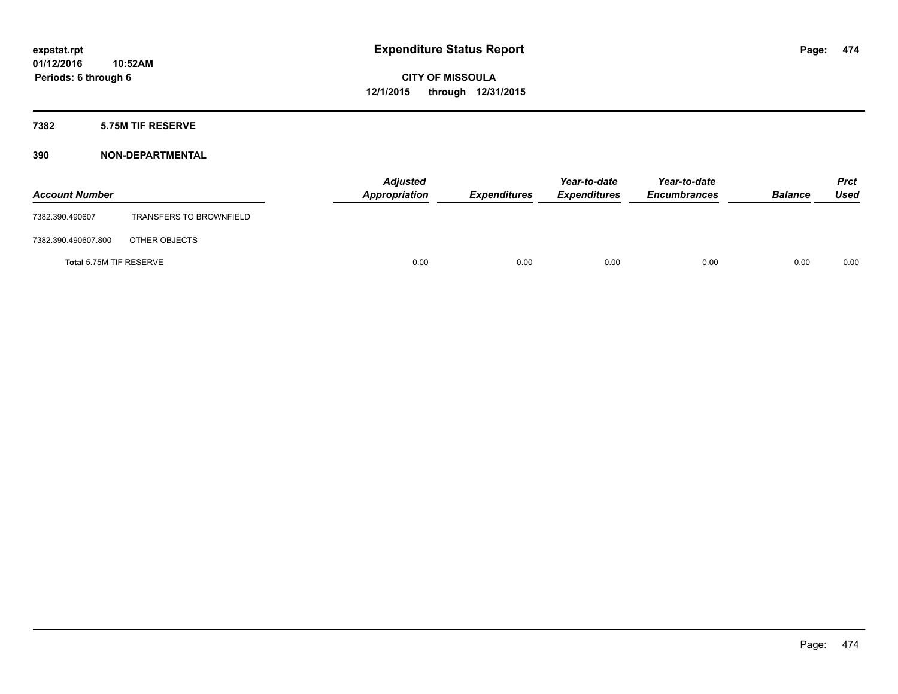expstat.rpt
01/12/2016 10:52AM
Periods: 6 through 6

# Expenditure Status Report

CITY OF MISSOULA
12/1/2015 through 12/31/2015

### 7382 5.75M TIF RESERVE

### 390 NON-DEPARTMENTAL

| Account Number | | Adjusted Appropriation | Expenditures | Year-to-date Expenditures | Year-to-date Encumbrances | Balance | Prct Used |
|---|---|---|---|---|---|---|---|
| 7382.390.490607 | TRANSFERS TO BROWNFIELD | | | | | | |
| 7382.390.490607.800 | OTHER OBJECTS | | | | | | |
| **Total** 5.75M TIF RESERVE | | 0.00 | 0.00 | 0.00 | 0.00 | 0.00 | 0.00 |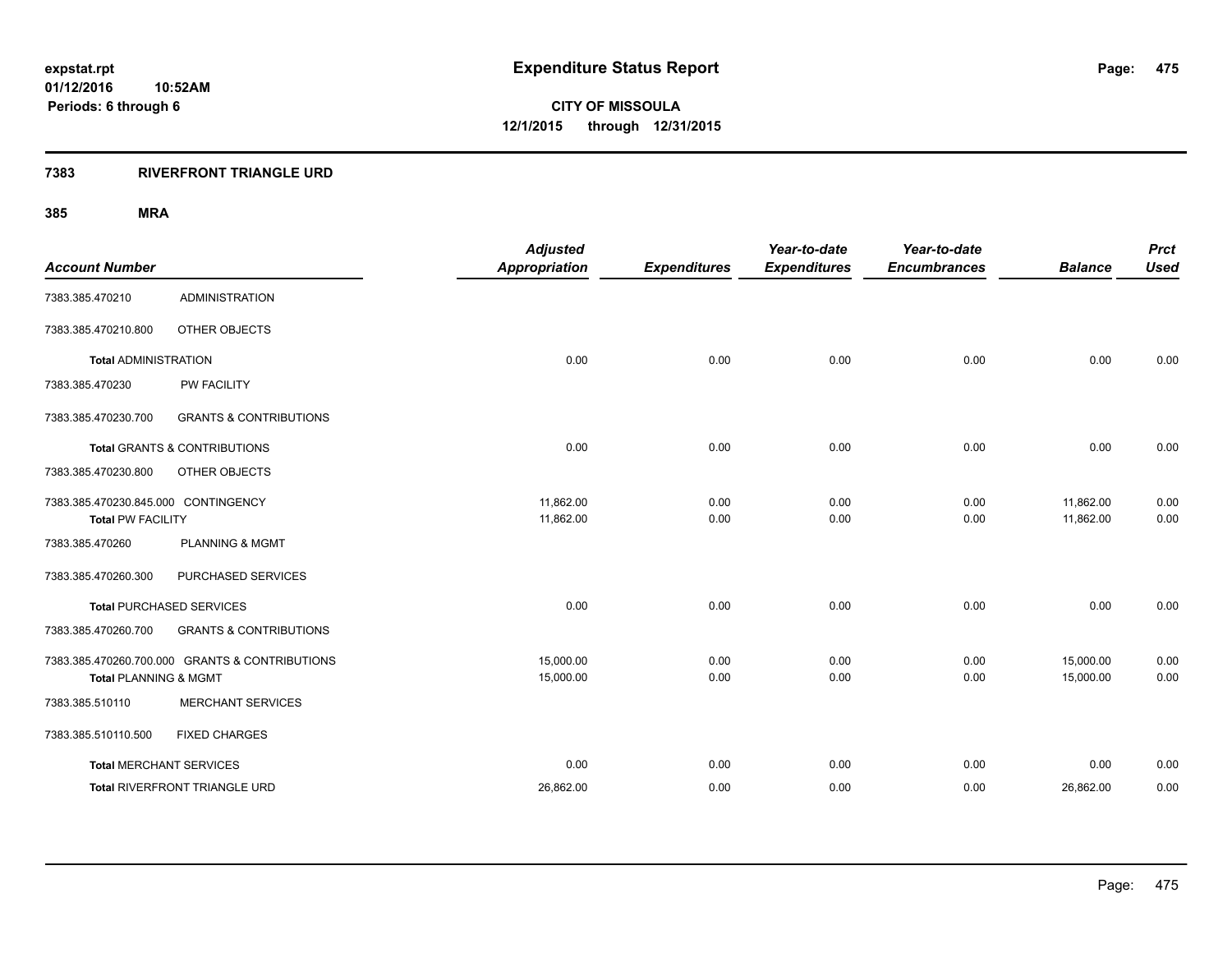# Expenditure Status Report

expstat.rpt
01/12/2016 10:52AM
Periods: 6 through 6

**CITY OF MISSOULA**
**12/1/2015 through 12/31/2015**

## 7383 RIVERFRONT TRIANGLE URD

### 385 MRA

| Account Number | | Adjusted Appropriation | Expenditures | Year-to-date Expenditures | Year-to-date Encumbrances | Balance | Prct Used |
|---|---|---|---|---|---|---|---|
| 7383.385.470210 | ADMINISTRATION | | | | | | |
| 7383.385.470210.800 | OTHER OBJECTS | | | | | | |
| **Total** ADMINISTRATION | | 0.00 | 0.00 | 0.00 | 0.00 | 0.00 | 0.00 |
| 7383.385.470230 | PW FACILITY | | | | | | |
| 7383.385.470230.700 | GRANTS & CONTRIBUTIONS | | | | | | |
| **Total** GRANTS & CONTRIBUTIONS | | 0.00 | 0.00 | 0.00 | 0.00 | 0.00 | 0.00 |
| 7383.385.470230.800 | OTHER OBJECTS | | | | | | |
| 7383.385.470230.845.000 | CONTINGENCY | 11,862.00 | 0.00 | 0.00 | 0.00 | 11,862.00 | 0.00 |
| **Total** PW FACILITY | | 11,862.00 | 0.00 | 0.00 | 0.00 | 11,862.00 | 0.00 |
| 7383.385.470260 | PLANNING & MGMT | | | | | | |
| 7383.385.470260.300 | PURCHASED SERVICES | | | | | | |
| **Total** PURCHASED SERVICES | | 0.00 | 0.00 | 0.00 | 0.00 | 0.00 | 0.00 |
| 7383.385.470260.700 | GRANTS & CONTRIBUTIONS | | | | | | |
| 7383.385.470260.700.000 | GRANTS & CONTRIBUTIONS | 15,000.00 | 0.00 | 0.00 | 0.00 | 15,000.00 | 0.00 |
| **Total** PLANNING & MGMT | | 15,000.00 | 0.00 | 0.00 | 0.00 | 15,000.00 | 0.00 |
| 7383.385.510110 | MERCHANT SERVICES | | | | | | |
| 7383.385.510110.500 | FIXED CHARGES | | | | | | |
| **Total** MERCHANT SERVICES | | 0.00 | 0.00 | 0.00 | 0.00 | 0.00 | 0.00 |
| **Total** RIVERFRONT TRIANGLE URD | | 26,862.00 | 0.00 | 0.00 | 0.00 | 26,862.00 | 0.00 |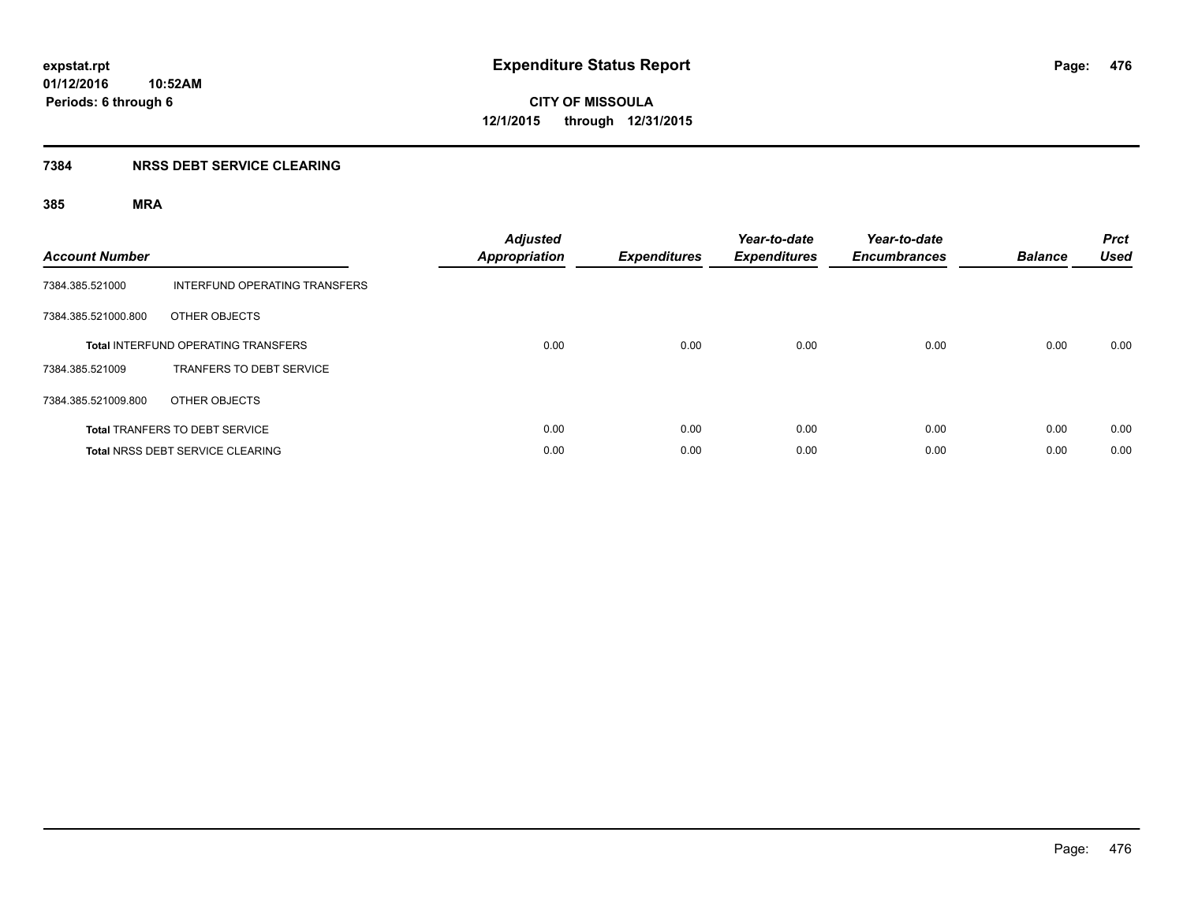**Expenditure Status Report**

**CITY OF MISSOULA**
**12/1/2015 through 12/31/2015**

expstat.rpt
01/12/2016 10:52AM
Periods: 6 through 6

## 7384 NRSS DEBT SERVICE CLEARING

### 385 MRA

| Account Number | | Adjusted Appropriation | Expenditures | Year-to-date Expenditures | Year-to-date Encumbrances | Balance | Prct Used |
|---|---|---|---|---|---|---|---|
| 7384.385.521000 | INTERFUND OPERATING TRANSFERS | | | | | | |
| 7384.385.521000.800 | OTHER OBJECTS | | | | | | |
| **Total** INTERFUND OPERATING TRANSFERS | | 0.00 | 0.00 | 0.00 | 0.00 | 0.00 | 0.00 |
| 7384.385.521009 | TRANFERS TO DEBT SERVICE | | | | | | |
| 7384.385.521009.800 | OTHER OBJECTS | | | | | | |
| **Total** TRANFERS TO DEBT SERVICE | | 0.00 | 0.00 | 0.00 | 0.00 | 0.00 | 0.00 |
| **Total** NRSS DEBT SERVICE CLEARING | | 0.00 | 0.00 | 0.00 | 0.00 | 0.00 | 0.00 |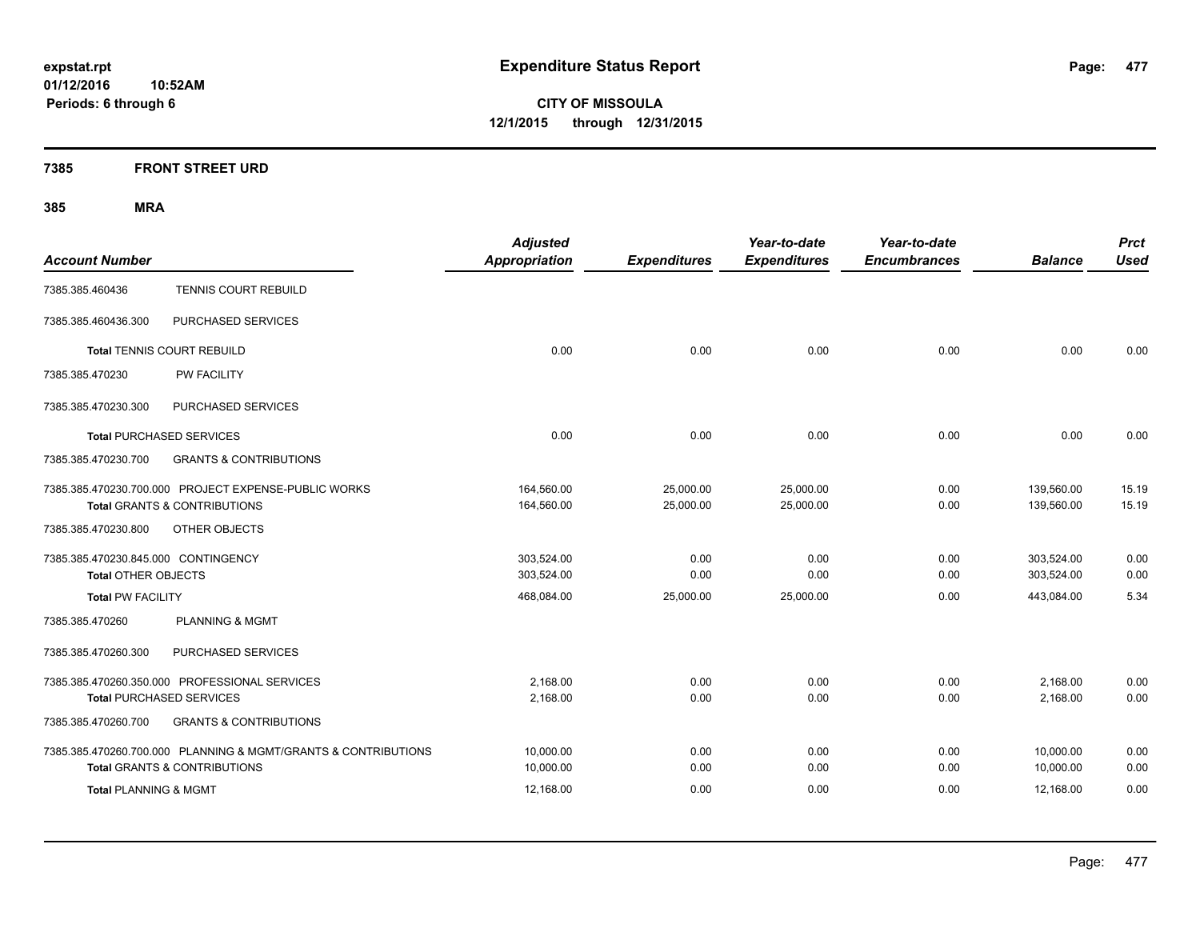# Expenditure Status Report

**CITY OF MISSOULA**
**12/1/2015 through 12/31/2015**

expstat.rpt
01/12/2016 10:52AM
Periods: 6 through 6

## 7385 FRONT STREET URD

## 385 MRA

| Account Number | | Adjusted Appropriation | Expenditures | Year-to-date Expenditures | Year-to-date Encumbrances | Balance | Prct Used |
|---|---|---|---|---|---|---|---|
| 7385.385.460436 | TENNIS COURT REBUILD | | | | | | |
| 7385.385.460436.300 | PURCHASED SERVICES | | | | | | |
| **Total** TENNIS COURT REBUILD | | 0.00 | 0.00 | 0.00 | 0.00 | 0.00 | 0.00 |
| 7385.385.470230 | PW FACILITY | | | | | | |
| 7385.385.470230.300 | PURCHASED SERVICES | | | | | | |
| **Total** PURCHASED SERVICES | | 0.00 | 0.00 | 0.00 | 0.00 | 0.00 | 0.00 |
| 7385.385.470230.700 | GRANTS & CONTRIBUTIONS | | | | | | |
| 7385.385.470230.700.000 | PROJECT EXPENSE-PUBLIC WORKS | 164,560.00 | 25,000.00 | 25,000.00 | 0.00 | 139,560.00 | 15.19 |
| **Total** GRANTS & CONTRIBUTIONS | | 164,560.00 | 25,000.00 | 25,000.00 | 0.00 | 139,560.00 | 15.19 |
| 7385.385.470230.800 | OTHER OBJECTS | | | | | | |
| 7385.385.470230.845.000 | CONTINGENCY | 303,524.00 | 0.00 | 0.00 | 0.00 | 303,524.00 | 0.00 |
| **Total** OTHER OBJECTS | | 303,524.00 | 0.00 | 0.00 | 0.00 | 303,524.00 | 0.00 |
| **Total** PW FACILITY | | 468,084.00 | 25,000.00 | 25,000.00 | 0.00 | 443,084.00 | 5.34 |
| 7385.385.470260 | PLANNING & MGMT | | | | | | |
| 7385.385.470260.300 | PURCHASED SERVICES | | | | | | |
| 7385.385.470260.350.000 | PROFESSIONAL SERVICES | 2,168.00 | 0.00 | 0.00 | 0.00 | 2,168.00 | 0.00 |
| **Total** PURCHASED SERVICES | | 2,168.00 | 0.00 | 0.00 | 0.00 | 2,168.00 | 0.00 |
| 7385.385.470260.700 | GRANTS & CONTRIBUTIONS | | | | | | |
| 7385.385.470260.700.000 | PLANNING & MGMT/GRANTS & CONTRIBUTIONS | 10,000.00 | 0.00 | 0.00 | 0.00 | 10,000.00 | 0.00 |
| **Total** GRANTS & CONTRIBUTIONS | | 10,000.00 | 0.00 | 0.00 | 0.00 | 10,000.00 | 0.00 |
| **Total** PLANNING & MGMT | | 12,168.00 | 0.00 | 0.00 | 0.00 | 12,168.00 | 0.00 |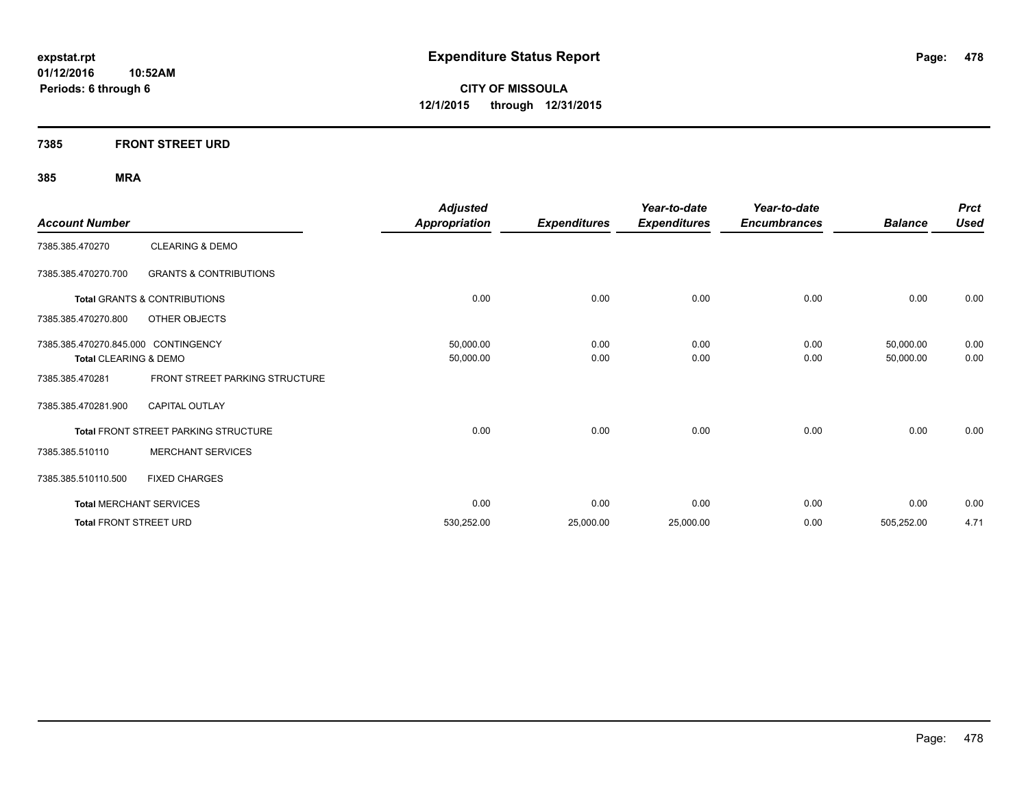# Expenditure Status Report

expstat.rpt
01/12/2016 10:52AM
Periods: 6 through 6

**CITY OF MISSOULA**
**12/1/2015 through 12/31/2015**

## 7385 FRONT STREET URD

### 385 MRA

| Account Number | | Adjusted Appropriation | Expenditures | Year-to-date Expenditures | Year-to-date Encumbrances | Balance | Prct Used |
|---|---|---|---|---|---|---|---|
| 7385.385.470270 | CLEARING & DEMO | | | | | | |
| 7385.385.470270.700 | GRANTS & CONTRIBUTIONS | | | | | | |
| **Total** GRANTS & CONTRIBUTIONS | | 0.00 | 0.00 | 0.00 | 0.00 | 0.00 | 0.00 |
| 7385.385.470270.800 | OTHER OBJECTS | | | | | | |
| 7385.385.470270.845.000 | CONTINGENCY | 50,000.00 | 0.00 | 0.00 | 0.00 | 50,000.00 | 0.00 |
| **Total** CLEARING & DEMO | | 50,000.00 | 0.00 | 0.00 | 0.00 | 50,000.00 | 0.00 |
| 7385.385.470281 | FRONT STREET PARKING STRUCTURE | | | | | | |
| 7385.385.470281.900 | CAPITAL OUTLAY | | | | | | |
| **Total** FRONT STREET PARKING STRUCTURE | | 0.00 | 0.00 | 0.00 | 0.00 | 0.00 | 0.00 |
| 7385.385.510110 | MERCHANT SERVICES | | | | | | |
| 7385.385.510110.500 | FIXED CHARGES | | | | | | |
| **Total** MERCHANT SERVICES | | 0.00 | 0.00 | 0.00 | 0.00 | 0.00 | 0.00 |
| **Total** FRONT STREET URD | | 530,252.00 | 25,000.00 | 25,000.00 | 0.00 | 505,252.00 | 4.71 |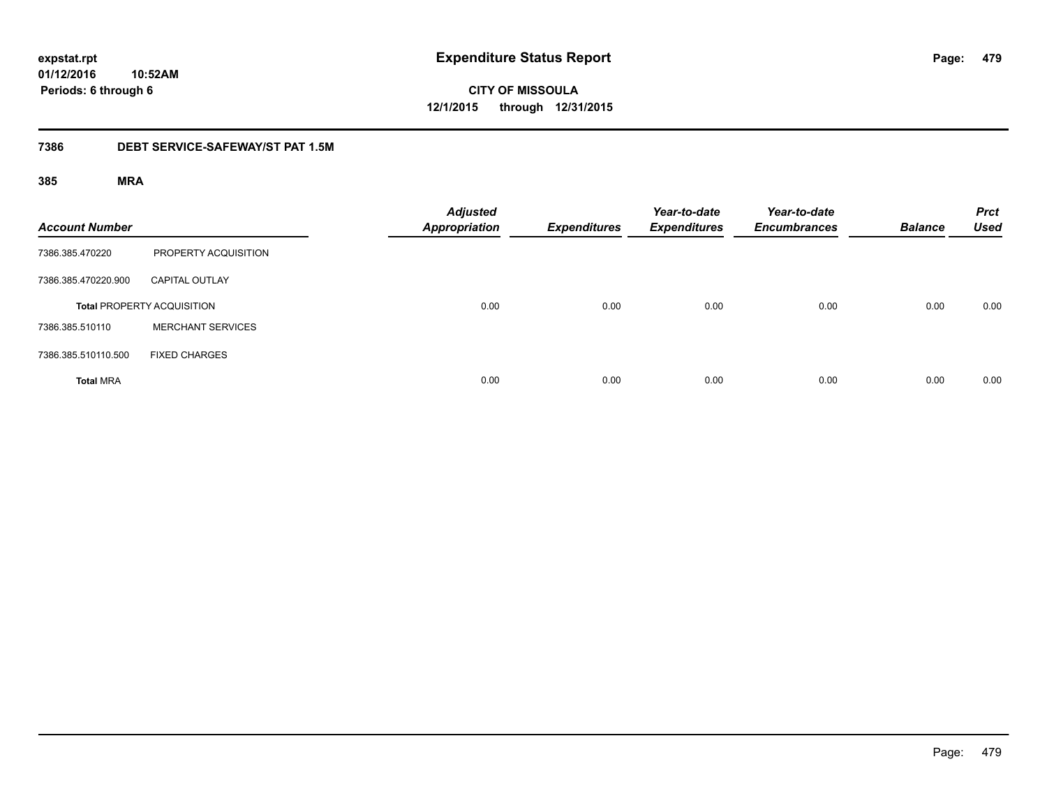**expstat.rpt**
**01/12/2016 10:52AM**
**Periods: 6 through 6**

# Expenditure Status Report

**CITY OF MISSOULA**
**12/1/2015 through 12/31/2015**

## 7386 DEBT SERVICE-SAFEWAY/ST PAT 1.5M

### 385 MRA

| Account Number | | Adjusted Appropriation | Expenditures | Year-to-date Expenditures | Year-to-date Encumbrances | Balance | Prct Used |
|---|---|---|---|---|---|---|---|
| 7386.385.470220 | PROPERTY ACQUISITION | | | | | | |
| 7386.385.470220.900 | CAPITAL OUTLAY | | | | | | |
| **Total** PROPERTY ACQUISITION | | 0.00 | 0.00 | 0.00 | 0.00 | 0.00 | 0.00 |
| 7386.385.510110 | MERCHANT SERVICES | | | | | | |
| 7386.385.510110.500 | FIXED CHARGES | | | | | | |
| **Total** MRA | | 0.00 | 0.00 | 0.00 | 0.00 | 0.00 | 0.00 |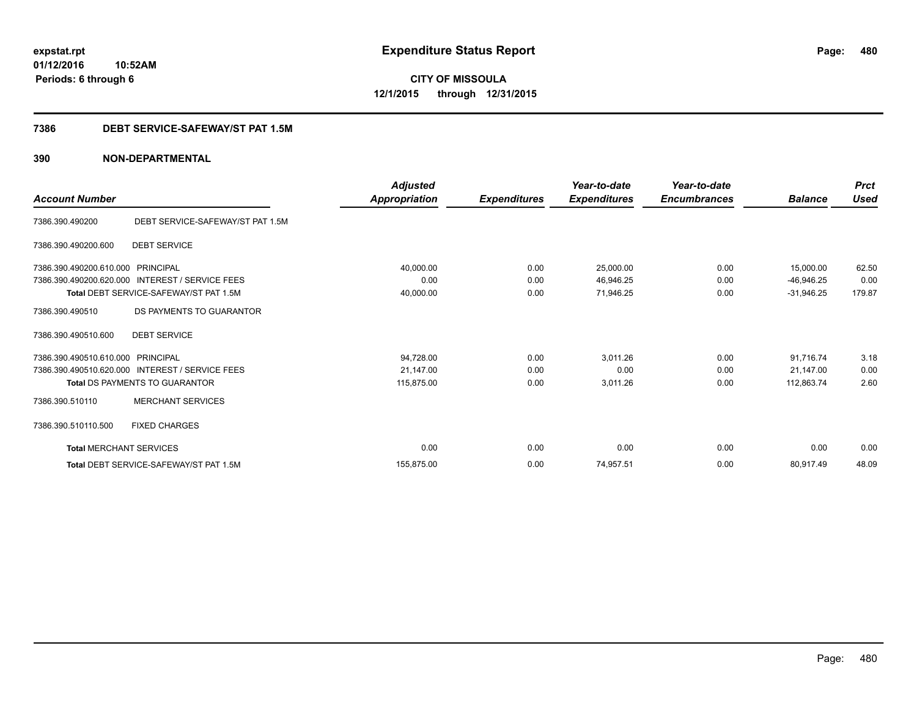**expstat.rpt**
**01/12/2016 10:52AM**
**Periods: 6 through 6**

# Expenditure Status Report

**CITY OF MISSOULA**
**12/1/2015 through 12/31/2015**

## 7386 DEBT SERVICE-SAFEWAY/ST PAT 1.5M

## 390 NON-DEPARTMENTAL

| Account Number | | Adjusted Appropriation | Expenditures | Year-to-date Expenditures | Year-to-date Encumbrances | Balance | Prct Used |
|---|---|---|---|---|---|---|---|
| 7386.390.490200 | DEBT SERVICE-SAFEWAY/ST PAT 1.5M | | | | | | |
| 7386.390.490200.600 | DEBT SERVICE | | | | | | |
| 7386.390.490200.610.000 | PRINCIPAL | 40,000.00 | 0.00 | 25,000.00 | 0.00 | 15,000.00 | 62.50 |
| 7386.390.490200.620.000 | INTEREST / SERVICE FEES | 0.00 | 0.00 | 46,946.25 | 0.00 | -46,946.25 | 0.00 |
| **Total** DEBT SERVICE-SAFEWAY/ST PAT 1.5M | | 40,000.00 | 0.00 | 71,946.25 | 0.00 | -31,946.25 | 179.87 |
| 7386.390.490510 | DS PAYMENTS TO GUARANTOR | | | | | | |
| 7386.390.490510.600 | DEBT SERVICE | | | | | | |
| 7386.390.490510.610.000 | PRINCIPAL | 94,728.00 | 0.00 | 3,011.26 | 0.00 | 91,716.74 | 3.18 |
| 7386.390.490510.620.000 | INTEREST / SERVICE FEES | 21,147.00 | 0.00 | 0.00 | 0.00 | 21,147.00 | 0.00 |
| **Total** DS PAYMENTS TO GUARANTOR | | 115,875.00 | 0.00 | 3,011.26 | 0.00 | 112,863.74 | 2.60 |
| 7386.390.510110 | MERCHANT SERVICES | | | | | | |
| 7386.390.510110.500 | FIXED CHARGES | | | | | | |
| **Total** MERCHANT SERVICES | | 0.00 | 0.00 | 0.00 | 0.00 | 0.00 | 0.00 |
| **Total** DEBT SERVICE-SAFEWAY/ST PAT 1.5M | | 155,875.00 | 0.00 | 74,957.51 | 0.00 | 80,917.49 | 48.09 |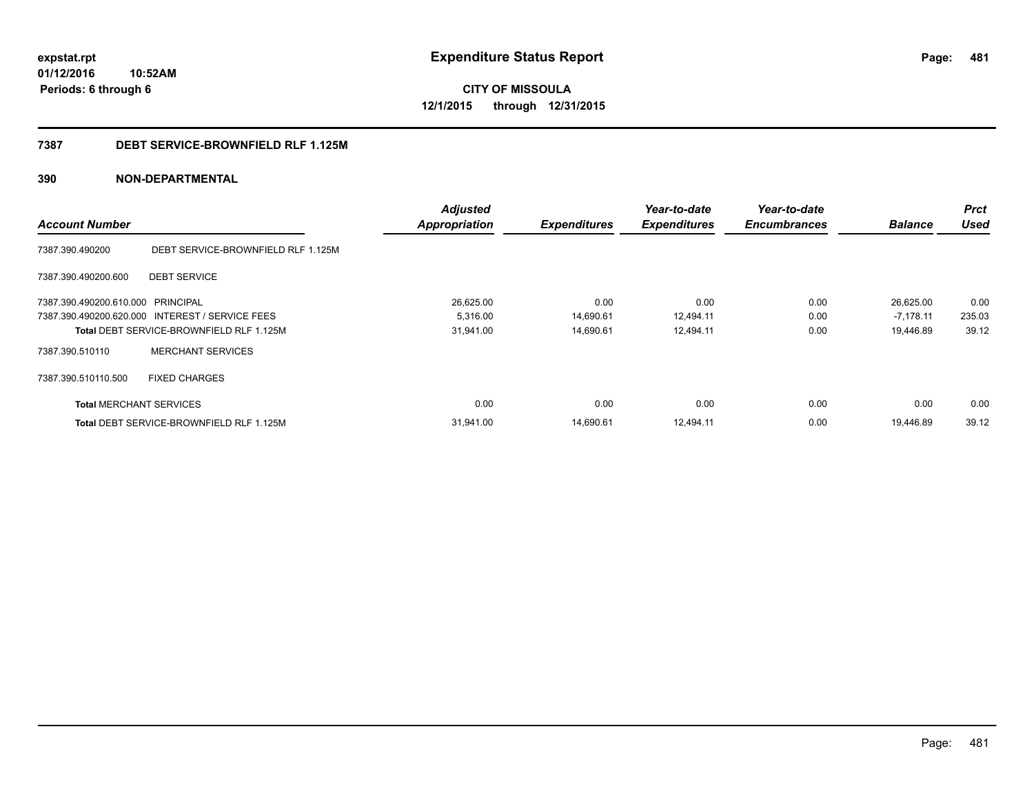**expstat.rpt**
**01/12/2016 10:52AM**
**Periods: 6 through 6**

# Expenditure Status Report

**CITY OF MISSOULA**
**12/1/2015 through 12/31/2015**

## 7387 DEBT SERVICE-BROWNFIELD RLF 1.125M

## 390 NON-DEPARTMENTAL

| Account Number | | Adjusted Appropriation | Expenditures | Year-to-date Expenditures | Year-to-date Encumbrances | Balance | Prct Used |
|---|---|---|---|---|---|---|---|
| 7387.390.490200 | DEBT SERVICE-BROWNFIELD RLF 1.125M | | | | | | |
| 7387.390.490200.600 | DEBT SERVICE | | | | | | |
| 7387.390.490200.610.000 | PRINCIPAL | 26,625.00 | 0.00 | 0.00 | 0.00 | 26,625.00 | 0.00 |
| 7387.390.490200.620.000 | INTEREST / SERVICE FEES | 5,316.00 | 14,690.61 | 12,494.11 | 0.00 | -7,178.11 | 235.03 |
| **Total** DEBT SERVICE-BROWNFIELD RLF 1.125M | | 31,941.00 | 14,690.61 | 12,494.11 | 0.00 | 19,446.89 | 39.12 |
| 7387.390.510110 | MERCHANT SERVICES | | | | | | |
| 7387.390.510110.500 | FIXED CHARGES | | | | | | |
| **Total** MERCHANT SERVICES | | 0.00 | 0.00 | 0.00 | 0.00 | 0.00 | 0.00 |
| **Total** DEBT SERVICE-BROWNFIELD RLF 1.125M | | 31,941.00 | 14,690.61 | 12,494.11 | 0.00 | 19,446.89 | 39.12 |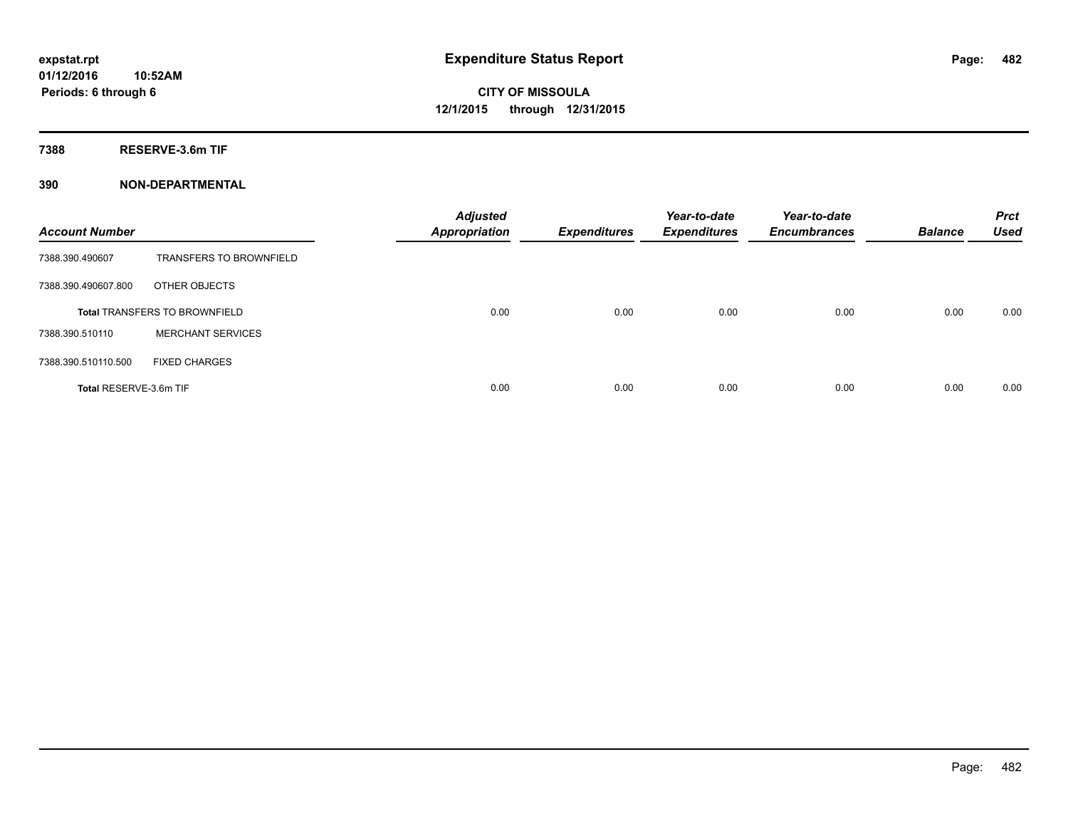**expstat.rpt**
**01/12/2016 10:52AM**
**Periods: 6 through 6**

# Expenditure Status Report

**CITY OF MISSOULA**
**12/1/2015 through 12/31/2015**

## 7388 RESERVE-3.6m TIF

## 390 NON-DEPARTMENTAL

| Account Number | | Adjusted Appropriation | Expenditures | Year-to-date Expenditures | Year-to-date Encumbrances | Balance | Prct Used |
|---|---|---|---|---|---|---|---|
| 7388.390.490607 | TRANSFERS TO BROWNFIELD | | | | | | |
| 7388.390.490607.800 | OTHER OBJECTS | | | | | | |
| Total TRANSFERS TO BROWNFIELD | | 0.00 | 0.00 | 0.00 | 0.00 | 0.00 | 0.00 |
| 7388.390.510110 | MERCHANT SERVICES | | | | | | |
| 7388.390.510110.500 | FIXED CHARGES | | | | | | |
| Total RESERVE-3.6m TIF | | 0.00 | 0.00 | 0.00 | 0.00 | 0.00 | 0.00 |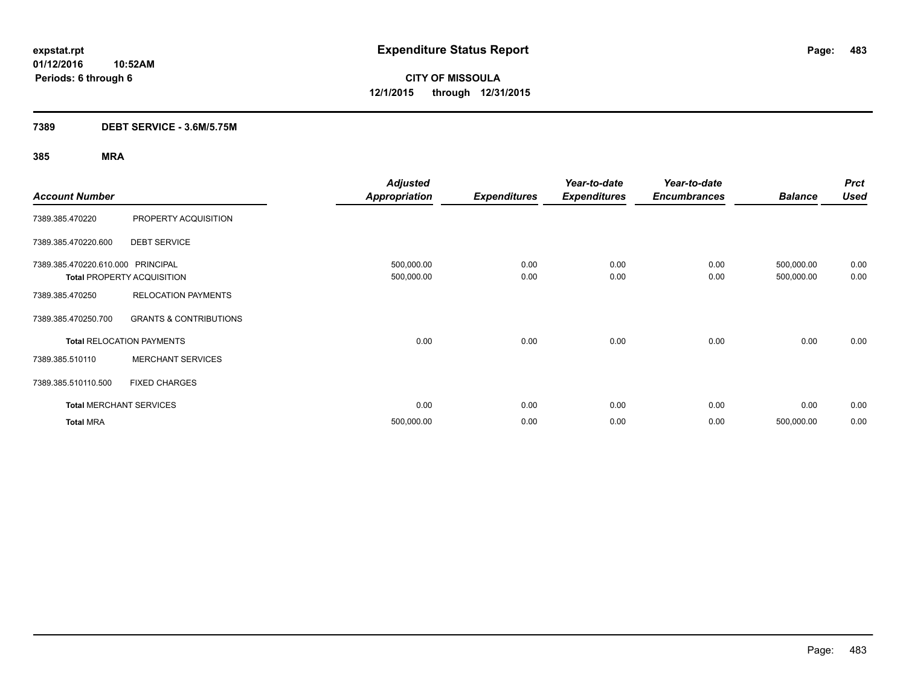**expstat.rpt**
**01/12/2016 10:52AM**
**Periods: 6 through 6**

# Expenditure Status Report

**CITY OF MISSOULA**
**12/1/2015 through 12/31/2015**

## 7389 DEBT SERVICE - 3.6M/5.75M

## 385 MRA

| Account Number | | Adjusted Appropriation | Expenditures | Year-to-date Expenditures | Year-to-date Encumbrances | Balance | Prct Used |
|---|---|---|---|---|---|---|---|
| 7389.385.470220 | PROPERTY ACQUISITION | | | | | | |
| 7389.385.470220.600 | DEBT SERVICE | | | | | | |
| 7389.385.470220.610.000 | PRINCIPAL | 500,000.00 | 0.00 | 0.00 | 0.00 | 500,000.00 | 0.00 |
| **Total** PROPERTY ACQUISITION | | 500,000.00 | 0.00 | 0.00 | 0.00 | 500,000.00 | 0.00 |
| 7389.385.470250 | RELOCATION PAYMENTS | | | | | | |
| 7389.385.470250.700 | GRANTS & CONTRIBUTIONS | | | | | | |
| **Total** RELOCATION PAYMENTS | | 0.00 | 0.00 | 0.00 | 0.00 | 0.00 | 0.00 |
| 7389.385.510110 | MERCHANT SERVICES | | | | | | |
| 7389.385.510110.500 | FIXED CHARGES | | | | | | |
| **Total** MERCHANT SERVICES | | 0.00 | 0.00 | 0.00 | 0.00 | 0.00 | 0.00 |
| **Total** MRA | | 500,000.00 | 0.00 | 0.00 | 0.00 | 500,000.00 | 0.00 |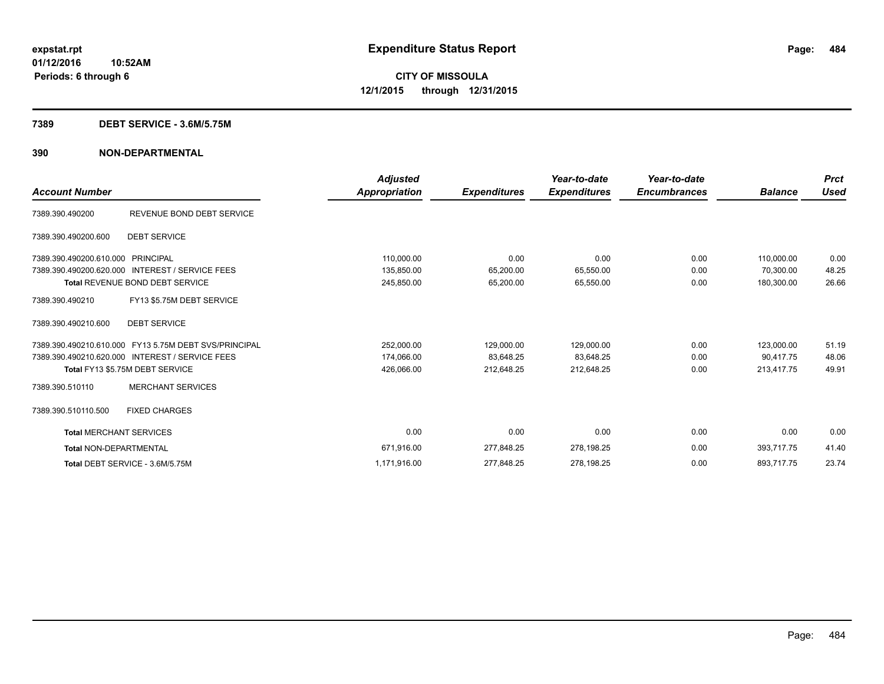**expstat.rpt**
**01/12/2016 10:52AM**
**Periods: 6 through 6**

# Expenditure Status Report

**CITY OF MISSOULA**
**12/1/2015 through 12/31/2015**

## 7389 DEBT SERVICE - 3.6M/5.75M

## 390 NON-DEPARTMENTAL

| Account Number | | Adjusted Appropriation | Expenditures | Year-to-date Expenditures | Year-to-date Encumbrances | Balance | Prct Used |
|---|---|---|---|---|---|---|---|
| 7389.390.490200 | REVENUE BOND DEBT SERVICE | | | | | | |
| 7389.390.490200.600 | DEBT SERVICE | | | | | | |
| 7389.390.490200.610.000 | PRINCIPAL | 110,000.00 | 0.00 | 0.00 | 0.00 | 110,000.00 | 0.00 |
| 7389.390.490200.620.000 | INTEREST / SERVICE FEES | 135,850.00 | 65,200.00 | 65,550.00 | 0.00 | 70,300.00 | 48.25 |
| Total REVENUE BOND DEBT SERVICE | | 245,850.00 | 65,200.00 | 65,550.00 | 0.00 | 180,300.00 | 26.66 |
| 7389.390.490210 | FY13 $5.75M DEBT SERVICE | | | | | | |
| 7389.390.490210.600 | DEBT SERVICE | | | | | | |
| 7389.390.490210.610.000 | FY13 5.75M DEBT SVS/PRINCIPAL | 252,000.00 | 129,000.00 | 129,000.00 | 0.00 | 123,000.00 | 51.19 |
| 7389.390.490210.620.000 | INTEREST / SERVICE FEES | 174,066.00 | 83,648.25 | 83,648.25 | 0.00 | 90,417.75 | 48.06 |
| Total FY13 $5.75M DEBT SERVICE | | 426,066.00 | 212,648.25 | 212,648.25 | 0.00 | 213,417.75 | 49.91 |
| 7389.390.510110 | MERCHANT SERVICES | | | | | | |
| 7389.390.510110.500 | FIXED CHARGES | | | | | | |
| Total MERCHANT SERVICES | | 0.00 | 0.00 | 0.00 | 0.00 | 0.00 | 0.00 |
| Total NON-DEPARTMENTAL | | 671,916.00 | 277,848.25 | 278,198.25 | 0.00 | 393,717.75 | 41.40 |
| Total DEBT SERVICE - 3.6M/5.75M | | 1,171,916.00 | 277,848.25 | 278,198.25 | 0.00 | 893,717.75 | 23.74 |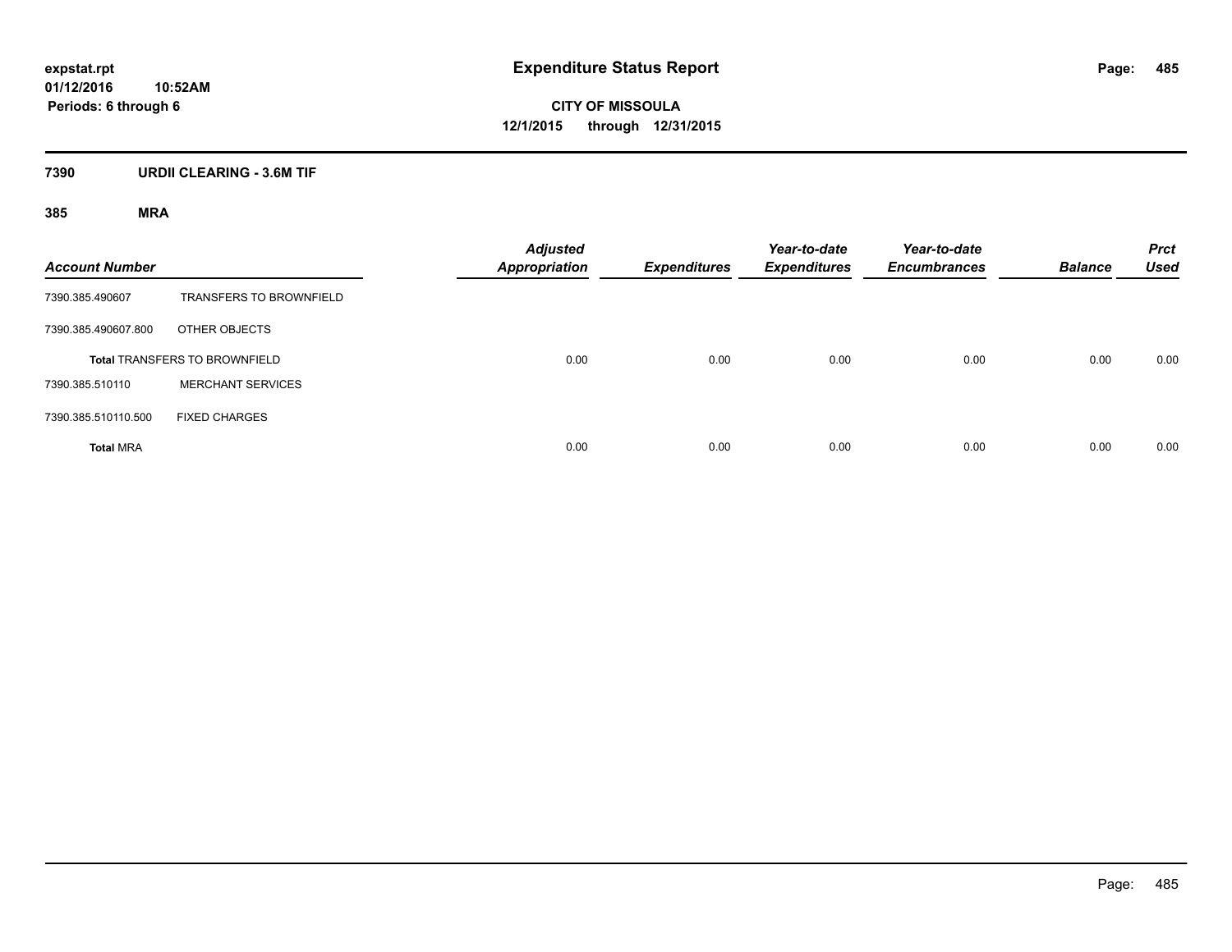**expstat.rpt**
**01/12/2016 10:52AM**
**Periods: 6 through 6**

# Expenditure Status Report

**CITY OF MISSOULA**
**12/1/2015 through 12/31/2015**

## 7390 URDII CLEARING - 3.6M TIF

### 385 MRA

| Account Number | | Adjusted Appropriation | Expenditures | Year-to-date Expenditures | Year-to-date Encumbrances | Balance | Prct Used |
|---|---|---|---|---|---|---|---|
| 7390.385.490607 | TRANSFERS TO BROWNFIELD | | | | | | |
| 7390.385.490607.800 | OTHER OBJECTS | | | | | | |
| **Total** TRANSFERS TO BROWNFIELD | | 0.00 | 0.00 | 0.00 | 0.00 | 0.00 | 0.00 |
| 7390.385.510110 | MERCHANT SERVICES | | | | | | |
| 7390.385.510110.500 | FIXED CHARGES | | | | | | |
| **Total** MRA | | 0.00 | 0.00 | 0.00 | 0.00 | 0.00 | 0.00 |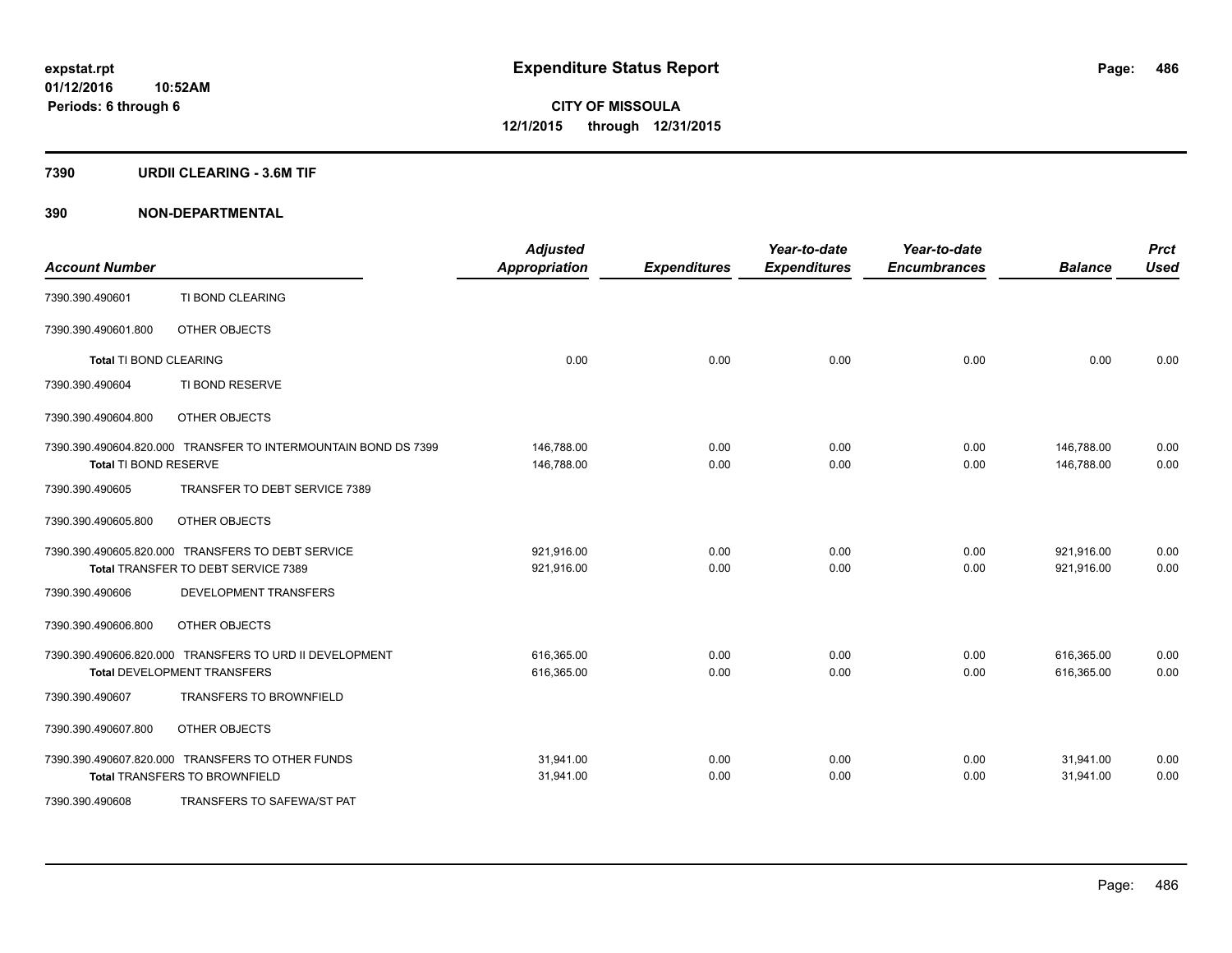**expstat.rpt**
**01/12/2016 10:52AM**
**Periods: 6 through 6**

# Expenditure Status Report

**CITY OF MISSOULA**
**12/1/2015 through 12/31/2015**

## 7390 URDII CLEARING - 3.6M TIF

## 390 NON-DEPARTMENTAL

| Account Number | | Adjusted Appropriation | Expenditures | Year-to-date Expenditures | Year-to-date Encumbrances | Balance | Prct Used |
|---|---|---|---|---|---|---|---|
| 7390.390.490601 | TI BOND CLEARING | | | | | | |
| 7390.390.490601.800 | OTHER OBJECTS | | | | | | |
| **Total** TI BOND CLEARING | | 0.00 | 0.00 | 0.00 | 0.00 | 0.00 | 0.00 |
| 7390.390.490604 | TI BOND RESERVE | | | | | | |
| 7390.390.490604.800 | OTHER OBJECTS | | | | | | |
| 7390.390.490604.820.000 | TRANSFER TO INTERMOUNTAIN BOND DS 7399 | 146,788.00 | 0.00 | 0.00 | 0.00 | 146,788.00 | 0.00 |
| **Total** TI BOND RESERVE | | 146,788.00 | 0.00 | 0.00 | 0.00 | 146,788.00 | 0.00 |
| 7390.390.490605 | TRANSFER TO DEBT SERVICE 7389 | | | | | | |
| 7390.390.490605.800 | OTHER OBJECTS | | | | | | |
| 7390.390.490605.820.000 | TRANSFERS TO DEBT SERVICE | 921,916.00 | 0.00 | 0.00 | 0.00 | 921,916.00 | 0.00 |
| **Total** TRANSFER TO DEBT SERVICE 7389 | | 921,916.00 | 0.00 | 0.00 | 0.00 | 921,916.00 | 0.00 |
| 7390.390.490606 | DEVELOPMENT TRANSFERS | | | | | | |
| 7390.390.490606.800 | OTHER OBJECTS | | | | | | |
| 7390.390.490606.820.000 | TRANSFERS TO URD II DEVELOPMENT | 616,365.00 | 0.00 | 0.00 | 0.00 | 616,365.00 | 0.00 |
| **Total** DEVELOPMENT TRANSFERS | | 616,365.00 | 0.00 | 0.00 | 0.00 | 616,365.00 | 0.00 |
| 7390.390.490607 | TRANSFERS TO BROWNFIELD | | | | | | |
| 7390.390.490607.800 | OTHER OBJECTS | | | | | | |
| 7390.390.490607.820.000 | TRANSFERS TO OTHER FUNDS | 31,941.00 | 0.00 | 0.00 | 0.00 | 31,941.00 | 0.00 |
| **Total** TRANSFERS TO BROWNFIELD | | 31,941.00 | 0.00 | 0.00 | 0.00 | 31,941.00 | 0.00 |
| 7390.390.490608 | TRANSFERS TO SAFEWA/ST PAT | | | | | | |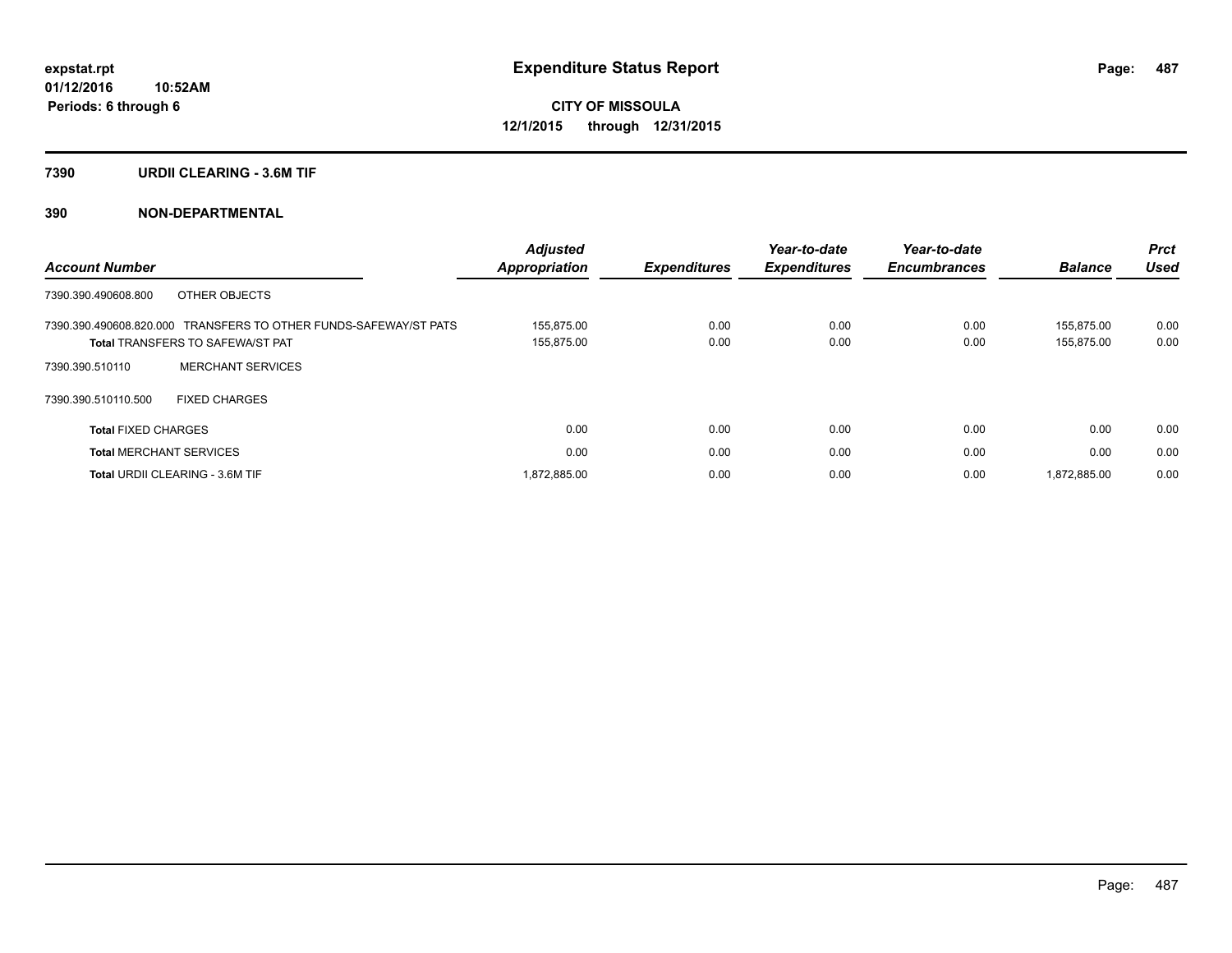**expstat.rpt**
**01/12/2016 10:52AM**
**Periods: 6 through 6**

# Expenditure Status Report

**CITY OF MISSOULA**
**12/1/2015 through 12/31/2015**

## 7390 URDII CLEARING - 3.6M TIF

## 390 NON-DEPARTMENTAL

| Account Number | Adjusted Appropriation | Expenditures | Year-to-date Expenditures | Year-to-date Encumbrances | Balance | Prct Used |
|---|---|---|---|---|---|---|
| 7390.390.490608.800 OTHER OBJECTS | | | | | | |
| 7390.390.490608.820.000 TRANSFERS TO OTHER FUNDS-SAFEWAY/ST PATS | 155,875.00 | 0.00 | 0.00 | 0.00 | 155,875.00 | 0.00 |
| **Total** TRANSFERS TO SAFEWA/ST PAT | 155,875.00 | 0.00 | 0.00 | 0.00 | 155,875.00 | 0.00 |
| 7390.390.510110 MERCHANT SERVICES | | | | | | |
| 7390.390.510110.500 FIXED CHARGES | | | | | | |
| **Total** FIXED CHARGES | 0.00 | 0.00 | 0.00 | 0.00 | 0.00 | 0.00 |
| **Total** MERCHANT SERVICES | 0.00 | 0.00 | 0.00 | 0.00 | 0.00 | 0.00 |
| **Total** URDII CLEARING - 3.6M TIF | 1,872,885.00 | 0.00 | 0.00 | 0.00 | 1,872,885.00 | 0.00 |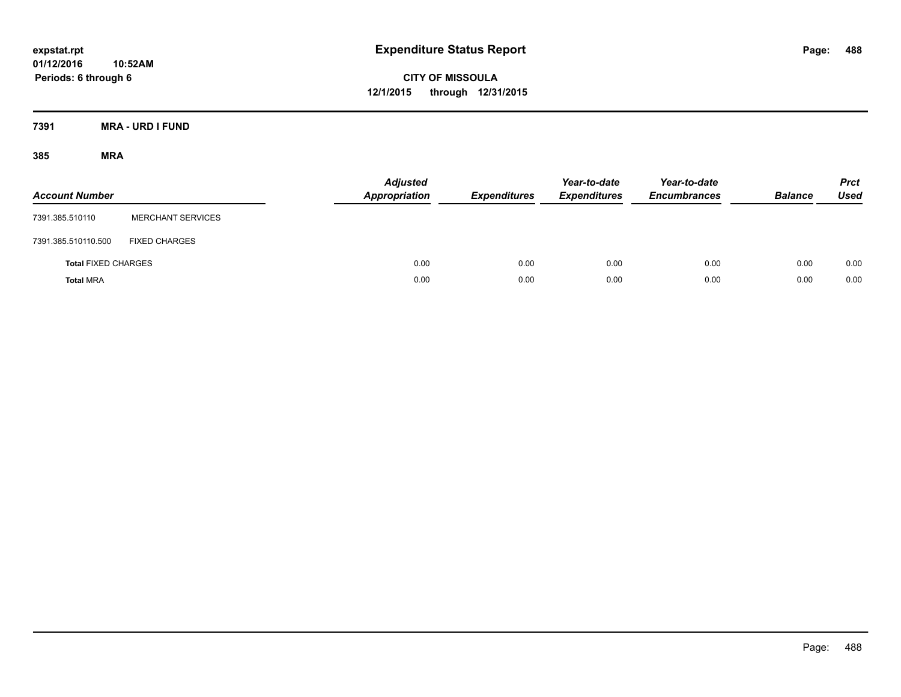expstat.rpt
01/12/2016 10:52AM
Periods: 6 through 6

# Expenditure Status Report

CITY OF MISSOULA
12/1/2015 through 12/31/2015

## 7391 MRA - URD I FUND

### 385 MRA

| Account Number | | Adjusted Appropriation | Expenditures | Year-to-date Expenditures | Year-to-date Encumbrances | Balance | Prct Used |
|---|---|---|---|---|---|---|---|
| 7391.385.510110 | MERCHANT SERVICES | | | | | | |
| 7391.385.510110.500 | FIXED CHARGES | | | | | | |
| **Total** FIXED CHARGES | | 0.00 | 0.00 | 0.00 | 0.00 | 0.00 | 0.00 |
| **Total** MRA | | 0.00 | 0.00 | 0.00 | 0.00 | 0.00 | 0.00 |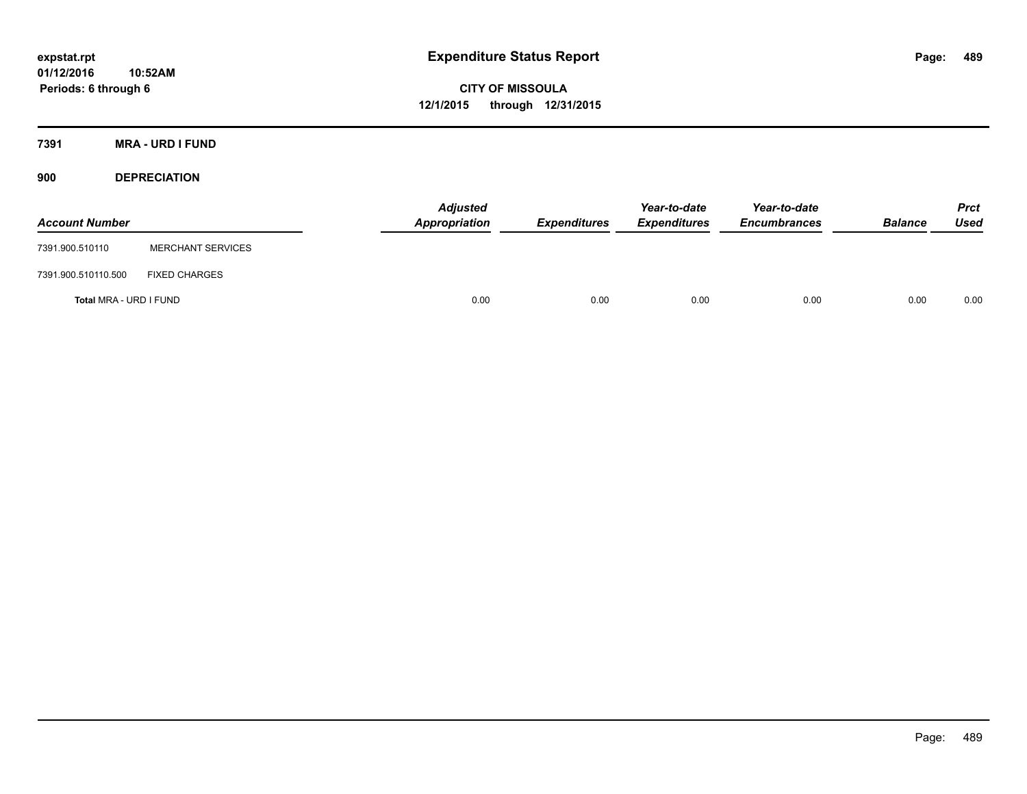expstat.rpt
01/12/2016 10:52AM
Periods: 6 through 6

# Expenditure Status Report

CITY OF MISSOULA
12/1/2015 through 12/31/2015

**7391 MRA - URD I FUND**

**900 DEPRECIATION**

| Account Number | | Adjusted Appropriation | Expenditures | Year-to-date Expenditures | Year-to-date Encumbrances | Balance | Prct Used |
|---|---|---|---|---|---|---|---|
| 7391.900.510110 | MERCHANT SERVICES | | | | | | |
| 7391.900.510110.500 | FIXED CHARGES | | | | | | |
| **Total** MRA - URD I FUND | | 0.00 | 0.00 | 0.00 | 0.00 | 0.00 | 0.00 |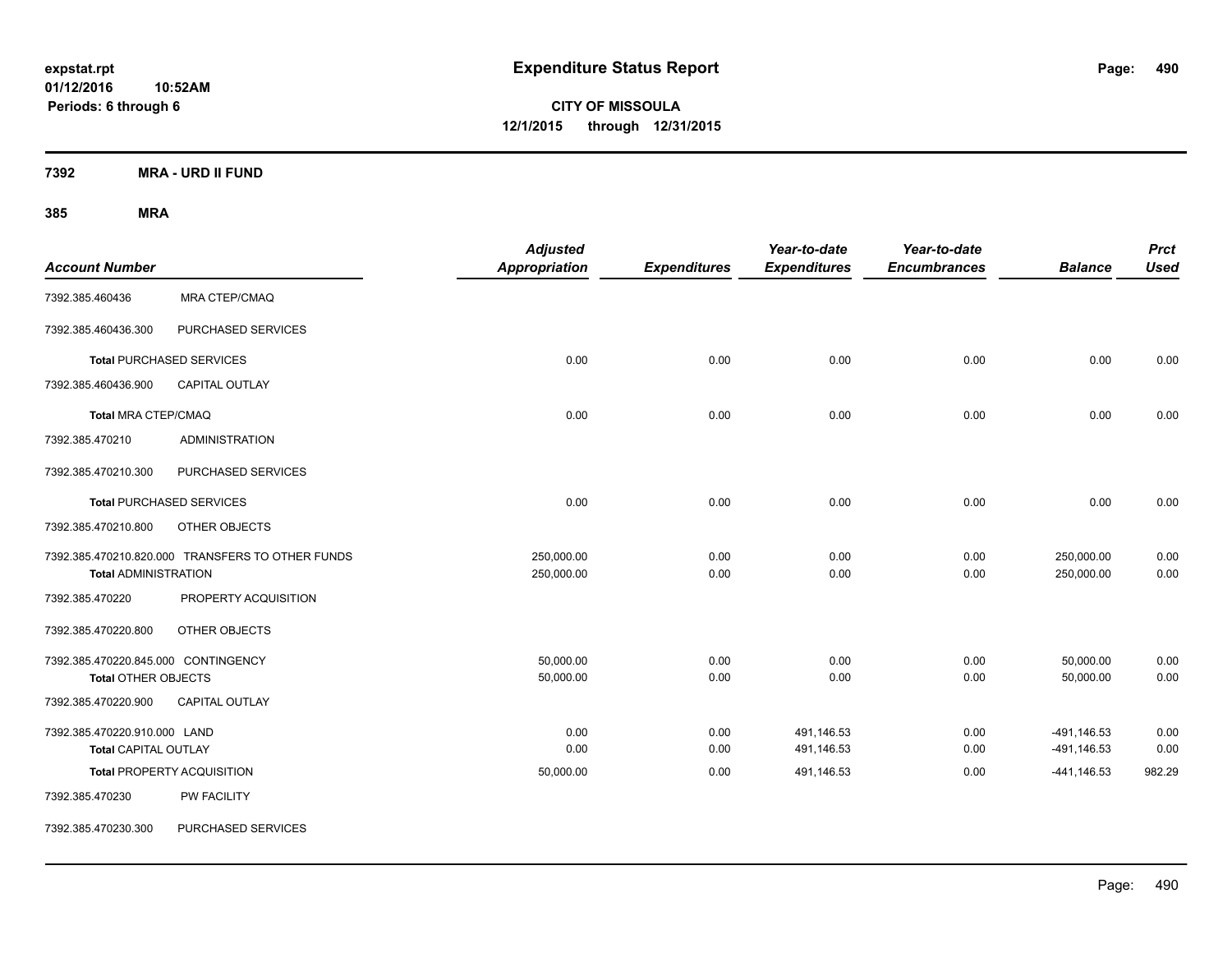**expstat.rpt**
**01/12/2016 10:52AM**
**Periods: 6 through 6**

# Expenditure Status Report

**CITY OF MISSOULA**
**12/1/2015 through 12/31/2015**

## 7392 MRA - URD II FUND

### 385 MRA

| Account Number | | Adjusted Appropriation | Expenditures | Year-to-date Expenditures | Year-to-date Encumbrances | Balance | Prct Used |
|---|---|---|---|---|---|---|---|
| 7392.385.460436 | MRA CTEP/CMAQ | | | | | | |
| 7392.385.460436.300 | PURCHASED SERVICES | | | | | | |
| Total PURCHASED SERVICES | | 0.00 | 0.00 | 0.00 | 0.00 | 0.00 | 0.00 |
| 7392.385.460436.900 | CAPITAL OUTLAY | | | | | | |
| Total MRA CTEP/CMAQ | | 0.00 | 0.00 | 0.00 | 0.00 | 0.00 | 0.00 |
| 7392.385.470210 | ADMINISTRATION | | | | | | |
| 7392.385.470210.300 | PURCHASED SERVICES | | | | | | |
| Total PURCHASED SERVICES | | 0.00 | 0.00 | 0.00 | 0.00 | 0.00 | 0.00 |
| 7392.385.470210.800 | OTHER OBJECTS | | | | | | |
| 7392.385.470210.820.000 | TRANSFERS TO OTHER FUNDS | 250,000.00 | 0.00 | 0.00 | 0.00 | 250,000.00 | 0.00 |
| Total ADMINISTRATION | | 250,000.00 | 0.00 | 0.00 | 0.00 | 250,000.00 | 0.00 |
| 7392.385.470220 | PROPERTY ACQUISITION | | | | | | |
| 7392.385.470220.800 | OTHER OBJECTS | | | | | | |
| 7392.385.470220.845.000 | CONTINGENCY | 50,000.00 | 0.00 | 0.00 | 0.00 | 50,000.00 | 0.00 |
| Total OTHER OBJECTS | | 50,000.00 | 0.00 | 0.00 | 0.00 | 50,000.00 | 0.00 |
| 7392.385.470220.900 | CAPITAL OUTLAY | | | | | | |
| 7392.385.470220.910.000 | LAND | 0.00 | 0.00 | 491,146.53 | 0.00 | -491,146.53 | 0.00 |
| Total CAPITAL OUTLAY | | 0.00 | 0.00 | 491,146.53 | 0.00 | -491,146.53 | 0.00 |
| Total PROPERTY ACQUISITION | | 50,000.00 | 0.00 | 491,146.53 | 0.00 | -441,146.53 | 982.29 |
| 7392.385.470230 | PW FACILITY | | | | | | |
| 7392.385.470230.300 | PURCHASED SERVICES | | | | | | |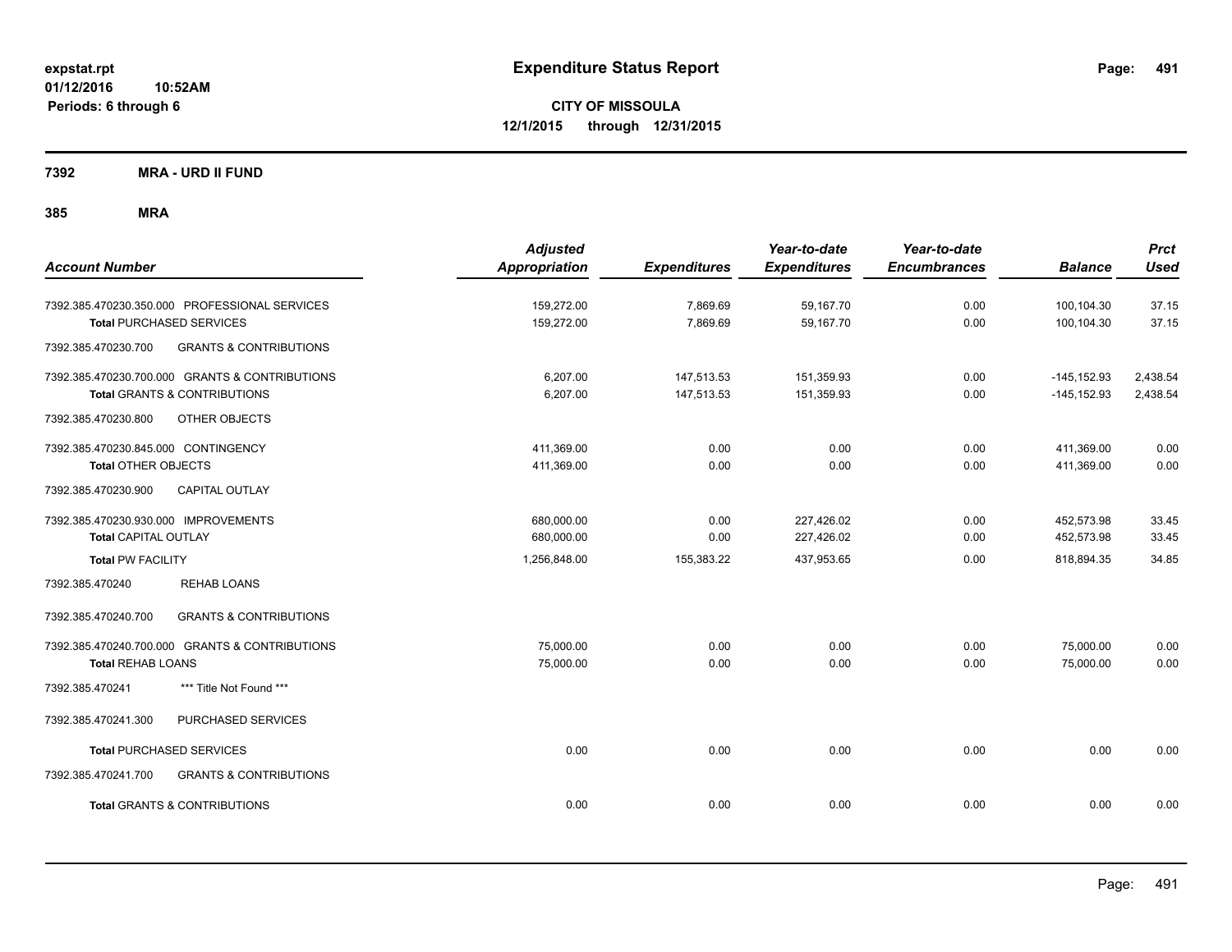**expstat.rpt**
**01/12/2016 10:52AM**
**Periods: 6 through 6**

# Expenditure Status Report

**CITY OF MISSOULA**
**12/1/2015 through 12/31/2015**

**7392 MRA - URD II FUND**

**385 MRA**

| *Account Number* | *Adjusted Appropriation* | *Expenditures* | *Year-to-date Expenditures* | *Year-to-date Encumbrances* | *Balance* | *Prct Used* |
|---|---|---|---|---|---|---|
| 7392.385.470230.350.000 PROFESSIONAL SERVICES | 159,272.00 | 7,869.69 | 59,167.70 | 0.00 | 100,104.30 | 37.15 |
| **Total** PURCHASED SERVICES | 159,272.00 | 7,869.69 | 59,167.70 | 0.00 | 100,104.30 | 37.15 |
| 7392.385.470230.700 GRANTS & CONTRIBUTIONS | | | | | | |
| 7392.385.470230.700.000 GRANTS & CONTRIBUTIONS | 6,207.00 | 147,513.53 | 151,359.93 | 0.00 | -145,152.93 | 2,438.54 |
| **Total** GRANTS & CONTRIBUTIONS | 6,207.00 | 147,513.53 | 151,359.93 | 0.00 | -145,152.93 | 2,438.54 |
| 7392.385.470230.800 OTHER OBJECTS | | | | | | |
| 7392.385.470230.845.000 CONTINGENCY | 411,369.00 | 0.00 | 0.00 | 0.00 | 411,369.00 | 0.00 |
| **Total** OTHER OBJECTS | 411,369.00 | 0.00 | 0.00 | 0.00 | 411,369.00 | 0.00 |
| 7392.385.470230.900 CAPITAL OUTLAY | | | | | | |
| 7392.385.470230.930.000 IMPROVEMENTS | 680,000.00 | 0.00 | 227,426.02 | 0.00 | 452,573.98 | 33.45 |
| **Total** CAPITAL OUTLAY | 680,000.00 | 0.00 | 227,426.02 | 0.00 | 452,573.98 | 33.45 |
| **Total** PW FACILITY | 1,256,848.00 | 155,383.22 | 437,953.65 | 0.00 | 818,894.35 | 34.85 |
| 7392.385.470240 REHAB LOANS | | | | | | |
| 7392.385.470240.700 GRANTS & CONTRIBUTIONS | | | | | | |
| 7392.385.470240.700.000 GRANTS & CONTRIBUTIONS | 75,000.00 | 0.00 | 0.00 | 0.00 | 75,000.00 | 0.00 |
| **Total** REHAB LOANS | 75,000.00 | 0.00 | 0.00 | 0.00 | 75,000.00 | 0.00 |
| 7392.385.470241 *** Title Not Found *** | | | | | | |
| 7392.385.470241.300 PURCHASED SERVICES | | | | | | |
| **Total** PURCHASED SERVICES | 0.00 | 0.00 | 0.00 | 0.00 | 0.00 | 0.00 |
| 7392.385.470241.700 GRANTS & CONTRIBUTIONS | | | | | | |
| **Total** GRANTS & CONTRIBUTIONS | 0.00 | 0.00 | 0.00 | 0.00 | 0.00 | 0.00 |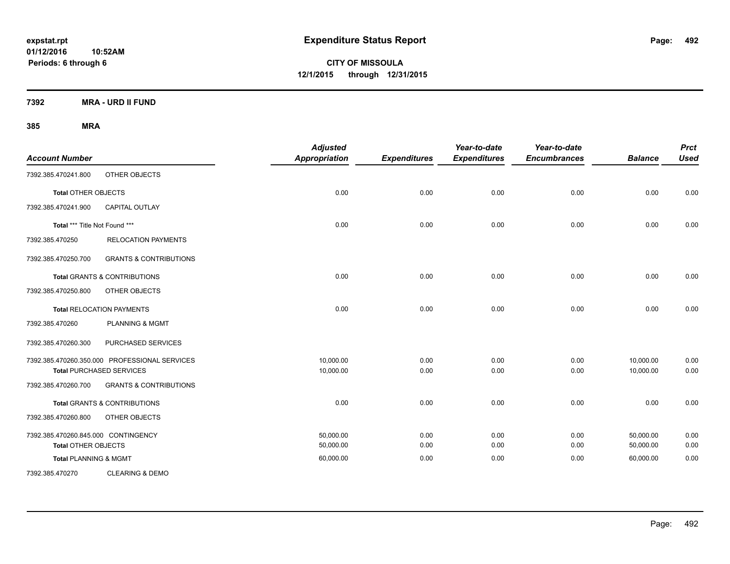# Expenditure Status Report

expstat.rpt
01/12/2016 10:52AM
Periods: 6 through 6

**CITY OF MISSOULA**
**12/1/2015 through 12/31/2015**

**7392 MRA - URD II FUND**

**385 MRA**

| Account Number | | Adjusted Appropriation | Expenditures | Year-to-date Expenditures | Year-to-date Encumbrances | Balance | Prct Used |
|---|---|---|---|---|---|---|---|
| 7392.385.470241.800 | OTHER OBJECTS | | | | | | |
| **Total** OTHER OBJECTS | | 0.00 | 0.00 | 0.00 | 0.00 | 0.00 | 0.00 |
| 7392.385.470241.900 | CAPITAL OUTLAY | | | | | | |
| **Total** *** Title Not Found *** | | 0.00 | 0.00 | 0.00 | 0.00 | 0.00 | 0.00 |
| 7392.385.470250 | RELOCATION PAYMENTS | | | | | | |
| 7392.385.470250.700 | GRANTS & CONTRIBUTIONS | | | | | | |
| **Total** GRANTS & CONTRIBUTIONS | | 0.00 | 0.00 | 0.00 | 0.00 | 0.00 | 0.00 |
| 7392.385.470250.800 | OTHER OBJECTS | | | | | | |
| **Total** RELOCATION PAYMENTS | | 0.00 | 0.00 | 0.00 | 0.00 | 0.00 | 0.00 |
| 7392.385.470260 | PLANNING & MGMT | | | | | | |
| 7392.385.470260.300 | PURCHASED SERVICES | | | | | | |
| 7392.385.470260.350.000 | PROFESSIONAL SERVICES | 10,000.00 | 0.00 | 0.00 | 0.00 | 10,000.00 | 0.00 |
| **Total** PURCHASED SERVICES | | 10,000.00 | 0.00 | 0.00 | 0.00 | 10,000.00 | 0.00 |
| 7392.385.470260.700 | GRANTS & CONTRIBUTIONS | | | | | | |
| **Total** GRANTS & CONTRIBUTIONS | | 0.00 | 0.00 | 0.00 | 0.00 | 0.00 | 0.00 |
| 7392.385.470260.800 | OTHER OBJECTS | | | | | | |
| 7392.385.470260.845.000 | CONTINGENCY | 50,000.00 | 0.00 | 0.00 | 0.00 | 50,000.00 | 0.00 |
| **Total** OTHER OBJECTS | | 50,000.00 | 0.00 | 0.00 | 0.00 | 50,000.00 | 0.00 |
| **Total** PLANNING & MGMT | | 60,000.00 | 0.00 | 0.00 | 0.00 | 60,000.00 | 0.00 |
| 7392.385.470270 | CLEARING & DEMO | | | | | | |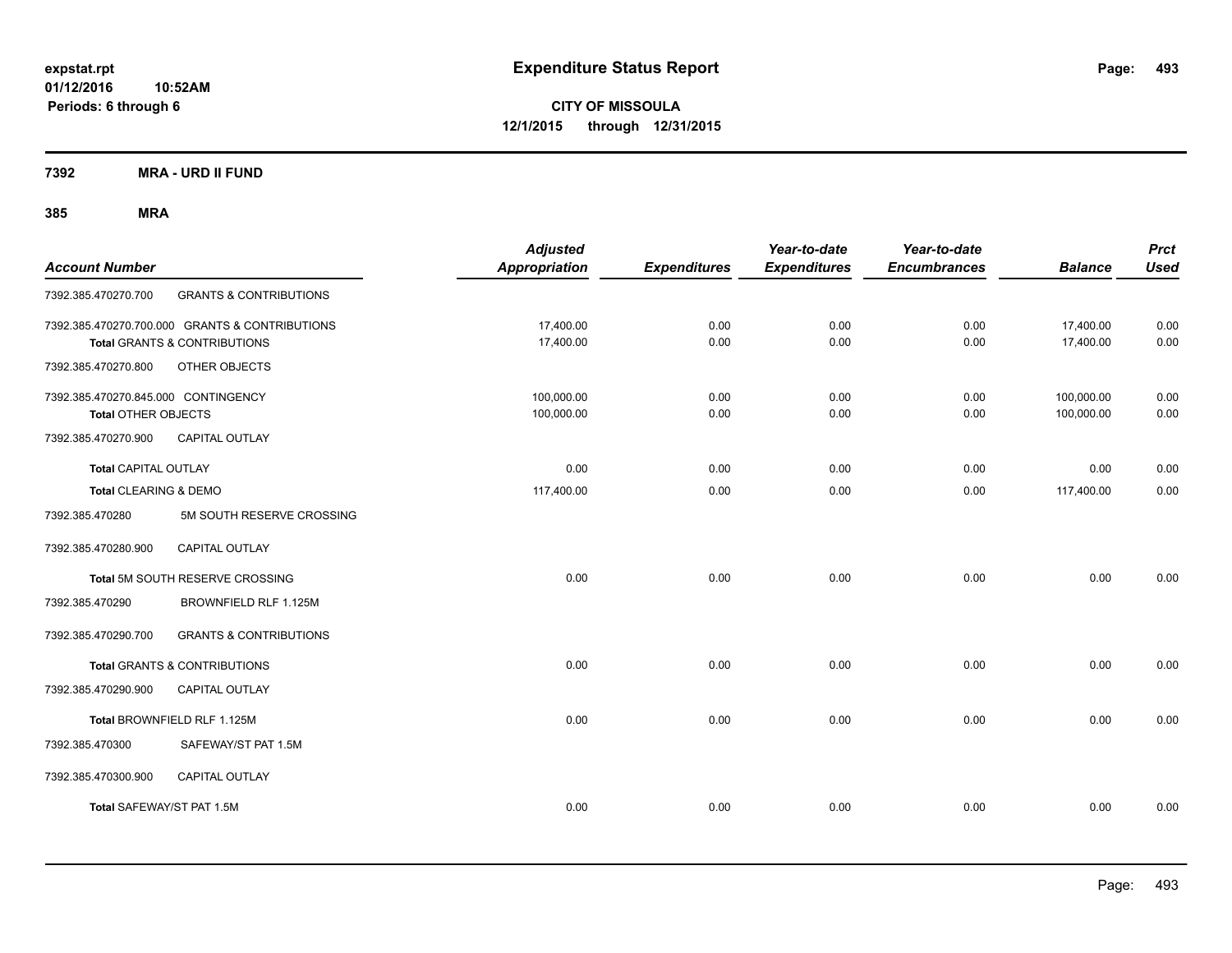# Expenditure Status Report

expstat.rpt
01/12/2016 10:52AM
Periods: 6 through 6

**CITY OF MISSOULA**
**12/1/2015 through 12/31/2015**

**7392 MRA - URD II FUND**

**385 MRA**

| Account Number | | Adjusted Appropriation | Expenditures | Year-to-date Expenditures | Year-to-date Encumbrances | Balance | Prct Used |
|---|---|---|---|---|---|---|---|
| 7392.385.470270.700 | GRANTS & CONTRIBUTIONS | | | | | | |
| 7392.385.470270.700.000 GRANTS & CONTRIBUTIONS | | 17,400.00 | 0.00 | 0.00 | 0.00 | 17,400.00 | 0.00 |
| **Total** GRANTS & CONTRIBUTIONS | | 17,400.00 | 0.00 | 0.00 | 0.00 | 17,400.00 | 0.00 |
| 7392.385.470270.800 | OTHER OBJECTS | | | | | | |
| 7392.385.470270.845.000 CONTINGENCY | | 100,000.00 | 0.00 | 0.00 | 0.00 | 100,000.00 | 0.00 |
| **Total** OTHER OBJECTS | | 100,000.00 | 0.00 | 0.00 | 0.00 | 100,000.00 | 0.00 |
| 7392.385.470270.900 | CAPITAL OUTLAY | | | | | | |
| **Total** CAPITAL OUTLAY | | 0.00 | 0.00 | 0.00 | 0.00 | 0.00 | 0.00 |
| **Total** CLEARING & DEMO | | 117,400.00 | 0.00 | 0.00 | 0.00 | 117,400.00 | 0.00 |
| 7392.385.470280 | 5M SOUTH RESERVE CROSSING | | | | | | |
| 7392.385.470280.900 | CAPITAL OUTLAY | | | | | | |
| **Total** 5M SOUTH RESERVE CROSSING | | 0.00 | 0.00 | 0.00 | 0.00 | 0.00 | 0.00 |
| 7392.385.470290 | BROWNFIELD RLF 1.125M | | | | | | |
| 7392.385.470290.700 | GRANTS & CONTRIBUTIONS | | | | | | |
| **Total** GRANTS & CONTRIBUTIONS | | 0.00 | 0.00 | 0.00 | 0.00 | 0.00 | 0.00 |
| 7392.385.470290.900 | CAPITAL OUTLAY | | | | | | |
| **Total** BROWNFIELD RLF 1.125M | | 0.00 | 0.00 | 0.00 | 0.00 | 0.00 | 0.00 |
| 7392.385.470300 | SAFEWAY/ST PAT 1.5M | | | | | | |
| 7392.385.470300.900 | CAPITAL OUTLAY | | | | | | |
| **Total** SAFEWAY/ST PAT 1.5M | | 0.00 | 0.00 | 0.00 | 0.00 | 0.00 | 0.00 |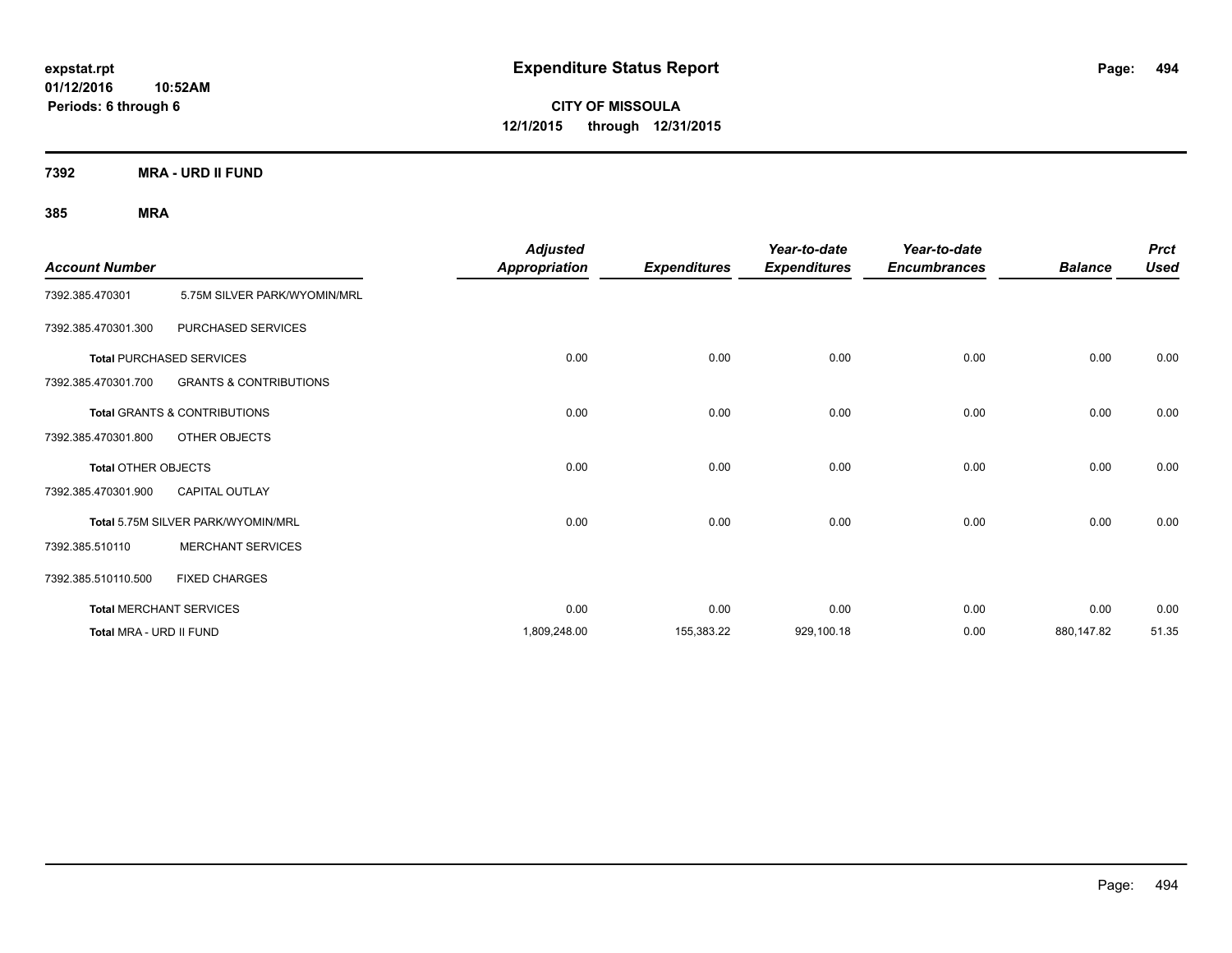**expstat.rpt**
**01/12/2016 10:52AM**
**Periods: 6 through 6**

# Expenditure Status Report

**CITY OF MISSOULA**
**12/1/2015 through 12/31/2015**

**7392 MRA - URD II FUND**

**385 MRA**

| Account Number | | *Adjusted Appropriation* | *Expenditures* | *Year-to-date Expenditures* | *Year-to-date Encumbrances* | *Balance* | *Prct Used* |
|---|---|---|---|---|---|---|---|
| 7392.385.470301 | 5.75M SILVER PARK/WYOMIN/MRL | | | | | | |
| 7392.385.470301.300 | PURCHASED SERVICES | | | | | | |
| **Total** PURCHASED SERVICES | | 0.00 | 0.00 | 0.00 | 0.00 | 0.00 | 0.00 |
| 7392.385.470301.700 | GRANTS & CONTRIBUTIONS | | | | | | |
| **Total** GRANTS & CONTRIBUTIONS | | 0.00 | 0.00 | 0.00 | 0.00 | 0.00 | 0.00 |
| 7392.385.470301.800 | OTHER OBJECTS | | | | | | |
| **Total** OTHER OBJECTS | | 0.00 | 0.00 | 0.00 | 0.00 | 0.00 | 0.00 |
| 7392.385.470301.900 | CAPITAL OUTLAY | | | | | | |
| Total 5.75M SILVER PARK/WYOMIN/MRL | | 0.00 | 0.00 | 0.00 | 0.00 | 0.00 | 0.00 |
| 7392.385.510110 | MERCHANT SERVICES | | | | | | |
| 7392.385.510110.500 | FIXED CHARGES | | | | | | |
| **Total** MERCHANT SERVICES | | 0.00 | 0.00 | 0.00 | 0.00 | 0.00 | 0.00 |
| Total MRA - URD II FUND | | 1,809,248.00 | 155,383.22 | 929,100.18 | 0.00 | 880,147.82 | 51.35 |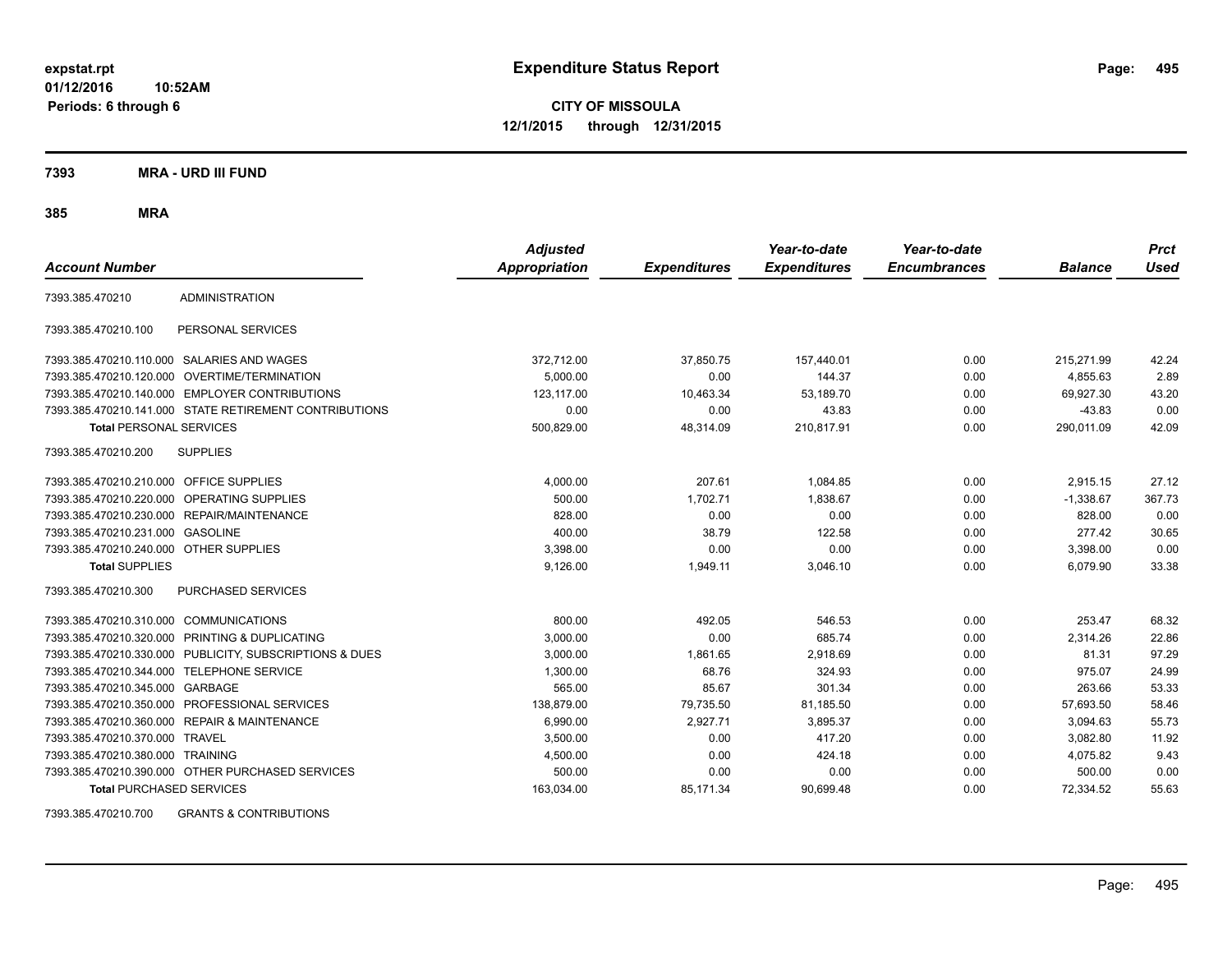**expstat.rpt**
**01/12/2016 10:52AM**
**Periods: 6 through 6**

# Expenditure Status Report

**CITY OF MISSOULA**
**12/1/2015 through 12/31/2015**

## 7393 MRA - URD III FUND

## 385 MRA

| Account Number | | Adjusted Appropriation | Expenditures | Year-to-date Expenditures | Year-to-date Encumbrances | Balance | Prct Used |
|---|---|---|---|---|---|---|---|
| 7393.385.470210 | ADMINISTRATION | | | | | | |
| 7393.385.470210.100 | PERSONAL SERVICES | | | | | | |
| 7393.385.470210.110.000 | SALARIES AND WAGES | 372,712.00 | 37,850.75 | 157,440.01 | 0.00 | 215,271.99 | 42.24 |
| 7393.385.470210.120.000 | OVERTIME/TERMINATION | 5,000.00 | 0.00 | 144.37 | 0.00 | 4,855.63 | 2.89 |
| 7393.385.470210.140.000 | EMPLOYER CONTRIBUTIONS | 123,117.00 | 10,463.34 | 53,189.70 | 0.00 | 69,927.30 | 43.20 |
| 7393.385.470210.141.000 | STATE RETIREMENT CONTRIBUTIONS | 0.00 | 0.00 | 43.83 | 0.00 | -43.83 | 0.00 |
| **Total** PERSONAL SERVICES | | 500,829.00 | 48,314.09 | 210,817.91 | 0.00 | 290,011.09 | 42.09 |
| 7393.385.470210.200 | SUPPLIES | | | | | | |
| 7393.385.470210.210.000 | OFFICE SUPPLIES | 4,000.00 | 207.61 | 1,084.85 | 0.00 | 2,915.15 | 27.12 |
| 7393.385.470210.220.000 | OPERATING SUPPLIES | 500.00 | 1,702.71 | 1,838.67 | 0.00 | -1,338.67 | 367.73 |
| 7393.385.470210.230.000 | REPAIR/MAINTENANCE | 828.00 | 0.00 | 0.00 | 0.00 | 828.00 | 0.00 |
| 7393.385.470210.231.000 | GASOLINE | 400.00 | 38.79 | 122.58 | 0.00 | 277.42 | 30.65 |
| 7393.385.470210.240.000 | OTHER SUPPLIES | 3,398.00 | 0.00 | 0.00 | 0.00 | 3,398.00 | 0.00 |
| **Total** SUPPLIES | | 9,126.00 | 1,949.11 | 3,046.10 | 0.00 | 6,079.90 | 33.38 |
| 7393.385.470210.300 | PURCHASED SERVICES | | | | | | |
| 7393.385.470210.310.000 | COMMUNICATIONS | 800.00 | 492.05 | 546.53 | 0.00 | 253.47 | 68.32 |
| 7393.385.470210.320.000 | PRINTING & DUPLICATING | 3,000.00 | 0.00 | 685.74 | 0.00 | 2,314.26 | 22.86 |
| 7393.385.470210.330.000 | PUBLICITY, SUBSCRIPTIONS & DUES | 3,000.00 | 1,861.65 | 2,918.69 | 0.00 | 81.31 | 97.29 |
| 7393.385.470210.344.000 | TELEPHONE SERVICE | 1,300.00 | 68.76 | 324.93 | 0.00 | 975.07 | 24.99 |
| 7393.385.470210.345.000 | GARBAGE | 565.00 | 85.67 | 301.34 | 0.00 | 263.66 | 53.33 |
| 7393.385.470210.350.000 | PROFESSIONAL SERVICES | 138,879.00 | 79,735.50 | 81,185.50 | 0.00 | 57,693.50 | 58.46 |
| 7393.385.470210.360.000 | REPAIR & MAINTENANCE | 6,990.00 | 2,927.71 | 3,895.37 | 0.00 | 3,094.63 | 55.73 |
| 7393.385.470210.370.000 | TRAVEL | 3,500.00 | 0.00 | 417.20 | 0.00 | 3,082.80 | 11.92 |
| 7393.385.470210.380.000 | TRAINING | 4,500.00 | 0.00 | 424.18 | 0.00 | 4,075.82 | 9.43 |
| 7393.385.470210.390.000 | OTHER PURCHASED SERVICES | 500.00 | 0.00 | 0.00 | 0.00 | 500.00 | 0.00 |
| **Total** PURCHASED SERVICES | | 163,034.00 | 85,171.34 | 90,699.48 | 0.00 | 72,334.52 | 55.63 |
| 7393.385.470210.700 | GRANTS & CONTRIBUTIONS | | | | | | |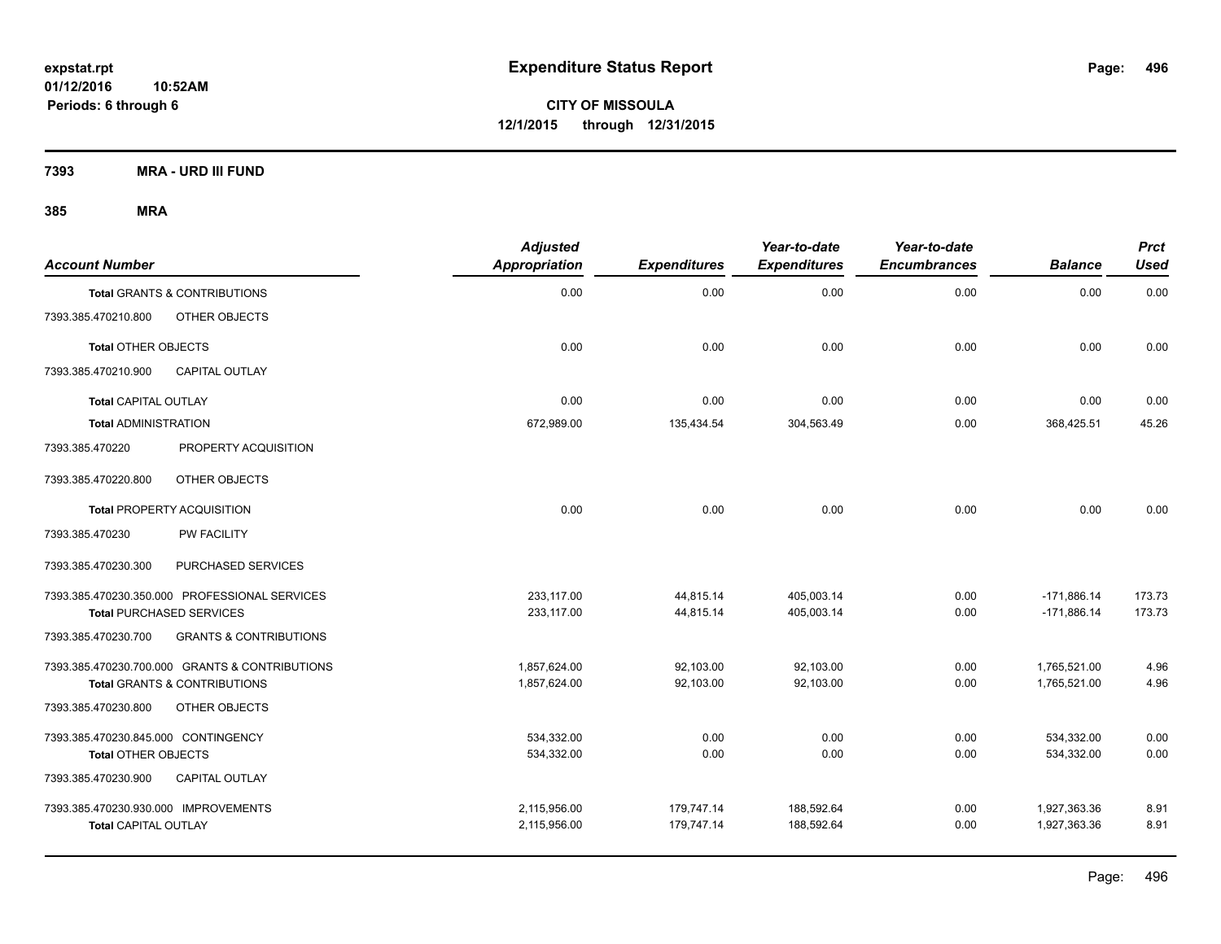**expstat.rpt**
**01/12/2016 10:52AM**
**Periods: 6 through 6**

# Expenditure Status Report

**CITY OF MISSOULA**
**12/1/2015 through 12/31/2015**

**7393 MRA - URD III FUND**

**385 MRA**

| Account Number | | Adjusted Appropriation | Expenditures | Year-to-date Expenditures | Year-to-date Encumbrances | Balance | Prct Used |
|---|---|---|---|---|---|---|---|
| **Total** GRANTS & CONTRIBUTIONS | | 0.00 | 0.00 | 0.00 | 0.00 | 0.00 | 0.00 |
| 7393.385.470210.800 | OTHER OBJECTS | | | | | | |
| **Total** OTHER OBJECTS | | 0.00 | 0.00 | 0.00 | 0.00 | 0.00 | 0.00 |
| 7393.385.470210.900 | CAPITAL OUTLAY | | | | | | |
| **Total** CAPITAL OUTLAY | | 0.00 | 0.00 | 0.00 | 0.00 | 0.00 | 0.00 |
| **Total** ADMINISTRATION | | 672,989.00 | 135,434.54 | 304,563.49 | 0.00 | 368,425.51 | 45.26 |
| 7393.385.470220 | PROPERTY ACQUISITION | | | | | | |
| 7393.385.470220.800 | OTHER OBJECTS | | | | | | |
| **Total** PROPERTY ACQUISITION | | 0.00 | 0.00 | 0.00 | 0.00 | 0.00 | 0.00 |
| 7393.385.470230 | PW FACILITY | | | | | | |
| 7393.385.470230.300 | PURCHASED SERVICES | | | | | | |
| 7393.385.470230.350.000 | PROFESSIONAL SERVICES | 233,117.00 | 44,815.14 | 405,003.14 | 0.00 | -171,886.14 | 173.73 |
| **Total** PURCHASED SERVICES | | 233,117.00 | 44,815.14 | 405,003.14 | 0.00 | -171,886.14 | 173.73 |
| 7393.385.470230.700 | GRANTS & CONTRIBUTIONS | | | | | | |
| 7393.385.470230.700.000 | GRANTS & CONTRIBUTIONS | 1,857,624.00 | 92,103.00 | 92,103.00 | 0.00 | 1,765,521.00 | 4.96 |
| **Total** GRANTS & CONTRIBUTIONS | | 1,857,624.00 | 92,103.00 | 92,103.00 | 0.00 | 1,765,521.00 | 4.96 |
| 7393.385.470230.800 | OTHER OBJECTS | | | | | | |
| 7393.385.470230.845.000 | CONTINGENCY | 534,332.00 | 0.00 | 0.00 | 0.00 | 534,332.00 | 0.00 |
| **Total** OTHER OBJECTS | | 534,332.00 | 0.00 | 0.00 | 0.00 | 534,332.00 | 0.00 |
| 7393.385.470230.900 | CAPITAL OUTLAY | | | | | | |
| 7393.385.470230.930.000 | IMPROVEMENTS | 2,115,956.00 | 179,747.14 | 188,592.64 | 0.00 | 1,927,363.36 | 8.91 |
| **Total** CAPITAL OUTLAY | | 2,115,956.00 | 179,747.14 | 188,592.64 | 0.00 | 1,927,363.36 | 8.91 |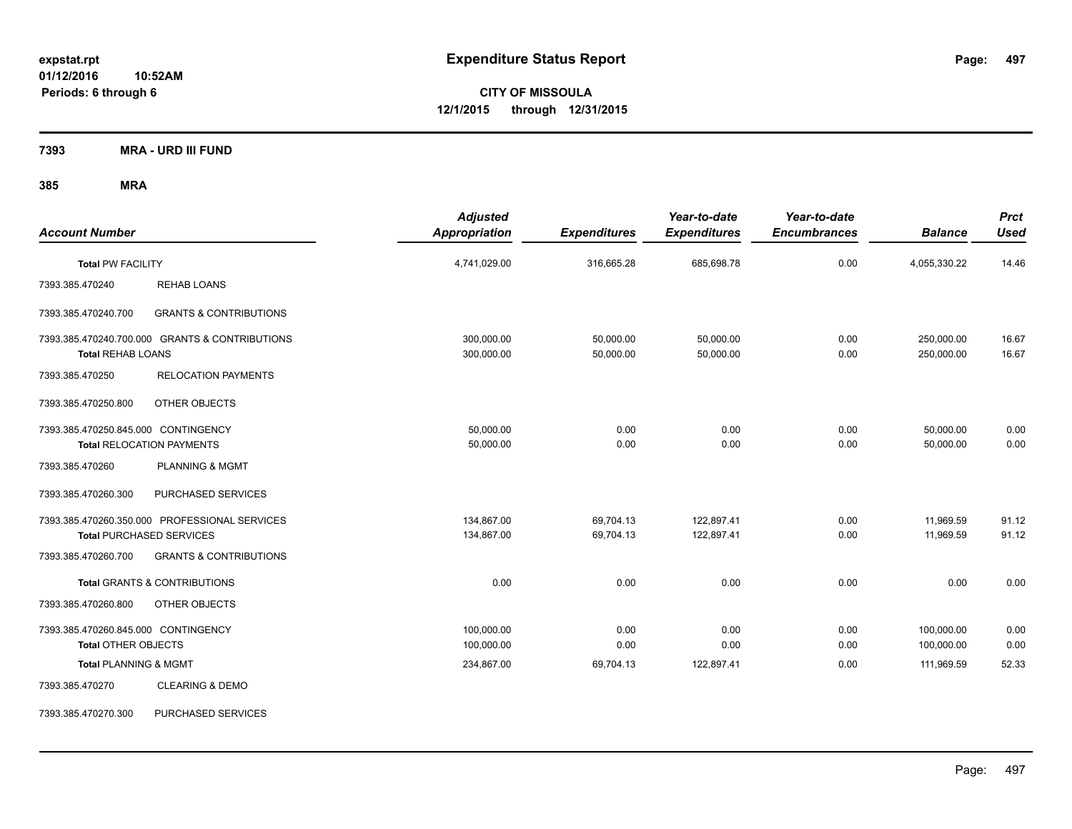# Expenditure Status Report

**CITY OF MISSOULA**
**12/1/2015 through 12/31/2015**

expstat.rpt
01/12/2016 10:52AM
Periods: 6 through 6

**7393 MRA - URD III FUND**

**385 MRA**

| Account Number | | Adjusted Appropriation | Expenditures | Year-to-date Expenditures | Year-to-date Encumbrances | Balance | Prct Used |
|---|---|---|---|---|---|---|---|
| **Total** PW FACILITY | | 4,741,029.00 | 316,665.28 | 685,698.78 | 0.00 | 4,055,330.22 | 14.46 |
| 7393.385.470240 | REHAB LOANS | | | | | | |
| 7393.385.470240.700 | GRANTS & CONTRIBUTIONS | | | | | | |
| 7393.385.470240.700.000 | GRANTS & CONTRIBUTIONS | 300,000.00 | 50,000.00 | 50,000.00 | 0.00 | 250,000.00 | 16.67 |
| **Total** REHAB LOANS | | 300,000.00 | 50,000.00 | 50,000.00 | 0.00 | 250,000.00 | 16.67 |
| 7393.385.470250 | RELOCATION PAYMENTS | | | | | | |
| 7393.385.470250.800 | OTHER OBJECTS | | | | | | |
| 7393.385.470250.845.000 | CONTINGENCY | 50,000.00 | 0.00 | 0.00 | 0.00 | 50,000.00 | 0.00 |
| **Total** RELOCATION PAYMENTS | | 50,000.00 | 0.00 | 0.00 | 0.00 | 50,000.00 | 0.00 |
| 7393.385.470260 | PLANNING & MGMT | | | | | | |
| 7393.385.470260.300 | PURCHASED SERVICES | | | | | | |
| 7393.385.470260.350.000 | PROFESSIONAL SERVICES | 134,867.00 | 69,704.13 | 122,897.41 | 0.00 | 11,969.59 | 91.12 |
| **Total** PURCHASED SERVICES | | 134,867.00 | 69,704.13 | 122,897.41 | 0.00 | 11,969.59 | 91.12 |
| 7393.385.470260.700 | GRANTS & CONTRIBUTIONS | | | | | | |
| **Total** GRANTS & CONTRIBUTIONS | | 0.00 | 0.00 | 0.00 | 0.00 | 0.00 | 0.00 |
| 7393.385.470260.800 | OTHER OBJECTS | | | | | | |
| 7393.385.470260.845.000 | CONTINGENCY | 100,000.00 | 0.00 | 0.00 | 0.00 | 100,000.00 | 0.00 |
| **Total** OTHER OBJECTS | | 100,000.00 | 0.00 | 0.00 | 0.00 | 100,000.00 | 0.00 |
| **Total** PLANNING & MGMT | | 234,867.00 | 69,704.13 | 122,897.41 | 0.00 | 111,969.59 | 52.33 |
| 7393.385.470270 | CLEARING & DEMO | | | | | | |
| 7393.385.470270.300 | PURCHASED SERVICES | | | | | | |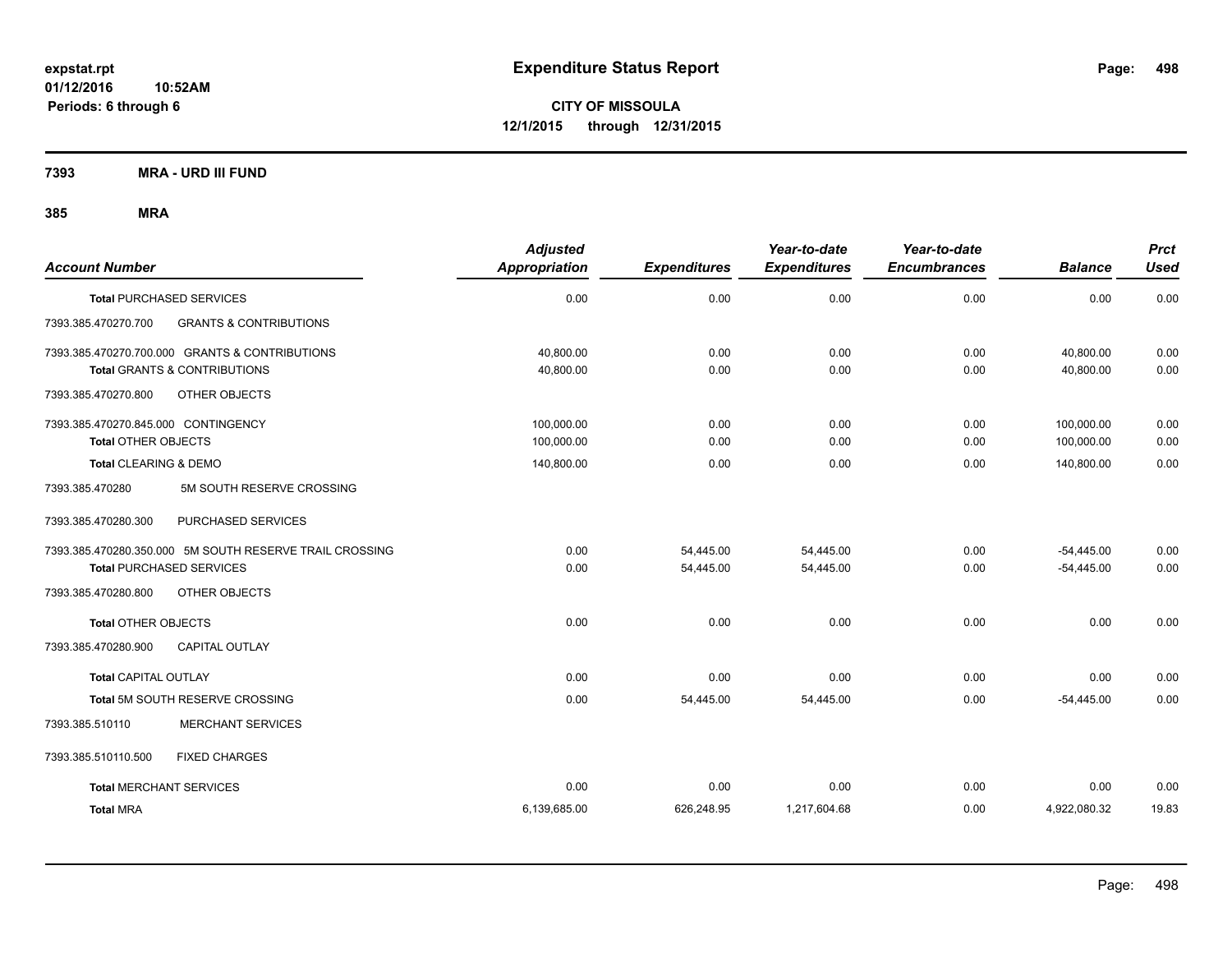**expstat.rpt**
**01/12/2016 10:52AM**
**Periods: 6 through 6**

# Expenditure Status Report

**CITY OF MISSOULA**
**12/1/2015 through 12/31/2015**

## 7393 MRA - URD III FUND

### 385 MRA

| Account Number | Adjusted Appropriation | Expenditures | Year-to-date Expenditures | Year-to-date Encumbrances | Balance | Prct Used |
|---|---|---|---|---|---|---|
| **Total** PURCHASED SERVICES | 0.00 | 0.00 | 0.00 | 0.00 | 0.00 | 0.00 |
| 7393.385.470270.700 GRANTS & CONTRIBUTIONS | | | | | | |
| 7393.385.470270.700.000 GRANTS & CONTRIBUTIONS | 40,800.00 | 0.00 | 0.00 | 0.00 | 40,800.00 | 0.00 |
| **Total** GRANTS & CONTRIBUTIONS | 40,800.00 | 0.00 | 0.00 | 0.00 | 40,800.00 | 0.00 |
| 7393.385.470270.800 OTHER OBJECTS | | | | | | |
| 7393.385.470270.845.000 CONTINGENCY | 100,000.00 | 0.00 | 0.00 | 0.00 | 100,000.00 | 0.00 |
| **Total** OTHER OBJECTS | 100,000.00 | 0.00 | 0.00 | 0.00 | 100,000.00 | 0.00 |
| **Total** CLEARING & DEMO | 140,800.00 | 0.00 | 0.00 | 0.00 | 140,800.00 | 0.00 |
| 7393.385.470280 5M SOUTH RESERVE CROSSING | | | | | | |
| 7393.385.470280.300 PURCHASED SERVICES | | | | | | |
| 7393.385.470280.350.000 5M SOUTH RESERVE TRAIL CROSSING | 0.00 | 54,445.00 | 54,445.00 | 0.00 | -54,445.00 | 0.00 |
| **Total** PURCHASED SERVICES | 0.00 | 54,445.00 | 54,445.00 | 0.00 | -54,445.00 | 0.00 |
| 7393.385.470280.800 OTHER OBJECTS | | | | | | |
| **Total** OTHER OBJECTS | 0.00 | 0.00 | 0.00 | 0.00 | 0.00 | 0.00 |
| 7393.385.470280.900 CAPITAL OUTLAY | | | | | | |
| **Total** CAPITAL OUTLAY | 0.00 | 0.00 | 0.00 | 0.00 | 0.00 | 0.00 |
| **Total** 5M SOUTH RESERVE CROSSING | 0.00 | 54,445.00 | 54,445.00 | 0.00 | -54,445.00 | 0.00 |
| 7393.385.510110 MERCHANT SERVICES | | | | | | |
| 7393.385.510110.500 FIXED CHARGES | | | | | | |
| **Total** MERCHANT SERVICES | 0.00 | 0.00 | 0.00 | 0.00 | 0.00 | 0.00 |
| **Total** MRA | 6,139,685.00 | 626,248.95 | 1,217,604.68 | 0.00 | 4,922,080.32 | 19.83 |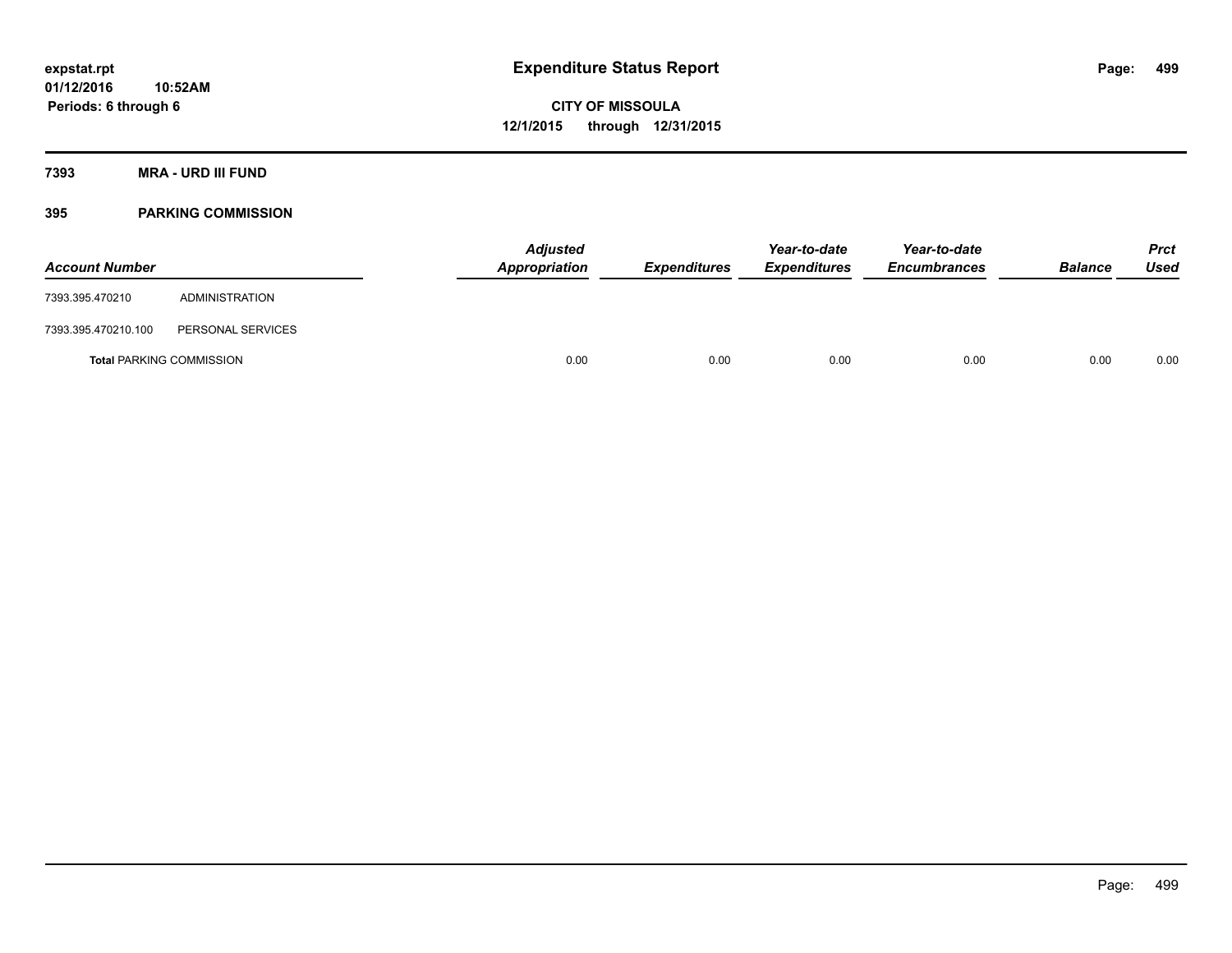**expstat.rpt**
**01/12/2016 10:52AM**
**Periods: 6 through 6**

# Expenditure Status Report

**CITY OF MISSOULA**
**12/1/2015 through 12/31/2015**

## 7393 MRA - URD III FUND

### 395 PARKING COMMISSION

| Account Number | | Adjusted Appropriation | Expenditures | Year-to-date Expenditures | Year-to-date Encumbrances | Balance | Prct Used |
|---|---|---|---|---|---|---|---|
| 7393.395.470210 | ADMINISTRATION | | | | | | |
| 7393.395.470210.100 | PERSONAL SERVICES | | | | | | |
| **Total** PARKING COMMISSION | | 0.00 | 0.00 | 0.00 | 0.00 | 0.00 | 0.00 |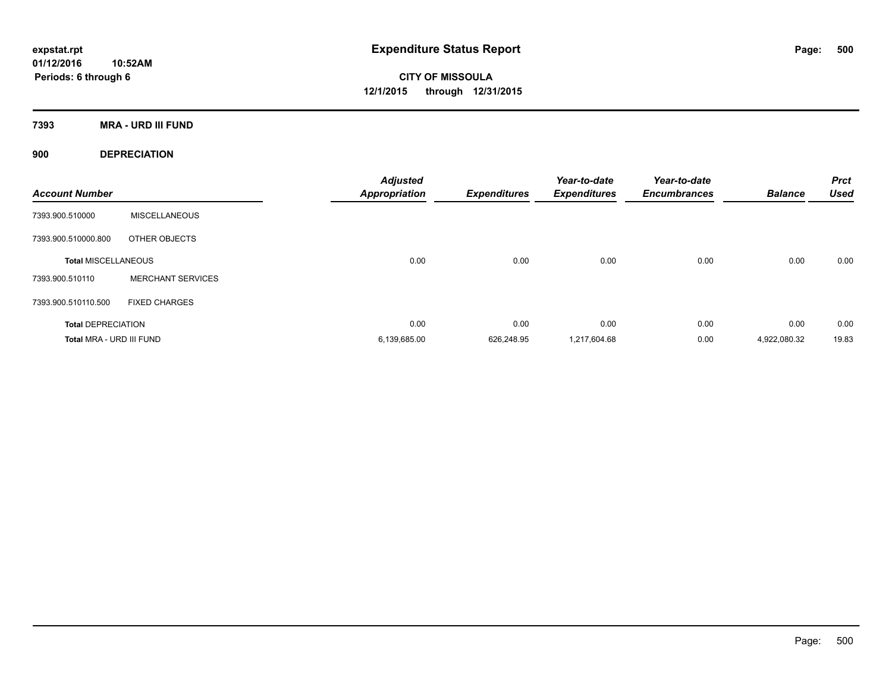**expstat.rpt**
**01/12/2016 10:52AM**
**Periods: 6 through 6**

# Expenditure Status Report

**CITY OF MISSOULA**
**12/1/2015 through 12/31/2015**

## 7393 MRA - URD III FUND

### 900 DEPRECIATION

| Account Number | | Adjusted Appropriation | Expenditures | Year-to-date Expenditures | Year-to-date Encumbrances | Balance | Prct Used |
|---|---|---|---|---|---|---|---|
| 7393.900.510000 | MISCELLANEOUS | | | | | | |
| 7393.900.510000.800 | OTHER OBJECTS | | | | | | |
| **Total MISCELLANEOUS** | | 0.00 | 0.00 | 0.00 | 0.00 | 0.00 | 0.00 |
| 7393.900.510110 | MERCHANT SERVICES | | | | | | |
| 7393.900.510110.500 | FIXED CHARGES | | | | | | |
| **Total DEPRECIATION** | | 0.00 | 0.00 | 0.00 | 0.00 | 0.00 | 0.00 |
| **Total MRA - URD III FUND** | | 6,139,685.00 | 626,248.95 | 1,217,604.68 | 0.00 | 4,922,080.32 | 19.83 |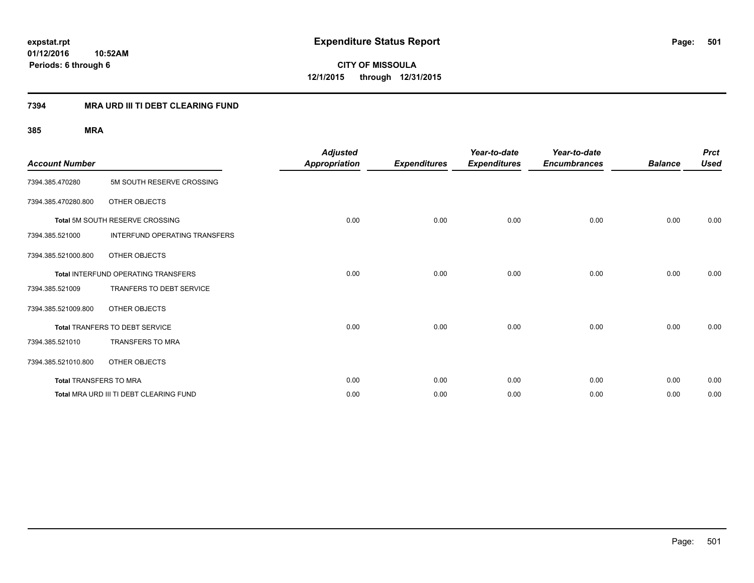**expstat.rpt**
**01/12/2016 10:52AM**
**Periods: 6 through 6**

# Expenditure Status Report

**CITY OF MISSOULA**
**12/1/2015 through 12/31/2015**

## 7394 MRA URD III TI DEBT CLEARING FUND

### 385 MRA

| Account Number | | Adjusted Appropriation | Expenditures | Year-to-date Expenditures | Year-to-date Encumbrances | Balance | Prct Used |
|---|---|---|---|---|---|---|---|
| 7394.385.470280 | 5M SOUTH RESERVE CROSSING | | | | | | |
| 7394.385.470280.800 | OTHER OBJECTS | | | | | | |
| **Total** 5M SOUTH RESERVE CROSSING | | 0.00 | 0.00 | 0.00 | 0.00 | 0.00 | 0.00 |
| 7394.385.521000 | INTERFUND OPERATING TRANSFERS | | | | | | |
| 7394.385.521000.800 | OTHER OBJECTS | | | | | | |
| **Total** INTERFUND OPERATING TRANSFERS | | 0.00 | 0.00 | 0.00 | 0.00 | 0.00 | 0.00 |
| 7394.385.521009 | TRANFERS TO DEBT SERVICE | | | | | | |
| 7394.385.521009.800 | OTHER OBJECTS | | | | | | |
| **Total** TRANFERS TO DEBT SERVICE | | 0.00 | 0.00 | 0.00 | 0.00 | 0.00 | 0.00 |
| 7394.385.521010 | TRANSFERS TO MRA | | | | | | |
| 7394.385.521010.800 | OTHER OBJECTS | | | | | | |
| **Total** TRANSFERS TO MRA | | 0.00 | 0.00 | 0.00 | 0.00 | 0.00 | 0.00 |
| **Total** MRA URD III TI DEBT CLEARING FUND | | 0.00 | 0.00 | 0.00 | 0.00 | 0.00 | 0.00 |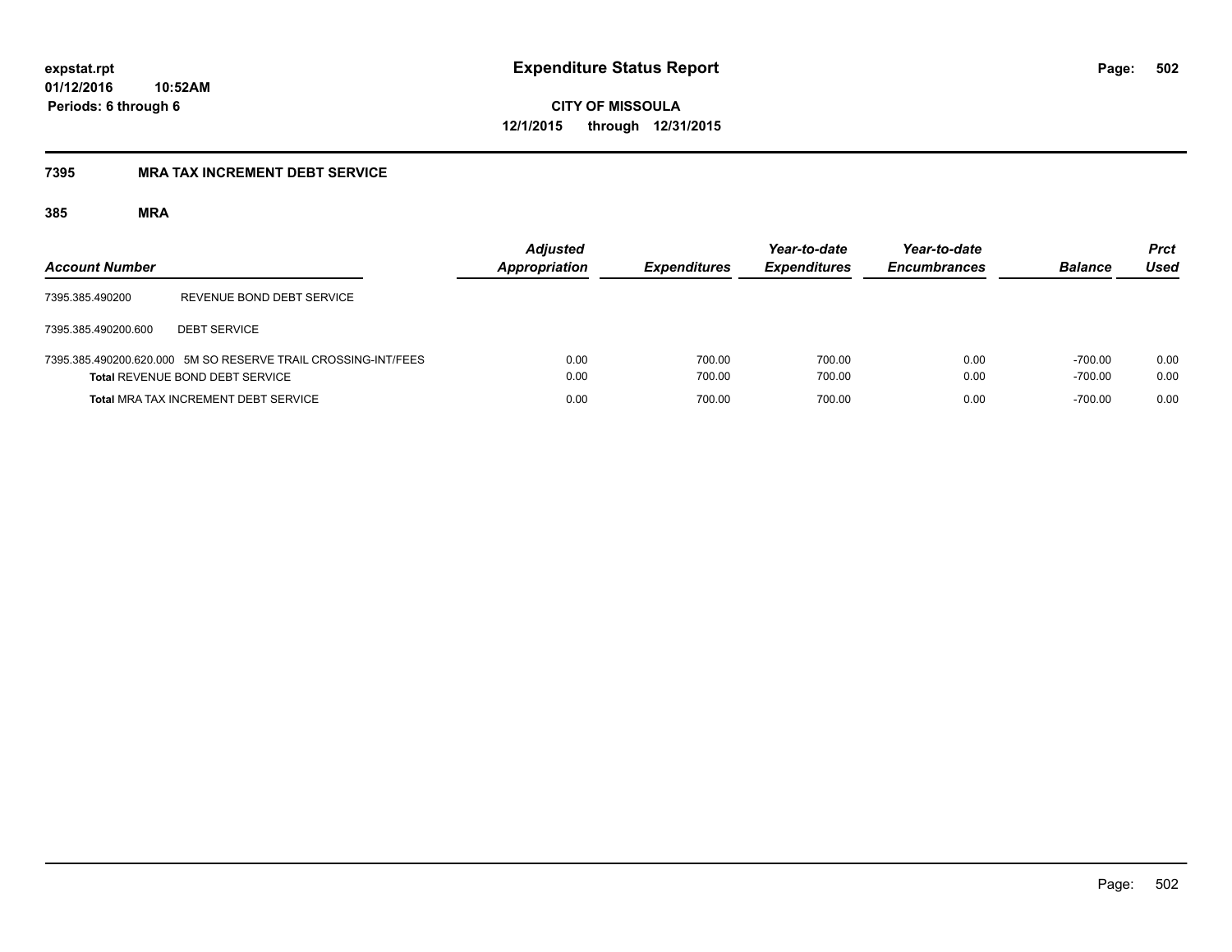# Expenditure Status Report

**CITY OF MISSOULA**
**12/1/2015 through 12/31/2015**

expstat.rpt
01/12/2016 10:52AM
Periods: 6 through 6

## 7395 MRA TAX INCREMENT DEBT SERVICE

### 385 MRA

| Account Number | | Adjusted Appropriation | Expenditures | Year-to-date Expenditures | Year-to-date Encumbrances | Balance | Prct Used |
|---|---|---|---|---|---|---|---|
| 7395.385.490200 | REVENUE BOND DEBT SERVICE | | | | | | |
| 7395.385.490200.600 | DEBT SERVICE | | | | | | |
| 7395.385.490200.620.000 | 5M SO RESERVE TRAIL CROSSING-INT/FEES | 0.00 | 700.00 | 700.00 | 0.00 | -700.00 | 0.00 |
| **Total** REVENUE BOND DEBT SERVICE | | 0.00 | 700.00 | 700.00 | 0.00 | -700.00 | 0.00 |
| **Total** MRA TAX INCREMENT DEBT SERVICE | | 0.00 | 700.00 | 700.00 | 0.00 | -700.00 | 0.00 |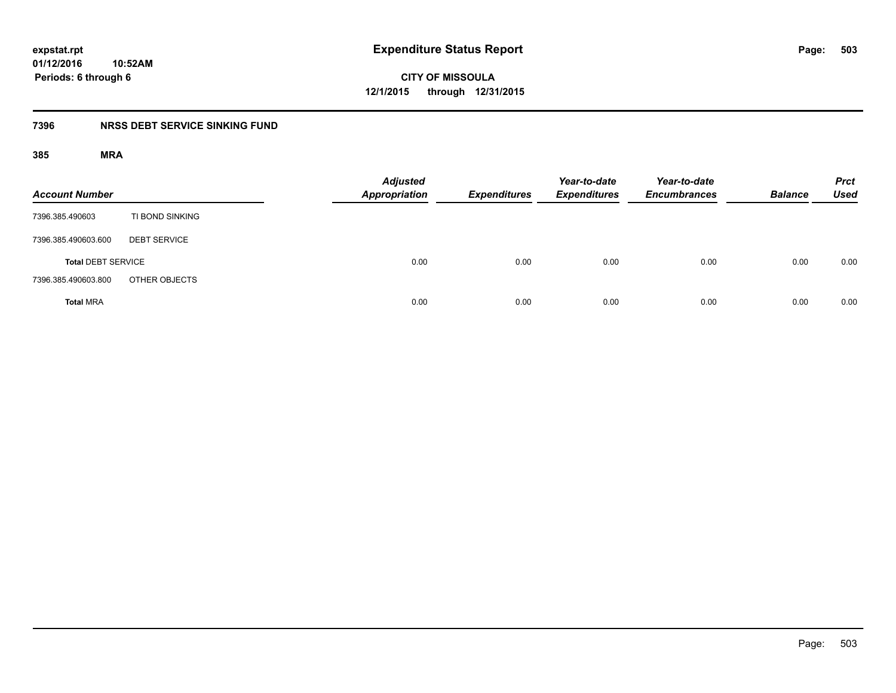**expstat.rpt**
**01/12/2016 10:52AM**
**Periods: 6 through 6**

# Expenditure Status Report

**CITY OF MISSOULA**
**12/1/2015 through 12/31/2015**

## 7396 NRSS DEBT SERVICE SINKING FUND

### 385 MRA

| Account Number | | Adjusted Appropriation | Expenditures | Year-to-date Expenditures | Year-to-date Encumbrances | Balance | Prct Used |
|---|---|---|---|---|---|---|---|
| 7396.385.490603 | TI BOND SINKING | | | | | | |
| 7396.385.490603.600 | DEBT SERVICE | | | | | | |
| **Total** DEBT SERVICE | | 0.00 | 0.00 | 0.00 | 0.00 | 0.00 | 0.00 |
| 7396.385.490603.800 | OTHER OBJECTS | | | | | | |
| **Total** MRA | | 0.00 | 0.00 | 0.00 | 0.00 | 0.00 | 0.00 |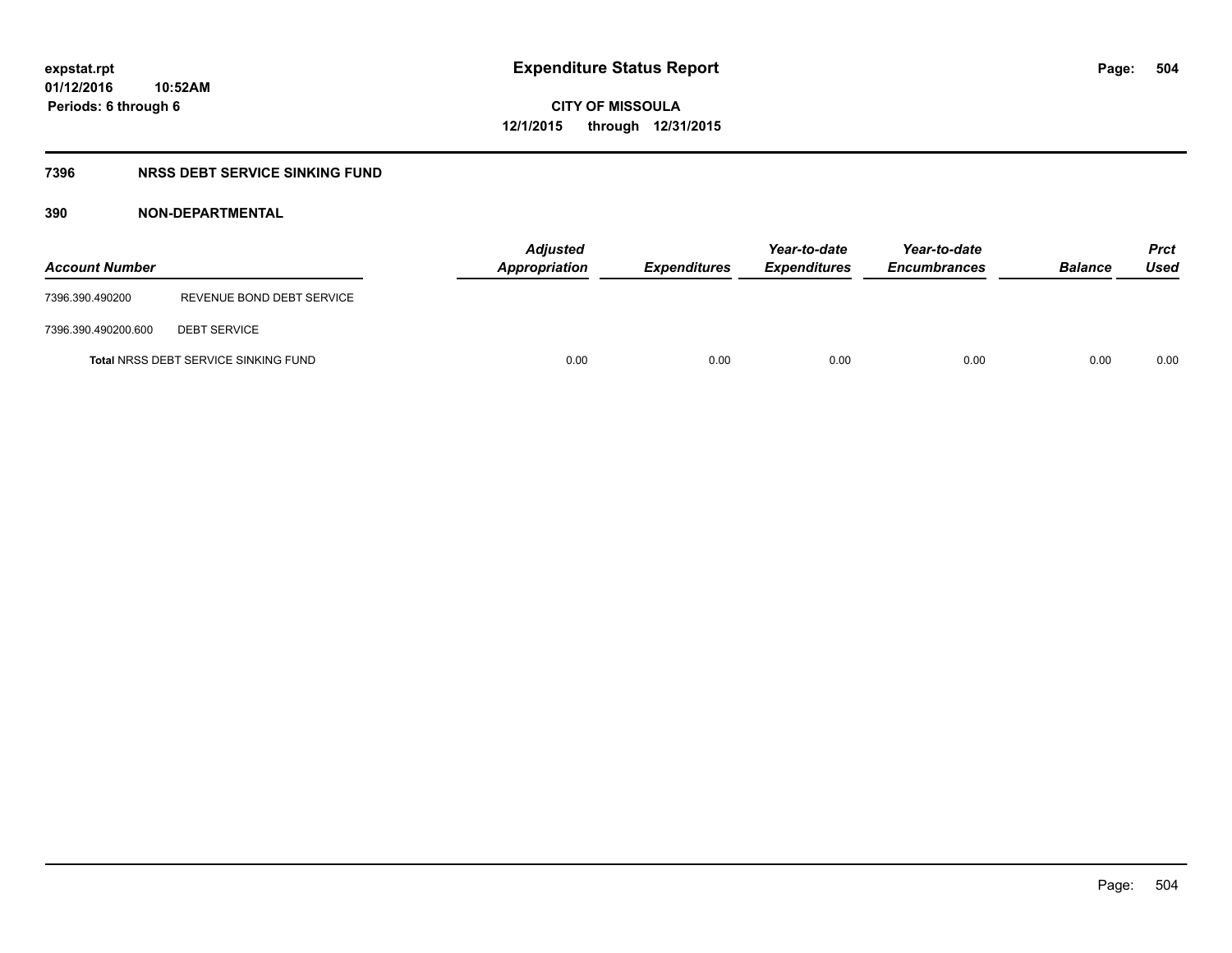**expstat.rpt**
**01/12/2016 10:52AM**
**Periods: 6 through 6**

# Expenditure Status Report

**CITY OF MISSOULA**
**12/1/2015 through 12/31/2015**

## 7396 NRSS DEBT SERVICE SINKING FUND

### 390 NON-DEPARTMENTAL

| Account Number | | Adjusted Appropriation | Expenditures | Year-to-date Expenditures | Year-to-date Encumbrances | Balance | Prct Used |
|---|---|---|---|---|---|---|---|
| 7396.390.490200 | REVENUE BOND DEBT SERVICE | | | | | | |
| 7396.390.490200.600 | DEBT SERVICE | | | | | | |
| **Total** NRSS DEBT SERVICE SINKING FUND | | 0.00 | 0.00 | 0.00 | 0.00 | 0.00 | 0.00 |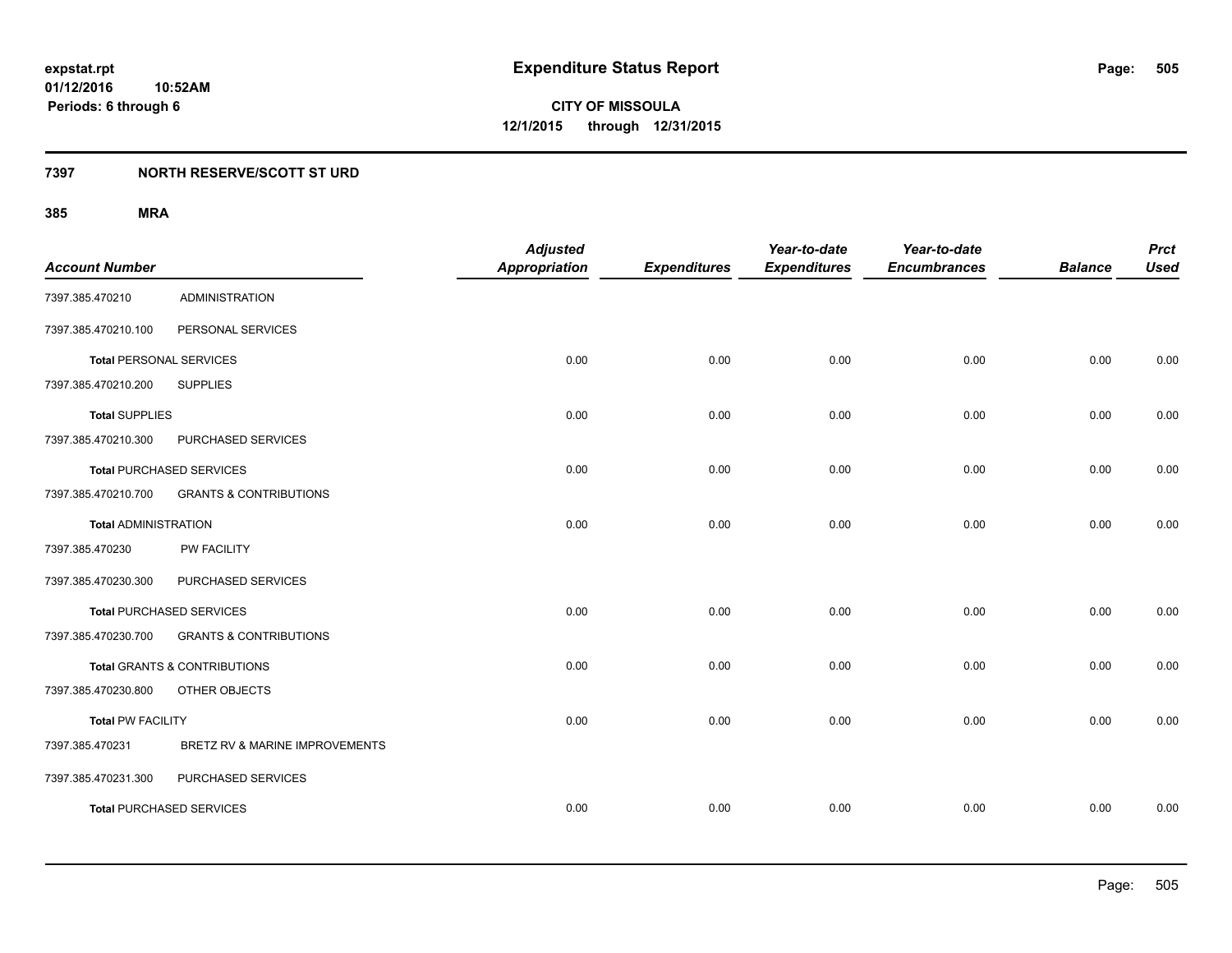# Expenditure Status Report

**CITY OF MISSOULA**
**12/1/2015 through 12/31/2015**

expstat.rpt
01/12/2016 10:52AM
Periods: 6 through 6

## 7397 NORTH RESERVE/SCOTT ST URD

## 385 MRA

| Account Number | | Adjusted Appropriation | Expenditures | Year-to-date Expenditures | Year-to-date Encumbrances | Balance | Prct Used |
|---|---|---|---|---|---|---|---|
| 7397.385.470210 | ADMINISTRATION | | | | | | |
| 7397.385.470210.100 | PERSONAL SERVICES | | | | | | |
| **Total** PERSONAL SERVICES | | 0.00 | 0.00 | 0.00 | 0.00 | 0.00 | 0.00 |
| 7397.385.470210.200 | SUPPLIES | | | | | | |
| **Total** SUPPLIES | | 0.00 | 0.00 | 0.00 | 0.00 | 0.00 | 0.00 |
| 7397.385.470210.300 | PURCHASED SERVICES | | | | | | |
| **Total** PURCHASED SERVICES | | 0.00 | 0.00 | 0.00 | 0.00 | 0.00 | 0.00 |
| 7397.385.470210.700 | GRANTS & CONTRIBUTIONS | | | | | | |
| **Total** ADMINISTRATION | | 0.00 | 0.00 | 0.00 | 0.00 | 0.00 | 0.00 |
| 7397.385.470230 | PW FACILITY | | | | | | |
| 7397.385.470230.300 | PURCHASED SERVICES | | | | | | |
| **Total** PURCHASED SERVICES | | 0.00 | 0.00 | 0.00 | 0.00 | 0.00 | 0.00 |
| 7397.385.470230.700 | GRANTS & CONTRIBUTIONS | | | | | | |
| **Total** GRANTS & CONTRIBUTIONS | | 0.00 | 0.00 | 0.00 | 0.00 | 0.00 | 0.00 |
| 7397.385.470230.800 | OTHER OBJECTS | | | | | | |
| **Total** PW FACILITY | | 0.00 | 0.00 | 0.00 | 0.00 | 0.00 | 0.00 |
| 7397.385.470231 | BRETZ RV & MARINE IMPROVEMENTS | | | | | | |
| 7397.385.470231.300 | PURCHASED SERVICES | | | | | | |
| **Total** PURCHASED SERVICES | | 0.00 | 0.00 | 0.00 | 0.00 | 0.00 | 0.00 |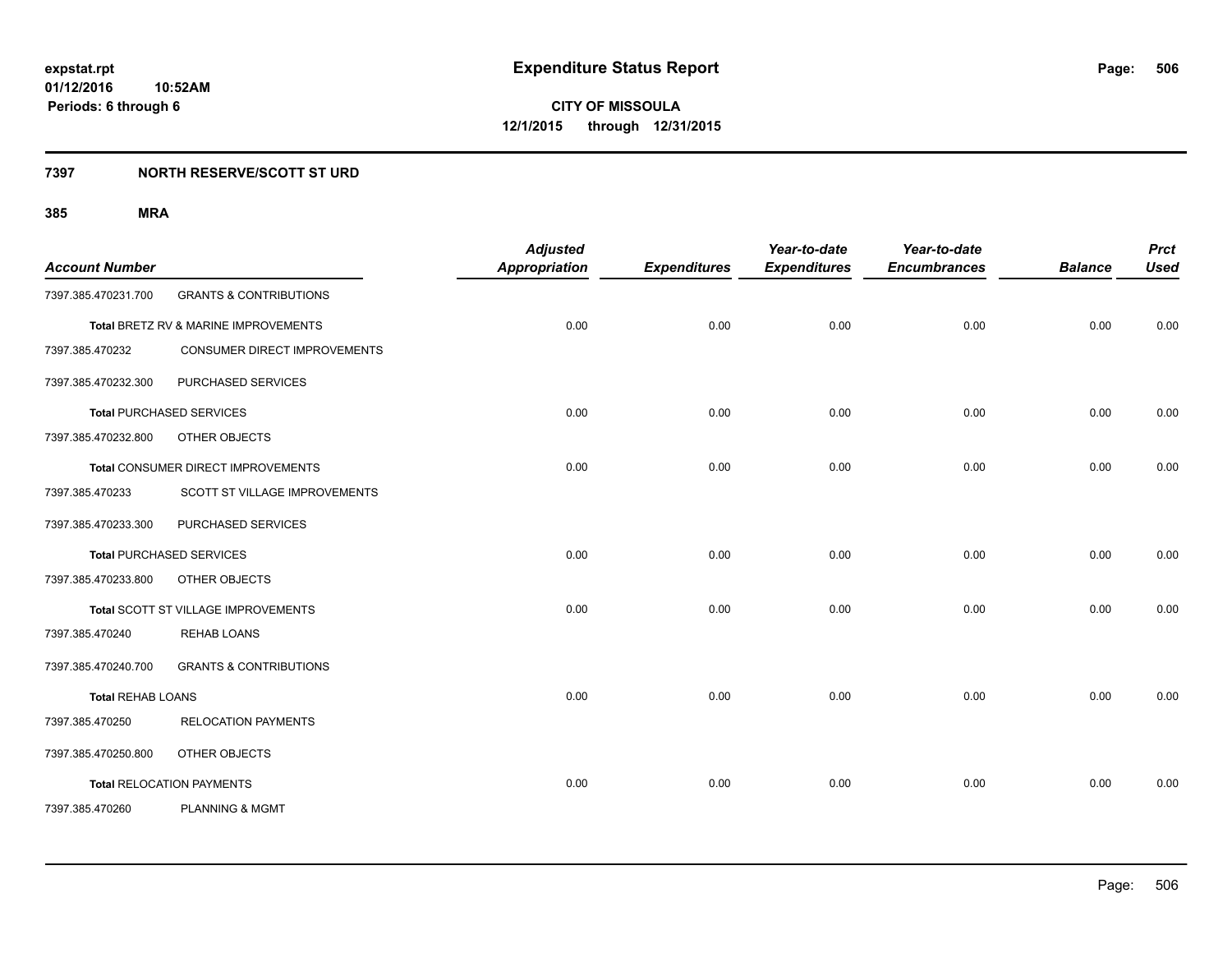**expstat.rpt**
**01/12/2016 10:52AM**
**Periods: 6 through 6**

# Expenditure Status Report

**CITY OF MISSOULA**
**12/1/2015 through 12/31/2015**

## 7397 NORTH RESERVE/SCOTT ST URD

### 385 MRA

| Account Number | | Adjusted Appropriation | Expenditures | Year-to-date Expenditures | Year-to-date Encumbrances | Balance | Prct Used |
|---|---|---|---|---|---|---|---|
| 7397.385.470231.700 | GRANTS & CONTRIBUTIONS | | | | | | |
| **Total** BRETZ RV & MARINE IMPROVEMENTS | | 0.00 | 0.00 | 0.00 | 0.00 | 0.00 | 0.00 |
| 7397.385.470232 | CONSUMER DIRECT IMPROVEMENTS | | | | | | |
| 7397.385.470232.300 | PURCHASED SERVICES | | | | | | |
| **Total** PURCHASED SERVICES | | 0.00 | 0.00 | 0.00 | 0.00 | 0.00 | 0.00 |
| 7397.385.470232.800 | OTHER OBJECTS | | | | | | |
| **Total** CONSUMER DIRECT IMPROVEMENTS | | 0.00 | 0.00 | 0.00 | 0.00 | 0.00 | 0.00 |
| 7397.385.470233 | SCOTT ST VILLAGE IMPROVEMENTS | | | | | | |
| 7397.385.470233.300 | PURCHASED SERVICES | | | | | | |
| **Total** PURCHASED SERVICES | | 0.00 | 0.00 | 0.00 | 0.00 | 0.00 | 0.00 |
| 7397.385.470233.800 | OTHER OBJECTS | | | | | | |
| **Total** SCOTT ST VILLAGE IMPROVEMENTS | | 0.00 | 0.00 | 0.00 | 0.00 | 0.00 | 0.00 |
| 7397.385.470240 | REHAB LOANS | | | | | | |
| 7397.385.470240.700 | GRANTS & CONTRIBUTIONS | | | | | | |
| **Total** REHAB LOANS | | 0.00 | 0.00 | 0.00 | 0.00 | 0.00 | 0.00 |
| 7397.385.470250 | RELOCATION PAYMENTS | | | | | | |
| 7397.385.470250.800 | OTHER OBJECTS | | | | | | |
| **Total** RELOCATION PAYMENTS | | 0.00 | 0.00 | 0.00 | 0.00 | 0.00 | 0.00 |
| 7397.385.470260 | PLANNING & MGMT | | | | | | |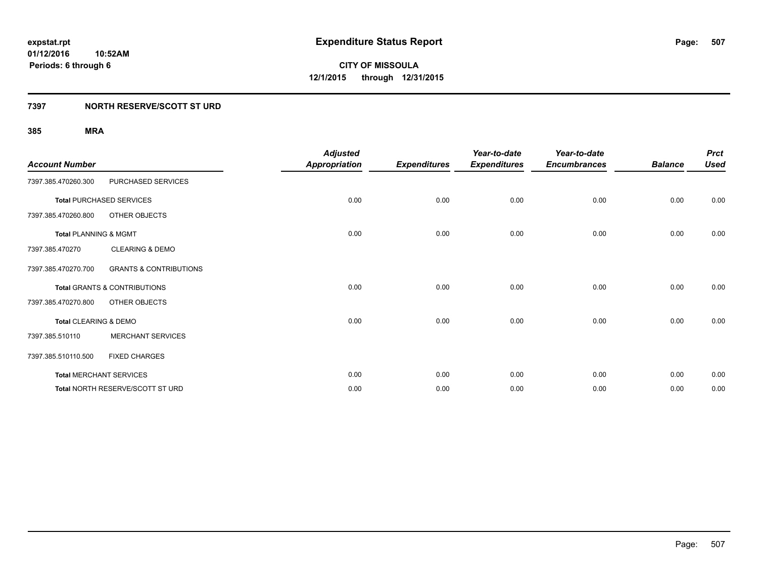**expstat.rpt**
**01/12/2016 10:52AM**
**Periods: 6 through 6**

# Expenditure Status Report

**CITY OF MISSOULA**
**12/1/2015 through 12/31/2015**

## 7397 NORTH RESERVE/SCOTT ST URD

### 385 MRA

| Account Number | | Adjusted Appropriation | Expenditures | Year-to-date Expenditures | Year-to-date Encumbrances | Balance | Prct Used |
|---|---|---|---|---|---|---|---|
| 7397.385.470260.300 | PURCHASED SERVICES | | | | | | |
| **Total** PURCHASED SERVICES | | 0.00 | 0.00 | 0.00 | 0.00 | 0.00 | 0.00 |
| 7397.385.470260.800 | OTHER OBJECTS | | | | | | |
| **Total** PLANNING & MGMT | | 0.00 | 0.00 | 0.00 | 0.00 | 0.00 | 0.00 |
| 7397.385.470270 | CLEARING & DEMO | | | | | | |
| 7397.385.470270.700 | GRANTS & CONTRIBUTIONS | | | | | | |
| **Total** GRANTS & CONTRIBUTIONS | | 0.00 | 0.00 | 0.00 | 0.00 | 0.00 | 0.00 |
| 7397.385.470270.800 | OTHER OBJECTS | | | | | | |
| **Total** CLEARING & DEMO | | 0.00 | 0.00 | 0.00 | 0.00 | 0.00 | 0.00 |
| 7397.385.510110 | MERCHANT SERVICES | | | | | | |
| 7397.385.510110.500 | FIXED CHARGES | | | | | | |
| **Total** MERCHANT SERVICES | | 0.00 | 0.00 | 0.00 | 0.00 | 0.00 | 0.00 |
| **Total** NORTH RESERVE/SCOTT ST URD | | 0.00 | 0.00 | 0.00 | 0.00 | 0.00 | 0.00 |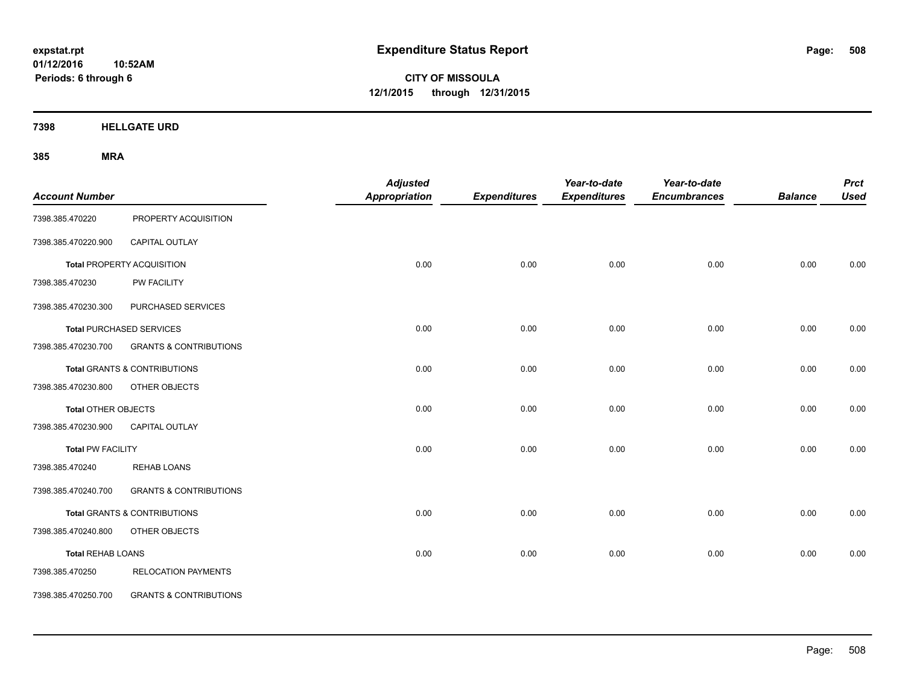**expstat.rpt**
**01/12/2016 10:52AM**
**Periods: 6 through 6**

# Expenditure Status Report

**CITY OF MISSOULA**
**12/1/2015 through 12/31/2015**

## 7398 HELLGATE URD

### 385 MRA

| Account Number | | Adjusted Appropriation | Expenditures | Year-to-date Expenditures | Year-to-date Encumbrances | Balance | Prct Used |
|---|---|---|---|---|---|---|---|
| 7398.385.470220 | PROPERTY ACQUISITION | | | | | | |
| 7398.385.470220.900 | CAPITAL OUTLAY | | | | | | |
| **Total** PROPERTY ACQUISITION | | 0.00 | 0.00 | 0.00 | 0.00 | 0.00 | 0.00 |
| 7398.385.470230 | PW FACILITY | | | | | | |
| 7398.385.470230.300 | PURCHASED SERVICES | | | | | | |
| **Total** PURCHASED SERVICES | | 0.00 | 0.00 | 0.00 | 0.00 | 0.00 | 0.00 |
| 7398.385.470230.700 | GRANTS & CONTRIBUTIONS | | | | | | |
| **Total** GRANTS & CONTRIBUTIONS | | 0.00 | 0.00 | 0.00 | 0.00 | 0.00 | 0.00 |
| 7398.385.470230.800 | OTHER OBJECTS | | | | | | |
| **Total** OTHER OBJECTS | | 0.00 | 0.00 | 0.00 | 0.00 | 0.00 | 0.00 |
| 7398.385.470230.900 | CAPITAL OUTLAY | | | | | | |
| **Total** PW FACILITY | | 0.00 | 0.00 | 0.00 | 0.00 | 0.00 | 0.00 |
| 7398.385.470240 | REHAB LOANS | | | | | | |
| 7398.385.470240.700 | GRANTS & CONTRIBUTIONS | | | | | | |
| **Total** GRANTS & CONTRIBUTIONS | | 0.00 | 0.00 | 0.00 | 0.00 | 0.00 | 0.00 |
| 7398.385.470240.800 | OTHER OBJECTS | | | | | | |
| **Total** REHAB LOANS | | 0.00 | 0.00 | 0.00 | 0.00 | 0.00 | 0.00 |
| 7398.385.470250 | RELOCATION PAYMENTS | | | | | | |
| 7398.385.470250.700 | GRANTS & CONTRIBUTIONS | | | | | | |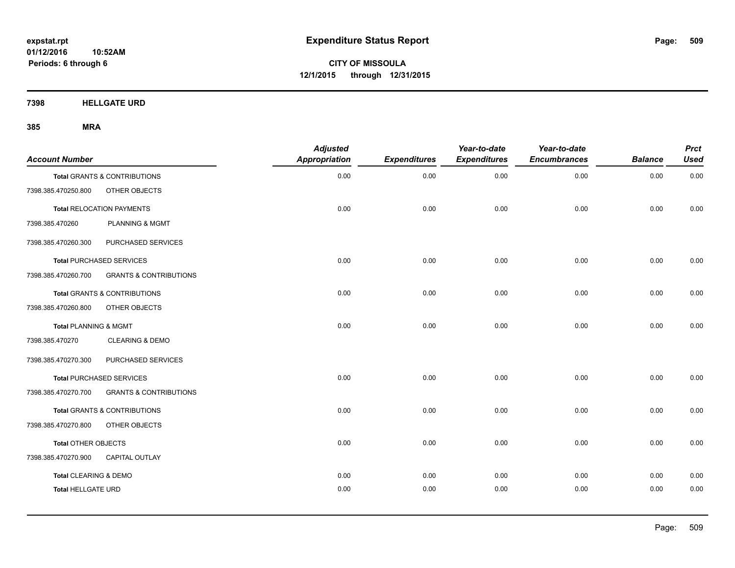# Expenditure Status Report

**CITY OF MISSOULA**
**12/1/2015 through 12/31/2015**

expstat.rpt
01/12/2016 10:52AM
Periods: 6 through 6

**7398 HELLGATE URD**

**385 MRA**

| Account Number | | Adjusted Appropriation | Expenditures | Year-to-date Expenditures | Year-to-date Encumbrances | Balance | Prct Used |
|---|---|---|---|---|---|---|---|
| **Total** GRANTS & CONTRIBUTIONS | | 0.00 | 0.00 | 0.00 | 0.00 | 0.00 | 0.00 |
| 7398.385.470250.800 | OTHER OBJECTS | | | | | | |
| **Total** RELOCATION PAYMENTS | | 0.00 | 0.00 | 0.00 | 0.00 | 0.00 | 0.00 |
| 7398.385.470260 | PLANNING & MGMT | | | | | | |
| 7398.385.470260.300 | PURCHASED SERVICES | | | | | | |
| **Total** PURCHASED SERVICES | | 0.00 | 0.00 | 0.00 | 0.00 | 0.00 | 0.00 |
| 7398.385.470260.700 | GRANTS & CONTRIBUTIONS | | | | | | |
| **Total** GRANTS & CONTRIBUTIONS | | 0.00 | 0.00 | 0.00 | 0.00 | 0.00 | 0.00 |
| 7398.385.470260.800 | OTHER OBJECTS | | | | | | |
| **Total** PLANNING & MGMT | | 0.00 | 0.00 | 0.00 | 0.00 | 0.00 | 0.00 |
| 7398.385.470270 | CLEARING & DEMO | | | | | | |
| 7398.385.470270.300 | PURCHASED SERVICES | | | | | | |
| **Total** PURCHASED SERVICES | | 0.00 | 0.00 | 0.00 | 0.00 | 0.00 | 0.00 |
| 7398.385.470270.700 | GRANTS & CONTRIBUTIONS | | | | | | |
| **Total** GRANTS & CONTRIBUTIONS | | 0.00 | 0.00 | 0.00 | 0.00 | 0.00 | 0.00 |
| 7398.385.470270.800 | OTHER OBJECTS | | | | | | |
| **Total** OTHER OBJECTS | | 0.00 | 0.00 | 0.00 | 0.00 | 0.00 | 0.00 |
| 7398.385.470270.900 | CAPITAL OUTLAY | | | | | | |
| **Total** CLEARING & DEMO | | 0.00 | 0.00 | 0.00 | 0.00 | 0.00 | 0.00 |
| **Total** HELLGATE URD | | 0.00 | 0.00 | 0.00 | 0.00 | 0.00 | 0.00 |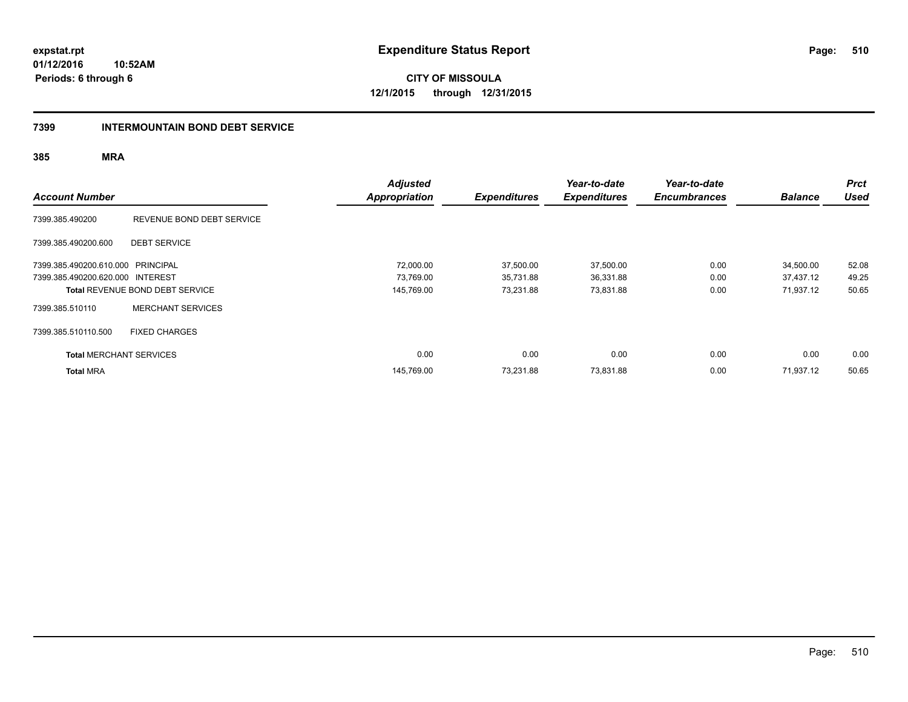**expstat.rpt**
**01/12/2016 10:52AM**
**Periods: 6 through 6**

# Expenditure Status Report

**CITY OF MISSOULA**
**12/1/2015 through 12/31/2015**

## 7399 INTERMOUNTAIN BOND DEBT SERVICE

### 385 MRA

| Account Number | | Adjusted Appropriation | Expenditures | Year-to-date Expenditures | Year-to-date Encumbrances | Balance | Prct Used |
|---|---|---|---|---|---|---|---|
| 7399.385.490200 | REVENUE BOND DEBT SERVICE | | | | | | |
| 7399.385.490200.600 | DEBT SERVICE | | | | | | |
| 7399.385.490200.610.000 | PRINCIPAL | 72,000.00 | 37,500.00 | 37,500.00 | 0.00 | 34,500.00 | 52.08 |
| 7399.385.490200.620.000 | INTEREST | 73,769.00 | 35,731.88 | 36,331.88 | 0.00 | 37,437.12 | 49.25 |
| Total REVENUE BOND DEBT SERVICE | | 145,769.00 | 73,231.88 | 73,831.88 | 0.00 | 71,937.12 | 50.65 |
| 7399.385.510110 | MERCHANT SERVICES | | | | | | |
| 7399.385.510110.500 | FIXED CHARGES | | | | | | |
| Total MERCHANT SERVICES | | 0.00 | 0.00 | 0.00 | 0.00 | 0.00 | 0.00 |
| Total MRA | | 145,769.00 | 73,231.88 | 73,831.88 | 0.00 | 71,937.12 | 50.65 |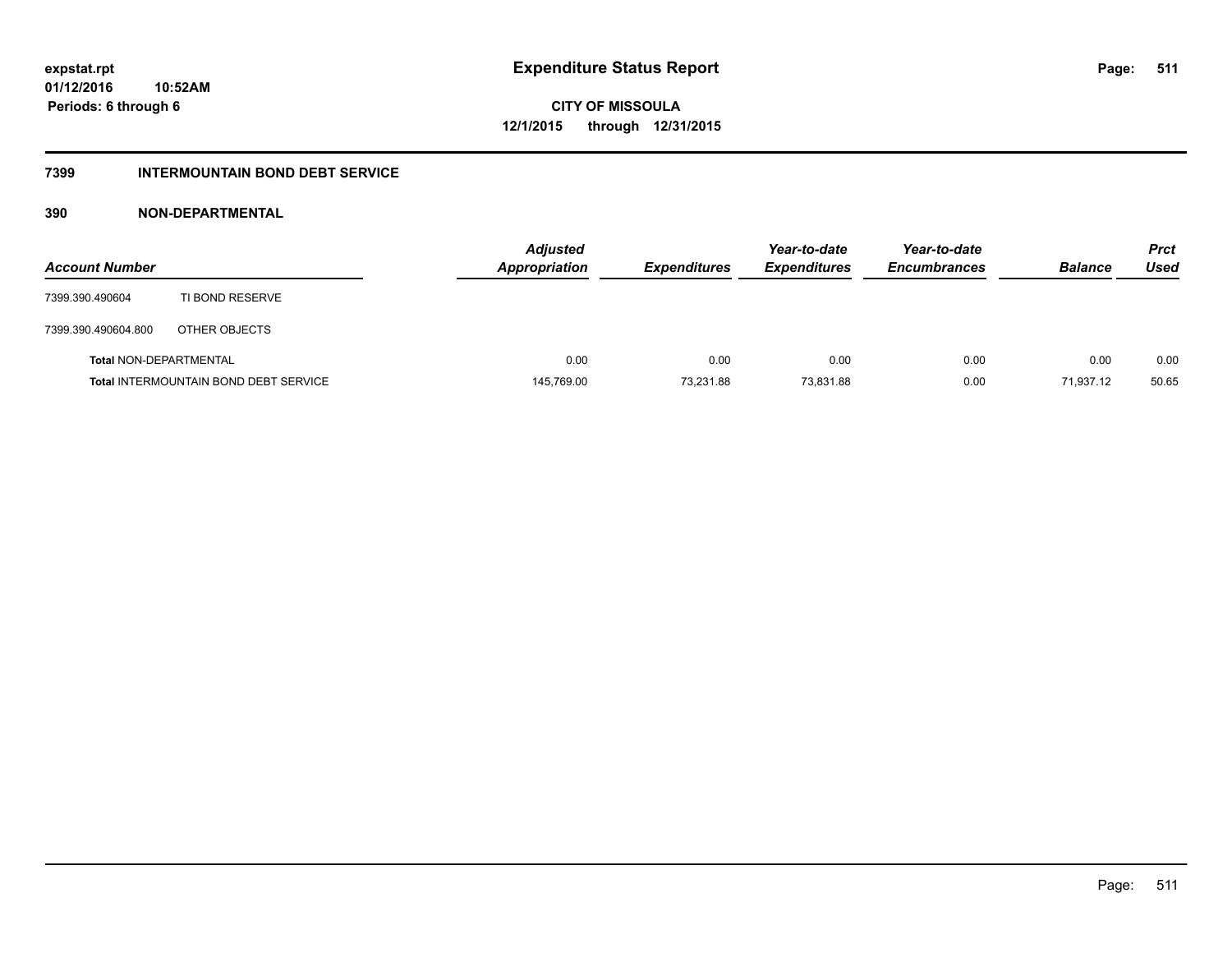expstat.rpt
01/12/2016 10:52AM
Periods: 6 through 6

# Expenditure Status Report

CITY OF MISSOULA
12/1/2015 through 12/31/2015

## 7399 INTERMOUNTAIN BOND DEBT SERVICE

### 390 NON-DEPARTMENTAL

| Account Number | | Adjusted Appropriation | Expenditures | Year-to-date Expenditures | Year-to-date Encumbrances | Balance | Prct Used |
|---|---|---|---|---|---|---|---|
| 7399.390.490604 | TI BOND RESERVE | | | | | | |
| 7399.390.490604.800 | OTHER OBJECTS | | | | | | |
| **Total** NON-DEPARTMENTAL | | 0.00 | 0.00 | 0.00 | 0.00 | 0.00 | 0.00 |
| **Total** INTERMOUNTAIN BOND DEBT SERVICE | | 145,769.00 | 73,231.88 | 73,831.88 | 0.00 | 71,937.12 | 50.65 |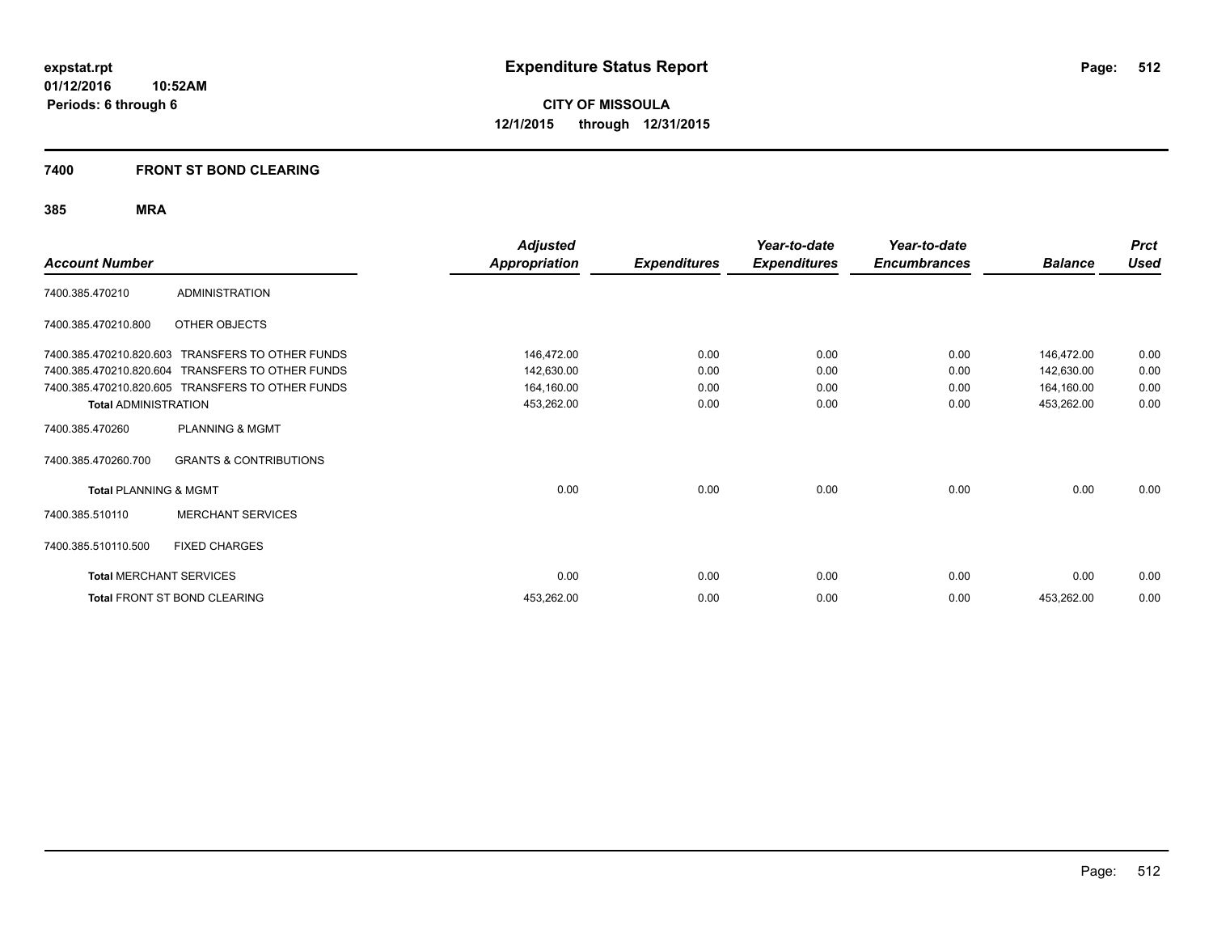expstat.rpt
01/12/2016 10:52AM
Periods: 6 through 6

# Expenditure Status Report

**CITY OF MISSOULA**
**12/1/2015 through 12/31/2015**

## 7400 FRONT ST BOND CLEARING

### 385 MRA

| Account Number | | Adjusted Appropriation | Expenditures | Year-to-date Expenditures | Year-to-date Encumbrances | Balance | Prct Used |
|---|---|---|---|---|---|---|---|
| 7400.385.470210 | ADMINISTRATION | | | | | | |
| 7400.385.470210.800 | OTHER OBJECTS | | | | | | |
| 7400.385.470210.820.603 | TRANSFERS TO OTHER FUNDS | 146,472.00 | 0.00 | 0.00 | 0.00 | 146,472.00 | 0.00 |
| 7400.385.470210.820.604 | TRANSFERS TO OTHER FUNDS | 142,630.00 | 0.00 | 0.00 | 0.00 | 142,630.00 | 0.00 |
| 7400.385.470210.820.605 | TRANSFERS TO OTHER FUNDS | 164,160.00 | 0.00 | 0.00 | 0.00 | 164,160.00 | 0.00 |
| **Total** ADMINISTRATION | | 453,262.00 | 0.00 | 0.00 | 0.00 | 453,262.00 | 0.00 |
| 7400.385.470260 | PLANNING & MGMT | | | | | | |
| 7400.385.470260.700 | GRANTS & CONTRIBUTIONS | | | | | | |
| **Total** PLANNING & MGMT | | 0.00 | 0.00 | 0.00 | 0.00 | 0.00 | 0.00 |
| 7400.385.510110 | MERCHANT SERVICES | | | | | | |
| 7400.385.510110.500 | FIXED CHARGES | | | | | | |
| **Total** MERCHANT SERVICES | | 0.00 | 0.00 | 0.00 | 0.00 | 0.00 | 0.00 |
| **Total** FRONT ST BOND CLEARING | | 453,262.00 | 0.00 | 0.00 | 0.00 | 453,262.00 | 0.00 |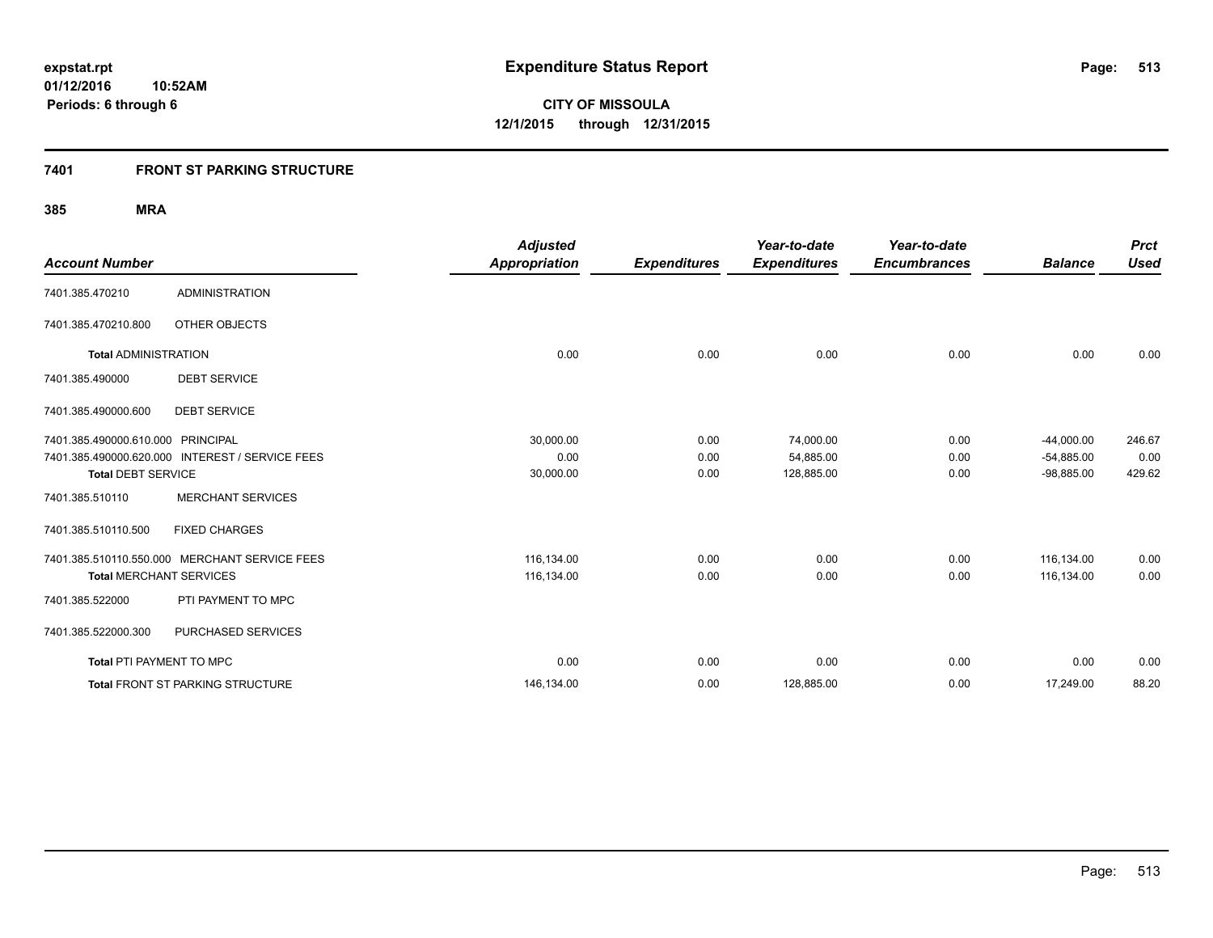**expstat.rpt**
**01/12/2016 10:52AM**
**Periods: 6 through 6**

# Expenditure Status Report

**CITY OF MISSOULA**
**12/1/2015 through 12/31/2015**

## 7401 FRONT ST PARKING STRUCTURE

### 385 MRA

| Account Number | | Adjusted Appropriation | Expenditures | Year-to-date Expenditures | Year-to-date Encumbrances | Balance | Prct Used |
|---|---|---|---|---|---|---|---|
| 7401.385.470210 | ADMINISTRATION | | | | | | |
| 7401.385.470210.800 | OTHER OBJECTS | | | | | | |
| **Total** ADMINISTRATION | | 0.00 | 0.00 | 0.00 | 0.00 | 0.00 | 0.00 |
| 7401.385.490000 | DEBT SERVICE | | | | | | |
| 7401.385.490000.600 | DEBT SERVICE | | | | | | |
| 7401.385.490000.610.000 | PRINCIPAL | 30,000.00 | 0.00 | 74,000.00 | 0.00 | -44,000.00 | 246.67 |
| 7401.385.490000.620.000 | INTEREST / SERVICE FEES | 0.00 | 0.00 | 54,885.00 | 0.00 | -54,885.00 | 0.00 |
| **Total** DEBT SERVICE | | 30,000.00 | 0.00 | 128,885.00 | 0.00 | -98,885.00 | 429.62 |
| 7401.385.510110 | MERCHANT SERVICES | | | | | | |
| 7401.385.510110.500 | FIXED CHARGES | | | | | | |
| 7401.385.510110.550.000 | MERCHANT SERVICE FEES | 116,134.00 | 0.00 | 0.00 | 0.00 | 116,134.00 | 0.00 |
| **Total** MERCHANT SERVICES | | 116,134.00 | 0.00 | 0.00 | 0.00 | 116,134.00 | 0.00 |
| 7401.385.522000 | PTI PAYMENT TO MPC | | | | | | |
| 7401.385.522000.300 | PURCHASED SERVICES | | | | | | |
| **Total** PTI PAYMENT TO MPC | | 0.00 | 0.00 | 0.00 | 0.00 | 0.00 | 0.00 |
| **Total** FRONT ST PARKING STRUCTURE | | 146,134.00 | 0.00 | 128,885.00 | 0.00 | 17,249.00 | 88.20 |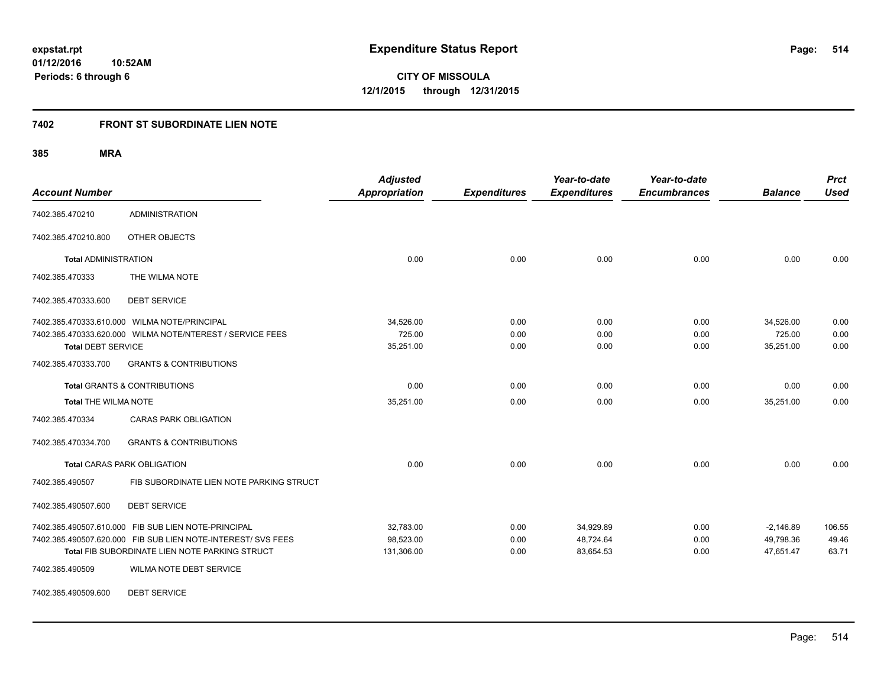**expstat.rpt**
**01/12/2016 10:52AM**
**Periods: 6 through 6**

# Expenditure Status Report

**CITY OF MISSOULA**
**12/1/2015 through 12/31/2015**

## 7402 FRONT ST SUBORDINATE LIEN NOTE

### 385 MRA

| Account Number | | Adjusted Appropriation | Expenditures | Year-to-date Expenditures | Year-to-date Encumbrances | Balance | Prct Used |
|---|---|---|---|---|---|---|---|
| 7402.385.470210 | ADMINISTRATION | | | | | | |
| 7402.385.470210.800 | OTHER OBJECTS | | | | | | |
| **Total** ADMINISTRATION | | 0.00 | 0.00 | 0.00 | 0.00 | 0.00 | 0.00 |
| 7402.385.470333 | THE WILMA NOTE | | | | | | |
| 7402.385.470333.600 | DEBT SERVICE | | | | | | |
| 7402.385.470333.610.000 | WILMA NOTE/PRINCIPAL | 34,526.00 | 0.00 | 0.00 | 0.00 | 34,526.00 | 0.00 |
| 7402.385.470333.620.000 | WILMA NOTE/NTEREST / SERVICE FEES | 725.00 | 0.00 | 0.00 | 0.00 | 725.00 | 0.00 |
| **Total** DEBT SERVICE | | 35,251.00 | 0.00 | 0.00 | 0.00 | 35,251.00 | 0.00 |
| 7402.385.470333.700 | GRANTS & CONTRIBUTIONS | | | | | | |
| **Total** GRANTS & CONTRIBUTIONS | | 0.00 | 0.00 | 0.00 | 0.00 | 0.00 | 0.00 |
| **Total** THE WILMA NOTE | | 35,251.00 | 0.00 | 0.00 | 0.00 | 35,251.00 | 0.00 |
| 7402.385.470334 | CARAS PARK OBLIGATION | | | | | | |
| 7402.385.470334.700 | GRANTS & CONTRIBUTIONS | | | | | | |
| **Total** CARAS PARK OBLIGATION | | 0.00 | 0.00 | 0.00 | 0.00 | 0.00 | 0.00 |
| 7402.385.490507 | FIB SUBORDINATE LIEN NOTE PARKING STRUCT | | | | | | |
| 7402.385.490507.600 | DEBT SERVICE | | | | | | |
| 7402.385.490507.610.000 | FIB SUB LIEN NOTE-PRINCIPAL | 32,783.00 | 0.00 | 34,929.89 | 0.00 | -2,146.89 | 106.55 |
| 7402.385.490507.620.000 | FIB SUB LIEN NOTE-INTEREST/ SVS FEES | 98,523.00 | 0.00 | 48,724.64 | 0.00 | 49,798.36 | 49.46 |
| **Total** FIB SUBORDINATE LIEN NOTE PARKING STRUCT | | 131,306.00 | 0.00 | 83,654.53 | 0.00 | 47,651.47 | 63.71 |
| 7402.385.490509 | WILMA NOTE DEBT SERVICE | | | | | | |
| 7402.385.490509.600 | DEBT SERVICE | | | | | | |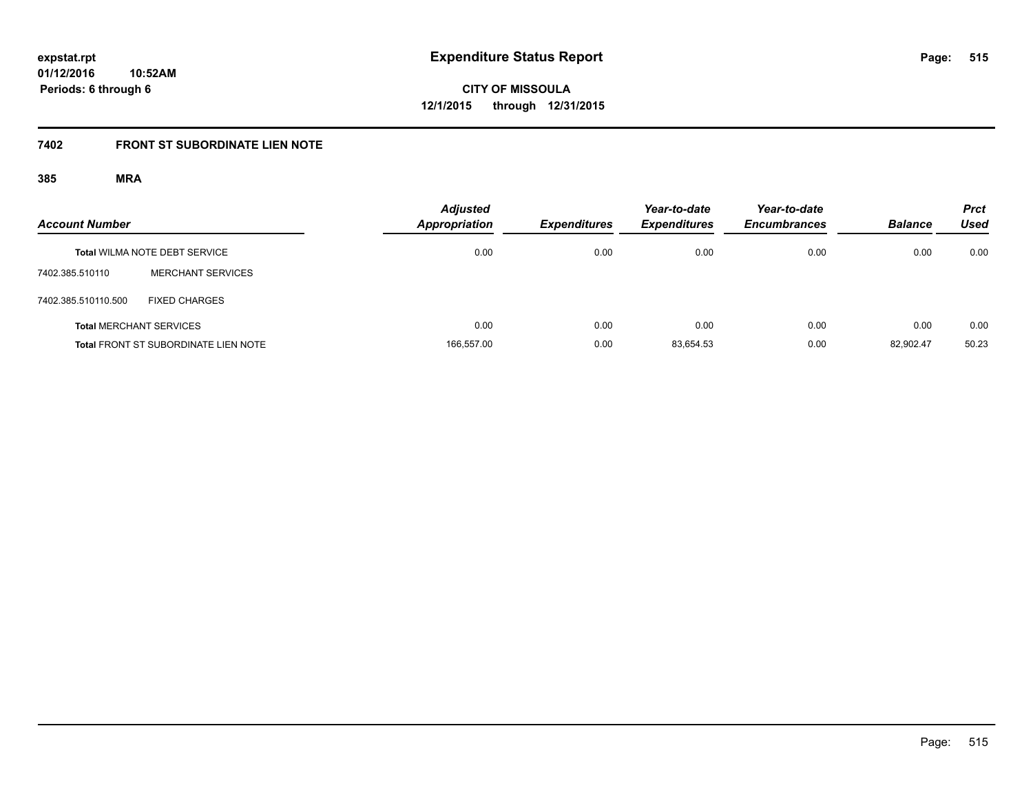**expstat.rpt**
**01/12/2016 10:52AM**
**Periods: 6 through 6**

# Expenditure Status Report

**CITY OF MISSOULA**
**12/1/2015 through 12/31/2015**

## 7402 FRONT ST SUBORDINATE LIEN NOTE

### 385 MRA

| Account Number | | Adjusted Appropriation | Expenditures | Year-to-date Expenditures | Year-to-date Encumbrances | Balance | Prct Used |
|---|---|---|---|---|---|---|---|
| **Total** WILMA NOTE DEBT SERVICE | | 0.00 | 0.00 | 0.00 | 0.00 | 0.00 | 0.00 |
| 7402.385.510110 | MERCHANT SERVICES | | | | | | |
| 7402.385.510110.500 | FIXED CHARGES | | | | | | |
| **Total** MERCHANT SERVICES | | 0.00 | 0.00 | 0.00 | 0.00 | 0.00 | 0.00 |
| **Total** FRONT ST SUBORDINATE LIEN NOTE | | 166,557.00 | 0.00 | 83,654.53 | 0.00 | 82,902.47 | 50.23 |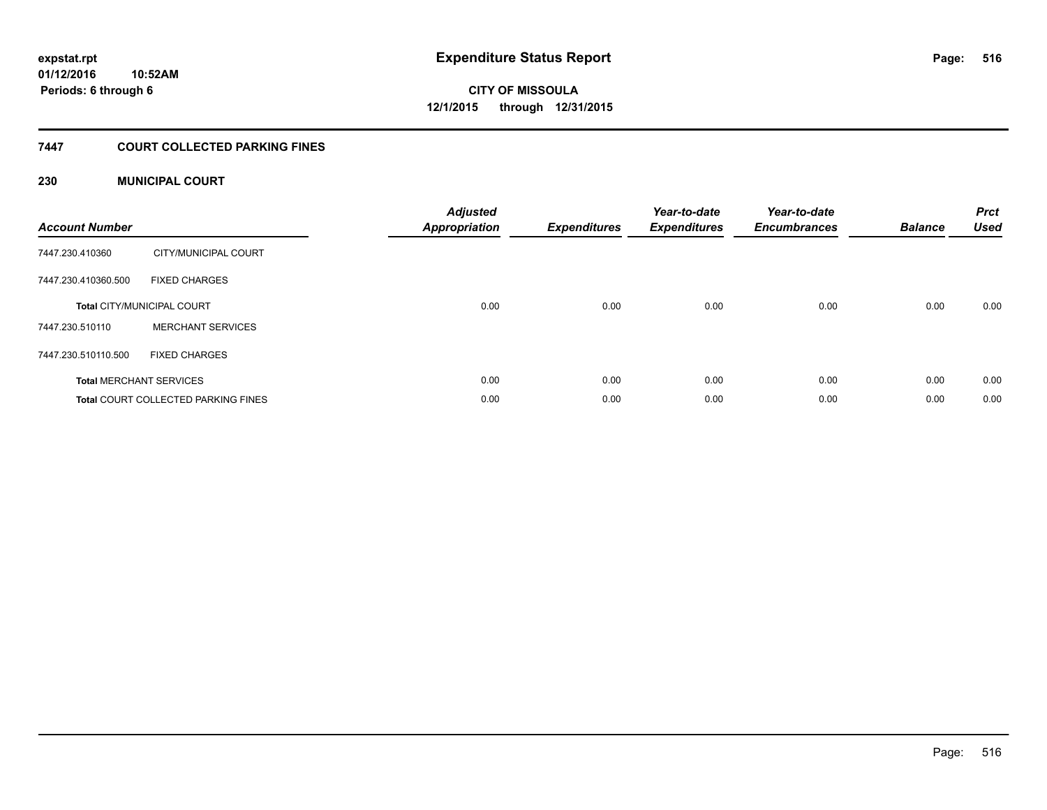# Expenditure Status Report

expstat.rpt
01/12/2016 10:52AM
Periods: 6 through 6

**CITY OF MISSOULA**
**12/1/2015 through 12/31/2015**

## 7447 COURT COLLECTED PARKING FINES

## 230 MUNICIPAL COURT

| Account Number | | Adjusted Appropriation | Expenditures | Year-to-date Expenditures | Year-to-date Encumbrances | Balance | Prct Used |
|---|---|---|---|---|---|---|---|
| 7447.230.410360 | CITY/MUNICIPAL COURT | | | | | | |
| 7447.230.410360.500 | FIXED CHARGES | | | | | | |
| **Total** CITY/MUNICIPAL COURT | | 0.00 | 0.00 | 0.00 | 0.00 | 0.00 | 0.00 |
| 7447.230.510110 | MERCHANT SERVICES | | | | | | |
| 7447.230.510110.500 | FIXED CHARGES | | | | | | |
| **Total** MERCHANT SERVICES | | 0.00 | 0.00 | 0.00 | 0.00 | 0.00 | 0.00 |
| **Total** COURT COLLECTED PARKING FINES | | 0.00 | 0.00 | 0.00 | 0.00 | 0.00 | 0.00 |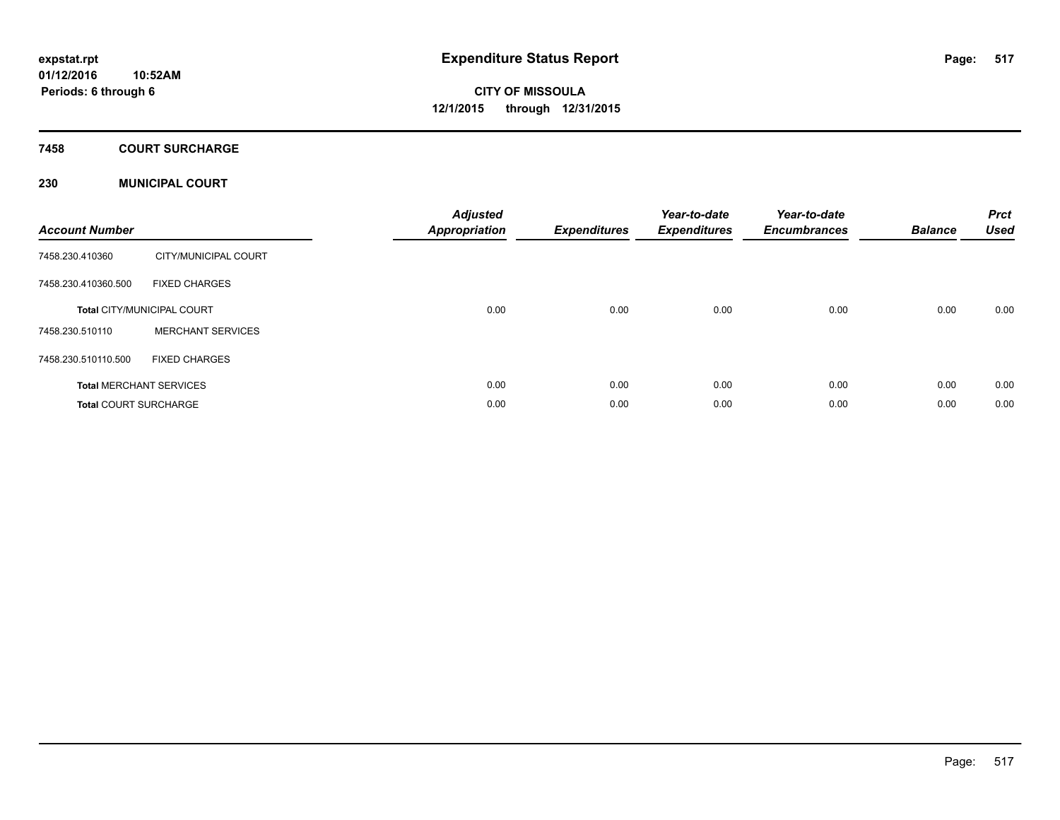**expstat.rpt**
**01/12/2016 10:52AM**
**Periods: 6 through 6**

# Expenditure Status Report

**CITY OF MISSOULA**
**12/1/2015 through 12/31/2015**

## 7458 COURT SURCHARGE

## 230 MUNICIPAL COURT

| Account Number | | Adjusted Appropriation | Expenditures | Year-to-date Expenditures | Year-to-date Encumbrances | Balance | Prct Used |
|---|---|---|---|---|---|---|---|
| 7458.230.410360 | CITY/MUNICIPAL COURT | | | | | | |
| 7458.230.410360.500 | FIXED CHARGES | | | | | | |
| **Total** CITY/MUNICIPAL COURT | | 0.00 | 0.00 | 0.00 | 0.00 | 0.00 | 0.00 |
| 7458.230.510110 | MERCHANT SERVICES | | | | | | |
| 7458.230.510110.500 | FIXED CHARGES | | | | | | |
| **Total** MERCHANT SERVICES | | 0.00 | 0.00 | 0.00 | 0.00 | 0.00 | 0.00 |
| **Total** COURT SURCHARGE | | 0.00 | 0.00 | 0.00 | 0.00 | 0.00 | 0.00 |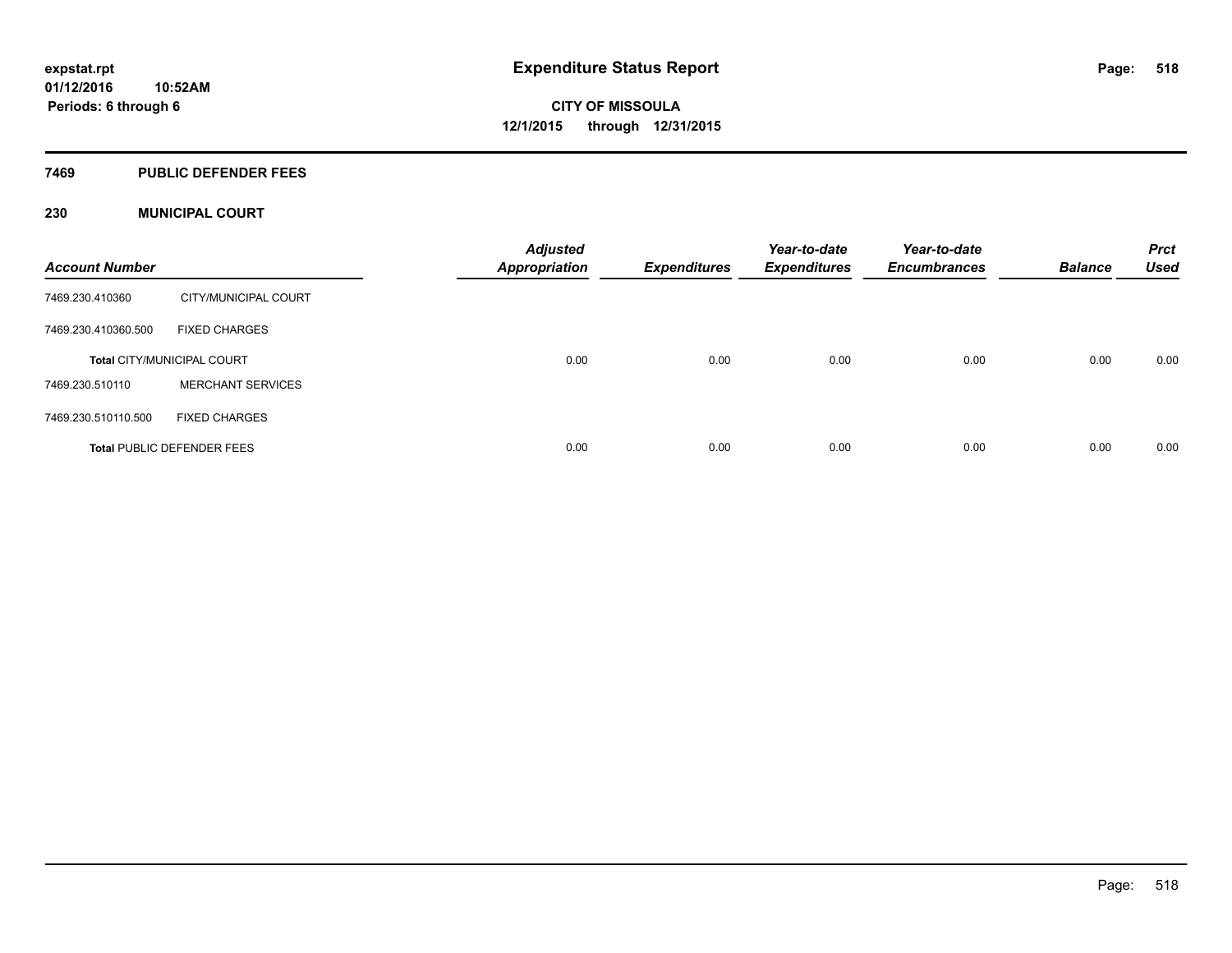expstat.rpt
01/12/2016 10:52AM
Periods: 6 through 6

# Expenditure Status Report

CITY OF MISSOULA
12/1/2015 through 12/31/2015

## 7469 PUBLIC DEFENDER FEES

### 230 MUNICIPAL COURT

| Account Number | | Adjusted Appropriation | Expenditures | Year-to-date Expenditures | Year-to-date Encumbrances | Balance | Prct Used |
|---|---|---|---|---|---|---|---|
| 7469.230.410360 | CITY/MUNICIPAL COURT | | | | | | |
| 7469.230.410360.500 | FIXED CHARGES | | | | | | |
| **Total** CITY/MUNICIPAL COURT | | 0.00 | 0.00 | 0.00 | 0.00 | 0.00 | 0.00 |
| 7469.230.510110 | MERCHANT SERVICES | | | | | | |
| 7469.230.510110.500 | FIXED CHARGES | | | | | | |
| **Total** PUBLIC DEFENDER FEES | | 0.00 | 0.00 | 0.00 | 0.00 | 0.00 | 0.00 |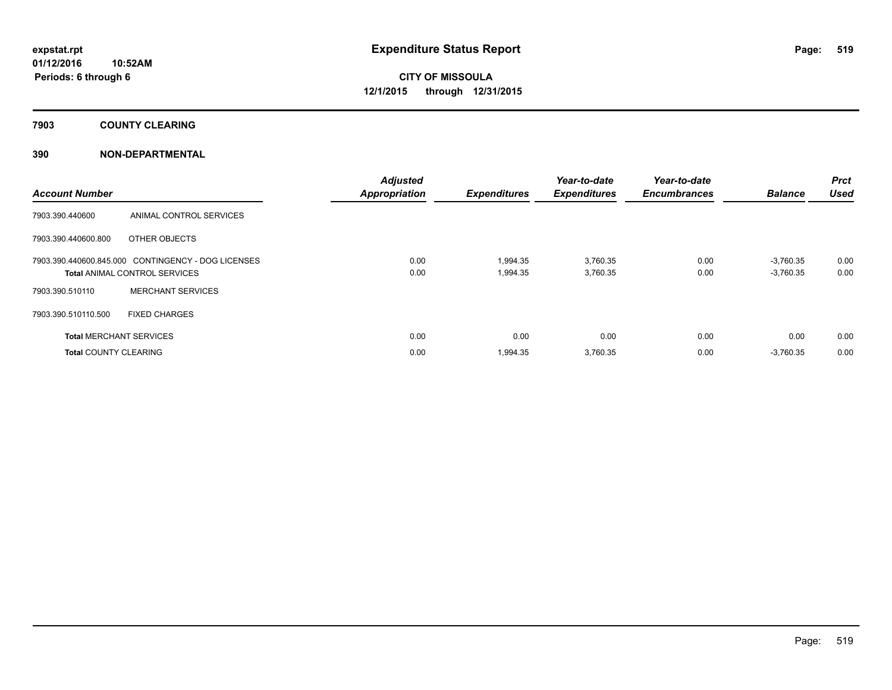**expstat.rpt**
**01/12/2016 10:52AM**
**Periods: 6 through 6**

# Expenditure Status Report

**CITY OF MISSOULA**
**12/1/2015 through 12/31/2015**

## 7903 COUNTY CLEARING

## 390 NON-DEPARTMENTAL

| Account Number | | Adjusted Appropriation | Expenditures | Year-to-date Expenditures | Year-to-date Encumbrances | Balance | Prct Used |
|---|---|---|---|---|---|---|---|
| 7903.390.440600 | ANIMAL CONTROL SERVICES | | | | | | |
| 7903.390.440600.800 | OTHER OBJECTS | | | | | | |
| 7903.390.440600.845.000 | CONTINGENCY - DOG LICENSES | 0.00 | 1,994.35 | 3,760.35 | 0.00 | -3,760.35 | 0.00 |
| **Total** ANIMAL CONTROL SERVICES | | 0.00 | 1,994.35 | 3,760.35 | 0.00 | -3,760.35 | 0.00 |
| 7903.390.510110 | MERCHANT SERVICES | | | | | | |
| 7903.390.510110.500 | FIXED CHARGES | | | | | | |
| **Total** MERCHANT SERVICES | | 0.00 | 0.00 | 0.00 | 0.00 | 0.00 | 0.00 |
| **Total** COUNTY CLEARING | | 0.00 | 1,994.35 | 3,760.35 | 0.00 | -3,760.35 | 0.00 |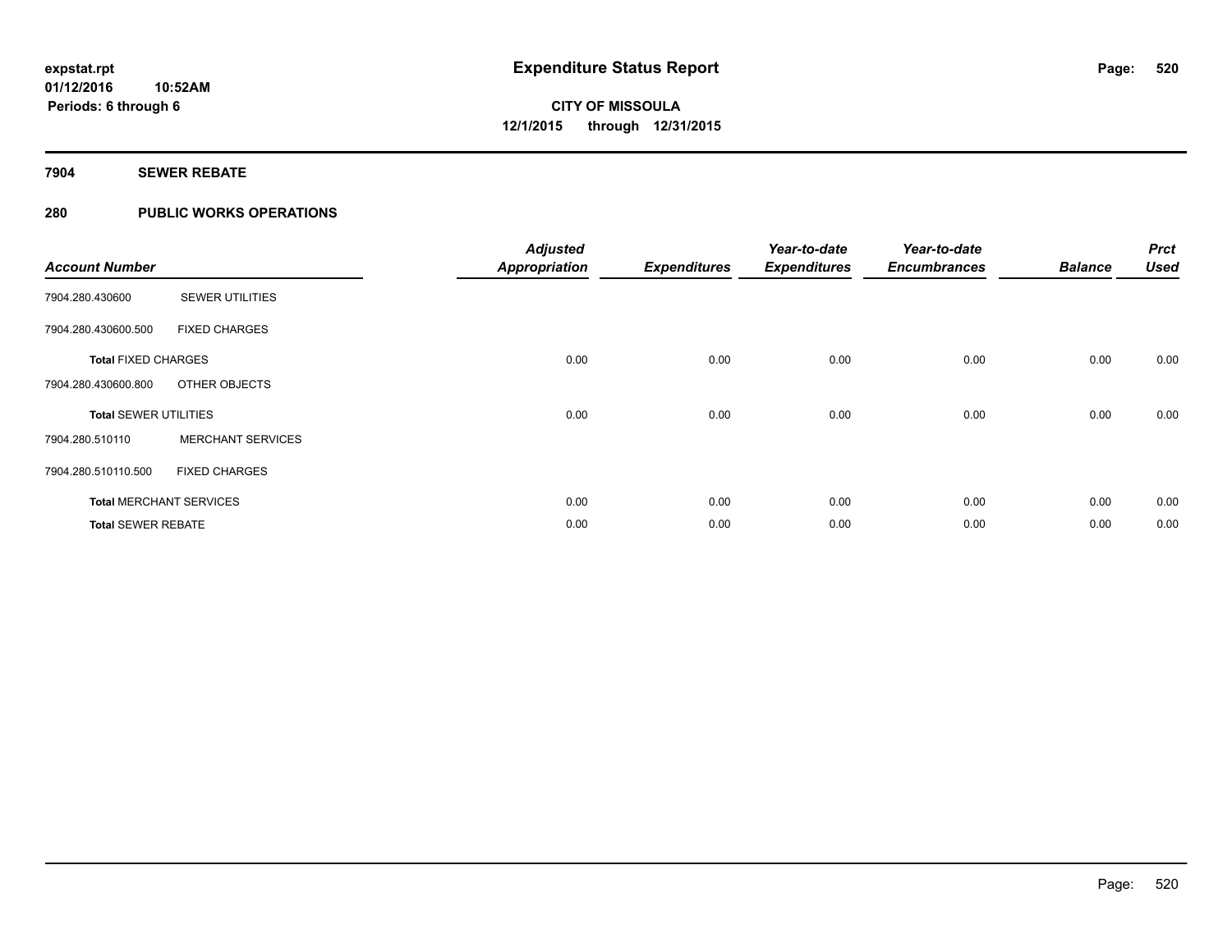# Expenditure Status Report

**CITY OF MISSOULA**
**12/1/2015 through 12/31/2015**

expstat.rpt
01/12/2016 10:52AM
Periods: 6 through 6

## 7904 SEWER REBATE

## 280 PUBLIC WORKS OPERATIONS

| Account Number | | Adjusted Appropriation | Expenditures | Year-to-date Expenditures | Year-to-date Encumbrances | Balance | Prct Used |
|---|---|---|---|---|---|---|---|
| 7904.280.430600 | SEWER UTILITIES | | | | | | |
| 7904.280.430600.500 | FIXED CHARGES | | | | | | |
| **Total** FIXED CHARGES | | 0.00 | 0.00 | 0.00 | 0.00 | 0.00 | 0.00 |
| 7904.280.430600.800 | OTHER OBJECTS | | | | | | |
| **Total** SEWER UTILITIES | | 0.00 | 0.00 | 0.00 | 0.00 | 0.00 | 0.00 |
| 7904.280.510110 | MERCHANT SERVICES | | | | | | |
| 7904.280.510110.500 | FIXED CHARGES | | | | | | |
| **Total** MERCHANT SERVICES | | 0.00 | 0.00 | 0.00 | 0.00 | 0.00 | 0.00 |
| **Total** SEWER REBATE | | 0.00 | 0.00 | 0.00 | 0.00 | 0.00 | 0.00 |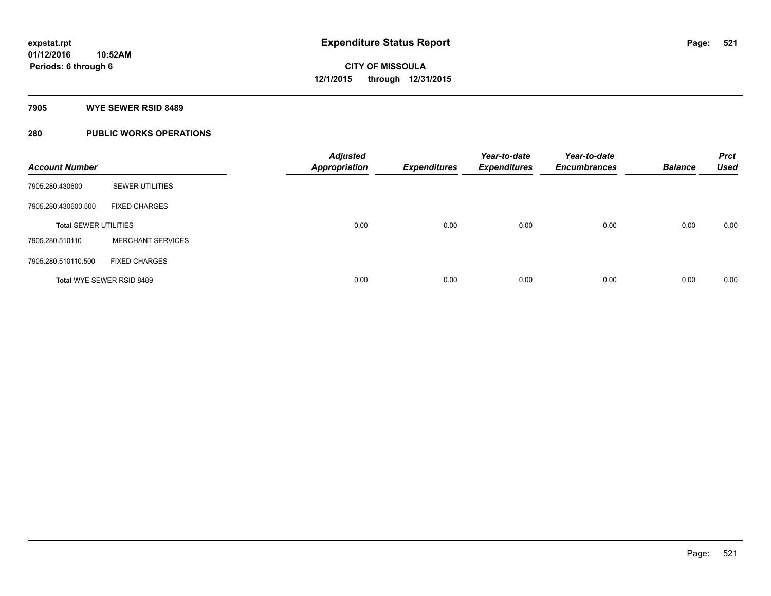expstat.rpt
01/12/2016 10:52AM
Periods: 6 through 6

# Expenditure Status Report

CITY OF MISSOULA
12/1/2015 through 12/31/2015

## 7905 WYE SEWER RSID 8489

## 280 PUBLIC WORKS OPERATIONS

| Account Number | | Adjusted Appropriation | Expenditures | Year-to-date Expenditures | Year-to-date Encumbrances | Balance | Prct Used |
|---|---|---|---|---|---|---|---|
| 7905.280.430600 | SEWER UTILITIES | | | | | | |
| 7905.280.430600.500 | FIXED CHARGES | | | | | | |
| **Total** SEWER UTILITIES | | 0.00 | 0.00 | 0.00 | 0.00 | 0.00 | 0.00 |
| 7905.280.510110 | MERCHANT SERVICES | | | | | | |
| 7905.280.510110.500 | FIXED CHARGES | | | | | | |
| **Total** WYE SEWER RSID 8489 | | 0.00 | 0.00 | 0.00 | 0.00 | 0.00 | 0.00 |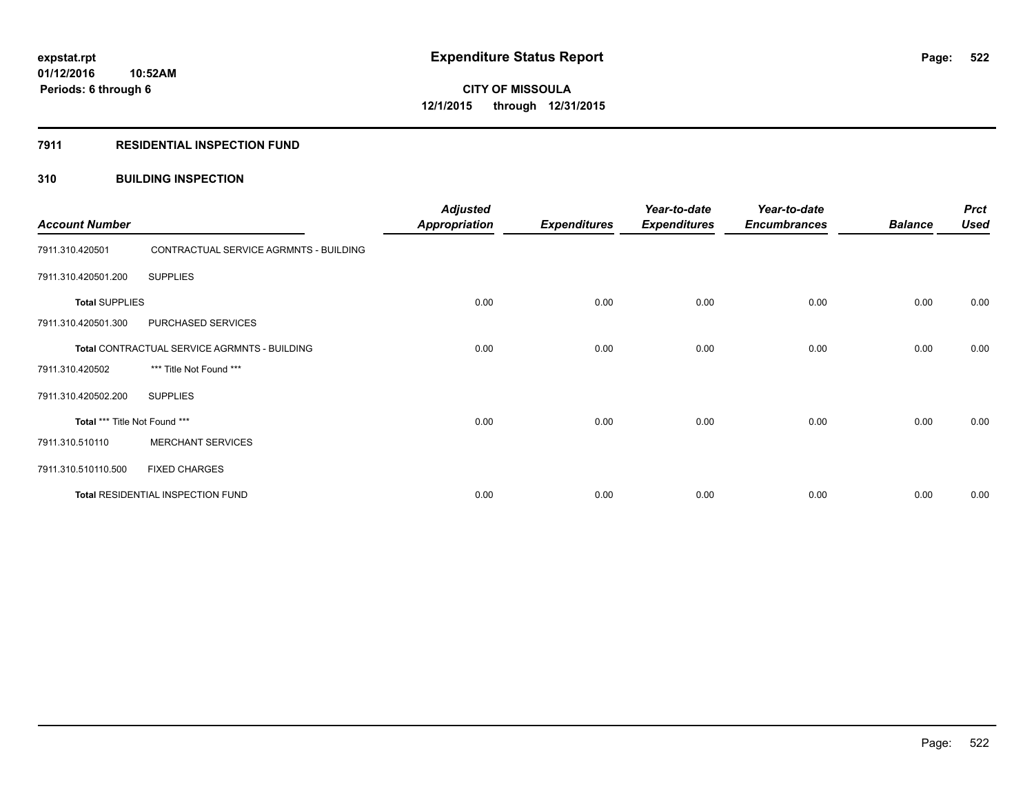**expstat.rpt**
**01/12/2016 10:52AM**
**Periods: 6 through 6**

# Expenditure Status Report

**CITY OF MISSOULA**
**12/1/2015 through 12/31/2015**

## 7911 RESIDENTIAL INSPECTION FUND

## 310 BUILDING INSPECTION

| Account Number | | Adjusted Appropriation | Expenditures | Year-to-date Expenditures | Year-to-date Encumbrances | Balance | Prct Used |
|---|---|---|---|---|---|---|---|
| 7911.310.420501 | CONTRACTUAL SERVICE AGRMNTS - BUILDING | | | | | | |
| 7911.310.420501.200 | SUPPLIES | | | | | | |
| **Total** SUPPLIES | | 0.00 | 0.00 | 0.00 | 0.00 | 0.00 | 0.00 |
| 7911.310.420501.300 | PURCHASED SERVICES | | | | | | |
| **Total** CONTRACTUAL SERVICE AGRMNTS - BUILDING | | 0.00 | 0.00 | 0.00 | 0.00 | 0.00 | 0.00 |
| 7911.310.420502 | *** Title Not Found *** | | | | | | |
| 7911.310.420502.200 | SUPPLIES | | | | | | |
| **Total** *** Title Not Found *** | | 0.00 | 0.00 | 0.00 | 0.00 | 0.00 | 0.00 |
| 7911.310.510110 | MERCHANT SERVICES | | | | | | |
| 7911.310.510110.500 | FIXED CHARGES | | | | | | |
| **Total** RESIDENTIAL INSPECTION FUND | | 0.00 | 0.00 | 0.00 | 0.00 | 0.00 | 0.00 |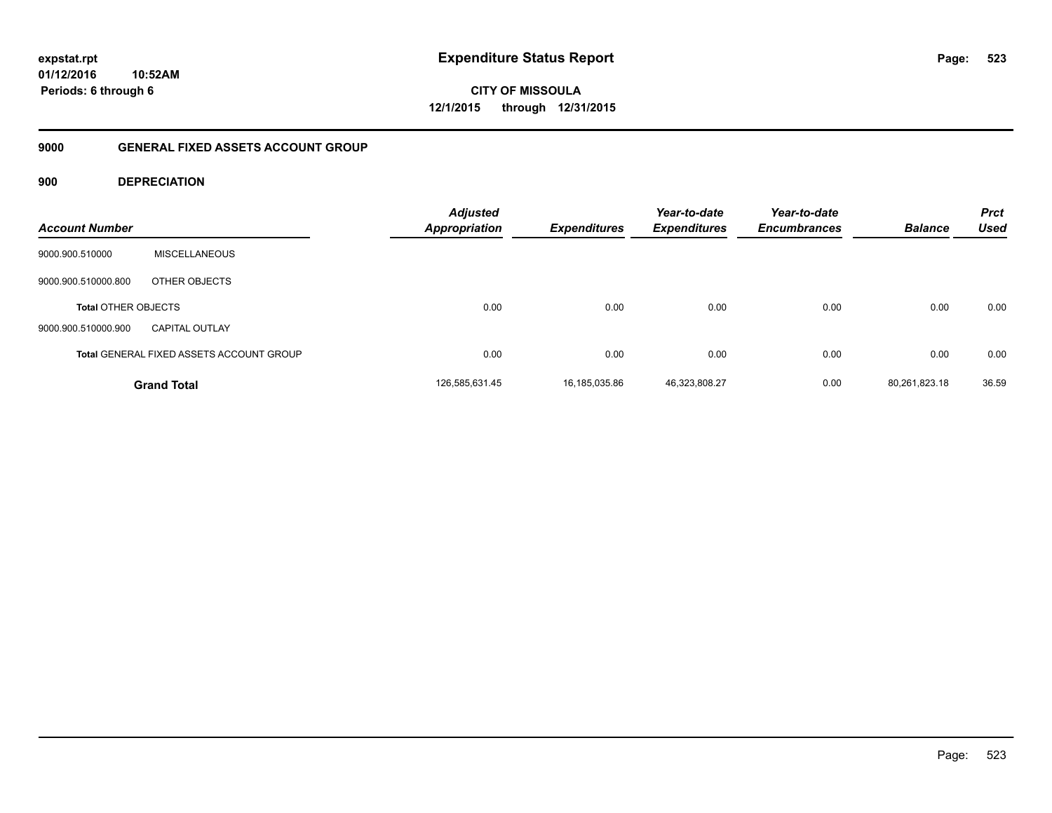expstat.rpt
01/12/2016 10:52AM
Periods: 6 through 6

# Expenditure Status Report

CITY OF MISSOULA
12/1/2015 through 12/31/2015

## 9000 GENERAL FIXED ASSETS ACCOUNT GROUP

### 900 DEPRECIATION

| Account Number | | Adjusted Appropriation | Expenditures | Year-to-date Expenditures | Year-to-date Encumbrances | Balance | Prct Used |
|---|---|---|---|---|---|---|---|
| 9000.900.510000 | MISCELLANEOUS | | | | | | |
| 9000.900.510000.800 | OTHER OBJECTS | | | | | | |
| **Total** OTHER OBJECTS | | 0.00 | 0.00 | 0.00 | 0.00 | 0.00 | 0.00 |
| 9000.900.510000.900 | CAPITAL OUTLAY | | | | | | |
| **Total** GENERAL FIXED ASSETS ACCOUNT GROUP | | 0.00 | 0.00 | 0.00 | 0.00 | 0.00 | 0.00 |
| **Grand Total** | | 126,585,631.45 | 16,185,035.86 | 46,323,808.27 | 0.00 | 80,261,823.18 | 36.59 |